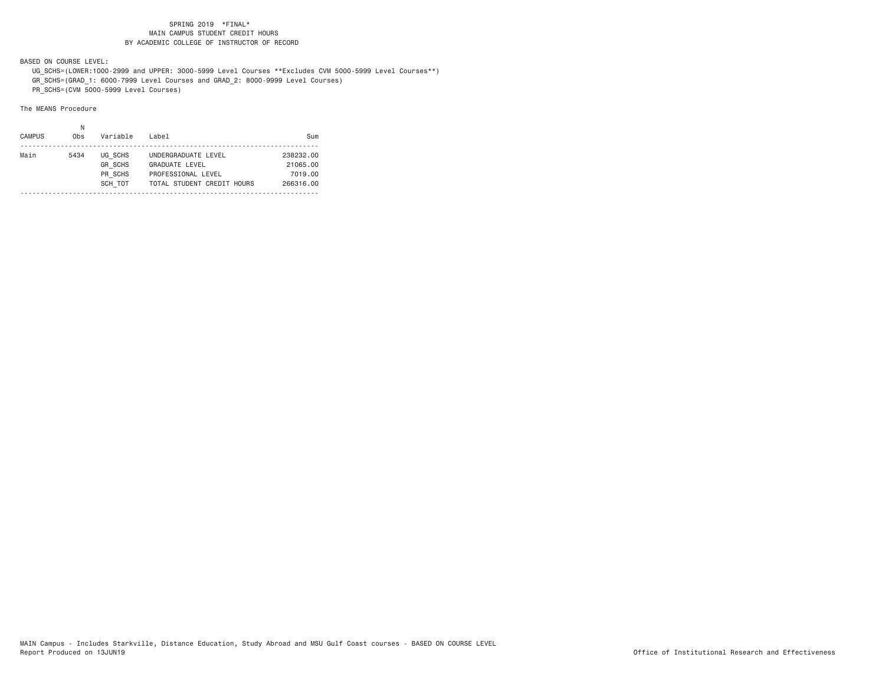SPRING 2019 *FINAL*
MAIN CAMPUS STUDENT CREDIT HOURS
BY ACADEMIC COLLEGE OF INSTRUCTOR OF RECORD

BASED ON COURSE LEVEL:

UG_SCHS=(LOWER:1000-2999 and UPPER: 3000-5999 Level Courses **Excludes CVM 5000-5999 Level Courses**)
GR_SCHS=(GRAD_1: 6000-7999 Level Courses and GRAD_2: 8000-9999 Level Courses)
PR_SCHS=(CVM 5000-5999 Level Courses)

The MEANS Procedure

| CAMPUS | N Obs | Variable | Label | Sum |
|---|---|---|---|---|
| Main | 5434 | UG_SCHS | UNDERGRADUATE LEVEL | 238232.00 |
| | | GR_SCHS | GRADUATE LEVEL | 21065.00 |
| | | PR_SCHS | PROFESSIONAL LEVEL | 7019.00 |
| | | SCH_TOT | TOTAL STUDENT CREDIT HOURS | 266316.00 |

MAIN Campus - Includes Starkville, Distance Education, Study Abroad and MSU Gulf Coast courses - BASED ON COURSE LEVEL
Report Produced on 13JUN19

Office of Institutional Research and Effectiveness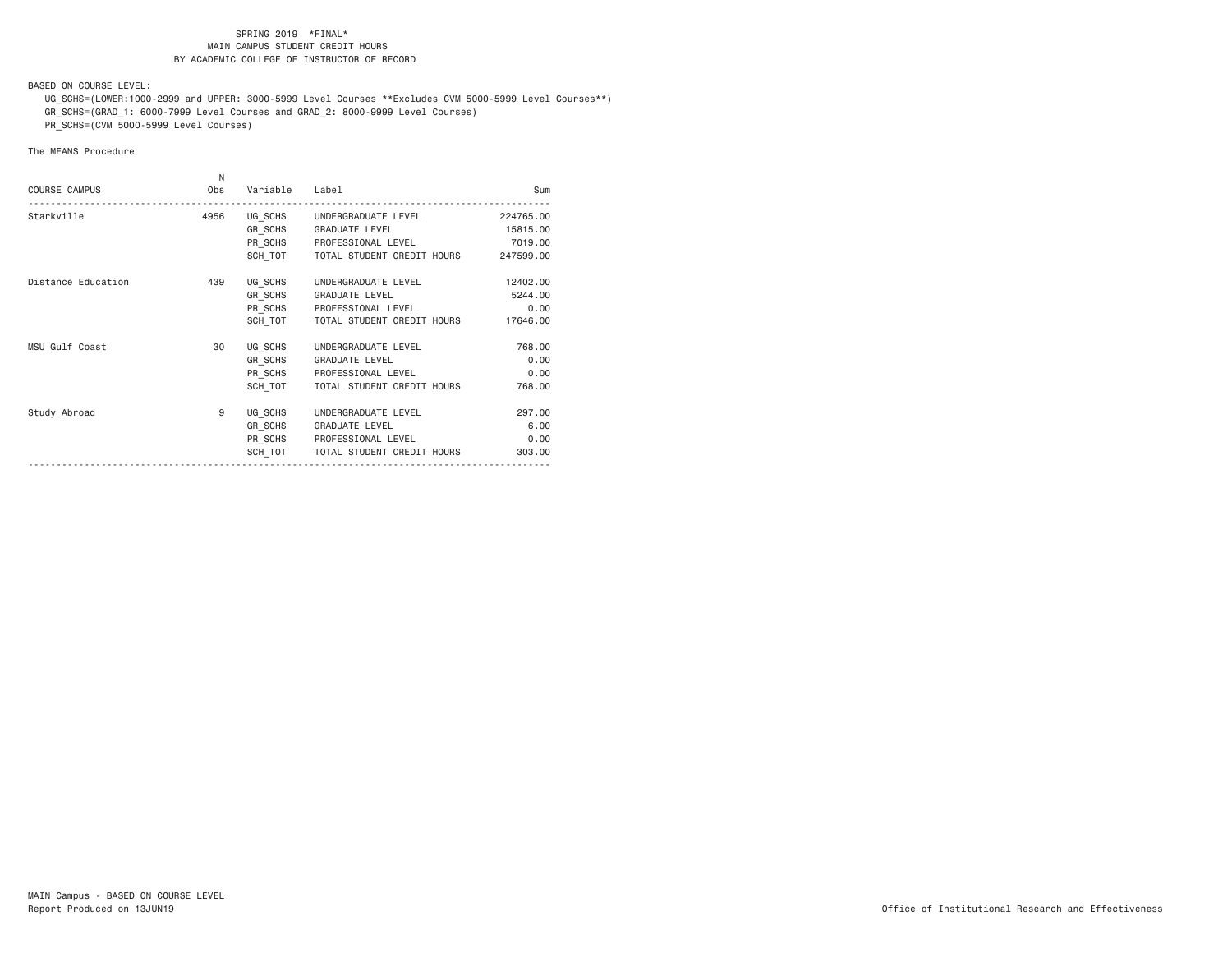SPRING 2019 *FINAL*
MAIN CAMPUS STUDENT CREDIT HOURS
BY ACADEMIC COLLEGE OF INSTRUCTOR OF RECORD

BASED ON COURSE LEVEL:

UG_SCHS=(LOWER:1000-2999 and UPPER: 3000-5999 Level Courses **Excludes CVM 5000-5999 Level Courses**)
GR_SCHS=(GRAD_1: 6000-7999 Level Courses and GRAD_2: 8000-9999 Level Courses)
PR_SCHS=(CVM 5000-5999 Level Courses)

The MEANS Procedure

| COURSE CAMPUS | N Obs | Variable | Label | Sum |
|---|---|---|---|---|
| Starkville | 4956 | UG_SCHS | UNDERGRADUATE LEVEL | 224765.00 |
| | | GR_SCHS | GRADUATE LEVEL | 15815.00 |
| | | PR_SCHS | PROFESSIONAL LEVEL | 7019.00 |
| | | SCH_TOT | TOTAL STUDENT CREDIT HOURS | 247599.00 |
| Distance Education | 439 | UG_SCHS | UNDERGRADUATE LEVEL | 12402.00 |
| | | GR_SCHS | GRADUATE LEVEL | 5244.00 |
| | | PR_SCHS | PROFESSIONAL LEVEL | 0.00 |
| | | SCH_TOT | TOTAL STUDENT CREDIT HOURS | 17646.00 |
| MSU Gulf Coast | 30 | UG_SCHS | UNDERGRADUATE LEVEL | 768.00 |
| | | GR_SCHS | GRADUATE LEVEL | 0.00 |
| | | PR_SCHS | PROFESSIONAL LEVEL | 0.00 |
| | | SCH_TOT | TOTAL STUDENT CREDIT HOURS | 768.00 |
| Study Abroad | 9 | UG_SCHS | UNDERGRADUATE LEVEL | 297.00 |
| | | GR_SCHS | GRADUATE LEVEL | 6.00 |
| | | PR_SCHS | PROFESSIONAL LEVEL | 0.00 |
| | | SCH_TOT | TOTAL STUDENT CREDIT HOURS | 303.00 |

MAIN Campus - BASED ON COURSE LEVEL
Report Produced on 13JUN19

Office of Institutional Research and Effectiveness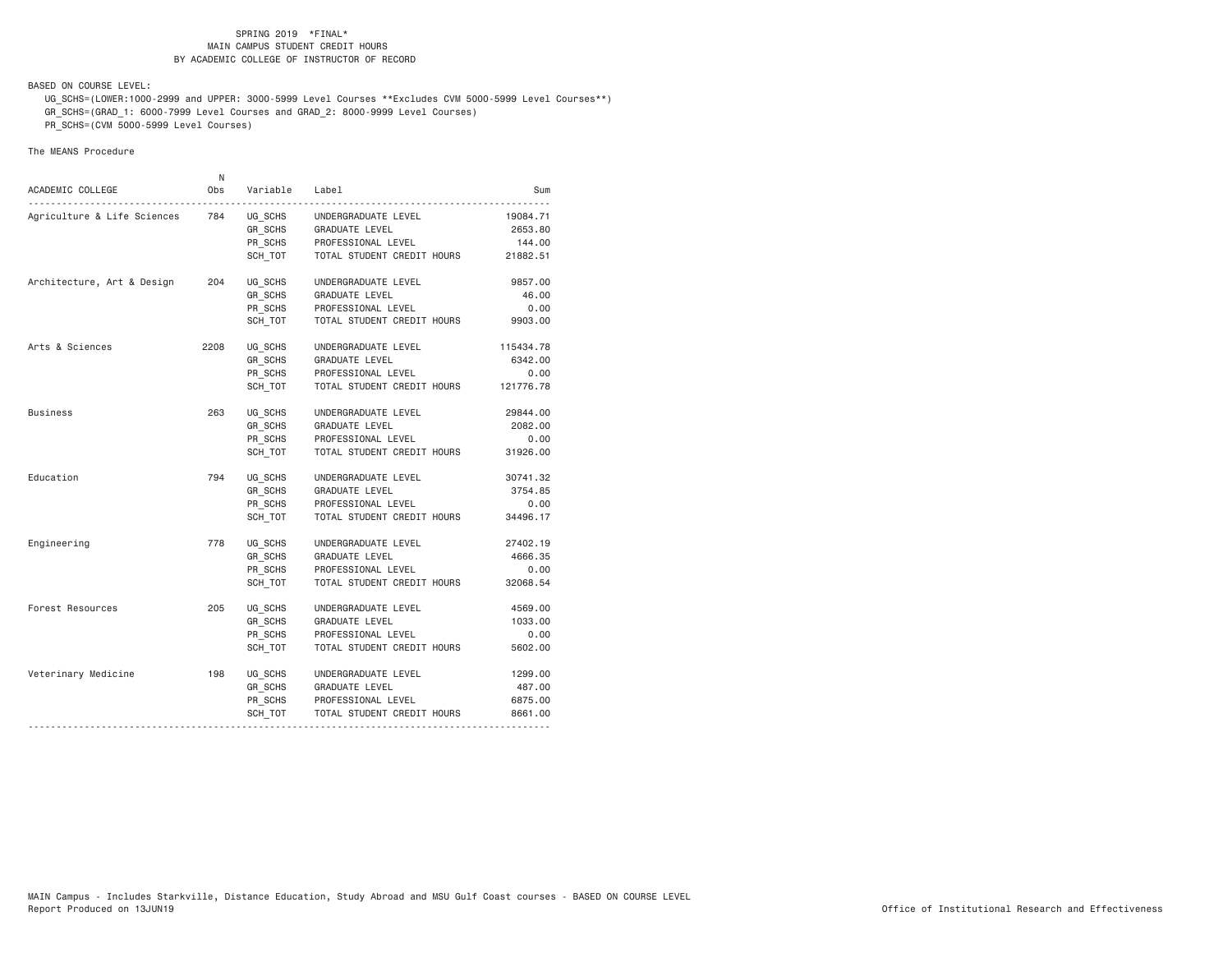SPRING 2019 *FINAL*
MAIN CAMPUS STUDENT CREDIT HOURS
BY ACADEMIC COLLEGE OF INSTRUCTOR OF RECORD

BASED ON COURSE LEVEL:

UG_SCHS=(LOWER:1000-2999 and UPPER: 3000-5999 Level Courses **Excludes CVM 5000-5999 Level Courses**)
GR_SCHS=(GRAD_1: 6000-7999 Level Courses and GRAD_2: 8000-9999 Level Courses)
PR_SCHS=(CVM 5000-5999 Level Courses)

The MEANS Procedure

| ACADEMIC COLLEGE | N Obs | Variable | Label | Sum |
|---|---|---|---|---|
| Agriculture & Life Sciences | 784 | UG_SCHS | UNDERGRADUATE LEVEL | 19084.71 |
| | | GR_SCHS | GRADUATE LEVEL | 2653.80 |
| | | PR_SCHS | PROFESSIONAL LEVEL | 144.00 |
| | | SCH_TOT | TOTAL STUDENT CREDIT HOURS | 21882.51 |
| Architecture, Art & Design | 204 | UG_SCHS | UNDERGRADUATE LEVEL | 9857.00 |
| | | GR_SCHS | GRADUATE LEVEL | 46.00 |
| | | PR_SCHS | PROFESSIONAL LEVEL | 0.00 |
| | | SCH_TOT | TOTAL STUDENT CREDIT HOURS | 9903.00 |
| Arts & Sciences | 2208 | UG_SCHS | UNDERGRADUATE LEVEL | 115434.78 |
| | | GR_SCHS | GRADUATE LEVEL | 6342.00 |
| | | PR_SCHS | PROFESSIONAL LEVEL | 0.00 |
| | | SCH_TOT | TOTAL STUDENT CREDIT HOURS | 121776.78 |
| Business | 263 | UG_SCHS | UNDERGRADUATE LEVEL | 29844.00 |
| | | GR_SCHS | GRADUATE LEVEL | 2082.00 |
| | | PR_SCHS | PROFESSIONAL LEVEL | 0.00 |
| | | SCH_TOT | TOTAL STUDENT CREDIT HOURS | 31926.00 |
| Education | 794 | UG_SCHS | UNDERGRADUATE LEVEL | 30741.32 |
| | | GR_SCHS | GRADUATE LEVEL | 3754.85 |
| | | PR_SCHS | PROFESSIONAL LEVEL | 0.00 |
| | | SCH_TOT | TOTAL STUDENT CREDIT HOURS | 34496.17 |
| Engineering | 778 | UG_SCHS | UNDERGRADUATE LEVEL | 27402.19 |
| | | GR_SCHS | GRADUATE LEVEL | 4666.35 |
| | | PR_SCHS | PROFESSIONAL LEVEL | 0.00 |
| | | SCH_TOT | TOTAL STUDENT CREDIT HOURS | 32068.54 |
| Forest Resources | 205 | UG_SCHS | UNDERGRADUATE LEVEL | 4569.00 |
| | | GR_SCHS | GRADUATE LEVEL | 1033.00 |
| | | PR_SCHS | PROFESSIONAL LEVEL | 0.00 |
| | | SCH_TOT | TOTAL STUDENT CREDIT HOURS | 5602.00 |
| Veterinary Medicine | 198 | UG_SCHS | UNDERGRADUATE LEVEL | 1299.00 |
| | | GR_SCHS | GRADUATE LEVEL | 487.00 |
| | | PR_SCHS | PROFESSIONAL LEVEL | 6875.00 |
| | | SCH_TOT | TOTAL STUDENT CREDIT HOURS | 8661.00 |

MAIN Campus - Includes Starkville, Distance Education, Study Abroad and MSU Gulf Coast courses - BASED ON COURSE LEVEL
Report Produced on 13JUN19

Office of Institutional Research and Effectiveness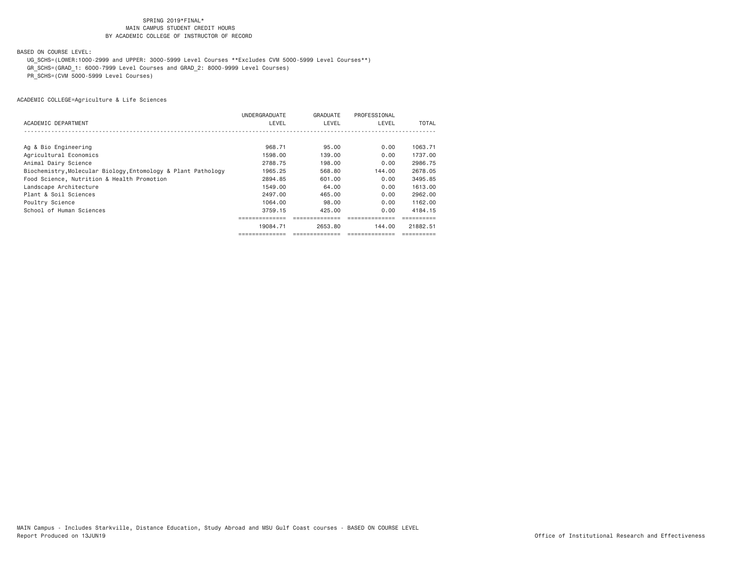SPRING 2019*FINAL*
MAIN CAMPUS STUDENT CREDIT HOURS
BY ACADEMIC COLLEGE OF INSTRUCTOR OF RECORD

BASED ON COURSE LEVEL:

UG_SCHS=(LOWER:1000-2999 and UPPER: 3000-5999 Level Courses **Excludes CVM 5000-5999 Level Courses**)
GR_SCHS=(GRAD_1: 6000-7999 Level Courses and GRAD_2: 8000-9999 Level Courses)
PR_SCHS=(CVM 5000-5999 Level Courses)

ACADEMIC COLLEGE=Agriculture & Life Sciences

| ACADEMIC DEPARTMENT | UNDERGRADUATE LEVEL | GRADUATE LEVEL | PROFESSIONAL LEVEL | TOTAL |
|---|---|---|---|---|
| Ag & Bio Engineering | 968.71 | 95.00 | 0.00 | 1063.71 |
| Agricultural Economics | 1598.00 | 139.00 | 0.00 | 1737.00 |
| Animal Dairy Science | 2788.75 | 198.00 | 0.00 | 2986.75 |
| Biochemistry,Molecular Biology,Entomology & Plant Pathology | 1965.25 | 568.80 | 144.00 | 2678.05 |
| Food Science, Nutrition & Health Promotion | 2894.85 | 601.00 | 0.00 | 3495.85 |
| Landscape Architecture | 1549.00 | 64.00 | 0.00 | 1613.00 |
| Plant & Soil Sciences | 2497.00 | 465.00 | 0.00 | 2962.00 |
| Poultry Science | 1064.00 | 98.00 | 0.00 | 1162.00 |
| School of Human Sciences | 3759.15 | 425.00 | 0.00 | 4184.15 |
| | 19084.71 | 2653.80 | 144.00 | 21882.51 |

MAIN Campus - Includes Starkville, Distance Education, Study Abroad and MSU Gulf Coast courses - BASED ON COURSE LEVEL
Report Produced on 13JUN19

Office of Institutional Research and Effectiveness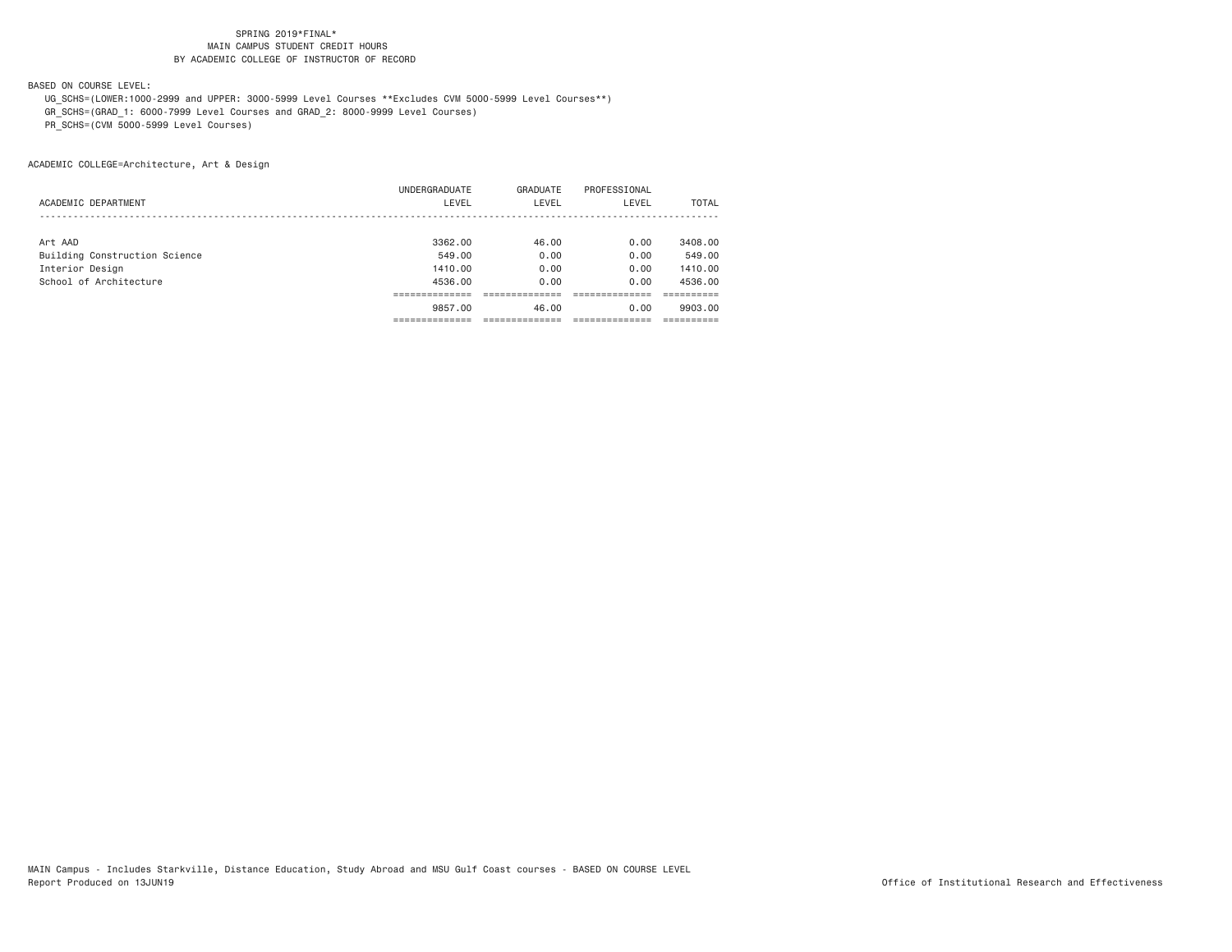SPRING 2019*FINAL*
MAIN CAMPUS STUDENT CREDIT HOURS
BY ACADEMIC COLLEGE OF INSTRUCTOR OF RECORD

BASED ON COURSE LEVEL:

UG_SCHS=(LOWER:1000-2999 and UPPER: 3000-5999 Level Courses **Excludes CVM 5000-5999 Level Courses**)
GR_SCHS=(GRAD_1: 6000-7999 Level Courses and GRAD_2: 8000-9999 Level Courses)
PR_SCHS=(CVM 5000-5999 Level Courses)

ACADEMIC COLLEGE=Architecture, Art & Design

| ACADEMIC DEPARTMENT | UNDERGRADUATE LEVEL | GRADUATE LEVEL | PROFESSIONAL LEVEL | TOTAL |
|---|---|---|---|---|
| Art AAD | 3362.00 | 46.00 | 0.00 | 3408.00 |
| Building Construction Science | 549.00 | 0.00 | 0.00 | 549.00 |
| Interior Design | 1410.00 | 0.00 | 0.00 | 1410.00 |
| School of Architecture | 4536.00 | 0.00 | 0.00 | 4536.00 |
| | 9857.00 | 46.00 | 0.00 | 9903.00 |

MAIN Campus - Includes Starkville, Distance Education, Study Abroad and MSU Gulf Coast courses - BASED ON COURSE LEVEL
Report Produced on 13JUN19

Office of Institutional Research and Effectiveness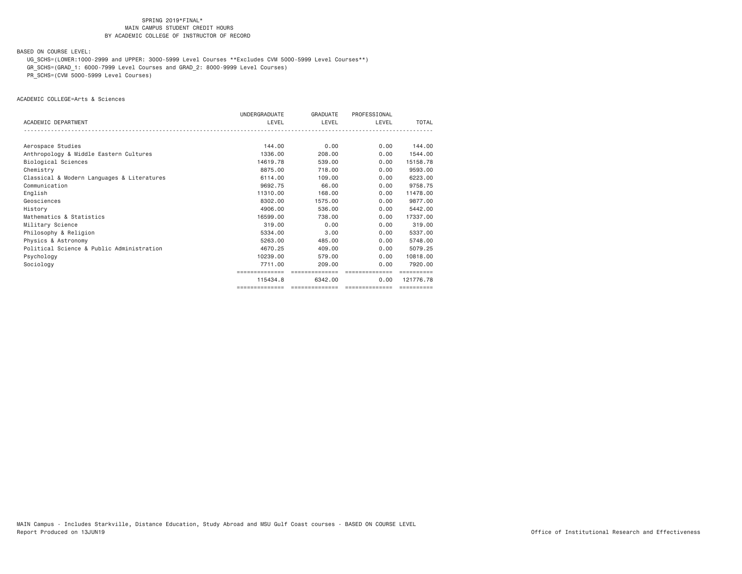SPRING 2019*FINAL*
MAIN CAMPUS STUDENT CREDIT HOURS
BY ACADEMIC COLLEGE OF INSTRUCTOR OF RECORD

BASED ON COURSE LEVEL:

UG_SCHS=(LOWER:1000-2999 and UPPER: 3000-5999 Level Courses **Excludes CVM 5000-5999 Level Courses**)
GR_SCHS=(GRAD_1: 6000-7999 Level Courses and GRAD_2: 8000-9999 Level Courses)
PR_SCHS=(CVM 5000-5999 Level Courses)

ACADEMIC COLLEGE=Arts & Sciences

| ACADEMIC DEPARTMENT | UNDERGRADUATE LEVEL | GRADUATE LEVEL | PROFESSIONAL LEVEL | TOTAL |
|---|---|---|---|---|
| Aerospace Studies | 144.00 | 0.00 | 0.00 | 144.00 |
| Anthropology & Middle Eastern Cultures | 1336.00 | 208.00 | 0.00 | 1544.00 |
| Biological Sciences | 14619.78 | 539.00 | 0.00 | 15158.78 |
| Chemistry | 8875.00 | 718.00 | 0.00 | 9593.00 |
| Classical & Modern Languages & Literatures | 6114.00 | 109.00 | 0.00 | 6223.00 |
| Communication | 9692.75 | 66.00 | 0.00 | 9758.75 |
| English | 11310.00 | 168.00 | 0.00 | 11478.00 |
| Geosciences | 8302.00 | 1575.00 | 0.00 | 9877.00 |
| History | 4906.00 | 536.00 | 0.00 | 5442.00 |
| Mathematics & Statistics | 16599.00 | 738.00 | 0.00 | 17337.00 |
| Military Science | 319.00 | 0.00 | 0.00 | 319.00 |
| Philosophy & Religion | 5334.00 | 3.00 | 0.00 | 5337.00 |
| Physics & Astronomy | 5263.00 | 485.00 | 0.00 | 5748.00 |
| Political Science & Public Administration | 4670.25 | 409.00 | 0.00 | 5079.25 |
| Psychology | 10239.00 | 579.00 | 0.00 | 10818.00 |
| Sociology | 7711.00 | 209.00 | 0.00 | 7920.00 |
| | 115434.8 | 6342.00 | 0.00 | 121776.78 |

MAIN Campus - Includes Starkville, Distance Education, Study Abroad and MSU Gulf Coast courses - BASED ON COURSE LEVEL
Report Produced on 13JUN19

Office of Institutional Research and Effectiveness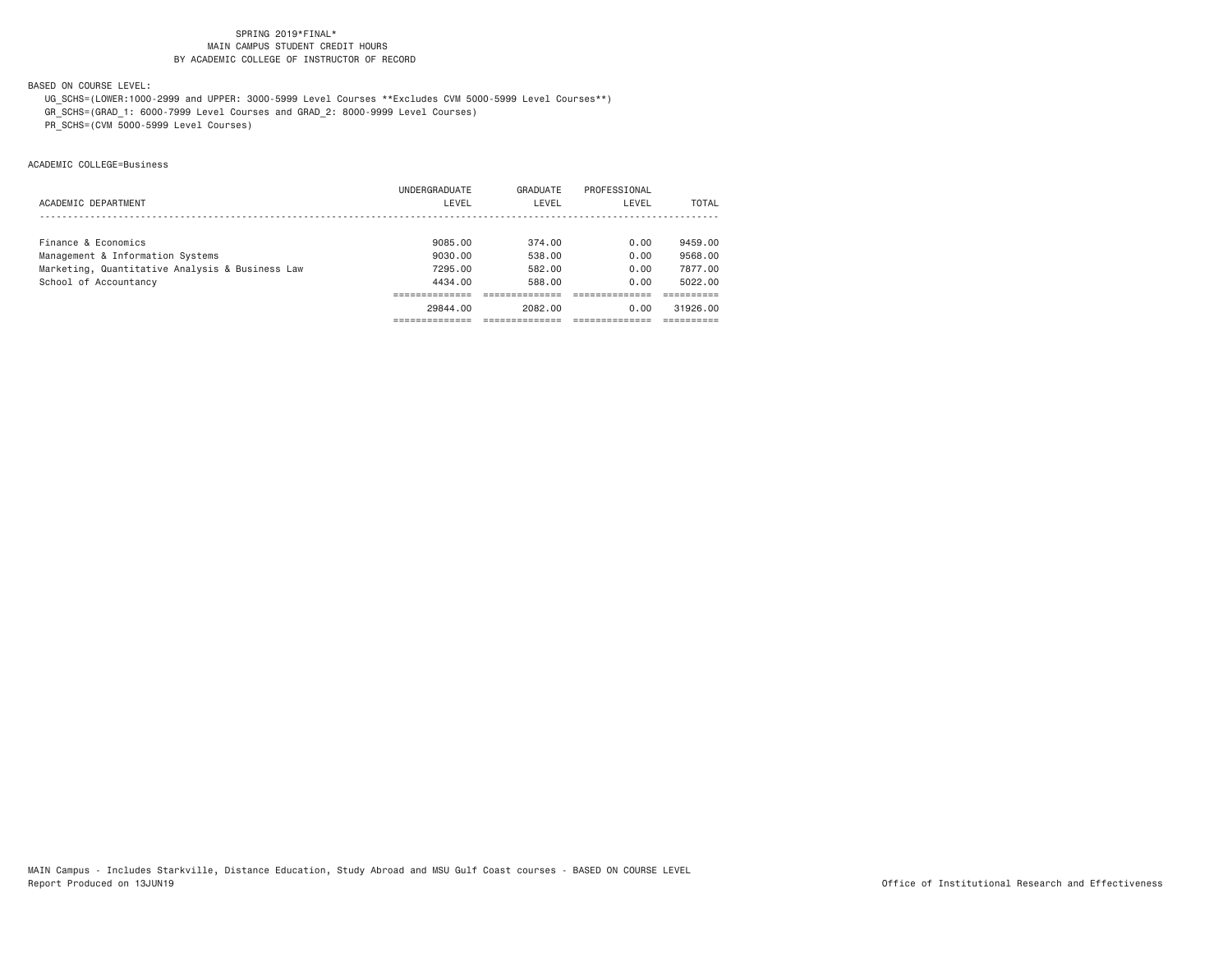SPRING 2019*FINAL*
MAIN CAMPUS STUDENT CREDIT HOURS
BY ACADEMIC COLLEGE OF INSTRUCTOR OF RECORD

BASED ON COURSE LEVEL:

UG_SCHS=(LOWER:1000-2999 and UPPER: 3000-5999 Level Courses **Excludes CVM 5000-5999 Level Courses**)
GR_SCHS=(GRAD_1: 6000-7999 Level Courses and GRAD_2: 8000-9999 Level Courses)
PR_SCHS=(CVM 5000-5999 Level Courses)

ACADEMIC COLLEGE=Business

| ACADEMIC DEPARTMENT | UNDERGRADUATE LEVEL | GRADUATE LEVEL | PROFESSIONAL LEVEL | TOTAL |
|---|---|---|---|---|
| Finance & Economics | 9085.00 | 374.00 | 0.00 | 9459.00 |
| Management & Information Systems | 9030.00 | 538.00 | 0.00 | 9568.00 |
| Marketing, Quantitative Analysis & Business Law | 7295.00 | 582.00 | 0.00 | 7877.00 |
| School of Accountancy | 4434.00 | 588.00 | 0.00 | 5022.00 |
| | 29844.00 | 2082.00 | 0.00 | 31926.00 |

MAIN Campus - Includes Starkville, Distance Education, Study Abroad and MSU Gulf Coast courses - BASED ON COURSE LEVEL
Report Produced on 13JUN19

Office of Institutional Research and Effectiveness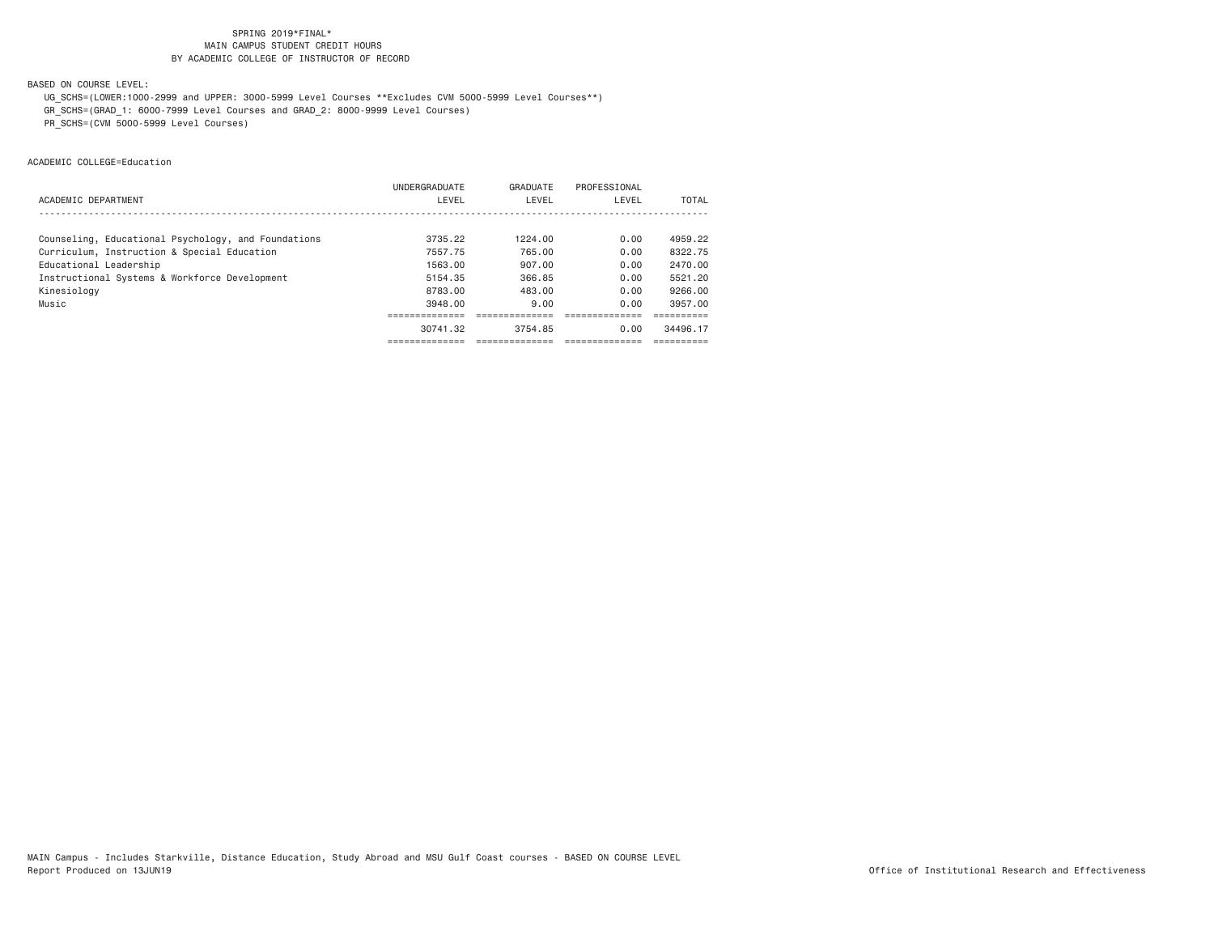SPRING 2019*FINAL*
MAIN CAMPUS STUDENT CREDIT HOURS
BY ACADEMIC COLLEGE OF INSTRUCTOR OF RECORD

BASED ON COURSE LEVEL:
UG_SCHS=(LOWER:1000-2999 and UPPER: 3000-5999 Level Courses **Excludes CVM 5000-5999 Level Courses**)
GR_SCHS=(GRAD_1: 6000-7999 Level Courses and GRAD_2: 8000-9999 Level Courses)
PR_SCHS=(CVM 5000-5999 Level Courses)

ACADEMIC COLLEGE=Education

| ACADEMIC DEPARTMENT | UNDERGRADUATE LEVEL | GRADUATE LEVEL | PROFESSIONAL LEVEL | TOTAL |
|---|---|---|---|---|
| Counseling, Educational Psychology, and Foundations | 3735.22 | 1224.00 | 0.00 | 4959.22 |
| Curriculum, Instruction & Special Education | 7557.75 | 765.00 | 0.00 | 8322.75 |
| Educational Leadership | 1563.00 | 907.00 | 0.00 | 2470.00 |
| Instructional Systems & Workforce Development | 5154.35 | 366.85 | 0.00 | 5521.20 |
| Kinesiology | 8783.00 | 483.00 | 0.00 | 9266.00 |
| Music | 3948.00 | 9.00 | 0.00 | 3957.00 |
| | 30741.32 | 3754.85 | 0.00 | 34496.17 |

MAIN Campus - Includes Starkville, Distance Education, Study Abroad and MSU Gulf Coast courses - BASED ON COURSE LEVEL
Report Produced on 13JUN19

Office of Institutional Research and Effectiveness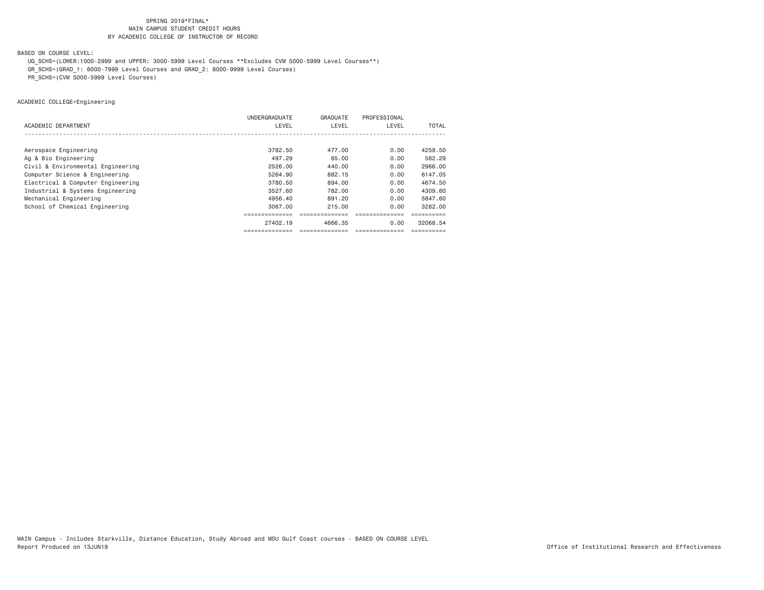SPRING 2019*FINAL*
MAIN CAMPUS STUDENT CREDIT HOURS
BY ACADEMIC COLLEGE OF INSTRUCTOR OF RECORD

BASED ON COURSE LEVEL:

UG_SCHS=(LOWER:1000-2999 and UPPER: 3000-5999 Level Courses **Excludes CVM 5000-5999 Level Courses**)
GR_SCHS=(GRAD_1: 6000-7999 Level Courses and GRAD_2: 8000-9999 Level Courses)
PR_SCHS=(CVM 5000-5999 Level Courses)

ACADEMIC COLLEGE=Engineering

| ACADEMIC DEPARTMENT | UNDERGRADUATE LEVEL | GRADUATE LEVEL | PROFESSIONAL LEVEL | TOTAL |
|---|---|---|---|---|
| Aerospace Engineering | 3782.50 | 477.00 | 0.00 | 4259.50 |
| Ag & Bio Engineering | 497.29 | 85.00 | 0.00 | 582.29 |
| Civil & Environmental Engineering | 2526.00 | 440.00 | 0.00 | 2966.00 |
| Computer Science & Engineering | 5264.90 | 882.15 | 0.00 | 6147.05 |
| Electrical & Computer Engineering | 3780.50 | 894.00 | 0.00 | 4674.50 |
| Industrial & Systems Engineering | 3527.60 | 782.00 | 0.00 | 4309.60 |
| Mechanical Engineering | 4956.40 | 891.20 | 0.00 | 5847.60 |
| School of Chemical Engineering | 3067.00 | 215.00 | 0.00 | 3282.00 |
| | 27402.19 | 4666.35 | 0.00 | 32068.54 |

MAIN Campus - Includes Starkville, Distance Education, Study Abroad and MSU Gulf Coast courses - BASED ON COURSE LEVEL
Report Produced on 13JUN19

Office of Institutional Research and Effectiveness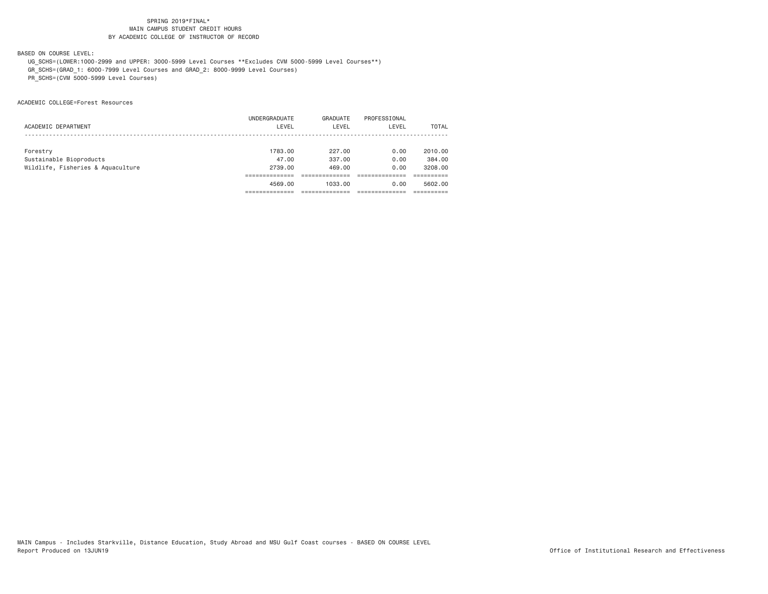SPRING 2019*FINAL*
MAIN CAMPUS STUDENT CREDIT HOURS
BY ACADEMIC COLLEGE OF INSTRUCTOR OF RECORD

BASED ON COURSE LEVEL:
UG_SCHS=(LOWER:1000-2999 and UPPER: 3000-5999 Level Courses **Excludes CVM 5000-5999 Level Courses**)
GR_SCHS=(GRAD_1: 6000-7999 Level Courses and GRAD_2: 8000-9999 Level Courses)
PR_SCHS=(CVM 5000-5999 Level Courses)

ACADEMIC COLLEGE=Forest Resources

| ACADEMIC DEPARTMENT | UNDERGRADUATE LEVEL | GRADUATE LEVEL | PROFESSIONAL LEVEL | TOTAL |
|---|---|---|---|---|
| Forestry | 1783.00 | 227.00 | 0.00 | 2010.00 |
| Sustainable Bioproducts | 47.00 | 337.00 | 0.00 | 384.00 |
| Wildlife, Fisheries & Aquaculture | 2739.00 | 469.00 | 0.00 | 3208.00 |
| | 4569.00 | 1033.00 | 0.00 | 5602.00 |

MAIN Campus - Includes Starkville, Distance Education, Study Abroad and MSU Gulf Coast courses - BASED ON COURSE LEVEL
Report Produced on 13JUN19

Office of Institutional Research and Effectiveness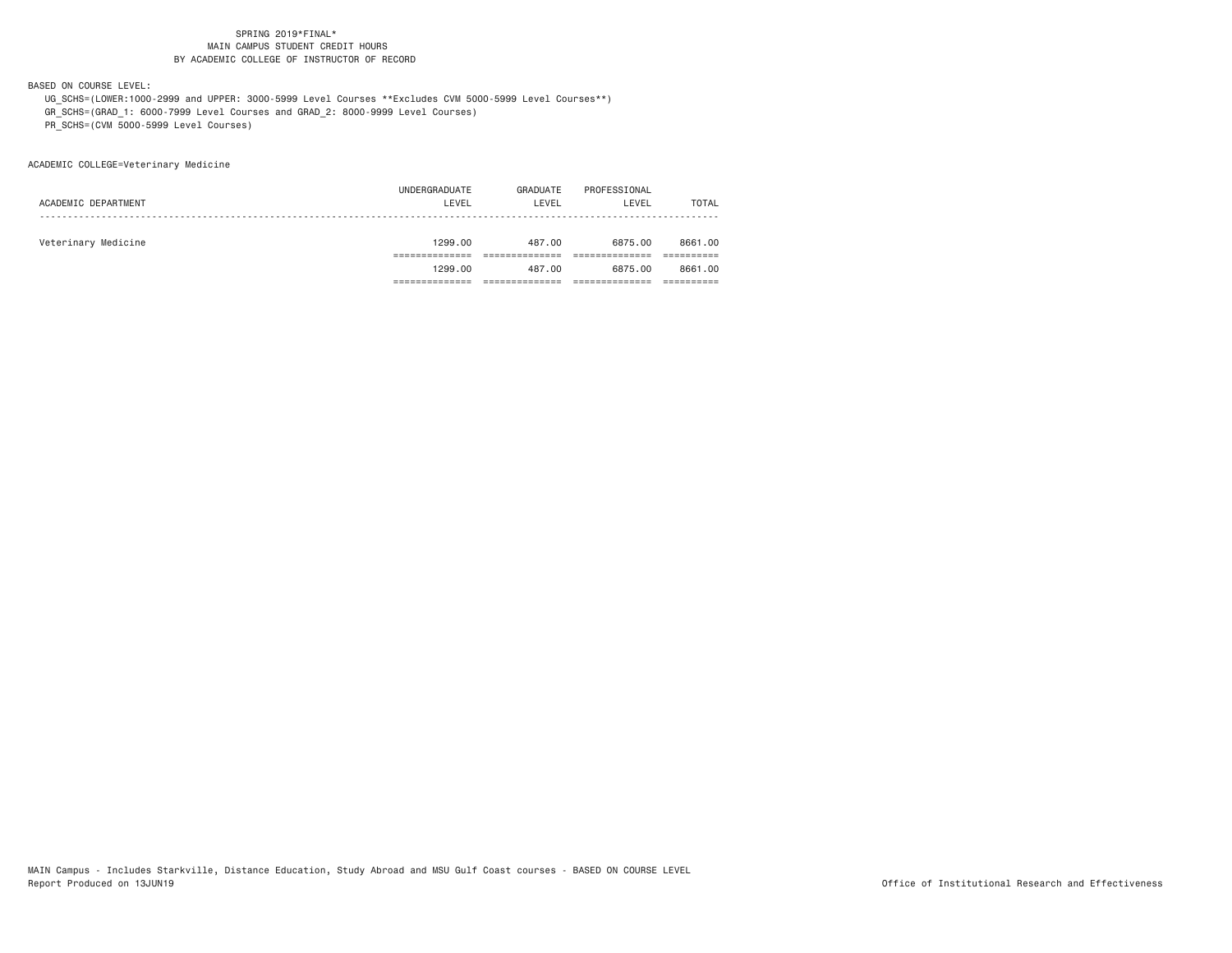SPRING 2019*FINAL*
MAIN CAMPUS STUDENT CREDIT HOURS
BY ACADEMIC COLLEGE OF INSTRUCTOR OF RECORD

BASED ON COURSE LEVEL:
UG_SCHS=(LOWER:1000-2999 and UPPER: 3000-5999 Level Courses **Excludes CVM 5000-5999 Level Courses**)
GR_SCHS=(GRAD_1: 6000-7999 Level Courses and GRAD_2: 8000-9999 Level Courses)
PR_SCHS=(CVM 5000-5999 Level Courses)

ACADEMIC COLLEGE=Veterinary Medicine

| ACADEMIC DEPARTMENT | UNDERGRADUATE LEVEL | GRADUATE LEVEL | PROFESSIONAL LEVEL | TOTAL |
|---|---|---|---|---|
| Veterinary Medicine | 1299.00 | 487.00 | 6875.00 | 8661.00 |
| | 1299.00 | 487.00 | 6875.00 | 8661.00 |

MAIN Campus - Includes Starkville, Distance Education, Study Abroad and MSU Gulf Coast courses - BASED ON COURSE LEVEL
Report Produced on 13JUN19

Office of Institutional Research and Effectiveness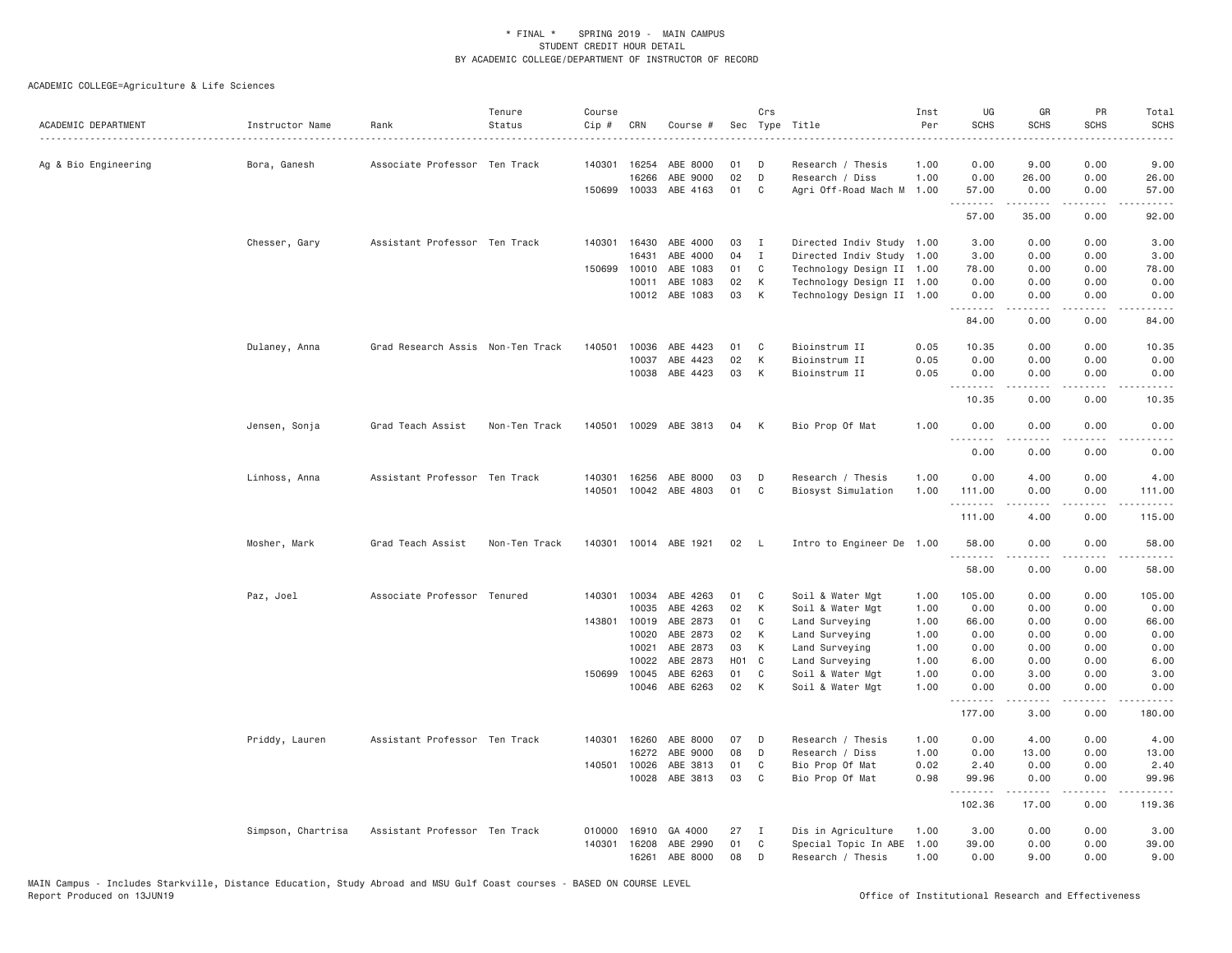* FINAL * SPRING 2019 - MAIN CAMPUS
STUDENT CREDIT HOUR DETAIL
BY ACADEMIC COLLEGE/DEPARTMENT OF INSTRUCTOR OF RECORD

ACADEMIC COLLEGE=Agriculture & Life Sciences

| ACADEMIC DEPARTMENT | Instructor Name | Rank | Tenure Status | Course Cip # | CRN | Course # | Sec | Crs Type | Title | Inst Per | UG SCHS | GR SCHS | PR SCHS | Total SCHS |
|---|---|---|---|---|---|---|---|---|---|---|---|---|---|---|
| Ag & Bio Engineering | Bora, Ganesh | Associate Professor | Ten Track | 140301 | 16254 | ABE 8000 | 01 | D | Research / Thesis | 1.00 | 0.00 | 9.00 | 0.00 | 9.00 |
| | | | | | 16266 | ABE 9000 | 02 | D | Research / Diss | 1.00 | 0.00 | 26.00 | 0.00 | 26.00 |
| | | | | 150699 | 10033 | ABE 4163 | 01 | C | Agri Off-Road Mach M | 1.00 | 57.00 | 0.00 | 0.00 | 57.00 |
| | | | | | | | | | | | 57.00 | 35.00 | 0.00 | 92.00 |
| | Chesser, Gary | Assistant Professor | Ten Track | 140301 | 16430 | ABE 4000 | 03 | I | Directed Indiv Study | 1.00 | 3.00 | 0.00 | 0.00 | 3.00 |
| | | | | | 16431 | ABE 4000 | 04 | I | Directed Indiv Study | 1.00 | 3.00 | 0.00 | 0.00 | 3.00 |
| | | | | 150699 | 10010 | ABE 1083 | 01 | C | Technology Design II | 1.00 | 78.00 | 0.00 | 0.00 | 78.00 |
| | | | | | 10011 | ABE 1083 | 02 | K | Technology Design II | 1.00 | 0.00 | 0.00 | 0.00 | 0.00 |
| | | | | | 10012 | ABE 1083 | 03 | K | Technology Design II | 1.00 | 0.00 | 0.00 | 0.00 | 0.00 |
| | | | | | | | | | | | 84.00 | 0.00 | 0.00 | 84.00 |
| | Dulaney, Anna | Grad Research Assis | Non-Ten Track | 140501 | 10036 | ABE 4423 | 01 | C | Bioinstrum II | 0.05 | 10.35 | 0.00 | 0.00 | 10.35 |
| | | | | | 10037 | ABE 4423 | 02 | K | Bioinstrum II | 0.05 | 0.00 | 0.00 | 0.00 | 0.00 |
| | | | | | 10038 | ABE 4423 | 03 | K | Bioinstrum II | 0.05 | 0.00 | 0.00 | 0.00 | 0.00 |
| | | | | | | | | | | | 10.35 | 0.00 | 0.00 | 10.35 |
| | Jensen, Sonja | Grad Teach Assist | Non-Ten Track | 140501 | 10029 | ABE 3813 | 04 | K | Bio Prop Of Mat | 1.00 | 0.00 | 0.00 | 0.00 | 0.00 |
| | | | | | | | | | | | 0.00 | 0.00 | 0.00 | 0.00 |
| | Linhoss, Anna | Assistant Professor | Ten Track | 140301 | 16256 | ABE 8000 | 03 | D | Research / Thesis | 1.00 | 0.00 | 4.00 | 0.00 | 4.00 |
| | | | | 140501 | 10042 | ABE 4803 | 01 | C | Biosyst Simulation | 1.00 | 111.00 | 0.00 | 0.00 | 111.00 |
| | | | | | | | | | | | 111.00 | 4.00 | 0.00 | 115.00 |
| | Mosher, Mark | Grad Teach Assist | Non-Ten Track | 140301 | 10014 | ABE 1921 | 02 | L | Intro to Engineer De | 1.00 | 58.00 | 0.00 | 0.00 | 58.00 |
| | | | | | | | | | | | 58.00 | 0.00 | 0.00 | 58.00 |
| | Paz, Joel | Associate Professor | Tenured | 140301 | 10034 | ABE 4263 | 01 | C | Soil & Water Mgt | 1.00 | 105.00 | 0.00 | 0.00 | 105.00 |
| | | | | | 10035 | ABE 4263 | 02 | K | Soil & Water Mgt | 1.00 | 0.00 | 0.00 | 0.00 | 0.00 |
| | | | | 143801 | 10019 | ABE 2873 | 01 | C | Land Surveying | 1.00 | 66.00 | 0.00 | 0.00 | 66.00 |
| | | | | | 10020 | ABE 2873 | 02 | K | Land Surveying | 1.00 | 0.00 | 0.00 | 0.00 | 0.00 |
| | | | | | 10021 | ABE 2873 | 03 | K | Land Surveying | 1.00 | 0.00 | 0.00 | 0.00 | 0.00 |
| | | | | | 10022 | ABE 2873 | H01 | C | Land Surveying | 1.00 | 6.00 | 0.00 | 0.00 | 6.00 |
| | | | | 150699 | 10045 | ABE 6263 | 01 | C | Soil & Water Mgt | 1.00 | 0.00 | 3.00 | 0.00 | 3.00 |
| | | | | | 10046 | ABE 6263 | 02 | K | Soil & Water Mgt | 1.00 | 0.00 | 0.00 | 0.00 | 0.00 |
| | | | | | | | | | | | 177.00 | 3.00 | 0.00 | 180.00 |
| | Priddy, Lauren | Assistant Professor | Ten Track | 140301 | 16260 | ABE 8000 | 07 | D | Research / Thesis | 1.00 | 0.00 | 4.00 | 0.00 | 4.00 |
| | | | | | 16272 | ABE 9000 | 08 | D | Research / Diss | 1.00 | 0.00 | 13.00 | 0.00 | 13.00 |
| | | | | 140501 | 10026 | ABE 3813 | 01 | C | Bio Prop Of Mat | 0.02 | 2.40 | 0.00 | 0.00 | 2.40 |
| | | | | | 10028 | ABE 3813 | 03 | C | Bio Prop Of Mat | 0.98 | 99.96 | 0.00 | 0.00 | 99.96 |
| | | | | | | | | | | | 102.36 | 17.00 | 0.00 | 119.36 |
| | Simpson, Chartrisa | Assistant Professor | Ten Track | 010000 | 16910 | GA 4000 | 27 | I | Dis in Agriculture | 1.00 | 3.00 | 0.00 | 0.00 | 3.00 |
| | | | | 140301 | 16208 | ABE 2990 | 01 | C | Special Topic In ABE | 1.00 | 39.00 | 0.00 | 0.00 | 39.00 |
| | | | | | 16261 | ABE 8000 | 08 | D | Research / Thesis | 1.00 | 0.00 | 9.00 | 0.00 | 9.00 |

MAIN Campus - Includes Starkville, Distance Education, Study Abroad and MSU Gulf Coast courses - BASED ON COURSE LEVEL
Report Produced on 13JUN19 Office of Institutional Research and Effectiveness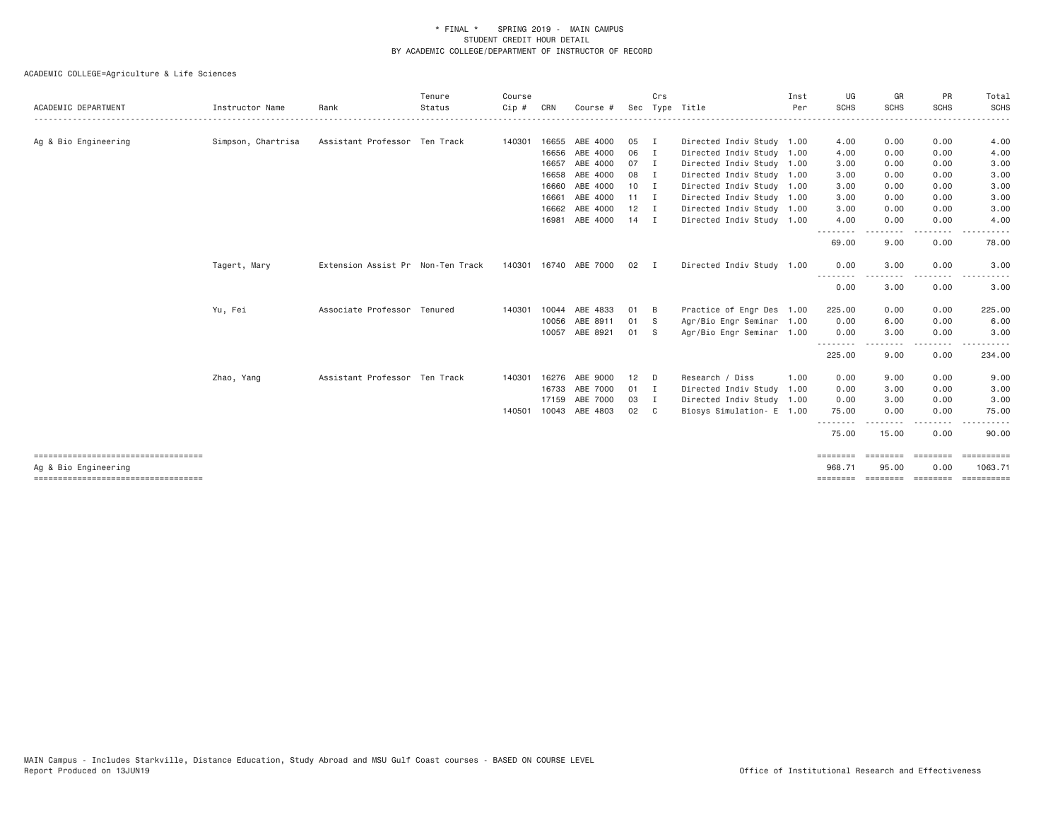\* FINAL \* SPRING 2019 - MAIN CAMPUS
STUDENT CREDIT HOUR DETAIL
BY ACADEMIC COLLEGE/DEPARTMENT OF INSTRUCTOR OF RECORD

ACADEMIC COLLEGE=Agriculture & Life Sciences

| ACADEMIC DEPARTMENT | Instructor Name | Rank | Tenure Status | Course Cip # | CRN | Course # | Sec | Crs Type | Title | Inst Per | UG SCHS | GR SCHS | PR SCHS | Total SCHS |
|---|---|---|---|---|---|---|---|---|---|---|---|---|---|---|
| Ag & Bio Engineering | Simpson, Chartrisa | Assistant Professor | Ten Track | 140301 | 16655 | ABE 4000 | 05 | I | Directed Indiv Study | 1.00 | 4.00 | 0.00 | 0.00 | 4.00 |
| | | | | | 16656 | ABE 4000 | 06 | I | Directed Indiv Study | 1.00 | 4.00 | 0.00 | 0.00 | 4.00 |
| | | | | | 16657 | ABE 4000 | 07 | I | Directed Indiv Study | 1.00 | 3.00 | 0.00 | 0.00 | 3.00 |
| | | | | | 16658 | ABE 4000 | 08 | I | Directed Indiv Study | 1.00 | 3.00 | 0.00 | 0.00 | 3.00 |
| | | | | | 16660 | ABE 4000 | 10 | I | Directed Indiv Study | 1.00 | 3.00 | 0.00 | 0.00 | 3.00 |
| | | | | | 16661 | ABE 4000 | 11 | I | Directed Indiv Study | 1.00 | 3.00 | 0.00 | 0.00 | 3.00 |
| | | | | | 16662 | ABE 4000 | 12 | I | Directed Indiv Study | 1.00 | 3.00 | 0.00 | 0.00 | 3.00 |
| | | | | | 16981 | ABE 4000 | 14 | I | Directed Indiv Study | 1.00 | 4.00 | 0.00 | 0.00 | 4.00 |
| | | | | | | | | | | | 69.00 | 9.00 | 0.00 | 78.00 |
| | Tagert, Mary | Extension Assist Pr | Non-Ten Track | 140301 | 16740 | ABE 7000 | 02 | I | Directed Indiv Study | 1.00 | 0.00 | 3.00 | 0.00 | 3.00 |
| | | | | | | | | | | | 0.00 | 3.00 | 0.00 | 3.00 |
| | Yu, Fei | Associate Professor | Tenured | 140301 | 10044 | ABE 4833 | 01 | B | Practice of Engr Des | 1.00 | 225.00 | 0.00 | 0.00 | 225.00 |
| | | | | | 10056 | ABE 8911 | 01 | S | Agr/Bio Engr Seminar | 1.00 | 0.00 | 6.00 | 0.00 | 6.00 |
| | | | | | 10057 | ABE 8921 | 01 | S | Agr/Bio Engr Seminar | 1.00 | 0.00 | 3.00 | 0.00 | 3.00 |
| | | | | | | | | | | | 225.00 | 9.00 | 0.00 | 234.00 |
| | Zhao, Yang | Assistant Professor | Ten Track | 140301 | 16276 | ABE 9000 | 12 | D | Research / Diss | 1.00 | 0.00 | 9.00 | 0.00 | 9.00 |
| | | | | | 16733 | ABE 7000 | 01 | I | Directed Indiv Study | 1.00 | 0.00 | 3.00 | 0.00 | 3.00 |
| | | | | | 17159 | ABE 7000 | 03 | I | Directed Indiv Study | 1.00 | 0.00 | 3.00 | 0.00 | 3.00 |
| | | | | 140501 | 10043 | ABE 4803 | 02 | C | Biosys Simulation- E | 1.00 | 75.00 | 0.00 | 0.00 | 75.00 |
| | | | | | | | | | | | 75.00 | 15.00 | 0.00 | 90.00 |
| Ag & Bio Engineering | | | | | | | | | | | 968.71 | 95.00 | 0.00 | 1063.71 |

MAIN Campus - Includes Starkville, Distance Education, Study Abroad and MSU Gulf Coast courses - BASED ON COURSE LEVEL
Report Produced on 13JUN19 | Office of Institutional Research and Effectiveness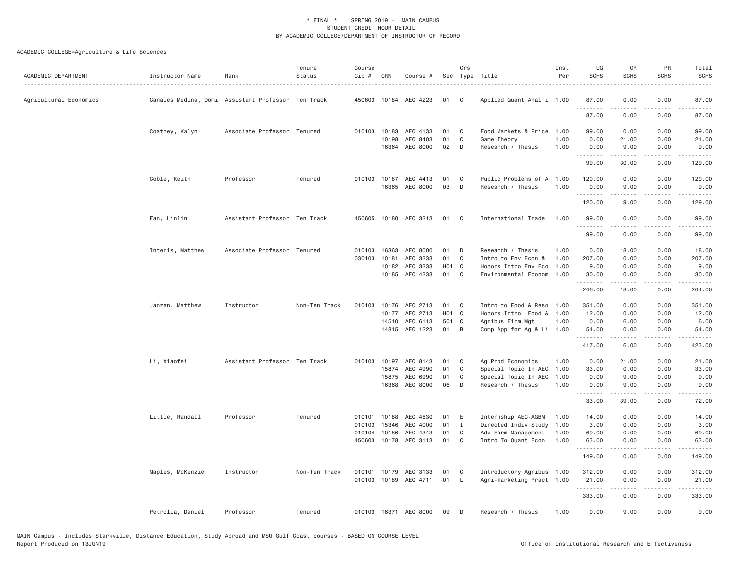\* FINAL \* SPRING 2019 - MAIN CAMPUS
STUDENT CREDIT HOUR DETAIL
BY ACADEMIC COLLEGE/DEPARTMENT OF INSTRUCTOR OF RECORD

ACADEMIC COLLEGE=Agriculture & Life Sciences

| ACADEMIC DEPARTMENT | Instructor Name | Rank | Tenure Status | Course Cip # | CRN | Course # | Sec | Crs Type | Title | Inst Per | UG SCHS | GR SCHS | PR SCHS | Total SCHS |
|---|---|---|---|---|---|---|---|---|---|---|---|---|---|---|
| Agricultural Economics | Canales Medina, Domi | Assistant Professor | Ten Track | 450603 | 10184 | AEC 4223 | 01 | C | Applied Quant Anal i | 1.00 | 87.00 | 0.00 | 0.00 | 87.00 |
| | | | | | | | | | | | 87.00 | 0.00 | 0.00 | 87.00 |
| | Coatney, Kalyn | Associate Professor | Tenured | 010103 | 10183 | AEC 4133 | 01 | C | Food Markets & Price | 1.00 | 99.00 | 0.00 | 0.00 | 99.00 |
| | | | | | 10198 | AEC 8403 | 01 | C | Game Theory | 1.00 | 0.00 | 21.00 | 0.00 | 21.00 |
| | | | | | 16364 | AEC 8000 | 02 | D | Research / Thesis | 1.00 | 0.00 | 9.00 | 0.00 | 9.00 |
| | | | | | | | | | | | 99.00 | 30.00 | 0.00 | 129.00 |
| | Coble, Keith | Professor | Tenured | 010103 | 10187 | AEC 4413 | 01 | C | Public Problems of A | 1.00 | 120.00 | 0.00 | 0.00 | 120.00 |
| | | | | | 16365 | AEC 8000 | 03 | D | Research / Thesis | 1.00 | 0.00 | 9.00 | 0.00 | 9.00 |
| | | | | | | | | | | | 120.00 | 9.00 | 0.00 | 129.00 |
| | Fan, Linlin | Assistant Professor | Ten Track | 450605 | 10180 | AEC 3213 | 01 | C | International Trade | 1.00 | 99.00 | 0.00 | 0.00 | 99.00 |
| | | | | | | | | | | | 99.00 | 0.00 | 0.00 | 99.00 |
| | Interis, Matthew | Associate Professor | Tenured | 010103 | 16363 | AEC 8000 | 01 | D | Research / Thesis | 1.00 | 0.00 | 18.00 | 0.00 | 18.00 |
| | | | | 030103 | 10181 | AEC 3233 | 01 | C | Intro to Env Econ & | 1.00 | 207.00 | 0.00 | 0.00 | 207.00 |
| | | | | | 10182 | AEC 3233 | H01 | C | Honors Intro Env Eco | 1.00 | 9.00 | 0.00 | 0.00 | 9.00 |
| | | | | | 10185 | AEC 4233 | 01 | C | Environmental Econom | 1.00 | 30.00 | 0.00 | 0.00 | 30.00 |
| | | | | | | | | | | | 246.00 | 18.00 | 0.00 | 264.00 |
| | Janzen, Matthew | Instructor | Non-Ten Track | 010103 | 10176 | AEC 2713 | 01 | C | Intro to Food & Reso | 1.00 | 351.00 | 0.00 | 0.00 | 351.00 |
| | | | | | 10177 | AEC 2713 | H01 | C | Honors Intro Food & | 1.00 | 12.00 | 0.00 | 0.00 | 12.00 |
| | | | | | 14510 | AEC 6113 | 501 | C | Agribus Firm Mgt | 1.00 | 0.00 | 6.00 | 0.00 | 6.00 |
| | | | | | 14815 | AEC 1223 | 01 | B | Comp App for Ag & Li | 1.00 | 54.00 | 0.00 | 0.00 | 54.00 |
| | | | | | | | | | | | 417.00 | 6.00 | 0.00 | 423.00 |
| | Li, Xiaofei | Assistant Professor | Ten Track | 010103 | 10197 | AEC 8143 | 01 | C | Ag Prod Economics | 1.00 | 0.00 | 21.00 | 0.00 | 21.00 |
| | | | | | 15874 | AEC 4990 | 01 | C | Special Topic In AEC | 1.00 | 33.00 | 0.00 | 0.00 | 33.00 |
| | | | | | 15875 | AEC 6990 | 01 | C | Special Topic In AEC | 1.00 | 0.00 | 9.00 | 0.00 | 9.00 |
| | | | | | 16368 | AEC 8000 | 06 | D | Research / Thesis | 1.00 | 0.00 | 9.00 | 0.00 | 9.00 |
| | | | | | | | | | | | 33.00 | 39.00 | 0.00 | 72.00 |
| | Little, Randall | Professor | Tenured | 010101 | 10188 | AEC 4530 | 01 | E | Internship AEC-AGBM | 1.00 | 14.00 | 0.00 | 0.00 | 14.00 |
| | | | | 010103 | 15346 | AEC 4000 | 01 | I | Directed Indiv Study | 1.00 | 3.00 | 0.00 | 0.00 | 3.00 |
| | | | | 010104 | 10186 | AEC 4343 | 01 | C | Adv Farm Management | 1.00 | 69.00 | 0.00 | 0.00 | 69.00 |
| | | | | 450603 | 10178 | AEC 3113 | 01 | C | Intro To Quant Econ | 1.00 | 63.00 | 0.00 | 0.00 | 63.00 |
| | | | | | | | | | | | 149.00 | 0.00 | 0.00 | 149.00 |
| | Maples, McKenzie | Instructor | Non-Ten Track | 010101 | 10179 | AEC 3133 | 01 | C | Introductory Agribus | 1.00 | 312.00 | 0.00 | 0.00 | 312.00 |
| | | | | 010103 | 10189 | AEC 4711 | 01 | L | Agri-marketing Pract | 1.00 | 21.00 | 0.00 | 0.00 | 21.00 |
| | | | | | | | | | | | 333.00 | 0.00 | 0.00 | 333.00 |
| | Petrolia, Daniel | Professor | Tenured | 010103 | 16371 | AEC 8000 | 09 | D | Research / Thesis | 1.00 | 0.00 | 9.00 | 0.00 | 9.00 |

MAIN Campus - Includes Starkville, Distance Education, Study Abroad and MSU Gulf Coast courses - BASED ON COURSE LEVEL
Report Produced on 13JUN19 — Office of Institutional Research and Effectiveness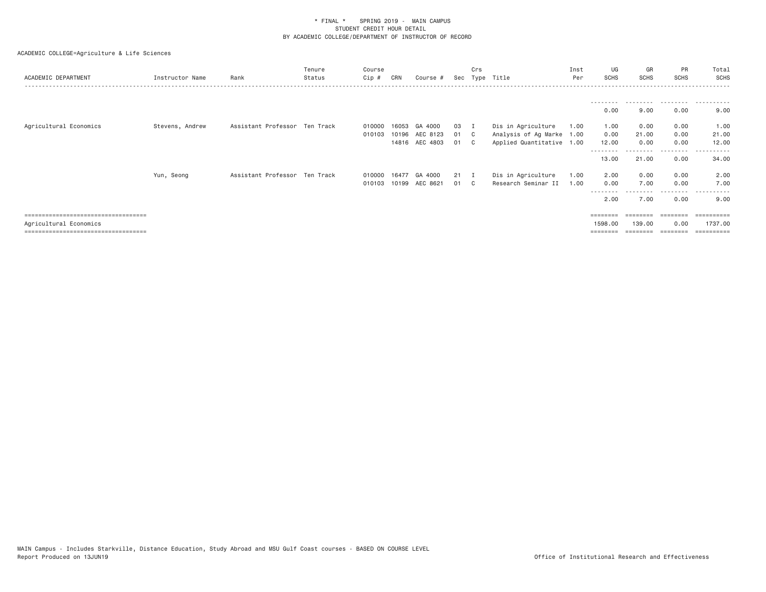\* FINAL \* SPRING 2019 - MAIN CAMPUS
STUDENT CREDIT HOUR DETAIL
BY ACADEMIC COLLEGE/DEPARTMENT OF INSTRUCTOR OF RECORD

ACADEMIC COLLEGE=Agriculture & Life Sciences

| ACADEMIC DEPARTMENT | Instructor Name | Rank | Tenure Status | Course Cip # | CRN | Course # | Sec | Crs Type | Title | Inst Per | UG SCHS | GR SCHS | PR SCHS | Total SCHS |
|---|---|---|---|---|---|---|---|---|---|---|---|---|---|---|
| | | | | | | | | | | | 0.00 | 9.00 | 0.00 | 9.00 |
| Agricultural Economics | Stevens, Andrew | Assistant Professor | Ten Track | 010000 | 16053 | GA 4000 | 03 | I | Dis in Agriculture | 1.00 | 1.00 | 0.00 | 0.00 | 1.00 |
| | | | | 010103 | 10196 | AEC 8123 | 01 | C | Analysis of Ag Marke | 1.00 | 0.00 | 21.00 | 0.00 | 21.00 |
| | | | | | 14816 | AEC 4803 | 01 | C | Applied Quantitative | 1.00 | 12.00 | 0.00 | 0.00 | 12.00 |
| | | | | | | | | | | | 13.00 | 21.00 | 0.00 | 34.00 |
| | Yun, Seong | Assistant Professor | Ten Track | 010000 | 16477 | GA 4000 | 21 | I | Dis in Agriculture | 1.00 | 2.00 | 0.00 | 0.00 | 2.00 |
| | | | | 010103 | 10199 | AEC 8621 | 01 | C | Research Seminar II | 1.00 | 0.00 | 7.00 | 0.00 | 7.00 |
| | | | | | | | | | | | 2.00 | 7.00 | 0.00 | 9.00 |
| Agricultural Economics | | | | | | | | | | | 1598.00 | 139.00 | 0.00 | 1737.00 |

MAIN Campus - Includes Starkville, Distance Education, Study Abroad and MSU Gulf Coast courses - BASED ON COURSE LEVEL
Report Produced on 13JUN19 Office of Institutional Research and Effectiveness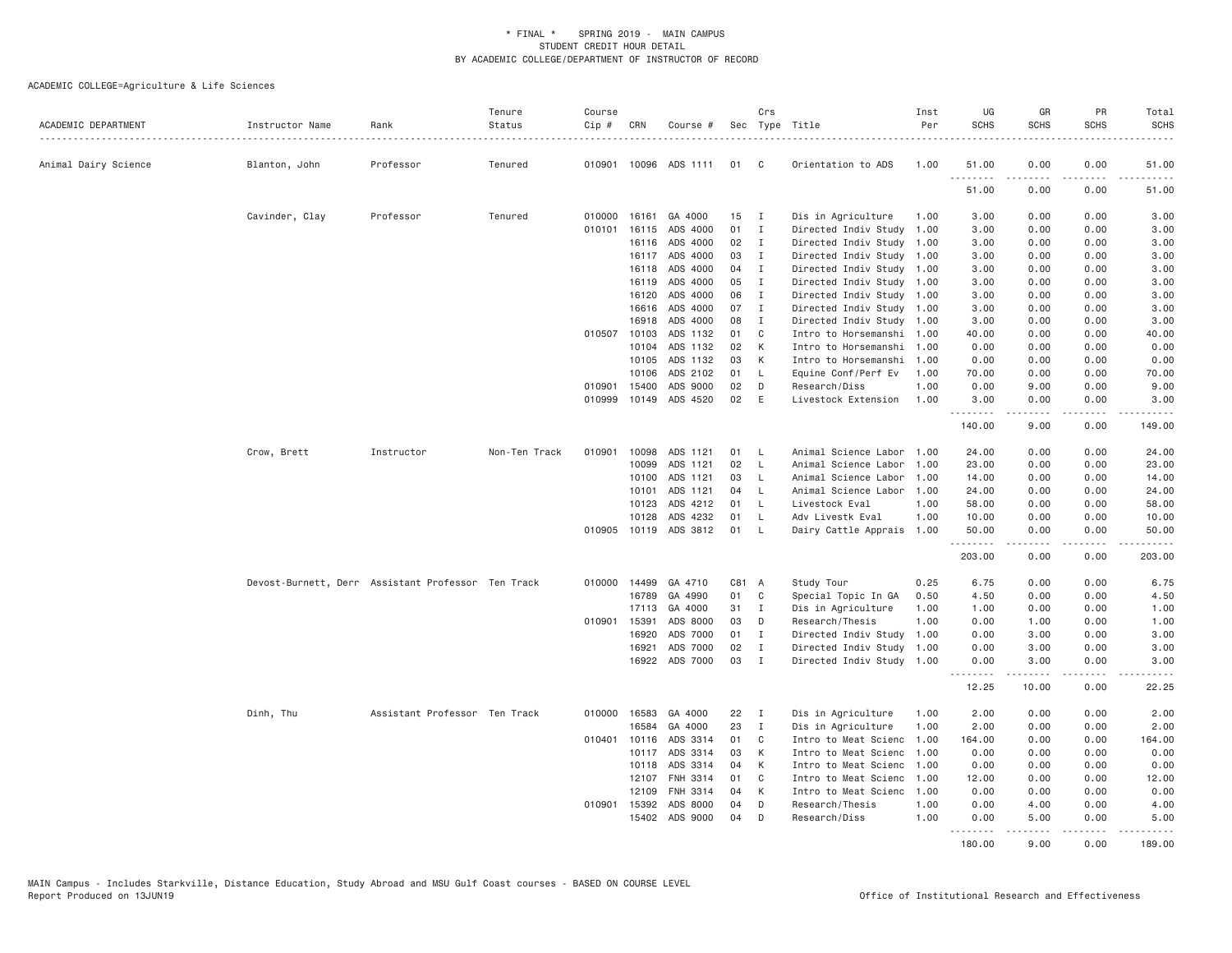# * FINAL * SPRING 2019 - MAIN CAMPUS
## STUDENT CREDIT HOUR DETAIL
## BY ACADEMIC COLLEGE/DEPARTMENT OF INSTRUCTOR OF RECORD

ACADEMIC COLLEGE=Agriculture & Life Sciences

| ACADEMIC DEPARTMENT | Instructor Name | Rank | Tenure Status | Course Cip # | CRN | Course # | Sec | Crs Type | Title | Inst Per | UG SCHS | GR SCHS | PR SCHS | Total SCHS |
|---|---|---|---|---|---|---|---|---|---|---|---|---|---|---|
| Animal Dairy Science | Blanton, John | Professor | Tenured | 010901 | 10096 | ADS 1111 | 01 | C | Orientation to ADS | 1.00 | 51.00 | 0.00 | 0.00 | 51.00 |
| | | | | | | | | | | | 51.00 | 0.00 | 0.00 | 51.00 |
| | Cavinder, Clay | Professor | Tenured | 010000 | 16161 | GA 4000 | 15 | I | Dis in Agriculture | 1.00 | 3.00 | 0.00 | 0.00 | 3.00 |
| | | | | 010101 | 16115 | ADS 4000 | 01 | I | Directed Indiv Study | 1.00 | 3.00 | 0.00 | 0.00 | 3.00 |
| | | | | | 16116 | ADS 4000 | 02 | I | Directed Indiv Study | 1.00 | 3.00 | 0.00 | 0.00 | 3.00 |
| | | | | | 16117 | ADS 4000 | 03 | I | Directed Indiv Study | 1.00 | 3.00 | 0.00 | 0.00 | 3.00 |
| | | | | | 16118 | ADS 4000 | 04 | I | Directed Indiv Study | 1.00 | 3.00 | 0.00 | 0.00 | 3.00 |
| | | | | | 16119 | ADS 4000 | 05 | I | Directed Indiv Study | 1.00 | 3.00 | 0.00 | 0.00 | 3.00 |
| | | | | | 16120 | ADS 4000 | 06 | I | Directed Indiv Study | 1.00 | 3.00 | 0.00 | 0.00 | 3.00 |
| | | | | | 16616 | ADS 4000 | 07 | I | Directed Indiv Study | 1.00 | 3.00 | 0.00 | 0.00 | 3.00 |
| | | | | | 16918 | ADS 4000 | 08 | I | Directed Indiv Study | 1.00 | 3.00 | 0.00 | 0.00 | 3.00 |
| | | | | 010507 | 10103 | ADS 1132 | 01 | C | Intro to Horsemanshi | 1.00 | 40.00 | 0.00 | 0.00 | 40.00 |
| | | | | | 10104 | ADS 1132 | 02 | K | Intro to Horsemanshi | 1.00 | 0.00 | 0.00 | 0.00 | 0.00 |
| | | | | | 10105 | ADS 1132 | 03 | K | Intro to Horsemanshi | 1.00 | 0.00 | 0.00 | 0.00 | 0.00 |
| | | | | | 10106 | ADS 2102 | 01 | L | Equine Conf/Perf Ev | 1.00 | 70.00 | 0.00 | 0.00 | 70.00 |
| | | | | 010901 | 15400 | ADS 9000 | 02 | D | Research/Diss | 1.00 | 0.00 | 9.00 | 0.00 | 9.00 |
| | | | | 010999 | 10149 | ADS 4520 | 02 | E | Livestock Extension | 1.00 | 3.00 | 0.00 | 0.00 | 3.00 |
| | | | | | | | | | | | 140.00 | 9.00 | 0.00 | 149.00 |
| | Crow, Brett | Instructor | Non-Ten Track | 010901 | 10098 | ADS 1121 | 01 | L | Animal Science Labor | 1.00 | 24.00 | 0.00 | 0.00 | 24.00 |
| | | | | | 10099 | ADS 1121 | 02 | L | Animal Science Labor | 1.00 | 23.00 | 0.00 | 0.00 | 23.00 |
| | | | | | 10100 | ADS 1121 | 03 | L | Animal Science Labor | 1.00 | 14.00 | 0.00 | 0.00 | 14.00 |
| | | | | | 10101 | ADS 1121 | 04 | L | Animal Science Labor | 1.00 | 24.00 | 0.00 | 0.00 | 24.00 |
| | | | | | 10123 | ADS 4212 | 01 | L | Livestock Eval | 1.00 | 58.00 | 0.00 | 0.00 | 58.00 |
| | | | | | 10128 | ADS 4232 | 01 | L | Adv Livestk Eval | 1.00 | 10.00 | 0.00 | 0.00 | 10.00 |
| | | | | 010905 | 10119 | ADS 3812 | 01 | L | Dairy Cattle Apprais | 1.00 | 50.00 | 0.00 | 0.00 | 50.00 |
| | | | | | | | | | | | 203.00 | 0.00 | 0.00 | 203.00 |
| | Devost-Burnett, Derr | Assistant Professor | Ten Track | 010000 | 14499 | GA 4710 | C81 | A | Study Tour | 0.25 | 6.75 | 0.00 | 0.00 | 6.75 |
| | | | | | 16789 | GA 4990 | 01 | C | Special Topic In GA | 0.50 | 4.50 | 0.00 | 0.00 | 4.50 |
| | | | | | 17113 | GA 4000 | 31 | I | Dis in Agriculture | 1.00 | 1.00 | 0.00 | 0.00 | 1.00 |
| | | | | 010901 | 15391 | ADS 8000 | 03 | D | Research/Thesis | 1.00 | 0.00 | 1.00 | 0.00 | 1.00 |
| | | | | | 16920 | ADS 7000 | 01 | I | Directed Indiv Study | 1.00 | 0.00 | 3.00 | 0.00 | 3.00 |
| | | | | | 16921 | ADS 7000 | 02 | I | Directed Indiv Study | 1.00 | 0.00 | 3.00 | 0.00 | 3.00 |
| | | | | | 16922 | ADS 7000 | 03 | I | Directed Indiv Study | 1.00 | 0.00 | 3.00 | 0.00 | 3.00 |
| | | | | | | | | | | | 12.25 | 10.00 | 0.00 | 22.25 |
| | Dinh, Thu | Assistant Professor | Ten Track | 010000 | 16583 | GA 4000 | 22 | I | Dis in Agriculture | 1.00 | 2.00 | 0.00 | 0.00 | 2.00 |
| | | | | | 16584 | GA 4000 | 23 | I | Dis in Agriculture | 1.00 | 2.00 | 0.00 | 0.00 | 2.00 |
| | | | | 010401 | 10116 | ADS 3314 | 01 | C | Intro to Meat Scienc | 1.00 | 164.00 | 0.00 | 0.00 | 164.00 |
| | | | | | 10117 | ADS 3314 | 03 | K | Intro to Meat Scienc | 1.00 | 0.00 | 0.00 | 0.00 | 0.00 |
| | | | | | 10118 | ADS 3314 | 04 | K | Intro to Meat Scienc | 1.00 | 0.00 | 0.00 | 0.00 | 0.00 |
| | | | | | 12107 | FNH 3314 | 01 | C | Intro to Meat Scienc | 1.00 | 12.00 | 0.00 | 0.00 | 12.00 |
| | | | | | 12109 | FNH 3314 | 04 | K | Intro to Meat Scienc | 1.00 | 0.00 | 0.00 | 0.00 | 0.00 |
| | | | | 010901 | 15392 | ADS 8000 | 04 | D | Research/Thesis | 1.00 | 0.00 | 4.00 | 0.00 | 4.00 |
| | | | | | 15402 | ADS 9000 | 04 | D | Research/Diss | 1.00 | 0.00 | 5.00 | 0.00 | 5.00 |
| | | | | | | | | | | | 180.00 | 9.00 | 0.00 | 189.00 |

MAIN Campus - Includes Starkville, Distance Education, Study Abroad and MSU Gulf Coast courses - BASED ON COURSE LEVEL
Report Produced on 13JUN19 — Office of Institutional Research and Effectiveness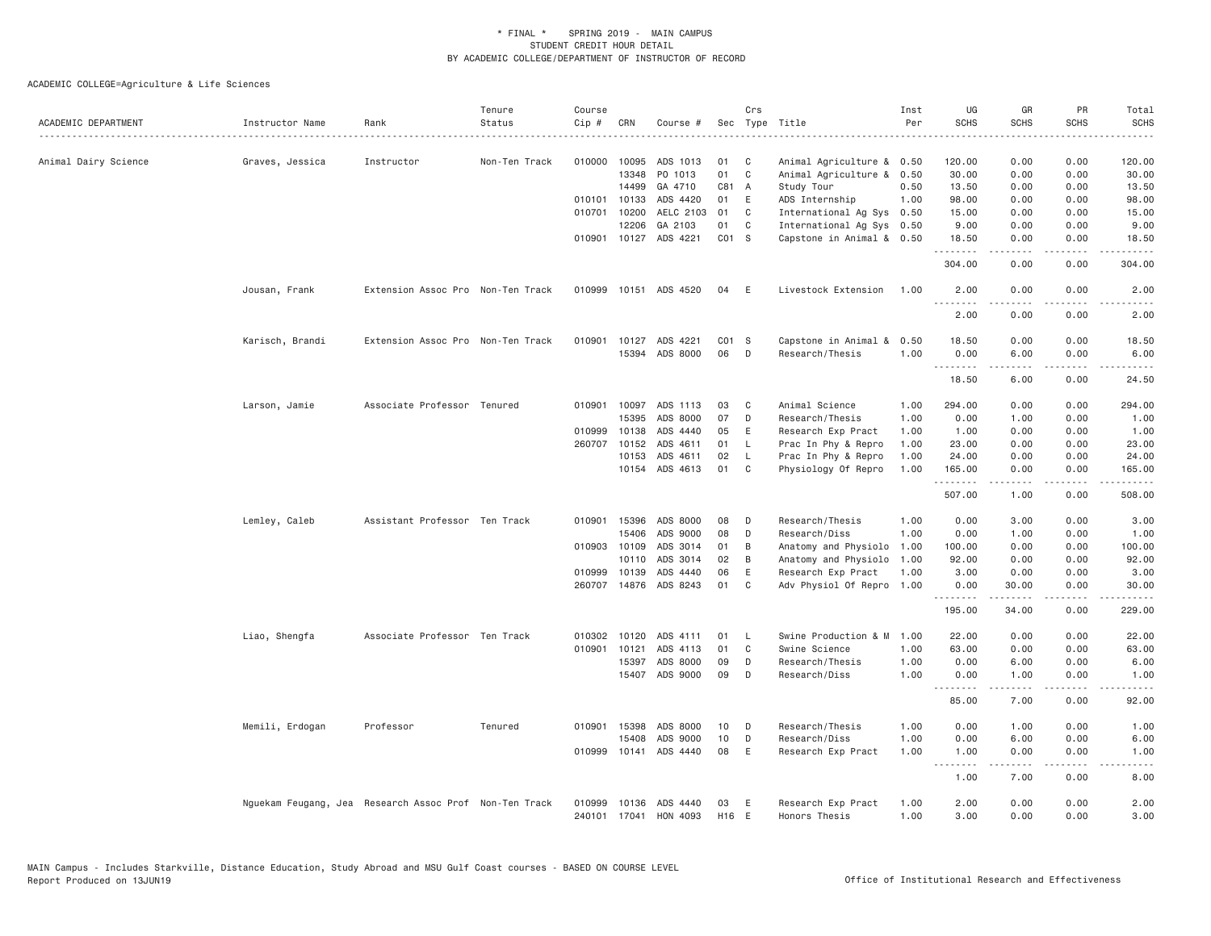\* FINAL \* SPRING 2019 - MAIN CAMPUS
STUDENT CREDIT HOUR DETAIL
BY ACADEMIC COLLEGE/DEPARTMENT OF INSTRUCTOR OF RECORD

ACADEMIC COLLEGE=Agriculture & Life Sciences

| ACADEMIC DEPARTMENT | Instructor Name | Rank | Tenure Status | Course Cip # | CRN | Course # | Sec | Crs Type | Title | Inst Per | UG SCHS | GR SCHS | PR SCHS | Total SCHS |
|---|---|---|---|---|---|---|---|---|---|---|---|---|---|---|
| Animal Dairy Science | Graves, Jessica | Instructor | Non-Ten Track | 010000 | 10095 | ADS 1013 | 01 | C | Animal Agriculture & | 0.50 | 120.00 | 0.00 | 0.00 | 120.00 |
| | | | | | 13348 | PO 1013 | 01 | C | Animal Agriculture & | 0.50 | 30.00 | 0.00 | 0.00 | 30.00 |
| | | | | | 14499 | GA 4710 | C81 | A | Study Tour | 0.50 | 13.50 | 0.00 | 0.00 | 13.50 |
| | | | | 010101 | 10133 | ADS 4420 | 01 | E | ADS Internship | 1.00 | 98.00 | 0.00 | 0.00 | 98.00 |
| | | | | 010701 | 10200 | AELC 2103 | 01 | C | International Ag Sys | 0.50 | 15.00 | 0.00 | 0.00 | 15.00 |
| | | | | | 12206 | GA 2103 | 01 | C | International Ag Sys | 0.50 | 9.00 | 0.00 | 0.00 | 9.00 |
| | | | | 010901 | 10127 | ADS 4221 | C01 | S | Capstone in Animal & | 0.50 | 18.50 | 0.00 | 0.00 | 18.50 |
| | | | | | | | | | | | 304.00 | 0.00 | 0.00 | 304.00 |
| | Jousan, Frank | Extension Assoc Pro | Non-Ten Track | 010999 | 10151 | ADS 4520 | 04 | E | Livestock Extension | 1.00 | 2.00 | 0.00 | 0.00 | 2.00 |
| | | | | | | | | | | | 2.00 | 0.00 | 0.00 | 2.00 |
| | Karisch, Brandi | Extension Assoc Pro | Non-Ten Track | 010901 | 10127 | ADS 4221 | C01 | S | Capstone in Animal & | 0.50 | 18.50 | 0.00 | 0.00 | 18.50 |
| | | | | | 15394 | ADS 8000 | 06 | D | Research/Thesis | 1.00 | 0.00 | 6.00 | 0.00 | 6.00 |
| | | | | | | | | | | | 18.50 | 6.00 | 0.00 | 24.50 |
| | Larson, Jamie | Associate Professor | Tenured | 010901 | 10097 | ADS 1113 | 03 | C | Animal Science | 1.00 | 294.00 | 0.00 | 0.00 | 294.00 |
| | | | | | 15395 | ADS 8000 | 07 | D | Research/Thesis | 1.00 | 0.00 | 1.00 | 0.00 | 1.00 |
| | | | | 010999 | 10138 | ADS 4440 | 05 | E | Research Exp Pract | 1.00 | 1.00 | 0.00 | 0.00 | 1.00 |
| | | | | 260707 | 10152 | ADS 4611 | 01 | L | Prac In Phy & Repro | 1.00 | 23.00 | 0.00 | 0.00 | 23.00 |
| | | | | | 10153 | ADS 4611 | 02 | L | Prac In Phy & Repro | 1.00 | 24.00 | 0.00 | 0.00 | 24.00 |
| | | | | | 10154 | ADS 4613 | 01 | C | Physiology Of Repro | 1.00 | 165.00 | 0.00 | 0.00 | 165.00 |
| | | | | | | | | | | | 507.00 | 1.00 | 0.00 | 508.00 |
| | Lemley, Caleb | Assistant Professor | Ten Track | 010901 | 15396 | ADS 8000 | 08 | D | Research/Thesis | 1.00 | 0.00 | 3.00 | 0.00 | 3.00 |
| | | | | | 15406 | ADS 9000 | 08 | D | Research/Diss | 1.00 | 0.00 | 1.00 | 0.00 | 1.00 |
| | | | | 010903 | 10109 | ADS 3014 | 01 | B | Anatomy and Physiolo | 1.00 | 100.00 | 0.00 | 0.00 | 100.00 |
| | | | | | 10110 | ADS 3014 | 02 | B | Anatomy and Physiolo | 1.00 | 92.00 | 0.00 | 0.00 | 92.00 |
| | | | | 010999 | 10139 | ADS 4440 | 06 | E | Research Exp Pract | 1.00 | 3.00 | 0.00 | 0.00 | 3.00 |
| | | | | 260707 | 14876 | ADS 8243 | 01 | C | Adv Physiol Of Repro | 1.00 | 0.00 | 30.00 | 0.00 | 30.00 |
| | | | | | | | | | | | 195.00 | 34.00 | 0.00 | 229.00 |
| | Liao, Shengfa | Associate Professor | Ten Track | 010302 | 10120 | ADS 4111 | 01 | L | Swine Production & M | 1.00 | 22.00 | 0.00 | 0.00 | 22.00 |
| | | | | 010901 | 10121 | ADS 4113 | 01 | C | Swine Science | 1.00 | 63.00 | 0.00 | 0.00 | 63.00 |
| | | | | | 15397 | ADS 8000 | 09 | D | Research/Thesis | 1.00 | 0.00 | 6.00 | 0.00 | 6.00 |
| | | | | | 15407 | ADS 9000 | 09 | D | Research/Diss | 1.00 | 0.00 | 1.00 | 0.00 | 1.00 |
| | | | | | | | | | | | 85.00 | 7.00 | 0.00 | 92.00 |
| | Memili, Erdogan | Professor | Tenured | 010901 | 15398 | ADS 8000 | 10 | D | Research/Thesis | 1.00 | 0.00 | 1.00 | 0.00 | 1.00 |
| | | | | | 15408 | ADS 9000 | 10 | D | Research/Diss | 1.00 | 0.00 | 6.00 | 0.00 | 6.00 |
| | | | | 010999 | 10141 | ADS 4440 | 08 | E | Research Exp Pract | 1.00 | 1.00 | 0.00 | 0.00 | 1.00 |
| | | | | | | | | | | | 1.00 | 7.00 | 0.00 | 8.00 |
| | Nguekam Feugang, Jea | Research Assoc Prof | Non-Ten Track | 010999 | 10136 | ADS 4440 | 03 | E | Research Exp Pract | 1.00 | 2.00 | 0.00 | 0.00 | 2.00 |
| | | | | 240101 | 17041 | HON 4093 | H16 | E | Honors Thesis | 1.00 | 3.00 | 0.00 | 0.00 | 3.00 |

MAIN Campus - Includes Starkville, Distance Education, Study Abroad and MSU Gulf Coast courses - BASED ON COURSE LEVEL
Report Produced on 13JUN19 Office of Institutional Research and Effectiveness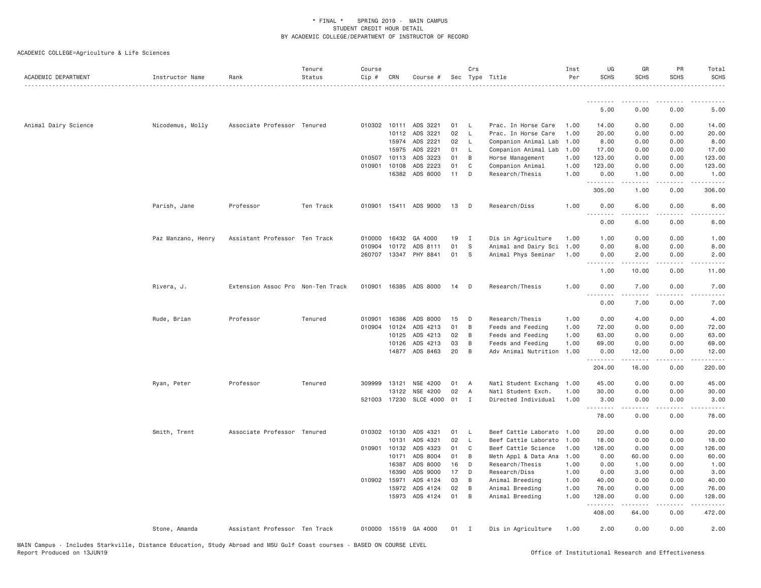\* FINAL \*  SPRING 2019 - MAIN CAMPUS
STUDENT CREDIT HOUR DETAIL
BY ACADEMIC COLLEGE/DEPARTMENT OF INSTRUCTOR OF RECORD

ACADEMIC COLLEGE=Agriculture & Life Sciences

| ACADEMIC DEPARTMENT | Instructor Name | Rank | Tenure Status | Course Cip # | CRN | Course # | Sec | Crs Type | Title | Inst Per | UG SCHS | GR SCHS | PR SCHS | Total SCHS |
|---|---|---|---|---|---|---|---|---|---|---|---|---|---|---|
| | | | | | | | | | | | 5.00 | 0.00 | 0.00 | 5.00 |
| Animal Dairy Science | Nicodemus, Molly | Associate Professor | Tenured | 010302 | 10111 | ADS 3221 | 01 | L | Prac. In Horse Care | 1.00 | 14.00 | 0.00 | 0.00 | 14.00 |
| | | | | | 10112 | ADS 3221 | 02 | L | Prac. In Horse Care | 1.00 | 20.00 | 0.00 | 0.00 | 20.00 |
| | | | | | 15974 | ADS 2221 | 02 | L | Companion Animal Lab | 1.00 | 8.00 | 0.00 | 0.00 | 8.00 |
| | | | | | 15975 | ADS 2221 | 01 | L | Companion Animal Lab | 1.00 | 17.00 | 0.00 | 0.00 | 17.00 |
| | | | | 010507 | 10113 | ADS 3223 | 01 | B | Horse Management | 1.00 | 123.00 | 0.00 | 0.00 | 123.00 |
| | | | | 010901 | 10108 | ADS 2223 | 01 | C | Companion Animal | 1.00 | 123.00 | 0.00 | 0.00 | 123.00 |
| | | | | | 16382 | ADS 8000 | 11 | D | Research/Thesis | 1.00 | 0.00 | 1.00 | 0.00 | 1.00 |
| | | | | | | | | | | | 305.00 | 1.00 | 0.00 | 306.00 |
| | Parish, Jane | Professor | Ten Track | 010901 | 15411 | ADS 9000 | 13 | D | Research/Diss | 1.00 | 0.00 | 6.00 | 0.00 | 6.00 |
| | | | | | | | | | | | 0.00 | 6.00 | 0.00 | 6.00 |
| | Paz Manzano, Henry | Assistant Professor | Ten Track | 010000 | 16432 | GA 4000 | 19 | I | Dis in Agriculture | 1.00 | 1.00 | 0.00 | 0.00 | 1.00 |
| | | | | 010904 | 10172 | ADS 8111 | 01 | S | Animal and Dairy Sci | 1.00 | 0.00 | 8.00 | 0.00 | 8.00 |
| | | | | 260707 | 13347 | PHY 8841 | 01 | S | Animal Phys Seminar | 1.00 | 0.00 | 2.00 | 0.00 | 2.00 |
| | | | | | | | | | | | 1.00 | 10.00 | 0.00 | 11.00 |
| | Rivera, J. | Extension Assoc Pro | Non-Ten Track | 010901 | 16385 | ADS 8000 | 14 | D | Research/Thesis | 1.00 | 0.00 | 7.00 | 0.00 | 7.00 |
| | | | | | | | | | | | 0.00 | 7.00 | 0.00 | 7.00 |
| | Rude, Brian | Professor | Tenured | 010901 | 16386 | ADS 8000 | 15 | D | Research/Thesis | 1.00 | 0.00 | 4.00 | 0.00 | 4.00 |
| | | | | 010904 | 10124 | ADS 4213 | 01 | B | Feeds and Feeding | 1.00 | 72.00 | 0.00 | 0.00 | 72.00 |
| | | | | | 10125 | ADS 4213 | 02 | B | Feeds and Feeding | 1.00 | 63.00 | 0.00 | 0.00 | 63.00 |
| | | | | | 10126 | ADS 4213 | 03 | B | Feeds and Feeding | 1.00 | 69.00 | 0.00 | 0.00 | 69.00 |
| | | | | | 14877 | ADS 8463 | 20 | B | Adv Animal Nutrition | 1.00 | 0.00 | 12.00 | 0.00 | 12.00 |
| | | | | | | | | | | | 204.00 | 16.00 | 0.00 | 220.00 |
| | Ryan, Peter | Professor | Tenured | 309999 | 13121 | NSE 4200 | 01 | A | Natl Student Exchang | 1.00 | 45.00 | 0.00 | 0.00 | 45.00 |
| | | | | | 13122 | NSE 4200 | 02 | A | Natl Student Exch. | 1.00 | 30.00 | 0.00 | 0.00 | 30.00 |
| | | | | 521003 | 17230 | SLCE 4000 | 01 | I | Directed Individual | 1.00 | 3.00 | 0.00 | 0.00 | 3.00 |
| | | | | | | | | | | | 78.00 | 0.00 | 0.00 | 78.00 |
| | Smith, Trent | Associate Professor | Tenured | 010302 | 10130 | ADS 4321 | 01 | L | Beef Cattle Laborato | 1.00 | 20.00 | 0.00 | 0.00 | 20.00 |
| | | | | | 10131 | ADS 4321 | 02 | L | Beef Cattle Laborato | 1.00 | 18.00 | 0.00 | 0.00 | 18.00 |
| | | | | 010901 | 10132 | ADS 4323 | 01 | C | Beef Cattle Science | 1.00 | 126.00 | 0.00 | 0.00 | 126.00 |
| | | | | | 10171 | ADS 8004 | 01 | B | Meth Appl & Data Ana | 1.00 | 0.00 | 60.00 | 0.00 | 60.00 |
| | | | | | 16387 | ADS 8000 | 16 | D | Research/Thesis | 1.00 | 0.00 | 1.00 | 0.00 | 1.00 |
| | | | | | 16390 | ADS 9000 | 17 | D | Research/Diss | 1.00 | 0.00 | 3.00 | 0.00 | 3.00 |
| | | | | 010902 | 15971 | ADS 4124 | 03 | B | Animal Breeding | 1.00 | 40.00 | 0.00 | 0.00 | 40.00 |
| | | | | | 15972 | ADS 4124 | 02 | B | Animal Breeding | 1.00 | 76.00 | 0.00 | 0.00 | 76.00 |
| | | | | | 15973 | ADS 4124 | 01 | B | Animal Breeding | 1.00 | 128.00 | 0.00 | 0.00 | 128.00 |
| | | | | | | | | | | | 408.00 | 64.00 | 0.00 | 472.00 |
| | Stone, Amanda | Assistant Professor | Ten Track | 010000 | 15519 | GA 4000 | 01 | I | Dis in Agriculture | 1.00 | 2.00 | 0.00 | 0.00 | 2.00 |

MAIN Campus - Includes Starkville, Distance Education, Study Abroad and MSU Gulf Coast courses - BASED ON COURSE LEVEL
Report Produced on 13JUN19  Office of Institutional Research and Effectiveness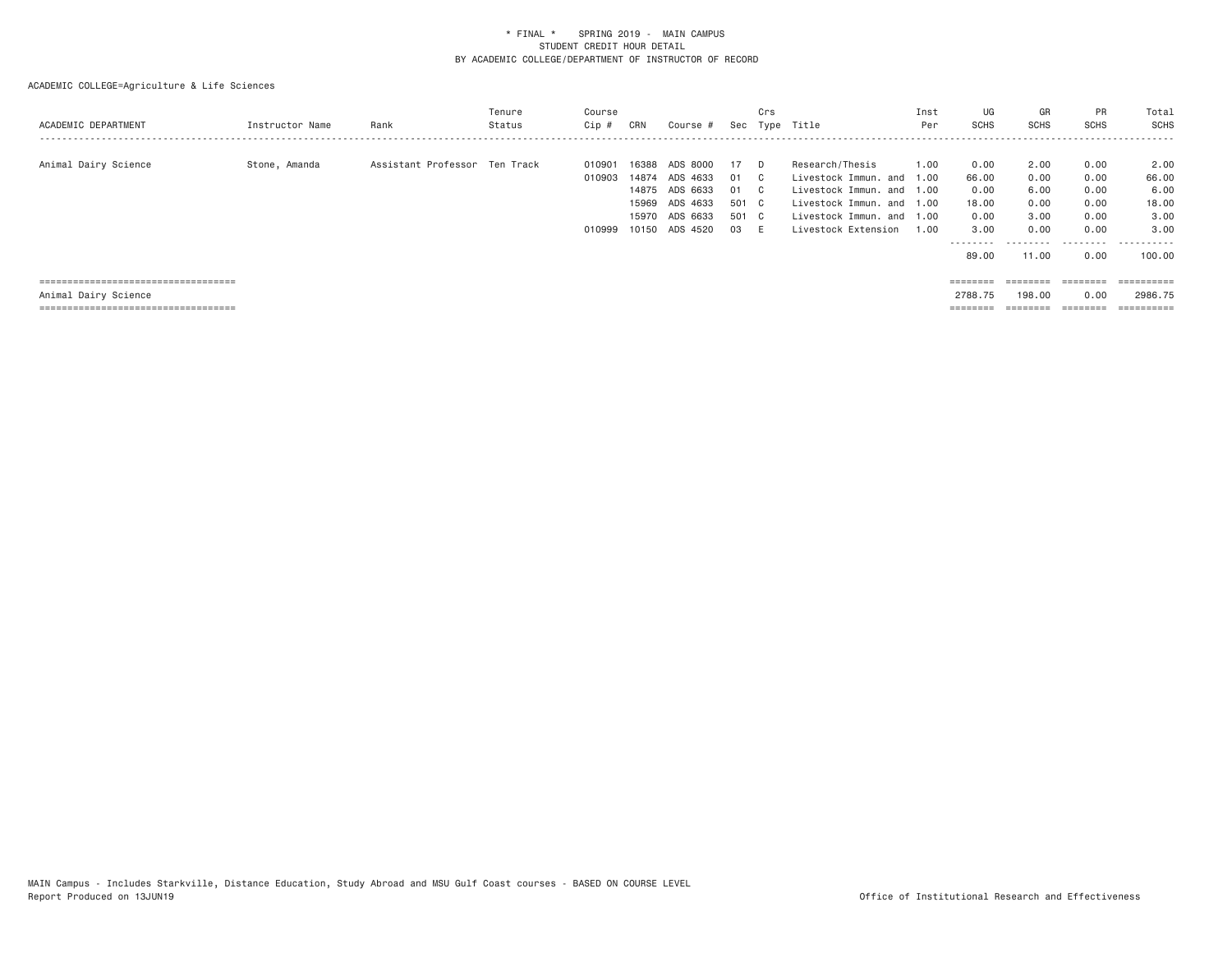\* FINAL \*    SPRING 2019 - MAIN CAMPUS
STUDENT CREDIT HOUR DETAIL
BY ACADEMIC COLLEGE/DEPARTMENT OF INSTRUCTOR OF RECORD

ACADEMIC COLLEGE=Agriculture & Life Sciences

| ACADEMIC DEPARTMENT | Instructor Name | Rank | Tenure Status | Course Cip # | CRN | Course # | Sec | Crs Type | Title | Inst Per | UG SCHS | GR SCHS | PR SCHS | Total SCHS |
|---|---|---|---|---|---|---|---|---|---|---|---|---|---|---|
| Animal Dairy Science | Stone, Amanda | Assistant Professor | Ten Track | 010901 | 16388 | ADS 8000 | 17 | D | Research/Thesis | 1.00 | 0.00 | 2.00 | 0.00 | 2.00 |
| | | | | 010903 | 14874 | ADS 4633 | 01 | C | Livestock Immun. and | 1.00 | 66.00 | 0.00 | 0.00 | 66.00 |
| | | | | | 14875 | ADS 6633 | 01 | C | Livestock Immun. and | 1.00 | 0.00 | 6.00 | 0.00 | 6.00 |
| | | | | | 15969 | ADS 4633 | 501 | C | Livestock Immun. and | 1.00 | 18.00 | 0.00 | 0.00 | 18.00 |
| | | | | | 15970 | ADS 6633 | 501 | C | Livestock Immun. and | 1.00 | 0.00 | 3.00 | 0.00 | 3.00 |
| | | | | 010999 | 10150 | ADS 4520 | 03 | E | Livestock Extension | 1.00 | 3.00 | 0.00 | 0.00 | 3.00 |
| | | | | | | | | | | | 89.00 | 11.00 | 0.00 | 100.00 |
| Animal Dairy Science | | | | | | | | | | | 2788.75 | 198.00 | 0.00 | 2986.75 |

MAIN Campus - Includes Starkville, Distance Education, Study Abroad and MSU Gulf Coast courses - BASED ON COURSE LEVEL
Report Produced on 13JUN19

Office of Institutional Research and Effectiveness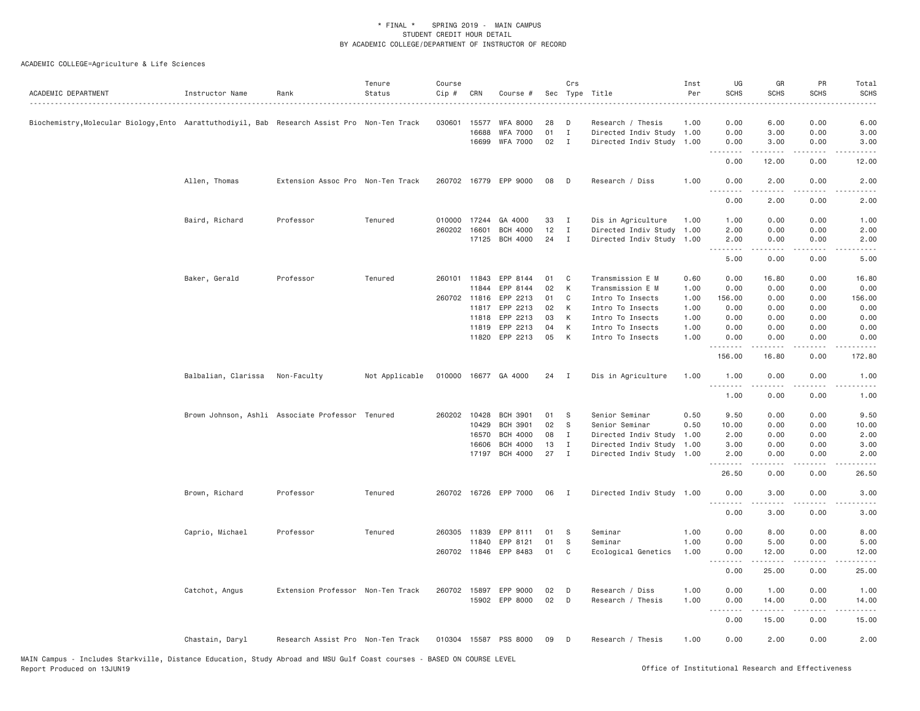\* FINAL \* SPRING 2019 - MAIN CAMPUS
STUDENT CREDIT HOUR DETAIL
BY ACADEMIC COLLEGE/DEPARTMENT OF INSTRUCTOR OF RECORD

ACADEMIC COLLEGE=Agriculture & Life Sciences

| ACADEMIC DEPARTMENT | Instructor Name | Rank | Tenure Status | Course Cip # | CRN | Course # | Sec | Crs Type | Title | Inst Per | UG SCHS | GR SCHS | PR SCHS | Total SCHS |
|---|---|---|---|---|---|---|---|---|---|---|---|---|---|---|
| Biochemistry,Molecular Biology,Ento | Aarattuthodiyil, Bab | Research Assist Pro | Non-Ten Track | 030601 | 15577 | WFA 8000 | 28 | D | Research / Thesis | 1.00 | 0.00 | 6.00 | 0.00 | 6.00 |
| | | | | | 16688 | WFA 7000 | 01 | I | Directed Indiv Study | 1.00 | 0.00 | 3.00 | 0.00 | 3.00 |
| | | | | | 16699 | WFA 7000 | 02 | I | Directed Indiv Study | 1.00 | 0.00 | 3.00 | 0.00 | 3.00 |
| | | | | | | | | | | | 0.00 | 12.00 | 0.00 | 12.00 |
| | Allen, Thomas | Extension Assoc Pro | Non-Ten Track | 260702 | 16779 | EPP 9000 | 08 | D | Research / Diss | 1.00 | 0.00 | 2.00 | 0.00 | 2.00 |
| | | | | | | | | | | | 0.00 | 2.00 | 0.00 | 2.00 |
| | Baird, Richard | Professor | Tenured | 010000 | 17244 | GA 4000 | 33 | I | Dis in Agriculture | 1.00 | 1.00 | 0.00 | 0.00 | 1.00 |
| | | | | 260202 | 16601 | BCH 4000 | 12 | I | Directed Indiv Study | 1.00 | 2.00 | 0.00 | 0.00 | 2.00 |
| | | | | | 17125 | BCH 4000 | 24 | I | Directed Indiv Study | 1.00 | 2.00 | 0.00 | 0.00 | 2.00 |
| | | | | | | | | | | | 5.00 | 0.00 | 0.00 | 5.00 |
| | Baker, Gerald | Professor | Tenured | 260101 | 11843 | EPP 8144 | 01 | C | Transmission E M | 0.60 | 0.00 | 16.80 | 0.00 | 16.80 |
| | | | | | 11844 | EPP 8144 | 02 | K | Transmission E M | 1.00 | 0.00 | 0.00 | 0.00 | 0.00 |
| | | | | 260702 | 11816 | EPP 2213 | 01 | C | Intro To Insects | 1.00 | 156.00 | 0.00 | 0.00 | 156.00 |
| | | | | | 11817 | EPP 2213 | 02 | K | Intro To Insects | 1.00 | 0.00 | 0.00 | 0.00 | 0.00 |
| | | | | | 11818 | EPP 2213 | 03 | K | Intro To Insects | 1.00 | 0.00 | 0.00 | 0.00 | 0.00 |
| | | | | | 11819 | EPP 2213 | 04 | K | Intro To Insects | 1.00 | 0.00 | 0.00 | 0.00 | 0.00 |
| | | | | | 11820 | EPP 2213 | 05 | K | Intro To Insects | 1.00 | 0.00 | 0.00 | 0.00 | 0.00 |
| | | | | | | | | | | | 156.00 | 16.80 | 0.00 | 172.80 |
| | Balbalian, Clarissa | Non-Faculty | Not Applicable | 010000 | 16677 | GA 4000 | 24 | I | Dis in Agriculture | 1.00 | 1.00 | 0.00 | 0.00 | 1.00 |
| | | | | | | | | | | | 1.00 | 0.00 | 0.00 | 1.00 |
| | Brown Johnson, Ashli | Associate Professor | Tenured | 260202 | 10428 | BCH 3901 | 01 | S | Senior Seminar | 0.50 | 9.50 | 0.00 | 0.00 | 9.50 |
| | | | | | 10429 | BCH 3901 | 02 | S | Senior Seminar | 0.50 | 10.00 | 0.00 | 0.00 | 10.00 |
| | | | | | 16570 | BCH 4000 | 08 | I | Directed Indiv Study | 1.00 | 2.00 | 0.00 | 0.00 | 2.00 |
| | | | | | 16606 | BCH 4000 | 13 | I | Directed Indiv Study | 1.00 | 3.00 | 0.00 | 0.00 | 3.00 |
| | | | | | 17197 | BCH 4000 | 27 | I | Directed Indiv Study | 1.00 | 2.00 | 0.00 | 0.00 | 2.00 |
| | | | | | | | | | | | 26.50 | 0.00 | 0.00 | 26.50 |
| | Brown, Richard | Professor | Tenured | 260702 | 16726 | EPP 7000 | 06 | I | Directed Indiv Study | 1.00 | 0.00 | 3.00 | 0.00 | 3.00 |
| | | | | | | | | | | | 0.00 | 3.00 | 0.00 | 3.00 |
| | Caprio, Michael | Professor | Tenured | 260305 | 11839 | EPP 8111 | 01 | S | Seminar | 1.00 | 0.00 | 8.00 | 0.00 | 8.00 |
| | | | | | 11840 | EPP 8121 | 01 | S | Seminar | 1.00 | 0.00 | 5.00 | 0.00 | 5.00 |
| | | | | 260702 | 11846 | EPP 8483 | 01 | C | Ecological Genetics | 1.00 | 0.00 | 12.00 | 0.00 | 12.00 |
| | | | | | | | | | | | 0.00 | 25.00 | 0.00 | 25.00 |
| | Catchot, Angus | Extension Professor | Non-Ten Track | 260702 | 15897 | EPP 9000 | 02 | D | Research / Diss | 1.00 | 0.00 | 1.00 | 0.00 | 1.00 |
| | | | | | 15902 | EPP 8000 | 02 | D | Research / Thesis | 1.00 | 0.00 | 14.00 | 0.00 | 14.00 |
| | | | | | | | | | | | 0.00 | 15.00 | 0.00 | 15.00 |
| | Chastain, Daryl | Research Assist Pro | Non-Ten Track | 010304 | 15587 | PSS 8000 | 09 | D | Research / Thesis | 1.00 | 0.00 | 2.00 | 0.00 | 2.00 |

MAIN Campus - Includes Starkville, Distance Education, Study Abroad and MSU Gulf Coast courses - BASED ON COURSE LEVEL
Report Produced on 13JUN19 Office of Institutional Research and Effectiveness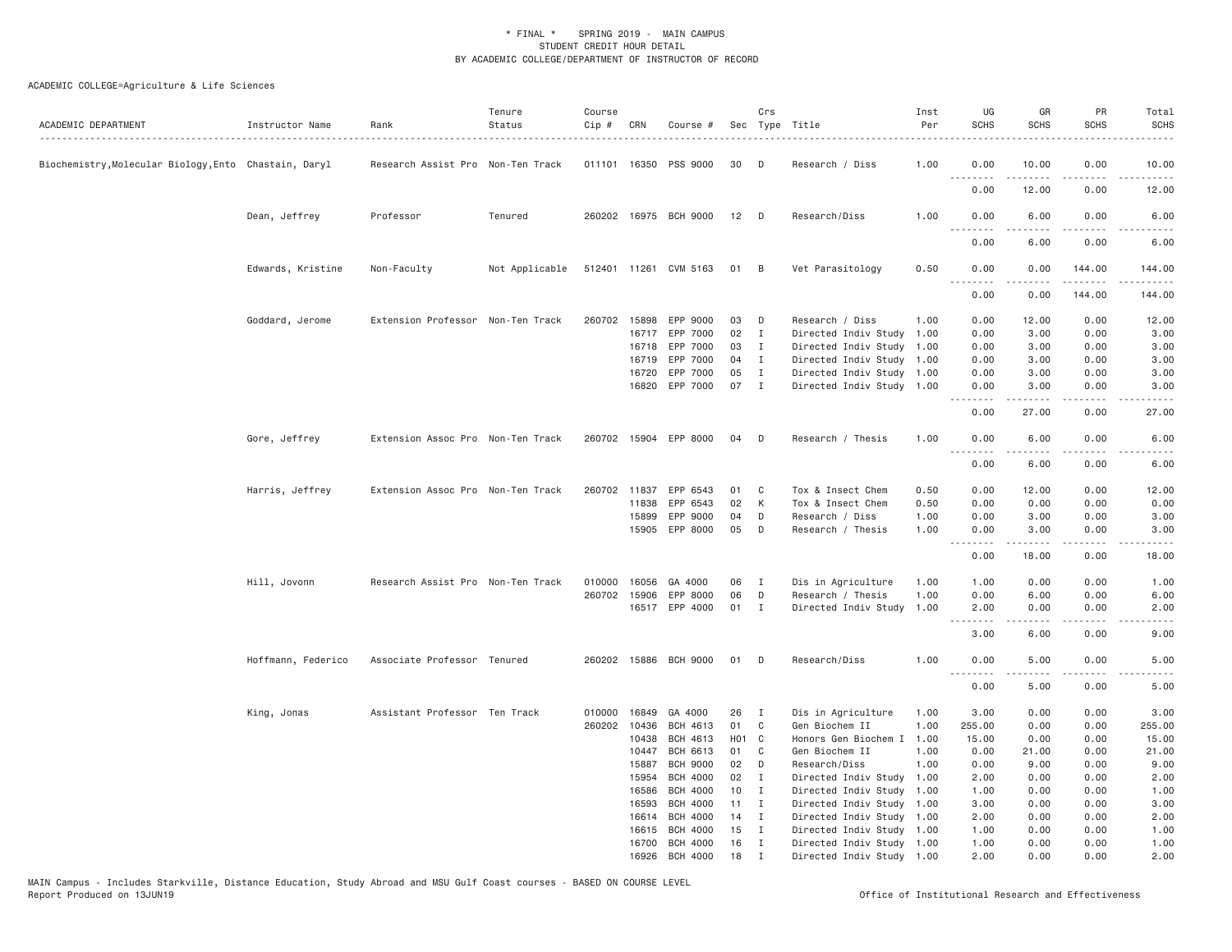\* FINAL \* SPRING 2019 - MAIN CAMPUS
STUDENT CREDIT HOUR DETAIL
BY ACADEMIC COLLEGE/DEPARTMENT OF INSTRUCTOR OF RECORD

ACADEMIC COLLEGE=Agriculture & Life Sciences

| ACADEMIC DEPARTMENT | Instructor Name | Rank | Tenure Status | Course Cip # | CRN | Course # | Sec | Crs Type | Title | Inst Per | UG SCHS | GR SCHS | PR SCHS | Total SCHS |
|---|---|---|---|---|---|---|---|---|---|---|---|---|---|---|
| Biochemistry,Molecular Biology,Ento | Chastain, Daryl | Research Assist Pro | Non-Ten Track | 011101 | 16350 | PSS 9000 | 30 | D | Research / Diss | 1.00 | 0.00 | 10.00 | 0.00 | 10.00 |
| | | | | | | | | | | | 0.00 | 12.00 | 0.00 | 12.00 |
| | Dean, Jeffrey | Professor | Tenured | 260202 | 16975 | BCH 9000 | 12 | D | Research/Diss | 1.00 | 0.00 | 6.00 | 0.00 | 6.00 |
| | | | | | | | | | | | 0.00 | 6.00 | 0.00 | 6.00 |
| | Edwards, Kristine | Non-Faculty | Not Applicable | 512401 | 11261 | CVM 5163 | 01 | B | Vet Parasitology | 0.50 | 0.00 | 0.00 | 144.00 | 144.00 |
| | | | | | | | | | | | 0.00 | 0.00 | 144.00 | 144.00 |
| | Goddard, Jerome | Extension Professor | Non-Ten Track | 260702 | 15898 | EPP 9000 | 03 | D | Research / Diss | 1.00 | 0.00 | 12.00 | 0.00 | 12.00 |
| | | | | | 16717 | EPP 7000 | 02 | I | Directed Indiv Study | 1.00 | 0.00 | 3.00 | 0.00 | 3.00 |
| | | | | | 16718 | EPP 7000 | 03 | I | Directed Indiv Study | 1.00 | 0.00 | 3.00 | 0.00 | 3.00 |
| | | | | | 16719 | EPP 7000 | 04 | I | Directed Indiv Study | 1.00 | 0.00 | 3.00 | 0.00 | 3.00 |
| | | | | | 16720 | EPP 7000 | 05 | I | Directed Indiv Study | 1.00 | 0.00 | 3.00 | 0.00 | 3.00 |
| | | | | | 16820 | EPP 7000 | 07 | I | Directed Indiv Study | 1.00 | 0.00 | 3.00 | 0.00 | 3.00 |
| | | | | | | | | | | | 0.00 | 27.00 | 0.00 | 27.00 |
| | Gore, Jeffrey | Extension Assoc Pro | Non-Ten Track | 260702 | 15904 | EPP 8000 | 04 | D | Research / Thesis | 1.00 | 0.00 | 6.00 | 0.00 | 6.00 |
| | | | | | | | | | | | 0.00 | 6.00 | 0.00 | 6.00 |
| | Harris, Jeffrey | Extension Assoc Pro | Non-Ten Track | 260702 | 11837 | EPP 6543 | 01 | C | Tox & Insect Chem | 0.50 | 0.00 | 12.00 | 0.00 | 12.00 |
| | | | | | 11838 | EPP 6543 | 02 | K | Tox & Insect Chem | 0.50 | 0.00 | 0.00 | 0.00 | 0.00 |
| | | | | | 15899 | EPP 9000 | 04 | D | Research / Diss | 1.00 | 0.00 | 3.00 | 0.00 | 3.00 |
| | | | | | 15905 | EPP 8000 | 05 | D | Research / Thesis | 1.00 | 0.00 | 3.00 | 0.00 | 3.00 |
| | | | | | | | | | | | 0.00 | 18.00 | 0.00 | 18.00 |
| | Hill, Jovonn | Research Assist Pro | Non-Ten Track | 010000 | 16056 | GA 4000 | 06 | I | Dis in Agriculture | 1.00 | 1.00 | 0.00 | 0.00 | 1.00 |
| | | | | 260702 | 15906 | EPP 8000 | 06 | D | Research / Thesis | 1.00 | 0.00 | 6.00 | 0.00 | 6.00 |
| | | | | | 16517 | EPP 4000 | 01 | I | Directed Indiv Study | 1.00 | 2.00 | 0.00 | 0.00 | 2.00 |
| | | | | | | | | | | | 3.00 | 6.00 | 0.00 | 9.00 |
| | Hoffmann, Federico | Associate Professor | Tenured | 260202 | 15886 | BCH 9000 | 01 | D | Research/Diss | 1.00 | 0.00 | 5.00 | 0.00 | 5.00 |
| | | | | | | | | | | | 0.00 | 5.00 | 0.00 | 5.00 |
| | King, Jonas | Assistant Professor | Ten Track | 010000 | 16849 | GA 4000 | 26 | I | Dis in Agriculture | 1.00 | 3.00 | 0.00 | 0.00 | 3.00 |
| | | | | 260202 | 10436 | BCH 4613 | 01 | C | Gen Biochem II | 1.00 | 255.00 | 0.00 | 0.00 | 255.00 |
| | | | | | 10438 | BCH 4613 | H01 | C | Honors Gen Biochem I | 1.00 | 15.00 | 0.00 | 0.00 | 15.00 |
| | | | | | 10447 | BCH 6613 | 01 | C | Gen Biochem II | 1.00 | 0.00 | 21.00 | 0.00 | 21.00 |
| | | | | | 15887 | BCH 9000 | 02 | D | Research/Diss | 1.00 | 0.00 | 9.00 | 0.00 | 9.00 |
| | | | | | 15954 | BCH 4000 | 02 | I | Directed Indiv Study | 1.00 | 2.00 | 0.00 | 0.00 | 2.00 |
| | | | | | 16586 | BCH 4000 | 10 | I | Directed Indiv Study | 1.00 | 1.00 | 0.00 | 0.00 | 1.00 |
| | | | | | 16593 | BCH 4000 | 11 | I | Directed Indiv Study | 1.00 | 3.00 | 0.00 | 0.00 | 3.00 |
| | | | | | 16614 | BCH 4000 | 14 | I | Directed Indiv Study | 1.00 | 2.00 | 0.00 | 0.00 | 2.00 |
| | | | | | 16615 | BCH 4000 | 15 | I | Directed Indiv Study | 1.00 | 1.00 | 0.00 | 0.00 | 1.00 |
| | | | | | 16700 | BCH 4000 | 16 | I | Directed Indiv Study | 1.00 | 1.00 | 0.00 | 0.00 | 1.00 |
| | | | | | 16926 | BCH 4000 | 18 | I | Directed Indiv Study | 1.00 | 2.00 | 0.00 | 0.00 | 2.00 |

MAIN Campus - Includes Starkville, Distance Education, Study Abroad and MSU Gulf Coast courses - BASED ON COURSE LEVEL
Report Produced on 13JUN19 Office of Institutional Research and Effectiveness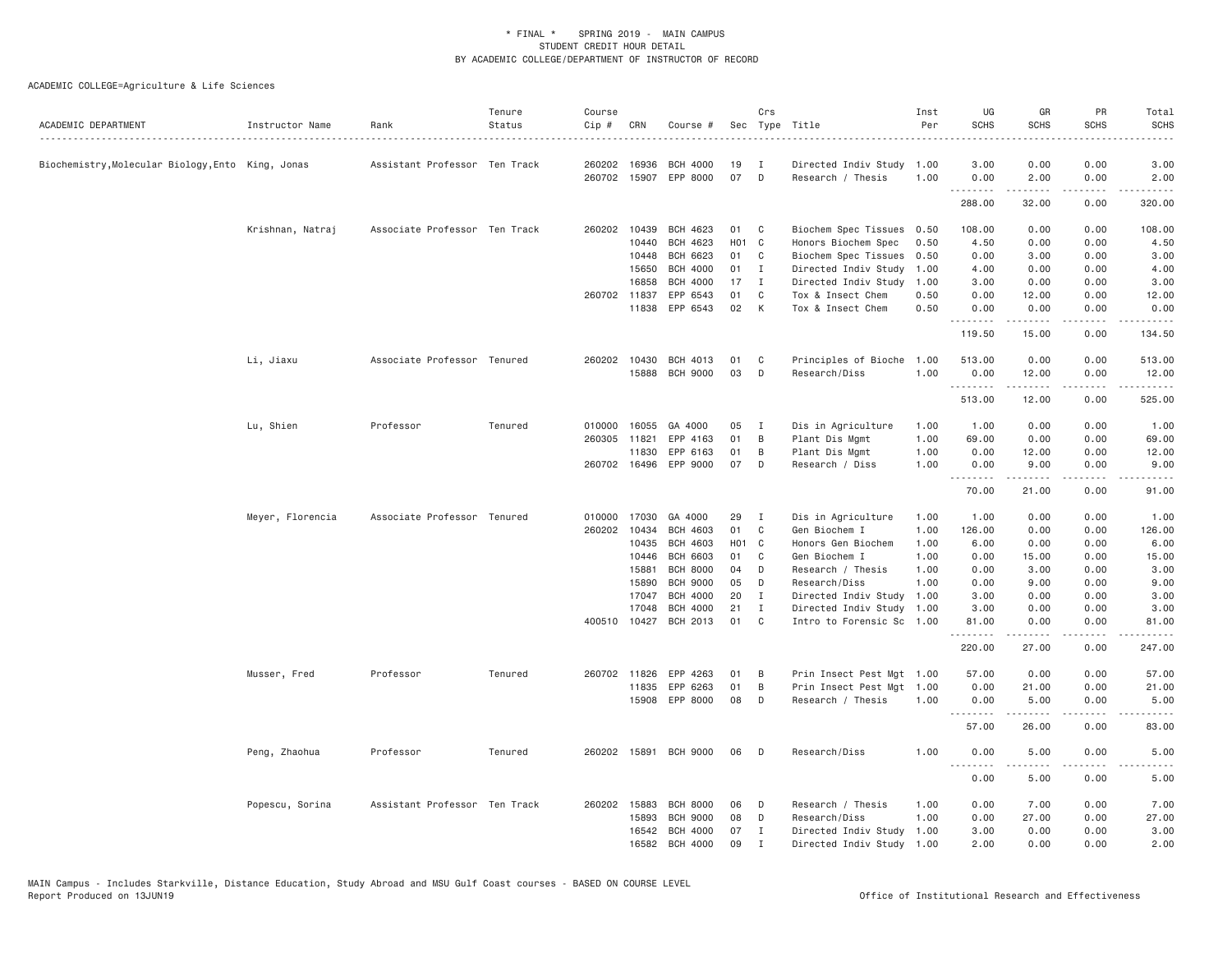\* FINAL \* SPRING 2019 - MAIN CAMPUS
STUDENT CREDIT HOUR DETAIL
BY ACADEMIC COLLEGE/DEPARTMENT OF INSTRUCTOR OF RECORD

ACADEMIC COLLEGE=Agriculture & Life Sciences

| ACADEMIC DEPARTMENT | Instructor Name | Rank | Tenure Status | Course Cip # | CRN | Course # | Sec | Crs Type | Title | Inst Per | UG SCHS | GR SCHS | PR SCHS | Total SCHS |
|---|---|---|---|---|---|---|---|---|---|---|---|---|---|---|
| Biochemistry,Molecular Biology,Ento | King, Jonas | Assistant Professor | Ten Track | 260202 | 16936 | BCH 4000 | 19 | I | Directed Indiv Study | 1.00 | 3.00 | 0.00 | 0.00 | 3.00 |
| | | | | 260702 | 15907 | EPP 8000 | 07 | D | Research / Thesis | 1.00 | 0.00 | 2.00 | 0.00 | 2.00 |
| | | | | | | | | | | | 288.00 | 32.00 | 0.00 | 320.00 |
| | Krishnan, Natraj | Associate Professor | Ten Track | 260202 | 10439 | BCH 4623 | 01 | C | Biochem Spec Tissues | 0.50 | 108.00 | 0.00 | 0.00 | 108.00 |
| | | | | | 10440 | BCH 4623 | H01 | C | Honors Biochem Spec | 0.50 | 4.50 | 0.00 | 0.00 | 4.50 |
| | | | | | 10448 | BCH 6623 | 01 | C | Biochem Spec Tissues | 0.50 | 0.00 | 3.00 | 0.00 | 3.00 |
| | | | | | 15650 | BCH 4000 | 01 | I | Directed Indiv Study | 1.00 | 4.00 | 0.00 | 0.00 | 4.00 |
| | | | | | 16858 | BCH 4000 | 17 | I | Directed Indiv Study | 1.00 | 3.00 | 0.00 | 0.00 | 3.00 |
| | | | | 260702 | 11837 | EPP 6543 | 01 | C | Tox & Insect Chem | 0.50 | 0.00 | 12.00 | 0.00 | 12.00 |
| | | | | | 11838 | EPP 6543 | 02 | K | Tox & Insect Chem | 0.50 | 0.00 | 0.00 | 0.00 | 0.00 |
| | | | | | | | | | | | 119.50 | 15.00 | 0.00 | 134.50 |
| | Li, Jiaxu | Associate Professor | Tenured | 260202 | 10430 | BCH 4013 | 01 | C | Principles of Bioche | 1.00 | 513.00 | 0.00 | 0.00 | 513.00 |
| | | | | | 15888 | BCH 9000 | 03 | D | Research/Diss | 1.00 | 0.00 | 12.00 | 0.00 | 12.00 |
| | | | | | | | | | | | 513.00 | 12.00 | 0.00 | 525.00 |
| | Lu, Shien | Professor | Tenured | 010000 | 16055 | GA 4000 | 05 | I | Dis in Agriculture | 1.00 | 1.00 | 0.00 | 0.00 | 1.00 |
| | | | | 260305 | 11821 | EPP 4163 | 01 | B | Plant Dis Mgmt | 1.00 | 69.00 | 0.00 | 0.00 | 69.00 |
| | | | | | 11830 | EPP 6163 | 01 | B | Plant Dis Mgmt | 1.00 | 0.00 | 12.00 | 0.00 | 12.00 |
| | | | | 260702 | 16496 | EPP 9000 | 07 | D | Research / Diss | 1.00 | 0.00 | 9.00 | 0.00 | 9.00 |
| | | | | | | | | | | | 70.00 | 21.00 | 0.00 | 91.00 |
| | Meyer, Florencia | Associate Professor | Tenured | 010000 | 17030 | GA 4000 | 29 | I | Dis in Agriculture | 1.00 | 1.00 | 0.00 | 0.00 | 1.00 |
| | | | | 260202 | 10434 | BCH 4603 | 01 | C | Gen Biochem I | 1.00 | 126.00 | 0.00 | 0.00 | 126.00 |
| | | | | | 10435 | BCH 4603 | H01 | C | Honors Gen Biochem | 1.00 | 6.00 | 0.00 | 0.00 | 6.00 |
| | | | | | 10446 | BCH 6603 | 01 | C | Gen Biochem I | 1.00 | 0.00 | 15.00 | 0.00 | 15.00 |
| | | | | | 15881 | BCH 8000 | 04 | D | Research / Thesis | 1.00 | 0.00 | 3.00 | 0.00 | 3.00 |
| | | | | | 15890 | BCH 9000 | 05 | D | Research/Diss | 1.00 | 0.00 | 9.00 | 0.00 | 9.00 |
| | | | | | 17047 | BCH 4000 | 20 | I | Directed Indiv Study | 1.00 | 3.00 | 0.00 | 0.00 | 3.00 |
| | | | | | 17048 | BCH 4000 | 21 | I | Directed Indiv Study | 1.00 | 3.00 | 0.00 | 0.00 | 3.00 |
| | | | | 400510 | 10427 | BCH 2013 | 01 | C | Intro to Forensic Sc | 1.00 | 81.00 | 0.00 | 0.00 | 81.00 |
| | | | | | | | | | | | 220.00 | 27.00 | 0.00 | 247.00 |
| | Musser, Fred | Professor | Tenured | 260702 | 11826 | EPP 4263 | 01 | B | Prin Insect Pest Mgt | 1.00 | 57.00 | 0.00 | 0.00 | 57.00 |
| | | | | | 11835 | EPP 6263 | 01 | B | Prin Insect Pest Mgt | 1.00 | 0.00 | 21.00 | 0.00 | 21.00 |
| | | | | | 15908 | EPP 8000 | 08 | D | Research / Thesis | 1.00 | 0.00 | 5.00 | 0.00 | 5.00 |
| | | | | | | | | | | | 57.00 | 26.00 | 0.00 | 83.00 |
| | Peng, Zhaohua | Professor | Tenured | 260202 | 15891 | BCH 9000 | 06 | D | Research/Diss | 1.00 | 0.00 | 5.00 | 0.00 | 5.00 |
| | | | | | | | | | | | 0.00 | 5.00 | 0.00 | 5.00 |
| | Popescu, Sorina | Assistant Professor | Ten Track | 260202 | 15883 | BCH 8000 | 06 | D | Research / Thesis | 1.00 | 0.00 | 7.00 | 0.00 | 7.00 |
| | | | | | 15893 | BCH 9000 | 08 | D | Research/Diss | 1.00 | 0.00 | 27.00 | 0.00 | 27.00 |
| | | | | | 16542 | BCH 4000 | 07 | I | Directed Indiv Study | 1.00 | 3.00 | 0.00 | 0.00 | 3.00 |
| | | | | | 16582 | BCH 4000 | 09 | I | Directed Indiv Study | 1.00 | 2.00 | 0.00 | 0.00 | 2.00 |

MAIN Campus - Includes Starkville, Distance Education, Study Abroad and MSU Gulf Coast courses - BASED ON COURSE LEVEL
Report Produced on 13JUN19 Office of Institutional Research and Effectiveness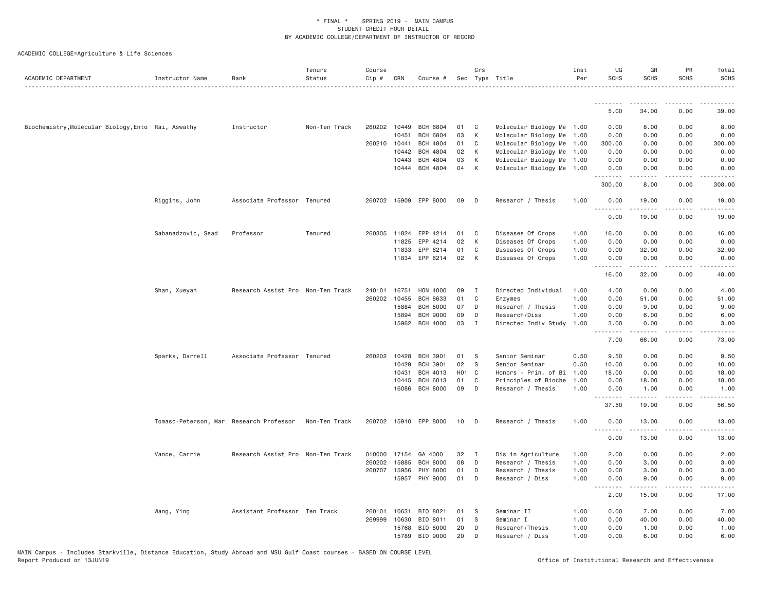\* FINAL \* SPRING 2019 - MAIN CAMPUS
STUDENT CREDIT HOUR DETAIL
BY ACADEMIC COLLEGE/DEPARTMENT OF INSTRUCTOR OF RECORD

ACADEMIC COLLEGE=Agriculture & Life Sciences

| ACADEMIC DEPARTMENT | Instructor Name | Rank | Tenure Status | Course Cip # | CRN | Course # | Sec | Crs Type | Title | Inst Per | UG SCHS | GR SCHS | PR SCHS | Total SCHS |
|---|---|---|---|---|---|---|---|---|---|---|---|---|---|---|
| | | | | | | | | | | | 5.00 | 34.00 | 0.00 | 39.00 |
| Biochemistry,Molecular Biology,Ento | Rai, Aswathy | Instructor | Non-Ten Track | 260202 | 10449 | BCH 6804 | 01 | C | Molecular Biology Me | 1.00 | 0.00 | 8.00 | 0.00 | 8.00 |
| | | | | | 10451 | BCH 6804 | 03 | K | Molecular Biology Me | 1.00 | 0.00 | 0.00 | 0.00 | 0.00 |
| | | | | 260210 | 10441 | BCH 4804 | 01 | C | Molecular Biology Me | 1.00 | 300.00 | 0.00 | 0.00 | 300.00 |
| | | | | | 10442 | BCH 4804 | 02 | K | Molecular Biology Me | 1.00 | 0.00 | 0.00 | 0.00 | 0.00 |
| | | | | | 10443 | BCH 4804 | 03 | K | Molecular Biology Me | 1.00 | 0.00 | 0.00 | 0.00 | 0.00 |
| | | | | | 10444 | BCH 4804 | 04 | K | Molecular Biology Me | 1.00 | 0.00 | 0.00 | 0.00 | 0.00 |
| | | | | | | | | | | | 300.00 | 8.00 | 0.00 | 308.00 |
| | Riggins, John | Associate Professor | Tenured | 260702 | 15909 | EPP 8000 | 09 | D | Research / Thesis | 1.00 | 0.00 | 19.00 | 0.00 | 19.00 |
| | | | | | | | | | | | 0.00 | 19.00 | 0.00 | 19.00 |
| | Sabanadzovic, Sead | Professor | Tenured | 260305 | 11824 | EPP 4214 | 01 | C | Diseases Of Crops | 1.00 | 16.00 | 0.00 | 0.00 | 16.00 |
| | | | | | 11825 | EPP 4214 | 02 | K | Diseases Of Crops | 1.00 | 0.00 | 0.00 | 0.00 | 0.00 |
| | | | | | 11833 | EPP 6214 | 01 | C | Diseases Of Crops | 1.00 | 0.00 | 32.00 | 0.00 | 32.00 |
| | | | | | 11834 | EPP 6214 | 02 | K | Diseases Of Crops | 1.00 | 0.00 | 0.00 | 0.00 | 0.00 |
| | | | | | | | | | | | 16.00 | 32.00 | 0.00 | 48.00 |
| | Shan, Xueyan | Research Assist Pro | Non-Ten Track | 240101 | 16751 | HON 4000 | 09 | I | Directed Individual | 1.00 | 4.00 | 0.00 | 0.00 | 4.00 |
| | | | | 260202 | 10455 | BCH 8633 | 01 | C | Enzymes | 1.00 | 0.00 | 51.00 | 0.00 | 51.00 |
| | | | | | 15884 | BCH 8000 | 07 | D | Research / Thesis | 1.00 | 0.00 | 9.00 | 0.00 | 9.00 |
| | | | | | 15894 | BCH 9000 | 09 | D | Research/Diss | 1.00 | 0.00 | 6.00 | 0.00 | 6.00 |
| | | | | | 15962 | BCH 4000 | 03 | I | Directed Indiv Study | 1.00 | 3.00 | 0.00 | 0.00 | 3.00 |
| | | | | | | | | | | | 7.00 | 66.00 | 0.00 | 73.00 |
| | Sparks, Darrell | Associate Professor | Tenured | 260202 | 10428 | BCH 3901 | 01 | S | Senior Seminar | 0.50 | 9.50 | 0.00 | 0.00 | 9.50 |
| | | | | | 10429 | BCH 3901 | 02 | S | Senior Seminar | 0.50 | 10.00 | 0.00 | 0.00 | 10.00 |
| | | | | | 10431 | BCH 4013 | H01 | C | Honors - Prin. of Bi | 1.00 | 18.00 | 0.00 | 0.00 | 18.00 |
| | | | | | 10445 | BCH 6013 | 01 | C | Principles of Bioche | 1.00 | 0.00 | 18.00 | 0.00 | 18.00 |
| | | | | | 16086 | BCH 8000 | 09 | D | Research / Thesis | 1.00 | 0.00 | 1.00 | 0.00 | 1.00 |
| | | | | | | | | | | | 37.50 | 19.00 | 0.00 | 56.50 |
| | Tomaso-Peterson, Mar | Research Professor | Non-Ten Track | 260702 | 15910 | EPP 8000 | 10 | D | Research / Thesis | 1.00 | 0.00 | 13.00 | 0.00 | 13.00 |
| | | | | | | | | | | | 0.00 | 13.00 | 0.00 | 13.00 |
| | Vance, Carrie | Research Assist Pro | Non-Ten Track | 010000 | 17154 | GA 4000 | 32 | I | Dis in Agriculture | 1.00 | 2.00 | 0.00 | 0.00 | 2.00 |
| | | | | 260202 | 15885 | BCH 8000 | 08 | D | Research / Thesis | 1.00 | 0.00 | 3.00 | 0.00 | 3.00 |
| | | | | 260707 | 15956 | PHY 8000 | 01 | D | Research / Thesis | 1.00 | 0.00 | 3.00 | 0.00 | 3.00 |
| | | | | | 15957 | PHY 9000 | 01 | D | Research / Diss | 1.00 | 0.00 | 9.00 | 0.00 | 9.00 |
| | | | | | | | | | | | 2.00 | 15.00 | 0.00 | 17.00 |
| | Wang, Ying | Assistant Professor | Ten Track | 260101 | 10631 | BIO 8021 | 01 | S | Seminar II | 1.00 | 0.00 | 7.00 | 0.00 | 7.00 |
| | | | | 269999 | 10630 | BIO 8011 | 01 | S | Seminar I | 1.00 | 0.00 | 40.00 | 0.00 | 40.00 |
| | | | | | 15768 | BIO 8000 | 20 | D | Research/Thesis | 1.00 | 0.00 | 1.00 | 0.00 | 1.00 |
| | | | | | 15789 | BIO 9000 | 20 | D | Research / Diss | 1.00 | 0.00 | 6.00 | 0.00 | 6.00 |

MAIN Campus - Includes Starkville, Distance Education, Study Abroad and MSU Gulf Coast courses - BASED ON COURSE LEVEL
Report Produced on 13JUN19 Office of Institutional Research and Effectiveness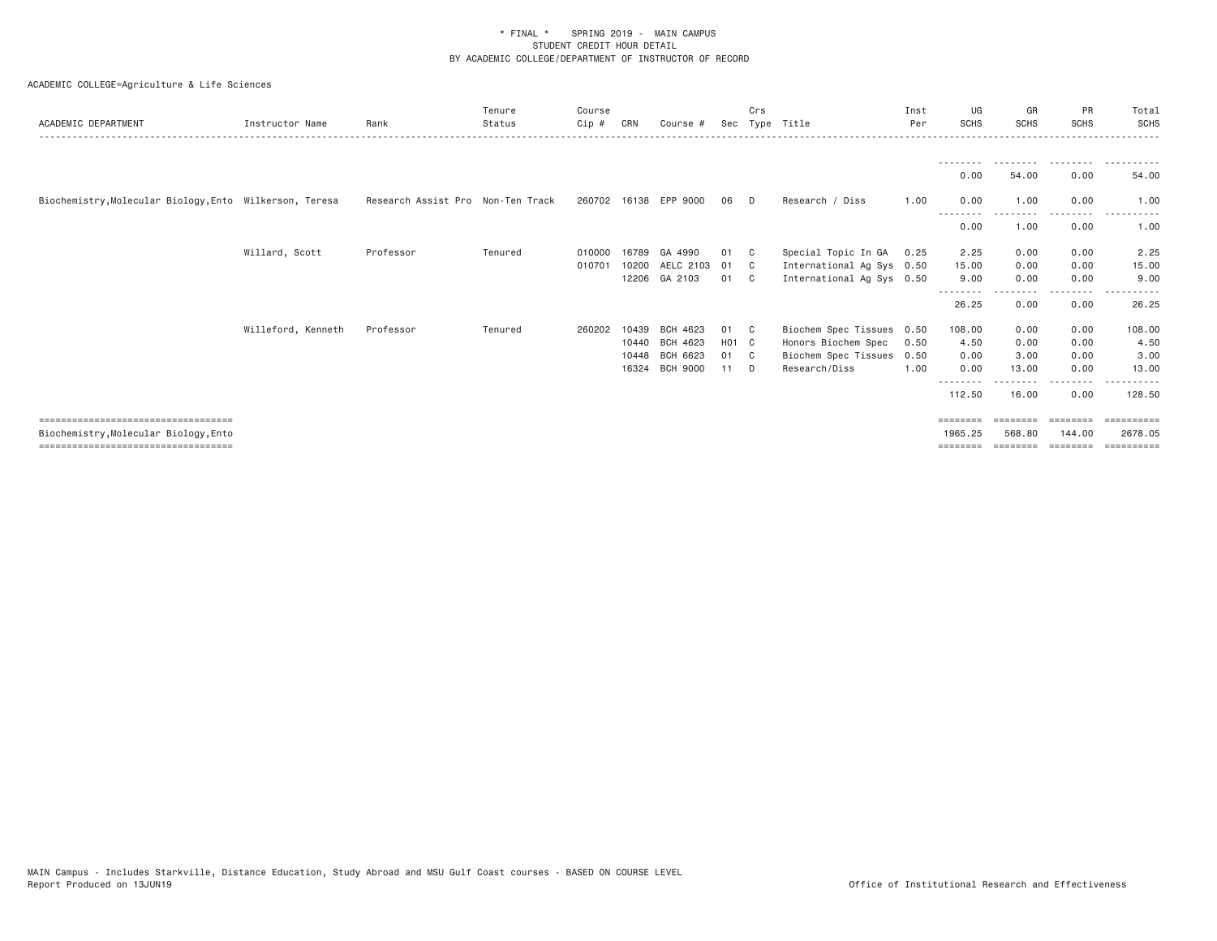\* FINAL \* SPRING 2019 - MAIN CAMPUS
STUDENT CREDIT HOUR DETAIL
BY ACADEMIC COLLEGE/DEPARTMENT OF INSTRUCTOR OF RECORD

ACADEMIC COLLEGE=Agriculture & Life Sciences

| ACADEMIC DEPARTMENT | Instructor Name | Rank | Tenure Status | Course Cip # | CRN | Course # | Sec | Crs Type | Title | Inst Per | UG SCHS | GR SCHS | PR SCHS | Total SCHS |
|---|---|---|---|---|---|---|---|---|---|---|---|---|---|---|
| | | | | | | | | | | | 0.00 | 54.00 | 0.00 | 54.00 |
| Biochemistry,Molecular Biology,Ento | Wilkerson, Teresa | Research Assist Pro | Non-Ten Track | 260702 | 16138 | EPP 9000 | 06 | D | Research / Diss | 1.00 | 0.00 | 1.00 | 0.00 | 1.00 |
| | | | | | | | | | | | 0.00 | 1.00 | 0.00 | 1.00 |
| | Willard, Scott | Professor | Tenured | 010000 | 16789 | GA 4990 | 01 | C | Special Topic In GA | 0.25 | 2.25 | 0.00 | 0.00 | 2.25 |
| | | | | 010701 | 10200 | AELC 2103 | 01 | C | International Ag Sys | 0.50 | 15.00 | 0.00 | 0.00 | 15.00 |
| | | | | | 12206 | GA 2103 | 01 | C | International Ag Sys | 0.50 | 9.00 | 0.00 | 0.00 | 9.00 |
| | | | | | | | | | | | 26.25 | 0.00 | 0.00 | 26.25 |
| | Willeford, Kenneth | Professor | Tenured | 260202 | 10439 | BCH 4623 | 01 | C | Biochem Spec Tissues | 0.50 | 108.00 | 0.00 | 0.00 | 108.00 |
| | | | | | 10440 | BCH 4623 | H01 | C | Honors Biochem Spec | 0.50 | 4.50 | 0.00 | 0.00 | 4.50 |
| | | | | | 10448 | BCH 6623 | 01 | C | Biochem Spec Tissues | 0.50 | 0.00 | 3.00 | 0.00 | 3.00 |
| | | | | | 16324 | BCH 9000 | 11 | D | Research/Diss | 1.00 | 0.00 | 13.00 | 0.00 | 13.00 |
| | | | | | | | | | | | 112.50 | 16.00 | 0.00 | 128.50 |
| Biochemistry,Molecular Biology,Ento | | | | | | | | | | | 1965.25 | 568.80 | 144.00 | 2678.05 |

MAIN Campus - Includes Starkville, Distance Education, Study Abroad and MSU Gulf Coast courses - BASED ON COURSE LEVEL
Report Produced on 13JUN19

Office of Institutional Research and Effectiveness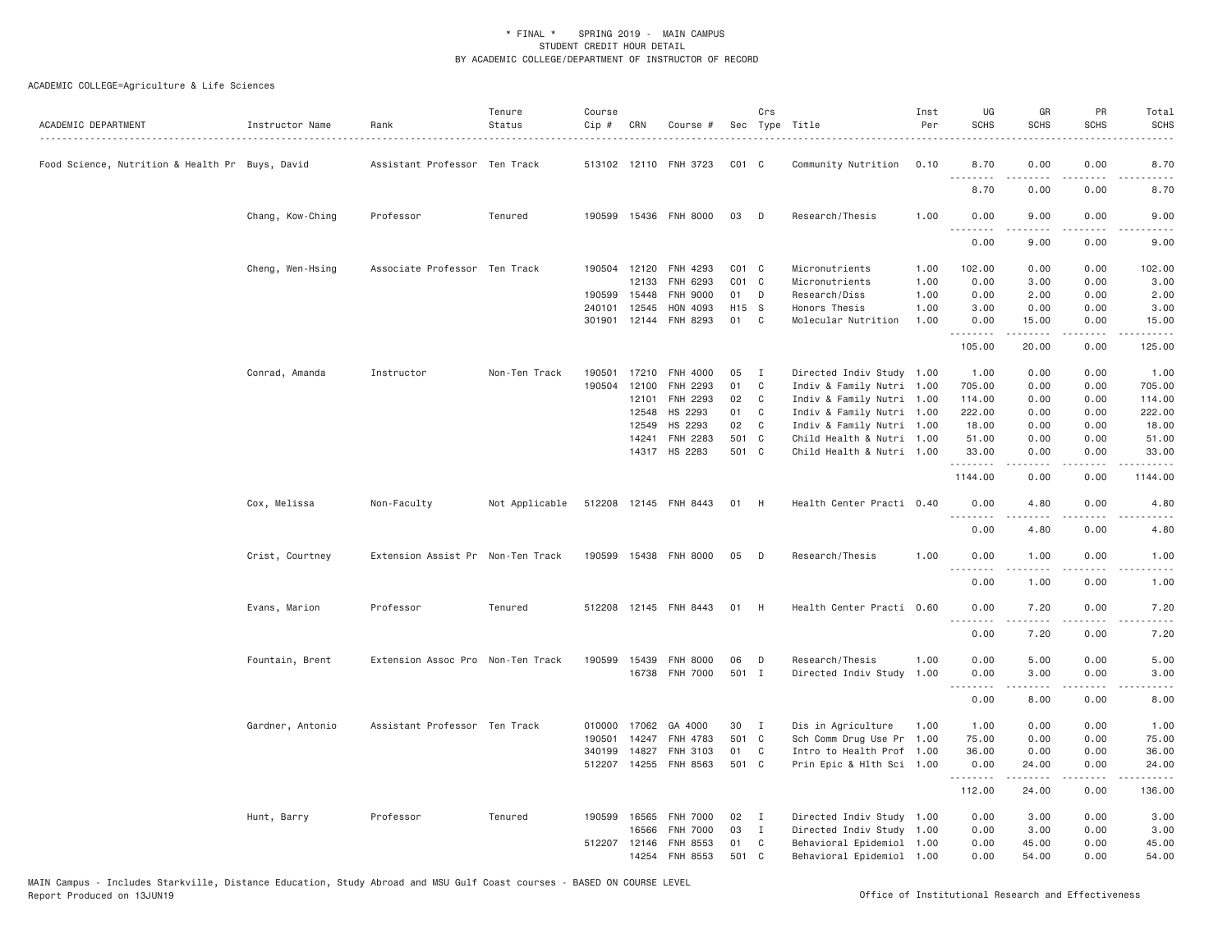\* FINAL \* SPRING 2019 - MAIN CAMPUS
STUDENT CREDIT HOUR DETAIL
BY ACADEMIC COLLEGE/DEPARTMENT OF INSTRUCTOR OF RECORD

ACADEMIC COLLEGE=Agriculture & Life Sciences

| ACADEMIC DEPARTMENT | Instructor Name | Rank | Tenure Status | Course Cip # | CRN | Course # | Sec | Crs Type | Title | Inst Per | UG SCHS | GR SCHS | PR SCHS | Total SCHS |
|---|---|---|---|---|---|---|---|---|---|---|---|---|---|---|
| Food Science, Nutrition & Health Pr | Buys, David | Assistant Professor | Ten Track | 513102 | 12110 | FNH 3723 | C01 | C | Community Nutrition | 0.10 | 8.70 | 0.00 | 0.00 | 8.70 |
| | | | | | | | | | | | 8.70 | 0.00 | 0.00 | 8.70 |
| | Chang, Kow-Ching | Professor | Tenured | 190599 | 15436 | FNH 8000 | 03 | D | Research/Thesis | 1.00 | 0.00 | 9.00 | 0.00 | 9.00 |
| | | | | | | | | | | | 0.00 | 9.00 | 0.00 | 9.00 |
| | Cheng, Wen-Hsing | Associate Professor | Ten Track | 190504 | 12120 | FNH 4293 | C01 | C | Micronutrients | 1.00 | 102.00 | 0.00 | 0.00 | 102.00 |
| | | | | | 12133 | FNH 6293 | C01 | C | Micronutrients | 1.00 | 0.00 | 3.00 | 0.00 | 3.00 |
| | | | | 190599 | 15448 | FNH 9000 | 01 | D | Research/Diss | 1.00 | 0.00 | 2.00 | 0.00 | 2.00 |
| | | | | 240101 | 12545 | HON 4093 | H15 | S | Honors Thesis | 1.00 | 3.00 | 0.00 | 0.00 | 3.00 |
| | | | | 301901 | 12144 | FNH 8293 | 01 | C | Molecular Nutrition | 1.00 | 0.00 | 15.00 | 0.00 | 15.00 |
| | | | | | | | | | | | 105.00 | 20.00 | 0.00 | 125.00 |
| | Conrad, Amanda | Instructor | Non-Ten Track | 190501 | 17210 | FNH 4000 | 05 | I | Directed Indiv Study | 1.00 | 1.00 | 0.00 | 0.00 | 1.00 |
| | | | | 190504 | 12100 | FNH 2293 | 01 | C | Indiv & Family Nutri | 1.00 | 705.00 | 0.00 | 0.00 | 705.00 |
| | | | | | 12101 | FNH 2293 | 02 | C | Indiv & Family Nutri | 1.00 | 114.00 | 0.00 | 0.00 | 114.00 |
| | | | | | 12548 | HS 2293 | 01 | C | Indiv & Family Nutri | 1.00 | 222.00 | 0.00 | 0.00 | 222.00 |
| | | | | | 12549 | HS 2293 | 02 | C | Indiv & Family Nutri | 1.00 | 18.00 | 0.00 | 0.00 | 18.00 |
| | | | | | 14241 | FNH 2283 | 501 | C | Child Health & Nutri | 1.00 | 51.00 | 0.00 | 0.00 | 51.00 |
| | | | | | 14317 | HS 2283 | 501 | C | Child Health & Nutri | 1.00 | 33.00 | 0.00 | 0.00 | 33.00 |
| | | | | | | | | | | | 1144.00 | 0.00 | 0.00 | 1144.00 |
| | Cox, Melissa | Non-Faculty | Not Applicable | 512208 | 12145 | FNH 8443 | 01 | H | Health Center Practi | 0.40 | 0.00 | 4.80 | 0.00 | 4.80 |
| | | | | | | | | | | | 0.00 | 4.80 | 0.00 | 4.80 |
| | Crist, Courtney | Extension Assist Pr | Non-Ten Track | 190599 | 15438 | FNH 8000 | 05 | D | Research/Thesis | 1.00 | 0.00 | 1.00 | 0.00 | 1.00 |
| | | | | | | | | | | | 0.00 | 1.00 | 0.00 | 1.00 |
| | Evans, Marion | Professor | Tenured | 512208 | 12145 | FNH 8443 | 01 | H | Health Center Practi | 0.60 | 0.00 | 7.20 | 0.00 | 7.20 |
| | | | | | | | | | | | 0.00 | 7.20 | 0.00 | 7.20 |
| | Fountain, Brent | Extension Assoc Pro | Non-Ten Track | 190599 | 15439 | FNH 8000 | 06 | D | Research/Thesis | 1.00 | 0.00 | 5.00 | 0.00 | 5.00 |
| | | | | | 16738 | FNH 7000 | 501 | I | Directed Indiv Study | 1.00 | 0.00 | 3.00 | 0.00 | 3.00 |
| | | | | | | | | | | | 0.00 | 8.00 | 0.00 | 8.00 |
| | Gardner, Antonio | Assistant Professor | Ten Track | 010000 | 17062 | GA 4000 | 30 | I | Dis in Agriculture | 1.00 | 1.00 | 0.00 | 0.00 | 1.00 |
| | | | | 190501 | 14247 | FNH 4783 | 501 | C | Sch Comm Drug Use Pr | 1.00 | 75.00 | 0.00 | 0.00 | 75.00 |
| | | | | 340199 | 14827 | FNH 3103 | 01 | C | Intro to Health Prof | 1.00 | 36.00 | 0.00 | 0.00 | 36.00 |
| | | | | 512207 | 14255 | FNH 8563 | 501 | C | Prin Epic & Hlth Sci | 1.00 | 0.00 | 24.00 | 0.00 | 24.00 |
| | | | | | | | | | | | 112.00 | 24.00 | 0.00 | 136.00 |
| | Hunt, Barry | Professor | Tenured | 190599 | 16565 | FNH 7000 | 02 | I | Directed Indiv Study | 1.00 | 0.00 | 3.00 | 0.00 | 3.00 |
| | | | | | 16566 | FNH 7000 | 03 | I | Directed Indiv Study | 1.00 | 0.00 | 3.00 | 0.00 | 3.00 |
| | | | | 512207 | 12146 | FNH 8553 | 01 | C | Behavioral Epidemiol | 1.00 | 0.00 | 45.00 | 0.00 | 45.00 |
| | | | | | 14254 | FNH 8553 | 501 | C | Behavioral Epidemiol | 1.00 | 0.00 | 54.00 | 0.00 | 54.00 |

MAIN Campus - Includes Starkville, Distance Education, Study Abroad and MSU Gulf Coast courses - BASED ON COURSE LEVEL
Report Produced on 13JUN19 Office of Institutional Research and Effectiveness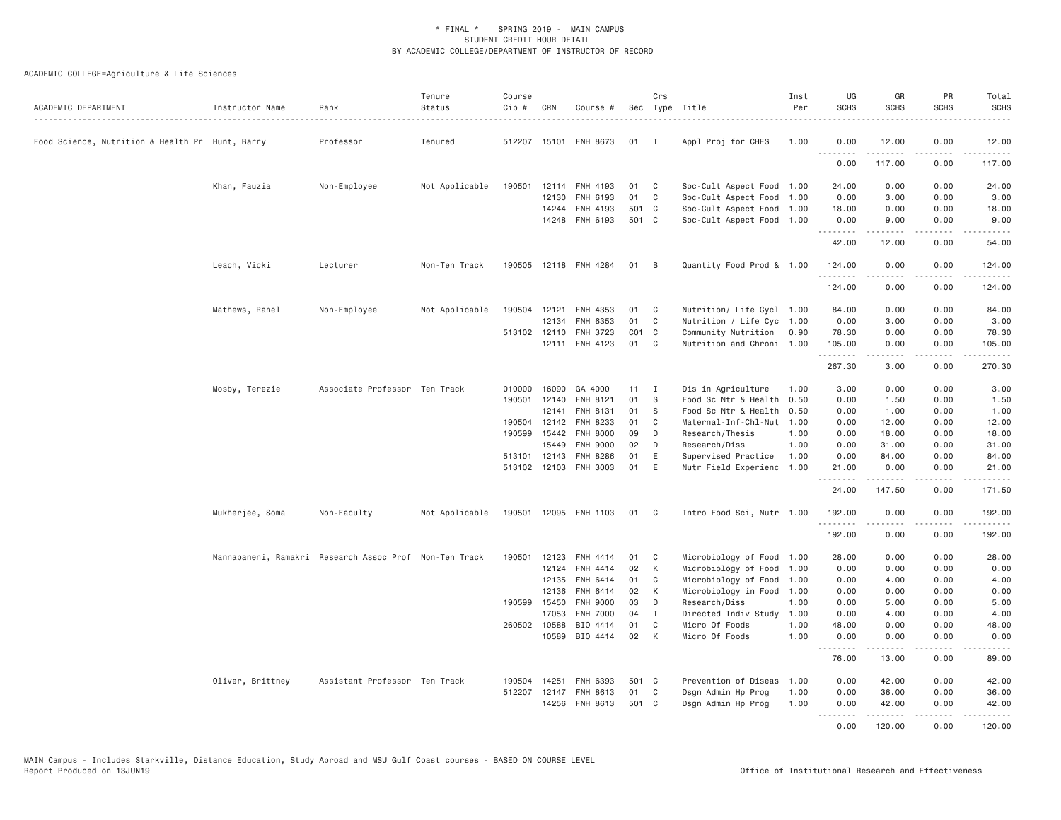\* FINAL \* SPRING 2019 - MAIN CAMPUS
STUDENT CREDIT HOUR DETAIL
BY ACADEMIC COLLEGE/DEPARTMENT OF INSTRUCTOR OF RECORD

ACADEMIC COLLEGE=Agriculture & Life Sciences

| ACADEMIC DEPARTMENT | Instructor Name | Rank | Tenure Status | Course Cip # | CRN | Course # | Sec | Crs Type | Title | Inst Per | UG SCHS | GR SCHS | PR SCHS | Total SCHS |
|---|---|---|---|---|---|---|---|---|---|---|---|---|---|---|
| Food Science, Nutrition & Health Pr | Hunt, Barry | Professor | Tenured | 512207 | 15101 | FNH 8673 | 01 | I | Appl Proj for CHES | 1.00 | 0.00 | 12.00 | 0.00 | 12.00 |
| | | | | | | | | | | | 0.00 | 117.00 | 0.00 | 117.00 |
| | Khan, Fauzia | Non-Employee | Not Applicable | 190501 | 12114 | FNH 4193 | 01 | C | Soc-Cult Aspect Food | 1.00 | 24.00 | 0.00 | 0.00 | 24.00 |
| | | | | | 12130 | FNH 6193 | 01 | C | Soc-Cult Aspect Food | 1.00 | 0.00 | 3.00 | 0.00 | 3.00 |
| | | | | | 14244 | FNH 4193 | 501 | C | Soc-Cult Aspect Food | 1.00 | 18.00 | 0.00 | 0.00 | 18.00 |
| | | | | | 14248 | FNH 6193 | 501 | C | Soc-Cult Aspect Food | 1.00 | 0.00 | 9.00 | 0.00 | 9.00 |
| | | | | | | | | | | | 42.00 | 12.00 | 0.00 | 54.00 |
| | Leach, Vicki | Lecturer | Non-Ten Track | 190505 | 12118 | FNH 4284 | 01 | B | Quantity Food Prod & | 1.00 | 124.00 | 0.00 | 0.00 | 124.00 |
| | | | | | | | | | | | 124.00 | 0.00 | 0.00 | 124.00 |
| | Mathews, Rahel | Non-Employee | Not Applicable | 190504 | 12121 | FNH 4353 | 01 | C | Nutrition/ Life Cycl | 1.00 | 84.00 | 0.00 | 0.00 | 84.00 |
| | | | | | 12134 | FNH 6353 | 01 | C | Nutrition / Life Cyc | 1.00 | 0.00 | 3.00 | 0.00 | 3.00 |
| | | | | 513102 | 12110 | FNH 3723 | C01 | C | Community Nutrition | 0.90 | 78.30 | 0.00 | 0.00 | 78.30 |
| | | | | | 12111 | FNH 4123 | 01 | C | Nutrition and Chroni | 1.00 | 105.00 | 0.00 | 0.00 | 105.00 |
| | | | | | | | | | | | 267.30 | 3.00 | 0.00 | 270.30 |
| | Mosby, Terezie | Associate Professor | Ten Track | 010000 | 16090 | GA 4000 | 11 | I | Dis in Agriculture | 1.00 | 3.00 | 0.00 | 0.00 | 3.00 |
| | | | | 190501 | 12140 | FNH 8121 | 01 | S | Food Sc Ntr & Health | 0.50 | 0.00 | 1.50 | 0.00 | 1.50 |
| | | | | | 12141 | FNH 8131 | 01 | S | Food Sc Ntr & Health | 0.50 | 0.00 | 1.00 | 0.00 | 1.00 |
| | | | | 190504 | 12142 | FNH 8233 | 01 | C | Maternal-Inf-Chl-Nut | 1.00 | 0.00 | 12.00 | 0.00 | 12.00 |
| | | | | 190599 | 15442 | FNH 8000 | 09 | D | Research/Thesis | 1.00 | 0.00 | 18.00 | 0.00 | 18.00 |
| | | | | | 15449 | FNH 9000 | 02 | D | Research/Diss | 1.00 | 0.00 | 31.00 | 0.00 | 31.00 |
| | | | | 513101 | 12143 | FNH 8286 | 01 | E | Supervised Practice | 1.00 | 0.00 | 84.00 | 0.00 | 84.00 |
| | | | | 513102 | 12103 | FNH 3003 | 01 | E | Nutr Field Experienc | 1.00 | 21.00 | 0.00 | 0.00 | 21.00 |
| | | | | | | | | | | | 24.00 | 147.50 | 0.00 | 171.50 |
| | Mukherjee, Soma | Non-Faculty | Not Applicable | 190501 | 12095 | FNH 1103 | 01 | C | Intro Food Sci, Nutr | 1.00 | 192.00 | 0.00 | 0.00 | 192.00 |
| | | | | | | | | | | | 192.00 | 0.00 | 0.00 | 192.00 |
| | Nannapaneni, Ramakri | Research Assoc Prof | Non-Ten Track | 190501 | 12123 | FNH 4414 | 01 | C | Microbiology of Food | 1.00 | 28.00 | 0.00 | 0.00 | 28.00 |
| | | | | | 12124 | FNH 4414 | 02 | K | Microbiology of Food | 1.00 | 0.00 | 0.00 | 0.00 | 0.00 |
| | | | | | 12135 | FNH 6414 | 01 | C | Microbiology of Food | 1.00 | 0.00 | 4.00 | 0.00 | 4.00 |
| | | | | | 12136 | FNH 6414 | 02 | K | Microbiology in Food | 1.00 | 0.00 | 0.00 | 0.00 | 0.00 |
| | | | | 190599 | 15450 | FNH 9000 | 03 | D | Research/Diss | 1.00 | 0.00 | 5.00 | 0.00 | 5.00 |
| | | | | | 17053 | FNH 7000 | 04 | I | Directed Indiv Study | 1.00 | 0.00 | 4.00 | 0.00 | 4.00 |
| | | | | 260502 | 10588 | BIO 4414 | 01 | C | Micro Of Foods | 1.00 | 48.00 | 0.00 | 0.00 | 48.00 |
| | | | | | 10589 | BIO 4414 | 02 | K | Micro Of Foods | 1.00 | 0.00 | 0.00 | 0.00 | 0.00 |
| | | | | | | | | | | | 76.00 | 13.00 | 0.00 | 89.00 |
| | Oliver, Brittney | Assistant Professor | Ten Track | 190504 | 14251 | FNH 6393 | 501 | C | Prevention of Diseas | 1.00 | 0.00 | 42.00 | 0.00 | 42.00 |
| | | | | 512207 | 12147 | FNH 8613 | 01 | C | Dsgn Admin Hp Prog | 1.00 | 0.00 | 36.00 | 0.00 | 36.00 |
| | | | | | 14256 | FNH 8613 | 501 | C | Dsgn Admin Hp Prog | 1.00 | 0.00 | 42.00 | 0.00 | 42.00 |
| | | | | | | | | | | | 0.00 | 120.00 | 0.00 | 120.00 |

MAIN Campus - Includes Starkville, Distance Education, Study Abroad and MSU Gulf Coast courses - BASED ON COURSE LEVEL
Report Produced on 13JUN19 Office of Institutional Research and Effectiveness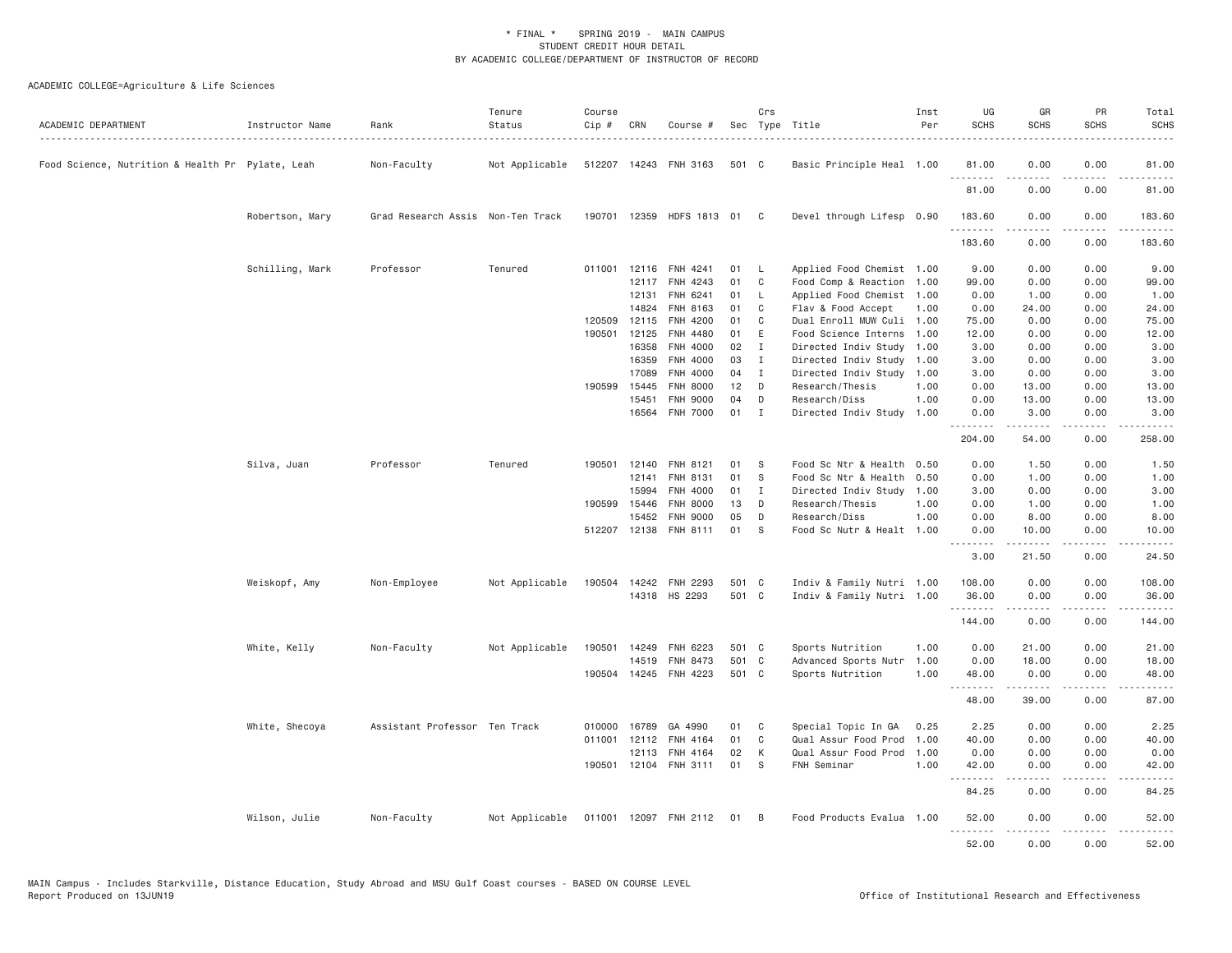\* FINAL \* SPRING 2019 - MAIN CAMPUS
STUDENT CREDIT HOUR DETAIL
BY ACADEMIC COLLEGE/DEPARTMENT OF INSTRUCTOR OF RECORD

ACADEMIC COLLEGE=Agriculture & Life Sciences

| ACADEMIC DEPARTMENT | Instructor Name | Rank | Tenure Status | Course Cip # | CRN | Course # | Sec | Crs Type | Title | Inst Per | UG SCHS | GR SCHS | PR SCHS | Total SCHS |
|---|---|---|---|---|---|---|---|---|---|---|---|---|---|---|
| Food Science, Nutrition & Health Pr | Pylate, Leah | Non-Faculty | Not Applicable | 512207 | 14243 | FNH 3163 | 501 | C | Basic Principle Heal | 1.00 | 81.00 | 0.00 | 0.00 | 81.00 |
| | | | | | | | | | | | 81.00 | 0.00 | 0.00 | 81.00 |
| | Robertson, Mary | Grad Research Assis | Non-Ten Track | 190701 | 12359 | HDFS 1813 | 01 | C | Devel through Lifesp | 0.90 | 183.60 | 0.00 | 0.00 | 183.60 |
| | | | | | | | | | | | 183.60 | 0.00 | 0.00 | 183.60 |
| | Schilling, Mark | Professor | Tenured | 011001 | 12116 | FNH 4241 | 01 | L | Applied Food Chemist | 1.00 | 9.00 | 0.00 | 0.00 | 9.00 |
| | | | | | 12117 | FNH 4243 | 01 | C | Food Comp & Reaction | 1.00 | 99.00 | 0.00 | 0.00 | 99.00 |
| | | | | | 12131 | FNH 6241 | 01 | L | Applied Food Chemist | 1.00 | 0.00 | 1.00 | 0.00 | 1.00 |
| | | | | | 14824 | FNH 8163 | 01 | C | Flav & Food Accept | 1.00 | 0.00 | 24.00 | 0.00 | 24.00 |
| | | | | 120509 | 12115 | FNH 4200 | 01 | C | Dual Enroll MUW Culi | 1.00 | 75.00 | 0.00 | 0.00 | 75.00 |
| | | | | 190501 | 12125 | FNH 4480 | 01 | E | Food Science Interns | 1.00 | 12.00 | 0.00 | 0.00 | 12.00 |
| | | | | | 16358 | FNH 4000 | 02 | I | Directed Indiv Study | 1.00 | 3.00 | 0.00 | 0.00 | 3.00 |
| | | | | | 16359 | FNH 4000 | 03 | I | Directed Indiv Study | 1.00 | 3.00 | 0.00 | 0.00 | 3.00 |
| | | | | | 17089 | FNH 4000 | 04 | I | Directed Indiv Study | 1.00 | 3.00 | 0.00 | 0.00 | 3.00 |
| | | | | 190599 | 15445 | FNH 8000 | 12 | D | Research/Thesis | 1.00 | 0.00 | 13.00 | 0.00 | 13.00 |
| | | | | | 15451 | FNH 9000 | 04 | D | Research/Diss | 1.00 | 0.00 | 13.00 | 0.00 | 13.00 |
| | | | | | 16564 | FNH 7000 | 01 | I | Directed Indiv Study | 1.00 | 0.00 | 3.00 | 0.00 | 3.00 |
| | | | | | | | | | | | 204.00 | 54.00 | 0.00 | 258.00 |
| | Silva, Juan | Professor | Tenured | 190501 | 12140 | FNH 8121 | 01 | S | Food Sc Ntr & Health | 0.50 | 0.00 | 1.50 | 0.00 | 1.50 |
| | | | | | 12141 | FNH 8131 | 01 | S | Food Sc Ntr & Health | 0.50 | 0.00 | 1.00 | 0.00 | 1.00 |
| | | | | | 15994 | FNH 4000 | 01 | I | Directed Indiv Study | 1.00 | 3.00 | 0.00 | 0.00 | 3.00 |
| | | | | 190599 | 15446 | FNH 8000 | 13 | D | Research/Thesis | 1.00 | 0.00 | 1.00 | 0.00 | 1.00 |
| | | | | | 15452 | FNH 9000 | 05 | D | Research/Diss | 1.00 | 0.00 | 8.00 | 0.00 | 8.00 |
| | | | | 512207 | 12138 | FNH 8111 | 01 | S | Food Sc Nutr & Healt | 1.00 | 0.00 | 10.00 | 0.00 | 10.00 |
| | | | | | | | | | | | 3.00 | 21.50 | 0.00 | 24.50 |
| | Weiskopf, Amy | Non-Employee | Not Applicable | 190504 | 14242 | FNH 2293 | 501 | C | Indiv & Family Nutri | 1.00 | 108.00 | 0.00 | 0.00 | 108.00 |
| | | | | | 14318 | HS 2293 | 501 | C | Indiv & Family Nutri | 1.00 | 36.00 | 0.00 | 0.00 | 36.00 |
| | | | | | | | | | | | 144.00 | 0.00 | 0.00 | 144.00 |
| | White, Kelly | Non-Faculty | Not Applicable | 190501 | 14249 | FNH 6223 | 501 | C | Sports Nutrition | 1.00 | 0.00 | 21.00 | 0.00 | 21.00 |
| | | | | | 14519 | FNH 8473 | 501 | C | Advanced Sports Nutr | 1.00 | 0.00 | 18.00 | 0.00 | 18.00 |
| | | | | 190504 | 14245 | FNH 4223 | 501 | C | Sports Nutrition | 1.00 | 48.00 | 0.00 | 0.00 | 48.00 |
| | | | | | | | | | | | 48.00 | 39.00 | 0.00 | 87.00 |
| | White, Shecoya | Assistant Professor | Ten Track | 010000 | 16789 | GA 4990 | 01 | C | Special Topic In GA | 0.25 | 2.25 | 0.00 | 0.00 | 2.25 |
| | | | | 011001 | 12112 | FNH 4164 | 01 | C | Qual Assur Food Prod | 1.00 | 40.00 | 0.00 | 0.00 | 40.00 |
| | | | | | 12113 | FNH 4164 | 02 | K | Qual Assur Food Prod | 1.00 | 0.00 | 0.00 | 0.00 | 0.00 |
| | | | | 190501 | 12104 | FNH 3111 | 01 | S | FNH Seminar | 1.00 | 42.00 | 0.00 | 0.00 | 42.00 |
| | | | | | | | | | | | 84.25 | 0.00 | 0.00 | 84.25 |
| | Wilson, Julie | Non-Faculty | Not Applicable | 011001 | 12097 | FNH 2112 | 01 | B | Food Products Evalua | 1.00 | 52.00 | 0.00 | 0.00 | 52.00 |
| | | | | | | | | | | | 52.00 | 0.00 | 0.00 | 52.00 |

MAIN Campus - Includes Starkville, Distance Education, Study Abroad and MSU Gulf Coast courses - BASED ON COURSE LEVEL
Report Produced on 13JUN19

Office of Institutional Research and Effectiveness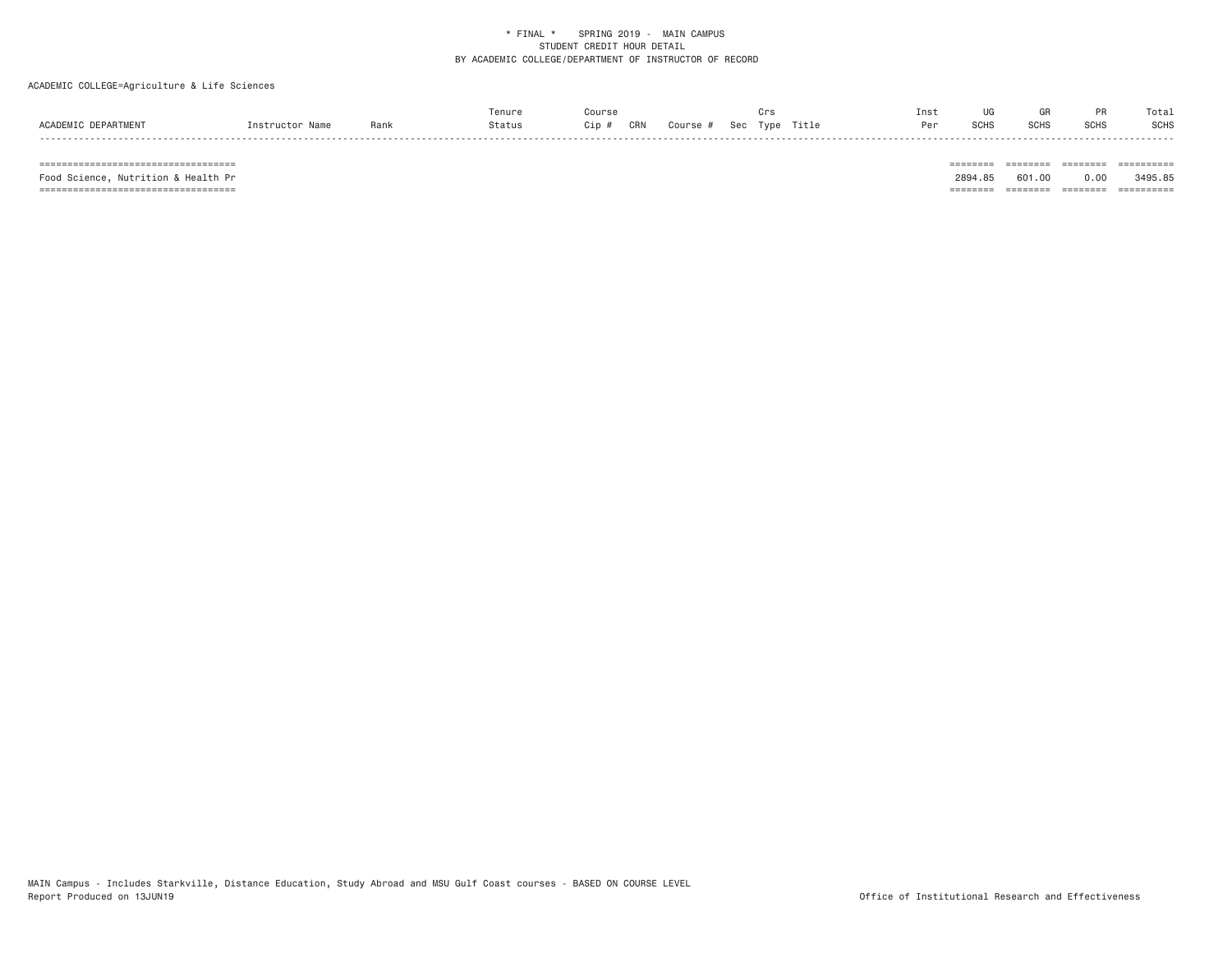\* FINAL \*    SPRING 2019 - MAIN CAMPUS
STUDENT CREDIT HOUR DETAIL
BY ACADEMIC COLLEGE/DEPARTMENT OF INSTRUCTOR OF RECORD

ACADEMIC COLLEGE=Agriculture & Life Sciences

| ACADEMIC DEPARTMENT | Instructor Name | Rank | Tenure Status | Course Cip # | CRN | Course # | Sec | Crs Type | Title | Inst Per | UG SCHS | GR SCHS | PR SCHS | Total SCHS |
|---|---|---|---|---|---|---|---|---|---|---|---|---|---|---|
| Food Science, Nutrition & Health Pr | | | | | | | | | | | 2894.85 | 601.00 | 0.00 | 3495.85 |

MAIN Campus - Includes Starkville, Distance Education, Study Abroad and MSU Gulf Coast courses - BASED ON COURSE LEVEL
Report Produced on 13JUN19

Office of Institutional Research and Effectiveness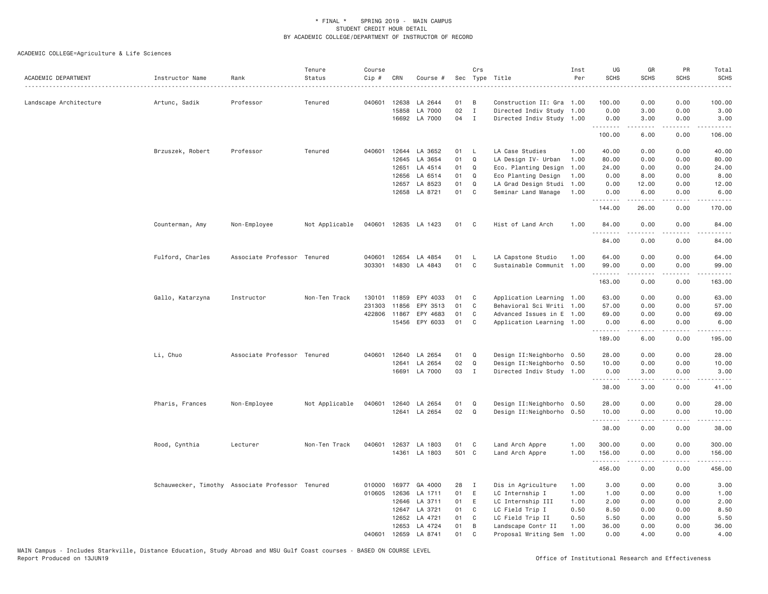\* FINAL \* SPRING 2019 - MAIN CAMPUS
STUDENT CREDIT HOUR DETAIL
BY ACADEMIC COLLEGE/DEPARTMENT OF INSTRUCTOR OF RECORD

ACADEMIC COLLEGE=Agriculture & Life Sciences

| ACADEMIC DEPARTMENT | Instructor Name | Rank | Tenure Status | Course Cip # | CRN | Course # | Sec | Crs Type | Title | Inst Per | UG SCHS | GR SCHS | PR SCHS | Total SCHS |
|---|---|---|---|---|---|---|---|---|---|---|---|---|---|---|
| Landscape Architecture | Artunc, Sadik | Professor | Tenured | 040601 | 12638 | LA 2644 | 01 | B | Construction II: Gra | 1.00 | 100.00 | 0.00 | 0.00 | 100.00 |
| | | | | | 15858 | LA 7000 | 02 | I | Directed Indiv Study | 1.00 | 0.00 | 3.00 | 0.00 | 3.00 |
| | | | | | 16692 | LA 7000 | 04 | I | Directed Indiv Study | 1.00 | 0.00 | 3.00 | 0.00 | 3.00 |
| | | | | | | | | | | | 100.00 | 6.00 | 0.00 | 106.00 |
| | Brzuszek, Robert | Professor | Tenured | 040601 | 12644 | LA 3652 | 01 | L | LA Case Studies | 1.00 | 40.00 | 0.00 | 0.00 | 40.00 |
| | | | | | 12645 | LA 3654 | 01 | Q | LA Design IV- Urban | 1.00 | 80.00 | 0.00 | 0.00 | 80.00 |
| | | | | | 12651 | LA 4514 | 01 | Q | Eco. Planting Design | 1.00 | 24.00 | 0.00 | 0.00 | 24.00 |
| | | | | | 12656 | LA 6514 | 01 | Q | Eco Planting Design | 1.00 | 0.00 | 8.00 | 0.00 | 8.00 |
| | | | | | 12657 | LA 8523 | 01 | Q | LA Grad Design Studi | 1.00 | 0.00 | 12.00 | 0.00 | 12.00 |
| | | | | | 12658 | LA 8721 | 01 | C | Seminar Land Manage | 1.00 | 0.00 | 6.00 | 0.00 | 6.00 |
| | | | | | | | | | | | 144.00 | 26.00 | 0.00 | 170.00 |
| | Counterman, Amy | Non-Employee | Not Applicable | 040601 | 12635 | LA 1423 | 01 | C | Hist of Land Arch | 1.00 | 84.00 | 0.00 | 0.00 | 84.00 |
| | | | | | | | | | | | 84.00 | 0.00 | 0.00 | 84.00 |
| | Fulford, Charles | Associate Professor | Tenured | 040601 | 12654 | LA 4854 | 01 | L | LA Capstone Studio | 1.00 | 64.00 | 0.00 | 0.00 | 64.00 |
| | | | | 303301 | 14830 | LA 4843 | 01 | C | Sustainable Communit | 1.00 | 99.00 | 0.00 | 0.00 | 99.00 |
| | | | | | | | | | | | 163.00 | 0.00 | 0.00 | 163.00 |
| | Gallo, Katarzyna | Instructor | Non-Ten Track | 130101 | 11859 | EPY 4033 | 01 | C | Application Learning | 1.00 | 63.00 | 0.00 | 0.00 | 63.00 |
| | | | | 231303 | 11856 | EPY 3513 | 01 | C | Behavioral Sci Writi | 1.00 | 57.00 | 0.00 | 0.00 | 57.00 |
| | | | | 422806 | 11867 | EPY 4683 | 01 | C | Advanced Issues in E | 1.00 | 69.00 | 0.00 | 0.00 | 69.00 |
| | | | | | 15456 | EPY 6033 | 01 | C | Application Learning | 1.00 | 0.00 | 6.00 | 0.00 | 6.00 |
| | | | | | | | | | | | 189.00 | 6.00 | 0.00 | 195.00 |
| | Li, Chuo | Associate Professor | Tenured | 040601 | 12640 | LA 2654 | 01 | Q | Design II:Neighborho | 0.50 | 28.00 | 0.00 | 0.00 | 28.00 |
| | | | | | 12641 | LA 2654 | 02 | Q | Design II:Neighborho | 0.50 | 10.00 | 0.00 | 0.00 | 10.00 |
| | | | | | 16691 | LA 7000 | 03 | I | Directed Indiv Study | 1.00 | 0.00 | 3.00 | 0.00 | 3.00 |
| | | | | | | | | | | | 38.00 | 3.00 | 0.00 | 41.00 |
| | Pharis, Frances | Non-Employee | Not Applicable | 040601 | 12640 | LA 2654 | 01 | Q | Design II:Neighborho | 0.50 | 28.00 | 0.00 | 0.00 | 28.00 |
| | | | | | 12641 | LA 2654 | 02 | Q | Design II:Neighborho | 0.50 | 10.00 | 0.00 | 0.00 | 10.00 |
| | | | | | | | | | | | 38.00 | 0.00 | 0.00 | 38.00 |
| | Rood, Cynthia | Lecturer | Non-Ten Track | 040601 | 12637 | LA 1803 | 01 | C | Land Arch Appre | 1.00 | 300.00 | 0.00 | 0.00 | 300.00 |
| | | | | | 14361 | LA 1803 | 501 | C | Land Arch Appre | 1.00 | 156.00 | 0.00 | 0.00 | 156.00 |
| | | | | | | | | | | | 456.00 | 0.00 | 0.00 | 456.00 |
| | Schauwecker, Timothy | Associate Professor | Tenured | 010000 | 16977 | GA 4000 | 28 | I | Dis in Agriculture | 1.00 | 3.00 | 0.00 | 0.00 | 3.00 |
| | | | | 010605 | 12636 | LA 1711 | 01 | E | LC Internship I | 1.00 | 1.00 | 0.00 | 0.00 | 1.00 |
| | | | | | 12646 | LA 3711 | 01 | E | LC Internship III | 1.00 | 2.00 | 0.00 | 0.00 | 2.00 |
| | | | | | 12647 | LA 3721 | 01 | C | LC Field Trip I | 0.50 | 8.50 | 0.00 | 0.00 | 8.50 |
| | | | | | 12652 | LA 4721 | 01 | C | LC Field Trip II | 0.50 | 5.50 | 0.00 | 0.00 | 5.50 |
| | | | | | 12653 | LA 4724 | 01 | B | Landscape Contr II | 1.00 | 36.00 | 0.00 | 0.00 | 36.00 |
| | | | | 040601 | 12659 | LA 8741 | 01 | C | Proposal Writing Sem | 1.00 | 0.00 | 4.00 | 0.00 | 4.00 |

MAIN Campus - Includes Starkville, Distance Education, Study Abroad and MSU Gulf Coast courses - BASED ON COURSE LEVEL
Report Produced on 13JUN19 Office of Institutional Research and Effectiveness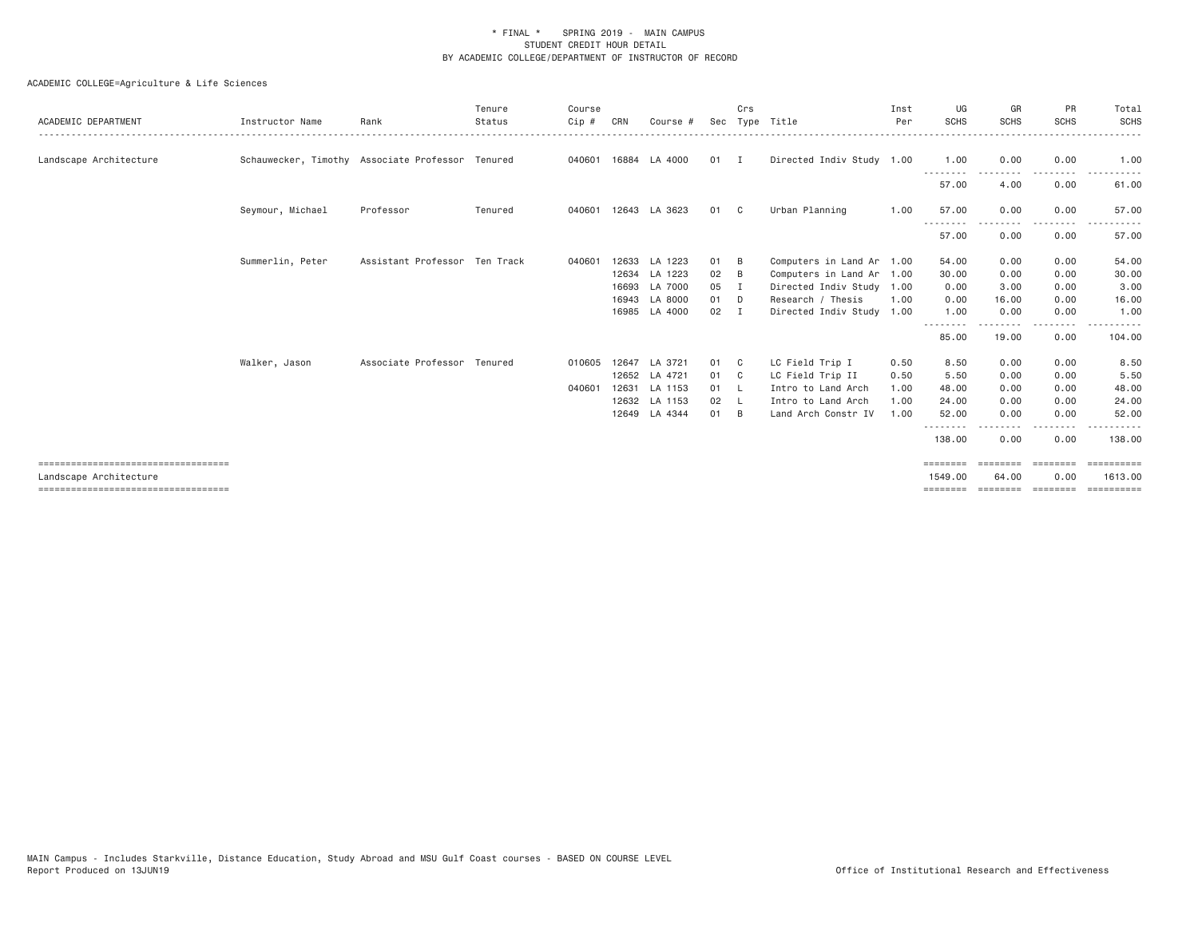\* FINAL \*    SPRING 2019 -  MAIN CAMPUS
STUDENT CREDIT HOUR DETAIL
BY ACADEMIC COLLEGE/DEPARTMENT OF INSTRUCTOR OF RECORD

ACADEMIC COLLEGE=Agriculture & Life Sciences

| ACADEMIC DEPARTMENT | Instructor Name | Rank | Tenure Status | Course Cip # | CRN | Course # | Sec | Crs Type | Title | Inst Per | UG SCHS | GR SCHS | PR SCHS | Total SCHS |
|---|---|---|---|---|---|---|---|---|---|---|---|---|---|---|
| Landscape Architecture | Schauwecker, Timothy | Associate Professor | Tenured | 040601 | 16884 | LA 4000 | 01 | I | Directed Indiv Study | 1.00 | 1.00 | 0.00 | 0.00 | 1.00 |
| | | | | | | | | | | | 57.00 | 4.00 | 0.00 | 61.00 |
| | Seymour, Michael | Professor | Tenured | 040601 | 12643 | LA 3623 | 01 | C | Urban Planning | 1.00 | 57.00 | 0.00 | 0.00 | 57.00 |
| | | | | | | | | | | | 57.00 | 0.00 | 0.00 | 57.00 |
| | Summerlin, Peter | Assistant Professor | Ten Track | 040601 | 12633 | LA 1223 | 01 | B | Computers in Land Ar | 1.00 | 54.00 | 0.00 | 0.00 | 54.00 |
| | | | | | 12634 | LA 1223 | 02 | B | Computers in Land Ar | 1.00 | 30.00 | 0.00 | 0.00 | 30.00 |
| | | | | | 16693 | LA 7000 | 05 | I | Directed Indiv Study | 1.00 | 0.00 | 3.00 | 0.00 | 3.00 |
| | | | | | 16943 | LA 8000 | 01 | D | Research / Thesis | 1.00 | 0.00 | 16.00 | 0.00 | 16.00 |
| | | | | | 16985 | LA 4000 | 02 | I | Directed Indiv Study | 1.00 | 1.00 | 0.00 | 0.00 | 1.00 |
| | | | | | | | | | | | 85.00 | 19.00 | 0.00 | 104.00 |
| | Walker, Jason | Associate Professor | Tenured | 010605 | 12647 | LA 3721 | 01 | C | LC Field Trip I | 0.50 | 8.50 | 0.00 | 0.00 | 8.50 |
| | | | | | 12652 | LA 4721 | 01 | C | LC Field Trip II | 0.50 | 5.50 | 0.00 | 0.00 | 5.50 |
| | | | | 040601 | 12631 | LA 1153 | 01 | L | Intro to Land Arch | 1.00 | 48.00 | 0.00 | 0.00 | 48.00 |
| | | | | | 12632 | LA 1153 | 02 | L | Intro to Land Arch | 1.00 | 24.00 | 0.00 | 0.00 | 24.00 |
| | | | | | 12649 | LA 4344 | 01 | B | Land Arch Constr IV | 1.00 | 52.00 | 0.00 | 0.00 | 52.00 |
| | | | | | | | | | | | 138.00 | 0.00 | 0.00 | 138.00 |
| Landscape Architecture | | | | | | | | | | | 1549.00 | 64.00 | 0.00 | 1613.00 |

MAIN Campus - Includes Starkville, Distance Education, Study Abroad and MSU Gulf Coast courses - BASED ON COURSE LEVEL
Report Produced on 13JUN19    Office of Institutional Research and Effectiveness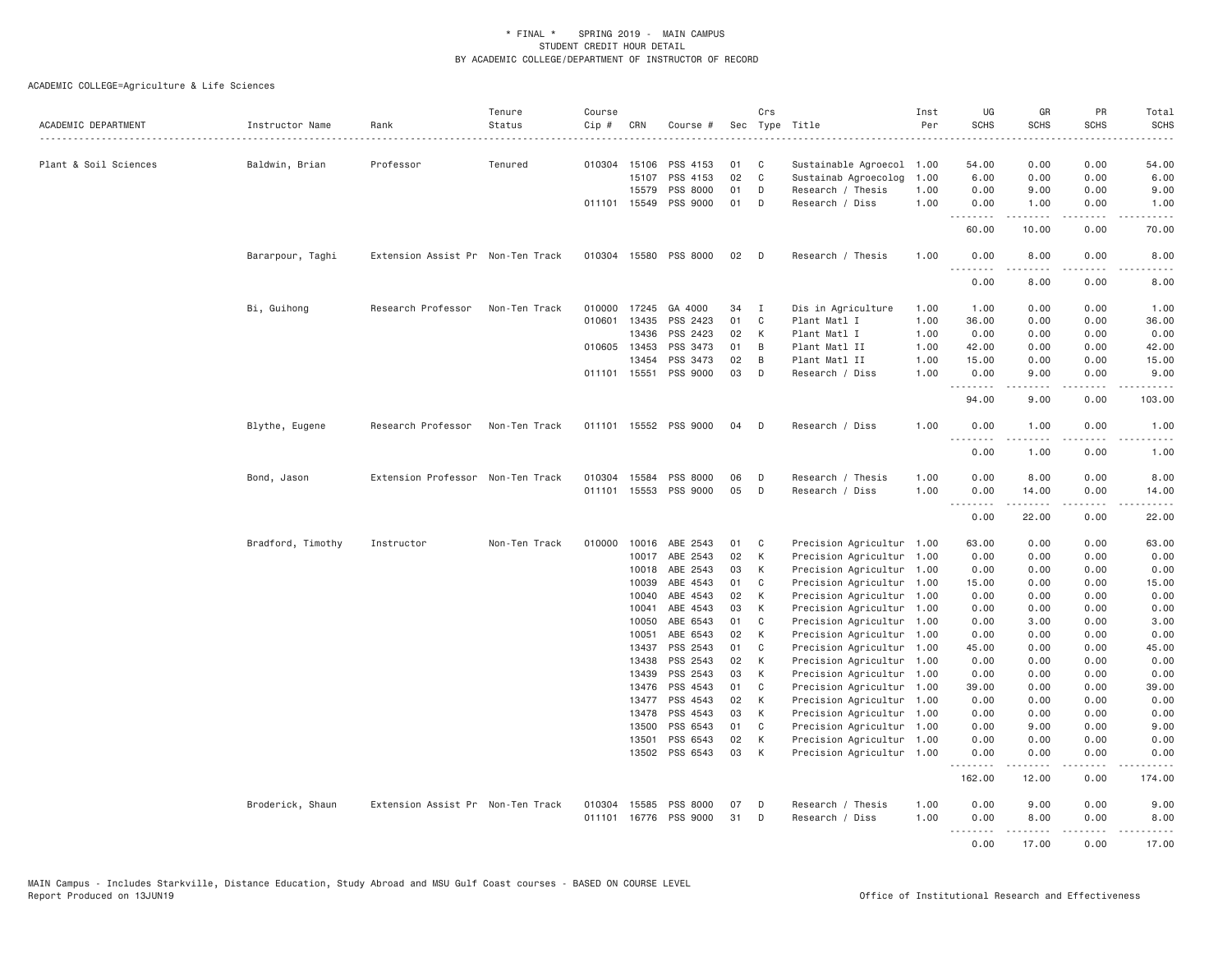\* FINAL \* SPRING 2019 - MAIN CAMPUS
STUDENT CREDIT HOUR DETAIL
BY ACADEMIC COLLEGE/DEPARTMENT OF INSTRUCTOR OF RECORD

ACADEMIC COLLEGE=Agriculture & Life Sciences

| ACADEMIC DEPARTMENT | Instructor Name | Rank | Tenure Status | Course Cip # | CRN | Course # | Sec | Crs Type | Title | Inst Per | UG SCHS | GR SCHS | PR SCHS | Total SCHS |
|---|---|---|---|---|---|---|---|---|---|---|---|---|---|---|
| Plant & Soil Sciences | Baldwin, Brian | Professor | Tenured | 010304 | 15106 | PSS 4153 | 01 | C | Sustainable Agroecol | 1.00 | 54.00 | 0.00 | 0.00 | 54.00 |
| | | | | | 15107 | PSS 4153 | 02 | C | Sustainab Agroecolog | 1.00 | 6.00 | 0.00 | 0.00 | 6.00 |
| | | | | | 15579 | PSS 8000 | 01 | D | Research / Thesis | 1.00 | 0.00 | 9.00 | 0.00 | 9.00 |
| | | | | 011101 | 15549 | PSS 9000 | 01 | D | Research / Diss | 1.00 | 0.00 | 1.00 | 0.00 | 1.00 |
| | | | | | | | | | | | 60.00 | 10.00 | 0.00 | 70.00 |
| | Bararpour, Taghi | Extension Assist Pr | Non-Ten Track | 010304 | 15580 | PSS 8000 | 02 | D | Research / Thesis | 1.00 | 0.00 | 8.00 | 0.00 | 8.00 |
| | | | | | | | | | | | 0.00 | 8.00 | 0.00 | 8.00 |
| | Bi, Guihong | Research Professor | Non-Ten Track | 010000 | 17245 | GA 4000 | 34 | I | Dis in Agriculture | 1.00 | 1.00 | 0.00 | 0.00 | 1.00 |
| | | | | 010601 | 13435 | PSS 2423 | 01 | C | Plant Matl I | 1.00 | 36.00 | 0.00 | 0.00 | 36.00 |
| | | | | | 13436 | PSS 2423 | 02 | K | Plant Matl I | 1.00 | 0.00 | 0.00 | 0.00 | 0.00 |
| | | | | 010605 | 13453 | PSS 3473 | 01 | B | Plant Matl II | 1.00 | 42.00 | 0.00 | 0.00 | 42.00 |
| | | | | | 13454 | PSS 3473 | 02 | B | Plant Matl II | 1.00 | 15.00 | 0.00 | 0.00 | 15.00 |
| | | | | 011101 | 15551 | PSS 9000 | 03 | D | Research / Diss | 1.00 | 0.00 | 9.00 | 0.00 | 9.00 |
| | | | | | | | | | | | 94.00 | 9.00 | 0.00 | 103.00 |
| | Blythe, Eugene | Research Professor | Non-Ten Track | 011101 | 15552 | PSS 9000 | 04 | D | Research / Diss | 1.00 | 0.00 | 1.00 | 0.00 | 1.00 |
| | | | | | | | | | | | 0.00 | 1.00 | 0.00 | 1.00 |
| | Bond, Jason | Extension Professor | Non-Ten Track | 010304 | 15584 | PSS 8000 | 06 | D | Research / Thesis | 1.00 | 0.00 | 8.00 | 0.00 | 8.00 |
| | | | | 011101 | 15553 | PSS 9000 | 05 | D | Research / Diss | 1.00 | 0.00 | 14.00 | 0.00 | 14.00 |
| | | | | | | | | | | | 0.00 | 22.00 | 0.00 | 22.00 |
| | Bradford, Timothy | Instructor | Non-Ten Track | 010000 | 10016 | ABE 2543 | 01 | C | Precision Agricultur | 1.00 | 63.00 | 0.00 | 0.00 | 63.00 |
| | | | | | 10017 | ABE 2543 | 02 | K | Precision Agricultur | 1.00 | 0.00 | 0.00 | 0.00 | 0.00 |
| | | | | | 10018 | ABE 2543 | 03 | K | Precision Agricultur | 1.00 | 0.00 | 0.00 | 0.00 | 0.00 |
| | | | | | 10039 | ABE 4543 | 01 | C | Precision Agricultur | 1.00 | 15.00 | 0.00 | 0.00 | 15.00 |
| | | | | | 10040 | ABE 4543 | 02 | K | Precision Agricultur | 1.00 | 0.00 | 0.00 | 0.00 | 0.00 |
| | | | | | 10041 | ABE 4543 | 03 | K | Precision Agricultur | 1.00 | 0.00 | 0.00 | 0.00 | 0.00 |
| | | | | | 10050 | ABE 6543 | 01 | C | Precision Agricultur | 1.00 | 0.00 | 3.00 | 0.00 | 3.00 |
| | | | | | 10051 | ABE 6543 | 02 | K | Precision Agricultur | 1.00 | 0.00 | 0.00 | 0.00 | 0.00 |
| | | | | | 13437 | PSS 2543 | 01 | C | Precision Agricultur | 1.00 | 45.00 | 0.00 | 0.00 | 45.00 |
| | | | | | 13438 | PSS 2543 | 02 | K | Precision Agricultur | 1.00 | 0.00 | 0.00 | 0.00 | 0.00 |
| | | | | | 13439 | PSS 2543 | 03 | K | Precision Agricultur | 1.00 | 0.00 | 0.00 | 0.00 | 0.00 |
| | | | | | 13476 | PSS 4543 | 01 | C | Precision Agricultur | 1.00 | 39.00 | 0.00 | 0.00 | 39.00 |
| | | | | | 13477 | PSS 4543 | 02 | K | Precision Agricultur | 1.00 | 0.00 | 0.00 | 0.00 | 0.00 |
| | | | | | 13478 | PSS 4543 | 03 | K | Precision Agricultur | 1.00 | 0.00 | 0.00 | 0.00 | 0.00 |
| | | | | | 13500 | PSS 6543 | 01 | C | Precision Agricultur | 1.00 | 0.00 | 9.00 | 0.00 | 9.00 |
| | | | | | 13501 | PSS 6543 | 02 | K | Precision Agricultur | 1.00 | 0.00 | 0.00 | 0.00 | 0.00 |
| | | | | | 13502 | PSS 6543 | 03 | K | Precision Agricultur | 1.00 | 0.00 | 0.00 | 0.00 | 0.00 |
| | | | | | | | | | | | 162.00 | 12.00 | 0.00 | 174.00 |
| | Broderick, Shaun | Extension Assist Pr | Non-Ten Track | 010304 | 15585 | PSS 8000 | 07 | D | Research / Thesis | 1.00 | 0.00 | 9.00 | 0.00 | 9.00 |
| | | | | 011101 | 16776 | PSS 9000 | 31 | D | Research / Diss | 1.00 | 0.00 | 8.00 | 0.00 | 8.00 |
| | | | | | | | | | | | 0.00 | 17.00 | 0.00 | 17.00 |

MAIN Campus - Includes Starkville, Distance Education, Study Abroad and MSU Gulf Coast courses - BASED ON COURSE LEVEL
Report Produced on 13JUN19 Office of Institutional Research and Effectiveness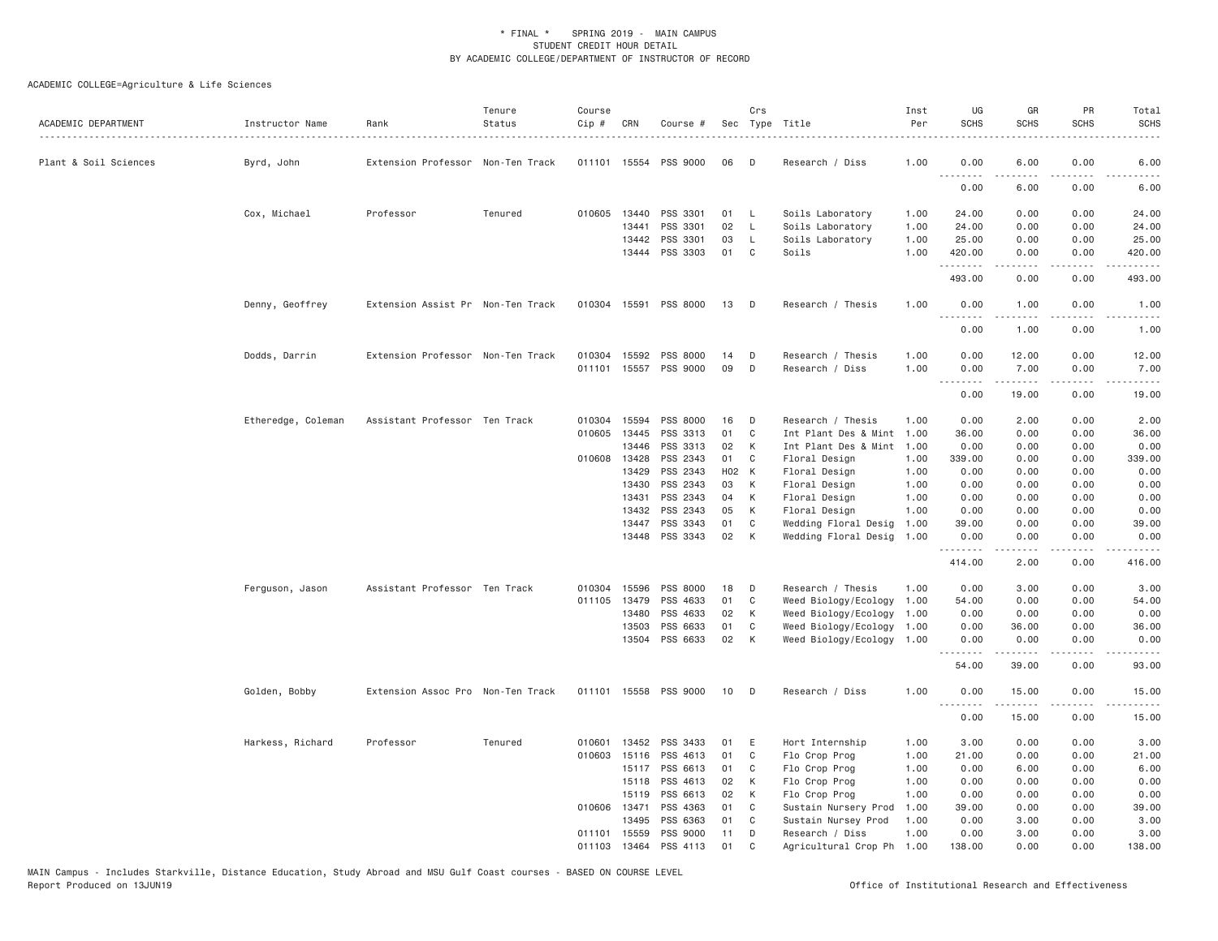\* FINAL \* SPRING 2019 - MAIN CAMPUS
STUDENT CREDIT HOUR DETAIL
BY ACADEMIC COLLEGE/DEPARTMENT OF INSTRUCTOR OF RECORD

ACADEMIC COLLEGE=Agriculture & Life Sciences

| ACADEMIC DEPARTMENT | Instructor Name | Rank | Tenure Status | Course Cip # | CRN | Course # | Sec | Crs Type | Title | Inst Per | UG SCHS | GR SCHS | PR SCHS | Total SCHS |
|---|---|---|---|---|---|---|---|---|---|---|---|---|---|---|
| Plant & Soil Sciences | Byrd, John | Extension Professor | Non-Ten Track | 011101 | 15554 | PSS 9000 | 06 | D | Research / Diss | 1.00 | 0.00 | 6.00 | 0.00 | 6.00 |
| | | | | | | | | | | | 0.00 | 6.00 | 0.00 | 6.00 |
| | Cox, Michael | Professor | Tenured | 010605 | 13440 | PSS 3301 | 01 | L | Soils Laboratory | 1.00 | 24.00 | 0.00 | 0.00 | 24.00 |
| | | | | | 13441 | PSS 3301 | 02 | L | Soils Laboratory | 1.00 | 24.00 | 0.00 | 0.00 | 24.00 |
| | | | | | 13442 | PSS 3301 | 03 | L | Soils Laboratory | 1.00 | 25.00 | 0.00 | 0.00 | 25.00 |
| | | | | | 13444 | PSS 3303 | 01 | C | Soils | 1.00 | 420.00 | 0.00 | 0.00 | 420.00 |
| | | | | | | | | | | | 493.00 | 0.00 | 0.00 | 493.00 |
| | Denny, Geoffrey | Extension Assist Pr | Non-Ten Track | 010304 | 15591 | PSS 8000 | 13 | D | Research / Thesis | 1.00 | 0.00 | 1.00 | 0.00 | 1.00 |
| | | | | | | | | | | | 0.00 | 1.00 | 0.00 | 1.00 |
| | Dodds, Darrin | Extension Professor | Non-Ten Track | 010304 | 15592 | PSS 8000 | 14 | D | Research / Thesis | 1.00 | 0.00 | 12.00 | 0.00 | 12.00 |
| | | | | 011101 | 15557 | PSS 9000 | 09 | D | Research / Diss | 1.00 | 0.00 | 7.00 | 0.00 | 7.00 |
| | | | | | | | | | | | 0.00 | 19.00 | 0.00 | 19.00 |
| | Etheredge, Coleman | Assistant Professor | Ten Track | 010304 | 15594 | PSS 8000 | 16 | D | Research / Thesis | 1.00 | 0.00 | 2.00 | 0.00 | 2.00 |
| | | | | 010605 | 13445 | PSS 3313 | 01 | C | Int Plant Des & Mint | 1.00 | 36.00 | 0.00 | 0.00 | 36.00 |
| | | | | | 13446 | PSS 3313 | 02 | K | Int Plant Des & Mint | 1.00 | 0.00 | 0.00 | 0.00 | 0.00 |
| | | | | 010608 | 13428 | PSS 2343 | 01 | C | Floral Design | 1.00 | 339.00 | 0.00 | 0.00 | 339.00 |
| | | | | | 13429 | PSS 2343 | H02 | K | Floral Design | 1.00 | 0.00 | 0.00 | 0.00 | 0.00 |
| | | | | | 13430 | PSS 2343 | 03 | K | Floral Design | 1.00 | 0.00 | 0.00 | 0.00 | 0.00 |
| | | | | | 13431 | PSS 2343 | 04 | K | Floral Design | 1.00 | 0.00 | 0.00 | 0.00 | 0.00 |
| | | | | | 13432 | PSS 2343 | 05 | K | Floral Design | 1.00 | 0.00 | 0.00 | 0.00 | 0.00 |
| | | | | | 13447 | PSS 3343 | 01 | C | Wedding Floral Desig | 1.00 | 39.00 | 0.00 | 0.00 | 39.00 |
| | | | | | 13448 | PSS 3343 | 02 | K | Wedding Floral Desig | 1.00 | 0.00 | 0.00 | 0.00 | 0.00 |
| | | | | | | | | | | | 414.00 | 2.00 | 0.00 | 416.00 |
| | Ferguson, Jason | Assistant Professor | Ten Track | 010304 | 15596 | PSS 8000 | 18 | D | Research / Thesis | 1.00 | 0.00 | 3.00 | 0.00 | 3.00 |
| | | | | 011105 | 13479 | PSS 4633 | 01 | C | Weed Biology/Ecology | 1.00 | 54.00 | 0.00 | 0.00 | 54.00 |
| | | | | | 13480 | PSS 4633 | 02 | K | Weed Biology/Ecology | 1.00 | 0.00 | 0.00 | 0.00 | 0.00 |
| | | | | | 13503 | PSS 6633 | 01 | C | Weed Biology/Ecology | 1.00 | 0.00 | 36.00 | 0.00 | 36.00 |
| | | | | | 13504 | PSS 6633 | 02 | K | Weed Biology/Ecology | 1.00 | 0.00 | 0.00 | 0.00 | 0.00 |
| | | | | | | | | | | | 54.00 | 39.00 | 0.00 | 93.00 |
| | Golden, Bobby | Extension Assoc Pro | Non-Ten Track | 011101 | 15558 | PSS 9000 | 10 | D | Research / Diss | 1.00 | 0.00 | 15.00 | 0.00 | 15.00 |
| | | | | | | | | | | | 0.00 | 15.00 | 0.00 | 15.00 |
| | Harkess, Richard | Professor | Tenured | 010601 | 13452 | PSS 3433 | 01 | E | Hort Internship | 1.00 | 3.00 | 0.00 | 0.00 | 3.00 |
| | | | | 010603 | 15116 | PSS 4613 | 01 | C | Flo Crop Prog | 1.00 | 21.00 | 0.00 | 0.00 | 21.00 |
| | | | | | 15117 | PSS 6613 | 01 | C | Flo Crop Prog | 1.00 | 0.00 | 6.00 | 0.00 | 6.00 |
| | | | | | 15118 | PSS 4613 | 02 | K | Flo Crop Prog | 1.00 | 0.00 | 0.00 | 0.00 | 0.00 |
| | | | | | 15119 | PSS 6613 | 02 | K | Flo Crop Prog | 1.00 | 0.00 | 0.00 | 0.00 | 0.00 |
| | | | | 010606 | 13471 | PSS 4363 | 01 | C | Sustain Nursery Prod | 1.00 | 39.00 | 0.00 | 0.00 | 39.00 |
| | | | | | 13495 | PSS 6363 | 01 | C | Sustain Nursey Prod | 1.00 | 0.00 | 3.00 | 0.00 | 3.00 |
| | | | | 011101 | 15559 | PSS 9000 | 11 | D | Research / Diss | 1.00 | 0.00 | 3.00 | 0.00 | 3.00 |
| | | | | 011103 | 13464 | PSS 4113 | 01 | C | Agricultural Crop Ph | 1.00 | 138.00 | 0.00 | 0.00 | 138.00 |

MAIN Campus - Includes Starkville, Distance Education, Study Abroad and MSU Gulf Coast courses - BASED ON COURSE LEVEL
Report Produced on 13JUN19 Office of Institutional Research and Effectiveness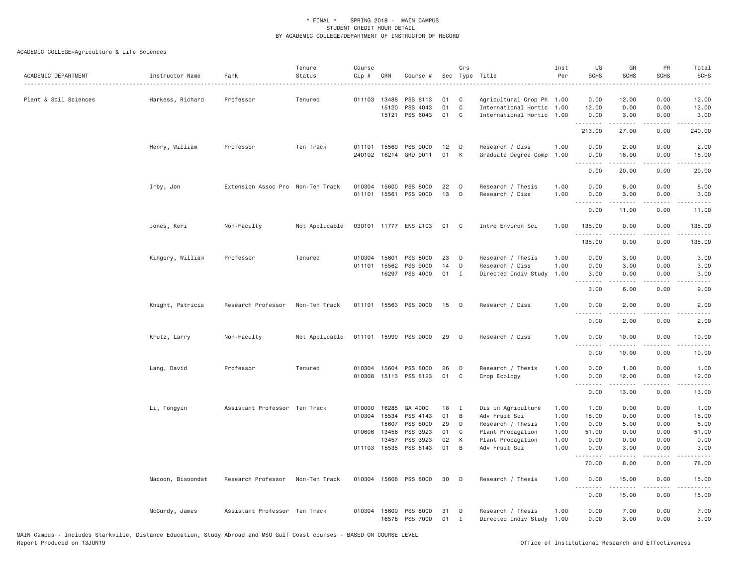\* FINAL \* SPRING 2019 - MAIN CAMPUS
STUDENT CREDIT HOUR DETAIL
BY ACADEMIC COLLEGE/DEPARTMENT OF INSTRUCTOR OF RECORD

ACADEMIC COLLEGE=Agriculture & Life Sciences

| ACADEMIC DEPARTMENT | Instructor Name | Rank | Tenure Status | Course Cip # | CRN | Course # | Sec | Crs Type | Title | Inst Per | UG SCHS | GR SCHS | PR SCHS | Total SCHS |
|---|---|---|---|---|---|---|---|---|---|---|---|---|---|---|
| Plant & Soil Sciences | Harkess, Richard | Professor | Tenured | 011103 | 13488 | PSS 6113 | 01 | C | Agricultural Crop Ph | 1.00 | 0.00 | 12.00 | 0.00 | 12.00 |
| | | | | | 15120 | PSS 4043 | 01 | C | International Hortic | 1.00 | 12.00 | 0.00 | 0.00 | 12.00 |
| | | | | | 15121 | PSS 6043 | 01 | C | International Hortic | 1.00 | 0.00 | 3.00 | 0.00 | 3.00 |
| | | | | | | | | | | | 213.00 | 27.00 | 0.00 | 240.00 |
| | Henry, William | Professor | Ten Track | 011101 | 15560 | PSS 9000 | 12 | D | Research / Diss | 1.00 | 0.00 | 2.00 | 0.00 | 2.00 |
| | | | | 240102 | 16214 | GRD 9011 | 01 | K | Graduate Degree Comp | 1.00 | 0.00 | 18.00 | 0.00 | 18.00 |
| | | | | | | | | | | | 0.00 | 20.00 | 0.00 | 20.00 |
| | Irby, Jon | Extension Assoc Pro | Non-Ten Track | 010304 | 15600 | PSS 8000 | 22 | D | Research / Thesis | 1.00 | 0.00 | 8.00 | 0.00 | 8.00 |
| | | | | 011101 | 15561 | PSS 9000 | 13 | D | Research / Diss | 1.00 | 0.00 | 3.00 | 0.00 | 3.00 |
| | | | | | | | | | | | 0.00 | 11.00 | 0.00 | 11.00 |
| | Jones, Keri | Non-Faculty | Not Applicable | 030101 | 11777 | ENS 2103 | 01 | C | Intro Environ Sci | 1.00 | 135.00 | 0.00 | 0.00 | 135.00 |
| | | | | | | | | | | | 135.00 | 0.00 | 0.00 | 135.00 |
| | Kingery, William | Professor | Tenured | 010304 | 15601 | PSS 8000 | 23 | D | Research / Thesis | 1.00 | 0.00 | 3.00 | 0.00 | 3.00 |
| | | | | 011101 | 15562 | PSS 9000 | 14 | D | Research / Diss | 1.00 | 0.00 | 3.00 | 0.00 | 3.00 |
| | | | | | 16297 | PSS 4000 | 01 | I | Directed Indiv Study | 1.00 | 3.00 | 0.00 | 0.00 | 3.00 |
| | | | | | | | | | | | 3.00 | 6.00 | 0.00 | 9.00 |
| | Knight, Patricia | Research Professor | Non-Ten Track | 011101 | 15563 | PSS 9000 | 15 | D | Research / Diss | 1.00 | 0.00 | 2.00 | 0.00 | 2.00 |
| | | | | | | | | | | | 0.00 | 2.00 | 0.00 | 2.00 |
| | Krutz, Larry | Non-Faculty | Not Applicable | 011101 | 15990 | PSS 9000 | 29 | D | Research / Diss | 1.00 | 0.00 | 10.00 | 0.00 | 10.00 |
| | | | | | | | | | | | 0.00 | 10.00 | 0.00 | 10.00 |
| | Lang, David | Professor | Tenured | 010304 | 15604 | PSS 8000 | 26 | D | Research / Thesis | 1.00 | 0.00 | 1.00 | 0.00 | 1.00 |
| | | | | 010308 | 15113 | PSS 8123 | 01 | C | Crop Ecology | 1.00 | 0.00 | 12.00 | 0.00 | 12.00 |
| | | | | | | | | | | | 0.00 | 13.00 | 0.00 | 13.00 |
| | Li, Tongyin | Assistant Professor | Ten Track | 010000 | 16285 | GA 4000 | 18 | I | Dis in Agriculture | 1.00 | 1.00 | 0.00 | 0.00 | 1.00 |
| | | | | 010304 | 15534 | PSS 4143 | 01 | B | Adv Fruit Sci | 1.00 | 18.00 | 0.00 | 0.00 | 18.00 |
| | | | | | 15607 | PSS 8000 | 29 | D | Research / Thesis | 1.00 | 0.00 | 5.00 | 0.00 | 5.00 |
| | | | | 010606 | 13456 | PSS 3923 | 01 | C | Plant Propagation | 1.00 | 51.00 | 0.00 | 0.00 | 51.00 |
| | | | | | 13457 | PSS 3923 | 02 | K | Plant Propagation | 1.00 | 0.00 | 0.00 | 0.00 | 0.00 |
| | | | | 011103 | 15535 | PSS 6143 | 01 | B | Adv Fruit Sci | 1.00 | 0.00 | 3.00 | 0.00 | 3.00 |
| | | | | | | | | | | | 70.00 | 8.00 | 0.00 | 78.00 |
| | Macoon, Bisoondat | Research Professor | Non-Ten Track | 010304 | 15608 | PSS 8000 | 30 | D | Research / Thesis | 1.00 | 0.00 | 15.00 | 0.00 | 15.00 |
| | | | | | | | | | | | 0.00 | 15.00 | 0.00 | 15.00 |
| | McCurdy, James | Assistant Professor | Ten Track | 010304 | 15609 | PSS 8000 | 31 | D | Research / Thesis | 1.00 | 0.00 | 7.00 | 0.00 | 7.00 |
| | | | | | 16578 | PSS 7000 | 01 | I | Directed Indiv Study | 1.00 | 0.00 | 3.00 | 0.00 | 3.00 |

MAIN Campus - Includes Starkville, Distance Education, Study Abroad and MSU Gulf Coast courses - BASED ON COURSE LEVEL
Report Produced on 13JUN19 — Office of Institutional Research and Effectiveness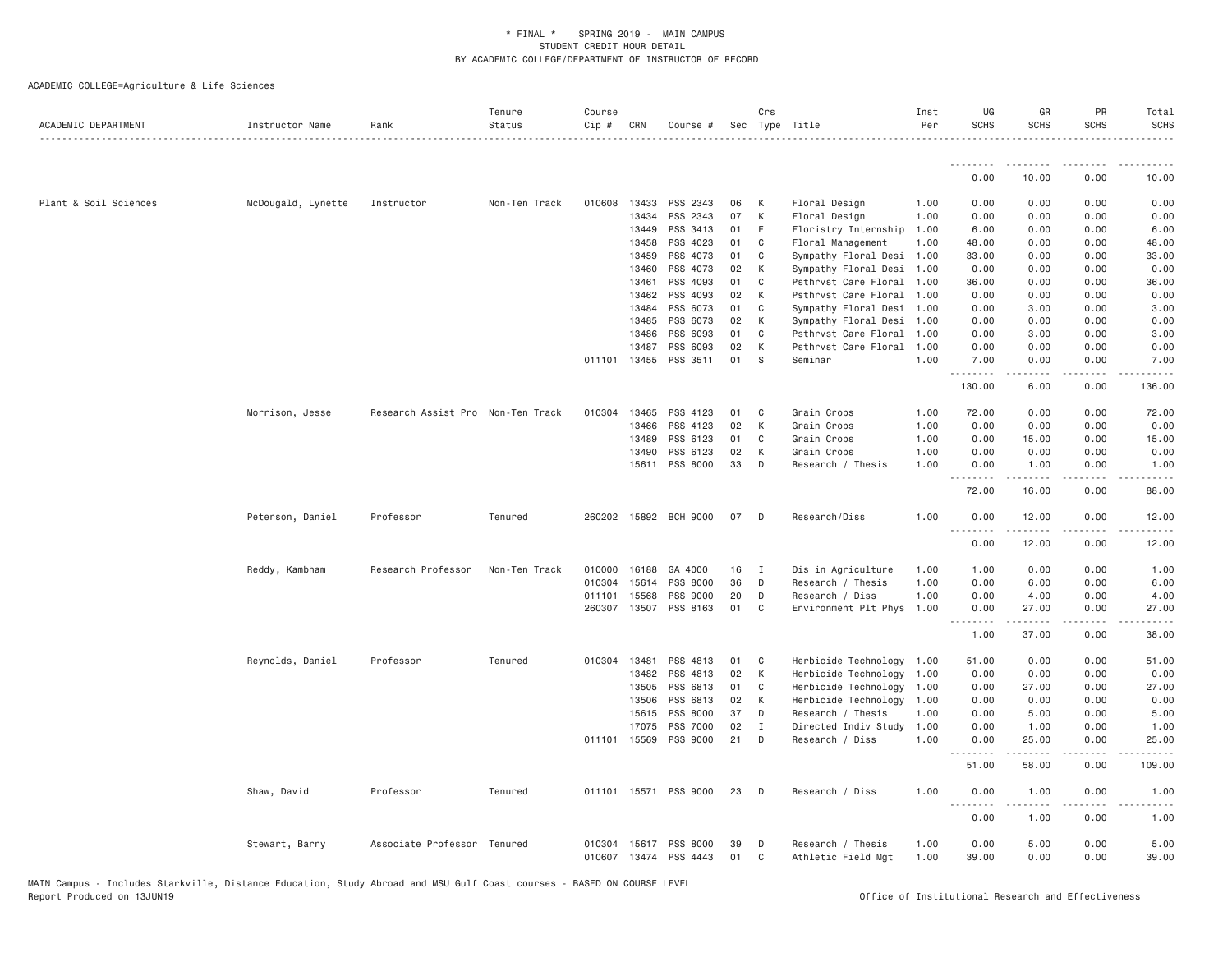ACADEMIC COLLEGE=Agriculture & Life Sciences

| ACADEMIC DEPARTMENT | Instructor Name | Rank | Tenure Status | Course Cip # | CRN | Course # | Sec | Crs Type | Title | Inst Per | UG SCHS | GR SCHS | PR SCHS | Total SCHS |
|---|---|---|---|---|---|---|---|---|---|---|---|---|---|---|
| | | | | | | | | | | | 0.00 | 10.00 | 0.00 | 10.00 |
| Plant & Soil Sciences | McDougald, Lynette | Instructor | Non-Ten Track | 010608 | 13433 | PSS 2343 | 06 | K | Floral Design | 1.00 | 0.00 | 0.00 | 0.00 | 0.00 |
| | | | | | 13434 | PSS 2343 | 07 | K | Floral Design | 1.00 | 0.00 | 0.00 | 0.00 | 0.00 |
| | | | | | 13449 | PSS 3413 | 01 | E | Floristry Internship | 1.00 | 6.00 | 0.00 | 0.00 | 6.00 |
| | | | | | 13458 | PSS 4023 | 01 | C | Floral Management | 1.00 | 48.00 | 0.00 | 0.00 | 48.00 |
| | | | | | 13459 | PSS 4073 | 01 | C | Sympathy Floral Desi | 1.00 | 33.00 | 0.00 | 0.00 | 33.00 |
| | | | | | 13460 | PSS 4073 | 02 | K | Sympathy Floral Desi | 1.00 | 0.00 | 0.00 | 0.00 | 0.00 |
| | | | | | 13461 | PSS 4093 | 01 | C | Psthrvst Care Floral | 1.00 | 36.00 | 0.00 | 0.00 | 36.00 |
| | | | | | 13462 | PSS 4093 | 02 | K | Psthrvst Care Floral | 1.00 | 0.00 | 0.00 | 0.00 | 0.00 |
| | | | | | 13484 | PSS 6073 | 01 | C | Sympathy Floral Desi | 1.00 | 0.00 | 3.00 | 0.00 | 3.00 |
| | | | | | 13485 | PSS 6073 | 02 | K | Sympathy Floral Desi | 1.00 | 0.00 | 0.00 | 0.00 | 0.00 |
| | | | | | 13486 | PSS 6093 | 01 | C | Psthrvst Care Floral | 1.00 | 0.00 | 3.00 | 0.00 | 3.00 |
| | | | | | 13487 | PSS 6093 | 02 | K | Psthrvst Care Floral | 1.00 | 0.00 | 0.00 | 0.00 | 0.00 |
| | | | | 011101 | 13455 | PSS 3511 | 01 | S | Seminar | 1.00 | 7.00 | 0.00 | 0.00 | 7.00 |
| | | | | | | | | | | | 130.00 | 6.00 | 0.00 | 136.00 |
| | Morrison, Jesse | Research Assist Pro | Non-Ten Track | 010304 | 13465 | PSS 4123 | 01 | C | Grain Crops | 1.00 | 72.00 | 0.00 | 0.00 | 72.00 |
| | | | | | 13466 | PSS 4123 | 02 | K | Grain Crops | 1.00 | 0.00 | 0.00 | 0.00 | 0.00 |
| | | | | | 13489 | PSS 6123 | 01 | C | Grain Crops | 1.00 | 0.00 | 15.00 | 0.00 | 15.00 |
| | | | | | 13490 | PSS 6123 | 02 | K | Grain Crops | 1.00 | 0.00 | 0.00 | 0.00 | 0.00 |
| | | | | | 15611 | PSS 8000 | 33 | D | Research / Thesis | 1.00 | 0.00 | 1.00 | 0.00 | 1.00 |
| | | | | | | | | | | | 72.00 | 16.00 | 0.00 | 88.00 |
| | Peterson, Daniel | Professor | Tenured | 260202 | 15892 | BCH 9000 | 07 | D | Research/Diss | 1.00 | 0.00 | 12.00 | 0.00 | 12.00 |
| | | | | | | | | | | | 0.00 | 12.00 | 0.00 | 12.00 |
| | Reddy, Kambham | Research Professor | Non-Ten Track | 010000 | 16188 | GA 4000 | 16 | I | Dis in Agriculture | 1.00 | 1.00 | 0.00 | 0.00 | 1.00 |
| | | | | 010304 | 15614 | PSS 8000 | 36 | D | Research / Thesis | 1.00 | 0.00 | 6.00 | 0.00 | 6.00 |
| | | | | 011101 | 15568 | PSS 9000 | 20 | D | Research / Diss | 1.00 | 0.00 | 4.00 | 0.00 | 4.00 |
| | | | | 260307 | 13507 | PSS 8163 | 01 | C | Environment Plt Phys | 1.00 | 0.00 | 27.00 | 0.00 | 27.00 |
| | | | | | | | | | | | 1.00 | 37.00 | 0.00 | 38.00 |
| | Reynolds, Daniel | Professor | Tenured | 010304 | 13481 | PSS 4813 | 01 | C | Herbicide Technology | 1.00 | 51.00 | 0.00 | 0.00 | 51.00 |
| | | | | | 13482 | PSS 4813 | 02 | K | Herbicide Technology | 1.00 | 0.00 | 0.00 | 0.00 | 0.00 |
| | | | | | 13505 | PSS 6813 | 01 | C | Herbicide Technology | 1.00 | 0.00 | 27.00 | 0.00 | 27.00 |
| | | | | | 13506 | PSS 6813 | 02 | K | Herbicide Technology | 1.00 | 0.00 | 0.00 | 0.00 | 0.00 |
| | | | | | 15615 | PSS 8000 | 37 | D | Research / Thesis | 1.00 | 0.00 | 5.00 | 0.00 | 5.00 |
| | | | | | 17075 | PSS 7000 | 02 | I | Directed Indiv Study | 1.00 | 0.00 | 1.00 | 0.00 | 1.00 |
| | | | | 011101 | 15569 | PSS 9000 | 21 | D | Research / Diss | 1.00 | 0.00 | 25.00 | 0.00 | 25.00 |
| | | | | | | | | | | | 51.00 | 58.00 | 0.00 | 109.00 |
| | Shaw, David | Professor | Tenured | 011101 | 15571 | PSS 9000 | 23 | D | Research / Diss | 1.00 | 0.00 | 1.00 | 0.00 | 1.00 |
| | | | | | | | | | | | 0.00 | 1.00 | 0.00 | 1.00 |
| | Stewart, Barry | Associate Professor | Tenured | 010304 | 15617 | PSS 8000 | 39 | D | Research / Thesis | 1.00 | 0.00 | 5.00 | 0.00 | 5.00 |
| | | | | 010607 | 13474 | PSS 4443 | 01 | C | Athletic Field Mgt | 1.00 | 39.00 | 0.00 | 0.00 | 39.00 |

MAIN Campus - Includes Starkville, Distance Education, Study Abroad and MSU Gulf Coast courses - BASED ON COURSE LEVEL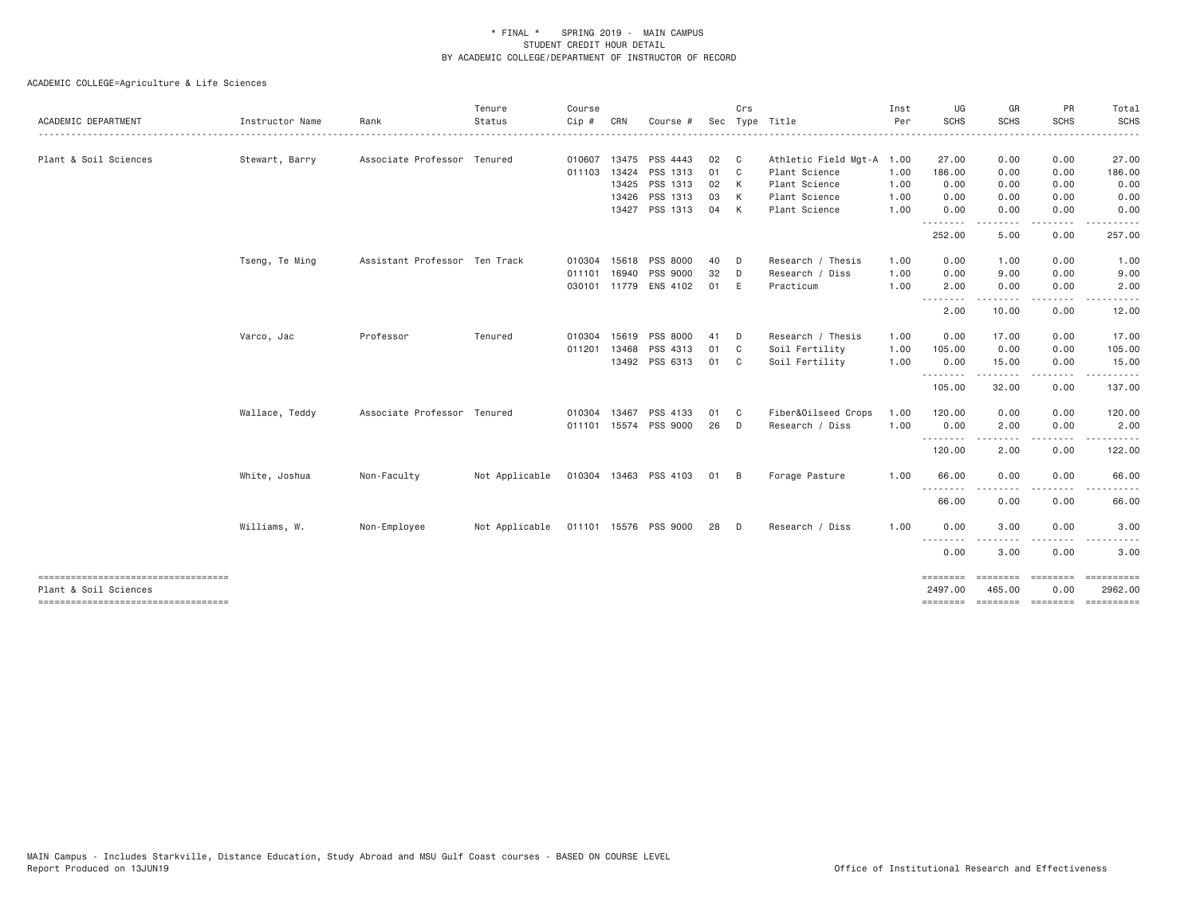\* FINAL \*    SPRING 2019 - MAIN CAMPUS
STUDENT CREDIT HOUR DETAIL
BY ACADEMIC COLLEGE/DEPARTMENT OF INSTRUCTOR OF RECORD

ACADEMIC COLLEGE=Agriculture & Life Sciences

| ACADEMIC DEPARTMENT | Instructor Name | Rank | Tenure Status | Course Cip # | CRN | Course # | Sec | Crs Type | Title | Inst Per | UG SCHS | GR SCHS | PR SCHS | Total SCHS |
|---|---|---|---|---|---|---|---|---|---|---|---|---|---|---|
| Plant & Soil Sciences | Stewart, Barry | Associate Professor | Tenured | 010607 | 13475 | PSS 4443 | 02 | C | Athletic Field Mgt-A | 1.00 | 27.00 | 0.00 | 0.00 | 27.00 |
| | | | | 011103 | 13424 | PSS 1313 | 01 | C | Plant Science | 1.00 | 186.00 | 0.00 | 0.00 | 186.00 |
| | | | | | 13425 | PSS 1313 | 02 | K | Plant Science | 1.00 | 0.00 | 0.00 | 0.00 | 0.00 |
| | | | | | 13426 | PSS 1313 | 03 | K | Plant Science | 1.00 | 0.00 | 0.00 | 0.00 | 0.00 |
| | | | | | 13427 | PSS 1313 | 04 | K | Plant Science | 1.00 | 0.00 | 0.00 | 0.00 | 0.00 |
| | | | | | | | | | | | 252.00 | 5.00 | 0.00 | 257.00 |
| | Tseng, Te Ming | Assistant Professor | Ten Track | 010304 | 15618 | PSS 8000 | 40 | D | Research / Thesis | 1.00 | 0.00 | 1.00 | 0.00 | 1.00 |
| | | | | 011101 | 16940 | PSS 9000 | 32 | D | Research / Diss | 1.00 | 0.00 | 9.00 | 0.00 | 9.00 |
| | | | | 030101 | 11779 | ENS 4102 | 01 | E | Practicum | 1.00 | 2.00 | 0.00 | 0.00 | 2.00 |
| | | | | | | | | | | | 2.00 | 10.00 | 0.00 | 12.00 |
| | Varco, Jac | Professor | Tenured | 010304 | 15619 | PSS 8000 | 41 | D | Research / Thesis | 1.00 | 0.00 | 17.00 | 0.00 | 17.00 |
| | | | | 011201 | 13468 | PSS 4313 | 01 | C | Soil Fertility | 1.00 | 105.00 | 0.00 | 0.00 | 105.00 |
| | | | | | 13492 | PSS 6313 | 01 | C | Soil Fertility | 1.00 | 0.00 | 15.00 | 0.00 | 15.00 |
| | | | | | | | | | | | 105.00 | 32.00 | 0.00 | 137.00 |
| | Wallace, Teddy | Associate Professor | Tenured | 010304 | 13467 | PSS 4133 | 01 | C | Fiber&Oilseed Crops | 1.00 | 120.00 | 0.00 | 0.00 | 120.00 |
| | | | | 011101 | 15574 | PSS 9000 | 26 | D | Research / Diss | 1.00 | 0.00 | 2.00 | 0.00 | 2.00 |
| | | | | | | | | | | | 120.00 | 2.00 | 0.00 | 122.00 |
| | White, Joshua | Non-Faculty | Not Applicable | 010304 | 13463 | PSS 4103 | 01 | B | Forage Pasture | 1.00 | 66.00 | 0.00 | 0.00 | 66.00 |
| | | | | | | | | | | | 66.00 | 0.00 | 0.00 | 66.00 |
| | Williams, W. | Non-Employee | Not Applicable | 011101 | 15576 | PSS 9000 | 28 | D | Research / Diss | 1.00 | 0.00 | 3.00 | 0.00 | 3.00 |
| | | | | | | | | | | | 0.00 | 3.00 | 0.00 | 3.00 |
| Plant & Soil Sciences | | | | | | | | | | | 2497.00 | 465.00 | 0.00 | 2962.00 |

MAIN Campus - Includes Starkville, Distance Education, Study Abroad and MSU Gulf Coast courses - BASED ON COURSE LEVEL
Report Produced on 13JUN19    Office of Institutional Research and Effectiveness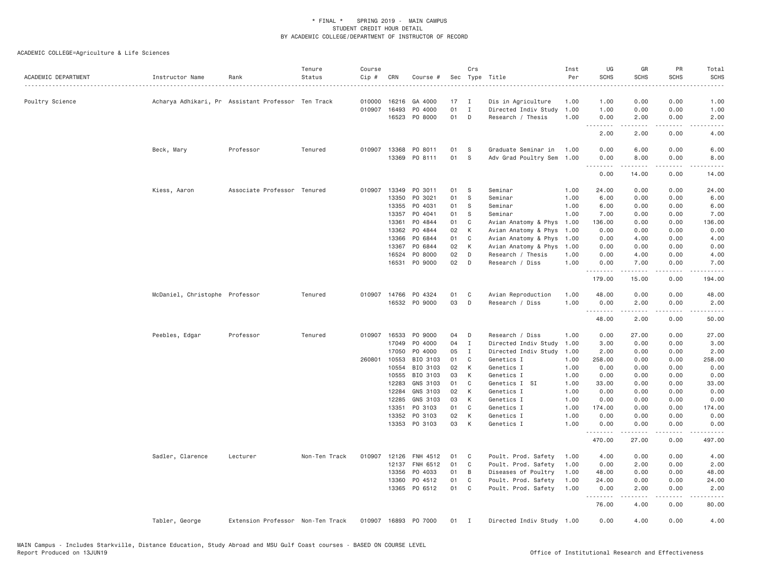\* FINAL \* SPRING 2019 - MAIN CAMPUS
STUDENT CREDIT HOUR DETAIL
BY ACADEMIC COLLEGE/DEPARTMENT OF INSTRUCTOR OF RECORD

ACADEMIC COLLEGE=Agriculture & Life Sciences

| ACADEMIC DEPARTMENT | Instructor Name | Rank | Tenure Status | Course Cip # | CRN | Course # | Sec | Crs Type | Title | Inst Per | UG SCHS | GR SCHS | PR SCHS | Total SCHS |
|---|---|---|---|---|---|---|---|---|---|---|---|---|---|---|
| Poultry Science | Acharya Adhikari, Pr | Assistant Professor | Ten Track | 010000 | 16216 | GA 4000 | 17 | I | Dis in Agriculture | 1.00 | 1.00 | 0.00 | 0.00 | 1.00 |
| | | | | 010907 | 16493 | PO 4000 | 01 | I | Directed Indiv Study | 1.00 | 1.00 | 0.00 | 0.00 | 1.00 |
| | | | | | 16523 | PO 8000 | 01 | D | Research / Thesis | 1.00 | 0.00 | 2.00 | 0.00 | 2.00 |
| | | | | | | | | | | | 2.00 | 2.00 | 0.00 | 4.00 |
| | Beck, Mary | Professor | Tenured | 010907 | 13368 | PO 8011 | 01 | S | Graduate Seminar in | 1.00 | 0.00 | 6.00 | 0.00 | 6.00 |
| | | | | | 13369 | PO 8111 | 01 | S | Adv Grad Poultry Sem | 1.00 | 0.00 | 8.00 | 0.00 | 8.00 |
| | | | | | | | | | | | 0.00 | 14.00 | 0.00 | 14.00 |
| | Kiess, Aaron | Associate Professor | Tenured | 010907 | 13349 | PO 3011 | 01 | S | Seminar | 1.00 | 24.00 | 0.00 | 0.00 | 24.00 |
| | | | | | 13350 | PO 3021 | 01 | S | Seminar | 1.00 | 6.00 | 0.00 | 0.00 | 6.00 |
| | | | | | 13355 | PO 4031 | 01 | S | Seminar | 1.00 | 6.00 | 0.00 | 0.00 | 6.00 |
| | | | | | 13357 | PO 4041 | 01 | S | Seminar | 1.00 | 7.00 | 0.00 | 0.00 | 7.00 |
| | | | | | 13361 | PO 4844 | 01 | C | Avian Anatomy & Phys | 1.00 | 136.00 | 0.00 | 0.00 | 136.00 |
| | | | | | 13362 | PO 4844 | 02 | K | Avian Anatomy & Phys | 1.00 | 0.00 | 0.00 | 0.00 | 0.00 |
| | | | | | 13366 | PO 6844 | 01 | C | Avian Anatomy & Phys | 1.00 | 0.00 | 4.00 | 0.00 | 4.00 |
| | | | | | 13367 | PO 6844 | 02 | K | Avian Anatomy & Phys | 1.00 | 0.00 | 0.00 | 0.00 | 0.00 |
| | | | | | 16524 | PO 8000 | 02 | D | Research / Thesis | 1.00 | 0.00 | 4.00 | 0.00 | 4.00 |
| | | | | | 16531 | PO 9000 | 02 | D | Research / Diss | 1.00 | 0.00 | 7.00 | 0.00 | 7.00 |
| | | | | | | | | | | | 179.00 | 15.00 | 0.00 | 194.00 |
| | McDaniel, Christophe | Professor | Tenured | 010907 | 14766 | PO 4324 | 01 | C | Avian Reproduction | 1.00 | 48.00 | 0.00 | 0.00 | 48.00 |
| | | | | | 16532 | PO 9000 | 03 | D | Research / Diss | 1.00 | 0.00 | 2.00 | 0.00 | 2.00 |
| | | | | | | | | | | | 48.00 | 2.00 | 0.00 | 50.00 |
| | Peebles, Edgar | Professor | Tenured | 010907 | 16533 | PO 9000 | 04 | D | Research / Diss | 1.00 | 0.00 | 27.00 | 0.00 | 27.00 |
| | | | | | 17049 | PO 4000 | 04 | I | Directed Indiv Study | 1.00 | 3.00 | 0.00 | 0.00 | 3.00 |
| | | | | | 17050 | PO 4000 | 05 | I | Directed Indiv Study | 1.00 | 2.00 | 0.00 | 0.00 | 2.00 |
| | | | | 260801 | 10553 | BIO 3103 | 01 | C | Genetics I | 1.00 | 258.00 | 0.00 | 0.00 | 258.00 |
| | | | | | 10554 | BIO 3103 | 02 | K | Genetics I | 1.00 | 0.00 | 0.00 | 0.00 | 0.00 |
| | | | | | 10555 | BIO 3103 | 03 | K | Genetics I | 1.00 | 0.00 | 0.00 | 0.00 | 0.00 |
| | | | | | 12283 | GNS 3103 | 01 | C | Genetics I SI | 1.00 | 33.00 | 0.00 | 0.00 | 33.00 |
| | | | | | 12284 | GNS 3103 | 02 | K | Genetics I | 1.00 | 0.00 | 0.00 | 0.00 | 0.00 |
| | | | | | 12285 | GNS 3103 | 03 | K | Genetics I | 1.00 | 0.00 | 0.00 | 0.00 | 0.00 |
| | | | | | 13351 | PO 3103 | 01 | C | Genetics I | 1.00 | 174.00 | 0.00 | 0.00 | 174.00 |
| | | | | | 13352 | PO 3103 | 02 | K | Genetics I | 1.00 | 0.00 | 0.00 | 0.00 | 0.00 |
| | | | | | 13353 | PO 3103 | 03 | K | Genetics I | 1.00 | 0.00 | 0.00 | 0.00 | 0.00 |
| | | | | | | | | | | | 470.00 | 27.00 | 0.00 | 497.00 |
| | Sadler, Clarence | Lecturer | Non-Ten Track | 010907 | 12126 | FNH 4512 | 01 | C | Poult. Prod. Safety | 1.00 | 4.00 | 0.00 | 0.00 | 4.00 |
| | | | | | 12137 | FNH 6512 | 01 | C | Poult. Prod. Safety | 1.00 | 0.00 | 2.00 | 0.00 | 2.00 |
| | | | | | 13356 | PO 4033 | 01 | B | Diseases of Poultry | 1.00 | 48.00 | 0.00 | 0.00 | 48.00 |
| | | | | | 13360 | PO 4512 | 01 | C | Poult. Prod. Safety | 1.00 | 24.00 | 0.00 | 0.00 | 24.00 |
| | | | | | 13365 | PO 6512 | 01 | C | Poult. Prod. Safety | 1.00 | 0.00 | 2.00 | 0.00 | 2.00 |
| | | | | | | | | | | | 76.00 | 4.00 | 0.00 | 80.00 |
| | Tabler, George | Extension Professor | Non-Ten Track | 010907 | 16893 | PO 7000 | 01 | I | Directed Indiv Study | 1.00 | 0.00 | 4.00 | 0.00 | 4.00 |

MAIN Campus - Includes Starkville, Distance Education, Study Abroad and MSU Gulf Coast courses - BASED ON COURSE LEVEL
Report Produced on 13JUN19 Office of Institutional Research and Effectiveness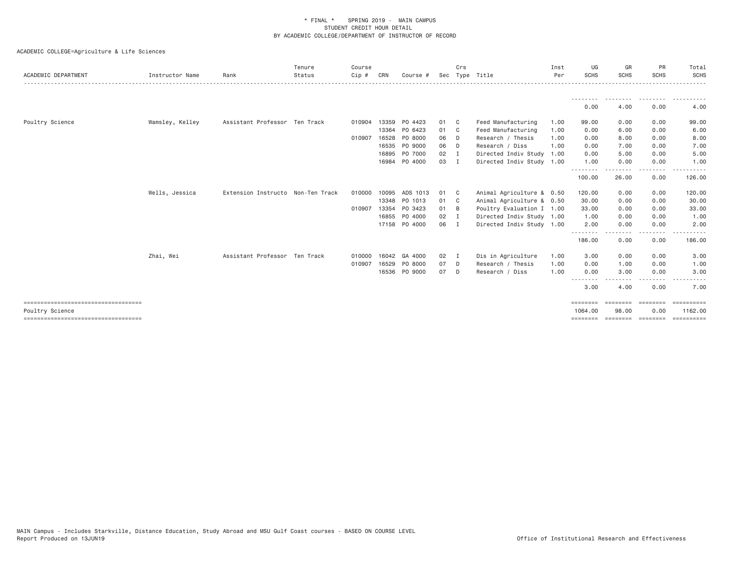\* FINAL \*   SPRING 2019 - MAIN CAMPUS
STUDENT CREDIT HOUR DETAIL
BY ACADEMIC COLLEGE/DEPARTMENT OF INSTRUCTOR OF RECORD

ACADEMIC COLLEGE=Agriculture & Life Sciences

| ACADEMIC DEPARTMENT | Instructor Name | Rank | Tenure Status | Course Cip # | CRN | Course # | Sec | Crs Type | Title | Inst Per | UG SCHS | GR SCHS | PR SCHS | Total SCHS |
|---|---|---|---|---|---|---|---|---|---|---|---|---|---|---|
| | | | | | | | | | | | 0.00 | 4.00 | 0.00 | 4.00 |
| Poultry Science | Wamsley, Kelley | Assistant Professor | Ten Track | 010904 | 13359 | PO 4423 | 01 | C | Feed Manufacturing | 1.00 | 99.00 | 0.00 | 0.00 | 99.00 |
| | | | | | 13364 | PO 6423 | 01 | C | Feed Manufacturing | 1.00 | 0.00 | 6.00 | 0.00 | 6.00 |
| | | | | 010907 | 16528 | PO 8000 | 06 | D | Research / Thesis | 1.00 | 0.00 | 8.00 | 0.00 | 8.00 |
| | | | | | 16535 | PO 9000 | 06 | D | Research / Diss | 1.00 | 0.00 | 7.00 | 0.00 | 7.00 |
| | | | | | 16895 | PO 7000 | 02 | I | Directed Indiv Study | 1.00 | 0.00 | 5.00 | 0.00 | 5.00 |
| | | | | | 16984 | PO 4000 | 03 | I | Directed Indiv Study | 1.00 | 1.00 | 0.00 | 0.00 | 1.00 |
| | | | | | | | | | | | 100.00 | 26.00 | 0.00 | 126.00 |
| | Wells, Jessica | Extension Instructo | Non-Ten Track | 010000 | 10095 | ADS 1013 | 01 | C | Animal Agriculture & | 0.50 | 120.00 | 0.00 | 0.00 | 120.00 |
| | | | | | 13348 | PO 1013 | 01 | C | Animal Agriculture & | 0.50 | 30.00 | 0.00 | 0.00 | 30.00 |
| | | | | 010907 | 13354 | PO 3423 | 01 | B | Poultry Evaluation I | 1.00 | 33.00 | 0.00 | 0.00 | 33.00 |
| | | | | | 16855 | PO 4000 | 02 | I | Directed Indiv Study | 1.00 | 1.00 | 0.00 | 0.00 | 1.00 |
| | | | | | 17158 | PO 4000 | 06 | I | Directed Indiv Study | 1.00 | 2.00 | 0.00 | 0.00 | 2.00 |
| | | | | | | | | | | | 186.00 | 0.00 | 0.00 | 186.00 |
| | Zhai, Wei | Assistant Professor | Ten Track | 010000 | 16042 | GA 4000 | 02 | I | Dis in Agriculture | 1.00 | 3.00 | 0.00 | 0.00 | 3.00 |
| | | | | 010907 | 16529 | PO 8000 | 07 | D | Research / Thesis | 1.00 | 0.00 | 1.00 | 0.00 | 1.00 |
| | | | | | 16536 | PO 9000 | 07 | D | Research / Diss | 1.00 | 0.00 | 3.00 | 0.00 | 3.00 |
| | | | | | | | | | | | 3.00 | 4.00 | 0.00 | 7.00 |
| Poultry Science | | | | | | | | | | | 1064.00 | 98.00 | 0.00 | 1162.00 |

MAIN Campus - Includes Starkville, Distance Education, Study Abroad and MSU Gulf Coast courses - BASED ON COURSE LEVEL
Report Produced on 13JUN19

Office of Institutional Research and Effectiveness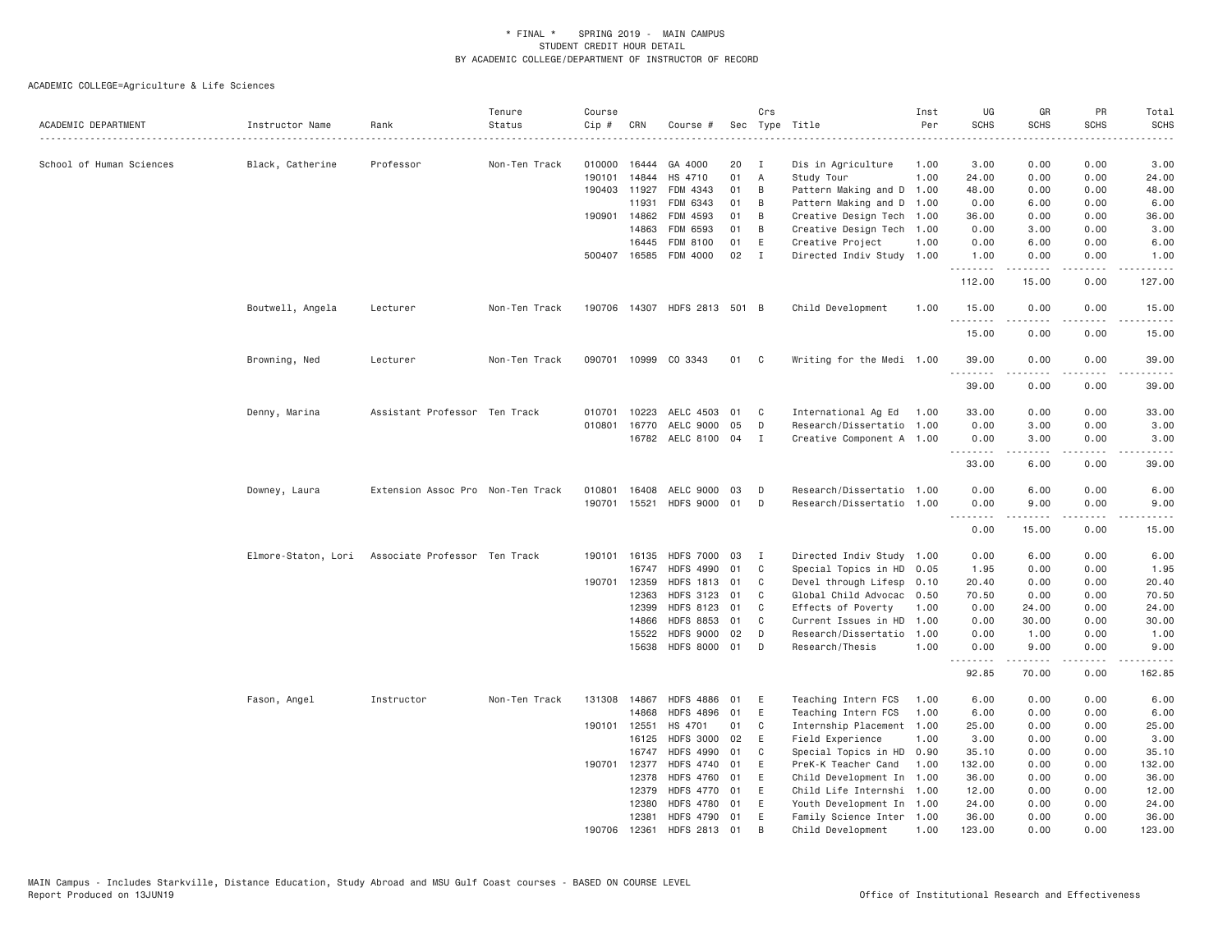# * FINAL * SPRING 2019 - MAIN CAMPUS
## STUDENT CREDIT HOUR DETAIL
## BY ACADEMIC COLLEGE/DEPARTMENT OF INSTRUCTOR OF RECORD

ACADEMIC COLLEGE=Agriculture & Life Sciences

| ACADEMIC DEPARTMENT | Instructor Name | Rank | Tenure Status | Course Cip # | CRN | Course # | Sec | Crs Type | Title | Inst Per | UG SCHS | GR SCHS | PR SCHS | Total SCHS |
|---|---|---|---|---|---|---|---|---|---|---|---|---|---|---|
| School of Human Sciences | Black, Catherine | Professor | Non-Ten Track | 010000 | 16444 | GA 4000 | 20 | I | Dis in Agriculture | 1.00 | 3.00 | 0.00 | 0.00 | 3.00 |
| | | | | 190101 | 14844 | HS 4710 | 01 | A | Study Tour | 1.00 | 24.00 | 0.00 | 0.00 | 24.00 |
| | | | | 190403 | 11927 | FDM 4343 | 01 | B | Pattern Making and D | 1.00 | 48.00 | 0.00 | 0.00 | 48.00 |
| | | | | | 11931 | FDM 6343 | 01 | B | Pattern Making and D | 1.00 | 0.00 | 6.00 | 0.00 | 6.00 |
| | | | | 190901 | 14862 | FDM 4593 | 01 | B | Creative Design Tech | 1.00 | 36.00 | 0.00 | 0.00 | 36.00 |
| | | | | | 14863 | FDM 6593 | 01 | B | Creative Design Tech | 1.00 | 0.00 | 3.00 | 0.00 | 3.00 |
| | | | | | 16445 | FDM 8100 | 01 | E | Creative Project | 1.00 | 0.00 | 6.00 | 0.00 | 6.00 |
| | | | | 500407 | 16585 | FDM 4000 | 02 | I | Directed Indiv Study | 1.00 | 1.00 | 0.00 | 0.00 | 1.00 |
| | | | | | | | | | | | 112.00 | 15.00 | 0.00 | 127.00 |
| | Boutwell, Angela | Lecturer | Non-Ten Track | 190706 | 14307 | HDFS 2813 | 501 | B | Child Development | 1.00 | 15.00 | 0.00 | 0.00 | 15.00 |
| | | | | | | | | | | | 15.00 | 0.00 | 0.00 | 15.00 |
| | Browning, Ned | Lecturer | Non-Ten Track | 090701 | 10999 | CO 3343 | 01 | C | Writing for the Medi | 1.00 | 39.00 | 0.00 | 0.00 | 39.00 |
| | | | | | | | | | | | 39.00 | 0.00 | 0.00 | 39.00 |
| | Denny, Marina | Assistant Professor | Ten Track | 010701 | 10223 | AELC 4503 | 01 | C | International Ag Ed | 1.00 | 33.00 | 0.00 | 0.00 | 33.00 |
| | | | | 010801 | 16770 | AELC 9000 | 05 | D | Research/Dissertatio | 1.00 | 0.00 | 3.00 | 0.00 | 3.00 |
| | | | | | 16782 | AELC 8100 | 04 | I | Creative Component A | 1.00 | 0.00 | 3.00 | 0.00 | 3.00 |
| | | | | | | | | | | | 33.00 | 6.00 | 0.00 | 39.00 |
| | Downey, Laura | Extension Assoc Pro | Non-Ten Track | 010801 | 16408 | AELC 9000 | 03 | D | Research/Dissertatio | 1.00 | 0.00 | 6.00 | 0.00 | 6.00 |
| | | | | 190701 | 15521 | HDFS 9000 | 01 | D | Research/Dissertatio | 1.00 | 0.00 | 9.00 | 0.00 | 9.00 |
| | | | | | | | | | | | 0.00 | 15.00 | 0.00 | 15.00 |
| | Elmore-Staton, Lori | Associate Professor | Ten Track | 190101 | 16135 | HDFS 7000 | 03 | I | Directed Indiv Study | 1.00 | 0.00 | 6.00 | 0.00 | 6.00 |
| | | | | | 16747 | HDFS 4990 | 01 | C | Special Topics in HD | 0.05 | 1.95 | 0.00 | 0.00 | 1.95 |
| | | | | 190701 | 12359 | HDFS 1813 | 01 | C | Devel through Lifesp | 0.10 | 20.40 | 0.00 | 0.00 | 20.40 |
| | | | | | 12363 | HDFS 3123 | 01 | C | Global Child Advocac | 0.50 | 70.50 | 0.00 | 0.00 | 70.50 |
| | | | | | 12399 | HDFS 8123 | 01 | C | Effects of Poverty | 1.00 | 0.00 | 24.00 | 0.00 | 24.00 |
| | | | | | 14866 | HDFS 8853 | 01 | C | Current Issues in HD | 1.00 | 0.00 | 30.00 | 0.00 | 30.00 |
| | | | | | 15522 | HDFS 9000 | 02 | D | Research/Dissertatio | 1.00 | 0.00 | 1.00 | 0.00 | 1.00 |
| | | | | | 15638 | HDFS 8000 | 01 | D | Research/Thesis | 1.00 | 0.00 | 9.00 | 0.00 | 9.00 |
| | | | | | | | | | | | 92.85 | 70.00 | 0.00 | 162.85 |
| | Fason, Angel | Instructor | Non-Ten Track | 131308 | 14867 | HDFS 4886 | 01 | E | Teaching Intern FCS | 1.00 | 6.00 | 0.00 | 0.00 | 6.00 |
| | | | | | 14868 | HDFS 4896 | 01 | E | Teaching Intern FCS | 1.00 | 6.00 | 0.00 | 0.00 | 6.00 |
| | | | | 190101 | 12551 | HS 4701 | 01 | C | Internship Placement | 1.00 | 25.00 | 0.00 | 0.00 | 25.00 |
| | | | | | 16125 | HDFS 3000 | 02 | E | Field Experience | 1.00 | 3.00 | 0.00 | 0.00 | 3.00 |
| | | | | | 16747 | HDFS 4990 | 01 | C | Special Topics in HD | 0.90 | 35.10 | 0.00 | 0.00 | 35.10 |
| | | | | 190701 | 12377 | HDFS 4740 | 01 | E | PreK-K Teacher Cand | 1.00 | 132.00 | 0.00 | 0.00 | 132.00 |
| | | | | | 12378 | HDFS 4760 | 01 | E | Child Development In | 1.00 | 36.00 | 0.00 | 0.00 | 36.00 |
| | | | | | 12379 | HDFS 4770 | 01 | E | Child Life Internshi | 1.00 | 12.00 | 0.00 | 0.00 | 12.00 |
| | | | | | 12380 | HDFS 4780 | 01 | E | Youth Development In | 1.00 | 24.00 | 0.00 | 0.00 | 24.00 |
| | | | | | 12381 | HDFS 4790 | 01 | E | Family Science Inter | 1.00 | 36.00 | 0.00 | 0.00 | 36.00 |
| | | | | 190706 | 12361 | HDFS 2813 | 01 | B | Child Development | 1.00 | 123.00 | 0.00 | 0.00 | 123.00 |

MAIN Campus - Includes Starkville, Distance Education, Study Abroad and MSU Gulf Coast courses - BASED ON COURSE LEVEL
Report Produced on 13JUN19 Office of Institutional Research and Effectiveness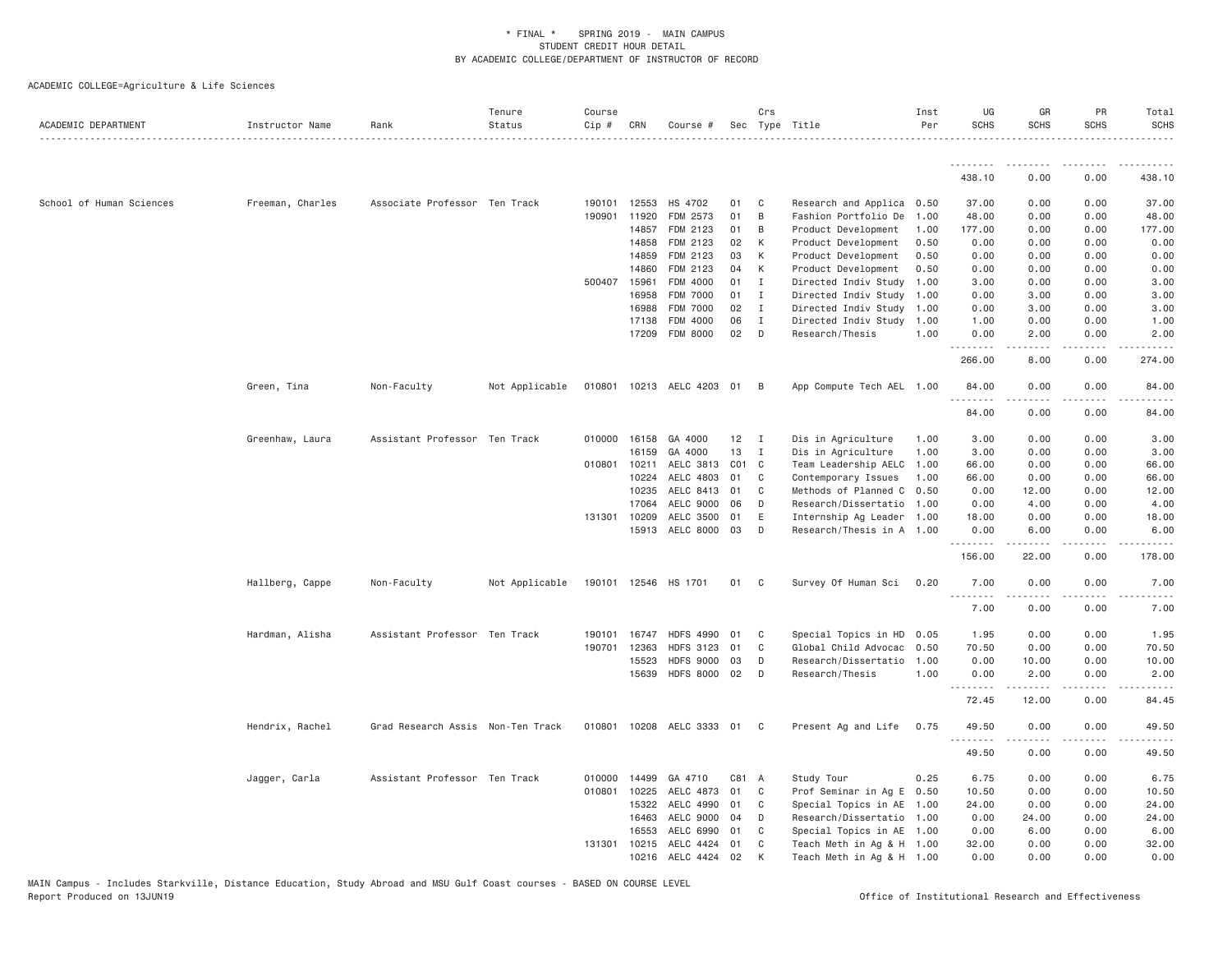\* FINAL \* SPRING 2019 - MAIN CAMPUS
STUDENT CREDIT HOUR DETAIL
BY ACADEMIC COLLEGE/DEPARTMENT OF INSTRUCTOR OF RECORD

ACADEMIC COLLEGE=Agriculture & Life Sciences

| ACADEMIC DEPARTMENT | Instructor Name | Rank | Tenure Status | Course Cip # | CRN | Course # | Sec | Crs Type | Title | Inst Per | UG SCHS | GR SCHS | PR SCHS | Total SCHS |
|---|---|---|---|---|---|---|---|---|---|---|---|---|---|---|
| | | | | | | | | | | | 438.10 | 0.00 | 0.00 | 438.10 |
| School of Human Sciences | Freeman, Charles | Associate Professor | Ten Track | 190101 | 12553 | HS 4702 | 01 | C | Research and Applica | 0.50 | 37.00 | 0.00 | 0.00 | 37.00 |
| | | | | 190901 | 11920 | FDM 2573 | 01 | B | Fashion Portfolio De | 1.00 | 48.00 | 0.00 | 0.00 | 48.00 |
| | | | | | 14857 | FDM 2123 | 01 | B | Product Development | 1.00 | 177.00 | 0.00 | 0.00 | 177.00 |
| | | | | | 14858 | FDM 2123 | 02 | K | Product Development | 0.50 | 0.00 | 0.00 | 0.00 | 0.00 |
| | | | | | 14859 | FDM 2123 | 03 | K | Product Development | 0.50 | 0.00 | 0.00 | 0.00 | 0.00 |
| | | | | | 14860 | FDM 2123 | 04 | K | Product Development | 0.50 | 0.00 | 0.00 | 0.00 | 0.00 |
| | | | | 500407 | 15961 | FDM 4000 | 01 | I | Directed Indiv Study | 1.00 | 3.00 | 0.00 | 0.00 | 3.00 |
| | | | | | 16958 | FDM 7000 | 01 | I | Directed Indiv Study | 1.00 | 0.00 | 3.00 | 0.00 | 3.00 |
| | | | | | 16988 | FDM 7000 | 02 | I | Directed Indiv Study | 1.00 | 0.00 | 3.00 | 0.00 | 3.00 |
| | | | | | 17138 | FDM 4000 | 06 | I | Directed Indiv Study | 1.00 | 1.00 | 0.00 | 0.00 | 1.00 |
| | | | | | 17209 | FDM 8000 | 02 | D | Research/Thesis | 1.00 | 0.00 | 2.00 | 0.00 | 2.00 |
| | | | | | | | | | | | 266.00 | 8.00 | 0.00 | 274.00 |
| | Green, Tina | Non-Faculty | Not Applicable | 010801 | 10213 | AELC 4203 | 01 | B | App Compute Tech AEL | 1.00 | 84.00 | 0.00 | 0.00 | 84.00 |
| | | | | | | | | | | | 84.00 | 0.00 | 0.00 | 84.00 |
| | Greenhaw, Laura | Assistant Professor | Ten Track | 010000 | 16158 | GA 4000 | 12 | I | Dis in Agriculture | 1.00 | 3.00 | 0.00 | 0.00 | 3.00 |
| | | | | | 16159 | GA 4000 | 13 | I | Dis in Agriculture | 1.00 | 3.00 | 0.00 | 0.00 | 3.00 |
| | | | | 010801 | 10211 | AELC 3813 | C01 | C | Team Leadership AELC | 1.00 | 66.00 | 0.00 | 0.00 | 66.00 |
| | | | | | 10224 | AELC 4803 | 01 | C | Contemporary Issues | 1.00 | 66.00 | 0.00 | 0.00 | 66.00 |
| | | | | | 10235 | AELC 8413 | 01 | C | Methods of Planned C | 0.50 | 0.00 | 12.00 | 0.00 | 12.00 |
| | | | | | 17064 | AELC 9000 | 06 | D | Research/Dissertatio | 1.00 | 0.00 | 4.00 | 0.00 | 4.00 |
| | | | | 131301 | 10209 | AELC 3500 | 01 | E | Internship Ag Leader | 1.00 | 18.00 | 0.00 | 0.00 | 18.00 |
| | | | | | 15913 | AELC 8000 | 03 | D | Research/Thesis in A | 1.00 | 0.00 | 6.00 | 0.00 | 6.00 |
| | | | | | | | | | | | 156.00 | 22.00 | 0.00 | 178.00 |
| | Hallberg, Cappe | Non-Faculty | Not Applicable | 190101 | 12546 | HS 1701 | 01 | C | Survey Of Human Sci | 0.20 | 7.00 | 0.00 | 0.00 | 7.00 |
| | | | | | | | | | | | 7.00 | 0.00 | 0.00 | 7.00 |
| | Hardman, Alisha | Assistant Professor | Ten Track | 190101 | 16747 | HDFS 4990 | 01 | C | Special Topics in HD | 0.05 | 1.95 | 0.00 | 0.00 | 1.95 |
| | | | | 190701 | 12363 | HDFS 3123 | 01 | C | Global Child Advocac | 0.50 | 70.50 | 0.00 | 0.00 | 70.50 |
| | | | | | 15523 | HDFS 9000 | 03 | D | Research/Dissertatio | 1.00 | 0.00 | 10.00 | 0.00 | 10.00 |
| | | | | | 15639 | HDFS 8000 | 02 | D | Research/Thesis | 1.00 | 0.00 | 2.00 | 0.00 | 2.00 |
| | | | | | | | | | | | 72.45 | 12.00 | 0.00 | 84.45 |
| | Hendrix, Rachel | Grad Research Assis | Non-Ten Track | 010801 | 10208 | AELC 3333 | 01 | C | Present Ag and Life | 0.75 | 49.50 | 0.00 | 0.00 | 49.50 |
| | | | | | | | | | | | 49.50 | 0.00 | 0.00 | 49.50 |
| | Jagger, Carla | Assistant Professor | Ten Track | 010000 | 14499 | GA 4710 | C81 | A | Study Tour | 0.25 | 6.75 | 0.00 | 0.00 | 6.75 |
| | | | | 010801 | 10225 | AELC 4873 | 01 | C | Prof Seminar in Ag E | 0.50 | 10.50 | 0.00 | 0.00 | 10.50 |
| | | | | | 15322 | AELC 4990 | 01 | C | Special Topics in AE | 1.00 | 24.00 | 0.00 | 0.00 | 24.00 |
| | | | | | 16463 | AELC 9000 | 04 | D | Research/Dissertatio | 1.00 | 0.00 | 24.00 | 0.00 | 24.00 |
| | | | | | 16553 | AELC 6990 | 01 | C | Special Topics in AE | 1.00 | 0.00 | 6.00 | 0.00 | 6.00 |
| | | | | 131301 | 10215 | AELC 4424 | 01 | C | Teach Meth in Ag & H | 1.00 | 32.00 | 0.00 | 0.00 | 32.00 |
| | | | | | 10216 | AELC 4424 | 02 | K | Teach Meth in Ag & H | 1.00 | 0.00 | 0.00 | 0.00 | 0.00 |

MAIN Campus - Includes Starkville, Distance Education, Study Abroad and MSU Gulf Coast courses - BASED ON COURSE LEVEL
Report Produced on 13JUN19 — Office of Institutional Research and Effectiveness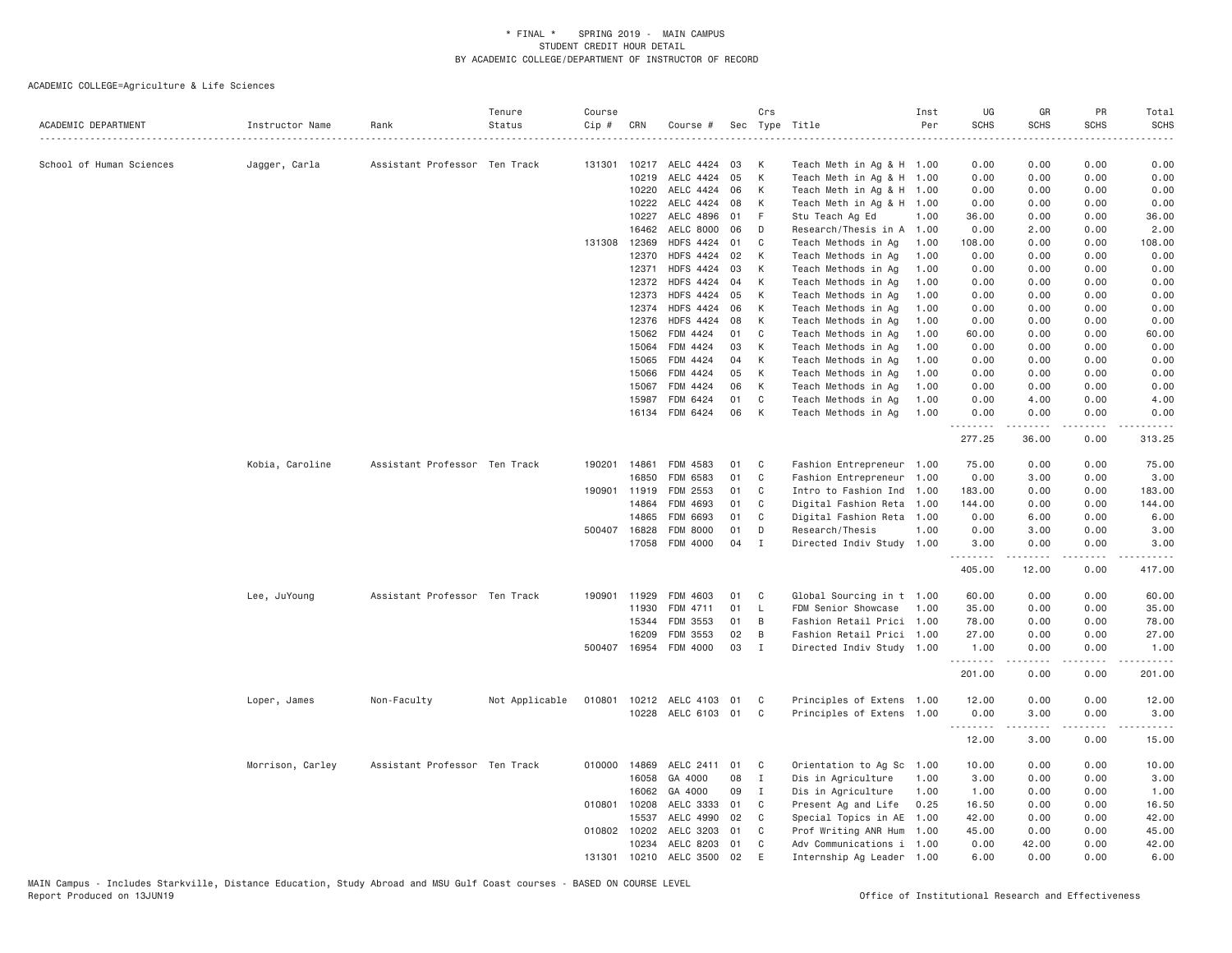\* FINAL \* SPRING 2019 - MAIN CAMPUS
STUDENT CREDIT HOUR DETAIL
BY ACADEMIC COLLEGE/DEPARTMENT OF INSTRUCTOR OF RECORD

ACADEMIC COLLEGE=Agriculture & Life Sciences

| ACADEMIC DEPARTMENT | Instructor Name | Rank | Tenure Status | Course Cip # | CRN | Course # | Sec | Crs Type | Title | Inst Per | UG SCHS | GR SCHS | PR SCHS | Total SCHS |
|---|---|---|---|---|---|---|---|---|---|---|---|---|---|---|
| School of Human Sciences | Jagger, Carla | Assistant Professor | Ten Track | 131301 | 10217 | AELC 4424 | 03 | K | Teach Meth in Ag & H | 1.00 | 0.00 | 0.00 | 0.00 | 0.00 |
| | | | | | 10219 | AELC 4424 | 05 | K | Teach Meth in Ag & H | 1.00 | 0.00 | 0.00 | 0.00 | 0.00 |
| | | | | | 10220 | AELC 4424 | 06 | K | Teach Meth in Ag & H | 1.00 | 0.00 | 0.00 | 0.00 | 0.00 |
| | | | | | 10222 | AELC 4424 | 08 | K | Teach Meth in Ag & H | 1.00 | 0.00 | 0.00 | 0.00 | 0.00 |
| | | | | | 10227 | AELC 4896 | 01 | F | Stu Teach Ag Ed | 1.00 | 36.00 | 0.00 | 0.00 | 36.00 |
| | | | | | 16462 | AELC 8000 | 06 | D | Research/Thesis in A | 1.00 | 0.00 | 2.00 | 0.00 | 2.00 |
| | | | | 131308 | 12369 | HDFS 4424 | 01 | C | Teach Methods in Ag | 1.00 | 108.00 | 0.00 | 0.00 | 108.00 |
| | | | | | 12370 | HDFS 4424 | 02 | K | Teach Methods in Ag | 1.00 | 0.00 | 0.00 | 0.00 | 0.00 |
| | | | | | 12371 | HDFS 4424 | 03 | K | Teach Methods in Ag | 1.00 | 0.00 | 0.00 | 0.00 | 0.00 |
| | | | | | 12372 | HDFS 4424 | 04 | K | Teach Methods in Ag | 1.00 | 0.00 | 0.00 | 0.00 | 0.00 |
| | | | | | 12373 | HDFS 4424 | 05 | K | Teach Methods in Ag | 1.00 | 0.00 | 0.00 | 0.00 | 0.00 |
| | | | | | 12374 | HDFS 4424 | 06 | K | Teach Methods in Ag | 1.00 | 0.00 | 0.00 | 0.00 | 0.00 |
| | | | | | 12376 | HDFS 4424 | 08 | K | Teach Methods in Ag | 1.00 | 0.00 | 0.00 | 0.00 | 0.00 |
| | | | | | 15062 | FDM 4424 | 01 | C | Teach Methods in Ag | 1.00 | 60.00 | 0.00 | 0.00 | 60.00 |
| | | | | | 15064 | FDM 4424 | 03 | K | Teach Methods in Ag | 1.00 | 0.00 | 0.00 | 0.00 | 0.00 |
| | | | | | 15065 | FDM 4424 | 04 | K | Teach Methods in Ag | 1.00 | 0.00 | 0.00 | 0.00 | 0.00 |
| | | | | | 15066 | FDM 4424 | 05 | K | Teach Methods in Ag | 1.00 | 0.00 | 0.00 | 0.00 | 0.00 |
| | | | | | 15067 | FDM 4424 | 06 | K | Teach Methods in Ag | 1.00 | 0.00 | 0.00 | 0.00 | 0.00 |
| | | | | | 15987 | FDM 6424 | 01 | C | Teach Methods in Ag | 1.00 | 0.00 | 4.00 | 0.00 | 4.00 |
| | | | | | 16134 | FDM 6424 | 06 | K | Teach Methods in Ag | 1.00 | 0.00 | 0.00 | 0.00 | 0.00 |
| | | | | | | | | | | | 277.25 | 36.00 | 0.00 | 313.25 |
| | Kobia, Caroline | Assistant Professor | Ten Track | 190201 | 14861 | FDM 4583 | 01 | C | Fashion Entrepreneur | 1.00 | 75.00 | 0.00 | 0.00 | 75.00 |
| | | | | | 16850 | FDM 6583 | 01 | C | Fashion Entrepreneur | 1.00 | 0.00 | 3.00 | 0.00 | 3.00 |
| | | | | 190901 | 11919 | FDM 2553 | 01 | C | Intro to Fashion Ind | 1.00 | 183.00 | 0.00 | 0.00 | 183.00 |
| | | | | | 14864 | FDM 4693 | 01 | C | Digital Fashion Reta | 1.00 | 144.00 | 0.00 | 0.00 | 144.00 |
| | | | | | 14865 | FDM 6693 | 01 | C | Digital Fashion Reta | 1.00 | 0.00 | 6.00 | 0.00 | 6.00 |
| | | | | 500407 | 16828 | FDM 8000 | 01 | D | Research/Thesis | 1.00 | 0.00 | 3.00 | 0.00 | 3.00 |
| | | | | | 17058 | FDM 4000 | 04 | I | Directed Indiv Study | 1.00 | 3.00 | 0.00 | 0.00 | 3.00 |
| | | | | | | | | | | | 405.00 | 12.00 | 0.00 | 417.00 |
| | Lee, JuYoung | Assistant Professor | Ten Track | 190901 | 11929 | FDM 4603 | 01 | C | Global Sourcing in t | 1.00 | 60.00 | 0.00 | 0.00 | 60.00 |
| | | | | | 11930 | FDM 4711 | 01 | L | FDM Senior Showcase | 1.00 | 35.00 | 0.00 | 0.00 | 35.00 |
| | | | | | 15344 | FDM 3553 | 01 | B | Fashion Retail Prici | 1.00 | 78.00 | 0.00 | 0.00 | 78.00 |
| | | | | | 16209 | FDM 3553 | 02 | B | Fashion Retail Prici | 1.00 | 27.00 | 0.00 | 0.00 | 27.00 |
| | | | | 500407 | 16954 | FDM 4000 | 03 | I | Directed Indiv Study | 1.00 | 1.00 | 0.00 | 0.00 | 1.00 |
| | | | | | | | | | | | 201.00 | 0.00 | 0.00 | 201.00 |
| | Loper, James | Non-Faculty | Not Applicable | 010801 | 10212 | AELC 4103 | 01 | C | Principles of Extens | 1.00 | 12.00 | 0.00 | 0.00 | 12.00 |
| | | | | | 10228 | AELC 6103 | 01 | C | Principles of Extens | 1.00 | 0.00 | 3.00 | 0.00 | 3.00 |
| | | | | | | | | | | | 12.00 | 3.00 | 0.00 | 15.00 |
| | Morrison, Carley | Assistant Professor | Ten Track | 010000 | 14869 | AELC 2411 | 01 | C | Orientation to Ag Sc | 1.00 | 10.00 | 0.00 | 0.00 | 10.00 |
| | | | | | 16058 | GA 4000 | 08 | I | Dis in Agriculture | 1.00 | 3.00 | 0.00 | 0.00 | 3.00 |
| | | | | | 16062 | GA 4000 | 09 | I | Dis in Agriculture | 1.00 | 1.00 | 0.00 | 0.00 | 1.00 |
| | | | | 010801 | 10208 | AELC 3333 | 01 | C | Present Ag and Life | 0.25 | 16.50 | 0.00 | 0.00 | 16.50 |
| | | | | | 15537 | AELC 4990 | 02 | C | Special Topics in AE | 1.00 | 42.00 | 0.00 | 0.00 | 42.00 |
| | | | | 010802 | 10202 | AELC 3203 | 01 | C | Prof Writing ANR Hum | 1.00 | 45.00 | 0.00 | 0.00 | 45.00 |
| | | | | | 10234 | AELC 8203 | 01 | C | Adv Communications i | 1.00 | 0.00 | 42.00 | 0.00 | 42.00 |
| | | | | 131301 | 10210 | AELC 3500 | 02 | E | Internship Ag Leader | 1.00 | 6.00 | 0.00 | 0.00 | 6.00 |

MAIN Campus - Includes Starkville, Distance Education, Study Abroad and MSU Gulf Coast courses - BASED ON COURSE LEVEL
Report Produced on 13JUN19 | Office of Institutional Research and Effectiveness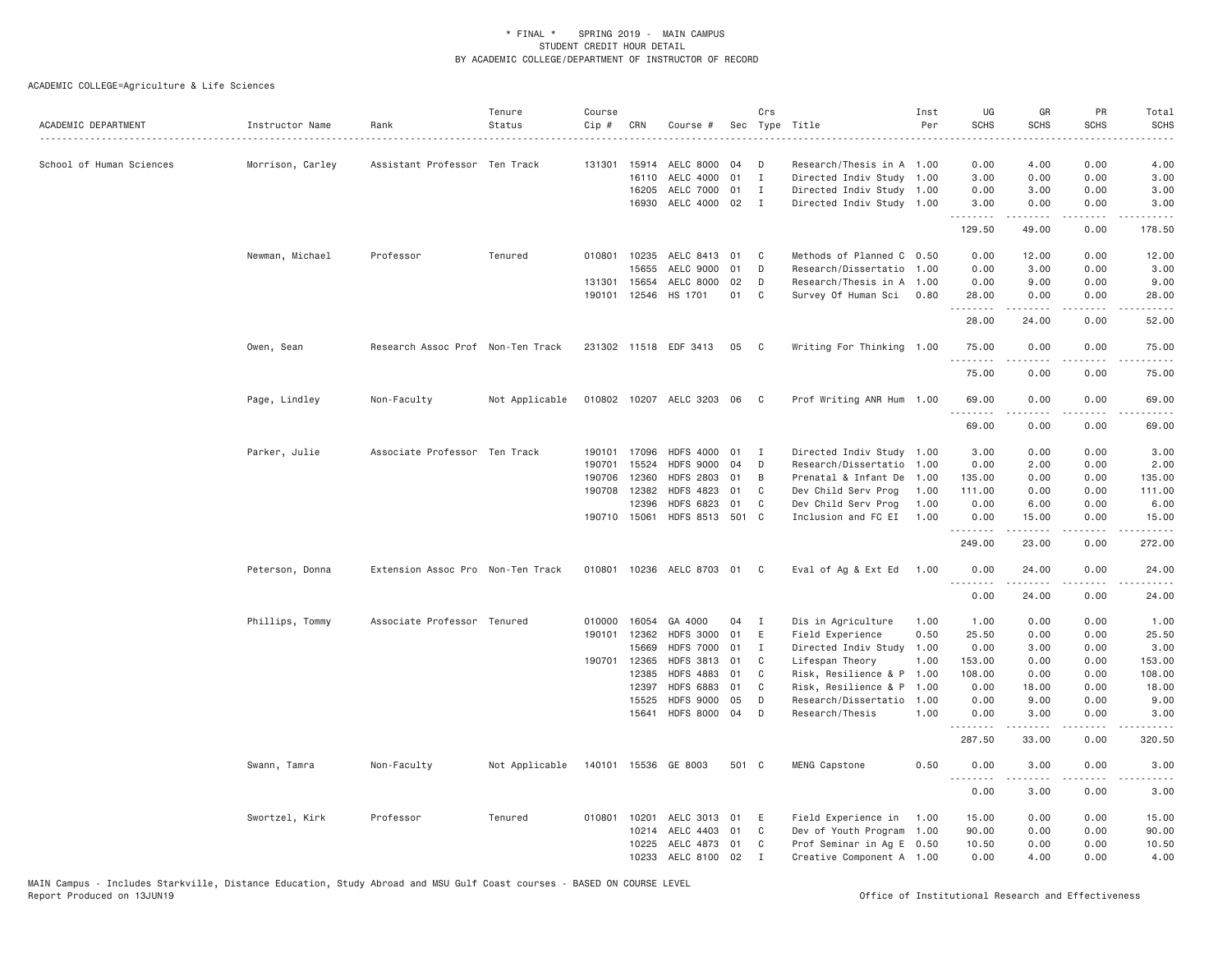\* FINAL \* SPRING 2019 - MAIN CAMPUS
STUDENT CREDIT HOUR DETAIL
BY ACADEMIC COLLEGE/DEPARTMENT OF INSTRUCTOR OF RECORD

ACADEMIC COLLEGE=Agriculture & Life Sciences

| ACADEMIC DEPARTMENT | Instructor Name | Rank | Tenure Status | Course Cip # | CRN | Course # | Sec | Crs Type | Title | Inst Per | UG SCHS | GR SCHS | PR SCHS | Total SCHS |
|---|---|---|---|---|---|---|---|---|---|---|---|---|---|---|
| School of Human Sciences | Morrison, Carley | Assistant Professor | Ten Track | 131301 | 15914 | AELC 8000 | 04 | D | Research/Thesis in A | 1.00 | 0.00 | 4.00 | 0.00 | 4.00 |
| | | | | | 16110 | AELC 4000 | 01 | I | Directed Indiv Study | 1.00 | 3.00 | 0.00 | 0.00 | 3.00 |
| | | | | | 16205 | AELC 7000 | 01 | I | Directed Indiv Study | 1.00 | 0.00 | 3.00 | 0.00 | 3.00 |
| | | | | | 16930 | AELC 4000 | 02 | I | Directed Indiv Study | 1.00 | 3.00 | 0.00 | 0.00 | 3.00 |
| | | | | | | | | | | | 129.50 | 49.00 | 0.00 | 178.50 |
| | Newman, Michael | Professor | Tenured | 010801 | 10235 | AELC 8413 | 01 | C | Methods of Planned C | 0.50 | 0.00 | 12.00 | 0.00 | 12.00 |
| | | | | | 15655 | AELC 9000 | 01 | D | Research/Dissertatio | 1.00 | 0.00 | 3.00 | 0.00 | 3.00 |
| | | | | 131301 | 15654 | AELC 8000 | 02 | D | Research/Thesis in A | 1.00 | 0.00 | 9.00 | 0.00 | 9.00 |
| | | | | 190101 | 12546 | HS 1701 | 01 | C | Survey Of Human Sci | 0.80 | 28.00 | 0.00 | 0.00 | 28.00 |
| | | | | | | | | | | | 28.00 | 24.00 | 0.00 | 52.00 |
| | Owen, Sean | Research Assoc Prof | Non-Ten Track | 231302 | 11518 | EDF 3413 | 05 | C | Writing For Thinking | 1.00 | 75.00 | 0.00 | 0.00 | 75.00 |
| | | | | | | | | | | | 75.00 | 0.00 | 0.00 | 75.00 |
| | Page, Lindley | Non-Faculty | Not Applicable | 010802 | 10207 | AELC 3203 | 06 | C | Prof Writing ANR Hum | 1.00 | 69.00 | 0.00 | 0.00 | 69.00 |
| | | | | | | | | | | | 69.00 | 0.00 | 0.00 | 69.00 |
| | Parker, Julie | Associate Professor | Ten Track | 190101 | 17096 | HDFS 4000 | 01 | I | Directed Indiv Study | 1.00 | 3.00 | 0.00 | 0.00 | 3.00 |
| | | | | 190701 | 15524 | HDFS 9000 | 04 | D | Research/Dissertatio | 1.00 | 0.00 | 2.00 | 0.00 | 2.00 |
| | | | | 190706 | 12360 | HDFS 2803 | 01 | B | Prenatal & Infant De | 1.00 | 135.00 | 0.00 | 0.00 | 135.00 |
| | | | | 190708 | 12382 | HDFS 4823 | 01 | C | Dev Child Serv Prog | 1.00 | 111.00 | 0.00 | 0.00 | 111.00 |
| | | | | | 12396 | HDFS 6823 | 01 | C | Dev Child Serv Prog | 1.00 | 0.00 | 6.00 | 0.00 | 6.00 |
| | | | | 190710 | 15061 | HDFS 8513 | 501 | C | Inclusion and FC EI | 1.00 | 0.00 | 15.00 | 0.00 | 15.00 |
| | | | | | | | | | | | 249.00 | 23.00 | 0.00 | 272.00 |
| | Peterson, Donna | Extension Assoc Pro | Non-Ten Track | 010801 | 10236 | AELC 8703 | 01 | C | Eval of Ag & Ext Ed | 1.00 | 0.00 | 24.00 | 0.00 | 24.00 |
| | | | | | | | | | | | 0.00 | 24.00 | 0.00 | 24.00 |
| | Phillips, Tommy | Associate Professor | Tenured | 010000 | 16054 | GA 4000 | 04 | I | Dis in Agriculture | 1.00 | 1.00 | 0.00 | 0.00 | 1.00 |
| | | | | 190101 | 12362 | HDFS 3000 | 01 | E | Field Experience | 0.50 | 25.50 | 0.00 | 0.00 | 25.50 |
| | | | | | 15669 | HDFS 7000 | 01 | I | Directed Indiv Study | 1.00 | 0.00 | 3.00 | 0.00 | 3.00 |
| | | | | 190701 | 12365 | HDFS 3813 | 01 | C | Lifespan Theory | 1.00 | 153.00 | 0.00 | 0.00 | 153.00 |
| | | | | | 12385 | HDFS 4883 | 01 | C | Risk, Resilience & P | 1.00 | 108.00 | 0.00 | 0.00 | 108.00 |
| | | | | | 12397 | HDFS 6883 | 01 | C | Risk, Resilience & P | 1.00 | 0.00 | 18.00 | 0.00 | 18.00 |
| | | | | | 15525 | HDFS 9000 | 05 | D | Research/Dissertatio | 1.00 | 0.00 | 9.00 | 0.00 | 9.00 |
| | | | | | 15641 | HDFS 8000 | 04 | D | Research/Thesis | 1.00 | 0.00 | 3.00 | 0.00 | 3.00 |
| | | | | | | | | | | | 287.50 | 33.00 | 0.00 | 320.50 |
| | Swann, Tamra | Non-Faculty | Not Applicable | 140101 | 15536 | GE 8003 | 501 | C | MENG Capstone | 0.50 | 0.00 | 3.00 | 0.00 | 3.00 |
| | | | | | | | | | | | 0.00 | 3.00 | 0.00 | 3.00 |
| | Swortzel, Kirk | Professor | Tenured | 010801 | 10201 | AELC 3013 | 01 | E | Field Experience in | 1.00 | 15.00 | 0.00 | 0.00 | 15.00 |
| | | | | | 10214 | AELC 4403 | 01 | C | Dev of Youth Program | 1.00 | 90.00 | 0.00 | 0.00 | 90.00 |
| | | | | | 10225 | AELC 4873 | 01 | C | Prof Seminar in Ag E | 0.50 | 10.50 | 0.00 | 0.00 | 10.50 |
| | | | | | 10233 | AELC 8100 | 02 | I | Creative Component A | 1.00 | 0.00 | 4.00 | 0.00 | 4.00 |

MAIN Campus - Includes Starkville, Distance Education, Study Abroad and MSU Gulf Coast courses - BASED ON COURSE LEVEL
Report Produced on 13JUN19 Office of Institutional Research and Effectiveness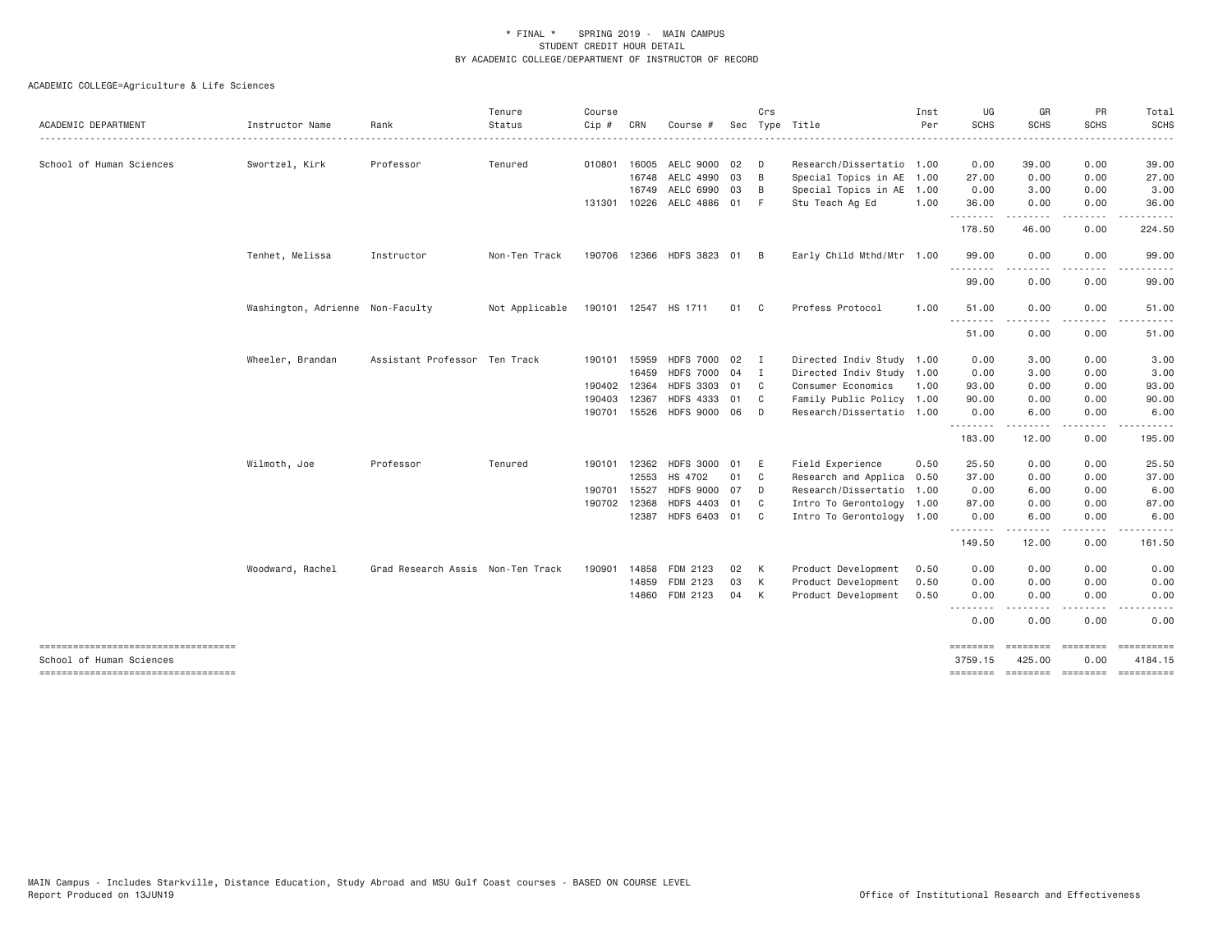\* FINAL \* SPRING 2019 - MAIN CAMPUS
STUDENT CREDIT HOUR DETAIL
BY ACADEMIC COLLEGE/DEPARTMENT OF INSTRUCTOR OF RECORD

ACADEMIC COLLEGE=Agriculture & Life Sciences

| ACADEMIC DEPARTMENT | Instructor Name | Rank | Tenure Status | Course Cip # | CRN | Course # | Sec | Crs Type | Title | Inst Per | UG SCHS | GR SCHS | PR SCHS | Total SCHS |
|---|---|---|---|---|---|---|---|---|---|---|---|---|---|---|
| School of Human Sciences | Swortzel, Kirk | Professor | Tenured | 010801 | 16005 | AELC 9000 | 02 | D | Research/Dissertatio | 1.00 | 0.00 | 39.00 | 0.00 | 39.00 |
| | | | | | 16748 | AELC 4990 | 03 | B | Special Topics in AE | 1.00 | 27.00 | 0.00 | 0.00 | 27.00 |
| | | | | | 16749 | AELC 6990 | 03 | B | Special Topics in AE | 1.00 | 0.00 | 3.00 | 0.00 | 3.00 |
| | | | | 131301 | 10226 | AELC 4886 | 01 | F | Stu Teach Ag Ed | 1.00 | 36.00 | 0.00 | 0.00 | 36.00 |
| | | | | | | | | | | | 178.50 | 46.00 | 0.00 | 224.50 |
| | Tenhet, Melissa | Instructor | Non-Ten Track | 190706 | 12366 | HDFS 3823 | 01 | B | Early Child Mthd/Mtr | 1.00 | 99.00 | 0.00 | 0.00 | 99.00 |
| | | | | | | | | | | | 99.00 | 0.00 | 0.00 | 99.00 |
| | Washington, Adrienne | Non-Faculty | Not Applicable | 190101 | 12547 | HS 1711 | 01 | C | Profess Protocol | 1.00 | 51.00 | 0.00 | 0.00 | 51.00 |
| | | | | | | | | | | | 51.00 | 0.00 | 0.00 | 51.00 |
| | Wheeler, Brandan | Assistant Professor | Ten Track | 190101 | 15959 | HDFS 7000 | 02 | I | Directed Indiv Study | 1.00 | 0.00 | 3.00 | 0.00 | 3.00 |
| | | | | | 16459 | HDFS 7000 | 04 | I | Directed Indiv Study | 1.00 | 0.00 | 3.00 | 0.00 | 3.00 |
| | | | | 190402 | 12364 | HDFS 3303 | 01 | C | Consumer Economics | 1.00 | 93.00 | 0.00 | 0.00 | 93.00 |
| | | | | 190403 | 12367 | HDFS 4333 | 01 | C | Family Public Policy | 1.00 | 90.00 | 0.00 | 0.00 | 90.00 |
| | | | | 190701 | 15526 | HDFS 9000 | 06 | D | Research/Dissertatio | 1.00 | 0.00 | 6.00 | 0.00 | 6.00 |
| | | | | | | | | | | | 183.00 | 12.00 | 0.00 | 195.00 |
| | Wilmoth, Joe | Professor | Tenured | 190101 | 12362 | HDFS 3000 | 01 | E | Field Experience | 0.50 | 25.50 | 0.00 | 0.00 | 25.50 |
| | | | | | 12553 | HS 4702 | 01 | C | Research and Applica | 0.50 | 37.00 | 0.00 | 0.00 | 37.00 |
| | | | | 190701 | 15527 | HDFS 9000 | 07 | D | Research/Dissertatio | 1.00 | 0.00 | 6.00 | 0.00 | 6.00 |
| | | | | 190702 | 12368 | HDFS 4403 | 01 | C | Intro To Gerontology | 1.00 | 87.00 | 0.00 | 0.00 | 87.00 |
| | | | | | 12387 | HDFS 6403 | 01 | C | Intro To Gerontology | 1.00 | 0.00 | 6.00 | 0.00 | 6.00 |
| | | | | | | | | | | | 149.50 | 12.00 | 0.00 | 161.50 |
| | Woodward, Rachel | Grad Research Assis | Non-Ten Track | 190901 | 14858 | FDM 2123 | 02 | K | Product Development | 0.50 | 0.00 | 0.00 | 0.00 | 0.00 |
| | | | | | 14859 | FDM 2123 | 03 | K | Product Development | 0.50 | 0.00 | 0.00 | 0.00 | 0.00 |
| | | | | | 14860 | FDM 2123 | 04 | K | Product Development | 0.50 | 0.00 | 0.00 | 0.00 | 0.00 |
| | | | | | | | | | | | 0.00 | 0.00 | 0.00 | 0.00 |
| School of Human Sciences | | | | | | | | | | | 3759.15 | 425.00 | 0.00 | 4184.15 |

MAIN Campus - Includes Starkville, Distance Education, Study Abroad and MSU Gulf Coast courses - BASED ON COURSE LEVEL
Report Produced on 13JUN19 Office of Institutional Research and Effectiveness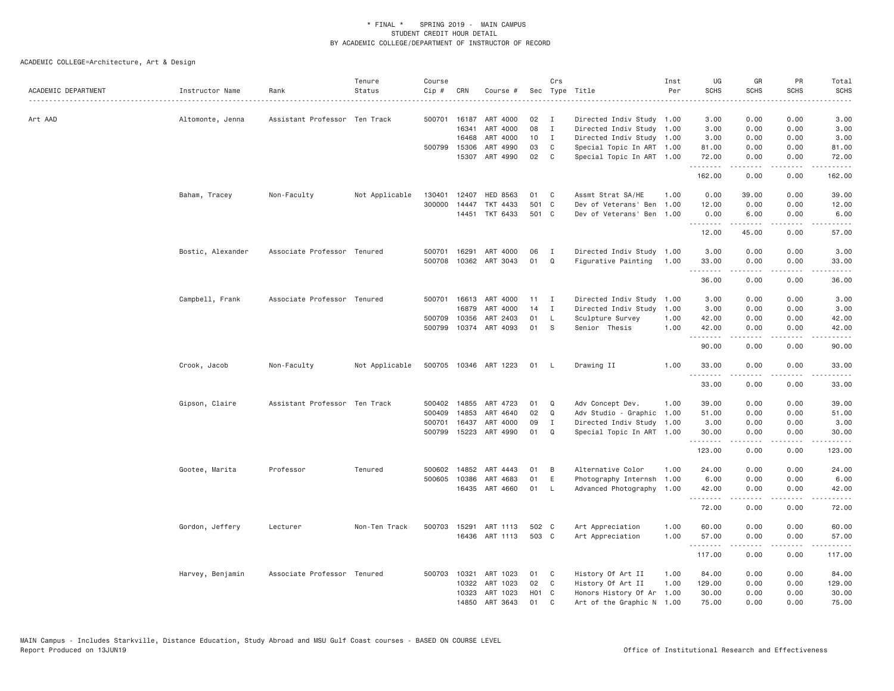\* FINAL \* SPRING 2019 - MAIN CAMPUS
STUDENT CREDIT HOUR DETAIL
BY ACADEMIC COLLEGE/DEPARTMENT OF INSTRUCTOR OF RECORD

ACADEMIC COLLEGE=Architecture, Art & Design

| ACADEMIC DEPARTMENT | Instructor Name | Rank | Tenure Status | Course Cip # | CRN | Course # | Sec | Crs Type | Title | Inst Per | UG SCHS | GR SCHS | PR SCHS | Total SCHS |
|---|---|---|---|---|---|---|---|---|---|---|---|---|---|---|
| Art AAD | Altomonte, Jenna | Assistant Professor | Ten Track | 500701 | 16187 | ART 4000 | 02 | I | Directed Indiv Study | 1.00 | 3.00 | 0.00 | 0.00 | 3.00 |
| | | | | | 16341 | ART 4000 | 08 | I | Directed Indiv Study | 1.00 | 3.00 | 0.00 | 0.00 | 3.00 |
| | | | | | 16468 | ART 4000 | 10 | I | Directed Indiv Study | 1.00 | 3.00 | 0.00 | 0.00 | 3.00 |
| | | | | 500799 | 15306 | ART 4990 | 03 | C | Special Topic In ART | 1.00 | 81.00 | 0.00 | 0.00 | 81.00 |
| | | | | | 15307 | ART 4990 | 02 | C | Special Topic In ART | 1.00 | 72.00 | 0.00 | 0.00 | 72.00 |
| | | | | | | | | | | | 162.00 | 0.00 | 0.00 | 162.00 |
| | Baham, Tracey | Non-Faculty | Not Applicable | 130401 | 12407 | HED 8563 | 01 | C | Assmt Strat SA/HE | 1.00 | 0.00 | 39.00 | 0.00 | 39.00 |
| | | | | 300000 | 14447 | TKT 4433 | 501 | C | Dev of Veterans' Ben | 1.00 | 12.00 | 0.00 | 0.00 | 12.00 |
| | | | | | 14451 | TKT 6433 | 501 | C | Dev of Veterans' Ben | 1.00 | 0.00 | 6.00 | 0.00 | 6.00 |
| | | | | | | | | | | | 12.00 | 45.00 | 0.00 | 57.00 |
| | Bostic, Alexander | Associate Professor | Tenured | 500701 | 16291 | ART 4000 | 06 | I | Directed Indiv Study | 1.00 | 3.00 | 0.00 | 0.00 | 3.00 |
| | | | | 500708 | 10362 | ART 3043 | 01 | Q | Figurative Painting | 1.00 | 33.00 | 0.00 | 0.00 | 33.00 |
| | | | | | | | | | | | 36.00 | 0.00 | 0.00 | 36.00 |
| | Campbell, Frank | Associate Professor | Tenured | 500701 | 16613 | ART 4000 | 11 | I | Directed Indiv Study | 1.00 | 3.00 | 0.00 | 0.00 | 3.00 |
| | | | | | 16879 | ART 4000 | 14 | I | Directed Indiv Study | 1.00 | 3.00 | 0.00 | 0.00 | 3.00 |
| | | | | 500709 | 10356 | ART 2403 | 01 | L | Sculpture Survey | 1.00 | 42.00 | 0.00 | 0.00 | 42.00 |
| | | | | 500799 | 10374 | ART 4093 | 01 | S | Senior Thesis | 1.00 | 42.00 | 0.00 | 0.00 | 42.00 |
| | | | | | | | | | | | 90.00 | 0.00 | 0.00 | 90.00 |
| | Crook, Jacob | Non-Faculty | Not Applicable | 500705 | 10346 | ART 1223 | 01 | L | Drawing II | 1.00 | 33.00 | 0.00 | 0.00 | 33.00 |
| | | | | | | | | | | | 33.00 | 0.00 | 0.00 | 33.00 |
| | Gipson, Claire | Assistant Professor | Ten Track | 500402 | 14855 | ART 4723 | 01 | Q | Adv Concept Dev. | 1.00 | 39.00 | 0.00 | 0.00 | 39.00 |
| | | | | 500409 | 14853 | ART 4640 | 02 | Q | Adv Studio - Graphic | 1.00 | 51.00 | 0.00 | 0.00 | 51.00 |
| | | | | 500701 | 16437 | ART 4000 | 09 | I | Directed Indiv Study | 1.00 | 3.00 | 0.00 | 0.00 | 3.00 |
| | | | | 500799 | 15223 | ART 4990 | 01 | Q | Special Topic In ART | 1.00 | 30.00 | 0.00 | 0.00 | 30.00 |
| | | | | | | | | | | | 123.00 | 0.00 | 0.00 | 123.00 |
| | Gootee, Marita | Professor | Tenured | 500602 | 14852 | ART 4443 | 01 | B | Alternative Color | 1.00 | 24.00 | 0.00 | 0.00 | 24.00 |
| | | | | 500605 | 10386 | ART 4683 | 01 | E | Photography Internsh | 1.00 | 6.00 | 0.00 | 0.00 | 6.00 |
| | | | | | 16435 | ART 4660 | 01 | L | Advanced Photography | 1.00 | 42.00 | 0.00 | 0.00 | 42.00 |
| | | | | | | | | | | | 72.00 | 0.00 | 0.00 | 72.00 |
| | Gordon, Jeffery | Lecturer | Non-Ten Track | 500703 | 15291 | ART 1113 | 502 | C | Art Appreciation | 1.00 | 60.00 | 0.00 | 0.00 | 60.00 |
| | | | | | 16436 | ART 1113 | 503 | C | Art Appreciation | 1.00 | 57.00 | 0.00 | 0.00 | 57.00 |
| | | | | | | | | | | | 117.00 | 0.00 | 0.00 | 117.00 |
| | Harvey, Benjamin | Associate Professor | Tenured | 500703 | 10321 | ART 1023 | 01 | C | History Of Art II | 1.00 | 84.00 | 0.00 | 0.00 | 84.00 |
| | | | | | 10322 | ART 1023 | 02 | C | History Of Art II | 1.00 | 129.00 | 0.00 | 0.00 | 129.00 |
| | | | | | 10323 | ART 1023 | H01 | C | Honors History Of Ar | 1.00 | 30.00 | 0.00 | 0.00 | 30.00 |
| | | | | | 14850 | ART 3643 | 01 | C | Art of the Graphic N | 1.00 | 75.00 | 0.00 | 0.00 | 75.00 |

MAIN Campus - Includes Starkville, Distance Education, Study Abroad and MSU Gulf Coast courses - BASED ON COURSE LEVEL
Report Produced on 13JUN19 Office of Institutional Research and Effectiveness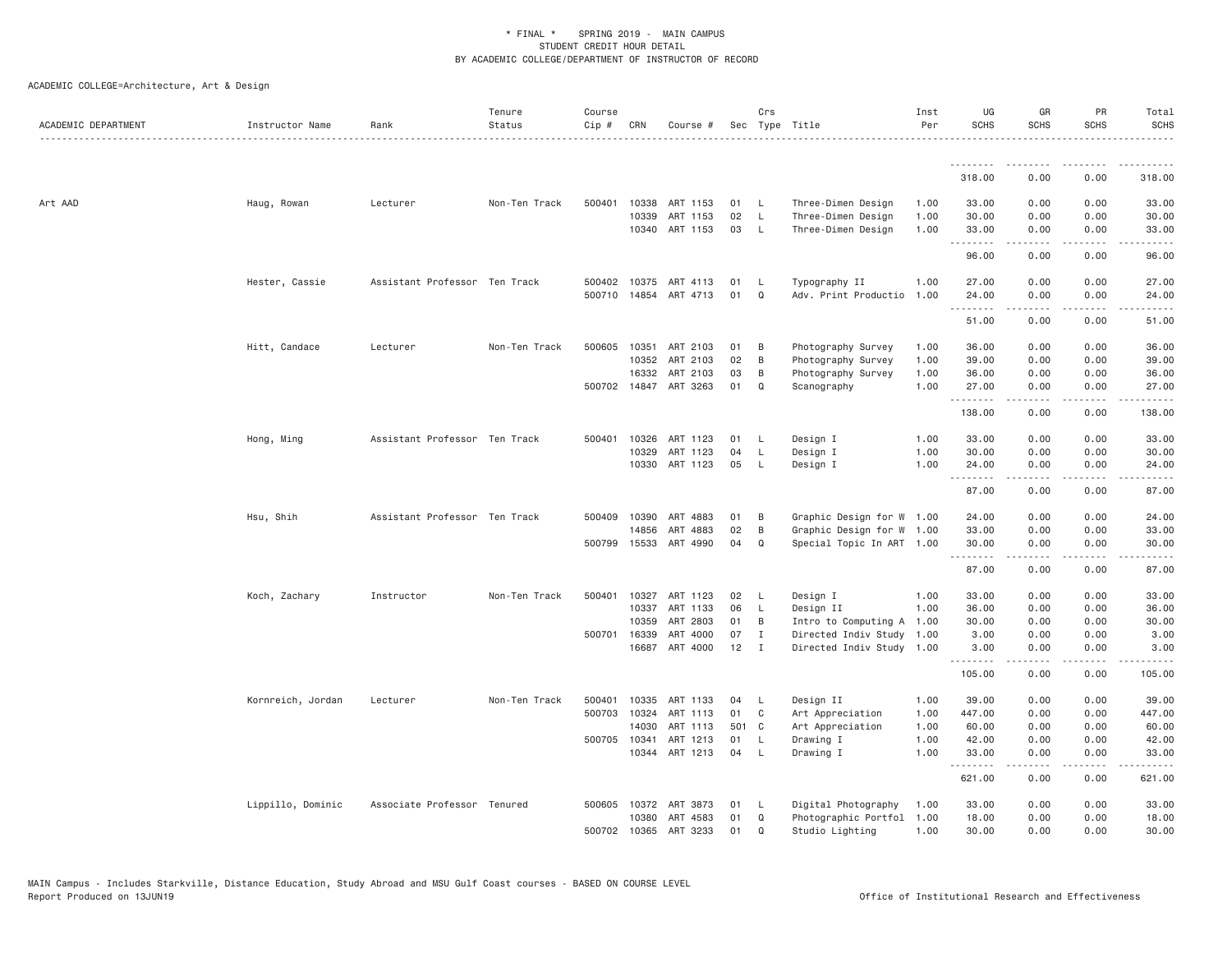\* FINAL \* SPRING 2019 - MAIN CAMPUS
STUDENT CREDIT HOUR DETAIL
BY ACADEMIC COLLEGE/DEPARTMENT OF INSTRUCTOR OF RECORD

ACADEMIC COLLEGE=Architecture, Art & Design

| ACADEMIC DEPARTMENT | Instructor Name | Rank | Tenure Status | Course Cip # | CRN | Course # | Sec | Crs Type | Title | Inst Per | UG SCHS | GR SCHS | PR SCHS | Total SCHS |
|---|---|---|---|---|---|---|---|---|---|---|---|---|---|---|
| | | | | | | | | | | | 318.00 | 0.00 | 0.00 | 318.00 |
| Art AAD | Haug, Rowan | Lecturer | Non-Ten Track | 500401 | 10338 | ART 1153 | 01 | L | Three-Dimen Design | 1.00 | 33.00 | 0.00 | 0.00 | 33.00 |
| | | | | | 10339 | ART 1153 | 02 | L | Three-Dimen Design | 1.00 | 30.00 | 0.00 | 0.00 | 30.00 |
| | | | | | 10340 | ART 1153 | 03 | L | Three-Dimen Design | 1.00 | 33.00 | 0.00 | 0.00 | 33.00 |
| | | | | | | | | | | | 96.00 | 0.00 | 0.00 | 96.00 |
| | Hester, Cassie | Assistant Professor | Ten Track | 500402 | 10375 | ART 4113 | 01 | L | Typography II | 1.00 | 27.00 | 0.00 | 0.00 | 27.00 |
| | | | | 500710 | 14854 | ART 4713 | 01 | Q | Adv. Print Productio | 1.00 | 24.00 | 0.00 | 0.00 | 24.00 |
| | | | | | | | | | | | 51.00 | 0.00 | 0.00 | 51.00 |
| | Hitt, Candace | Lecturer | Non-Ten Track | 500605 | 10351 | ART 2103 | 01 | B | Photography Survey | 1.00 | 36.00 | 0.00 | 0.00 | 36.00 |
| | | | | | 10352 | ART 2103 | 02 | B | Photography Survey | 1.00 | 39.00 | 0.00 | 0.00 | 39.00 |
| | | | | | 16332 | ART 2103 | 03 | B | Photography Survey | 1.00 | 36.00 | 0.00 | 0.00 | 36.00 |
| | | | | 500702 | 14847 | ART 3263 | 01 | Q | Scanography | 1.00 | 27.00 | 0.00 | 0.00 | 27.00 |
| | | | | | | | | | | | 138.00 | 0.00 | 0.00 | 138.00 |
| | Hong, Ming | Assistant Professor | Ten Track | 500401 | 10326 | ART 1123 | 01 | L | Design I | 1.00 | 33.00 | 0.00 | 0.00 | 33.00 |
| | | | | | 10329 | ART 1123 | 04 | L | Design I | 1.00 | 30.00 | 0.00 | 0.00 | 30.00 |
| | | | | | 10330 | ART 1123 | 05 | L | Design I | 1.00 | 24.00 | 0.00 | 0.00 | 24.00 |
| | | | | | | | | | | | 87.00 | 0.00 | 0.00 | 87.00 |
| | Hsu, Shih | Assistant Professor | Ten Track | 500409 | 10390 | ART 4883 | 01 | B | Graphic Design for W | 1.00 | 24.00 | 0.00 | 0.00 | 24.00 |
| | | | | | 14856 | ART 4883 | 02 | B | Graphic Design for W | 1.00 | 33.00 | 0.00 | 0.00 | 33.00 |
| | | | | 500799 | 15533 | ART 4990 | 04 | Q | Special Topic In ART | 1.00 | 30.00 | 0.00 | 0.00 | 30.00 |
| | | | | | | | | | | | 87.00 | 0.00 | 0.00 | 87.00 |
| | Koch, Zachary | Instructor | Non-Ten Track | 500401 | 10327 | ART 1123 | 02 | L | Design I | 1.00 | 33.00 | 0.00 | 0.00 | 33.00 |
| | | | | | 10337 | ART 1133 | 06 | L | Design II | 1.00 | 36.00 | 0.00 | 0.00 | 36.00 |
| | | | | | 10359 | ART 2803 | 01 | B | Intro to Computing A | 1.00 | 30.00 | 0.00 | 0.00 | 30.00 |
| | | | | 500701 | 16339 | ART 4000 | 07 | I | Directed Indiv Study | 1.00 | 3.00 | 0.00 | 0.00 | 3.00 |
| | | | | | 16687 | ART 4000 | 12 | I | Directed Indiv Study | 1.00 | 3.00 | 0.00 | 0.00 | 3.00 |
| | | | | | | | | | | | 105.00 | 0.00 | 0.00 | 105.00 |
| | Kornreich, Jordan | Lecturer | Non-Ten Track | 500401 | 10335 | ART 1133 | 04 | L | Design II | 1.00 | 39.00 | 0.00 | 0.00 | 39.00 |
| | | | | 500703 | 10324 | ART 1113 | 01 | C | Art Appreciation | 1.00 | 447.00 | 0.00 | 0.00 | 447.00 |
| | | | | | 14030 | ART 1113 | 501 | C | Art Appreciation | 1.00 | 60.00 | 0.00 | 0.00 | 60.00 |
| | | | | 500705 | 10341 | ART 1213 | 01 | L | Drawing I | 1.00 | 42.00 | 0.00 | 0.00 | 42.00 |
| | | | | | 10344 | ART 1213 | 04 | L | Drawing I | 1.00 | 33.00 | 0.00 | 0.00 | 33.00 |
| | | | | | | | | | | | 621.00 | 0.00 | 0.00 | 621.00 |
| | Lippillo, Dominic | Associate Professor | Tenured | 500605 | 10372 | ART 3873 | 01 | L | Digital Photography | 1.00 | 33.00 | 0.00 | 0.00 | 33.00 |
| | | | | | 10380 | ART 4583 | 01 | Q | Photographic Portfol | 1.00 | 18.00 | 0.00 | 0.00 | 18.00 |
| | | | | 500702 | 10365 | ART 3233 | 01 | Q | Studio Lighting | 1.00 | 30.00 | 0.00 | 0.00 | 30.00 |

MAIN Campus - Includes Starkville, Distance Education, Study Abroad and MSU Gulf Coast courses - BASED ON COURSE LEVEL
Report Produced on 13JUN19 Office of Institutional Research and Effectiveness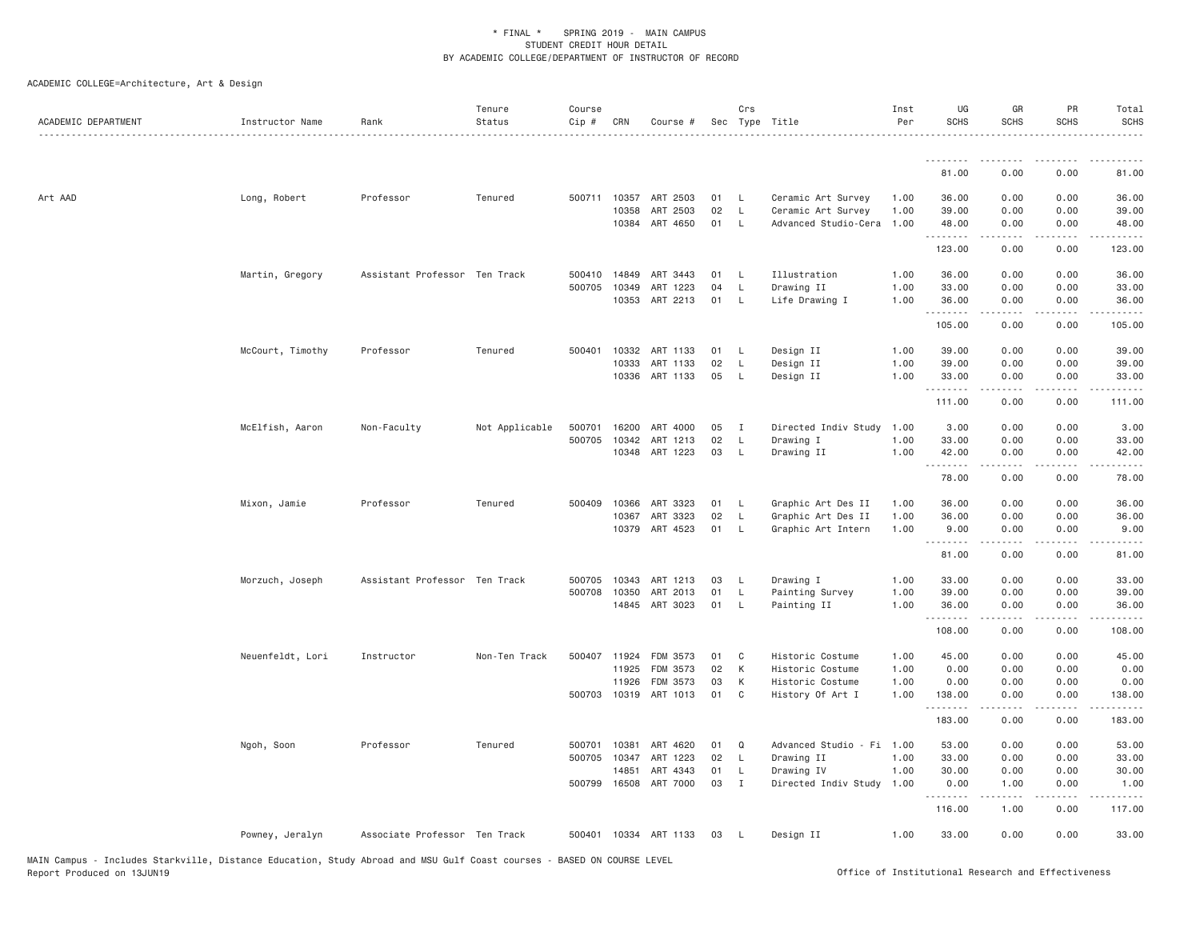\* FINAL \* SPRING 2019 - MAIN CAMPUS
STUDENT CREDIT HOUR DETAIL
BY ACADEMIC COLLEGE/DEPARTMENT OF INSTRUCTOR OF RECORD

ACADEMIC COLLEGE=Architecture, Art & Design

| ACADEMIC DEPARTMENT | Instructor Name | Rank | Tenure Status | Course Cip # | CRN | Course # | Sec | Crs Type | Title | Inst Per | UG SCHS | GR SCHS | PR SCHS | Total SCHS |
|---|---|---|---|---|---|---|---|---|---|---|---|---|---|---|
| | | | | | | | | | | | 81.00 | 0.00 | 0.00 | 81.00 |
| Art AAD | Long, Robert | Professor | Tenured | 500711 | 10357 | ART 2503 | 01 | L | Ceramic Art Survey | 1.00 | 36.00 | 0.00 | 0.00 | 36.00 |
| | | | | | 10358 | ART 2503 | 02 | L | Ceramic Art Survey | 1.00 | 39.00 | 0.00 | 0.00 | 39.00 |
| | | | | | 10384 | ART 4650 | 01 | L | Advanced Studio-Cera | 1.00 | 48.00 | 0.00 | 0.00 | 48.00 |
| | | | | | | | | | | | 123.00 | 0.00 | 0.00 | 123.00 |
| | Martin, Gregory | Assistant Professor | Ten Track | 500410 | 14849 | ART 3443 | 01 | L | Illustration | 1.00 | 36.00 | 0.00 | 0.00 | 36.00 |
| | | | | 500705 | 10349 | ART 1223 | 04 | L | Drawing II | 1.00 | 33.00 | 0.00 | 0.00 | 33.00 |
| | | | | | 10353 | ART 2213 | 01 | L | Life Drawing I | 1.00 | 36.00 | 0.00 | 0.00 | 36.00 |
| | | | | | | | | | | | 105.00 | 0.00 | 0.00 | 105.00 |
| | McCourt, Timothy | Professor | Tenured | 500401 | 10332 | ART 1133 | 01 | L | Design II | 1.00 | 39.00 | 0.00 | 0.00 | 39.00 |
| | | | | | 10333 | ART 1133 | 02 | L | Design II | 1.00 | 39.00 | 0.00 | 0.00 | 39.00 |
| | | | | | 10336 | ART 1133 | 05 | L | Design II | 1.00 | 33.00 | 0.00 | 0.00 | 33.00 |
| | | | | | | | | | | | 111.00 | 0.00 | 0.00 | 111.00 |
| | McElfish, Aaron | Non-Faculty | Not Applicable | 500701 | 16200 | ART 4000 | 05 | I | Directed Indiv Study | 1.00 | 3.00 | 0.00 | 0.00 | 3.00 |
| | | | | 500705 | 10342 | ART 1213 | 02 | L | Drawing I | 1.00 | 33.00 | 0.00 | 0.00 | 33.00 |
| | | | | | 10348 | ART 1223 | 03 | L | Drawing II | 1.00 | 42.00 | 0.00 | 0.00 | 42.00 |
| | | | | | | | | | | | 78.00 | 0.00 | 0.00 | 78.00 |
| | Mixon, Jamie | Professor | Tenured | 500409 | 10366 | ART 3323 | 01 | L | Graphic Art Des II | 1.00 | 36.00 | 0.00 | 0.00 | 36.00 |
| | | | | | 10367 | ART 3323 | 02 | L | Graphic Art Des II | 1.00 | 36.00 | 0.00 | 0.00 | 36.00 |
| | | | | | 10379 | ART 4523 | 01 | L | Graphic Art Intern | 1.00 | 9.00 | 0.00 | 0.00 | 9.00 |
| | | | | | | | | | | | 81.00 | 0.00 | 0.00 | 81.00 |
| | Morzuch, Joseph | Assistant Professor | Ten Track | 500705 | 10343 | ART 1213 | 03 | L | Drawing I | 1.00 | 33.00 | 0.00 | 0.00 | 33.00 |
| | | | | 500708 | 10350 | ART 2013 | 01 | L | Painting Survey | 1.00 | 39.00 | 0.00 | 0.00 | 39.00 |
| | | | | | 14845 | ART 3023 | 01 | L | Painting II | 1.00 | 36.00 | 0.00 | 0.00 | 36.00 |
| | | | | | | | | | | | 108.00 | 0.00 | 0.00 | 108.00 |
| | Neuenfeldt, Lori | Instructor | Non-Ten Track | 500407 | 11924 | FDM 3573 | 01 | C | Historic Costume | 1.00 | 45.00 | 0.00 | 0.00 | 45.00 |
| | | | | | 11925 | FDM 3573 | 02 | K | Historic Costume | 1.00 | 0.00 | 0.00 | 0.00 | 0.00 |
| | | | | | 11926 | FDM 3573 | 03 | K | Historic Costume | 1.00 | 0.00 | 0.00 | 0.00 | 0.00 |
| | | | | 500703 | 10319 | ART 1013 | 01 | C | History Of Art I | 1.00 | 138.00 | 0.00 | 0.00 | 138.00 |
| | | | | | | | | | | | 183.00 | 0.00 | 0.00 | 183.00 |
| | Ngoh, Soon | Professor | Tenured | 500701 | 10381 | ART 4620 | 01 | Q | Advanced Studio - Fi | 1.00 | 53.00 | 0.00 | 0.00 | 53.00 |
| | | | | 500705 | 10347 | ART 1223 | 02 | L | Drawing II | 1.00 | 33.00 | 0.00 | 0.00 | 33.00 |
| | | | | | 14851 | ART 4343 | 01 | L | Drawing IV | 1.00 | 30.00 | 0.00 | 0.00 | 30.00 |
| | | | | 500799 | 16508 | ART 7000 | 03 | I | Directed Indiv Study | 1.00 | 0.00 | 1.00 | 0.00 | 1.00 |
| | | | | | | | | | | | 116.00 | 1.00 | 0.00 | 117.00 |
| | Powney, Jeralyn | Associate Professor | Ten Track | 500401 | 10334 | ART 1133 | 03 | L | Design II | 1.00 | 33.00 | 0.00 | 0.00 | 33.00 |

MAIN Campus - Includes Starkville, Distance Education, Study Abroad and MSU Gulf Coast courses - BASED ON COURSE LEVEL
Report Produced on 13JUN19 Office of Institutional Research and Effectiveness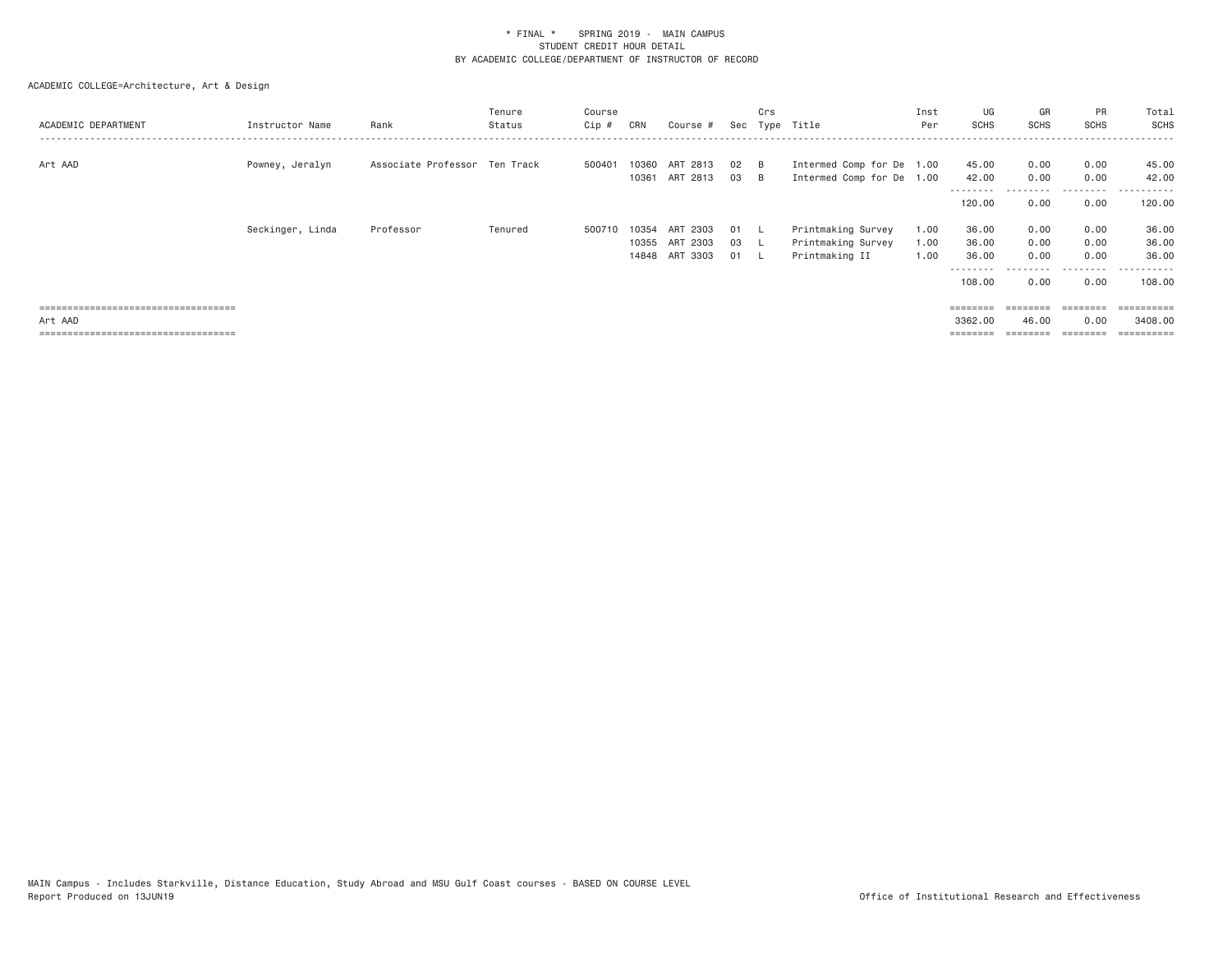\* FINAL \*    SPRING 2019 -  MAIN CAMPUS
STUDENT CREDIT HOUR DETAIL
BY ACADEMIC COLLEGE/DEPARTMENT OF INSTRUCTOR OF RECORD

ACADEMIC COLLEGE=Architecture, Art & Design

| ACADEMIC DEPARTMENT | Instructor Name | Rank | Tenure Status | Course Cip # | CRN | Course # | Sec | Crs Type | Title | Inst Per | UG SCHS | GR SCHS | PR SCHS | Total SCHS |
|---|---|---|---|---|---|---|---|---|---|---|---|---|---|---|
| Art AAD | Powney, Jeralyn | Associate Professor | Ten Track | 500401 | 10360 | ART 2813 | 02 | B | Intermed Comp for De | 1.00 | 45.00 | 0.00 | 0.00 | 45.00 |
| | | | | | 10361 | ART 2813 | 03 | B | Intermed Comp for De | 1.00 | 42.00 | 0.00 | 0.00 | 42.00 |
| | | | | | | | | | | | 120.00 | 0.00 | 0.00 | 120.00 |
| | Seckinger, Linda | Professor | Tenured | 500710 | 10354 | ART 2303 | 01 | L | Printmaking Survey | 1.00 | 36.00 | 0.00 | 0.00 | 36.00 |
| | | | | | 10355 | ART 2303 | 03 | L | Printmaking Survey | 1.00 | 36.00 | 0.00 | 0.00 | 36.00 |
| | | | | | 14848 | ART 3303 | 01 | L | Printmaking II | 1.00 | 36.00 | 0.00 | 0.00 | 36.00 |
| | | | | | | | | | | | 108.00 | 0.00 | 0.00 | 108.00 |
| Art AAD | | | | | | | | | | | 3362.00 | 46.00 | 0.00 | 3408.00 |

MAIN Campus - Includes Starkville, Distance Education, Study Abroad and MSU Gulf Coast courses - BASED ON COURSE LEVEL
Report Produced on 13JUN19

Office of Institutional Research and Effectiveness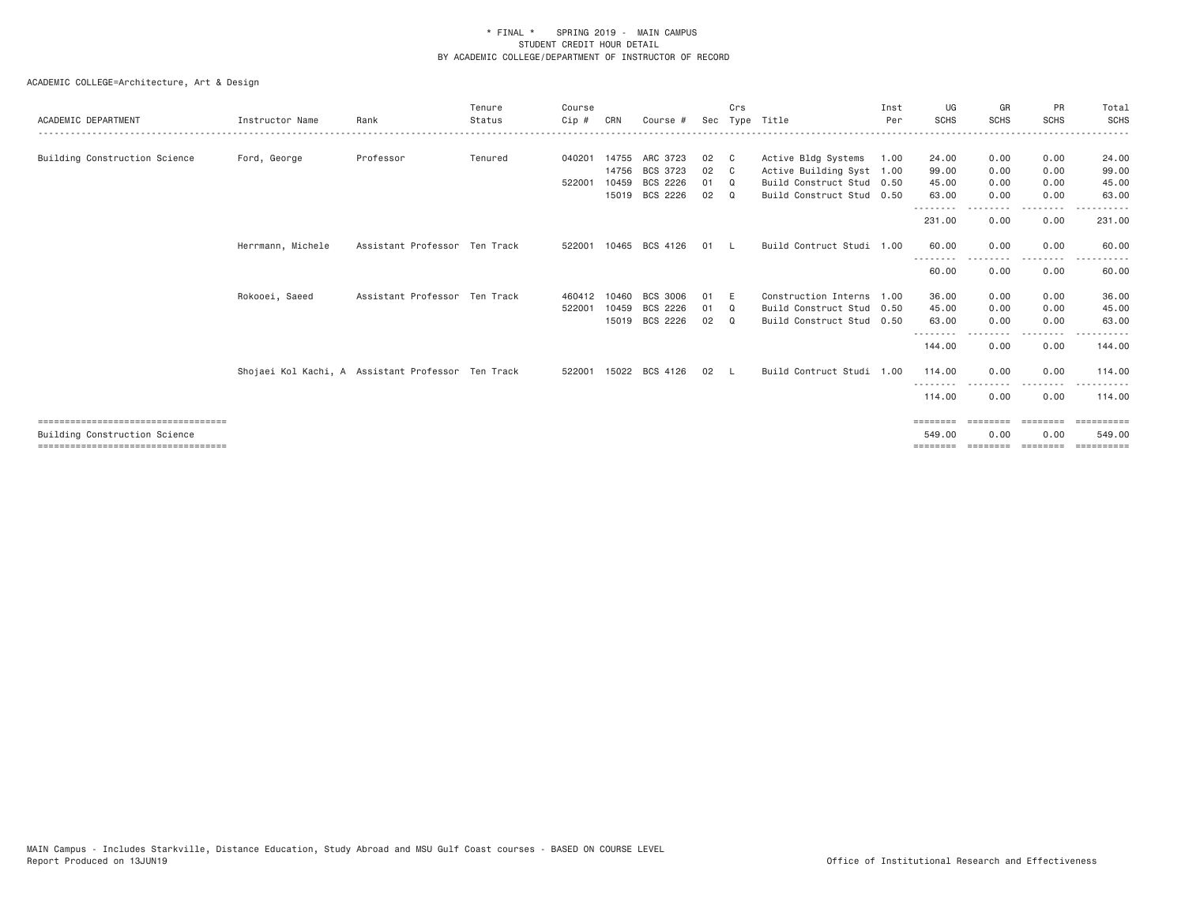\* FINAL \* SPRING 2019 - MAIN CAMPUS
STUDENT CREDIT HOUR DETAIL
BY ACADEMIC COLLEGE/DEPARTMENT OF INSTRUCTOR OF RECORD

ACADEMIC COLLEGE=Architecture, Art & Design

| ACADEMIC DEPARTMENT | Instructor Name | Rank | Tenure Status | Course Cip # | CRN | Course # | Sec | Crs Type | Title | Inst Per | UG SCHS | GR SCHS | PR SCHS | Total SCHS |
|---|---|---|---|---|---|---|---|---|---|---|---|---|---|---|
| Building Construction Science | Ford, George | Professor | Tenured | 040201 | 14755 | ARC 3723 | 02 | C | Active Bldg Systems | 1.00 | 24.00 | 0.00 | 0.00 | 24.00 |
| | | | | | 14756 | BCS 3723 | 02 | C | Active Building Syst | 1.00 | 99.00 | 0.00 | 0.00 | 99.00 |
| | | | | 522001 | 10459 | BCS 2226 | 01 | Q | Build Construct Stud | 0.50 | 45.00 | 0.00 | 0.00 | 45.00 |
| | | | | | 15019 | BCS 2226 | 02 | Q | Build Construct Stud | 0.50 | 63.00 | 0.00 | 0.00 | 63.00 |
| | | | | | | | | | | | 231.00 | 0.00 | 0.00 | 231.00 |
| | Herrmann, Michele | Assistant Professor | Ten Track | 522001 | 10465 | BCS 4126 | 01 | L | Build Contruct Studi | 1.00 | 60.00 | 0.00 | 0.00 | 60.00 |
| | | | | | | | | | | | 60.00 | 0.00 | 0.00 | 60.00 |
| | Rokooei, Saeed | Assistant Professor | Ten Track | 460412 | 10460 | BCS 3006 | 01 | E | Construction Interns | 1.00 | 36.00 | 0.00 | 0.00 | 36.00 |
| | | | | 522001 | 10459 | BCS 2226 | 01 | Q | Build Construct Stud | 0.50 | 45.00 | 0.00 | 0.00 | 45.00 |
| | | | | | 15019 | BCS 2226 | 02 | Q | Build Construct Stud | 0.50 | 63.00 | 0.00 | 0.00 | 63.00 |
| | | | | | | | | | | | 144.00 | 0.00 | 0.00 | 144.00 |
| | Shojaei Kol Kachi, A | Assistant Professor | Ten Track | 522001 | 15022 | BCS 4126 | 02 | L | Build Contruct Studi | 1.00 | 114.00 | 0.00 | 0.00 | 114.00 |
| | | | | | | | | | | | 114.00 | 0.00 | 0.00 | 114.00 |
| Building Construction Science | | | | | | | | | | | 549.00 | 0.00 | 0.00 | 549.00 |

MAIN Campus - Includes Starkville, Distance Education, Study Abroad and MSU Gulf Coast courses - BASED ON COURSE LEVEL
Report Produced on 13JUN19 — Office of Institutional Research and Effectiveness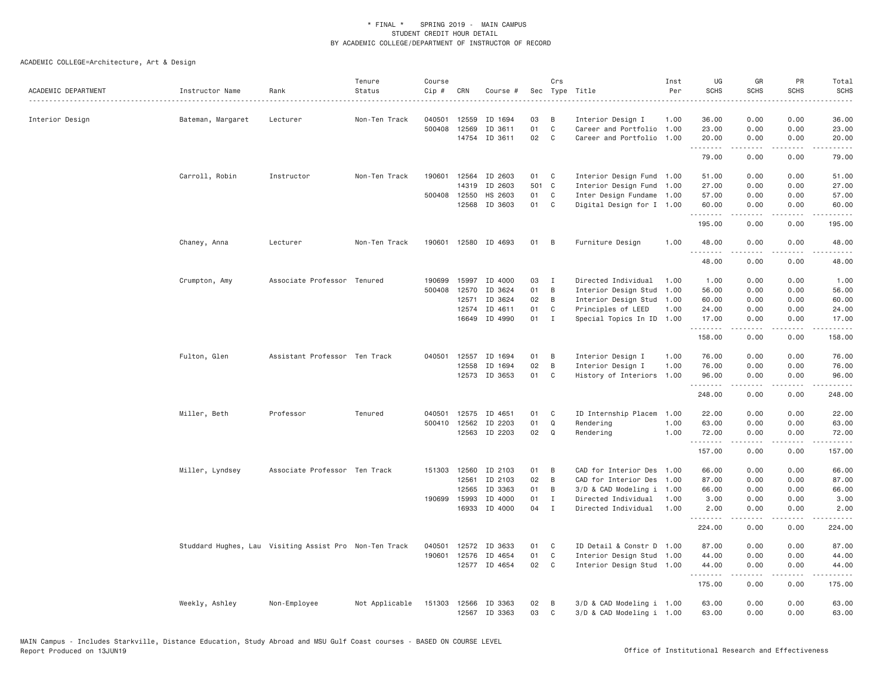\* FINAL \* SPRING 2019 - MAIN CAMPUS
STUDENT CREDIT HOUR DETAIL
BY ACADEMIC COLLEGE/DEPARTMENT OF INSTRUCTOR OF RECORD

ACADEMIC COLLEGE=Architecture, Art & Design

| ACADEMIC DEPARTMENT | Instructor Name | Rank | Tenure Status | Course Cip # | CRN | Course # | Sec | Crs Type | Title | Inst Per | UG SCHS | GR SCHS | PR SCHS | Total SCHS |
|---|---|---|---|---|---|---|---|---|---|---|---|---|---|---|
| Interior Design | Bateman, Margaret | Lecturer | Non-Ten Track | 040501 | 12559 | ID 1694 | 03 | B | Interior Design I | 1.00 | 36.00 | 0.00 | 0.00 | 36.00 |
| | | | | 500408 | 12569 | ID 3611 | 01 | C | Career and Portfolio | 1.00 | 23.00 | 0.00 | 0.00 | 23.00 |
| | | | | | 14754 | ID 3611 | 02 | C | Career and Portfolio | 1.00 | 20.00 | 0.00 | 0.00 | 20.00 |
| | | | | | | | | | | | 79.00 | 0.00 | 0.00 | 79.00 |
| | Carroll, Robin | Instructor | Non-Ten Track | 190601 | 12564 | ID 2603 | 01 | C | Interior Design Fund | 1.00 | 51.00 | 0.00 | 0.00 | 51.00 |
| | | | | | 14319 | ID 2603 | 501 | C | Interior Design Fund | 1.00 | 27.00 | 0.00 | 0.00 | 27.00 |
| | | | | 500408 | 12550 | HS 2603 | 01 | C | Inter Design Fundame | 1.00 | 57.00 | 0.00 | 0.00 | 57.00 |
| | | | | | 12568 | ID 3603 | 01 | C | Digital Design for I | 1.00 | 60.00 | 0.00 | 0.00 | 60.00 |
| | | | | | | | | | | | 195.00 | 0.00 | 0.00 | 195.00 |
| | Chaney, Anna | Lecturer | Non-Ten Track | 190601 | 12580 | ID 4693 | 01 | B | Furniture Design | 1.00 | 48.00 | 0.00 | 0.00 | 48.00 |
| | | | | | | | | | | | 48.00 | 0.00 | 0.00 | 48.00 |
| | Crumpton, Amy | Associate Professor | Tenured | 190699 | 15997 | ID 4000 | 03 | I | Directed Individual | 1.00 | 1.00 | 0.00 | 0.00 | 1.00 |
| | | | | 500408 | 12570 | ID 3624 | 01 | B | Interior Design Stud | 1.00 | 56.00 | 0.00 | 0.00 | 56.00 |
| | | | | | 12571 | ID 3624 | 02 | B | Interior Design Stud | 1.00 | 60.00 | 0.00 | 0.00 | 60.00 |
| | | | | | 12574 | ID 4611 | 01 | C | Principles of LEED | 1.00 | 24.00 | 0.00 | 0.00 | 24.00 |
| | | | | | 16649 | ID 4990 | 01 | I | Special Topics In ID | 1.00 | 17.00 | 0.00 | 0.00 | 17.00 |
| | | | | | | | | | | | 158.00 | 0.00 | 0.00 | 158.00 |
| | Fulton, Glen | Assistant Professor | Ten Track | 040501 | 12557 | ID 1694 | 01 | B | Interior Design I | 1.00 | 76.00 | 0.00 | 0.00 | 76.00 |
| | | | | | 12558 | ID 1694 | 02 | B | Interior Design I | 1.00 | 76.00 | 0.00 | 0.00 | 76.00 |
| | | | | | 12573 | ID 3653 | 01 | C | History of Interiors | 1.00 | 96.00 | 0.00 | 0.00 | 96.00 |
| | | | | | | | | | | | 248.00 | 0.00 | 0.00 | 248.00 |
| | Miller, Beth | Professor | Tenured | 040501 | 12575 | ID 4651 | 01 | C | ID Internship Placem | 1.00 | 22.00 | 0.00 | 0.00 | 22.00 |
| | | | | 500410 | 12562 | ID 2203 | 01 | Q | Rendering | 1.00 | 63.00 | 0.00 | 0.00 | 63.00 |
| | | | | | 12563 | ID 2203 | 02 | Q | Rendering | 1.00 | 72.00 | 0.00 | 0.00 | 72.00 |
| | | | | | | | | | | | 157.00 | 0.00 | 0.00 | 157.00 |
| | Miller, Lyndsey | Associate Professor | Ten Track | 151303 | 12560 | ID 2103 | 01 | B | CAD for Interior Des | 1.00 | 66.00 | 0.00 | 0.00 | 66.00 |
| | | | | | 12561 | ID 2103 | 02 | B | CAD for Interior Des | 1.00 | 87.00 | 0.00 | 0.00 | 87.00 |
| | | | | | 12565 | ID 3363 | 01 | B | 3/D & CAD Modeling i | 1.00 | 66.00 | 0.00 | 0.00 | 66.00 |
| | | | | 190699 | 15993 | ID 4000 | 01 | I | Directed Individual | 1.00 | 3.00 | 0.00 | 0.00 | 3.00 |
| | | | | | 16933 | ID 4000 | 04 | I | Directed Individual | 1.00 | 2.00 | 0.00 | 0.00 | 2.00 |
| | | | | | | | | | | | 224.00 | 0.00 | 0.00 | 224.00 |
| | Studdard Hughes, Lau | Visiting Assist Pro | Non-Ten Track | 040501 | 12572 | ID 3633 | 01 | C | ID Detail & Constr D | 1.00 | 87.00 | 0.00 | 0.00 | 87.00 |
| | | | | 190601 | 12576 | ID 4654 | 01 | C | Interior Design Stud | 1.00 | 44.00 | 0.00 | 0.00 | 44.00 |
| | | | | | 12577 | ID 4654 | 02 | C | Interior Design Stud | 1.00 | 44.00 | 0.00 | 0.00 | 44.00 |
| | | | | | | | | | | | 175.00 | 0.00 | 0.00 | 175.00 |
| | Weekly, Ashley | Non-Employee | Not Applicable | 151303 | 12566 | ID 3363 | 02 | B | 3/D & CAD Modeling i | 1.00 | 63.00 | 0.00 | 0.00 | 63.00 |
| | | | | | 12567 | ID 3363 | 03 | C | 3/D & CAD Modeling i | 1.00 | 63.00 | 0.00 | 0.00 | 63.00 |

MAIN Campus - Includes Starkville, Distance Education, Study Abroad and MSU Gulf Coast courses - BASED ON COURSE LEVEL
Report Produced on 13JUN19 — Office of Institutional Research and Effectiveness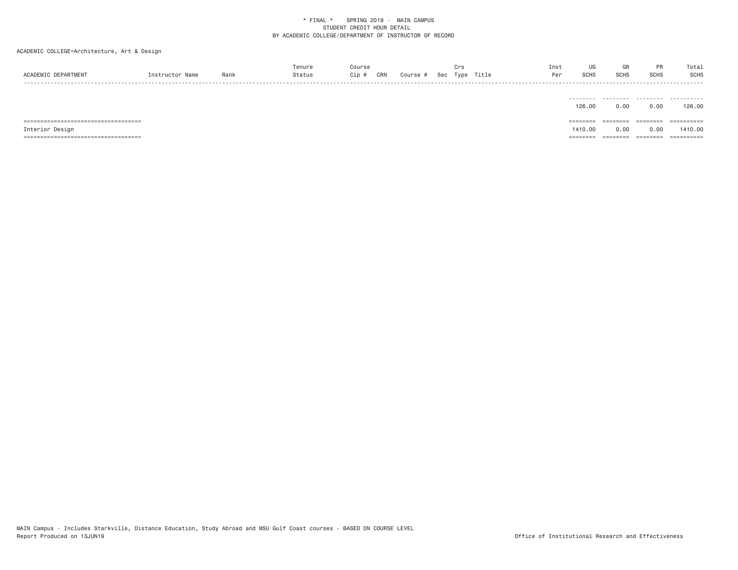\* FINAL \*    SPRING 2019 -  MAIN CAMPUS
STUDENT CREDIT HOUR DETAIL
BY ACADEMIC COLLEGE/DEPARTMENT OF INSTRUCTOR OF RECORD

ACADEMIC COLLEGE=Architecture, Art & Design

| ACADEMIC DEPARTMENT | Instructor Name | Rank | Tenure Status | Course Cip # | CRN | Course # | Sec | Crs Type | Title | Inst Per | UG SCHS | GR SCHS | PR SCHS | Total SCHS |
|---|---|---|---|---|---|---|---|---|---|---|---|---|---|---|
| | | | | | | | | | | | 126.00 | 0.00 | 0.00 | 126.00 |
| Interior Design | | | | | | | | | | | 1410.00 | 0.00 | 0.00 | 1410.00 |

MAIN Campus - Includes Starkville, Distance Education, Study Abroad and MSU Gulf Coast courses - BASED ON COURSE LEVEL
Report Produced on 13JUN19

Office of Institutional Research and Effectiveness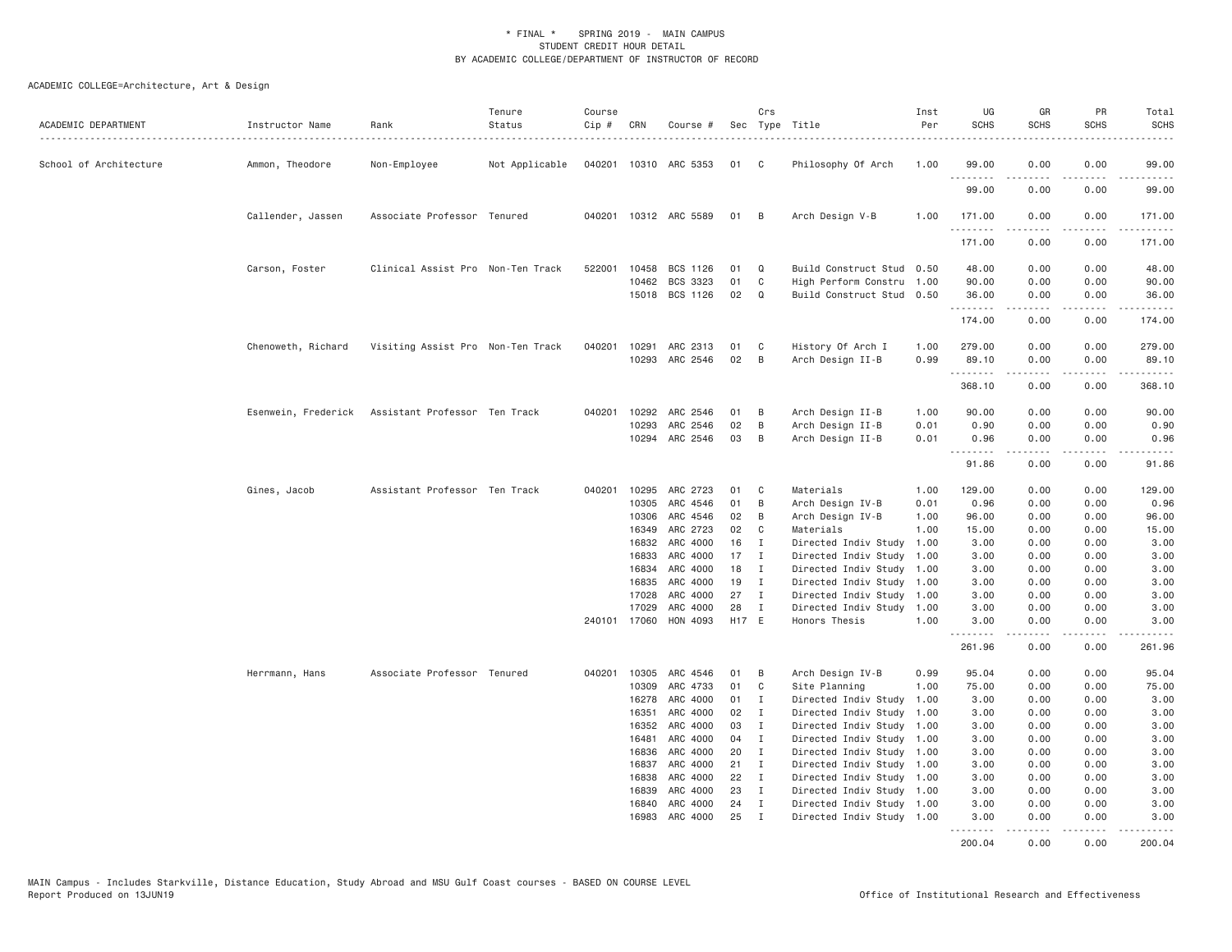\* FINAL \* SPRING 2019 - MAIN CAMPUS
STUDENT CREDIT HOUR DETAIL
BY ACADEMIC COLLEGE/DEPARTMENT OF INSTRUCTOR OF RECORD

ACADEMIC COLLEGE=Architecture, Art & Design

| ACADEMIC DEPARTMENT | Instructor Name | Rank | Tenure Status | Course Cip # | CRN | Course # | Sec | Crs Type | Title | Inst Per | UG SCHS | GR SCHS | PR SCHS | Total SCHS |
|---|---|---|---|---|---|---|---|---|---|---|---|---|---|---|
| School of Architecture | Ammon, Theodore | Non-Employee | Not Applicable | 040201 | 10310 | ARC 5353 | 01 | C | Philosophy Of Arch | 1.00 | 99.00 | 0.00 | 0.00 | 99.00 |
| | | | | | | | | | | | 99.00 | 0.00 | 0.00 | 99.00 |
| | Callender, Jassen | Associate Professor | Tenured | 040201 | 10312 | ARC 5589 | 01 | B | Arch Design V-B | 1.00 | 171.00 | 0.00 | 0.00 | 171.00 |
| | | | | | | | | | | | 171.00 | 0.00 | 0.00 | 171.00 |
| | Carson, Foster | Clinical Assist Pro | Non-Ten Track | 522001 | 10458 | BCS 1126 | 01 | Q | Build Construct Stud | 0.50 | 48.00 | 0.00 | 0.00 | 48.00 |
| | | | | | 10462 | BCS 3323 | 01 | C | High Perform Constru | 1.00 | 90.00 | 0.00 | 0.00 | 90.00 |
| | | | | | 15018 | BCS 1126 | 02 | Q | Build Construct Stud | 0.50 | 36.00 | 0.00 | 0.00 | 36.00 |
| | | | | | | | | | | | 174.00 | 0.00 | 0.00 | 174.00 |
| | Chenoweth, Richard | Visiting Assist Pro | Non-Ten Track | 040201 | 10291 | ARC 2313 | 01 | C | History Of Arch I | 1.00 | 279.00 | 0.00 | 0.00 | 279.00 |
| | | | | | 10293 | ARC 2546 | 02 | B | Arch Design II-B | 0.99 | 89.10 | 0.00 | 0.00 | 89.10 |
| | | | | | | | | | | | 368.10 | 0.00 | 0.00 | 368.10 |
| | Esenwein, Frederick | Assistant Professor | Ten Track | 040201 | 10292 | ARC 2546 | 01 | B | Arch Design II-B | 1.00 | 90.00 | 0.00 | 0.00 | 90.00 |
| | | | | | 10293 | ARC 2546 | 02 | B | Arch Design II-B | 0.01 | 0.90 | 0.00 | 0.00 | 0.90 |
| | | | | | 10294 | ARC 2546 | 03 | B | Arch Design II-B | 0.01 | 0.96 | 0.00 | 0.00 | 0.96 |
| | | | | | | | | | | | 91.86 | 0.00 | 0.00 | 91.86 |
| | Gines, Jacob | Assistant Professor | Ten Track | 040201 | 10295 | ARC 2723 | 01 | C | Materials | 1.00 | 129.00 | 0.00 | 0.00 | 129.00 |
| | | | | | 10305 | ARC 4546 | 01 | B | Arch Design IV-B | 0.01 | 0.96 | 0.00 | 0.00 | 0.96 |
| | | | | | 10306 | ARC 4546 | 02 | B | Arch Design IV-B | 1.00 | 96.00 | 0.00 | 0.00 | 96.00 |
| | | | | | 16349 | ARC 2723 | 02 | C | Materials | 1.00 | 15.00 | 0.00 | 0.00 | 15.00 |
| | | | | | 16832 | ARC 4000 | 16 | I | Directed Indiv Study | 1.00 | 3.00 | 0.00 | 0.00 | 3.00 |
| | | | | | 16833 | ARC 4000 | 17 | I | Directed Indiv Study | 1.00 | 3.00 | 0.00 | 0.00 | 3.00 |
| | | | | | 16834 | ARC 4000 | 18 | I | Directed Indiv Study | 1.00 | 3.00 | 0.00 | 0.00 | 3.00 |
| | | | | | 16835 | ARC 4000 | 19 | I | Directed Indiv Study | 1.00 | 3.00 | 0.00 | 0.00 | 3.00 |
| | | | | | 17028 | ARC 4000 | 27 | I | Directed Indiv Study | 1.00 | 3.00 | 0.00 | 0.00 | 3.00 |
| | | | | | 17029 | ARC 4000 | 28 | I | Directed Indiv Study | 1.00 | 3.00 | 0.00 | 0.00 | 3.00 |
| | | | | 240101 | 17060 | HON 4093 | H17 | E | Honors Thesis | 1.00 | 3.00 | 0.00 | 0.00 | 3.00 |
| | | | | | | | | | | | 261.96 | 0.00 | 0.00 | 261.96 |
| | Herrmann, Hans | Associate Professor | Tenured | 040201 | 10305 | ARC 4546 | 01 | B | Arch Design IV-B | 0.99 | 95.04 | 0.00 | 0.00 | 95.04 |
| | | | | | 10309 | ARC 4733 | 01 | C | Site Planning | 1.00 | 75.00 | 0.00 | 0.00 | 75.00 |
| | | | | | 16278 | ARC 4000 | 01 | I | Directed Indiv Study | 1.00 | 3.00 | 0.00 | 0.00 | 3.00 |
| | | | | | 16351 | ARC 4000 | 02 | I | Directed Indiv Study | 1.00 | 3.00 | 0.00 | 0.00 | 3.00 |
| | | | | | 16352 | ARC 4000 | 03 | I | Directed Indiv Study | 1.00 | 3.00 | 0.00 | 0.00 | 3.00 |
| | | | | | 16481 | ARC 4000 | 04 | I | Directed Indiv Study | 1.00 | 3.00 | 0.00 | 0.00 | 3.00 |
| | | | | | 16836 | ARC 4000 | 20 | I | Directed Indiv Study | 1.00 | 3.00 | 0.00 | 0.00 | 3.00 |
| | | | | | 16837 | ARC 4000 | 21 | I | Directed Indiv Study | 1.00 | 3.00 | 0.00 | 0.00 | 3.00 |
| | | | | | 16838 | ARC 4000 | 22 | I | Directed Indiv Study | 1.00 | 3.00 | 0.00 | 0.00 | 3.00 |
| | | | | | 16839 | ARC 4000 | 23 | I | Directed Indiv Study | 1.00 | 3.00 | 0.00 | 0.00 | 3.00 |
| | | | | | 16840 | ARC 4000 | 24 | I | Directed Indiv Study | 1.00 | 3.00 | 0.00 | 0.00 | 3.00 |
| | | | | | 16983 | ARC 4000 | 25 | I | Directed Indiv Study | 1.00 | 3.00 | 0.00 | 0.00 | 3.00 |
| | | | | | | | | | | | 200.04 | 0.00 | 0.00 | 200.04 |

MAIN Campus - Includes Starkville, Distance Education, Study Abroad and MSU Gulf Coast courses - BASED ON COURSE LEVEL
Report Produced on 13JUN19 | Office of Institutional Research and Effectiveness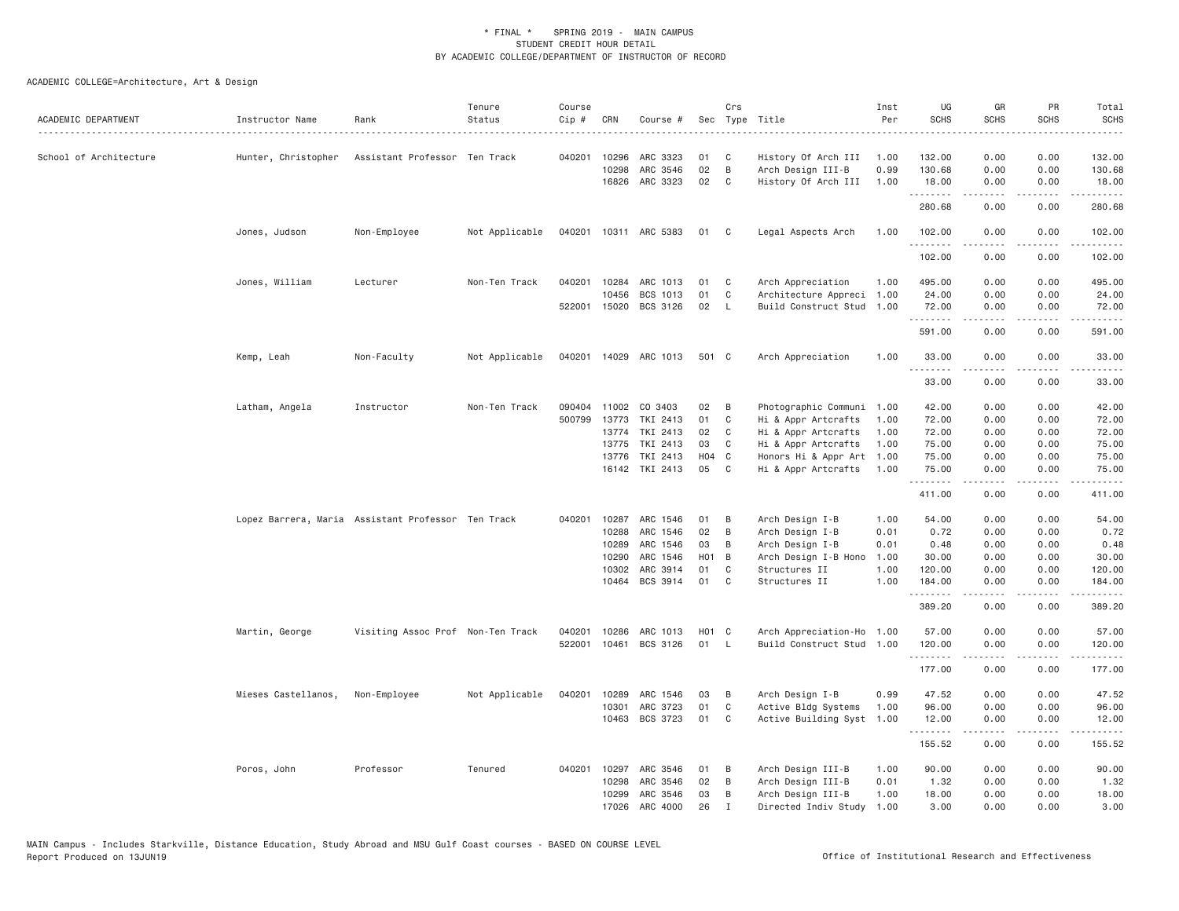# * FINAL * SPRING 2019 - MAIN CAMPUS
## STUDENT CREDIT HOUR DETAIL
## BY ACADEMIC COLLEGE/DEPARTMENT OF INSTRUCTOR OF RECORD

ACADEMIC COLLEGE=Architecture, Art & Design

| ACADEMIC DEPARTMENT | Instructor Name | Rank | Tenure Status | Course Cip # | CRN | Course # | Sec | Crs Type | Title | Inst Per | UG SCHS | GR SCHS | PR SCHS | Total SCHS |
|---|---|---|---|---|---|---|---|---|---|---|---|---|---|---|
| School of Architecture | Hunter, Christopher | Assistant Professor | Ten Track | 040201 | 10296 | ARC 3323 | 01 | C | History Of Arch III | 1.00 | 132.00 | 0.00 | 0.00 | 132.00 |
| | | | | | 10298 | ARC 3546 | 02 | B | Arch Design III-B | 0.99 | 130.68 | 0.00 | 0.00 | 130.68 |
| | | | | | 16826 | ARC 3323 | 02 | C | History Of Arch III | 1.00 | 18.00 | 0.00 | 0.00 | 18.00 |
| | | | | | | | | | | | 280.68 | 0.00 | 0.00 | 280.68 |
| | Jones, Judson | Non-Employee | Not Applicable | 040201 | 10311 | ARC 5383 | 01 | C | Legal Aspects Arch | 1.00 | 102.00 | 0.00 | 0.00 | 102.00 |
| | | | | | | | | | | | 102.00 | 0.00 | 0.00 | 102.00 |
| | Jones, William | Lecturer | Non-Ten Track | 040201 | 10284 | ARC 1013 | 01 | C | Arch Appreciation | 1.00 | 495.00 | 0.00 | 0.00 | 495.00 |
| | | | | | 10456 | BCS 1013 | 01 | C | Architecture Appreci | 1.00 | 24.00 | 0.00 | 0.00 | 24.00 |
| | | | | 522001 | 15020 | BCS 3126 | 02 | L | Build Construct Stud | 1.00 | 72.00 | 0.00 | 0.00 | 72.00 |
| | | | | | | | | | | | 591.00 | 0.00 | 0.00 | 591.00 |
| | Kemp, Leah | Non-Faculty | Not Applicable | 040201 | 14029 | ARC 1013 | 501 | C | Arch Appreciation | 1.00 | 33.00 | 0.00 | 0.00 | 33.00 |
| | | | | | | | | | | | 33.00 | 0.00 | 0.00 | 33.00 |
| | Latham, Angela | Instructor | Non-Ten Track | 090404 | 11002 | CO 3403 | 02 | B | Photographic Communi | 1.00 | 42.00 | 0.00 | 0.00 | 42.00 |
| | | | | 500799 | 13773 | TKI 2413 | 01 | C | Hi & Appr Artcrafts | 1.00 | 72.00 | 0.00 | 0.00 | 72.00 |
| | | | | | 13774 | TKI 2413 | 02 | C | Hi & Appr Artcrafts | 1.00 | 72.00 | 0.00 | 0.00 | 72.00 |
| | | | | | 13775 | TKI 2413 | 03 | C | Hi & Appr Artcrafts | 1.00 | 75.00 | 0.00 | 0.00 | 75.00 |
| | | | | | 13776 | TKI 2413 | H04 | C | Honors Hi & Appr Art | 1.00 | 75.00 | 0.00 | 0.00 | 75.00 |
| | | | | | 16142 | TKI 2413 | 05 | C | Hi & Appr Artcrafts | 1.00 | 75.00 | 0.00 | 0.00 | 75.00 |
| | | | | | | | | | | | 411.00 | 0.00 | 0.00 | 411.00 |
| | Lopez Barrera, Maria | Assistant Professor | Ten Track | 040201 | 10287 | ARC 1546 | 01 | B | Arch Design I-B | 1.00 | 54.00 | 0.00 | 0.00 | 54.00 |
| | | | | | 10288 | ARC 1546 | 02 | B | Arch Design I-B | 0.01 | 0.72 | 0.00 | 0.00 | 0.72 |
| | | | | | 10289 | ARC 1546 | 03 | B | Arch Design I-B | 0.01 | 0.48 | 0.00 | 0.00 | 0.48 |
| | | | | | 10290 | ARC 1546 | H01 | B | Arch Design I-B Hono | 1.00 | 30.00 | 0.00 | 0.00 | 30.00 |
| | | | | | 10302 | ARC 3914 | 01 | C | Structures II | 1.00 | 120.00 | 0.00 | 0.00 | 120.00 |
| | | | | | 10464 | BCS 3914 | 01 | C | Structures II | 1.00 | 184.00 | 0.00 | 0.00 | 184.00 |
| | | | | | | | | | | | 389.20 | 0.00 | 0.00 | 389.20 |
| | Martin, George | Visiting Assoc Prof | Non-Ten Track | 040201 | 10286 | ARC 1013 | H01 | C | Arch Appreciation-Ho | 1.00 | 57.00 | 0.00 | 0.00 | 57.00 |
| | | | | 522001 | 10461 | BCS 3126 | 01 | L | Build Construct Stud | 1.00 | 120.00 | 0.00 | 0.00 | 120.00 |
| | | | | | | | | | | | 177.00 | 0.00 | 0.00 | 177.00 |
| | Mieses Castellanos, | Non-Employee | Not Applicable | 040201 | 10289 | ARC 1546 | 03 | B | Arch Design I-B | 0.99 | 47.52 | 0.00 | 0.00 | 47.52 |
| | | | | | 10301 | ARC 3723 | 01 | C | Active Bldg Systems | 1.00 | 96.00 | 0.00 | 0.00 | 96.00 |
| | | | | | 10463 | BCS 3723 | 01 | C | Active Building Syst | 1.00 | 12.00 | 0.00 | 0.00 | 12.00 |
| | | | | | | | | | | | 155.52 | 0.00 | 0.00 | 155.52 |
| | Poros, John | Professor | Tenured | 040201 | 10297 | ARC 3546 | 01 | B | Arch Design III-B | 1.00 | 90.00 | 0.00 | 0.00 | 90.00 |
| | | | | | 10298 | ARC 3546 | 02 | B | Arch Design III-B | 0.01 | 1.32 | 0.00 | 0.00 | 1.32 |
| | | | | | 10299 | ARC 3546 | 03 | B | Arch Design III-B | 1.00 | 18.00 | 0.00 | 0.00 | 18.00 |
| | | | | | 17026 | ARC 4000 | 26 | I | Directed Indiv Study | 1.00 | 3.00 | 0.00 | 0.00 | 3.00 |

MAIN Campus - Includes Starkville, Distance Education, Study Abroad and MSU Gulf Coast courses - BASED ON COURSE LEVEL
Report Produced on 13JUN19

Office of Institutional Research and Effectiveness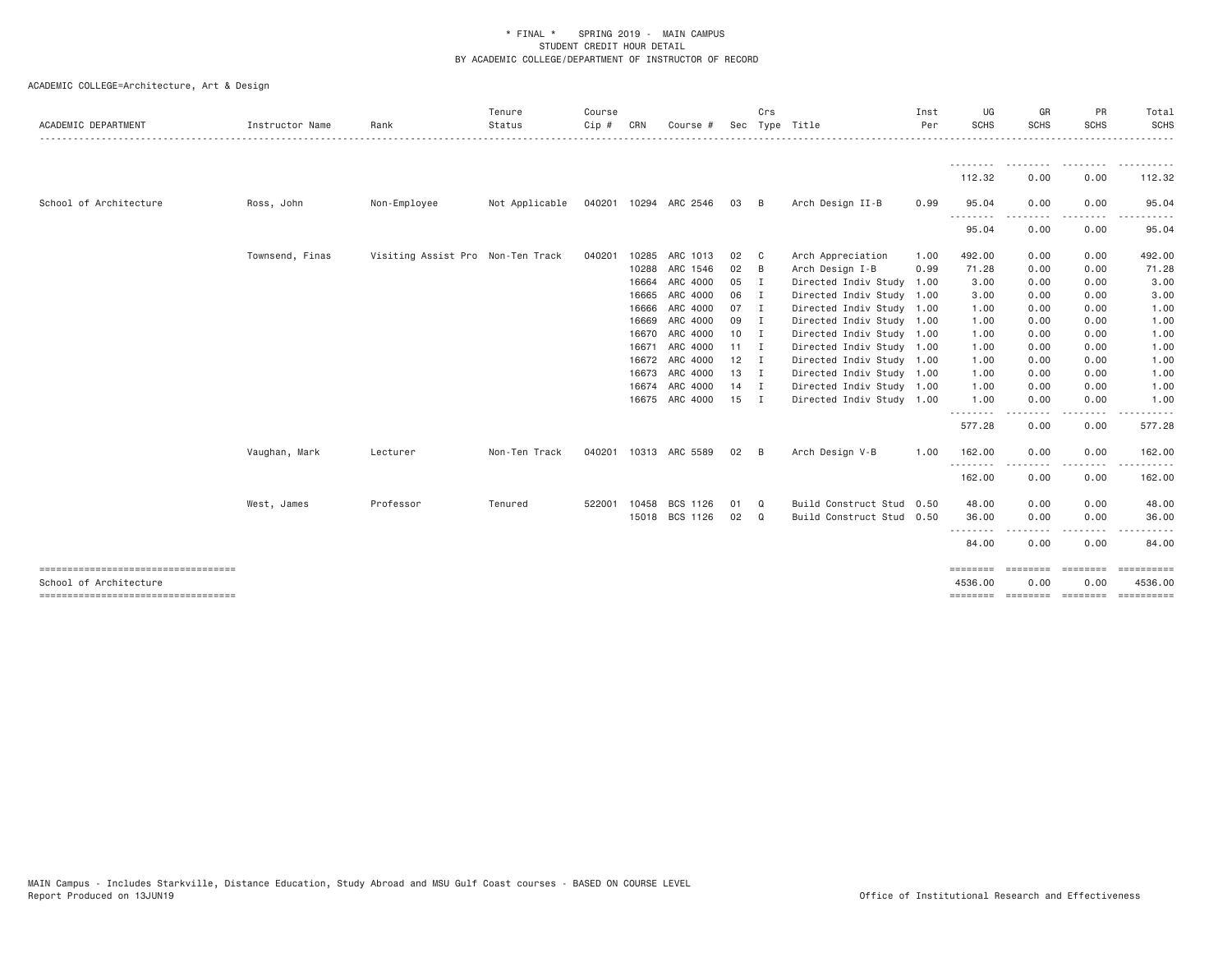\* FINAL \* SPRING 2019 - MAIN CAMPUS
STUDENT CREDIT HOUR DETAIL
BY ACADEMIC COLLEGE/DEPARTMENT OF INSTRUCTOR OF RECORD

ACADEMIC COLLEGE=Architecture, Art & Design

| ACADEMIC DEPARTMENT | Instructor Name | Rank | Tenure Status | Course Cip # | CRN | Course # | Sec | Crs Type | Title | Inst Per | UG SCHS | GR SCHS | PR SCHS | Total SCHS |
|---|---|---|---|---|---|---|---|---|---|---|---|---|---|---|
| | | | | | | | | | | | 112.32 | 0.00 | 0.00 | 112.32 |
| School of Architecture | Ross, John | Non-Employee | Not Applicable | 040201 | 10294 | ARC 2546 | 03 | B | Arch Design II-B | 0.99 | 95.04 | 0.00 | 0.00 | 95.04 |
| | | | | | | | | | | | 95.04 | 0.00 | 0.00 | 95.04 |
| | Townsend, Finas | Visiting Assist Pro | Non-Ten Track | 040201 | 10285 | ARC 1013 | 02 | C | Arch Appreciation | 1.00 | 492.00 | 0.00 | 0.00 | 492.00 |
| | | | | | 10288 | ARC 1546 | 02 | B | Arch Design I-B | 0.99 | 71.28 | 0.00 | 0.00 | 71.28 |
| | | | | | 16664 | ARC 4000 | 05 | I | Directed Indiv Study | 1.00 | 3.00 | 0.00 | 0.00 | 3.00 |
| | | | | | 16665 | ARC 4000 | 06 | I | Directed Indiv Study | 1.00 | 3.00 | 0.00 | 0.00 | 3.00 |
| | | | | | 16666 | ARC 4000 | 07 | I | Directed Indiv Study | 1.00 | 1.00 | 0.00 | 0.00 | 1.00 |
| | | | | | 16669 | ARC 4000 | 09 | I | Directed Indiv Study | 1.00 | 1.00 | 0.00 | 0.00 | 1.00 |
| | | | | | 16670 | ARC 4000 | 10 | I | Directed Indiv Study | 1.00 | 1.00 | 0.00 | 0.00 | 1.00 |
| | | | | | 16671 | ARC 4000 | 11 | I | Directed Indiv Study | 1.00 | 1.00 | 0.00 | 0.00 | 1.00 |
| | | | | | 16672 | ARC 4000 | 12 | I | Directed Indiv Study | 1.00 | 1.00 | 0.00 | 0.00 | 1.00 |
| | | | | | 16673 | ARC 4000 | 13 | I | Directed Indiv Study | 1.00 | 1.00 | 0.00 | 0.00 | 1.00 |
| | | | | | 16674 | ARC 4000 | 14 | I | Directed Indiv Study | 1.00 | 1.00 | 0.00 | 0.00 | 1.00 |
| | | | | | 16675 | ARC 4000 | 15 | I | Directed Indiv Study | 1.00 | 1.00 | 0.00 | 0.00 | 1.00 |
| | | | | | | | | | | | 577.28 | 0.00 | 0.00 | 577.28 |
| | Vaughan, Mark | Lecturer | Non-Ten Track | 040201 | 10313 | ARC 5589 | 02 | B | Arch Design V-B | 1.00 | 162.00 | 0.00 | 0.00 | 162.00 |
| | | | | | | | | | | | 162.00 | 0.00 | 0.00 | 162.00 |
| | West, James | Professor | Tenured | 522001 | 10458 | BCS 1126 | 01 | Q | Build Construct Stud | 0.50 | 48.00 | 0.00 | 0.00 | 48.00 |
| | | | | | 15018 | BCS 1126 | 02 | Q | Build Construct Stud | 0.50 | 36.00 | 0.00 | 0.00 | 36.00 |
| | | | | | | | | | | | 84.00 | 0.00 | 0.00 | 84.00 |
| School of Architecture | | | | | | | | | | | 4536.00 | 0.00 | 0.00 | 4536.00 |

MAIN Campus - Includes Starkville, Distance Education, Study Abroad and MSU Gulf Coast courses - BASED ON COURSE LEVEL
Report Produced on 13JUN19

Office of Institutional Research and Effectiveness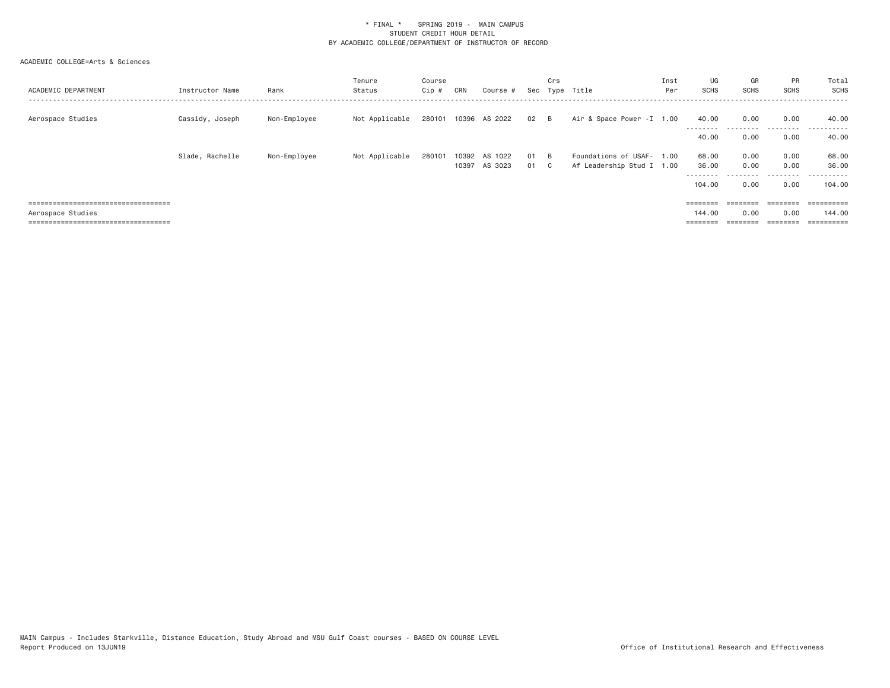\* FINAL \*    SPRING 2019 - MAIN CAMPUS
STUDENT CREDIT HOUR DETAIL
BY ACADEMIC COLLEGE/DEPARTMENT OF INSTRUCTOR OF RECORD

ACADEMIC COLLEGE=Arts & Sciences

| ACADEMIC DEPARTMENT | Instructor Name | Rank | Tenure Status | Course Cip # | CRN | Course # | Sec | Crs Type | Title | Inst Per | UG SCHS | GR SCHS | PR SCHS | Total SCHS |
|---|---|---|---|---|---|---|---|---|---|---|---|---|---|---|
| Aerospace Studies | Cassidy, Joseph | Non-Employee | Not Applicable | 280101 | 10396 | AS 2022 | 02 | B | Air & Space Power -I | 1.00 | 40.00 | 0.00 | 0.00 | 40.00 |
| | | | | | | | | | | | 40.00 | 0.00 | 0.00 | 40.00 |
| | Slade, Rachelle | Non-Employee | Not Applicable | 280101 | 10392 | AS 1022 | 01 | B | Foundations of USAF- | 1.00 | 68.00 | 0.00 | 0.00 | 68.00 |
| | | | | | 10397 | AS 3023 | 01 | C | Af Leadership Stud I | 1.00 | 36.00 | 0.00 | 0.00 | 36.00 |
| | | | | | | | | | | | 104.00 | 0.00 | 0.00 | 104.00 |
| Aerospace Studies | | | | | | | | | | | 144.00 | 0.00 | 0.00 | 144.00 |

MAIN Campus - Includes Starkville, Distance Education, Study Abroad and MSU Gulf Coast courses - BASED ON COURSE LEVEL
Report Produced on 13JUN19

Office of Institutional Research and Effectiveness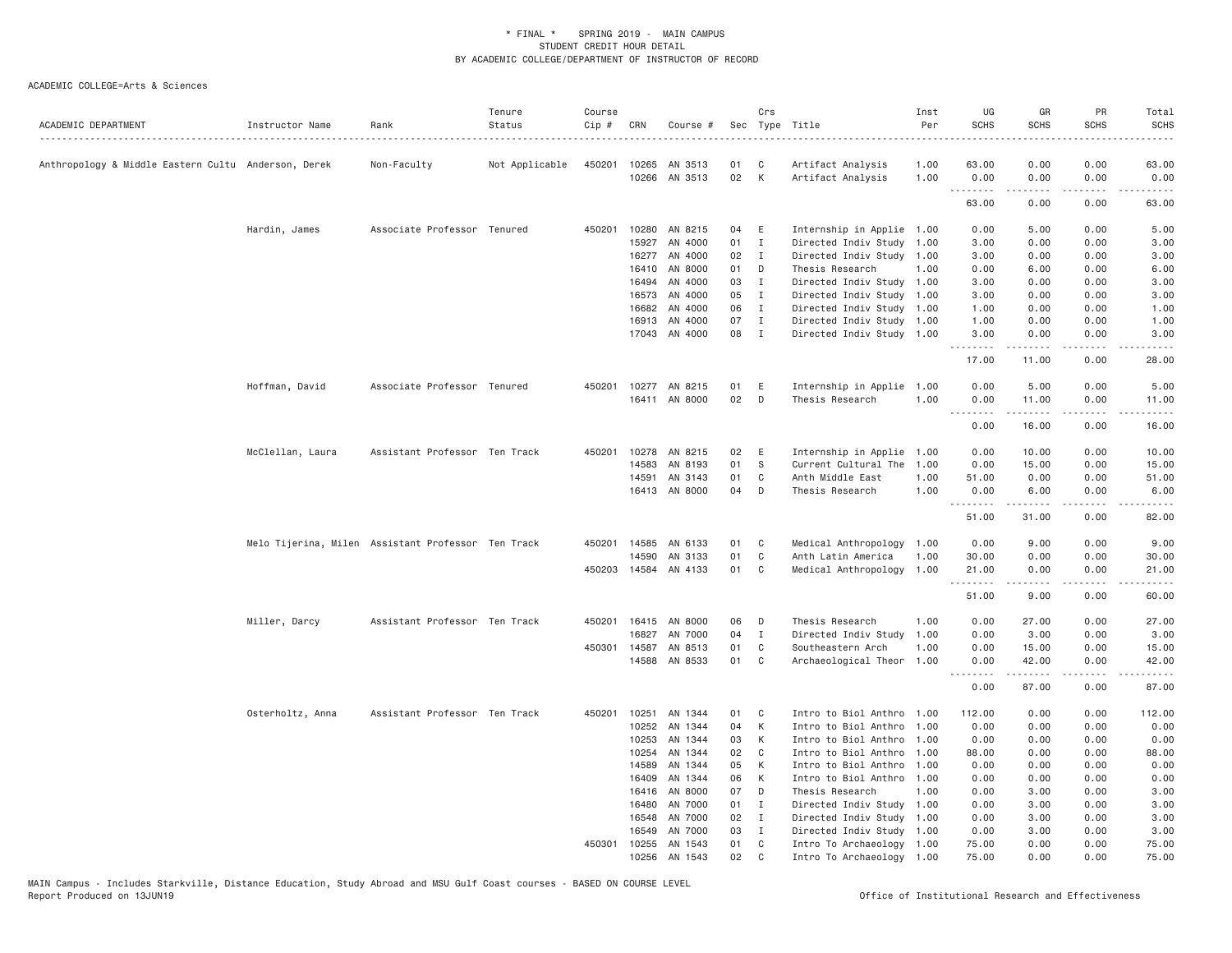\* FINAL \* SPRING 2019 - MAIN CAMPUS
STUDENT CREDIT HOUR DETAIL
BY ACADEMIC COLLEGE/DEPARTMENT OF INSTRUCTOR OF RECORD

ACADEMIC COLLEGE=Arts & Sciences

| ACADEMIC DEPARTMENT | Instructor Name | Rank | Tenure Status | Course Cip # | CRN | Course # | Sec | Crs Type | Title | Inst Per | UG SCHS | GR SCHS | PR SCHS | Total SCHS |
|---|---|---|---|---|---|---|---|---|---|---|---|---|---|---|
| Anthropology & Middle Eastern Cultu | Anderson, Derek | Non-Faculty | Not Applicable | 450201 | 10265 | AN 3513 | 01 | C | Artifact Analysis | 1.00 | 63.00 | 0.00 | 0.00 | 63.00 |
| | | | | | 10266 | AN 3513 | 02 | K | Artifact Analysis | 1.00 | 0.00 | 0.00 | 0.00 | 0.00 |
| | | | | | | | | | | | 63.00 | 0.00 | 0.00 | 63.00 |
| | Hardin, James | Associate Professor | Tenured | 450201 | 10280 | AN 8215 | 04 | E | Internship in Applie | 1.00 | 0.00 | 5.00 | 0.00 | 5.00 |
| | | | | | 15927 | AN 4000 | 01 | I | Directed Indiv Study | 1.00 | 3.00 | 0.00 | 0.00 | 3.00 |
| | | | | | 16277 | AN 4000 | 02 | I | Directed Indiv Study | 1.00 | 3.00 | 0.00 | 0.00 | 3.00 |
| | | | | | 16410 | AN 8000 | 01 | D | Thesis Research | 1.00 | 0.00 | 6.00 | 0.00 | 6.00 |
| | | | | | 16494 | AN 4000 | 03 | I | Directed Indiv Study | 1.00 | 3.00 | 0.00 | 0.00 | 3.00 |
| | | | | | 16573 | AN 4000 | 05 | I | Directed Indiv Study | 1.00 | 3.00 | 0.00 | 0.00 | 3.00 |
| | | | | | 16682 | AN 4000 | 06 | I | Directed Indiv Study | 1.00 | 1.00 | 0.00 | 0.00 | 1.00 |
| | | | | | 16913 | AN 4000 | 07 | I | Directed Indiv Study | 1.00 | 1.00 | 0.00 | 0.00 | 1.00 |
| | | | | | 17043 | AN 4000 | 08 | I | Directed Indiv Study | 1.00 | 3.00 | 0.00 | 0.00 | 3.00 |
| | | | | | | | | | | | 17.00 | 11.00 | 0.00 | 28.00 |
| | Hoffman, David | Associate Professor | Tenured | 450201 | 10277 | AN 8215 | 01 | E | Internship in Applie | 1.00 | 0.00 | 5.00 | 0.00 | 5.00 |
| | | | | | 16411 | AN 8000 | 02 | D | Thesis Research | 1.00 | 0.00 | 11.00 | 0.00 | 11.00 |
| | | | | | | | | | | | 0.00 | 16.00 | 0.00 | 16.00 |
| | McClellan, Laura | Assistant Professor | Ten Track | 450201 | 10278 | AN 8215 | 02 | E | Internship in Applie | 1.00 | 0.00 | 10.00 | 0.00 | 10.00 |
| | | | | | 14583 | AN 8193 | 01 | S | Current Cultural The | 1.00 | 0.00 | 15.00 | 0.00 | 15.00 |
| | | | | | 14591 | AN 3143 | 01 | C | Anth Middle East | 1.00 | 51.00 | 0.00 | 0.00 | 51.00 |
| | | | | | 16413 | AN 8000 | 04 | D | Thesis Research | 1.00 | 0.00 | 6.00 | 0.00 | 6.00 |
| | | | | | | | | | | | 51.00 | 31.00 | 0.00 | 82.00 |
| | Melo Tijerina, Milen | Assistant Professor | Ten Track | 450201 | 14585 | AN 6133 | 01 | C | Medical Anthropology | 1.00 | 0.00 | 9.00 | 0.00 | 9.00 |
| | | | | | 14590 | AN 3133 | 01 | C | Anth Latin America | 1.00 | 30.00 | 0.00 | 0.00 | 30.00 |
| | | | | 450203 | 14584 | AN 4133 | 01 | C | Medical Anthropology | 1.00 | 21.00 | 0.00 | 0.00 | 21.00 |
| | | | | | | | | | | | 51.00 | 9.00 | 0.00 | 60.00 |
| | Miller, Darcy | Assistant Professor | Ten Track | 450201 | 16415 | AN 8000 | 06 | D | Thesis Research | 1.00 | 0.00 | 27.00 | 0.00 | 27.00 |
| | | | | | 16827 | AN 7000 | 04 | I | Directed Indiv Study | 1.00 | 0.00 | 3.00 | 0.00 | 3.00 |
| | | | | 450301 | 14587 | AN 8513 | 01 | C | Southeastern Arch | 1.00 | 0.00 | 15.00 | 0.00 | 15.00 |
| | | | | | 14588 | AN 8533 | 01 | C | Archaeological Theor | 1.00 | 0.00 | 42.00 | 0.00 | 42.00 |
| | | | | | | | | | | | 0.00 | 87.00 | 0.00 | 87.00 |
| | Osterholtz, Anna | Assistant Professor | Ten Track | 450201 | 10251 | AN 1344 | 01 | C | Intro to Biol Anthro | 1.00 | 112.00 | 0.00 | 0.00 | 112.00 |
| | | | | | 10252 | AN 1344 | 04 | K | Intro to Biol Anthro | 1.00 | 0.00 | 0.00 | 0.00 | 0.00 |
| | | | | | 10253 | AN 1344 | 03 | K | Intro to Biol Anthro | 1.00 | 0.00 | 0.00 | 0.00 | 0.00 |
| | | | | | 10254 | AN 1344 | 02 | C | Intro to Biol Anthro | 1.00 | 88.00 | 0.00 | 0.00 | 88.00 |
| | | | | | 14589 | AN 1344 | 05 | K | Intro to Biol Anthro | 1.00 | 0.00 | 0.00 | 0.00 | 0.00 |
| | | | | | 16409 | AN 1344 | 06 | K | Intro to Biol Anthro | 1.00 | 0.00 | 0.00 | 0.00 | 0.00 |
| | | | | | 16416 | AN 8000 | 07 | D | Thesis Research | 1.00 | 0.00 | 3.00 | 0.00 | 3.00 |
| | | | | | 16480 | AN 7000 | 01 | I | Directed Indiv Study | 1.00 | 0.00 | 3.00 | 0.00 | 3.00 |
| | | | | | 16548 | AN 7000 | 02 | I | Directed Indiv Study | 1.00 | 0.00 | 3.00 | 0.00 | 3.00 |
| | | | | | 16549 | AN 7000 | 03 | I | Directed Indiv Study | 1.00 | 0.00 | 3.00 | 0.00 | 3.00 |
| | | | | 450301 | 10255 | AN 1543 | 01 | C | Intro To Archaeology | 1.00 | 75.00 | 0.00 | 0.00 | 75.00 |
| | | | | | 10256 | AN 1543 | 02 | C | Intro To Archaeology | 1.00 | 75.00 | 0.00 | 0.00 | 75.00 |

MAIN Campus - Includes Starkville, Distance Education, Study Abroad and MSU Gulf Coast courses - BASED ON COURSE LEVEL
Report Produced on 13JUN19 Office of Institutional Research and Effectiveness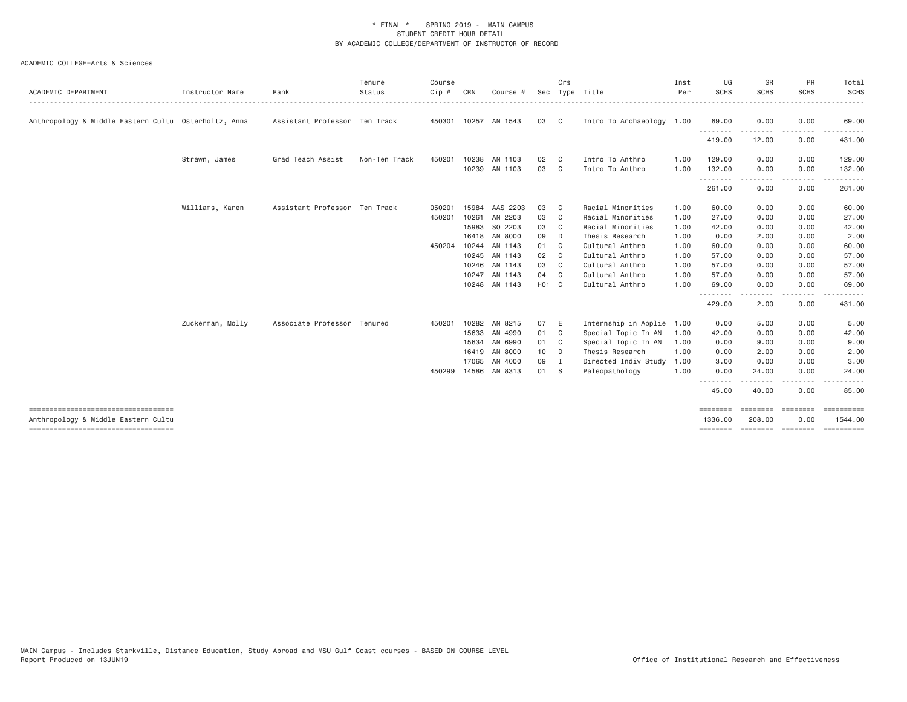\* FINAL \*    SPRING 2019 -  MAIN CAMPUS
STUDENT CREDIT HOUR DETAIL
BY ACADEMIC COLLEGE/DEPARTMENT OF INSTRUCTOR OF RECORD

ACADEMIC COLLEGE=Arts & Sciences

| ACADEMIC DEPARTMENT | Instructor Name | Rank | Tenure Status | Course Cip # | CRN | Course # | Sec | Crs Type | Title | Inst Per | UG SCHS | GR SCHS | PR SCHS | Total SCHS |
|---|---|---|---|---|---|---|---|---|---|---|---|---|---|---|
| Anthropology & Middle Eastern Cultu | Osterholtz, Anna | Assistant Professor | Ten Track | 450301 | 10257 | AN 1543 | 03 | C | Intro To Archaeology | 1.00 | 69.00 | 0.00 | 0.00 | 69.00 |
| | | | | | | | | | | | 419.00 | 12.00 | 0.00 | 431.00 |
| | Strawn, James | Grad Teach Assist | Non-Ten Track | 450201 | 10238 | AN 1103 | 02 | C | Intro To Anthro | 1.00 | 129.00 | 0.00 | 0.00 | 129.00 |
| | | | | | 10239 | AN 1103 | 03 | C | Intro To Anthro | 1.00 | 132.00 | 0.00 | 0.00 | 132.00 |
| | | | | | | | | | | | 261.00 | 0.00 | 0.00 | 261.00 |
| | Williams, Karen | Assistant Professor | Ten Track | 050201 | 15984 | AAS 2203 | 03 | C | Racial Minorities | 1.00 | 60.00 | 0.00 | 0.00 | 60.00 |
| | | | | 450201 | 10261 | AN 2203 | 03 | C | Racial Minorities | 1.00 | 27.00 | 0.00 | 0.00 | 27.00 |
| | | | | | 15983 | SO 2203 | 03 | C | Racial Minorities | 1.00 | 42.00 | 0.00 | 0.00 | 42.00 |
| | | | | | 16418 | AN 8000 | 09 | D | Thesis Research | 1.00 | 0.00 | 2.00 | 0.00 | 2.00 |
| | | | | 450204 | 10244 | AN 1143 | 01 | C | Cultural Anthro | 1.00 | 60.00 | 0.00 | 0.00 | 60.00 |
| | | | | | 10245 | AN 1143 | 02 | C | Cultural Anthro | 1.00 | 57.00 | 0.00 | 0.00 | 57.00 |
| | | | | | 10246 | AN 1143 | 03 | C | Cultural Anthro | 1.00 | 57.00 | 0.00 | 0.00 | 57.00 |
| | | | | | 10247 | AN 1143 | 04 | C | Cultural Anthro | 1.00 | 57.00 | 0.00 | 0.00 | 57.00 |
| | | | | | 10248 | AN 1143 | H01 | C | Cultural Anthro | 1.00 | 69.00 | 0.00 | 0.00 | 69.00 |
| | | | | | | | | | | | 429.00 | 2.00 | 0.00 | 431.00 |
| | Zuckerman, Molly | Associate Professor | Tenured | 450201 | 10282 | AN 8215 | 07 | E | Internship in Applie | 1.00 | 0.00 | 5.00 | 0.00 | 5.00 |
| | | | | | 15633 | AN 4990 | 01 | C | Special Topic In AN | 1.00 | 42.00 | 0.00 | 0.00 | 42.00 |
| | | | | | 15634 | AN 6990 | 01 | C | Special Topic In AN | 1.00 | 0.00 | 9.00 | 0.00 | 9.00 |
| | | | | | 16419 | AN 8000 | 10 | D | Thesis Research | 1.00 | 0.00 | 2.00 | 0.00 | 2.00 |
| | | | | | 17065 | AN 4000 | 09 | I | Directed Indiv Study | 1.00 | 3.00 | 0.00 | 0.00 | 3.00 |
| | | | | 450299 | 14586 | AN 8313 | 01 | S | Paleopathology | 1.00 | 0.00 | 24.00 | 0.00 | 24.00 |
| | | | | | | | | | | | 45.00 | 40.00 | 0.00 | 85.00 |
| Anthropology & Middle Eastern Cultu | | | | | | | | | | | 1336.00 | 208.00 | 0.00 | 1544.00 |

MAIN Campus - Includes Starkville, Distance Education, Study Abroad and MSU Gulf Coast courses - BASED ON COURSE LEVEL
Report Produced on 13JUN19    Office of Institutional Research and Effectiveness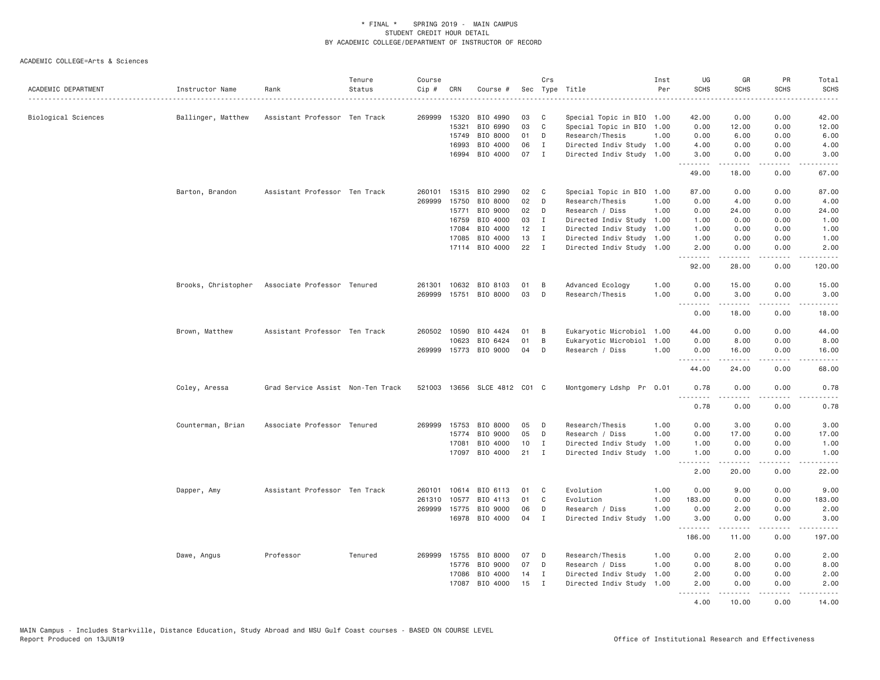\* FINAL \* SPRING 2019 - MAIN CAMPUS
STUDENT CREDIT HOUR DETAIL
BY ACADEMIC COLLEGE/DEPARTMENT OF INSTRUCTOR OF RECORD

ACADEMIC COLLEGE=Arts & Sciences

| ACADEMIC DEPARTMENT | Instructor Name | Rank | Tenure Status | Course Cip # | CRN | Course # | Sec | Crs Type | Title | Inst Per | UG SCHS | GR SCHS | PR SCHS | Total SCHS |
|---|---|---|---|---|---|---|---|---|---|---|---|---|---|---|
| Biological Sciences | Ballinger, Matthew | Assistant Professor | Ten Track | 269999 | 15320 | BIO 4990 | 03 | C | Special Topic in BIO | 1.00 | 42.00 | 0.00 | 0.00 | 42.00 |
| | | | | | 15321 | BIO 6990 | 03 | C | Special Topic in BIO | 1.00 | 0.00 | 12.00 | 0.00 | 12.00 |
| | | | | | 15749 | BIO 8000 | 01 | D | Research/Thesis | 1.00 | 0.00 | 6.00 | 0.00 | 6.00 |
| | | | | | 16993 | BIO 4000 | 06 | I | Directed Indiv Study | 1.00 | 4.00 | 0.00 | 0.00 | 4.00 |
| | | | | | 16994 | BIO 4000 | 07 | I | Directed Indiv Study | 1.00 | 3.00 | 0.00 | 0.00 | 3.00 |
| | | | | | | | | | | | 49.00 | 18.00 | 0.00 | 67.00 |
| | Barton, Brandon | Assistant Professor | Ten Track | 260101 | 15315 | BIO 2990 | 02 | C | Special Topic in BIO | 1.00 | 87.00 | 0.00 | 0.00 | 87.00 |
| | | | | 269999 | 15750 | BIO 8000 | 02 | D | Research/Thesis | 1.00 | 0.00 | 4.00 | 0.00 | 4.00 |
| | | | | | 15771 | BIO 9000 | 02 | D | Research / Diss | 1.00 | 0.00 | 24.00 | 0.00 | 24.00 |
| | | | | | 16759 | BIO 4000 | 03 | I | Directed Indiv Study | 1.00 | 1.00 | 0.00 | 0.00 | 1.00 |
| | | | | | 17084 | BIO 4000 | 12 | I | Directed Indiv Study | 1.00 | 1.00 | 0.00 | 0.00 | 1.00 |
| | | | | | 17085 | BIO 4000 | 13 | I | Directed Indiv Study | 1.00 | 1.00 | 0.00 | 0.00 | 1.00 |
| | | | | | 17114 | BIO 4000 | 22 | I | Directed Indiv Study | 1.00 | 2.00 | 0.00 | 0.00 | 2.00 |
| | | | | | | | | | | | 92.00 | 28.00 | 0.00 | 120.00 |
| | Brooks, Christopher | Associate Professor | Tenured | 261301 | 10632 | BIO 8103 | 01 | B | Advanced Ecology | 1.00 | 0.00 | 15.00 | 0.00 | 15.00 |
| | | | | 269999 | 15751 | BIO 8000 | 03 | D | Research/Thesis | 1.00 | 0.00 | 3.00 | 0.00 | 3.00 |
| | | | | | | | | | | | 0.00 | 18.00 | 0.00 | 18.00 |
| | Brown, Matthew | Assistant Professor | Ten Track | 260502 | 10590 | BIO 4424 | 01 | B | Eukaryotic Microbiol | 1.00 | 44.00 | 0.00 | 0.00 | 44.00 |
| | | | | | 10623 | BIO 6424 | 01 | B | Eukaryotic Microbiol | 1.00 | 0.00 | 8.00 | 0.00 | 8.00 |
| | | | | 269999 | 15773 | BIO 9000 | 04 | D | Research / Diss | 1.00 | 0.00 | 16.00 | 0.00 | 16.00 |
| | | | | | | | | | | | 44.00 | 24.00 | 0.00 | 68.00 |
| | Coley, Aressa | Grad Service Assist | Non-Ten Track | 521003 | 13656 | SLCE 4812 | C01 | C | Montgomery Ldshp Pr | 0.01 | 0.78 | 0.00 | 0.00 | 0.78 |
| | | | | | | | | | | | 0.78 | 0.00 | 0.00 | 0.78 |
| | Counterman, Brian | Associate Professor | Tenured | 269999 | 15753 | BIO 8000 | 05 | D | Research/Thesis | 1.00 | 0.00 | 3.00 | 0.00 | 3.00 |
| | | | | | 15774 | BIO 9000 | 05 | D | Research / Diss | 1.00 | 0.00 | 17.00 | 0.00 | 17.00 |
| | | | | | 17081 | BIO 4000 | 10 | I | Directed Indiv Study | 1.00 | 1.00 | 0.00 | 0.00 | 1.00 |
| | | | | | 17097 | BIO 4000 | 21 | I | Directed Indiv Study | 1.00 | 1.00 | 0.00 | 0.00 | 1.00 |
| | | | | | | | | | | | 2.00 | 20.00 | 0.00 | 22.00 |
| | Dapper, Amy | Assistant Professor | Ten Track | 260101 | 10614 | BIO 6113 | 01 | C | Evolution | 1.00 | 0.00 | 9.00 | 0.00 | 9.00 |
| | | | | 261310 | 10577 | BIO 4113 | 01 | C | Evolution | 1.00 | 183.00 | 0.00 | 0.00 | 183.00 |
| | | | | 269999 | 15775 | BIO 9000 | 06 | D | Research / Diss | 1.00 | 0.00 | 2.00 | 0.00 | 2.00 |
| | | | | | 16978 | BIO 4000 | 04 | I | Directed Indiv Study | 1.00 | 3.00 | 0.00 | 0.00 | 3.00 |
| | | | | | | | | | | | 186.00 | 11.00 | 0.00 | 197.00 |
| | Dawe, Angus | Professor | Tenured | 269999 | 15755 | BIO 8000 | 07 | D | Research/Thesis | 1.00 | 0.00 | 2.00 | 0.00 | 2.00 |
| | | | | | 15776 | BIO 9000 | 07 | D | Research / Diss | 1.00 | 0.00 | 8.00 | 0.00 | 8.00 |
| | | | | | 17086 | BIO 4000 | 14 | I | Directed Indiv Study | 1.00 | 2.00 | 0.00 | 0.00 | 2.00 |
| | | | | | 17087 | BIO 4000 | 15 | I | Directed Indiv Study | 1.00 | 2.00 | 0.00 | 0.00 | 2.00 |
| | | | | | | | | | | | 4.00 | 10.00 | 0.00 | 14.00 |

MAIN Campus - Includes Starkville, Distance Education, Study Abroad and MSU Gulf Coast courses - BASED ON COURSE LEVEL
Report Produced on 13JUN19 Office of Institutional Research and Effectiveness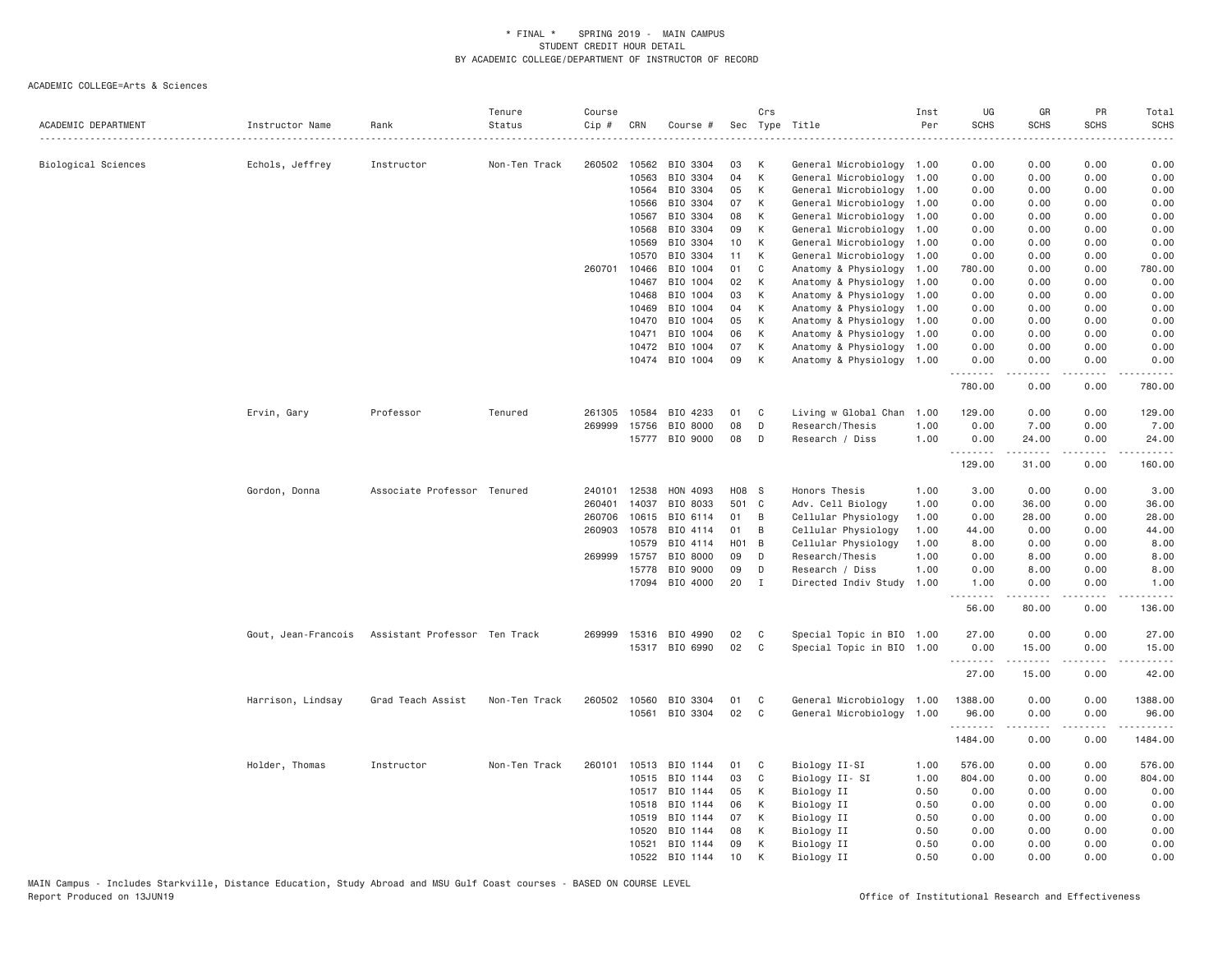\* FINAL \* SPRING 2019 - MAIN CAMPUS
STUDENT CREDIT HOUR DETAIL
BY ACADEMIC COLLEGE/DEPARTMENT OF INSTRUCTOR OF RECORD

ACADEMIC COLLEGE=Arts & Sciences

| ACADEMIC DEPARTMENT | Instructor Name | Rank | Tenure Status | Course Cip # | CRN | Course # | Sec | Crs Type | Title | Inst Per | UG SCHS | GR SCHS | PR SCHS | Total SCHS |
|---|---|---|---|---|---|---|---|---|---|---|---|---|---|---|
| Biological Sciences | Echols, Jeffrey | Instructor | Non-Ten Track | 260502 | 10562 | BIO 3304 | 03 | K | General Microbiology | 1.00 | 0.00 | 0.00 | 0.00 | 0.00 |
| | | | | | 10563 | BIO 3304 | 04 | K | General Microbiology | 1.00 | 0.00 | 0.00 | 0.00 | 0.00 |
| | | | | | 10564 | BIO 3304 | 05 | K | General Microbiology | 1.00 | 0.00 | 0.00 | 0.00 | 0.00 |
| | | | | | 10566 | BIO 3304 | 07 | K | General Microbiology | 1.00 | 0.00 | 0.00 | 0.00 | 0.00 |
| | | | | | 10567 | BIO 3304 | 08 | K | General Microbiology | 1.00 | 0.00 | 0.00 | 0.00 | 0.00 |
| | | | | | 10568 | BIO 3304 | 09 | K | General Microbiology | 1.00 | 0.00 | 0.00 | 0.00 | 0.00 |
| | | | | | 10569 | BIO 3304 | 10 | K | General Microbiology | 1.00 | 0.00 | 0.00 | 0.00 | 0.00 |
| | | | | | 10570 | BIO 3304 | 11 | K | General Microbiology | 1.00 | 0.00 | 0.00 | 0.00 | 0.00 |
| | | | | 260701 | 10466 | BIO 1004 | 01 | C | Anatomy & Physiology | 1.00 | 780.00 | 0.00 | 0.00 | 780.00 |
| | | | | | 10467 | BIO 1004 | 02 | K | Anatomy & Physiology | 1.00 | 0.00 | 0.00 | 0.00 | 0.00 |
| | | | | | 10468 | BIO 1004 | 03 | K | Anatomy & Physiology | 1.00 | 0.00 | 0.00 | 0.00 | 0.00 |
| | | | | | 10469 | BIO 1004 | 04 | K | Anatomy & Physiology | 1.00 | 0.00 | 0.00 | 0.00 | 0.00 |
| | | | | | 10470 | BIO 1004 | 05 | K | Anatomy & Physiology | 1.00 | 0.00 | 0.00 | 0.00 | 0.00 |
| | | | | | 10471 | BIO 1004 | 06 | K | Anatomy & Physiology | 1.00 | 0.00 | 0.00 | 0.00 | 0.00 |
| | | | | | 10472 | BIO 1004 | 07 | K | Anatomy & Physiology | 1.00 | 0.00 | 0.00 | 0.00 | 0.00 |
| | | | | | 10474 | BIO 1004 | 09 | K | Anatomy & Physiology | 1.00 | 0.00 | 0.00 | 0.00 | 0.00 |
| | | | | | | | | | | | 780.00 | 0.00 | 0.00 | 780.00 |
| | Ervin, Gary | Professor | Tenured | 261305 | 10584 | BIO 4233 | 01 | C | Living w Global Chan | 1.00 | 129.00 | 0.00 | 0.00 | 129.00 |
| | | | | 269999 | 15756 | BIO 8000 | 08 | D | Research/Thesis | 1.00 | 0.00 | 7.00 | 0.00 | 7.00 |
| | | | | | 15777 | BIO 9000 | 08 | D | Research / Diss | 1.00 | 0.00 | 24.00 | 0.00 | 24.00 |
| | | | | | | | | | | | 129.00 | 31.00 | 0.00 | 160.00 |
| | Gordon, Donna | Associate Professor | Tenured | 240101 | 12538 | HON 4093 | H08 | S | Honors Thesis | 1.00 | 3.00 | 0.00 | 0.00 | 3.00 |
| | | | | 260401 | 14037 | BIO 8033 | 501 | C | Adv. Cell Biology | 1.00 | 0.00 | 36.00 | 0.00 | 36.00 |
| | | | | 260706 | 10615 | BIO 6114 | 01 | B | Cellular Physiology | 1.00 | 0.00 | 28.00 | 0.00 | 28.00 |
| | | | | 260903 | 10578 | BIO 4114 | 01 | B | Cellular Physiology | 1.00 | 44.00 | 0.00 | 0.00 | 44.00 |
| | | | | | 10579 | BIO 4114 | H01 | B | Cellular Physiology | 1.00 | 8.00 | 0.00 | 0.00 | 8.00 |
| | | | | 269999 | 15757 | BIO 8000 | 09 | D | Research/Thesis | 1.00 | 0.00 | 8.00 | 0.00 | 8.00 |
| | | | | | 15778 | BIO 9000 | 09 | D | Research / Diss | 1.00 | 0.00 | 8.00 | 0.00 | 8.00 |
| | | | | | 17094 | BIO 4000 | 20 | I | Directed Indiv Study | 1.00 | 1.00 | 0.00 | 0.00 | 1.00 |
| | | | | | | | | | | | 56.00 | 80.00 | 0.00 | 136.00 |
| | Gout, Jean-Francois | Assistant Professor | Ten Track | 269999 | 15316 | BIO 4990 | 02 | C | Special Topic in BIO | 1.00 | 27.00 | 0.00 | 0.00 | 27.00 |
| | | | | | 15317 | BIO 6990 | 02 | C | Special Topic in BIO | 1.00 | 0.00 | 15.00 | 0.00 | 15.00 |
| | | | | | | | | | | | 27.00 | 15.00 | 0.00 | 42.00 |
| | Harrison, Lindsay | Grad Teach Assist | Non-Ten Track | 260502 | 10560 | BIO 3304 | 01 | C | General Microbiology | 1.00 | 1388.00 | 0.00 | 0.00 | 1388.00 |
| | | | | | 10561 | BIO 3304 | 02 | C | General Microbiology | 1.00 | 96.00 | 0.00 | 0.00 | 96.00 |
| | | | | | | | | | | | 1484.00 | 0.00 | 0.00 | 1484.00 |
| | Holder, Thomas | Instructor | Non-Ten Track | 260101 | 10513 | BIO 1144 | 01 | C | Biology II-SI | 1.00 | 576.00 | 0.00 | 0.00 | 576.00 |
| | | | | | 10515 | BIO 1144 | 03 | C | Biology II- SI | 1.00 | 804.00 | 0.00 | 0.00 | 804.00 |
| | | | | | 10517 | BIO 1144 | 05 | K | Biology II | 0.50 | 0.00 | 0.00 | 0.00 | 0.00 |
| | | | | | 10518 | BIO 1144 | 06 | K | Biology II | 0.50 | 0.00 | 0.00 | 0.00 | 0.00 |
| | | | | | 10519 | BIO 1144 | 07 | K | Biology II | 0.50 | 0.00 | 0.00 | 0.00 | 0.00 |
| | | | | | 10520 | BIO 1144 | 08 | K | Biology II | 0.50 | 0.00 | 0.00 | 0.00 | 0.00 |
| | | | | | 10521 | BIO 1144 | 09 | K | Biology II | 0.50 | 0.00 | 0.00 | 0.00 | 0.00 |
| | | | | | 10522 | BIO 1144 | 10 | K | Biology II | 0.50 | 0.00 | 0.00 | 0.00 | 0.00 |

MAIN Campus - Includes Starkville, Distance Education, Study Abroad and MSU Gulf Coast courses - BASED ON COURSE LEVEL
Report Produced on 13JUN19 Office of Institutional Research and Effectiveness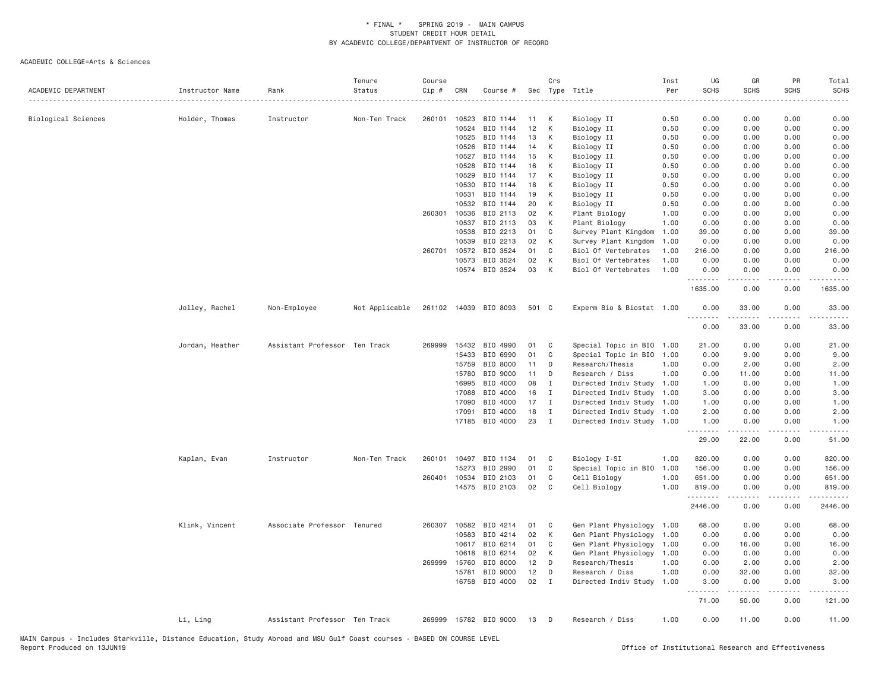\* FINAL \* SPRING 2019 - MAIN CAMPUS
STUDENT CREDIT HOUR DETAIL
BY ACADEMIC COLLEGE/DEPARTMENT OF INSTRUCTOR OF RECORD

ACADEMIC COLLEGE=Arts & Sciences

| ACADEMIC DEPARTMENT | Instructor Name | Rank | Tenure Status | Course Cip # | CRN | Course # | Sec | Crs Type | Title | Inst Per | UG SCHS | GR SCHS | PR SCHS | Total SCHS |
|---|---|---|---|---|---|---|---|---|---|---|---|---|---|---|
| Biological Sciences | Holder, Thomas | Instructor | Non-Ten Track | 260101 | 10523 | BIO 1144 | 11 | K | Biology II | 0.50 | 0.00 | 0.00 | 0.00 | 0.00 |
| | | | | | 10524 | BIO 1144 | 12 | K | Biology II | 0.50 | 0.00 | 0.00 | 0.00 | 0.00 |
| | | | | | 10525 | BIO 1144 | 13 | K | Biology II | 0.50 | 0.00 | 0.00 | 0.00 | 0.00 |
| | | | | | 10526 | BIO 1144 | 14 | K | Biology II | 0.50 | 0.00 | 0.00 | 0.00 | 0.00 |
| | | | | | 10527 | BIO 1144 | 15 | K | Biology II | 0.50 | 0.00 | 0.00 | 0.00 | 0.00 |
| | | | | | 10528 | BIO 1144 | 16 | K | Biology II | 0.50 | 0.00 | 0.00 | 0.00 | 0.00 |
| | | | | | 10529 | BIO 1144 | 17 | K | Biology II | 0.50 | 0.00 | 0.00 | 0.00 | 0.00 |
| | | | | | 10530 | BIO 1144 | 18 | K | Biology II | 0.50 | 0.00 | 0.00 | 0.00 | 0.00 |
| | | | | | 10531 | BIO 1144 | 19 | K | Biology II | 0.50 | 0.00 | 0.00 | 0.00 | 0.00 |
| | | | | | 10532 | BIO 1144 | 20 | K | Biology II | 0.50 | 0.00 | 0.00 | 0.00 | 0.00 |
| | | | | 260301 | 10536 | BIO 2113 | 02 | K | Plant Biology | 1.00 | 0.00 | 0.00 | 0.00 | 0.00 |
| | | | | | 10537 | BIO 2113 | 03 | K | Plant Biology | 1.00 | 0.00 | 0.00 | 0.00 | 0.00 |
| | | | | | 10538 | BIO 2213 | 01 | C | Survey Plant Kingdom | 1.00 | 39.00 | 0.00 | 0.00 | 39.00 |
| | | | | | 10539 | BIO 2213 | 02 | K | Survey Plant Kingdom | 1.00 | 0.00 | 0.00 | 0.00 | 0.00 |
| | | | | 260701 | 10572 | BIO 3524 | 01 | C | Biol Of Vertebrates | 1.00 | 216.00 | 0.00 | 0.00 | 216.00 |
| | | | | | 10573 | BIO 3524 | 02 | K | Biol Of Vertebrates | 1.00 | 0.00 | 0.00 | 0.00 | 0.00 |
| | | | | | 10574 | BIO 3524 | 03 | K | Biol Of Vertebrates | 1.00 | 0.00 | 0.00 | 0.00 | 0.00 |
| | | | | | | | | | | | 1635.00 | 0.00 | 0.00 | 1635.00 |
| | Jolley, Rachel | Non-Employee | Not Applicable | 261102 | 14039 | BIO 8093 | 501 | C | Experm Bio & Biostat | 1.00 | 0.00 | 33.00 | 0.00 | 33.00 |
| | | | | | | | | | | | 0.00 | 33.00 | 0.00 | 33.00 |
| | Jordan, Heather | Assistant Professor | Ten Track | 269999 | 15432 | BIO 4990 | 01 | C | Special Topic in BIO | 1.00 | 21.00 | 0.00 | 0.00 | 21.00 |
| | | | | | 15433 | BIO 6990 | 01 | C | Special Topic in BIO | 1.00 | 0.00 | 9.00 | 0.00 | 9.00 |
| | | | | | 15759 | BIO 8000 | 11 | D | Research/Thesis | 1.00 | 0.00 | 2.00 | 0.00 | 2.00 |
| | | | | | 15780 | BIO 9000 | 11 | D | Research / Diss | 1.00 | 0.00 | 11.00 | 0.00 | 11.00 |
| | | | | | 16995 | BIO 4000 | 08 | I | Directed Indiv Study | 1.00 | 1.00 | 0.00 | 0.00 | 1.00 |
| | | | | | 17088 | BIO 4000 | 16 | I | Directed Indiv Study | 1.00 | 3.00 | 0.00 | 0.00 | 3.00 |
| | | | | | 17090 | BIO 4000 | 17 | I | Directed Indiv Study | 1.00 | 1.00 | 0.00 | 0.00 | 1.00 |
| | | | | | 17091 | BIO 4000 | 18 | I | Directed Indiv Study | 1.00 | 2.00 | 0.00 | 0.00 | 2.00 |
| | | | | | 17185 | BIO 4000 | 23 | I | Directed Indiv Study | 1.00 | 1.00 | 0.00 | 0.00 | 1.00 |
| | | | | | | | | | | | 29.00 | 22.00 | 0.00 | 51.00 |
| | Kaplan, Evan | Instructor | Non-Ten Track | 260101 | 10497 | BIO 1134 | 01 | C | Biology I-SI | 1.00 | 820.00 | 0.00 | 0.00 | 820.00 |
| | | | | | 15273 | BIO 2990 | 01 | C | Special Topic in BIO | 1.00 | 156.00 | 0.00 | 0.00 | 156.00 |
| | | | | 260401 | 10534 | BIO 2103 | 01 | C | Cell Biology | 1.00 | 651.00 | 0.00 | 0.00 | 651.00 |
| | | | | | 14575 | BIO 2103 | 02 | C | Cell Biology | 1.00 | 819.00 | 0.00 | 0.00 | 819.00 |
| | | | | | | | | | | | 2446.00 | 0.00 | 0.00 | 2446.00 |
| | Klink, Vincent | Associate Professor | Tenured | 260307 | 10582 | BIO 4214 | 01 | C | Gen Plant Physiology | 1.00 | 68.00 | 0.00 | 0.00 | 68.00 |
| | | | | | 10583 | BIO 4214 | 02 | K | Gen Plant Physiology | 1.00 | 0.00 | 0.00 | 0.00 | 0.00 |
| | | | | | 10617 | BIO 6214 | 01 | C | Gen Plant Physiology | 1.00 | 0.00 | 16.00 | 0.00 | 16.00 |
| | | | | | 10618 | BIO 6214 | 02 | K | Gen Plant Physiology | 1.00 | 0.00 | 0.00 | 0.00 | 0.00 |
| | | | | 269999 | 15760 | BIO 8000 | 12 | D | Research/Thesis | 1.00 | 0.00 | 2.00 | 0.00 | 2.00 |
| | | | | | 15781 | BIO 9000 | 12 | D | Research / Diss | 1.00 | 0.00 | 32.00 | 0.00 | 32.00 |
| | | | | | 16758 | BIO 4000 | 02 | I | Directed Indiv Study | 1.00 | 3.00 | 0.00 | 0.00 | 3.00 |
| | | | | | | | | | | | 71.00 | 50.00 | 0.00 | 121.00 |
| | Li, Ling | Assistant Professor | Ten Track | 269999 | 15782 | BIO 9000 | 13 | D | Research / Diss | 1.00 | 0.00 | 11.00 | 0.00 | 11.00 |

MAIN Campus - Includes Starkville, Distance Education, Study Abroad and MSU Gulf Coast courses - BASED ON COURSE LEVEL
Report Produced on 13JUN19 — Office of Institutional Research and Effectiveness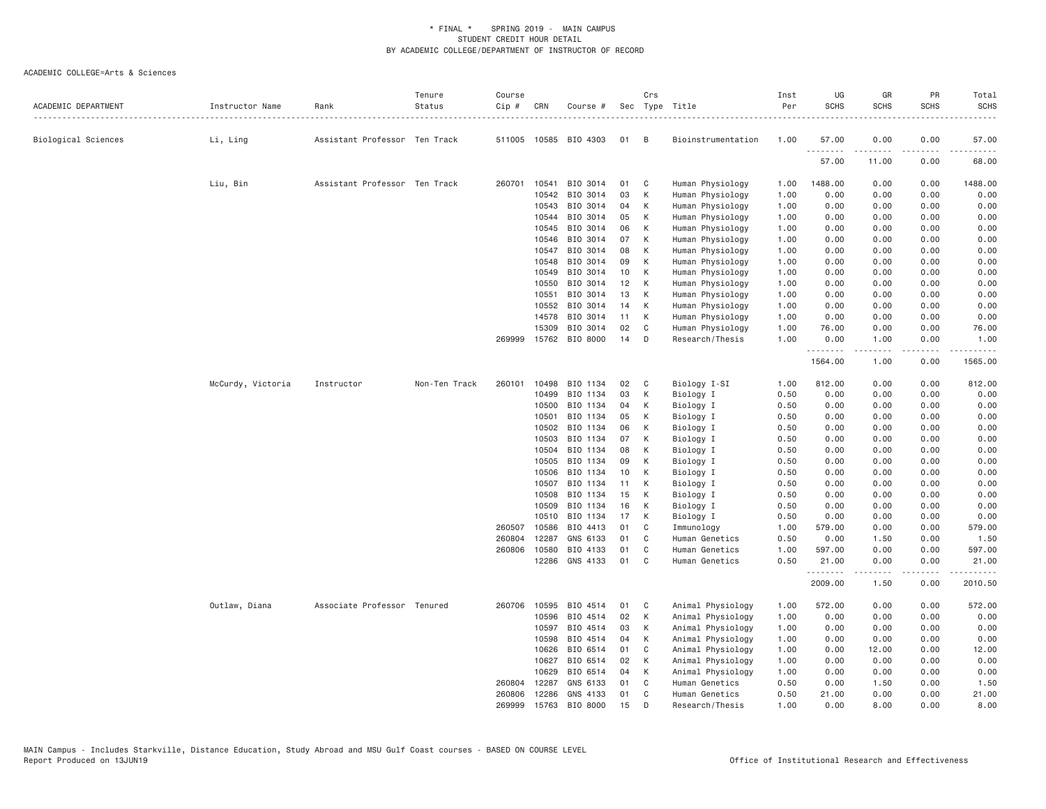\* FINAL \* SPRING 2019 - MAIN CAMPUS
STUDENT CREDIT HOUR DETAIL
BY ACADEMIC COLLEGE/DEPARTMENT OF INSTRUCTOR OF RECORD

ACADEMIC COLLEGE=Arts & Sciences

| ACADEMIC DEPARTMENT | Instructor Name | Rank | Tenure Status | Course Cip # | CRN | Course # | Sec | Crs Type | Title | Inst Per | UG SCHS | GR SCHS | PR SCHS | Total SCHS |
|---|---|---|---|---|---|---|---|---|---|---|---|---|---|---|
| Biological Sciences | Li, Ling | Assistant Professor | Ten Track | 511005 | 10585 | BIO 4303 | 01 | B | Bioinstrumentation | 1.00 | 57.00 | 0.00 | 0.00 | 57.00 |
| | | | | | | | | | | | 57.00 | 11.00 | 0.00 | 68.00 |
| | Liu, Bin | Assistant Professor | Ten Track | 260701 | 10541 | BIO 3014 | 01 | C | Human Physiology | 1.00 | 1488.00 | 0.00 | 0.00 | 1488.00 |
| | | | | | 10542 | BIO 3014 | 03 | K | Human Physiology | 1.00 | 0.00 | 0.00 | 0.00 | 0.00 |
| | | | | | 10543 | BIO 3014 | 04 | K | Human Physiology | 1.00 | 0.00 | 0.00 | 0.00 | 0.00 |
| | | | | | 10544 | BIO 3014 | 05 | K | Human Physiology | 1.00 | 0.00 | 0.00 | 0.00 | 0.00 |
| | | | | | 10545 | BIO 3014 | 06 | K | Human Physiology | 1.00 | 0.00 | 0.00 | 0.00 | 0.00 |
| | | | | | 10546 | BIO 3014 | 07 | K | Human Physiology | 1.00 | 0.00 | 0.00 | 0.00 | 0.00 |
| | | | | | 10547 | BIO 3014 | 08 | K | Human Physiology | 1.00 | 0.00 | 0.00 | 0.00 | 0.00 |
| | | | | | 10548 | BIO 3014 | 09 | K | Human Physiology | 1.00 | 0.00 | 0.00 | 0.00 | 0.00 |
| | | | | | 10549 | BIO 3014 | 10 | K | Human Physiology | 1.00 | 0.00 | 0.00 | 0.00 | 0.00 |
| | | | | | 10550 | BIO 3014 | 12 | K | Human Physiology | 1.00 | 0.00 | 0.00 | 0.00 | 0.00 |
| | | | | | 10551 | BIO 3014 | 13 | K | Human Physiology | 1.00 | 0.00 | 0.00 | 0.00 | 0.00 |
| | | | | | 10552 | BIO 3014 | 14 | K | Human Physiology | 1.00 | 0.00 | 0.00 | 0.00 | 0.00 |
| | | | | | 14578 | BIO 3014 | 11 | K | Human Physiology | 1.00 | 0.00 | 0.00 | 0.00 | 0.00 |
| | | | | | 15309 | BIO 3014 | 02 | C | Human Physiology | 1.00 | 76.00 | 0.00 | 0.00 | 76.00 |
| | | | | 269999 | 15762 | BIO 8000 | 14 | D | Research/Thesis | 1.00 | 0.00 | 1.00 | 0.00 | 1.00 |
| | | | | | | | | | | | 1564.00 | 1.00 | 0.00 | 1565.00 |
| | McCurdy, Victoria | Instructor | Non-Ten Track | 260101 | 10498 | BIO 1134 | 02 | C | Biology I-SI | 1.00 | 812.00 | 0.00 | 0.00 | 812.00 |
| | | | | | 10499 | BIO 1134 | 03 | K | Biology I | 0.50 | 0.00 | 0.00 | 0.00 | 0.00 |
| | | | | | 10500 | BIO 1134 | 04 | K | Biology I | 0.50 | 0.00 | 0.00 | 0.00 | 0.00 |
| | | | | | 10501 | BIO 1134 | 05 | K | Biology I | 0.50 | 0.00 | 0.00 | 0.00 | 0.00 |
| | | | | | 10502 | BIO 1134 | 06 | K | Biology I | 0.50 | 0.00 | 0.00 | 0.00 | 0.00 |
| | | | | | 10503 | BIO 1134 | 07 | K | Biology I | 0.50 | 0.00 | 0.00 | 0.00 | 0.00 |
| | | | | | 10504 | BIO 1134 | 08 | K | Biology I | 0.50 | 0.00 | 0.00 | 0.00 | 0.00 |
| | | | | | 10505 | BIO 1134 | 09 | K | Biology I | 0.50 | 0.00 | 0.00 | 0.00 | 0.00 |
| | | | | | 10506 | BIO 1134 | 10 | K | Biology I | 0.50 | 0.00 | 0.00 | 0.00 | 0.00 |
| | | | | | 10507 | BIO 1134 | 11 | K | Biology I | 0.50 | 0.00 | 0.00 | 0.00 | 0.00 |
| | | | | | 10508 | BIO 1134 | 15 | K | Biology I | 0.50 | 0.00 | 0.00 | 0.00 | 0.00 |
| | | | | | 10509 | BIO 1134 | 16 | K | Biology I | 0.50 | 0.00 | 0.00 | 0.00 | 0.00 |
| | | | | | 10510 | BIO 1134 | 17 | K | Biology I | 0.50 | 0.00 | 0.00 | 0.00 | 0.00 |
| | | | | 260507 | 10586 | BIO 4413 | 01 | C | Immunology | 1.00 | 579.00 | 0.00 | 0.00 | 579.00 |
| | | | | 260804 | 12287 | GNS 6133 | 01 | C | Human Genetics | 0.50 | 0.00 | 1.50 | 0.00 | 1.50 |
| | | | | 260806 | 10580 | BIO 4133 | 01 | C | Human Genetics | 1.00 | 597.00 | 0.00 | 0.00 | 597.00 |
| | | | | | 12286 | GNS 4133 | 01 | C | Human Genetics | 0.50 | 21.00 | 0.00 | 0.00 | 21.00 |
| | | | | | | | | | | | 2009.00 | 1.50 | 0.00 | 2010.50 |
| | Outlaw, Diana | Associate Professor | Tenured | 260706 | 10595 | BIO 4514 | 01 | C | Animal Physiology | 1.00 | 572.00 | 0.00 | 0.00 | 572.00 |
| | | | | | 10596 | BIO 4514 | 02 | K | Animal Physiology | 1.00 | 0.00 | 0.00 | 0.00 | 0.00 |
| | | | | | 10597 | BIO 4514 | 03 | K | Animal Physiology | 1.00 | 0.00 | 0.00 | 0.00 | 0.00 |
| | | | | | 10598 | BIO 4514 | 04 | K | Animal Physiology | 1.00 | 0.00 | 0.00 | 0.00 | 0.00 |
| | | | | | 10626 | BIO 6514 | 01 | C | Animal Physiology | 1.00 | 0.00 | 12.00 | 0.00 | 12.00 |
| | | | | | 10627 | BIO 6514 | 02 | K | Animal Physiology | 1.00 | 0.00 | 0.00 | 0.00 | 0.00 |
| | | | | | 10629 | BIO 6514 | 04 | K | Animal Physiology | 1.00 | 0.00 | 0.00 | 0.00 | 0.00 |
| | | | | 260804 | 12287 | GNS 6133 | 01 | C | Human Genetics | 0.50 | 0.00 | 1.50 | 0.00 | 1.50 |
| | | | | 260806 | 12286 | GNS 4133 | 01 | C | Human Genetics | 0.50 | 21.00 | 0.00 | 0.00 | 21.00 |
| | | | | 269999 | 15763 | BIO 8000 | 15 | D | Research/Thesis | 1.00 | 0.00 | 8.00 | 0.00 | 8.00 |

MAIN Campus - Includes Starkville, Distance Education, Study Abroad and MSU Gulf Coast courses - BASED ON COURSE LEVEL
Report Produced on 13JUN19 Office of Institutional Research and Effectiveness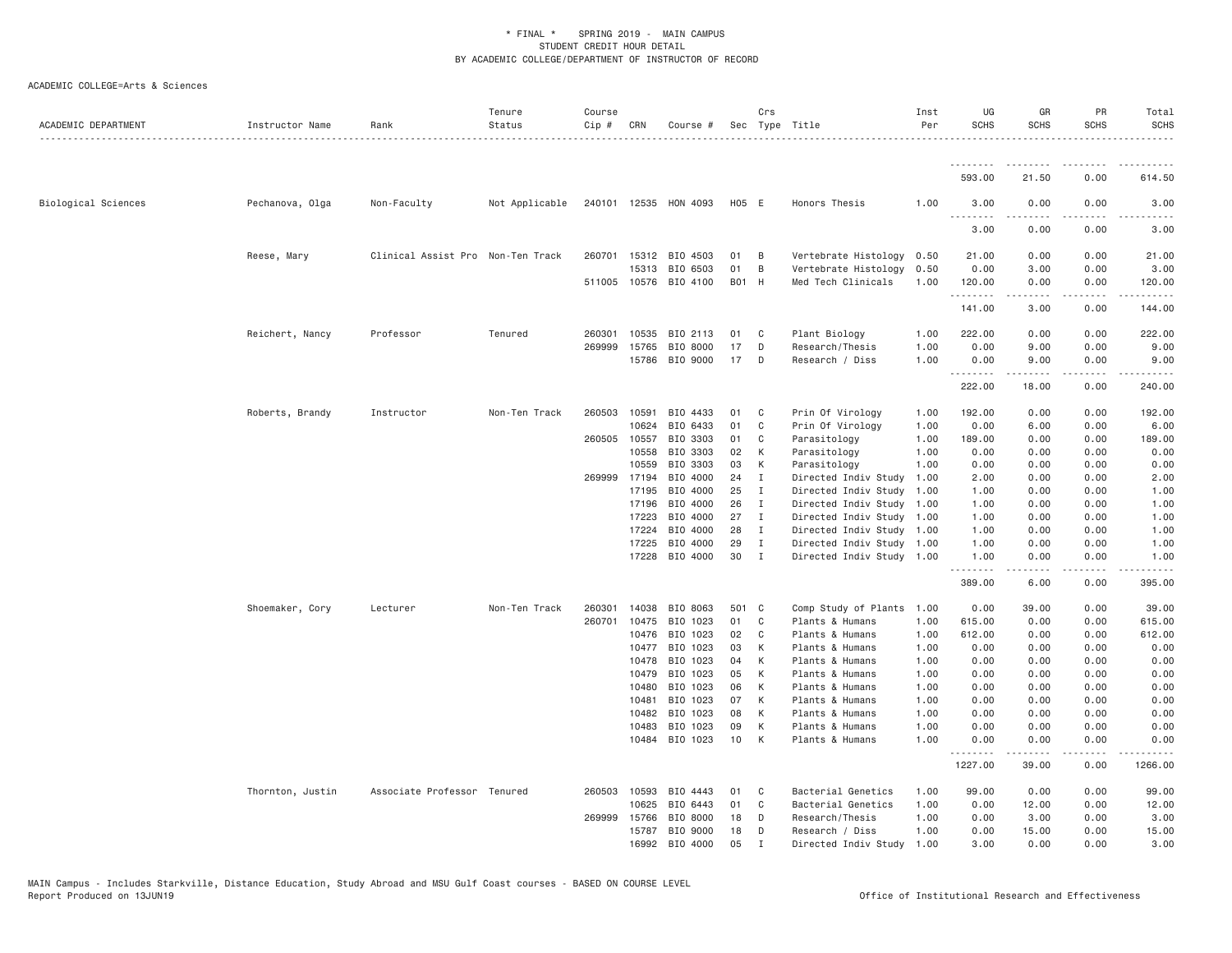\* FINAL \* SPRING 2019 - MAIN CAMPUS
STUDENT CREDIT HOUR DETAIL
BY ACADEMIC COLLEGE/DEPARTMENT OF INSTRUCTOR OF RECORD

ACADEMIC COLLEGE=Arts & Sciences

| ACADEMIC DEPARTMENT | Instructor Name | Rank | Tenure Status | Course Cip # | CRN | Course # | Sec | Crs Type | Title | Inst Per | UG SCHS | GR SCHS | PR SCHS | Total SCHS |
|---|---|---|---|---|---|---|---|---|---|---|---|---|---|---|
| | | | | | | | | | | | 593.00 | 21.50 | 0.00 | 614.50 |
| Biological Sciences | Pechanova, Olga | Non-Faculty | Not Applicable | 240101 | 12535 | HON 4093 | H05 | E | Honors Thesis | 1.00 | 3.00 | 0.00 | 0.00 | 3.00 |
| | | | | | | | | | | | 3.00 | 0.00 | 0.00 | 3.00 |
| | Reese, Mary | Clinical Assist Pro | Non-Ten Track | 260701 | 15312 | BIO 4503 | 01 | B | Vertebrate Histology | 0.50 | 21.00 | 0.00 | 0.00 | 21.00 |
| | | | | | 15313 | BIO 6503 | 01 | B | Vertebrate Histology | 0.50 | 0.00 | 3.00 | 0.00 | 3.00 |
| | | | | 511005 | 10576 | BIO 4100 | B01 | H | Med Tech Clinicals | 1.00 | 120.00 | 0.00 | 0.00 | 120.00 |
| | | | | | | | | | | | 141.00 | 3.00 | 0.00 | 144.00 |
| | Reichert, Nancy | Professor | Tenured | 260301 | 10535 | BIO 2113 | 01 | C | Plant Biology | 1.00 | 222.00 | 0.00 | 0.00 | 222.00 |
| | | | | 269999 | 15765 | BIO 8000 | 17 | D | Research/Thesis | 1.00 | 0.00 | 9.00 | 0.00 | 9.00 |
| | | | | | 15786 | BIO 9000 | 17 | D | Research / Diss | 1.00 | 0.00 | 9.00 | 0.00 | 9.00 |
| | | | | | | | | | | | 222.00 | 18.00 | 0.00 | 240.00 |
| | Roberts, Brandy | Instructor | Non-Ten Track | 260503 | 10591 | BIO 4433 | 01 | C | Prin Of Virology | 1.00 | 192.00 | 0.00 | 0.00 | 192.00 |
| | | | | | 10624 | BIO 6433 | 01 | C | Prin Of Virology | 1.00 | 0.00 | 6.00 | 0.00 | 6.00 |
| | | | | 260505 | 10557 | BIO 3303 | 01 | C | Parasitology | 1.00 | 189.00 | 0.00 | 0.00 | 189.00 |
| | | | | | 10558 | BIO 3303 | 02 | K | Parasitology | 1.00 | 0.00 | 0.00 | 0.00 | 0.00 |
| | | | | | 10559 | BIO 3303 | 03 | K | Parasitology | 1.00 | 0.00 | 0.00 | 0.00 | 0.00 |
| | | | | 269999 | 17194 | BIO 4000 | 24 | I | Directed Indiv Study | 1.00 | 2.00 | 0.00 | 0.00 | 2.00 |
| | | | | | 17195 | BIO 4000 | 25 | I | Directed Indiv Study | 1.00 | 1.00 | 0.00 | 0.00 | 1.00 |
| | | | | | 17196 | BIO 4000 | 26 | I | Directed Indiv Study | 1.00 | 1.00 | 0.00 | 0.00 | 1.00 |
| | | | | | 17223 | BIO 4000 | 27 | I | Directed Indiv Study | 1.00 | 1.00 | 0.00 | 0.00 | 1.00 |
| | | | | | 17224 | BIO 4000 | 28 | I | Directed Indiv Study | 1.00 | 1.00 | 0.00 | 0.00 | 1.00 |
| | | | | | 17225 | BIO 4000 | 29 | I | Directed Indiv Study | 1.00 | 1.00 | 0.00 | 0.00 | 1.00 |
| | | | | | 17228 | BIO 4000 | 30 | I | Directed Indiv Study | 1.00 | 1.00 | 0.00 | 0.00 | 1.00 |
| | | | | | | | | | | | 389.00 | 6.00 | 0.00 | 395.00 |
| | Shoemaker, Cory | Lecturer | Non-Ten Track | 260301 | 14038 | BIO 8063 | 501 | C | Comp Study of Plants | 1.00 | 0.00 | 39.00 | 0.00 | 39.00 |
| | | | | 260701 | 10475 | BIO 1023 | 01 | C | Plants & Humans | 1.00 | 615.00 | 0.00 | 0.00 | 615.00 |
| | | | | | 10476 | BIO 1023 | 02 | C | Plants & Humans | 1.00 | 612.00 | 0.00 | 0.00 | 612.00 |
| | | | | | 10477 | BIO 1023 | 03 | K | Plants & Humans | 1.00 | 0.00 | 0.00 | 0.00 | 0.00 |
| | | | | | 10478 | BIO 1023 | 04 | K | Plants & Humans | 1.00 | 0.00 | 0.00 | 0.00 | 0.00 |
| | | | | | 10479 | BIO 1023 | 05 | K | Plants & Humans | 1.00 | 0.00 | 0.00 | 0.00 | 0.00 |
| | | | | | 10480 | BIO 1023 | 06 | K | Plants & Humans | 1.00 | 0.00 | 0.00 | 0.00 | 0.00 |
| | | | | | 10481 | BIO 1023 | 07 | K | Plants & Humans | 1.00 | 0.00 | 0.00 | 0.00 | 0.00 |
| | | | | | 10482 | BIO 1023 | 08 | K | Plants & Humans | 1.00 | 0.00 | 0.00 | 0.00 | 0.00 |
| | | | | | 10483 | BIO 1023 | 09 | K | Plants & Humans | 1.00 | 0.00 | 0.00 | 0.00 | 0.00 |
| | | | | | 10484 | BIO 1023 | 10 | K | Plants & Humans | 1.00 | 0.00 | 0.00 | 0.00 | 0.00 |
| | | | | | | | | | | | 1227.00 | 39.00 | 0.00 | 1266.00 |
| | Thornton, Justin | Associate Professor | Tenured | 260503 | 10593 | BIO 4443 | 01 | C | Bacterial Genetics | 1.00 | 99.00 | 0.00 | 0.00 | 99.00 |
| | | | | | 10625 | BIO 6443 | 01 | C | Bacterial Genetics | 1.00 | 0.00 | 12.00 | 0.00 | 12.00 |
| | | | | 269999 | 15766 | BIO 8000 | 18 | D | Research/Thesis | 1.00 | 0.00 | 3.00 | 0.00 | 3.00 |
| | | | | | 15787 | BIO 9000 | 18 | D | Research / Diss | 1.00 | 0.00 | 15.00 | 0.00 | 15.00 |
| | | | | | 16992 | BIO 4000 | 05 | I | Directed Indiv Study | 1.00 | 3.00 | 0.00 | 0.00 | 3.00 |

MAIN Campus - Includes Starkville, Distance Education, Study Abroad and MSU Gulf Coast courses - BASED ON COURSE LEVEL
Report Produced on 13JUN19 Office of Institutional Research and Effectiveness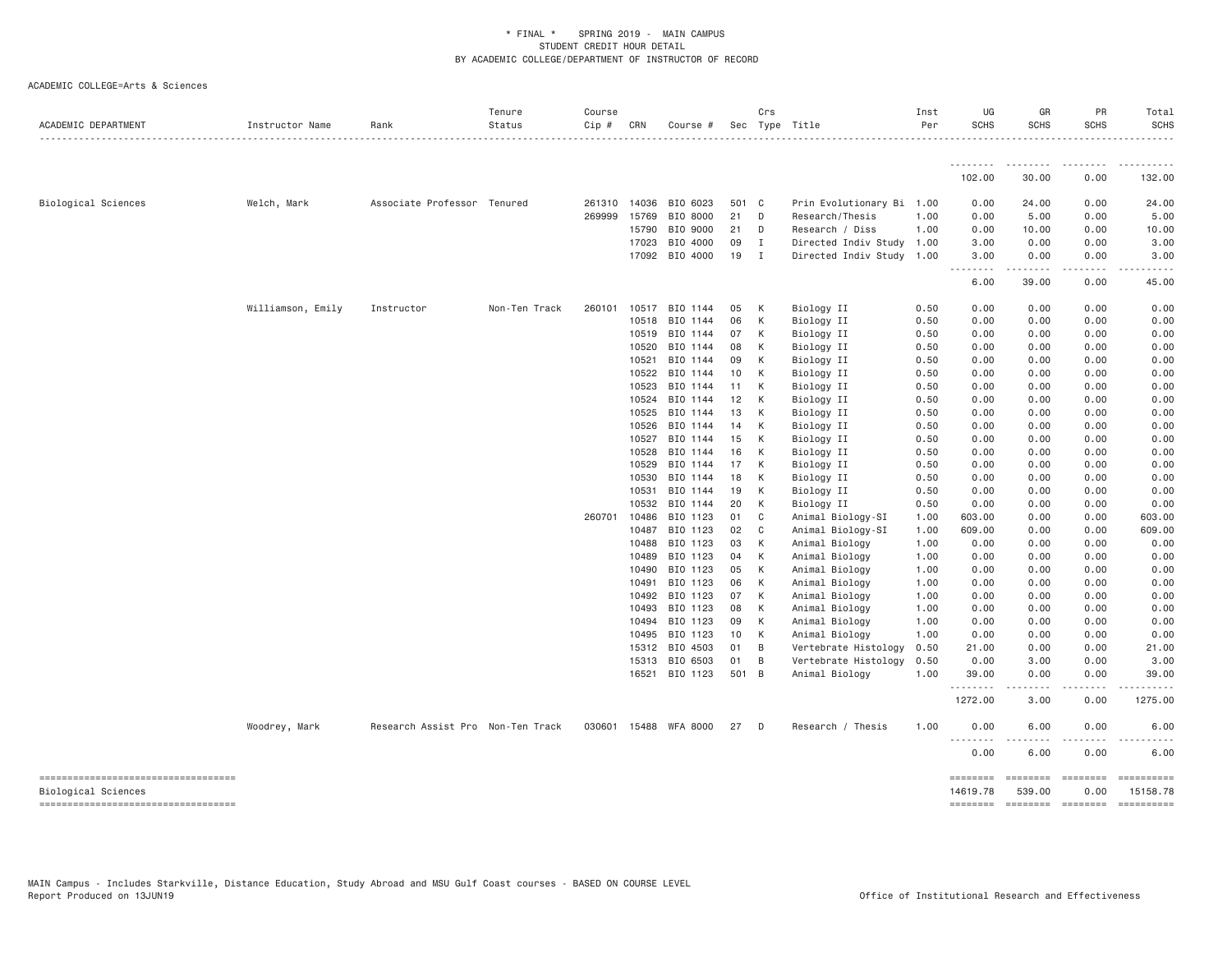\* FINAL \*    SPRING 2019 - MAIN CAMPUS
STUDENT CREDIT HOUR DETAIL
BY ACADEMIC COLLEGE/DEPARTMENT OF INSTRUCTOR OF RECORD

ACADEMIC COLLEGE=Arts & Sciences

| ACADEMIC DEPARTMENT | Instructor Name | Rank | Tenure Status | Course Cip # | CRN | Course # | Sec | Crs Type | Title | Inst Per | UG SCHS | GR SCHS | PR SCHS | Total SCHS |
|---|---|---|---|---|---|---|---|---|---|---|---|---|---|---|
| | | | | | | | | | | | 102.00 | 30.00 | 0.00 | 132.00 |
| Biological Sciences | Welch, Mark | Associate Professor | Tenured | 261310 | 14036 | BIO 6023 | 501 | C | Prin Evolutionary Bi | 1.00 | 0.00 | 24.00 | 0.00 | 24.00 |
| | | | | 269999 | 15769 | BIO 8000 | 21 | D | Research/Thesis | 1.00 | 0.00 | 5.00 | 0.00 | 5.00 |
| | | | | | 15790 | BIO 9000 | 21 | D | Research / Diss | 1.00 | 0.00 | 10.00 | 0.00 | 10.00 |
| | | | | | 17023 | BIO 4000 | 09 | I | Directed Indiv Study | 1.00 | 3.00 | 0.00 | 0.00 | 3.00 |
| | | | | | 17092 | BIO 4000 | 19 | I | Directed Indiv Study | 1.00 | 3.00 | 0.00 | 0.00 | 3.00 |
| | | | | | | | | | | | 6.00 | 39.00 | 0.00 | 45.00 |
| | Williamson, Emily | Instructor | Non-Ten Track | 260101 | 10517 | BIO 1144 | 05 | K | Biology II | 0.50 | 0.00 | 0.00 | 0.00 | 0.00 |
| | | | | | 10518 | BIO 1144 | 06 | K | Biology II | 0.50 | 0.00 | 0.00 | 0.00 | 0.00 |
| | | | | | 10519 | BIO 1144 | 07 | K | Biology II | 0.50 | 0.00 | 0.00 | 0.00 | 0.00 |
| | | | | | 10520 | BIO 1144 | 08 | K | Biology II | 0.50 | 0.00 | 0.00 | 0.00 | 0.00 |
| | | | | | 10521 | BIO 1144 | 09 | K | Biology II | 0.50 | 0.00 | 0.00 | 0.00 | 0.00 |
| | | | | | 10522 | BIO 1144 | 10 | K | Biology II | 0.50 | 0.00 | 0.00 | 0.00 | 0.00 |
| | | | | | 10523 | BIO 1144 | 11 | K | Biology II | 0.50 | 0.00 | 0.00 | 0.00 | 0.00 |
| | | | | | 10524 | BIO 1144 | 12 | K | Biology II | 0.50 | 0.00 | 0.00 | 0.00 | 0.00 |
| | | | | | 10525 | BIO 1144 | 13 | K | Biology II | 0.50 | 0.00 | 0.00 | 0.00 | 0.00 |
| | | | | | 10526 | BIO 1144 | 14 | K | Biology II | 0.50 | 0.00 | 0.00 | 0.00 | 0.00 |
| | | | | | 10527 | BIO 1144 | 15 | K | Biology II | 0.50 | 0.00 | 0.00 | 0.00 | 0.00 |
| | | | | | 10528 | BIO 1144 | 16 | K | Biology II | 0.50 | 0.00 | 0.00 | 0.00 | 0.00 |
| | | | | | 10529 | BIO 1144 | 17 | K | Biology II | 0.50 | 0.00 | 0.00 | 0.00 | 0.00 |
| | | | | | 10530 | BIO 1144 | 18 | K | Biology II | 0.50 | 0.00 | 0.00 | 0.00 | 0.00 |
| | | | | | 10531 | BIO 1144 | 19 | K | Biology II | 0.50 | 0.00 | 0.00 | 0.00 | 0.00 |
| | | | | | 10532 | BIO 1144 | 20 | K | Biology II | 0.50 | 0.00 | 0.00 | 0.00 | 0.00 |
| | | | | 260701 | 10486 | BIO 1123 | 01 | C | Animal Biology-SI | 1.00 | 603.00 | 0.00 | 0.00 | 603.00 |
| | | | | | 10487 | BIO 1123 | 02 | C | Animal Biology-SI | 1.00 | 609.00 | 0.00 | 0.00 | 609.00 |
| | | | | | 10488 | BIO 1123 | 03 | K | Animal Biology | 1.00 | 0.00 | 0.00 | 0.00 | 0.00 |
| | | | | | 10489 | BIO 1123 | 04 | K | Animal Biology | 1.00 | 0.00 | 0.00 | 0.00 | 0.00 |
| | | | | | 10490 | BIO 1123 | 05 | K | Animal Biology | 1.00 | 0.00 | 0.00 | 0.00 | 0.00 |
| | | | | | 10491 | BIO 1123 | 06 | K | Animal Biology | 1.00 | 0.00 | 0.00 | 0.00 | 0.00 |
| | | | | | 10492 | BIO 1123 | 07 | K | Animal Biology | 1.00 | 0.00 | 0.00 | 0.00 | 0.00 |
| | | | | | 10493 | BIO 1123 | 08 | K | Animal Biology | 1.00 | 0.00 | 0.00 | 0.00 | 0.00 |
| | | | | | 10494 | BIO 1123 | 09 | K | Animal Biology | 1.00 | 0.00 | 0.00 | 0.00 | 0.00 |
| | | | | | 10495 | BIO 1123 | 10 | K | Animal Biology | 1.00 | 0.00 | 0.00 | 0.00 | 0.00 |
| | | | | | 15312 | BIO 4503 | 01 | B | Vertebrate Histology | 0.50 | 21.00 | 0.00 | 0.00 | 21.00 |
| | | | | | 15313 | BIO 6503 | 01 | B | Vertebrate Histology | 0.50 | 0.00 | 3.00 | 0.00 | 3.00 |
| | | | | | 16521 | BIO 1123 | 501 | B | Animal Biology | 1.00 | 39.00 | 0.00 | 0.00 | 39.00 |
| | | | | | | | | | | | 1272.00 | 3.00 | 0.00 | 1275.00 |
| | Woodrey, Mark | Research Assist Pro | Non-Ten Track | 030601 | 15488 | WFA 8000 | 27 | D | Research / Thesis | 1.00 | 0.00 | 6.00 | 0.00 | 6.00 |
| | | | | | | | | | | | 0.00 | 6.00 | 0.00 | 6.00 |
| Biological Sciences | | | | | | | | | | | 14619.78 | 539.00 | 0.00 | 15158.78 |

MAIN Campus - Includes Starkville, Distance Education, Study Abroad and MSU Gulf Coast courses - BASED ON COURSE LEVEL
Report Produced on 13JUN19    Office of Institutional Research and Effectiveness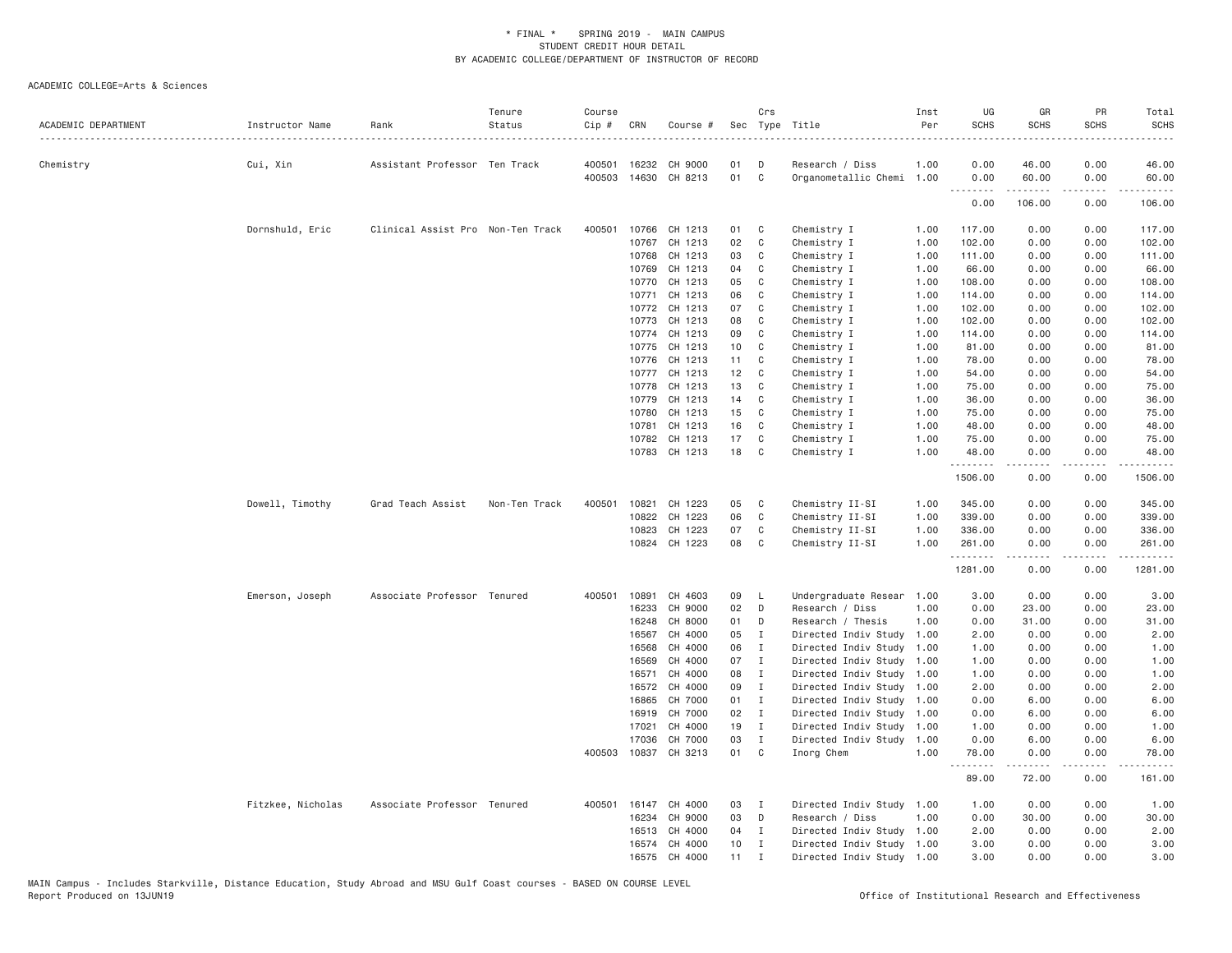\* FINAL \* SPRING 2019 - MAIN CAMPUS
STUDENT CREDIT HOUR DETAIL
BY ACADEMIC COLLEGE/DEPARTMENT OF INSTRUCTOR OF RECORD

ACADEMIC COLLEGE=Arts & Sciences

| ACADEMIC DEPARTMENT | Instructor Name | Rank | Tenure Status | Course Cip # | CRN | Course # | Sec | Crs Type | Title | Inst Per | UG SCHS | GR SCHS | PR SCHS | Total SCHS |
|---|---|---|---|---|---|---|---|---|---|---|---|---|---|---|
| Chemistry | Cui, Xin | Assistant Professor | Ten Track | 400501 | 16232 | CH 9000 | 01 | D | Research / Diss | 1.00 | 0.00 | 46.00 | 0.00 | 46.00 |
| | | | | 400503 | 14630 | CH 8213 | 01 | C | Organometallic Chemi | 1.00 | 0.00 | 60.00 | 0.00 | 60.00 |
| | | | | | | | | | | | 0.00 | 106.00 | 0.00 | 106.00 |
| | Dornshuld, Eric | Clinical Assist Pro | Non-Ten Track | 400501 | 10766 | CH 1213 | 01 | C | Chemistry I | 1.00 | 117.00 | 0.00 | 0.00 | 117.00 |
| | | | | | 10767 | CH 1213 | 02 | C | Chemistry I | 1.00 | 102.00 | 0.00 | 0.00 | 102.00 |
| | | | | | 10768 | CH 1213 | 03 | C | Chemistry I | 1.00 | 111.00 | 0.00 | 0.00 | 111.00 |
| | | | | | 10769 | CH 1213 | 04 | C | Chemistry I | 1.00 | 66.00 | 0.00 | 0.00 | 66.00 |
| | | | | | 10770 | CH 1213 | 05 | C | Chemistry I | 1.00 | 108.00 | 0.00 | 0.00 | 108.00 |
| | | | | | 10771 | CH 1213 | 06 | C | Chemistry I | 1.00 | 114.00 | 0.00 | 0.00 | 114.00 |
| | | | | | 10772 | CH 1213 | 07 | C | Chemistry I | 1.00 | 102.00 | 0.00 | 0.00 | 102.00 |
| | | | | | 10773 | CH 1213 | 08 | C | Chemistry I | 1.00 | 102.00 | 0.00 | 0.00 | 102.00 |
| | | | | | 10774 | CH 1213 | 09 | C | Chemistry I | 1.00 | 114.00 | 0.00 | 0.00 | 114.00 |
| | | | | | 10775 | CH 1213 | 10 | C | Chemistry I | 1.00 | 81.00 | 0.00 | 0.00 | 81.00 |
| | | | | | 10776 | CH 1213 | 11 | C | Chemistry I | 1.00 | 78.00 | 0.00 | 0.00 | 78.00 |
| | | | | | 10777 | CH 1213 | 12 | C | Chemistry I | 1.00 | 54.00 | 0.00 | 0.00 | 54.00 |
| | | | | | 10778 | CH 1213 | 13 | C | Chemistry I | 1.00 | 75.00 | 0.00 | 0.00 | 75.00 |
| | | | | | 10779 | CH 1213 | 14 | C | Chemistry I | 1.00 | 36.00 | 0.00 | 0.00 | 36.00 |
| | | | | | 10780 | CH 1213 | 15 | C | Chemistry I | 1.00 | 75.00 | 0.00 | 0.00 | 75.00 |
| | | | | | 10781 | CH 1213 | 16 | C | Chemistry I | 1.00 | 48.00 | 0.00 | 0.00 | 48.00 |
| | | | | | 10782 | CH 1213 | 17 | C | Chemistry I | 1.00 | 75.00 | 0.00 | 0.00 | 75.00 |
| | | | | | 10783 | CH 1213 | 18 | C | Chemistry I | 1.00 | 48.00 | 0.00 | 0.00 | 48.00 |
| | | | | | | | | | | | 1506.00 | 0.00 | 0.00 | 1506.00 |
| | Dowell, Timothy | Grad Teach Assist | Non-Ten Track | 400501 | 10821 | CH 1223 | 05 | C | Chemistry II-SI | 1.00 | 345.00 | 0.00 | 0.00 | 345.00 |
| | | | | | 10822 | CH 1223 | 06 | C | Chemistry II-SI | 1.00 | 339.00 | 0.00 | 0.00 | 339.00 |
| | | | | | 10823 | CH 1223 | 07 | C | Chemistry II-SI | 1.00 | 336.00 | 0.00 | 0.00 | 336.00 |
| | | | | | 10824 | CH 1223 | 08 | C | Chemistry II-SI | 1.00 | 261.00 | 0.00 | 0.00 | 261.00 |
| | | | | | | | | | | | 1281.00 | 0.00 | 0.00 | 1281.00 |
| | Emerson, Joseph | Associate Professor | Tenured | 400501 | 10891 | CH 4603 | 09 | L | Undergraduate Resear | 1.00 | 3.00 | 0.00 | 0.00 | 3.00 |
| | | | | | 16233 | CH 9000 | 02 | D | Research / Diss | 1.00 | 0.00 | 23.00 | 0.00 | 23.00 |
| | | | | | 16248 | CH 8000 | 01 | D | Research / Thesis | 1.00 | 0.00 | 31.00 | 0.00 | 31.00 |
| | | | | | 16567 | CH 4000 | 05 | I | Directed Indiv Study | 1.00 | 2.00 | 0.00 | 0.00 | 2.00 |
| | | | | | 16568 | CH 4000 | 06 | I | Directed Indiv Study | 1.00 | 1.00 | 0.00 | 0.00 | 1.00 |
| | | | | | 16569 | CH 4000 | 07 | I | Directed Indiv Study | 1.00 | 1.00 | 0.00 | 0.00 | 1.00 |
| | | | | | 16571 | CH 4000 | 08 | I | Directed Indiv Study | 1.00 | 1.00 | 0.00 | 0.00 | 1.00 |
| | | | | | 16572 | CH 4000 | 09 | I | Directed Indiv Study | 1.00 | 2.00 | 0.00 | 0.00 | 2.00 |
| | | | | | 16865 | CH 7000 | 01 | I | Directed Indiv Study | 1.00 | 0.00 | 6.00 | 0.00 | 6.00 |
| | | | | | 16919 | CH 7000 | 02 | I | Directed Indiv Study | 1.00 | 0.00 | 6.00 | 0.00 | 6.00 |
| | | | | | 17021 | CH 4000 | 19 | I | Directed Indiv Study | 1.00 | 1.00 | 0.00 | 0.00 | 1.00 |
| | | | | | 17036 | CH 7000 | 03 | I | Directed Indiv Study | 1.00 | 0.00 | 6.00 | 0.00 | 6.00 |
| | | | | 400503 | 10837 | CH 3213 | 01 | C | Inorg Chem | 1.00 | 78.00 | 0.00 | 0.00 | 78.00 |
| | | | | | | | | | | | 89.00 | 72.00 | 0.00 | 161.00 |
| | Fitzkee, Nicholas | Associate Professor | Tenured | 400501 | 16147 | CH 4000 | 03 | I | Directed Indiv Study | 1.00 | 1.00 | 0.00 | 0.00 | 1.00 |
| | | | | | 16234 | CH 9000 | 03 | D | Research / Diss | 1.00 | 0.00 | 30.00 | 0.00 | 30.00 |
| | | | | | 16513 | CH 4000 | 04 | I | Directed Indiv Study | 1.00 | 2.00 | 0.00 | 0.00 | 2.00 |
| | | | | | 16574 | CH 4000 | 10 | I | Directed Indiv Study | 1.00 | 3.00 | 0.00 | 0.00 | 3.00 |
| | | | | | 16575 | CH 4000 | 11 | I | Directed Indiv Study | 1.00 | 3.00 | 0.00 | 0.00 | 3.00 |

MAIN Campus - Includes Starkville, Distance Education, Study Abroad and MSU Gulf Coast courses - BASED ON COURSE LEVEL
Report Produced on 13JUN19 Office of Institutional Research and Effectiveness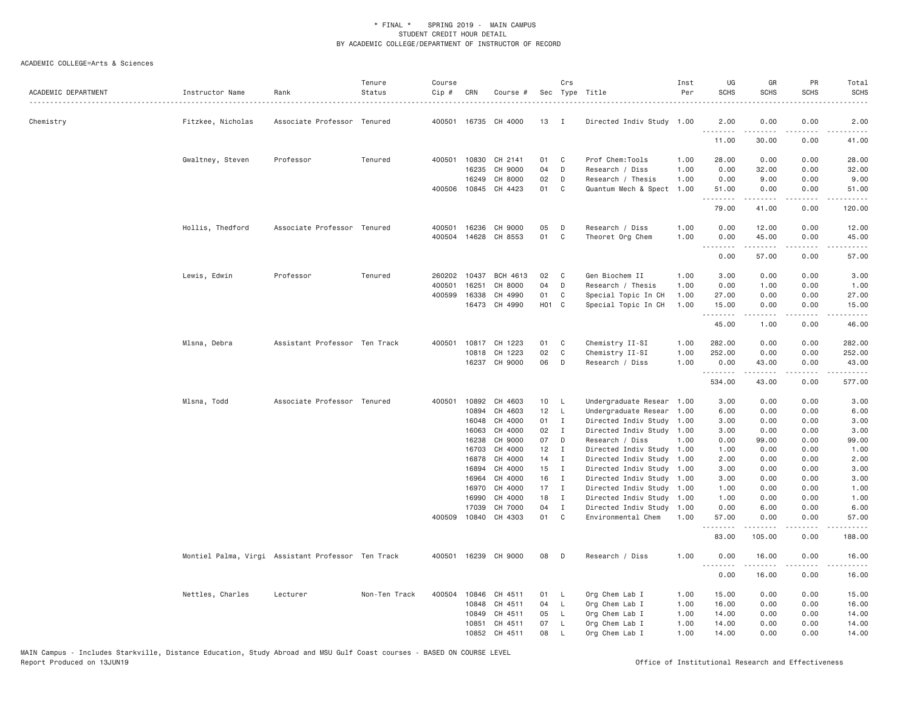\* FINAL \* SPRING 2019 - MAIN CAMPUS
STUDENT CREDIT HOUR DETAIL
BY ACADEMIC COLLEGE/DEPARTMENT OF INSTRUCTOR OF RECORD

ACADEMIC COLLEGE=Arts & Sciences

| ACADEMIC DEPARTMENT | Instructor Name | Rank | Tenure Status | Course Cip # | CRN | Course # | Sec | Crs Type | Title | Inst Per | UG SCHS | GR SCHS | PR SCHS | Total SCHS |
|---|---|---|---|---|---|---|---|---|---|---|---|---|---|---|
| Chemistry | Fitzkee, Nicholas | Associate Professor | Tenured | 400501 | 16735 | CH 4000 | 13 | I | Directed Indiv Study | 1.00 | 2.00 | 0.00 | 0.00 | 2.00 |
| | | | | | | | | | | | 11.00 | 30.00 | 0.00 | 41.00 |
| | Gwaltney, Steven | Professor | Tenured | 400501 | 10830 | CH 2141 | 01 | C | Prof Chem:Tools | 1.00 | 28.00 | 0.00 | 0.00 | 28.00 |
| | | | | | 16235 | CH 9000 | 04 | D | Research / Diss | 1.00 | 0.00 | 32.00 | 0.00 | 32.00 |
| | | | | | 16249 | CH 8000 | 02 | D | Research / Thesis | 1.00 | 0.00 | 9.00 | 0.00 | 9.00 |
| | | | | 400506 | 10845 | CH 4423 | 01 | C | Quantum Mech & Spect | 1.00 | 51.00 | 0.00 | 0.00 | 51.00 |
| | | | | | | | | | | | 79.00 | 41.00 | 0.00 | 120.00 |
| | Hollis, Thedford | Associate Professor | Tenured | 400501 | 16236 | CH 9000 | 05 | D | Research / Diss | 1.00 | 0.00 | 12.00 | 0.00 | 12.00 |
| | | | | 400504 | 14628 | CH 8553 | 01 | C | Theoret Org Chem | 1.00 | 0.00 | 45.00 | 0.00 | 45.00 |
| | | | | | | | | | | | 0.00 | 57.00 | 0.00 | 57.00 |
| | Lewis, Edwin | Professor | Tenured | 260202 | 10437 | BCH 4613 | 02 | C | Gen Biochem II | 1.00 | 3.00 | 0.00 | 0.00 | 3.00 |
| | | | | 400501 | 16251 | CH 8000 | 04 | D | Research / Thesis | 1.00 | 0.00 | 1.00 | 0.00 | 1.00 |
| | | | | 400599 | 16338 | CH 4990 | 01 | C | Special Topic In CH | 1.00 | 27.00 | 0.00 | 0.00 | 27.00 |
| | | | | | 16473 | CH 4990 | H01 | C | Special Topic In CH | 1.00 | 15.00 | 0.00 | 0.00 | 15.00 |
| | | | | | | | | | | | 45.00 | 1.00 | 0.00 | 46.00 |
| | Mlsna, Debra | Assistant Professor | Ten Track | 400501 | 10817 | CH 1223 | 01 | C | Chemistry II-SI | 1.00 | 282.00 | 0.00 | 0.00 | 282.00 |
| | | | | | 10818 | CH 1223 | 02 | C | Chemistry II-SI | 1.00 | 252.00 | 0.00 | 0.00 | 252.00 |
| | | | | | 16237 | CH 9000 | 06 | D | Research / Diss | 1.00 | 0.00 | 43.00 | 0.00 | 43.00 |
| | | | | | | | | | | | 534.00 | 43.00 | 0.00 | 577.00 |
| | Mlsna, Todd | Associate Professor | Tenured | 400501 | 10892 | CH 4603 | 10 | L | Undergraduate Resear | 1.00 | 3.00 | 0.00 | 0.00 | 3.00 |
| | | | | | 10894 | CH 4603 | 12 | L | Undergraduate Resear | 1.00 | 6.00 | 0.00 | 0.00 | 6.00 |
| | | | | | 16048 | CH 4000 | 01 | I | Directed Indiv Study | 1.00 | 3.00 | 0.00 | 0.00 | 3.00 |
| | | | | | 16063 | CH 4000 | 02 | I | Directed Indiv Study | 1.00 | 3.00 | 0.00 | 0.00 | 3.00 |
| | | | | | 16238 | CH 9000 | 07 | D | Research / Diss | 1.00 | 0.00 | 99.00 | 0.00 | 99.00 |
| | | | | | 16703 | CH 4000 | 12 | I | Directed Indiv Study | 1.00 | 1.00 | 0.00 | 0.00 | 1.00 |
| | | | | | 16878 | CH 4000 | 14 | I | Directed Indiv Study | 1.00 | 2.00 | 0.00 | 0.00 | 2.00 |
| | | | | | 16894 | CH 4000 | 15 | I | Directed Indiv Study | 1.00 | 3.00 | 0.00 | 0.00 | 3.00 |
| | | | | | 16964 | CH 4000 | 16 | I | Directed Indiv Study | 1.00 | 3.00 | 0.00 | 0.00 | 3.00 |
| | | | | | 16970 | CH 4000 | 17 | I | Directed Indiv Study | 1.00 | 1.00 | 0.00 | 0.00 | 1.00 |
| | | | | | 16990 | CH 4000 | 18 | I | Directed Indiv Study | 1.00 | 1.00 | 0.00 | 0.00 | 1.00 |
| | | | | | 17039 | CH 7000 | 04 | I | Directed Indiv Study | 1.00 | 0.00 | 6.00 | 0.00 | 6.00 |
| | | | | 400509 | 10840 | CH 4303 | 01 | C | Environmental Chem | 1.00 | 57.00 | 0.00 | 0.00 | 57.00 |
| | | | | | | | | | | | 83.00 | 105.00 | 0.00 | 188.00 |
| | Montiel Palma, Virgi | Assistant Professor | Ten Track | 400501 | 16239 | CH 9000 | 08 | D | Research / Diss | 1.00 | 0.00 | 16.00 | 0.00 | 16.00 |
| | | | | | | | | | | | 0.00 | 16.00 | 0.00 | 16.00 |
| | Nettles, Charles | Lecturer | Non-Ten Track | 400504 | 10846 | CH 4511 | 01 | L | Org Chem Lab I | 1.00 | 15.00 | 0.00 | 0.00 | 15.00 |
| | | | | | 10848 | CH 4511 | 04 | L | Org Chem Lab I | 1.00 | 16.00 | 0.00 | 0.00 | 16.00 |
| | | | | | 10849 | CH 4511 | 05 | L | Org Chem Lab I | 1.00 | 14.00 | 0.00 | 0.00 | 14.00 |
| | | | | | 10851 | CH 4511 | 07 | L | Org Chem Lab I | 1.00 | 14.00 | 0.00 | 0.00 | 14.00 |
| | | | | | 10852 | CH 4511 | 08 | L | Org Chem Lab I | 1.00 | 14.00 | 0.00 | 0.00 | 14.00 |

MAIN Campus - Includes Starkville, Distance Education, Study Abroad and MSU Gulf Coast courses - BASED ON COURSE LEVEL
Report Produced on 13JUN19 Office of Institutional Research and Effectiveness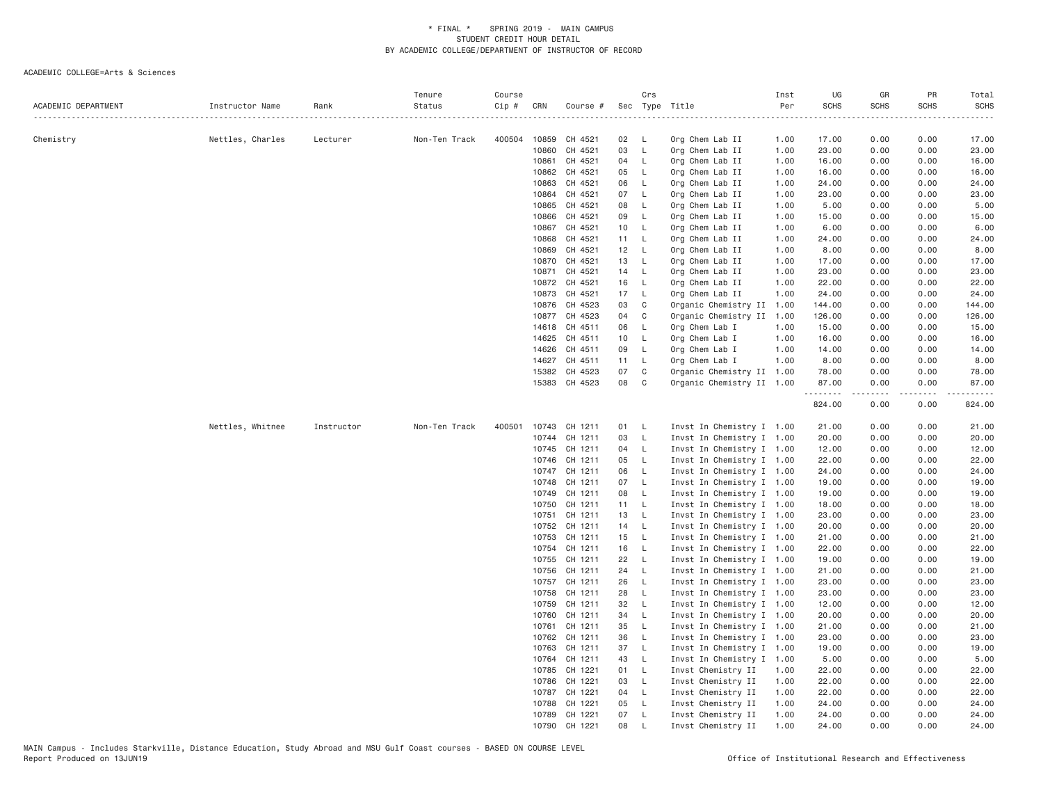\* FINAL \* SPRING 2019 - MAIN CAMPUS
STUDENT CREDIT HOUR DETAIL
BY ACADEMIC COLLEGE/DEPARTMENT OF INSTRUCTOR OF RECORD

ACADEMIC COLLEGE=Arts & Sciences

| ACADEMIC DEPARTMENT | Instructor Name | Rank | Tenure Status | Course Cip # | CRN | Course # | Sec | Crs Type | Title | Inst Per | UG SCHS | GR SCHS | PR SCHS | Total SCHS |
|---|---|---|---|---|---|---|---|---|---|---|---|---|---|---|
| Chemistry | Nettles, Charles | Lecturer | Non-Ten Track | 400504 | 10859 | CH 4521 | 02 | L | Org Chem Lab II | 1.00 | 17.00 | 0.00 | 0.00 | 17.00 |
| | | | | | 10860 | CH 4521 | 03 | L | Org Chem Lab II | 1.00 | 23.00 | 0.00 | 0.00 | 23.00 |
| | | | | | 10861 | CH 4521 | 04 | L | Org Chem Lab II | 1.00 | 16.00 | 0.00 | 0.00 | 16.00 |
| | | | | | 10862 | CH 4521 | 05 | L | Org Chem Lab II | 1.00 | 16.00 | 0.00 | 0.00 | 16.00 |
| | | | | | 10863 | CH 4521 | 06 | L | Org Chem Lab II | 1.00 | 24.00 | 0.00 | 0.00 | 24.00 |
| | | | | | 10864 | CH 4521 | 07 | L | Org Chem Lab II | 1.00 | 23.00 | 0.00 | 0.00 | 23.00 |
| | | | | | 10865 | CH 4521 | 08 | L | Org Chem Lab II | 1.00 | 5.00 | 0.00 | 0.00 | 5.00 |
| | | | | | 10866 | CH 4521 | 09 | L | Org Chem Lab II | 1.00 | 15.00 | 0.00 | 0.00 | 15.00 |
| | | | | | 10867 | CH 4521 | 10 | L | Org Chem Lab II | 1.00 | 6.00 | 0.00 | 0.00 | 6.00 |
| | | | | | 10868 | CH 4521 | 11 | L | Org Chem Lab II | 1.00 | 24.00 | 0.00 | 0.00 | 24.00 |
| | | | | | 10869 | CH 4521 | 12 | L | Org Chem Lab II | 1.00 | 8.00 | 0.00 | 0.00 | 8.00 |
| | | | | | 10870 | CH 4521 | 13 | L | Org Chem Lab II | 1.00 | 17.00 | 0.00 | 0.00 | 17.00 |
| | | | | | 10871 | CH 4521 | 14 | L | Org Chem Lab II | 1.00 | 23.00 | 0.00 | 0.00 | 23.00 |
| | | | | | 10872 | CH 4521 | 16 | L | Org Chem Lab II | 1.00 | 22.00 | 0.00 | 0.00 | 22.00 |
| | | | | | 10873 | CH 4521 | 17 | L | Org Chem Lab II | 1.00 | 24.00 | 0.00 | 0.00 | 24.00 |
| | | | | | 10876 | CH 4523 | 03 | C | Organic Chemistry II | 1.00 | 144.00 | 0.00 | 0.00 | 144.00 |
| | | | | | 10877 | CH 4523 | 04 | C | Organic Chemistry II | 1.00 | 126.00 | 0.00 | 0.00 | 126.00 |
| | | | | | 14618 | CH 4511 | 06 | L | Org Chem Lab I | 1.00 | 15.00 | 0.00 | 0.00 | 15.00 |
| | | | | | 14625 | CH 4511 | 10 | L | Org Chem Lab I | 1.00 | 16.00 | 0.00 | 0.00 | 16.00 |
| | | | | | 14626 | CH 4511 | 09 | L | Org Chem Lab I | 1.00 | 14.00 | 0.00 | 0.00 | 14.00 |
| | | | | | 14627 | CH 4511 | 11 | L | Org Chem Lab I | 1.00 | 8.00 | 0.00 | 0.00 | 8.00 |
| | | | | | 15382 | CH 4523 | 07 | C | Organic Chemistry II | 1.00 | 78.00 | 0.00 | 0.00 | 78.00 |
| | | | | | 15383 | CH 4523 | 08 | C | Organic Chemistry II | 1.00 | 87.00 | 0.00 | 0.00 | 87.00 |
| | | | | | | | | | | | 824.00 | 0.00 | 0.00 | 824.00 |
| | Nettles, Whitnee | Instructor | Non-Ten Track | 400501 | 10743 | CH 1211 | 01 | L | Invst In Chemistry I | 1.00 | 21.00 | 0.00 | 0.00 | 21.00 |
| | | | | | 10744 | CH 1211 | 03 | L | Invst In Chemistry I | 1.00 | 20.00 | 0.00 | 0.00 | 20.00 |
| | | | | | 10745 | CH 1211 | 04 | L | Invst In Chemistry I | 1.00 | 12.00 | 0.00 | 0.00 | 12.00 |
| | | | | | 10746 | CH 1211 | 05 | L | Invst In Chemistry I | 1.00 | 22.00 | 0.00 | 0.00 | 22.00 |
| | | | | | 10747 | CH 1211 | 06 | L | Invst In Chemistry I | 1.00 | 24.00 | 0.00 | 0.00 | 24.00 |
| | | | | | 10748 | CH 1211 | 07 | L | Invst In Chemistry I | 1.00 | 19.00 | 0.00 | 0.00 | 19.00 |
| | | | | | 10749 | CH 1211 | 08 | L | Invst In Chemistry I | 1.00 | 19.00 | 0.00 | 0.00 | 19.00 |
| | | | | | 10750 | CH 1211 | 11 | L | Invst In Chemistry I | 1.00 | 18.00 | 0.00 | 0.00 | 18.00 |
| | | | | | 10751 | CH 1211 | 13 | L | Invst In Chemistry I | 1.00 | 23.00 | 0.00 | 0.00 | 23.00 |
| | | | | | 10752 | CH 1211 | 14 | L | Invst In Chemistry I | 1.00 | 20.00 | 0.00 | 0.00 | 20.00 |
| | | | | | 10753 | CH 1211 | 15 | L | Invst In Chemistry I | 1.00 | 21.00 | 0.00 | 0.00 | 21.00 |
| | | | | | 10754 | CH 1211 | 16 | L | Invst In Chemistry I | 1.00 | 22.00 | 0.00 | 0.00 | 22.00 |
| | | | | | 10755 | CH 1211 | 22 | L | Invst In Chemistry I | 1.00 | 19.00 | 0.00 | 0.00 | 19.00 |
| | | | | | 10756 | CH 1211 | 24 | L | Invst In Chemistry I | 1.00 | 21.00 | 0.00 | 0.00 | 21.00 |
| | | | | | 10757 | CH 1211 | 26 | L | Invst In Chemistry I | 1.00 | 23.00 | 0.00 | 0.00 | 23.00 |
| | | | | | 10758 | CH 1211 | 28 | L | Invst In Chemistry I | 1.00 | 23.00 | 0.00 | 0.00 | 23.00 |
| | | | | | 10759 | CH 1211 | 32 | L | Invst In Chemistry I | 1.00 | 12.00 | 0.00 | 0.00 | 12.00 |
| | | | | | 10760 | CH 1211 | 34 | L | Invst In Chemistry I | 1.00 | 20.00 | 0.00 | 0.00 | 20.00 |
| | | | | | 10761 | CH 1211 | 35 | L | Invst In Chemistry I | 1.00 | 21.00 | 0.00 | 0.00 | 21.00 |
| | | | | | 10762 | CH 1211 | 36 | L | Invst In Chemistry I | 1.00 | 23.00 | 0.00 | 0.00 | 23.00 |
| | | | | | 10763 | CH 1211 | 37 | L | Invst In Chemistry I | 1.00 | 19.00 | 0.00 | 0.00 | 19.00 |
| | | | | | 10764 | CH 1211 | 43 | L | Invst In Chemistry I | 1.00 | 5.00 | 0.00 | 0.00 | 5.00 |
| | | | | | 10785 | CH 1221 | 01 | L | Invst Chemistry II | 1.00 | 22.00 | 0.00 | 0.00 | 22.00 |
| | | | | | 10786 | CH 1221 | 03 | L | Invst Chemistry II | 1.00 | 22.00 | 0.00 | 0.00 | 22.00 |
| | | | | | 10787 | CH 1221 | 04 | L | Invst Chemistry II | 1.00 | 22.00 | 0.00 | 0.00 | 22.00 |
| | | | | | 10788 | CH 1221 | 05 | L | Invst Chemistry II | 1.00 | 24.00 | 0.00 | 0.00 | 24.00 |
| | | | | | 10789 | CH 1221 | 07 | L | Invst Chemistry II | 1.00 | 24.00 | 0.00 | 0.00 | 24.00 |
| | | | | | 10790 | CH 1221 | 08 | L | Invst Chemistry II | 1.00 | 24.00 | 0.00 | 0.00 | 24.00 |

MAIN Campus - Includes Starkville, Distance Education, Study Abroad and MSU Gulf Coast courses - BASED ON COURSE LEVEL
Report Produced on 13JUN19 Office of Institutional Research and Effectiveness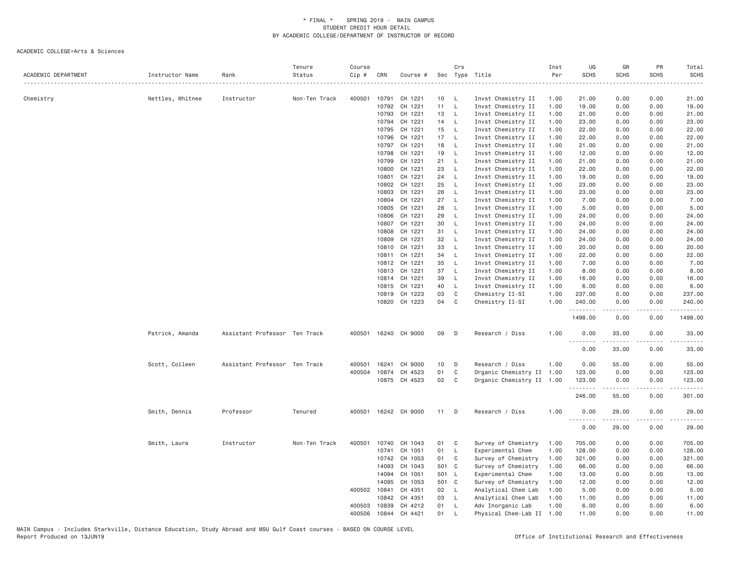\* FINAL \* SPRING 2019 - MAIN CAMPUS
STUDENT CREDIT HOUR DETAIL
BY ACADEMIC COLLEGE/DEPARTMENT OF INSTRUCTOR OF RECORD

ACADEMIC COLLEGE=Arts & Sciences

| ACADEMIC DEPARTMENT | Instructor Name | Rank | Tenure Status | Course Cip # | CRN | Course # | Sec | Crs Type | Title | Inst Per | UG SCHS | GR SCHS | PR SCHS | Total SCHS |
|---|---|---|---|---|---|---|---|---|---|---|---|---|---|---|
| Chemistry | Nettles, Whitnee | Instructor | Non-Ten Track | 400501 | 10791 | CH 1221 | 10 | L | Invst Chemistry II | 1.00 | 21.00 | 0.00 | 0.00 | 21.00 |
| | | | | | 10792 | CH 1221 | 11 | L | Invst Chemistry II | 1.00 | 19.00 | 0.00 | 0.00 | 19.00 |
| | | | | | 10793 | CH 1221 | 13 | L | Invst Chemistry II | 1.00 | 21.00 | 0.00 | 0.00 | 21.00 |
| | | | | | 10794 | CH 1221 | 14 | L | Invst Chemistry II | 1.00 | 23.00 | 0.00 | 0.00 | 23.00 |
| | | | | | 10795 | CH 1221 | 15 | L | Invst Chemistry II | 1.00 | 22.00 | 0.00 | 0.00 | 22.00 |
| | | | | | 10796 | CH 1221 | 17 | L | Invst Chemistry II | 1.00 | 22.00 | 0.00 | 0.00 | 22.00 |
| | | | | | 10797 | CH 1221 | 18 | L | Invst Chemistry II | 1.00 | 21.00 | 0.00 | 0.00 | 21.00 |
| | | | | | 10798 | CH 1221 | 19 | L | Invst Chemistry II | 1.00 | 12.00 | 0.00 | 0.00 | 12.00 |
| | | | | | 10799 | CH 1221 | 21 | L | Invst Chemistry II | 1.00 | 21.00 | 0.00 | 0.00 | 21.00 |
| | | | | | 10800 | CH 1221 | 23 | L | Invst Chemistry II | 1.00 | 22.00 | 0.00 | 0.00 | 22.00 |
| | | | | | 10801 | CH 1221 | 24 | L | Invst Chemistry II | 1.00 | 19.00 | 0.00 | 0.00 | 19.00 |
| | | | | | 10802 | CH 1221 | 25 | L | Invst Chemistry II | 1.00 | 23.00 | 0.00 | 0.00 | 23.00 |
| | | | | | 10803 | CH 1221 | 26 | L | Invst Chemistry II | 1.00 | 23.00 | 0.00 | 0.00 | 23.00 |
| | | | | | 10804 | CH 1221 | 27 | L | Invst Chemistry II | 1.00 | 7.00 | 0.00 | 0.00 | 7.00 |
| | | | | | 10805 | CH 1221 | 28 | L | Invst Chemistry II | 1.00 | 5.00 | 0.00 | 0.00 | 5.00 |
| | | | | | 10806 | CH 1221 | 29 | L | Invst Chemistry II | 1.00 | 24.00 | 0.00 | 0.00 | 24.00 |
| | | | | | 10807 | CH 1221 | 30 | L | Invst Chemistry II | 1.00 | 24.00 | 0.00 | 0.00 | 24.00 |
| | | | | | 10808 | CH 1221 | 31 | L | Invst Chemistry II | 1.00 | 24.00 | 0.00 | 0.00 | 24.00 |
| | | | | | 10809 | CH 1221 | 32 | L | Invst Chemistry II | 1.00 | 24.00 | 0.00 | 0.00 | 24.00 |
| | | | | | 10810 | CH 1221 | 33 | L | Invst Chemistry II | 1.00 | 20.00 | 0.00 | 0.00 | 20.00 |
| | | | | | 10811 | CH 1221 | 34 | L | Invst Chemistry II | 1.00 | 22.00 | 0.00 | 0.00 | 22.00 |
| | | | | | 10812 | CH 1221 | 35 | L | Invst Chemistry II | 1.00 | 7.00 | 0.00 | 0.00 | 7.00 |
| | | | | | 10813 | CH 1221 | 37 | L | Invst Chemistry II | 1.00 | 8.00 | 0.00 | 0.00 | 8.00 |
| | | | | | 10814 | CH 1221 | 39 | L | Invst Chemistry II | 1.00 | 16.00 | 0.00 | 0.00 | 16.00 |
| | | | | | 10815 | CH 1221 | 40 | L | Invst Chemistry II | 1.00 | 6.00 | 0.00 | 0.00 | 6.00 |
| | | | | | 10819 | CH 1223 | 03 | C | Chemistry II-SI | 1.00 | 237.00 | 0.00 | 0.00 | 237.00 |
| | | | | | 10820 | CH 1223 | 04 | C | Chemistry II-SI | 1.00 | 240.00 | 0.00 | 0.00 | 240.00 |
| | | | | | | | | | | | 1498.00 | 0.00 | 0.00 | 1498.00 |
| | Patrick, Amanda | Assistant Professor | Ten Track | 400501 | 16240 | CH 9000 | 09 | D | Research / Diss | 1.00 | 0.00 | 33.00 | 0.00 | 33.00 |
| | | | | | | | | | | | 0.00 | 33.00 | 0.00 | 33.00 |
| | Scott, Colleen | Assistant Professor | Ten Track | 400501 | 16241 | CH 9000 | 10 | D | Research / Diss | 1.00 | 0.00 | 55.00 | 0.00 | 55.00 |
| | | | | 400504 | 10874 | CH 4523 | 01 | C | Organic Chemistry II | 1.00 | 123.00 | 0.00 | 0.00 | 123.00 |
| | | | | | 10875 | CH 4523 | 02 | C | Organic Chemistry II | 1.00 | 123.00 | 0.00 | 0.00 | 123.00 |
| | | | | | | | | | | | 246.00 | 55.00 | 0.00 | 301.00 |
| | Smith, Dennis | Professor | Tenured | 400501 | 16242 | CH 9000 | 11 | D | Research / Diss | 1.00 | 0.00 | 29.00 | 0.00 | 29.00 |
| | | | | | | | | | | | 0.00 | 29.00 | 0.00 | 29.00 |
| | Smith, Laura | Instructor | Non-Ten Track | 400501 | 10740 | CH 1043 | 01 | C | Survey of Chemistry | 1.00 | 705.00 | 0.00 | 0.00 | 705.00 |
| | | | | | 10741 | CH 1051 | 01 | L | Experimental Chem | 1.00 | 128.00 | 0.00 | 0.00 | 128.00 |
| | | | | | 10742 | CH 1053 | 01 | C | Survey of Chemistry | 1.00 | 321.00 | 0.00 | 0.00 | 321.00 |
| | | | | | 14093 | CH 1043 | 501 | C | Survey of Chemistry | 1.00 | 66.00 | 0.00 | 0.00 | 66.00 |
| | | | | | 14094 | CH 1051 | 501 | L | Experimental Chem | 1.00 | 13.00 | 0.00 | 0.00 | 13.00 |
| | | | | | 14095 | CH 1053 | 501 | C | Survey of Chemistry | 1.00 | 12.00 | 0.00 | 0.00 | 12.00 |
| | | | | 400502 | 10841 | CH 4351 | 02 | L | Analytical Chem Lab | 1.00 | 5.00 | 0.00 | 0.00 | 5.00 |
| | | | | | 10842 | CH 4351 | 03 | L | Analytical Chem Lab | 1.00 | 11.00 | 0.00 | 0.00 | 11.00 |
| | | | | 400503 | 10839 | CH 4212 | 01 | L | Adv Inorganic Lab | 1.00 | 6.00 | 0.00 | 0.00 | 6.00 |
| | | | | 400506 | 10844 | CH 4421 | 01 | L | Physical Chem-Lab II | 1.00 | 11.00 | 0.00 | 0.00 | 11.00 |

MAIN Campus - Includes Starkville, Distance Education, Study Abroad and MSU Gulf Coast courses - BASED ON COURSE LEVEL
Report Produced on 13JUN19 Office of Institutional Research and Effectiveness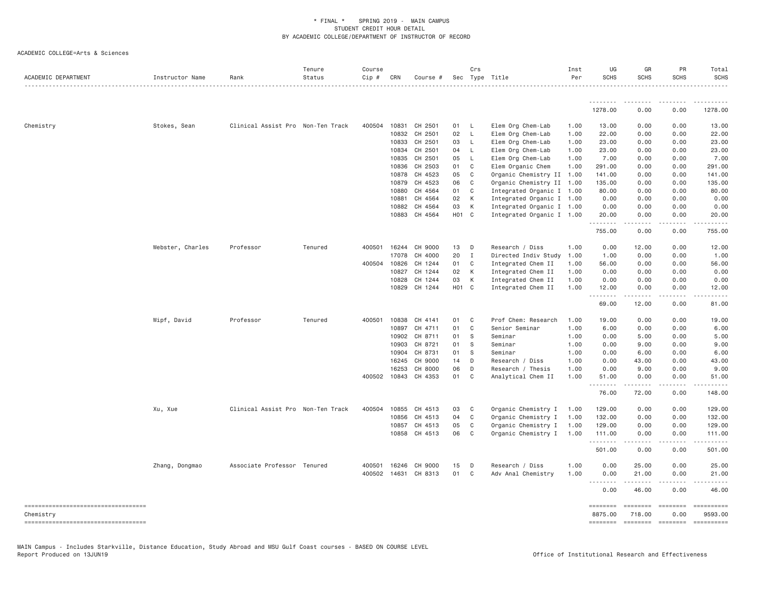\* FINAL \* SPRING 2019 - MAIN CAMPUS
STUDENT CREDIT HOUR DETAIL
BY ACADEMIC COLLEGE/DEPARTMENT OF INSTRUCTOR OF RECORD

ACADEMIC COLLEGE=Arts & Sciences

| ACADEMIC DEPARTMENT | Instructor Name | Rank | Tenure Status | Course Cip # | CRN | Course # | Sec | Crs Type | Title | Inst Per | UG SCHS | GR SCHS | PR SCHS | Total SCHS |
|---|---|---|---|---|---|---|---|---|---|---|---|---|---|---|
| | | | | | | | | | | | 1278.00 | 0.00 | 0.00 | 1278.00 |
| Chemistry | Stokes, Sean | Clinical Assist Pro | Non-Ten Track | 400504 | 10831 | CH 2501 | 01 | L | Elem Org Chem-Lab | 1.00 | 13.00 | 0.00 | 0.00 | 13.00 |
| | | | | | 10832 | CH 2501 | 02 | L | Elem Org Chem-Lab | 1.00 | 22.00 | 0.00 | 0.00 | 22.00 |
| | | | | | 10833 | CH 2501 | 03 | L | Elem Org Chem-Lab | 1.00 | 23.00 | 0.00 | 0.00 | 23.00 |
| | | | | | 10834 | CH 2501 | 04 | L | Elem Org Chem-Lab | 1.00 | 23.00 | 0.00 | 0.00 | 23.00 |
| | | | | | 10835 | CH 2501 | 05 | L | Elem Org Chem-Lab | 1.00 | 7.00 | 0.00 | 0.00 | 7.00 |
| | | | | | 10836 | CH 2503 | 01 | C | Elem Organic Chem | 1.00 | 291.00 | 0.00 | 0.00 | 291.00 |
| | | | | | 10878 | CH 4523 | 05 | C | Organic Chemistry II | 1.00 | 141.00 | 0.00 | 0.00 | 141.00 |
| | | | | | 10879 | CH 4523 | 06 | C | Organic Chemistry II | 1.00 | 135.00 | 0.00 | 0.00 | 135.00 |
| | | | | | 10880 | CH 4564 | 01 | C | Integrated Organic I | 1.00 | 80.00 | 0.00 | 0.00 | 80.00 |
| | | | | | 10881 | CH 4564 | 02 | K | Integrated Organic I | 1.00 | 0.00 | 0.00 | 0.00 | 0.00 |
| | | | | | 10882 | CH 4564 | 03 | K | Integrated Organic I | 1.00 | 0.00 | 0.00 | 0.00 | 0.00 |
| | | | | | 10883 | CH 4564 | H01 | C | Integrated Organic I | 1.00 | 20.00 | 0.00 | 0.00 | 20.00 |
| | | | | | | | | | | | 755.00 | 0.00 | 0.00 | 755.00 |
| | Webster, Charles | Professor | Tenured | 400501 | 16244 | CH 9000 | 13 | D | Research / Diss | 1.00 | 0.00 | 12.00 | 0.00 | 12.00 |
| | | | | | 17078 | CH 4000 | 20 | I | Directed Indiv Study | 1.00 | 1.00 | 0.00 | 0.00 | 1.00 |
| | | | | 400504 | 10826 | CH 1244 | 01 | C | Integrated Chem II | 1.00 | 56.00 | 0.00 | 0.00 | 56.00 |
| | | | | | 10827 | CH 1244 | 02 | K | Integrated Chem II | 1.00 | 0.00 | 0.00 | 0.00 | 0.00 |
| | | | | | 10828 | CH 1244 | 03 | K | Integrated Chem II | 1.00 | 0.00 | 0.00 | 0.00 | 0.00 |
| | | | | | 10829 | CH 1244 | H01 | C | Integrated Chem II | 1.00 | 12.00 | 0.00 | 0.00 | 12.00 |
| | | | | | | | | | | | 69.00 | 12.00 | 0.00 | 81.00 |
| | Wipf, David | Professor | Tenured | 400501 | 10838 | CH 4141 | 01 | C | Prof Chem: Research | 1.00 | 19.00 | 0.00 | 0.00 | 19.00 |
| | | | | | 10897 | CH 4711 | 01 | C | Senior Seminar | 1.00 | 6.00 | 0.00 | 0.00 | 6.00 |
| | | | | | 10902 | CH 8711 | 01 | S | Seminar | 1.00 | 0.00 | 5.00 | 0.00 | 5.00 |
| | | | | | 10903 | CH 8721 | 01 | S | Seminar | 1.00 | 0.00 | 9.00 | 0.00 | 9.00 |
| | | | | | 10904 | CH 8731 | 01 | S | Seminar | 1.00 | 0.00 | 6.00 | 0.00 | 6.00 |
| | | | | | 16245 | CH 9000 | 14 | D | Research / Diss | 1.00 | 0.00 | 43.00 | 0.00 | 43.00 |
| | | | | | 16253 | CH 8000 | 06 | D | Research / Thesis | 1.00 | 0.00 | 9.00 | 0.00 | 9.00 |
| | | | | 400502 | 10843 | CH 4353 | 01 | C | Analytical Chem II | 1.00 | 51.00 | 0.00 | 0.00 | 51.00 |
| | | | | | | | | | | | 76.00 | 72.00 | 0.00 | 148.00 |
| | Xu, Xue | Clinical Assist Pro | Non-Ten Track | 400504 | 10855 | CH 4513 | 03 | C | Organic Chemistry I | 1.00 | 129.00 | 0.00 | 0.00 | 129.00 |
| | | | | | 10856 | CH 4513 | 04 | C | Organic Chemistry I | 1.00 | 132.00 | 0.00 | 0.00 | 132.00 |
| | | | | | 10857 | CH 4513 | 05 | C | Organic Chemistry I | 1.00 | 129.00 | 0.00 | 0.00 | 129.00 |
| | | | | | 10858 | CH 4513 | 06 | C | Organic Chemistry I | 1.00 | 111.00 | 0.00 | 0.00 | 111.00 |
| | | | | | | | | | | | 501.00 | 0.00 | 0.00 | 501.00 |
| | Zhang, Dongmao | Associate Professor | Tenured | 400501 | 16246 | CH 9000 | 15 | D | Research / Diss | 1.00 | 0.00 | 25.00 | 0.00 | 25.00 |
| | | | | 400502 | 14631 | CH 8313 | 01 | C | Adv Anal Chemistry | 1.00 | 0.00 | 21.00 | 0.00 | 21.00 |
| | | | | | | | | | | | 0.00 | 46.00 | 0.00 | 46.00 |
| Chemistry | | | | | | | | | | | 8875.00 | 718.00 | 0.00 | 9593.00 |

MAIN Campus - Includes Starkville, Distance Education, Study Abroad and MSU Gulf Coast courses - BASED ON COURSE LEVEL
Report Produced on 13JUN19

Office of Institutional Research and Effectiveness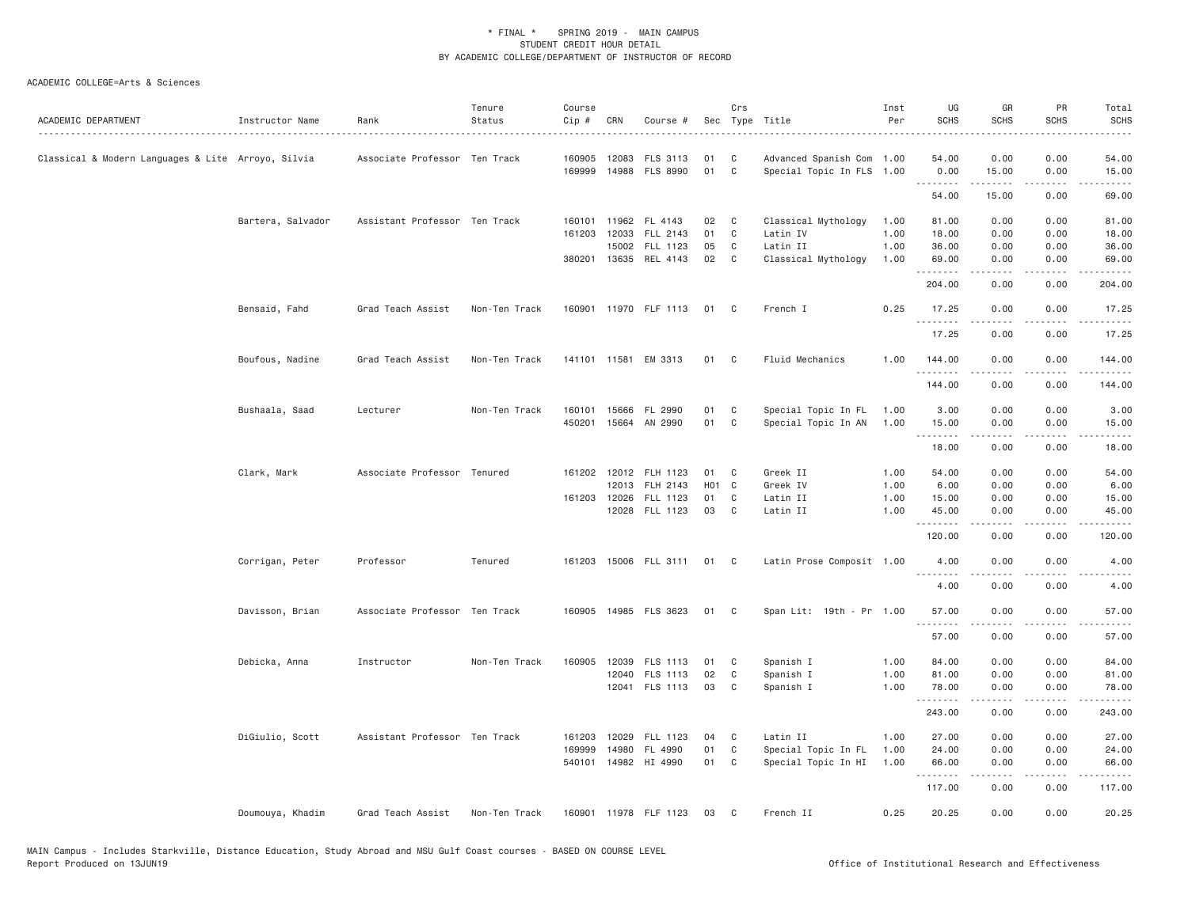\* FINAL \* SPRING 2019 - MAIN CAMPUS
STUDENT CREDIT HOUR DETAIL
BY ACADEMIC COLLEGE/DEPARTMENT OF INSTRUCTOR OF RECORD

ACADEMIC COLLEGE=Arts & Sciences

| ACADEMIC DEPARTMENT | Instructor Name | Rank | Tenure Status | Course Cip # | CRN | Course # | Sec | Crs Type | Title | Inst Per | UG SCHS | GR SCHS | PR SCHS | Total SCHS |
|---|---|---|---|---|---|---|---|---|---|---|---|---|---|---|
| Classical & Modern Languages & Lite | Arroyo, Silvia | Associate Professor | Ten Track | 160905 | 12083 | FLS 3113 | 01 | C | Advanced Spanish Com | 1.00 | 54.00 | 0.00 | 0.00 | 54.00 |
| | | | | 169999 | 14988 | FLS 8990 | 01 | C | Special Topic In FLS | 1.00 | 0.00 | 15.00 | 0.00 | 15.00 |
| | | | | | | | | | | | 54.00 | 15.00 | 0.00 | 69.00 |
| | Bartera, Salvador | Assistant Professor | Ten Track | 160101 | 11962 | FL 4143 | 02 | C | Classical Mythology | 1.00 | 81.00 | 0.00 | 0.00 | 81.00 |
| | | | | 161203 | 12033 | FLL 2143 | 01 | C | Latin IV | 1.00 | 18.00 | 0.00 | 0.00 | 18.00 |
| | | | | | 15002 | FLL 1123 | 05 | C | Latin II | 1.00 | 36.00 | 0.00 | 0.00 | 36.00 |
| | | | | 380201 | 13635 | REL 4143 | 02 | C | Classical Mythology | 1.00 | 69.00 | 0.00 | 0.00 | 69.00 |
| | | | | | | | | | | | 204.00 | 0.00 | 0.00 | 204.00 |
| | Bensaid, Fahd | Grad Teach Assist | Non-Ten Track | 160901 | 11970 | FLF 1113 | 01 | C | French I | 0.25 | 17.25 | 0.00 | 0.00 | 17.25 |
| | | | | | | | | | | | 17.25 | 0.00 | 0.00 | 17.25 |
| | Boufous, Nadine | Grad Teach Assist | Non-Ten Track | 141101 | 11581 | EM 3313 | 01 | C | Fluid Mechanics | 1.00 | 144.00 | 0.00 | 0.00 | 144.00 |
| | | | | | | | | | | | 144.00 | 0.00 | 0.00 | 144.00 |
| | Bushaala, Saad | Lecturer | Non-Ten Track | 160101 | 15666 | FL 2990 | 01 | C | Special Topic In FL | 1.00 | 3.00 | 0.00 | 0.00 | 3.00 |
| | | | | 450201 | 15664 | AN 2990 | 01 | C | Special Topic In AN | 1.00 | 15.00 | 0.00 | 0.00 | 15.00 |
| | | | | | | | | | | | 18.00 | 0.00 | 0.00 | 18.00 |
| | Clark, Mark | Associate Professor | Tenured | 161202 | 12012 | FLH 1123 | 01 | C | Greek II | 1.00 | 54.00 | 0.00 | 0.00 | 54.00 |
| | | | | | 12013 | FLH 2143 | H01 | C | Greek IV | 1.00 | 6.00 | 0.00 | 0.00 | 6.00 |
| | | | | 161203 | 12026 | FLL 1123 | 01 | C | Latin II | 1.00 | 15.00 | 0.00 | 0.00 | 15.00 |
| | | | | | 12028 | FLL 1123 | 03 | C | Latin II | 1.00 | 45.00 | 0.00 | 0.00 | 45.00 |
| | | | | | | | | | | | 120.00 | 0.00 | 0.00 | 120.00 |
| | Corrigan, Peter | Professor | Tenured | 161203 | 15006 | FLL 3111 | 01 | C | Latin Prose Composit | 1.00 | 4.00 | 0.00 | 0.00 | 4.00 |
| | | | | | | | | | | | 4.00 | 0.00 | 0.00 | 4.00 |
| | Davisson, Brian | Associate Professor | Ten Track | 160905 | 14985 | FLS 3623 | 01 | C | Span Lit: 19th - Pr | 1.00 | 57.00 | 0.00 | 0.00 | 57.00 |
| | | | | | | | | | | | 57.00 | 0.00 | 0.00 | 57.00 |
| | Debicka, Anna | Instructor | Non-Ten Track | 160905 | 12039 | FLS 1113 | 01 | C | Spanish I | 1.00 | 84.00 | 0.00 | 0.00 | 84.00 |
| | | | | | 12040 | FLS 1113 | 02 | C | Spanish I | 1.00 | 81.00 | 0.00 | 0.00 | 81.00 |
| | | | | | 12041 | FLS 1113 | 03 | C | Spanish I | 1.00 | 78.00 | 0.00 | 0.00 | 78.00 |
| | | | | | | | | | | | 243.00 | 0.00 | 0.00 | 243.00 |
| | DiGiulio, Scott | Assistant Professor | Ten Track | 161203 | 12029 | FLL 1123 | 04 | C | Latin II | 1.00 | 27.00 | 0.00 | 0.00 | 27.00 |
| | | | | 169999 | 14980 | FL 4990 | 01 | C | Special Topic In FL | 1.00 | 24.00 | 0.00 | 0.00 | 24.00 |
| | | | | 540101 | 14982 | HI 4990 | 01 | C | Special Topic In HI | 1.00 | 66.00 | 0.00 | 0.00 | 66.00 |
| | | | | | | | | | | | 117.00 | 0.00 | 0.00 | 117.00 |
| | Doumouya, Khadim | Grad Teach Assist | Non-Ten Track | 160901 | 11978 | FLF 1123 | 03 | C | French II | 0.25 | 20.25 | 0.00 | 0.00 | 20.25 |

MAIN Campus - Includes Starkville, Distance Education, Study Abroad and MSU Gulf Coast courses - BASED ON COURSE LEVEL
Report Produced on 13JUN19 Office of Institutional Research and Effectiveness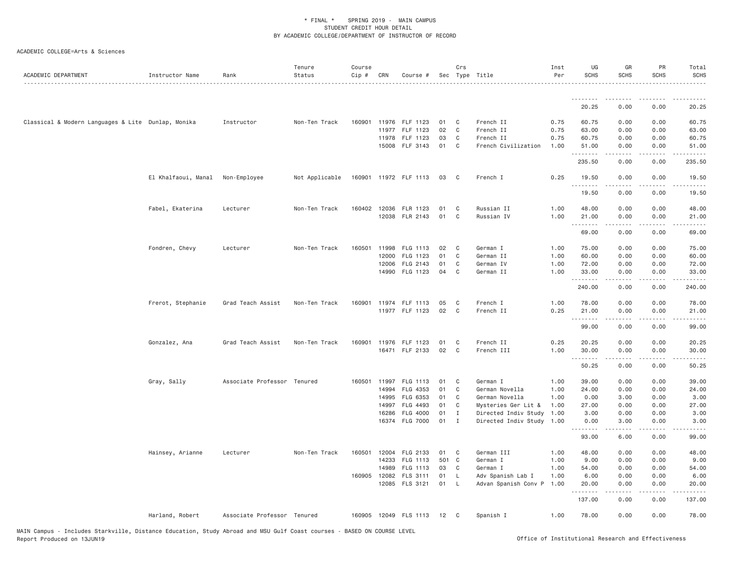\* FINAL \* SPRING 2019 - MAIN CAMPUS
STUDENT CREDIT HOUR DETAIL
BY ACADEMIC COLLEGE/DEPARTMENT OF INSTRUCTOR OF RECORD

ACADEMIC COLLEGE=Arts & Sciences

| ACADEMIC DEPARTMENT | Instructor Name | Rank | Tenure Status | Course Cip # | CRN | Course # | Sec | Crs Type | Title | Inst Per | UG SCHS | GR SCHS | PR SCHS | Total SCHS |
|---|---|---|---|---|---|---|---|---|---|---|---|---|---|---|
| | | | | | | | | | | | 20.25 | 0.00 | 0.00 | 20.25 |
| Classical & Modern Languages & Lite | Dunlap, Monika | Instructor | Non-Ten Track | 160901 | 11976 | FLF 1123 | 01 | C | French II | 0.75 | 60.75 | 0.00 | 0.00 | 60.75 |
| | | | | | 11977 | FLF 1123 | 02 | C | French II | 0.75 | 63.00 | 0.00 | 0.00 | 63.00 |
| | | | | | 11978 | FLF 1123 | 03 | C | French II | 0.75 | 60.75 | 0.00 | 0.00 | 60.75 |
| | | | | | 15008 | FLF 3143 | 01 | C | French Civilization | 1.00 | 51.00 | 0.00 | 0.00 | 51.00 |
| | | | | | | | | | | | 235.50 | 0.00 | 0.00 | 235.50 |
| | El Khalfaoui, Manal | Non-Employee | Not Applicable | 160901 | 11972 | FLF 1113 | 03 | C | French I | 0.25 | 19.50 | 0.00 | 0.00 | 19.50 |
| | | | | | | | | | | | 19.50 | 0.00 | 0.00 | 19.50 |
| | Fabel, Ekaterina | Lecturer | Non-Ten Track | 160402 | 12036 | FLR 1123 | 01 | C | Russian II | 1.00 | 48.00 | 0.00 | 0.00 | 48.00 |
| | | | | | 12038 | FLR 2143 | 01 | C | Russian IV | 1.00 | 21.00 | 0.00 | 0.00 | 21.00 |
| | | | | | | | | | | | 69.00 | 0.00 | 0.00 | 69.00 |
| | Fondren, Chevy | Lecturer | Non-Ten Track | 160501 | 11998 | FLG 1113 | 02 | C | German I | 1.00 | 75.00 | 0.00 | 0.00 | 75.00 |
| | | | | | 12000 | FLG 1123 | 01 | C | German II | 1.00 | 60.00 | 0.00 | 0.00 | 60.00 |
| | | | | | 12006 | FLG 2143 | 01 | C | German IV | 1.00 | 72.00 | 0.00 | 0.00 | 72.00 |
| | | | | | 14990 | FLG 1123 | 04 | C | German II | 1.00 | 33.00 | 0.00 | 0.00 | 33.00 |
| | | | | | | | | | | | 240.00 | 0.00 | 0.00 | 240.00 |
| | Frerot, Stephanie | Grad Teach Assist | Non-Ten Track | 160901 | 11974 | FLF 1113 | 05 | C | French I | 1.00 | 78.00 | 0.00 | 0.00 | 78.00 |
| | | | | | 11977 | FLF 1123 | 02 | C | French II | 0.25 | 21.00 | 0.00 | 0.00 | 21.00 |
| | | | | | | | | | | | 99.00 | 0.00 | 0.00 | 99.00 |
| | Gonzalez, Ana | Grad Teach Assist | Non-Ten Track | 160901 | 11976 | FLF 1123 | 01 | C | French II | 0.25 | 20.25 | 0.00 | 0.00 | 20.25 |
| | | | | | 16471 | FLF 2133 | 02 | C | French III | 1.00 | 30.00 | 0.00 | 0.00 | 30.00 |
| | | | | | | | | | | | 50.25 | 0.00 | 0.00 | 50.25 |
| | Gray, Sally | Associate Professor | Tenured | 160501 | 11997 | FLG 1113 | 01 | C | German I | 1.00 | 39.00 | 0.00 | 0.00 | 39.00 |
| | | | | | 14994 | FLG 4353 | 01 | C | German Novella | 1.00 | 24.00 | 0.00 | 0.00 | 24.00 |
| | | | | | 14995 | FLG 6353 | 01 | C | German Novella | 1.00 | 0.00 | 3.00 | 0.00 | 3.00 |
| | | | | | 14997 | FLG 4493 | 01 | C | Mysteries Ger Lit & | 1.00 | 27.00 | 0.00 | 0.00 | 27.00 |
| | | | | | 16286 | FLG 4000 | 01 | I | Directed Indiv Study | 1.00 | 3.00 | 0.00 | 0.00 | 3.00 |
| | | | | | 16374 | FLG 7000 | 01 | I | Directed Indiv Study | 1.00 | 0.00 | 3.00 | 0.00 | 3.00 |
| | | | | | | | | | | | 93.00 | 6.00 | 0.00 | 99.00 |
| | Hainsey, Arianne | Lecturer | Non-Ten Track | 160501 | 12004 | FLG 2133 | 01 | C | German III | 1.00 | 48.00 | 0.00 | 0.00 | 48.00 |
| | | | | | 14233 | FLG 1113 | 501 | C | German I | 1.00 | 9.00 | 0.00 | 0.00 | 9.00 |
| | | | | | 14989 | FLG 1113 | 03 | C | German I | 1.00 | 54.00 | 0.00 | 0.00 | 54.00 |
| | | | | 160905 | 12082 | FLS 3111 | 01 | L | Adv Spanish Lab I | 1.00 | 6.00 | 0.00 | 0.00 | 6.00 |
| | | | | | 12085 | FLS 3121 | 01 | L | Advan Spanish Conv P | 1.00 | 20.00 | 0.00 | 0.00 | 20.00 |
| | | | | | | | | | | | 137.00 | 0.00 | 0.00 | 137.00 |
| | Harland, Robert | Associate Professor | Tenured | 160905 | 12049 | FLS 1113 | 12 | C | Spanish I | 1.00 | 78.00 | 0.00 | 0.00 | 78.00 |

MAIN Campus - Includes Starkville, Distance Education, Study Abroad and MSU Gulf Coast courses - BASED ON COURSE LEVEL
Report Produced on 13JUN19 Office of Institutional Research and Effectiveness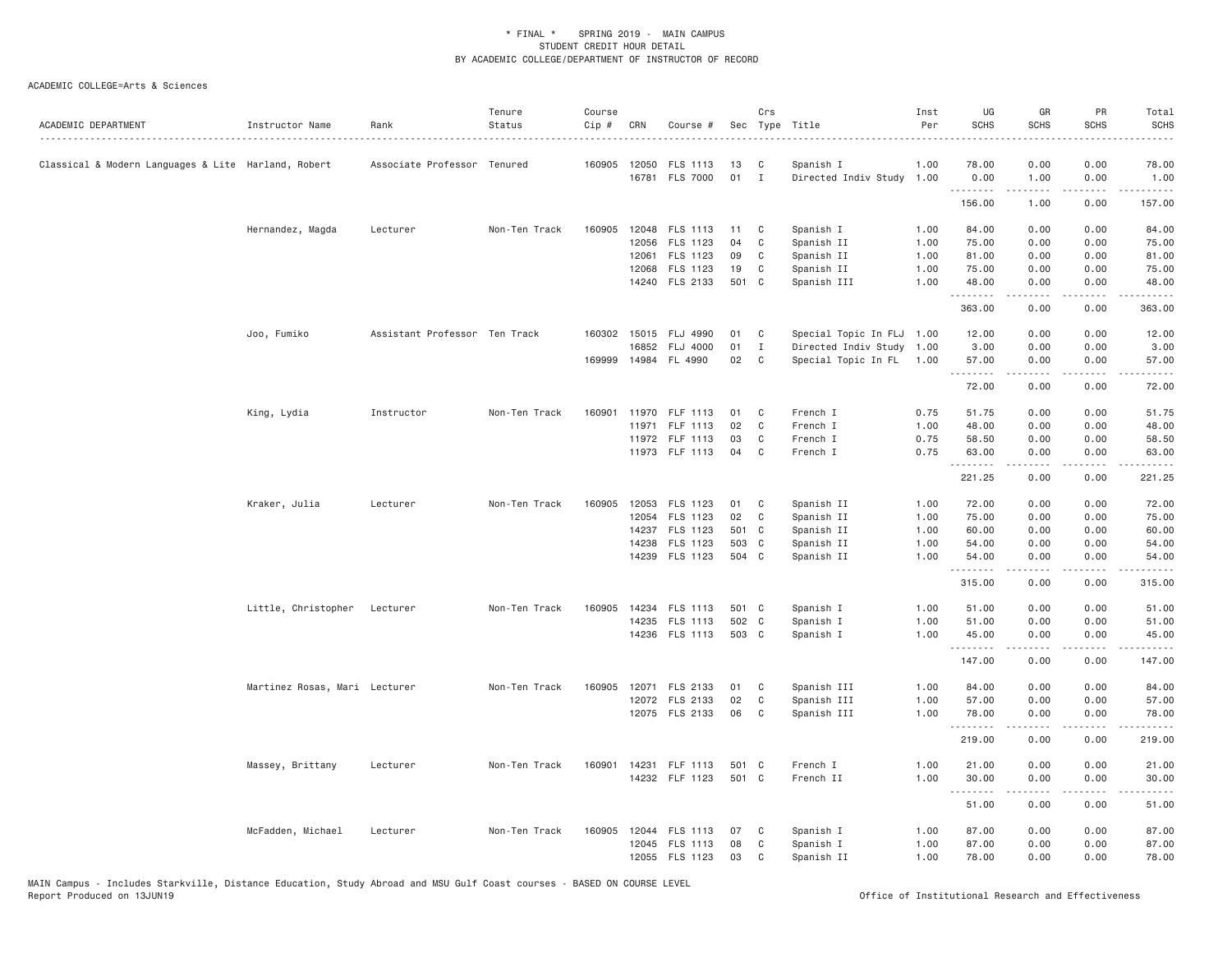\* FINAL \* SPRING 2019 - MAIN CAMPUS
STUDENT CREDIT HOUR DETAIL
BY ACADEMIC COLLEGE/DEPARTMENT OF INSTRUCTOR OF RECORD

ACADEMIC COLLEGE=Arts & Sciences

| ACADEMIC DEPARTMENT | Instructor Name | Rank | Tenure Status | Course Cip # | CRN | Course # | Sec | Crs Type | Title | Inst Per | UG SCHS | GR SCHS | PR SCHS | Total SCHS |
|---|---|---|---|---|---|---|---|---|---|---|---|---|---|---|
| Classical & Modern Languages & Lite | Harland, Robert | Associate Professor | Tenured | 160905 | 12050 | FLS 1113 | 13 | C | Spanish I | 1.00 | 78.00 | 0.00 | 0.00 | 78.00 |
| | | | | | 16781 | FLS 7000 | 01 | I | Directed Indiv Study | 1.00 | 0.00 | 1.00 | 0.00 | 1.00 |
| | | | | | | | | | | | 156.00 | 1.00 | 0.00 | 157.00 |
| | Hernandez, Magda | Lecturer | Non-Ten Track | 160905 | 12048 | FLS 1113 | 11 | C | Spanish I | 1.00 | 84.00 | 0.00 | 0.00 | 84.00 |
| | | | | | 12056 | FLS 1123 | 04 | C | Spanish II | 1.00 | 75.00 | 0.00 | 0.00 | 75.00 |
| | | | | | 12061 | FLS 1123 | 09 | C | Spanish II | 1.00 | 81.00 | 0.00 | 0.00 | 81.00 |
| | | | | | 12068 | FLS 1123 | 19 | C | Spanish II | 1.00 | 75.00 | 0.00 | 0.00 | 75.00 |
| | | | | | 14240 | FLS 2133 | 501 | C | Spanish III | 1.00 | 48.00 | 0.00 | 0.00 | 48.00 |
| | | | | | | | | | | | 363.00 | 0.00 | 0.00 | 363.00 |
| | Joo, Fumiko | Assistant Professor | Ten Track | 160302 | 15015 | FLJ 4990 | 01 | C | Special Topic In FLJ | 1.00 | 12.00 | 0.00 | 0.00 | 12.00 |
| | | | | | 16852 | FLJ 4000 | 01 | I | Directed Indiv Study | 1.00 | 3.00 | 0.00 | 0.00 | 3.00 |
| | | | | 169999 | 14984 | FL 4990 | 02 | C | Special Topic In FL | 1.00 | 57.00 | 0.00 | 0.00 | 57.00 |
| | | | | | | | | | | | 72.00 | 0.00 | 0.00 | 72.00 |
| | King, Lydia | Instructor | Non-Ten Track | 160901 | 11970 | FLF 1113 | 01 | C | French I | 0.75 | 51.75 | 0.00 | 0.00 | 51.75 |
| | | | | | 11971 | FLF 1113 | 02 | C | French I | 1.00 | 48.00 | 0.00 | 0.00 | 48.00 |
| | | | | | 11972 | FLF 1113 | 03 | C | French I | 0.75 | 58.50 | 0.00 | 0.00 | 58.50 |
| | | | | | 11973 | FLF 1113 | 04 | C | French I | 0.75 | 63.00 | 0.00 | 0.00 | 63.00 |
| | | | | | | | | | | | 221.25 | 0.00 | 0.00 | 221.25 |
| | Kraker, Julia | Lecturer | Non-Ten Track | 160905 | 12053 | FLS 1123 | 01 | C | Spanish II | 1.00 | 72.00 | 0.00 | 0.00 | 72.00 |
| | | | | | 12054 | FLS 1123 | 02 | C | Spanish II | 1.00 | 75.00 | 0.00 | 0.00 | 75.00 |
| | | | | | 14237 | FLS 1123 | 501 | C | Spanish II | 1.00 | 60.00 | 0.00 | 0.00 | 60.00 |
| | | | | | 14238 | FLS 1123 | 503 | C | Spanish II | 1.00 | 54.00 | 0.00 | 0.00 | 54.00 |
| | | | | | 14239 | FLS 1123 | 504 | C | Spanish II | 1.00 | 54.00 | 0.00 | 0.00 | 54.00 |
| | | | | | | | | | | | 315.00 | 0.00 | 0.00 | 315.00 |
| | Little, Christopher | Lecturer | Non-Ten Track | 160905 | 14234 | FLS 1113 | 501 | C | Spanish I | 1.00 | 51.00 | 0.00 | 0.00 | 51.00 |
| | | | | | 14235 | FLS 1113 | 502 | C | Spanish I | 1.00 | 51.00 | 0.00 | 0.00 | 51.00 |
| | | | | | 14236 | FLS 1113 | 503 | C | Spanish I | 1.00 | 45.00 | 0.00 | 0.00 | 45.00 |
| | | | | | | | | | | | 147.00 | 0.00 | 0.00 | 147.00 |
| | Martinez Rosas, Mari | Lecturer | Non-Ten Track | 160905 | 12071 | FLS 2133 | 01 | C | Spanish III | 1.00 | 84.00 | 0.00 | 0.00 | 84.00 |
| | | | | | 12072 | FLS 2133 | 02 | C | Spanish III | 1.00 | 57.00 | 0.00 | 0.00 | 57.00 |
| | | | | | 12075 | FLS 2133 | 06 | C | Spanish III | 1.00 | 78.00 | 0.00 | 0.00 | 78.00 |
| | | | | | | | | | | | 219.00 | 0.00 | 0.00 | 219.00 |
| | Massey, Brittany | Lecturer | Non-Ten Track | 160901 | 14231 | FLF 1113 | 501 | C | French I | 1.00 | 21.00 | 0.00 | 0.00 | 21.00 |
| | | | | | 14232 | FLF 1123 | 501 | C | French II | 1.00 | 30.00 | 0.00 | 0.00 | 30.00 |
| | | | | | | | | | | | 51.00 | 0.00 | 0.00 | 51.00 |
| | McFadden, Michael | Lecturer | Non-Ten Track | 160905 | 12044 | FLS 1113 | 07 | C | Spanish I | 1.00 | 87.00 | 0.00 | 0.00 | 87.00 |
| | | | | | 12045 | FLS 1113 | 08 | C | Spanish I | 1.00 | 87.00 | 0.00 | 0.00 | 87.00 |
| | | | | | 12055 | FLS 1123 | 03 | C | Spanish II | 1.00 | 78.00 | 0.00 | 0.00 | 78.00 |

MAIN Campus - Includes Starkville, Distance Education, Study Abroad and MSU Gulf Coast courses - BASED ON COURSE LEVEL
Report Produced on 13JUN19 Office of Institutional Research and Effectiveness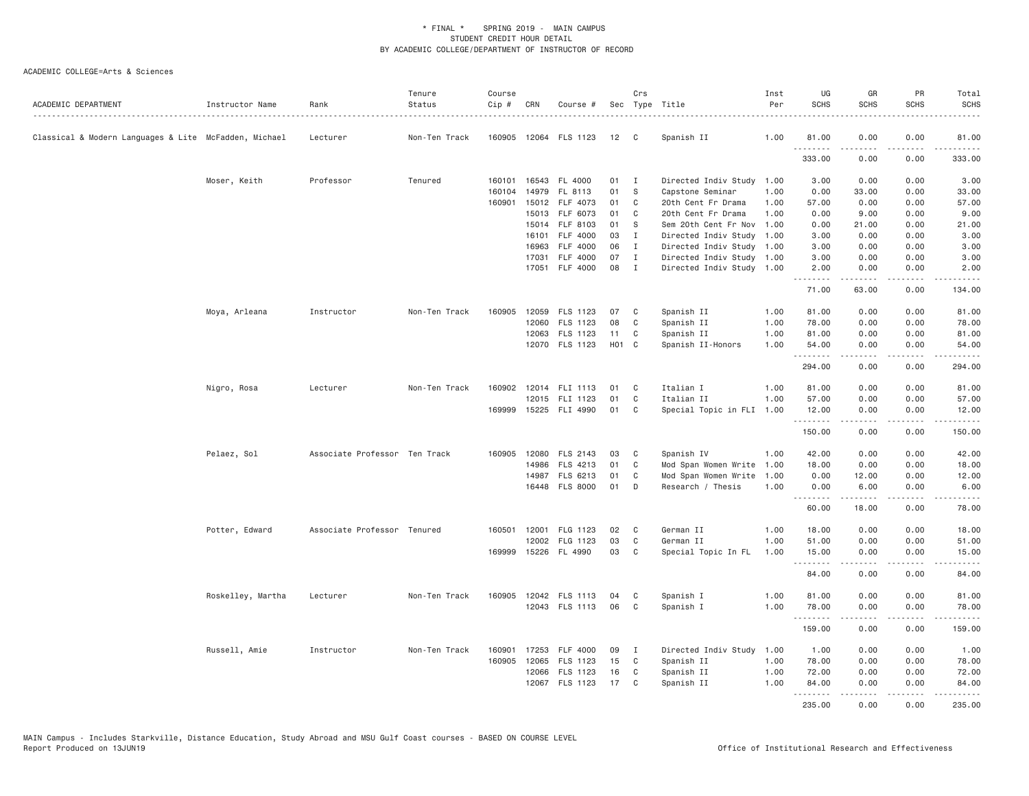# * FINAL * SPRING 2019 - MAIN CAMPUS
## STUDENT CREDIT HOUR DETAIL
## BY ACADEMIC COLLEGE/DEPARTMENT OF INSTRUCTOR OF RECORD

ACADEMIC COLLEGE=Arts & Sciences

| ACADEMIC DEPARTMENT | Instructor Name | Rank | Tenure Status | Course Cip # | CRN | Course # | Sec | Crs Type | Title | Inst Per | UG SCHS | GR SCHS | PR SCHS | Total SCHS |
|---|---|---|---|---|---|---|---|---|---|---|---|---|---|---|
| Classical & Modern Languages & Lite | McFadden, Michael | Lecturer | Non-Ten Track | 160905 | 12064 | FLS 1123 | 12 | C | Spanish II | 1.00 | 81.00 | 0.00 | 0.00 | 81.00 |
| | | | | | | | | | | | 333.00 | 0.00 | 0.00 | 333.00 |
| | Moser, Keith | Professor | Tenured | 160101 | 16543 | FL 4000 | 01 | I | Directed Indiv Study | 1.00 | 3.00 | 0.00 | 0.00 | 3.00 |
| | | | | 160104 | 14979 | FL 8113 | 01 | S | Capstone Seminar | 1.00 | 0.00 | 33.00 | 0.00 | 33.00 |
| | | | | 160901 | 15012 | FLF 4073 | 01 | C | 20th Cent Fr Drama | 1.00 | 57.00 | 0.00 | 0.00 | 57.00 |
| | | | | | 15013 | FLF 6073 | 01 | C | 20th Cent Fr Drama | 1.00 | 0.00 | 9.00 | 0.00 | 9.00 |
| | | | | | 15014 | FLF 8103 | 01 | S | Sem 20th Cent Fr Nov | 1.00 | 0.00 | 21.00 | 0.00 | 21.00 |
| | | | | | 16101 | FLF 4000 | 03 | I | Directed Indiv Study | 1.00 | 3.00 | 0.00 | 0.00 | 3.00 |
| | | | | | 16963 | FLF 4000 | 06 | I | Directed Indiv Study | 1.00 | 3.00 | 0.00 | 0.00 | 3.00 |
| | | | | | 17031 | FLF 4000 | 07 | I | Directed Indiv Study | 1.00 | 3.00 | 0.00 | 0.00 | 3.00 |
| | | | | | 17051 | FLF 4000 | 08 | I | Directed Indiv Study | 1.00 | 2.00 | 0.00 | 0.00 | 2.00 |
| | | | | | | | | | | | 71.00 | 63.00 | 0.00 | 134.00 |
| | Moya, Arleana | Instructor | Non-Ten Track | 160905 | 12059 | FLS 1123 | 07 | C | Spanish II | 1.00 | 81.00 | 0.00 | 0.00 | 81.00 |
| | | | | | 12060 | FLS 1123 | 08 | C | Spanish II | 1.00 | 78.00 | 0.00 | 0.00 | 78.00 |
| | | | | | 12063 | FLS 1123 | 11 | C | Spanish II | 1.00 | 81.00 | 0.00 | 0.00 | 81.00 |
| | | | | | 12070 | FLS 1123 | H01 | C | Spanish II-Honors | 1.00 | 54.00 | 0.00 | 0.00 | 54.00 |
| | | | | | | | | | | | 294.00 | 0.00 | 0.00 | 294.00 |
| | Nigro, Rosa | Lecturer | Non-Ten Track | 160902 | 12014 | FLI 1113 | 01 | C | Italian I | 1.00 | 81.00 | 0.00 | 0.00 | 81.00 |
| | | | | | 12015 | FLI 1123 | 01 | C | Italian II | 1.00 | 57.00 | 0.00 | 0.00 | 57.00 |
| | | | | 169999 | 15225 | FLI 4990 | 01 | C | Special Topic in FLI | 1.00 | 12.00 | 0.00 | 0.00 | 12.00 |
| | | | | | | | | | | | 150.00 | 0.00 | 0.00 | 150.00 |
| | Pelaez, Sol | Associate Professor | Ten Track | 160905 | 12080 | FLS 2143 | 03 | C | Spanish IV | 1.00 | 42.00 | 0.00 | 0.00 | 42.00 |
| | | | | | 14986 | FLS 4213 | 01 | C | Mod Span Women Write | 1.00 | 18.00 | 0.00 | 0.00 | 18.00 |
| | | | | | 14987 | FLS 6213 | 01 | C | Mod Span Women Write | 1.00 | 0.00 | 12.00 | 0.00 | 12.00 |
| | | | | | 16448 | FLS 8000 | 01 | D | Research / Thesis | 1.00 | 0.00 | 6.00 | 0.00 | 6.00 |
| | | | | | | | | | | | 60.00 | 18.00 | 0.00 | 78.00 |
| | Potter, Edward | Associate Professor | Tenured | 160501 | 12001 | FLG 1123 | 02 | C | German II | 1.00 | 18.00 | 0.00 | 0.00 | 18.00 |
| | | | | | 12002 | FLG 1123 | 03 | C | German II | 1.00 | 51.00 | 0.00 | 0.00 | 51.00 |
| | | | | 169999 | 15226 | FL 4990 | 03 | C | Special Topic In FL | 1.00 | 15.00 | 0.00 | 0.00 | 15.00 |
| | | | | | | | | | | | 84.00 | 0.00 | 0.00 | 84.00 |
| | Roskelley, Martha | Lecturer | Non-Ten Track | 160905 | 12042 | FLS 1113 | 04 | C | Spanish I | 1.00 | 81.00 | 0.00 | 0.00 | 81.00 |
| | | | | | 12043 | FLS 1113 | 06 | C | Spanish I | 1.00 | 78.00 | 0.00 | 0.00 | 78.00 |
| | | | | | | | | | | | 159.00 | 0.00 | 0.00 | 159.00 |
| | Russell, Amie | Instructor | Non-Ten Track | 160901 | 17253 | FLF 4000 | 09 | I | Directed Indiv Study | 1.00 | 1.00 | 0.00 | 0.00 | 1.00 |
| | | | | 160905 | 12065 | FLS 1123 | 15 | C | Spanish II | 1.00 | 78.00 | 0.00 | 0.00 | 78.00 |
| | | | | | 12066 | FLS 1123 | 16 | C | Spanish II | 1.00 | 72.00 | 0.00 | 0.00 | 72.00 |
| | | | | | 12067 | FLS 1123 | 17 | C | Spanish II | 1.00 | 84.00 | 0.00 | 0.00 | 84.00 |
| | | | | | | | | | | | 235.00 | 0.00 | 0.00 | 235.00 |

MAIN Campus - Includes Starkville, Distance Education, Study Abroad and MSU Gulf Coast courses - BASED ON COURSE LEVEL
Report Produced on 13JUN19

Office of Institutional Research and Effectiveness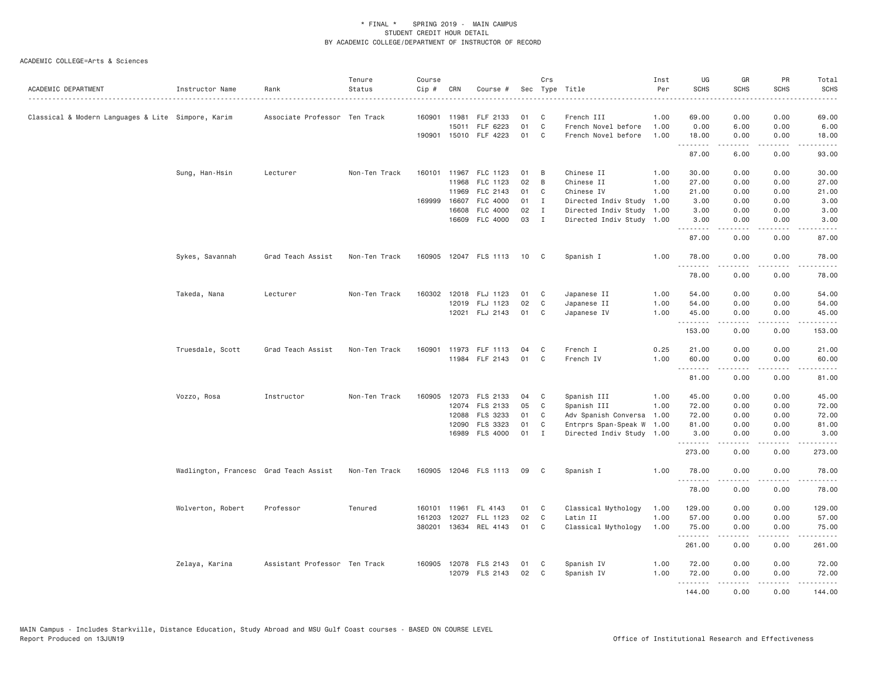\* FINAL \* SPRING 2019 - MAIN CAMPUS
STUDENT CREDIT HOUR DETAIL
BY ACADEMIC COLLEGE/DEPARTMENT OF INSTRUCTOR OF RECORD

ACADEMIC COLLEGE=Arts & Sciences

| ACADEMIC DEPARTMENT | Instructor Name | Rank | Tenure Status | Course Cip # | CRN | Course # | Sec | Crs Type | Title | Inst Per | UG SCHS | GR SCHS | PR SCHS | Total SCHS |
|---|---|---|---|---|---|---|---|---|---|---|---|---|---|---|
| Classical & Modern Languages & Lite | Simpore, Karim | Associate Professor | Ten Track | 160901 | 11981 | FLF 2133 | 01 | C | French III | 1.00 | 69.00 | 0.00 | 0.00 | 69.00 |
| | | | | | 15011 | FLF 6223 | 01 | C | French Novel before | 1.00 | 0.00 | 6.00 | 0.00 | 6.00 |
| | | | | 190901 | 15010 | FLF 4223 | 01 | C | French Novel before | 1.00 | 18.00 | 0.00 | 0.00 | 18.00 |
| | | | | | | | | | | | 87.00 | 6.00 | 0.00 | 93.00 |
| | Sung, Han-Hsin | Lecturer | Non-Ten Track | 160101 | 11967 | FLC 1123 | 01 | B | Chinese II | 1.00 | 30.00 | 0.00 | 0.00 | 30.00 |
| | | | | | 11968 | FLC 1123 | 02 | B | Chinese II | 1.00 | 27.00 | 0.00 | 0.00 | 27.00 |
| | | | | | 11969 | FLC 2143 | 01 | C | Chinese IV | 1.00 | 21.00 | 0.00 | 0.00 | 21.00 |
| | | | | 169999 | 16607 | FLC 4000 | 01 | I | Directed Indiv Study | 1.00 | 3.00 | 0.00 | 0.00 | 3.00 |
| | | | | | 16608 | FLC 4000 | 02 | I | Directed Indiv Study | 1.00 | 3.00 | 0.00 | 0.00 | 3.00 |
| | | | | | 16609 | FLC 4000 | 03 | I | Directed Indiv Study | 1.00 | 3.00 | 0.00 | 0.00 | 3.00 |
| | | | | | | | | | | | 87.00 | 0.00 | 0.00 | 87.00 |
| | Sykes, Savannah | Grad Teach Assist | Non-Ten Track | 160905 | 12047 | FLS 1113 | 10 | C | Spanish I | 1.00 | 78.00 | 0.00 | 0.00 | 78.00 |
| | | | | | | | | | | | 78.00 | 0.00 | 0.00 | 78.00 |
| | Takeda, Nana | Lecturer | Non-Ten Track | 160302 | 12018 | FLJ 1123 | 01 | C | Japanese II | 1.00 | 54.00 | 0.00 | 0.00 | 54.00 |
| | | | | | 12019 | FLJ 1123 | 02 | C | Japanese II | 1.00 | 54.00 | 0.00 | 0.00 | 54.00 |
| | | | | | 12021 | FLJ 2143 | 01 | C | Japanese IV | 1.00 | 45.00 | 0.00 | 0.00 | 45.00 |
| | | | | | | | | | | | 153.00 | 0.00 | 0.00 | 153.00 |
| | Truesdale, Scott | Grad Teach Assist | Non-Ten Track | 160901 | 11973 | FLF 1113 | 04 | C | French I | 0.25 | 21.00 | 0.00 | 0.00 | 21.00 |
| | | | | | 11984 | FLF 2143 | 01 | C | French IV | 1.00 | 60.00 | 0.00 | 0.00 | 60.00 |
| | | | | | | | | | | | 81.00 | 0.00 | 0.00 | 81.00 |
| | Vozzo, Rosa | Instructor | Non-Ten Track | 160905 | 12073 | FLS 2133 | 04 | C | Spanish III | 1.00 | 45.00 | 0.00 | 0.00 | 45.00 |
| | | | | | 12074 | FLS 2133 | 05 | C | Spanish III | 1.00 | 72.00 | 0.00 | 0.00 | 72.00 |
| | | | | | 12088 | FLS 3233 | 01 | C | Adv Spanish Conversa | 1.00 | 72.00 | 0.00 | 0.00 | 72.00 |
| | | | | | 12090 | FLS 3323 | 01 | C | Entrprs Span-Speak W | 1.00 | 81.00 | 0.00 | 0.00 | 81.00 |
| | | | | | 16989 | FLS 4000 | 01 | I | Directed Indiv Study | 1.00 | 3.00 | 0.00 | 0.00 | 3.00 |
| | | | | | | | | | | | 273.00 | 0.00 | 0.00 | 273.00 |
| | Wadlington, Francesc | Grad Teach Assist | Non-Ten Track | 160905 | 12046 | FLS 1113 | 09 | C | Spanish I | 1.00 | 78.00 | 0.00 | 0.00 | 78.00 |
| | | | | | | | | | | | 78.00 | 0.00 | 0.00 | 78.00 |
| | Wolverton, Robert | Professor | Tenured | 160101 | 11961 | FL 4143 | 01 | C | Classical Mythology | 1.00 | 129.00 | 0.00 | 0.00 | 129.00 |
| | | | | 161203 | 12027 | FLL 1123 | 02 | C | Latin II | 1.00 | 57.00 | 0.00 | 0.00 | 57.00 |
| | | | | 380201 | 13634 | REL 4143 | 01 | C | Classical Mythology | 1.00 | 75.00 | 0.00 | 0.00 | 75.00 |
| | | | | | | | | | | | 261.00 | 0.00 | 0.00 | 261.00 |
| | Zelaya, Karina | Assistant Professor | Ten Track | 160905 | 12078 | FLS 2143 | 01 | C | Spanish IV | 1.00 | 72.00 | 0.00 | 0.00 | 72.00 |
| | | | | | 12079 | FLS 2143 | 02 | C | Spanish IV | 1.00 | 72.00 | 0.00 | 0.00 | 72.00 |
| | | | | | | | | | | | 144.00 | 0.00 | 0.00 | 144.00 |

MAIN Campus - Includes Starkville, Distance Education, Study Abroad and MSU Gulf Coast courses - BASED ON COURSE LEVEL
Report Produced on 13JUN19 Office of Institutional Research and Effectiveness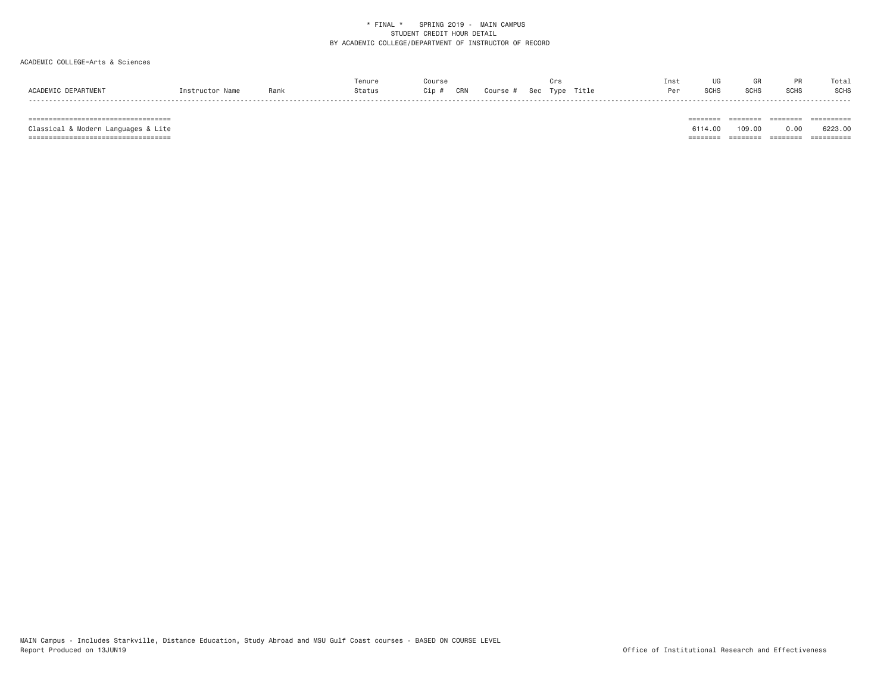ACADEMIC COLLEGE=Arts & Sciences

| ACADEMIC DEPARTMENT | Instructor Name | Rank | Tenure Status | Course Cip # | CRN | Course # | Sec | Crs Type | Title | Inst Per | UG SCHS | GR SCHS | PR SCHS | Total SCHS |
|---|---|---|---|---|---|---|---|---|---|---|---|---|---|---|
| Classical & Modern Languages & Lite | | | | | | | | | | | 6114.00 | 109.00 | 0.00 | 6223.00 |

MAIN Campus - Includes Starkville, Distance Education, Study Abroad and MSU Gulf Coast courses - BASED ON COURSE LEVEL
Report Produced on 13JUN19

Office of Institutional Research and Effectiveness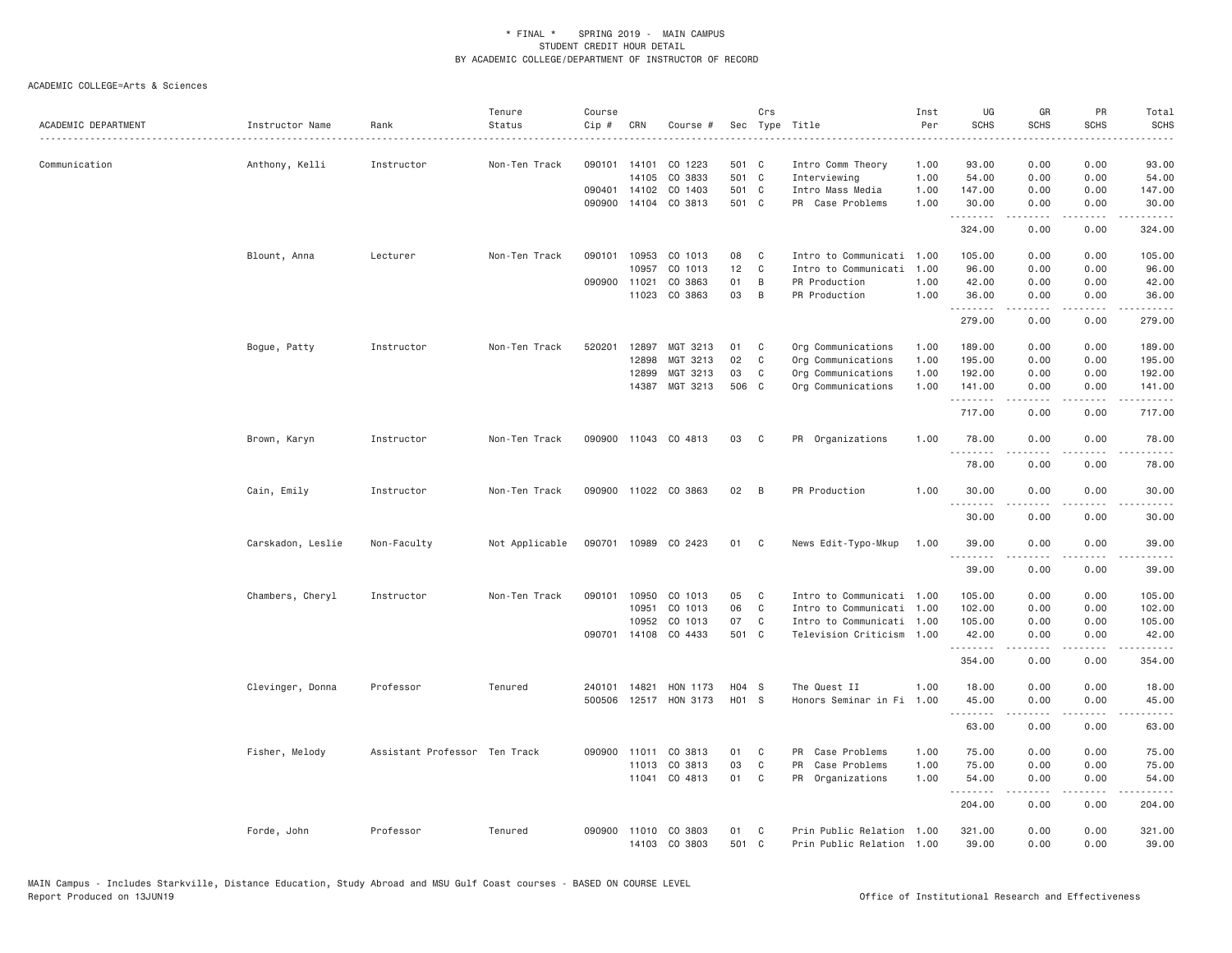\* FINAL \* SPRING 2019 - MAIN CAMPUS
STUDENT CREDIT HOUR DETAIL
BY ACADEMIC COLLEGE/DEPARTMENT OF INSTRUCTOR OF RECORD

ACADEMIC COLLEGE=Arts & Sciences

| ACADEMIC DEPARTMENT | Instructor Name | Rank | Tenure Status | Course Cip # | CRN | Course # | Sec | Crs Type | Title | Inst Per | UG SCHS | GR SCHS | PR SCHS | Total SCHS |
|---|---|---|---|---|---|---|---|---|---|---|---|---|---|---|
| Communication | Anthony, Kelli | Instructor | Non-Ten Track | 090101 | 14101 | CO 1223 | 501 | C | Intro Comm Theory | 1.00 | 93.00 | 0.00 | 0.00 | 93.00 |
| | | | | | 14105 | CO 3833 | 501 | C | Interviewing | 1.00 | 54.00 | 0.00 | 0.00 | 54.00 |
| | | | | 090401 | 14102 | CO 1403 | 501 | C | Intro Mass Media | 1.00 | 147.00 | 0.00 | 0.00 | 147.00 |
| | | | | 090900 | 14104 | CO 3813 | 501 | C | PR Case Problems | 1.00 | 30.00 | 0.00 | 0.00 | 30.00 |
| | | | | | | | | | | | 324.00 | 0.00 | 0.00 | 324.00 |
| | Blount, Anna | Lecturer | Non-Ten Track | 090101 | 10953 | CO 1013 | 08 | C | Intro to Communicati | 1.00 | 105.00 | 0.00 | 0.00 | 105.00 |
| | | | | | 10957 | CO 1013 | 12 | C | Intro to Communicati | 1.00 | 96.00 | 0.00 | 0.00 | 96.00 |
| | | | | 090900 | 11021 | CO 3863 | 01 | B | PR Production | 1.00 | 42.00 | 0.00 | 0.00 | 42.00 |
| | | | | | 11023 | CO 3863 | 03 | B | PR Production | 1.00 | 36.00 | 0.00 | 0.00 | 36.00 |
| | | | | | | | | | | | 279.00 | 0.00 | 0.00 | 279.00 |
| | Bogue, Patty | Instructor | Non-Ten Track | 520201 | 12897 | MGT 3213 | 01 | C | Org Communications | 1.00 | 189.00 | 0.00 | 0.00 | 189.00 |
| | | | | | 12898 | MGT 3213 | 02 | C | Org Communications | 1.00 | 195.00 | 0.00 | 0.00 | 195.00 |
| | | | | | 12899 | MGT 3213 | 03 | C | Org Communications | 1.00 | 192.00 | 0.00 | 0.00 | 192.00 |
| | | | | | 14387 | MGT 3213 | 506 | C | Org Communications | 1.00 | 141.00 | 0.00 | 0.00 | 141.00 |
| | | | | | | | | | | | 717.00 | 0.00 | 0.00 | 717.00 |
| | Brown, Karyn | Instructor | Non-Ten Track | 090900 | 11043 | CO 4813 | 03 | C | PR Organizations | 1.00 | 78.00 | 0.00 | 0.00 | 78.00 |
| | | | | | | | | | | | 78.00 | 0.00 | 0.00 | 78.00 |
| | Cain, Emily | Instructor | Non-Ten Track | 090900 | 11022 | CO 3863 | 02 | B | PR Production | 1.00 | 30.00 | 0.00 | 0.00 | 30.00 |
| | | | | | | | | | | | 30.00 | 0.00 | 0.00 | 30.00 |
| | Carskadon, Leslie | Non-Faculty | Not Applicable | 090701 | 10989 | CO 2423 | 01 | C | News Edit-Typo-Mkup | 1.00 | 39.00 | 0.00 | 0.00 | 39.00 |
| | | | | | | | | | | | 39.00 | 0.00 | 0.00 | 39.00 |
| | Chambers, Cheryl | Instructor | Non-Ten Track | 090101 | 10950 | CO 1013 | 05 | C | Intro to Communicati | 1.00 | 105.00 | 0.00 | 0.00 | 105.00 |
| | | | | | 10951 | CO 1013 | 06 | C | Intro to Communicati | 1.00 | 102.00 | 0.00 | 0.00 | 102.00 |
| | | | | | 10952 | CO 1013 | 07 | C | Intro to Communicati | 1.00 | 105.00 | 0.00 | 0.00 | 105.00 |
| | | | | 090701 | 14108 | CO 4433 | 501 | C | Television Criticism | 1.00 | 42.00 | 0.00 | 0.00 | 42.00 |
| | | | | | | | | | | | 354.00 | 0.00 | 0.00 | 354.00 |
| | Clevinger, Donna | Professor | Tenured | 240101 | 14821 | HON 1173 | H04 | S | The Quest II | 1.00 | 18.00 | 0.00 | 0.00 | 18.00 |
| | | | | 500506 | 12517 | HON 3173 | H01 | S | Honors Seminar in Fi | 1.00 | 45.00 | 0.00 | 0.00 | 45.00 |
| | | | | | | | | | | | 63.00 | 0.00 | 0.00 | 63.00 |
| | Fisher, Melody | Assistant Professor | Ten Track | 090900 | 11011 | CO 3813 | 01 | C | PR Case Problems | 1.00 | 75.00 | 0.00 | 0.00 | 75.00 |
| | | | | | 11013 | CO 3813 | 03 | C | PR Case Problems | 1.00 | 75.00 | 0.00 | 0.00 | 75.00 |
| | | | | | 11041 | CO 4813 | 01 | C | PR Organizations | 1.00 | 54.00 | 0.00 | 0.00 | 54.00 |
| | | | | | | | | | | | 204.00 | 0.00 | 0.00 | 204.00 |
| | Forde, John | Professor | Tenured | 090900 | 11010 | CO 3803 | 01 | C | Prin Public Relation | 1.00 | 321.00 | 0.00 | 0.00 | 321.00 |
| | | | | | 14103 | CO 3803 | 501 | C | Prin Public Relation | 1.00 | 39.00 | 0.00 | 0.00 | 39.00 |

MAIN Campus - Includes Starkville, Distance Education, Study Abroad and MSU Gulf Coast courses - BASED ON COURSE LEVEL
Report Produced on 13JUN19 Office of Institutional Research and Effectiveness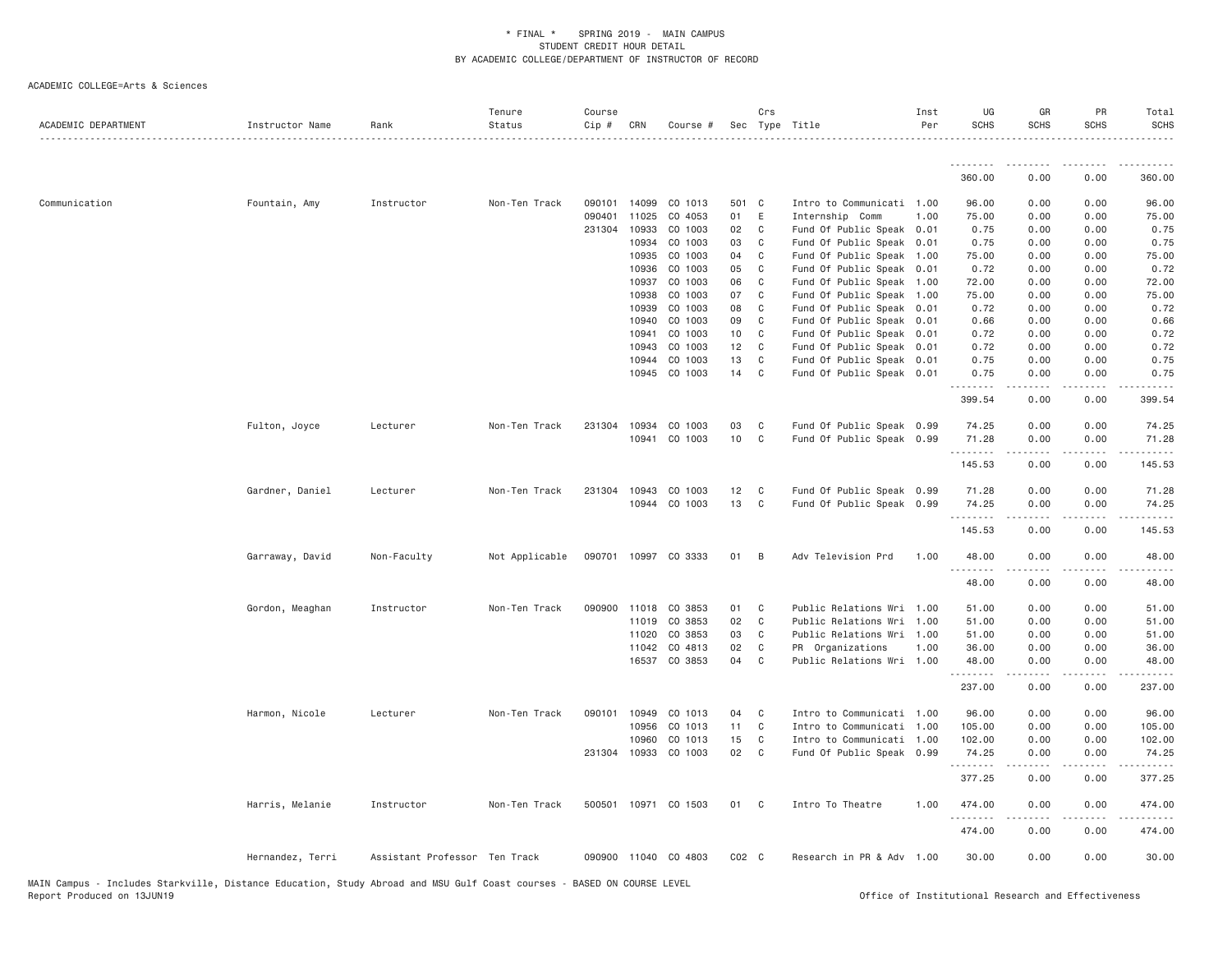\* FINAL \* SPRING 2019 - MAIN CAMPUS
STUDENT CREDIT HOUR DETAIL
BY ACADEMIC COLLEGE/DEPARTMENT OF INSTRUCTOR OF RECORD

ACADEMIC COLLEGE=Arts & Sciences

| ACADEMIC DEPARTMENT | Instructor Name | Rank | Tenure Status | Course Cip # | CRN | Course # | Sec | Crs Type | Title | Inst Per | UG SCHS | GR SCHS | PR SCHS | Total SCHS |
|---|---|---|---|---|---|---|---|---|---|---|---|---|---|---|
| | | | | | | | | | | | 360.00 | 0.00 | 0.00 | 360.00 |
| Communication | Fountain, Amy | Instructor | Non-Ten Track | 090101 | 14099 | CO 1013 | 501 | C | Intro to Communicati | 1.00 | 96.00 | 0.00 | 0.00 | 96.00 |
| | | | | 090401 | 11025 | CO 4053 | 01 | E | Internship Comm | 1.00 | 75.00 | 0.00 | 0.00 | 75.00 |
| | | | | 231304 | 10933 | CO 1003 | 02 | C | Fund Of Public Speak | 0.01 | 0.75 | 0.00 | 0.00 | 0.75 |
| | | | | | 10934 | CO 1003 | 03 | C | Fund Of Public Speak | 0.01 | 0.75 | 0.00 | 0.00 | 0.75 |
| | | | | | 10935 | CO 1003 | 04 | C | Fund Of Public Speak | 1.00 | 75.00 | 0.00 | 0.00 | 75.00 |
| | | | | | 10936 | CO 1003 | 05 | C | Fund Of Public Speak | 0.01 | 0.72 | 0.00 | 0.00 | 0.72 |
| | | | | | 10937 | CO 1003 | 06 | C | Fund Of Public Speak | 1.00 | 72.00 | 0.00 | 0.00 | 72.00 |
| | | | | | 10938 | CO 1003 | 07 | C | Fund Of Public Speak | 1.00 | 75.00 | 0.00 | 0.00 | 75.00 |
| | | | | | 10939 | CO 1003 | 08 | C | Fund Of Public Speak | 0.01 | 0.72 | 0.00 | 0.00 | 0.72 |
| | | | | | 10940 | CO 1003 | 09 | C | Fund Of Public Speak | 0.01 | 0.66 | 0.00 | 0.00 | 0.66 |
| | | | | | 10941 | CO 1003 | 10 | C | Fund Of Public Speak | 0.01 | 0.72 | 0.00 | 0.00 | 0.72 |
| | | | | | 10943 | CO 1003 | 12 | C | Fund Of Public Speak | 0.01 | 0.72 | 0.00 | 0.00 | 0.72 |
| | | | | | 10944 | CO 1003 | 13 | C | Fund Of Public Speak | 0.01 | 0.75 | 0.00 | 0.00 | 0.75 |
| | | | | | 10945 | CO 1003 | 14 | C | Fund Of Public Speak | 0.01 | 0.75 | 0.00 | 0.00 | 0.75 |
| | | | | | | | | | | | 399.54 | 0.00 | 0.00 | 399.54 |
| | Fulton, Joyce | Lecturer | Non-Ten Track | 231304 | 10934 | CO 1003 | 03 | C | Fund Of Public Speak | 0.99 | 74.25 | 0.00 | 0.00 | 74.25 |
| | | | | | 10941 | CO 1003 | 10 | C | Fund Of Public Speak | 0.99 | 71.28 | 0.00 | 0.00 | 71.28 |
| | | | | | | | | | | | 145.53 | 0.00 | 0.00 | 145.53 |
| | Gardner, Daniel | Lecturer | Non-Ten Track | 231304 | 10943 | CO 1003 | 12 | C | Fund Of Public Speak | 0.99 | 71.28 | 0.00 | 0.00 | 71.28 |
| | | | | | 10944 | CO 1003 | 13 | C | Fund Of Public Speak | 0.99 | 74.25 | 0.00 | 0.00 | 74.25 |
| | | | | | | | | | | | 145.53 | 0.00 | 0.00 | 145.53 |
| | Garraway, David | Non-Faculty | Not Applicable | 090701 | 10997 | CO 3333 | 01 | B | Adv Television Prd | 1.00 | 48.00 | 0.00 | 0.00 | 48.00 |
| | | | | | | | | | | | 48.00 | 0.00 | 0.00 | 48.00 |
| | Gordon, Meaghan | Instructor | Non-Ten Track | 090900 | 11018 | CO 3853 | 01 | C | Public Relations Wri | 1.00 | 51.00 | 0.00 | 0.00 | 51.00 |
| | | | | | 11019 | CO 3853 | 02 | C | Public Relations Wri | 1.00 | 51.00 | 0.00 | 0.00 | 51.00 |
| | | | | | 11020 | CO 3853 | 03 | C | Public Relations Wri | 1.00 | 51.00 | 0.00 | 0.00 | 51.00 |
| | | | | | 11042 | CO 4813 | 02 | C | PR Organizations | 1.00 | 36.00 | 0.00 | 0.00 | 36.00 |
| | | | | | 16537 | CO 3853 | 04 | C | Public Relations Wri | 1.00 | 48.00 | 0.00 | 0.00 | 48.00 |
| | | | | | | | | | | | 237.00 | 0.00 | 0.00 | 237.00 |
| | Harmon, Nicole | Lecturer | Non-Ten Track | 090101 | 10949 | CO 1013 | 04 | C | Intro to Communicati | 1.00 | 96.00 | 0.00 | 0.00 | 96.00 |
| | | | | | 10956 | CO 1013 | 11 | C | Intro to Communicati | 1.00 | 105.00 | 0.00 | 0.00 | 105.00 |
| | | | | | 10960 | CO 1013 | 15 | C | Intro to Communicati | 1.00 | 102.00 | 0.00 | 0.00 | 102.00 |
| | | | | 231304 | 10933 | CO 1003 | 02 | C | Fund Of Public Speak | 0.99 | 74.25 | 0.00 | 0.00 | 74.25 |
| | | | | | | | | | | | 377.25 | 0.00 | 0.00 | 377.25 |
| | Harris, Melanie | Instructor | Non-Ten Track | 500501 | 10971 | CO 1503 | 01 | C | Intro To Theatre | 1.00 | 474.00 | 0.00 | 0.00 | 474.00 |
| | | | | | | | | | | | 474.00 | 0.00 | 0.00 | 474.00 |
| | Hernandez, Terri | Assistant Professor | Ten Track | 090900 | 11040 | CO 4803 | C02 | C | Research in PR & Adv | 1.00 | 30.00 | 0.00 | 0.00 | 30.00 |

MAIN Campus - Includes Starkville, Distance Education, Study Abroad and MSU Gulf Coast courses - BASED ON COURSE LEVEL
Report Produced on 13JUN19 Office of Institutional Research and Effectiveness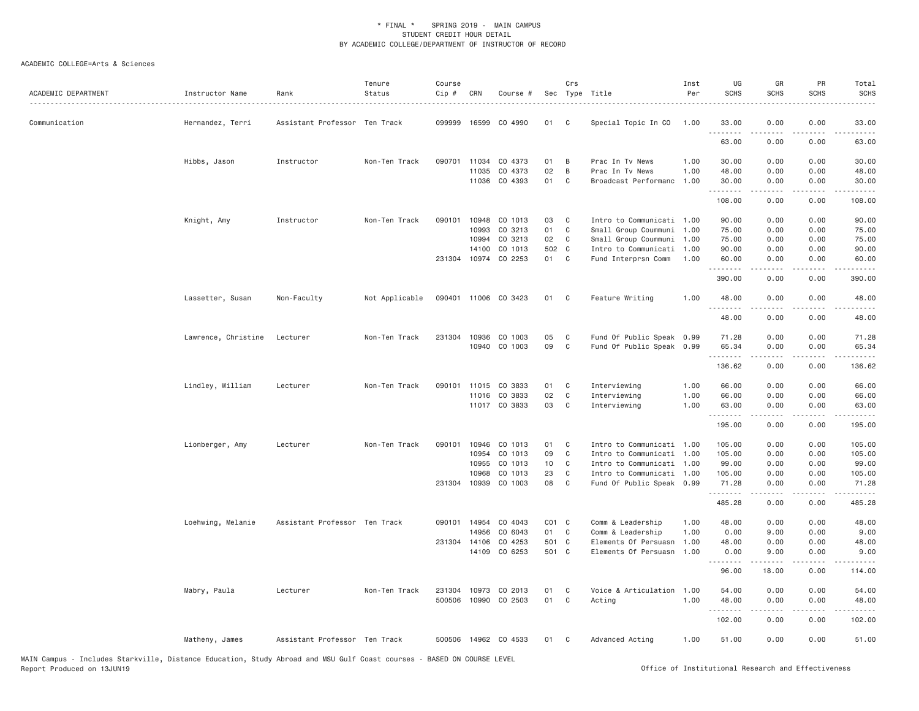\* FINAL \* SPRING 2019 - MAIN CAMPUS
STUDENT CREDIT HOUR DETAIL
BY ACADEMIC COLLEGE/DEPARTMENT OF INSTRUCTOR OF RECORD

ACADEMIC COLLEGE=Arts & Sciences

| ACADEMIC DEPARTMENT | Instructor Name | Rank | Tenure Status | Course Cip # | CRN | Course # | Sec | Crs Type | Title | Inst Per | UG SCHS | GR SCHS | PR SCHS | Total SCHS |
|---|---|---|---|---|---|---|---|---|---|---|---|---|---|---|
| Communication | Hernandez, Terri | Assistant Professor | Ten Track | 099999 | 16599 | CO 4990 | 01 | C | Special Topic In CO | 1.00 | 33.00 | 0.00 | 0.00 | 33.00 |
| | | | | | | | | | | | 63.00 | 0.00 | 0.00 | 63.00 |
| | Hibbs, Jason | Instructor | Non-Ten Track | 090701 | 11034 | CO 4373 | 01 | B | Prac In Tv News | 1.00 | 30.00 | 0.00 | 0.00 | 30.00 |
| | | | | | 11035 | CO 4373 | 02 | B | Prac In Tv News | 1.00 | 48.00 | 0.00 | 0.00 | 48.00 |
| | | | | | 11036 | CO 4393 | 01 | C | Broadcast Performanc | 1.00 | 30.00 | 0.00 | 0.00 | 30.00 |
| | | | | | | | | | | | 108.00 | 0.00 | 0.00 | 108.00 |
| | Knight, Amy | Instructor | Non-Ten Track | 090101 | 10948 | CO 1013 | 03 | C | Intro to Communicati | 1.00 | 90.00 | 0.00 | 0.00 | 90.00 |
| | | | | | 10993 | CO 3213 | 01 | C | Small Group Coummuni | 1.00 | 75.00 | 0.00 | 0.00 | 75.00 |
| | | | | | 10994 | CO 3213 | 02 | C | Small Group Coummuni | 1.00 | 75.00 | 0.00 | 0.00 | 75.00 |
| | | | | | 14100 | CO 1013 | 502 | C | Intro to Communicati | 1.00 | 90.00 | 0.00 | 0.00 | 90.00 |
| | | | | 231304 | 10974 | CO 2253 | 01 | C | Fund Interprsn Comm | 1.00 | 60.00 | 0.00 | 0.00 | 60.00 |
| | | | | | | | | | | | 390.00 | 0.00 | 0.00 | 390.00 |
| | Lassetter, Susan | Non-Faculty | Not Applicable | 090401 | 11006 | CO 3423 | 01 | C | Feature Writing | 1.00 | 48.00 | 0.00 | 0.00 | 48.00 |
| | | | | | | | | | | | 48.00 | 0.00 | 0.00 | 48.00 |
| | Lawrence, Christine | Lecturer | Non-Ten Track | 231304 | 10936 | CO 1003 | 05 | C | Fund Of Public Speak | 0.99 | 71.28 | 0.00 | 0.00 | 71.28 |
| | | | | | 10940 | CO 1003 | 09 | C | Fund Of Public Speak | 0.99 | 65.34 | 0.00 | 0.00 | 65.34 |
| | | | | | | | | | | | 136.62 | 0.00 | 0.00 | 136.62 |
| | Lindley, William | Lecturer | Non-Ten Track | 090101 | 11015 | CO 3833 | 01 | C | Interviewing | 1.00 | 66.00 | 0.00 | 0.00 | 66.00 |
| | | | | | 11016 | CO 3833 | 02 | C | Interviewing | 1.00 | 66.00 | 0.00 | 0.00 | 66.00 |
| | | | | | 11017 | CO 3833 | 03 | C | Interviewing | 1.00 | 63.00 | 0.00 | 0.00 | 63.00 |
| | | | | | | | | | | | 195.00 | 0.00 | 0.00 | 195.00 |
| | Lionberger, Amy | Lecturer | Non-Ten Track | 090101 | 10946 | CO 1013 | 01 | C | Intro to Communicati | 1.00 | 105.00 | 0.00 | 0.00 | 105.00 |
| | | | | | 10954 | CO 1013 | 09 | C | Intro to Communicati | 1.00 | 105.00 | 0.00 | 0.00 | 105.00 |
| | | | | | 10955 | CO 1013 | 10 | C | Intro to Communicati | 1.00 | 99.00 | 0.00 | 0.00 | 99.00 |
| | | | | | 10968 | CO 1013 | 23 | C | Intro to Communicati | 1.00 | 105.00 | 0.00 | 0.00 | 105.00 |
| | | | | 231304 | 10939 | CO 1003 | 08 | C | Fund Of Public Speak | 0.99 | 71.28 | 0.00 | 0.00 | 71.28 |
| | | | | | | | | | | | 485.28 | 0.00 | 0.00 | 485.28 |
| | Loehwing, Melanie | Assistant Professor | Ten Track | 090101 | 14954 | CO 4043 | C01 | C | Comm & Leadership | 1.00 | 48.00 | 0.00 | 0.00 | 48.00 |
| | | | | | 14956 | CO 6043 | 01 | C | Comm & Leadership | 1.00 | 0.00 | 9.00 | 0.00 | 9.00 |
| | | | | 231304 | 14106 | CO 4253 | 501 | C | Elements Of Persuasn | 1.00 | 48.00 | 0.00 | 0.00 | 48.00 |
| | | | | | 14109 | CO 6253 | 501 | C | Elements Of Persuasn | 1.00 | 0.00 | 9.00 | 0.00 | 9.00 |
| | | | | | | | | | | | 96.00 | 18.00 | 0.00 | 114.00 |
| | Mabry, Paula | Lecturer | Non-Ten Track | 231304 | 10973 | CO 2013 | 01 | C | Voice & Articulation | 1.00 | 54.00 | 0.00 | 0.00 | 54.00 |
| | | | | 500506 | 10990 | CO 2503 | 01 | C | Acting | 1.00 | 48.00 | 0.00 | 0.00 | 48.00 |
| | | | | | | | | | | | 102.00 | 0.00 | 0.00 | 102.00 |
| | Matheny, James | Assistant Professor | Ten Track | 500506 | 14962 | CO 4533 | 01 | C | Advanced Acting | 1.00 | 51.00 | 0.00 | 0.00 | 51.00 |

MAIN Campus - Includes Starkville, Distance Education, Study Abroad and MSU Gulf Coast courses - BASED ON COURSE LEVEL
Report Produced on 13JUN19

Office of Institutional Research and Effectiveness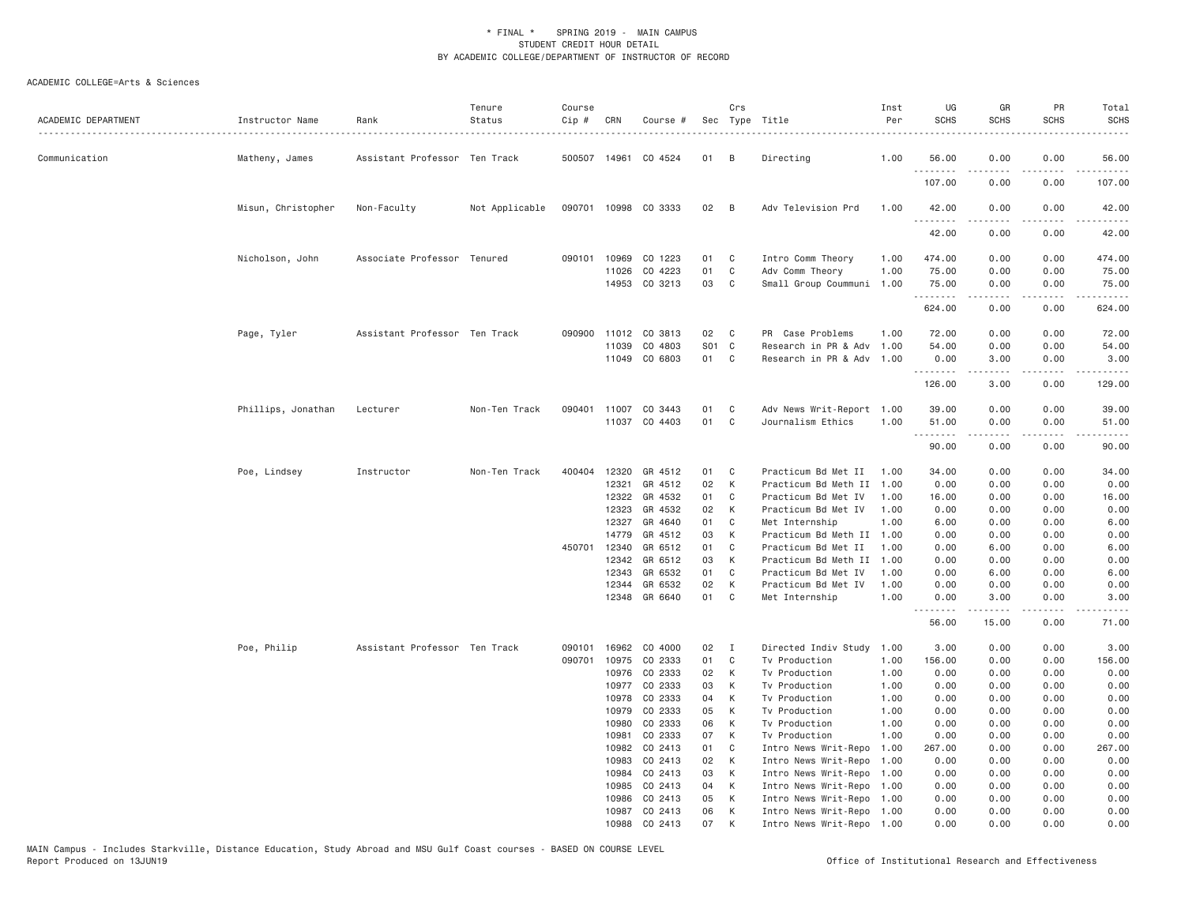\* FINAL \* SPRING 2019 - MAIN CAMPUS
STUDENT CREDIT HOUR DETAIL
BY ACADEMIC COLLEGE/DEPARTMENT OF INSTRUCTOR OF RECORD

ACADEMIC COLLEGE=Arts & Sciences

| ACADEMIC DEPARTMENT | Instructor Name | Rank | Tenure Status | Course Cip # | CRN | Course # | Sec | Crs Type | Title | Inst Per | UG SCHS | GR SCHS | PR SCHS | Total SCHS |
|---|---|---|---|---|---|---|---|---|---|---|---|---|---|---|
| Communication | Matheny, James | Assistant Professor | Ten Track | 500507 | 14961 | CO 4524 | 01 | B | Directing | 1.00 | 56.00 | 0.00 | 0.00 | 56.00 |
| | | | | | | | | | | | 107.00 | 0.00 | 0.00 | 107.00 |
| | Misun, Christopher | Non-Faculty | Not Applicable | 090701 | 10998 | CO 3333 | 02 | B | Adv Television Prd | 1.00 | 42.00 | 0.00 | 0.00 | 42.00 |
| | | | | | | | | | | | 42.00 | 0.00 | 0.00 | 42.00 |
| | Nicholson, John | Associate Professor | Tenured | 090101 | 10969 | CO 1223 | 01 | C | Intro Comm Theory | 1.00 | 474.00 | 0.00 | 0.00 | 474.00 |
| | | | | | 11026 | CO 4223 | 01 | C | Adv Comm Theory | 1.00 | 75.00 | 0.00 | 0.00 | 75.00 |
| | | | | | 14953 | CO 3213 | 03 | C | Small Group Coummuni | 1.00 | 75.00 | 0.00 | 0.00 | 75.00 |
| | | | | | | | | | | | 624.00 | 0.00 | 0.00 | 624.00 |
| | Page, Tyler | Assistant Professor | Ten Track | 090900 | 11012 | CO 3813 | 02 | C | PR Case Problems | 1.00 | 72.00 | 0.00 | 0.00 | 72.00 |
| | | | | | 11039 | CO 4803 | S01 | C | Research in PR & Adv | 1.00 | 54.00 | 0.00 | 0.00 | 54.00 |
| | | | | | 11049 | CO 6803 | 01 | C | Research in PR & Adv | 1.00 | 0.00 | 3.00 | 0.00 | 3.00 |
| | | | | | | | | | | | 126.00 | 3.00 | 0.00 | 129.00 |
| | Phillips, Jonathan | Lecturer | Non-Ten Track | 090401 | 11007 | CO 3443 | 01 | C | Adv News Writ-Report | 1.00 | 39.00 | 0.00 | 0.00 | 39.00 |
| | | | | | 11037 | CO 4403 | 01 | C | Journalism Ethics | 1.00 | 51.00 | 0.00 | 0.00 | 51.00 |
| | | | | | | | | | | | 90.00 | 0.00 | 0.00 | 90.00 |
| | Poe, Lindsey | Instructor | Non-Ten Track | 400404 | 12320 | GR 4512 | 01 | C | Practicum Bd Met II | 1.00 | 34.00 | 0.00 | 0.00 | 34.00 |
| | | | | | 12321 | GR 4512 | 02 | K | Practicum Bd Meth II | 1.00 | 0.00 | 0.00 | 0.00 | 0.00 |
| | | | | | 12322 | GR 4532 | 01 | C | Practicum Bd Met IV | 1.00 | 16.00 | 0.00 | 0.00 | 16.00 |
| | | | | | 12323 | GR 4532 | 02 | K | Practicum Bd Met IV | 1.00 | 0.00 | 0.00 | 0.00 | 0.00 |
| | | | | | 12327 | GR 4640 | 01 | C | Met Internship | 1.00 | 6.00 | 0.00 | 0.00 | 6.00 |
| | | | | | 14779 | GR 4512 | 03 | K | Practicum Bd Meth II | 1.00 | 0.00 | 0.00 | 0.00 | 0.00 |
| | | | | 450701 | 12340 | GR 6512 | 01 | C | Practicum Bd Met II | 1.00 | 0.00 | 6.00 | 0.00 | 6.00 |
| | | | | | 12342 | GR 6512 | 03 | K | Practicum Bd Meth II | 1.00 | 0.00 | 0.00 | 0.00 | 0.00 |
| | | | | | 12343 | GR 6532 | 01 | C | Practicum Bd Met IV | 1.00 | 0.00 | 6.00 | 0.00 | 6.00 |
| | | | | | 12344 | GR 6532 | 02 | K | Practicum Bd Met IV | 1.00 | 0.00 | 0.00 | 0.00 | 0.00 |
| | | | | | 12348 | GR 6640 | 01 | C | Met Internship | 1.00 | 0.00 | 3.00 | 0.00 | 3.00 |
| | | | | | | | | | | | 56.00 | 15.00 | 0.00 | 71.00 |
| | Poe, Philip | Assistant Professor | Ten Track | 090101 | 16962 | CO 4000 | 02 | I | Directed Indiv Study | 1.00 | 3.00 | 0.00 | 0.00 | 3.00 |
| | | | | 090701 | 10975 | CO 2333 | 01 | C | Tv Production | 1.00 | 156.00 | 0.00 | 0.00 | 156.00 |
| | | | | | 10976 | CO 2333 | 02 | K | Tv Production | 1.00 | 0.00 | 0.00 | 0.00 | 0.00 |
| | | | | | 10977 | CO 2333 | 03 | K | Tv Production | 1.00 | 0.00 | 0.00 | 0.00 | 0.00 |
| | | | | | 10978 | CO 2333 | 04 | K | Tv Production | 1.00 | 0.00 | 0.00 | 0.00 | 0.00 |
| | | | | | 10979 | CO 2333 | 05 | K | Tv Production | 1.00 | 0.00 | 0.00 | 0.00 | 0.00 |
| | | | | | 10980 | CO 2333 | 06 | K | Tv Production | 1.00 | 0.00 | 0.00 | 0.00 | 0.00 |
| | | | | | 10981 | CO 2333 | 07 | K | Tv Production | 1.00 | 0.00 | 0.00 | 0.00 | 0.00 |
| | | | | | 10982 | CO 2413 | 01 | C | Intro News Writ-Repo | 1.00 | 267.00 | 0.00 | 0.00 | 267.00 |
| | | | | | 10983 | CO 2413 | 02 | K | Intro News Writ-Repo | 1.00 | 0.00 | 0.00 | 0.00 | 0.00 |
| | | | | | 10984 | CO 2413 | 03 | K | Intro News Writ-Repo | 1.00 | 0.00 | 0.00 | 0.00 | 0.00 |
| | | | | | 10985 | CO 2413 | 04 | K | Intro News Writ-Repo | 1.00 | 0.00 | 0.00 | 0.00 | 0.00 |
| | | | | | 10986 | CO 2413 | 05 | K | Intro News Writ-Repo | 1.00 | 0.00 | 0.00 | 0.00 | 0.00 |
| | | | | | 10987 | CO 2413 | 06 | K | Intro News Writ-Repo | 1.00 | 0.00 | 0.00 | 0.00 | 0.00 |
| | | | | | 10988 | CO 2413 | 07 | K | Intro News Writ-Repo | 1.00 | 0.00 | 0.00 | 0.00 | 0.00 |

MAIN Campus - Includes Starkville, Distance Education, Study Abroad and MSU Gulf Coast courses - BASED ON COURSE LEVEL
Report Produced on 13JUN19 — Office of Institutional Research and Effectiveness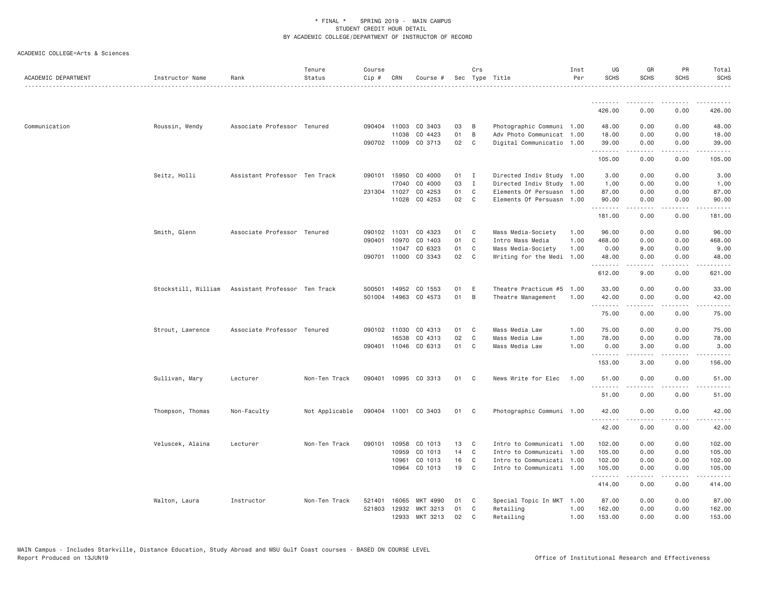\* FINAL \* SPRING 2019 - MAIN CAMPUS
STUDENT CREDIT HOUR DETAIL
BY ACADEMIC COLLEGE/DEPARTMENT OF INSTRUCTOR OF RECORD

ACADEMIC COLLEGE=Arts & Sciences

| ACADEMIC DEPARTMENT | Instructor Name | Rank | Tenure Status | Course Cip # | CRN | Course # | Sec | Crs Type | Title | Inst Per | UG SCHS | GR SCHS | PR SCHS | Total SCHS |
|---|---|---|---|---|---|---|---|---|---|---|---|---|---|---|
| | | | | | | | | | | | 426.00 | 0.00 | 0.00 | 426.00 |
| Communication | Roussin, Wendy | Associate Professor | Tenured | 090404 | 11003 | CO 3403 | 03 | B | Photographic Communi | 1.00 | 48.00 | 0.00 | 0.00 | 48.00 |
| | | | | | 11038 | CO 4423 | 01 | B | Adv Photo Communicat | 1.00 | 18.00 | 0.00 | 0.00 | 18.00 |
| | | | | 090702 | 11009 | CO 3713 | 02 | C | Digital Communicatio | 1.00 | 39.00 | 0.00 | 0.00 | 39.00 |
| | | | | | | | | | | | 105.00 | 0.00 | 0.00 | 105.00 |
| | Seitz, Holli | Assistant Professor | Ten Track | 090101 | 15950 | CO 4000 | 01 | I | Directed Indiv Study | 1.00 | 3.00 | 0.00 | 0.00 | 3.00 |
| | | | | | 17040 | CO 4000 | 03 | I | Directed Indiv Study | 1.00 | 1.00 | 0.00 | 0.00 | 1.00 |
| | | | | 231304 | 11027 | CO 4253 | 01 | C | Elements Of Persuasn | 1.00 | 87.00 | 0.00 | 0.00 | 87.00 |
| | | | | | 11028 | CO 4253 | 02 | C | Elements Of Persuasn | 1.00 | 90.00 | 0.00 | 0.00 | 90.00 |
| | | | | | | | | | | | 181.00 | 0.00 | 0.00 | 181.00 |
| | Smith, Glenn | Associate Professor | Tenured | 090102 | 11031 | CO 4323 | 01 | C | Mass Media-Society | 1.00 | 96.00 | 0.00 | 0.00 | 96.00 |
| | | | | 090401 | 10970 | CO 1403 | 01 | C | Intro Mass Media | 1.00 | 468.00 | 0.00 | 0.00 | 468.00 |
| | | | | | 11047 | CO 6323 | 01 | C | Mass Media-Society | 1.00 | 0.00 | 9.00 | 0.00 | 9.00 |
| | | | | 090701 | 11000 | CO 3343 | 02 | C | Writing for the Medi | 1.00 | 48.00 | 0.00 | 0.00 | 48.00 |
| | | | | | | | | | | | 612.00 | 9.00 | 0.00 | 621.00 |
| | Stockstill, William | Assistant Professor | Ten Track | 500501 | 14952 | CO 1553 | 01 | E | Theatre Practicum #5 | 1.00 | 33.00 | 0.00 | 0.00 | 33.00 |
| | | | | 501004 | 14963 | CO 4573 | 01 | B | Theatre Management | 1.00 | 42.00 | 0.00 | 0.00 | 42.00 |
| | | | | | | | | | | | 75.00 | 0.00 | 0.00 | 75.00 |
| | Strout, Lawrence | Associate Professor | Tenured | 090102 | 11030 | CO 4313 | 01 | C | Mass Media Law | 1.00 | 75.00 | 0.00 | 0.00 | 75.00 |
| | | | | | 16538 | CO 4313 | 02 | C | Mass Media Law | 1.00 | 78.00 | 0.00 | 0.00 | 78.00 |
| | | | | 090401 | 11046 | CO 6313 | 01 | C | Mass Media Law | 1.00 | 0.00 | 3.00 | 0.00 | 3.00 |
| | | | | | | | | | | | 153.00 | 3.00 | 0.00 | 156.00 |
| | Sullivan, Mary | Lecturer | Non-Ten Track | 090401 | 10995 | CO 3313 | 01 | C | News Write for Elec | 1.00 | 51.00 | 0.00 | 0.00 | 51.00 |
| | | | | | | | | | | | 51.00 | 0.00 | 0.00 | 51.00 |
| | Thompson, Thomas | Non-Faculty | Not Applicable | 090404 | 11001 | CO 3403 | 01 | C | Photographic Communi | 1.00 | 42.00 | 0.00 | 0.00 | 42.00 |
| | | | | | | | | | | | 42.00 | 0.00 | 0.00 | 42.00 |
| | Veluscek, Alaina | Lecturer | Non-Ten Track | 090101 | 10958 | CO 1013 | 13 | C | Intro to Communicati | 1.00 | 102.00 | 0.00 | 0.00 | 102.00 |
| | | | | | 10959 | CO 1013 | 14 | C | Intro to Communicati | 1.00 | 105.00 | 0.00 | 0.00 | 105.00 |
| | | | | | 10961 | CO 1013 | 16 | C | Intro to Communicati | 1.00 | 102.00 | 0.00 | 0.00 | 102.00 |
| | | | | | 10964 | CO 1013 | 19 | C | Intro to Communicati | 1.00 | 105.00 | 0.00 | 0.00 | 105.00 |
| | | | | | | | | | | | 414.00 | 0.00 | 0.00 | 414.00 |
| | Walton, Laura | Instructor | Non-Ten Track | 521401 | 16065 | MKT 4990 | 01 | C | Special Topic In MKT | 1.00 | 87.00 | 0.00 | 0.00 | 87.00 |
| | | | | 521803 | 12932 | MKT 3213 | 01 | C | Retailing | 1.00 | 162.00 | 0.00 | 0.00 | 162.00 |
| | | | | | 12933 | MKT 3213 | 02 | C | Retailing | 1.00 | 153.00 | 0.00 | 0.00 | 153.00 |

MAIN Campus - Includes Starkville, Distance Education, Study Abroad and MSU Gulf Coast courses - BASED ON COURSE LEVEL
Report Produced on 13JUN19 Office of Institutional Research and Effectiveness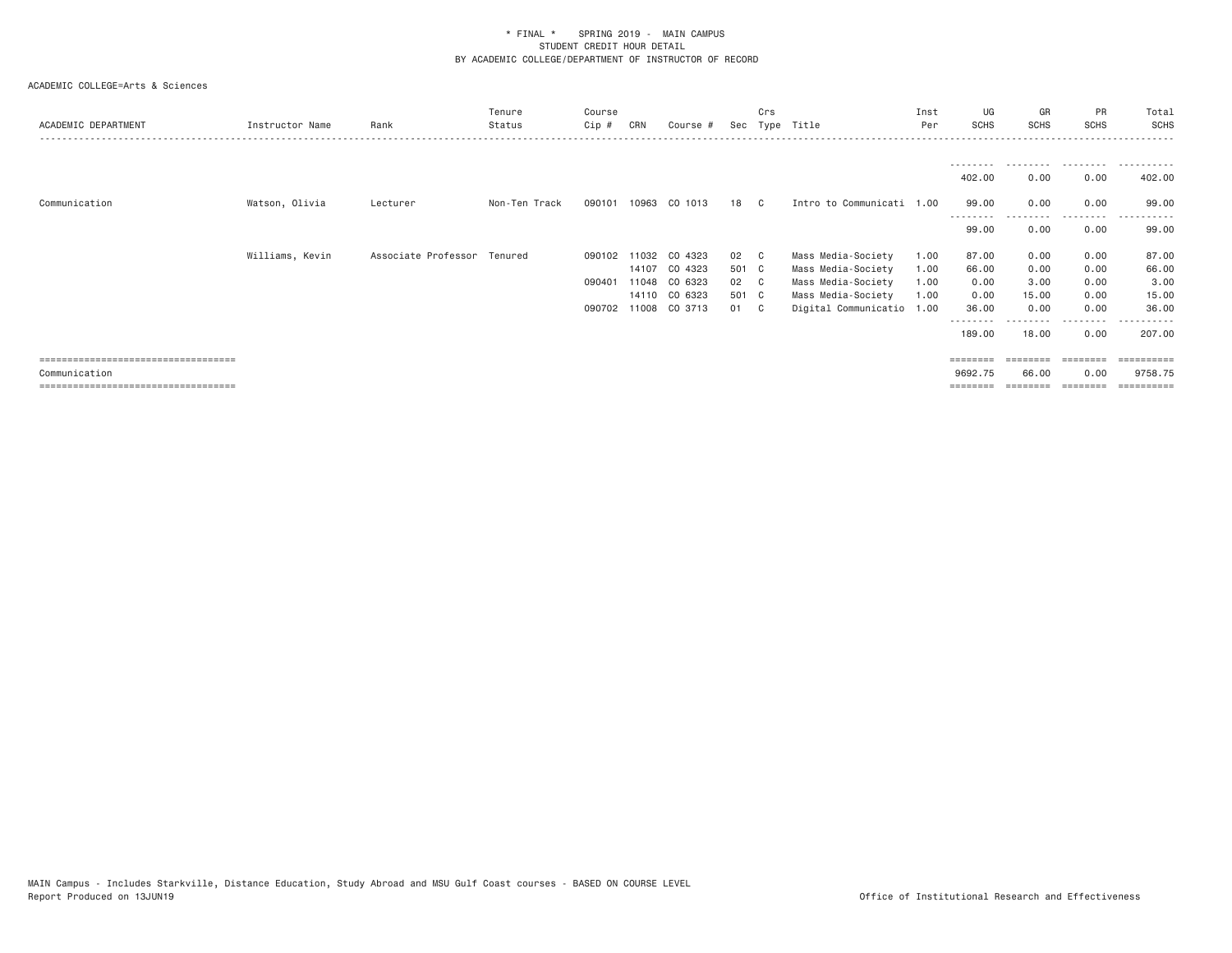\* FINAL \*    SPRING 2019 -  MAIN CAMPUS
STUDENT CREDIT HOUR DETAIL
BY ACADEMIC COLLEGE/DEPARTMENT OF INSTRUCTOR OF RECORD

ACADEMIC COLLEGE=Arts & Sciences

| ACADEMIC DEPARTMENT | Instructor Name | Rank | Tenure Status | Course Cip # | CRN | Course # | Sec | Crs Type | Title | Inst Per | UG SCHS | GR SCHS | PR SCHS | Total SCHS |
|---|---|---|---|---|---|---|---|---|---|---|---|---|---|---|
| | | | | | | | | | | | 402.00 | 0.00 | 0.00 | 402.00 |
| Communication | Watson, Olivia | Lecturer | Non-Ten Track | 090101 | 10963 | CO 1013 | 18 | C | Intro to Communicati | 1.00 | 99.00 | 0.00 | 0.00 | 99.00 |
| | | | | | | | | | | | 99.00 | 0.00 | 0.00 | 99.00 |
| | Williams, Kevin | Associate Professor | Tenured | 090102 | 11032 | CO 4323 | 02 | C | Mass Media-Society | 1.00 | 87.00 | 0.00 | 0.00 | 87.00 |
| | | | | | 14107 | CO 4323 | 501 | C | Mass Media-Society | 1.00 | 66.00 | 0.00 | 0.00 | 66.00 |
| | | | | 090401 | 11048 | CO 6323 | 02 | C | Mass Media-Society | 1.00 | 0.00 | 3.00 | 0.00 | 3.00 |
| | | | | | 14110 | CO 6323 | 501 | C | Mass Media-Society | 1.00 | 0.00 | 15.00 | 0.00 | 15.00 |
| | | | | 090702 | 11008 | CO 3713 | 01 | C | Digital Communicatio | 1.00 | 36.00 | 0.00 | 0.00 | 36.00 |
| | | | | | | | | | | | 189.00 | 18.00 | 0.00 | 207.00 |
| Communication | | | | | | | | | | | 9692.75 | 66.00 | 0.00 | 9758.75 |

MAIN Campus - Includes Starkville, Distance Education, Study Abroad and MSU Gulf Coast courses - BASED ON COURSE LEVEL
Report Produced on 13JUN19

Office of Institutional Research and Effectiveness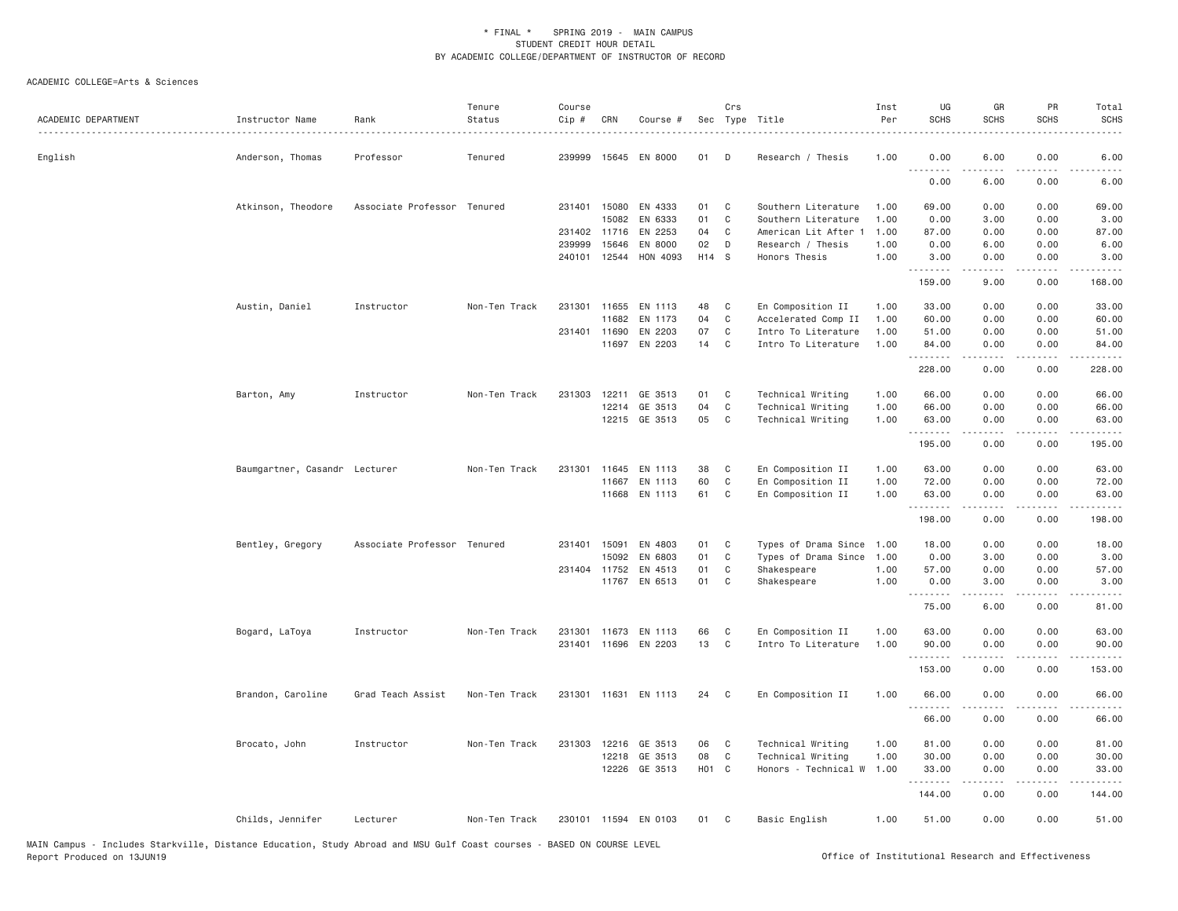\* FINAL \* SPRING 2019 - MAIN CAMPUS
STUDENT CREDIT HOUR DETAIL
BY ACADEMIC COLLEGE/DEPARTMENT OF INSTRUCTOR OF RECORD

ACADEMIC COLLEGE=Arts & Sciences

| ACADEMIC DEPARTMENT | Instructor Name | Rank | Tenure Status | Course Cip # | CRN | Course # | Sec | Crs Type | Title | Inst Per | UG SCHS | GR SCHS | PR SCHS | Total SCHS |
|---|---|---|---|---|---|---|---|---|---|---|---|---|---|---|
| English | Anderson, Thomas | Professor | Tenured | 239999 | 15645 | EN 8000 | 01 | D | Research / Thesis | 1.00 | 0.00 | 6.00 | 0.00 | 6.00 |
| | | | | | | | | | | | 0.00 | 6.00 | 0.00 | 6.00 |
| | Atkinson, Theodore | Associate Professor | Tenured | 231401 | 15080 | EN 4333 | 01 | C | Southern Literature | 1.00 | 69.00 | 0.00 | 0.00 | 69.00 |
| | | | | | 15082 | EN 6333 | 01 | C | Southern Literature | 1.00 | 0.00 | 3.00 | 0.00 | 3.00 |
| | | | | 231402 | 11716 | EN 2253 | 04 | C | American Lit After 1 | 1.00 | 87.00 | 0.00 | 0.00 | 87.00 |
| | | | | 239999 | 15646 | EN 8000 | 02 | D | Research / Thesis | 1.00 | 0.00 | 6.00 | 0.00 | 6.00 |
| | | | | 240101 | 12544 | HON 4093 | H14 | S | Honors Thesis | 1.00 | 3.00 | 0.00 | 0.00 | 3.00 |
| | | | | | | | | | | | 159.00 | 9.00 | 0.00 | 168.00 |
| | Austin, Daniel | Instructor | Non-Ten Track | 231301 | 11655 | EN 1113 | 48 | C | En Composition II | 1.00 | 33.00 | 0.00 | 0.00 | 33.00 |
| | | | | | 11682 | EN 1173 | 04 | C | Accelerated Comp II | 1.00 | 60.00 | 0.00 | 0.00 | 60.00 |
| | | | | 231401 | 11690 | EN 2203 | 07 | C | Intro To Literature | 1.00 | 51.00 | 0.00 | 0.00 | 51.00 |
| | | | | | 11697 | EN 2203 | 14 | C | Intro To Literature | 1.00 | 84.00 | 0.00 | 0.00 | 84.00 |
| | | | | | | | | | | | 228.00 | 0.00 | 0.00 | 228.00 |
| | Barton, Amy | Instructor | Non-Ten Track | 231303 | 12211 | GE 3513 | 01 | C | Technical Writing | 1.00 | 66.00 | 0.00 | 0.00 | 66.00 |
| | | | | | 12214 | GE 3513 | 04 | C | Technical Writing | 1.00 | 66.00 | 0.00 | 0.00 | 66.00 |
| | | | | | 12215 | GE 3513 | 05 | C | Technical Writing | 1.00 | 63.00 | 0.00 | 0.00 | 63.00 |
| | | | | | | | | | | | 195.00 | 0.00 | 0.00 | 195.00 |
| | Baumgartner, Casandr | Lecturer | Non-Ten Track | 231301 | 11645 | EN 1113 | 38 | C | En Composition II | 1.00 | 63.00 | 0.00 | 0.00 | 63.00 |
| | | | | | 11667 | EN 1113 | 60 | C | En Composition II | 1.00 | 72.00 | 0.00 | 0.00 | 72.00 |
| | | | | | 11668 | EN 1113 | 61 | C | En Composition II | 1.00 | 63.00 | 0.00 | 0.00 | 63.00 |
| | | | | | | | | | | | 198.00 | 0.00 | 0.00 | 198.00 |
| | Bentley, Gregory | Associate Professor | Tenured | 231401 | 15091 | EN 4803 | 01 | C | Types of Drama Since | 1.00 | 18.00 | 0.00 | 0.00 | 18.00 |
| | | | | | 15092 | EN 6803 | 01 | C | Types of Drama Since | 1.00 | 0.00 | 3.00 | 0.00 | 3.00 |
| | | | | 231404 | 11752 | EN 4513 | 01 | C | Shakespeare | 1.00 | 57.00 | 0.00 | 0.00 | 57.00 |
| | | | | | 11767 | EN 6513 | 01 | C | Shakespeare | 1.00 | 0.00 | 3.00 | 0.00 | 3.00 |
| | | | | | | | | | | | 75.00 | 6.00 | 0.00 | 81.00 |
| | Bogard, LaToya | Instructor | Non-Ten Track | 231301 | 11673 | EN 1113 | 66 | C | En Composition II | 1.00 | 63.00 | 0.00 | 0.00 | 63.00 |
| | | | | 231401 | 11696 | EN 2203 | 13 | C | Intro To Literature | 1.00 | 90.00 | 0.00 | 0.00 | 90.00 |
| | | | | | | | | | | | 153.00 | 0.00 | 0.00 | 153.00 |
| | Brandon, Caroline | Grad Teach Assist | Non-Ten Track | 231301 | 11631 | EN 1113 | 24 | C | En Composition II | 1.00 | 66.00 | 0.00 | 0.00 | 66.00 |
| | | | | | | | | | | | 66.00 | 0.00 | 0.00 | 66.00 |
| | Brocato, John | Instructor | Non-Ten Track | 231303 | 12216 | GE 3513 | 06 | C | Technical Writing | 1.00 | 81.00 | 0.00 | 0.00 | 81.00 |
| | | | | | 12218 | GE 3513 | 08 | C | Technical Writing | 1.00 | 30.00 | 0.00 | 0.00 | 30.00 |
| | | | | | 12226 | GE 3513 | H01 | C | Honors - Technical W | 1.00 | 33.00 | 0.00 | 0.00 | 33.00 |
| | | | | | | | | | | | 144.00 | 0.00 | 0.00 | 144.00 |
| | Childs, Jennifer | Lecturer | Non-Ten Track | 230101 | 11594 | EN 0103 | 01 | C | Basic English | 1.00 | 51.00 | 0.00 | 0.00 | 51.00 |

MAIN Campus - Includes Starkville, Distance Education, Study Abroad and MSU Gulf Coast courses - BASED ON COURSE LEVEL
Report Produced on 13JUN19

Office of Institutional Research and Effectiveness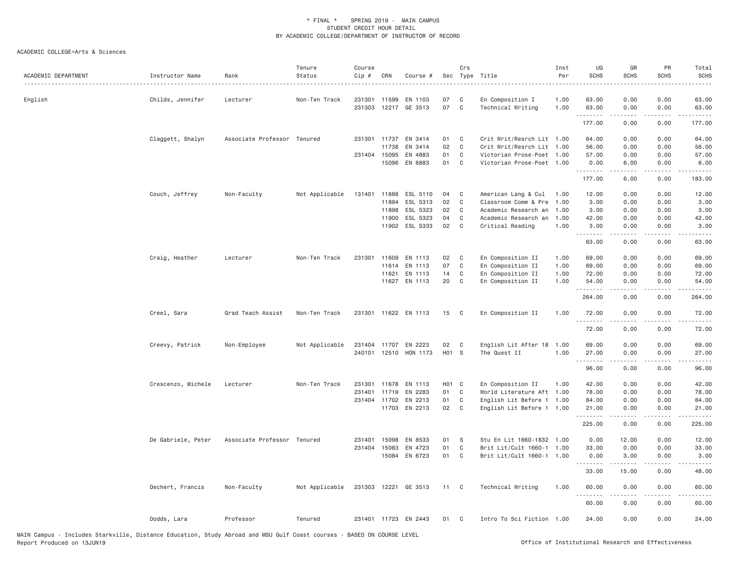\* FINAL \* SPRING 2019 - MAIN CAMPUS
STUDENT CREDIT HOUR DETAIL
BY ACADEMIC COLLEGE/DEPARTMENT OF INSTRUCTOR OF RECORD

ACADEMIC COLLEGE=Arts & Sciences

| ACADEMIC DEPARTMENT | Instructor Name | Rank | Tenure Status | Course Cip # | CRN | Course # | Sec | Crs Type | Title | Inst Per | UG SCHS | GR SCHS | PR SCHS | Total SCHS |
|---|---|---|---|---|---|---|---|---|---|---|---|---|---|---|
| English | Childs, Jennifer | Lecturer | Non-Ten Track | 231301 | 11599 | EN 1103 | 07 | C | En Composition I | 1.00 | 63.00 | 0.00 | 0.00 | 63.00 |
| | | | | 231303 | 12217 | GE 3513 | 07 | C | Technical Writing | 1.00 | 63.00 | 0.00 | 0.00 | 63.00 |
| | | | | | | | | | | | 177.00 | 0.00 | 0.00 | 177.00 |
| | Claggett, Shalyn | Associate Professor | Tenured | 231301 | 11737 | EN 3414 | 01 | C | Crit Writ/Resrch Lit | 1.00 | 64.00 | 0.00 | 0.00 | 64.00 |
| | | | | | 11738 | EN 3414 | 02 | C | Crit Writ/Resrch Lit | 1.00 | 56.00 | 0.00 | 0.00 | 56.00 |
| | | | | 231404 | 15095 | EN 4883 | 01 | C | Victorian Prose-Poet | 1.00 | 57.00 | 0.00 | 0.00 | 57.00 |
| | | | | | 15096 | EN 6883 | 01 | C | Victorian Prose-Poet | 1.00 | 0.00 | 6.00 | 0.00 | 6.00 |
| | | | | | | | | | | | 177.00 | 6.00 | 0.00 | 183.00 |
| | Couch, Jeffrey | Non-Faculty | Not Applicable | 131401 | 11888 | ESL 5110 | 04 | C | American Lang & Cul | 1.00 | 12.00 | 0.00 | 0.00 | 12.00 |
| | | | | | 11894 | ESL 5313 | 02 | C | Classroom Comm & Pre | 1.00 | 3.00 | 0.00 | 0.00 | 3.00 |
| | | | | | 11898 | ESL 5323 | 02 | C | Academic Research an | 1.00 | 3.00 | 0.00 | 0.00 | 3.00 |
| | | | | | 11900 | ESL 5323 | 04 | C | Academic Research an | 1.00 | 42.00 | 0.00 | 0.00 | 42.00 |
| | | | | | 11902 | ESL 5333 | 02 | C | Critical Reading | 1.00 | 3.00 | 0.00 | 0.00 | 3.00 |
| | | | | | | | | | | | 63.00 | 0.00 | 0.00 | 63.00 |
| | Craig, Heather | Lecturer | Non-Ten Track | 231301 | 11609 | EN 1113 | 02 | C | En Composition II | 1.00 | 69.00 | 0.00 | 0.00 | 69.00 |
| | | | | | 11614 | EN 1113 | 07 | C | En Composition II | 1.00 | 69.00 | 0.00 | 0.00 | 69.00 |
| | | | | | 11621 | EN 1113 | 14 | C | En Composition II | 1.00 | 72.00 | 0.00 | 0.00 | 72.00 |
| | | | | | 11627 | EN 1113 | 20 | C | En Composition II | 1.00 | 54.00 | 0.00 | 0.00 | 54.00 |
| | | | | | | | | | | | 264.00 | 0.00 | 0.00 | 264.00 |
| | Creel, Sara | Grad Teach Assist | Non-Ten Track | 231301 | 11622 | EN 1113 | 15 | C | En Composition II | 1.00 | 72.00 | 0.00 | 0.00 | 72.00 |
| | | | | | | | | | | | 72.00 | 0.00 | 0.00 | 72.00 |
| | Creevy, Patrick | Non-Employee | Not Applicable | 231404 | 11707 | EN 2223 | 02 | C | English Lit After 18 | 1.00 | 69.00 | 0.00 | 0.00 | 69.00 |
| | | | | 240101 | 12510 | HON 1173 | H01 | S | The Quest II | 1.00 | 27.00 | 0.00 | 0.00 | 27.00 |
| | | | | | | | | | | | 96.00 | 0.00 | 0.00 | 96.00 |
| | Crescenzo, Michele | Lecturer | Non-Ten Track | 231301 | 11678 | EN 1113 | H01 | C | En Composition II | 1.00 | 42.00 | 0.00 | 0.00 | 42.00 |
| | | | | 231401 | 11719 | EN 2283 | 01 | C | World Literature Aft | 1.00 | 78.00 | 0.00 | 0.00 | 78.00 |
| | | | | 231404 | 11702 | EN 2213 | 01 | C | English Lit Before 1 | 1.00 | 84.00 | 0.00 | 0.00 | 84.00 |
| | | | | | 11703 | EN 2213 | 02 | C | English Lit Before 1 | 1.00 | 21.00 | 0.00 | 0.00 | 21.00 |
| | | | | | | | | | | | 225.00 | 0.00 | 0.00 | 225.00 |
| | De Gabriele, Peter | Associate Professor | Tenured | 231401 | 15098 | EN 8533 | 01 | S | Stu En Lit 1660-1832 | 1.00 | 0.00 | 12.00 | 0.00 | 12.00 |
| | | | | 231404 | 15083 | EN 4723 | 01 | C | Brit Lit/Cult 1660-1 | 1.00 | 33.00 | 0.00 | 0.00 | 33.00 |
| | | | | | 15084 | EN 6723 | 01 | C | Brit Lit/Cult 1660-1 | 1.00 | 0.00 | 3.00 | 0.00 | 3.00 |
| | | | | | | | | | | | 33.00 | 15.00 | 0.00 | 48.00 |
| | Dechert, Francis | Non-Faculty | Not Applicable | 231303 | 12221 | GE 3513 | 11 | C | Technical Writing | 1.00 | 60.00 | 0.00 | 0.00 | 60.00 |
| | | | | | | | | | | | 60.00 | 0.00 | 0.00 | 60.00 |
| | Dodds, Lara | Professor | Tenured | 231401 | 11723 | EN 2443 | 01 | C | Intro To Sci Fiction | 1.00 | 24.00 | 0.00 | 0.00 | 24.00 |

MAIN Campus - Includes Starkville, Distance Education, Study Abroad and MSU Gulf Coast courses - BASED ON COURSE LEVEL
Report Produced on 13JUN19 Office of Institutional Research and Effectiveness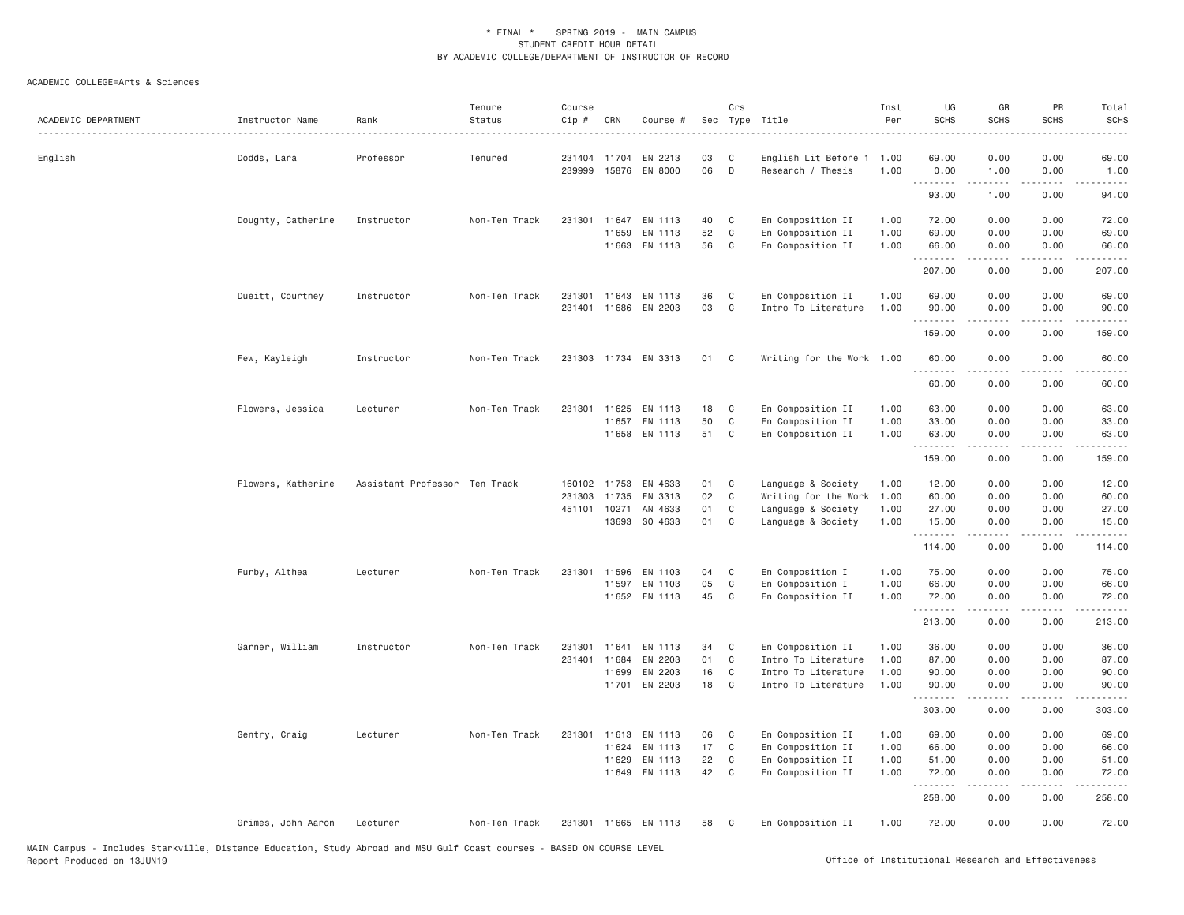\* FINAL \* SPRING 2019 - MAIN CAMPUS
STUDENT CREDIT HOUR DETAIL
BY ACADEMIC COLLEGE/DEPARTMENT OF INSTRUCTOR OF RECORD

ACADEMIC COLLEGE=Arts & Sciences

| ACADEMIC DEPARTMENT | Instructor Name | Rank | Tenure Status | Course Cip # | CRN | Course # | Sec | Crs Type | Title | Inst Per | UG SCHS | GR SCHS | PR SCHS | Total SCHS |
|---|---|---|---|---|---|---|---|---|---|---|---|---|---|---|
| English | Dodds, Lara | Professor | Tenured | 231404 | 11704 | EN 2213 | 03 | C | English Lit Before 1 | 1.00 | 69.00 | 0.00 | 0.00 | 69.00 |
| | | | | 239999 | 15876 | EN 8000 | 06 | D | Research / Thesis | 1.00 | 0.00 | 1.00 | 0.00 | 1.00 |
| | | | | | | | | | | | 93.00 | 1.00 | 0.00 | 94.00 |
| | Doughty, Catherine | Instructor | Non-Ten Track | 231301 | 11647 | EN 1113 | 40 | C | En Composition II | 1.00 | 72.00 | 0.00 | 0.00 | 72.00 |
| | | | | | 11659 | EN 1113 | 52 | C | En Composition II | 1.00 | 69.00 | 0.00 | 0.00 | 69.00 |
| | | | | | 11663 | EN 1113 | 56 | C | En Composition II | 1.00 | 66.00 | 0.00 | 0.00 | 66.00 |
| | | | | | | | | | | | 207.00 | 0.00 | 0.00 | 207.00 |
| | Dueitt, Courtney | Instructor | Non-Ten Track | 231301 | 11643 | EN 1113 | 36 | C | En Composition II | 1.00 | 69.00 | 0.00 | 0.00 | 69.00 |
| | | | | 231401 | 11686 | EN 2203 | 03 | C | Intro To Literature | 1.00 | 90.00 | 0.00 | 0.00 | 90.00 |
| | | | | | | | | | | | 159.00 | 0.00 | 0.00 | 159.00 |
| | Few, Kayleigh | Instructor | Non-Ten Track | 231303 | 11734 | EN 3313 | 01 | C | Writing for the Work | 1.00 | 60.00 | 0.00 | 0.00 | 60.00 |
| | | | | | | | | | | | 60.00 | 0.00 | 0.00 | 60.00 |
| | Flowers, Jessica | Lecturer | Non-Ten Track | 231301 | 11625 | EN 1113 | 18 | C | En Composition II | 1.00 | 63.00 | 0.00 | 0.00 | 63.00 |
| | | | | | 11657 | EN 1113 | 50 | C | En Composition II | 1.00 | 33.00 | 0.00 | 0.00 | 33.00 |
| | | | | | 11658 | EN 1113 | 51 | C | En Composition II | 1.00 | 63.00 | 0.00 | 0.00 | 63.00 |
| | | | | | | | | | | | 159.00 | 0.00 | 0.00 | 159.00 |
| | Flowers, Katherine | Assistant Professor | Ten Track | 160102 | 11753 | EN 4633 | 01 | C | Language & Society | 1.00 | 12.00 | 0.00 | 0.00 | 12.00 |
| | | | | 231303 | 11735 | EN 3313 | 02 | C | Writing for the Work | 1.00 | 60.00 | 0.00 | 0.00 | 60.00 |
| | | | | 451101 | 10271 | AN 4633 | 01 | C | Language & Society | 1.00 | 27.00 | 0.00 | 0.00 | 27.00 |
| | | | | | 13693 | SO 4633 | 01 | C | Language & Society | 1.00 | 15.00 | 0.00 | 0.00 | 15.00 |
| | | | | | | | | | | | 114.00 | 0.00 | 0.00 | 114.00 |
| | Furby, Althea | Lecturer | Non-Ten Track | 231301 | 11596 | EN 1103 | 04 | C | En Composition I | 1.00 | 75.00 | 0.00 | 0.00 | 75.00 |
| | | | | | 11597 | EN 1103 | 05 | C | En Composition I | 1.00 | 66.00 | 0.00 | 0.00 | 66.00 |
| | | | | | 11652 | EN 1113 | 45 | C | En Composition II | 1.00 | 72.00 | 0.00 | 0.00 | 72.00 |
| | | | | | | | | | | | 213.00 | 0.00 | 0.00 | 213.00 |
| | Garner, William | Instructor | Non-Ten Track | 231301 | 11641 | EN 1113 | 34 | C | En Composition II | 1.00 | 36.00 | 0.00 | 0.00 | 36.00 |
| | | | | 231401 | 11684 | EN 2203 | 01 | C | Intro To Literature | 1.00 | 87.00 | 0.00 | 0.00 | 87.00 |
| | | | | | 11699 | EN 2203 | 16 | C | Intro To Literature | 1.00 | 90.00 | 0.00 | 0.00 | 90.00 |
| | | | | | 11701 | EN 2203 | 18 | C | Intro To Literature | 1.00 | 90.00 | 0.00 | 0.00 | 90.00 |
| | | | | | | | | | | | 303.00 | 0.00 | 0.00 | 303.00 |
| | Gentry, Craig | Lecturer | Non-Ten Track | 231301 | 11613 | EN 1113 | 06 | C | En Composition II | 1.00 | 69.00 | 0.00 | 0.00 | 69.00 |
| | | | | | 11624 | EN 1113 | 17 | C | En Composition II | 1.00 | 66.00 | 0.00 | 0.00 | 66.00 |
| | | | | | 11629 | EN 1113 | 22 | C | En Composition II | 1.00 | 51.00 | 0.00 | 0.00 | 51.00 |
| | | | | | 11649 | EN 1113 | 42 | C | En Composition II | 1.00 | 72.00 | 0.00 | 0.00 | 72.00 |
| | | | | | | | | | | | 258.00 | 0.00 | 0.00 | 258.00 |
| | Grimes, John Aaron | Lecturer | Non-Ten Track | 231301 | 11665 | EN 1113 | 58 | C | En Composition II | 1.00 | 72.00 | 0.00 | 0.00 | 72.00 |

MAIN Campus - Includes Starkville, Distance Education, Study Abroad and MSU Gulf Coast courses - BASED ON COURSE LEVEL
Report Produced on 13JUN19

Office of Institutional Research and Effectiveness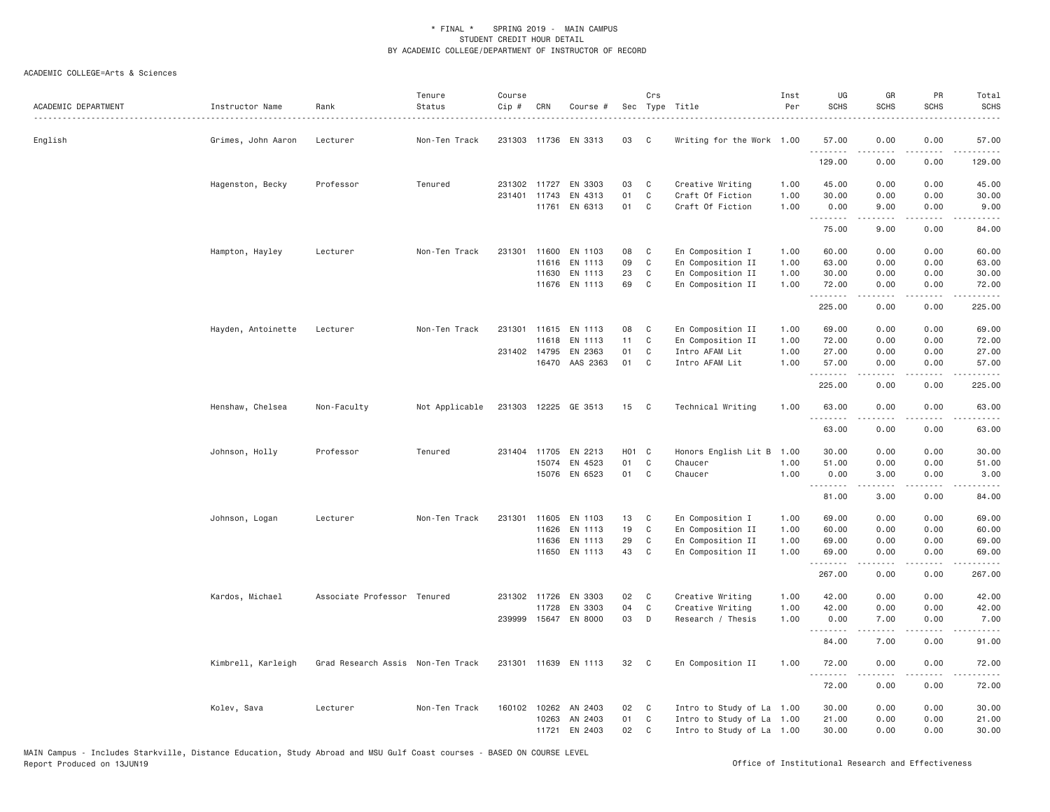\* FINAL \* SPRING 2019 - MAIN CAMPUS
STUDENT CREDIT HOUR DETAIL
BY ACADEMIC COLLEGE/DEPARTMENT OF INSTRUCTOR OF RECORD

ACADEMIC COLLEGE=Arts & Sciences

| ACADEMIC DEPARTMENT | Instructor Name | Rank | Tenure Status | Course Cip # | CRN | Course # | Sec | Crs Type | Title | Inst Per | UG SCHS | GR SCHS | PR SCHS | Total SCHS |
|---|---|---|---|---|---|---|---|---|---|---|---|---|---|---|
| English | Grimes, John Aaron | Lecturer | Non-Ten Track | 231303 | 11736 | EN 3313 | 03 | C | Writing for the Work | 1.00 | 57.00 | 0.00 | 0.00 | 57.00 |
| | | | | | | | | | | | 129.00 | 0.00 | 0.00 | 129.00 |
| | Hagenston, Becky | Professor | Tenured | 231302 | 11727 | EN 3303 | 03 | C | Creative Writing | 1.00 | 45.00 | 0.00 | 0.00 | 45.00 |
| | | | | 231401 | 11743 | EN 4313 | 01 | C | Craft Of Fiction | 1.00 | 30.00 | 0.00 | 0.00 | 30.00 |
| | | | | | 11761 | EN 6313 | 01 | C | Craft Of Fiction | 1.00 | 0.00 | 9.00 | 0.00 | 9.00 |
| | | | | | | | | | | | 75.00 | 9.00 | 0.00 | 84.00 |
| | Hampton, Hayley | Lecturer | Non-Ten Track | 231301 | 11600 | EN 1103 | 08 | C | En Composition I | 1.00 | 60.00 | 0.00 | 0.00 | 60.00 |
| | | | | | 11616 | EN 1113 | 09 | C | En Composition II | 1.00 | 63.00 | 0.00 | 0.00 | 63.00 |
| | | | | | 11630 | EN 1113 | 23 | C | En Composition II | 1.00 | 30.00 | 0.00 | 0.00 | 30.00 |
| | | | | | 11676 | EN 1113 | 69 | C | En Composition II | 1.00 | 72.00 | 0.00 | 0.00 | 72.00 |
| | | | | | | | | | | | 225.00 | 0.00 | 0.00 | 225.00 |
| | Hayden, Antoinette | Lecturer | Non-Ten Track | 231301 | 11615 | EN 1113 | 08 | C | En Composition II | 1.00 | 69.00 | 0.00 | 0.00 | 69.00 |
| | | | | | 11618 | EN 1113 | 11 | C | En Composition II | 1.00 | 72.00 | 0.00 | 0.00 | 72.00 |
| | | | | 231402 | 14795 | EN 2363 | 01 | C | Intro AFAM Lit | 1.00 | 27.00 | 0.00 | 0.00 | 27.00 |
| | | | | | 16470 | AAS 2363 | 01 | C | Intro AFAM Lit | 1.00 | 57.00 | 0.00 | 0.00 | 57.00 |
| | | | | | | | | | | | 225.00 | 0.00 | 0.00 | 225.00 |
| | Henshaw, Chelsea | Non-Faculty | Not Applicable | 231303 | 12225 | GE 3513 | 15 | C | Technical Writing | 1.00 | 63.00 | 0.00 | 0.00 | 63.00 |
| | | | | | | | | | | | 63.00 | 0.00 | 0.00 | 63.00 |
| | Johnson, Holly | Professor | Tenured | 231404 | 11705 | EN 2213 | H01 | C | Honors English Lit B | 1.00 | 30.00 | 0.00 | 0.00 | 30.00 |
| | | | | | 15074 | EN 4523 | 01 | C | Chaucer | 1.00 | 51.00 | 0.00 | 0.00 | 51.00 |
| | | | | | 15076 | EN 6523 | 01 | C | Chaucer | 1.00 | 0.00 | 3.00 | 0.00 | 3.00 |
| | | | | | | | | | | | 81.00 | 3.00 | 0.00 | 84.00 |
| | Johnson, Logan | Lecturer | Non-Ten Track | 231301 | 11605 | EN 1103 | 13 | C | En Composition I | 1.00 | 69.00 | 0.00 | 0.00 | 69.00 |
| | | | | | 11626 | EN 1113 | 19 | C | En Composition II | 1.00 | 60.00 | 0.00 | 0.00 | 60.00 |
| | | | | | 11636 | EN 1113 | 29 | C | En Composition II | 1.00 | 69.00 | 0.00 | 0.00 | 69.00 |
| | | | | | 11650 | EN 1113 | 43 | C | En Composition II | 1.00 | 69.00 | 0.00 | 0.00 | 69.00 |
| | | | | | | | | | | | 267.00 | 0.00 | 0.00 | 267.00 |
| | Kardos, Michael | Associate Professor | Tenured | 231302 | 11726 | EN 3303 | 02 | C | Creative Writing | 1.00 | 42.00 | 0.00 | 0.00 | 42.00 |
| | | | | | 11728 | EN 3303 | 04 | C | Creative Writing | 1.00 | 42.00 | 0.00 | 0.00 | 42.00 |
| | | | | 239999 | 15647 | EN 8000 | 03 | D | Research / Thesis | 1.00 | 0.00 | 7.00 | 0.00 | 7.00 |
| | | | | | | | | | | | 84.00 | 7.00 | 0.00 | 91.00 |
| | Kimbrell, Karleigh | Grad Research Assis | Non-Ten Track | 231301 | 11639 | EN 1113 | 32 | C | En Composition II | 1.00 | 72.00 | 0.00 | 0.00 | 72.00 |
| | | | | | | | | | | | 72.00 | 0.00 | 0.00 | 72.00 |
| | Kolev, Sava | Lecturer | Non-Ten Track | 160102 | 10262 | AN 2403 | 02 | C | Intro to Study of La | 1.00 | 30.00 | 0.00 | 0.00 | 30.00 |
| | | | | | 10263 | AN 2403 | 01 | C | Intro to Study of La | 1.00 | 21.00 | 0.00 | 0.00 | 21.00 |
| | | | | | 11721 | EN 2403 | 02 | C | Intro to Study of La | 1.00 | 30.00 | 0.00 | 0.00 | 30.00 |

MAIN Campus - Includes Starkville, Distance Education, Study Abroad and MSU Gulf Coast courses - BASED ON COURSE LEVEL
Report Produced on 13JUN19

Office of Institutional Research and Effectiveness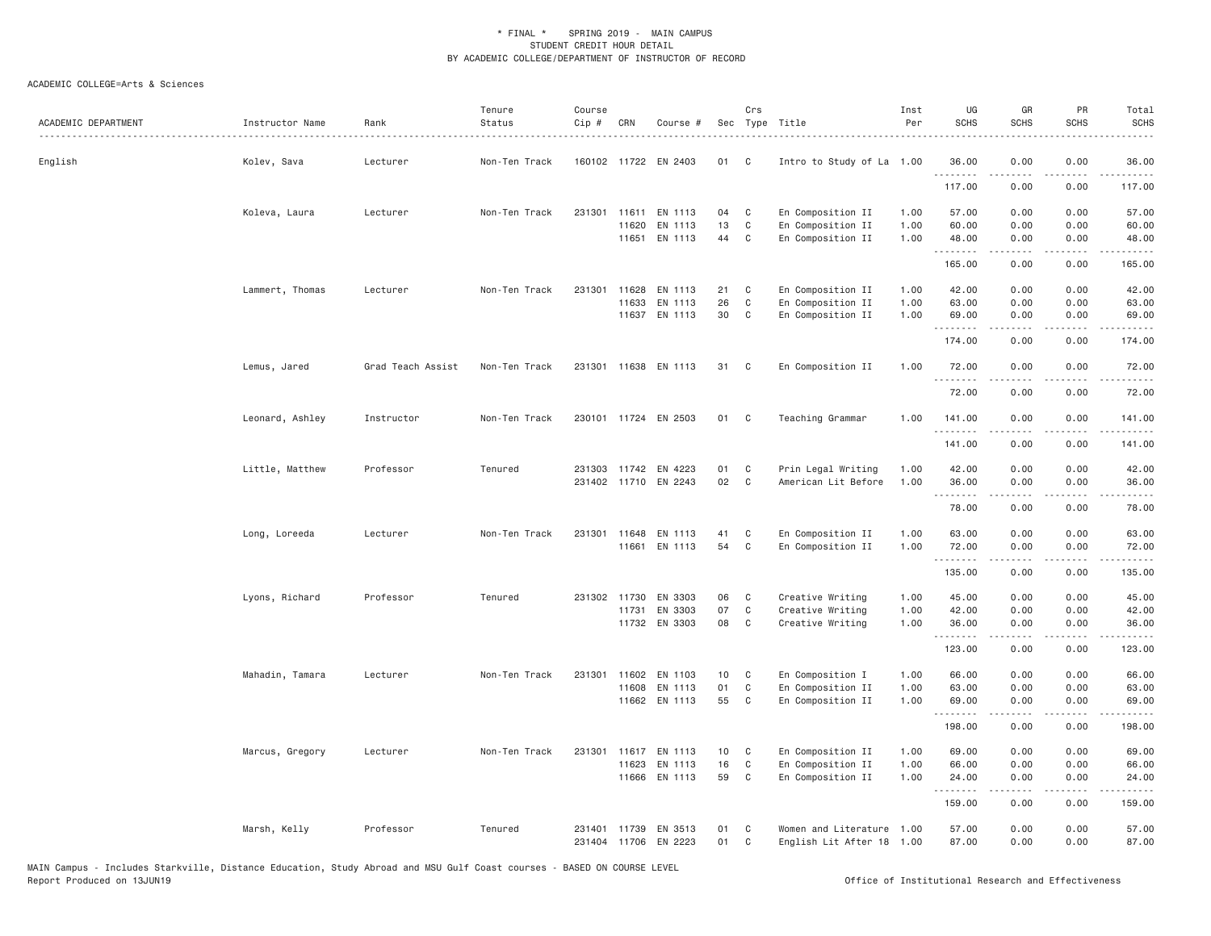\* FINAL \* SPRING 2019 - MAIN CAMPUS
STUDENT CREDIT HOUR DETAIL
BY ACADEMIC COLLEGE/DEPARTMENT OF INSTRUCTOR OF RECORD

ACADEMIC COLLEGE=Arts & Sciences

| ACADEMIC DEPARTMENT | Instructor Name | Rank | Tenure Status | Course Cip # | CRN | Course # | Sec | Crs Type | Title | Inst Per | UG SCHS | GR SCHS | PR SCHS | Total SCHS |
|---|---|---|---|---|---|---|---|---|---|---|---|---|---|---|
| English | Kolev, Sava | Lecturer | Non-Ten Track | 160102 | 11722 | EN 2403 | 01 | C | Intro to Study of La | 1.00 | 36.00 | 0.00 | 0.00 | 36.00 |
| | | | | | | | | | | | 117.00 | 0.00 | 0.00 | 117.00 |
| | Koleva, Laura | Lecturer | Non-Ten Track | 231301 | 11611 | EN 1113 | 04 | C | En Composition II | 1.00 | 57.00 | 0.00 | 0.00 | 57.00 |
| | | | | | 11620 | EN 1113 | 13 | C | En Composition II | 1.00 | 60.00 | 0.00 | 0.00 | 60.00 |
| | | | | | 11651 | EN 1113 | 44 | C | En Composition II | 1.00 | 48.00 | 0.00 | 0.00 | 48.00 |
| | | | | | | | | | | | 165.00 | 0.00 | 0.00 | 165.00 |
| | Lammert, Thomas | Lecturer | Non-Ten Track | 231301 | 11628 | EN 1113 | 21 | C | En Composition II | 1.00 | 42.00 | 0.00 | 0.00 | 42.00 |
| | | | | | 11633 | EN 1113 | 26 | C | En Composition II | 1.00 | 63.00 | 0.00 | 0.00 | 63.00 |
| | | | | | 11637 | EN 1113 | 30 | C | En Composition II | 1.00 | 69.00 | 0.00 | 0.00 | 69.00 |
| | | | | | | | | | | | 174.00 | 0.00 | 0.00 | 174.00 |
| | Lemus, Jared | Grad Teach Assist | Non-Ten Track | 231301 | 11638 | EN 1113 | 31 | C | En Composition II | 1.00 | 72.00 | 0.00 | 0.00 | 72.00 |
| | | | | | | | | | | | 72.00 | 0.00 | 0.00 | 72.00 |
| | Leonard, Ashley | Instructor | Non-Ten Track | 230101 | 11724 | EN 2503 | 01 | C | Teaching Grammar | 1.00 | 141.00 | 0.00 | 0.00 | 141.00 |
| | | | | | | | | | | | 141.00 | 0.00 | 0.00 | 141.00 |
| | Little, Matthew | Professor | Tenured | 231303 | 11742 | EN 4223 | 01 | C | Prin Legal Writing | 1.00 | 42.00 | 0.00 | 0.00 | 42.00 |
| | | | | 231402 | 11710 | EN 2243 | 02 | C | American Lit Before | 1.00 | 36.00 | 0.00 | 0.00 | 36.00 |
| | | | | | | | | | | | 78.00 | 0.00 | 0.00 | 78.00 |
| | Long, Loreeda | Lecturer | Non-Ten Track | 231301 | 11648 | EN 1113 | 41 | C | En Composition II | 1.00 | 63.00 | 0.00 | 0.00 | 63.00 |
| | | | | | 11661 | EN 1113 | 54 | C | En Composition II | 1.00 | 72.00 | 0.00 | 0.00 | 72.00 |
| | | | | | | | | | | | 135.00 | 0.00 | 0.00 | 135.00 |
| | Lyons, Richard | Professor | Tenured | 231302 | 11730 | EN 3303 | 06 | C | Creative Writing | 1.00 | 45.00 | 0.00 | 0.00 | 45.00 |
| | | | | | 11731 | EN 3303 | 07 | C | Creative Writing | 1.00 | 42.00 | 0.00 | 0.00 | 42.00 |
| | | | | | 11732 | EN 3303 | 08 | C | Creative Writing | 1.00 | 36.00 | 0.00 | 0.00 | 36.00 |
| | | | | | | | | | | | 123.00 | 0.00 | 0.00 | 123.00 |
| | Mahadin, Tamara | Lecturer | Non-Ten Track | 231301 | 11602 | EN 1103 | 10 | C | En Composition I | 1.00 | 66.00 | 0.00 | 0.00 | 66.00 |
| | | | | | 11608 | EN 1113 | 01 | C | En Composition II | 1.00 | 63.00 | 0.00 | 0.00 | 63.00 |
| | | | | | 11662 | EN 1113 | 55 | C | En Composition II | 1.00 | 69.00 | 0.00 | 0.00 | 69.00 |
| | | | | | | | | | | | 198.00 | 0.00 | 0.00 | 198.00 |
| | Marcus, Gregory | Lecturer | Non-Ten Track | 231301 | 11617 | EN 1113 | 10 | C | En Composition II | 1.00 | 69.00 | 0.00 | 0.00 | 69.00 |
| | | | | | 11623 | EN 1113 | 16 | C | En Composition II | 1.00 | 66.00 | 0.00 | 0.00 | 66.00 |
| | | | | | 11666 | EN 1113 | 59 | C | En Composition II | 1.00 | 24.00 | 0.00 | 0.00 | 24.00 |
| | | | | | | | | | | | 159.00 | 0.00 | 0.00 | 159.00 |
| | Marsh, Kelly | Professor | Tenured | 231401 | 11739 | EN 3513 | 01 | C | Women and Literature | 1.00 | 57.00 | 0.00 | 0.00 | 57.00 |
| | | | | 231404 | 11706 | EN 2223 | 01 | C | English Lit After 18 | 1.00 | 87.00 | 0.00 | 0.00 | 87.00 |

MAIN Campus - Includes Starkville, Distance Education, Study Abroad and MSU Gulf Coast courses - BASED ON COURSE LEVEL
Report Produced on 13JUN19 Office of Institutional Research and Effectiveness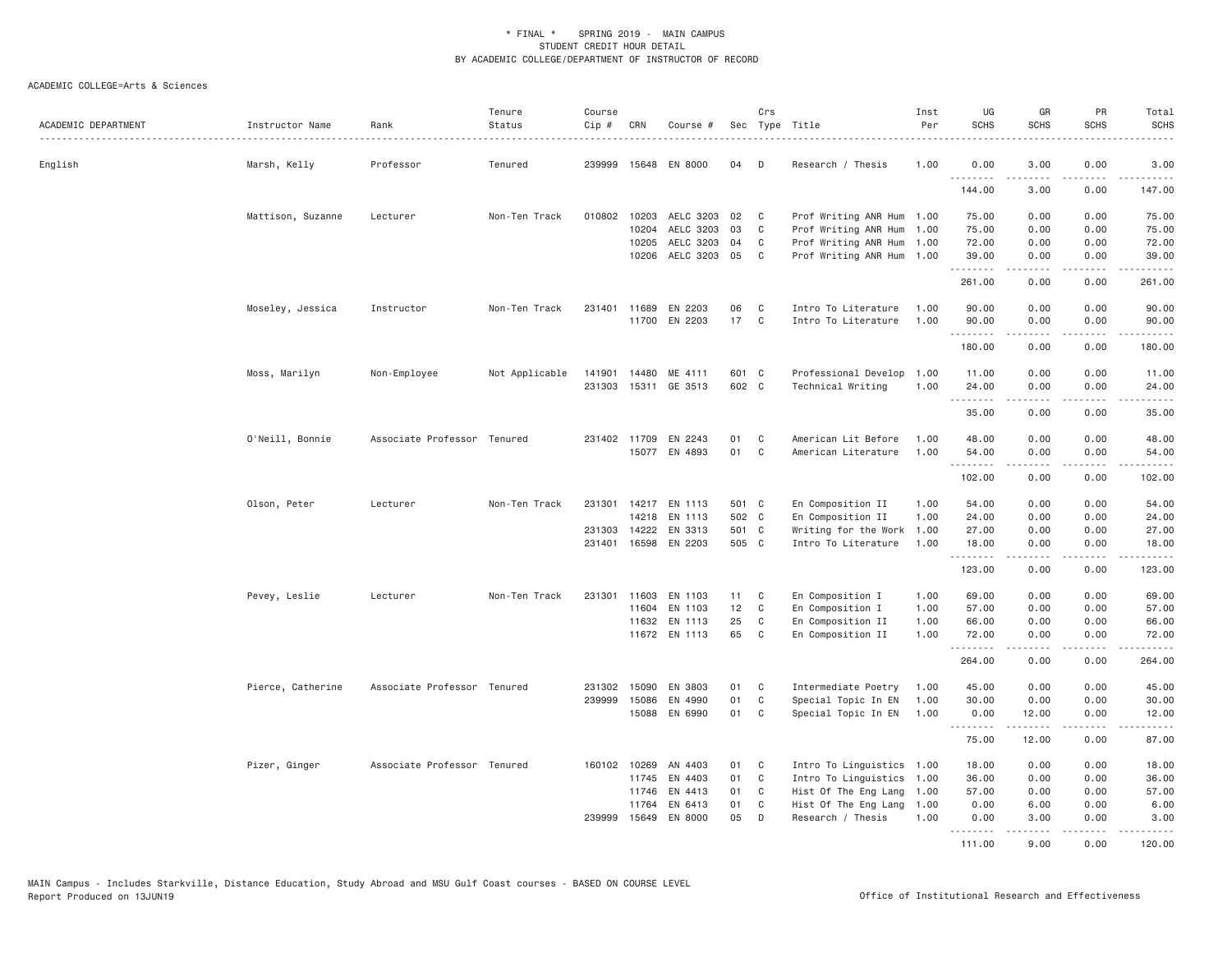\* FINAL \* SPRING 2019 - MAIN CAMPUS
STUDENT CREDIT HOUR DETAIL
BY ACADEMIC COLLEGE/DEPARTMENT OF INSTRUCTOR OF RECORD

ACADEMIC COLLEGE=Arts & Sciences

| ACADEMIC DEPARTMENT | Instructor Name | Rank | Tenure Status | Course Cip # | CRN | Course # | Sec | Crs Type | Title | Inst Per | UG SCHS | GR SCHS | PR SCHS | Total SCHS |
|---|---|---|---|---|---|---|---|---|---|---|---|---|---|---|
| English | Marsh, Kelly | Professor | Tenured | 239999 | 15648 | EN 8000 | 04 | D | Research / Thesis | 1.00 | 0.00 | 3.00 | 0.00 | 3.00 |
| | | | | | | | | | | | 144.00 | 3.00 | 0.00 | 147.00 |
| | Mattison, Suzanne | Lecturer | Non-Ten Track | 010802 | 10203 | AELC 3203 | 02 | C | Prof Writing ANR Hum | 1.00 | 75.00 | 0.00 | 0.00 | 75.00 |
| | | | | | 10204 | AELC 3203 | 03 | C | Prof Writing ANR Hum | 1.00 | 75.00 | 0.00 | 0.00 | 75.00 |
| | | | | | 10205 | AELC 3203 | 04 | C | Prof Writing ANR Hum | 1.00 | 72.00 | 0.00 | 0.00 | 72.00 |
| | | | | | 10206 | AELC 3203 | 05 | C | Prof Writing ANR Hum | 1.00 | 39.00 | 0.00 | 0.00 | 39.00 |
| | | | | | | | | | | | 261.00 | 0.00 | 0.00 | 261.00 |
| | Moseley, Jessica | Instructor | Non-Ten Track | 231401 | 11689 | EN 2203 | 06 | C | Intro To Literature | 1.00 | 90.00 | 0.00 | 0.00 | 90.00 |
| | | | | | 11700 | EN 2203 | 17 | C | Intro To Literature | 1.00 | 90.00 | 0.00 | 0.00 | 90.00 |
| | | | | | | | | | | | 180.00 | 0.00 | 0.00 | 180.00 |
| | Moss, Marilyn | Non-Employee | Not Applicable | 141901 | 14480 | ME 4111 | 601 | C | Professional Develop | 1.00 | 11.00 | 0.00 | 0.00 | 11.00 |
| | | | | 231303 | 15311 | GE 3513 | 602 | C | Technical Writing | 1.00 | 24.00 | 0.00 | 0.00 | 24.00 |
| | | | | | | | | | | | 35.00 | 0.00 | 0.00 | 35.00 |
| | O'Neill, Bonnie | Associate Professor | Tenured | 231402 | 11709 | EN 2243 | 01 | C | American Lit Before | 1.00 | 48.00 | 0.00 | 0.00 | 48.00 |
| | | | | | 15077 | EN 4893 | 01 | C | American Literature | 1.00 | 54.00 | 0.00 | 0.00 | 54.00 |
| | | | | | | | | | | | 102.00 | 0.00 | 0.00 | 102.00 |
| | Olson, Peter | Lecturer | Non-Ten Track | 231301 | 14217 | EN 1113 | 501 | C | En Composition II | 1.00 | 54.00 | 0.00 | 0.00 | 54.00 |
| | | | | | 14218 | EN 1113 | 502 | C | En Composition II | 1.00 | 24.00 | 0.00 | 0.00 | 24.00 |
| | | | | 231303 | 14222 | EN 3313 | 501 | C | Writing for the Work | 1.00 | 27.00 | 0.00 | 0.00 | 27.00 |
| | | | | 231401 | 16598 | EN 2203 | 505 | C | Intro To Literature | 1.00 | 18.00 | 0.00 | 0.00 | 18.00 |
| | | | | | | | | | | | 123.00 | 0.00 | 0.00 | 123.00 |
| | Pevey, Leslie | Lecturer | Non-Ten Track | 231301 | 11603 | EN 1103 | 11 | C | En Composition I | 1.00 | 69.00 | 0.00 | 0.00 | 69.00 |
| | | | | | 11604 | EN 1103 | 12 | C | En Composition I | 1.00 | 57.00 | 0.00 | 0.00 | 57.00 |
| | | | | | 11632 | EN 1113 | 25 | C | En Composition II | 1.00 | 66.00 | 0.00 | 0.00 | 66.00 |
| | | | | | 11672 | EN 1113 | 65 | C | En Composition II | 1.00 | 72.00 | 0.00 | 0.00 | 72.00 |
| | | | | | | | | | | | 264.00 | 0.00 | 0.00 | 264.00 |
| | Pierce, Catherine | Associate Professor | Tenured | 231302 | 15090 | EN 3803 | 01 | C | Intermediate Poetry | 1.00 | 45.00 | 0.00 | 0.00 | 45.00 |
| | | | | 239999 | 15086 | EN 4990 | 01 | C | Special Topic In EN | 1.00 | 30.00 | 0.00 | 0.00 | 30.00 |
| | | | | | 15088 | EN 6990 | 01 | C | Special Topic In EN | 1.00 | 0.00 | 12.00 | 0.00 | 12.00 |
| | | | | | | | | | | | 75.00 | 12.00 | 0.00 | 87.00 |
| | Pizer, Ginger | Associate Professor | Tenured | 160102 | 10269 | AN 4403 | 01 | C | Intro To Linguistics | 1.00 | 18.00 | 0.00 | 0.00 | 18.00 |
| | | | | | 11745 | EN 4403 | 01 | C | Intro To Linguistics | 1.00 | 36.00 | 0.00 | 0.00 | 36.00 |
| | | | | | 11746 | EN 4413 | 01 | C | Hist Of The Eng Lang | 1.00 | 57.00 | 0.00 | 0.00 | 57.00 |
| | | | | | 11764 | EN 6413 | 01 | C | Hist Of The Eng Lang | 1.00 | 0.00 | 6.00 | 0.00 | 6.00 |
| | | | | 239999 | 15649 | EN 8000 | 05 | D | Research / Thesis | 1.00 | 0.00 | 3.00 | 0.00 | 3.00 |
| | | | | | | | | | | | 111.00 | 9.00 | 0.00 | 120.00 |

MAIN Campus - Includes Starkville, Distance Education, Study Abroad and MSU Gulf Coast courses - BASED ON COURSE LEVEL
Report Produced on 13JUN19

Office of Institutional Research and Effectiveness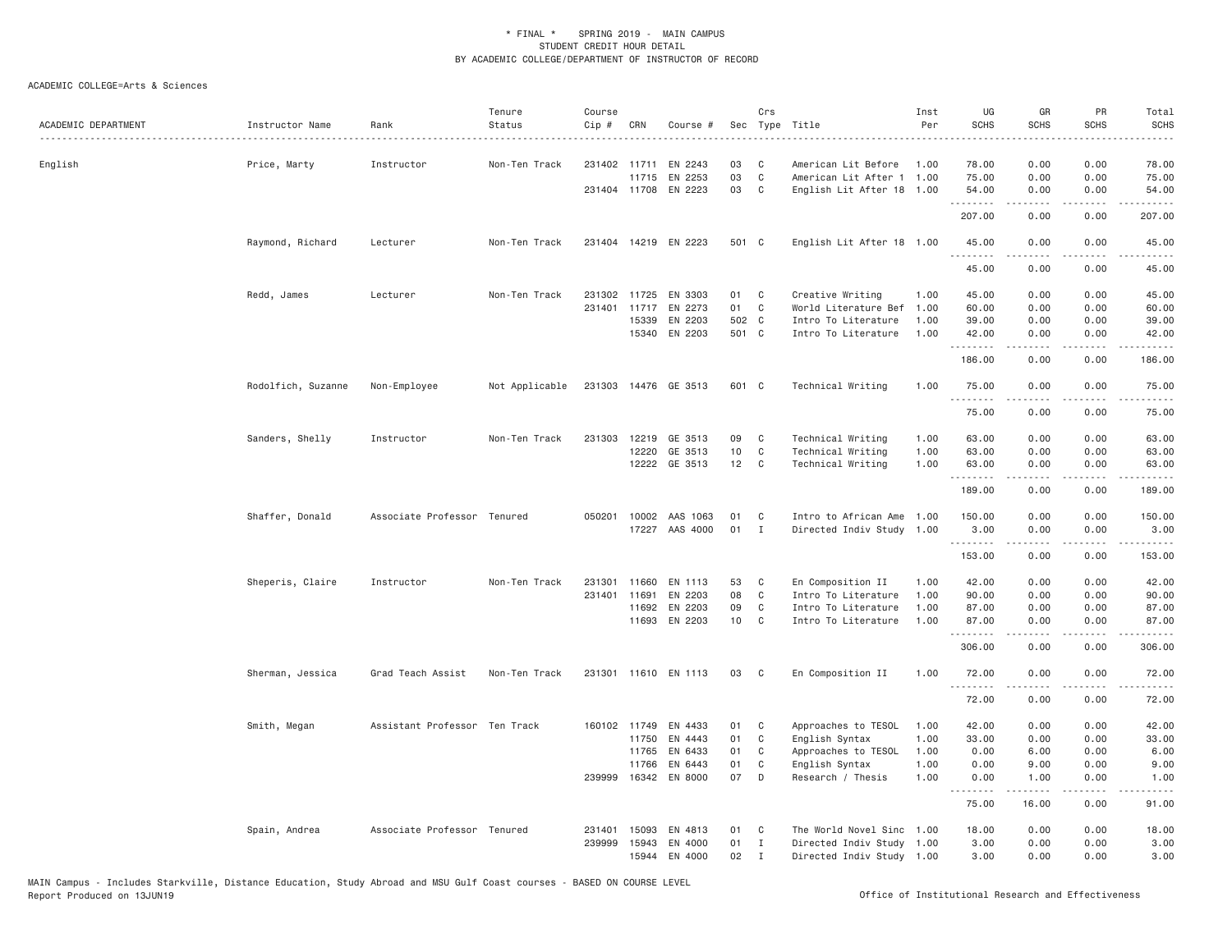# * FINAL * SPRING 2019 - MAIN CAMPUS
## STUDENT CREDIT HOUR DETAIL
## BY ACADEMIC COLLEGE/DEPARTMENT OF INSTRUCTOR OF RECORD

ACADEMIC COLLEGE=Arts & Sciences

| ACADEMIC DEPARTMENT | Instructor Name | Rank | Tenure Status | Course Cip # | CRN | Course # | Sec | Crs Type | Title | Inst Per | UG SCHS | GR SCHS | PR SCHS | Total SCHS |
|---|---|---|---|---|---|---|---|---|---|---|---|---|---|---|
| English | Price, Marty | Instructor | Non-Ten Track | 231402 | 11711 | EN 2243 | 03 | C | American Lit Before | 1.00 | 78.00 | 0.00 | 0.00 | 78.00 |
| | | | | | 11715 | EN 2253 | 03 | C | American Lit After 1 | 1.00 | 75.00 | 0.00 | 0.00 | 75.00 |
| | | | | 231404 | 11708 | EN 2223 | 03 | C | English Lit After 18 | 1.00 | 54.00 | 0.00 | 0.00 | 54.00 |
| | | | | | | | | | | | 207.00 | 0.00 | 0.00 | 207.00 |
| | Raymond, Richard | Lecturer | Non-Ten Track | 231404 | 14219 | EN 2223 | 501 | C | English Lit After 18 | 1.00 | 45.00 | 0.00 | 0.00 | 45.00 |
| | | | | | | | | | | | 45.00 | 0.00 | 0.00 | 45.00 |
| | Redd, James | Lecturer | Non-Ten Track | 231302 | 11725 | EN 3303 | 01 | C | Creative Writing | 1.00 | 45.00 | 0.00 | 0.00 | 45.00 |
| | | | | 231401 | 11717 | EN 2273 | 01 | C | World Literature Bef | 1.00 | 60.00 | 0.00 | 0.00 | 60.00 |
| | | | | | 15339 | EN 2203 | 502 | C | Intro To Literature | 1.00 | 39.00 | 0.00 | 0.00 | 39.00 |
| | | | | | 15340 | EN 2203 | 501 | C | Intro To Literature | 1.00 | 42.00 | 0.00 | 0.00 | 42.00 |
| | | | | | | | | | | | 186.00 | 0.00 | 0.00 | 186.00 |
| | Rodolfich, Suzanne | Non-Employee | Not Applicable | 231303 | 14476 | GE 3513 | 601 | C | Technical Writing | 1.00 | 75.00 | 0.00 | 0.00 | 75.00 |
| | | | | | | | | | | | 75.00 | 0.00 | 0.00 | 75.00 |
| | Sanders, Shelly | Instructor | Non-Ten Track | 231303 | 12219 | GE 3513 | 09 | C | Technical Writing | 1.00 | 63.00 | 0.00 | 0.00 | 63.00 |
| | | | | | 12220 | GE 3513 | 10 | C | Technical Writing | 1.00 | 63.00 | 0.00 | 0.00 | 63.00 |
| | | | | | 12222 | GE 3513 | 12 | C | Technical Writing | 1.00 | 63.00 | 0.00 | 0.00 | 63.00 |
| | | | | | | | | | | | 189.00 | 0.00 | 0.00 | 189.00 |
| | Shaffer, Donald | Associate Professor | Tenured | 050201 | 10002 | AAS 1063 | 01 | C | Intro to African Ame | 1.00 | 150.00 | 0.00 | 0.00 | 150.00 |
| | | | | | 17227 | AAS 4000 | 01 | I | Directed Indiv Study | 1.00 | 3.00 | 0.00 | 0.00 | 3.00 |
| | | | | | | | | | | | 153.00 | 0.00 | 0.00 | 153.00 |
| | Sheperis, Claire | Instructor | Non-Ten Track | 231301 | 11660 | EN 1113 | 53 | C | En Composition II | 1.00 | 42.00 | 0.00 | 0.00 | 42.00 |
| | | | | 231401 | 11691 | EN 2203 | 08 | C | Intro To Literature | 1.00 | 90.00 | 0.00 | 0.00 | 90.00 |
| | | | | | 11692 | EN 2203 | 09 | C | Intro To Literature | 1.00 | 87.00 | 0.00 | 0.00 | 87.00 |
| | | | | | 11693 | EN 2203 | 10 | C | Intro To Literature | 1.00 | 87.00 | 0.00 | 0.00 | 87.00 |
| | | | | | | | | | | | 306.00 | 0.00 | 0.00 | 306.00 |
| | Sherman, Jessica | Grad Teach Assist | Non-Ten Track | 231301 | 11610 | EN 1113 | 03 | C | En Composition II | 1.00 | 72.00 | 0.00 | 0.00 | 72.00 |
| | | | | | | | | | | | 72.00 | 0.00 | 0.00 | 72.00 |
| | Smith, Megan | Assistant Professor | Ten Track | 160102 | 11749 | EN 4433 | 01 | C | Approaches to TESOL | 1.00 | 42.00 | 0.00 | 0.00 | 42.00 |
| | | | | | 11750 | EN 4443 | 01 | C | English Syntax | 1.00 | 33.00 | 0.00 | 0.00 | 33.00 |
| | | | | | 11765 | EN 6433 | 01 | C | Approaches to TESOL | 1.00 | 0.00 | 6.00 | 0.00 | 6.00 |
| | | | | | 11766 | EN 6443 | 01 | C | English Syntax | 1.00 | 0.00 | 9.00 | 0.00 | 9.00 |
| | | | | 239999 | 16342 | EN 8000 | 07 | D | Research / Thesis | 1.00 | 0.00 | 1.00 | 0.00 | 1.00 |
| | | | | | | | | | | | 75.00 | 16.00 | 0.00 | 91.00 |
| | Spain, Andrea | Associate Professor | Tenured | 231401 | 15093 | EN 4813 | 01 | C | The World Novel Sinc | 1.00 | 18.00 | 0.00 | 0.00 | 18.00 |
| | | | | 239999 | 15943 | EN 4000 | 01 | I | Directed Indiv Study | 1.00 | 3.00 | 0.00 | 0.00 | 3.00 |
| | | | | | 15944 | EN 4000 | 02 | I | Directed Indiv Study | 1.00 | 3.00 | 0.00 | 0.00 | 3.00 |

MAIN Campus - Includes Starkville, Distance Education, Study Abroad and MSU Gulf Coast courses - BASED ON COURSE LEVEL
Report Produced on 13JUN19 Office of Institutional Research and Effectiveness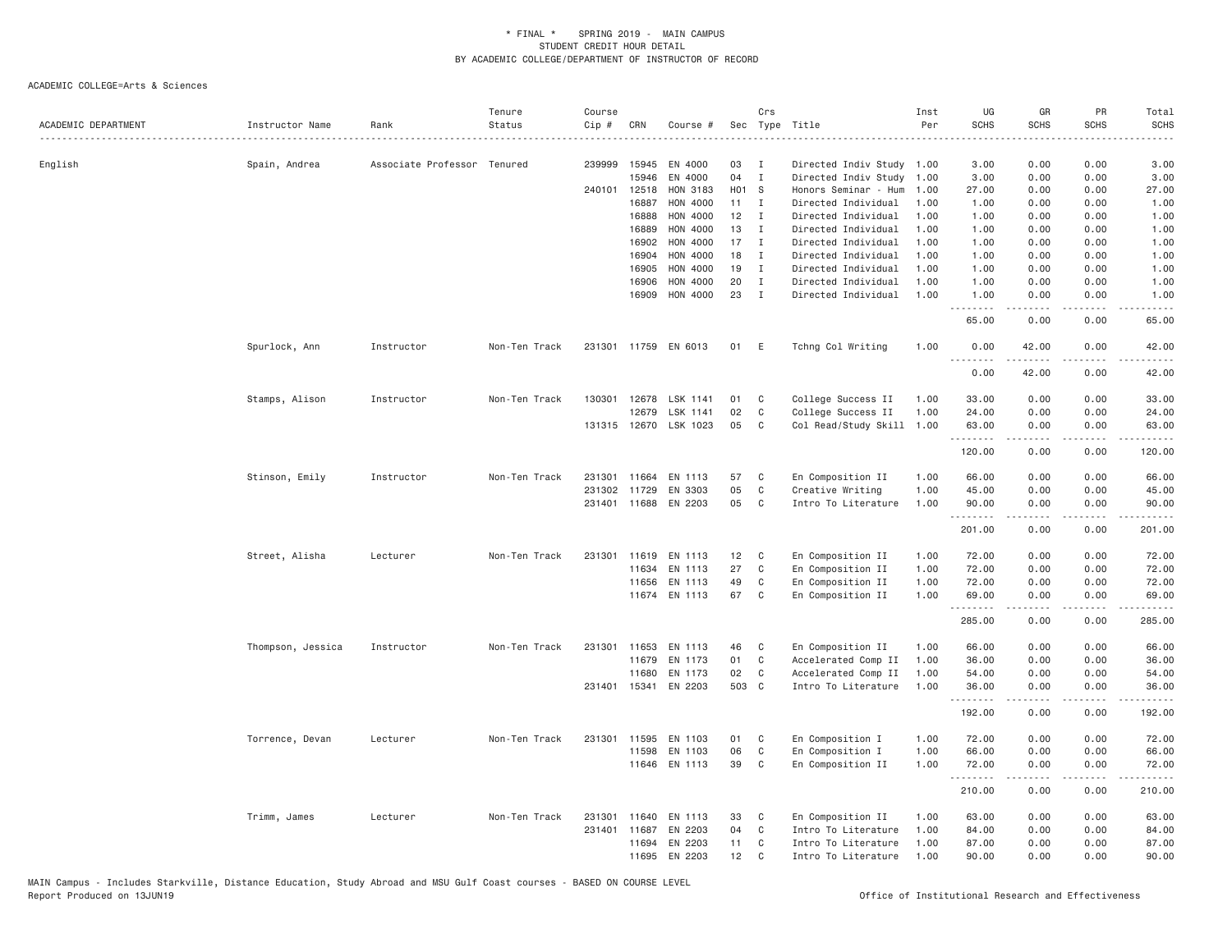\* FINAL \* SPRING 2019 - MAIN CAMPUS
STUDENT CREDIT HOUR DETAIL
BY ACADEMIC COLLEGE/DEPARTMENT OF INSTRUCTOR OF RECORD

ACADEMIC COLLEGE=Arts & Sciences

| ACADEMIC DEPARTMENT | Instructor Name | Rank | Tenure Status | Course Cip # | CRN | Course # | Sec | Crs Type | Title | Inst Per | UG SCHS | GR SCHS | PR SCHS | Total SCHS |
|---|---|---|---|---|---|---|---|---|---|---|---|---|---|---|
| English | Spain, Andrea | Associate Professor | Tenured | 239999 | 15945 | EN 4000 | 03 | I | Directed Indiv Study | 1.00 | 3.00 | 0.00 | 0.00 | 3.00 |
| | | | | | 15946 | EN 4000 | 04 | I | Directed Indiv Study | 1.00 | 3.00 | 0.00 | 0.00 | 3.00 |
| | | | | 240101 | 12518 | HON 3183 | H01 | S | Honors Seminar - Hum | 1.00 | 27.00 | 0.00 | 0.00 | 27.00 |
| | | | | | 16887 | HON 4000 | 11 | I | Directed Individual | 1.00 | 1.00 | 0.00 | 0.00 | 1.00 |
| | | | | | 16888 | HON 4000 | 12 | I | Directed Individual | 1.00 | 1.00 | 0.00 | 0.00 | 1.00 |
| | | | | | 16889 | HON 4000 | 13 | I | Directed Individual | 1.00 | 1.00 | 0.00 | 0.00 | 1.00 |
| | | | | | 16902 | HON 4000 | 17 | I | Directed Individual | 1.00 | 1.00 | 0.00 | 0.00 | 1.00 |
| | | | | | 16904 | HON 4000 | 18 | I | Directed Individual | 1.00 | 1.00 | 0.00 | 0.00 | 1.00 |
| | | | | | 16905 | HON 4000 | 19 | I | Directed Individual | 1.00 | 1.00 | 0.00 | 0.00 | 1.00 |
| | | | | | 16906 | HON 4000 | 20 | I | Directed Individual | 1.00 | 1.00 | 0.00 | 0.00 | 1.00 |
| | | | | | 16909 | HON 4000 | 23 | I | Directed Individual | 1.00 | 1.00 | 0.00 | 0.00 | 1.00 |
| | | | | | | | | | | | 65.00 | 0.00 | 0.00 | 65.00 |
| | Spurlock, Ann | Instructor | Non-Ten Track | 231301 | 11759 | EN 6013 | 01 | E | Tchng Col Writing | 1.00 | 0.00 | 42.00 | 0.00 | 42.00 |
| | | | | | | | | | | | 0.00 | 42.00 | 0.00 | 42.00 |
| | Stamps, Alison | Instructor | Non-Ten Track | 130301 | 12678 | LSK 1141 | 01 | C | College Success II | 1.00 | 33.00 | 0.00 | 0.00 | 33.00 |
| | | | | | 12679 | LSK 1141 | 02 | C | College Success II | 1.00 | 24.00 | 0.00 | 0.00 | 24.00 |
| | | | | 131315 | 12670 | LSK 1023 | 05 | C | Col Read/Study Skill | 1.00 | 63.00 | 0.00 | 0.00 | 63.00 |
| | | | | | | | | | | | 120.00 | 0.00 | 0.00 | 120.00 |
| | Stinson, Emily | Instructor | Non-Ten Track | 231301 | 11664 | EN 1113 | 57 | C | En Composition II | 1.00 | 66.00 | 0.00 | 0.00 | 66.00 |
| | | | | 231302 | 11729 | EN 3303 | 05 | C | Creative Writing | 1.00 | 45.00 | 0.00 | 0.00 | 45.00 |
| | | | | 231401 | 11688 | EN 2203 | 05 | C | Intro To Literature | 1.00 | 90.00 | 0.00 | 0.00 | 90.00 |
| | | | | | | | | | | | 201.00 | 0.00 | 0.00 | 201.00 |
| | Street, Alisha | Lecturer | Non-Ten Track | 231301 | 11619 | EN 1113 | 12 | C | En Composition II | 1.00 | 72.00 | 0.00 | 0.00 | 72.00 |
| | | | | | 11634 | EN 1113 | 27 | C | En Composition II | 1.00 | 72.00 | 0.00 | 0.00 | 72.00 |
| | | | | | 11656 | EN 1113 | 49 | C | En Composition II | 1.00 | 72.00 | 0.00 | 0.00 | 72.00 |
| | | | | | 11674 | EN 1113 | 67 | C | En Composition II | 1.00 | 69.00 | 0.00 | 0.00 | 69.00 |
| | | | | | | | | | | | 285.00 | 0.00 | 0.00 | 285.00 |
| | Thompson, Jessica | Instructor | Non-Ten Track | 231301 | 11653 | EN 1113 | 46 | C | En Composition II | 1.00 | 66.00 | 0.00 | 0.00 | 66.00 |
| | | | | | 11679 | EN 1173 | 01 | C | Accelerated Comp II | 1.00 | 36.00 | 0.00 | 0.00 | 36.00 |
| | | | | | 11680 | EN 1173 | 02 | C | Accelerated Comp II | 1.00 | 54.00 | 0.00 | 0.00 | 54.00 |
| | | | | 231401 | 15341 | EN 2203 | 503 | C | Intro To Literature | 1.00 | 36.00 | 0.00 | 0.00 | 36.00 |
| | | | | | | | | | | | 192.00 | 0.00 | 0.00 | 192.00 |
| | Torrence, Devan | Lecturer | Non-Ten Track | 231301 | 11595 | EN 1103 | 01 | C | En Composition I | 1.00 | 72.00 | 0.00 | 0.00 | 72.00 |
| | | | | | 11598 | EN 1103 | 06 | C | En Composition I | 1.00 | 66.00 | 0.00 | 0.00 | 66.00 |
| | | | | | 11646 | EN 1113 | 39 | C | En Composition II | 1.00 | 72.00 | 0.00 | 0.00 | 72.00 |
| | | | | | | | | | | | 210.00 | 0.00 | 0.00 | 210.00 |
| | Trimm, James | Lecturer | Non-Ten Track | 231301 | 11640 | EN 1113 | 33 | C | En Composition II | 1.00 | 63.00 | 0.00 | 0.00 | 63.00 |
| | | | | 231401 | 11687 | EN 2203 | 04 | C | Intro To Literature | 1.00 | 84.00 | 0.00 | 0.00 | 84.00 |
| | | | | | 11694 | EN 2203 | 11 | C | Intro To Literature | 1.00 | 87.00 | 0.00 | 0.00 | 87.00 |
| | | | | | 11695 | EN 2203 | 12 | C | Intro To Literature | 1.00 | 90.00 | 0.00 | 0.00 | 90.00 |

MAIN Campus - Includes Starkville, Distance Education, Study Abroad and MSU Gulf Coast courses - BASED ON COURSE LEVEL
Report Produced on 13JUN19 Office of Institutional Research and Effectiveness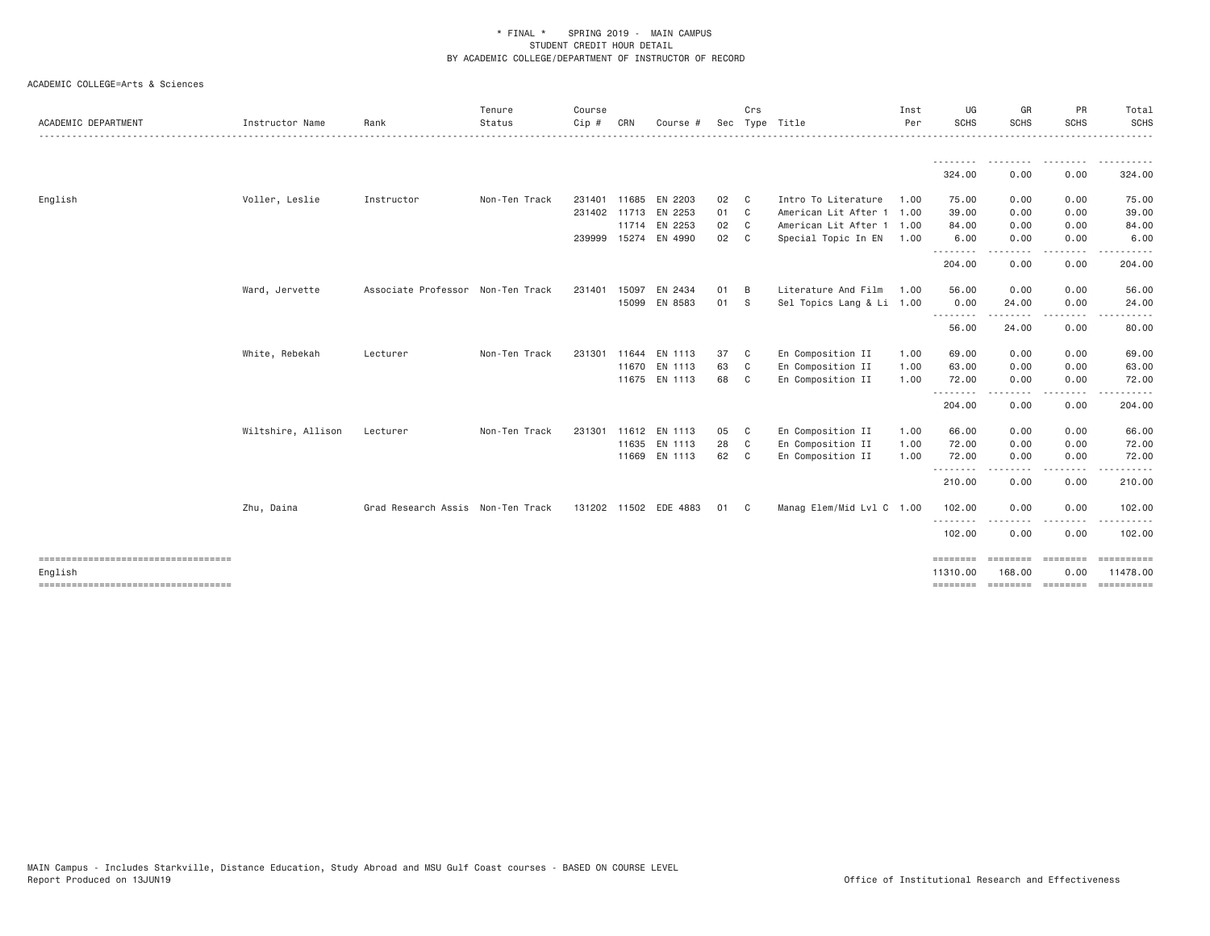\* FINAL \* SPRING 2019 - MAIN CAMPUS
STUDENT CREDIT HOUR DETAIL
BY ACADEMIC COLLEGE/DEPARTMENT OF INSTRUCTOR OF RECORD

ACADEMIC COLLEGE=Arts & Sciences

| ACADEMIC DEPARTMENT | Instructor Name | Rank | Tenure Status | Course Cip # | CRN | Course # | Sec | Crs Type | Title | Inst Per | UG SCHS | GR SCHS | PR SCHS | Total SCHS |
|---|---|---|---|---|---|---|---|---|---|---|---|---|---|---|
| | | | | | | | | | | | 324.00 | 0.00 | 0.00 | 324.00 |
| English | Voller, Leslie | Instructor | Non-Ten Track | 231401 | 11685 | EN 2203 | 02 | C | Intro To Literature | 1.00 | 75.00 | 0.00 | 0.00 | 75.00 |
| | | | | 231402 | 11713 | EN 2253 | 01 | C | American Lit After 1 | 1.00 | 39.00 | 0.00 | 0.00 | 39.00 |
| | | | | | 11714 | EN 2253 | 02 | C | American Lit After 1 | 1.00 | 84.00 | 0.00 | 0.00 | 84.00 |
| | | | | 239999 | 15274 | EN 4990 | 02 | C | Special Topic In EN | 1.00 | 6.00 | 0.00 | 0.00 | 6.00 |
| | | | | | | | | | | | 204.00 | 0.00 | 0.00 | 204.00 |
| | Ward, Jervette | Associate Professor | Non-Ten Track | 231401 | 15097 | EN 2434 | 01 | B | Literature And Film | 1.00 | 56.00 | 0.00 | 0.00 | 56.00 |
| | | | | | 15099 | EN 8583 | 01 | S | Sel Topics Lang & Li | 1.00 | 0.00 | 24.00 | 0.00 | 24.00 |
| | | | | | | | | | | | 56.00 | 24.00 | 0.00 | 80.00 |
| | White, Rebekah | Lecturer | Non-Ten Track | 231301 | 11644 | EN 1113 | 37 | C | En Composition II | 1.00 | 69.00 | 0.00 | 0.00 | 69.00 |
| | | | | | 11670 | EN 1113 | 63 | C | En Composition II | 1.00 | 63.00 | 0.00 | 0.00 | 63.00 |
| | | | | | 11675 | EN 1113 | 68 | C | En Composition II | 1.00 | 72.00 | 0.00 | 0.00 | 72.00 |
| | | | | | | | | | | | 204.00 | 0.00 | 0.00 | 204.00 |
| | Wiltshire, Allison | Lecturer | Non-Ten Track | 231301 | 11612 | EN 1113 | 05 | C | En Composition II | 1.00 | 66.00 | 0.00 | 0.00 | 66.00 |
| | | | | | 11635 | EN 1113 | 28 | C | En Composition II | 1.00 | 72.00 | 0.00 | 0.00 | 72.00 |
| | | | | | 11669 | EN 1113 | 62 | C | En Composition II | 1.00 | 72.00 | 0.00 | 0.00 | 72.00 |
| | | | | | | | | | | | 210.00 | 0.00 | 0.00 | 210.00 |
| | Zhu, Daina | Grad Research Assis | Non-Ten Track | 131202 | 11502 | EDE 4883 | 01 | C | Manag Elem/Mid Lvl C | 1.00 | 102.00 | 0.00 | 0.00 | 102.00 |
| | | | | | | | | | | | 102.00 | 0.00 | 0.00 | 102.00 |
| English | | | | | | | | | | | 11310.00 | 168.00 | 0.00 | 11478.00 |

MAIN Campus - Includes Starkville, Distance Education, Study Abroad and MSU Gulf Coast courses - BASED ON COURSE LEVEL
Report Produced on 13JUN19 — Office of Institutional Research and Effectiveness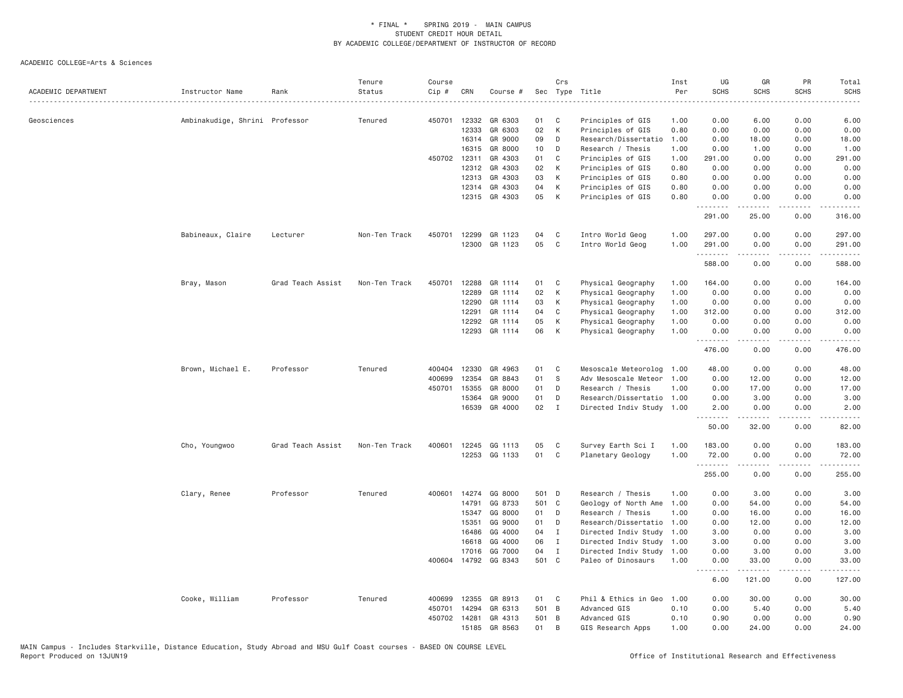\* FINAL \* SPRING 2019 - MAIN CAMPUS
STUDENT CREDIT HOUR DETAIL
BY ACADEMIC COLLEGE/DEPARTMENT OF INSTRUCTOR OF RECORD

ACADEMIC COLLEGE=Arts & Sciences

| ACADEMIC DEPARTMENT | Instructor Name | Rank | Tenure Status | Course Cip # | CRN | Course # | Sec | Crs Type | Title | Inst Per | UG SCHS | GR SCHS | PR SCHS | Total SCHS |
|---|---|---|---|---|---|---|---|---|---|---|---|---|---|---|
| Geosciences | Ambinakudige, Shrini | Professor | Tenured | 450701 | 12332 | GR 6303 | 01 | C | Principles of GIS | 1.00 | 0.00 | 6.00 | 0.00 | 6.00 |
| | | | | | 12333 | GR 6303 | 02 | K | Principles of GIS | 0.80 | 0.00 | 0.00 | 0.00 | 0.00 |
| | | | | | 16314 | GR 9000 | 09 | D | Research/Dissertatio | 1.00 | 0.00 | 18.00 | 0.00 | 18.00 |
| | | | | | 16315 | GR 8000 | 10 | D | Research / Thesis | 1.00 | 0.00 | 1.00 | 0.00 | 1.00 |
| | | | | 450702 | 12311 | GR 4303 | 01 | C | Principles of GIS | 1.00 | 291.00 | 0.00 | 0.00 | 291.00 |
| | | | | | 12312 | GR 4303 | 02 | K | Principles of GIS | 0.80 | 0.00 | 0.00 | 0.00 | 0.00 |
| | | | | | 12313 | GR 4303 | 03 | K | Principles of GIS | 0.80 | 0.00 | 0.00 | 0.00 | 0.00 |
| | | | | | 12314 | GR 4303 | 04 | K | Principles of GIS | 0.80 | 0.00 | 0.00 | 0.00 | 0.00 |
| | | | | | 12315 | GR 4303 | 05 | K | Principles of GIS | 0.80 | 0.00 | 0.00 | 0.00 | 0.00 |
| | | | | | | | | | | | 291.00 | 25.00 | 0.00 | 316.00 |
| | Babineaux, Claire | Lecturer | Non-Ten Track | 450701 | 12299 | GR 1123 | 04 | C | Intro World Geog | 1.00 | 297.00 | 0.00 | 0.00 | 297.00 |
| | | | | | 12300 | GR 1123 | 05 | C | Intro World Geog | 1.00 | 291.00 | 0.00 | 0.00 | 291.00 |
| | | | | | | | | | | | 588.00 | 0.00 | 0.00 | 588.00 |
| | Bray, Mason | Grad Teach Assist | Non-Ten Track | 450701 | 12288 | GR 1114 | 01 | C | Physical Geography | 1.00 | 164.00 | 0.00 | 0.00 | 164.00 |
| | | | | | 12289 | GR 1114 | 02 | K | Physical Geography | 1.00 | 0.00 | 0.00 | 0.00 | 0.00 |
| | | | | | 12290 | GR 1114 | 03 | K | Physical Geography | 1.00 | 0.00 | 0.00 | 0.00 | 0.00 |
| | | | | | 12291 | GR 1114 | 04 | C | Physical Geography | 1.00 | 312.00 | 0.00 | 0.00 | 312.00 |
| | | | | | 12292 | GR 1114 | 05 | K | Physical Geography | 1.00 | 0.00 | 0.00 | 0.00 | 0.00 |
| | | | | | 12293 | GR 1114 | 06 | K | Physical Geography | 1.00 | 0.00 | 0.00 | 0.00 | 0.00 |
| | | | | | | | | | | | 476.00 | 0.00 | 0.00 | 476.00 |
| | Brown, Michael E. | Professor | Tenured | 400404 | 12330 | GR 4963 | 01 | C | Mesoscale Meteorolog | 1.00 | 48.00 | 0.00 | 0.00 | 48.00 |
| | | | | 400699 | 12354 | GR 8843 | 01 | S | Adv Mesoscale Meteor | 1.00 | 0.00 | 12.00 | 0.00 | 12.00 |
| | | | | 450701 | 15355 | GR 8000 | 01 | D | Research / Thesis | 1.00 | 0.00 | 17.00 | 0.00 | 17.00 |
| | | | | | 15364 | GR 9000 | 01 | D | Research/Dissertatio | 1.00 | 0.00 | 3.00 | 0.00 | 3.00 |
| | | | | | 16539 | GR 4000 | 02 | I | Directed Indiv Study | 1.00 | 2.00 | 0.00 | 0.00 | 2.00 |
| | | | | | | | | | | | 50.00 | 32.00 | 0.00 | 82.00 |
| | Cho, Youngwoo | Grad Teach Assist | Non-Ten Track | 400601 | 12245 | GG 1113 | 05 | C | Survey Earth Sci I | 1.00 | 183.00 | 0.00 | 0.00 | 183.00 |
| | | | | | 12253 | GG 1133 | 01 | C | Planetary Geology | 1.00 | 72.00 | 0.00 | 0.00 | 72.00 |
| | | | | | | | | | | | 255.00 | 0.00 | 0.00 | 255.00 |
| | Clary, Renee | Professor | Tenured | 400601 | 14274 | GG 8000 | 501 | D | Research / Thesis | 1.00 | 0.00 | 3.00 | 0.00 | 3.00 |
| | | | | | 14791 | GG 8733 | 501 | C | Geology of North Ame | 1.00 | 0.00 | 54.00 | 0.00 | 54.00 |
| | | | | | 15347 | GG 8000 | 01 | D | Research / Thesis | 1.00 | 0.00 | 16.00 | 0.00 | 16.00 |
| | | | | | 15351 | GG 9000 | 01 | D | Research/Dissertatio | 1.00 | 0.00 | 12.00 | 0.00 | 12.00 |
| | | | | | 16486 | GG 4000 | 04 | I | Directed Indiv Study | 1.00 | 3.00 | 0.00 | 0.00 | 3.00 |
| | | | | | 16618 | GG 4000 | 06 | I | Directed Indiv Study | 1.00 | 3.00 | 0.00 | 0.00 | 3.00 |
| | | | | | 17016 | GG 7000 | 04 | I | Directed Indiv Study | 1.00 | 0.00 | 3.00 | 0.00 | 3.00 |
| | | | | 400604 | 14792 | GG 8343 | 501 | C | Paleo of Dinosaurs | 1.00 | 0.00 | 33.00 | 0.00 | 33.00 |
| | | | | | | | | | | | 6.00 | 121.00 | 0.00 | 127.00 |
| | Cooke, William | Professor | Tenured | 400699 | 12355 | GR 8913 | 01 | C | Phil & Ethics in Geo | 1.00 | 0.00 | 30.00 | 0.00 | 30.00 |
| | | | | 450701 | 14294 | GR 6313 | 501 | B | Advanced GIS | 0.10 | 0.00 | 5.40 | 0.00 | 5.40 |
| | | | | 450702 | 14281 | GR 4313 | 501 | B | Advanced GIS | 0.10 | 0.90 | 0.00 | 0.00 | 0.90 |
| | | | | | 15185 | GR 8563 | 01 | B | GIS Research Apps | 1.00 | 0.00 | 24.00 | 0.00 | 24.00 |

MAIN Campus - Includes Starkville, Distance Education, Study Abroad and MSU Gulf Coast courses - BASED ON COURSE LEVEL
Report Produced on 13JUN19 — Office of Institutional Research and Effectiveness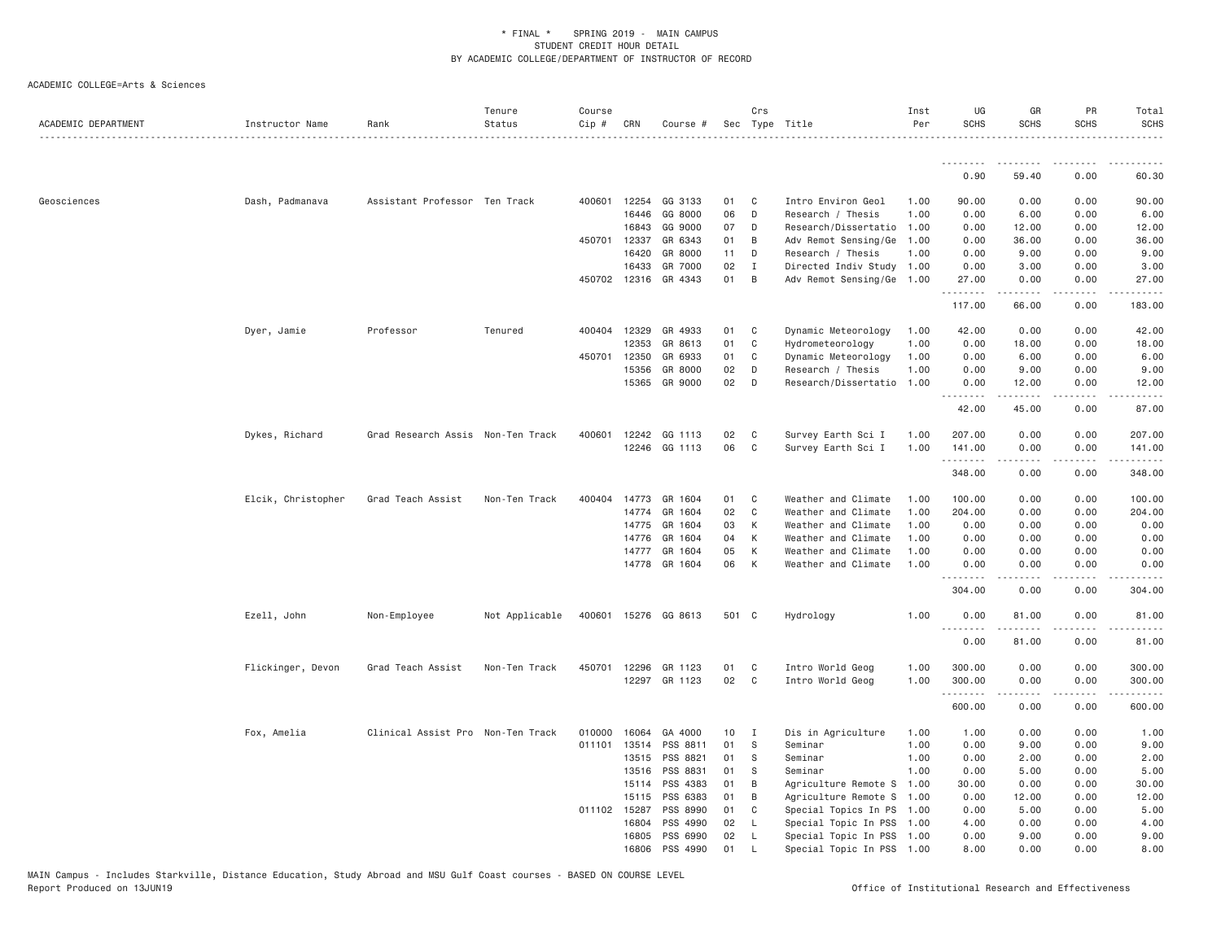\* FINAL \* SPRING 2019 - MAIN CAMPUS
STUDENT CREDIT HOUR DETAIL
BY ACADEMIC COLLEGE/DEPARTMENT OF INSTRUCTOR OF RECORD

ACADEMIC COLLEGE=Arts & Sciences

| ACADEMIC DEPARTMENT | Instructor Name | Rank | Tenure Status | Course Cip # | CRN | Course # | Sec | Crs Type | Title | Inst Per | UG SCHS | GR SCHS | PR SCHS | Total SCHS |
|---|---|---|---|---|---|---|---|---|---|---|---|---|---|---|
| | | | | | | | | | | | 0.90 | 59.40 | 0.00 | 60.30 |
| Geosciences | Dash, Padmanava | Assistant Professor | Ten Track | 400601 | 12254 | GG 3133 | 01 | C | Intro Environ Geol | 1.00 | 90.00 | 0.00 | 0.00 | 90.00 |
| | | | | | 16446 | GG 8000 | 06 | D | Research / Thesis | 1.00 | 0.00 | 6.00 | 0.00 | 6.00 |
| | | | | | 16843 | GG 9000 | 07 | D | Research/Dissertatio | 1.00 | 0.00 | 12.00 | 0.00 | 12.00 |
| | | | | 450701 | 12337 | GR 6343 | 01 | B | Adv Remot Sensing/Ge | 1.00 | 0.00 | 36.00 | 0.00 | 36.00 |
| | | | | | 16420 | GR 8000 | 11 | D | Research / Thesis | 1.00 | 0.00 | 9.00 | 0.00 | 9.00 |
| | | | | | 16433 | GR 7000 | 02 | I | Directed Indiv Study | 1.00 | 0.00 | 3.00 | 0.00 | 3.00 |
| | | | | 450702 | 12316 | GR 4343 | 01 | B | Adv Remot Sensing/Ge | 1.00 | 27.00 | 0.00 | 0.00 | 27.00 |
| | | | | | | | | | | | 117.00 | 66.00 | 0.00 | 183.00 |
| | Dyer, Jamie | Professor | Tenured | 400404 | 12329 | GR 4933 | 01 | C | Dynamic Meteorology | 1.00 | 42.00 | 0.00 | 0.00 | 42.00 |
| | | | | | 12353 | GR 8613 | 01 | C | Hydrometeorology | 1.00 | 0.00 | 18.00 | 0.00 | 18.00 |
| | | | | 450701 | 12350 | GR 6933 | 01 | C | Dynamic Meteorology | 1.00 | 0.00 | 6.00 | 0.00 | 6.00 |
| | | | | | 15356 | GR 8000 | 02 | D | Research / Thesis | 1.00 | 0.00 | 9.00 | 0.00 | 9.00 |
| | | | | | 15365 | GR 9000 | 02 | D | Research/Dissertatio | 1.00 | 0.00 | 12.00 | 0.00 | 12.00 |
| | | | | | | | | | | | 42.00 | 45.00 | 0.00 | 87.00 |
| | Dykes, Richard | Grad Research Assis | Non-Ten Track | 400601 | 12242 | GG 1113 | 02 | C | Survey Earth Sci I | 1.00 | 207.00 | 0.00 | 0.00 | 207.00 |
| | | | | | 12246 | GG 1113 | 06 | C | Survey Earth Sci I | 1.00 | 141.00 | 0.00 | 0.00 | 141.00 |
| | | | | | | | | | | | 348.00 | 0.00 | 0.00 | 348.00 |
| | Elcik, Christopher | Grad Teach Assist | Non-Ten Track | 400404 | 14773 | GR 1604 | 01 | C | Weather and Climate | 1.00 | 100.00 | 0.00 | 0.00 | 100.00 |
| | | | | | 14774 | GR 1604 | 02 | C | Weather and Climate | 1.00 | 204.00 | 0.00 | 0.00 | 204.00 |
| | | | | | 14775 | GR 1604 | 03 | K | Weather and Climate | 1.00 | 0.00 | 0.00 | 0.00 | 0.00 |
| | | | | | 14776 | GR 1604 | 04 | K | Weather and Climate | 1.00 | 0.00 | 0.00 | 0.00 | 0.00 |
| | | | | | 14777 | GR 1604 | 05 | K | Weather and Climate | 1.00 | 0.00 | 0.00 | 0.00 | 0.00 |
| | | | | | 14778 | GR 1604 | 06 | K | Weather and Climate | 1.00 | 0.00 | 0.00 | 0.00 | 0.00 |
| | | | | | | | | | | | 304.00 | 0.00 | 0.00 | 304.00 |
| | Ezell, John | Non-Employee | Not Applicable | 400601 | 15276 | GG 8613 | 501 | C | Hydrology | 1.00 | 0.00 | 81.00 | 0.00 | 81.00 |
| | | | | | | | | | | | 0.00 | 81.00 | 0.00 | 81.00 |
| | Flickinger, Devon | Grad Teach Assist | Non-Ten Track | 450701 | 12296 | GR 1123 | 01 | C | Intro World Geog | 1.00 | 300.00 | 0.00 | 0.00 | 300.00 |
| | | | | | 12297 | GR 1123 | 02 | C | Intro World Geog | 1.00 | 300.00 | 0.00 | 0.00 | 300.00 |
| | | | | | | | | | | | 600.00 | 0.00 | 0.00 | 600.00 |
| | Fox, Amelia | Clinical Assist Pro | Non-Ten Track | 010000 | 16064 | GA 4000 | 10 | I | Dis in Agriculture | 1.00 | 1.00 | 0.00 | 0.00 | 1.00 |
| | | | | 011101 | 13514 | PSS 8811 | 01 | S | Seminar | 1.00 | 0.00 | 9.00 | 0.00 | 9.00 |
| | | | | | 13515 | PSS 8821 | 01 | S | Seminar | 1.00 | 0.00 | 2.00 | 0.00 | 2.00 |
| | | | | | 13516 | PSS 8831 | 01 | S | Seminar | 1.00 | 0.00 | 5.00 | 0.00 | 5.00 |
| | | | | | 15114 | PSS 4383 | 01 | B | Agriculture Remote S | 1.00 | 30.00 | 0.00 | 0.00 | 30.00 |
| | | | | | 15115 | PSS 6383 | 01 | B | Agriculture Remote S | 1.00 | 0.00 | 12.00 | 0.00 | 12.00 |
| | | | | 011102 | 15287 | PSS 8990 | 01 | C | Special Topics In PS | 1.00 | 0.00 | 5.00 | 0.00 | 5.00 |
| | | | | | 16804 | PSS 4990 | 02 | L | Special Topic In PSS | 1.00 | 4.00 | 0.00 | 0.00 | 4.00 |
| | | | | | 16805 | PSS 6990 | 02 | L | Special Topic In PSS | 1.00 | 0.00 | 9.00 | 0.00 | 9.00 |
| | | | | | 16806 | PSS 4990 | 01 | L | Special Topic In PSS | 1.00 | 8.00 | 0.00 | 0.00 | 8.00 |

MAIN Campus - Includes Starkville, Distance Education, Study Abroad and MSU Gulf Coast courses - BASED ON COURSE LEVEL
Report Produced on 13JUN19 Office of Institutional Research and Effectiveness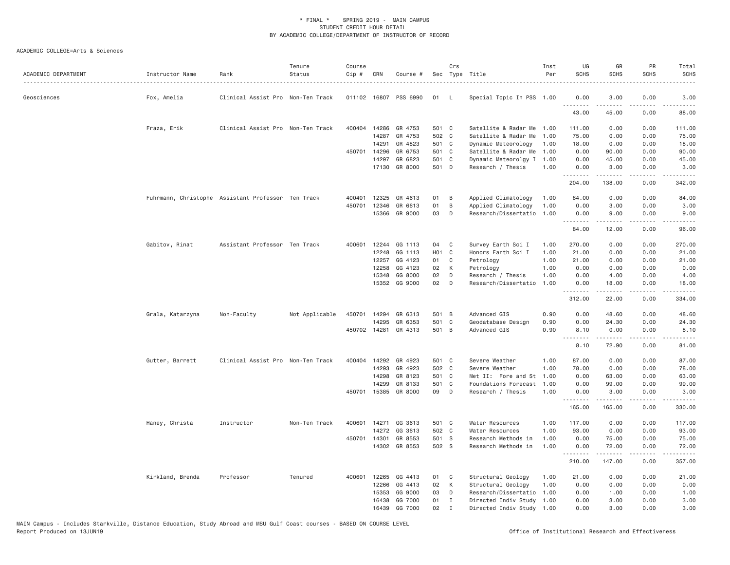\* FINAL \* SPRING 2019 - MAIN CAMPUS
STUDENT CREDIT HOUR DETAIL
BY ACADEMIC COLLEGE/DEPARTMENT OF INSTRUCTOR OF RECORD

ACADEMIC COLLEGE=Arts & Sciences

| ACADEMIC DEPARTMENT | Instructor Name | Rank | Tenure Status | Course Cip # | CRN | Course # | Sec | Crs Type | Title | Inst Per | UG SCHS | GR SCHS | PR SCHS | Total SCHS |
|---|---|---|---|---|---|---|---|---|---|---|---|---|---|---|
| Geosciences | Fox, Amelia | Clinical Assist Pro | Non-Ten Track | 011102 | 16807 | PSS 6990 | 01 | L | Special Topic In PSS | 1.00 | 0.00 | 3.00 | 0.00 | 3.00 |
| | | | | | | | | | | | 43.00 | 45.00 | 0.00 | 88.00 |
| | Fraza, Erik | Clinical Assist Pro | Non-Ten Track | 400404 | 14286 | GR 4753 | 501 | C | Satellite & Radar Me | 1.00 | 111.00 | 0.00 | 0.00 | 111.00 |
| | | | | | 14287 | GR 4753 | 502 | C | Satellite & Radar Me | 1.00 | 75.00 | 0.00 | 0.00 | 75.00 |
| | | | | | 14291 | GR 4823 | 501 | C | Dynamic Meteorology | 1.00 | 18.00 | 0.00 | 0.00 | 18.00 |
| | | | | 450701 | 14296 | GR 6753 | 501 | C | Satellite & Radar Me | 1.00 | 0.00 | 90.00 | 0.00 | 90.00 |
| | | | | | 14297 | GR 6823 | 501 | C | Dynamic Meteorolgy I | 1.00 | 0.00 | 45.00 | 0.00 | 45.00 |
| | | | | | 17130 | GR 8000 | 501 | D | Research / Thesis | 1.00 | 0.00 | 3.00 | 0.00 | 3.00 |
| | | | | | | | | | | | 204.00 | 138.00 | 0.00 | 342.00 |
| | Fuhrmann, Christophe | Assistant Professor | Ten Track | 400401 | 12325 | GR 4613 | 01 | B | Applied Climatology | 1.00 | 84.00 | 0.00 | 0.00 | 84.00 |
| | | | | 450701 | 12346 | GR 6613 | 01 | B | Applied Climatology | 1.00 | 0.00 | 3.00 | 0.00 | 3.00 |
| | | | | | 15366 | GR 9000 | 03 | D | Research/Dissertatio | 1.00 | 0.00 | 9.00 | 0.00 | 9.00 |
| | | | | | | | | | | | 84.00 | 12.00 | 0.00 | 96.00 |
| | Gabitov, Rinat | Assistant Professor | Ten Track | 400601 | 12244 | GG 1113 | 04 | C | Survey Earth Sci I | 1.00 | 270.00 | 0.00 | 0.00 | 270.00 |
| | | | | | 12248 | GG 1113 | H01 | C | Honors Earth Sci I | 1.00 | 21.00 | 0.00 | 0.00 | 21.00 |
| | | | | | 12257 | GG 4123 | 01 | C | Petrology | 1.00 | 21.00 | 0.00 | 0.00 | 21.00 |
| | | | | | 12258 | GG 4123 | 02 | K | Petrology | 1.00 | 0.00 | 0.00 | 0.00 | 0.00 |
| | | | | | 15348 | GG 8000 | 02 | D | Research / Thesis | 1.00 | 0.00 | 4.00 | 0.00 | 4.00 |
| | | | | | 15352 | GG 9000 | 02 | D | Research/Dissertatio | 1.00 | 0.00 | 18.00 | 0.00 | 18.00 |
| | | | | | | | | | | | 312.00 | 22.00 | 0.00 | 334.00 |
| | Grala, Katarzyna | Non-Faculty | Not Applicable | 450701 | 14294 | GR 6313 | 501 | B | Advanced GIS | 0.90 | 0.00 | 48.60 | 0.00 | 48.60 |
| | | | | | 14295 | GR 6353 | 501 | C | Geodatabase Design | 0.90 | 0.00 | 24.30 | 0.00 | 24.30 |
| | | | | 450702 | 14281 | GR 4313 | 501 | B | Advanced GIS | 0.90 | 8.10 | 0.00 | 0.00 | 8.10 |
| | | | | | | | | | | | 8.10 | 72.90 | 0.00 | 81.00 |
| | Gutter, Barrett | Clinical Assist Pro | Non-Ten Track | 400404 | 14292 | GR 4923 | 501 | C | Severe Weather | 1.00 | 87.00 | 0.00 | 0.00 | 87.00 |
| | | | | | 14293 | GR 4923 | 502 | C | Severe Weather | 1.00 | 78.00 | 0.00 | 0.00 | 78.00 |
| | | | | | 14298 | GR 8123 | 501 | C | Met II: Fore and St | 1.00 | 0.00 | 63.00 | 0.00 | 63.00 |
| | | | | | 14299 | GR 8133 | 501 | C | Foundations Forecast | 1.00 | 0.00 | 99.00 | 0.00 | 99.00 |
| | | | | 450701 | 15385 | GR 8000 | 09 | D | Research / Thesis | 1.00 | 0.00 | 3.00 | 0.00 | 3.00 |
| | | | | | | | | | | | 165.00 | 165.00 | 0.00 | 330.00 |
| | Haney, Christa | Instructor | Non-Ten Track | 400601 | 14271 | GG 3613 | 501 | C | Water Resources | 1.00 | 117.00 | 0.00 | 0.00 | 117.00 |
| | | | | | 14272 | GG 3613 | 502 | C | Water Resources | 1.00 | 93.00 | 0.00 | 0.00 | 93.00 |
| | | | | 450701 | 14301 | GR 8553 | 501 | S | Research Methods in | 1.00 | 0.00 | 75.00 | 0.00 | 75.00 |
| | | | | | 14302 | GR 8553 | 502 | S | Research Methods in | 1.00 | 0.00 | 72.00 | 0.00 | 72.00 |
| | | | | | | | | | | | 210.00 | 147.00 | 0.00 | 357.00 |
| | Kirkland, Brenda | Professor | Tenured | 400601 | 12265 | GG 4413 | 01 | C | Structural Geology | 1.00 | 21.00 | 0.00 | 0.00 | 21.00 |
| | | | | | 12266 | GG 4413 | 02 | K | Structural Geology | 1.00 | 0.00 | 0.00 | 0.00 | 0.00 |
| | | | | | 15353 | GG 9000 | 03 | D | Research/Dissertatio | 1.00 | 0.00 | 1.00 | 0.00 | 1.00 |
| | | | | | 16438 | GG 7000 | 01 | I | Directed Indiv Study | 1.00 | 0.00 | 3.00 | 0.00 | 3.00 |
| | | | | | 16439 | GG 7000 | 02 | I | Directed Indiv Study | 1.00 | 0.00 | 3.00 | 0.00 | 3.00 |

MAIN Campus - Includes Starkville, Distance Education, Study Abroad and MSU Gulf Coast courses - BASED ON COURSE LEVEL
Report Produced on 13JUN19

Office of Institutional Research and Effectiveness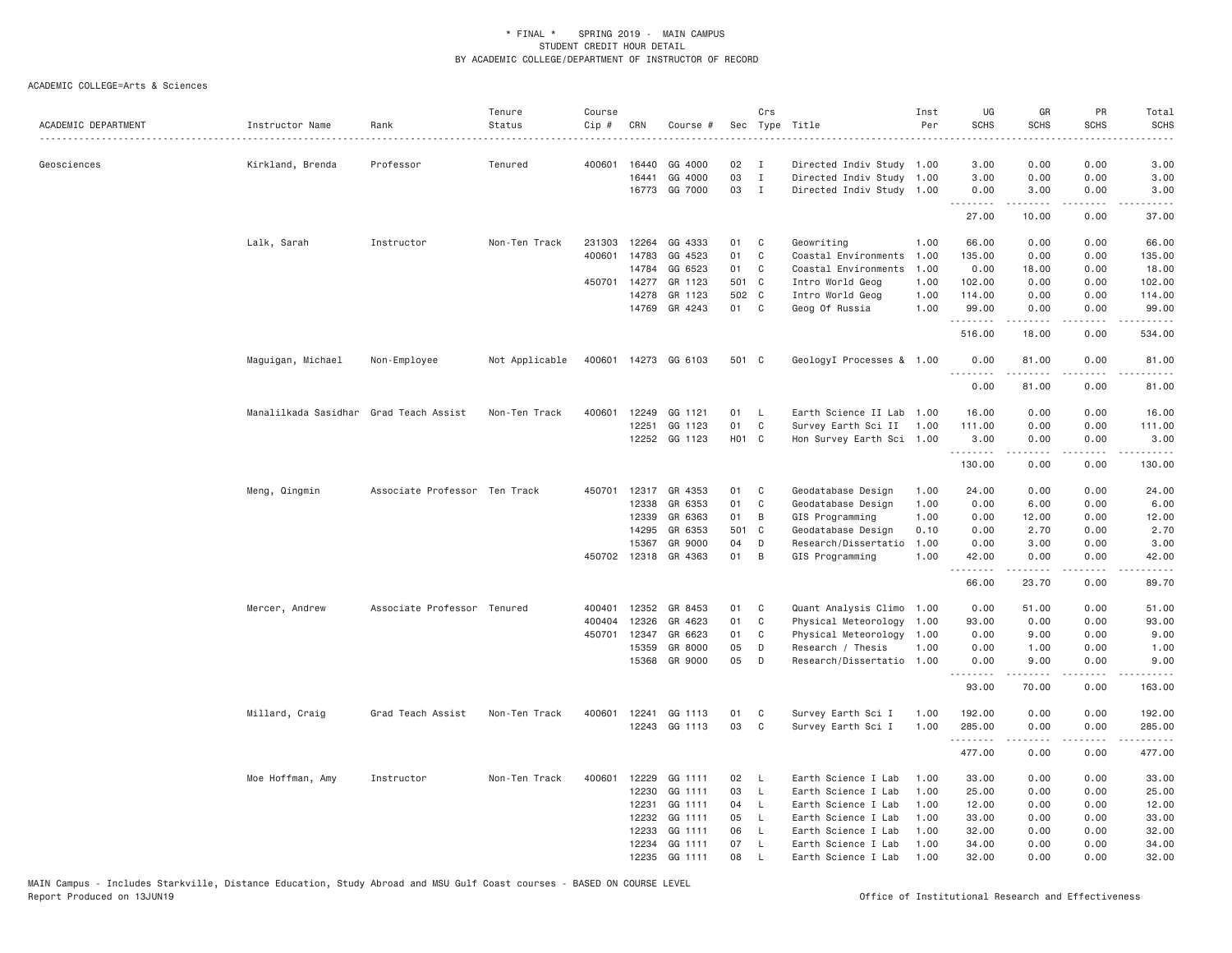\* FINAL \* SPRING 2019 - MAIN CAMPUS
STUDENT CREDIT HOUR DETAIL
BY ACADEMIC COLLEGE/DEPARTMENT OF INSTRUCTOR OF RECORD

ACADEMIC COLLEGE=Arts & Sciences

| ACADEMIC DEPARTMENT | Instructor Name | Rank | Tenure Status | Course Cip # | CRN | Course # | Sec | Crs Type | Title | Inst Per | UG SCHS | GR SCHS | PR SCHS | Total SCHS |
|---|---|---|---|---|---|---|---|---|---|---|---|---|---|---|
| Geosciences | Kirkland, Brenda | Professor | Tenured | 400601 | 16440 | GG 4000 | 02 | I | Directed Indiv Study | 1.00 | 3.00 | 0.00 | 0.00 | 3.00 |
| | | | | | 16441 | GG 4000 | 03 | I | Directed Indiv Study | 1.00 | 3.00 | 0.00 | 0.00 | 3.00 |
| | | | | | 16773 | GG 7000 | 03 | I | Directed Indiv Study | 1.00 | 0.00 | 3.00 | 0.00 | 3.00 |
| | | | | | | | | | | | 27.00 | 10.00 | 0.00 | 37.00 |
| | Lalk, Sarah | Instructor | Non-Ten Track | 231303 | 12264 | GG 4333 | 01 | C | Geowriting | 1.00 | 66.00 | 0.00 | 0.00 | 66.00 |
| | | | | 400601 | 14783 | GG 4523 | 01 | C | Coastal Environments | 1.00 | 135.00 | 0.00 | 0.00 | 135.00 |
| | | | | | 14784 | GG 6523 | 01 | C | Coastal Environments | 1.00 | 0.00 | 18.00 | 0.00 | 18.00 |
| | | | | 450701 | 14277 | GR 1123 | 501 | C | Intro World Geog | 1.00 | 102.00 | 0.00 | 0.00 | 102.00 |
| | | | | | 14278 | GR 1123 | 502 | C | Intro World Geog | 1.00 | 114.00 | 0.00 | 0.00 | 114.00 |
| | | | | | 14769 | GR 4243 | 01 | C | Geog Of Russia | 1.00 | 99.00 | 0.00 | 0.00 | 99.00 |
| | | | | | | | | | | | 516.00 | 18.00 | 0.00 | 534.00 |
| | Maguigan, Michael | Non-Employee | Not Applicable | 400601 | 14273 | GG 6103 | 501 | C | GeologyI Processes & | 1.00 | 0.00 | 81.00 | 0.00 | 81.00 |
| | | | | | | | | | | | 0.00 | 81.00 | 0.00 | 81.00 |
| | Manalilkada Sasidhar | Grad Teach Assist | Non-Ten Track | 400601 | 12249 | GG 1121 | 01 | L | Earth Science II Lab | 1.00 | 16.00 | 0.00 | 0.00 | 16.00 |
| | | | | | 12251 | GG 1123 | 01 | C | Survey Earth Sci II | 1.00 | 111.00 | 0.00 | 0.00 | 111.00 |
| | | | | | 12252 | GG 1123 | H01 | C | Hon Survey Earth Sci | 1.00 | 3.00 | 0.00 | 0.00 | 3.00 |
| | | | | | | | | | | | 130.00 | 0.00 | 0.00 | 130.00 |
| | Meng, Qingmin | Associate Professor | Ten Track | 450701 | 12317 | GR 4353 | 01 | C | Geodatabase Design | 1.00 | 24.00 | 0.00 | 0.00 | 24.00 |
| | | | | | 12338 | GR 6353 | 01 | C | Geodatabase Design | 1.00 | 0.00 | 6.00 | 0.00 | 6.00 |
| | | | | | 12339 | GR 6363 | 01 | B | GIS Programming | 1.00 | 0.00 | 12.00 | 0.00 | 12.00 |
| | | | | | 14295 | GR 6353 | 501 | C | Geodatabase Design | 0.10 | 0.00 | 2.70 | 0.00 | 2.70 |
| | | | | | 15367 | GR 9000 | 04 | D | Research/Dissertatio | 1.00 | 0.00 | 3.00 | 0.00 | 3.00 |
| | | | | 450702 | 12318 | GR 4363 | 01 | B | GIS Programming | 1.00 | 42.00 | 0.00 | 0.00 | 42.00 |
| | | | | | | | | | | | 66.00 | 23.70 | 0.00 | 89.70 |
| | Mercer, Andrew | Associate Professor | Tenured | 400401 | 12352 | GR 8453 | 01 | C | Quant Analysis Climo | 1.00 | 0.00 | 51.00 | 0.00 | 51.00 |
| | | | | 400404 | 12326 | GR 4623 | 01 | C | Physical Meteorology | 1.00 | 93.00 | 0.00 | 0.00 | 93.00 |
| | | | | 450701 | 12347 | GR 6623 | 01 | C | Physical Meteorology | 1.00 | 0.00 | 9.00 | 0.00 | 9.00 |
| | | | | | 15359 | GR 8000 | 05 | D | Research / Thesis | 1.00 | 0.00 | 1.00 | 0.00 | 1.00 |
| | | | | | 15368 | GR 9000 | 05 | D | Research/Dissertatio | 1.00 | 0.00 | 9.00 | 0.00 | 9.00 |
| | | | | | | | | | | | 93.00 | 70.00 | 0.00 | 163.00 |
| | Millard, Craig | Grad Teach Assist | Non-Ten Track | 400601 | 12241 | GG 1113 | 01 | C | Survey Earth Sci I | 1.00 | 192.00 | 0.00 | 0.00 | 192.00 |
| | | | | | 12243 | GG 1113 | 03 | C | Survey Earth Sci I | 1.00 | 285.00 | 0.00 | 0.00 | 285.00 |
| | | | | | | | | | | | 477.00 | 0.00 | 0.00 | 477.00 |
| | Moe Hoffman, Amy | Instructor | Non-Ten Track | 400601 | 12229 | GG 1111 | 02 | L | Earth Science I Lab | 1.00 | 33.00 | 0.00 | 0.00 | 33.00 |
| | | | | | 12230 | GG 1111 | 03 | L | Earth Science I Lab | 1.00 | 25.00 | 0.00 | 0.00 | 25.00 |
| | | | | | 12231 | GG 1111 | 04 | L | Earth Science I Lab | 1.00 | 12.00 | 0.00 | 0.00 | 12.00 |
| | | | | | 12232 | GG 1111 | 05 | L | Earth Science I Lab | 1.00 | 33.00 | 0.00 | 0.00 | 33.00 |
| | | | | | 12233 | GG 1111 | 06 | L | Earth Science I Lab | 1.00 | 32.00 | 0.00 | 0.00 | 32.00 |
| | | | | | 12234 | GG 1111 | 07 | L | Earth Science I Lab | 1.00 | 34.00 | 0.00 | 0.00 | 34.00 |
| | | | | | 12235 | GG 1111 | 08 | L | Earth Science I Lab | 1.00 | 32.00 | 0.00 | 0.00 | 32.00 |

MAIN Campus - Includes Starkville, Distance Education, Study Abroad and MSU Gulf Coast courses - BASED ON COURSE LEVEL
Report Produced on 13JUN19 — Office of Institutional Research and Effectiveness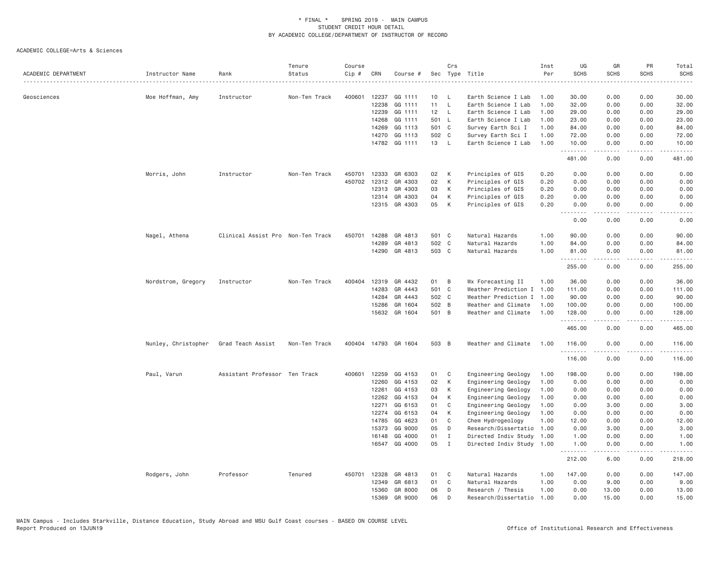\* FINAL \* SPRING 2019 - MAIN CAMPUS
STUDENT CREDIT HOUR DETAIL
BY ACADEMIC COLLEGE/DEPARTMENT OF INSTRUCTOR OF RECORD

ACADEMIC COLLEGE=Arts & Sciences

| ACADEMIC DEPARTMENT | Instructor Name | Rank | Tenure Status | Course Cip # | CRN | Course # | Sec | Crs Type | Title | Inst Per | UG SCHS | GR SCHS | PR SCHS | Total SCHS |
|---|---|---|---|---|---|---|---|---|---|---|---|---|---|---|
| Geosciences | Moe Hoffman, Amy | Instructor | Non-Ten Track | 400601 | 12237 | GG 1111 | 10 | L | Earth Science I Lab | 1.00 | 30.00 | 0.00 | 0.00 | 30.00 |
| | | | | | 12238 | GG 1111 | 11 | L | Earth Science I Lab | 1.00 | 32.00 | 0.00 | 0.00 | 32.00 |
| | | | | | 12239 | GG 1111 | 12 | L | Earth Science I Lab | 1.00 | 29.00 | 0.00 | 0.00 | 29.00 |
| | | | | | 14268 | GG 1111 | 501 | L | Earth Science I Lab | 1.00 | 23.00 | 0.00 | 0.00 | 23.00 |
| | | | | | 14269 | GG 1113 | 501 | C | Survey Earth Sci I | 1.00 | 84.00 | 0.00 | 0.00 | 84.00 |
| | | | | | 14270 | GG 1113 | 502 | C | Survey Earth Sci I | 1.00 | 72.00 | 0.00 | 0.00 | 72.00 |
| | | | | | 14782 | GG 1111 | 13 | L | Earth Science I Lab | 1.00 | 10.00 | 0.00 | 0.00 | 10.00 |
| | | | | | | | | | | | 481.00 | 0.00 | 0.00 | 481.00 |
| | Morris, John | Instructor | Non-Ten Track | 450701 | 12333 | GR 6303 | 02 | K | Principles of GIS | 0.20 | 0.00 | 0.00 | 0.00 | 0.00 |
| | | | | 450702 | 12312 | GR 4303 | 02 | K | Principles of GIS | 0.20 | 0.00 | 0.00 | 0.00 | 0.00 |
| | | | | | 12313 | GR 4303 | 03 | K | Principles of GIS | 0.20 | 0.00 | 0.00 | 0.00 | 0.00 |
| | | | | | 12314 | GR 4303 | 04 | K | Principles of GIS | 0.20 | 0.00 | 0.00 | 0.00 | 0.00 |
| | | | | | 12315 | GR 4303 | 05 | K | Principles of GIS | 0.20 | 0.00 | 0.00 | 0.00 | 0.00 |
| | | | | | | | | | | | 0.00 | 0.00 | 0.00 | 0.00 |
| | Nagel, Athena | Clinical Assist Pro | Non-Ten Track | 450701 | 14288 | GR 4813 | 501 | C | Natural Hazards | 1.00 | 90.00 | 0.00 | 0.00 | 90.00 |
| | | | | | 14289 | GR 4813 | 502 | C | Natural Hazards | 1.00 | 84.00 | 0.00 | 0.00 | 84.00 |
| | | | | | 14290 | GR 4813 | 503 | C | Natural Hazards | 1.00 | 81.00 | 0.00 | 0.00 | 81.00 |
| | | | | | | | | | | | 255.00 | 0.00 | 0.00 | 255.00 |
| | Nordstrom, Gregory | Instructor | Non-Ten Track | 400404 | 12319 | GR 4432 | 01 | B | Wx Forecasting II | 1.00 | 36.00 | 0.00 | 0.00 | 36.00 |
| | | | | | 14283 | GR 4443 | 501 | C | Weather Prediction I | 1.00 | 111.00 | 0.00 | 0.00 | 111.00 |
| | | | | | 14284 | GR 4443 | 502 | C | Weather Prediction I | 1.00 | 90.00 | 0.00 | 0.00 | 90.00 |
| | | | | | 15286 | GR 1604 | 502 | B | Weather and Climate | 1.00 | 100.00 | 0.00 | 0.00 | 100.00 |
| | | | | | 15632 | GR 1604 | 501 | B | Weather and Climate | 1.00 | 128.00 | 0.00 | 0.00 | 128.00 |
| | | | | | | | | | | | 465.00 | 0.00 | 0.00 | 465.00 |
| | Nunley, Christopher | Grad Teach Assist | Non-Ten Track | 400404 | 14793 | GR 1604 | 503 | B | Weather and Climate | 1.00 | 116.00 | 0.00 | 0.00 | 116.00 |
| | | | | | | | | | | | 116.00 | 0.00 | 0.00 | 116.00 |
| | Paul, Varun | Assistant Professor | Ten Track | 400601 | 12259 | GG 4153 | 01 | C | Engineering Geology | 1.00 | 198.00 | 0.00 | 0.00 | 198.00 |
| | | | | | 12260 | GG 4153 | 02 | K | Engineering Geology | 1.00 | 0.00 | 0.00 | 0.00 | 0.00 |
| | | | | | 12261 | GG 4153 | 03 | K | Engineering Geology | 1.00 | 0.00 | 0.00 | 0.00 | 0.00 |
| | | | | | 12262 | GG 4153 | 04 | K | Engineering Geology | 1.00 | 0.00 | 0.00 | 0.00 | 0.00 |
| | | | | | 12271 | GG 6153 | 01 | C | Engineering Geology | 1.00 | 0.00 | 3.00 | 0.00 | 3.00 |
| | | | | | 12274 | GG 6153 | 04 | K | Engineering Geology | 1.00 | 0.00 | 0.00 | 0.00 | 0.00 |
| | | | | | 14785 | GG 4623 | 01 | C | Chem Hydrogeology | 1.00 | 12.00 | 0.00 | 0.00 | 12.00 |
| | | | | | 15373 | GG 9000 | 05 | D | Research/Dissertatio | 1.00 | 0.00 | 3.00 | 0.00 | 3.00 |
| | | | | | 16148 | GG 4000 | 01 | I | Directed Indiv Study | 1.00 | 1.00 | 0.00 | 0.00 | 1.00 |
| | | | | | 16547 | GG 4000 | 05 | I | Directed Indiv Study | 1.00 | 1.00 | 0.00 | 0.00 | 1.00 |
| | | | | | | | | | | | 212.00 | 6.00 | 0.00 | 218.00 |
| | Rodgers, John | Professor | Tenured | 450701 | 12328 | GR 4813 | 01 | C | Natural Hazards | 1.00 | 147.00 | 0.00 | 0.00 | 147.00 |
| | | | | | 12349 | GR 6813 | 01 | C | Natural Hazards | 1.00 | 0.00 | 9.00 | 0.00 | 9.00 |
| | | | | | 15360 | GR 8000 | 06 | D | Research / Thesis | 1.00 | 0.00 | 13.00 | 0.00 | 13.00 |
| | | | | | 15369 | GR 9000 | 06 | D | Research/Dissertatio | 1.00 | 0.00 | 15.00 | 0.00 | 15.00 |

MAIN Campus - Includes Starkville, Distance Education, Study Abroad and MSU Gulf Coast courses - BASED ON COURSE LEVEL
Report Produced on 13JUN19 Office of Institutional Research and Effectiveness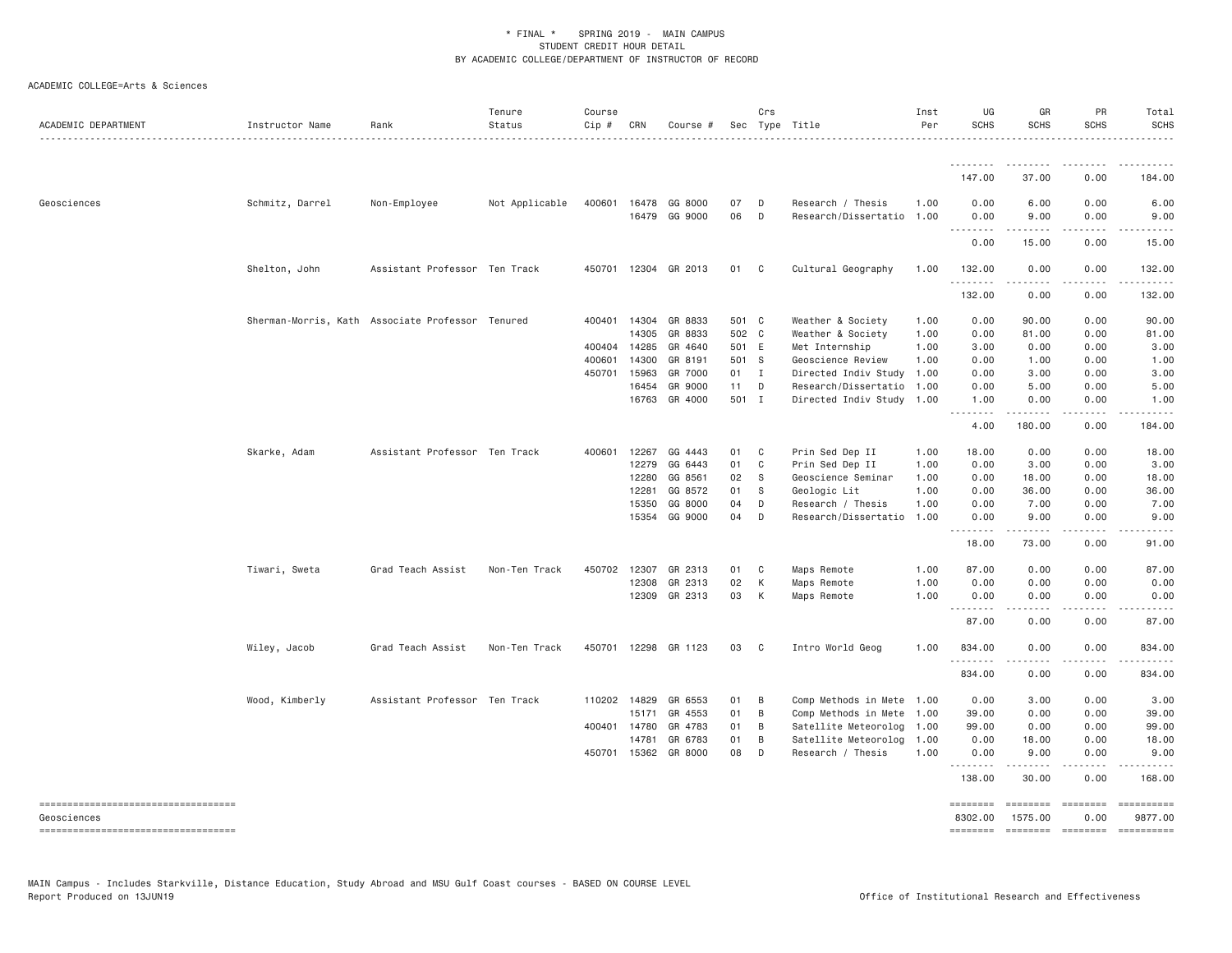ACADEMIC COLLEGE=Arts & Sciences

| ACADEMIC DEPARTMENT | Instructor Name | Rank | Tenure Status | Course Cip # | CRN | Course # | Sec | Crs Type | Title | Inst Per | UG SCHS | GR SCHS | PR SCHS | Total SCHS |
|---|---|---|---|---|---|---|---|---|---|---|---|---|---|---|
| | | | | | | | | | | | 147.00 | 37.00 | 0.00 | 184.00 |
| Geosciences | Schmitz, Darrel | Non-Employee | Not Applicable | 400601 | 16478 | GG 8000 | 07 | D | Research / Thesis | 1.00 | 0.00 | 6.00 | 0.00 | 6.00 |
| | | | | | 16479 | GG 9000 | 06 | D | Research/Dissertatio | 1.00 | 0.00 | 9.00 | 0.00 | 9.00 |
| | | | | | | | | | | | 0.00 | 15.00 | 0.00 | 15.00 |
| | Shelton, John | Assistant Professor | Ten Track | 450701 | 12304 | GR 2013 | 01 | C | Cultural Geography | 1.00 | 132.00 | 0.00 | 0.00 | 132.00 |
| | | | | | | | | | | | 132.00 | 0.00 | 0.00 | 132.00 |
| | Sherman-Morris, Kath | Associate Professor | Tenured | 400401 | 14304 | GR 8833 | 501 | C | Weather & Society | 1.00 | 0.00 | 90.00 | 0.00 | 90.00 |
| | | | | | 14305 | GR 8833 | 502 | C | Weather & Society | 1.00 | 0.00 | 81.00 | 0.00 | 81.00 |
| | | | | 400404 | 14285 | GR 4640 | 501 | E | Met Internship | 1.00 | 3.00 | 0.00 | 0.00 | 3.00 |
| | | | | 400601 | 14300 | GR 8191 | 501 | S | Geoscience Review | 1.00 | 0.00 | 1.00 | 0.00 | 1.00 |
| | | | | 450701 | 15963 | GR 7000 | 01 | I | Directed Indiv Study | 1.00 | 0.00 | 3.00 | 0.00 | 3.00 |
| | | | | | 16454 | GR 9000 | 11 | D | Research/Dissertatio | 1.00 | 0.00 | 5.00 | 0.00 | 5.00 |
| | | | | | 16763 | GR 4000 | 501 | I | Directed Indiv Study | 1.00 | 1.00 | 0.00 | 0.00 | 1.00 |
| | | | | | | | | | | | 4.00 | 180.00 | 0.00 | 184.00 |
| | Skarke, Adam | Assistant Professor | Ten Track | 400601 | 12267 | GG 4443 | 01 | C | Prin Sed Dep II | 1.00 | 18.00 | 0.00 | 0.00 | 18.00 |
| | | | | | 12279 | GG 6443 | 01 | C | Prin Sed Dep II | 1.00 | 0.00 | 3.00 | 0.00 | 3.00 |
| | | | | | 12280 | GG 8561 | 02 | S | Geoscience Seminar | 1.00 | 0.00 | 18.00 | 0.00 | 18.00 |
| | | | | | 12281 | GG 8572 | 01 | S | Geologic Lit | 1.00 | 0.00 | 36.00 | 0.00 | 36.00 |
| | | | | | 15350 | GG 8000 | 04 | D | Research / Thesis | 1.00 | 0.00 | 7.00 | 0.00 | 7.00 |
| | | | | | 15354 | GG 9000 | 04 | D | Research/Dissertatio | 1.00 | 0.00 | 9.00 | 0.00 | 9.00 |
| | | | | | | | | | | | 18.00 | 73.00 | 0.00 | 91.00 |
| | Tiwari, Sweta | Grad Teach Assist | Non-Ten Track | 450702 | 12307 | GR 2313 | 01 | C | Maps Remote | 1.00 | 87.00 | 0.00 | 0.00 | 87.00 |
| | | | | | 12308 | GR 2313 | 02 | K | Maps Remote | 1.00 | 0.00 | 0.00 | 0.00 | 0.00 |
| | | | | | 12309 | GR 2313 | 03 | K | Maps Remote | 1.00 | 0.00 | 0.00 | 0.00 | 0.00 |
| | | | | | | | | | | | 87.00 | 0.00 | 0.00 | 87.00 |
| | Wiley, Jacob | Grad Teach Assist | Non-Ten Track | 450701 | 12298 | GR 1123 | 03 | C | Intro World Geog | 1.00 | 834.00 | 0.00 | 0.00 | 834.00 |
| | | | | | | | | | | | 834.00 | 0.00 | 0.00 | 834.00 |
| | Wood, Kimberly | Assistant Professor | Ten Track | 110202 | 14829 | GR 6553 | 01 | B | Comp Methods in Mete | 1.00 | 0.00 | 3.00 | 0.00 | 3.00 |
| | | | | | 15171 | GR 4553 | 01 | B | Comp Methods in Mete | 1.00 | 39.00 | 0.00 | 0.00 | 39.00 |
| | | | | 400401 | 14780 | GR 4783 | 01 | B | Satellite Meteorolog | 1.00 | 99.00 | 0.00 | 0.00 | 99.00 |
| | | | | | 14781 | GR 6783 | 01 | B | Satellite Meteorolog | 1.00 | 0.00 | 18.00 | 0.00 | 18.00 |
| | | | | 450701 | 15362 | GR 8000 | 08 | D | Research / Thesis | 1.00 | 0.00 | 9.00 | 0.00 | 9.00 |
| | | | | | | | | | | | 138.00 | 30.00 | 0.00 | 168.00 |
| Geosciences | | | | | | | | | | | 8302.00 | 1575.00 | 0.00 | 9877.00 |

MAIN Campus - Includes Starkville, Distance Education, Study Abroad and MSU Gulf Coast courses - BASED ON COURSE LEVEL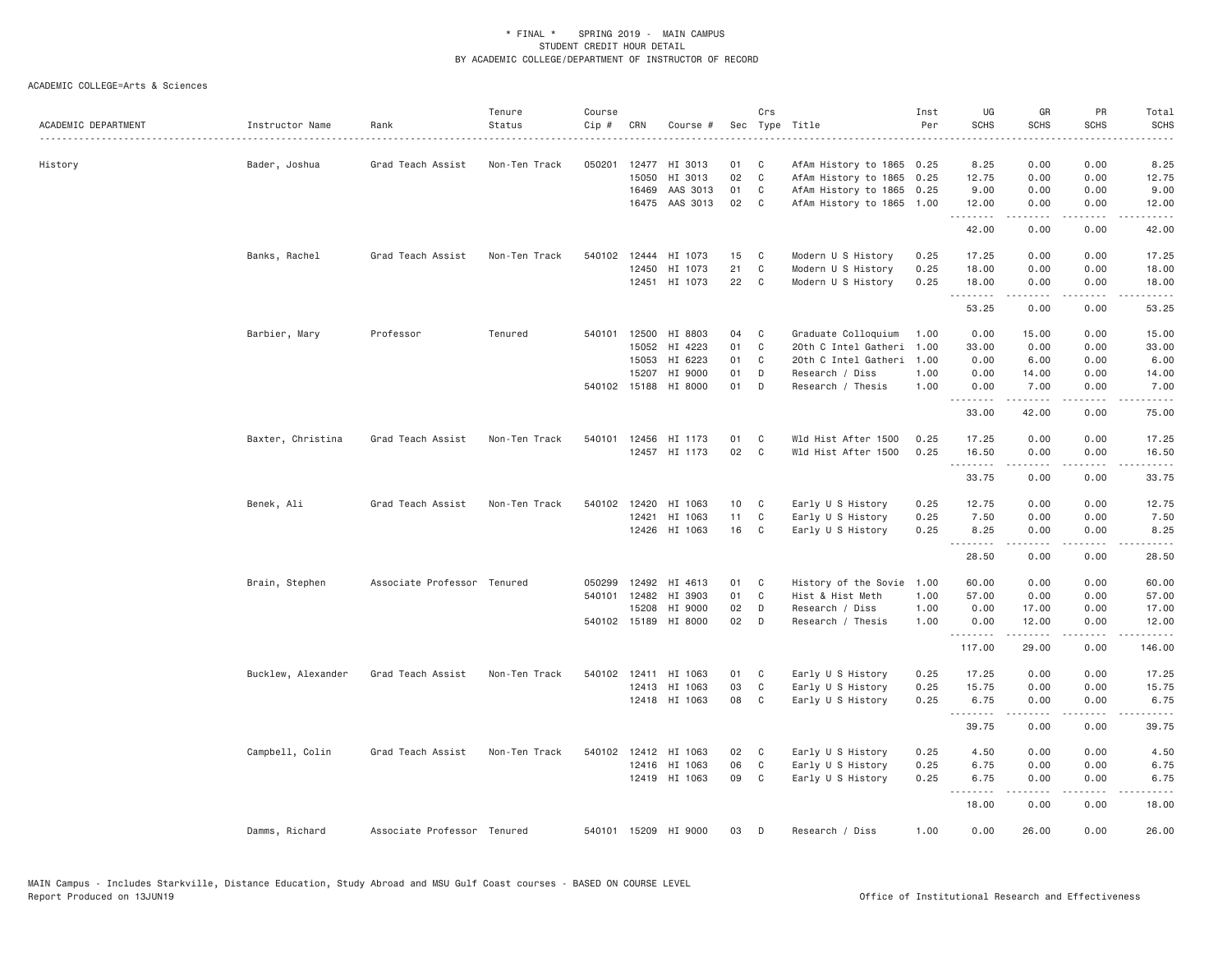# * FINAL * SPRING 2019 - MAIN CAMPUS
## STUDENT CREDIT HOUR DETAIL
## BY ACADEMIC COLLEGE/DEPARTMENT OF INSTRUCTOR OF RECORD

ACADEMIC COLLEGE=Arts & Sciences

| ACADEMIC DEPARTMENT | Instructor Name | Rank | Tenure Status | Course Cip # | CRN | Course # | Sec | Crs Type | Title | Inst Per | UG SCHS | GR SCHS | PR SCHS | Total SCHS |
|---|---|---|---|---|---|---|---|---|---|---|---|---|---|---|
| History | Bader, Joshua | Grad Teach Assist | Non-Ten Track | 050201 | 12477 | HI 3013 | 01 | C | AfAm History to 1865 | 0.25 | 8.25 | 0.00 | 0.00 | 8.25 |
| | | | | | 15050 | HI 3013 | 02 | C | AfAm History to 1865 | 0.25 | 12.75 | 0.00 | 0.00 | 12.75 |
| | | | | | 16469 | AAS 3013 | 01 | C | AfAm History to 1865 | 0.25 | 9.00 | 0.00 | 0.00 | 9.00 |
| | | | | | 16475 | AAS 3013 | 02 | C | AfAm History to 1865 | 1.00 | 12.00 | 0.00 | 0.00 | 12.00 |
| | | | | | | | | | | | 42.00 | 0.00 | 0.00 | 42.00 |
| | Banks, Rachel | Grad Teach Assist | Non-Ten Track | 540102 | 12444 | HI 1073 | 15 | C | Modern U S History | 0.25 | 17.25 | 0.00 | 0.00 | 17.25 |
| | | | | | 12450 | HI 1073 | 21 | C | Modern U S History | 0.25 | 18.00 | 0.00 | 0.00 | 18.00 |
| | | | | | 12451 | HI 1073 | 22 | C | Modern U S History | 0.25 | 18.00 | 0.00 | 0.00 | 18.00 |
| | | | | | | | | | | | 53.25 | 0.00 | 0.00 | 53.25 |
| | Barbier, Mary | Professor | Tenured | 540101 | 12500 | HI 8803 | 04 | C | Graduate Colloquium | 1.00 | 0.00 | 15.00 | 0.00 | 15.00 |
| | | | | | 15052 | HI 4223 | 01 | C | 20th C Intel Gatheri | 1.00 | 33.00 | 0.00 | 0.00 | 33.00 |
| | | | | | 15053 | HI 6223 | 01 | C | 20th C Intel Gatheri | 1.00 | 0.00 | 6.00 | 0.00 | 6.00 |
| | | | | | 15207 | HI 9000 | 01 | D | Research / Diss | 1.00 | 0.00 | 14.00 | 0.00 | 14.00 |
| | | | | 540102 | 15188 | HI 8000 | 01 | D | Research / Thesis | 1.00 | 0.00 | 7.00 | 0.00 | 7.00 |
| | | | | | | | | | | | 33.00 | 42.00 | 0.00 | 75.00 |
| | Baxter, Christina | Grad Teach Assist | Non-Ten Track | 540101 | 12456 | HI 1173 | 01 | C | Wld Hist After 1500 | 0.25 | 17.25 | 0.00 | 0.00 | 17.25 |
| | | | | | 12457 | HI 1173 | 02 | C | Wld Hist After 1500 | 0.25 | 16.50 | 0.00 | 0.00 | 16.50 |
| | | | | | | | | | | | 33.75 | 0.00 | 0.00 | 33.75 |
| | Benek, Ali | Grad Teach Assist | Non-Ten Track | 540102 | 12420 | HI 1063 | 10 | C | Early U S History | 0.25 | 12.75 | 0.00 | 0.00 | 12.75 |
| | | | | | 12421 | HI 1063 | 11 | C | Early U S History | 0.25 | 7.50 | 0.00 | 0.00 | 7.50 |
| | | | | | 12426 | HI 1063 | 16 | C | Early U S History | 0.25 | 8.25 | 0.00 | 0.00 | 8.25 |
| | | | | | | | | | | | 28.50 | 0.00 | 0.00 | 28.50 |
| | Brain, Stephen | Associate Professor | Tenured | 050299 | 12492 | HI 4613 | 01 | C | History of the Sovie | 1.00 | 60.00 | 0.00 | 0.00 | 60.00 |
| | | | | 540101 | 12482 | HI 3903 | 01 | C | Hist & Hist Meth | 1.00 | 57.00 | 0.00 | 0.00 | 57.00 |
| | | | | | 15208 | HI 9000 | 02 | D | Research / Diss | 1.00 | 0.00 | 17.00 | 0.00 | 17.00 |
| | | | | 540102 | 15189 | HI 8000 | 02 | D | Research / Thesis | 1.00 | 0.00 | 12.00 | 0.00 | 12.00 |
| | | | | | | | | | | | 117.00 | 29.00 | 0.00 | 146.00 |
| | Bucklew, Alexander | Grad Teach Assist | Non-Ten Track | 540102 | 12411 | HI 1063 | 01 | C | Early U S History | 0.25 | 17.25 | 0.00 | 0.00 | 17.25 |
| | | | | | 12413 | HI 1063 | 03 | C | Early U S History | 0.25 | 15.75 | 0.00 | 0.00 | 15.75 |
| | | | | | 12418 | HI 1063 | 08 | C | Early U S History | 0.25 | 6.75 | 0.00 | 0.00 | 6.75 |
| | | | | | | | | | | | 39.75 | 0.00 | 0.00 | 39.75 |
| | Campbell, Colin | Grad Teach Assist | Non-Ten Track | 540102 | 12412 | HI 1063 | 02 | C | Early U S History | 0.25 | 4.50 | 0.00 | 0.00 | 4.50 |
| | | | | | 12416 | HI 1063 | 06 | C | Early U S History | 0.25 | 6.75 | 0.00 | 0.00 | 6.75 |
| | | | | | 12419 | HI 1063 | 09 | C | Early U S History | 0.25 | 6.75 | 0.00 | 0.00 | 6.75 |
| | | | | | | | | | | | 18.00 | 0.00 | 0.00 | 18.00 |
| | Damms, Richard | Associate Professor | Tenured | 540101 | 15209 | HI 9000 | 03 | D | Research / Diss | 1.00 | 0.00 | 26.00 | 0.00 | 26.00 |

MAIN Campus - Includes Starkville, Distance Education, Study Abroad and MSU Gulf Coast courses - BASED ON COURSE LEVEL
Report Produced on 13JUN19 — Office of Institutional Research and Effectiveness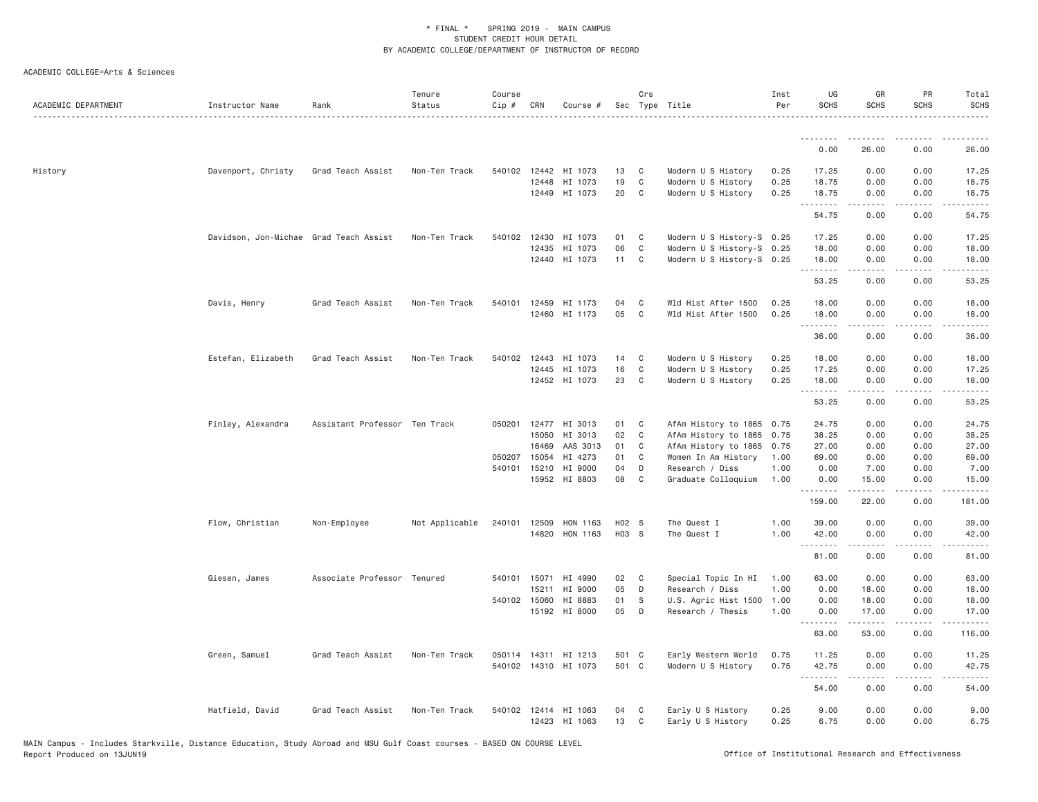ACADEMIC COLLEGE=Arts & Sciences

| ACADEMIC DEPARTMENT | Instructor Name | Rank | Tenure Status | Course Cip # | CRN | Course # | Sec | Crs Type | Title | Inst Per | UG SCHS | GR SCHS | PR SCHS | Total SCHS |
|---|---|---|---|---|---|---|---|---|---|---|---|---|---|---|
| | | | | | | | | | | | 0.00 | 26.00 | 0.00 | 26.00 |
| History | Davenport, Christy | Grad Teach Assist | Non-Ten Track | 540102 | 12442 | HI 1073 | 13 | C | Modern U S History | 0.25 | 17.25 | 0.00 | 0.00 | 17.25 |
| | | | | | 12448 | HI 1073 | 19 | C | Modern U S History | 0.25 | 18.75 | 0.00 | 0.00 | 18.75 |
| | | | | | 12449 | HI 1073 | 20 | C | Modern U S History | 0.25 | 18.75 | 0.00 | 0.00 | 18.75 |
| | | | | | | | | | | | 54.75 | 0.00 | 0.00 | 54.75 |
| | Davidson, Jon-Michae | Grad Teach Assist | Non-Ten Track | 540102 | 12430 | HI 1073 | 01 | C | Modern U S History-S | 0.25 | 17.25 | 0.00 | 0.00 | 17.25 |
| | | | | | 12435 | HI 1073 | 06 | C | Modern U S History-S | 0.25 | 18.00 | 0.00 | 0.00 | 18.00 |
| | | | | | 12440 | HI 1073 | 11 | C | Modern U S History-S | 0.25 | 18.00 | 0.00 | 0.00 | 18.00 |
| | | | | | | | | | | | 53.25 | 0.00 | 0.00 | 53.25 |
| | Davis, Henry | Grad Teach Assist | Non-Ten Track | 540101 | 12459 | HI 1173 | 04 | C | Wld Hist After 1500 | 0.25 | 18.00 | 0.00 | 0.00 | 18.00 |
| | | | | | 12460 | HI 1173 | 05 | C | Wld Hist After 1500 | 0.25 | 18.00 | 0.00 | 0.00 | 18.00 |
| | | | | | | | | | | | 36.00 | 0.00 | 0.00 | 36.00 |
| | Estefan, Elizabeth | Grad Teach Assist | Non-Ten Track | 540102 | 12443 | HI 1073 | 14 | C | Modern U S History | 0.25 | 18.00 | 0.00 | 0.00 | 18.00 |
| | | | | | 12445 | HI 1073 | 16 | C | Modern U S History | 0.25 | 17.25 | 0.00 | 0.00 | 17.25 |
| | | | | | 12452 | HI 1073 | 23 | C | Modern U S History | 0.25 | 18.00 | 0.00 | 0.00 | 18.00 |
| | | | | | | | | | | | 53.25 | 0.00 | 0.00 | 53.25 |
| | Finley, Alexandra | Assistant Professor | Ten Track | 050201 | 12477 | HI 3013 | 01 | C | AfAm History to 1865 | 0.75 | 24.75 | 0.00 | 0.00 | 24.75 |
| | | | | | 15050 | HI 3013 | 02 | C | AfAm History to 1865 | 0.75 | 38.25 | 0.00 | 0.00 | 38.25 |
| | | | | | 16469 | AAS 3013 | 01 | C | AfAm History to 1865 | 0.75 | 27.00 | 0.00 | 0.00 | 27.00 |
| | | | | 050207 | 15054 | HI 4273 | 01 | C | Women In Am History | 1.00 | 69.00 | 0.00 | 0.00 | 69.00 |
| | | | | 540101 | 15210 | HI 9000 | 04 | D | Research / Diss | 1.00 | 0.00 | 7.00 | 0.00 | 7.00 |
| | | | | | 15952 | HI 8803 | 08 | C | Graduate Colloquium | 1.00 | 0.00 | 15.00 | 0.00 | 15.00 |
| | | | | | | | | | | | 159.00 | 22.00 | 0.00 | 181.00 |
| | Flow, Christian | Non-Employee | Not Applicable | 240101 | 12509 | HON 1163 | H02 | S | The Quest I | 1.00 | 39.00 | 0.00 | 0.00 | 39.00 |
| | | | | | 14820 | HON 1163 | H03 | S | The Quest I | 1.00 | 42.00 | 0.00 | 0.00 | 42.00 |
| | | | | | | | | | | | 81.00 | 0.00 | 0.00 | 81.00 |
| | Giesen, James | Associate Professor | Tenured | 540101 | 15071 | HI 4990 | 02 | C | Special Topic In HI | 1.00 | 63.00 | 0.00 | 0.00 | 63.00 |
| | | | | | 15211 | HI 9000 | 05 | D | Research / Diss | 1.00 | 0.00 | 18.00 | 0.00 | 18.00 |
| | | | | 540102 | 15060 | HI 8883 | 01 | S | U.S. Agric Hist 1500 | 1.00 | 0.00 | 18.00 | 0.00 | 18.00 |
| | | | | | 15192 | HI 8000 | 05 | D | Research / Thesis | 1.00 | 0.00 | 17.00 | 0.00 | 17.00 |
| | | | | | | | | | | | 63.00 | 53.00 | 0.00 | 116.00 |
| | Green, Samuel | Grad Teach Assist | Non-Ten Track | 050114 | 14311 | HI 1213 | 501 | C | Early Western World | 0.75 | 11.25 | 0.00 | 0.00 | 11.25 |
| | | | | 540102 | 14310 | HI 1073 | 501 | C | Modern U S History | 0.75 | 42.75 | 0.00 | 0.00 | 42.75 |
| | | | | | | | | | | | 54.00 | 0.00 | 0.00 | 54.00 |
| | Hatfield, David | Grad Teach Assist | Non-Ten Track | 540102 | 12414 | HI 1063 | 04 | C | Early U S History | 0.25 | 9.00 | 0.00 | 0.00 | 9.00 |
| | | | | | 12423 | HI 1063 | 13 | C | Early U S History | 0.25 | 6.75 | 0.00 | 0.00 | 6.75 |

MAIN Campus - Includes Starkville, Distance Education, Study Abroad and MSU Gulf Coast courses - BASED ON COURSE LEVEL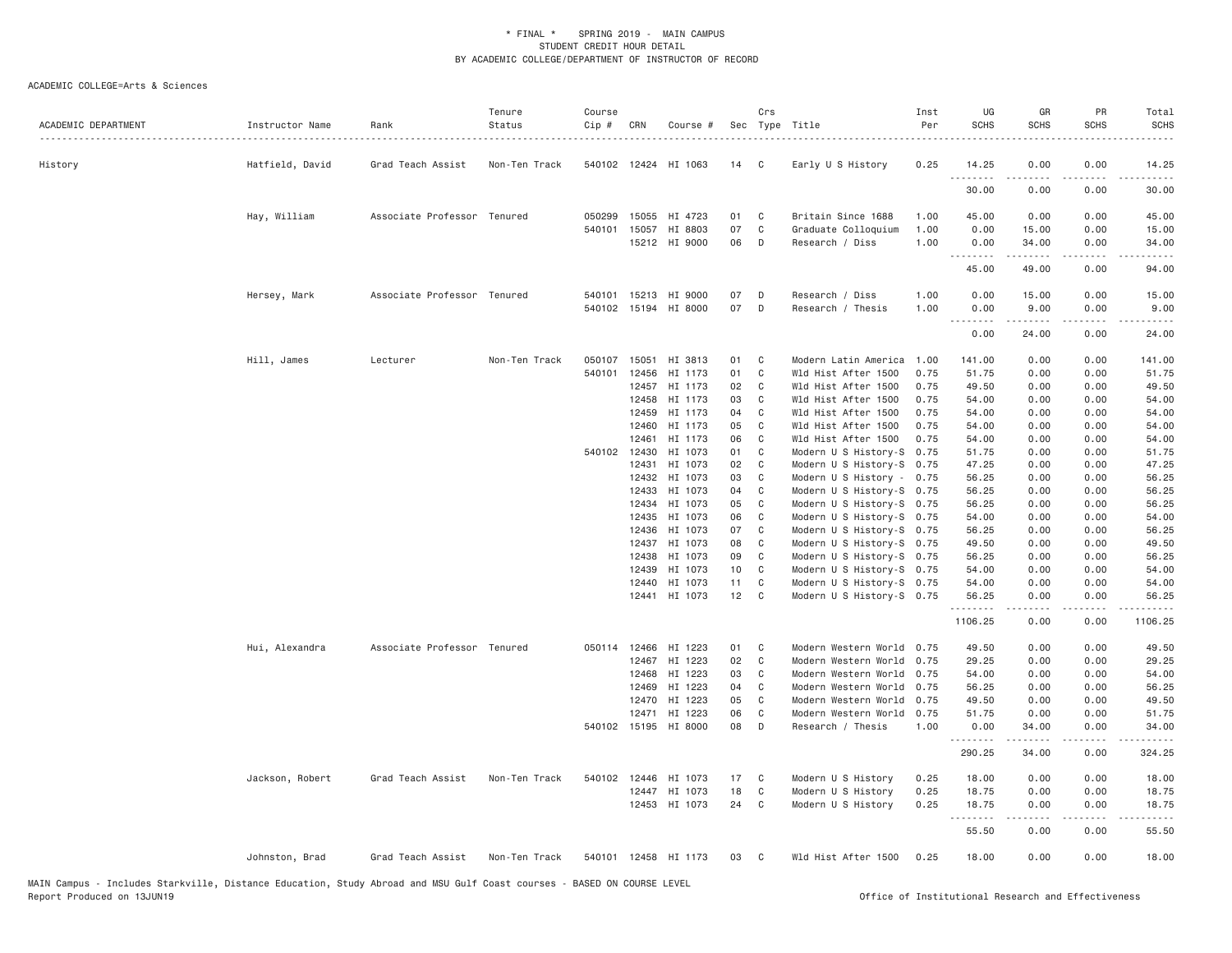\* FINAL \* SPRING 2019 - MAIN CAMPUS
STUDENT CREDIT HOUR DETAIL
BY ACADEMIC COLLEGE/DEPARTMENT OF INSTRUCTOR OF RECORD

ACADEMIC COLLEGE=Arts & Sciences

| ACADEMIC DEPARTMENT | Instructor Name | Rank | Tenure Status | Course Cip # | CRN | Course # | Sec | Crs Type | Title | Inst Per | UG SCHS | GR SCHS | PR SCHS | Total SCHS |
|---|---|---|---|---|---|---|---|---|---|---|---|---|---|---|
| History | Hatfield, David | Grad Teach Assist | Non-Ten Track | 540102 | 12424 | HI 1063 | 14 | C | Early U S History | 0.25 | 14.25 | 0.00 | 0.00 | 14.25 |
| | | | | | | | | | | | 30.00 | 0.00 | 0.00 | 30.00 |
| | Hay, William | Associate Professor | Tenured | 050299 | 15055 | HI 4723 | 01 | C | Britain Since 1688 | 1.00 | 45.00 | 0.00 | 0.00 | 45.00 |
| | | | | 540101 | 15057 | HI 8803 | 07 | C | Graduate Colloquium | 1.00 | 0.00 | 15.00 | 0.00 | 15.00 |
| | | | | | 15212 | HI 9000 | 06 | D | Research / Diss | 1.00 | 0.00 | 34.00 | 0.00 | 34.00 |
| | | | | | | | | | | | 45.00 | 49.00 | 0.00 | 94.00 |
| | Hersey, Mark | Associate Professor | Tenured | 540101 | 15213 | HI 9000 | 07 | D | Research / Diss | 1.00 | 0.00 | 15.00 | 0.00 | 15.00 |
| | | | | 540102 | 15194 | HI 8000 | 07 | D | Research / Thesis | 1.00 | 0.00 | 9.00 | 0.00 | 9.00 |
| | | | | | | | | | | | 0.00 | 24.00 | 0.00 | 24.00 |
| | Hill, James | Lecturer | Non-Ten Track | 050107 | 15051 | HI 3813 | 01 | C | Modern Latin America | 1.00 | 141.00 | 0.00 | 0.00 | 141.00 |
| | | | | 540101 | 12456 | HI 1173 | 01 | C | Wld Hist After 1500 | 0.75 | 51.75 | 0.00 | 0.00 | 51.75 |
| | | | | | 12457 | HI 1173 | 02 | C | Wld Hist After 1500 | 0.75 | 49.50 | 0.00 | 0.00 | 49.50 |
| | | | | | 12458 | HI 1173 | 03 | C | Wld Hist After 1500 | 0.75 | 54.00 | 0.00 | 0.00 | 54.00 |
| | | | | | 12459 | HI 1173 | 04 | C | Wld Hist After 1500 | 0.75 | 54.00 | 0.00 | 0.00 | 54.00 |
| | | | | | 12460 | HI 1173 | 05 | C | Wld Hist After 1500 | 0.75 | 54.00 | 0.00 | 0.00 | 54.00 |
| | | | | | 12461 | HI 1173 | 06 | C | Wld Hist After 1500 | 0.75 | 54.00 | 0.00 | 0.00 | 54.00 |
| | | | | 540102 | 12430 | HI 1073 | 01 | C | Modern U S History-S | 0.75 | 51.75 | 0.00 | 0.00 | 51.75 |
| | | | | | 12431 | HI 1073 | 02 | C | Modern U S History-S | 0.75 | 47.25 | 0.00 | 0.00 | 47.25 |
| | | | | | 12432 | HI 1073 | 03 | C | Modern U S History - | 0.75 | 56.25 | 0.00 | 0.00 | 56.25 |
| | | | | | 12433 | HI 1073 | 04 | C | Modern U S History-S | 0.75 | 56.25 | 0.00 | 0.00 | 56.25 |
| | | | | | 12434 | HI 1073 | 05 | C | Modern U S History-S | 0.75 | 56.25 | 0.00 | 0.00 | 56.25 |
| | | | | | 12435 | HI 1073 | 06 | C | Modern U S History-S | 0.75 | 54.00 | 0.00 | 0.00 | 54.00 |
| | | | | | 12436 | HI 1073 | 07 | C | Modern U S History-S | 0.75 | 56.25 | 0.00 | 0.00 | 56.25 |
| | | | | | 12437 | HI 1073 | 08 | C | Modern U S History-S | 0.75 | 49.50 | 0.00 | 0.00 | 49.50 |
| | | | | | 12438 | HI 1073 | 09 | C | Modern U S History-S | 0.75 | 56.25 | 0.00 | 0.00 | 56.25 |
| | | | | | 12439 | HI 1073 | 10 | C | Modern U S History-S | 0.75 | 54.00 | 0.00 | 0.00 | 54.00 |
| | | | | | 12440 | HI 1073 | 11 | C | Modern U S History-S | 0.75 | 54.00 | 0.00 | 0.00 | 54.00 |
| | | | | | 12441 | HI 1073 | 12 | C | Modern U S History-S | 0.75 | 56.25 | 0.00 | 0.00 | 56.25 |
| | | | | | | | | | | | 1106.25 | 0.00 | 0.00 | 1106.25 |
| | Hui, Alexandra | Associate Professor | Tenured | 050114 | 12466 | HI 1223 | 01 | C | Modern Western World | 0.75 | 49.50 | 0.00 | 0.00 | 49.50 |
| | | | | | 12467 | HI 1223 | 02 | C | Modern Western World | 0.75 | 29.25 | 0.00 | 0.00 | 29.25 |
| | | | | | 12468 | HI 1223 | 03 | C | Modern Western World | 0.75 | 54.00 | 0.00 | 0.00 | 54.00 |
| | | | | | 12469 | HI 1223 | 04 | C | Modern Western World | 0.75 | 56.25 | 0.00 | 0.00 | 56.25 |
| | | | | | 12470 | HI 1223 | 05 | C | Modern Western World | 0.75 | 49.50 | 0.00 | 0.00 | 49.50 |
| | | | | | 12471 | HI 1223 | 06 | C | Modern Western World | 0.75 | 51.75 | 0.00 | 0.00 | 51.75 |
| | | | | 540102 | 15195 | HI 8000 | 08 | D | Research / Thesis | 1.00 | 0.00 | 34.00 | 0.00 | 34.00 |
| | | | | | | | | | | | 290.25 | 34.00 | 0.00 | 324.25 |
| | Jackson, Robert | Grad Teach Assist | Non-Ten Track | 540102 | 12446 | HI 1073 | 17 | C | Modern U S History | 0.25 | 18.00 | 0.00 | 0.00 | 18.00 |
| | | | | | 12447 | HI 1073 | 18 | C | Modern U S History | 0.25 | 18.75 | 0.00 | 0.00 | 18.75 |
| | | | | | 12453 | HI 1073 | 24 | C | Modern U S History | 0.25 | 18.75 | 0.00 | 0.00 | 18.75 |
| | | | | | | | | | | | 55.50 | 0.00 | 0.00 | 55.50 |
| | Johnston, Brad | Grad Teach Assist | Non-Ten Track | 540101 | 12458 | HI 1173 | 03 | C | Wld Hist After 1500 | 0.25 | 18.00 | 0.00 | 0.00 | 18.00 |

MAIN Campus - Includes Starkville, Distance Education, Study Abroad and MSU Gulf Coast courses - BASED ON COURSE LEVEL
Report Produced on 13JUN19 — Office of Institutional Research and Effectiveness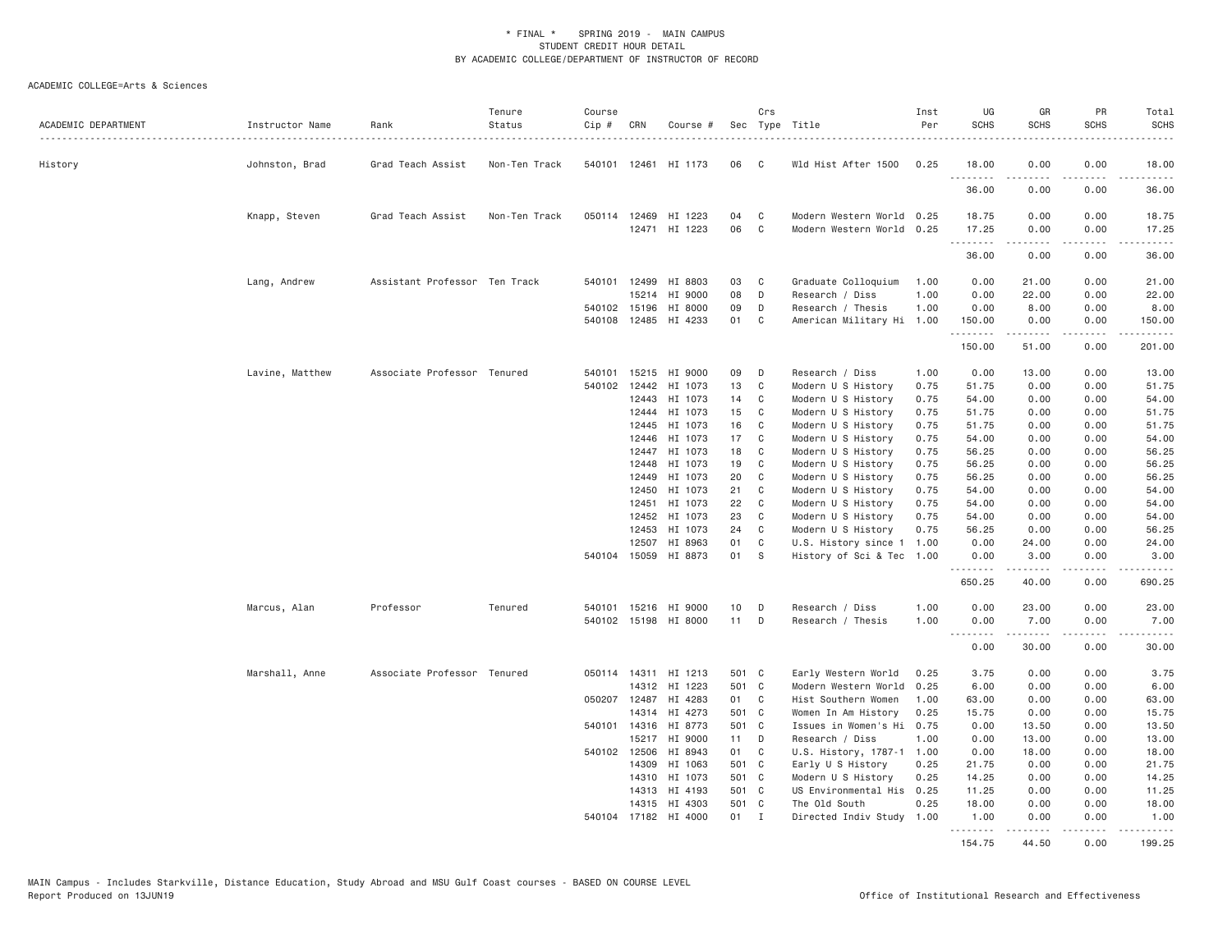\* FINAL \* SPRING 2019 - MAIN CAMPUS
STUDENT CREDIT HOUR DETAIL
BY ACADEMIC COLLEGE/DEPARTMENT OF INSTRUCTOR OF RECORD

ACADEMIC COLLEGE=Arts & Sciences

| ACADEMIC DEPARTMENT | Instructor Name | Rank | Tenure Status | Course Cip # | CRN | Course # | Sec | Crs Type | Title | Inst Per | UG SCHS | GR SCHS | PR SCHS | Total SCHS |
|---|---|---|---|---|---|---|---|---|---|---|---|---|---|---|
| History | Johnston, Brad | Grad Teach Assist | Non-Ten Track | 540101 | 12461 | HI 1173 | 06 | C | Wld Hist After 1500 | 0.25 | 18.00 | 0.00 | 0.00 | 18.00 |
| | | | | | | | | | | | 36.00 | 0.00 | 0.00 | 36.00 |
| | Knapp, Steven | Grad Teach Assist | Non-Ten Track | 050114 | 12469 | HI 1223 | 04 | C | Modern Western World | 0.25 | 18.75 | 0.00 | 0.00 | 18.75 |
| | | | | | 12471 | HI 1223 | 06 | C | Modern Western World | 0.25 | 17.25 | 0.00 | 0.00 | 17.25 |
| | | | | | | | | | | | 36.00 | 0.00 | 0.00 | 36.00 |
| | Lang, Andrew | Assistant Professor | Ten Track | 540101 | 12499 | HI 8803 | 03 | C | Graduate Colloquium | 1.00 | 0.00 | 21.00 | 0.00 | 21.00 |
| | | | | | 15214 | HI 9000 | 08 | D | Research / Diss | 1.00 | 0.00 | 22.00 | 0.00 | 22.00 |
| | | | | 540102 | 15196 | HI 8000 | 09 | D | Research / Thesis | 1.00 | 0.00 | 8.00 | 0.00 | 8.00 |
| | | | | 540108 | 12485 | HI 4233 | 01 | C | American Military Hi | 1.00 | 150.00 | 0.00 | 0.00 | 150.00 |
| | | | | | | | | | | | 150.00 | 51.00 | 0.00 | 201.00 |
| | Lavine, Matthew | Associate Professor | Tenured | 540101 | 15215 | HI 9000 | 09 | D | Research / Diss | 1.00 | 0.00 | 13.00 | 0.00 | 13.00 |
| | | | | 540102 | 12442 | HI 1073 | 13 | C | Modern U S History | 0.75 | 51.75 | 0.00 | 0.00 | 51.75 |
| | | | | | 12443 | HI 1073 | 14 | C | Modern U S History | 0.75 | 54.00 | 0.00 | 0.00 | 54.00 |
| | | | | | 12444 | HI 1073 | 15 | C | Modern U S History | 0.75 | 51.75 | 0.00 | 0.00 | 51.75 |
| | | | | | 12445 | HI 1073 | 16 | C | Modern U S History | 0.75 | 51.75 | 0.00 | 0.00 | 51.75 |
| | | | | | 12446 | HI 1073 | 17 | C | Modern U S History | 0.75 | 54.00 | 0.00 | 0.00 | 54.00 |
| | | | | | 12447 | HI 1073 | 18 | C | Modern U S History | 0.75 | 56.25 | 0.00 | 0.00 | 56.25 |
| | | | | | 12448 | HI 1073 | 19 | C | Modern U S History | 0.75 | 56.25 | 0.00 | 0.00 | 56.25 |
| | | | | | 12449 | HI 1073 | 20 | C | Modern U S History | 0.75 | 56.25 | 0.00 | 0.00 | 56.25 |
| | | | | | 12450 | HI 1073 | 21 | C | Modern U S History | 0.75 | 54.00 | 0.00 | 0.00 | 54.00 |
| | | | | | 12451 | HI 1073 | 22 | C | Modern U S History | 0.75 | 54.00 | 0.00 | 0.00 | 54.00 |
| | | | | | 12452 | HI 1073 | 23 | C | Modern U S History | 0.75 | 54.00 | 0.00 | 0.00 | 54.00 |
| | | | | | 12453 | HI 1073 | 24 | C | Modern U S History | 0.75 | 56.25 | 0.00 | 0.00 | 56.25 |
| | | | | | 12507 | HI 8963 | 01 | C | U.S. History since 1 | 1.00 | 0.00 | 24.00 | 0.00 | 24.00 |
| | | | | 540104 | 15059 | HI 8873 | 01 | S | History of Sci & Tec | 1.00 | 0.00 | 3.00 | 0.00 | 3.00 |
| | | | | | | | | | | | 650.25 | 40.00 | 0.00 | 690.25 |
| | Marcus, Alan | Professor | Tenured | 540101 | 15216 | HI 9000 | 10 | D | Research / Diss | 1.00 | 0.00 | 23.00 | 0.00 | 23.00 |
| | | | | 540102 | 15198 | HI 8000 | 11 | D | Research / Thesis | 1.00 | 0.00 | 7.00 | 0.00 | 7.00 |
| | | | | | | | | | | | 0.00 | 30.00 | 0.00 | 30.00 |
| | Marshall, Anne | Associate Professor | Tenured | 050114 | 14311 | HI 1213 | 501 | C | Early Western World | 0.25 | 3.75 | 0.00 | 0.00 | 3.75 |
| | | | | | 14312 | HI 1223 | 501 | C | Modern Western World | 0.25 | 6.00 | 0.00 | 0.00 | 6.00 |
| | | | | 050207 | 12487 | HI 4283 | 01 | C | Hist Southern Women | 1.00 | 63.00 | 0.00 | 0.00 | 63.00 |
| | | | | | 14314 | HI 4273 | 501 | C | Women In Am History | 0.25 | 15.75 | 0.00 | 0.00 | 15.75 |
| | | | | 540101 | 14316 | HI 8773 | 501 | C | Issues in Women's Hi | 0.75 | 0.00 | 13.50 | 0.00 | 13.50 |
| | | | | | 15217 | HI 9000 | 11 | D | Research / Diss | 1.00 | 0.00 | 13.00 | 0.00 | 13.00 |
| | | | | 540102 | 12506 | HI 8943 | 01 | C | U.S. History, 1787-1 | 1.00 | 0.00 | 18.00 | 0.00 | 18.00 |
| | | | | | 14309 | HI 1063 | 501 | C | Early U S History | 0.25 | 21.75 | 0.00 | 0.00 | 21.75 |
| | | | | | 14310 | HI 1073 | 501 | C | Modern U S History | 0.25 | 14.25 | 0.00 | 0.00 | 14.25 |
| | | | | | 14313 | HI 4193 | 501 | C | US Environmental His | 0.25 | 11.25 | 0.00 | 0.00 | 11.25 |
| | | | | | 14315 | HI 4303 | 501 | C | The Old South | 0.25 | 18.00 | 0.00 | 0.00 | 18.00 |
| | | | | 540104 | 17182 | HI 4000 | 01 | I | Directed Indiv Study | 1.00 | 1.00 | 0.00 | 0.00 | 1.00 |
| | | | | | | | | | | | 154.75 | 44.50 | 0.00 | 199.25 |

MAIN Campus - Includes Starkville, Distance Education, Study Abroad and MSU Gulf Coast courses - BASED ON COURSE LEVEL
Report Produced on 13JUN19

Office of Institutional Research and Effectiveness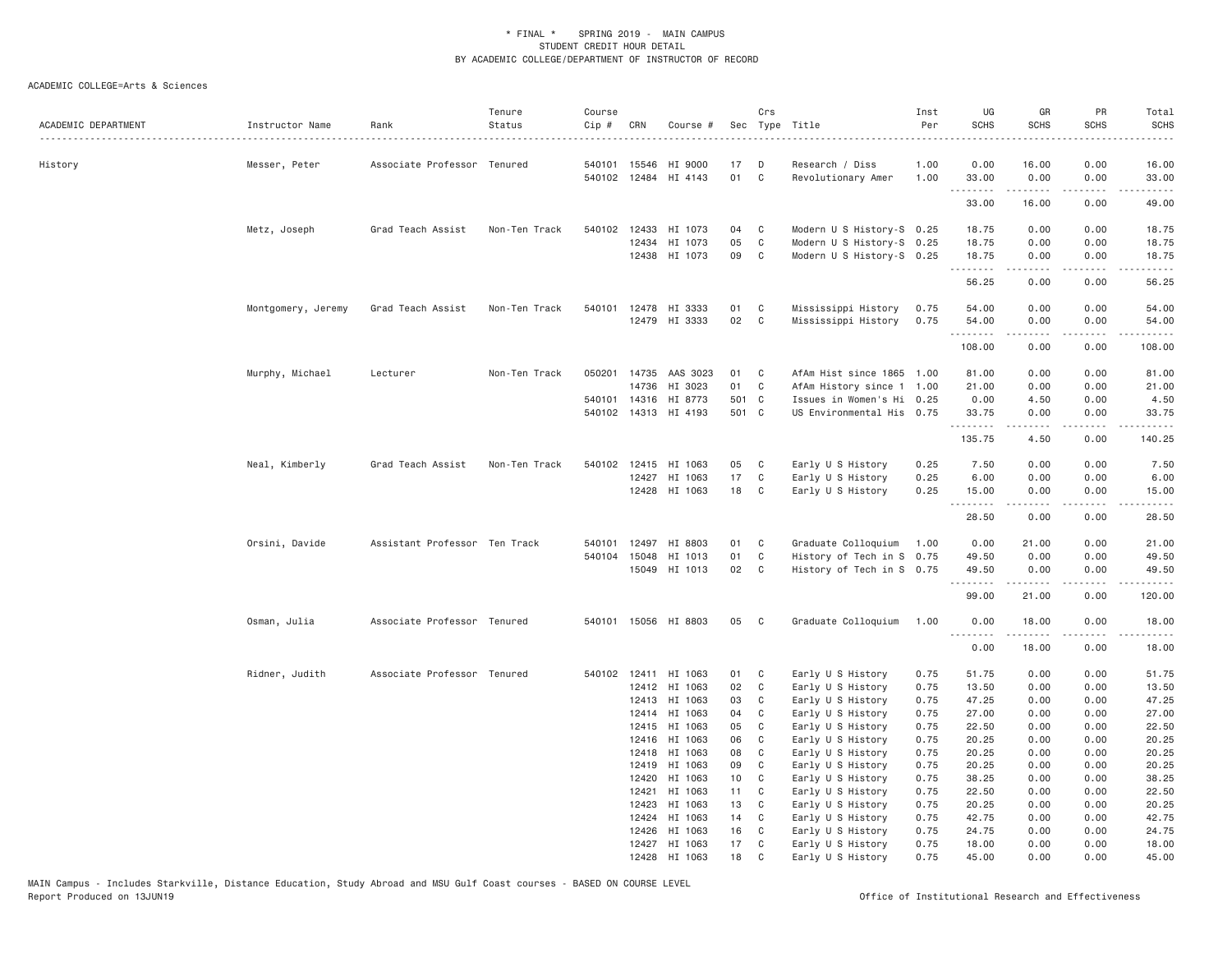\* FINAL \* SPRING 2019 - MAIN CAMPUS
STUDENT CREDIT HOUR DETAIL
BY ACADEMIC COLLEGE/DEPARTMENT OF INSTRUCTOR OF RECORD

ACADEMIC COLLEGE=Arts & Sciences

| ACADEMIC DEPARTMENT | Instructor Name | Rank | Tenure Status | Course Cip # | CRN | Course # | Sec | Crs Type | Title | Inst Per | UG SCHS | GR SCHS | PR SCHS | Total SCHS |
|---|---|---|---|---|---|---|---|---|---|---|---|---|---|---|
| History | Messer, Peter | Associate Professor | Tenured | 540101 | 15546 | HI 9000 | 17 | D | Research / Diss | 1.00 | 0.00 | 16.00 | 0.00 | 16.00 |
| | | | | 540102 | 12484 | HI 4143 | 01 | C | Revolutionary Amer | 1.00 | 33.00 | 0.00 | 0.00 | 33.00 |
| | | | | | | | | | | | 33.00 | 16.00 | 0.00 | 49.00 |
| | Metz, Joseph | Grad Teach Assist | Non-Ten Track | 540102 | 12433 | HI 1073 | 04 | C | Modern U S History-S | 0.25 | 18.75 | 0.00 | 0.00 | 18.75 |
| | | | | | 12434 | HI 1073 | 05 | C | Modern U S History-S | 0.25 | 18.75 | 0.00 | 0.00 | 18.75 |
| | | | | | 12438 | HI 1073 | 09 | C | Modern U S History-S | 0.25 | 18.75 | 0.00 | 0.00 | 18.75 |
| | | | | | | | | | | | 56.25 | 0.00 | 0.00 | 56.25 |
| | Montgomery, Jeremy | Grad Teach Assist | Non-Ten Track | 540101 | 12478 | HI 3333 | 01 | C | Mississippi History | 0.75 | 54.00 | 0.00 | 0.00 | 54.00 |
| | | | | | 12479 | HI 3333 | 02 | C | Mississippi History | 0.75 | 54.00 | 0.00 | 0.00 | 54.00 |
| | | | | | | | | | | | 108.00 | 0.00 | 0.00 | 108.00 |
| | Murphy, Michael | Lecturer | Non-Ten Track | 050201 | 14735 | AAS 3023 | 01 | C | AfAm Hist since 1865 | 1.00 | 81.00 | 0.00 | 0.00 | 81.00 |
| | | | | | 14736 | HI 3023 | 01 | C | AfAm History since 1 | 1.00 | 21.00 | 0.00 | 0.00 | 21.00 |
| | | | | 540101 | 14316 | HI 8773 | 501 | C | Issues in Women's Hi | 0.25 | 0.00 | 4.50 | 0.00 | 4.50 |
| | | | | 540102 | 14313 | HI 4193 | 501 | C | US Environmental His | 0.75 | 33.75 | 0.00 | 0.00 | 33.75 |
| | | | | | | | | | | | 135.75 | 4.50 | 0.00 | 140.25 |
| | Neal, Kimberly | Grad Teach Assist | Non-Ten Track | 540102 | 12415 | HI 1063 | 05 | C | Early U S History | 0.25 | 7.50 | 0.00 | 0.00 | 7.50 |
| | | | | | 12427 | HI 1063 | 17 | C | Early U S History | 0.25 | 6.00 | 0.00 | 0.00 | 6.00 |
| | | | | | 12428 | HI 1063 | 18 | C | Early U S History | 0.25 | 15.00 | 0.00 | 0.00 | 15.00 |
| | | | | | | | | | | | 28.50 | 0.00 | 0.00 | 28.50 |
| | Orsini, Davide | Assistant Professor | Ten Track | 540101 | 12497 | HI 8803 | 01 | C | Graduate Colloquium | 1.00 | 0.00 | 21.00 | 0.00 | 21.00 |
| | | | | 540104 | 15048 | HI 1013 | 01 | C | History of Tech in S | 0.75 | 49.50 | 0.00 | 0.00 | 49.50 |
| | | | | | 15049 | HI 1013 | 02 | C | History of Tech in S | 0.75 | 49.50 | 0.00 | 0.00 | 49.50 |
| | | | | | | | | | | | 99.00 | 21.00 | 0.00 | 120.00 |
| | Osman, Julia | Associate Professor | Tenured | 540101 | 15056 | HI 8803 | 05 | C | Graduate Colloquium | 1.00 | 0.00 | 18.00 | 0.00 | 18.00 |
| | | | | | | | | | | | 0.00 | 18.00 | 0.00 | 18.00 |
| | Ridner, Judith | Associate Professor | Tenured | 540102 | 12411 | HI 1063 | 01 | C | Early U S History | 0.75 | 51.75 | 0.00 | 0.00 | 51.75 |
| | | | | | 12412 | HI 1063 | 02 | C | Early U S History | 0.75 | 13.50 | 0.00 | 0.00 | 13.50 |
| | | | | | 12413 | HI 1063 | 03 | C | Early U S History | 0.75 | 47.25 | 0.00 | 0.00 | 47.25 |
| | | | | | 12414 | HI 1063 | 04 | C | Early U S History | 0.75 | 27.00 | 0.00 | 0.00 | 27.00 |
| | | | | | 12415 | HI 1063 | 05 | C | Early U S History | 0.75 | 22.50 | 0.00 | 0.00 | 22.50 |
| | | | | | 12416 | HI 1063 | 06 | C | Early U S History | 0.75 | 20.25 | 0.00 | 0.00 | 20.25 |
| | | | | | 12418 | HI 1063 | 08 | C | Early U S History | 0.75 | 20.25 | 0.00 | 0.00 | 20.25 |
| | | | | | 12419 | HI 1063 | 09 | C | Early U S History | 0.75 | 20.25 | 0.00 | 0.00 | 20.25 |
| | | | | | 12420 | HI 1063 | 10 | C | Early U S History | 0.75 | 38.25 | 0.00 | 0.00 | 38.25 |
| | | | | | 12421 | HI 1063 | 11 | C | Early U S History | 0.75 | 22.50 | 0.00 | 0.00 | 22.50 |
| | | | | | 12423 | HI 1063 | 13 | C | Early U S History | 0.75 | 20.25 | 0.00 | 0.00 | 20.25 |
| | | | | | 12424 | HI 1063 | 14 | C | Early U S History | 0.75 | 42.75 | 0.00 | 0.00 | 42.75 |
| | | | | | 12426 | HI 1063 | 16 | C | Early U S History | 0.75 | 24.75 | 0.00 | 0.00 | 24.75 |
| | | | | | 12427 | HI 1063 | 17 | C | Early U S History | 0.75 | 18.00 | 0.00 | 0.00 | 18.00 |
| | | | | | 12428 | HI 1063 | 18 | C | Early U S History | 0.75 | 45.00 | 0.00 | 0.00 | 45.00 |

MAIN Campus - Includes Starkville, Distance Education, Study Abroad and MSU Gulf Coast courses - BASED ON COURSE LEVEL
Report Produced on 13JUN19 Office of Institutional Research and Effectiveness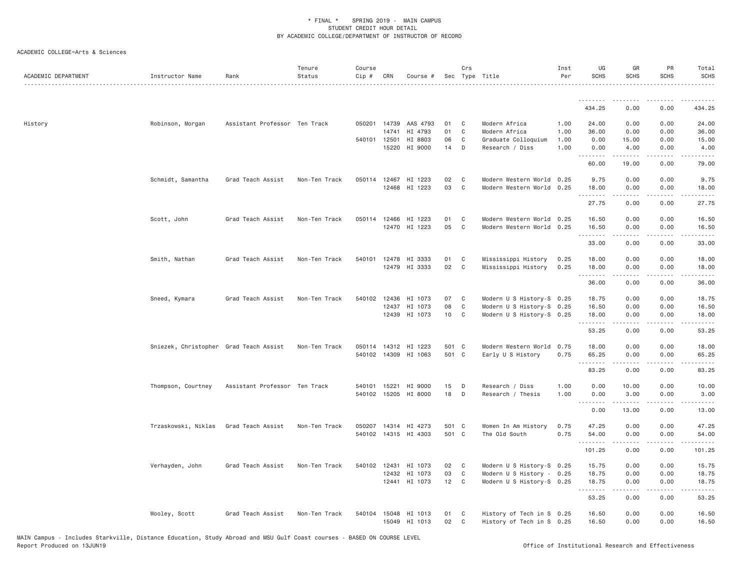\* FINAL \* SPRING 2019 - MAIN CAMPUS
STUDENT CREDIT HOUR DETAIL
BY ACADEMIC COLLEGE/DEPARTMENT OF INSTRUCTOR OF RECORD

ACADEMIC COLLEGE=Arts & Sciences

| ACADEMIC DEPARTMENT | Instructor Name | Rank | Tenure Status | Course Cip # | CRN | Course # | Sec | Crs Type | Title | Inst Per | UG SCHS | GR SCHS | PR SCHS | Total SCHS |
|---|---|---|---|---|---|---|---|---|---|---|---|---|---|---|
| | | | | | | | | | | | 434.25 | 0.00 | 0.00 | 434.25 |
| History | Robinson, Morgan | Assistant Professor | Ten Track | 050201 | 14739 | AAS 4793 | 01 | C | Modern Africa | 1.00 | 24.00 | 0.00 | 0.00 | 24.00 |
| | | | | | 14741 | HI 4793 | 01 | C | Modern Africa | 1.00 | 36.00 | 0.00 | 0.00 | 36.00 |
| | | | | 540101 | 12501 | HI 8803 | 06 | C | Graduate Colloquium | 1.00 | 0.00 | 15.00 | 0.00 | 15.00 |
| | | | | | 15220 | HI 9000 | 14 | D | Research / Diss | 1.00 | 0.00 | 4.00 | 0.00 | 4.00 |
| | | | | | | | | | | | 60.00 | 19.00 | 0.00 | 79.00 |
| | Schmidt, Samantha | Grad Teach Assist | Non-Ten Track | 050114 | 12467 | HI 1223 | 02 | C | Modern Western World | 0.25 | 9.75 | 0.00 | 0.00 | 9.75 |
| | | | | | 12468 | HI 1223 | 03 | C | Modern Western World | 0.25 | 18.00 | 0.00 | 0.00 | 18.00 |
| | | | | | | | | | | | 27.75 | 0.00 | 0.00 | 27.75 |
| | Scott, John | Grad Teach Assist | Non-Ten Track | 050114 | 12466 | HI 1223 | 01 | C | Modern Western World | 0.25 | 16.50 | 0.00 | 0.00 | 16.50 |
| | | | | | 12470 | HI 1223 | 05 | C | Modern Western World | 0.25 | 16.50 | 0.00 | 0.00 | 16.50 |
| | | | | | | | | | | | 33.00 | 0.00 | 0.00 | 33.00 |
| | Smith, Nathan | Grad Teach Assist | Non-Ten Track | 540101 | 12478 | HI 3333 | 01 | C | Mississippi History | 0.25 | 18.00 | 0.00 | 0.00 | 18.00 |
| | | | | | 12479 | HI 3333 | 02 | C | Mississippi History | 0.25 | 18.00 | 0.00 | 0.00 | 18.00 |
| | | | | | | | | | | | 36.00 | 0.00 | 0.00 | 36.00 |
| | Sneed, Kymara | Grad Teach Assist | Non-Ten Track | 540102 | 12436 | HI 1073 | 07 | C | Modern U S History-S | 0.25 | 18.75 | 0.00 | 0.00 | 18.75 |
| | | | | | 12437 | HI 1073 | 08 | C | Modern U S History-S | 0.25 | 16.50 | 0.00 | 0.00 | 16.50 |
| | | | | | 12439 | HI 1073 | 10 | C | Modern U S History-S | 0.25 | 18.00 | 0.00 | 0.00 | 18.00 |
| | | | | | | | | | | | 53.25 | 0.00 | 0.00 | 53.25 |
| | Sniezek, Christopher | Grad Teach Assist | Non-Ten Track | 050114 | 14312 | HI 1223 | 501 | C | Modern Western World | 0.75 | 18.00 | 0.00 | 0.00 | 18.00 |
| | | | | 540102 | 14309 | HI 1063 | 501 | C | Early U S History | 0.75 | 65.25 | 0.00 | 0.00 | 65.25 |
| | | | | | | | | | | | 83.25 | 0.00 | 0.00 | 83.25 |
| | Thompson, Courtney | Assistant Professor | Ten Track | 540101 | 15221 | HI 9000 | 15 | D | Research / Diss | 1.00 | 0.00 | 10.00 | 0.00 | 10.00 |
| | | | | 540102 | 15205 | HI 8000 | 18 | D | Research / Thesis | 1.00 | 0.00 | 3.00 | 0.00 | 3.00 |
| | | | | | | | | | | | 0.00 | 13.00 | 0.00 | 13.00 |
| | Trzaskowski, Niklas | Grad Teach Assist | Non-Ten Track | 050207 | 14314 | HI 4273 | 501 | C | Women In Am History | 0.75 | 47.25 | 0.00 | 0.00 | 47.25 |
| | | | | 540102 | 14315 | HI 4303 | 501 | C | The Old South | 0.75 | 54.00 | 0.00 | 0.00 | 54.00 |
| | | | | | | | | | | | 101.25 | 0.00 | 0.00 | 101.25 |
| | Verhayden, John | Grad Teach Assist | Non-Ten Track | 540102 | 12431 | HI 1073 | 02 | C | Modern U S History-S | 0.25 | 15.75 | 0.00 | 0.00 | 15.75 |
| | | | | | 12432 | HI 1073 | 03 | C | Modern U S History - | 0.25 | 18.75 | 0.00 | 0.00 | 18.75 |
| | | | | | 12441 | HI 1073 | 12 | C | Modern U S History-S | 0.25 | 18.75 | 0.00 | 0.00 | 18.75 |
| | | | | | | | | | | | 53.25 | 0.00 | 0.00 | 53.25 |
| | Wooley, Scott | Grad Teach Assist | Non-Ten Track | 540104 | 15048 | HI 1013 | 01 | C | History of Tech in S | 0.25 | 16.50 | 0.00 | 0.00 | 16.50 |
| | | | | | 15049 | HI 1013 | 02 | C | History of Tech in S | 0.25 | 16.50 | 0.00 | 0.00 | 16.50 |

MAIN Campus - Includes Starkville, Distance Education, Study Abroad and MSU Gulf Coast courses - BASED ON COURSE LEVEL
Report Produced on 13JUN19 — Office of Institutional Research and Effectiveness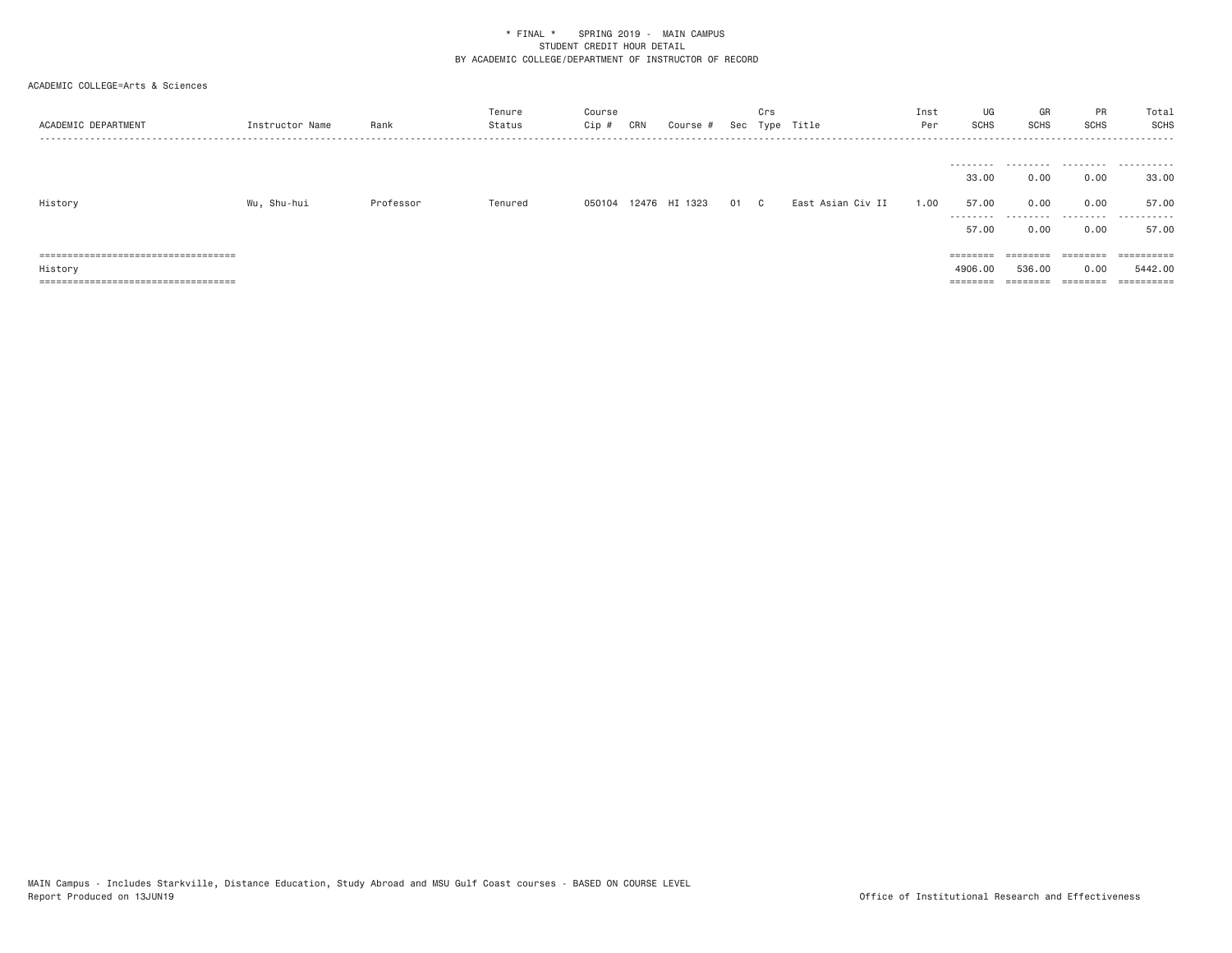* FINAL * SPRING 2019 - MAIN CAMPUS
STUDENT CREDIT HOUR DETAIL
BY ACADEMIC COLLEGE/DEPARTMENT OF INSTRUCTOR OF RECORD

ACADEMIC COLLEGE=Arts & Sciences

| ACADEMIC DEPARTMENT | Instructor Name | Rank | Tenure Status | Course Cip # | CRN | Course # | Sec | Crs Type | Title | Inst Per | UG SCHS | GR SCHS | PR SCHS | Total SCHS |
|---|---|---|---|---|---|---|---|---|---|---|---|---|---|---|
| | | | | | | | | | | | 33.00 | 0.00 | 0.00 | 33.00 |
| History | Wu, Shu-hui | Professor | Tenured | 050104 | 12476 | HI 1323 | 01 | C | East Asian Civ II | 1.00 | 57.00 | 0.00 | 0.00 | 57.00 |
| | | | | | | | | | | | 57.00 | 0.00 | 0.00 | 57.00 |
| History | | | | | | | | | | | 4906.00 | 536.00 | 0.00 | 5442.00 |

MAIN Campus - Includes Starkville, Distance Education, Study Abroad and MSU Gulf Coast courses - BASED ON COURSE LEVEL
Report Produced on 13JUN19

Office of Institutional Research and Effectiveness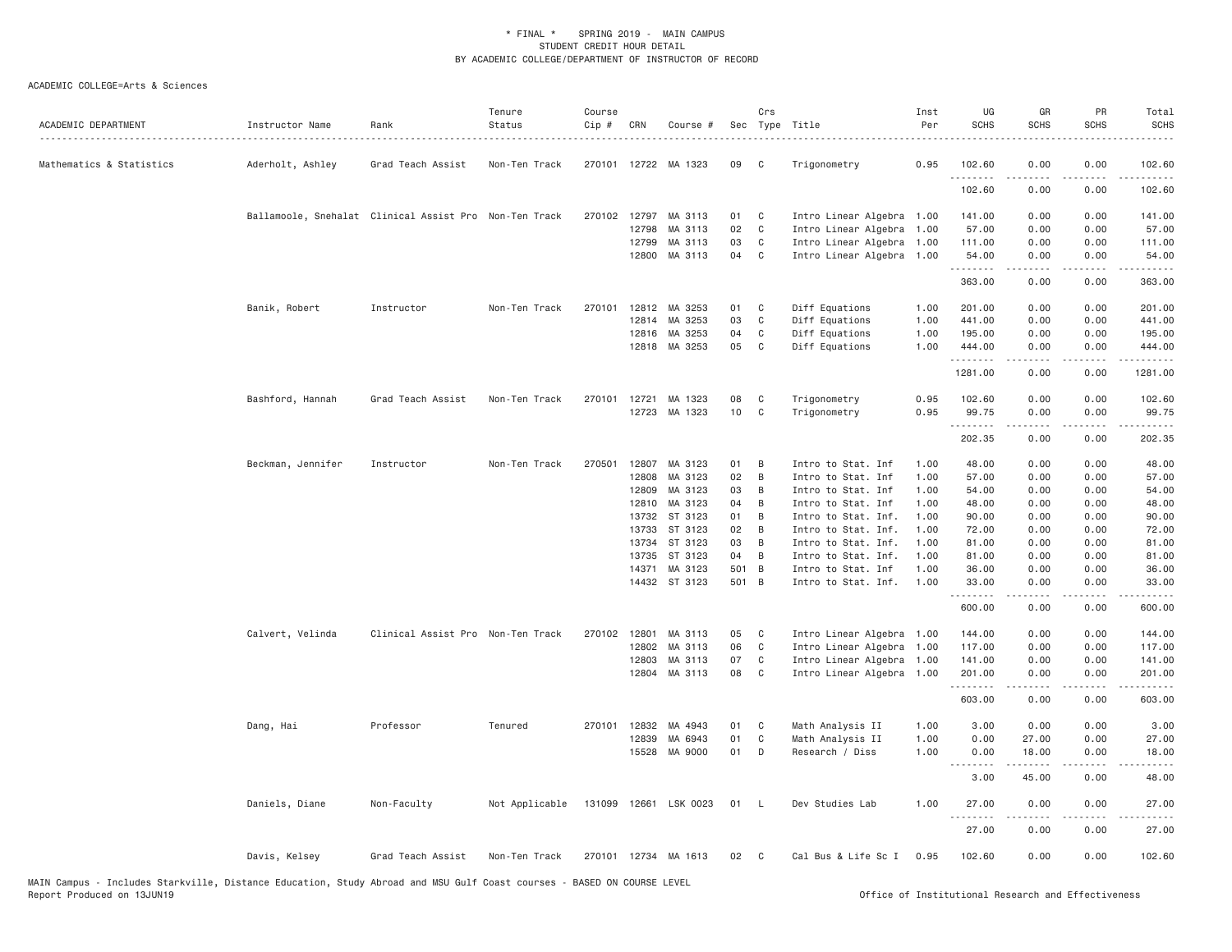\* FINAL \* SPRING 2019 - MAIN CAMPUS
STUDENT CREDIT HOUR DETAIL
BY ACADEMIC COLLEGE/DEPARTMENT OF INSTRUCTOR OF RECORD

ACADEMIC COLLEGE=Arts & Sciences

| ACADEMIC DEPARTMENT | Instructor Name | Rank | Tenure Status | Course Cip # | CRN | Course # | Sec | Crs Type | Title | Inst Per | UG SCHS | GR SCHS | PR SCHS | Total SCHS |
|---|---|---|---|---|---|---|---|---|---|---|---|---|---|---|
| Mathematics & Statistics | Aderholt, Ashley | Grad Teach Assist | Non-Ten Track | 270101 | 12722 | MA 1323 | 09 | C | Trigonometry | 0.95 | 102.60 | 0.00 | 0.00 | 102.60 |
| | | | | | | | | | | | 102.60 | 0.00 | 0.00 | 102.60 |
| | Ballamoole, Snehalat | Clinical Assist Pro | Non-Ten Track | 270102 | 12797 | MA 3113 | 01 | C | Intro Linear Algebra | 1.00 | 141.00 | 0.00 | 0.00 | 141.00 |
| | | | | | 12798 | MA 3113 | 02 | C | Intro Linear Algebra | 1.00 | 57.00 | 0.00 | 0.00 | 57.00 |
| | | | | | 12799 | MA 3113 | 03 | C | Intro Linear Algebra | 1.00 | 111.00 | 0.00 | 0.00 | 111.00 |
| | | | | | 12800 | MA 3113 | 04 | C | Intro Linear Algebra | 1.00 | 54.00 | 0.00 | 0.00 | 54.00 |
| | | | | | | | | | | | 363.00 | 0.00 | 0.00 | 363.00 |
| | Banik, Robert | Instructor | Non-Ten Track | 270101 | 12812 | MA 3253 | 01 | C | Diff Equations | 1.00 | 201.00 | 0.00 | 0.00 | 201.00 |
| | | | | | 12814 | MA 3253 | 03 | C | Diff Equations | 1.00 | 441.00 | 0.00 | 0.00 | 441.00 |
| | | | | | 12816 | MA 3253 | 04 | C | Diff Equations | 1.00 | 195.00 | 0.00 | 0.00 | 195.00 |
| | | | | | 12818 | MA 3253 | 05 | C | Diff Equations | 1.00 | 444.00 | 0.00 | 0.00 | 444.00 |
| | | | | | | | | | | | 1281.00 | 0.00 | 0.00 | 1281.00 |
| | Bashford, Hannah | Grad Teach Assist | Non-Ten Track | 270101 | 12721 | MA 1323 | 08 | C | Trigonometry | 0.95 | 102.60 | 0.00 | 0.00 | 102.60 |
| | | | | | 12723 | MA 1323 | 10 | C | Trigonometry | 0.95 | 99.75 | 0.00 | 0.00 | 99.75 |
| | | | | | | | | | | | 202.35 | 0.00 | 0.00 | 202.35 |
| | Beckman, Jennifer | Instructor | Non-Ten Track | 270501 | 12807 | MA 3123 | 01 | B | Intro to Stat. Inf | 1.00 | 48.00 | 0.00 | 0.00 | 48.00 |
| | | | | | 12808 | MA 3123 | 02 | B | Intro to Stat. Inf | 1.00 | 57.00 | 0.00 | 0.00 | 57.00 |
| | | | | | 12809 | MA 3123 | 03 | B | Intro to Stat. Inf | 1.00 | 54.00 | 0.00 | 0.00 | 54.00 |
| | | | | | 12810 | MA 3123 | 04 | B | Intro to Stat. Inf | 1.00 | 48.00 | 0.00 | 0.00 | 48.00 |
| | | | | | 13732 | ST 3123 | 01 | B | Intro to Stat. Inf. | 1.00 | 90.00 | 0.00 | 0.00 | 90.00 |
| | | | | | 13733 | ST 3123 | 02 | B | Intro to Stat. Inf. | 1.00 | 72.00 | 0.00 | 0.00 | 72.00 |
| | | | | | 13734 | ST 3123 | 03 | B | Intro to Stat. Inf. | 1.00 | 81.00 | 0.00 | 0.00 | 81.00 |
| | | | | | 13735 | ST 3123 | 04 | B | Intro to Stat. Inf. | 1.00 | 81.00 | 0.00 | 0.00 | 81.00 |
| | | | | | 14371 | MA 3123 | 501 | B | Intro to Stat. Inf | 1.00 | 36.00 | 0.00 | 0.00 | 36.00 |
| | | | | | 14432 | ST 3123 | 501 | B | Intro to Stat. Inf. | 1.00 | 33.00 | 0.00 | 0.00 | 33.00 |
| | | | | | | | | | | | 600.00 | 0.00 | 0.00 | 600.00 |
| | Calvert, Velinda | Clinical Assist Pro | Non-Ten Track | 270102 | 12801 | MA 3113 | 05 | C | Intro Linear Algebra | 1.00 | 144.00 | 0.00 | 0.00 | 144.00 |
| | | | | | 12802 | MA 3113 | 06 | C | Intro Linear Algebra | 1.00 | 117.00 | 0.00 | 0.00 | 117.00 |
| | | | | | 12803 | MA 3113 | 07 | C | Intro Linear Algebra | 1.00 | 141.00 | 0.00 | 0.00 | 141.00 |
| | | | | | 12804 | MA 3113 | 08 | C | Intro Linear Algebra | 1.00 | 201.00 | 0.00 | 0.00 | 201.00 |
| | | | | | | | | | | | 603.00 | 0.00 | 0.00 | 603.00 |
| | Dang, Hai | Professor | Tenured | 270101 | 12832 | MA 4943 | 01 | C | Math Analysis II | 1.00 | 3.00 | 0.00 | 0.00 | 3.00 |
| | | | | | 12839 | MA 6943 | 01 | C | Math Analysis II | 1.00 | 0.00 | 27.00 | 0.00 | 27.00 |
| | | | | | 15528 | MA 9000 | 01 | D | Research / Diss | 1.00 | 0.00 | 18.00 | 0.00 | 18.00 |
| | | | | | | | | | | | 3.00 | 45.00 | 0.00 | 48.00 |
| | Daniels, Diane | Non-Faculty | Not Applicable | 131099 | 12661 | LSK 0023 | 01 | L | Dev Studies Lab | 1.00 | 27.00 | 0.00 | 0.00 | 27.00 |
| | | | | | | | | | | | 27.00 | 0.00 | 0.00 | 27.00 |
| | Davis, Kelsey | Grad Teach Assist | Non-Ten Track | 270101 | 12734 | MA 1613 | 02 | C | Cal Bus & Life Sc I | 0.95 | 102.60 | 0.00 | 0.00 | 102.60 |

MAIN Campus - Includes Starkville, Distance Education, Study Abroad and MSU Gulf Coast courses - BASED ON COURSE LEVEL
Report Produced on 13JUN19

Office of Institutional Research and Effectiveness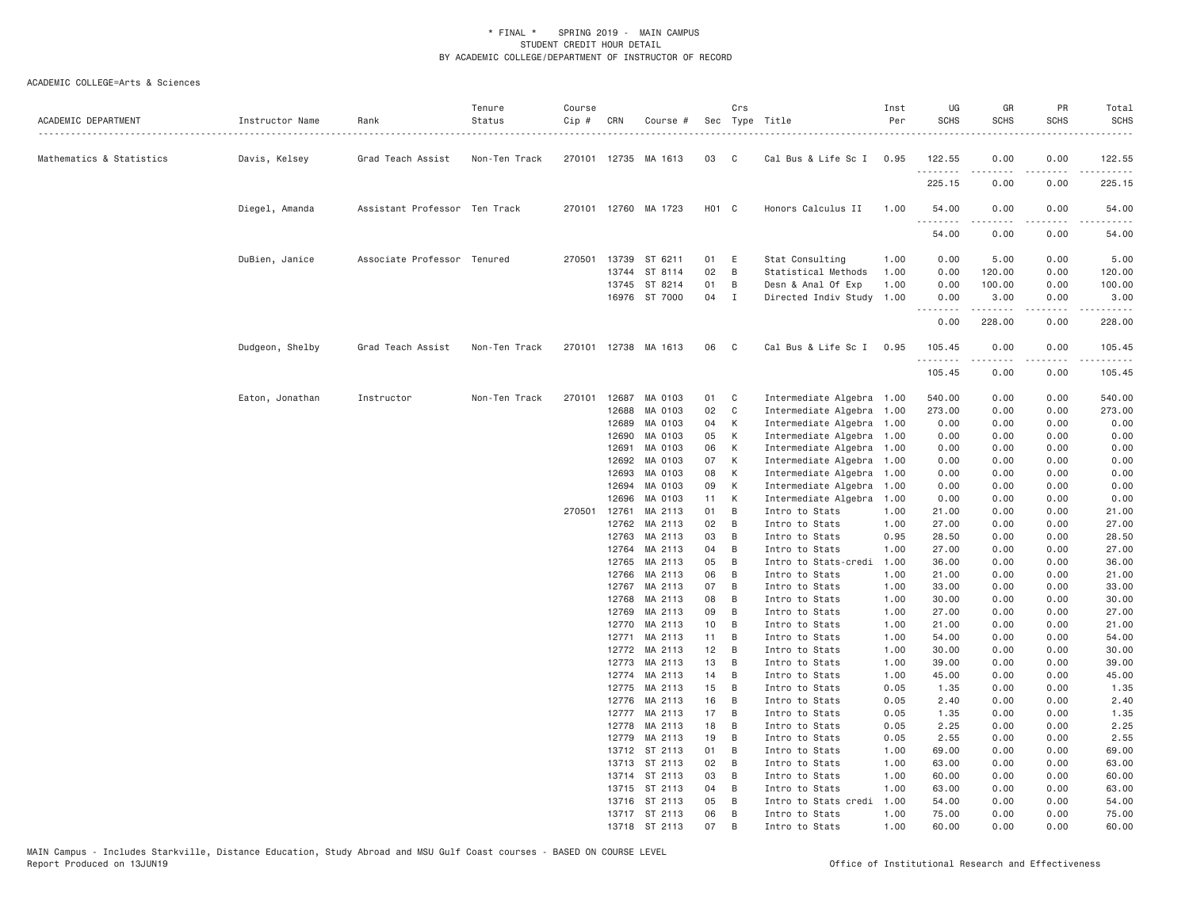\* FINAL \* SPRING 2019 - MAIN CAMPUS
STUDENT CREDIT HOUR DETAIL
BY ACADEMIC COLLEGE/DEPARTMENT OF INSTRUCTOR OF RECORD

ACADEMIC COLLEGE=Arts & Sciences

| ACADEMIC DEPARTMENT | Instructor Name | Rank | Tenure Status | Course Cip # | CRN | Course # | Sec | Crs Type | Title | Inst Per | UG SCHS | GR SCHS | PR SCHS | Total SCHS |
|---|---|---|---|---|---|---|---|---|---|---|---|---|---|---|
| Mathematics & Statistics | Davis, Kelsey | Grad Teach Assist | Non-Ten Track | 270101 | 12735 | MA 1613 | 03 | C | Cal Bus & Life Sc I | 0.95 | 122.55 | 0.00 | 0.00 | 122.55 |
| | | | | | | | | | | | 225.15 | 0.00 | 0.00 | 225.15 |
| | Diegel, Amanda | Assistant Professor | Ten Track | 270101 | 12760 | MA 1723 | H01 | C | Honors Calculus II | 1.00 | 54.00 | 0.00 | 0.00 | 54.00 |
| | | | | | | | | | | | 54.00 | 0.00 | 0.00 | 54.00 |
| | DuBien, Janice | Associate Professor | Tenured | 270501 | 13739 | ST 6211 | 01 | E | Stat Consulting | 1.00 | 0.00 | 5.00 | 0.00 | 5.00 |
| | | | | | 13744 | ST 8114 | 02 | B | Statistical Methods | 1.00 | 0.00 | 120.00 | 0.00 | 120.00 |
| | | | | | 13745 | ST 8214 | 01 | B | Desn & Anal Of Exp | 1.00 | 0.00 | 100.00 | 0.00 | 100.00 |
| | | | | | 16976 | ST 7000 | 04 | I | Directed Indiv Study | 1.00 | 0.00 | 3.00 | 0.00 | 3.00 |
| | | | | | | | | | | | 0.00 | 228.00 | 0.00 | 228.00 |
| | Dudgeon, Shelby | Grad Teach Assist | Non-Ten Track | 270101 | 12738 | MA 1613 | 06 | C | Cal Bus & Life Sc I | 0.95 | 105.45 | 0.00 | 0.00 | 105.45 |
| | | | | | | | | | | | 105.45 | 0.00 | 0.00 | 105.45 |
| | Eaton, Jonathan | Instructor | Non-Ten Track | 270101 | 12687 | MA 0103 | 01 | C | Intermediate Algebra | 1.00 | 540.00 | 0.00 | 0.00 | 540.00 |
| | | | | | 12688 | MA 0103 | 02 | C | Intermediate Algebra | 1.00 | 273.00 | 0.00 | 0.00 | 273.00 |
| | | | | | 12689 | MA 0103 | 04 | K | Intermediate Algebra | 1.00 | 0.00 | 0.00 | 0.00 | 0.00 |
| | | | | | 12690 | MA 0103 | 05 | K | Intermediate Algebra | 1.00 | 0.00 | 0.00 | 0.00 | 0.00 |
| | | | | | 12691 | MA 0103 | 06 | K | Intermediate Algebra | 1.00 | 0.00 | 0.00 | 0.00 | 0.00 |
| | | | | | 12692 | MA 0103 | 07 | K | Intermediate Algebra | 1.00 | 0.00 | 0.00 | 0.00 | 0.00 |
| | | | | | 12693 | MA 0103 | 08 | K | Intermediate Algebra | 1.00 | 0.00 | 0.00 | 0.00 | 0.00 |
| | | | | | 12694 | MA 0103 | 09 | K | Intermediate Algebra | 1.00 | 0.00 | 0.00 | 0.00 | 0.00 |
| | | | | | 12696 | MA 0103 | 11 | K | Intermediate Algebra | 1.00 | 0.00 | 0.00 | 0.00 | 0.00 |
| | | | | 270501 | 12761 | MA 2113 | 01 | B | Intro to Stats | 1.00 | 21.00 | 0.00 | 0.00 | 21.00 |
| | | | | | 12762 | MA 2113 | 02 | B | Intro to Stats | 1.00 | 27.00 | 0.00 | 0.00 | 27.00 |
| | | | | | 12763 | MA 2113 | 03 | B | Intro to Stats | 0.95 | 28.50 | 0.00 | 0.00 | 28.50 |
| | | | | | 12764 | MA 2113 | 04 | B | Intro to Stats | 1.00 | 27.00 | 0.00 | 0.00 | 27.00 |
| | | | | | 12765 | MA 2113 | 05 | B | Intro to Stats-credi | 1.00 | 36.00 | 0.00 | 0.00 | 36.00 |
| | | | | | 12766 | MA 2113 | 06 | B | Intro to Stats | 1.00 | 21.00 | 0.00 | 0.00 | 21.00 |
| | | | | | 12767 | MA 2113 | 07 | B | Intro to Stats | 1.00 | 33.00 | 0.00 | 0.00 | 33.00 |
| | | | | | 12768 | MA 2113 | 08 | B | Intro to Stats | 1.00 | 30.00 | 0.00 | 0.00 | 30.00 |
| | | | | | 12769 | MA 2113 | 09 | B | Intro to Stats | 1.00 | 27.00 | 0.00 | 0.00 | 27.00 |
| | | | | | 12770 | MA 2113 | 10 | B | Intro to Stats | 1.00 | 21.00 | 0.00 | 0.00 | 21.00 |
| | | | | | 12771 | MA 2113 | 11 | B | Intro to Stats | 1.00 | 54.00 | 0.00 | 0.00 | 54.00 |
| | | | | | 12772 | MA 2113 | 12 | B | Intro to Stats | 1.00 | 30.00 | 0.00 | 0.00 | 30.00 |
| | | | | | 12773 | MA 2113 | 13 | B | Intro to Stats | 1.00 | 39.00 | 0.00 | 0.00 | 39.00 |
| | | | | | 12774 | MA 2113 | 14 | B | Intro to Stats | 1.00 | 45.00 | 0.00 | 0.00 | 45.00 |
| | | | | | 12775 | MA 2113 | 15 | B | Intro to Stats | 0.05 | 1.35 | 0.00 | 0.00 | 1.35 |
| | | | | | 12776 | MA 2113 | 16 | B | Intro to Stats | 0.05 | 2.40 | 0.00 | 0.00 | 2.40 |
| | | | | | 12777 | MA 2113 | 17 | B | Intro to Stats | 0.05 | 1.35 | 0.00 | 0.00 | 1.35 |
| | | | | | 12778 | MA 2113 | 18 | B | Intro to Stats | 0.05 | 2.25 | 0.00 | 0.00 | 2.25 |
| | | | | | 12779 | MA 2113 | 19 | B | Intro to Stats | 0.05 | 2.55 | 0.00 | 0.00 | 2.55 |
| | | | | | 13712 | ST 2113 | 01 | B | Intro to Stats | 1.00 | 69.00 | 0.00 | 0.00 | 69.00 |
| | | | | | 13713 | ST 2113 | 02 | B | Intro to Stats | 1.00 | 63.00 | 0.00 | 0.00 | 63.00 |
| | | | | | 13714 | ST 2113 | 03 | B | Intro to Stats | 1.00 | 60.00 | 0.00 | 0.00 | 60.00 |
| | | | | | 13715 | ST 2113 | 04 | B | Intro to Stats | 1.00 | 63.00 | 0.00 | 0.00 | 63.00 |
| | | | | | 13716 | ST 2113 | 05 | B | Intro to Stats credi | 1.00 | 54.00 | 0.00 | 0.00 | 54.00 |
| | | | | | 13717 | ST 2113 | 06 | B | Intro to Stats | 1.00 | 75.00 | 0.00 | 0.00 | 75.00 |
| | | | | | 13718 | ST 2113 | 07 | B | Intro to Stats | 1.00 | 60.00 | 0.00 | 0.00 | 60.00 |

MAIN Campus - Includes Starkville, Distance Education, Study Abroad and MSU Gulf Coast courses - BASED ON COURSE LEVEL
Report Produced on 13JUN19 — Office of Institutional Research and Effectiveness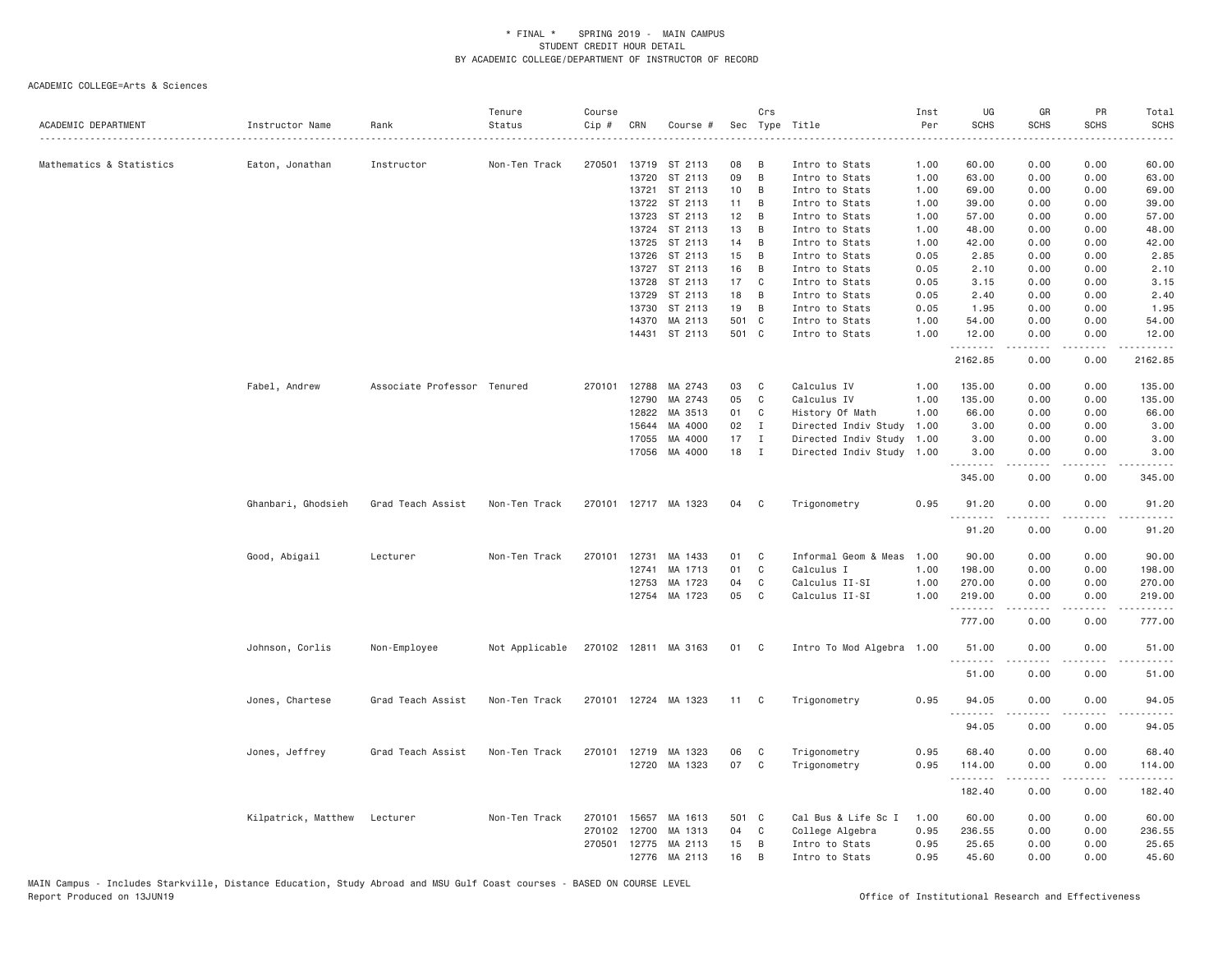\* FINAL \* SPRING 2019 - MAIN CAMPUS
STUDENT CREDIT HOUR DETAIL
BY ACADEMIC COLLEGE/DEPARTMENT OF INSTRUCTOR OF RECORD

ACADEMIC COLLEGE=Arts & Sciences

| ACADEMIC DEPARTMENT | Instructor Name | Rank | Tenure Status | Course Cip # | CRN | Course # | Sec | Crs Type | Title | Inst Per | UG SCHS | GR SCHS | PR SCHS | Total SCHS |
|---|---|---|---|---|---|---|---|---|---|---|---|---|---|---|
| Mathematics & Statistics | Eaton, Jonathan | Instructor | Non-Ten Track | 270501 | 13719 | ST 2113 | 08 | B | Intro to Stats | 1.00 | 60.00 | 0.00 | 0.00 | 60.00 |
| | | | | | 13720 | ST 2113 | 09 | B | Intro to Stats | 1.00 | 63.00 | 0.00 | 0.00 | 63.00 |
| | | | | | 13721 | ST 2113 | 10 | B | Intro to Stats | 1.00 | 69.00 | 0.00 | 0.00 | 69.00 |
| | | | | | 13722 | ST 2113 | 11 | B | Intro to Stats | 1.00 | 39.00 | 0.00 | 0.00 | 39.00 |
| | | | | | 13723 | ST 2113 | 12 | B | Intro to Stats | 1.00 | 57.00 | 0.00 | 0.00 | 57.00 |
| | | | | | 13724 | ST 2113 | 13 | B | Intro to Stats | 1.00 | 48.00 | 0.00 | 0.00 | 48.00 |
| | | | | | 13725 | ST 2113 | 14 | B | Intro to Stats | 1.00 | 42.00 | 0.00 | 0.00 | 42.00 |
| | | | | | 13726 | ST 2113 | 15 | B | Intro to Stats | 0.05 | 2.85 | 0.00 | 0.00 | 2.85 |
| | | | | | 13727 | ST 2113 | 16 | B | Intro to Stats | 0.05 | 2.10 | 0.00 | 0.00 | 2.10 |
| | | | | | 13728 | ST 2113 | 17 | C | Intro to Stats | 0.05 | 3.15 | 0.00 | 0.00 | 3.15 |
| | | | | | 13729 | ST 2113 | 18 | B | Intro to Stats | 0.05 | 2.40 | 0.00 | 0.00 | 2.40 |
| | | | | | 13730 | ST 2113 | 19 | B | Intro to Stats | 0.05 | 1.95 | 0.00 | 0.00 | 1.95 |
| | | | | | 14370 | MA 2113 | 501 | C | Intro to Stats | 1.00 | 54.00 | 0.00 | 0.00 | 54.00 |
| | | | | | 14431 | ST 2113 | 501 | C | Intro to Stats | 1.00 | 12.00 | 0.00 | 0.00 | 12.00 |
| | | | | | | | | | | | 2162.85 | 0.00 | 0.00 | 2162.85 |
| | Fabel, Andrew | Associate Professor | Tenured | 270101 | 12788 | MA 2743 | 03 | C | Calculus IV | 1.00 | 135.00 | 0.00 | 0.00 | 135.00 |
| | | | | | 12790 | MA 2743 | 05 | C | Calculus IV | 1.00 | 135.00 | 0.00 | 0.00 | 135.00 |
| | | | | | 12822 | MA 3513 | 01 | C | History Of Math | 1.00 | 66.00 | 0.00 | 0.00 | 66.00 |
| | | | | | 15644 | MA 4000 | 02 | I | Directed Indiv Study | 1.00 | 3.00 | 0.00 | 0.00 | 3.00 |
| | | | | | 17055 | MA 4000 | 17 | I | Directed Indiv Study | 1.00 | 3.00 | 0.00 | 0.00 | 3.00 |
| | | | | | 17056 | MA 4000 | 18 | I | Directed Indiv Study | 1.00 | 3.00 | 0.00 | 0.00 | 3.00 |
| | | | | | | | | | | | 345.00 | 0.00 | 0.00 | 345.00 |
| | Ghanbari, Ghodsieh | Grad Teach Assist | Non-Ten Track | 270101 | 12717 | MA 1323 | 04 | C | Trigonometry | 0.95 | 91.20 | 0.00 | 0.00 | 91.20 |
| | | | | | | | | | | | 91.20 | 0.00 | 0.00 | 91.20 |
| | Good, Abigail | Lecturer | Non-Ten Track | 270101 | 12731 | MA 1433 | 01 | C | Informal Geom & Meas | 1.00 | 90.00 | 0.00 | 0.00 | 90.00 |
| | | | | | 12741 | MA 1713 | 01 | C | Calculus I | 1.00 | 198.00 | 0.00 | 0.00 | 198.00 |
| | | | | | 12753 | MA 1723 | 04 | C | Calculus II-SI | 1.00 | 270.00 | 0.00 | 0.00 | 270.00 |
| | | | | | 12754 | MA 1723 | 05 | C | Calculus II-SI | 1.00 | 219.00 | 0.00 | 0.00 | 219.00 |
| | | | | | | | | | | | 777.00 | 0.00 | 0.00 | 777.00 |
| | Johnson, Corlis | Non-Employee | Not Applicable | 270102 | 12811 | MA 3163 | 01 | C | Intro To Mod Algebra | 1.00 | 51.00 | 0.00 | 0.00 | 51.00 |
| | | | | | | | | | | | 51.00 | 0.00 | 0.00 | 51.00 |
| | Jones, Chartese | Grad Teach Assist | Non-Ten Track | 270101 | 12724 | MA 1323 | 11 | C | Trigonometry | 0.95 | 94.05 | 0.00 | 0.00 | 94.05 |
| | | | | | | | | | | | 94.05 | 0.00 | 0.00 | 94.05 |
| | Jones, Jeffrey | Grad Teach Assist | Non-Ten Track | 270101 | 12719 | MA 1323 | 06 | C | Trigonometry | 0.95 | 68.40 | 0.00 | 0.00 | 68.40 |
| | | | | | 12720 | MA 1323 | 07 | C | Trigonometry | 0.95 | 114.00 | 0.00 | 0.00 | 114.00 |
| | | | | | | | | | | | 182.40 | 0.00 | 0.00 | 182.40 |
| | Kilpatrick, Matthew | Lecturer | Non-Ten Track | 270101 | 15657 | MA 1613 | 501 | C | Cal Bus & Life Sc I | 1.00 | 60.00 | 0.00 | 0.00 | 60.00 |
| | | | | 270102 | 12700 | MA 1313 | 04 | C | College Algebra | 0.95 | 236.55 | 0.00 | 0.00 | 236.55 |
| | | | | 270501 | 12775 | MA 2113 | 15 | B | Intro to Stats | 0.95 | 25.65 | 0.00 | 0.00 | 25.65 |
| | | | | | 12776 | MA 2113 | 16 | B | Intro to Stats | 0.95 | 45.60 | 0.00 | 0.00 | 45.60 |

MAIN Campus - Includes Starkville, Distance Education, Study Abroad and MSU Gulf Coast courses - BASED ON COURSE LEVEL
Report Produced on 13JUN19 — Office of Institutional Research and Effectiveness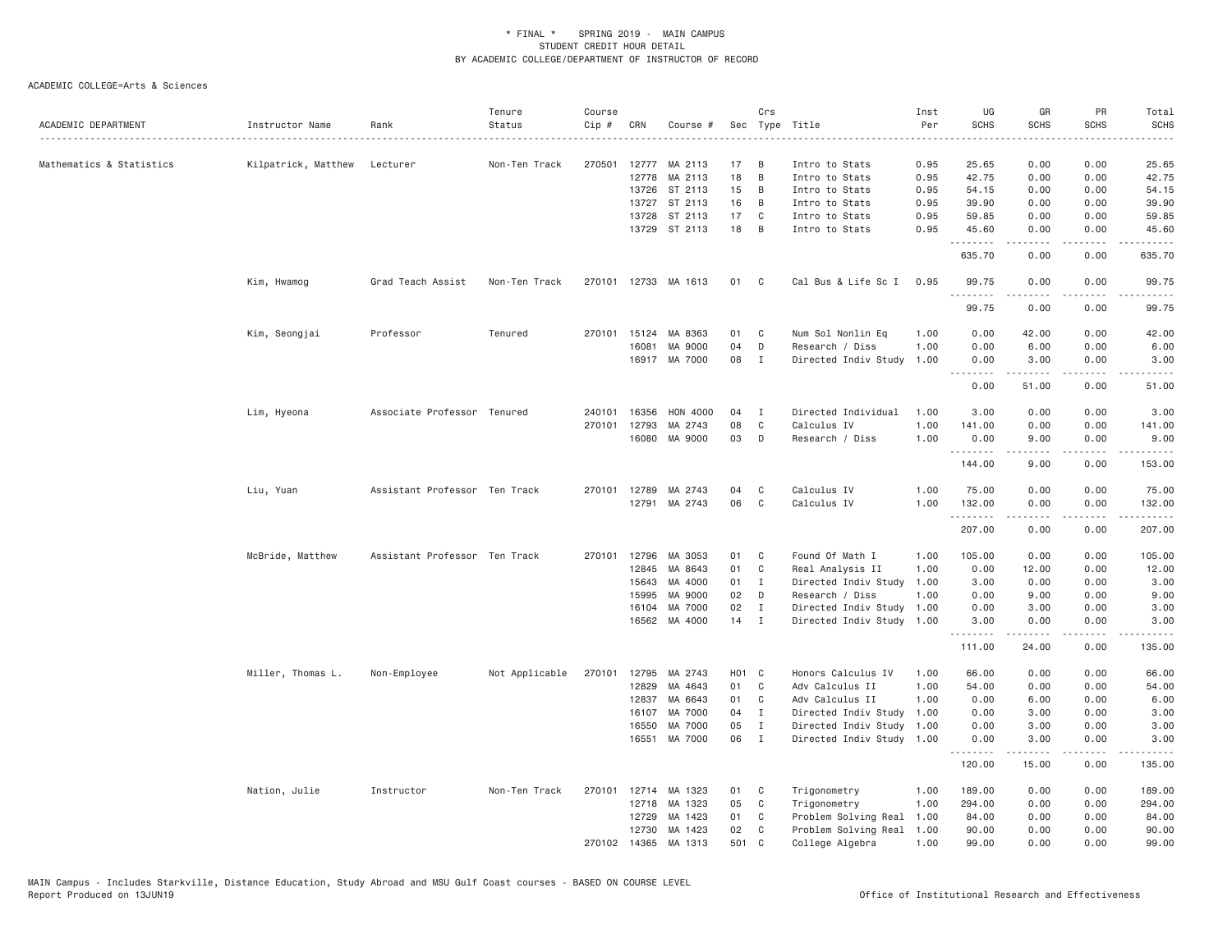\* FINAL \* SPRING 2019 - MAIN CAMPUS
STUDENT CREDIT HOUR DETAIL
BY ACADEMIC COLLEGE/DEPARTMENT OF INSTRUCTOR OF RECORD

ACADEMIC COLLEGE=Arts & Sciences

| ACADEMIC DEPARTMENT | Instructor Name | Rank | Tenure Status | Course Cip # | CRN | Course # | Sec | Crs Type | Title | Inst Per | UG SCHS | GR SCHS | PR SCHS | Total SCHS |
|---|---|---|---|---|---|---|---|---|---|---|---|---|---|---|
| Mathematics & Statistics | Kilpatrick, Matthew | Lecturer | Non-Ten Track | 270501 | 12777 | MA 2113 | 17 | B | Intro to Stats | 0.95 | 25.65 | 0.00 | 0.00 | 25.65 |
| | | | | | 12778 | MA 2113 | 18 | B | Intro to Stats | 0.95 | 42.75 | 0.00 | 0.00 | 42.75 |
| | | | | | 13726 | ST 2113 | 15 | B | Intro to Stats | 0.95 | 54.15 | 0.00 | 0.00 | 54.15 |
| | | | | | 13727 | ST 2113 | 16 | B | Intro to Stats | 0.95 | 39.90 | 0.00 | 0.00 | 39.90 |
| | | | | | 13728 | ST 2113 | 17 | C | Intro to Stats | 0.95 | 59.85 | 0.00 | 0.00 | 59.85 |
| | | | | | 13729 | ST 2113 | 18 | B | Intro to Stats | 0.95 | 45.60 | 0.00 | 0.00 | 45.60 |
| | | | | | | | | | | | 635.70 | 0.00 | 0.00 | 635.70 |
| | Kim, Hwamog | Grad Teach Assist | Non-Ten Track | 270101 | 12733 | MA 1613 | 01 | C | Cal Bus & Life Sc I | 0.95 | 99.75 | 0.00 | 0.00 | 99.75 |
| | | | | | | | | | | | 99.75 | 0.00 | 0.00 | 99.75 |
| | Kim, Seongjai | Professor | Tenured | 270101 | 15124 | MA 8363 | 01 | C | Num Sol Nonlin Eq | 1.00 | 0.00 | 42.00 | 0.00 | 42.00 |
| | | | | | 16081 | MA 9000 | 04 | D | Research / Diss | 1.00 | 0.00 | 6.00 | 0.00 | 6.00 |
| | | | | | 16917 | MA 7000 | 08 | I | Directed Indiv Study | 1.00 | 0.00 | 3.00 | 0.00 | 3.00 |
| | | | | | | | | | | | 0.00 | 51.00 | 0.00 | 51.00 |
| | Lim, Hyeona | Associate Professor | Tenured | 240101 | 16356 | HON 4000 | 04 | I | Directed Individual | 1.00 | 3.00 | 0.00 | 0.00 | 3.00 |
| | | | | 270101 | 12793 | MA 2743 | 08 | C | Calculus IV | 1.00 | 141.00 | 0.00 | 0.00 | 141.00 |
| | | | | | 16080 | MA 9000 | 03 | D | Research / Diss | 1.00 | 0.00 | 9.00 | 0.00 | 9.00 |
| | | | | | | | | | | | 144.00 | 9.00 | 0.00 | 153.00 |
| | Liu, Yuan | Assistant Professor | Ten Track | 270101 | 12789 | MA 2743 | 04 | C | Calculus IV | 1.00 | 75.00 | 0.00 | 0.00 | 75.00 |
| | | | | | 12791 | MA 2743 | 06 | C | Calculus IV | 1.00 | 132.00 | 0.00 | 0.00 | 132.00 |
| | | | | | | | | | | | 207.00 | 0.00 | 0.00 | 207.00 |
| | McBride, Matthew | Assistant Professor | Ten Track | 270101 | 12796 | MA 3053 | 01 | C | Found Of Math I | 1.00 | 105.00 | 0.00 | 0.00 | 105.00 |
| | | | | | 12845 | MA 8643 | 01 | C | Real Analysis II | 1.00 | 0.00 | 12.00 | 0.00 | 12.00 |
| | | | | | 15643 | MA 4000 | 01 | I | Directed Indiv Study | 1.00 | 3.00 | 0.00 | 0.00 | 3.00 |
| | | | | | 15995 | MA 9000 | 02 | D | Research / Diss | 1.00 | 0.00 | 9.00 | 0.00 | 9.00 |
| | | | | | 16104 | MA 7000 | 02 | I | Directed Indiv Study | 1.00 | 0.00 | 3.00 | 0.00 | 3.00 |
| | | | | | 16562 | MA 4000 | 14 | I | Directed Indiv Study | 1.00 | 3.00 | 0.00 | 0.00 | 3.00 |
| | | | | | | | | | | | 111.00 | 24.00 | 0.00 | 135.00 |
| | Miller, Thomas L. | Non-Employee | Not Applicable | 270101 | 12795 | MA 2743 | H01 | C | Honors Calculus IV | 1.00 | 66.00 | 0.00 | 0.00 | 66.00 |
| | | | | | 12829 | MA 4643 | 01 | C | Adv Calculus II | 1.00 | 54.00 | 0.00 | 0.00 | 54.00 |
| | | | | | 12837 | MA 6643 | 01 | C | Adv Calculus II | 1.00 | 0.00 | 6.00 | 0.00 | 6.00 |
| | | | | | 16107 | MA 7000 | 04 | I | Directed Indiv Study | 1.00 | 0.00 | 3.00 | 0.00 | 3.00 |
| | | | | | 16550 | MA 7000 | 05 | I | Directed Indiv Study | 1.00 | 0.00 | 3.00 | 0.00 | 3.00 |
| | | | | | 16551 | MA 7000 | 06 | I | Directed Indiv Study | 1.00 | 0.00 | 3.00 | 0.00 | 3.00 |
| | | | | | | | | | | | 120.00 | 15.00 | 0.00 | 135.00 |
| | Nation, Julie | Instructor | Non-Ten Track | 270101 | 12714 | MA 1323 | 01 | C | Trigonometry | 1.00 | 189.00 | 0.00 | 0.00 | 189.00 |
| | | | | | 12718 | MA 1323 | 05 | C | Trigonometry | 1.00 | 294.00 | 0.00 | 0.00 | 294.00 |
| | | | | | 12729 | MA 1423 | 01 | C | Problem Solving Real | 1.00 | 84.00 | 0.00 | 0.00 | 84.00 |
| | | | | | 12730 | MA 1423 | 02 | C | Problem Solving Real | 1.00 | 90.00 | 0.00 | 0.00 | 90.00 |
| | | | | 270102 | 14365 | MA 1313 | 501 | C | College Algebra | 1.00 | 99.00 | 0.00 | 0.00 | 99.00 |

MAIN Campus - Includes Starkville, Distance Education, Study Abroad and MSU Gulf Coast courses - BASED ON COURSE LEVEL
Report Produced on 13JUN19 Office of Institutional Research and Effectiveness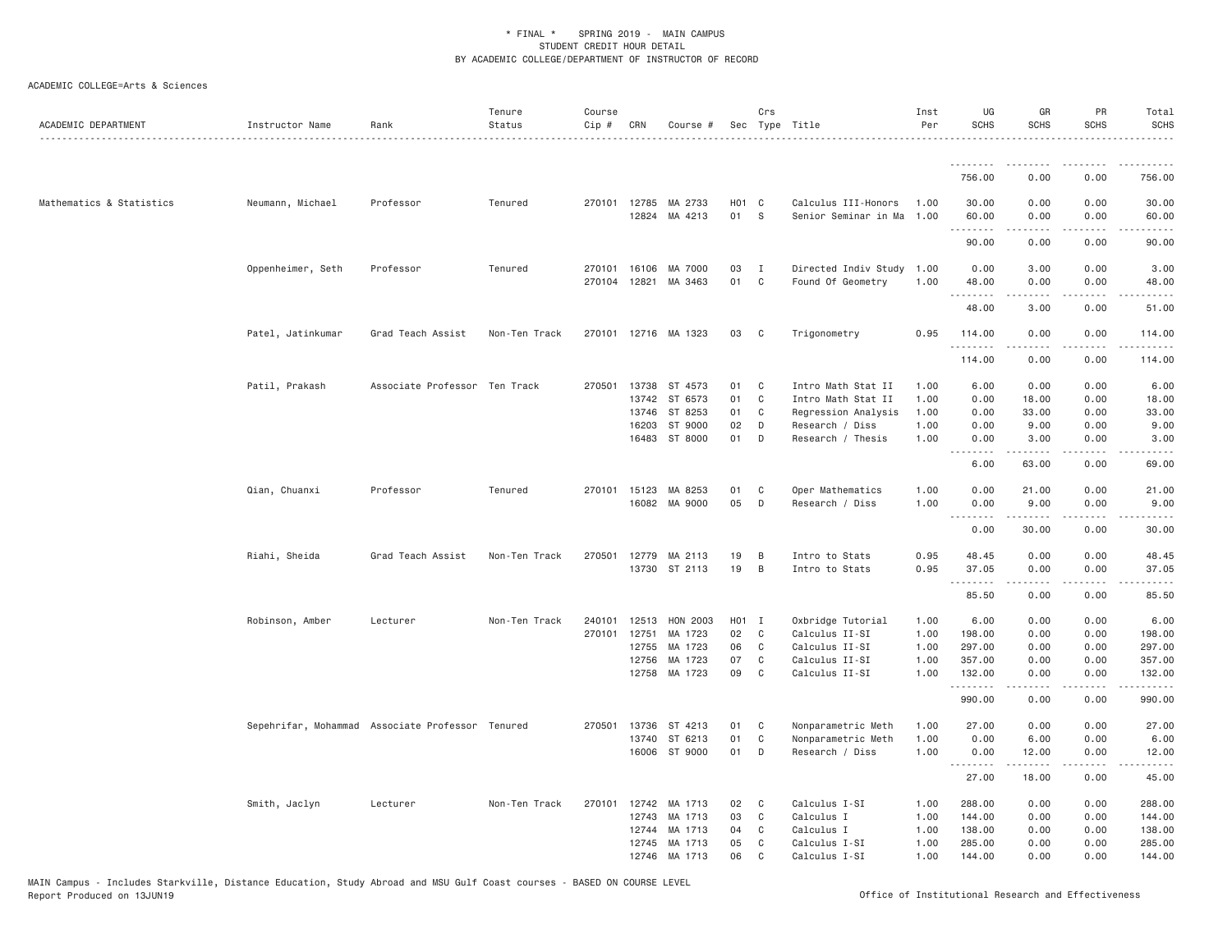\* FINAL \* SPRING 2019 - MAIN CAMPUS
STUDENT CREDIT HOUR DETAIL
BY ACADEMIC COLLEGE/DEPARTMENT OF INSTRUCTOR OF RECORD

ACADEMIC COLLEGE=Arts & Sciences

| ACADEMIC DEPARTMENT | Instructor Name | Rank | Tenure Status | Course Cip # | CRN | Course # | Sec | Crs Type | Title | Inst Per | UG SCHS | GR SCHS | PR SCHS | Total SCHS |
|---|---|---|---|---|---|---|---|---|---|---|---|---|---|---|
| | | | | | | | | | | | 756.00 | 0.00 | 0.00 | 756.00 |
| Mathematics & Statistics | Neumann, Michael | Professor | Tenured | 270101 | 12785 | MA 2733 | H01 | C | Calculus III-Honors | 1.00 | 30.00 | 0.00 | 0.00 | 30.00 |
| | | | | | 12824 | MA 4213 | 01 | S | Senior Seminar in Ma | 1.00 | 60.00 | 0.00 | 0.00 | 60.00 |
| | | | | | | | | | | | 90.00 | 0.00 | 0.00 | 90.00 |
| | Oppenheimer, Seth | Professor | Tenured | 270101 | 16106 | MA 7000 | 03 | I | Directed Indiv Study | 1.00 | 0.00 | 3.00 | 0.00 | 3.00 |
| | | | | 270104 | 12821 | MA 3463 | 01 | C | Found Of Geometry | 1.00 | 48.00 | 0.00 | 0.00 | 48.00 |
| | | | | | | | | | | | 48.00 | 3.00 | 0.00 | 51.00 |
| | Patel, Jatinkumar | Grad Teach Assist | Non-Ten Track | 270101 | 12716 | MA 1323 | 03 | C | Trigonometry | 0.95 | 114.00 | 0.00 | 0.00 | 114.00 |
| | | | | | | | | | | | 114.00 | 0.00 | 0.00 | 114.00 |
| | Patil, Prakash | Associate Professor | Ten Track | 270501 | 13738 | ST 4573 | 01 | C | Intro Math Stat II | 1.00 | 6.00 | 0.00 | 0.00 | 6.00 |
| | | | | | 13742 | ST 6573 | 01 | C | Intro Math Stat II | 1.00 | 0.00 | 18.00 | 0.00 | 18.00 |
| | | | | | 13746 | ST 8253 | 01 | C | Regression Analysis | 1.00 | 0.00 | 33.00 | 0.00 | 33.00 |
| | | | | | 16203 | ST 9000 | 02 | D | Research / Diss | 1.00 | 0.00 | 9.00 | 0.00 | 9.00 |
| | | | | | 16483 | ST 8000 | 01 | D | Research / Thesis | 1.00 | 0.00 | 3.00 | 0.00 | 3.00 |
| | | | | | | | | | | | 6.00 | 63.00 | 0.00 | 69.00 |
| | Qian, Chuanxi | Professor | Tenured | 270101 | 15123 | MA 8253 | 01 | C | Oper Mathematics | 1.00 | 0.00 | 21.00 | 0.00 | 21.00 |
| | | | | | 16082 | MA 9000 | 05 | D | Research / Diss | 1.00 | 0.00 | 9.00 | 0.00 | 9.00 |
| | | | | | | | | | | | 0.00 | 30.00 | 0.00 | 30.00 |
| | Riahi, Sheida | Grad Teach Assist | Non-Ten Track | 270501 | 12779 | MA 2113 | 19 | B | Intro to Stats | 0.95 | 48.45 | 0.00 | 0.00 | 48.45 |
| | | | | | 13730 | ST 2113 | 19 | B | Intro to Stats | 0.95 | 37.05 | 0.00 | 0.00 | 37.05 |
| | | | | | | | | | | | 85.50 | 0.00 | 0.00 | 85.50 |
| | Robinson, Amber | Lecturer | Non-Ten Track | 240101 | 12513 | HON 2003 | H01 | I | Oxbridge Tutorial | 1.00 | 6.00 | 0.00 | 0.00 | 6.00 |
| | | | | 270101 | 12751 | MA 1723 | 02 | C | Calculus II-SI | 1.00 | 198.00 | 0.00 | 0.00 | 198.00 |
| | | | | | 12755 | MA 1723 | 06 | C | Calculus II-SI | 1.00 | 297.00 | 0.00 | 0.00 | 297.00 |
| | | | | | 12756 | MA 1723 | 07 | C | Calculus II-SI | 1.00 | 357.00 | 0.00 | 0.00 | 357.00 |
| | | | | | 12758 | MA 1723 | 09 | C | Calculus II-SI | 1.00 | 132.00 | 0.00 | 0.00 | 132.00 |
| | | | | | | | | | | | 990.00 | 0.00 | 0.00 | 990.00 |
| | Sepehrifar, Mohammad | Associate Professor | Tenured | 270501 | 13736 | ST 4213 | 01 | C | Nonparametric Meth | 1.00 | 27.00 | 0.00 | 0.00 | 27.00 |
| | | | | | 13740 | ST 6213 | 01 | C | Nonparametric Meth | 1.00 | 0.00 | 6.00 | 0.00 | 6.00 |
| | | | | | 16006 | ST 9000 | 01 | D | Research / Diss | 1.00 | 0.00 | 12.00 | 0.00 | 12.00 |
| | | | | | | | | | | | 27.00 | 18.00 | 0.00 | 45.00 |
| | Smith, Jaclyn | Lecturer | Non-Ten Track | 270101 | 12742 | MA 1713 | 02 | C | Calculus I-SI | 1.00 | 288.00 | 0.00 | 0.00 | 288.00 |
| | | | | | 12743 | MA 1713 | 03 | C | Calculus I | 1.00 | 144.00 | 0.00 | 0.00 | 144.00 |
| | | | | | 12744 | MA 1713 | 04 | C | Calculus I | 1.00 | 138.00 | 0.00 | 0.00 | 138.00 |
| | | | | | 12745 | MA 1713 | 05 | C | Calculus I-SI | 1.00 | 285.00 | 0.00 | 0.00 | 285.00 |
| | | | | | 12746 | MA 1713 | 06 | C | Calculus I-SI | 1.00 | 144.00 | 0.00 | 0.00 | 144.00 |

MAIN Campus - Includes Starkville, Distance Education, Study Abroad and MSU Gulf Coast courses - BASED ON COURSE LEVEL
Report Produced on 13JUN19

Office of Institutional Research and Effectiveness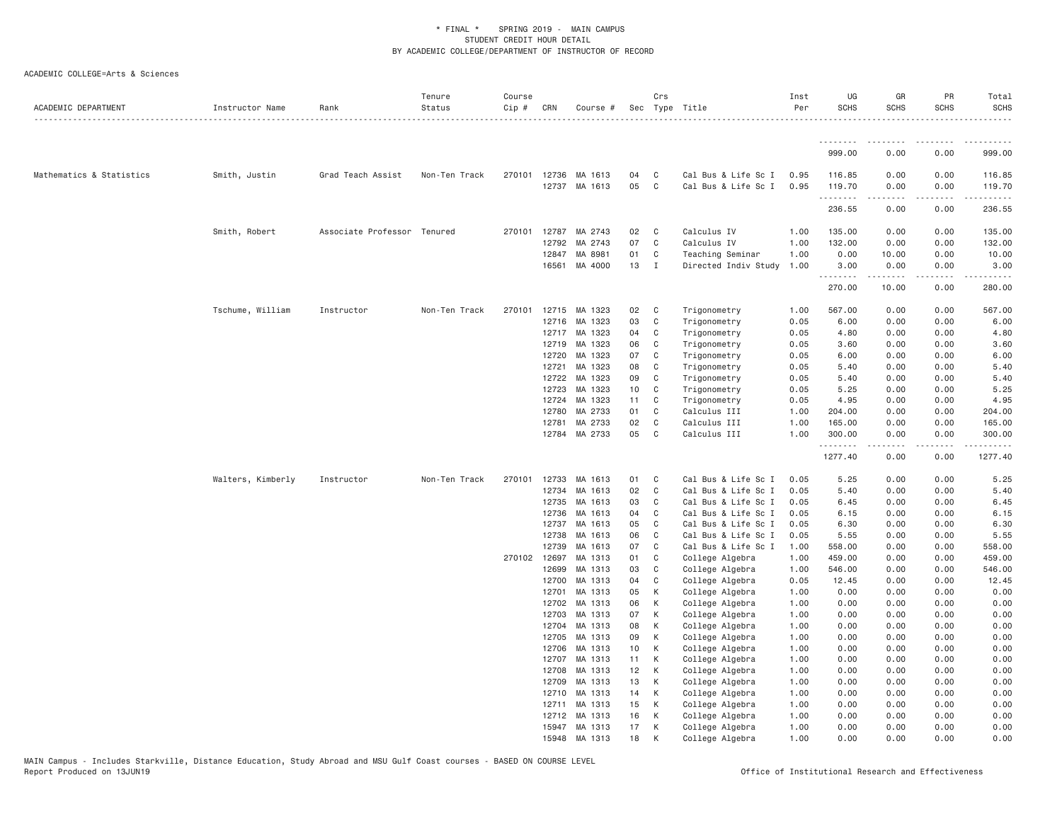\* FINAL \* SPRING 2019 - MAIN CAMPUS
STUDENT CREDIT HOUR DETAIL
BY ACADEMIC COLLEGE/DEPARTMENT OF INSTRUCTOR OF RECORD

ACADEMIC COLLEGE=Arts & Sciences

| ACADEMIC DEPARTMENT | Instructor Name | Rank | Tenure Status | Course Cip # | CRN | Course # | Sec | Crs Type | Title | Inst Per | UG SCHS | GR SCHS | PR SCHS | Total SCHS |
|---|---|---|---|---|---|---|---|---|---|---|---|---|---|---|
| | | | | | | | | | | | 999.00 | 0.00 | 0.00 | 999.00 |
| Mathematics & Statistics | Smith, Justin | Grad Teach Assist | Non-Ten Track | 270101 | 12736 | MA 1613 | 04 | C | Cal Bus & Life Sc I | 0.95 | 116.85 | 0.00 | 0.00 | 116.85 |
| | | | | | 12737 | MA 1613 | 05 | C | Cal Bus & Life Sc I | 0.95 | 119.70 | 0.00 | 0.00 | 119.70 |
| | | | | | | | | | | | 236.55 | 0.00 | 0.00 | 236.55 |
| | Smith, Robert | Associate Professor | Tenured | 270101 | 12787 | MA 2743 | 02 | C | Calculus IV | 1.00 | 135.00 | 0.00 | 0.00 | 135.00 |
| | | | | | 12792 | MA 2743 | 07 | C | Calculus IV | 1.00 | 132.00 | 0.00 | 0.00 | 132.00 |
| | | | | | 12847 | MA 8981 | 01 | C | Teaching Seminar | 1.00 | 0.00 | 10.00 | 0.00 | 10.00 |
| | | | | | 16561 | MA 4000 | 13 | I | Directed Indiv Study | 1.00 | 3.00 | 0.00 | 0.00 | 3.00 |
| | | | | | | | | | | | 270.00 | 10.00 | 0.00 | 280.00 |
| | Tschume, William | Instructor | Non-Ten Track | 270101 | 12715 | MA 1323 | 02 | C | Trigonometry | 1.00 | 567.00 | 0.00 | 0.00 | 567.00 |
| | | | | | 12716 | MA 1323 | 03 | C | Trigonometry | 0.05 | 6.00 | 0.00 | 0.00 | 6.00 |
| | | | | | 12717 | MA 1323 | 04 | C | Trigonometry | 0.05 | 4.80 | 0.00 | 0.00 | 4.80 |
| | | | | | 12719 | MA 1323 | 06 | C | Trigonometry | 0.05 | 3.60 | 0.00 | 0.00 | 3.60 |
| | | | | | 12720 | MA 1323 | 07 | C | Trigonometry | 0.05 | 6.00 | 0.00 | 0.00 | 6.00 |
| | | | | | 12721 | MA 1323 | 08 | C | Trigonometry | 0.05 | 5.40 | 0.00 | 0.00 | 5.40 |
| | | | | | 12722 | MA 1323 | 09 | C | Trigonometry | 0.05 | 5.40 | 0.00 | 0.00 | 5.40 |
| | | | | | 12723 | MA 1323 | 10 | C | Trigonometry | 0.05 | 5.25 | 0.00 | 0.00 | 5.25 |
| | | | | | 12724 | MA 1323 | 11 | C | Trigonometry | 0.05 | 4.95 | 0.00 | 0.00 | 4.95 |
| | | | | | 12780 | MA 2733 | 01 | C | Calculus III | 1.00 | 204.00 | 0.00 | 0.00 | 204.00 |
| | | | | | 12781 | MA 2733 | 02 | C | Calculus III | 1.00 | 165.00 | 0.00 | 0.00 | 165.00 |
| | | | | | 12784 | MA 2733 | 05 | C | Calculus III | 1.00 | 300.00 | 0.00 | 0.00 | 300.00 |
| | | | | | | | | | | | 1277.40 | 0.00 | 0.00 | 1277.40 |
| | Walters, Kimberly | Instructor | Non-Ten Track | 270101 | 12733 | MA 1613 | 01 | C | Cal Bus & Life Sc I | 0.05 | 5.25 | 0.00 | 0.00 | 5.25 |
| | | | | | 12734 | MA 1613 | 02 | C | Cal Bus & Life Sc I | 0.05 | 5.40 | 0.00 | 0.00 | 5.40 |
| | | | | | 12735 | MA 1613 | 03 | C | Cal Bus & Life Sc I | 0.05 | 6.45 | 0.00 | 0.00 | 6.45 |
| | | | | | 12736 | MA 1613 | 04 | C | Cal Bus & Life Sc I | 0.05 | 6.15 | 0.00 | 0.00 | 6.15 |
| | | | | | 12737 | MA 1613 | 05 | C | Cal Bus & Life Sc I | 0.05 | 6.30 | 0.00 | 0.00 | 6.30 |
| | | | | | 12738 | MA 1613 | 06 | C | Cal Bus & Life Sc I | 0.05 | 5.55 | 0.00 | 0.00 | 5.55 |
| | | | | | 12739 | MA 1613 | 07 | C | Cal Bus & Life Sc I | 1.00 | 558.00 | 0.00 | 0.00 | 558.00 |
| | | | | 270102 | 12697 | MA 1313 | 01 | C | College Algebra | 1.00 | 459.00 | 0.00 | 0.00 | 459.00 |
| | | | | | 12699 | MA 1313 | 03 | C | College Algebra | 1.00 | 546.00 | 0.00 | 0.00 | 546.00 |
| | | | | | 12700 | MA 1313 | 04 | C | College Algebra | 0.05 | 12.45 | 0.00 | 0.00 | 12.45 |
| | | | | | 12701 | MA 1313 | 05 | K | College Algebra | 1.00 | 0.00 | 0.00 | 0.00 | 0.00 |
| | | | | | 12702 | MA 1313 | 06 | K | College Algebra | 1.00 | 0.00 | 0.00 | 0.00 | 0.00 |
| | | | | | 12703 | MA 1313 | 07 | K | College Algebra | 1.00 | 0.00 | 0.00 | 0.00 | 0.00 |
| | | | | | 12704 | MA 1313 | 08 | K | College Algebra | 1.00 | 0.00 | 0.00 | 0.00 | 0.00 |
| | | | | | 12705 | MA 1313 | 09 | K | College Algebra | 1.00 | 0.00 | 0.00 | 0.00 | 0.00 |
| | | | | | 12706 | MA 1313 | 10 | K | College Algebra | 1.00 | 0.00 | 0.00 | 0.00 | 0.00 |
| | | | | | 12707 | MA 1313 | 11 | K | College Algebra | 1.00 | 0.00 | 0.00 | 0.00 | 0.00 |
| | | | | | 12708 | MA 1313 | 12 | K | College Algebra | 1.00 | 0.00 | 0.00 | 0.00 | 0.00 |
| | | | | | 12709 | MA 1313 | 13 | K | College Algebra | 1.00 | 0.00 | 0.00 | 0.00 | 0.00 |
| | | | | | 12710 | MA 1313 | 14 | K | College Algebra | 1.00 | 0.00 | 0.00 | 0.00 | 0.00 |
| | | | | | 12711 | MA 1313 | 15 | K | College Algebra | 1.00 | 0.00 | 0.00 | 0.00 | 0.00 |
| | | | | | 12712 | MA 1313 | 16 | K | College Algebra | 1.00 | 0.00 | 0.00 | 0.00 | 0.00 |
| | | | | | 15947 | MA 1313 | 17 | K | College Algebra | 1.00 | 0.00 | 0.00 | 0.00 | 0.00 |
| | | | | | 15948 | MA 1313 | 18 | K | College Algebra | 1.00 | 0.00 | 0.00 | 0.00 | 0.00 |

MAIN Campus - Includes Starkville, Distance Education, Study Abroad and MSU Gulf Coast courses - BASED ON COURSE LEVEL
Report Produced on 13JUN19 | Office of Institutional Research and Effectiveness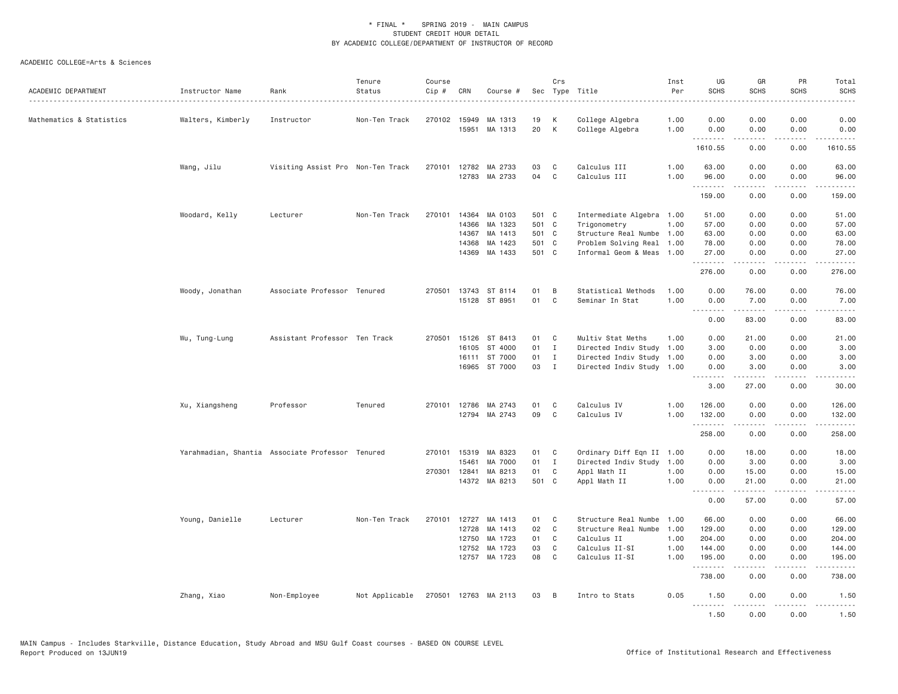\* FINAL \* SPRING 2019 - MAIN CAMPUS
STUDENT CREDIT HOUR DETAIL
BY ACADEMIC COLLEGE/DEPARTMENT OF INSTRUCTOR OF RECORD

ACADEMIC COLLEGE=Arts & Sciences

| ACADEMIC DEPARTMENT | Instructor Name | Rank | Tenure Status | Course Cip # | CRN | Course # | Sec | Crs Type | Title | Inst Per | UG SCHS | GR SCHS | PR SCHS | Total SCHS |
|---|---|---|---|---|---|---|---|---|---|---|---|---|---|---|
| Mathematics & Statistics | Walters, Kimberly | Instructor | Non-Ten Track | 270102 | 15949 | MA 1313 | 19 | K | College Algebra | 1.00 | 0.00 | 0.00 | 0.00 | 0.00 |
| | | | | | 15951 | MA 1313 | 20 | K | College Algebra | 1.00 | 0.00 | 0.00 | 0.00 | 0.00 |
| | | | | | | | | | | | 1610.55 | 0.00 | 0.00 | 1610.55 |
| | Wang, Jilu | Visiting Assist Pro | Non-Ten Track | 270101 | 12782 | MA 2733 | 03 | C | Calculus III | 1.00 | 63.00 | 0.00 | 0.00 | 63.00 |
| | | | | | 12783 | MA 2733 | 04 | C | Calculus III | 1.00 | 96.00 | 0.00 | 0.00 | 96.00 |
| | | | | | | | | | | | 159.00 | 0.00 | 0.00 | 159.00 |
| | Woodard, Kelly | Lecturer | Non-Ten Track | 270101 | 14364 | MA 0103 | 501 | C | Intermediate Algebra | 1.00 | 51.00 | 0.00 | 0.00 | 51.00 |
| | | | | | 14366 | MA 1323 | 501 | C | Trigonometry | 1.00 | 57.00 | 0.00 | 0.00 | 57.00 |
| | | | | | 14367 | MA 1413 | 501 | C | Structure Real Numbe | 1.00 | 63.00 | 0.00 | 0.00 | 63.00 |
| | | | | | 14368 | MA 1423 | 501 | C | Problem Solving Real | 1.00 | 78.00 | 0.00 | 0.00 | 78.00 |
| | | | | | 14369 | MA 1433 | 501 | C | Informal Geom & Meas | 1.00 | 27.00 | 0.00 | 0.00 | 27.00 |
| | | | | | | | | | | | 276.00 | 0.00 | 0.00 | 276.00 |
| | Woody, Jonathan | Associate Professor | Tenured | 270501 | 13743 | ST 8114 | 01 | B | Statistical Methods | 1.00 | 0.00 | 76.00 | 0.00 | 76.00 |
| | | | | | 15128 | ST 8951 | 01 | C | Seminar In Stat | 1.00 | 0.00 | 7.00 | 0.00 | 7.00 |
| | | | | | | | | | | | 0.00 | 83.00 | 0.00 | 83.00 |
| | Wu, Tung-Lung | Assistant Professor | Ten Track | 270501 | 15126 | ST 8413 | 01 | C | Multiv Stat Meths | 1.00 | 0.00 | 21.00 | 0.00 | 21.00 |
| | | | | | 16105 | ST 4000 | 01 | I | Directed Indiv Study | 1.00 | 3.00 | 0.00 | 0.00 | 3.00 |
| | | | | | 16111 | ST 7000 | 01 | I | Directed Indiv Study | 1.00 | 0.00 | 3.00 | 0.00 | 3.00 |
| | | | | | 16965 | ST 7000 | 03 | I | Directed Indiv Study | 1.00 | 0.00 | 3.00 | 0.00 | 3.00 |
| | | | | | | | | | | | 3.00 | 27.00 | 0.00 | 30.00 |
| | Xu, Xiangsheng | Professor | Tenured | 270101 | 12786 | MA 2743 | 01 | C | Calculus IV | 1.00 | 126.00 | 0.00 | 0.00 | 126.00 |
| | | | | | 12794 | MA 2743 | 09 | C | Calculus IV | 1.00 | 132.00 | 0.00 | 0.00 | 132.00 |
| | | | | | | | | | | | 258.00 | 0.00 | 0.00 | 258.00 |
| | Yarahmadian, Shantia | Associate Professor | Tenured | 270101 | 15319 | MA 8323 | 01 | C | Ordinary Diff Eqn II | 1.00 | 0.00 | 18.00 | 0.00 | 18.00 |
| | | | | | 15461 | MA 7000 | 01 | I | Directed Indiv Study | 1.00 | 0.00 | 3.00 | 0.00 | 3.00 |
| | | | | 270301 | 12841 | MA 8213 | 01 | C | Appl Math II | 1.00 | 0.00 | 15.00 | 0.00 | 15.00 |
| | | | | | 14372 | MA 8213 | 501 | C | Appl Math II | 1.00 | 0.00 | 21.00 | 0.00 | 21.00 |
| | | | | | | | | | | | 0.00 | 57.00 | 0.00 | 57.00 |
| | Young, Danielle | Lecturer | Non-Ten Track | 270101 | 12727 | MA 1413 | 01 | C | Structure Real Numbe | 1.00 | 66.00 | 0.00 | 0.00 | 66.00 |
| | | | | | 12728 | MA 1413 | 02 | C | Structure Real Numbe | 1.00 | 129.00 | 0.00 | 0.00 | 129.00 |
| | | | | | 12750 | MA 1723 | 01 | C | Calculus II | 1.00 | 204.00 | 0.00 | 0.00 | 204.00 |
| | | | | | 12752 | MA 1723 | 03 | C | Calculus II-SI | 1.00 | 144.00 | 0.00 | 0.00 | 144.00 |
| | | | | | 12757 | MA 1723 | 08 | C | Calculus II-SI | 1.00 | 195.00 | 0.00 | 0.00 | 195.00 |
| | | | | | | | | | | | 738.00 | 0.00 | 0.00 | 738.00 |
| | Zhang, Xiao | Non-Employee | Not Applicable | 270501 | 12763 | MA 2113 | 03 | B | Intro to Stats | 0.05 | 1.50 | 0.00 | 0.00 | 1.50 |
| | | | | | | | | | | | 1.50 | 0.00 | 0.00 | 1.50 |

MAIN Campus - Includes Starkville, Distance Education, Study Abroad and MSU Gulf Coast courses - BASED ON COURSE LEVEL
Report Produced on 13JUN19

Office of Institutional Research and Effectiveness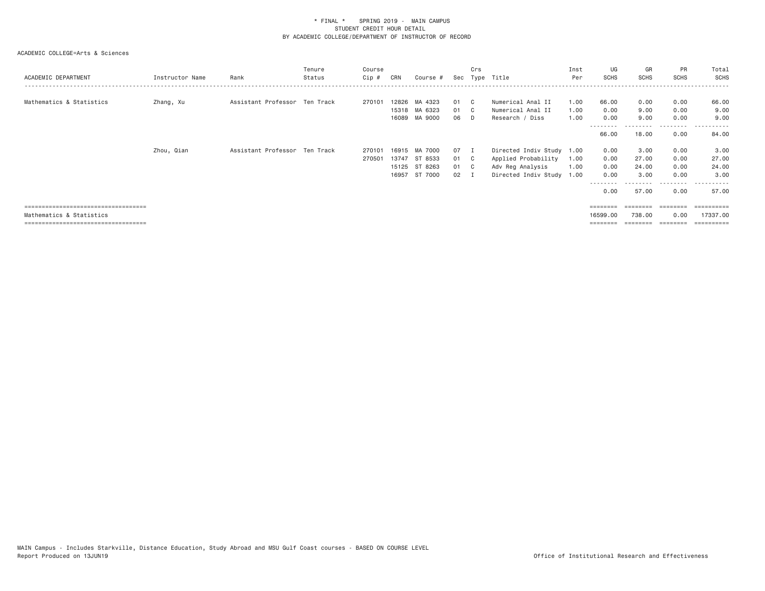\* FINAL \* SPRING 2019 - MAIN CAMPUS
STUDENT CREDIT HOUR DETAIL
BY ACADEMIC COLLEGE/DEPARTMENT OF INSTRUCTOR OF RECORD

ACADEMIC COLLEGE=Arts & Sciences

| ACADEMIC DEPARTMENT | Instructor Name | Rank | Tenure Status | Course Cip # | CRN | Course # | Sec | Crs Type | Title | Inst Per | UG SCHS | GR SCHS | PR SCHS | Total SCHS |
|---|---|---|---|---|---|---|---|---|---|---|---|---|---|---|
| Mathematics & Statistics | Zhang, Xu | Assistant Professor | Ten Track | 270101 | 12826 | MA 4323 | 01 | C | Numerical Anal II | 1.00 | 66.00 | 0.00 | 0.00 | 66.00 |
| | | | | | 15318 | MA 6323 | 01 | C | Numerical Anal II | 1.00 | 0.00 | 9.00 | 0.00 | 9.00 |
| | | | | | 16089 | MA 9000 | 06 | D | Research / Diss | 1.00 | 0.00 | 9.00 | 0.00 | 9.00 |
| | | | | | | | | | | | 66.00 | 18.00 | 0.00 | 84.00 |
| | Zhou, Qian | Assistant Professor | Ten Track | 270101 | 16915 | MA 7000 | 07 | I | Directed Indiv Study | 1.00 | 0.00 | 3.00 | 0.00 | 3.00 |
| | | | | 270501 | 13747 | ST 8533 | 01 | C | Applied Probability | 1.00 | 0.00 | 27.00 | 0.00 | 27.00 |
| | | | | | 15125 | ST 8263 | 01 | C | Adv Reg Analysis | 1.00 | 0.00 | 24.00 | 0.00 | 24.00 |
| | | | | | 16957 | ST 7000 | 02 | I | Directed Indiv Study | 1.00 | 0.00 | 3.00 | 0.00 | 3.00 |
| | | | | | | | | | | | 0.00 | 57.00 | 0.00 | 57.00 |
| Mathematics & Statistics | | | | | | | | | | | 16599.00 | 738.00 | 0.00 | 17337.00 |

MAIN Campus - Includes Starkville, Distance Education, Study Abroad and MSU Gulf Coast courses - BASED ON COURSE LEVEL
Report Produced on 13JUN19

Office of Institutional Research and Effectiveness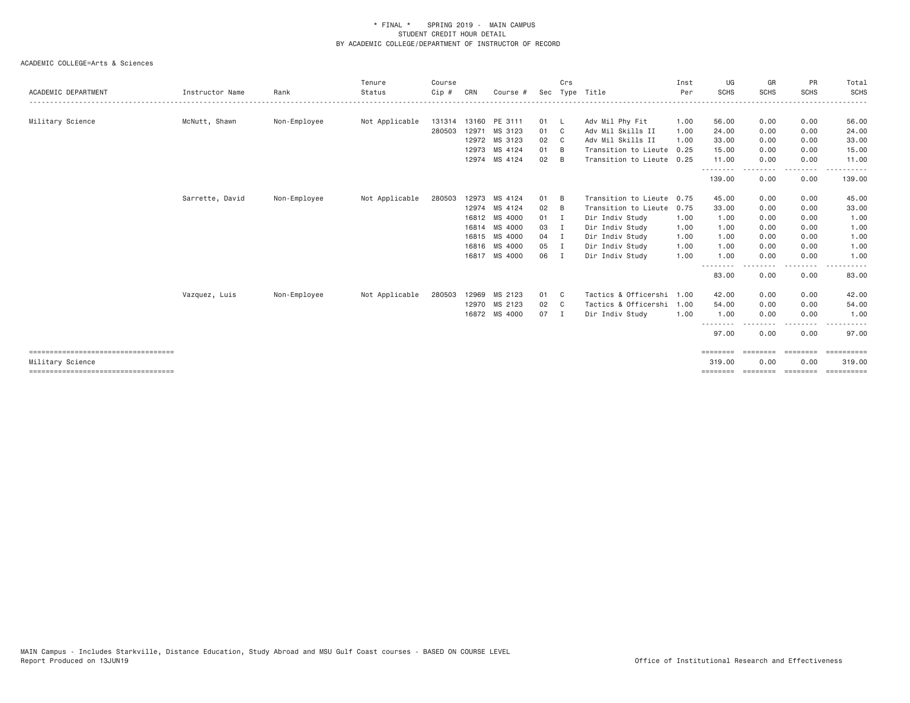\* FINAL \* SPRING 2019 - MAIN CAMPUS
STUDENT CREDIT HOUR DETAIL
BY ACADEMIC COLLEGE/DEPARTMENT OF INSTRUCTOR OF RECORD

ACADEMIC COLLEGE=Arts & Sciences

| ACADEMIC DEPARTMENT | Instructor Name | Rank | Tenure Status | Course Cip # | CRN | Course # | Sec | Crs Type | Title | Inst Per | UG SCHS | GR SCHS | PR SCHS | Total SCHS |
|---|---|---|---|---|---|---|---|---|---|---|---|---|---|---|
| Military Science | McNutt, Shawn | Non-Employee | Not Applicable | 131314 | 13160 | PE 3111 | 01 | L | Adv Mil Phy Fit | 1.00 | 56.00 | 0.00 | 0.00 | 56.00 |
| | | | | 280503 | 12971 | MS 3123 | 01 | C | Adv Mil Skills II | 1.00 | 24.00 | 0.00 | 0.00 | 24.00 |
| | | | | | 12972 | MS 3123 | 02 | C | Adv Mil Skills II | 1.00 | 33.00 | 0.00 | 0.00 | 33.00 |
| | | | | | 12973 | MS 4124 | 01 | B | Transition to Lieute | 0.25 | 15.00 | 0.00 | 0.00 | 15.00 |
| | | | | | 12974 | MS 4124 | 02 | B | Transition to Lieute | 0.25 | 11.00 | 0.00 | 0.00 | 11.00 |
| | | | | | | | | | | | 139.00 | 0.00 | 0.00 | 139.00 |
| | Sarrette, David | Non-Employee | Not Applicable | 280503 | 12973 | MS 4124 | 01 | B | Transition to Lieute | 0.75 | 45.00 | 0.00 | 0.00 | 45.00 |
| | | | | | 12974 | MS 4124 | 02 | B | Transition to Lieute | 0.75 | 33.00 | 0.00 | 0.00 | 33.00 |
| | | | | | 16812 | MS 4000 | 01 | I | Dir Indiv Study | 1.00 | 1.00 | 0.00 | 0.00 | 1.00 |
| | | | | | 16814 | MS 4000 | 03 | I | Dir Indiv Study | 1.00 | 1.00 | 0.00 | 0.00 | 1.00 |
| | | | | | 16815 | MS 4000 | 04 | I | Dir Indiv Study | 1.00 | 1.00 | 0.00 | 0.00 | 1.00 |
| | | | | | 16816 | MS 4000 | 05 | I | Dir Indiv Study | 1.00 | 1.00 | 0.00 | 0.00 | 1.00 |
| | | | | | 16817 | MS 4000 | 06 | I | Dir Indiv Study | 1.00 | 1.00 | 0.00 | 0.00 | 1.00 |
| | | | | | | | | | | | 83.00 | 0.00 | 0.00 | 83.00 |
| | Vazquez, Luis | Non-Employee | Not Applicable | 280503 | 12969 | MS 2123 | 01 | C | Tactics & Officershi | 1.00 | 42.00 | 0.00 | 0.00 | 42.00 |
| | | | | | 12970 | MS 2123 | 02 | C | Tactics & Officershi | 1.00 | 54.00 | 0.00 | 0.00 | 54.00 |
| | | | | | 16872 | MS 4000 | 07 | I | Dir Indiv Study | 1.00 | 1.00 | 0.00 | 0.00 | 1.00 |
| | | | | | | | | | | | 97.00 | 0.00 | 0.00 | 97.00 |
| Military Science | | | | | | | | | | | 319.00 | 0.00 | 0.00 | 319.00 |

MAIN Campus - Includes Starkville, Distance Education, Study Abroad and MSU Gulf Coast courses - BASED ON COURSE LEVEL
Report Produced on 13JUN19 Office of Institutional Research and Effectiveness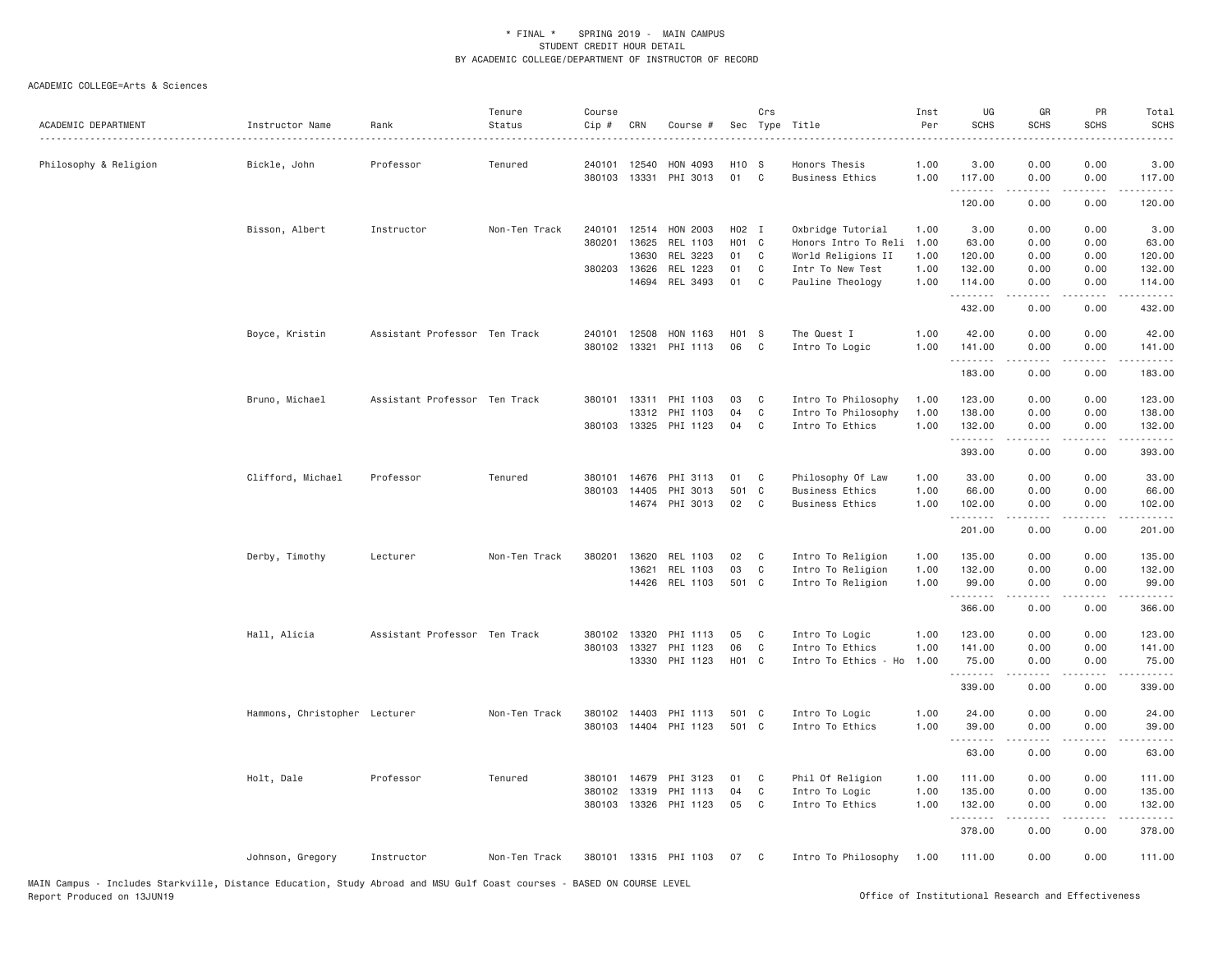\* FINAL \*   SPRING 2019 - MAIN CAMPUS
STUDENT CREDIT HOUR DETAIL
BY ACADEMIC COLLEGE/DEPARTMENT OF INSTRUCTOR OF RECORD

ACADEMIC COLLEGE=Arts & Sciences

| ACADEMIC DEPARTMENT | Instructor Name | Rank | Tenure Status | Course Cip # | CRN | Course # | Sec | Crs Type | Title | Inst Per | UG SCHS | GR SCHS | PR SCHS | Total SCHS |
|---|---|---|---|---|---|---|---|---|---|---|---|---|---|---|
| Philosophy & Religion | Bickle, John | Professor | Tenured | 240101 | 12540 | HON 4093 | H10 | S | Honors Thesis | 1.00 | 3.00 | 0.00 | 0.00 | 3.00 |
| | | | | 380103 | 13331 | PHI 3013 | 01 | C | Business Ethics | 1.00 | 117.00 | 0.00 | 0.00 | 117.00 |
| | | | | | | | | | | | 120.00 | 0.00 | 0.00 | 120.00 |
| | Bisson, Albert | Instructor | Non-Ten Track | 240101 | 12514 | HON 2003 | H02 | I | Oxbridge Tutorial | 1.00 | 3.00 | 0.00 | 0.00 | 3.00 |
| | | | | 380201 | 13625 | REL 1103 | H01 | C | Honors Intro To Reli | 1.00 | 63.00 | 0.00 | 0.00 | 63.00 |
| | | | | | 13630 | REL 3223 | 01 | C | World Religions II | 1.00 | 120.00 | 0.00 | 0.00 | 120.00 |
| | | | | 380203 | 13626 | REL 1223 | 01 | C | Intr To New Test | 1.00 | 132.00 | 0.00 | 0.00 | 132.00 |
| | | | | | 14694 | REL 3493 | 01 | C | Pauline Theology | 1.00 | 114.00 | 0.00 | 0.00 | 114.00 |
| | | | | | | | | | | | 432.00 | 0.00 | 0.00 | 432.00 |
| | Boyce, Kristin | Assistant Professor | Ten Track | 240101 | 12508 | HON 1163 | H01 | S | The Quest I | 1.00 | 42.00 | 0.00 | 0.00 | 42.00 |
| | | | | 380102 | 13321 | PHI 1113 | 06 | C | Intro To Logic | 1.00 | 141.00 | 0.00 | 0.00 | 141.00 |
| | | | | | | | | | | | 183.00 | 0.00 | 0.00 | 183.00 |
| | Bruno, Michael | Assistant Professor | Ten Track | 380101 | 13311 | PHI 1103 | 03 | C | Intro To Philosophy | 1.00 | 123.00 | 0.00 | 0.00 | 123.00 |
| | | | | | 13312 | PHI 1103 | 04 | C | Intro To Philosophy | 1.00 | 138.00 | 0.00 | 0.00 | 138.00 |
| | | | | 380103 | 13325 | PHI 1123 | 04 | C | Intro To Ethics | 1.00 | 132.00 | 0.00 | 0.00 | 132.00 |
| | | | | | | | | | | | 393.00 | 0.00 | 0.00 | 393.00 |
| | Clifford, Michael | Professor | Tenured | 380101 | 14676 | PHI 3113 | 01 | C | Philosophy Of Law | 1.00 | 33.00 | 0.00 | 0.00 | 33.00 |
| | | | | 380103 | 14405 | PHI 3013 | 501 | C | Business Ethics | 1.00 | 66.00 | 0.00 | 0.00 | 66.00 |
| | | | | | 14674 | PHI 3013 | 02 | C | Business Ethics | 1.00 | 102.00 | 0.00 | 0.00 | 102.00 |
| | | | | | | | | | | | 201.00 | 0.00 | 0.00 | 201.00 |
| | Derby, Timothy | Lecturer | Non-Ten Track | 380201 | 13620 | REL 1103 | 02 | C | Intro To Religion | 1.00 | 135.00 | 0.00 | 0.00 | 135.00 |
| | | | | | 13621 | REL 1103 | 03 | C | Intro To Religion | 1.00 | 132.00 | 0.00 | 0.00 | 132.00 |
| | | | | | 14426 | REL 1103 | 501 | C | Intro To Religion | 1.00 | 99.00 | 0.00 | 0.00 | 99.00 |
| | | | | | | | | | | | 366.00 | 0.00 | 0.00 | 366.00 |
| | Hall, Alicia | Assistant Professor | Ten Track | 380102 | 13320 | PHI 1113 | 05 | C | Intro To Logic | 1.00 | 123.00 | 0.00 | 0.00 | 123.00 |
| | | | | 380103 | 13327 | PHI 1123 | 06 | C | Intro To Ethics | 1.00 | 141.00 | 0.00 | 0.00 | 141.00 |
| | | | | | 13330 | PHI 1123 | H01 | C | Intro To Ethics - Ho | 1.00 | 75.00 | 0.00 | 0.00 | 75.00 |
| | | | | | | | | | | | 339.00 | 0.00 | 0.00 | 339.00 |
| | Hammons, Christopher | Lecturer | Non-Ten Track | 380102 | 14403 | PHI 1113 | 501 | C | Intro To Logic | 1.00 | 24.00 | 0.00 | 0.00 | 24.00 |
| | | | | 380103 | 14404 | PHI 1123 | 501 | C | Intro To Ethics | 1.00 | 39.00 | 0.00 | 0.00 | 39.00 |
| | | | | | | | | | | | 63.00 | 0.00 | 0.00 | 63.00 |
| | Holt, Dale | Professor | Tenured | 380101 | 14679 | PHI 3123 | 01 | C | Phil Of Religion | 1.00 | 111.00 | 0.00 | 0.00 | 111.00 |
| | | | | 380102 | 13319 | PHI 1113 | 04 | C | Intro To Logic | 1.00 | 135.00 | 0.00 | 0.00 | 135.00 |
| | | | | 380103 | 13326 | PHI 1123 | 05 | C | Intro To Ethics | 1.00 | 132.00 | 0.00 | 0.00 | 132.00 |
| | | | | | | | | | | | 378.00 | 0.00 | 0.00 | 378.00 |
| | Johnson, Gregory | Instructor | Non-Ten Track | 380101 | 13315 | PHI 1103 | 07 | C | Intro To Philosophy | 1.00 | 111.00 | 0.00 | 0.00 | 111.00 |

MAIN Campus - Includes Starkville, Distance Education, Study Abroad and MSU Gulf Coast courses - BASED ON COURSE LEVEL
Report Produced on 13JUN19    Office of Institutional Research and Effectiveness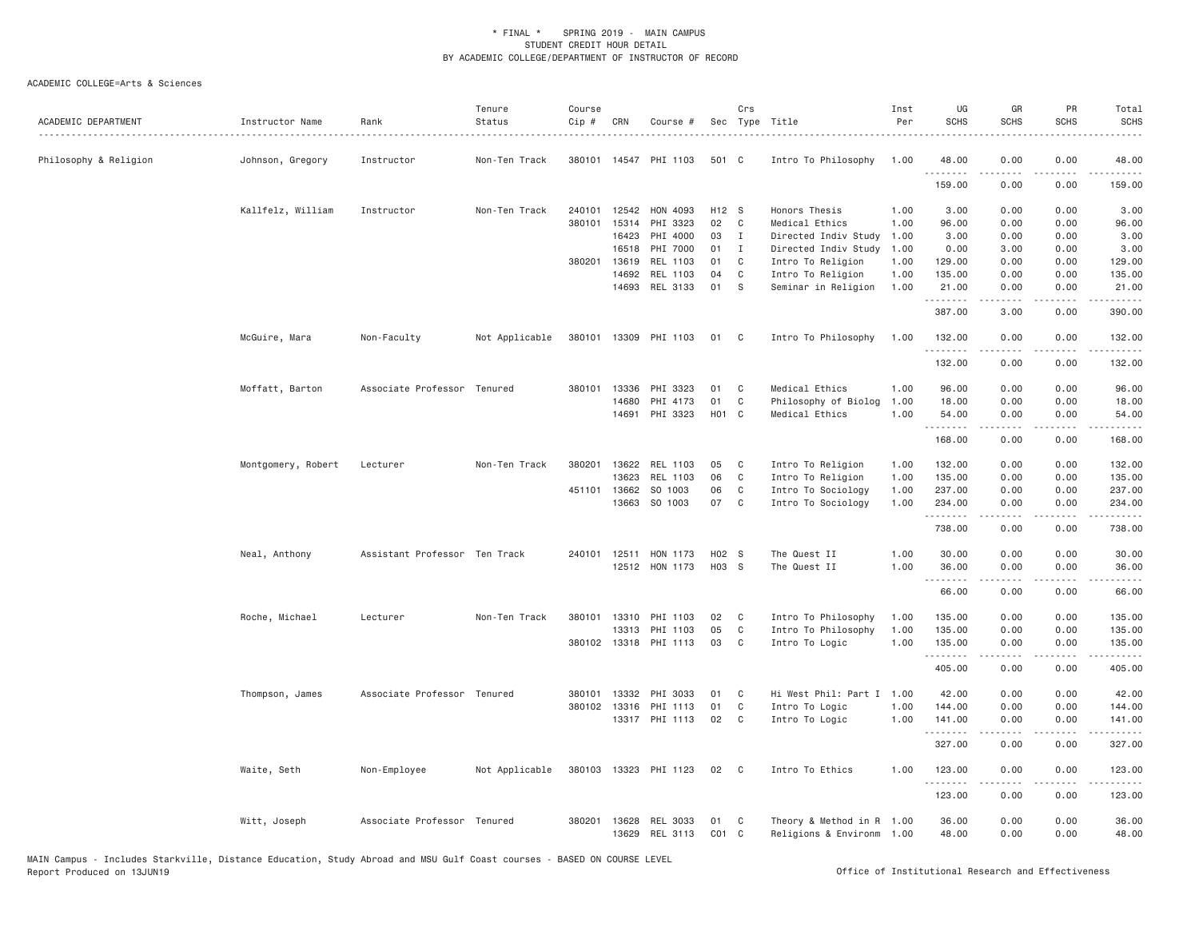\* FINAL \* SPRING 2019 - MAIN CAMPUS
STUDENT CREDIT HOUR DETAIL
BY ACADEMIC COLLEGE/DEPARTMENT OF INSTRUCTOR OF RECORD

ACADEMIC COLLEGE=Arts & Sciences

| ACADEMIC DEPARTMENT | Instructor Name | Rank | Tenure Status | Course Cip # | CRN | Course # | Sec | Crs Type | Title | Inst Per | UG SCHS | GR SCHS | PR SCHS | Total SCHS |
|---|---|---|---|---|---|---|---|---|---|---|---|---|---|---|
| Philosophy & Religion | Johnson, Gregory | Instructor | Non-Ten Track | 380101 | 14547 | PHI 1103 | 501 | C | Intro To Philosophy | 1.00 | 48.00 | 0.00 | 0.00 | 48.00 |
| | | | | | | | | | | | 159.00 | 0.00 | 0.00 | 159.00 |
| | Kallfelz, William | Instructor | Non-Ten Track | 240101 | 12542 | HON 4093 | H12 | S | Honors Thesis | 1.00 | 3.00 | 0.00 | 0.00 | 3.00 |
| | | | | 380101 | 15314 | PHI 3323 | 02 | C | Medical Ethics | 1.00 | 96.00 | 0.00 | 0.00 | 96.00 |
| | | | | | 16423 | PHI 4000 | 03 | I | Directed Indiv Study | 1.00 | 3.00 | 0.00 | 0.00 | 3.00 |
| | | | | | 16518 | PHI 7000 | 01 | I | Directed Indiv Study | 1.00 | 0.00 | 3.00 | 0.00 | 3.00 |
| | | | | 380201 | 13619 | REL 1103 | 01 | C | Intro To Religion | 1.00 | 129.00 | 0.00 | 0.00 | 129.00 |
| | | | | | 14692 | REL 1103 | 04 | C | Intro To Religion | 1.00 | 135.00 | 0.00 | 0.00 | 135.00 |
| | | | | | 14693 | REL 3133 | 01 | S | Seminar in Religion | 1.00 | 21.00 | 0.00 | 0.00 | 21.00 |
| | | | | | | | | | | | 387.00 | 3.00 | 0.00 | 390.00 |
| | McGuire, Mara | Non-Faculty | Not Applicable | 380101 | 13309 | PHI 1103 | 01 | C | Intro To Philosophy | 1.00 | 132.00 | 0.00 | 0.00 | 132.00 |
| | | | | | | | | | | | 132.00 | 0.00 | 0.00 | 132.00 |
| | Moffatt, Barton | Associate Professor | Tenured | 380101 | 13336 | PHI 3323 | 01 | C | Medical Ethics | 1.00 | 96.00 | 0.00 | 0.00 | 96.00 |
| | | | | | 14680 | PHI 4173 | 01 | C | Philosophy of Biolog | 1.00 | 18.00 | 0.00 | 0.00 | 18.00 |
| | | | | | 14691 | PHI 3323 | H01 | C | Medical Ethics | 1.00 | 54.00 | 0.00 | 0.00 | 54.00 |
| | | | | | | | | | | | 168.00 | 0.00 | 0.00 | 168.00 |
| | Montgomery, Robert | Lecturer | Non-Ten Track | 380201 | 13622 | REL 1103 | 05 | C | Intro To Religion | 1.00 | 132.00 | 0.00 | 0.00 | 132.00 |
| | | | | | 13623 | REL 1103 | 06 | C | Intro To Religion | 1.00 | 135.00 | 0.00 | 0.00 | 135.00 |
| | | | | 451101 | 13662 | SO 1003 | 06 | C | Intro To Sociology | 1.00 | 237.00 | 0.00 | 0.00 | 237.00 |
| | | | | | 13663 | SO 1003 | 07 | C | Intro To Sociology | 1.00 | 234.00 | 0.00 | 0.00 | 234.00 |
| | | | | | | | | | | | 738.00 | 0.00 | 0.00 | 738.00 |
| | Neal, Anthony | Assistant Professor | Ten Track | 240101 | 12511 | HON 1173 | H02 | S | The Quest II | 1.00 | 30.00 | 0.00 | 0.00 | 30.00 |
| | | | | | 12512 | HON 1173 | H03 | S | The Quest II | 1.00 | 36.00 | 0.00 | 0.00 | 36.00 |
| | | | | | | | | | | | 66.00 | 0.00 | 0.00 | 66.00 |
| | Roche, Michael | Lecturer | Non-Ten Track | 380101 | 13310 | PHI 1103 | 02 | C | Intro To Philosophy | 1.00 | 135.00 | 0.00 | 0.00 | 135.00 |
| | | | | | 13313 | PHI 1103 | 05 | C | Intro To Philosophy | 1.00 | 135.00 | 0.00 | 0.00 | 135.00 |
| | | | | 380102 | 13318 | PHI 1113 | 03 | C | Intro To Logic | 1.00 | 135.00 | 0.00 | 0.00 | 135.00 |
| | | | | | | | | | | | 405.00 | 0.00 | 0.00 | 405.00 |
| | Thompson, James | Associate Professor | Tenured | 380101 | 13332 | PHI 3033 | 01 | C | Hi West Phil: Part I | 1.00 | 42.00 | 0.00 | 0.00 | 42.00 |
| | | | | 380102 | 13316 | PHI 1113 | 01 | C | Intro To Logic | 1.00 | 144.00 | 0.00 | 0.00 | 144.00 |
| | | | | | 13317 | PHI 1113 | 02 | C | Intro To Logic | 1.00 | 141.00 | 0.00 | 0.00 | 141.00 |
| | | | | | | | | | | | 327.00 | 0.00 | 0.00 | 327.00 |
| | Waite, Seth | Non-Employee | Not Applicable | 380103 | 13323 | PHI 1123 | 02 | C | Intro To Ethics | 1.00 | 123.00 | 0.00 | 0.00 | 123.00 |
| | | | | | | | | | | | 123.00 | 0.00 | 0.00 | 123.00 |
| | Witt, Joseph | Associate Professor | Tenured | 380201 | 13628 | REL 3033 | 01 | C | Theory & Method in R | 1.00 | 36.00 | 0.00 | 0.00 | 36.00 |
| | | | | | 13629 | REL 3113 | C01 | C | Religions & Environm | 1.00 | 48.00 | 0.00 | 0.00 | 48.00 |

MAIN Campus - Includes Starkville, Distance Education, Study Abroad and MSU Gulf Coast courses - BASED ON COURSE LEVEL
Report Produced on 13JUN19

Office of Institutional Research and Effectiveness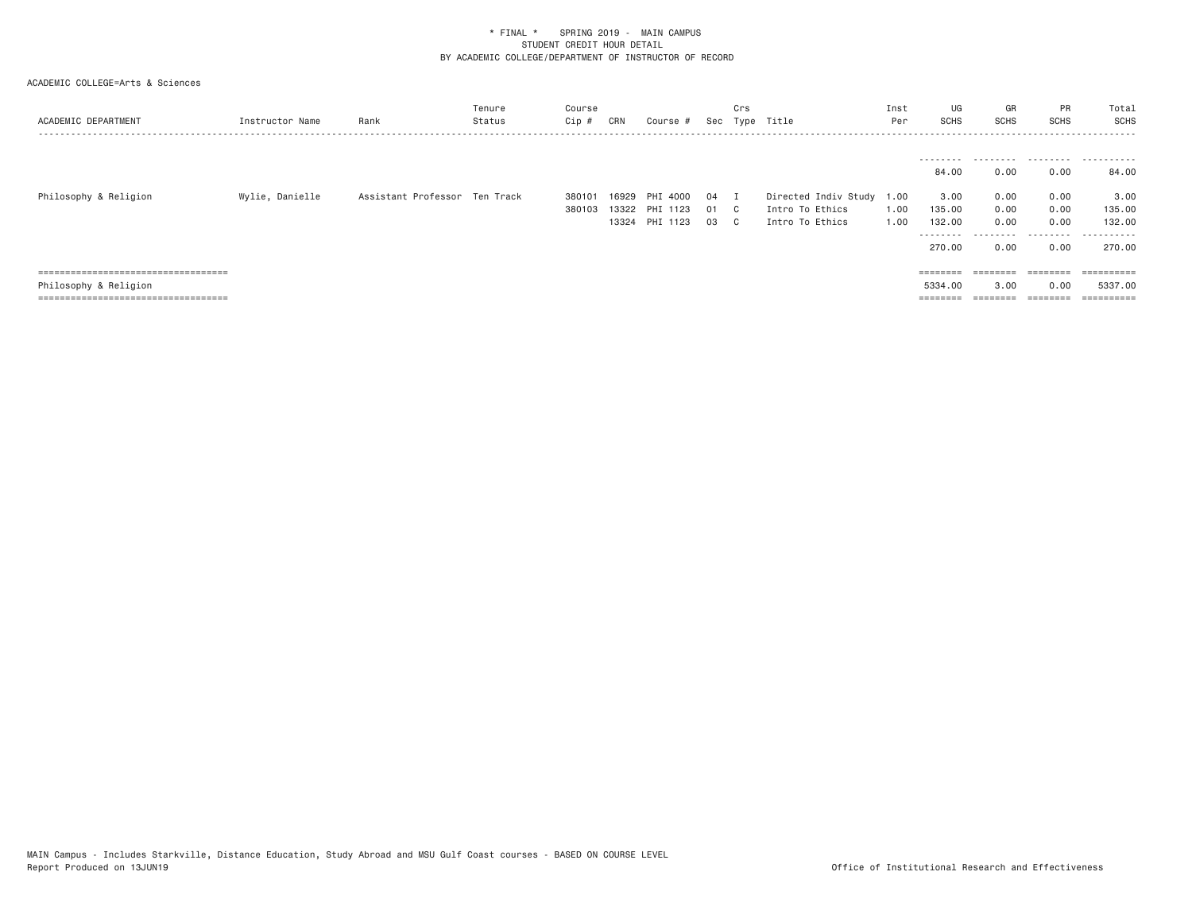* FINAL * SPRING 2019 - MAIN CAMPUS
STUDENT CREDIT HOUR DETAIL
BY ACADEMIC COLLEGE/DEPARTMENT OF INSTRUCTOR OF RECORD

ACADEMIC COLLEGE=Arts & Sciences

| ACADEMIC DEPARTMENT | Instructor Name | Rank | Tenure Status | Course Cip # | CRN | Course # | Sec | Crs Type | Title | Inst Per | UG SCHS | GR SCHS | PR SCHS | Total SCHS |
|---|---|---|---|---|---|---|---|---|---|---|---|---|---|---|
| | | | | | | | | | | | 84.00 | 0.00 | 0.00 | 84.00 |
| Philosophy & Religion | Wylie, Danielle | Assistant Professor | Ten Track | 380101 | 16929 | PHI 4000 | 04 | I | Directed Indiv Study | 1.00 | 3.00 | 0.00 | 0.00 | 3.00 |
| | | | | 380103 | 13322 | PHI 1123 | 01 | C | Intro To Ethics | 1.00 | 135.00 | 0.00 | 0.00 | 135.00 |
| | | | | | 13324 | PHI 1123 | 03 | C | Intro To Ethics | 1.00 | 132.00 | 0.00 | 0.00 | 132.00 |
| | | | | | | | | | | | 270.00 | 0.00 | 0.00 | 270.00 |
| Philosophy & Religion | | | | | | | | | | | 5334.00 | 3.00 | 0.00 | 5337.00 |

MAIN Campus - Includes Starkville, Distance Education, Study Abroad and MSU Gulf Coast courses - BASED ON COURSE LEVEL
Report Produced on 13JUN19

Office of Institutional Research and Effectiveness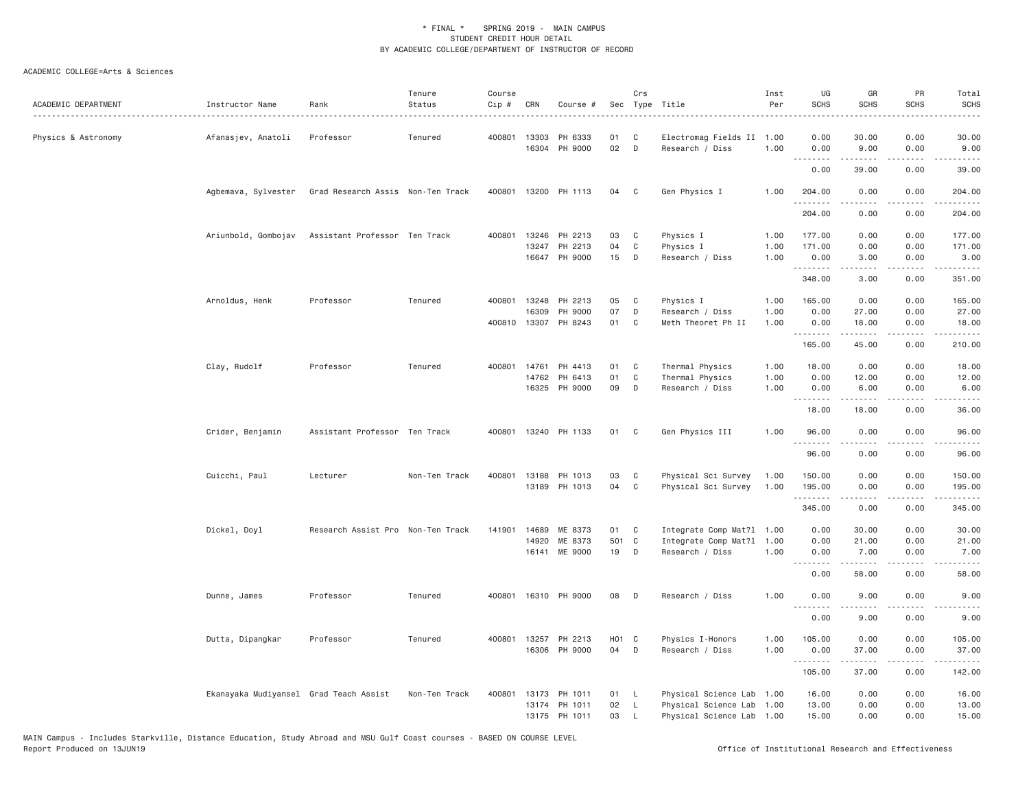\* FINAL \* SPRING 2019 - MAIN CAMPUS
STUDENT CREDIT HOUR DETAIL
BY ACADEMIC COLLEGE/DEPARTMENT OF INSTRUCTOR OF RECORD

ACADEMIC COLLEGE=Arts & Sciences

| ACADEMIC DEPARTMENT | Instructor Name | Rank | Tenure Status | Course Cip # | CRN | Course # | Sec | Crs Type | Title | Inst Per | UG SCHS | GR SCHS | PR SCHS | Total SCHS |
|---|---|---|---|---|---|---|---|---|---|---|---|---|---|---|
| Physics & Astronomy | Afanasjev, Anatoli | Professor | Tenured | 400801 | 13303 | PH 6333 | 01 | C | Electromag Fields II | 1.00 | 0.00 | 30.00 | 0.00 | 30.00 |
| | | | | | 16304 | PH 9000 | 02 | D | Research / Diss | 1.00 | 0.00 | 9.00 | 0.00 | 9.00 |
| | | | | | | | | | | | 0.00 | 39.00 | 0.00 | 39.00 |
| | Agbemava, Sylvester | Grad Research Assis | Non-Ten Track | 400801 | 13200 | PH 1113 | 04 | C | Gen Physics I | 1.00 | 204.00 | 0.00 | 0.00 | 204.00 |
| | | | | | | | | | | | 204.00 | 0.00 | 0.00 | 204.00 |
| | Ariunbold, Gombojav | Assistant Professor | Ten Track | 400801 | 13246 | PH 2213 | 03 | C | Physics I | 1.00 | 177.00 | 0.00 | 0.00 | 177.00 |
| | | | | | 13247 | PH 2213 | 04 | C | Physics I | 1.00 | 171.00 | 0.00 | 0.00 | 171.00 |
| | | | | | 16647 | PH 9000 | 15 | D | Research / Diss | 1.00 | 0.00 | 3.00 | 0.00 | 3.00 |
| | | | | | | | | | | | 348.00 | 3.00 | 0.00 | 351.00 |
| | Arnoldus, Henk | Professor | Tenured | 400801 | 13248 | PH 2213 | 05 | C | Physics I | 1.00 | 165.00 | 0.00 | 0.00 | 165.00 |
| | | | | | 16309 | PH 9000 | 07 | D | Research / Diss | 1.00 | 0.00 | 27.00 | 0.00 | 27.00 |
| | | | | 400810 | 13307 | PH 8243 | 01 | C | Meth Theoret Ph II | 1.00 | 0.00 | 18.00 | 0.00 | 18.00 |
| | | | | | | | | | | | 165.00 | 45.00 | 0.00 | 210.00 |
| | Clay, Rudolf | Professor | Tenured | 400801 | 14761 | PH 4413 | 01 | C | Thermal Physics | 1.00 | 18.00 | 0.00 | 0.00 | 18.00 |
| | | | | | 14762 | PH 6413 | 01 | C | Thermal Physics | 1.00 | 0.00 | 12.00 | 0.00 | 12.00 |
| | | | | | 16325 | PH 9000 | 09 | D | Research / Diss | 1.00 | 0.00 | 6.00 | 0.00 | 6.00 |
| | | | | | | | | | | | 18.00 | 18.00 | 0.00 | 36.00 |
| | Crider, Benjamin | Assistant Professor | Ten Track | 400801 | 13240 | PH 1133 | 01 | C | Gen Physics III | 1.00 | 96.00 | 0.00 | 0.00 | 96.00 |
| | | | | | | | | | | | 96.00 | 0.00 | 0.00 | 96.00 |
| | Cuicchi, Paul | Lecturer | Non-Ten Track | 400801 | 13188 | PH 1013 | 03 | C | Physical Sci Survey | 1.00 | 150.00 | 0.00 | 0.00 | 150.00 |
| | | | | | 13189 | PH 1013 | 04 | C | Physical Sci Survey | 1.00 | 195.00 | 0.00 | 0.00 | 195.00 |
| | | | | | | | | | | | 345.00 | 0.00 | 0.00 | 345.00 |
| | Dickel, Doyl | Research Assist Pro | Non-Ten Track | 141901 | 14689 | ME 8373 | 01 | C | Integrate Comp Mat?l | 1.00 | 0.00 | 30.00 | 0.00 | 30.00 |
| | | | | | 14920 | ME 8373 | 501 | C | Integrate Comp Mat?l | 1.00 | 0.00 | 21.00 | 0.00 | 21.00 |
| | | | | | 16141 | ME 9000 | 19 | D | Research / Diss | 1.00 | 0.00 | 7.00 | 0.00 | 7.00 |
| | | | | | | | | | | | 0.00 | 58.00 | 0.00 | 58.00 |
| | Dunne, James | Professor | Tenured | 400801 | 16310 | PH 9000 | 08 | D | Research / Diss | 1.00 | 0.00 | 9.00 | 0.00 | 9.00 |
| | | | | | | | | | | | 0.00 | 9.00 | 0.00 | 9.00 |
| | Dutta, Dipangkar | Professor | Tenured | 400801 | 13257 | PH 2213 | H01 | C | Physics I-Honors | 1.00 | 105.00 | 0.00 | 0.00 | 105.00 |
| | | | | | 16306 | PH 9000 | 04 | D | Research / Diss | 1.00 | 0.00 | 37.00 | 0.00 | 37.00 |
| | | | | | | | | | | | 105.00 | 37.00 | 0.00 | 142.00 |
| | Ekanayaka Mudiyansel | Grad Teach Assist | Non-Ten Track | 400801 | 13173 | PH 1011 | 01 | L | Physical Science Lab | 1.00 | 16.00 | 0.00 | 0.00 | 16.00 |
| | | | | | 13174 | PH 1011 | 02 | L | Physical Science Lab | 1.00 | 13.00 | 0.00 | 0.00 | 13.00 |
| | | | | | 13175 | PH 1011 | 03 | L | Physical Science Lab | 1.00 | 15.00 | 0.00 | 0.00 | 15.00 |

MAIN Campus - Includes Starkville, Distance Education, Study Abroad and MSU Gulf Coast courses - BASED ON COURSE LEVEL
Report Produced on 13JUN19 — Office of Institutional Research and Effectiveness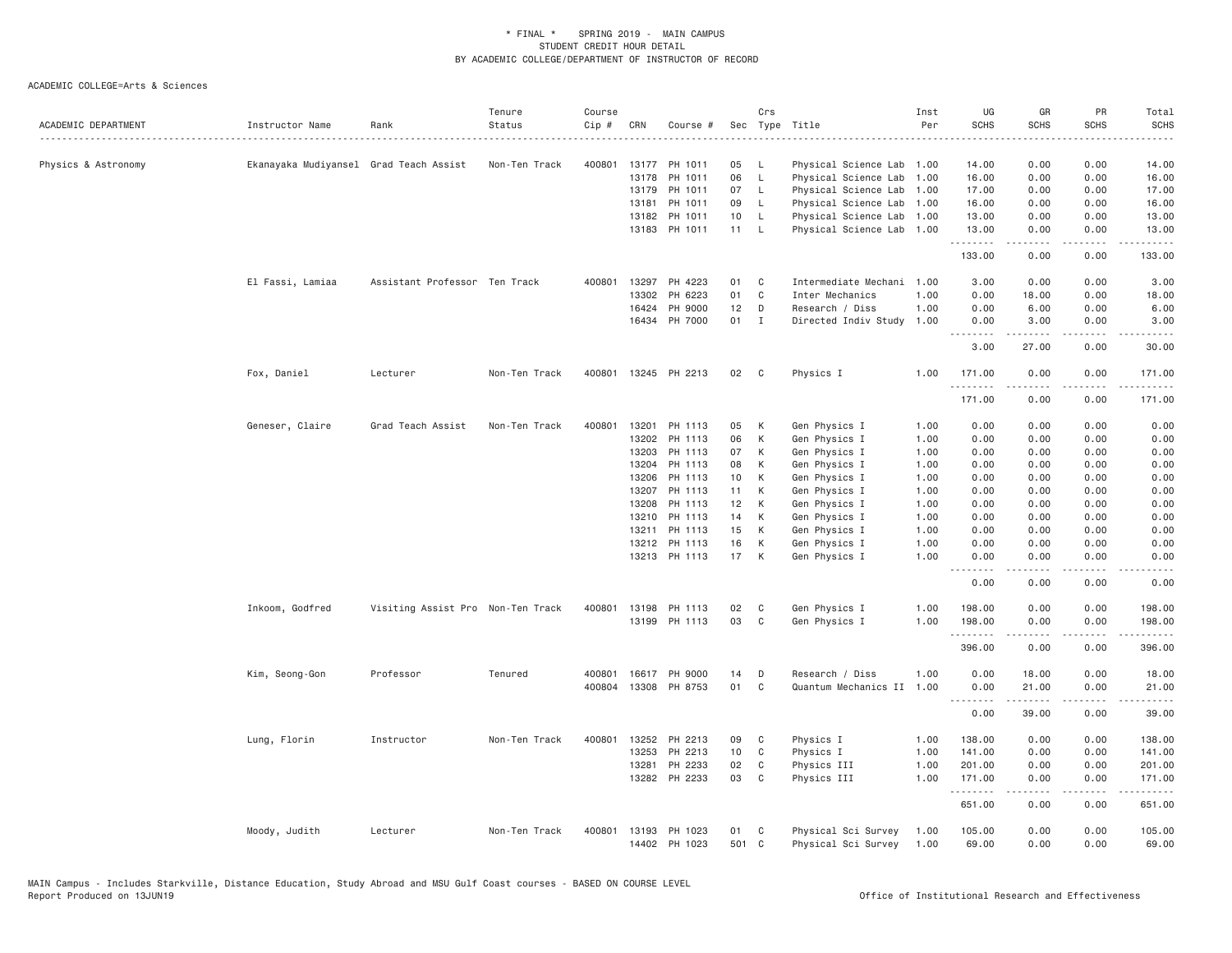\* FINAL \*    SPRING 2019 -  MAIN CAMPUS
STUDENT CREDIT HOUR DETAIL
BY ACADEMIC COLLEGE/DEPARTMENT OF INSTRUCTOR OF RECORD

ACADEMIC COLLEGE=Arts & Sciences

| ACADEMIC DEPARTMENT | Instructor Name | Rank | Tenure Status | Course Cip # | CRN | Course # | Sec | Crs Type | Title | Inst Per | UG SCHS | GR SCHS | PR SCHS | Total SCHS |
|---|---|---|---|---|---|---|---|---|---|---|---|---|---|---|
| Physics & Astronomy | Ekanayaka Mudiyansel | Grad Teach Assist | Non-Ten Track | 400801 | 13177 | PH 1011 | 05 | L | Physical Science Lab | 1.00 | 14.00 | 0.00 | 0.00 | 14.00 |
| | | | | | 13178 | PH 1011 | 06 | L | Physical Science Lab | 1.00 | 16.00 | 0.00 | 0.00 | 16.00 |
| | | | | | 13179 | PH 1011 | 07 | L | Physical Science Lab | 1.00 | 17.00 | 0.00 | 0.00 | 17.00 |
| | | | | | 13181 | PH 1011 | 09 | L | Physical Science Lab | 1.00 | 16.00 | 0.00 | 0.00 | 16.00 |
| | | | | | 13182 | PH 1011 | 10 | L | Physical Science Lab | 1.00 | 13.00 | 0.00 | 0.00 | 13.00 |
| | | | | | 13183 | PH 1011 | 11 | L | Physical Science Lab | 1.00 | 13.00 | 0.00 | 0.00 | 13.00 |
| | | | | | | | | | | | 133.00 | 0.00 | 0.00 | 133.00 |
| | El Fassi, Lamiaa | Assistant Professor | Ten Track | 400801 | 13297 | PH 4223 | 01 | C | Intermediate Mechani | 1.00 | 3.00 | 0.00 | 0.00 | 3.00 |
| | | | | | 13302 | PH 6223 | 01 | C | Inter Mechanics | 1.00 | 0.00 | 18.00 | 0.00 | 18.00 |
| | | | | | 16424 | PH 9000 | 12 | D | Research / Diss | 1.00 | 0.00 | 6.00 | 0.00 | 6.00 |
| | | | | | 16434 | PH 7000 | 01 | I | Directed Indiv Study | 1.00 | 0.00 | 3.00 | 0.00 | 3.00 |
| | | | | | | | | | | | 3.00 | 27.00 | 0.00 | 30.00 |
| | Fox, Daniel | Lecturer | Non-Ten Track | 400801 | 13245 | PH 2213 | 02 | C | Physics I | 1.00 | 171.00 | 0.00 | 0.00 | 171.00 |
| | | | | | | | | | | | 171.00 | 0.00 | 0.00 | 171.00 |
| | Geneser, Claire | Grad Teach Assist | Non-Ten Track | 400801 | 13201 | PH 1113 | 05 | K | Gen Physics I | 1.00 | 0.00 | 0.00 | 0.00 | 0.00 |
| | | | | | 13202 | PH 1113 | 06 | K | Gen Physics I | 1.00 | 0.00 | 0.00 | 0.00 | 0.00 |
| | | | | | 13203 | PH 1113 | 07 | K | Gen Physics I | 1.00 | 0.00 | 0.00 | 0.00 | 0.00 |
| | | | | | 13204 | PH 1113 | 08 | K | Gen Physics I | 1.00 | 0.00 | 0.00 | 0.00 | 0.00 |
| | | | | | 13206 | PH 1113 | 10 | K | Gen Physics I | 1.00 | 0.00 | 0.00 | 0.00 | 0.00 |
| | | | | | 13207 | PH 1113 | 11 | K | Gen Physics I | 1.00 | 0.00 | 0.00 | 0.00 | 0.00 |
| | | | | | 13208 | PH 1113 | 12 | K | Gen Physics I | 1.00 | 0.00 | 0.00 | 0.00 | 0.00 |
| | | | | | 13210 | PH 1113 | 14 | K | Gen Physics I | 1.00 | 0.00 | 0.00 | 0.00 | 0.00 |
| | | | | | 13211 | PH 1113 | 15 | K | Gen Physics I | 1.00 | 0.00 | 0.00 | 0.00 | 0.00 |
| | | | | | 13212 | PH 1113 | 16 | K | Gen Physics I | 1.00 | 0.00 | 0.00 | 0.00 | 0.00 |
| | | | | | 13213 | PH 1113 | 17 | K | Gen Physics I | 1.00 | 0.00 | 0.00 | 0.00 | 0.00 |
| | | | | | | | | | | | 0.00 | 0.00 | 0.00 | 0.00 |
| | Inkoom, Godfred | Visiting Assist Pro | Non-Ten Track | 400801 | 13198 | PH 1113 | 02 | C | Gen Physics I | 1.00 | 198.00 | 0.00 | 0.00 | 198.00 |
| | | | | | 13199 | PH 1113 | 03 | C | Gen Physics I | 1.00 | 198.00 | 0.00 | 0.00 | 198.00 |
| | | | | | | | | | | | 396.00 | 0.00 | 0.00 | 396.00 |
| | Kim, Seong-Gon | Professor | Tenured | 400801 | 16617 | PH 9000 | 14 | D | Research / Diss | 1.00 | 0.00 | 18.00 | 0.00 | 18.00 |
| | | | | 400804 | 13308 | PH 8753 | 01 | C | Quantum Mechanics II | 1.00 | 0.00 | 21.00 | 0.00 | 21.00 |
| | | | | | | | | | | | 0.00 | 39.00 | 0.00 | 39.00 |
| | Lung, Florin | Instructor | Non-Ten Track | 400801 | 13252 | PH 2213 | 09 | C | Physics I | 1.00 | 138.00 | 0.00 | 0.00 | 138.00 |
| | | | | | 13253 | PH 2213 | 10 | C | Physics I | 1.00 | 141.00 | 0.00 | 0.00 | 141.00 |
| | | | | | 13281 | PH 2233 | 02 | C | Physics III | 1.00 | 201.00 | 0.00 | 0.00 | 201.00 |
| | | | | | 13282 | PH 2233 | 03 | C | Physics III | 1.00 | 171.00 | 0.00 | 0.00 | 171.00 |
| | | | | | | | | | | | 651.00 | 0.00 | 0.00 | 651.00 |
| | Moody, Judith | Lecturer | Non-Ten Track | 400801 | 13193 | PH 1023 | 01 | C | Physical Sci Survey | 1.00 | 105.00 | 0.00 | 0.00 | 105.00 |
| | | | | | 14402 | PH 1023 | 501 | C | Physical Sci Survey | 1.00 | 69.00 | 0.00 | 0.00 | 69.00 |

MAIN Campus - Includes Starkville, Distance Education, Study Abroad and MSU Gulf Coast courses - BASED ON COURSE LEVEL
Report Produced on 13JUN19    Office of Institutional Research and Effectiveness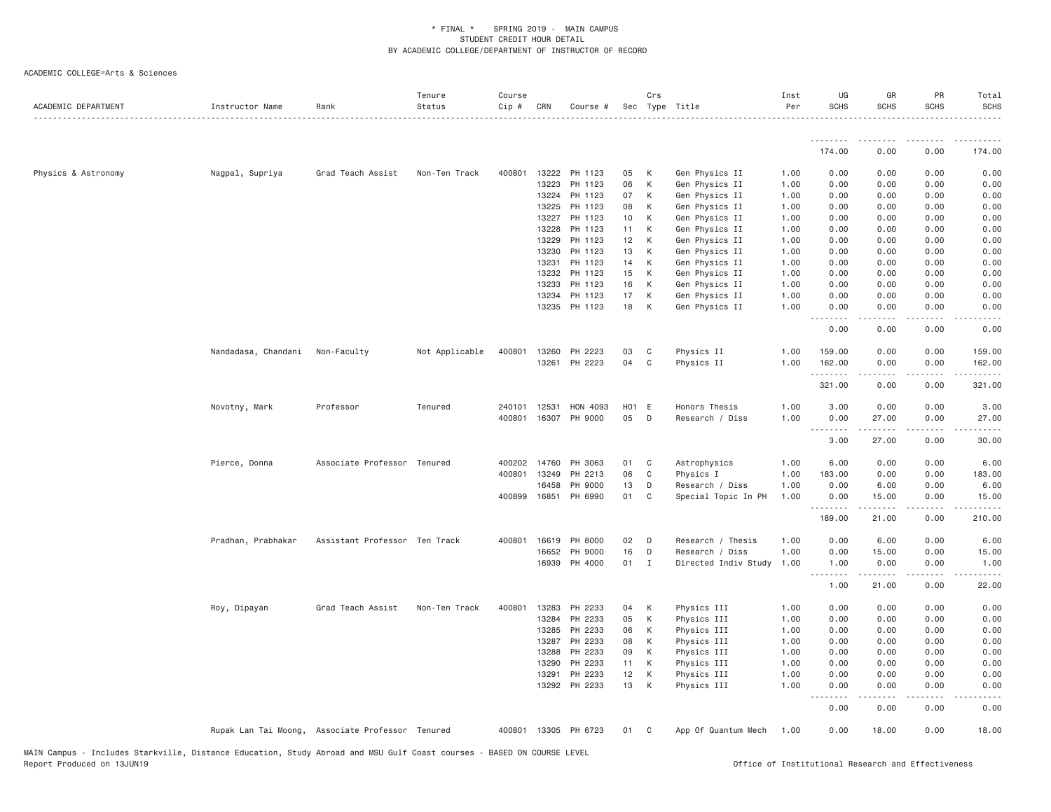\* FINAL \* SPRING 2019 - MAIN CAMPUS
STUDENT CREDIT HOUR DETAIL
BY ACADEMIC COLLEGE/DEPARTMENT OF INSTRUCTOR OF RECORD

ACADEMIC COLLEGE=Arts & Sciences

| ACADEMIC DEPARTMENT | Instructor Name | Rank | Tenure Status | Course Cip # | CRN | Course # | Sec | Crs Type | Title | Inst Per | UG SCHS | GR SCHS | PR SCHS | Total SCHS |
|---|---|---|---|---|---|---|---|---|---|---|---|---|---|---|
| | | | | | | | | | | | 174.00 | 0.00 | 0.00 | 174.00 |
| Physics & Astronomy | Nagpal, Supriya | Grad Teach Assist | Non-Ten Track | 400801 | 13222 | PH 1123 | 05 | K | Gen Physics II | 1.00 | 0.00 | 0.00 | 0.00 | 0.00 |
| | | | | | 13223 | PH 1123 | 06 | K | Gen Physics II | 1.00 | 0.00 | 0.00 | 0.00 | 0.00 |
| | | | | | 13224 | PH 1123 | 07 | K | Gen Physics II | 1.00 | 0.00 | 0.00 | 0.00 | 0.00 |
| | | | | | 13225 | PH 1123 | 08 | K | Gen Physics II | 1.00 | 0.00 | 0.00 | 0.00 | 0.00 |
| | | | | | 13227 | PH 1123 | 10 | K | Gen Physics II | 1.00 | 0.00 | 0.00 | 0.00 | 0.00 |
| | | | | | 13228 | PH 1123 | 11 | K | Gen Physics II | 1.00 | 0.00 | 0.00 | 0.00 | 0.00 |
| | | | | | 13229 | PH 1123 | 12 | K | Gen Physics II | 1.00 | 0.00 | 0.00 | 0.00 | 0.00 |
| | | | | | 13230 | PH 1123 | 13 | K | Gen Physics II | 1.00 | 0.00 | 0.00 | 0.00 | 0.00 |
| | | | | | 13231 | PH 1123 | 14 | K | Gen Physics II | 1.00 | 0.00 | 0.00 | 0.00 | 0.00 |
| | | | | | 13232 | PH 1123 | 15 | K | Gen Physics II | 1.00 | 0.00 | 0.00 | 0.00 | 0.00 |
| | | | | | 13233 | PH 1123 | 16 | K | Gen Physics II | 1.00 | 0.00 | 0.00 | 0.00 | 0.00 |
| | | | | | 13234 | PH 1123 | 17 | K | Gen Physics II | 1.00 | 0.00 | 0.00 | 0.00 | 0.00 |
| | | | | | 13235 | PH 1123 | 18 | K | Gen Physics II | 1.00 | 0.00 | 0.00 | 0.00 | 0.00 |
| | | | | | | | | | | | 0.00 | 0.00 | 0.00 | 0.00 |
| | Nandadasa, Chandani | Non-Faculty | Not Applicable | 400801 | 13260 | PH 2223 | 03 | C | Physics II | 1.00 | 159.00 | 0.00 | 0.00 | 159.00 |
| | | | | | 13261 | PH 2223 | 04 | C | Physics II | 1.00 | 162.00 | 0.00 | 0.00 | 162.00 |
| | | | | | | | | | | | 321.00 | 0.00 | 0.00 | 321.00 |
| | Novotny, Mark | Professor | Tenured | 240101 | 12531 | HON 4093 | H01 | E | Honors Thesis | 1.00 | 3.00 | 0.00 | 0.00 | 3.00 |
| | | | | 400801 | 16307 | PH 9000 | 05 | D | Research / Diss | 1.00 | 0.00 | 27.00 | 0.00 | 27.00 |
| | | | | | | | | | | | 3.00 | 27.00 | 0.00 | 30.00 |
| | Pierce, Donna | Associate Professor | Tenured | 400202 | 14760 | PH 3063 | 01 | C | Astrophysics | 1.00 | 6.00 | 0.00 | 0.00 | 6.00 |
| | | | | 400801 | 13249 | PH 2213 | 06 | C | Physics I | 1.00 | 183.00 | 0.00 | 0.00 | 183.00 |
| | | | | | 16458 | PH 9000 | 13 | D | Research / Diss | 1.00 | 0.00 | 6.00 | 0.00 | 6.00 |
| | | | | 400899 | 16851 | PH 6990 | 01 | C | Special Topic In PH | 1.00 | 0.00 | 15.00 | 0.00 | 15.00 |
| | | | | | | | | | | | 189.00 | 21.00 | 0.00 | 210.00 |
| | Pradhan, Prabhakar | Assistant Professor | Ten Track | 400801 | 16619 | PH 8000 | 02 | D | Research / Thesis | 1.00 | 0.00 | 6.00 | 0.00 | 6.00 |
| | | | | | 16652 | PH 9000 | 16 | D | Research / Diss | 1.00 | 0.00 | 15.00 | 0.00 | 15.00 |
| | | | | | 16939 | PH 4000 | 01 | I | Directed Indiv Study | 1.00 | 1.00 | 0.00 | 0.00 | 1.00 |
| | | | | | | | | | | | 1.00 | 21.00 | 0.00 | 22.00 |
| | Roy, Dipayan | Grad Teach Assist | Non-Ten Track | 400801 | 13283 | PH 2233 | 04 | K | Physics III | 1.00 | 0.00 | 0.00 | 0.00 | 0.00 |
| | | | | | 13284 | PH 2233 | 05 | K | Physics III | 1.00 | 0.00 | 0.00 | 0.00 | 0.00 |
| | | | | | 13285 | PH 2233 | 06 | K | Physics III | 1.00 | 0.00 | 0.00 | 0.00 | 0.00 |
| | | | | | 13287 | PH 2233 | 08 | K | Physics III | 1.00 | 0.00 | 0.00 | 0.00 | 0.00 |
| | | | | | 13288 | PH 2233 | 09 | K | Physics III | 1.00 | 0.00 | 0.00 | 0.00 | 0.00 |
| | | | | | 13290 | PH 2233 | 11 | K | Physics III | 1.00 | 0.00 | 0.00 | 0.00 | 0.00 |
| | | | | | 13291 | PH 2233 | 12 | K | Physics III | 1.00 | 0.00 | 0.00 | 0.00 | 0.00 |
| | | | | | 13292 | PH 2233 | 13 | K | Physics III | 1.00 | 0.00 | 0.00 | 0.00 | 0.00 |
| | | | | | | | | | | | 0.00 | 0.00 | 0.00 | 0.00 |
| | Rupak Lan Tai Moong, | Associate Professor | Tenured | 400801 | 13305 | PH 6723 | 01 | C | App Of Quantum Mech | 1.00 | 0.00 | 18.00 | 0.00 | 18.00 |

MAIN Campus - Includes Starkville, Distance Education, Study Abroad and MSU Gulf Coast courses - BASED ON COURSE LEVEL
Report Produced on 13JUN19 Office of Institutional Research and Effectiveness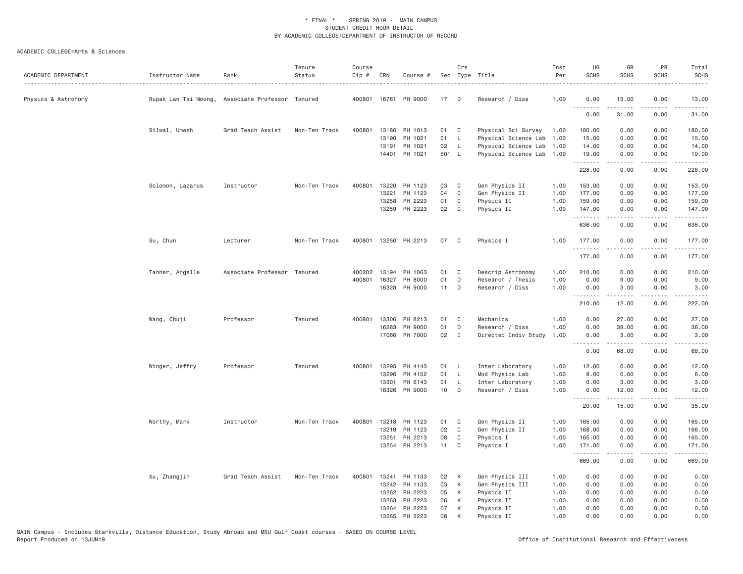* FINAL * SPRING 2019 - MAIN CAMPUS
STUDENT CREDIT HOUR DETAIL
BY ACADEMIC COLLEGE/DEPARTMENT OF INSTRUCTOR OF RECORD

ACADEMIC COLLEGE=Arts & Sciences

| ACADEMIC DEPARTMENT | Instructor Name | Rank | Tenure Status | Course Cip # | CRN | Course # | Sec | Crs Type | Title | Inst Per | UG SCHS | GR SCHS | PR SCHS | Total SCHS |
|---|---|---|---|---|---|---|---|---|---|---|---|---|---|---|
| Physics & Astronomy | Rupak Lan Tai Moong, | Associate Professor | Tenured | 400801 | 16761 | PH 9000 | 17 | D | Research / Diss | 1.00 | 0.00 | 13.00 | 0.00 | 13.00 |
| | | | | | | | | | | | 0.00 | 31.00 | 0.00 | 31.00 |
| | Silwal, Umesh | Grad Teach Assist | Non-Ten Track | 400801 | 13186 | PH 1013 | 01 | C | Physical Sci Survey | 1.00 | 180.00 | 0.00 | 0.00 | 180.00 |
| | | | | | 13190 | PH 1021 | 01 | L | Physical Science Lab | 1.00 | 15.00 | 0.00 | 0.00 | 15.00 |
| | | | | | 13191 | PH 1021 | 02 | L | Physical Science Lab | 1.00 | 14.00 | 0.00 | 0.00 | 14.00 |
| | | | | | 14401 | PH 1021 | 501 | L | Physical Science Lab | 1.00 | 19.00 | 0.00 | 0.00 | 19.00 |
| | | | | | | | | | | | 228.00 | 0.00 | 0.00 | 228.00 |
| | Solomon, Lazarus | Instructor | Non-Ten Track | 400801 | 13220 | PH 1123 | 03 | C | Gen Physics II | 1.00 | 153.00 | 0.00 | 0.00 | 153.00 |
| | | | | | 13221 | PH 1123 | 04 | C | Gen Physics II | 1.00 | 177.00 | 0.00 | 0.00 | 177.00 |
| | | | | | 13258 | PH 2223 | 01 | C | Physics II | 1.00 | 159.00 | 0.00 | 0.00 | 159.00 |
| | | | | | 13259 | PH 2223 | 02 | C | Physics II | 1.00 | 147.00 | 0.00 | 0.00 | 147.00 |
| | | | | | | | | | | | 636.00 | 0.00 | 0.00 | 636.00 |
| | Su, Chun | Lecturer | Non-Ten Track | 400801 | 13250 | PH 2213 | 07 | C | Physics I | 1.00 | 177.00 | 0.00 | 0.00 | 177.00 |
| | | | | | | | | | | | 177.00 | 0.00 | 0.00 | 177.00 |
| | Tanner, Angelle | Associate Professor | Tenured | 400202 | 13194 | PH 1063 | 01 | C | Descrip Astronomy | 1.00 | 210.00 | 0.00 | 0.00 | 210.00 |
| | | | | 400801 | 16327 | PH 8000 | 01 | D | Research / Thesis | 1.00 | 0.00 | 9.00 | 0.00 | 9.00 |
| | | | | | 16328 | PH 9000 | 11 | D | Research / Diss | 1.00 | 0.00 | 3.00 | 0.00 | 3.00 |
| | | | | | | | | | | | 210.00 | 12.00 | 0.00 | 222.00 |
| | Wang, Chuji | Professor | Tenured | 400801 | 13306 | PH 8213 | 01 | C | Mechanics | 1.00 | 0.00 | 27.00 | 0.00 | 27.00 |
| | | | | | 16283 | PH 9000 | 01 | D | Research / Diss | 1.00 | 0.00 | 38.00 | 0.00 | 38.00 |
| | | | | | 17066 | PH 7000 | 02 | I | Directed Indiv Study | 1.00 | 0.00 | 3.00 | 0.00 | 3.00 |
| | | | | | | | | | | | 0.00 | 68.00 | 0.00 | 68.00 |
| | Winger, Jeffry | Professor | Tenured | 400801 | 13295 | PH 4143 | 01 | L | Inter Laboratory | 1.00 | 12.00 | 0.00 | 0.00 | 12.00 |
| | | | | | 13296 | PH 4152 | 01 | L | Mod Physics Lab | 1.00 | 8.00 | 0.00 | 0.00 | 8.00 |
| | | | | | 13301 | PH 6143 | 01 | L | Inter Laboratory | 1.00 | 0.00 | 3.00 | 0.00 | 3.00 |
| | | | | | 16326 | PH 9000 | 10 | D | Research / Diss | 1.00 | 0.00 | 12.00 | 0.00 | 12.00 |
| | | | | | | | | | | | 20.00 | 15.00 | 0.00 | 35.00 |
| | Worthy, Mark | Instructor | Non-Ten Track | 400801 | 13218 | PH 1123 | 01 | C | Gen Physics II | 1.00 | 165.00 | 0.00 | 0.00 | 165.00 |
| | | | | | 13219 | PH 1123 | 02 | C | Gen Physics II | 1.00 | 168.00 | 0.00 | 0.00 | 168.00 |
| | | | | | 13251 | PH 2213 | 08 | C | Physics I | 1.00 | 165.00 | 0.00 | 0.00 | 165.00 |
| | | | | | 13254 | PH 2213 | 11 | C | Physics I | 1.00 | 171.00 | 0.00 | 0.00 | 171.00 |
| | | | | | | | | | | | 669.00 | 0.00 | 0.00 | 669.00 |
| | Xu, Zhangjin | Grad Teach Assist | Non-Ten Track | 400801 | 13241 | PH 1133 | 02 | K | Gen Physics III | 1.00 | 0.00 | 0.00 | 0.00 | 0.00 |
| | | | | | 13242 | PH 1133 | 03 | K | Gen Physics III | 1.00 | 0.00 | 0.00 | 0.00 | 0.00 |
| | | | | | 13262 | PH 2223 | 05 | K | Physics II | 1.00 | 0.00 | 0.00 | 0.00 | 0.00 |
| | | | | | 13263 | PH 2223 | 06 | K | Physics II | 1.00 | 0.00 | 0.00 | 0.00 | 0.00 |
| | | | | | 13264 | PH 2223 | 07 | K | Physics II | 1.00 | 0.00 | 0.00 | 0.00 | 0.00 |
| | | | | | 13265 | PH 2223 | 08 | K | Physics II | 1.00 | 0.00 | 0.00 | 0.00 | 0.00 |

MAIN Campus - Includes Starkville, Distance Education, Study Abroad and MSU Gulf Coast courses - BASED ON COURSE LEVEL
Report Produced on 13JUN19 Office of Institutional Research and Effectiveness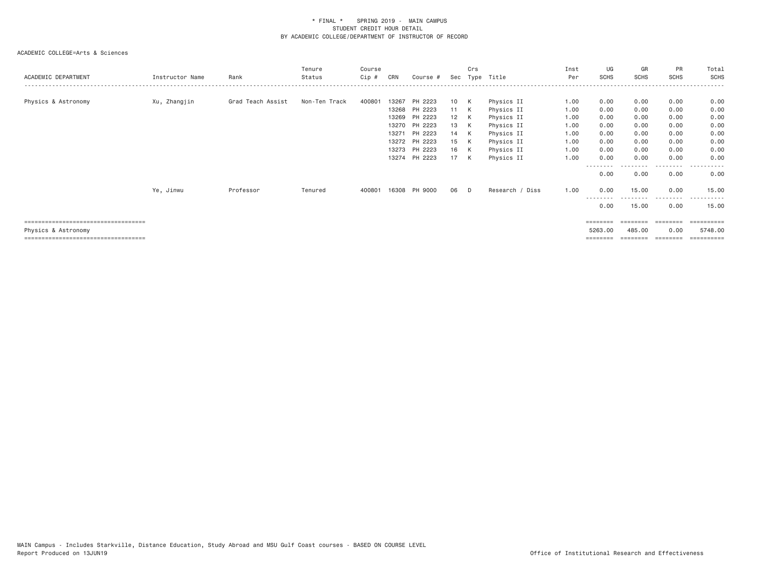\* FINAL \* SPRING 2019 - MAIN CAMPUS
STUDENT CREDIT HOUR DETAIL
BY ACADEMIC COLLEGE/DEPARTMENT OF INSTRUCTOR OF RECORD

ACADEMIC COLLEGE=Arts & Sciences

| ACADEMIC DEPARTMENT | Instructor Name | Rank | Tenure Status | Course Cip # | CRN | Course # | Sec | Crs Type | Title | Inst Per | UG SCHS | GR SCHS | PR SCHS | Total SCHS |
|---|---|---|---|---|---|---|---|---|---|---|---|---|---|---|
| Physics & Astronomy | Xu, Zhangjin | Grad Teach Assist | Non-Ten Track | 400801 | 13267 | PH 2223 | 10 | K | Physics II | 1.00 | 0.00 | 0.00 | 0.00 | 0.00 |
| | | | | | 13268 | PH 2223 | 11 | K | Physics II | 1.00 | 0.00 | 0.00 | 0.00 | 0.00 |
| | | | | | 13269 | PH 2223 | 12 | K | Physics II | 1.00 | 0.00 | 0.00 | 0.00 | 0.00 |
| | | | | | 13270 | PH 2223 | 13 | K | Physics II | 1.00 | 0.00 | 0.00 | 0.00 | 0.00 |
| | | | | | 13271 | PH 2223 | 14 | K | Physics II | 1.00 | 0.00 | 0.00 | 0.00 | 0.00 |
| | | | | | 13272 | PH 2223 | 15 | K | Physics II | 1.00 | 0.00 | 0.00 | 0.00 | 0.00 |
| | | | | | 13273 | PH 2223 | 16 | K | Physics II | 1.00 | 0.00 | 0.00 | 0.00 | 0.00 |
| | | | | | 13274 | PH 2223 | 17 | K | Physics II | 1.00 | 0.00 | 0.00 | 0.00 | 0.00 |
| | | | | | | | | | | | 0.00 | 0.00 | 0.00 | 0.00 |
| | Ye, Jinwu | Professor | Tenured | 400801 | 16308 | PH 9000 | 06 | D | Research / Diss | 1.00 | 0.00 | 15.00 | 0.00 | 15.00 |
| | | | | | | | | | | | 0.00 | 15.00 | 0.00 | 15.00 |
| Physics & Astronomy | | | | | | | | | | | 5263.00 | 485.00 | 0.00 | 5748.00 |

MAIN Campus - Includes Starkville, Distance Education, Study Abroad and MSU Gulf Coast courses - BASED ON COURSE LEVEL
Report Produced on 13JUN19 Office of Institutional Research and Effectiveness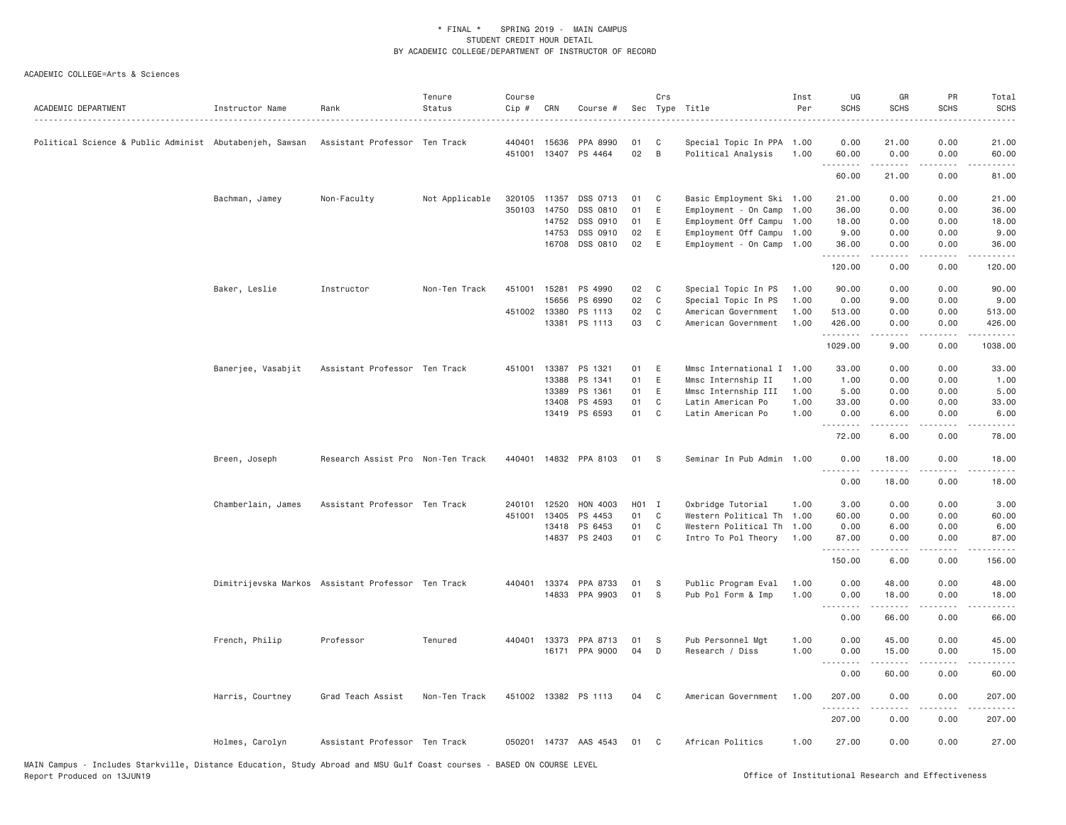# * FINAL * SPRING 2019 - MAIN CAMPUS
## STUDENT CREDIT HOUR DETAIL
## BY ACADEMIC COLLEGE/DEPARTMENT OF INSTRUCTOR OF RECORD

ACADEMIC COLLEGE=Arts & Sciences

| ACADEMIC DEPARTMENT | Instructor Name | Rank | Tenure Status | Course Cip # | CRN | Course # | Sec | Crs Type | Title | Inst Per | UG SCHS | GR SCHS | PR SCHS | Total SCHS |
|---|---|---|---|---|---|---|---|---|---|---|---|---|---|---|
| Political Science & Public Administ | Abutabenjeh, Sawsan | Assistant Professor | Ten Track | 440401 | 15636 | PPA 8990 | 01 | C | Special Topic In PPA | 1.00 | 0.00 | 21.00 | 0.00 | 21.00 |
| | | | | 451001 | 13407 | PS 4464 | 02 | B | Political Analysis | 1.00 | 60.00 | 0.00 | 0.00 | 60.00 |
| | | | | | | | | | | | 60.00 | 21.00 | 0.00 | 81.00 |
| | Bachman, Jamey | Non-Faculty | Not Applicable | 320105 | 11357 | DSS 0713 | 01 | C | Basic Employment Ski | 1.00 | 21.00 | 0.00 | 0.00 | 21.00 |
| | | | | 350103 | 14750 | DSS 0810 | 01 | E | Employment - On Camp | 1.00 | 36.00 | 0.00 | 0.00 | 36.00 |
| | | | | | 14752 | DSS 0910 | 01 | E | Employment Off Campu | 1.00 | 18.00 | 0.00 | 0.00 | 18.00 |
| | | | | | 14753 | DSS 0910 | 02 | E | Employment Off Campu | 1.00 | 9.00 | 0.00 | 0.00 | 9.00 |
| | | | | | 16708 | DSS 0810 | 02 | E | Employment - On Camp | 1.00 | 36.00 | 0.00 | 0.00 | 36.00 |
| | | | | | | | | | | | 120.00 | 0.00 | 0.00 | 120.00 |
| | Baker, Leslie | Instructor | Non-Ten Track | 451001 | 15281 | PS 4990 | 02 | C | Special Topic In PS | 1.00 | 90.00 | 0.00 | 0.00 | 90.00 |
| | | | | | 15656 | PS 6990 | 02 | C | Special Topic In PS | 1.00 | 0.00 | 9.00 | 0.00 | 9.00 |
| | | | | 451002 | 13380 | PS 1113 | 02 | C | American Government | 1.00 | 513.00 | 0.00 | 0.00 | 513.00 |
| | | | | | 13381 | PS 1113 | 03 | C | American Government | 1.00 | 426.00 | 0.00 | 0.00 | 426.00 |
| | | | | | | | | | | | 1029.00 | 9.00 | 0.00 | 1038.00 |
| | Banerjee, Vasabjit | Assistant Professor | Ten Track | 451001 | 13387 | PS 1321 | 01 | E | Mmsc International I | 1.00 | 33.00 | 0.00 | 0.00 | 33.00 |
| | | | | | 13388 | PS 1341 | 01 | E | Mmsc Internship II | 1.00 | 1.00 | 0.00 | 0.00 | 1.00 |
| | | | | | 13389 | PS 1361 | 01 | E | Mmsc Internship III | 1.00 | 5.00 | 0.00 | 0.00 | 5.00 |
| | | | | | 13408 | PS 4593 | 01 | C | Latin American Po | 1.00 | 33.00 | 0.00 | 0.00 | 33.00 |
| | | | | | 13419 | PS 6593 | 01 | C | Latin American Po | 1.00 | 0.00 | 6.00 | 0.00 | 6.00 |
| | | | | | | | | | | | 72.00 | 6.00 | 0.00 | 78.00 |
| | Breen, Joseph | Research Assist Pro | Non-Ten Track | 440401 | 14832 | PPA 8103 | 01 | S | Seminar In Pub Admin | 1.00 | 0.00 | 18.00 | 0.00 | 18.00 |
| | | | | | | | | | | | 0.00 | 18.00 | 0.00 | 18.00 |
| | Chamberlain, James | Assistant Professor | Ten Track | 240101 | 12520 | HON 4003 | H01 | I | Oxbridge Tutorial | 1.00 | 3.00 | 0.00 | 0.00 | 3.00 |
| | | | | 451001 | 13405 | PS 4453 | 01 | C | Western Political Th | 1.00 | 60.00 | 0.00 | 0.00 | 60.00 |
| | | | | | 13418 | PS 6453 | 01 | C | Western Political Th | 1.00 | 0.00 | 6.00 | 0.00 | 6.00 |
| | | | | | 14837 | PS 2403 | 01 | C | Intro To Pol Theory | 1.00 | 87.00 | 0.00 | 0.00 | 87.00 |
| | | | | | | | | | | | 150.00 | 6.00 | 0.00 | 156.00 |
| | Dimitrijevska Markos | Assistant Professor | Ten Track | 440401 | 13374 | PPA 8733 | 01 | S | Public Program Eval | 1.00 | 0.00 | 48.00 | 0.00 | 48.00 |
| | | | | | 14833 | PPA 9903 | 01 | S | Pub Pol Form & Imp | 1.00 | 0.00 | 18.00 | 0.00 | 18.00 |
| | | | | | | | | | | | 0.00 | 66.00 | 0.00 | 66.00 |
| | French, Philip | Professor | Tenured | 440401 | 13373 | PPA 8713 | 01 | S | Pub Personnel Mgt | 1.00 | 0.00 | 45.00 | 0.00 | 45.00 |
| | | | | | 16171 | PPA 9000 | 04 | D | Research / Diss | 1.00 | 0.00 | 15.00 | 0.00 | 15.00 |
| | | | | | | | | | | | 0.00 | 60.00 | 0.00 | 60.00 |
| | Harris, Courtney | Grad Teach Assist | Non-Ten Track | 451002 | 13382 | PS 1113 | 04 | C | American Government | 1.00 | 207.00 | 0.00 | 0.00 | 207.00 |
| | | | | | | | | | | | 207.00 | 0.00 | 0.00 | 207.00 |
| | Holmes, Carolyn | Assistant Professor | Ten Track | 050201 | 14737 | AAS 4543 | 01 | C | African Politics | 1.00 | 27.00 | 0.00 | 0.00 | 27.00 |

MAIN Campus - Includes Starkville, Distance Education, Study Abroad and MSU Gulf Coast courses - BASED ON COURSE LEVEL
Report Produced on 13JUN19

Office of Institutional Research and Effectiveness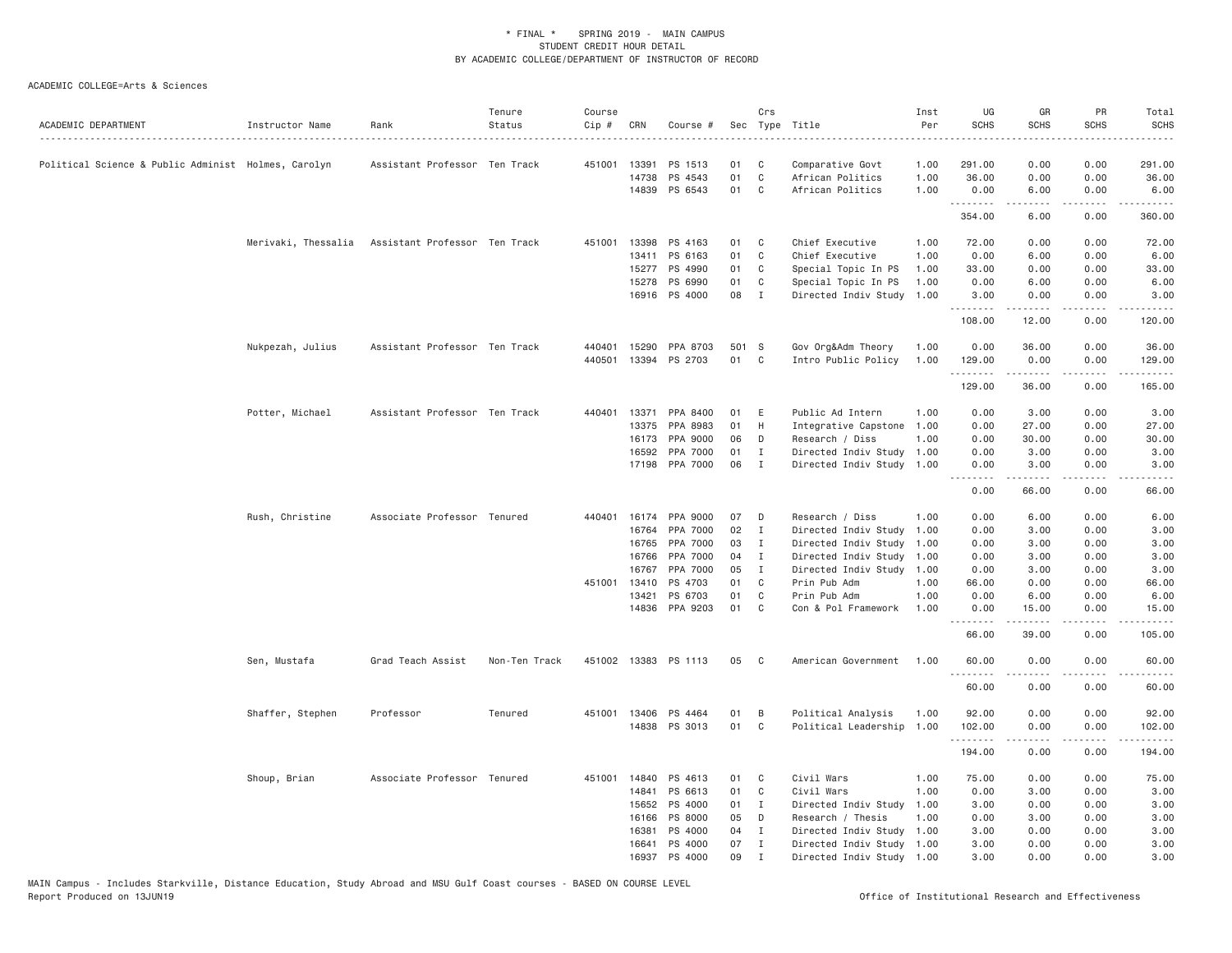\* FINAL \* SPRING 2019 - MAIN CAMPUS
STUDENT CREDIT HOUR DETAIL
BY ACADEMIC COLLEGE/DEPARTMENT OF INSTRUCTOR OF RECORD

ACADEMIC COLLEGE=Arts & Sciences

| ACADEMIC DEPARTMENT | Instructor Name | Rank | Tenure Status | Course Cip # | CRN | Course # | Sec | Crs Type | Title | Inst Per | UG SCHS | GR SCHS | PR SCHS | Total SCHS |
|---|---|---|---|---|---|---|---|---|---|---|---|---|---|---|
| Political Science & Public Administ | Holmes, Carolyn | Assistant Professor | Ten Track | 451001 | 13391 | PS 1513 | 01 | C | Comparative Govt | 1.00 | 291.00 | 0.00 | 0.00 | 291.00 |
| | | | | | 14738 | PS 4543 | 01 | C | African Politics | 1.00 | 36.00 | 0.00 | 0.00 | 36.00 |
| | | | | | 14839 | PS 6543 | 01 | C | African Politics | 1.00 | 0.00 | 6.00 | 0.00 | 6.00 |
| | | | | | | | | | | | 354.00 | 6.00 | 0.00 | 360.00 |
| | Merivaki, Thessalia | Assistant Professor | Ten Track | 451001 | 13398 | PS 4163 | 01 | C | Chief Executive | 1.00 | 72.00 | 0.00 | 0.00 | 72.00 |
| | | | | | 13411 | PS 6163 | 01 | C | Chief Executive | 1.00 | 0.00 | 6.00 | 0.00 | 6.00 |
| | | | | | 15277 | PS 4990 | 01 | C | Special Topic In PS | 1.00 | 33.00 | 0.00 | 0.00 | 33.00 |
| | | | | | 15278 | PS 6990 | 01 | C | Special Topic In PS | 1.00 | 0.00 | 6.00 | 0.00 | 6.00 |
| | | | | | 16916 | PS 4000 | 08 | I | Directed Indiv Study | 1.00 | 3.00 | 0.00 | 0.00 | 3.00 |
| | | | | | | | | | | | 108.00 | 12.00 | 0.00 | 120.00 |
| | Nukpezah, Julius | Assistant Professor | Ten Track | 440401 | 15290 | PPA 8703 | 501 | S | Gov Org&Adm Theory | 1.00 | 0.00 | 36.00 | 0.00 | 36.00 |
| | | | | 440501 | 13394 | PS 2703 | 01 | C | Intro Public Policy | 1.00 | 129.00 | 0.00 | 0.00 | 129.00 |
| | | | | | | | | | | | 129.00 | 36.00 | 0.00 | 165.00 |
| | Potter, Michael | Assistant Professor | Ten Track | 440401 | 13371 | PPA 8400 | 01 | E | Public Ad Intern | 1.00 | 0.00 | 3.00 | 0.00 | 3.00 |
| | | | | | 13375 | PPA 8983 | 01 | H | Integrative Capstone | 1.00 | 0.00 | 27.00 | 0.00 | 27.00 |
| | | | | | 16173 | PPA 9000 | 06 | D | Research / Diss | 1.00 | 0.00 | 30.00 | 0.00 | 30.00 |
| | | | | | 16592 | PPA 7000 | 01 | I | Directed Indiv Study | 1.00 | 0.00 | 3.00 | 0.00 | 3.00 |
| | | | | | 17198 | PPA 7000 | 06 | I | Directed Indiv Study | 1.00 | 0.00 | 3.00 | 0.00 | 3.00 |
| | | | | | | | | | | | 0.00 | 66.00 | 0.00 | 66.00 |
| | Rush, Christine | Associate Professor | Tenured | 440401 | 16174 | PPA 9000 | 07 | D | Research / Diss | 1.00 | 0.00 | 6.00 | 0.00 | 6.00 |
| | | | | | 16764 | PPA 7000 | 02 | I | Directed Indiv Study | 1.00 | 0.00 | 3.00 | 0.00 | 3.00 |
| | | | | | 16765 | PPA 7000 | 03 | I | Directed Indiv Study | 1.00 | 0.00 | 3.00 | 0.00 | 3.00 |
| | | | | | 16766 | PPA 7000 | 04 | I | Directed Indiv Study | 1.00 | 0.00 | 3.00 | 0.00 | 3.00 |
| | | | | | 16767 | PPA 7000 | 05 | I | Directed Indiv Study | 1.00 | 0.00 | 3.00 | 0.00 | 3.00 |
| | | | | 451001 | 13410 | PS 4703 | 01 | C | Prin Pub Adm | 1.00 | 66.00 | 0.00 | 0.00 | 66.00 |
| | | | | | 13421 | PS 6703 | 01 | C | Prin Pub Adm | 1.00 | 0.00 | 6.00 | 0.00 | 6.00 |
| | | | | | 14836 | PPA 9203 | 01 | C | Con & Pol Framework | 1.00 | 0.00 | 15.00 | 0.00 | 15.00 |
| | | | | | | | | | | | 66.00 | 39.00 | 0.00 | 105.00 |
| | Sen, Mustafa | Grad Teach Assist | Non-Ten Track | 451002 | 13383 | PS 1113 | 05 | C | American Government | 1.00 | 60.00 | 0.00 | 0.00 | 60.00 |
| | | | | | | | | | | | 60.00 | 0.00 | 0.00 | 60.00 |
| | Shaffer, Stephen | Professor | Tenured | 451001 | 13406 | PS 4464 | 01 | B | Political Analysis | 1.00 | 92.00 | 0.00 | 0.00 | 92.00 |
| | | | | | 14838 | PS 3013 | 01 | C | Political Leadership | 1.00 | 102.00 | 0.00 | 0.00 | 102.00 |
| | | | | | | | | | | | 194.00 | 0.00 | 0.00 | 194.00 |
| | Shoup, Brian | Associate Professor | Tenured | 451001 | 14840 | PS 4613 | 01 | C | Civil Wars | 1.00 | 75.00 | 0.00 | 0.00 | 75.00 |
| | | | | | 14841 | PS 6613 | 01 | C | Civil Wars | 1.00 | 0.00 | 3.00 | 0.00 | 3.00 |
| | | | | | 15652 | PS 4000 | 01 | I | Directed Indiv Study | 1.00 | 3.00 | 0.00 | 0.00 | 3.00 |
| | | | | | 16166 | PS 8000 | 05 | D | Research / Thesis | 1.00 | 0.00 | 3.00 | 0.00 | 3.00 |
| | | | | | 16381 | PS 4000 | 04 | I | Directed Indiv Study | 1.00 | 3.00 | 0.00 | 0.00 | 3.00 |
| | | | | | 16641 | PS 4000 | 07 | I | Directed Indiv Study | 1.00 | 3.00 | 0.00 | 0.00 | 3.00 |
| | | | | | 16937 | PS 4000 | 09 | I | Directed Indiv Study | 1.00 | 3.00 | 0.00 | 0.00 | 3.00 |

MAIN Campus - Includes Starkville, Distance Education, Study Abroad and MSU Gulf Coast courses - BASED ON COURSE LEVEL
Report Produced on 13JUN19 — Office of Institutional Research and Effectiveness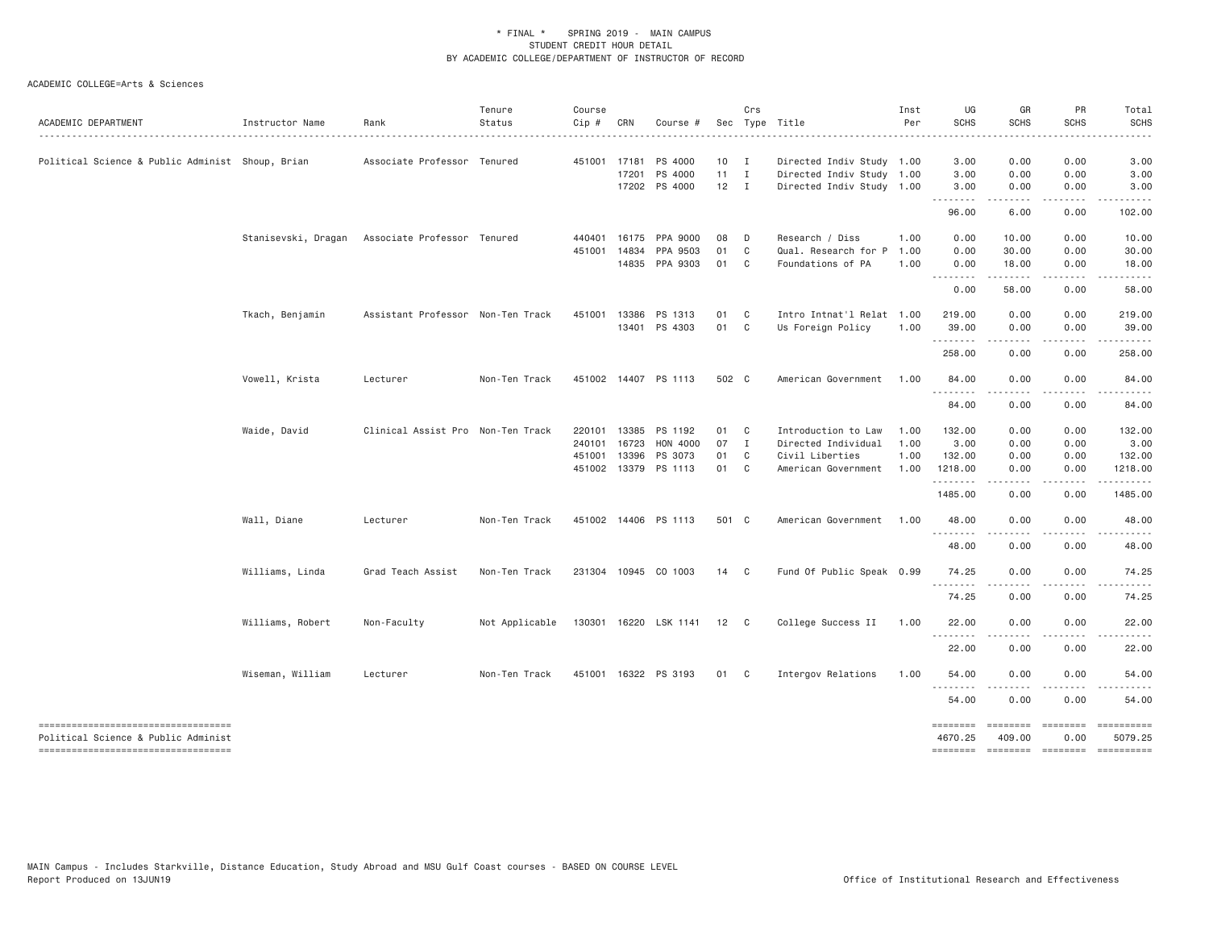\* FINAL \* SPRING 2019 - MAIN CAMPUS
STUDENT CREDIT HOUR DETAIL
BY ACADEMIC COLLEGE/DEPARTMENT OF INSTRUCTOR OF RECORD

ACADEMIC COLLEGE=Arts & Sciences

| ACADEMIC DEPARTMENT | Instructor Name | Rank | Tenure Status | Course Cip # | CRN | Course # | Sec | Crs Type | Title | Inst Per | UG SCHS | GR SCHS | PR SCHS | Total SCHS |
|---|---|---|---|---|---|---|---|---|---|---|---|---|---|---|
| Political Science & Public Administ | Shoup, Brian | Associate Professor | Tenured | 451001 | 17181 | PS 4000 | 10 | I | Directed Indiv Study | 1.00 | 3.00 | 0.00 | 0.00 | 3.00 |
| | | | | | 17201 | PS 4000 | 11 | I | Directed Indiv Study | 1.00 | 3.00 | 0.00 | 0.00 | 3.00 |
| | | | | | 17202 | PS 4000 | 12 | I | Directed Indiv Study | 1.00 | 3.00 | 0.00 | 0.00 | 3.00 |
| | | | | | | | | | | | 96.00 | 6.00 | 0.00 | 102.00 |
| | Stanisevski, Dragan | Associate Professor | Tenured | 440401 | 16175 | PPA 9000 | 08 | D | Research / Diss | 1.00 | 0.00 | 10.00 | 0.00 | 10.00 |
| | | | | 451001 | 14834 | PPA 9503 | 01 | C | Qual. Research for P | 1.00 | 0.00 | 30.00 | 0.00 | 30.00 |
| | | | | | 14835 | PPA 9303 | 01 | C | Foundations of PA | 1.00 | 0.00 | 18.00 | 0.00 | 18.00 |
| | | | | | | | | | | | 0.00 | 58.00 | 0.00 | 58.00 |
| | Tkach, Benjamin | Assistant Professor | Non-Ten Track | 451001 | 13386 | PS 1313 | 01 | C | Intro Intnat'l Relat | 1.00 | 219.00 | 0.00 | 0.00 | 219.00 |
| | | | | | 13401 | PS 4303 | 01 | C | Us Foreign Policy | 1.00 | 39.00 | 0.00 | 0.00 | 39.00 |
| | | | | | | | | | | | 258.00 | 0.00 | 0.00 | 258.00 |
| | Vowell, Krista | Lecturer | Non-Ten Track | 451002 | 14407 | PS 1113 | 502 | C | American Government | 1.00 | 84.00 | 0.00 | 0.00 | 84.00 |
| | | | | | | | | | | | 84.00 | 0.00 | 0.00 | 84.00 |
| | Waide, David | Clinical Assist Pro | Non-Ten Track | 220101 | 13385 | PS 1192 | 01 | C | Introduction to Law | 1.00 | 132.00 | 0.00 | 0.00 | 132.00 |
| | | | | 240101 | 16723 | HON 4000 | 07 | I | Directed Individual | 1.00 | 3.00 | 0.00 | 0.00 | 3.00 |
| | | | | 451001 | 13396 | PS 3073 | 01 | C | Civil Liberties | 1.00 | 132.00 | 0.00 | 0.00 | 132.00 |
| | | | | 451002 | 13379 | PS 1113 | 01 | C | American Government | 1.00 | 1218.00 | 0.00 | 0.00 | 1218.00 |
| | | | | | | | | | | | 1485.00 | 0.00 | 0.00 | 1485.00 |
| | Wall, Diane | Lecturer | Non-Ten Track | 451002 | 14406 | PS 1113 | 501 | C | American Government | 1.00 | 48.00 | 0.00 | 0.00 | 48.00 |
| | | | | | | | | | | | 48.00 | 0.00 | 0.00 | 48.00 |
| | Williams, Linda | Grad Teach Assist | Non-Ten Track | 231304 | 10945 | CO 1003 | 14 | C | Fund Of Public Speak | 0.99 | 74.25 | 0.00 | 0.00 | 74.25 |
| | | | | | | | | | | | 74.25 | 0.00 | 0.00 | 74.25 |
| | Williams, Robert | Non-Faculty | Not Applicable | 130301 | 16220 | LSK 1141 | 12 | C | College Success II | 1.00 | 22.00 | 0.00 | 0.00 | 22.00 |
| | | | | | | | | | | | 22.00 | 0.00 | 0.00 | 22.00 |
| | Wiseman, William | Lecturer | Non-Ten Track | 451001 | 16322 | PS 3193 | 01 | C | Intergov Relations | 1.00 | 54.00 | 0.00 | 0.00 | 54.00 |
| | | | | | | | | | | | 54.00 | 0.00 | 0.00 | 54.00 |
| Political Science & Public Administ | | | | | | | | | | | 4670.25 | 409.00 | 0.00 | 5079.25 |

MAIN Campus - Includes Starkville, Distance Education, Study Abroad and MSU Gulf Coast courses - BASED ON COURSE LEVEL
Report Produced on 13JUN19

Office of Institutional Research and Effectiveness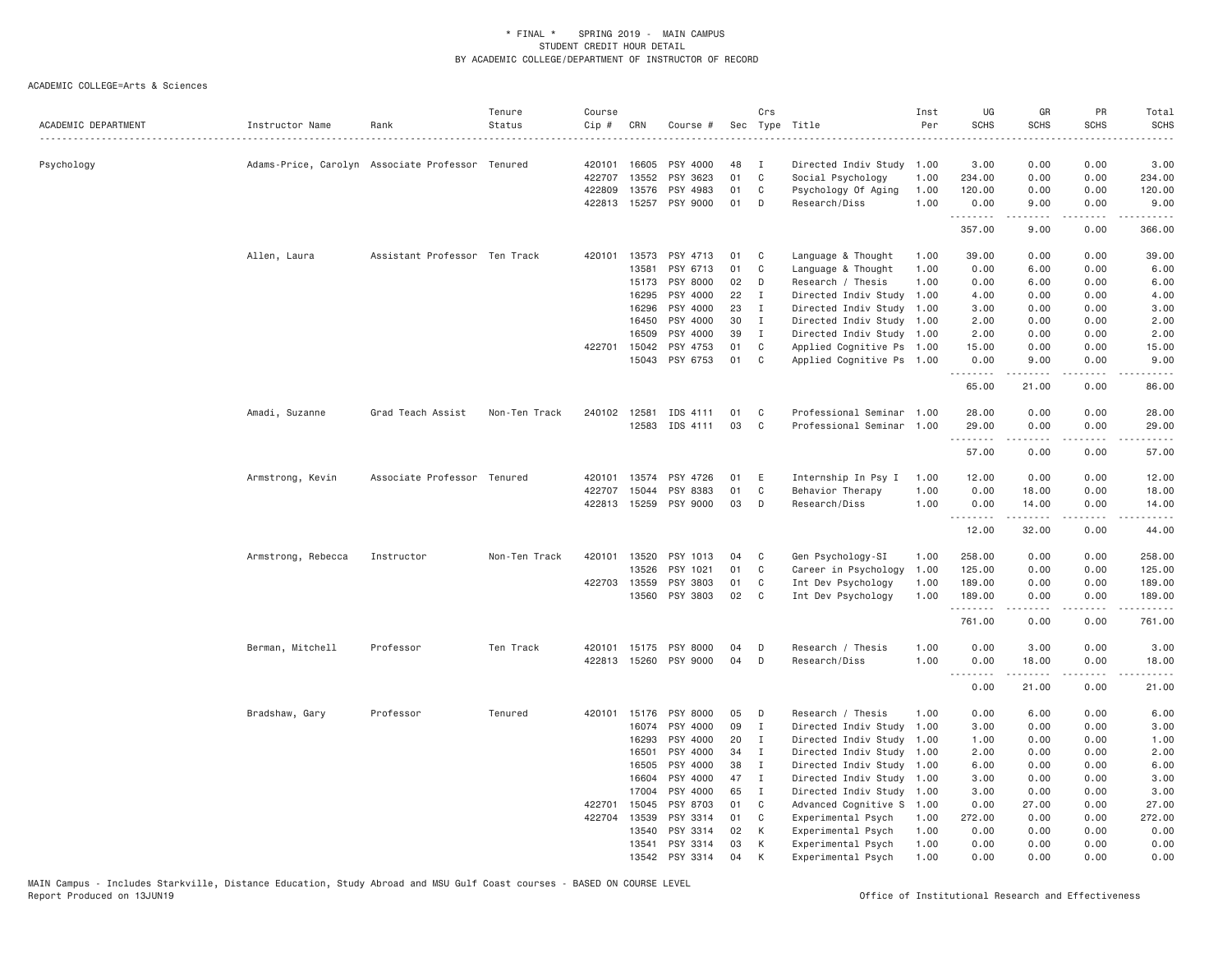\* FINAL \* SPRING 2019 - MAIN CAMPUS
STUDENT CREDIT HOUR DETAIL
BY ACADEMIC COLLEGE/DEPARTMENT OF INSTRUCTOR OF RECORD

ACADEMIC COLLEGE=Arts & Sciences

| ACADEMIC DEPARTMENT | Instructor Name | Rank | Tenure Status | Course Cip # | CRN | Course # | Sec | Crs Type | Title | Inst Per | UG SCHS | GR SCHS | PR SCHS | Total SCHS |
|---|---|---|---|---|---|---|---|---|---|---|---|---|---|---|
| Psychology | Adams-Price, Carolyn | Associate Professor | Tenured | 420101 | 16605 | PSY 4000 | 48 | I | Directed Indiv Study | 1.00 | 3.00 | 0.00 | 0.00 | 3.00 |
| | | | | 422707 | 13552 | PSY 3623 | 01 | C | Social Psychology | 1.00 | 234.00 | 0.00 | 0.00 | 234.00 |
| | | | | 422809 | 13576 | PSY 4983 | 01 | C | Psychology Of Aging | 1.00 | 120.00 | 0.00 | 0.00 | 120.00 |
| | | | | 422813 | 15257 | PSY 9000 | 01 | D | Research/Diss | 1.00 | 0.00 | 9.00 | 0.00 | 9.00 |
| | | | | | | | | | | | 357.00 | 9.00 | 0.00 | 366.00 |
| | Allen, Laura | Assistant Professor | Ten Track | 420101 | 13573 | PSY 4713 | 01 | C | Language & Thought | 1.00 | 39.00 | 0.00 | 0.00 | 39.00 |
| | | | | | 13581 | PSY 6713 | 01 | C | Language & Thought | 1.00 | 0.00 | 6.00 | 0.00 | 6.00 |
| | | | | | 15173 | PSY 8000 | 02 | D | Research / Thesis | 1.00 | 0.00 | 6.00 | 0.00 | 6.00 |
| | | | | | 16295 | PSY 4000 | 22 | I | Directed Indiv Study | 1.00 | 4.00 | 0.00 | 0.00 | 4.00 |
| | | | | | 16296 | PSY 4000 | 23 | I | Directed Indiv Study | 1.00 | 3.00 | 0.00 | 0.00 | 3.00 |
| | | | | | 16450 | PSY 4000 | 30 | I | Directed Indiv Study | 1.00 | 2.00 | 0.00 | 0.00 | 2.00 |
| | | | | | 16509 | PSY 4000 | 39 | I | Directed Indiv Study | 1.00 | 2.00 | 0.00 | 0.00 | 2.00 |
| | | | | 422701 | 15042 | PSY 4753 | 01 | C | Applied Cognitive Ps | 1.00 | 15.00 | 0.00 | 0.00 | 15.00 |
| | | | | | 15043 | PSY 6753 | 01 | C | Applied Cognitive Ps | 1.00 | 0.00 | 9.00 | 0.00 | 9.00 |
| | | | | | | | | | | | 65.00 | 21.00 | 0.00 | 86.00 |
| | Amadi, Suzanne | Grad Teach Assist | Non-Ten Track | 240102 | 12581 | IDS 4111 | 01 | C | Professional Seminar | 1.00 | 28.00 | 0.00 | 0.00 | 28.00 |
| | | | | | 12583 | IDS 4111 | 03 | C | Professional Seminar | 1.00 | 29.00 | 0.00 | 0.00 | 29.00 |
| | | | | | | | | | | | 57.00 | 0.00 | 0.00 | 57.00 |
| | Armstrong, Kevin | Associate Professor | Tenured | 420101 | 13574 | PSY 4726 | 01 | E | Internship In Psy I | 1.00 | 12.00 | 0.00 | 0.00 | 12.00 |
| | | | | 422707 | 15044 | PSY 8383 | 01 | C | Behavior Therapy | 1.00 | 0.00 | 18.00 | 0.00 | 18.00 |
| | | | | 422813 | 15259 | PSY 9000 | 03 | D | Research/Diss | 1.00 | 0.00 | 14.00 | 0.00 | 14.00 |
| | | | | | | | | | | | 12.00 | 32.00 | 0.00 | 44.00 |
| | Armstrong, Rebecca | Instructor | Non-Ten Track | 420101 | 13520 | PSY 1013 | 04 | C | Gen Psychology-SI | 1.00 | 258.00 | 0.00 | 0.00 | 258.00 |
| | | | | | 13526 | PSY 1021 | 01 | C | Career in Psychology | 1.00 | 125.00 | 0.00 | 0.00 | 125.00 |
| | | | | 422703 | 13559 | PSY 3803 | 01 | C | Int Dev Psychology | 1.00 | 189.00 | 0.00 | 0.00 | 189.00 |
| | | | | | 13560 | PSY 3803 | 02 | C | Int Dev Psychology | 1.00 | 189.00 | 0.00 | 0.00 | 189.00 |
| | | | | | | | | | | | 761.00 | 0.00 | 0.00 | 761.00 |
| | Berman, Mitchell | Professor | Ten Track | 420101 | 15175 | PSY 8000 | 04 | D | Research / Thesis | 1.00 | 0.00 | 3.00 | 0.00 | 3.00 |
| | | | | 422813 | 15260 | PSY 9000 | 04 | D | Research/Diss | 1.00 | 0.00 | 18.00 | 0.00 | 18.00 |
| | | | | | | | | | | | 0.00 | 21.00 | 0.00 | 21.00 |
| | Bradshaw, Gary | Professor | Tenured | 420101 | 15176 | PSY 8000 | 05 | D | Research / Thesis | 1.00 | 0.00 | 6.00 | 0.00 | 6.00 |
| | | | | | 16074 | PSY 4000 | 09 | I | Directed Indiv Study | 1.00 | 3.00 | 0.00 | 0.00 | 3.00 |
| | | | | | 16293 | PSY 4000 | 20 | I | Directed Indiv Study | 1.00 | 1.00 | 0.00 | 0.00 | 1.00 |
| | | | | | 16501 | PSY 4000 | 34 | I | Directed Indiv Study | 1.00 | 2.00 | 0.00 | 0.00 | 2.00 |
| | | | | | 16505 | PSY 4000 | 38 | I | Directed Indiv Study | 1.00 | 6.00 | 0.00 | 0.00 | 6.00 |
| | | | | | 16604 | PSY 4000 | 47 | I | Directed Indiv Study | 1.00 | 3.00 | 0.00 | 0.00 | 3.00 |
| | | | | | 17004 | PSY 4000 | 65 | I | Directed Indiv Study | 1.00 | 3.00 | 0.00 | 0.00 | 3.00 |
| | | | | 422701 | 15045 | PSY 8703 | 01 | C | Advanced Cognitive S | 1.00 | 0.00 | 27.00 | 0.00 | 27.00 |
| | | | | 422704 | 13539 | PSY 3314 | 01 | C | Experimental Psych | 1.00 | 272.00 | 0.00 | 0.00 | 272.00 |
| | | | | | 13540 | PSY 3314 | 02 | K | Experimental Psych | 1.00 | 0.00 | 0.00 | 0.00 | 0.00 |
| | | | | | 13541 | PSY 3314 | 03 | K | Experimental Psych | 1.00 | 0.00 | 0.00 | 0.00 | 0.00 |
| | | | | | 13542 | PSY 3314 | 04 | K | Experimental Psych | 1.00 | 0.00 | 0.00 | 0.00 | 0.00 |

MAIN Campus - Includes Starkville, Distance Education, Study Abroad and MSU Gulf Coast courses - BASED ON COURSE LEVEL
Report Produced on 13JUN19 Office of Institutional Research and Effectiveness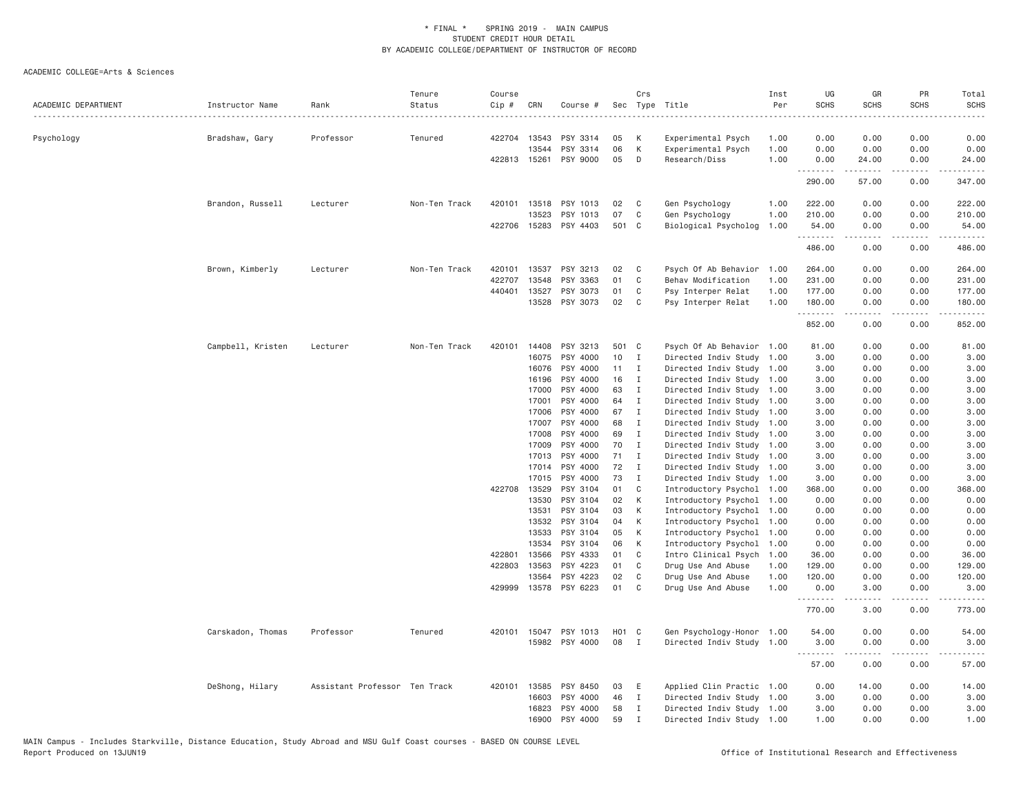\* FINAL \* SPRING 2019 - MAIN CAMPUS
STUDENT CREDIT HOUR DETAIL
BY ACADEMIC COLLEGE/DEPARTMENT OF INSTRUCTOR OF RECORD

ACADEMIC COLLEGE=Arts & Sciences

| ACADEMIC DEPARTMENT | Instructor Name | Rank | Tenure Status | Course Cip # | CRN | Course # | Sec | Crs Type | Title | Inst Per | UG SCHS | GR SCHS | PR SCHS | Total SCHS |
|---|---|---|---|---|---|---|---|---|---|---|---|---|---|---|
| Psychology | Bradshaw, Gary | Professor | Tenured | 422704 | 13543 | PSY 3314 | 05 | K | Experimental Psych | 1.00 | 0.00 | 0.00 | 0.00 | 0.00 |
| | | | | | 13544 | PSY 3314 | 06 | K | Experimental Psych | 1.00 | 0.00 | 0.00 | 0.00 | 0.00 |
| | | | | 422813 | 15261 | PSY 9000 | 05 | D | Research/Diss | 1.00 | 0.00 | 24.00 | 0.00 | 24.00 |
| | | | | | | | | | | | 290.00 | 57.00 | 0.00 | 347.00 |
| | Brandon, Russell | Lecturer | Non-Ten Track | 420101 | 13518 | PSY 1013 | 02 | C | Gen Psychology | 1.00 | 222.00 | 0.00 | 0.00 | 222.00 |
| | | | | | 13523 | PSY 1013 | 07 | C | Gen Psychology | 1.00 | 210.00 | 0.00 | 0.00 | 210.00 |
| | | | | 422706 | 15283 | PSY 4403 | 501 | C | Biological Psycholog | 1.00 | 54.00 | 0.00 | 0.00 | 54.00 |
| | | | | | | | | | | | 486.00 | 0.00 | 0.00 | 486.00 |
| | Brown, Kimberly | Lecturer | Non-Ten Track | 420101 | 13537 | PSY 3213 | 02 | C | Psych Of Ab Behavior | 1.00 | 264.00 | 0.00 | 0.00 | 264.00 |
| | | | | 422707 | 13548 | PSY 3363 | 01 | C | Behav Modification | 1.00 | 231.00 | 0.00 | 0.00 | 231.00 |
| | | | | 440401 | 13527 | PSY 3073 | 01 | C | Psy Interper Relat | 1.00 | 177.00 | 0.00 | 0.00 | 177.00 |
| | | | | | 13528 | PSY 3073 | 02 | C | Psy Interper Relat | 1.00 | 180.00 | 0.00 | 0.00 | 180.00 |
| | | | | | | | | | | | 852.00 | 0.00 | 0.00 | 852.00 |
| | Campbell, Kristen | Lecturer | Non-Ten Track | 420101 | 14408 | PSY 3213 | 501 | C | Psych Of Ab Behavior | 1.00 | 81.00 | 0.00 | 0.00 | 81.00 |
| | | | | | 16075 | PSY 4000 | 10 | I | Directed Indiv Study | 1.00 | 3.00 | 0.00 | 0.00 | 3.00 |
| | | | | | 16076 | PSY 4000 | 11 | I | Directed Indiv Study | 1.00 | 3.00 | 0.00 | 0.00 | 3.00 |
| | | | | | 16196 | PSY 4000 | 16 | I | Directed Indiv Study | 1.00 | 3.00 | 0.00 | 0.00 | 3.00 |
| | | | | | 17000 | PSY 4000 | 63 | I | Directed Indiv Study | 1.00 | 3.00 | 0.00 | 0.00 | 3.00 |
| | | | | | 17001 | PSY 4000 | 64 | I | Directed Indiv Study | 1.00 | 3.00 | 0.00 | 0.00 | 3.00 |
| | | | | | 17006 | PSY 4000 | 67 | I | Directed Indiv Study | 1.00 | 3.00 | 0.00 | 0.00 | 3.00 |
| | | | | | 17007 | PSY 4000 | 68 | I | Directed Indiv Study | 1.00 | 3.00 | 0.00 | 0.00 | 3.00 |
| | | | | | 17008 | PSY 4000 | 69 | I | Directed Indiv Study | 1.00 | 3.00 | 0.00 | 0.00 | 3.00 |
| | | | | | 17009 | PSY 4000 | 70 | I | Directed Indiv Study | 1.00 | 3.00 | 0.00 | 0.00 | 3.00 |
| | | | | | 17013 | PSY 4000 | 71 | I | Directed Indiv Study | 1.00 | 3.00 | 0.00 | 0.00 | 3.00 |
| | | | | | 17014 | PSY 4000 | 72 | I | Directed Indiv Study | 1.00 | 3.00 | 0.00 | 0.00 | 3.00 |
| | | | | | 17015 | PSY 4000 | 73 | I | Directed Indiv Study | 1.00 | 3.00 | 0.00 | 0.00 | 3.00 |
| | | | | 422708 | 13529 | PSY 3104 | 01 | C | Introductory Psychol | 1.00 | 368.00 | 0.00 | 0.00 | 368.00 |
| | | | | | 13530 | PSY 3104 | 02 | K | Introductory Psychol | 1.00 | 0.00 | 0.00 | 0.00 | 0.00 |
| | | | | | 13531 | PSY 3104 | 03 | K | Introductory Psychol | 1.00 | 0.00 | 0.00 | 0.00 | 0.00 |
| | | | | | 13532 | PSY 3104 | 04 | K | Introductory Psychol | 1.00 | 0.00 | 0.00 | 0.00 | 0.00 |
| | | | | | 13533 | PSY 3104 | 05 | K | Introductory Psychol | 1.00 | 0.00 | 0.00 | 0.00 | 0.00 |
| | | | | | 13534 | PSY 3104 | 06 | K | Introductory Psychol | 1.00 | 0.00 | 0.00 | 0.00 | 0.00 |
| | | | | 422801 | 13566 | PSY 4333 | 01 | C | Intro Clinical Psych | 1.00 | 36.00 | 0.00 | 0.00 | 36.00 |
| | | | | 422803 | 13563 | PSY 4223 | 01 | C | Drug Use And Abuse | 1.00 | 129.00 | 0.00 | 0.00 | 129.00 |
| | | | | | 13564 | PSY 4223 | 02 | C | Drug Use And Abuse | 1.00 | 120.00 | 0.00 | 0.00 | 120.00 |
| | | | | 429999 | 13578 | PSY 6223 | 01 | C | Drug Use And Abuse | 1.00 | 0.00 | 3.00 | 0.00 | 3.00 |
| | | | | | | | | | | | 770.00 | 3.00 | 0.00 | 773.00 |
| | Carskadon, Thomas | Professor | Tenured | 420101 | 15047 | PSY 1013 | H01 | C | Gen Psychology-Honor | 1.00 | 54.00 | 0.00 | 0.00 | 54.00 |
| | | | | | 15982 | PSY 4000 | 08 | I | Directed Indiv Study | 1.00 | 3.00 | 0.00 | 0.00 | 3.00 |
| | | | | | | | | | | | 57.00 | 0.00 | 0.00 | 57.00 |
| | DeShong, Hilary | Assistant Professor | Ten Track | 420101 | 13585 | PSY 8450 | 03 | E | Applied Clin Practic | 1.00 | 0.00 | 14.00 | 0.00 | 14.00 |
| | | | | | 16603 | PSY 4000 | 46 | I | Directed Indiv Study | 1.00 | 3.00 | 0.00 | 0.00 | 3.00 |
| | | | | | 16823 | PSY 4000 | 58 | I | Directed Indiv Study | 1.00 | 3.00 | 0.00 | 0.00 | 3.00 |
| | | | | | 16900 | PSY 4000 | 59 | I | Directed Indiv Study | 1.00 | 1.00 | 0.00 | 0.00 | 1.00 |

MAIN Campus - Includes Starkville, Distance Education, Study Abroad and MSU Gulf Coast courses - BASED ON COURSE LEVEL
Report Produced on 13JUN19 Office of Institutional Research and Effectiveness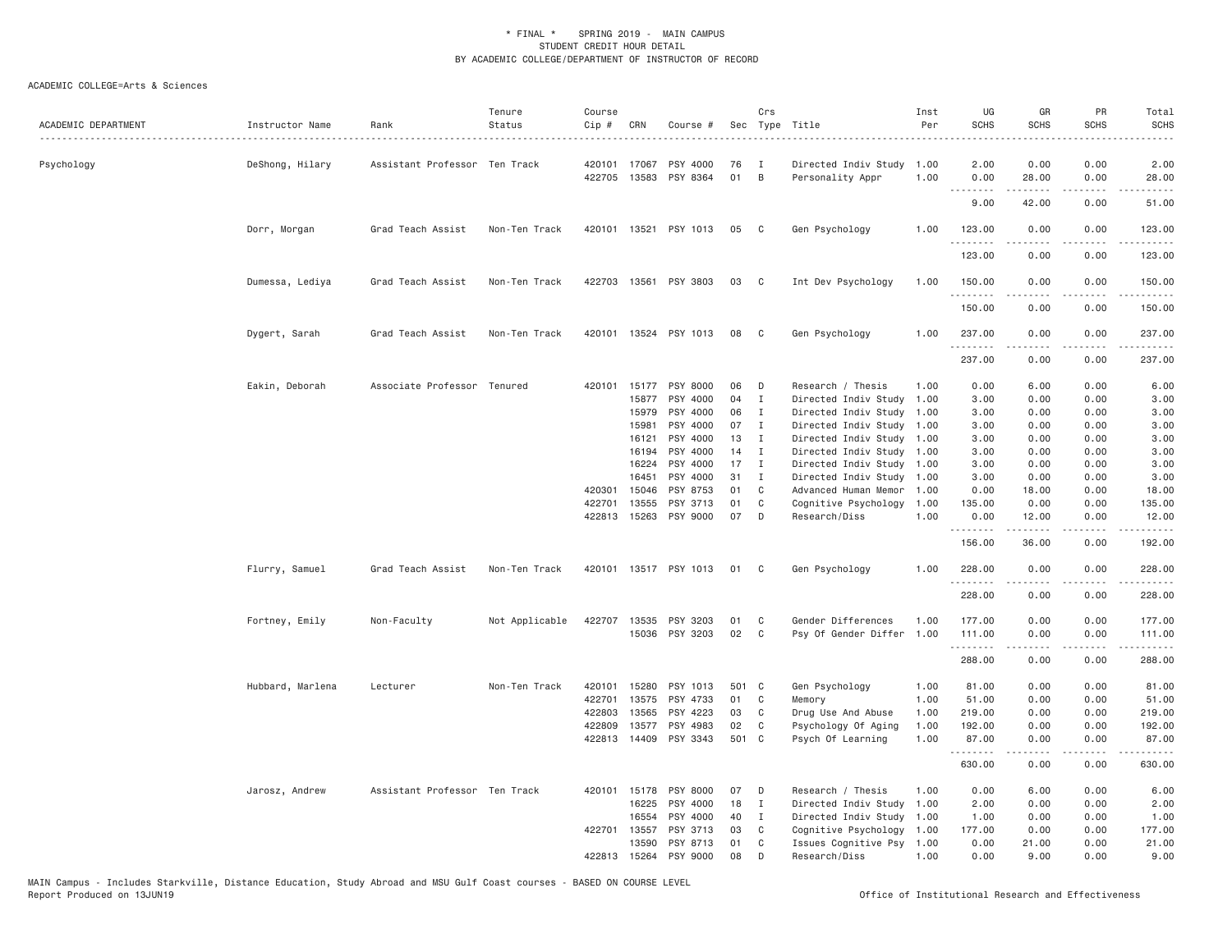\* FINAL \* SPRING 2019 - MAIN CAMPUS
STUDENT CREDIT HOUR DETAIL
BY ACADEMIC COLLEGE/DEPARTMENT OF INSTRUCTOR OF RECORD

ACADEMIC COLLEGE=Arts & Sciences

| ACADEMIC DEPARTMENT | Instructor Name | Rank | Tenure Status | Course Cip # | CRN | Course # | Sec | Crs Type | Title | Inst Per | UG SCHS | GR SCHS | PR SCHS | Total SCHS |
|---|---|---|---|---|---|---|---|---|---|---|---|---|---|---|
| Psychology | DeShong, Hilary | Assistant Professor | Ten Track | 420101 | 17067 | PSY 4000 | 76 | I | Directed Indiv Study | 1.00 | 2.00 | 0.00 | 0.00 | 2.00 |
| | | | | 422705 | 13583 | PSY 8364 | 01 | B | Personality Appr | 1.00 | 0.00 | 28.00 | 0.00 | 28.00 |
| | | | | | | | | | | | 9.00 | 42.00 | 0.00 | 51.00 |
| | Dorr, Morgan | Grad Teach Assist | Non-Ten Track | 420101 | 13521 | PSY 1013 | 05 | C | Gen Psychology | 1.00 | 123.00 | 0.00 | 0.00 | 123.00 |
| | | | | | | | | | | | 123.00 | 0.00 | 0.00 | 123.00 |
| | Dumessa, Lediya | Grad Teach Assist | Non-Ten Track | 422703 | 13561 | PSY 3803 | 03 | C | Int Dev Psychology | 1.00 | 150.00 | 0.00 | 0.00 | 150.00 |
| | | | | | | | | | | | 150.00 | 0.00 | 0.00 | 150.00 |
| | Dygert, Sarah | Grad Teach Assist | Non-Ten Track | 420101 | 13524 | PSY 1013 | 08 | C | Gen Psychology | 1.00 | 237.00 | 0.00 | 0.00 | 237.00 |
| | | | | | | | | | | | 237.00 | 0.00 | 0.00 | 237.00 |
| | Eakin, Deborah | Associate Professor | Tenured | 420101 | 15177 | PSY 8000 | 06 | D | Research / Thesis | 1.00 | 0.00 | 6.00 | 0.00 | 6.00 |
| | | | | | 15877 | PSY 4000 | 04 | I | Directed Indiv Study | 1.00 | 3.00 | 0.00 | 0.00 | 3.00 |
| | | | | | 15979 | PSY 4000 | 06 | I | Directed Indiv Study | 1.00 | 3.00 | 0.00 | 0.00 | 3.00 |
| | | | | | 15981 | PSY 4000 | 07 | I | Directed Indiv Study | 1.00 | 3.00 | 0.00 | 0.00 | 3.00 |
| | | | | | 16121 | PSY 4000 | 13 | I | Directed Indiv Study | 1.00 | 3.00 | 0.00 | 0.00 | 3.00 |
| | | | | | 16194 | PSY 4000 | 14 | I | Directed Indiv Study | 1.00 | 3.00 | 0.00 | 0.00 | 3.00 |
| | | | | | 16224 | PSY 4000 | 17 | I | Directed Indiv Study | 1.00 | 3.00 | 0.00 | 0.00 | 3.00 |
| | | | | | 16451 | PSY 4000 | 31 | I | Directed Indiv Study | 1.00 | 3.00 | 0.00 | 0.00 | 3.00 |
| | | | | 420301 | 15046 | PSY 8753 | 01 | C | Advanced Human Memor | 1.00 | 0.00 | 18.00 | 0.00 | 18.00 |
| | | | | 422701 | 13555 | PSY 3713 | 01 | C | Cognitive Psychology | 1.00 | 135.00 | 0.00 | 0.00 | 135.00 |
| | | | | 422813 | 15263 | PSY 9000 | 07 | D | Research/Diss | 1.00 | 0.00 | 12.00 | 0.00 | 12.00 |
| | | | | | | | | | | | 156.00 | 36.00 | 0.00 | 192.00 |
| | Flurry, Samuel | Grad Teach Assist | Non-Ten Track | 420101 | 13517 | PSY 1013 | 01 | C | Gen Psychology | 1.00 | 228.00 | 0.00 | 0.00 | 228.00 |
| | | | | | | | | | | | 228.00 | 0.00 | 0.00 | 228.00 |
| | Fortney, Emily | Non-Faculty | Not Applicable | 422707 | 13535 | PSY 3203 | 01 | C | Gender Differences | 1.00 | 177.00 | 0.00 | 0.00 | 177.00 |
| | | | | | 15036 | PSY 3203 | 02 | C | Psy Of Gender Differ | 1.00 | 111.00 | 0.00 | 0.00 | 111.00 |
| | | | | | | | | | | | 288.00 | 0.00 | 0.00 | 288.00 |
| | Hubbard, Marlena | Lecturer | Non-Ten Track | 420101 | 15280 | PSY 1013 | 501 | C | Gen Psychology | 1.00 | 81.00 | 0.00 | 0.00 | 81.00 |
| | | | | 422701 | 13575 | PSY 4733 | 01 | C | Memory | 1.00 | 51.00 | 0.00 | 0.00 | 51.00 |
| | | | | 422803 | 13565 | PSY 4223 | 03 | C | Drug Use And Abuse | 1.00 | 219.00 | 0.00 | 0.00 | 219.00 |
| | | | | 422809 | 13577 | PSY 4983 | 02 | C | Psychology Of Aging | 1.00 | 192.00 | 0.00 | 0.00 | 192.00 |
| | | | | 422813 | 14409 | PSY 3343 | 501 | C | Psych Of Learning | 1.00 | 87.00 | 0.00 | 0.00 | 87.00 |
| | | | | | | | | | | | 630.00 | 0.00 | 0.00 | 630.00 |
| | Jarosz, Andrew | Assistant Professor | Ten Track | 420101 | 15178 | PSY 8000 | 07 | D | Research / Thesis | 1.00 | 0.00 | 6.00 | 0.00 | 6.00 |
| | | | | | 16225 | PSY 4000 | 18 | I | Directed Indiv Study | 1.00 | 2.00 | 0.00 | 0.00 | 2.00 |
| | | | | | 16554 | PSY 4000 | 40 | I | Directed Indiv Study | 1.00 | 1.00 | 0.00 | 0.00 | 1.00 |
| | | | | 422701 | 13557 | PSY 3713 | 03 | C | Cognitive Psychology | 1.00 | 177.00 | 0.00 | 0.00 | 177.00 |
| | | | | | 13590 | PSY 8713 | 01 | C | Issues Cognitive Psy | 1.00 | 0.00 | 21.00 | 0.00 | 21.00 |
| | | | | 422813 | 15264 | PSY 9000 | 08 | D | Research/Diss | 1.00 | 0.00 | 9.00 | 0.00 | 9.00 |

MAIN Campus - Includes Starkville, Distance Education, Study Abroad and MSU Gulf Coast courses - BASED ON COURSE LEVEL
Report Produced on 13JUN19 Office of Institutional Research and Effectiveness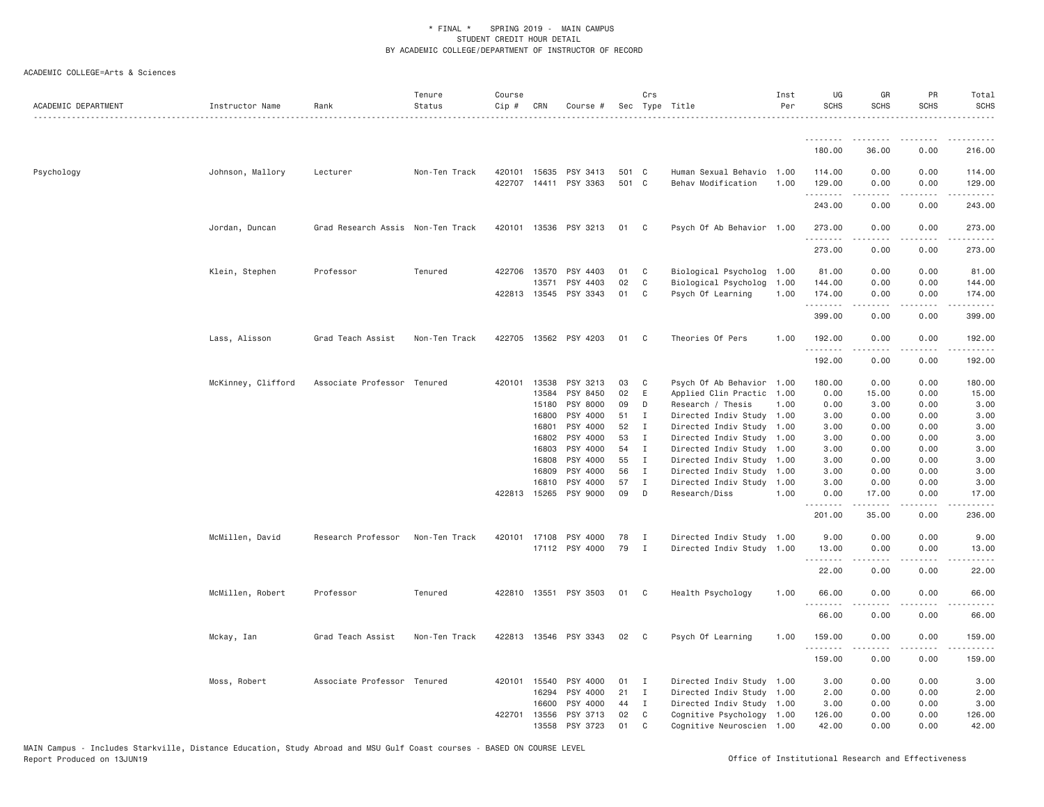\* FINAL \* SPRING 2019 - MAIN CAMPUS
STUDENT CREDIT HOUR DETAIL
BY ACADEMIC COLLEGE/DEPARTMENT OF INSTRUCTOR OF RECORD

ACADEMIC COLLEGE=Arts & Sciences

| ACADEMIC DEPARTMENT | Instructor Name | Rank | Tenure Status | Course Cip # | CRN | Course # | Sec | Crs Type | Title | Inst Per | UG SCHS | GR SCHS | PR SCHS | Total SCHS |
|---|---|---|---|---|---|---|---|---|---|---|---|---|---|---|
| | | | | | | | | | | | 180.00 | 36.00 | 0.00 | 216.00 |
| Psychology | Johnson, Mallory | Lecturer | Non-Ten Track | 420101 | 15635 | PSY 3413 | 501 | C | Human Sexual Behavio | 1.00 | 114.00 | 0.00 | 0.00 | 114.00 |
| | | | | 422707 | 14411 | PSY 3363 | 501 | C | Behav Modification | 1.00 | 129.00 | 0.00 | 0.00 | 129.00 |
| | | | | | | | | | | | 243.00 | 0.00 | 0.00 | 243.00 |
| | Jordan, Duncan | Grad Research Assis | Non-Ten Track | 420101 | 13536 | PSY 3213 | 01 | C | Psych Of Ab Behavior | 1.00 | 273.00 | 0.00 | 0.00 | 273.00 |
| | | | | | | | | | | | 273.00 | 0.00 | 0.00 | 273.00 |
| | Klein, Stephen | Professor | Tenured | 422706 | 13570 | PSY 4403 | 01 | C | Biological Psycholog | 1.00 | 81.00 | 0.00 | 0.00 | 81.00 |
| | | | | | 13571 | PSY 4403 | 02 | C | Biological Psycholog | 1.00 | 144.00 | 0.00 | 0.00 | 144.00 |
| | | | | 422813 | 13545 | PSY 3343 | 01 | C | Psych Of Learning | 1.00 | 174.00 | 0.00 | 0.00 | 174.00 |
| | | | | | | | | | | | 399.00 | 0.00 | 0.00 | 399.00 |
| | Lass, Alisson | Grad Teach Assist | Non-Ten Track | 422705 | 13562 | PSY 4203 | 01 | C | Theories Of Pers | 1.00 | 192.00 | 0.00 | 0.00 | 192.00 |
| | | | | | | | | | | | 192.00 | 0.00 | 0.00 | 192.00 |
| | McKinney, Clifford | Associate Professor | Tenured | 420101 | 13538 | PSY 3213 | 03 | C | Psych Of Ab Behavior | 1.00 | 180.00 | 0.00 | 0.00 | 180.00 |
| | | | | | 13584 | PSY 8450 | 02 | E | Applied Clin Practic | 1.00 | 0.00 | 15.00 | 0.00 | 15.00 |
| | | | | | 15180 | PSY 8000 | 09 | D | Research / Thesis | 1.00 | 0.00 | 3.00 | 0.00 | 3.00 |
| | | | | | 16800 | PSY 4000 | 51 | I | Directed Indiv Study | 1.00 | 3.00 | 0.00 | 0.00 | 3.00 |
| | | | | | 16801 | PSY 4000 | 52 | I | Directed Indiv Study | 1.00 | 3.00 | 0.00 | 0.00 | 3.00 |
| | | | | | 16802 | PSY 4000 | 53 | I | Directed Indiv Study | 1.00 | 3.00 | 0.00 | 0.00 | 3.00 |
| | | | | | 16803 | PSY 4000 | 54 | I | Directed Indiv Study | 1.00 | 3.00 | 0.00 | 0.00 | 3.00 |
| | | | | | 16808 | PSY 4000 | 55 | I | Directed Indiv Study | 1.00 | 3.00 | 0.00 | 0.00 | 3.00 |
| | | | | | 16809 | PSY 4000 | 56 | I | Directed Indiv Study | 1.00 | 3.00 | 0.00 | 0.00 | 3.00 |
| | | | | | 16810 | PSY 4000 | 57 | I | Directed Indiv Study | 1.00 | 3.00 | 0.00 | 0.00 | 3.00 |
| | | | | 422813 | 15265 | PSY 9000 | 09 | D | Research/Diss | 1.00 | 0.00 | 17.00 | 0.00 | 17.00 |
| | | | | | | | | | | | 201.00 | 35.00 | 0.00 | 236.00 |
| | McMillen, David | Research Professor | Non-Ten Track | 420101 | 17108 | PSY 4000 | 78 | I | Directed Indiv Study | 1.00 | 9.00 | 0.00 | 0.00 | 9.00 |
| | | | | | 17112 | PSY 4000 | 79 | I | Directed Indiv Study | 1.00 | 13.00 | 0.00 | 0.00 | 13.00 |
| | | | | | | | | | | | 22.00 | 0.00 | 0.00 | 22.00 |
| | McMillen, Robert | Professor | Tenured | 422810 | 13551 | PSY 3503 | 01 | C | Health Psychology | 1.00 | 66.00 | 0.00 | 0.00 | 66.00 |
| | | | | | | | | | | | 66.00 | 0.00 | 0.00 | 66.00 |
| | Mckay, Ian | Grad Teach Assist | Non-Ten Track | 422813 | 13546 | PSY 3343 | 02 | C | Psych Of Learning | 1.00 | 159.00 | 0.00 | 0.00 | 159.00 |
| | | | | | | | | | | | 159.00 | 0.00 | 0.00 | 159.00 |
| | Moss, Robert | Associate Professor | Tenured | 420101 | 15540 | PSY 4000 | 01 | I | Directed Indiv Study | 1.00 | 3.00 | 0.00 | 0.00 | 3.00 |
| | | | | | 16294 | PSY 4000 | 21 | I | Directed Indiv Study | 1.00 | 2.00 | 0.00 | 0.00 | 2.00 |
| | | | | | 16600 | PSY 4000 | 44 | I | Directed Indiv Study | 1.00 | 3.00 | 0.00 | 0.00 | 3.00 |
| | | | | 422701 | 13556 | PSY 3713 | 02 | C | Cognitive Psychology | 1.00 | 126.00 | 0.00 | 0.00 | 126.00 |
| | | | | | 13558 | PSY 3723 | 01 | C | Cognitive Neuroscien | 1.00 | 42.00 | 0.00 | 0.00 | 42.00 |

MAIN Campus - Includes Starkville, Distance Education, Study Abroad and MSU Gulf Coast courses - BASED ON COURSE LEVEL
Report Produced on 13JUN19 — Office of Institutional Research and Effectiveness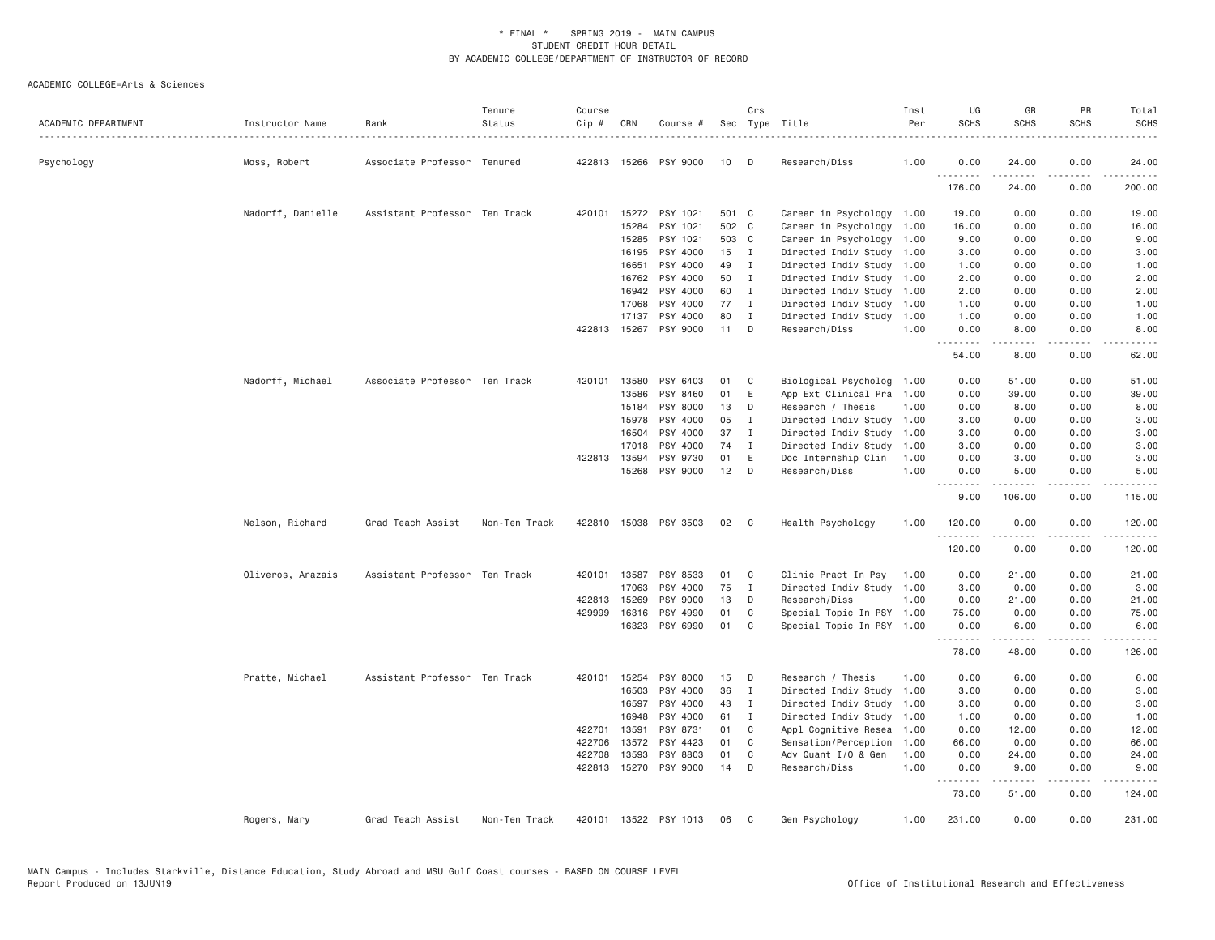# * FINAL * SPRING 2019 - MAIN CAMPUS
## STUDENT CREDIT HOUR DETAIL
## BY ACADEMIC COLLEGE/DEPARTMENT OF INSTRUCTOR OF RECORD

ACADEMIC COLLEGE=Arts & Sciences

| ACADEMIC DEPARTMENT | Instructor Name | Rank | Tenure Status | Course Cip # | CRN | Course # | Sec | Crs Type | Title | Inst Per | UG SCHS | GR SCHS | PR SCHS | Total SCHS |
|---|---|---|---|---|---|---|---|---|---|---|---|---|---|---|
| Psychology | Moss, Robert | Associate Professor | Tenured | 422813 | 15266 | PSY 9000 | 10 | D | Research/Diss | 1.00 | 0.00 | 24.00 | 0.00 | 24.00 |
| | | | | | | | | | | | 176.00 | 24.00 | 0.00 | 200.00 |
| | Nadorff, Danielle | Assistant Professor | Ten Track | 420101 | 15272 | PSY 1021 | 501 | C | Career in Psychology | 1.00 | 19.00 | 0.00 | 0.00 | 19.00 |
| | | | | | 15284 | PSY 1021 | 502 | C | Career in Psychology | 1.00 | 16.00 | 0.00 | 0.00 | 16.00 |
| | | | | | 15285 | PSY 1021 | 503 | C | Career in Psychology | 1.00 | 9.00 | 0.00 | 0.00 | 9.00 |
| | | | | | 16195 | PSY 4000 | 15 | I | Directed Indiv Study | 1.00 | 3.00 | 0.00 | 0.00 | 3.00 |
| | | | | | 16651 | PSY 4000 | 49 | I | Directed Indiv Study | 1.00 | 1.00 | 0.00 | 0.00 | 1.00 |
| | | | | | 16762 | PSY 4000 | 50 | I | Directed Indiv Study | 1.00 | 2.00 | 0.00 | 0.00 | 2.00 |
| | | | | | 16942 | PSY 4000 | 60 | I | Directed Indiv Study | 1.00 | 2.00 | 0.00 | 0.00 | 2.00 |
| | | | | | 17068 | PSY 4000 | 77 | I | Directed Indiv Study | 1.00 | 1.00 | 0.00 | 0.00 | 1.00 |
| | | | | | 17137 | PSY 4000 | 80 | I | Directed Indiv Study | 1.00 | 1.00 | 0.00 | 0.00 | 1.00 |
| | | | | 422813 | 15267 | PSY 9000 | 11 | D | Research/Diss | 1.00 | 0.00 | 8.00 | 0.00 | 8.00 |
| | | | | | | | | | | | 54.00 | 8.00 | 0.00 | 62.00 |
| | Nadorff, Michael | Associate Professor | Ten Track | 420101 | 13580 | PSY 6403 | 01 | C | Biological Psycholog | 1.00 | 0.00 | 51.00 | 0.00 | 51.00 |
| | | | | | 13586 | PSY 8460 | 01 | E | App Ext Clinical Pra | 1.00 | 0.00 | 39.00 | 0.00 | 39.00 |
| | | | | | 15184 | PSY 8000 | 13 | D | Research / Thesis | 1.00 | 0.00 | 8.00 | 0.00 | 8.00 |
| | | | | | 15978 | PSY 4000 | 05 | I | Directed Indiv Study | 1.00 | 3.00 | 0.00 | 0.00 | 3.00 |
| | | | | | 16504 | PSY 4000 | 37 | I | Directed Indiv Study | 1.00 | 3.00 | 0.00 | 0.00 | 3.00 |
| | | | | | 17018 | PSY 4000 | 74 | I | Directed Indiv Study | 1.00 | 3.00 | 0.00 | 0.00 | 3.00 |
| | | | | 422813 | 13594 | PSY 9730 | 01 | E | Doc Internship Clin | 1.00 | 0.00 | 3.00 | 0.00 | 3.00 |
| | | | | | 15268 | PSY 9000 | 12 | D | Research/Diss | 1.00 | 0.00 | 5.00 | 0.00 | 5.00 |
| | | | | | | | | | | | 9.00 | 106.00 | 0.00 | 115.00 |
| | Nelson, Richard | Grad Teach Assist | Non-Ten Track | 422810 | 15038 | PSY 3503 | 02 | C | Health Psychology | 1.00 | 120.00 | 0.00 | 0.00 | 120.00 |
| | | | | | | | | | | | 120.00 | 0.00 | 0.00 | 120.00 |
| | Oliveros, Arazais | Assistant Professor | Ten Track | 420101 | 13587 | PSY 8533 | 01 | C | Clinic Pract In Psy | 1.00 | 0.00 | 21.00 | 0.00 | 21.00 |
| | | | | | 17063 | PSY 4000 | 75 | I | Directed Indiv Study | 1.00 | 3.00 | 0.00 | 0.00 | 3.00 |
| | | | | 422813 | 15269 | PSY 9000 | 13 | D | Research/Diss | 1.00 | 0.00 | 21.00 | 0.00 | 21.00 |
| | | | | 429999 | 16316 | PSY 4990 | 01 | C | Special Topic In PSY | 1.00 | 75.00 | 0.00 | 0.00 | 75.00 |
| | | | | | 16323 | PSY 6990 | 01 | C | Special Topic In PSY | 1.00 | 0.00 | 6.00 | 0.00 | 6.00 |
| | | | | | | | | | | | 78.00 | 48.00 | 0.00 | 126.00 |
| | Pratte, Michael | Assistant Professor | Ten Track | 420101 | 15254 | PSY 8000 | 15 | D | Research / Thesis | 1.00 | 0.00 | 6.00 | 0.00 | 6.00 |
| | | | | | 16503 | PSY 4000 | 36 | I | Directed Indiv Study | 1.00 | 3.00 | 0.00 | 0.00 | 3.00 |
| | | | | | 16597 | PSY 4000 | 43 | I | Directed Indiv Study | 1.00 | 3.00 | 0.00 | 0.00 | 3.00 |
| | | | | | 16948 | PSY 4000 | 61 | I | Directed Indiv Study | 1.00 | 1.00 | 0.00 | 0.00 | 1.00 |
| | | | | 422701 | 13591 | PSY 8731 | 01 | C | Appl Cognitive Resea | 1.00 | 0.00 | 12.00 | 0.00 | 12.00 |
| | | | | 422706 | 13572 | PSY 4423 | 01 | C | Sensation/Perception | 1.00 | 66.00 | 0.00 | 0.00 | 66.00 |
| | | | | 422708 | 13593 | PSY 8803 | 01 | C | Adv Quant I/O & Gen | 1.00 | 0.00 | 24.00 | 0.00 | 24.00 |
| | | | | 422813 | 15270 | PSY 9000 | 14 | D | Research/Diss | 1.00 | 0.00 | 9.00 | 0.00 | 9.00 |
| | | | | | | | | | | | 73.00 | 51.00 | 0.00 | 124.00 |
| | Rogers, Mary | Grad Teach Assist | Non-Ten Track | 420101 | 13522 | PSY 1013 | 06 | C | Gen Psychology | 1.00 | 231.00 | 0.00 | 0.00 | 231.00 |

MAIN Campus - Includes Starkville, Distance Education, Study Abroad and MSU Gulf Coast courses - BASED ON COURSE LEVEL
Report Produced on 13JUN19 Office of Institutional Research and Effectiveness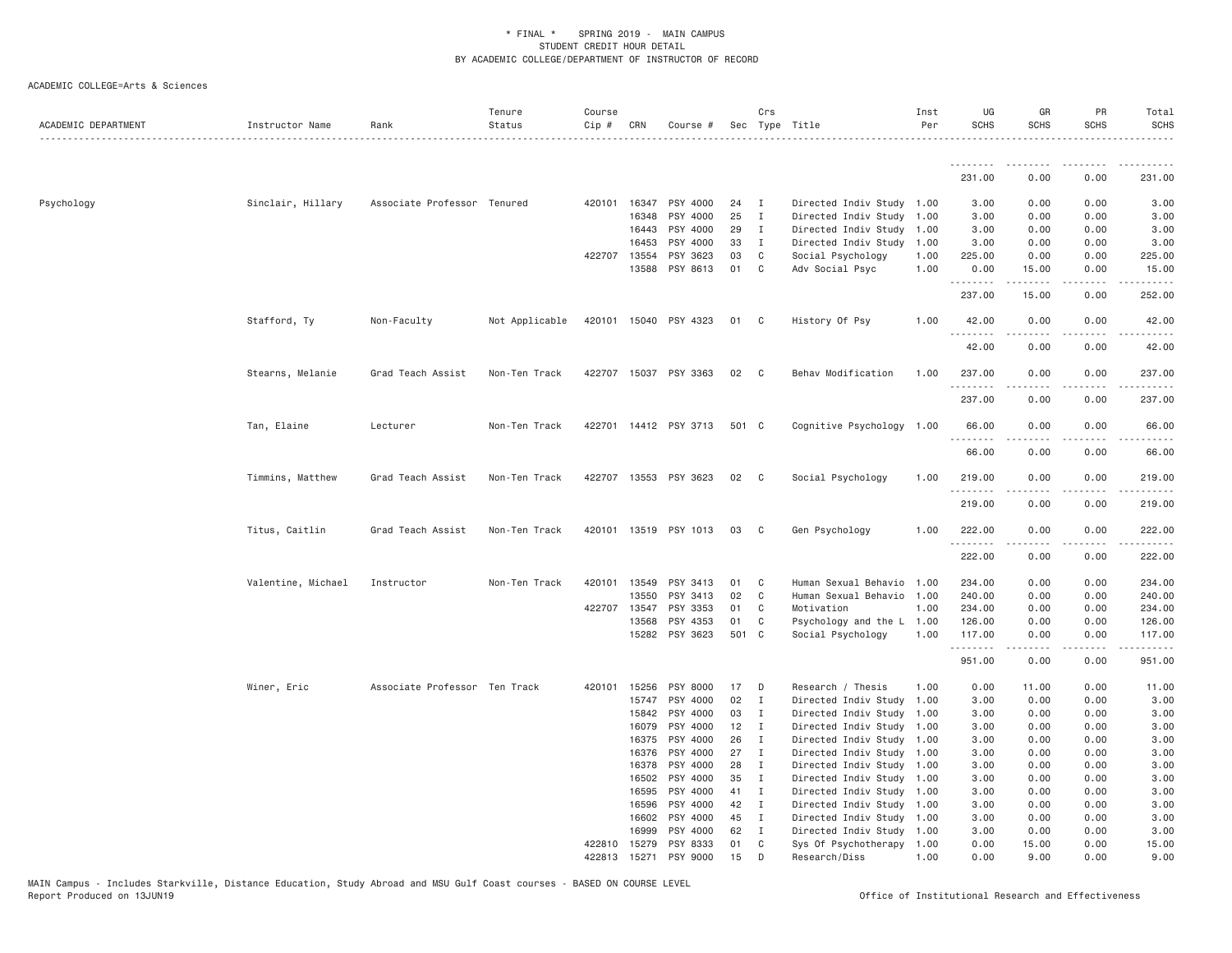\* FINAL \* SPRING 2019 - MAIN CAMPUS
STUDENT CREDIT HOUR DETAIL
BY ACADEMIC COLLEGE/DEPARTMENT OF INSTRUCTOR OF RECORD

ACADEMIC COLLEGE=Arts & Sciences

| ACADEMIC DEPARTMENT | Instructor Name | Rank | Tenure Status | Course Cip # | CRN | Course # | Sec | Crs Type | Title | Inst Per | UG SCHS | GR SCHS | PR SCHS | Total SCHS |
|---|---|---|---|---|---|---|---|---|---|---|---|---|---|---|
| | | | | | | | | | | | 231.00 | 0.00 | 0.00 | 231.00 |
| Psychology | Sinclair, Hillary | Associate Professor | Tenured | 420101 | 16347 | PSY 4000 | 24 | I | Directed Indiv Study | 1.00 | 3.00 | 0.00 | 0.00 | 3.00 |
| | | | | | 16348 | PSY 4000 | 25 | I | Directed Indiv Study | 1.00 | 3.00 | 0.00 | 0.00 | 3.00 |
| | | | | | 16443 | PSY 4000 | 29 | I | Directed Indiv Study | 1.00 | 3.00 | 0.00 | 0.00 | 3.00 |
| | | | | | 16453 | PSY 4000 | 33 | I | Directed Indiv Study | 1.00 | 3.00 | 0.00 | 0.00 | 3.00 |
| | | | | 422707 | 13554 | PSY 3623 | 03 | C | Social Psychology | 1.00 | 225.00 | 0.00 | 0.00 | 225.00 |
| | | | | | 13588 | PSY 8613 | 01 | C | Adv Social Psyc | 1.00 | 0.00 | 15.00 | 0.00 | 15.00 |
| | | | | | | | | | | | 237.00 | 15.00 | 0.00 | 252.00 |
| | Stafford, Ty | Non-Faculty | Not Applicable | 420101 | 15040 | PSY 4323 | 01 | C | History Of Psy | 1.00 | 42.00 | 0.00 | 0.00 | 42.00 |
| | | | | | | | | | | | 42.00 | 0.00 | 0.00 | 42.00 |
| | Stearns, Melanie | Grad Teach Assist | Non-Ten Track | 422707 | 15037 | PSY 3363 | 02 | C | Behav Modification | 1.00 | 237.00 | 0.00 | 0.00 | 237.00 |
| | | | | | | | | | | | 237.00 | 0.00 | 0.00 | 237.00 |
| | Tan, Elaine | Lecturer | Non-Ten Track | 422701 | 14412 | PSY 3713 | 501 | C | Cognitive Psychology | 1.00 | 66.00 | 0.00 | 0.00 | 66.00 |
| | | | | | | | | | | | 66.00 | 0.00 | 0.00 | 66.00 |
| | Timmins, Matthew | Grad Teach Assist | Non-Ten Track | 422707 | 13553 | PSY 3623 | 02 | C | Social Psychology | 1.00 | 219.00 | 0.00 | 0.00 | 219.00 |
| | | | | | | | | | | | 219.00 | 0.00 | 0.00 | 219.00 |
| | Titus, Caitlin | Grad Teach Assist | Non-Ten Track | 420101 | 13519 | PSY 1013 | 03 | C | Gen Psychology | 1.00 | 222.00 | 0.00 | 0.00 | 222.00 |
| | | | | | | | | | | | 222.00 | 0.00 | 0.00 | 222.00 |
| | Valentine, Michael | Instructor | Non-Ten Track | 420101 | 13549 | PSY 3413 | 01 | C | Human Sexual Behavio | 1.00 | 234.00 | 0.00 | 0.00 | 234.00 |
| | | | | | 13550 | PSY 3413 | 02 | C | Human Sexual Behavio | 1.00 | 240.00 | 0.00 | 0.00 | 240.00 |
| | | | | 422707 | 13547 | PSY 3353 | 01 | C | Motivation | 1.00 | 234.00 | 0.00 | 0.00 | 234.00 |
| | | | | | 13568 | PSY 4353 | 01 | C | Psychology and the L | 1.00 | 126.00 | 0.00 | 0.00 | 126.00 |
| | | | | | 15282 | PSY 3623 | 501 | C | Social Psychology | 1.00 | 117.00 | 0.00 | 0.00 | 117.00 |
| | | | | | | | | | | | 951.00 | 0.00 | 0.00 | 951.00 |
| | Winer, Eric | Associate Professor | Ten Track | 420101 | 15256 | PSY 8000 | 17 | D | Research / Thesis | 1.00 | 0.00 | 11.00 | 0.00 | 11.00 |
| | | | | | 15747 | PSY 4000 | 02 | I | Directed Indiv Study | 1.00 | 3.00 | 0.00 | 0.00 | 3.00 |
| | | | | | 15842 | PSY 4000 | 03 | I | Directed Indiv Study | 1.00 | 3.00 | 0.00 | 0.00 | 3.00 |
| | | | | | 16079 | PSY 4000 | 12 | I | Directed Indiv Study | 1.00 | 3.00 | 0.00 | 0.00 | 3.00 |
| | | | | | 16375 | PSY 4000 | 26 | I | Directed Indiv Study | 1.00 | 3.00 | 0.00 | 0.00 | 3.00 |
| | | | | | 16376 | PSY 4000 | 27 | I | Directed Indiv Study | 1.00 | 3.00 | 0.00 | 0.00 | 3.00 |
| | | | | | 16378 | PSY 4000 | 28 | I | Directed Indiv Study | 1.00 | 3.00 | 0.00 | 0.00 | 3.00 |
| | | | | | 16502 | PSY 4000 | 35 | I | Directed Indiv Study | 1.00 | 3.00 | 0.00 | 0.00 | 3.00 |
| | | | | | 16595 | PSY 4000 | 41 | I | Directed Indiv Study | 1.00 | 3.00 | 0.00 | 0.00 | 3.00 |
| | | | | | 16596 | PSY 4000 | 42 | I | Directed Indiv Study | 1.00 | 3.00 | 0.00 | 0.00 | 3.00 |
| | | | | | 16602 | PSY 4000 | 45 | I | Directed Indiv Study | 1.00 | 3.00 | 0.00 | 0.00 | 3.00 |
| | | | | | 16999 | PSY 4000 | 62 | I | Directed Indiv Study | 1.00 | 3.00 | 0.00 | 0.00 | 3.00 |
| | | | | 422810 | 15279 | PSY 8333 | 01 | C | Sys Of Psychotherapy | 1.00 | 0.00 | 15.00 | 0.00 | 15.00 |
| | | | | 422813 | 15271 | PSY 9000 | 15 | D | Research/Diss | 1.00 | 0.00 | 9.00 | 0.00 | 9.00 |

MAIN Campus - Includes Starkville, Distance Education, Study Abroad and MSU Gulf Coast courses - BASED ON COURSE LEVEL
Report Produced on 13JUN19 Office of Institutional Research and Effectiveness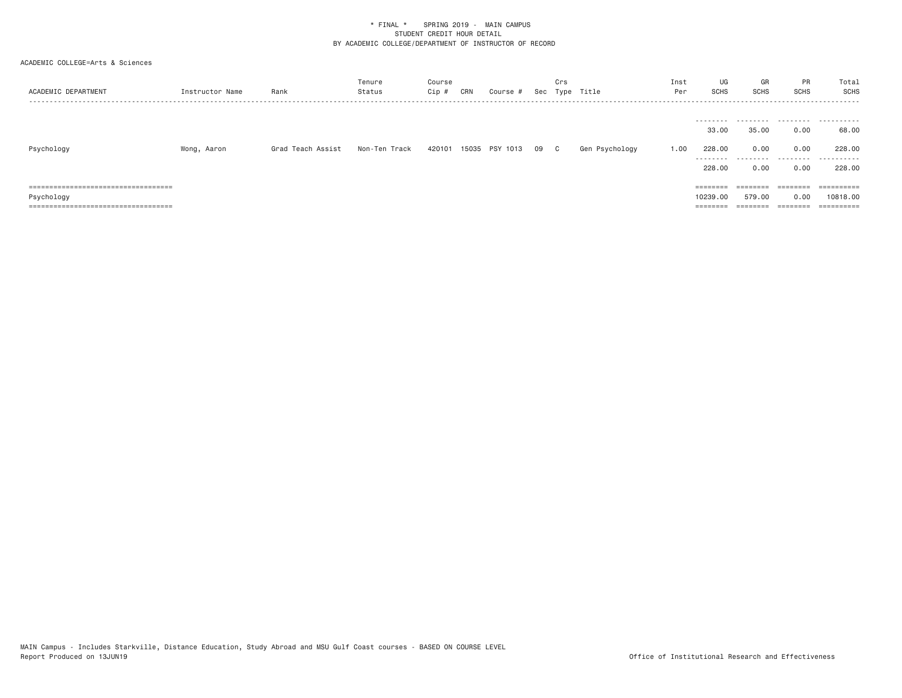\* FINAL \*    SPRING 2019 -  MAIN CAMPUS
STUDENT CREDIT HOUR DETAIL
BY ACADEMIC COLLEGE/DEPARTMENT OF INSTRUCTOR OF RECORD

ACADEMIC COLLEGE=Arts & Sciences

| ACADEMIC DEPARTMENT | Instructor Name | Rank | Tenure Status | Course Cip # | CRN | Course # | Sec | Crs Type | Title | Inst Per | UG SCHS | GR SCHS | PR SCHS | Total SCHS |
|---|---|---|---|---|---|---|---|---|---|---|---|---|---|---|
| | | | | | | | | | | | 33.00 | 35.00 | 0.00 | 68.00 |
| Psychology | Wong, Aaron | Grad Teach Assist | Non-Ten Track | 420101 | 15035 | PSY 1013 | 09 | C | Gen Psychology | 1.00 | 228.00 | 0.00 | 0.00 | 228.00 |
| | | | | | | | | | | | 228.00 | 0.00 | 0.00 | 228.00 |
| Psychology | | | | | | | | | | | 10239.00 | 579.00 | 0.00 | 10818.00 |

MAIN Campus - Includes Starkville, Distance Education, Study Abroad and MSU Gulf Coast courses - BASED ON COURSE LEVEL
Report Produced on 13JUN19

Office of Institutional Research and Effectiveness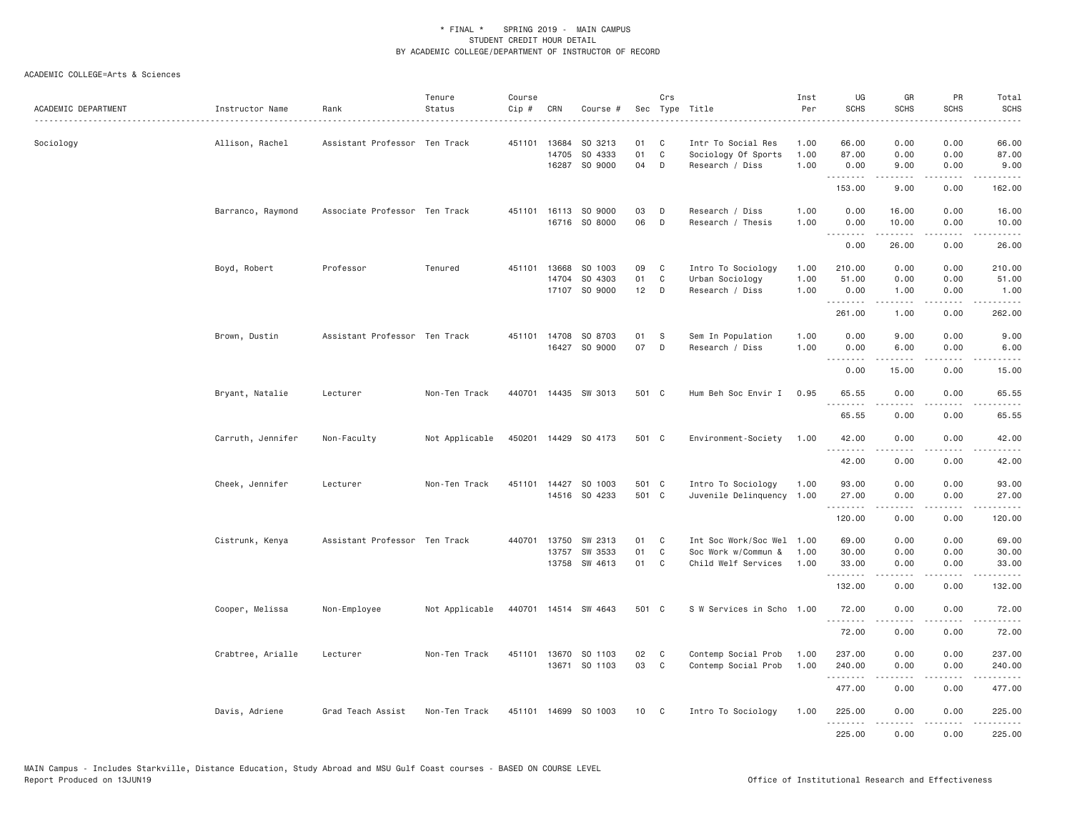\* FINAL \*   SPRING 2019 -  MAIN CAMPUS
STUDENT CREDIT HOUR DETAIL
BY ACADEMIC COLLEGE/DEPARTMENT OF INSTRUCTOR OF RECORD

ACADEMIC COLLEGE=Arts & Sciences

| ACADEMIC DEPARTMENT | Instructor Name | Rank | Tenure Status | Course Cip # | CRN | Course # | Sec | Crs Type | Title | Inst Per | UG SCHS | GR SCHS | PR SCHS | Total SCHS |
|---|---|---|---|---|---|---|---|---|---|---|---|---|---|---|
| Sociology | Allison, Rachel | Assistant Professor | Ten Track | 451101 | 13684 | SO 3213 | 01 | C | Intr To Social Res | 1.00 | 66.00 | 0.00 | 0.00 | 66.00 |
| | | | | | 14705 | SO 4333 | 01 | C | Sociology Of Sports | 1.00 | 87.00 | 0.00 | 0.00 | 87.00 |
| | | | | | 16287 | SO 9000 | 04 | D | Research / Diss | 1.00 | 0.00 | 9.00 | 0.00 | 9.00 |
| | | | | | | | | | | | 153.00 | 9.00 | 0.00 | 162.00 |
| | Barranco, Raymond | Associate Professor | Ten Track | 451101 | 16113 | SO 9000 | 03 | D | Research / Diss | 1.00 | 0.00 | 16.00 | 0.00 | 16.00 |
| | | | | | 16716 | SO 8000 | 06 | D | Research / Thesis | 1.00 | 0.00 | 10.00 | 0.00 | 10.00 |
| | | | | | | | | | | | 0.00 | 26.00 | 0.00 | 26.00 |
| | Boyd, Robert | Professor | Tenured | 451101 | 13668 | SO 1003 | 09 | C | Intro To Sociology | 1.00 | 210.00 | 0.00 | 0.00 | 210.00 |
| | | | | | 14704 | SO 4303 | 01 | C | Urban Sociology | 1.00 | 51.00 | 0.00 | 0.00 | 51.00 |
| | | | | | 17107 | SO 9000 | 12 | D | Research / Diss | 1.00 | 0.00 | 1.00 | 0.00 | 1.00 |
| | | | | | | | | | | | 261.00 | 1.00 | 0.00 | 262.00 |
| | Brown, Dustin | Assistant Professor | Ten Track | 451101 | 14708 | SO 8703 | 01 | S | Sem In Population | 1.00 | 0.00 | 9.00 | 0.00 | 9.00 |
| | | | | | 16427 | SO 9000 | 07 | D | Research / Diss | 1.00 | 0.00 | 6.00 | 0.00 | 6.00 |
| | | | | | | | | | | | 0.00 | 15.00 | 0.00 | 15.00 |
| | Bryant, Natalie | Lecturer | Non-Ten Track | 440701 | 14435 | SW 3013 | 501 | C | Hum Beh Soc Envir I | 0.95 | 65.55 | 0.00 | 0.00 | 65.55 |
| | | | | | | | | | | | 65.55 | 0.00 | 0.00 | 65.55 |
| | Carruth, Jennifer | Non-Faculty | Not Applicable | 450201 | 14429 | SO 4173 | 501 | C | Environment-Society | 1.00 | 42.00 | 0.00 | 0.00 | 42.00 |
| | | | | | | | | | | | 42.00 | 0.00 | 0.00 | 42.00 |
| | Cheek, Jennifer | Lecturer | Non-Ten Track | 451101 | 14427 | SO 1003 | 501 | C | Intro To Sociology | 1.00 | 93.00 | 0.00 | 0.00 | 93.00 |
| | | | | | 14516 | SO 4233 | 501 | C | Juvenile Delinquency | 1.00 | 27.00 | 0.00 | 0.00 | 27.00 |
| | | | | | | | | | | | 120.00 | 0.00 | 0.00 | 120.00 |
| | Cistrunk, Kenya | Assistant Professor | Ten Track | 440701 | 13750 | SW 2313 | 01 | C | Int Soc Work/Soc Wel | 1.00 | 69.00 | 0.00 | 0.00 | 69.00 |
| | | | | | 13757 | SW 3533 | 01 | C | Soc Work w/Commun & | 1.00 | 30.00 | 0.00 | 0.00 | 30.00 |
| | | | | | 13758 | SW 4613 | 01 | C | Child Welf Services | 1.00 | 33.00 | 0.00 | 0.00 | 33.00 |
| | | | | | | | | | | | 132.00 | 0.00 | 0.00 | 132.00 |
| | Cooper, Melissa | Non-Employee | Not Applicable | 440701 | 14514 | SW 4643 | 501 | C | S W Services in Scho | 1.00 | 72.00 | 0.00 | 0.00 | 72.00 |
| | | | | | | | | | | | 72.00 | 0.00 | 0.00 | 72.00 |
| | Crabtree, Arialle | Lecturer | Non-Ten Track | 451101 | 13670 | SO 1103 | 02 | C | Contemp Social Prob | 1.00 | 237.00 | 0.00 | 0.00 | 237.00 |
| | | | | | 13671 | SO 1103 | 03 | C | Contemp Social Prob | 1.00 | 240.00 | 0.00 | 0.00 | 240.00 |
| | | | | | | | | | | | 477.00 | 0.00 | 0.00 | 477.00 |
| | Davis, Adriene | Grad Teach Assist | Non-Ten Track | 451101 | 14699 | SO 1003 | 10 | C | Intro To Sociology | 1.00 | 225.00 | 0.00 | 0.00 | 225.00 |
| | | | | | | | | | | | 225.00 | 0.00 | 0.00 | 225.00 |

MAIN Campus - Includes Starkville, Distance Education, Study Abroad and MSU Gulf Coast courses - BASED ON COURSE LEVEL
Report Produced on 13JUN19    Office of Institutional Research and Effectiveness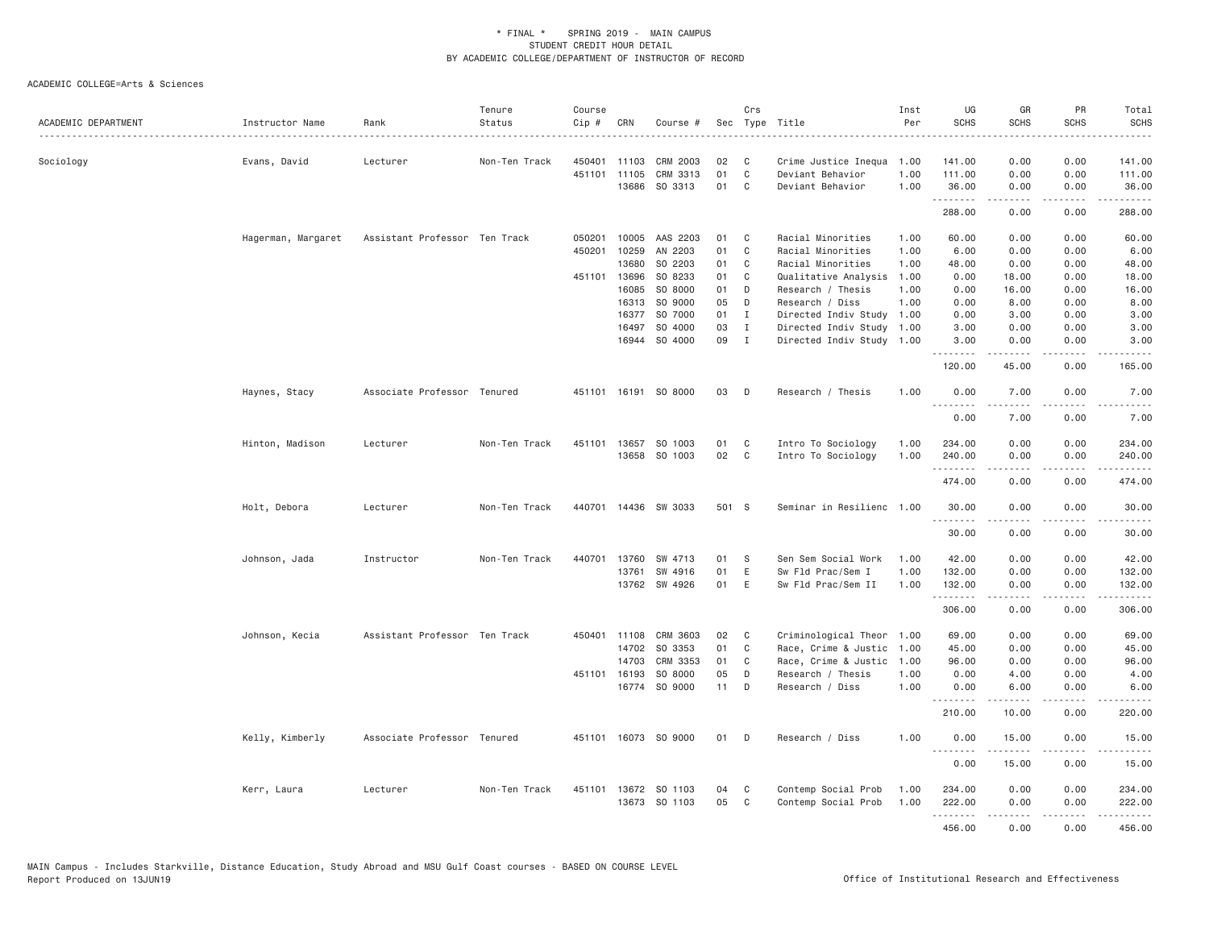\* FINAL \* SPRING 2019 - MAIN CAMPUS
STUDENT CREDIT HOUR DETAIL
BY ACADEMIC COLLEGE/DEPARTMENT OF INSTRUCTOR OF RECORD

ACADEMIC COLLEGE=Arts & Sciences

| ACADEMIC DEPARTMENT | Instructor Name | Rank | Tenure Status | Course Cip # | CRN | Course # | Sec | Crs Type | Title | Inst Per | UG SCHS | GR SCHS | PR SCHS | Total SCHS |
|---|---|---|---|---|---|---|---|---|---|---|---|---|---|---|
| Sociology | Evans, David | Lecturer | Non-Ten Track | 450401 | 11103 | CRM 2003 | 02 | C | Crime Justice Inequa | 1.00 | 141.00 | 0.00 | 0.00 | 141.00 |
| | | | | 451101 | 11105 | CRM 3313 | 01 | C | Deviant Behavior | 1.00 | 111.00 | 0.00 | 0.00 | 111.00 |
| | | | | | 13686 | SO 3313 | 01 | C | Deviant Behavior | 1.00 | 36.00 | 0.00 | 0.00 | 36.00 |
| | | | | | | | | | | | 288.00 | 0.00 | 0.00 | 288.00 |
| | Hagerman, Margaret | Assistant Professor | Ten Track | 050201 | 10005 | AAS 2203 | 01 | C | Racial Minorities | 1.00 | 60.00 | 0.00 | 0.00 | 60.00 |
| | | | | 450201 | 10259 | AN 2203 | 01 | C | Racial Minorities | 1.00 | 6.00 | 0.00 | 0.00 | 6.00 |
| | | | | | 13680 | SO 2203 | 01 | C | Racial Minorities | 1.00 | 48.00 | 0.00 | 0.00 | 48.00 |
| | | | | 451101 | 13696 | SO 8233 | 01 | C | Qualitative Analysis | 1.00 | 0.00 | 18.00 | 0.00 | 18.00 |
| | | | | | 16085 | SO 8000 | 01 | D | Research / Thesis | 1.00 | 0.00 | 16.00 | 0.00 | 16.00 |
| | | | | | 16313 | SO 9000 | 05 | D | Research / Diss | 1.00 | 0.00 | 8.00 | 0.00 | 8.00 |
| | | | | | 16377 | SO 7000 | 01 | I | Directed Indiv Study | 1.00 | 0.00 | 3.00 | 0.00 | 3.00 |
| | | | | | 16497 | SO 4000 | 03 | I | Directed Indiv Study | 1.00 | 3.00 | 0.00 | 0.00 | 3.00 |
| | | | | | 16944 | SO 4000 | 09 | I | Directed Indiv Study | 1.00 | 3.00 | 0.00 | 0.00 | 3.00 |
| | | | | | | | | | | | 120.00 | 45.00 | 0.00 | 165.00 |
| | Haynes, Stacy | Associate Professor | Tenured | 451101 | 16191 | SO 8000 | 03 | D | Research / Thesis | 1.00 | 0.00 | 7.00 | 0.00 | 7.00 |
| | | | | | | | | | | | 0.00 | 7.00 | 0.00 | 7.00 |
| | Hinton, Madison | Lecturer | Non-Ten Track | 451101 | 13657 | SO 1003 | 01 | C | Intro To Sociology | 1.00 | 234.00 | 0.00 | 0.00 | 234.00 |
| | | | | | 13658 | SO 1003 | 02 | C | Intro To Sociology | 1.00 | 240.00 | 0.00 | 0.00 | 240.00 |
| | | | | | | | | | | | 474.00 | 0.00 | 0.00 | 474.00 |
| | Holt, Debora | Lecturer | Non-Ten Track | 440701 | 14436 | SW 3033 | 501 | S | Seminar in Resilienc | 1.00 | 30.00 | 0.00 | 0.00 | 30.00 |
| | | | | | | | | | | | 30.00 | 0.00 | 0.00 | 30.00 |
| | Johnson, Jada | Instructor | Non-Ten Track | 440701 | 13760 | SW 4713 | 01 | S | Sen Sem Social Work | 1.00 | 42.00 | 0.00 | 0.00 | 42.00 |
| | | | | | 13761 | SW 4916 | 01 | E | Sw Fld Prac/Sem I | 1.00 | 132.00 | 0.00 | 0.00 | 132.00 |
| | | | | | 13762 | SW 4926 | 01 | E | Sw Fld Prac/Sem II | 1.00 | 132.00 | 0.00 | 0.00 | 132.00 |
| | | | | | | | | | | | 306.00 | 0.00 | 0.00 | 306.00 |
| | Johnson, Kecia | Assistant Professor | Ten Track | 450401 | 11108 | CRM 3603 | 02 | C | Criminological Theor | 1.00 | 69.00 | 0.00 | 0.00 | 69.00 |
| | | | | | 14702 | SO 3353 | 01 | C | Race, Crime & Justic | 1.00 | 45.00 | 0.00 | 0.00 | 45.00 |
| | | | | | 14703 | CRM 3353 | 01 | C | Race, Crime & Justic | 1.00 | 96.00 | 0.00 | 0.00 | 96.00 |
| | | | | 451101 | 16193 | SO 8000 | 05 | D | Research / Thesis | 1.00 | 0.00 | 4.00 | 0.00 | 4.00 |
| | | | | | 16774 | SO 9000 | 11 | D | Research / Diss | 1.00 | 0.00 | 6.00 | 0.00 | 6.00 |
| | | | | | | | | | | | 210.00 | 10.00 | 0.00 | 220.00 |
| | Kelly, Kimberly | Associate Professor | Tenured | 451101 | 16073 | SO 9000 | 01 | D | Research / Diss | 1.00 | 0.00 | 15.00 | 0.00 | 15.00 |
| | | | | | | | | | | | 0.00 | 15.00 | 0.00 | 15.00 |
| | Kerr, Laura | Lecturer | Non-Ten Track | 451101 | 13672 | SO 1103 | 04 | C | Contemp Social Prob | 1.00 | 234.00 | 0.00 | 0.00 | 234.00 |
| | | | | | 13673 | SO 1103 | 05 | C | Contemp Social Prob | 1.00 | 222.00 | 0.00 | 0.00 | 222.00 |
| | | | | | | | | | | | 456.00 | 0.00 | 0.00 | 456.00 |

MAIN Campus - Includes Starkville, Distance Education, Study Abroad and MSU Gulf Coast courses - BASED ON COURSE LEVEL
Report Produced on 13JUN19

Office of Institutional Research and Effectiveness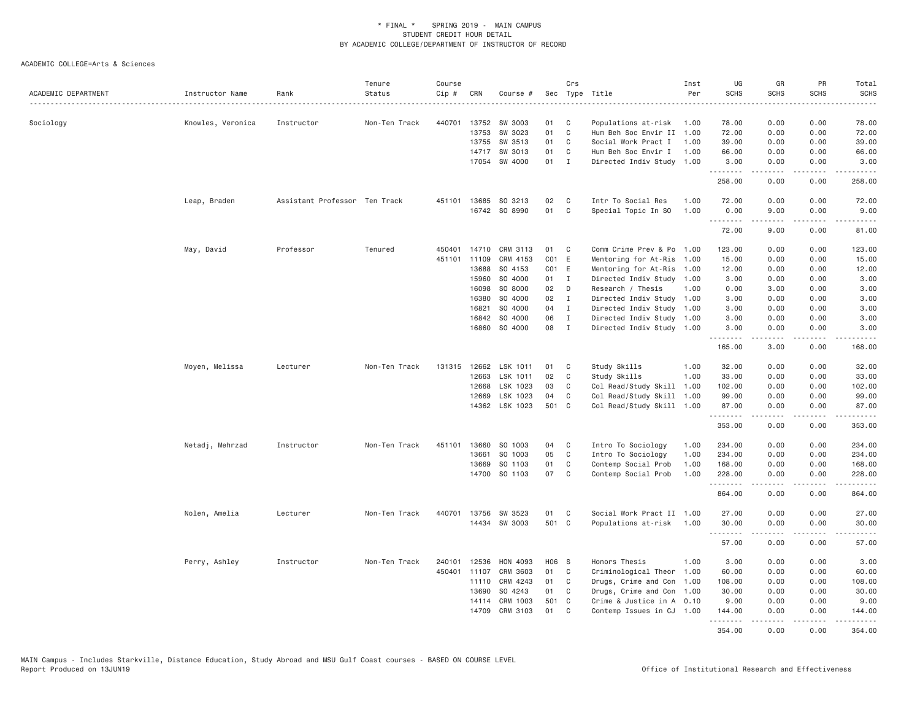\* FINAL \* SPRING 2019 - MAIN CAMPUS
STUDENT CREDIT HOUR DETAIL
BY ACADEMIC COLLEGE/DEPARTMENT OF INSTRUCTOR OF RECORD

ACADEMIC COLLEGE=Arts & Sciences

| ACADEMIC DEPARTMENT | Instructor Name | Rank | Tenure Status | Course Cip # | CRN | Course # | Sec | Crs Type | Title | Inst Per | UG SCHS | GR SCHS | PR SCHS | Total SCHS |
|---|---|---|---|---|---|---|---|---|---|---|---|---|---|---|
| Sociology | Knowles, Veronica | Instructor | Non-Ten Track | 440701 | 13752 | SW 3003 | 01 | C | Populations at-risk | 1.00 | 78.00 | 0.00 | 0.00 | 78.00 |
| | | | | | 13753 | SW 3023 | 01 | C | Hum Beh Soc Envir II | 1.00 | 72.00 | 0.00 | 0.00 | 72.00 |
| | | | | | 13755 | SW 3513 | 01 | C | Social Work Pract I | 1.00 | 39.00 | 0.00 | 0.00 | 39.00 |
| | | | | | 14717 | SW 3013 | 01 | C | Hum Beh Soc Envir I | 1.00 | 66.00 | 0.00 | 0.00 | 66.00 |
| | | | | | 17054 | SW 4000 | 01 | I | Directed Indiv Study | 1.00 | 3.00 | 0.00 | 0.00 | 3.00 |
| | | | | | | | | | | | 258.00 | 0.00 | 0.00 | 258.00 |
| | Leap, Braden | Assistant Professor | Ten Track | 451101 | 13685 | SO 3213 | 02 | C | Intr To Social Res | 1.00 | 72.00 | 0.00 | 0.00 | 72.00 |
| | | | | | 16742 | SO 8990 | 01 | C | Special Topic In SO | 1.00 | 0.00 | 9.00 | 0.00 | 9.00 |
| | | | | | | | | | | | 72.00 | 9.00 | 0.00 | 81.00 |
| | May, David | Professor | Tenured | 450401 | 14710 | CRM 3113 | 01 | C | Comm Crime Prev & Po | 1.00 | 123.00 | 0.00 | 0.00 | 123.00 |
| | | | | 451101 | 11109 | CRM 4153 | C01 | E | Mentoring for At-Ris | 1.00 | 15.00 | 0.00 | 0.00 | 15.00 |
| | | | | | 13688 | SO 4153 | C01 | E | Mentoring for At-Ris | 1.00 | 12.00 | 0.00 | 0.00 | 12.00 |
| | | | | | 15960 | SO 4000 | 01 | I | Directed Indiv Study | 1.00 | 3.00 | 0.00 | 0.00 | 3.00 |
| | | | | | 16098 | SO 8000 | 02 | D | Research / Thesis | 1.00 | 0.00 | 3.00 | 0.00 | 3.00 |
| | | | | | 16380 | SO 4000 | 02 | I | Directed Indiv Study | 1.00 | 3.00 | 0.00 | 0.00 | 3.00 |
| | | | | | 16821 | SO 4000 | 04 | I | Directed Indiv Study | 1.00 | 3.00 | 0.00 | 0.00 | 3.00 |
| | | | | | 16842 | SO 4000 | 06 | I | Directed Indiv Study | 1.00 | 3.00 | 0.00 | 0.00 | 3.00 |
| | | | | | 16860 | SO 4000 | 08 | I | Directed Indiv Study | 1.00 | 3.00 | 0.00 | 0.00 | 3.00 |
| | | | | | | | | | | | 165.00 | 3.00 | 0.00 | 168.00 |
| | Moyen, Melissa | Lecturer | Non-Ten Track | 131315 | 12662 | LSK 1011 | 01 | C | Study Skills | 1.00 | 32.00 | 0.00 | 0.00 | 32.00 |
| | | | | | 12663 | LSK 1011 | 02 | C | Study Skills | 1.00 | 33.00 | 0.00 | 0.00 | 33.00 |
| | | | | | 12668 | LSK 1023 | 03 | C | Col Read/Study Skill | 1.00 | 102.00 | 0.00 | 0.00 | 102.00 |
| | | | | | 12669 | LSK 1023 | 04 | C | Col Read/Study Skill | 1.00 | 99.00 | 0.00 | 0.00 | 99.00 |
| | | | | | 14362 | LSK 1023 | 501 | C | Col Read/Study Skill | 1.00 | 87.00 | 0.00 | 0.00 | 87.00 |
| | | | | | | | | | | | 353.00 | 0.00 | 0.00 | 353.00 |
| | Netadj, Mehrzad | Instructor | Non-Ten Track | 451101 | 13660 | SO 1003 | 04 | C | Intro To Sociology | 1.00 | 234.00 | 0.00 | 0.00 | 234.00 |
| | | | | | 13661 | SO 1003 | 05 | C | Intro To Sociology | 1.00 | 234.00 | 0.00 | 0.00 | 234.00 |
| | | | | | 13669 | SO 1103 | 01 | C | Contemp Social Prob | 1.00 | 168.00 | 0.00 | 0.00 | 168.00 |
| | | | | | 14700 | SO 1103 | 07 | C | Contemp Social Prob | 1.00 | 228.00 | 0.00 | 0.00 | 228.00 |
| | | | | | | | | | | | 864.00 | 0.00 | 0.00 | 864.00 |
| | Nolen, Amelia | Lecturer | Non-Ten Track | 440701 | 13756 | SW 3523 | 01 | C | Social Work Pract II | 1.00 | 27.00 | 0.00 | 0.00 | 27.00 |
| | | | | | 14434 | SW 3003 | 501 | C | Populations at-risk | 1.00 | 30.00 | 0.00 | 0.00 | 30.00 |
| | | | | | | | | | | | 57.00 | 0.00 | 0.00 | 57.00 |
| | Perry, Ashley | Instructor | Non-Ten Track | 240101 | 12536 | HON 4093 | H06 | S | Honors Thesis | 1.00 | 3.00 | 0.00 | 0.00 | 3.00 |
| | | | | 450401 | 11107 | CRM 3603 | 01 | C | Criminological Theor | 1.00 | 60.00 | 0.00 | 0.00 | 60.00 |
| | | | | | 11110 | CRM 4243 | 01 | C | Drugs, Crime and Con | 1.00 | 108.00 | 0.00 | 0.00 | 108.00 |
| | | | | | 13690 | SO 4243 | 01 | C | Drugs, Crime and Con | 1.00 | 30.00 | 0.00 | 0.00 | 30.00 |
| | | | | | 14114 | CRM 1003 | 501 | C | Crime & Justice in A | 0.10 | 9.00 | 0.00 | 0.00 | 9.00 |
| | | | | | 14709 | CRM 3103 | 01 | C | Contemp Issues in CJ | 1.00 | 144.00 | 0.00 | 0.00 | 144.00 |
| | | | | | | | | | | | 354.00 | 0.00 | 0.00 | 354.00 |

MAIN Campus - Includes Starkville, Distance Education, Study Abroad and MSU Gulf Coast courses - BASED ON COURSE LEVEL
Report Produced on 13JUN19 — Office of Institutional Research and Effectiveness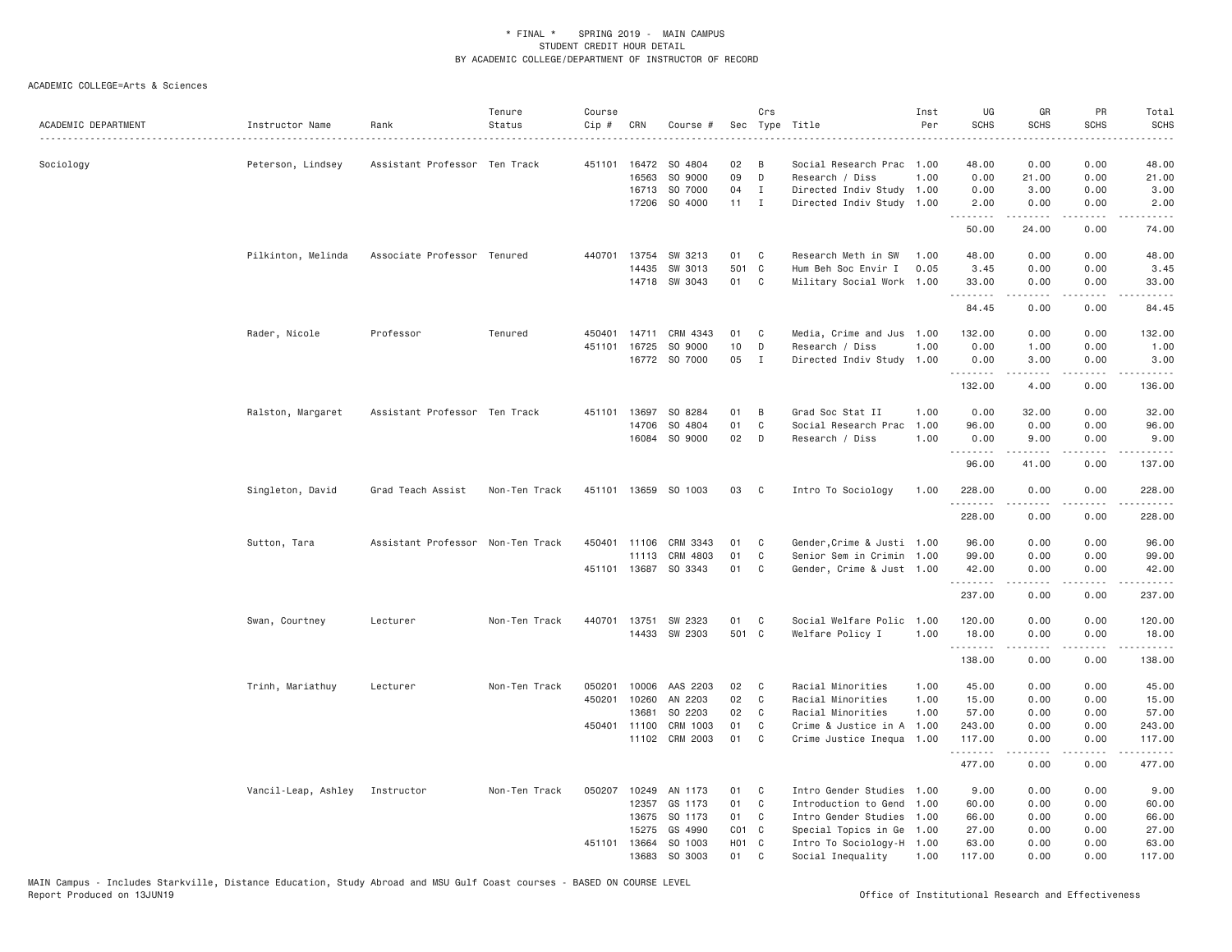\* FINAL \* SPRING 2019 - MAIN CAMPUS
STUDENT CREDIT HOUR DETAIL
BY ACADEMIC COLLEGE/DEPARTMENT OF INSTRUCTOR OF RECORD

ACADEMIC COLLEGE=Arts & Sciences

| ACADEMIC DEPARTMENT | Instructor Name | Rank | Tenure Status | Course Cip # | CRN | Course # | Sec | Crs Type | Title | Inst Per | UG SCHS | GR SCHS | PR SCHS | Total SCHS |
|---|---|---|---|---|---|---|---|---|---|---|---|---|---|---|
| Sociology | Peterson, Lindsey | Assistant Professor | Ten Track | 451101 | 16472 | SO 4804 | 02 | B | Social Research Prac | 1.00 | 48.00 | 0.00 | 0.00 | 48.00 |
| | | | | | 16563 | SO 9000 | 09 | D | Research / Diss | 1.00 | 0.00 | 21.00 | 0.00 | 21.00 |
| | | | | | 16713 | SO 7000 | 04 | I | Directed Indiv Study | 1.00 | 0.00 | 3.00 | 0.00 | 3.00 |
| | | | | | 17206 | SO 4000 | 11 | I | Directed Indiv Study | 1.00 | 2.00 | 0.00 | 0.00 | 2.00 |
| | | | | | | | | | | | 50.00 | 24.00 | 0.00 | 74.00 |
| | Pilkinton, Melinda | Associate Professor | Tenured | 440701 | 13754 | SW 3213 | 01 | C | Research Meth in SW | 1.00 | 48.00 | 0.00 | 0.00 | 48.00 |
| | | | | | 14435 | SW 3013 | 501 | C | Hum Beh Soc Envir I | 0.05 | 3.45 | 0.00 | 0.00 | 3.45 |
| | | | | | 14718 | SW 3043 | 01 | C | Military Social Work | 1.00 | 33.00 | 0.00 | 0.00 | 33.00 |
| | | | | | | | | | | | 84.45 | 0.00 | 0.00 | 84.45 |
| | Rader, Nicole | Professor | Tenured | 450401 | 14711 | CRM 4343 | 01 | C | Media, Crime and Jus | 1.00 | 132.00 | 0.00 | 0.00 | 132.00 |
| | | | | 451101 | 16725 | SO 9000 | 10 | D | Research / Diss | 1.00 | 0.00 | 1.00 | 0.00 | 1.00 |
| | | | | | 16772 | SO 7000 | 05 | I | Directed Indiv Study | 1.00 | 0.00 | 3.00 | 0.00 | 3.00 |
| | | | | | | | | | | | 132.00 | 4.00 | 0.00 | 136.00 |
| | Ralston, Margaret | Assistant Professor | Ten Track | 451101 | 13697 | SO 8284 | 01 | B | Grad Soc Stat II | 1.00 | 0.00 | 32.00 | 0.00 | 32.00 |
| | | | | | 14706 | SO 4804 | 01 | C | Social Research Prac | 1.00 | 96.00 | 0.00 | 0.00 | 96.00 |
| | | | | | 16084 | SO 9000 | 02 | D | Research / Diss | 1.00 | 0.00 | 9.00 | 0.00 | 9.00 |
| | | | | | | | | | | | 96.00 | 41.00 | 0.00 | 137.00 |
| | Singleton, David | Grad Teach Assist | Non-Ten Track | 451101 | 13659 | SO 1003 | 03 | C | Intro To Sociology | 1.00 | 228.00 | 0.00 | 0.00 | 228.00 |
| | | | | | | | | | | | 228.00 | 0.00 | 0.00 | 228.00 |
| | Sutton, Tara | Assistant Professor | Non-Ten Track | 450401 | 11106 | CRM 3343 | 01 | C | Gender,Crime & Justi | 1.00 | 96.00 | 0.00 | 0.00 | 96.00 |
| | | | | | 11113 | CRM 4803 | 01 | C | Senior Sem in Crimin | 1.00 | 99.00 | 0.00 | 0.00 | 99.00 |
| | | | | 451101 | 13687 | SO 3343 | 01 | C | Gender, Crime & Just | 1.00 | 42.00 | 0.00 | 0.00 | 42.00 |
| | | | | | | | | | | | 237.00 | 0.00 | 0.00 | 237.00 |
| | Swan, Courtney | Lecturer | Non-Ten Track | 440701 | 13751 | SW 2323 | 01 | C | Social Welfare Polic | 1.00 | 120.00 | 0.00 | 0.00 | 120.00 |
| | | | | | 14433 | SW 2303 | 501 | C | Welfare Policy I | 1.00 | 18.00 | 0.00 | 0.00 | 18.00 |
| | | | | | | | | | | | 138.00 | 0.00 | 0.00 | 138.00 |
| | Trinh, Mariathuy | Lecturer | Non-Ten Track | 050201 | 10006 | AAS 2203 | 02 | C | Racial Minorities | 1.00 | 45.00 | 0.00 | 0.00 | 45.00 |
| | | | | 450201 | 10260 | AN 2203 | 02 | C | Racial Minorities | 1.00 | 15.00 | 0.00 | 0.00 | 15.00 |
| | | | | | 13681 | SO 2203 | 02 | C | Racial Minorities | 1.00 | 57.00 | 0.00 | 0.00 | 57.00 |
| | | | | 450401 | 11100 | CRM 1003 | 01 | C | Crime & Justice in A | 1.00 | 243.00 | 0.00 | 0.00 | 243.00 |
| | | | | | 11102 | CRM 2003 | 01 | C | Crime Justice Inequa | 1.00 | 117.00 | 0.00 | 0.00 | 117.00 |
| | | | | | | | | | | | 477.00 | 0.00 | 0.00 | 477.00 |
| | Vancil-Leap, Ashley | Instructor | Non-Ten Track | 050207 | 10249 | AN 1173 | 01 | C | Intro Gender Studies | 1.00 | 9.00 | 0.00 | 0.00 | 9.00 |
| | | | | | 12357 | GS 1173 | 01 | C | Introduction to Gend | 1.00 | 60.00 | 0.00 | 0.00 | 60.00 |
| | | | | | 13675 | SO 1173 | 01 | C | Intro Gender Studies | 1.00 | 66.00 | 0.00 | 0.00 | 66.00 |
| | | | | | 15275 | GS 4990 | C01 | C | Special Topics in Ge | 1.00 | 27.00 | 0.00 | 0.00 | 27.00 |
| | | | | 451101 | 13664 | SO 1003 | H01 | C | Intro To Sociology-H | 1.00 | 63.00 | 0.00 | 0.00 | 63.00 |
| | | | | | 13683 | SO 3003 | 01 | C | Social Inequality | 1.00 | 117.00 | 0.00 | 0.00 | 117.00 |

MAIN Campus - Includes Starkville, Distance Education, Study Abroad and MSU Gulf Coast courses - BASED ON COURSE LEVEL
Report Produced on 13JUN19 Office of Institutional Research and Effectiveness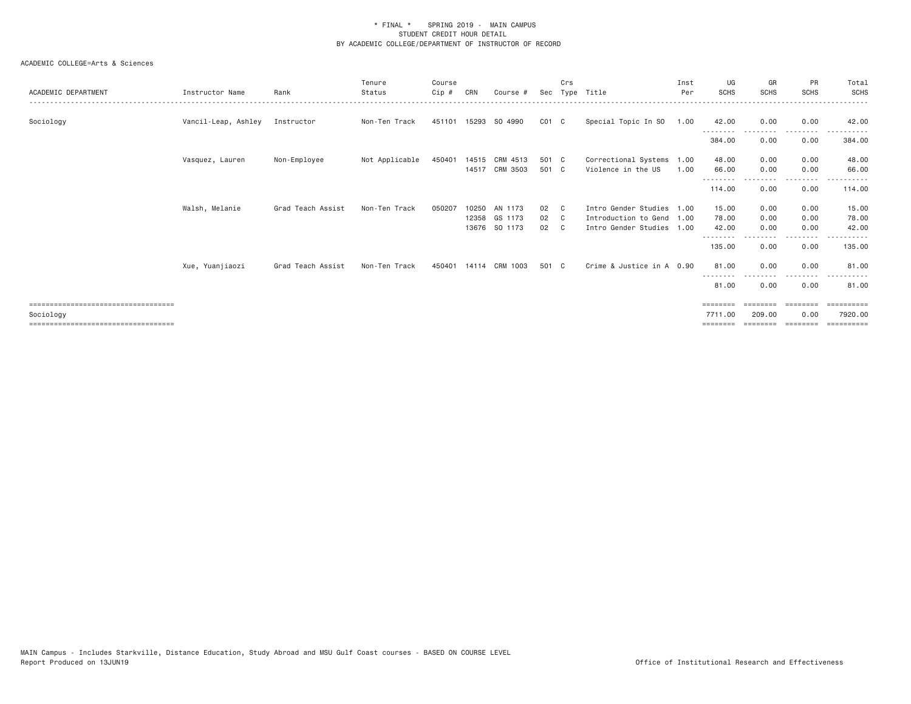* FINAL * SPRING 2019 - MAIN CAMPUS
STUDENT CREDIT HOUR DETAIL
BY ACADEMIC COLLEGE/DEPARTMENT OF INSTRUCTOR OF RECORD

ACADEMIC COLLEGE=Arts & Sciences

| ACADEMIC DEPARTMENT | Instructor Name | Rank | Tenure Status | Course Cip # | CRN | Course # | Sec | Crs Type | Title | Inst Per | UG SCHS | GR SCHS | PR SCHS | Total SCHS |
|---|---|---|---|---|---|---|---|---|---|---|---|---|---|---|
| Sociology | Vancil-Leap, Ashley | Instructor | Non-Ten Track | 451101 | 15293 | SO 4990 | C01 | C | Special Topic In SO | 1.00 | 42.00 | 0.00 | 0.00 | 42.00 |
| | | | | | | | | | | | 384.00 | 0.00 | 0.00 | 384.00 |
| | Vasquez, Lauren | Non-Employee | Not Applicable | 450401 | 14515 | CRM 4513 | 501 | C | Correctional Systems | 1.00 | 48.00 | 0.00 | 0.00 | 48.00 |
| | | | | | 14517 | CRM 3503 | 501 | C | Violence in the US | 1.00 | 66.00 | 0.00 | 0.00 | 66.00 |
| | | | | | | | | | | | 114.00 | 0.00 | 0.00 | 114.00 |
| | Walsh, Melanie | Grad Teach Assist | Non-Ten Track | 050207 | 10250 | AN 1173 | 02 | C | Intro Gender Studies | 1.00 | 15.00 | 0.00 | 0.00 | 15.00 |
| | | | | | 12358 | GS 1173 | 02 | C | Introduction to Gend | 1.00 | 78.00 | 0.00 | 0.00 | 78.00 |
| | | | | | 13676 | SO 1173 | 02 | C | Intro Gender Studies | 1.00 | 42.00 | 0.00 | 0.00 | 42.00 |
| | | | | | | | | | | | 135.00 | 0.00 | 0.00 | 135.00 |
| | Xue, Yuanjiaozi | Grad Teach Assist | Non-Ten Track | 450401 | 14114 | CRM 1003 | 501 | C | Crime & Justice in A | 0.90 | 81.00 | 0.00 | 0.00 | 81.00 |
| | | | | | | | | | | | 81.00 | 0.00 | 0.00 | 81.00 |
| Sociology | | | | | | | | | | | 7711.00 | 209.00 | 0.00 | 7920.00 |

MAIN Campus - Includes Starkville, Distance Education, Study Abroad and MSU Gulf Coast courses - BASED ON COURSE LEVEL
Report Produced on 13JUN19

Office of Institutional Research and Effectiveness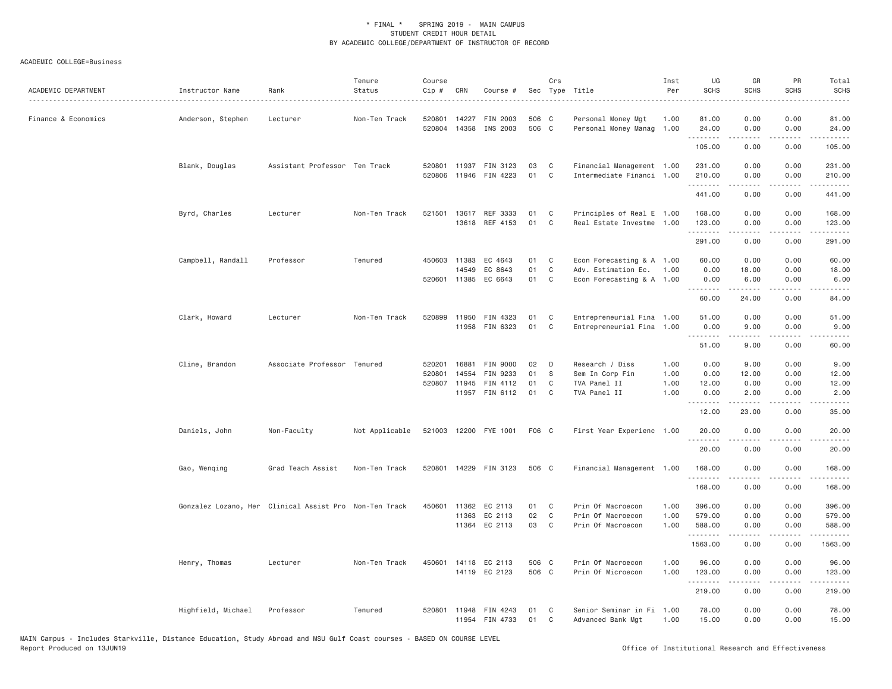# * FINAL * SPRING 2019 - MAIN CAMPUS
## STUDENT CREDIT HOUR DETAIL
## BY ACADEMIC COLLEGE/DEPARTMENT OF INSTRUCTOR OF RECORD

ACADEMIC COLLEGE=Business

| ACADEMIC DEPARTMENT | Instructor Name | Rank | Tenure Status | Course Cip # | CRN | Course # | Sec | Crs Type | Title | Inst Per | UG SCHS | GR SCHS | PR SCHS | Total SCHS |
|---|---|---|---|---|---|---|---|---|---|---|---|---|---|---|
| Finance & Economics | Anderson, Stephen | Lecturer | Non-Ten Track | 520801 | 14227 | FIN 2003 | 506 | C | Personal Money Mgt | 1.00 | 81.00 | 0.00 | 0.00 | 81.00 |
| | | | | 520804 | 14358 | INS 2003 | 506 | C | Personal Money Manag | 1.00 | 24.00 | 0.00 | 0.00 | 24.00 |
| | | | | | | | | | | | 105.00 | 0.00 | 0.00 | 105.00 |
| | Blank, Douglas | Assistant Professor | Ten Track | 520801 | 11937 | FIN 3123 | 03 | C | Financial Management | 1.00 | 231.00 | 0.00 | 0.00 | 231.00 |
| | | | | 520806 | 11946 | FIN 4223 | 01 | C | Intermediate Financi | 1.00 | 210.00 | 0.00 | 0.00 | 210.00 |
| | | | | | | | | | | | 441.00 | 0.00 | 0.00 | 441.00 |
| | Byrd, Charles | Lecturer | Non-Ten Track | 521501 | 13617 | REF 3333 | 01 | C | Principles of Real E | 1.00 | 168.00 | 0.00 | 0.00 | 168.00 |
| | | | | | 13618 | REF 4153 | 01 | C | Real Estate Investme | 1.00 | 123.00 | 0.00 | 0.00 | 123.00 |
| | | | | | | | | | | | 291.00 | 0.00 | 0.00 | 291.00 |
| | Campbell, Randall | Professor | Tenured | 450603 | 11383 | EC 4643 | 01 | C | Econ Forecasting & A | 1.00 | 60.00 | 0.00 | 0.00 | 60.00 |
| | | | | | 14549 | EC 8643 | 01 | C | Adv. Estimation Ec. | 1.00 | 0.00 | 18.00 | 0.00 | 18.00 |
| | | | | 520601 | 11385 | EC 6643 | 01 | C | Econ Forecasting & A | 1.00 | 0.00 | 6.00 | 0.00 | 6.00 |
| | | | | | | | | | | | 60.00 | 24.00 | 0.00 | 84.00 |
| | Clark, Howard | Lecturer | Non-Ten Track | 520899 | 11950 | FIN 4323 | 01 | C | Entrepreneurial Fina | 1.00 | 51.00 | 0.00 | 0.00 | 51.00 |
| | | | | | 11958 | FIN 6323 | 01 | C | Entrepreneurial Fina | 1.00 | 0.00 | 9.00 | 0.00 | 9.00 |
| | | | | | | | | | | | 51.00 | 9.00 | 0.00 | 60.00 |
| | Cline, Brandon | Associate Professor | Tenured | 520201 | 16881 | FIN 9000 | 02 | D | Research / Diss | 1.00 | 0.00 | 9.00 | 0.00 | 9.00 |
| | | | | 520801 | 14554 | FIN 9233 | 01 | S | Sem In Corp Fin | 1.00 | 0.00 | 12.00 | 0.00 | 12.00 |
| | | | | 520807 | 11945 | FIN 4112 | 01 | C | TVA Panel II | 1.00 | 12.00 | 0.00 | 0.00 | 12.00 |
| | | | | | 11957 | FIN 6112 | 01 | C | TVA Panel II | 1.00 | 0.00 | 2.00 | 0.00 | 2.00 |
| | | | | | | | | | | | 12.00 | 23.00 | 0.00 | 35.00 |
| | Daniels, John | Non-Faculty | Not Applicable | 521003 | 12200 | FYE 1001 | F06 | C | First Year Experienc | 1.00 | 20.00 | 0.00 | 0.00 | 20.00 |
| | | | | | | | | | | | 20.00 | 0.00 | 0.00 | 20.00 |
| | Gao, Wenqing | Grad Teach Assist | Non-Ten Track | 520801 | 14229 | FIN 3123 | 506 | C | Financial Management | 1.00 | 168.00 | 0.00 | 0.00 | 168.00 |
| | | | | | | | | | | | 168.00 | 0.00 | 0.00 | 168.00 |
| | Gonzalez Lozano, Her | Clinical Assist Pro | Non-Ten Track | 450601 | 11362 | EC 2113 | 01 | C | Prin Of Macroecon | 1.00 | 396.00 | 0.00 | 0.00 | 396.00 |
| | | | | | 11363 | EC 2113 | 02 | C | Prin Of Macroecon | 1.00 | 579.00 | 0.00 | 0.00 | 579.00 |
| | | | | | 11364 | EC 2113 | 03 | C | Prin Of Macroecon | 1.00 | 588.00 | 0.00 | 0.00 | 588.00 |
| | | | | | | | | | | | 1563.00 | 0.00 | 0.00 | 1563.00 |
| | Henry, Thomas | Lecturer | Non-Ten Track | 450601 | 14118 | EC 2113 | 506 | C | Prin Of Macroecon | 1.00 | 96.00 | 0.00 | 0.00 | 96.00 |
| | | | | | 14119 | EC 2123 | 506 | C | Prin Of Microecon | 1.00 | 123.00 | 0.00 | 0.00 | 123.00 |
| | | | | | | | | | | | 219.00 | 0.00 | 0.00 | 219.00 |
| | Highfield, Michael | Professor | Tenured | 520801 | 11948 | FIN 4243 | 01 | C | Senior Seminar in Fi | 1.00 | 78.00 | 0.00 | 0.00 | 78.00 |
| | | | | | 11954 | FIN 4733 | 01 | C | Advanced Bank Mgt | 1.00 | 15.00 | 0.00 | 0.00 | 15.00 |

MAIN Campus - Includes Starkville, Distance Education, Study Abroad and MSU Gulf Coast courses - BASED ON COURSE LEVEL
Report Produced on 13JUN19 Office of Institutional Research and Effectiveness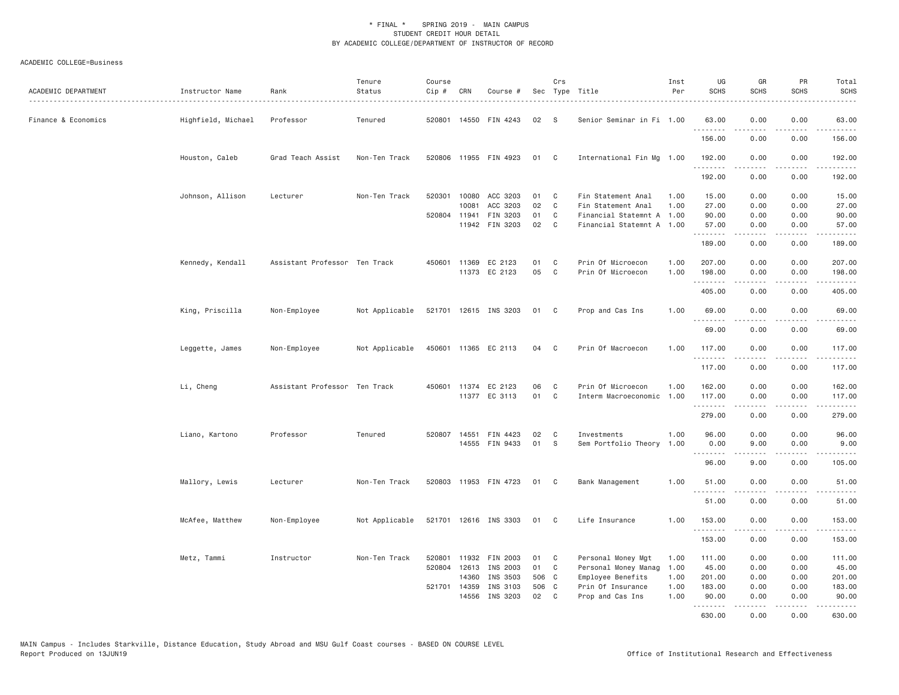\* FINAL \* SPRING 2019 - MAIN CAMPUS
STUDENT CREDIT HOUR DETAIL
BY ACADEMIC COLLEGE/DEPARTMENT OF INSTRUCTOR OF RECORD

ACADEMIC COLLEGE=Business

| ACADEMIC DEPARTMENT | Instructor Name | Rank | Tenure Status | Course Cip # | CRN | Course # | Sec | Crs Type | Title | Inst Per | UG SCHS | GR SCHS | PR SCHS | Total SCHS |
|---|---|---|---|---|---|---|---|---|---|---|---|---|---|---|
| Finance & Economics | Highfield, Michael | Professor | Tenured | 520801 | 14550 | FIN 4243 | 02 | S | Senior Seminar in Fi | 1.00 | 63.00 | 0.00 | 0.00 | 63.00 |
| | | | | | | | | | | | 156.00 | 0.00 | 0.00 | 156.00 |
| | Houston, Caleb | Grad Teach Assist | Non-Ten Track | 520806 | 11955 | FIN 4923 | 01 | C | International Fin Mg | 1.00 | 192.00 | 0.00 | 0.00 | 192.00 |
| | | | | | | | | | | | 192.00 | 0.00 | 0.00 | 192.00 |
| | Johnson, Allison | Lecturer | Non-Ten Track | 520301 | 10080 | ACC 3203 | 01 | C | Fin Statement Anal | 1.00 | 15.00 | 0.00 | 0.00 | 15.00 |
| | | | | | 10081 | ACC 3203 | 02 | C | Fin Statement Anal | 1.00 | 27.00 | 0.00 | 0.00 | 27.00 |
| | | | | 520804 | 11941 | FIN 3203 | 01 | C | Financial Statemnt A | 1.00 | 90.00 | 0.00 | 0.00 | 90.00 |
| | | | | | 11942 | FIN 3203 | 02 | C | Financial Statemnt A | 1.00 | 57.00 | 0.00 | 0.00 | 57.00 |
| | | | | | | | | | | | 189.00 | 0.00 | 0.00 | 189.00 |
| | Kennedy, Kendall | Assistant Professor | Ten Track | 450601 | 11369 | EC 2123 | 01 | C | Prin Of Microecon | 1.00 | 207.00 | 0.00 | 0.00 | 207.00 |
| | | | | | 11373 | EC 2123 | 05 | C | Prin Of Microecon | 1.00 | 198.00 | 0.00 | 0.00 | 198.00 |
| | | | | | | | | | | | 405.00 | 0.00 | 0.00 | 405.00 |
| | King, Priscilla | Non-Employee | Not Applicable | 521701 | 12615 | INS 3203 | 01 | C | Prop and Cas Ins | 1.00 | 69.00 | 0.00 | 0.00 | 69.00 |
| | | | | | | | | | | | 69.00 | 0.00 | 0.00 | 69.00 |
| | Leggette, James | Non-Employee | Not Applicable | 450601 | 11365 | EC 2113 | 04 | C | Prin Of Macroecon | 1.00 | 117.00 | 0.00 | 0.00 | 117.00 |
| | | | | | | | | | | | 117.00 | 0.00 | 0.00 | 117.00 |
| | Li, Cheng | Assistant Professor | Ten Track | 450601 | 11374 | EC 2123 | 06 | C | Prin Of Microecon | 1.00 | 162.00 | 0.00 | 0.00 | 162.00 |
| | | | | | 11377 | EC 3113 | 01 | C | Interm Macroeconomic | 1.00 | 117.00 | 0.00 | 0.00 | 117.00 |
| | | | | | | | | | | | 279.00 | 0.00 | 0.00 | 279.00 |
| | Liano, Kartono | Professor | Tenured | 520807 | 14551 | FIN 4423 | 02 | C | Investments | 1.00 | 96.00 | 0.00 | 0.00 | 96.00 |
| | | | | | 14555 | FIN 9433 | 01 | S | Sem Portfolio Theory | 1.00 | 0.00 | 9.00 | 0.00 | 9.00 |
| | | | | | | | | | | | 96.00 | 9.00 | 0.00 | 105.00 |
| | Mallory, Lewis | Lecturer | Non-Ten Track | 520803 | 11953 | FIN 4723 | 01 | C | Bank Management | 1.00 | 51.00 | 0.00 | 0.00 | 51.00 |
| | | | | | | | | | | | 51.00 | 0.00 | 0.00 | 51.00 |
| | McAfee, Matthew | Non-Employee | Not Applicable | 521701 | 12616 | INS 3303 | 01 | C | Life Insurance | 1.00 | 153.00 | 0.00 | 0.00 | 153.00 |
| | | | | | | | | | | | 153.00 | 0.00 | 0.00 | 153.00 |
| | Metz, Tammi | Instructor | Non-Ten Track | 520801 | 11932 | FIN 2003 | 01 | C | Personal Money Mgt | 1.00 | 111.00 | 0.00 | 0.00 | 111.00 |
| | | | | 520804 | 12613 | INS 2003 | 01 | C | Personal Money Manag | 1.00 | 45.00 | 0.00 | 0.00 | 45.00 |
| | | | | | 14360 | INS 3503 | 506 | C | Employee Benefits | 1.00 | 201.00 | 0.00 | 0.00 | 201.00 |
| | | | | 521701 | 14359 | INS 3103 | 506 | C | Prin Of Insurance | 1.00 | 183.00 | 0.00 | 0.00 | 183.00 |
| | | | | | 14556 | INS 3203 | 02 | C | Prop and Cas Ins | 1.00 | 90.00 | 0.00 | 0.00 | 90.00 |
| | | | | | | | | | | | 630.00 | 0.00 | 0.00 | 630.00 |

MAIN Campus - Includes Starkville, Distance Education, Study Abroad and MSU Gulf Coast courses - BASED ON COURSE LEVEL
Report Produced on 13JUN19 Office of Institutional Research and Effectiveness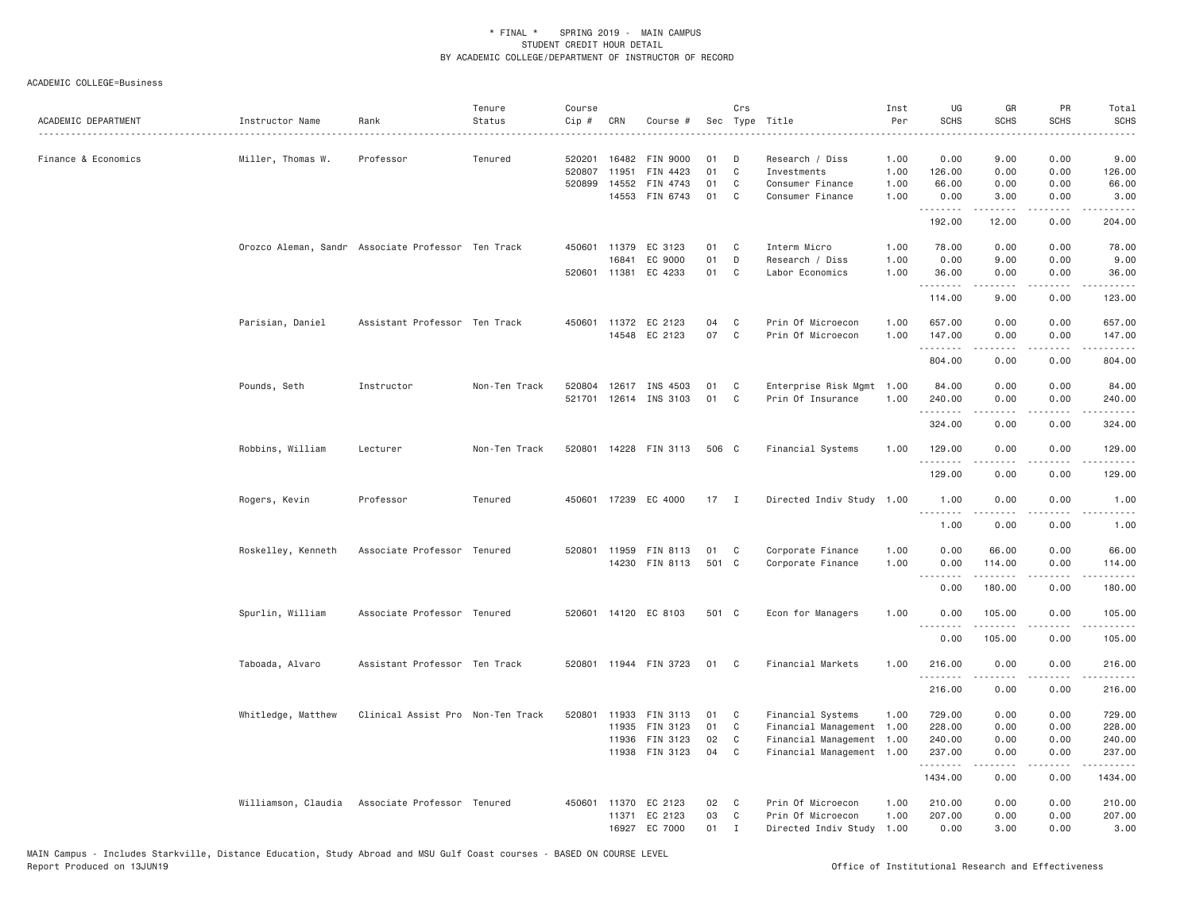\* FINAL \* SPRING 2019 - MAIN CAMPUS
STUDENT CREDIT HOUR DETAIL
BY ACADEMIC COLLEGE/DEPARTMENT OF INSTRUCTOR OF RECORD

ACADEMIC COLLEGE=Business

| ACADEMIC DEPARTMENT | Instructor Name | Rank | Tenure Status | Course Cip # | CRN | Course # | Sec | Crs Type | Title | Inst Per | UG SCHS | GR SCHS | PR SCHS | Total SCHS |
|---|---|---|---|---|---|---|---|---|---|---|---|---|---|---|
| Finance & Economics | Miller, Thomas W. | Professor | Tenured | 520201 | 16482 | FIN 9000 | 01 | D | Research / Diss | 1.00 | 0.00 | 9.00 | 0.00 | 9.00 |
| | | | | 520807 | 11951 | FIN 4423 | 01 | C | Investments | 1.00 | 126.00 | 0.00 | 0.00 | 126.00 |
| | | | | 520899 | 14552 | FIN 4743 | 01 | C | Consumer Finance | 1.00 | 66.00 | 0.00 | 0.00 | 66.00 |
| | | | | | 14553 | FIN 6743 | 01 | C | Consumer Finance | 1.00 | 0.00 | 3.00 | 0.00 | 3.00 |
| | | | | | | | | | | | 192.00 | 12.00 | 0.00 | 204.00 |
| | Orozco Aleman, Sandr | Associate Professor | Ten Track | 450601 | 11379 | EC 3123 | 01 | C | Interm Micro | 1.00 | 78.00 | 0.00 | 0.00 | 78.00 |
| | | | | | 16841 | EC 9000 | 01 | D | Research / Diss | 1.00 | 0.00 | 9.00 | 0.00 | 9.00 |
| | | | | 520601 | 11381 | EC 4233 | 01 | C | Labor Economics | 1.00 | 36.00 | 0.00 | 0.00 | 36.00 |
| | | | | | | | | | | | 114.00 | 9.00 | 0.00 | 123.00 |
| | Parisian, Daniel | Assistant Professor | Ten Track | 450601 | 11372 | EC 2123 | 04 | C | Prin Of Microecon | 1.00 | 657.00 | 0.00 | 0.00 | 657.00 |
| | | | | | 14548 | EC 2123 | 07 | C | Prin Of Microecon | 1.00 | 147.00 | 0.00 | 0.00 | 147.00 |
| | | | | | | | | | | | 804.00 | 0.00 | 0.00 | 804.00 |
| | Pounds, Seth | Instructor | Non-Ten Track | 520804 | 12617 | INS 4503 | 01 | C | Enterprise Risk Mgmt | 1.00 | 84.00 | 0.00 | 0.00 | 84.00 |
| | | | | 521701 | 12614 | INS 3103 | 01 | C | Prin Of Insurance | 1.00 | 240.00 | 0.00 | 0.00 | 240.00 |
| | | | | | | | | | | | 324.00 | 0.00 | 0.00 | 324.00 |
| | Robbins, William | Lecturer | Non-Ten Track | 520801 | 14228 | FIN 3113 | 506 | C | Financial Systems | 1.00 | 129.00 | 0.00 | 0.00 | 129.00 |
| | | | | | | | | | | | 129.00 | 0.00 | 0.00 | 129.00 |
| | Rogers, Kevin | Professor | Tenured | 450601 | 17239 | EC 4000 | 17 | I | Directed Indiv Study | 1.00 | 1.00 | 0.00 | 0.00 | 1.00 |
| | | | | | | | | | | | 1.00 | 0.00 | 0.00 | 1.00 |
| | Roskelley, Kenneth | Associate Professor | Tenured | 520801 | 11959 | FIN 8113 | 01 | C | Corporate Finance | 1.00 | 0.00 | 66.00 | 0.00 | 66.00 |
| | | | | | 14230 | FIN 8113 | 501 | C | Corporate Finance | 1.00 | 0.00 | 114.00 | 0.00 | 114.00 |
| | | | | | | | | | | | 0.00 | 180.00 | 0.00 | 180.00 |
| | Spurlin, William | Associate Professor | Tenured | 520601 | 14120 | EC 8103 | 501 | C | Econ for Managers | 1.00 | 0.00 | 105.00 | 0.00 | 105.00 |
| | | | | | | | | | | | 0.00 | 105.00 | 0.00 | 105.00 |
| | Taboada, Alvaro | Assistant Professor | Ten Track | 520801 | 11944 | FIN 3723 | 01 | C | Financial Markets | 1.00 | 216.00 | 0.00 | 0.00 | 216.00 |
| | | | | | | | | | | | 216.00 | 0.00 | 0.00 | 216.00 |
| | Whitledge, Matthew | Clinical Assist Pro | Non-Ten Track | 520801 | 11933 | FIN 3113 | 01 | C | Financial Systems | 1.00 | 729.00 | 0.00 | 0.00 | 729.00 |
| | | | | | 11935 | FIN 3123 | 01 | C | Financial Management | 1.00 | 228.00 | 0.00 | 0.00 | 228.00 |
| | | | | | 11936 | FIN 3123 | 02 | C | Financial Management | 1.00 | 240.00 | 0.00 | 0.00 | 240.00 |
| | | | | | 11938 | FIN 3123 | 04 | C | Financial Management | 1.00 | 237.00 | 0.00 | 0.00 | 237.00 |
| | | | | | | | | | | | 1434.00 | 0.00 | 0.00 | 1434.00 |
| | Williamson, Claudia | Associate Professor | Tenured | 450601 | 11370 | EC 2123 | 02 | C | Prin Of Microecon | 1.00 | 210.00 | 0.00 | 0.00 | 210.00 |
| | | | | | 11371 | EC 2123 | 03 | C | Prin Of Microecon | 1.00 | 207.00 | 0.00 | 0.00 | 207.00 |
| | | | | | 16927 | EC 7000 | 01 | I | Directed Indiv Study | 1.00 | 0.00 | 3.00 | 0.00 | 3.00 |

MAIN Campus - Includes Starkville, Distance Education, Study Abroad and MSU Gulf Coast courses - BASED ON COURSE LEVEL
Report Produced on 13JUN19 Office of Institutional Research and Effectiveness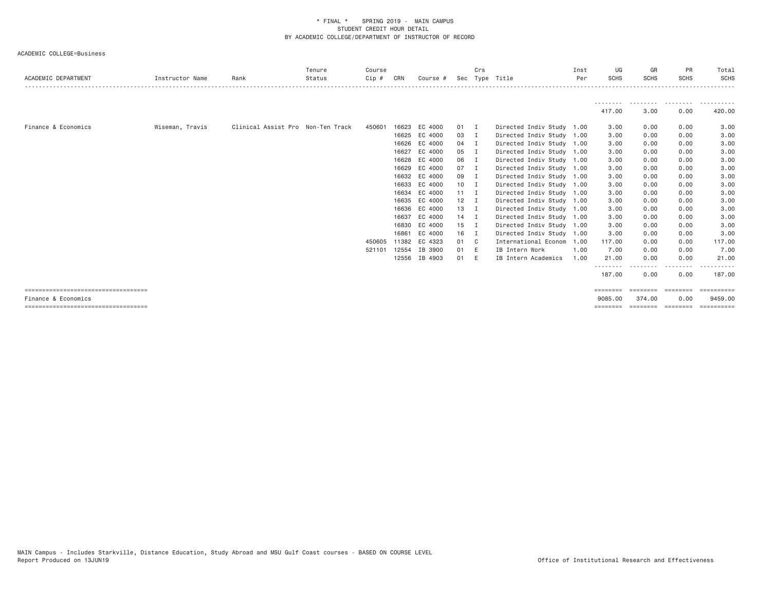\* FINAL \* SPRING 2019 - MAIN CAMPUS
STUDENT CREDIT HOUR DETAIL
BY ACADEMIC COLLEGE/DEPARTMENT OF INSTRUCTOR OF RECORD

ACADEMIC COLLEGE=Business

| ACADEMIC DEPARTMENT | Instructor Name | Rank | Tenure Status | Course Cip # | CRN | Course # | Sec | Crs Type | Title | Inst Per | UG SCHS | GR SCHS | PR SCHS | Total SCHS |
|---|---|---|---|---|---|---|---|---|---|---|---|---|---|---|
| | | | | | | | | | | | 417.00 | 3.00 | 0.00 | 420.00 |
| Finance & Economics | Wiseman, Travis | Clinical Assist Pro | Non-Ten Track | 450601 | 16623 | EC 4000 | 01 | I | Directed Indiv Study | 1.00 | 3.00 | 0.00 | 0.00 | 3.00 |
| | | | | | 16625 | EC 4000 | 03 | I | Directed Indiv Study | 1.00 | 3.00 | 0.00 | 0.00 | 3.00 |
| | | | | | 16626 | EC 4000 | 04 | I | Directed Indiv Study | 1.00 | 3.00 | 0.00 | 0.00 | 3.00 |
| | | | | | 16627 | EC 4000 | 05 | I | Directed Indiv Study | 1.00 | 3.00 | 0.00 | 0.00 | 3.00 |
| | | | | | 16628 | EC 4000 | 06 | I | Directed Indiv Study | 1.00 | 3.00 | 0.00 | 0.00 | 3.00 |
| | | | | | 16629 | EC 4000 | 07 | I | Directed Indiv Study | 1.00 | 3.00 | 0.00 | 0.00 | 3.00 |
| | | | | | 16632 | EC 4000 | 09 | I | Directed Indiv Study | 1.00 | 3.00 | 0.00 | 0.00 | 3.00 |
| | | | | | 16633 | EC 4000 | 10 | I | Directed Indiv Study | 1.00 | 3.00 | 0.00 | 0.00 | 3.00 |
| | | | | | 16634 | EC 4000 | 11 | I | Directed Indiv Study | 1.00 | 3.00 | 0.00 | 0.00 | 3.00 |
| | | | | | 16635 | EC 4000 | 12 | I | Directed Indiv Study | 1.00 | 3.00 | 0.00 | 0.00 | 3.00 |
| | | | | | 16636 | EC 4000 | 13 | I | Directed Indiv Study | 1.00 | 3.00 | 0.00 | 0.00 | 3.00 |
| | | | | | 16637 | EC 4000 | 14 | I | Directed Indiv Study | 1.00 | 3.00 | 0.00 | 0.00 | 3.00 |
| | | | | | 16830 | EC 4000 | 15 | I | Directed Indiv Study | 1.00 | 3.00 | 0.00 | 0.00 | 3.00 |
| | | | | | 16861 | EC 4000 | 16 | I | Directed Indiv Study | 1.00 | 3.00 | 0.00 | 0.00 | 3.00 |
| | | | | 450605 | 11382 | EC 4323 | 01 | C | International Econom | 1.00 | 117.00 | 0.00 | 0.00 | 117.00 |
| | | | | 521101 | 12554 | IB 3900 | 01 | E | IB Intern Work | 1.00 | 7.00 | 0.00 | 0.00 | 7.00 |
| | | | | | 12556 | IB 4903 | 01 | E | IB Intern Academics | 1.00 | 21.00 | 0.00 | 0.00 | 21.00 |
| | | | | | | | | | | | 187.00 | 0.00 | 0.00 | 187.00 |
| Finance & Economics | | | | | | | | | | | 9085.00 | 374.00 | 0.00 | 9459.00 |

MAIN Campus - Includes Starkville, Distance Education, Study Abroad and MSU Gulf Coast courses - BASED ON COURSE LEVEL
Report Produced on 13JUN19 Office of Institutional Research and Effectiveness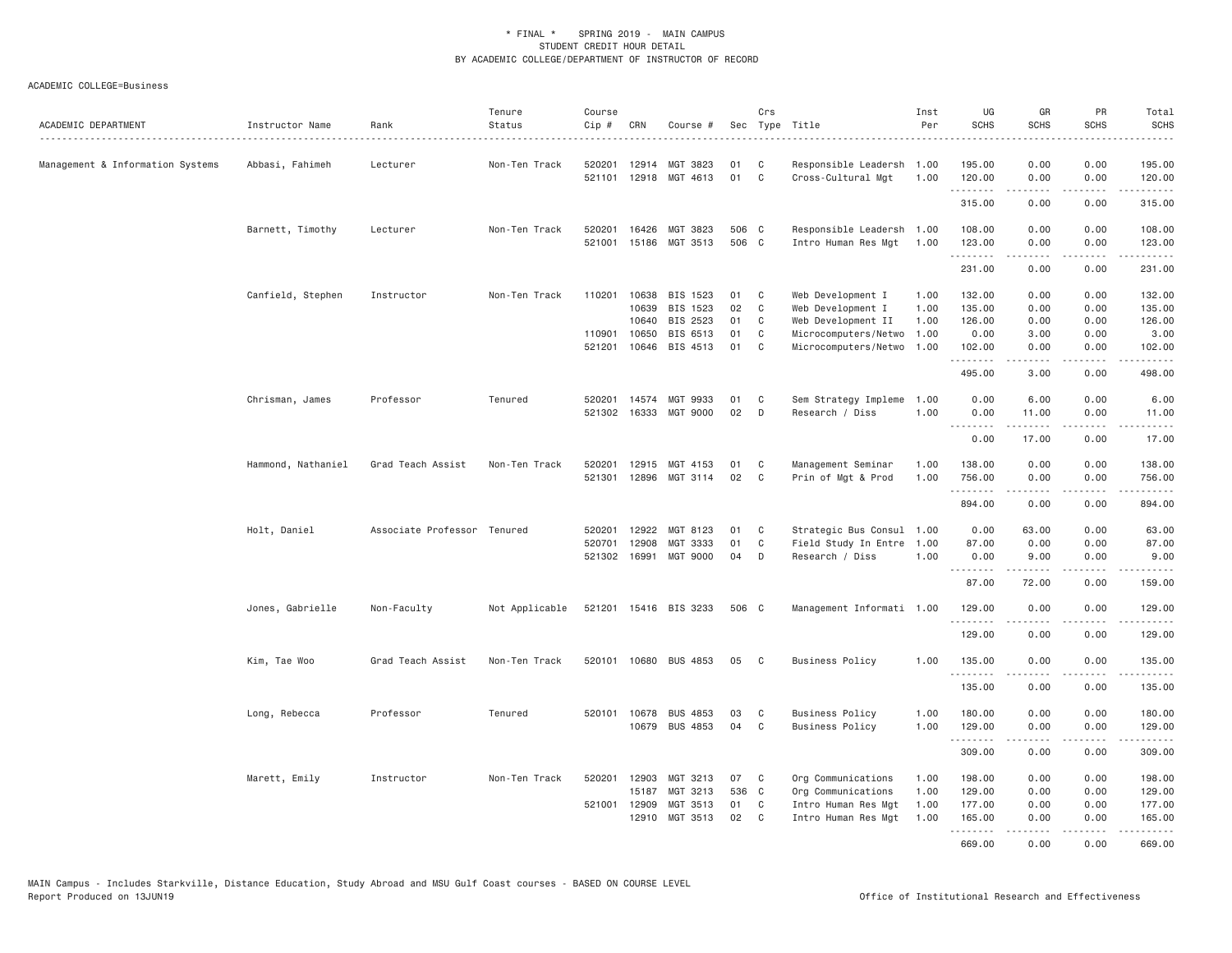\* FINAL \* SPRING 2019 - MAIN CAMPUS
STUDENT CREDIT HOUR DETAIL
BY ACADEMIC COLLEGE/DEPARTMENT OF INSTRUCTOR OF RECORD

ACADEMIC COLLEGE=Business

| ACADEMIC DEPARTMENT | Instructor Name | Rank | Tenure Status | Course Cip # | CRN | Course # | Sec | Crs Type | Title | Inst Per | UG SCHS | GR SCHS | PR SCHS | Total SCHS |
|---|---|---|---|---|---|---|---|---|---|---|---|---|---|---|
| Management & Information Systems | Abbasi, Fahimeh | Lecturer | Non-Ten Track | 520201 | 12914 | MGT 3823 | 01 | C | Responsible Leadersh | 1.00 | 195.00 | 0.00 | 0.00 | 195.00 |
| | | | | 521101 | 12918 | MGT 4613 | 01 | C | Cross-Cultural Mgt | 1.00 | 120.00 | 0.00 | 0.00 | 120.00 |
| | | | | | | | | | | | 315.00 | 0.00 | 0.00 | 315.00 |
| | Barnett, Timothy | Lecturer | Non-Ten Track | 520201 | 16426 | MGT 3823 | 506 | C | Responsible Leadersh | 1.00 | 108.00 | 0.00 | 0.00 | 108.00 |
| | | | | 521001 | 15186 | MGT 3513 | 506 | C | Intro Human Res Mgt | 1.00 | 123.00 | 0.00 | 0.00 | 123.00 |
| | | | | | | | | | | | 231.00 | 0.00 | 0.00 | 231.00 |
| | Canfield, Stephen | Instructor | Non-Ten Track | 110201 | 10638 | BIS 1523 | 01 | C | Web Development I | 1.00 | 132.00 | 0.00 | 0.00 | 132.00 |
| | | | | | 10639 | BIS 1523 | 02 | C | Web Development I | 1.00 | 135.00 | 0.00 | 0.00 | 135.00 |
| | | | | | 10640 | BIS 2523 | 01 | C | Web Development II | 1.00 | 126.00 | 0.00 | 0.00 | 126.00 |
| | | | | 110901 | 10650 | BIS 6513 | 01 | C | Microcomputers/Netwo | 1.00 | 0.00 | 3.00 | 0.00 | 3.00 |
| | | | | 521201 | 10646 | BIS 4513 | 01 | C | Microcomputers/Netwo | 1.00 | 102.00 | 0.00 | 0.00 | 102.00 |
| | | | | | | | | | | | 495.00 | 3.00 | 0.00 | 498.00 |
| | Chrisman, James | Professor | Tenured | 520201 | 14574 | MGT 9933 | 01 | C | Sem Strategy Impleme | 1.00 | 0.00 | 6.00 | 0.00 | 6.00 |
| | | | | 521302 | 16333 | MGT 9000 | 02 | D | Research / Diss | 1.00 | 0.00 | 11.00 | 0.00 | 11.00 |
| | | | | | | | | | | | 0.00 | 17.00 | 0.00 | 17.00 |
| | Hammond, Nathaniel | Grad Teach Assist | Non-Ten Track | 520201 | 12915 | MGT 4153 | 01 | C | Management Seminar | 1.00 | 138.00 | 0.00 | 0.00 | 138.00 |
| | | | | 521301 | 12896 | MGT 3114 | 02 | C | Prin of Mgt & Prod | 1.00 | 756.00 | 0.00 | 0.00 | 756.00 |
| | | | | | | | | | | | 894.00 | 0.00 | 0.00 | 894.00 |
| | Holt, Daniel | Associate Professor | Tenured | 520201 | 12922 | MGT 8123 | 01 | C | Strategic Bus Consul | 1.00 | 0.00 | 63.00 | 0.00 | 63.00 |
| | | | | 520701 | 12908 | MGT 3333 | 01 | C | Field Study In Entre | 1.00 | 87.00 | 0.00 | 0.00 | 87.00 |
| | | | | 521302 | 16991 | MGT 9000 | 04 | D | Research / Diss | 1.00 | 0.00 | 9.00 | 0.00 | 9.00 |
| | | | | | | | | | | | 87.00 | 72.00 | 0.00 | 159.00 |
| | Jones, Gabrielle | Non-Faculty | Not Applicable | 521201 | 15416 | BIS 3233 | 506 | C | Management Informati | 1.00 | 129.00 | 0.00 | 0.00 | 129.00 |
| | | | | | | | | | | | 129.00 | 0.00 | 0.00 | 129.00 |
| | Kim, Tae Woo | Grad Teach Assist | Non-Ten Track | 520101 | 10680 | BUS 4853 | 05 | C | Business Policy | 1.00 | 135.00 | 0.00 | 0.00 | 135.00 |
| | | | | | | | | | | | 135.00 | 0.00 | 0.00 | 135.00 |
| | Long, Rebecca | Professor | Tenured | 520101 | 10678 | BUS 4853 | 03 | C | Business Policy | 1.00 | 180.00 | 0.00 | 0.00 | 180.00 |
| | | | | | 10679 | BUS 4853 | 04 | C | Business Policy | 1.00 | 129.00 | 0.00 | 0.00 | 129.00 |
| | | | | | | | | | | | 309.00 | 0.00 | 0.00 | 309.00 |
| | Marett, Emily | Instructor | Non-Ten Track | 520201 | 12903 | MGT 3213 | 07 | C | Org Communications | 1.00 | 198.00 | 0.00 | 0.00 | 198.00 |
| | | | | | 15187 | MGT 3213 | 536 | C | Org Communications | 1.00 | 129.00 | 0.00 | 0.00 | 129.00 |
| | | | | 521001 | 12909 | MGT 3513 | 01 | C | Intro Human Res Mgt | 1.00 | 177.00 | 0.00 | 0.00 | 177.00 |
| | | | | | 12910 | MGT 3513 | 02 | C | Intro Human Res Mgt | 1.00 | 165.00 | 0.00 | 0.00 | 165.00 |
| | | | | | | | | | | | 669.00 | 0.00 | 0.00 | 669.00 |

MAIN Campus - Includes Starkville, Distance Education, Study Abroad and MSU Gulf Coast courses - BASED ON COURSE LEVEL
Report Produced on 13JUN19 — Office of Institutional Research and Effectiveness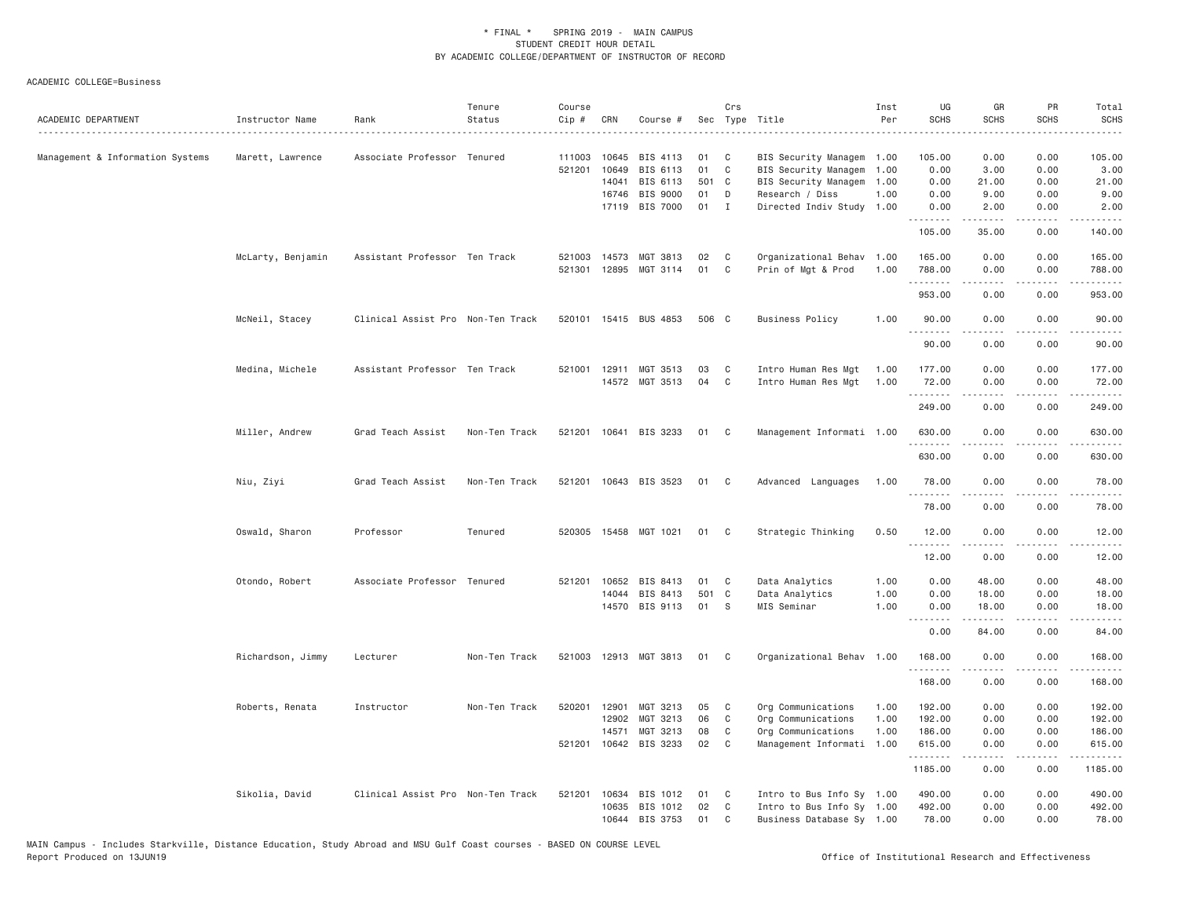\* FINAL \* SPRING 2019 - MAIN CAMPUS
STUDENT CREDIT HOUR DETAIL
BY ACADEMIC COLLEGE/DEPARTMENT OF INSTRUCTOR OF RECORD

ACADEMIC COLLEGE=Business

| ACADEMIC DEPARTMENT | Instructor Name | Rank | Tenure Status | Course Cip # | CRN | Course # | Sec | Crs Type | Title | Inst Per | UG SCHS | GR SCHS | PR SCHS | Total SCHS |
|---|---|---|---|---|---|---|---|---|---|---|---|---|---|---|
| Management & Information Systems | Marett, Lawrence | Associate Professor | Tenured | 111003 | 10645 | BIS 4113 | 01 | C | BIS Security Managem | 1.00 | 105.00 | 0.00 | 0.00 | 105.00 |
| | | | | 521201 | 10649 | BIS 6113 | 01 | C | BIS Security Managem | 1.00 | 0.00 | 3.00 | 0.00 | 3.00 |
| | | | | | 14041 | BIS 6113 | 501 | C | BIS Security Managem | 1.00 | 0.00 | 21.00 | 0.00 | 21.00 |
| | | | | | 16746 | BIS 9000 | 01 | D | Research / Diss | 1.00 | 0.00 | 9.00 | 0.00 | 9.00 |
| | | | | | 17119 | BIS 7000 | 01 | I | Directed Indiv Study | 1.00 | 0.00 | 2.00 | 0.00 | 2.00 |
| | | | | | | | | | | | 105.00 | 35.00 | 0.00 | 140.00 |
| | McLarty, Benjamin | Assistant Professor | Ten Track | 521003 | 14573 | MGT 3813 | 02 | C | Organizational Behav | 1.00 | 165.00 | 0.00 | 0.00 | 165.00 |
| | | | | 521301 | 12895 | MGT 3114 | 01 | C | Prin of Mgt & Prod | 1.00 | 788.00 | 0.00 | 0.00 | 788.00 |
| | | | | | | | | | | | 953.00 | 0.00 | 0.00 | 953.00 |
| | McNeil, Stacey | Clinical Assist Pro | Non-Ten Track | 520101 | 15415 | BUS 4853 | 506 | C | Business Policy | 1.00 | 90.00 | 0.00 | 0.00 | 90.00 |
| | | | | | | | | | | | 90.00 | 0.00 | 0.00 | 90.00 |
| | Medina, Michele | Assistant Professor | Ten Track | 521001 | 12911 | MGT 3513 | 03 | C | Intro Human Res Mgt | 1.00 | 177.00 | 0.00 | 0.00 | 177.00 |
| | | | | | 14572 | MGT 3513 | 04 | C | Intro Human Res Mgt | 1.00 | 72.00 | 0.00 | 0.00 | 72.00 |
| | | | | | | | | | | | 249.00 | 0.00 | 0.00 | 249.00 |
| | Miller, Andrew | Grad Teach Assist | Non-Ten Track | 521201 | 10641 | BIS 3233 | 01 | C | Management Informati | 1.00 | 630.00 | 0.00 | 0.00 | 630.00 |
| | | | | | | | | | | | 630.00 | 0.00 | 0.00 | 630.00 |
| | Niu, Ziyi | Grad Teach Assist | Non-Ten Track | 521201 | 10643 | BIS 3523 | 01 | C | Advanced Languages | 1.00 | 78.00 | 0.00 | 0.00 | 78.00 |
| | | | | | | | | | | | 78.00 | 0.00 | 0.00 | 78.00 |
| | Oswald, Sharon | Professor | Tenured | 520305 | 15458 | MGT 1021 | 01 | C | Strategic Thinking | 0.50 | 12.00 | 0.00 | 0.00 | 12.00 |
| | | | | | | | | | | | 12.00 | 0.00 | 0.00 | 12.00 |
| | Otondo, Robert | Associate Professor | Tenured | 521201 | 10652 | BIS 8413 | 01 | C | Data Analytics | 1.00 | 0.00 | 48.00 | 0.00 | 48.00 |
| | | | | | 14044 | BIS 8413 | 501 | C | Data Analytics | 1.00 | 0.00 | 18.00 | 0.00 | 18.00 |
| | | | | | 14570 | BIS 9113 | 01 | S | MIS Seminar | 1.00 | 0.00 | 18.00 | 0.00 | 18.00 |
| | | | | | | | | | | | 0.00 | 84.00 | 0.00 | 84.00 |
| | Richardson, Jimmy | Lecturer | Non-Ten Track | 521003 | 12913 | MGT 3813 | 01 | C | Organizational Behav | 1.00 | 168.00 | 0.00 | 0.00 | 168.00 |
| | | | | | | | | | | | 168.00 | 0.00 | 0.00 | 168.00 |
| | Roberts, Renata | Instructor | Non-Ten Track | 520201 | 12901 | MGT 3213 | 05 | C | Org Communications | 1.00 | 192.00 | 0.00 | 0.00 | 192.00 |
| | | | | | 12902 | MGT 3213 | 06 | C | Org Communications | 1.00 | 192.00 | 0.00 | 0.00 | 192.00 |
| | | | | | 14571 | MGT 3213 | 08 | C | Org Communications | 1.00 | 186.00 | 0.00 | 0.00 | 186.00 |
| | | | | 521201 | 10642 | BIS 3233 | 02 | C | Management Informati | 1.00 | 615.00 | 0.00 | 0.00 | 615.00 |
| | | | | | | | | | | | 1185.00 | 0.00 | 0.00 | 1185.00 |
| | Sikolia, David | Clinical Assist Pro | Non-Ten Track | 521201 | 10634 | BIS 1012 | 01 | C | Intro to Bus Info Sy | 1.00 | 490.00 | 0.00 | 0.00 | 490.00 |
| | | | | | 10635 | BIS 1012 | 02 | C | Intro to Bus Info Sy | 1.00 | 492.00 | 0.00 | 0.00 | 492.00 |
| | | | | | 10644 | BIS 3753 | 01 | C | Business Database Sy | 1.00 | 78.00 | 0.00 | 0.00 | 78.00 |

MAIN Campus - Includes Starkville, Distance Education, Study Abroad and MSU Gulf Coast courses - BASED ON COURSE LEVEL
Report Produced on 13JUN19 Office of Institutional Research and Effectiveness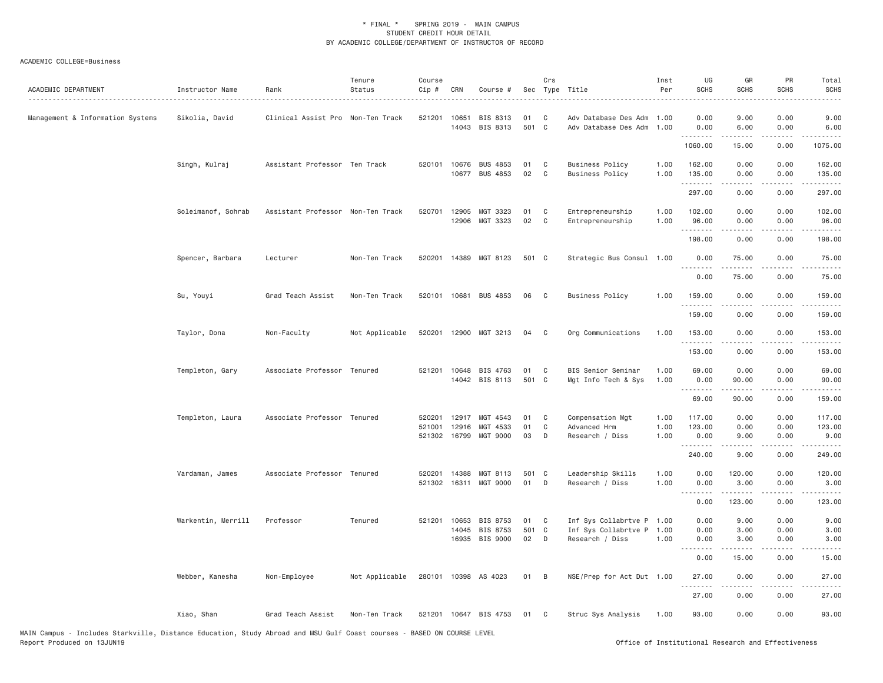\* FINAL \* SPRING 2019 - MAIN CAMPUS
STUDENT CREDIT HOUR DETAIL
BY ACADEMIC COLLEGE/DEPARTMENT OF INSTRUCTOR OF RECORD

ACADEMIC COLLEGE=Business

| ACADEMIC DEPARTMENT | Instructor Name | Rank | Tenure Status | Course Cip # | CRN | Course # | Sec | Crs Type | Title | Inst Per | UG SCHS | GR SCHS | PR SCHS | Total SCHS |
|---|---|---|---|---|---|---|---|---|---|---|---|---|---|---|
| Management & Information Systems | Sikolia, David | Clinical Assist Pro | Non-Ten Track | 521201 | 10651 | BIS 8313 | 01 | C | Adv Database Des Adm | 1.00 | 0.00 | 9.00 | 0.00 | 9.00 |
| | | | | | 14043 | BIS 8313 | 501 | C | Adv Database Des Adm | 1.00 | 0.00 | 6.00 | 0.00 | 6.00 |
| | | | | | | | | | | | 1060.00 | 15.00 | 0.00 | 1075.00 |
| | Singh, Kulraj | Assistant Professor | Ten Track | 520101 | 10676 | BUS 4853 | 01 | C | Business Policy | 1.00 | 162.00 | 0.00 | 0.00 | 162.00 |
| | | | | | 10677 | BUS 4853 | 02 | C | Business Policy | 1.00 | 135.00 | 0.00 | 0.00 | 135.00 |
| | | | | | | | | | | | 297.00 | 0.00 | 0.00 | 297.00 |
| | Soleimanof, Sohrab | Assistant Professor | Non-Ten Track | 520701 | 12905 | MGT 3323 | 01 | C | Entrepreneurship | 1.00 | 102.00 | 0.00 | 0.00 | 102.00 |
| | | | | | 12906 | MGT 3323 | 02 | C | Entrepreneurship | 1.00 | 96.00 | 0.00 | 0.00 | 96.00 |
| | | | | | | | | | | | 198.00 | 0.00 | 0.00 | 198.00 |
| | Spencer, Barbara | Lecturer | Non-Ten Track | 520201 | 14389 | MGT 8123 | 501 | C | Strategic Bus Consul | 1.00 | 0.00 | 75.00 | 0.00 | 75.00 |
| | | | | | | | | | | | 0.00 | 75.00 | 0.00 | 75.00 |
| | Su, Youyi | Grad Teach Assist | Non-Ten Track | 520101 | 10681 | BUS 4853 | 06 | C | Business Policy | 1.00 | 159.00 | 0.00 | 0.00 | 159.00 |
| | | | | | | | | | | | 159.00 | 0.00 | 0.00 | 159.00 |
| | Taylor, Dona | Non-Faculty | Not Applicable | 520201 | 12900 | MGT 3213 | 04 | C | Org Communications | 1.00 | 153.00 | 0.00 | 0.00 | 153.00 |
| | | | | | | | | | | | 153.00 | 0.00 | 0.00 | 153.00 |
| | Templeton, Gary | Associate Professor | Tenured | 521201 | 10648 | BIS 4763 | 01 | C | BIS Senior Seminar | 1.00 | 69.00 | 0.00 | 0.00 | 69.00 |
| | | | | | 14042 | BIS 8113 | 501 | C | Mgt Info Tech & Sys | 1.00 | 0.00 | 90.00 | 0.00 | 90.00 |
| | | | | | | | | | | | 69.00 | 90.00 | 0.00 | 159.00 |
| | Templeton, Laura | Associate Professor | Tenured | 520201 | 12917 | MGT 4543 | 01 | C | Compensation Mgt | 1.00 | 117.00 | 0.00 | 0.00 | 117.00 |
| | | | | 521001 | 12916 | MGT 4533 | 01 | C | Advanced Hrm | 1.00 | 123.00 | 0.00 | 0.00 | 123.00 |
| | | | | 521302 | 16799 | MGT 9000 | 03 | D | Research / Diss | 1.00 | 0.00 | 9.00 | 0.00 | 9.00 |
| | | | | | | | | | | | 240.00 | 9.00 | 0.00 | 249.00 |
| | Vardaman, James | Associate Professor | Tenured | 520201 | 14388 | MGT 8113 | 501 | C | Leadership Skills | 1.00 | 0.00 | 120.00 | 0.00 | 120.00 |
| | | | | 521302 | 16311 | MGT 9000 | 01 | D | Research / Diss | 1.00 | 0.00 | 3.00 | 0.00 | 3.00 |
| | | | | | | | | | | | 0.00 | 123.00 | 0.00 | 123.00 |
| | Warkentin, Merrill | Professor | Tenured | 521201 | 10653 | BIS 8753 | 01 | C | Inf Sys Collabrtve P | 1.00 | 0.00 | 9.00 | 0.00 | 9.00 |
| | | | | | 14045 | BIS 8753 | 501 | C | Inf Sys Collabrtve P | 1.00 | 0.00 | 3.00 | 0.00 | 3.00 |
| | | | | | 16935 | BIS 9000 | 02 | D | Research / Diss | 1.00 | 0.00 | 3.00 | 0.00 | 3.00 |
| | | | | | | | | | | | 0.00 | 15.00 | 0.00 | 15.00 |
| | Webber, Kanesha | Non-Employee | Not Applicable | 280101 | 10398 | AS 4023 | 01 | B | NSE/Prep for Act Dut | 1.00 | 27.00 | 0.00 | 0.00 | 27.00 |
| | | | | | | | | | | | 27.00 | 0.00 | 0.00 | 27.00 |
| | Xiao, Shan | Grad Teach Assist | Non-Ten Track | 521201 | 10647 | BIS 4753 | 01 | C | Struc Sys Analysis | 1.00 | 93.00 | 0.00 | 0.00 | 93.00 |

MAIN Campus - Includes Starkville, Distance Education, Study Abroad and MSU Gulf Coast courses - BASED ON COURSE LEVEL
Report Produced on 13JUN19 — Office of Institutional Research and Effectiveness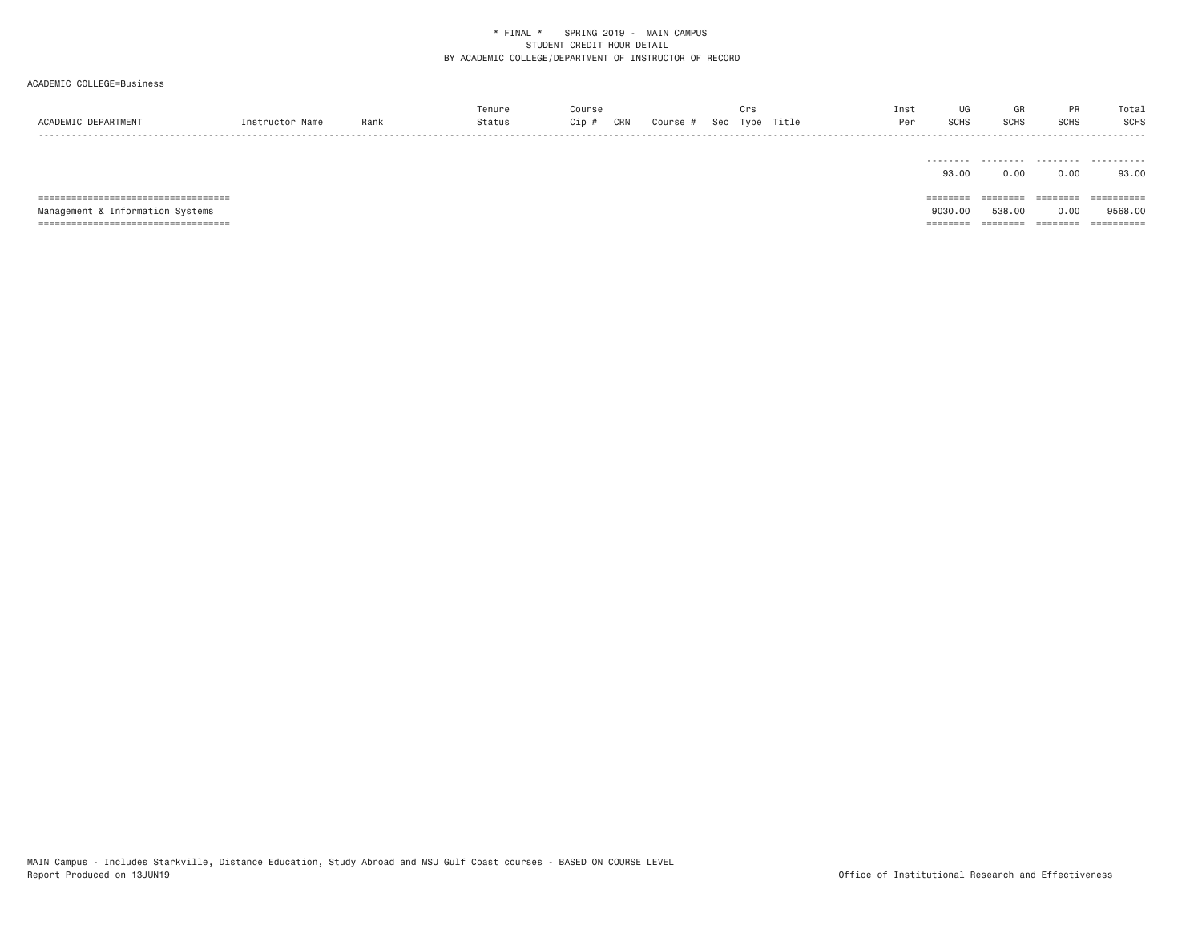\* FINAL \* SPRING 2019 - MAIN CAMPUS
STUDENT CREDIT HOUR DETAIL
BY ACADEMIC COLLEGE/DEPARTMENT OF INSTRUCTOR OF RECORD

ACADEMIC COLLEGE=Business

| ACADEMIC DEPARTMENT | Instructor Name | Rank | Tenure Status | Course Cip # | CRN | Course # | Sec | Crs Type | Title | Inst Per | UG SCHS | GR SCHS | PR SCHS | Total SCHS |
|---|---|---|---|---|---|---|---|---|---|---|---|---|---|---|
| | | | | | | | | | | | 93.00 | 0.00 | 0.00 | 93.00 |
| Management & Information Systems | | | | | | | | | | | 9030.00 | 538.00 | 0.00 | 9568.00 |

MAIN Campus - Includes Starkville, Distance Education, Study Abroad and MSU Gulf Coast courses - BASED ON COURSE LEVEL
Report Produced on 13JUN19

Office of Institutional Research and Effectiveness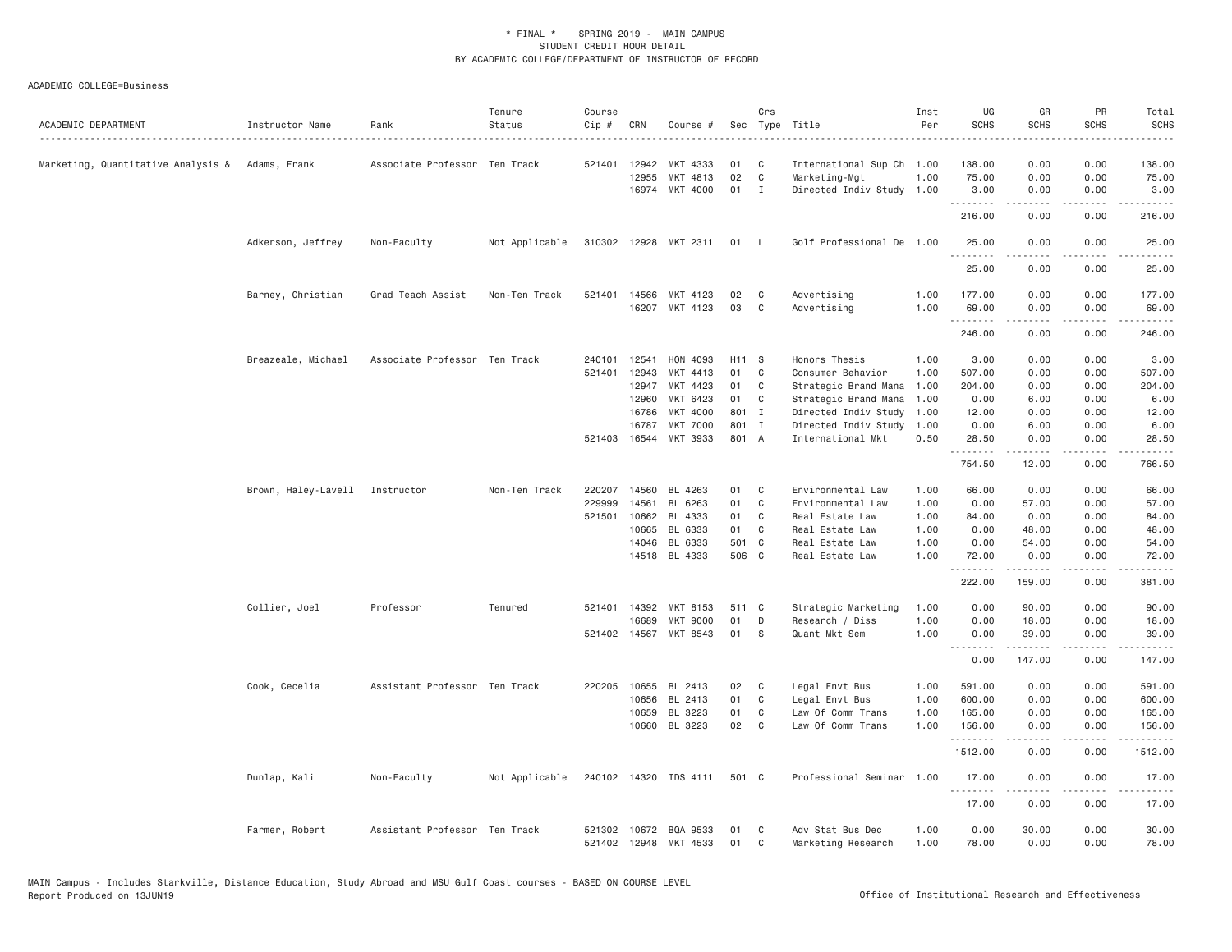\* FINAL \* SPRING 2019 - MAIN CAMPUS
STUDENT CREDIT HOUR DETAIL
BY ACADEMIC COLLEGE/DEPARTMENT OF INSTRUCTOR OF RECORD

ACADEMIC COLLEGE=Business

| ACADEMIC DEPARTMENT | Instructor Name | Rank | Tenure Status | Course Cip # | CRN | Course # | Sec | Crs Type | Title | Inst Per | UG SCHS | GR SCHS | PR SCHS | Total SCHS |
|---|---|---|---|---|---|---|---|---|---|---|---|---|---|---|
| Marketing, Quantitative Analysis & | Adams, Frank | Associate Professor | Ten Track | 521401 | 12942 | MKT 4333 | 01 | C | International Sup Ch | 1.00 | 138.00 | 0.00 | 0.00 | 138.00 |
| | | | | | 12955 | MKT 4813 | 02 | C | Marketing-Mgt | 1.00 | 75.00 | 0.00 | 0.00 | 75.00 |
| | | | | | 16974 | MKT 4000 | 01 | I | Directed Indiv Study | 1.00 | 3.00 | 0.00 | 0.00 | 3.00 |
| | | | | | | | | | | | 216.00 | 0.00 | 0.00 | 216.00 |
| | Adkerson, Jeffrey | Non-Faculty | Not Applicable | 310302 | 12928 | MKT 2311 | 01 | L | Golf Professional De | 1.00 | 25.00 | 0.00 | 0.00 | 25.00 |
| | | | | | | | | | | | 25.00 | 0.00 | 0.00 | 25.00 |
| | Barney, Christian | Grad Teach Assist | Non-Ten Track | 521401 | 14566 | MKT 4123 | 02 | C | Advertising | 1.00 | 177.00 | 0.00 | 0.00 | 177.00 |
| | | | | | 16207 | MKT 4123 | 03 | C | Advertising | 1.00 | 69.00 | 0.00 | 0.00 | 69.00 |
| | | | | | | | | | | | 246.00 | 0.00 | 0.00 | 246.00 |
| | Breazeale, Michael | Associate Professor | Ten Track | 240101 | 12541 | HON 4093 | H11 | S | Honors Thesis | 1.00 | 3.00 | 0.00 | 0.00 | 3.00 |
| | | | | 521401 | 12943 | MKT 4413 | 01 | C | Consumer Behavior | 1.00 | 507.00 | 0.00 | 0.00 | 507.00 |
| | | | | | 12947 | MKT 4423 | 01 | C | Strategic Brand Mana | 1.00 | 204.00 | 0.00 | 0.00 | 204.00 |
| | | | | | 12960 | MKT 6423 | 01 | C | Strategic Brand Mana | 1.00 | 0.00 | 6.00 | 0.00 | 6.00 |
| | | | | | 16786 | MKT 4000 | 801 | I | Directed Indiv Study | 1.00 | 12.00 | 0.00 | 0.00 | 12.00 |
| | | | | | 16787 | MKT 7000 | 801 | I | Directed Indiv Study | 1.00 | 0.00 | 6.00 | 0.00 | 6.00 |
| | | | | 521403 | 16544 | MKT 3933 | 801 | A | International Mkt | 0.50 | 28.50 | 0.00 | 0.00 | 28.50 |
| | | | | | | | | | | | 754.50 | 12.00 | 0.00 | 766.50 |
| | Brown, Haley-Lavell | Instructor | Non-Ten Track | 220207 | 14560 | BL 4263 | 01 | C | Environmental Law | 1.00 | 66.00 | 0.00 | 0.00 | 66.00 |
| | | | | 229999 | 14561 | BL 6263 | 01 | C | Environmental Law | 1.00 | 0.00 | 57.00 | 0.00 | 57.00 |
| | | | | 521501 | 10662 | BL 4333 | 01 | C | Real Estate Law | 1.00 | 84.00 | 0.00 | 0.00 | 84.00 |
| | | | | | 10665 | BL 6333 | 01 | C | Real Estate Law | 1.00 | 0.00 | 48.00 | 0.00 | 48.00 |
| | | | | | 14046 | BL 6333 | 501 | C | Real Estate Law | 1.00 | 0.00 | 54.00 | 0.00 | 54.00 |
| | | | | | 14518 | BL 4333 | 506 | C | Real Estate Law | 1.00 | 72.00 | 0.00 | 0.00 | 72.00 |
| | | | | | | | | | | | 222.00 | 159.00 | 0.00 | 381.00 |
| | Collier, Joel | Professor | Tenured | 521401 | 14392 | MKT 8153 | 511 | C | Strategic Marketing | 1.00 | 0.00 | 90.00 | 0.00 | 90.00 |
| | | | | | 16689 | MKT 9000 | 01 | D | Research / Diss | 1.00 | 0.00 | 18.00 | 0.00 | 18.00 |
| | | | | 521402 | 14567 | MKT 8543 | 01 | S | Quant Mkt Sem | 1.00 | 0.00 | 39.00 | 0.00 | 39.00 |
| | | | | | | | | | | | 0.00 | 147.00 | 0.00 | 147.00 |
| | Cook, Cecelia | Assistant Professor | Ten Track | 220205 | 10655 | BL 2413 | 02 | C | Legal Envt Bus | 1.00 | 591.00 | 0.00 | 0.00 | 591.00 |
| | | | | | 10656 | BL 2413 | 01 | C | Legal Envt Bus | 1.00 | 600.00 | 0.00 | 0.00 | 600.00 |
| | | | | | 10659 | BL 3223 | 01 | C | Law Of Comm Trans | 1.00 | 165.00 | 0.00 | 0.00 | 165.00 |
| | | | | | 10660 | BL 3223 | 02 | C | Law Of Comm Trans | 1.00 | 156.00 | 0.00 | 0.00 | 156.00 |
| | | | | | | | | | | | 1512.00 | 0.00 | 0.00 | 1512.00 |
| | Dunlap, Kali | Non-Faculty | Not Applicable | 240102 | 14320 | IDS 4111 | 501 | C | Professional Seminar | 1.00 | 17.00 | 0.00 | 0.00 | 17.00 |
| | | | | | | | | | | | 17.00 | 0.00 | 0.00 | 17.00 |
| | Farmer, Robert | Assistant Professor | Ten Track | 521302 | 10672 | BQA 9533 | 01 | C | Adv Stat Bus Dec | 1.00 | 0.00 | 30.00 | 0.00 | 30.00 |
| | | | | 521402 | 12948 | MKT 4533 | 01 | C | Marketing Research | 1.00 | 78.00 | 0.00 | 0.00 | 78.00 |

MAIN Campus - Includes Starkville, Distance Education, Study Abroad and MSU Gulf Coast courses - BASED ON COURSE LEVEL
Report Produced on 13JUN19 Office of Institutional Research and Effectiveness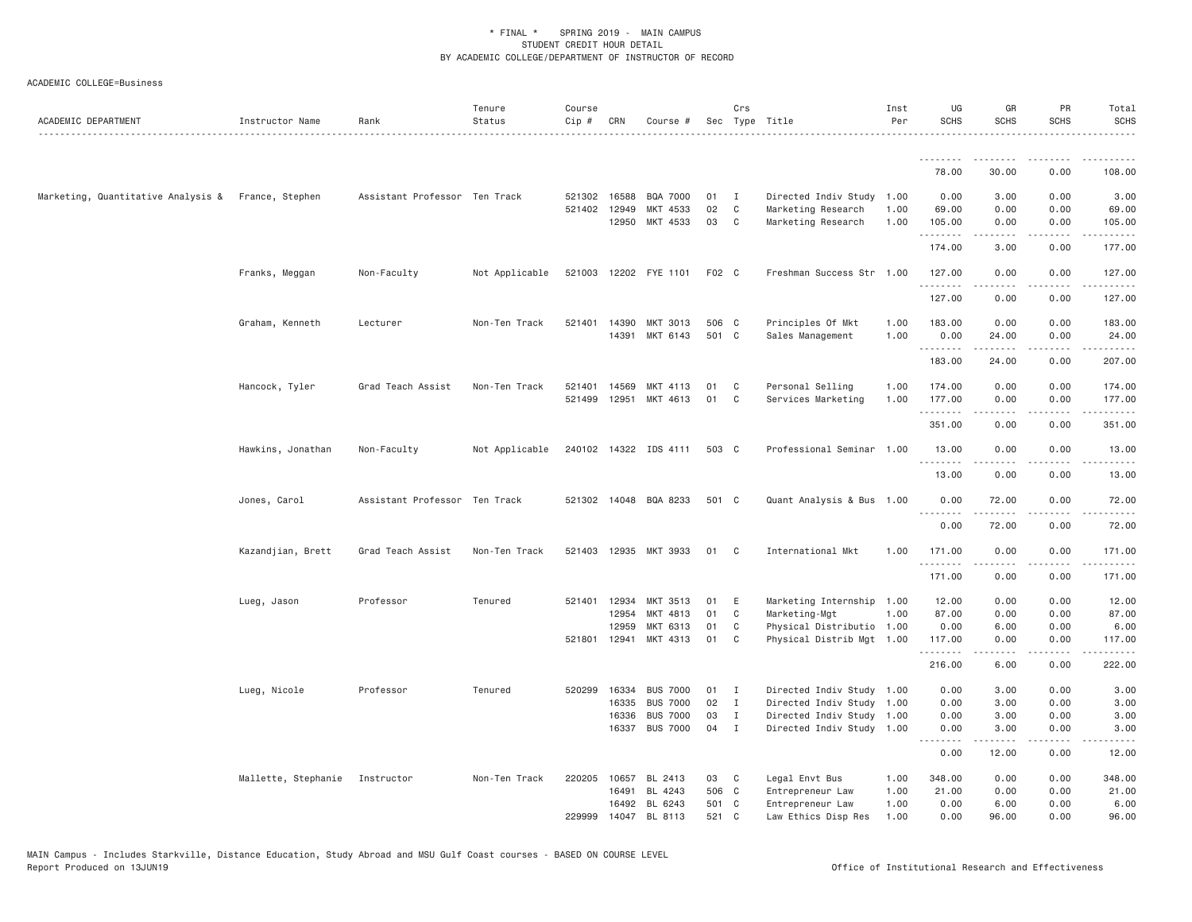\* FINAL \* SPRING 2019 - MAIN CAMPUS
STUDENT CREDIT HOUR DETAIL
BY ACADEMIC COLLEGE/DEPARTMENT OF INSTRUCTOR OF RECORD

ACADEMIC COLLEGE=Business

| ACADEMIC DEPARTMENT | Instructor Name | Rank | Tenure Status | Course Cip # | CRN | Course # | Sec | Crs Type | Title | Inst Per | UG SCHS | GR SCHS | PR SCHS | Total SCHS |
|---|---|---|---|---|---|---|---|---|---|---|---|---|---|---|
| | | | | | | | | | | | 78.00 | 30.00 | 0.00 | 108.00 |
| Marketing, Quantitative Analysis & | France, Stephen | Assistant Professor | Ten Track | 521302 | 16588 | BQA 7000 | 01 | I | Directed Indiv Study | 1.00 | 0.00 | 3.00 | 0.00 | 3.00 |
| | | | | 521402 | 12949 | MKT 4533 | 02 | C | Marketing Research | 1.00 | 69.00 | 0.00 | 0.00 | 69.00 |
| | | | | | 12950 | MKT 4533 | 03 | C | Marketing Research | 1.00 | 105.00 | 0.00 | 0.00 | 105.00 |
| | | | | | | | | | | | 174.00 | 3.00 | 0.00 | 177.00 |
| | Franks, Meggan | Non-Faculty | Not Applicable | 521003 | 12202 | FYE 1101 | F02 | C | Freshman Success Str | 1.00 | 127.00 | 0.00 | 0.00 | 127.00 |
| | | | | | | | | | | | 127.00 | 0.00 | 0.00 | 127.00 |
| | Graham, Kenneth | Lecturer | Non-Ten Track | 521401 | 14390 | MKT 3013 | 506 | C | Principles Of Mkt | 1.00 | 183.00 | 0.00 | 0.00 | 183.00 |
| | | | | | 14391 | MKT 6143 | 501 | C | Sales Management | 1.00 | 0.00 | 24.00 | 0.00 | 24.00 |
| | | | | | | | | | | | 183.00 | 24.00 | 0.00 | 207.00 |
| | Hancock, Tyler | Grad Teach Assist | Non-Ten Track | 521401 | 14569 | MKT 4113 | 01 | C | Personal Selling | 1.00 | 174.00 | 0.00 | 0.00 | 174.00 |
| | | | | 521499 | 12951 | MKT 4613 | 01 | C | Services Marketing | 1.00 | 177.00 | 0.00 | 0.00 | 177.00 |
| | | | | | | | | | | | 351.00 | 0.00 | 0.00 | 351.00 |
| | Hawkins, Jonathan | Non-Faculty | Not Applicable | 240102 | 14322 | IDS 4111 | 503 | C | Professional Seminar | 1.00 | 13.00 | 0.00 | 0.00 | 13.00 |
| | | | | | | | | | | | 13.00 | 0.00 | 0.00 | 13.00 |
| | Jones, Carol | Assistant Professor | Ten Track | 521302 | 14048 | BQA 8233 | 501 | C | Quant Analysis & Bus | 1.00 | 0.00 | 72.00 | 0.00 | 72.00 |
| | | | | | | | | | | | 0.00 | 72.00 | 0.00 | 72.00 |
| | Kazandjian, Brett | Grad Teach Assist | Non-Ten Track | 521403 | 12935 | MKT 3933 | 01 | C | International Mkt | 1.00 | 171.00 | 0.00 | 0.00 | 171.00 |
| | | | | | | | | | | | 171.00 | 0.00 | 0.00 | 171.00 |
| | Lueg, Jason | Professor | Tenured | 521401 | 12934 | MKT 3513 | 01 | E | Marketing Internship | 1.00 | 12.00 | 0.00 | 0.00 | 12.00 |
| | | | | | 12954 | MKT 4813 | 01 | C | Marketing-Mgt | 1.00 | 87.00 | 0.00 | 0.00 | 87.00 |
| | | | | | 12959 | MKT 6313 | 01 | C | Physical Distributio | 1.00 | 0.00 | 6.00 | 0.00 | 6.00 |
| | | | | 521801 | 12941 | MKT 4313 | 01 | C | Physical Distrib Mgt | 1.00 | 117.00 | 0.00 | 0.00 | 117.00 |
| | | | | | | | | | | | 216.00 | 6.00 | 0.00 | 222.00 |
| | Lueg, Nicole | Professor | Tenured | 520299 | 16334 | BUS 7000 | 01 | I | Directed Indiv Study | 1.00 | 0.00 | 3.00 | 0.00 | 3.00 |
| | | | | | 16335 | BUS 7000 | 02 | I | Directed Indiv Study | 1.00 | 0.00 | 3.00 | 0.00 | 3.00 |
| | | | | | 16336 | BUS 7000 | 03 | I | Directed Indiv Study | 1.00 | 0.00 | 3.00 | 0.00 | 3.00 |
| | | | | | 16337 | BUS 7000 | 04 | I | Directed Indiv Study | 1.00 | 0.00 | 3.00 | 0.00 | 3.00 |
| | | | | | | | | | | | 0.00 | 12.00 | 0.00 | 12.00 |
| | Mallette, Stephanie | Instructor | Non-Ten Track | 220205 | 10657 | BL 2413 | 03 | C | Legal Envt Bus | 1.00 | 348.00 | 0.00 | 0.00 | 348.00 |
| | | | | | 16491 | BL 4243 | 506 | C | Entrepreneur Law | 1.00 | 21.00 | 0.00 | 0.00 | 21.00 |
| | | | | | 16492 | BL 6243 | 501 | C | Entrepreneur Law | 1.00 | 0.00 | 6.00 | 0.00 | 6.00 |
| | | | | 229999 | 14047 | BL 8113 | 521 | C | Law Ethics Disp Res | 1.00 | 0.00 | 96.00 | 0.00 | 96.00 |

MAIN Campus - Includes Starkville, Distance Education, Study Abroad and MSU Gulf Coast courses - BASED ON COURSE LEVEL
Report Produced on 13JUN19 Office of Institutional Research and Effectiveness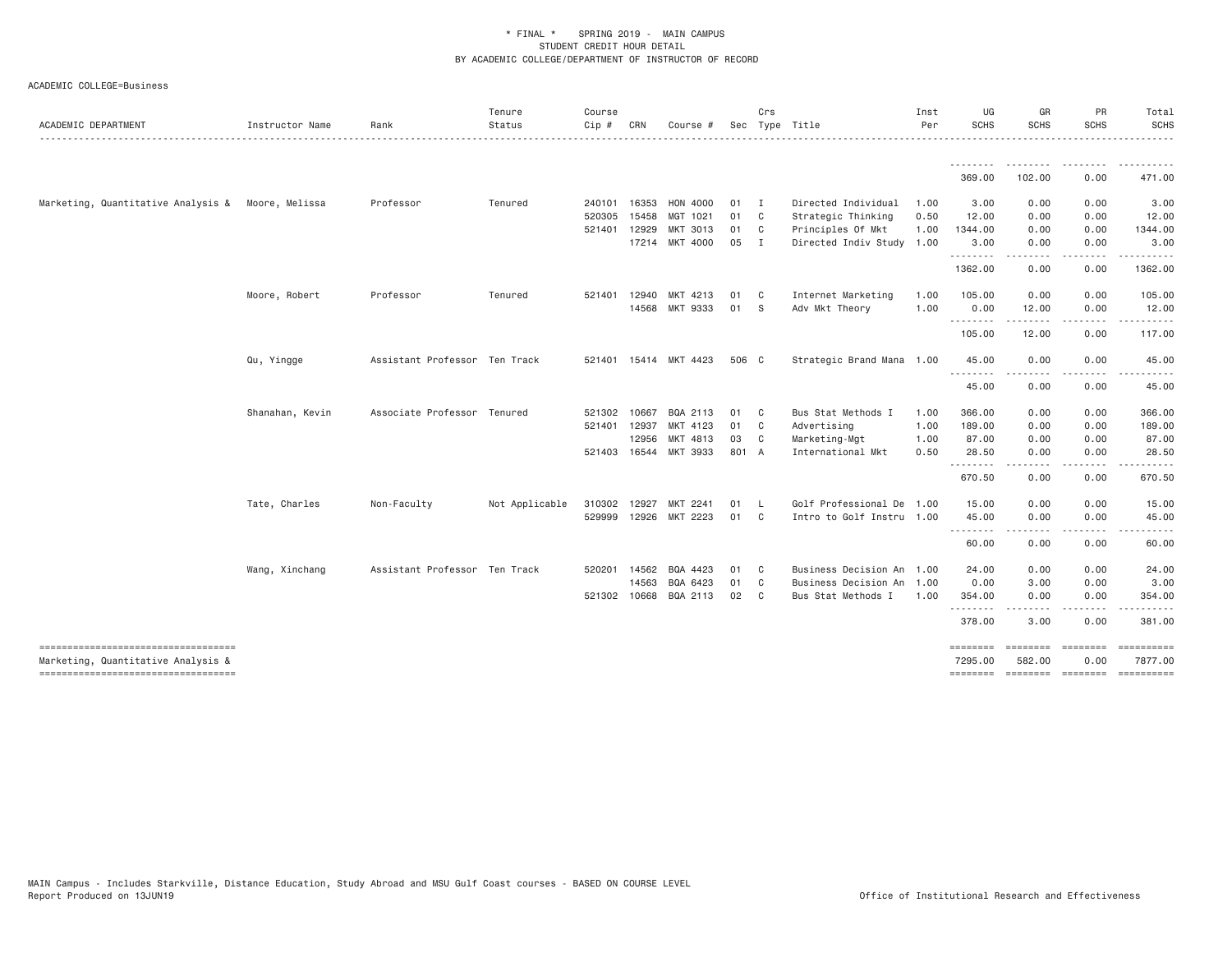\* FINAL \* SPRING 2019 - MAIN CAMPUS
STUDENT CREDIT HOUR DETAIL
BY ACADEMIC COLLEGE/DEPARTMENT OF INSTRUCTOR OF RECORD

ACADEMIC COLLEGE=Business

| ACADEMIC DEPARTMENT | Instructor Name | Rank | Tenure Status | Course Cip # | CRN | Course # | Sec | Crs Type | Title | Inst Per | UG SCHS | GR SCHS | PR SCHS | Total SCHS |
|---|---|---|---|---|---|---|---|---|---|---|---|---|---|---|
| | | | | | | | | | | | 369.00 | 102.00 | 0.00 | 471.00 |
| Marketing, Quantitative Analysis & | Moore, Melissa | Professor | Tenured | 240101 | 16353 | HON 4000 | 01 | I | Directed Individual | 1.00 | 3.00 | 0.00 | 0.00 | 3.00 |
| | | | | 520305 | 15458 | MGT 1021 | 01 | C | Strategic Thinking | 0.50 | 12.00 | 0.00 | 0.00 | 12.00 |
| | | | | 521401 | 12929 | MKT 3013 | 01 | C | Principles Of Mkt | 1.00 | 1344.00 | 0.00 | 0.00 | 1344.00 |
| | | | | | 17214 | MKT 4000 | 05 | I | Directed Indiv Study | 1.00 | 3.00 | 0.00 | 0.00 | 3.00 |
| | | | | | | | | | | | 1362.00 | 0.00 | 0.00 | 1362.00 |
| | Moore, Robert | Professor | Tenured | 521401 | 12940 | MKT 4213 | 01 | C | Internet Marketing | 1.00 | 105.00 | 0.00 | 0.00 | 105.00 |
| | | | | | 14568 | MKT 9333 | 01 | S | Adv Mkt Theory | 1.00 | 0.00 | 12.00 | 0.00 | 12.00 |
| | | | | | | | | | | | 105.00 | 12.00 | 0.00 | 117.00 |
| | Qu, Yingge | Assistant Professor | Ten Track | 521401 | 15414 | MKT 4423 | 506 | C | Strategic Brand Mana | 1.00 | 45.00 | 0.00 | 0.00 | 45.00 |
| | | | | | | | | | | | 45.00 | 0.00 | 0.00 | 45.00 |
| | Shanahan, Kevin | Associate Professor | Tenured | 521302 | 10667 | BQA 2113 | 01 | C | Bus Stat Methods I | 1.00 | 366.00 | 0.00 | 0.00 | 366.00 |
| | | | | 521401 | 12937 | MKT 4123 | 01 | C | Advertising | 1.00 | 189.00 | 0.00 | 0.00 | 189.00 |
| | | | | | 12956 | MKT 4813 | 03 | C | Marketing-Mgt | 1.00 | 87.00 | 0.00 | 0.00 | 87.00 |
| | | | | 521403 | 16544 | MKT 3933 | 801 | A | International Mkt | 0.50 | 28.50 | 0.00 | 0.00 | 28.50 |
| | | | | | | | | | | | 670.50 | 0.00 | 0.00 | 670.50 |
| | Tate, Charles | Non-Faculty | Not Applicable | 310302 | 12927 | MKT 2241 | 01 | L | Golf Professional De | 1.00 | 15.00 | 0.00 | 0.00 | 15.00 |
| | | | | 529999 | 12926 | MKT 2223 | 01 | C | Intro to Golf Instru | 1.00 | 45.00 | 0.00 | 0.00 | 45.00 |
| | | | | | | | | | | | 60.00 | 0.00 | 0.00 | 60.00 |
| | Wang, Xinchang | Assistant Professor | Ten Track | 520201 | 14562 | BQA 4423 | 01 | C | Business Decision An | 1.00 | 24.00 | 0.00 | 0.00 | 24.00 |
| | | | | | 14563 | BQA 6423 | 01 | C | Business Decision An | 1.00 | 0.00 | 3.00 | 0.00 | 3.00 |
| | | | | 521302 | 10668 | BQA 2113 | 02 | C | Bus Stat Methods I | 1.00 | 354.00 | 0.00 | 0.00 | 354.00 |
| | | | | | | | | | | | 378.00 | 3.00 | 0.00 | 381.00 |
| Marketing, Quantitative Analysis & | | | | | | | | | | | 7295.00 | 582.00 | 0.00 | 7877.00 |

MAIN Campus - Includes Starkville, Distance Education, Study Abroad and MSU Gulf Coast courses - BASED ON COURSE LEVEL
Report Produced on 13JUN19

Office of Institutional Research and Effectiveness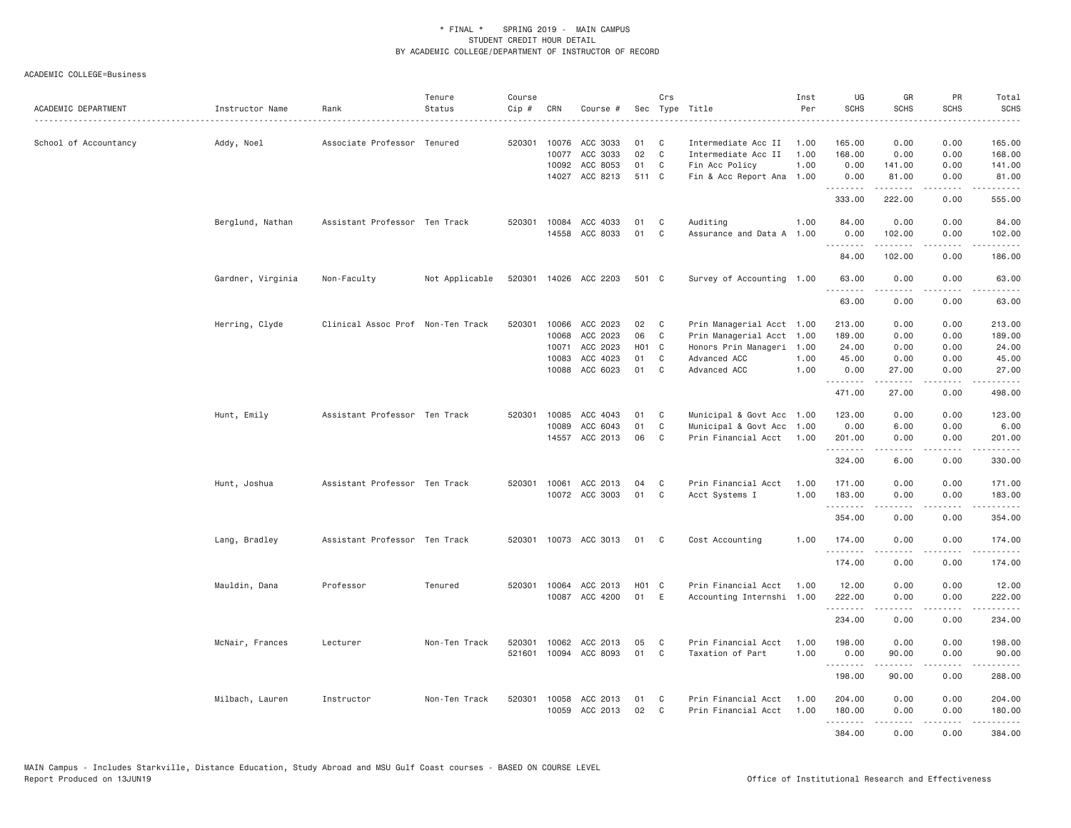\* FINAL \* SPRING 2019 - MAIN CAMPUS
STUDENT CREDIT HOUR DETAIL
BY ACADEMIC COLLEGE/DEPARTMENT OF INSTRUCTOR OF RECORD

ACADEMIC COLLEGE=Business

| ACADEMIC DEPARTMENT | Instructor Name | Rank | Tenure Status | Course Cip # | CRN | Course # | Sec | Crs Type | Title | Inst Per | UG SCHS | GR SCHS | PR SCHS | Total SCHS |
|---|---|---|---|---|---|---|---|---|---|---|---|---|---|---|
| School of Accountancy | Addy, Noel | Associate Professor | Tenured | 520301 | 10076 | ACC 3033 | 01 | C | Intermediate Acc II | 1.00 | 165.00 | 0.00 | 0.00 | 165.00 |
| | | | | | 10077 | ACC 3033 | 02 | C | Intermediate Acc II | 1.00 | 168.00 | 0.00 | 0.00 | 168.00 |
| | | | | | 10092 | ACC 8053 | 01 | C | Fin Acc Policy | 1.00 | 0.00 | 141.00 | 0.00 | 141.00 |
| | | | | | 14027 | ACC 8213 | 511 | C | Fin & Acc Report Ana | 1.00 | 0.00 | 81.00 | 0.00 | 81.00 |
| | | | | | | | | | | | 333.00 | 222.00 | 0.00 | 555.00 |
| | Berglund, Nathan | Assistant Professor | Ten Track | 520301 | 10084 | ACC 4033 | 01 | C | Auditing | 1.00 | 84.00 | 0.00 | 0.00 | 84.00 |
| | | | | | 14558 | ACC 8033 | 01 | C | Assurance and Data A | 1.00 | 0.00 | 102.00 | 0.00 | 102.00 |
| | | | | | | | | | | | 84.00 | 102.00 | 0.00 | 186.00 |
| | Gardner, Virginia | Non-Faculty | Not Applicable | 520301 | 14026 | ACC 2203 | 501 | C | Survey of Accounting | 1.00 | 63.00 | 0.00 | 0.00 | 63.00 |
| | | | | | | | | | | | 63.00 | 0.00 | 0.00 | 63.00 |
| | Herring, Clyde | Clinical Assoc Prof | Non-Ten Track | 520301 | 10066 | ACC 2023 | 02 | C | Prin Managerial Acct | 1.00 | 213.00 | 0.00 | 0.00 | 213.00 |
| | | | | | 10068 | ACC 2023 | 06 | C | Prin Managerial Acct | 1.00 | 189.00 | 0.00 | 0.00 | 189.00 |
| | | | | | 10071 | ACC 2023 | H01 | C | Honors Prin Manageri | 1.00 | 24.00 | 0.00 | 0.00 | 24.00 |
| | | | | | 10083 | ACC 4023 | 01 | C | Advanced ACC | 1.00 | 45.00 | 0.00 | 0.00 | 45.00 |
| | | | | | 10088 | ACC 6023 | 01 | C | Advanced ACC | 1.00 | 0.00 | 27.00 | 0.00 | 27.00 |
| | | | | | | | | | | | 471.00 | 27.00 | 0.00 | 498.00 |
| | Hunt, Emily | Assistant Professor | Ten Track | 520301 | 10085 | ACC 4043 | 01 | C | Municipal & Govt Acc | 1.00 | 123.00 | 0.00 | 0.00 | 123.00 |
| | | | | | 10089 | ACC 6043 | 01 | C | Municipal & Govt Acc | 1.00 | 0.00 | 6.00 | 0.00 | 6.00 |
| | | | | | 14557 | ACC 2013 | 06 | C | Prin Financial Acct | 1.00 | 201.00 | 0.00 | 0.00 | 201.00 |
| | | | | | | | | | | | 324.00 | 6.00 | 0.00 | 330.00 |
| | Hunt, Joshua | Assistant Professor | Ten Track | 520301 | 10061 | ACC 2013 | 04 | C | Prin Financial Acct | 1.00 | 171.00 | 0.00 | 0.00 | 171.00 |
| | | | | | 10072 | ACC 3003 | 01 | C | Acct Systems I | 1.00 | 183.00 | 0.00 | 0.00 | 183.00 |
| | | | | | | | | | | | 354.00 | 0.00 | 0.00 | 354.00 |
| | Lang, Bradley | Assistant Professor | Ten Track | 520301 | 10073 | ACC 3013 | 01 | C | Cost Accounting | 1.00 | 174.00 | 0.00 | 0.00 | 174.00 |
| | | | | | | | | | | | 174.00 | 0.00 | 0.00 | 174.00 |
| | Mauldin, Dana | Professor | Tenured | 520301 | 10064 | ACC 2013 | H01 | C | Prin Financial Acct | 1.00 | 12.00 | 0.00 | 0.00 | 12.00 |
| | | | | | 10087 | ACC 4200 | 01 | E | Accounting Internshi | 1.00 | 222.00 | 0.00 | 0.00 | 222.00 |
| | | | | | | | | | | | 234.00 | 0.00 | 0.00 | 234.00 |
| | McNair, Frances | Lecturer | Non-Ten Track | 520301 | 10062 | ACC 2013 | 05 | C | Prin Financial Acct | 1.00 | 198.00 | 0.00 | 0.00 | 198.00 |
| | | | | 521601 | 10094 | ACC 8093 | 01 | C | Taxation of Part | 1.00 | 0.00 | 90.00 | 0.00 | 90.00 |
| | | | | | | | | | | | 198.00 | 90.00 | 0.00 | 288.00 |
| | Milbach, Lauren | Instructor | Non-Ten Track | 520301 | 10058 | ACC 2013 | 01 | C | Prin Financial Acct | 1.00 | 204.00 | 0.00 | 0.00 | 204.00 |
| | | | | | 10059 | ACC 2013 | 02 | C | Prin Financial Acct | 1.00 | 180.00 | 0.00 | 0.00 | 180.00 |
| | | | | | | | | | | | 384.00 | 0.00 | 0.00 | 384.00 |

MAIN Campus - Includes Starkville, Distance Education, Study Abroad and MSU Gulf Coast courses - BASED ON COURSE LEVEL
Report Produced on 13JUN19 Office of Institutional Research and Effectiveness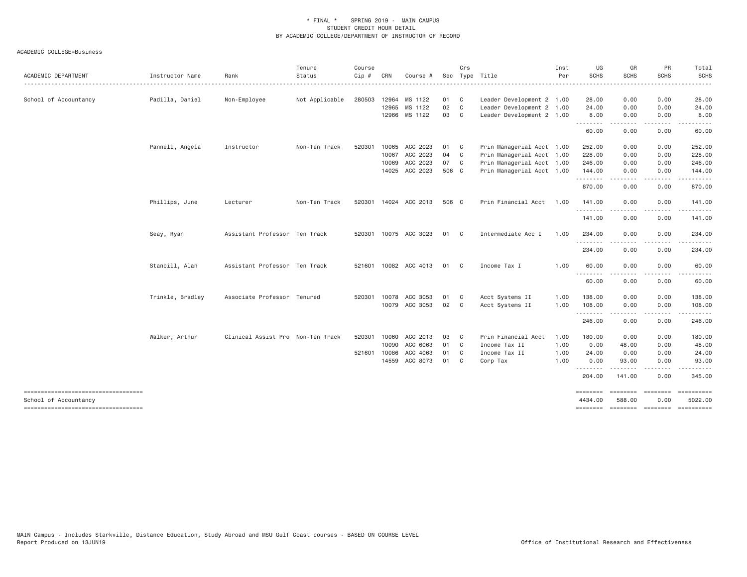* FINAL * SPRING 2019 - MAIN CAMPUS
STUDENT CREDIT HOUR DETAIL
BY ACADEMIC COLLEGE/DEPARTMENT OF INSTRUCTOR OF RECORD

ACADEMIC COLLEGE=Business

| ACADEMIC DEPARTMENT | Instructor Name | Rank | Tenure Status | Course Cip # | CRN | Course # | Sec | Crs Type | Title | Inst Per | UG SCHS | GR SCHS | PR SCHS | Total SCHS |
|---|---|---|---|---|---|---|---|---|---|---|---|---|---|---|
| School of Accountancy | Padilla, Daniel | Non-Employee | Not Applicable | 280503 | 12964 | MS 1122 | 01 | C | Leader Development 2 | 1.00 | 28.00 | 0.00 | 0.00 | 28.00 |
| | | | | | 12965 | MS 1122 | 02 | C | Leader Development 2 | 1.00 | 24.00 | 0.00 | 0.00 | 24.00 |
| | | | | | 12966 | MS 1122 | 03 | C | Leader Development 2 | 1.00 | 8.00 | 0.00 | 0.00 | 8.00 |
| | | | | | | | | | | | 60.00 | 0.00 | 0.00 | 60.00 |
| | Pannell, Angela | Instructor | Non-Ten Track | 520301 | 10065 | ACC 2023 | 01 | C | Prin Managerial Acct | 1.00 | 252.00 | 0.00 | 0.00 | 252.00 |
| | | | | | 10067 | ACC 2023 | 04 | C | Prin Managerial Acct | 1.00 | 228.00 | 0.00 | 0.00 | 228.00 |
| | | | | | 10069 | ACC 2023 | 07 | C | Prin Managerial Acct | 1.00 | 246.00 | 0.00 | 0.00 | 246.00 |
| | | | | | 14025 | ACC 2023 | 506 | C | Prin Managerial Acct | 1.00 | 144.00 | 0.00 | 0.00 | 144.00 |
| | | | | | | | | | | | 870.00 | 0.00 | 0.00 | 870.00 |
| | Phillips, June | Lecturer | Non-Ten Track | 520301 | 14024 | ACC 2013 | 506 | C | Prin Financial Acct | 1.00 | 141.00 | 0.00 | 0.00 | 141.00 |
| | | | | | | | | | | | 141.00 | 0.00 | 0.00 | 141.00 |
| | Seay, Ryan | Assistant Professor | Ten Track | 520301 | 10075 | ACC 3023 | 01 | C | Intermediate Acc I | 1.00 | 234.00 | 0.00 | 0.00 | 234.00 |
| | | | | | | | | | | | 234.00 | 0.00 | 0.00 | 234.00 |
| | Stancill, Alan | Assistant Professor | Ten Track | 521601 | 10082 | ACC 4013 | 01 | C | Income Tax I | 1.00 | 60.00 | 0.00 | 0.00 | 60.00 |
| | | | | | | | | | | | 60.00 | 0.00 | 0.00 | 60.00 |
| | Trinkle, Bradley | Associate Professor | Tenured | 520301 | 10078 | ACC 3053 | 01 | C | Acct Systems II | 1.00 | 138.00 | 0.00 | 0.00 | 138.00 |
| | | | | | 10079 | ACC 3053 | 02 | C | Acct Systems II | 1.00 | 108.00 | 0.00 | 0.00 | 108.00 |
| | | | | | | | | | | | 246.00 | 0.00 | 0.00 | 246.00 |
| | Walker, Arthur | Clinical Assist Pro | Non-Ten Track | 520301 | 10060 | ACC 2013 | 03 | C | Prin Financial Acct | 1.00 | 180.00 | 0.00 | 0.00 | 180.00 |
| | | | | | 10090 | ACC 6063 | 01 | C | Income Tax II | 1.00 | 0.00 | 48.00 | 0.00 | 48.00 |
| | | | | 521601 | 10086 | ACC 4063 | 01 | C | Income Tax II | 1.00 | 24.00 | 0.00 | 0.00 | 24.00 |
| | | | | | 14559 | ACC 8073 | 01 | C | Corp Tax | 1.00 | 0.00 | 93.00 | 0.00 | 93.00 |
| | | | | | | | | | | | 204.00 | 141.00 | 0.00 | 345.00 |
| School of Accountancy | | | | | | | | | | | 4434.00 | 588.00 | 0.00 | 5022.00 |

MAIN Campus - Includes Starkville, Distance Education, Study Abroad and MSU Gulf Coast courses - BASED ON COURSE LEVEL
Report Produced on 13JUN19 Office of Institutional Research and Effectiveness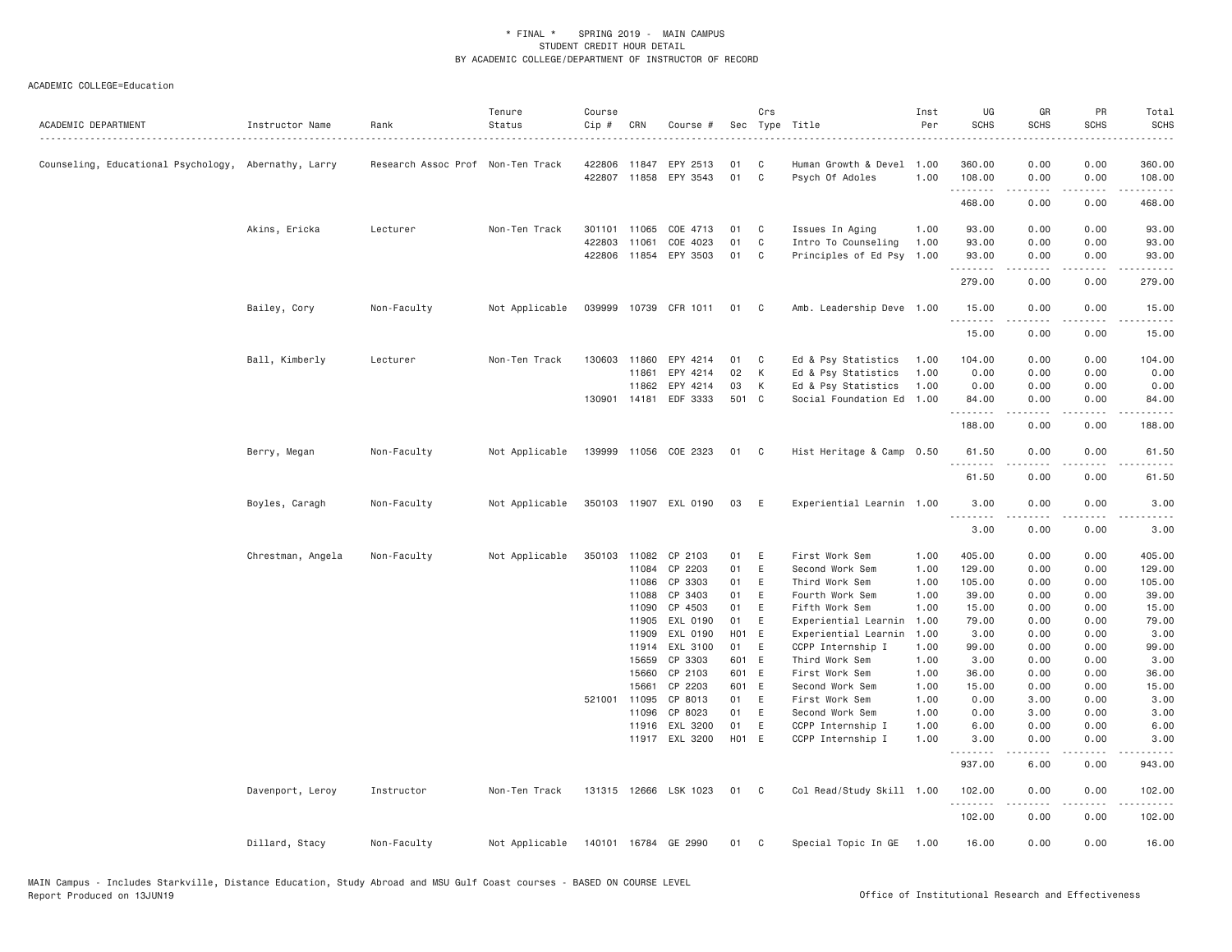\* FINAL \*   SPRING 2019 - MAIN CAMPUS
STUDENT CREDIT HOUR DETAIL
BY ACADEMIC COLLEGE/DEPARTMENT OF INSTRUCTOR OF RECORD

ACADEMIC COLLEGE=Education

| ACADEMIC DEPARTMENT | Instructor Name | Rank | Tenure Status | Course Cip # | CRN | Course # | Sec | Crs Type | Title | Inst Per | UG SCHS | GR SCHS | PR SCHS | Total SCHS |
|---|---|---|---|---|---|---|---|---|---|---|---|---|---|---|
| Counseling, Educational Psychology, | Abernathy, Larry | Research Assoc Prof | Non-Ten Track | 422806 | 11847 | EPY 2513 | 01 | C | Human Growth & Devel | 1.00 | 360.00 | 0.00 | 0.00 | 360.00 |
| | | | | 422807 | 11858 | EPY 3543 | 01 | C | Psych Of Adoles | 1.00 | 108.00 | 0.00 | 0.00 | 108.00 |
| | | | | | | | | | | | 468.00 | 0.00 | 0.00 | 468.00 |
| | Akins, Ericka | Lecturer | Non-Ten Track | 301101 | 11065 | COE 4713 | 01 | C | Issues In Aging | 1.00 | 93.00 | 0.00 | 0.00 | 93.00 |
| | | | | 422803 | 11061 | COE 4023 | 01 | C | Intro To Counseling | 1.00 | 93.00 | 0.00 | 0.00 | 93.00 |
| | | | | 422806 | 11854 | EPY 3503 | 01 | C | Principles of Ed Psy | 1.00 | 93.00 | 0.00 | 0.00 | 93.00 |
| | | | | | | | | | | | 279.00 | 0.00 | 0.00 | 279.00 |
| | Bailey, Cory | Non-Faculty | Not Applicable | 039999 | 10739 | CFR 1011 | 01 | C | Amb. Leadership Deve | 1.00 | 15.00 | 0.00 | 0.00 | 15.00 |
| | | | | | | | | | | | 15.00 | 0.00 | 0.00 | 15.00 |
| | Ball, Kimberly | Lecturer | Non-Ten Track | 130603 | 11860 | EPY 4214 | 01 | C | Ed & Psy Statistics | 1.00 | 104.00 | 0.00 | 0.00 | 104.00 |
| | | | | | 11861 | EPY 4214 | 02 | K | Ed & Psy Statistics | 1.00 | 0.00 | 0.00 | 0.00 | 0.00 |
| | | | | | 11862 | EPY 4214 | 03 | K | Ed & Psy Statistics | 1.00 | 0.00 | 0.00 | 0.00 | 0.00 |
| | | | | 130901 | 14181 | EDF 3333 | 501 | C | Social Foundation Ed | 1.00 | 84.00 | 0.00 | 0.00 | 84.00 |
| | | | | | | | | | | | 188.00 | 0.00 | 0.00 | 188.00 |
| | Berry, Megan | Non-Faculty | Not Applicable | 139999 | 11056 | COE 2323 | 01 | C | Hist Heritage & Camp | 0.50 | 61.50 | 0.00 | 0.00 | 61.50 |
| | | | | | | | | | | | 61.50 | 0.00 | 0.00 | 61.50 |
| | Boyles, Caragh | Non-Faculty | Not Applicable | 350103 | 11907 | EXL 0190 | 03 | E | Experiential Learnin | 1.00 | 3.00 | 0.00 | 0.00 | 3.00 |
| | | | | | | | | | | | 3.00 | 0.00 | 0.00 | 3.00 |
| | Chrestman, Angela | Non-Faculty | Not Applicable | 350103 | 11082 | CP 2103 | 01 | E | First Work Sem | 1.00 | 405.00 | 0.00 | 0.00 | 405.00 |
| | | | | | 11084 | CP 2203 | 01 | E | Second Work Sem | 1.00 | 129.00 | 0.00 | 0.00 | 129.00 |
| | | | | | 11086 | CP 3303 | 01 | E | Third Work Sem | 1.00 | 105.00 | 0.00 | 0.00 | 105.00 |
| | | | | | 11088 | CP 3403 | 01 | E | Fourth Work Sem | 1.00 | 39.00 | 0.00 | 0.00 | 39.00 |
| | | | | | 11090 | CP 4503 | 01 | E | Fifth Work Sem | 1.00 | 15.00 | 0.00 | 0.00 | 15.00 |
| | | | | | 11905 | EXL 0190 | 01 | E | Experiential Learnin | 1.00 | 79.00 | 0.00 | 0.00 | 79.00 |
| | | | | | 11909 | EXL 0190 | H01 | E | Experiential Learnin | 1.00 | 3.00 | 0.00 | 0.00 | 3.00 |
| | | | | | 11914 | EXL 3100 | 01 | E | CCPP Internship I | 1.00 | 99.00 | 0.00 | 0.00 | 99.00 |
| | | | | | 15659 | CP 3303 | 601 | E | Third Work Sem | 1.00 | 3.00 | 0.00 | 0.00 | 3.00 |
| | | | | | 15660 | CP 2103 | 601 | E | First Work Sem | 1.00 | 36.00 | 0.00 | 0.00 | 36.00 |
| | | | | | 15661 | CP 2203 | 601 | E | Second Work Sem | 1.00 | 15.00 | 0.00 | 0.00 | 15.00 |
| | | | | 521001 | 11095 | CP 8013 | 01 | E | First Work Sem | 1.00 | 0.00 | 3.00 | 0.00 | 3.00 |
| | | | | | 11096 | CP 8023 | 01 | E | Second Work Sem | 1.00 | 0.00 | 3.00 | 0.00 | 3.00 |
| | | | | | 11916 | EXL 3200 | 01 | E | CCPP Internship I | 1.00 | 6.00 | 0.00 | 0.00 | 6.00 |
| | | | | | 11917 | EXL 3200 | H01 | E | CCPP Internship I | 1.00 | 3.00 | 0.00 | 0.00 | 3.00 |
| | | | | | | | | | | | 937.00 | 6.00 | 0.00 | 943.00 |
| | Davenport, Leroy | Instructor | Non-Ten Track | 131315 | 12666 | LSK 1023 | 01 | C | Col Read/Study Skill | 1.00 | 102.00 | 0.00 | 0.00 | 102.00 |
| | | | | | | | | | | | 102.00 | 0.00 | 0.00 | 102.00 |
| | Dillard, Stacy | Non-Faculty | Not Applicable | 140101 | 16784 | GE 2990 | 01 | C | Special Topic In GE | 1.00 | 16.00 | 0.00 | 0.00 | 16.00 |

MAIN Campus - Includes Starkville, Distance Education, Study Abroad and MSU Gulf Coast courses - BASED ON COURSE LEVEL
Report Produced on 13JUN19 — Office of Institutional Research and Effectiveness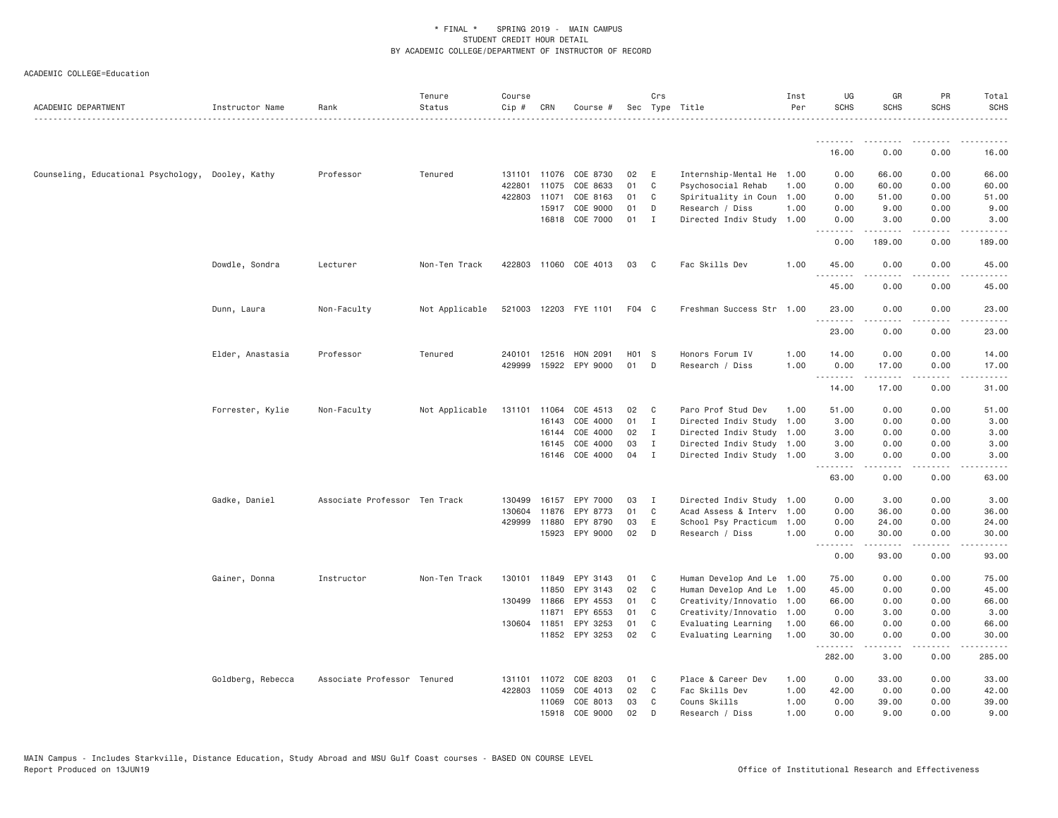\* FINAL \* SPRING 2019 - MAIN CAMPUS
STUDENT CREDIT HOUR DETAIL
BY ACADEMIC COLLEGE/DEPARTMENT OF INSTRUCTOR OF RECORD

ACADEMIC COLLEGE=Education

| ACADEMIC DEPARTMENT | Instructor Name | Rank | Tenure Status | Course Cip # | CRN | Course # | Sec | Crs Type | Title | Inst Per | UG SCHS | GR SCHS | PR SCHS | Total SCHS |
|---|---|---|---|---|---|---|---|---|---|---|---|---|---|---|
| | | | | | | | | | | | 16.00 | 0.00 | 0.00 | 16.00 |
| Counseling, Educational Psychology, | Dooley, Kathy | Professor | Tenured | 131101 | 11076 | COE 8730 | 02 | E | Internship-Mental He | 1.00 | 0.00 | 66.00 | 0.00 | 66.00 |
| | | | | 422801 | 11075 | COE 8633 | 01 | C | Psychosocial Rehab | 1.00 | 0.00 | 60.00 | 0.00 | 60.00 |
| | | | | 422803 | 11071 | COE 8163 | 01 | C | Spirituality in Coun | 1.00 | 0.00 | 51.00 | 0.00 | 51.00 |
| | | | | | 15917 | COE 9000 | 01 | D | Research / Diss | 1.00 | 0.00 | 9.00 | 0.00 | 9.00 |
| | | | | | 16818 | COE 7000 | 01 | I | Directed Indiv Study | 1.00 | 0.00 | 3.00 | 0.00 | 3.00 |
| | | | | | | | | | | | 0.00 | 189.00 | 0.00 | 189.00 |
| | Dowdle, Sondra | Lecturer | Non-Ten Track | 422803 | 11060 | COE 4013 | 03 | C | Fac Skills Dev | 1.00 | 45.00 | 0.00 | 0.00 | 45.00 |
| | | | | | | | | | | | 45.00 | 0.00 | 0.00 | 45.00 |
| | Dunn, Laura | Non-Faculty | Not Applicable | 521003 | 12203 | FYE 1101 | F04 | C | Freshman Success Str | 1.00 | 23.00 | 0.00 | 0.00 | 23.00 |
| | | | | | | | | | | | 23.00 | 0.00 | 0.00 | 23.00 |
| | Elder, Anastasia | Professor | Tenured | 240101 | 12516 | HON 2091 | H01 | S | Honors Forum IV | 1.00 | 14.00 | 0.00 | 0.00 | 14.00 |
| | | | | 429999 | 15922 | EPY 9000 | 01 | D | Research / Diss | 1.00 | 0.00 | 17.00 | 0.00 | 17.00 |
| | | | | | | | | | | | 14.00 | 17.00 | 0.00 | 31.00 |
| | Forrester, Kylie | Non-Faculty | Not Applicable | 131101 | 11064 | COE 4513 | 02 | C | Paro Prof Stud Dev | 1.00 | 51.00 | 0.00 | 0.00 | 51.00 |
| | | | | | 16143 | COE 4000 | 01 | I | Directed Indiv Study | 1.00 | 3.00 | 0.00 | 0.00 | 3.00 |
| | | | | | 16144 | COE 4000 | 02 | I | Directed Indiv Study | 1.00 | 3.00 | 0.00 | 0.00 | 3.00 |
| | | | | | 16145 | COE 4000 | 03 | I | Directed Indiv Study | 1.00 | 3.00 | 0.00 | 0.00 | 3.00 |
| | | | | | 16146 | COE 4000 | 04 | I | Directed Indiv Study | 1.00 | 3.00 | 0.00 | 0.00 | 3.00 |
| | | | | | | | | | | | 63.00 | 0.00 | 0.00 | 63.00 |
| | Gadke, Daniel | Associate Professor | Ten Track | 130499 | 16157 | EPY 7000 | 03 | I | Directed Indiv Study | 1.00 | 0.00 | 3.00 | 0.00 | 3.00 |
| | | | | 130604 | 11876 | EPY 8773 | 01 | C | Acad Assess & Interv | 1.00 | 0.00 | 36.00 | 0.00 | 36.00 |
| | | | | 429999 | 11880 | EPY 8790 | 03 | E | School Psy Practicum | 1.00 | 0.00 | 24.00 | 0.00 | 24.00 |
| | | | | | 15923 | EPY 9000 | 02 | D | Research / Diss | 1.00 | 0.00 | 30.00 | 0.00 | 30.00 |
| | | | | | | | | | | | 0.00 | 93.00 | 0.00 | 93.00 |
| | Gainer, Donna | Instructor | Non-Ten Track | 130101 | 11849 | EPY 3143 | 01 | C | Human Develop And Le | 1.00 | 75.00 | 0.00 | 0.00 | 75.00 |
| | | | | | 11850 | EPY 3143 | 02 | C | Human Develop And Le | 1.00 | 45.00 | 0.00 | 0.00 | 45.00 |
| | | | | 130499 | 11866 | EPY 4553 | 01 | C | Creativity/Innovatio | 1.00 | 66.00 | 0.00 | 0.00 | 66.00 |
| | | | | | 11871 | EPY 6553 | 01 | C | Creativity/Innovatio | 1.00 | 0.00 | 3.00 | 0.00 | 3.00 |
| | | | | 130604 | 11851 | EPY 3253 | 01 | C | Evaluating Learning | 1.00 | 66.00 | 0.00 | 0.00 | 66.00 |
| | | | | | 11852 | EPY 3253 | 02 | C | Evaluating Learning | 1.00 | 30.00 | 0.00 | 0.00 | 30.00 |
| | | | | | | | | | | | 282.00 | 3.00 | 0.00 | 285.00 |
| | Goldberg, Rebecca | Associate Professor | Tenured | 131101 | 11072 | COE 8203 | 01 | C | Place & Career Dev | 1.00 | 0.00 | 33.00 | 0.00 | 33.00 |
| | | | | 422803 | 11059 | COE 4013 | 02 | C | Fac Skills Dev | 1.00 | 42.00 | 0.00 | 0.00 | 42.00 |
| | | | | | 11069 | COE 8013 | 03 | C | Couns Skills | 1.00 | 0.00 | 39.00 | 0.00 | 39.00 |
| | | | | | 15918 | COE 9000 | 02 | D | Research / Diss | 1.00 | 0.00 | 9.00 | 0.00 | 9.00 |

MAIN Campus - Includes Starkville, Distance Education, Study Abroad and MSU Gulf Coast courses - BASED ON COURSE LEVEL
Report Produced on 13JUN19 — Office of Institutional Research and Effectiveness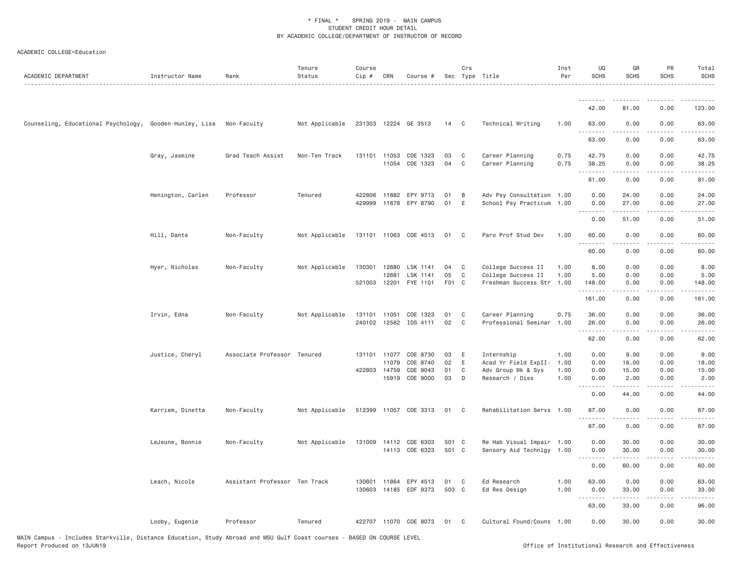\* FINAL \* SPRING 2019 - MAIN CAMPUS
STUDENT CREDIT HOUR DETAIL
BY ACADEMIC COLLEGE/DEPARTMENT OF INSTRUCTOR OF RECORD

ACADEMIC COLLEGE=Education

| ACADEMIC DEPARTMENT | Instructor Name | Rank | Tenure Status | Course Cip # | CRN | Course # | Sec | Crs Type | Title | Inst Per | UG SCHS | GR SCHS | PR SCHS | Total SCHS |
|---|---|---|---|---|---|---|---|---|---|---|---|---|---|---|
| | | | | | | | | | | | 42.00 | 81.00 | 0.00 | 123.00 |
| Counseling, Educational Psychology, | Gooden-Hunley, Lisa | Non-Faculty | Not Applicable | 231303 | 12224 | GE 3513 | 14 | C | Technical Writing | 1.00 | 63.00 | 0.00 | 0.00 | 63.00 |
| | | | | | | | | | | | 63.00 | 0.00 | 0.00 | 63.00 |
| | Gray, Jasmine | Grad Teach Assist | Non-Ten Track | 131101 | 11053 | COE 1323 | 03 | C | Career Planning | 0.75 | 42.75 | 0.00 | 0.00 | 42.75 |
| | | | | | 11054 | COE 1323 | 04 | C | Career Planning | 0.75 | 38.25 | 0.00 | 0.00 | 38.25 |
| | | | | | | | | | | | 81.00 | 0.00 | 0.00 | 81.00 |
| | Henington, Carlen | Professor | Tenured | 422806 | 11882 | EPY 9713 | 01 | B | Adv Psy Consultation | 1.00 | 0.00 | 24.00 | 0.00 | 24.00 |
| | | | | 429999 | 11878 | EPY 8790 | 01 | E | School Psy Practicum | 1.00 | 0.00 | 27.00 | 0.00 | 27.00 |
| | | | | | | | | | | | 0.00 | 51.00 | 0.00 | 51.00 |
| | Hill, Dante | Non-Faculty | Not Applicable | 131101 | 11063 | COE 4513 | 01 | C | Paro Prof Stud Dev | 1.00 | 60.00 | 0.00 | 0.00 | 60.00 |
| | | | | | | | | | | | 60.00 | 0.00 | 0.00 | 60.00 |
| | Hyer, Nicholas | Non-Faculty | Not Applicable | 130301 | 12680 | LSK 1141 | 04 | C | College Success II | 1.00 | 8.00 | 0.00 | 0.00 | 8.00 |
| | | | | | 12681 | LSK 1141 | 05 | C | College Success II | 1.00 | 5.00 | 0.00 | 0.00 | 5.00 |
| | | | | 521003 | 12201 | FYE 1101 | F01 | C | Freshman Success Str | 1.00 | 148.00 | 0.00 | 0.00 | 148.00 |
| | | | | | | | | | | | 161.00 | 0.00 | 0.00 | 161.00 |
| | Irvin, Edna | Non-Faculty | Not Applicable | 131101 | 11051 | COE 1323 | 01 | C | Career Planning | 0.75 | 36.00 | 0.00 | 0.00 | 36.00 |
| | | | | 240102 | 12582 | IDS 4111 | 02 | C | Professional Seminar | 1.00 | 26.00 | 0.00 | 0.00 | 26.00 |
| | | | | | | | | | | | 62.00 | 0.00 | 0.00 | 62.00 |
| | Justice, Cheryl | Associate Professor | Tenured | 131101 | 11077 | COE 8730 | 03 | E | Internship | 1.00 | 0.00 | 9.00 | 0.00 | 9.00 |
| | | | | | 11079 | COE 8740 | 02 | E | Acad Yr Field ExpII- | 1.00 | 0.00 | 18.00 | 0.00 | 18.00 |
| | | | | 422803 | 14759 | COE 9043 | 01 | C | Adv Group Wk & Sys | 1.00 | 0.00 | 15.00 | 0.00 | 15.00 |
| | | | | | 15919 | COE 9000 | 03 | D | Research / Diss | 1.00 | 0.00 | 2.00 | 0.00 | 2.00 |
| | | | | | | | | | | | 0.00 | 44.00 | 0.00 | 44.00 |
| | Karriem, Dinetta | Non-Faculty | Not Applicable | 512399 | 11057 | COE 3313 | 01 | C | Rehabilitation Servs | 1.00 | 87.00 | 0.00 | 0.00 | 87.00 |
| | | | | | | | | | | | 87.00 | 0.00 | 0.00 | 87.00 |
| | LeJeune, Bonnie | Non-Faculty | Not Applicable | 131009 | 14112 | COE 6303 | 501 | C | Re Hab Visual Impair | 1.00 | 0.00 | 30.00 | 0.00 | 30.00 |
| | | | | | 14113 | COE 6323 | 501 | C | Sensory Aid Technlgy | 1.00 | 0.00 | 30.00 | 0.00 | 30.00 |
| | | | | | | | | | | | 0.00 | 60.00 | 0.00 | 60.00 |
| | Leach, Nicole | Assistant Professor | Ten Track | 130601 | 11864 | EPY 4513 | 01 | C | Ed Research | 1.00 | 63.00 | 0.00 | 0.00 | 63.00 |
| | | | | 130603 | 14185 | EDF 9373 | 503 | C | Ed Res Design | 1.00 | 0.00 | 33.00 | 0.00 | 33.00 |
| | | | | | | | | | | | 63.00 | 33.00 | 0.00 | 96.00 |
| | Looby, Eugenie | Professor | Tenured | 422707 | 11070 | COE 8073 | 01 | C | Cultural Found/Couns | 1.00 | 0.00 | 30.00 | 0.00 | 30.00 |

MAIN Campus - Includes Starkville, Distance Education, Study Abroad and MSU Gulf Coast courses - BASED ON COURSE LEVEL
Report Produced on 13JUN19 — Office of Institutional Research and Effectiveness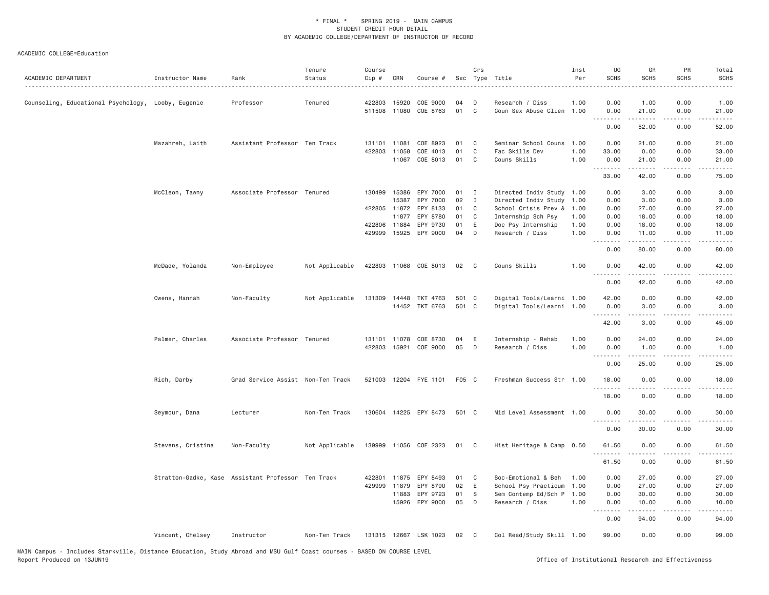\* FINAL \* SPRING 2019 - MAIN CAMPUS
STUDENT CREDIT HOUR DETAIL
BY ACADEMIC COLLEGE/DEPARTMENT OF INSTRUCTOR OF RECORD

ACADEMIC COLLEGE=Education

| ACADEMIC DEPARTMENT | Instructor Name | Rank | Tenure Status | Course Cip # | CRN | Course # | Sec | Crs Type | Title | Inst Per | UG SCHS | GR SCHS | PR SCHS | Total SCHS |
|---|---|---|---|---|---|---|---|---|---|---|---|---|---|---|
| Counseling, Educational Psychology, | Looby, Eugenie | Professor | Tenured | 422803 | 15920 | COE 9000 | 04 | D | Research / Diss | 1.00 | 0.00 | 1.00 | 0.00 | 1.00 |
| | | | | 511508 | 11080 | COE 8763 | 01 | C | Coun Sex Abuse Clien | 1.00 | 0.00 | 21.00 | 0.00 | 21.00 |
| | | | | | | | | | | | 0.00 | 52.00 | 0.00 | 52.00 |
| | Mazahreh, Laith | Assistant Professor | Ten Track | 131101 | 11081 | COE 8923 | 01 | C | Seminar School Couns | 1.00 | 0.00 | 21.00 | 0.00 | 21.00 |
| | | | | 422803 | 11058 | COE 4013 | 01 | C | Fac Skills Dev | 1.00 | 33.00 | 0.00 | 0.00 | 33.00 |
| | | | | | 11067 | COE 8013 | 01 | C | Couns Skills | 1.00 | 0.00 | 21.00 | 0.00 | 21.00 |
| | | | | | | | | | | | 33.00 | 42.00 | 0.00 | 75.00 |
| | McCleon, Tawny | Associate Professor | Tenured | 130499 | 15386 | EPY 7000 | 01 | I | Directed Indiv Study | 1.00 | 0.00 | 3.00 | 0.00 | 3.00 |
| | | | | | 15387 | EPY 7000 | 02 | I | Directed Indiv Study | 1.00 | 0.00 | 3.00 | 0.00 | 3.00 |
| | | | | 422805 | 11872 | EPY 8133 | 01 | C | School Crisis Prev & | 1.00 | 0.00 | 27.00 | 0.00 | 27.00 |
| | | | | | 11877 | EPY 8780 | 01 | C | Internship Sch Psy | 1.00 | 0.00 | 18.00 | 0.00 | 18.00 |
| | | | | 422806 | 11884 | EPY 9730 | 01 | E | Doc Psy Internship | 1.00 | 0.00 | 18.00 | 0.00 | 18.00 |
| | | | | 429999 | 15925 | EPY 9000 | 04 | D | Research / Diss | 1.00 | 0.00 | 11.00 | 0.00 | 11.00 |
| | | | | | | | | | | | 0.00 | 80.00 | 0.00 | 80.00 |
| | McDade, Yolanda | Non-Employee | Not Applicable | 422803 | 11068 | COE 8013 | 02 | C | Couns Skills | 1.00 | 0.00 | 42.00 | 0.00 | 42.00 |
| | | | | | | | | | | | 0.00 | 42.00 | 0.00 | 42.00 |
| | Owens, Hannah | Non-Faculty | Not Applicable | 131309 | 14448 | TKT 4763 | 501 | C | Digital Tools/Learni | 1.00 | 42.00 | 0.00 | 0.00 | 42.00 |
| | | | | | 14452 | TKT 6763 | 501 | C | Digital Tools/Learni | 1.00 | 0.00 | 3.00 | 0.00 | 3.00 |
| | | | | | | | | | | | 42.00 | 3.00 | 0.00 | 45.00 |
| | Palmer, Charles | Associate Professor | Tenured | 131101 | 11078 | COE 8730 | 04 | E | Internship - Rehab | 1.00 | 0.00 | 24.00 | 0.00 | 24.00 |
| | | | | 422803 | 15921 | COE 9000 | 05 | D | Research / Diss | 1.00 | 0.00 | 1.00 | 0.00 | 1.00 |
| | | | | | | | | | | | 0.00 | 25.00 | 0.00 | 25.00 |
| | Rich, Darby | Grad Service Assist | Non-Ten Track | 521003 | 12204 | FYE 1101 | F05 | C | Freshman Success Str | 1.00 | 18.00 | 0.00 | 0.00 | 18.00 |
| | | | | | | | | | | | 18.00 | 0.00 | 0.00 | 18.00 |
| | Seymour, Dana | Lecturer | Non-Ten Track | 130604 | 14225 | EPY 8473 | 501 | C | Mid Level Assessment | 1.00 | 0.00 | 30.00 | 0.00 | 30.00 |
| | | | | | | | | | | | 0.00 | 30.00 | 0.00 | 30.00 |
| | Stevens, Cristina | Non-Faculty | Not Applicable | 139999 | 11056 | COE 2323 | 01 | C | Hist Heritage & Camp | 0.50 | 61.50 | 0.00 | 0.00 | 61.50 |
| | | | | | | | | | | | 61.50 | 0.00 | 0.00 | 61.50 |
| | Stratton-Gadke, Kase | Assistant Professor | Ten Track | 422801 | 11875 | EPY 8493 | 01 | C | Soc-Emotional & Beh | 1.00 | 0.00 | 27.00 | 0.00 | 27.00 |
| | | | | 429999 | 11879 | EPY 8790 | 02 | E | School Psy Practicum | 1.00 | 0.00 | 27.00 | 0.00 | 27.00 |
| | | | | | 11883 | EPY 9723 | 01 | S | Sem Contemp Ed/Sch P | 1.00 | 0.00 | 30.00 | 0.00 | 30.00 |
| | | | | | 15926 | EPY 9000 | 05 | D | Research / Diss | 1.00 | 0.00 | 10.00 | 0.00 | 10.00 |
| | | | | | | | | | | | 0.00 | 94.00 | 0.00 | 94.00 |
| | Vincent, Chelsey | Instructor | Non-Ten Track | 131315 | 12667 | LSK 1023 | 02 | C | Col Read/Study Skill | 1.00 | 99.00 | 0.00 | 0.00 | 99.00 |

MAIN Campus - Includes Starkville, Distance Education, Study Abroad and MSU Gulf Coast courses - BASED ON COURSE LEVEL
Report Produced on 13JUN19 Office of Institutional Research and Effectiveness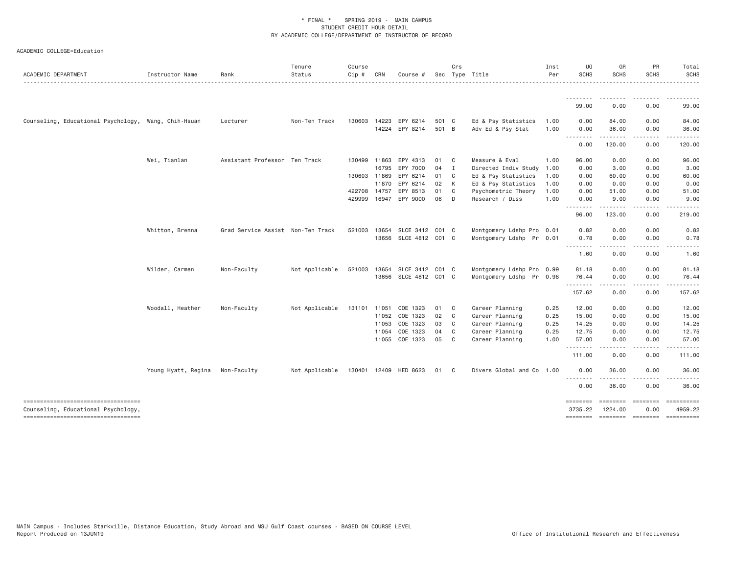\* FINAL \* SPRING 2019 - MAIN CAMPUS
STUDENT CREDIT HOUR DETAIL
BY ACADEMIC COLLEGE/DEPARTMENT OF INSTRUCTOR OF RECORD

ACADEMIC COLLEGE=Education

| ACADEMIC DEPARTMENT | Instructor Name | Rank | Tenure Status | Course Cip # | CRN | Course # | Sec | Crs Type | Title | Inst Per | UG SCHS | GR SCHS | PR SCHS | Total SCHS |
|---|---|---|---|---|---|---|---|---|---|---|---|---|---|---|
| | | | | | | | | | | | 99.00 | 0.00 | 0.00 | 99.00 |
| Counseling, Educational Psychology, | Wang, Chih-Hsuan | Lecturer | Non-Ten Track | 130603 | 14223 | EPY 6214 | 501 | C | Ed & Psy Statistics | 1.00 | 0.00 | 84.00 | 0.00 | 84.00 |
| | | | | | 14224 | EPY 8214 | 501 | B | Adv Ed & Psy Stat | 1.00 | 0.00 | 36.00 | 0.00 | 36.00 |
| | | | | | | | | | | | 0.00 | 120.00 | 0.00 | 120.00 |
| | Wei, Tianlan | Assistant Professor | Ten Track | 130499 | 11863 | EPY 4313 | 01 | C | Measure & Eval | 1.00 | 96.00 | 0.00 | 0.00 | 96.00 |
| | | | | | 16795 | EPY 7000 | 04 | I | Directed Indiv Study | 1.00 | 0.00 | 3.00 | 0.00 | 3.00 |
| | | | | 130603 | 11869 | EPY 6214 | 01 | C | Ed & Psy Statistics | 1.00 | 0.00 | 60.00 | 0.00 | 60.00 |
| | | | | | 11870 | EPY 6214 | 02 | K | Ed & Psy Statistics | 1.00 | 0.00 | 0.00 | 0.00 | 0.00 |
| | | | | 422708 | 14757 | EPY 8513 | 01 | C | Psychometric Theory | 1.00 | 0.00 | 51.00 | 0.00 | 51.00 |
| | | | | 429999 | 16947 | EPY 9000 | 06 | D | Research / Diss | 1.00 | 0.00 | 9.00 | 0.00 | 9.00 |
| | | | | | | | | | | | 96.00 | 123.00 | 0.00 | 219.00 |
| | Whitton, Brenna | Grad Service Assist | Non-Ten Track | 521003 | 13654 | SLCE 3412 | C01 | C | Montgomery Ldshp Pro | 0.01 | 0.82 | 0.00 | 0.00 | 0.82 |
| | | | | | 13656 | SLCE 4812 | C01 | C | Montgomery Ldshp Pr | 0.01 | 0.78 | 0.00 | 0.00 | 0.78 |
| | | | | | | | | | | | 1.60 | 0.00 | 0.00 | 1.60 |
| | Wilder, Carmen | Non-Faculty | Not Applicable | 521003 | 13654 | SLCE 3412 | C01 | C | Montgomery Ldshp Pro | 0.99 | 81.18 | 0.00 | 0.00 | 81.18 |
| | | | | | 13656 | SLCE 4812 | C01 | C | Montgomery Ldshp Pr | 0.98 | 76.44 | 0.00 | 0.00 | 76.44 |
| | | | | | | | | | | | 157.62 | 0.00 | 0.00 | 157.62 |
| | Woodall, Heather | Non-Faculty | Not Applicable | 131101 | 11051 | COE 1323 | 01 | C | Career Planning | 0.25 | 12.00 | 0.00 | 0.00 | 12.00 |
| | | | | | 11052 | COE 1323 | 02 | C | Career Planning | 0.25 | 15.00 | 0.00 | 0.00 | 15.00 |
| | | | | | 11053 | COE 1323 | 03 | C | Career Planning | 0.25 | 14.25 | 0.00 | 0.00 | 14.25 |
| | | | | | 11054 | COE 1323 | 04 | C | Career Planning | 0.25 | 12.75 | 0.00 | 0.00 | 12.75 |
| | | | | | 11055 | COE 1323 | 05 | C | Career Planning | 1.00 | 57.00 | 0.00 | 0.00 | 57.00 |
| | | | | | | | | | | | 111.00 | 0.00 | 0.00 | 111.00 |
| | Young Hyatt, Regina | Non-Faculty | Not Applicable | 130401 | 12409 | HED 8623 | 01 | C | Divers Global and Co | 1.00 | 0.00 | 36.00 | 0.00 | 36.00 |
| | | | | | | | | | | | 0.00 | 36.00 | 0.00 | 36.00 |
| Counseling, Educational Psychology, | | | | | | | | | | | 3735.22 | 1224.00 | 0.00 | 4959.22 |

MAIN Campus - Includes Starkville, Distance Education, Study Abroad and MSU Gulf Coast courses - BASED ON COURSE LEVEL
Report Produced on 13JUN19 — Office of Institutional Research and Effectiveness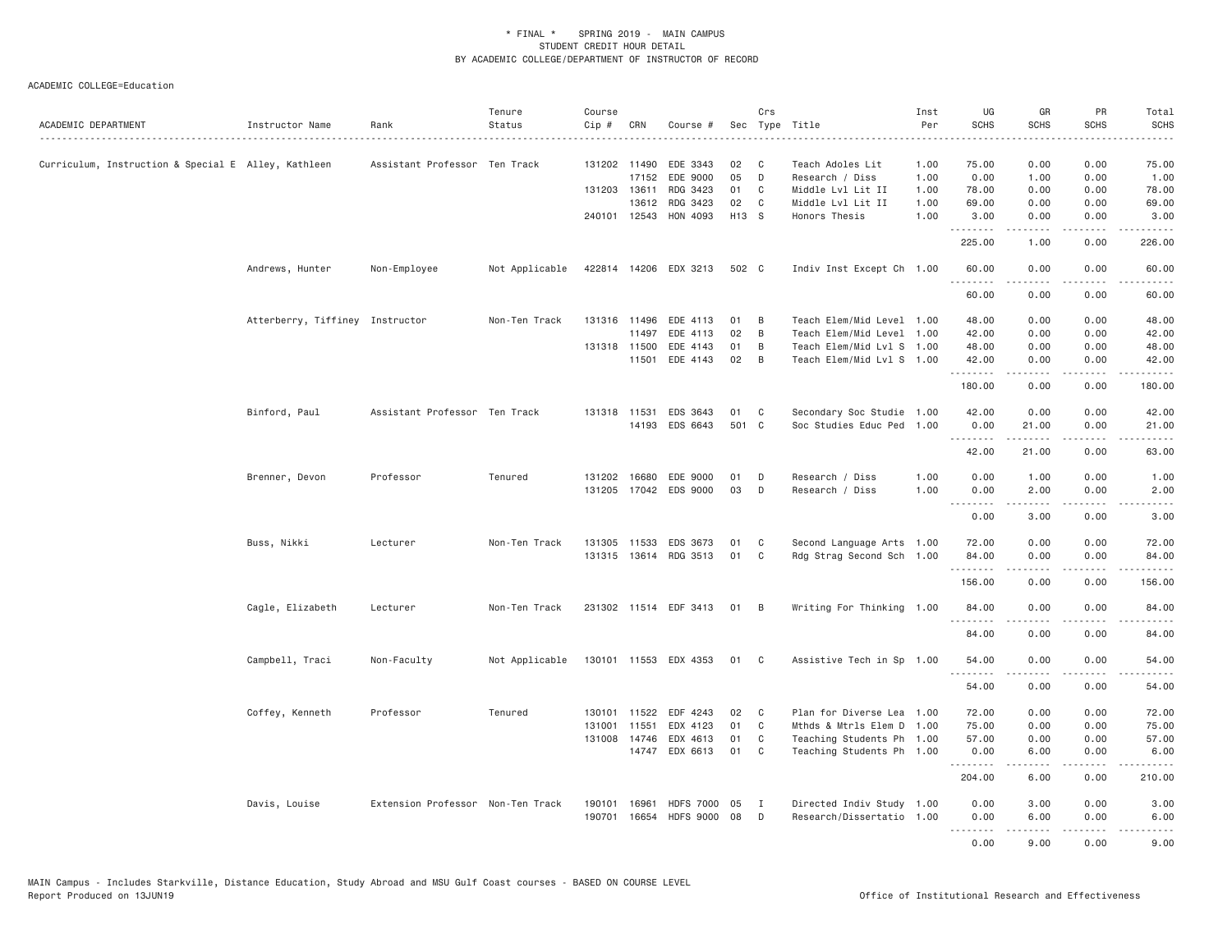\* FINAL \* SPRING 2019 - MAIN CAMPUS
STUDENT CREDIT HOUR DETAIL
BY ACADEMIC COLLEGE/DEPARTMENT OF INSTRUCTOR OF RECORD

ACADEMIC COLLEGE=Education

| ACADEMIC DEPARTMENT | Instructor Name | Rank | Tenure Status | Course Cip # | CRN | Course # | Sec | Crs Type | Title | Inst Per | UG SCHS | GR SCHS | PR SCHS | Total SCHS |
|---|---|---|---|---|---|---|---|---|---|---|---|---|---|---|
| Curriculum, Instruction & Special E | Alley, Kathleen | Assistant Professor | Ten Track | 131202 | 11490 | EDE 3343 | 02 | C | Teach Adoles Lit | 1.00 | 75.00 | 0.00 | 0.00 | 75.00 |
| | | | | | 17152 | EDE 9000 | 05 | D | Research / Diss | 1.00 | 0.00 | 1.00 | 0.00 | 1.00 |
| | | | | 131203 | 13611 | RDG 3423 | 01 | C | Middle Lvl Lit II | 1.00 | 78.00 | 0.00 | 0.00 | 78.00 |
| | | | | | 13612 | RDG 3423 | 02 | C | Middle Lvl Lit II | 1.00 | 69.00 | 0.00 | 0.00 | 69.00 |
| | | | | 240101 | 12543 | HON 4093 | H13 | S | Honors Thesis | 1.00 | 3.00 | 0.00 | 0.00 | 3.00 |
| | | | | | | | | | | | 225.00 | 1.00 | 0.00 | 226.00 |
| | Andrews, Hunter | Non-Employee | Not Applicable | 422814 | 14206 | EDX 3213 | 502 | C | Indiv Inst Except Ch | 1.00 | 60.00 | 0.00 | 0.00 | 60.00 |
| | | | | | | | | | | | 60.00 | 0.00 | 0.00 | 60.00 |
| | Atterberry, Tiffiney | Instructor | Non-Ten Track | 131316 | 11496 | EDE 4113 | 01 | B | Teach Elem/Mid Level | 1.00 | 48.00 | 0.00 | 0.00 | 48.00 |
| | | | | | 11497 | EDE 4113 | 02 | B | Teach Elem/Mid Level | 1.00 | 42.00 | 0.00 | 0.00 | 42.00 |
| | | | | 131318 | 11500 | EDE 4143 | 01 | B | Teach Elem/Mid Lvl S | 1.00 | 48.00 | 0.00 | 0.00 | 48.00 |
| | | | | | 11501 | EDE 4143 | 02 | B | Teach Elem/Mid Lvl S | 1.00 | 42.00 | 0.00 | 0.00 | 42.00 |
| | | | | | | | | | | | 180.00 | 0.00 | 0.00 | 180.00 |
| | Binford, Paul | Assistant Professor | Ten Track | 131318 | 11531 | EDS 3643 | 01 | C | Secondary Soc Studie | 1.00 | 42.00 | 0.00 | 0.00 | 42.00 |
| | | | | | 14193 | EDS 6643 | 501 | C | Soc Studies Educ Ped | 1.00 | 0.00 | 21.00 | 0.00 | 21.00 |
| | | | | | | | | | | | 42.00 | 21.00 | 0.00 | 63.00 |
| | Brenner, Devon | Professor | Tenured | 131202 | 16680 | EDE 9000 | 01 | D | Research / Diss | 1.00 | 0.00 | 1.00 | 0.00 | 1.00 |
| | | | | 131205 | 17042 | EDS 9000 | 03 | D | Research / Diss | 1.00 | 0.00 | 2.00 | 0.00 | 2.00 |
| | | | | | | | | | | | 0.00 | 3.00 | 0.00 | 3.00 |
| | Buss, Nikki | Lecturer | Non-Ten Track | 131305 | 11533 | EDS 3673 | 01 | C | Second Language Arts | 1.00 | 72.00 | 0.00 | 0.00 | 72.00 |
| | | | | 131315 | 13614 | RDG 3513 | 01 | C | Rdg Strag Second Sch | 1.00 | 84.00 | 0.00 | 0.00 | 84.00 |
| | | | | | | | | | | | 156.00 | 0.00 | 0.00 | 156.00 |
| | Cagle, Elizabeth | Lecturer | Non-Ten Track | 231302 | 11514 | EDF 3413 | 01 | B | Writing For Thinking | 1.00 | 84.00 | 0.00 | 0.00 | 84.00 |
| | | | | | | | | | | | 84.00 | 0.00 | 0.00 | 84.00 |
| | Campbell, Traci | Non-Faculty | Not Applicable | 130101 | 11553 | EDX 4353 | 01 | C | Assistive Tech in Sp | 1.00 | 54.00 | 0.00 | 0.00 | 54.00 |
| | | | | | | | | | | | 54.00 | 0.00 | 0.00 | 54.00 |
| | Coffey, Kenneth | Professor | Tenured | 130101 | 11522 | EDF 4243 | 02 | C | Plan for Diverse Lea | 1.00 | 72.00 | 0.00 | 0.00 | 72.00 |
| | | | | 131001 | 11551 | EDX 4123 | 01 | C | Mthds & Mtrls Elem D | 1.00 | 75.00 | 0.00 | 0.00 | 75.00 |
| | | | | 131008 | 14746 | EDX 4613 | 01 | C | Teaching Students Ph | 1.00 | 57.00 | 0.00 | 0.00 | 57.00 |
| | | | | | 14747 | EDX 6613 | 01 | C | Teaching Students Ph | 1.00 | 0.00 | 6.00 | 0.00 | 6.00 |
| | | | | | | | | | | | 204.00 | 6.00 | 0.00 | 210.00 |
| | Davis, Louise | Extension Professor | Non-Ten Track | 190101 | 16961 | HDFS 7000 | 05 | I | Directed Indiv Study | 1.00 | 0.00 | 3.00 | 0.00 | 3.00 |
| | | | | 190701 | 16654 | HDFS 9000 | 08 | D | Research/Dissertatio | 1.00 | 0.00 | 6.00 | 0.00 | 6.00 |
| | | | | | | | | | | | 0.00 | 9.00 | 0.00 | 9.00 |

MAIN Campus - Includes Starkville, Distance Education, Study Abroad and MSU Gulf Coast courses - BASED ON COURSE LEVEL
Report Produced on 13JUN19 | Office of Institutional Research and Effectiveness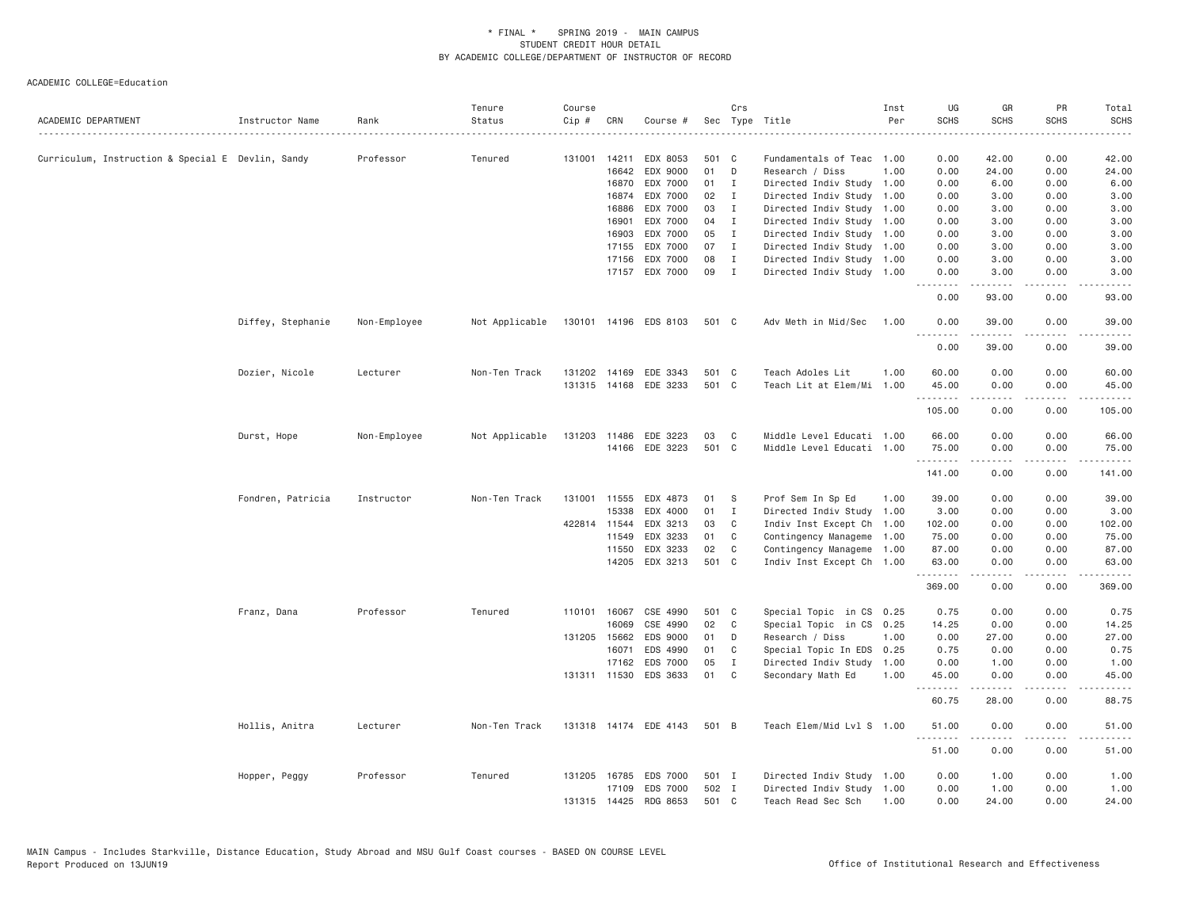# * FINAL * SPRING 2019 - MAIN CAMPUS
## STUDENT CREDIT HOUR DETAIL
## BY ACADEMIC COLLEGE/DEPARTMENT OF INSTRUCTOR OF RECORD

ACADEMIC COLLEGE=Education

| ACADEMIC DEPARTMENT | Instructor Name | Rank | Tenure Status | Course Cip # | CRN | Course # | Sec | Crs Type | Title | Inst Per | UG SCHS | GR SCHS | PR SCHS | Total SCHS |
|---|---|---|---|---|---|---|---|---|---|---|---|---|---|---|
| Curriculum, Instruction & Special E | Devlin, Sandy | Professor | Tenured | 131001 | 14211 | EDX 8053 | 501 | C | Fundamentals of Teac | 1.00 | 0.00 | 42.00 | 0.00 | 42.00 |
| | | | | | 16642 | EDX 9000 | 01 | D | Research / Diss | 1.00 | 0.00 | 24.00 | 0.00 | 24.00 |
| | | | | | 16870 | EDX 7000 | 01 | I | Directed Indiv Study | 1.00 | 0.00 | 6.00 | 0.00 | 6.00 |
| | | | | | 16874 | EDX 7000 | 02 | I | Directed Indiv Study | 1.00 | 0.00 | 3.00 | 0.00 | 3.00 |
| | | | | | 16886 | EDX 7000 | 03 | I | Directed Indiv Study | 1.00 | 0.00 | 3.00 | 0.00 | 3.00 |
| | | | | | 16901 | EDX 7000 | 04 | I | Directed Indiv Study | 1.00 | 0.00 | 3.00 | 0.00 | 3.00 |
| | | | | | 16903 | EDX 7000 | 05 | I | Directed Indiv Study | 1.00 | 0.00 | 3.00 | 0.00 | 3.00 |
| | | | | | 17155 | EDX 7000 | 07 | I | Directed Indiv Study | 1.00 | 0.00 | 3.00 | 0.00 | 3.00 |
| | | | | | 17156 | EDX 7000 | 08 | I | Directed Indiv Study | 1.00 | 0.00 | 3.00 | 0.00 | 3.00 |
| | | | | | 17157 | EDX 7000 | 09 | I | Directed Indiv Study | 1.00 | 0.00 | 3.00 | 0.00 | 3.00 |
| | | | | | | | | | | | 0.00 | 93.00 | 0.00 | 93.00 |
| | Diffey, Stephanie | Non-Employee | Not Applicable | 130101 | 14196 | EDS 8103 | 501 | C | Adv Meth in Mid/Sec | 1.00 | 0.00 | 39.00 | 0.00 | 39.00 |
| | | | | | | | | | | | 0.00 | 39.00 | 0.00 | 39.00 |
| | Dozier, Nicole | Lecturer | Non-Ten Track | 131202 | 14169 | EDE 3343 | 501 | C | Teach Adoles Lit | 1.00 | 60.00 | 0.00 | 0.00 | 60.00 |
| | | | | 131315 | 14168 | EDE 3233 | 501 | C | Teach Lit at Elem/Mi | 1.00 | 45.00 | 0.00 | 0.00 | 45.00 |
| | | | | | | | | | | | 105.00 | 0.00 | 0.00 | 105.00 |
| | Durst, Hope | Non-Employee | Not Applicable | 131203 | 11486 | EDE 3223 | 03 | C | Middle Level Educati | 1.00 | 66.00 | 0.00 | 0.00 | 66.00 |
| | | | | | 14166 | EDE 3223 | 501 | C | Middle Level Educati | 1.00 | 75.00 | 0.00 | 0.00 | 75.00 |
| | | | | | | | | | | | 141.00 | 0.00 | 0.00 | 141.00 |
| | Fondren, Patricia | Instructor | Non-Ten Track | 131001 | 11555 | EDX 4873 | 01 | S | Prof Sem In Sp Ed | 1.00 | 39.00 | 0.00 | 0.00 | 39.00 |
| | | | | | 15338 | EDX 4000 | 01 | I | Directed Indiv Study | 1.00 | 3.00 | 0.00 | 0.00 | 3.00 |
| | | | | 422814 | 11544 | EDX 3213 | 03 | C | Indiv Inst Except Ch | 1.00 | 102.00 | 0.00 | 0.00 | 102.00 |
| | | | | | 11549 | EDX 3233 | 01 | C | Contingency Manageme | 1.00 | 75.00 | 0.00 | 0.00 | 75.00 |
| | | | | | 11550 | EDX 3233 | 02 | C | Contingency Manageme | 1.00 | 87.00 | 0.00 | 0.00 | 87.00 |
| | | | | | 14205 | EDX 3213 | 501 | C | Indiv Inst Except Ch | 1.00 | 63.00 | 0.00 | 0.00 | 63.00 |
| | | | | | | | | | | | 369.00 | 0.00 | 0.00 | 369.00 |
| | Franz, Dana | Professor | Tenured | 110101 | 16067 | CSE 4990 | 501 | C | Special Topic in CS | 0.25 | 0.75 | 0.00 | 0.00 | 0.75 |
| | | | | | 16069 | CSE 4990 | 02 | C | Special Topic in CS | 0.25 | 14.25 | 0.00 | 0.00 | 14.25 |
| | | | | 131205 | 15662 | EDS 9000 | 01 | D | Research / Diss | 1.00 | 0.00 | 27.00 | 0.00 | 27.00 |
| | | | | | 16071 | EDS 4990 | 01 | C | Special Topic In EDS | 0.25 | 0.75 | 0.00 | 0.00 | 0.75 |
| | | | | | 17162 | EDS 7000 | 05 | I | Directed Indiv Study | 1.00 | 0.00 | 1.00 | 0.00 | 1.00 |
| | | | | 131311 | 11530 | EDS 3633 | 01 | C | Secondary Math Ed | 1.00 | 45.00 | 0.00 | 0.00 | 45.00 |
| | | | | | | | | | | | 60.75 | 28.00 | 0.00 | 88.75 |
| | Hollis, Anitra | Lecturer | Non-Ten Track | 131318 | 14174 | EDE 4143 | 501 | B | Teach Elem/Mid Lvl S | 1.00 | 51.00 | 0.00 | 0.00 | 51.00 |
| | | | | | | | | | | | 51.00 | 0.00 | 0.00 | 51.00 |
| | Hopper, Peggy | Professor | Tenured | 131205 | 16785 | EDS 7000 | 501 | I | Directed Indiv Study | 1.00 | 0.00 | 1.00 | 0.00 | 1.00 |
| | | | | | 17109 | EDS 7000 | 502 | I | Directed Indiv Study | 1.00 | 0.00 | 1.00 | 0.00 | 1.00 |
| | | | | 131315 | 14425 | RDG 8653 | 501 | C | Teach Read Sec Sch | 1.00 | 0.00 | 24.00 | 0.00 | 24.00 |

MAIN Campus - Includes Starkville, Distance Education, Study Abroad and MSU Gulf Coast courses - BASED ON COURSE LEVEL
Report Produced on 13JUN19 — Office of Institutional Research and Effectiveness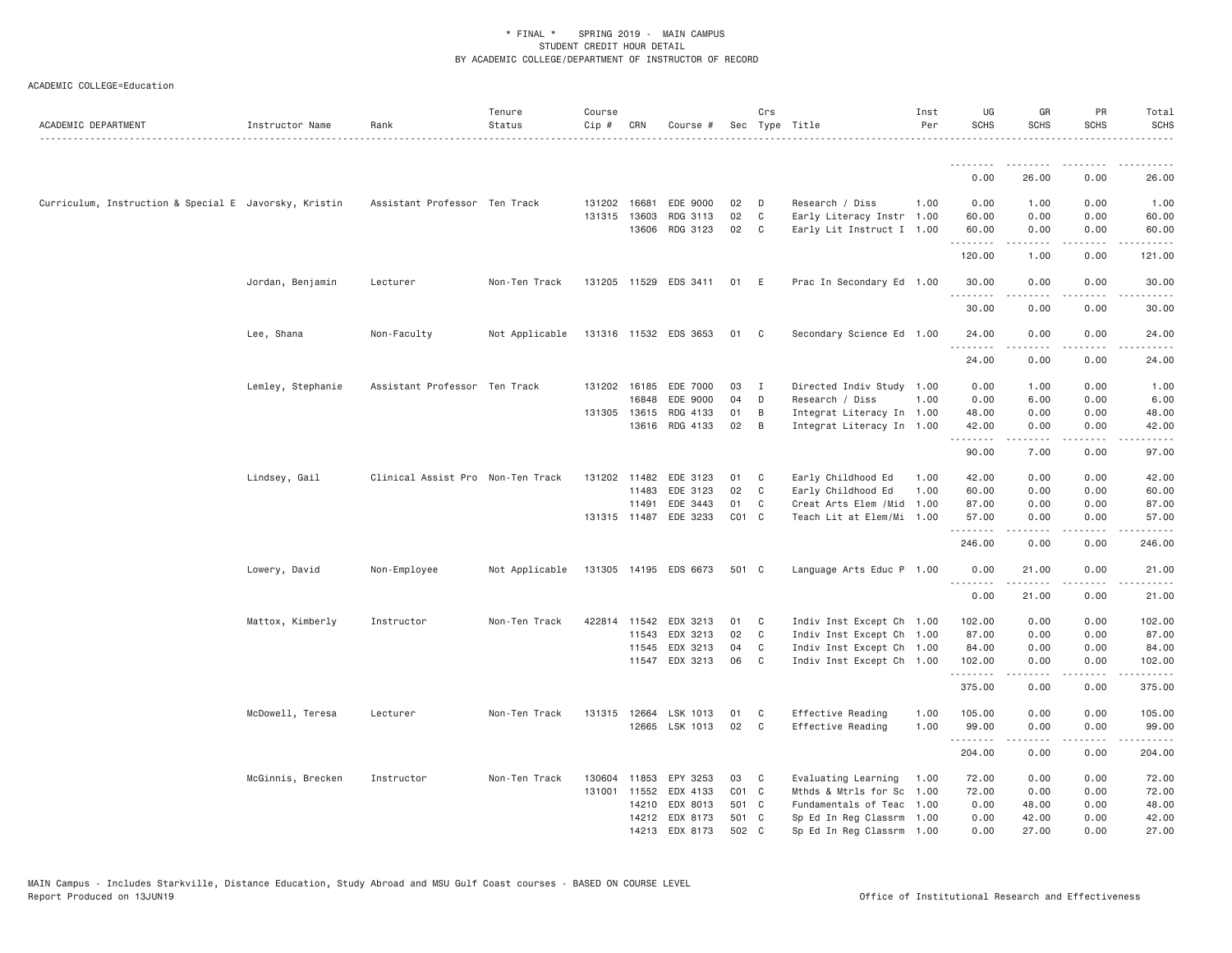# * FINAL * SPRING 2019 - MAIN CAMPUS
## STUDENT CREDIT HOUR DETAIL
## BY ACADEMIC COLLEGE/DEPARTMENT OF INSTRUCTOR OF RECORD

ACADEMIC COLLEGE=Education

| ACADEMIC DEPARTMENT | Instructor Name | Rank | Tenure Status | Course Cip # | CRN | Course # | Sec | Crs Type | Title | Inst Per | UG SCHS | GR SCHS | PR SCHS | Total SCHS |
|---|---|---|---|---|---|---|---|---|---|---|---|---|---|---|
| | | | | | | | | | | | 0.00 | 26.00 | 0.00 | 26.00 |
| Curriculum, Instruction & Special E | Javorsky, Kristin | Assistant Professor | Ten Track | 131202 | 16681 | EDE 9000 | 02 | D | Research / Diss | 1.00 | 0.00 | 1.00 | 0.00 | 1.00 |
| | | | | 131315 | 13603 | RDG 3113 | 02 | C | Early Literacy Instr | 1.00 | 60.00 | 0.00 | 0.00 | 60.00 |
| | | | | | 13606 | RDG 3123 | 02 | C | Early Lit Instruct I | 1.00 | 60.00 | 0.00 | 0.00 | 60.00 |
| | | | | | | | | | | | 120.00 | 1.00 | 0.00 | 121.00 |
| | Jordan, Benjamin | Lecturer | Non-Ten Track | 131205 | 11529 | EDS 3411 | 01 | E | Prac In Secondary Ed | 1.00 | 30.00 | 0.00 | 0.00 | 30.00 |
| | | | | | | | | | | | 30.00 | 0.00 | 0.00 | 30.00 |
| | Lee, Shana | Non-Faculty | Not Applicable | 131316 | 11532 | EDS 3653 | 01 | C | Secondary Science Ed | 1.00 | 24.00 | 0.00 | 0.00 | 24.00 |
| | | | | | | | | | | | 24.00 | 0.00 | 0.00 | 24.00 |
| | Lemley, Stephanie | Assistant Professor | Ten Track | 131202 | 16185 | EDE 7000 | 03 | I | Directed Indiv Study | 1.00 | 0.00 | 1.00 | 0.00 | 1.00 |
| | | | | | 16848 | EDE 9000 | 04 | D | Research / Diss | 1.00 | 0.00 | 6.00 | 0.00 | 6.00 |
| | | | | 131305 | 13615 | RDG 4133 | 01 | B | Integrat Literacy In | 1.00 | 48.00 | 0.00 | 0.00 | 48.00 |
| | | | | | 13616 | RDG 4133 | 02 | B | Integrat Literacy In | 1.00 | 42.00 | 0.00 | 0.00 | 42.00 |
| | | | | | | | | | | | 90.00 | 7.00 | 0.00 | 97.00 |
| | Lindsey, Gail | Clinical Assist Pro | Non-Ten Track | 131202 | 11482 | EDE 3123 | 01 | C | Early Childhood Ed | 1.00 | 42.00 | 0.00 | 0.00 | 42.00 |
| | | | | | 11483 | EDE 3123 | 02 | C | Early Childhood Ed | 1.00 | 60.00 | 0.00 | 0.00 | 60.00 |
| | | | | | 11491 | EDE 3443 | 01 | C | Creat Arts Elem /Mid | 1.00 | 87.00 | 0.00 | 0.00 | 87.00 |
| | | | | 131315 | 11487 | EDE 3233 | C01 | C | Teach Lit at Elem/Mi | 1.00 | 57.00 | 0.00 | 0.00 | 57.00 |
| | | | | | | | | | | | 246.00 | 0.00 | 0.00 | 246.00 |
| | Lowery, David | Non-Employee | Not Applicable | 131305 | 14195 | EDS 6673 | 501 | C | Language Arts Educ P | 1.00 | 0.00 | 21.00 | 0.00 | 21.00 |
| | | | | | | | | | | | 0.00 | 21.00 | 0.00 | 21.00 |
| | Mattox, Kimberly | Instructor | Non-Ten Track | 422814 | 11542 | EDX 3213 | 01 | C | Indiv Inst Except Ch | 1.00 | 102.00 | 0.00 | 0.00 | 102.00 |
| | | | | | 11543 | EDX 3213 | 02 | C | Indiv Inst Except Ch | 1.00 | 87.00 | 0.00 | 0.00 | 87.00 |
| | | | | | 11545 | EDX 3213 | 04 | C | Indiv Inst Except Ch | 1.00 | 84.00 | 0.00 | 0.00 | 84.00 |
| | | | | | 11547 | EDX 3213 | 06 | C | Indiv Inst Except Ch | 1.00 | 102.00 | 0.00 | 0.00 | 102.00 |
| | | | | | | | | | | | 375.00 | 0.00 | 0.00 | 375.00 |
| | McDowell, Teresa | Lecturer | Non-Ten Track | 131315 | 12664 | LSK 1013 | 01 | C | Effective Reading | 1.00 | 105.00 | 0.00 | 0.00 | 105.00 |
| | | | | | 12665 | LSK 1013 | 02 | C | Effective Reading | 1.00 | 99.00 | 0.00 | 0.00 | 99.00 |
| | | | | | | | | | | | 204.00 | 0.00 | 0.00 | 204.00 |
| | McGinnis, Brecken | Instructor | Non-Ten Track | 130604 | 11853 | EPY 3253 | 03 | C | Evaluating Learning | 1.00 | 72.00 | 0.00 | 0.00 | 72.00 |
| | | | | 131001 | 11552 | EDX 4133 | C01 | C | Mthds & Mtrls for Sc | 1.00 | 72.00 | 0.00 | 0.00 | 72.00 |
| | | | | | 14210 | EDX 8013 | 501 | C | Fundamentals of Teac | 1.00 | 0.00 | 48.00 | 0.00 | 48.00 |
| | | | | | 14212 | EDX 8173 | 501 | C | Sp Ed In Reg Classrm | 1.00 | 0.00 | 42.00 | 0.00 | 42.00 |
| | | | | | 14213 | EDX 8173 | 502 | C | Sp Ed In Reg Classrm | 1.00 | 0.00 | 27.00 | 0.00 | 27.00 |

MAIN Campus - Includes Starkville, Distance Education, Study Abroad and MSU Gulf Coast courses - BASED ON COURSE LEVEL
Report Produced on 13JUN19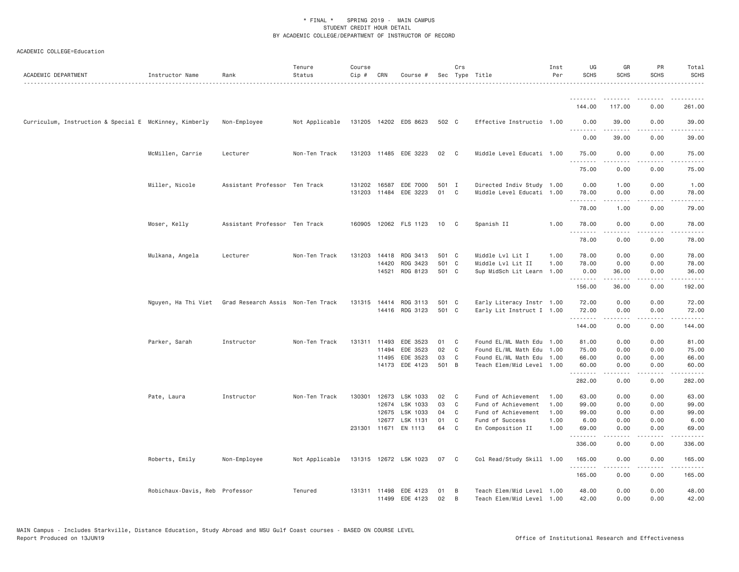\* FINAL \* SPRING 2019 - MAIN CAMPUS
STUDENT CREDIT HOUR DETAIL
BY ACADEMIC COLLEGE/DEPARTMENT OF INSTRUCTOR OF RECORD

ACADEMIC COLLEGE=Education

| ACADEMIC DEPARTMENT | Instructor Name | Rank | Tenure Status | Course Cip # | CRN | Course # | Sec | Crs Type | Title | Inst Per | UG SCHS | GR SCHS | PR SCHS | Total SCHS |
|---|---|---|---|---|---|---|---|---|---|---|---|---|---|---|
| | | | | | | | | | | | 144.00 | 117.00 | 0.00 | 261.00 |
| Curriculum, Instruction & Special E | McKinney, Kimberly | Non-Employee | Not Applicable | 131205 | 14202 | EDS 8623 | 502 | C | Effective Instructio | 1.00 | 0.00 | 39.00 | 0.00 | 39.00 |
| | | | | | | | | | | | 0.00 | 39.00 | 0.00 | 39.00 |
| | McMillen, Carrie | Lecturer | Non-Ten Track | 131203 | 11485 | EDE 3223 | 02 | C | Middle Level Educati | 1.00 | 75.00 | 0.00 | 0.00 | 75.00 |
| | | | | | | | | | | | 75.00 | 0.00 | 0.00 | 75.00 |
| | Miller, Nicole | Assistant Professor | Ten Track | 131202 | 16587 | EDE 7000 | 501 | I | Directed Indiv Study | 1.00 | 0.00 | 1.00 | 0.00 | 1.00 |
| | | | | 131203 | 11484 | EDE 3223 | 01 | C | Middle Level Educati | 1.00 | 78.00 | 0.00 | 0.00 | 78.00 |
| | | | | | | | | | | | 78.00 | 1.00 | 0.00 | 79.00 |
| | Moser, Kelly | Assistant Professor | Ten Track | 160905 | 12062 | FLS 1123 | 10 | C | Spanish II | 1.00 | 78.00 | 0.00 | 0.00 | 78.00 |
| | | | | | | | | | | | 78.00 | 0.00 | 0.00 | 78.00 |
| | Mulkana, Angela | Lecturer | Non-Ten Track | 131203 | 14418 | RDG 3413 | 501 | C | Middle Lvl Lit I | 1.00 | 78.00 | 0.00 | 0.00 | 78.00 |
| | | | | | 14420 | RDG 3423 | 501 | C | Middle Lvl Lit II | 1.00 | 78.00 | 0.00 | 0.00 | 78.00 |
| | | | | | 14521 | RDG 8123 | 501 | C | Sup MidSch Lit Learn | 1.00 | 0.00 | 36.00 | 0.00 | 36.00 |
| | | | | | | | | | | | 156.00 | 36.00 | 0.00 | 192.00 |
| | Nguyen, Ha Thi Viet | Grad Research Assis | Non-Ten Track | 131315 | 14414 | RDG 3113 | 501 | C | Early Literacy Instr | 1.00 | 72.00 | 0.00 | 0.00 | 72.00 |
| | | | | | 14416 | RDG 3123 | 501 | C | Early Lit Instruct I | 1.00 | 72.00 | 0.00 | 0.00 | 72.00 |
| | | | | | | | | | | | 144.00 | 0.00 | 0.00 | 144.00 |
| | Parker, Sarah | Instructor | Non-Ten Track | 131311 | 11493 | EDE 3523 | 01 | C | Found EL/ML Math Edu | 1.00 | 81.00 | 0.00 | 0.00 | 81.00 |
| | | | | | 11494 | EDE 3523 | 02 | C | Found EL/ML Math Edu | 1.00 | 75.00 | 0.00 | 0.00 | 75.00 |
| | | | | | 11495 | EDE 3523 | 03 | C | Found EL/ML Math Edu | 1.00 | 66.00 | 0.00 | 0.00 | 66.00 |
| | | | | | 14173 | EDE 4123 | 501 | B | Teach Elem/Mid Level | 1.00 | 60.00 | 0.00 | 0.00 | 60.00 |
| | | | | | | | | | | | 282.00 | 0.00 | 0.00 | 282.00 |
| | Pate, Laura | Instructor | Non-Ten Track | 130301 | 12673 | LSK 1033 | 02 | C | Fund of Achievement | 1.00 | 63.00 | 0.00 | 0.00 | 63.00 |
| | | | | | 12674 | LSK 1033 | 03 | C | Fund of Achievement | 1.00 | 99.00 | 0.00 | 0.00 | 99.00 |
| | | | | | 12675 | LSK 1033 | 04 | C | Fund of Achievement | 1.00 | 99.00 | 0.00 | 0.00 | 99.00 |
| | | | | | 12677 | LSK 1131 | 01 | C | Fund of Success | 1.00 | 6.00 | 0.00 | 0.00 | 6.00 |
| | | | | 231301 | 11671 | EN 1113 | 64 | C | En Composition II | 1.00 | 69.00 | 0.00 | 0.00 | 69.00 |
| | | | | | | | | | | | 336.00 | 0.00 | 0.00 | 336.00 |
| | Roberts, Emily | Non-Employee | Not Applicable | 131315 | 12672 | LSK 1023 | 07 | C | Col Read/Study Skill | 1.00 | 165.00 | 0.00 | 0.00 | 165.00 |
| | | | | | | | | | | | 165.00 | 0.00 | 0.00 | 165.00 |
| | Robichaux-Davis, Reb | Professor | Tenured | 131311 | 11498 | EDE 4123 | 01 | B | Teach Elem/Mid Level | 1.00 | 48.00 | 0.00 | 0.00 | 48.00 |
| | | | | | 11499 | EDE 4123 | 02 | B | Teach Elem/Mid Level | 1.00 | 42.00 | 0.00 | 0.00 | 42.00 |

MAIN Campus - Includes Starkville, Distance Education, Study Abroad and MSU Gulf Coast courses - BASED ON COURSE LEVEL
Report Produced on 13JUN19 Office of Institutional Research and Effectiveness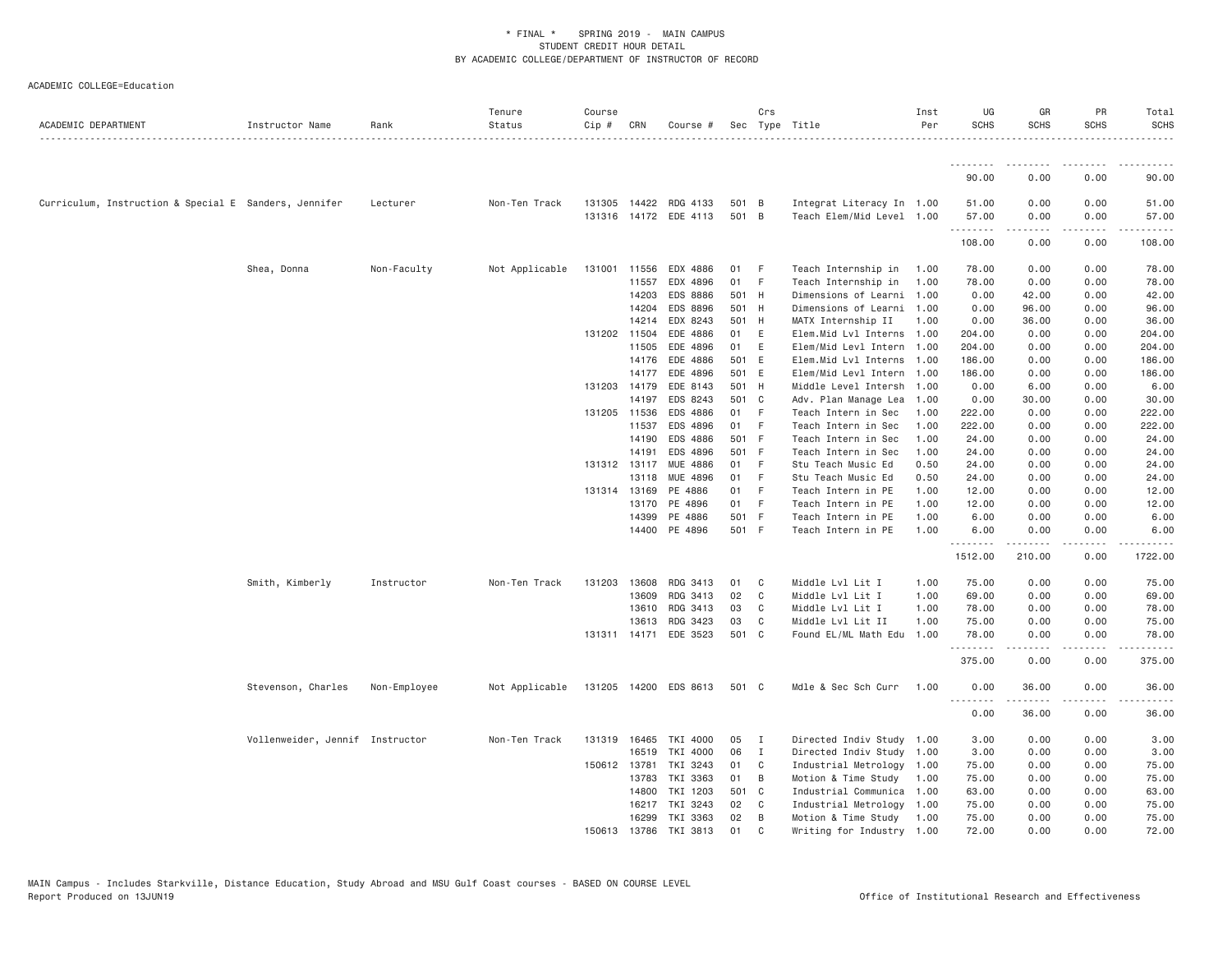\* FINAL \* SPRING 2019 - MAIN CAMPUS
STUDENT CREDIT HOUR DETAIL
BY ACADEMIC COLLEGE/DEPARTMENT OF INSTRUCTOR OF RECORD

ACADEMIC COLLEGE=Education

| ACADEMIC DEPARTMENT | Instructor Name | Rank | Tenure Status | Course Cip # | CRN | Course # | Sec | Crs Type | Title | Inst Per | UG SCHS | GR SCHS | PR SCHS | Total SCHS |
|---|---|---|---|---|---|---|---|---|---|---|---|---|---|---|
| | | | | | | | | | | | 90.00 | 0.00 | 0.00 | 90.00 |
| Curriculum, Instruction & Special E | Sanders, Jennifer | Lecturer | Non-Ten Track | 131305 | 14422 | RDG 4133 | 501 | B | Integrat Literacy In | 1.00 | 51.00 | 0.00 | 0.00 | 51.00 |
| | | | | 131316 | 14172 | EDE 4113 | 501 | B | Teach Elem/Mid Level | 1.00 | 57.00 | 0.00 | 0.00 | 57.00 |
| | | | | | | | | | | | 108.00 | 0.00 | 0.00 | 108.00 |
| | Shea, Donna | Non-Faculty | Not Applicable | 131001 | 11556 | EDX 4886 | 01 | F | Teach Internship in | 1.00 | 78.00 | 0.00 | 0.00 | 78.00 |
| | | | | | 11557 | EDX 4896 | 01 | F | Teach Internship in | 1.00 | 78.00 | 0.00 | 0.00 | 78.00 |
| | | | | | 14203 | EDS 8886 | 501 | H | Dimensions of Learni | 1.00 | 0.00 | 42.00 | 0.00 | 42.00 |
| | | | | | 14204 | EDS 8896 | 501 | H | Dimensions of Learni | 1.00 | 0.00 | 96.00 | 0.00 | 96.00 |
| | | | | | 14214 | EDX 8243 | 501 | H | MATX Internship II | 1.00 | 0.00 | 36.00 | 0.00 | 36.00 |
| | | | | 131202 | 11504 | EDE 4886 | 01 | E | Elem.Mid Lvl Interns | 1.00 | 204.00 | 0.00 | 0.00 | 204.00 |
| | | | | | 11505 | EDE 4896 | 01 | E | Elem/Mid Levl Intern | 1.00 | 204.00 | 0.00 | 0.00 | 204.00 |
| | | | | | 14176 | EDE 4886 | 501 | E | Elem.Mid Lvl Interns | 1.00 | 186.00 | 0.00 | 0.00 | 186.00 |
| | | | | | 14177 | EDE 4896 | 501 | E | Elem/Mid Levl Intern | 1.00 | 186.00 | 0.00 | 0.00 | 186.00 |
| | | | | 131203 | 14179 | EDE 8143 | 501 | H | Middle Level Intersh | 1.00 | 0.00 | 6.00 | 0.00 | 6.00 |
| | | | | | 14197 | EDS 8243 | 501 | C | Adv. Plan Manage Lea | 1.00 | 0.00 | 30.00 | 0.00 | 30.00 |
| | | | | 131205 | 11536 | EDS 4886 | 01 | F | Teach Intern in Sec | 1.00 | 222.00 | 0.00 | 0.00 | 222.00 |
| | | | | | 11537 | EDS 4896 | 01 | F | Teach Intern in Sec | 1.00 | 222.00 | 0.00 | 0.00 | 222.00 |
| | | | | | 14190 | EDS 4886 | 501 | F | Teach Intern in Sec | 1.00 | 24.00 | 0.00 | 0.00 | 24.00 |
| | | | | | 14191 | EDS 4896 | 501 | F | Teach Intern in Sec | 1.00 | 24.00 | 0.00 | 0.00 | 24.00 |
| | | | | 131312 | 13117 | MUE 4886 | 01 | F | Stu Teach Music Ed | 0.50 | 24.00 | 0.00 | 0.00 | 24.00 |
| | | | | | 13118 | MUE 4896 | 01 | F | Stu Teach Music Ed | 0.50 | 24.00 | 0.00 | 0.00 | 24.00 |
| | | | | 131314 | 13169 | PE 4886 | 01 | F | Teach Intern in PE | 1.00 | 12.00 | 0.00 | 0.00 | 12.00 |
| | | | | | 13170 | PE 4896 | 01 | F | Teach Intern in PE | 1.00 | 12.00 | 0.00 | 0.00 | 12.00 |
| | | | | | 14399 | PE 4886 | 501 | F | Teach Intern in PE | 1.00 | 6.00 | 0.00 | 0.00 | 6.00 |
| | | | | | 14400 | PE 4896 | 501 | F | Teach Intern in PE | 1.00 | 6.00 | 0.00 | 0.00 | 6.00 |
| | | | | | | | | | | | 1512.00 | 210.00 | 0.00 | 1722.00 |
| | Smith, Kimberly | Instructor | Non-Ten Track | 131203 | 13608 | RDG 3413 | 01 | C | Middle Lvl Lit I | 1.00 | 75.00 | 0.00 | 0.00 | 75.00 |
| | | | | | 13609 | RDG 3413 | 02 | C | Middle Lvl Lit I | 1.00 | 69.00 | 0.00 | 0.00 | 69.00 |
| | | | | | 13610 | RDG 3413 | 03 | C | Middle Lvl Lit I | 1.00 | 78.00 | 0.00 | 0.00 | 78.00 |
| | | | | | 13613 | RDG 3423 | 03 | C | Middle Lvl Lit II | 1.00 | 75.00 | 0.00 | 0.00 | 75.00 |
| | | | | 131311 | 14171 | EDE 3523 | 501 | C | Found EL/ML Math Edu | 1.00 | 78.00 | 0.00 | 0.00 | 78.00 |
| | | | | | | | | | | | 375.00 | 0.00 | 0.00 | 375.00 |
| | Stevenson, Charles | Non-Employee | Not Applicable | 131205 | 14200 | EDS 8613 | 501 | C | Mdle & Sec Sch Curr | 1.00 | 0.00 | 36.00 | 0.00 | 36.00 |
| | | | | | | | | | | | 0.00 | 36.00 | 0.00 | 36.00 |
| | Vollenweider, Jennif | Instructor | Non-Ten Track | 131319 | 16465 | TKI 4000 | 05 | I | Directed Indiv Study | 1.00 | 3.00 | 0.00 | 0.00 | 3.00 |
| | | | | | 16519 | TKI 4000 | 06 | I | Directed Indiv Study | 1.00 | 3.00 | 0.00 | 0.00 | 3.00 |
| | | | | 150612 | 13781 | TKI 3243 | 01 | C | Industrial Metrology | 1.00 | 75.00 | 0.00 | 0.00 | 75.00 |
| | | | | | 13783 | TKI 3363 | 01 | B | Motion & Time Study | 1.00 | 75.00 | 0.00 | 0.00 | 75.00 |
| | | | | | 14800 | TKI 1203 | 501 | C | Industrial Communica | 1.00 | 63.00 | 0.00 | 0.00 | 63.00 |
| | | | | | 16217 | TKI 3243 | 02 | C | Industrial Metrology | 1.00 | 75.00 | 0.00 | 0.00 | 75.00 |
| | | | | | 16299 | TKI 3363 | 02 | B | Motion & Time Study | 1.00 | 75.00 | 0.00 | 0.00 | 75.00 |
| | | | | 150613 | 13786 | TKI 3813 | 01 | C | Writing for Industry | 1.00 | 72.00 | 0.00 | 0.00 | 72.00 |

MAIN Campus - Includes Starkville, Distance Education, Study Abroad and MSU Gulf Coast courses - BASED ON COURSE LEVEL
Report Produced on 13JUN19 Office of Institutional Research and Effectiveness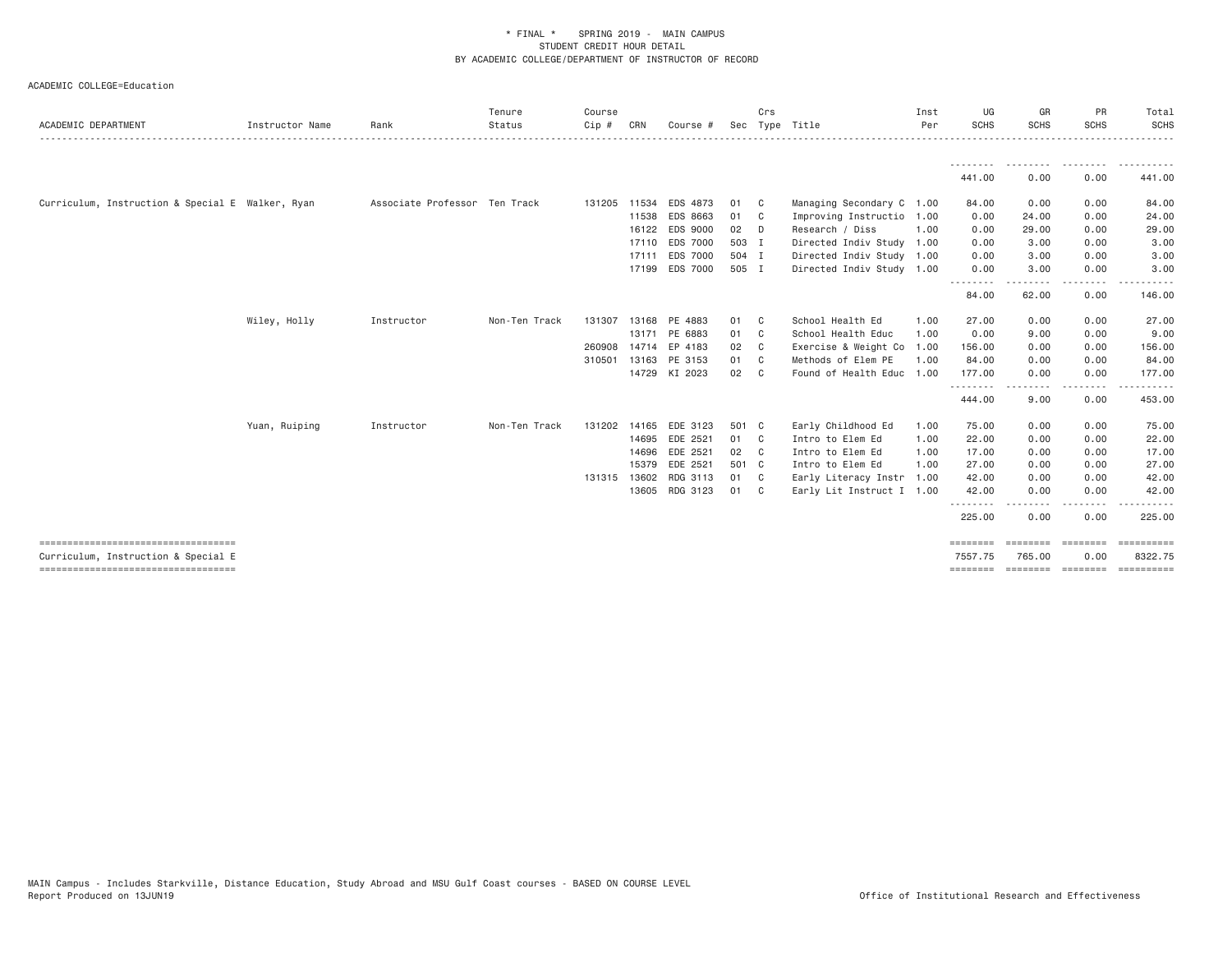\* FINAL \* SPRING 2019 - MAIN CAMPUS
STUDENT CREDIT HOUR DETAIL
BY ACADEMIC COLLEGE/DEPARTMENT OF INSTRUCTOR OF RECORD

ACADEMIC COLLEGE=Education

| ACADEMIC DEPARTMENT | Instructor Name | Rank | Tenure Status | Course Cip # | CRN | Course # | Sec | Crs Type | Title | Inst Per | UG SCHS | GR SCHS | PR SCHS | Total SCHS |
|---|---|---|---|---|---|---|---|---|---|---|---|---|---|---|
| | | | | | | | | | | | 441.00 | 0.00 | 0.00 | 441.00 |
| Curriculum, Instruction & Special E | Walker, Ryan | Associate Professor | Ten Track | 131205 | 11534 | EDS 4873 | 01 | C | Managing Secondary C | 1.00 | 84.00 | 0.00 | 0.00 | 84.00 |
| | | | | | 11538 | EDS 8663 | 01 | C | Improving Instructio | 1.00 | 0.00 | 24.00 | 0.00 | 24.00 |
| | | | | | 16122 | EDS 9000 | 02 | D | Research / Diss | 1.00 | 0.00 | 29.00 | 0.00 | 29.00 |
| | | | | | 17110 | EDS 7000 | 503 | I | Directed Indiv Study | 1.00 | 0.00 | 3.00 | 0.00 | 3.00 |
| | | | | | 17111 | EDS 7000 | 504 | I | Directed Indiv Study | 1.00 | 0.00 | 3.00 | 0.00 | 3.00 |
| | | | | | 17199 | EDS 7000 | 505 | I | Directed Indiv Study | 1.00 | 0.00 | 3.00 | 0.00 | 3.00 |
| | | | | | | | | | | | 84.00 | 62.00 | 0.00 | 146.00 |
| | Wiley, Holly | Instructor | Non-Ten Track | 131307 | 13168 | PE 4883 | 01 | C | School Health Ed | 1.00 | 27.00 | 0.00 | 0.00 | 27.00 |
| | | | | | 13171 | PE 6883 | 01 | C | School Health Educ | 1.00 | 0.00 | 9.00 | 0.00 | 9.00 |
| | | | | 260908 | 14714 | EP 4183 | 02 | C | Exercise & Weight Co | 1.00 | 156.00 | 0.00 | 0.00 | 156.00 |
| | | | | 310501 | 13163 | PE 3153 | 01 | C | Methods of Elem PE | 1.00 | 84.00 | 0.00 | 0.00 | 84.00 |
| | | | | | 14729 | KI 2023 | 02 | C | Found of Health Educ | 1.00 | 177.00 | 0.00 | 0.00 | 177.00 |
| | | | | | | | | | | | 444.00 | 9.00 | 0.00 | 453.00 |
| | Yuan, Ruiping | Instructor | Non-Ten Track | 131202 | 14165 | EDE 3123 | 501 | C | Early Childhood Ed | 1.00 | 75.00 | 0.00 | 0.00 | 75.00 |
| | | | | | 14695 | EDE 2521 | 01 | C | Intro to Elem Ed | 1.00 | 22.00 | 0.00 | 0.00 | 22.00 |
| | | | | | 14696 | EDE 2521 | 02 | C | Intro to Elem Ed | 1.00 | 17.00 | 0.00 | 0.00 | 17.00 |
| | | | | | 15379 | EDE 2521 | 501 | C | Intro to Elem Ed | 1.00 | 27.00 | 0.00 | 0.00 | 27.00 |
| | | | | 131315 | 13602 | RDG 3113 | 01 | C | Early Literacy Instr | 1.00 | 42.00 | 0.00 | 0.00 | 42.00 |
| | | | | | 13605 | RDG 3123 | 01 | C | Early Lit Instruct I | 1.00 | 42.00 | 0.00 | 0.00 | 42.00 |
| | | | | | | | | | | | 225.00 | 0.00 | 0.00 | 225.00 |
| Curriculum, Instruction & Special E | | | | | | | | | | | 7557.75 | 765.00 | 0.00 | 8322.75 |

MAIN Campus - Includes Starkville, Distance Education, Study Abroad and MSU Gulf Coast courses - BASED ON COURSE LEVEL
Report Produced on 13JUN19 Office of Institutional Research and Effectiveness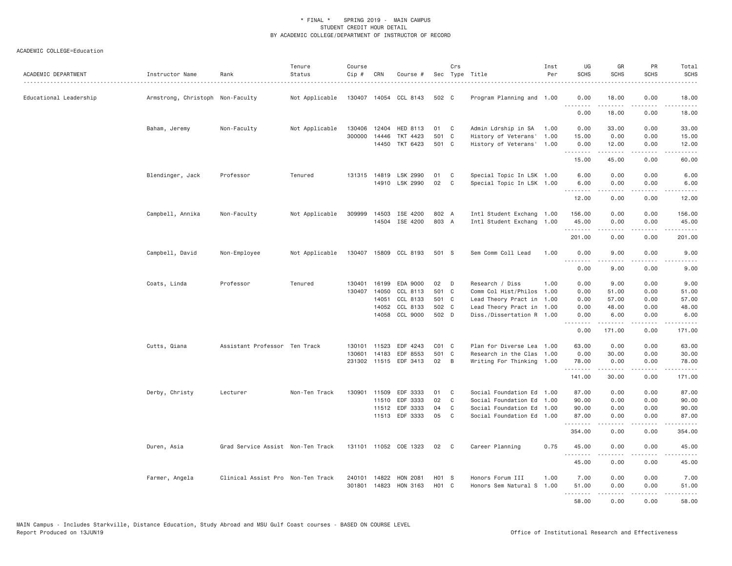\* FINAL \* SPRING 2019 - MAIN CAMPUS
STUDENT CREDIT HOUR DETAIL
BY ACADEMIC COLLEGE/DEPARTMENT OF INSTRUCTOR OF RECORD

ACADEMIC COLLEGE=Education

| ACADEMIC DEPARTMENT | Instructor Name | Rank | Tenure Status | Course Cip # | CRN | Course # | Sec | Crs Type | Title | Inst Per | UG SCHS | GR SCHS | PR SCHS | Total SCHS |
|---|---|---|---|---|---|---|---|---|---|---|---|---|---|---|
| Educational Leadership | Armstrong, Christoph | Non-Faculty | Not Applicable | 130407 | 14054 | CCL 8143 | 502 | C | Program Planning and | 1.00 | 0.00 | 18.00 | 0.00 | 18.00 |
| | | | | | | | | | | | 0.00 | 18.00 | 0.00 | 18.00 |
| | Baham, Jeremy | Non-Faculty | Not Applicable | 130406 | 12404 | HED 8113 | 01 | C | Admin Ldrship in SA | 1.00 | 0.00 | 33.00 | 0.00 | 33.00 |
| | | | | 300000 | 14446 | TKT 4423 | 501 | C | History of Veterans' | 1.00 | 15.00 | 0.00 | 0.00 | 15.00 |
| | | | | | 14450 | TKT 6423 | 501 | C | History of Veterans' | 1.00 | 0.00 | 12.00 | 0.00 | 12.00 |
| | | | | | | | | | | | 15.00 | 45.00 | 0.00 | 60.00 |
| | Blendinger, Jack | Professor | Tenured | 131315 | 14819 | LSK 2990 | 01 | C | Special Topic In LSK | 1.00 | 6.00 | 0.00 | 0.00 | 6.00 |
| | | | | | 14910 | LSK 2990 | 02 | C | Special Topic In LSK | 1.00 | 6.00 | 0.00 | 0.00 | 6.00 |
| | | | | | | | | | | | 12.00 | 0.00 | 0.00 | 12.00 |
| | Campbell, Annika | Non-Faculty | Not Applicable | 309999 | 14503 | ISE 4200 | 802 | A | Intl Student Exchang | 1.00 | 156.00 | 0.00 | 0.00 | 156.00 |
| | | | | | 14504 | ISE 4200 | 803 | A | Intl Student Exchang | 1.00 | 45.00 | 0.00 | 0.00 | 45.00 |
| | | | | | | | | | | | 201.00 | 0.00 | 0.00 | 201.00 |
| | Campbell, David | Non-Employee | Not Applicable | 130407 | 15809 | CCL 8193 | 501 | S | Sem Comm Coll Lead | 1.00 | 0.00 | 9.00 | 0.00 | 9.00 |
| | | | | | | | | | | | 0.00 | 9.00 | 0.00 | 9.00 |
| | Coats, Linda | Professor | Tenured | 130401 | 16199 | EDA 9000 | 02 | D | Research / Diss | 1.00 | 0.00 | 9.00 | 0.00 | 9.00 |
| | | | | 130407 | 14050 | CCL 8113 | 501 | C | Comm Col Hist/Philos | 1.00 | 0.00 | 51.00 | 0.00 | 51.00 |
| | | | | | 14051 | CCL 8133 | 501 | C | Lead Theory Pract in | 1.00 | 0.00 | 57.00 | 0.00 | 57.00 |
| | | | | | 14052 | CCL 8133 | 502 | C | Lead Theory Pract in | 1.00 | 0.00 | 48.00 | 0.00 | 48.00 |
| | | | | | 14058 | CCL 9000 | 502 | D | Diss./Dissertation R | 1.00 | 0.00 | 6.00 | 0.00 | 6.00 |
| | | | | | | | | | | | 0.00 | 171.00 | 0.00 | 171.00 |
| | Cutts, Qiana | Assistant Professor | Ten Track | 130101 | 11523 | EDF 4243 | C01 | C | Plan for Diverse Lea | 1.00 | 63.00 | 0.00 | 0.00 | 63.00 |
| | | | | 130601 | 14183 | EDF 8553 | 501 | C | Research in the Clas | 1.00 | 0.00 | 30.00 | 0.00 | 30.00 |
| | | | | 231302 | 11515 | EDF 3413 | 02 | B | Writing For Thinking | 1.00 | 78.00 | 0.00 | 0.00 | 78.00 |
| | | | | | | | | | | | 141.00 | 30.00 | 0.00 | 171.00 |
| | Derby, Christy | Lecturer | Non-Ten Track | 130901 | 11509 | EDF 3333 | 01 | C | Social Foundation Ed | 1.00 | 87.00 | 0.00 | 0.00 | 87.00 |
| | | | | | 11510 | EDF 3333 | 02 | C | Social Foundation Ed | 1.00 | 90.00 | 0.00 | 0.00 | 90.00 |
| | | | | | 11512 | EDF 3333 | 04 | C | Social Foundation Ed | 1.00 | 90.00 | 0.00 | 0.00 | 90.00 |
| | | | | | 11513 | EDF 3333 | 05 | C | Social Foundation Ed | 1.00 | 87.00 | 0.00 | 0.00 | 87.00 |
| | | | | | | | | | | | 354.00 | 0.00 | 0.00 | 354.00 |
| | Duren, Asia | Grad Service Assist | Non-Ten Track | 131101 | 11052 | COE 1323 | 02 | C | Career Planning | 0.75 | 45.00 | 0.00 | 0.00 | 45.00 |
| | | | | | | | | | | | 45.00 | 0.00 | 0.00 | 45.00 |
| | Farmer, Angela | Clinical Assist Pro | Non-Ten Track | 240101 | 14822 | HON 2081 | H01 | S | Honors Forum III | 1.00 | 7.00 | 0.00 | 0.00 | 7.00 |
| | | | | 301801 | 14823 | HON 3163 | H01 | C | Honors Sem Natural S | 1.00 | 51.00 | 0.00 | 0.00 | 51.00 |
| | | | | | | | | | | | 58.00 | 0.00 | 0.00 | 58.00 |

MAIN Campus - Includes Starkville, Distance Education, Study Abroad and MSU Gulf Coast courses - BASED ON COURSE LEVEL
Report Produced on 13JUN19 Office of Institutional Research and Effectiveness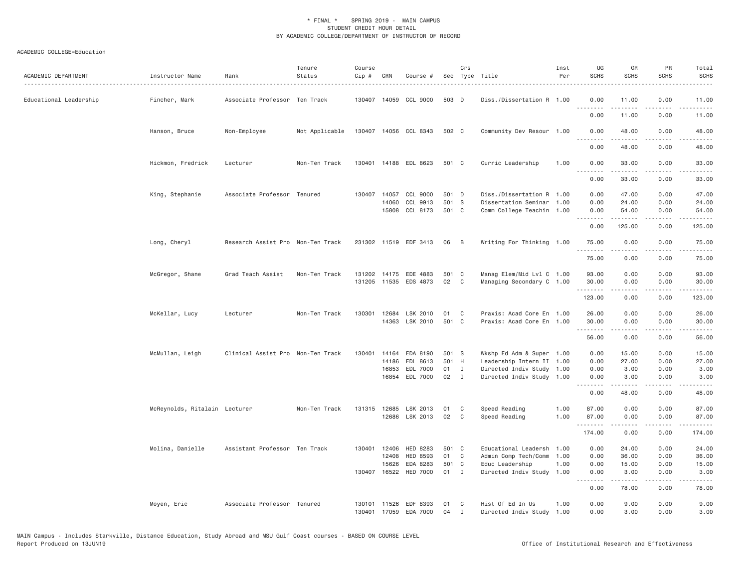\* FINAL \* SPRING 2019 - MAIN CAMPUS
STUDENT CREDIT HOUR DETAIL
BY ACADEMIC COLLEGE/DEPARTMENT OF INSTRUCTOR OF RECORD

ACADEMIC COLLEGE=Education

| ACADEMIC DEPARTMENT | Instructor Name | Rank | Tenure Status | Course Cip # | CRN | Course # | Sec | Crs Type | Title | Inst Per | UG SCHS | GR SCHS | PR SCHS | Total SCHS |
|---|---|---|---|---|---|---|---|---|---|---|---|---|---|---|
| Educational Leadership | Fincher, Mark | Associate Professor | Ten Track | 130407 | 14059 | CCL 9000 | 503 | D | Diss./Dissertation R | 1.00 | 0.00 | 11.00 | 0.00 | 11.00 |
| | | | | | | | | | | | 0.00 | 11.00 | 0.00 | 11.00 |
| | Hanson, Bruce | Non-Employee | Not Applicable | 130407 | 14056 | CCL 8343 | 502 | C | Community Dev Resour | 1.00 | 0.00 | 48.00 | 0.00 | 48.00 |
| | | | | | | | | | | | 0.00 | 48.00 | 0.00 | 48.00 |
| | Hickmon, Fredrick | Lecturer | Non-Ten Track | 130401 | 14188 | EDL 8623 | 501 | C | Curric Leadership | 1.00 | 0.00 | 33.00 | 0.00 | 33.00 |
| | | | | | | | | | | | 0.00 | 33.00 | 0.00 | 33.00 |
| | King, Stephanie | Associate Professor | Tenured | 130407 | 14057 | CCL 9000 | 501 | D | Diss./Dissertation R | 1.00 | 0.00 | 47.00 | 0.00 | 47.00 |
| | | | | | 14060 | CCL 9913 | 501 | S | Dissertation Seminar | 1.00 | 0.00 | 24.00 | 0.00 | 24.00 |
| | | | | | 15808 | CCL 8173 | 501 | C | Comm College Teachin | 1.00 | 0.00 | 54.00 | 0.00 | 54.00 |
| | | | | | | | | | | | 0.00 | 125.00 | 0.00 | 125.00 |
| | Long, Cheryl | Research Assist Pro | Non-Ten Track | 231302 | 11519 | EDF 3413 | 06 | B | Writing For Thinking | 1.00 | 75.00 | 0.00 | 0.00 | 75.00 |
| | | | | | | | | | | | 75.00 | 0.00 | 0.00 | 75.00 |
| | McGregor, Shane | Grad Teach Assist | Non-Ten Track | 131202 | 14175 | EDE 4883 | 501 | C | Manag Elem/Mid Lvl C | 1.00 | 93.00 | 0.00 | 0.00 | 93.00 |
| | | | | 131205 | 11535 | EDS 4873 | 02 | C | Managing Secondary C | 1.00 | 30.00 | 0.00 | 0.00 | 30.00 |
| | | | | | | | | | | | 123.00 | 0.00 | 0.00 | 123.00 |
| | McKellar, Lucy | Lecturer | Non-Ten Track | 130301 | 12684 | LSK 2010 | 01 | C | Praxis: Acad Core En | 1.00 | 26.00 | 0.00 | 0.00 | 26.00 |
| | | | | | 14363 | LSK 2010 | 501 | C | Praxis: Acad Core En | 1.00 | 30.00 | 0.00 | 0.00 | 30.00 |
| | | | | | | | | | | | 56.00 | 0.00 | 0.00 | 56.00 |
| | McMullan, Leigh | Clinical Assist Pro | Non-Ten Track | 130401 | 14164 | EDA 8190 | 501 | S | Wkshp Ed Adm & Super | 1.00 | 0.00 | 15.00 | 0.00 | 15.00 |
| | | | | | 14186 | EDL 8613 | 501 | H | Leadership Intern II | 1.00 | 0.00 | 27.00 | 0.00 | 27.00 |
| | | | | | 16853 | EDL 7000 | 01 | I | Directed Indiv Study | 1.00 | 0.00 | 3.00 | 0.00 | 3.00 |
| | | | | | 16854 | EDL 7000 | 02 | I | Directed Indiv Study | 1.00 | 0.00 | 3.00 | 0.00 | 3.00 |
| | | | | | | | | | | | 0.00 | 48.00 | 0.00 | 48.00 |
| | McReynolds, Ritalain | Lecturer | Non-Ten Track | 131315 | 12685 | LSK 2013 | 01 | C | Speed Reading | 1.00 | 87.00 | 0.00 | 0.00 | 87.00 |
| | | | | | 12686 | LSK 2013 | 02 | C | Speed Reading | 1.00 | 87.00 | 0.00 | 0.00 | 87.00 |
| | | | | | | | | | | | 174.00 | 0.00 | 0.00 | 174.00 |
| | Molina, Danielle | Assistant Professor | Ten Track | 130401 | 12406 | HED 8283 | 501 | C | Educational Leadersh | 1.00 | 0.00 | 24.00 | 0.00 | 24.00 |
| | | | | | 12408 | HED 8593 | 01 | C | Admin Comp Tech/Comm | 1.00 | 0.00 | 36.00 | 0.00 | 36.00 |
| | | | | | 15626 | EDA 8283 | 501 | C | Educ Leadership | 1.00 | 0.00 | 15.00 | 0.00 | 15.00 |
| | | | | 130407 | 16522 | HED 7000 | 01 | I | Directed Indiv Study | 1.00 | 0.00 | 3.00 | 0.00 | 3.00 |
| | | | | | | | | | | | 0.00 | 78.00 | 0.00 | 78.00 |
| | Moyen, Eric | Associate Professor | Tenured | 130101 | 11526 | EDF 8393 | 01 | C | Hist Of Ed In Us | 1.00 | 0.00 | 9.00 | 0.00 | 9.00 |
| | | | | 130401 | 17059 | EDA 7000 | 04 | I | Directed Indiv Study | 1.00 | 0.00 | 3.00 | 0.00 | 3.00 |

MAIN Campus - Includes Starkville, Distance Education, Study Abroad and MSU Gulf Coast courses - BASED ON COURSE LEVEL
Report Produced on 13JUN19

Office of Institutional Research and Effectiveness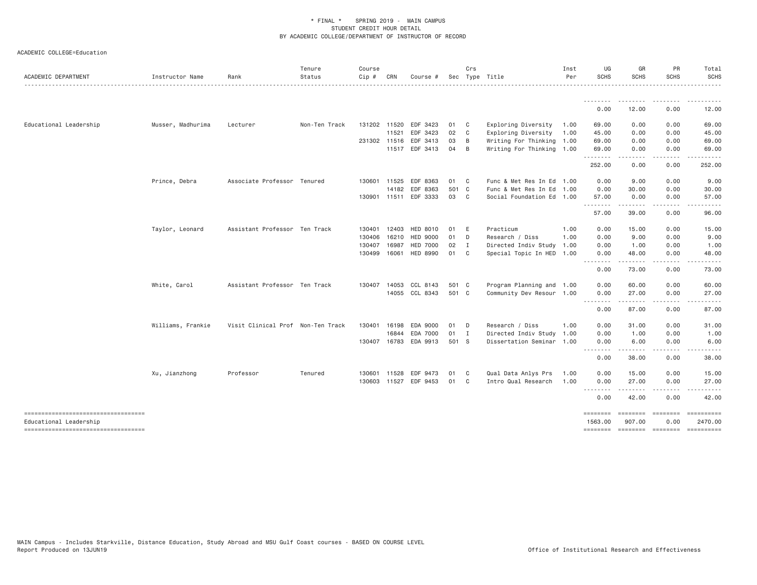* FINAL * SPRING 2019 - MAIN CAMPUS
STUDENT CREDIT HOUR DETAIL
BY ACADEMIC COLLEGE/DEPARTMENT OF INSTRUCTOR OF RECORD

ACADEMIC COLLEGE=Education

| ACADEMIC DEPARTMENT | Instructor Name | Rank | Tenure Status | Course Cip # | CRN | Course # | Sec | Crs Type | Title | Inst Per | UG SCHS | GR SCHS | PR SCHS | Total SCHS |
|---|---|---|---|---|---|---|---|---|---|---|---|---|---|---|
| | | | | | | | | | | | 0.00 | 12.00 | 0.00 | 12.00 |
| Educational Leadership | Musser, Madhurima | Lecturer | Non-Ten Track | 131202 | 11520 | EDF 3423 | 01 | C | Exploring Diversity | 1.00 | 69.00 | 0.00 | 0.00 | 69.00 |
| | | | | | 11521 | EDF 3423 | 02 | C | Exploring Diversity | 1.00 | 45.00 | 0.00 | 0.00 | 45.00 |
| | | | | 231302 | 11516 | EDF 3413 | 03 | B | Writing For Thinking | 1.00 | 69.00 | 0.00 | 0.00 | 69.00 |
| | | | | | 11517 | EDF 3413 | 04 | B | Writing For Thinking | 1.00 | 69.00 | 0.00 | 0.00 | 69.00 |
| | | | | | | | | | | | 252.00 | 0.00 | 0.00 | 252.00 |
| | Prince, Debra | Associate Professor | Tenured | 130601 | 11525 | EDF 8363 | 01 | C | Func & Met Res In Ed | 1.00 | 0.00 | 9.00 | 0.00 | 9.00 |
| | | | | | 14182 | EDF 8363 | 501 | C | Func & Met Res In Ed | 1.00 | 0.00 | 30.00 | 0.00 | 30.00 |
| | | | | 130901 | 11511 | EDF 3333 | 03 | C | Social Foundation Ed | 1.00 | 57.00 | 0.00 | 0.00 | 57.00 |
| | | | | | | | | | | | 57.00 | 39.00 | 0.00 | 96.00 |
| | Taylor, Leonard | Assistant Professor | Ten Track | 130401 | 12403 | HED 8010 | 01 | E | Practicum | 1.00 | 0.00 | 15.00 | 0.00 | 15.00 |
| | | | | 130406 | 16210 | HED 9000 | 01 | D | Research / Diss | 1.00 | 0.00 | 9.00 | 0.00 | 9.00 |
| | | | | 130407 | 16987 | HED 7000 | 02 | I | Directed Indiv Study | 1.00 | 0.00 | 1.00 | 0.00 | 1.00 |
| | | | | 130499 | 16061 | HED 8990 | 01 | C | Special Topic In HED | 1.00 | 0.00 | 48.00 | 0.00 | 48.00 |
| | | | | | | | | | | | 0.00 | 73.00 | 0.00 | 73.00 |
| | White, Carol | Assistant Professor | Ten Track | 130407 | 14053 | CCL 8143 | 501 | C | Program Planning and | 1.00 | 0.00 | 60.00 | 0.00 | 60.00 |
| | | | | | 14055 | CCL 8343 | 501 | C | Community Dev Resour | 1.00 | 0.00 | 27.00 | 0.00 | 27.00 |
| | | | | | | | | | | | 0.00 | 87.00 | 0.00 | 87.00 |
| | Williams, Frankie | Visit Clinical Prof | Non-Ten Track | 130401 | 16198 | EDA 9000 | 01 | D | Research / Diss | 1.00 | 0.00 | 31.00 | 0.00 | 31.00 |
| | | | | | 16844 | EDA 7000 | 01 | I | Directed Indiv Study | 1.00 | 0.00 | 1.00 | 0.00 | 1.00 |
| | | | | 130407 | 16783 | EDA 9913 | 501 | S | Dissertation Seminar | 1.00 | 0.00 | 6.00 | 0.00 | 6.00 |
| | | | | | | | | | | | 0.00 | 38.00 | 0.00 | 38.00 |
| | Xu, Jianzhong | Professor | Tenured | 130601 | 11528 | EDF 9473 | 01 | C | Qual Data Anlys Prs | 1.00 | 0.00 | 15.00 | 0.00 | 15.00 |
| | | | | 130603 | 11527 | EDF 9453 | 01 | C | Intro Qual Research | 1.00 | 0.00 | 27.00 | 0.00 | 27.00 |
| | | | | | | | | | | | 0.00 | 42.00 | 0.00 | 42.00 |
| Educational Leadership | | | | | | | | | | | 1563.00 | 907.00 | 0.00 | 2470.00 |

MAIN Campus - Includes Starkville, Distance Education, Study Abroad and MSU Gulf Coast courses - BASED ON COURSE LEVEL
Report Produced on 13JUN19

Office of Institutional Research and Effectiveness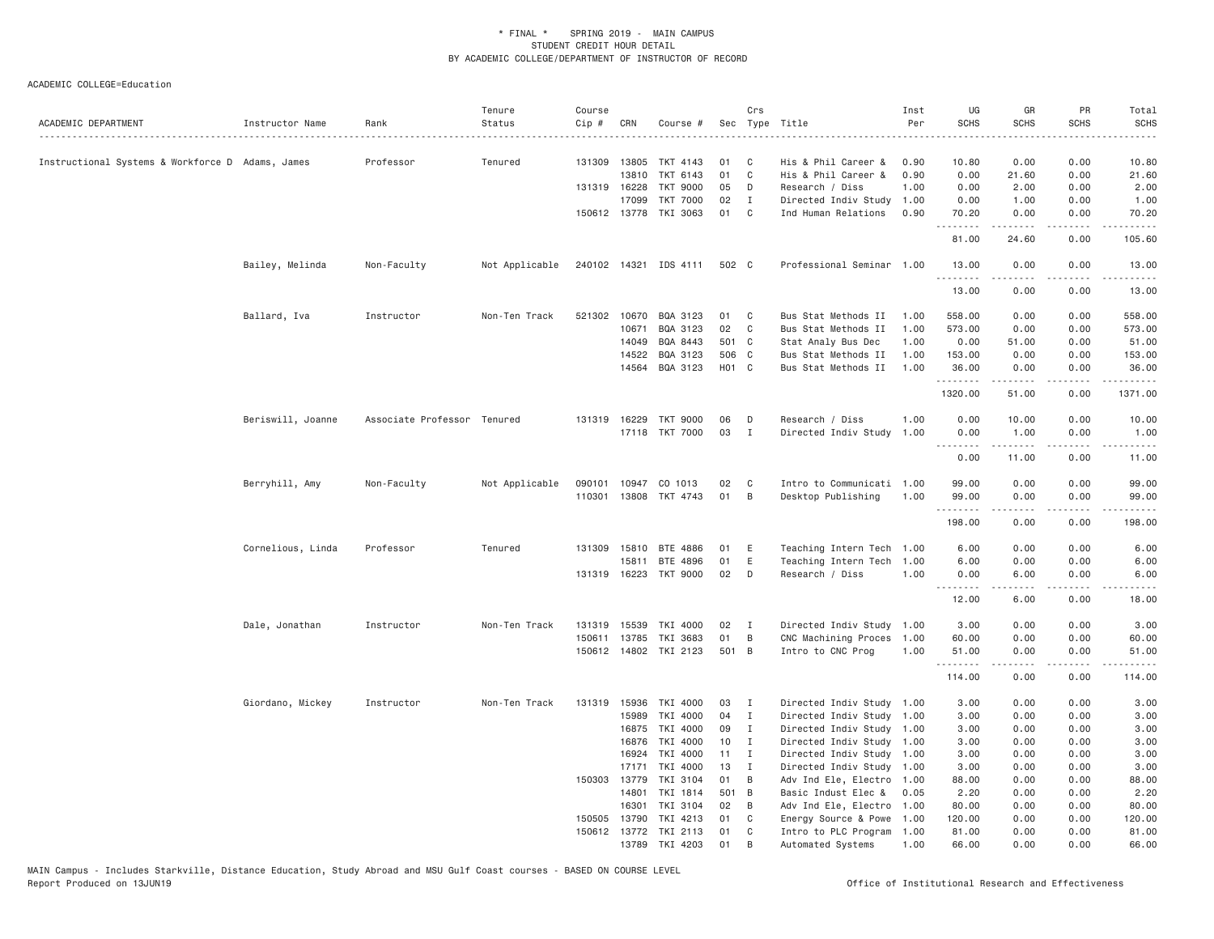\* FINAL \* SPRING 2019 - MAIN CAMPUS
STUDENT CREDIT HOUR DETAIL
BY ACADEMIC COLLEGE/DEPARTMENT OF INSTRUCTOR OF RECORD

ACADEMIC COLLEGE=Education

| ACADEMIC DEPARTMENT | Instructor Name | Rank | Tenure Status | Course Cip # | CRN | Course # | Sec | Crs Type | Title | Inst Per | UG SCHS | GR SCHS | PR SCHS | Total SCHS |
|---|---|---|---|---|---|---|---|---|---|---|---|---|---|---|
| Instructional Systems & Workforce D | Adams, James | Professor | Tenured | 131309 | 13805 | TKT 4143 | 01 | C | His & Phil Career & | 0.90 | 10.80 | 0.00 | 0.00 | 10.80 |
| | | | | | 13810 | TKT 6143 | 01 | C | His & Phil Career & | 0.90 | 0.00 | 21.60 | 0.00 | 21.60 |
| | | | | 131319 | 16228 | TKT 9000 | 05 | D | Research / Diss | 1.00 | 0.00 | 2.00 | 0.00 | 2.00 |
| | | | | | 17099 | TKT 7000 | 02 | I | Directed Indiv Study | 1.00 | 0.00 | 1.00 | 0.00 | 1.00 |
| | | | | 150612 | 13778 | TKI 3063 | 01 | C | Ind Human Relations | 0.90 | 70.20 | 0.00 | 0.00 | 70.20 |
| | | | | | | | | | | | 81.00 | 24.60 | 0.00 | 105.60 |
| | Bailey, Melinda | Non-Faculty | Not Applicable | 240102 | 14321 | IDS 4111 | 502 | C | Professional Seminar | 1.00 | 13.00 | 0.00 | 0.00 | 13.00 |
| | | | | | | | | | | | 13.00 | 0.00 | 0.00 | 13.00 |
| | Ballard, Iva | Instructor | Non-Ten Track | 521302 | 10670 | BQA 3123 | 01 | C | Bus Stat Methods II | 1.00 | 558.00 | 0.00 | 0.00 | 558.00 |
| | | | | | 10671 | BQA 3123 | 02 | C | Bus Stat Methods II | 1.00 | 573.00 | 0.00 | 0.00 | 573.00 |
| | | | | | 14049 | BQA 8443 | 501 | C | Stat Analy Bus Dec | 1.00 | 0.00 | 51.00 | 0.00 | 51.00 |
| | | | | | 14522 | BQA 3123 | 506 | C | Bus Stat Methods II | 1.00 | 153.00 | 0.00 | 0.00 | 153.00 |
| | | | | | 14564 | BQA 3123 | H01 | C | Bus Stat Methods II | 1.00 | 36.00 | 0.00 | 0.00 | 36.00 |
| | | | | | | | | | | | 1320.00 | 51.00 | 0.00 | 1371.00 |
| | Beriswill, Joanne | Associate Professor | Tenured | 131319 | 16229 | TKT 9000 | 06 | D | Research / Diss | 1.00 | 0.00 | 10.00 | 0.00 | 10.00 |
| | | | | | 17118 | TKT 7000 | 03 | I | Directed Indiv Study | 1.00 | 0.00 | 1.00 | 0.00 | 1.00 |
| | | | | | | | | | | | 0.00 | 11.00 | 0.00 | 11.00 |
| | Berryhill, Amy | Non-Faculty | Not Applicable | 090101 | 10947 | CO 1013 | 02 | C | Intro to Communicati | 1.00 | 99.00 | 0.00 | 0.00 | 99.00 |
| | | | | 110301 | 13808 | TKT 4743 | 01 | B | Desktop Publishing | 1.00 | 99.00 | 0.00 | 0.00 | 99.00 |
| | | | | | | | | | | | 198.00 | 0.00 | 0.00 | 198.00 |
| | Cornelious, Linda | Professor | Tenured | 131309 | 15810 | BTE 4886 | 01 | E | Teaching Intern Tech | 1.00 | 6.00 | 0.00 | 0.00 | 6.00 |
| | | | | | 15811 | BTE 4896 | 01 | E | Teaching Intern Tech | 1.00 | 6.00 | 0.00 | 0.00 | 6.00 |
| | | | | 131319 | 16223 | TKT 9000 | 02 | D | Research / Diss | 1.00 | 0.00 | 6.00 | 0.00 | 6.00 |
| | | | | | | | | | | | 12.00 | 6.00 | 0.00 | 18.00 |
| | Dale, Jonathan | Instructor | Non-Ten Track | 131319 | 15539 | TKI 4000 | 02 | I | Directed Indiv Study | 1.00 | 3.00 | 0.00 | 0.00 | 3.00 |
| | | | | 150611 | 13785 | TKI 3683 | 01 | B | CNC Machining Proces | 1.00 | 60.00 | 0.00 | 0.00 | 60.00 |
| | | | | 150612 | 14802 | TKI 2123 | 501 | B | Intro to CNC Prog | 1.00 | 51.00 | 0.00 | 0.00 | 51.00 |
| | | | | | | | | | | | 114.00 | 0.00 | 0.00 | 114.00 |
| | Giordano, Mickey | Instructor | Non-Ten Track | 131319 | 15936 | TKI 4000 | 03 | I | Directed Indiv Study | 1.00 | 3.00 | 0.00 | 0.00 | 3.00 |
| | | | | | 15989 | TKI 4000 | 04 | I | Directed Indiv Study | 1.00 | 3.00 | 0.00 | 0.00 | 3.00 |
| | | | | | 16875 | TKI 4000 | 09 | I | Directed Indiv Study | 1.00 | 3.00 | 0.00 | 0.00 | 3.00 |
| | | | | | 16876 | TKI 4000 | 10 | I | Directed Indiv Study | 1.00 | 3.00 | 0.00 | 0.00 | 3.00 |
| | | | | | 16924 | TKI 4000 | 11 | I | Directed Indiv Study | 1.00 | 3.00 | 0.00 | 0.00 | 3.00 |
| | | | | | 17171 | TKI 4000 | 13 | I | Directed Indiv Study | 1.00 | 3.00 | 0.00 | 0.00 | 3.00 |
| | | | | 150303 | 13779 | TKI 3104 | 01 | B | Adv Ind Ele, Electro | 1.00 | 88.00 | 0.00 | 0.00 | 88.00 |
| | | | | | 14801 | TKI 1814 | 501 | B | Basic Indust Elec & | 0.05 | 2.20 | 0.00 | 0.00 | 2.20 |
| | | | | | 16301 | TKI 3104 | 02 | B | Adv Ind Ele, Electro | 1.00 | 80.00 | 0.00 | 0.00 | 80.00 |
| | | | | 150505 | 13790 | TKI 4213 | 01 | C | Energy Source & Powe | 1.00 | 120.00 | 0.00 | 0.00 | 120.00 |
| | | | | 150612 | 13772 | TKI 2113 | 01 | C | Intro to PLC Program | 1.00 | 81.00 | 0.00 | 0.00 | 81.00 |
| | | | | | 13789 | TKI 4203 | 01 | B | Automated Systems | 1.00 | 66.00 | 0.00 | 0.00 | 66.00 |

MAIN Campus - Includes Starkville, Distance Education, Study Abroad and MSU Gulf Coast courses - BASED ON COURSE LEVEL
Report Produced on 13JUN19 Office of Institutional Research and Effectiveness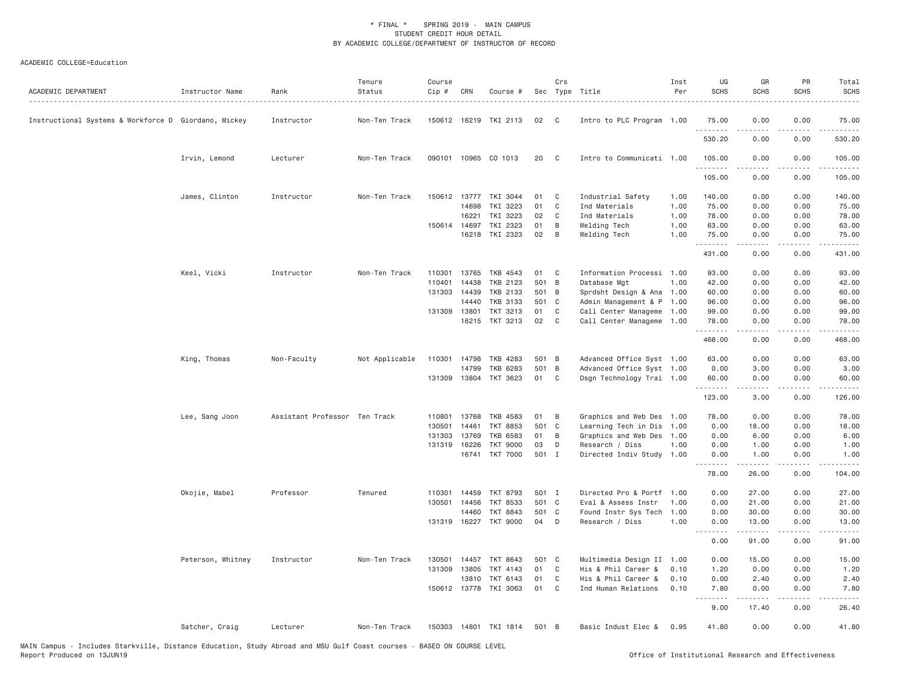\* FINAL \* SPRING 2019 - MAIN CAMPUS
STUDENT CREDIT HOUR DETAIL
BY ACADEMIC COLLEGE/DEPARTMENT OF INSTRUCTOR OF RECORD

ACADEMIC COLLEGE=Education

| ACADEMIC DEPARTMENT | Instructor Name | Rank | Tenure Status | Course Cip # | CRN | Course # | Sec | Crs Type | Title | Inst Per | UG SCHS | GR SCHS | PR SCHS | Total SCHS |
|---|---|---|---|---|---|---|---|---|---|---|---|---|---|---|
| Instructional Systems & Workforce D | Giordano, Mickey | Instructor | Non-Ten Track | 150612 | 16219 | TKI 2113 | 02 | C | Intro to PLC Program | 1.00 | 75.00 | 0.00 | 0.00 | 75.00 |
| | | | | | | | | | | | 530.20 | 0.00 | 0.00 | 530.20 |
| | Irvin, Lemond | Lecturer | Non-Ten Track | 090101 | 10965 | CO 1013 | 20 | C | Intro to Communicati | 1.00 | 105.00 | 0.00 | 0.00 | 105.00 |
| | | | | | | | | | | | 105.00 | 0.00 | 0.00 | 105.00 |
| | James, Clinton | Instructor | Non-Ten Track | 150612 | 13777 | TKI 3044 | 01 | C | Industrial Safety | 1.00 | 140.00 | 0.00 | 0.00 | 140.00 |
| | | | | | 14698 | TKI 3223 | 01 | C | Ind Materials | 1.00 | 75.00 | 0.00 | 0.00 | 75.00 |
| | | | | | 16221 | TKI 3223 | 02 | C | Ind Materials | 1.00 | 78.00 | 0.00 | 0.00 | 78.00 |
| | | | | 150614 | 14697 | TKI 2323 | 01 | B | Welding Tech | 1.00 | 63.00 | 0.00 | 0.00 | 63.00 |
| | | | | | 16218 | TKI 2323 | 02 | B | Welding Tech | 1.00 | 75.00 | 0.00 | 0.00 | 75.00 |
| | | | | | | | | | | | 431.00 | 0.00 | 0.00 | 431.00 |
| | Keel, Vicki | Instructor | Non-Ten Track | 110301 | 13765 | TKB 4543 | 01 | C | Information Processi | 1.00 | 93.00 | 0.00 | 0.00 | 93.00 |
| | | | | 110401 | 14438 | TKB 2123 | 501 | B | Database Mgt | 1.00 | 42.00 | 0.00 | 0.00 | 42.00 |
| | | | | 131303 | 14439 | TKB 2133 | 501 | B | Sprdsht Design & Ana | 1.00 | 60.00 | 0.00 | 0.00 | 60.00 |
| | | | | | 14440 | TKB 3133 | 501 | C | Admin Management & P | 1.00 | 96.00 | 0.00 | 0.00 | 96.00 |
| | | | | 131309 | 13801 | TKT 3213 | 01 | C | Call Center Manageme | 1.00 | 99.00 | 0.00 | 0.00 | 99.00 |
| | | | | | 16215 | TKT 3213 | 02 | C | Call Center Manageme | 1.00 | 78.00 | 0.00 | 0.00 | 78.00 |
| | | | | | | | | | | | 468.00 | 0.00 | 0.00 | 468.00 |
| | King, Thomas | Non-Faculty | Not Applicable | 110301 | 14798 | TKB 4283 | 501 | B | Advanced Office Syst | 1.00 | 63.00 | 0.00 | 0.00 | 63.00 |
| | | | | | 14799 | TKB 6283 | 501 | B | Advanced Office Syst | 1.00 | 0.00 | 3.00 | 0.00 | 3.00 |
| | | | | 131309 | 13804 | TKT 3623 | 01 | C | Dsgn Technology Trai | 1.00 | 60.00 | 0.00 | 0.00 | 60.00 |
| | | | | | | | | | | | 123.00 | 3.00 | 0.00 | 126.00 |
| | Lee, Sang Joon | Assistant Professor | Ten Track | 110801 | 13768 | TKB 4583 | 01 | B | Graphics and Web Des | 1.00 | 78.00 | 0.00 | 0.00 | 78.00 |
| | | | | 130501 | 14461 | TKT 8853 | 501 | C | Learning Tech in Dis | 1.00 | 0.00 | 18.00 | 0.00 | 18.00 |
| | | | | 131303 | 13769 | TKB 6583 | 01 | B | Graphics and Web Des | 1.00 | 0.00 | 6.00 | 0.00 | 6.00 |
| | | | | 131319 | 16226 | TKT 9000 | 03 | D | Research / Diss | 1.00 | 0.00 | 1.00 | 0.00 | 1.00 |
| | | | | | 16741 | TKT 7000 | 501 | I | Directed Indiv Study | 1.00 | 0.00 | 1.00 | 0.00 | 1.00 |
| | | | | | | | | | | | 78.00 | 26.00 | 0.00 | 104.00 |
| | Okojie, Mabel | Professor | Tenured | 110301 | 14459 | TKT 8793 | 501 | I | Directed Pro & Portf | 1.00 | 0.00 | 27.00 | 0.00 | 27.00 |
| | | | | 130501 | 14456 | TKT 8533 | 501 | C | Eval & Assess Instr | 1.00 | 0.00 | 21.00 | 0.00 | 21.00 |
| | | | | | 14460 | TKT 8843 | 501 | C | Found Instr Sys Tech | 1.00 | 0.00 | 30.00 | 0.00 | 30.00 |
| | | | | 131319 | 16227 | TKT 9000 | 04 | D | Research / Diss | 1.00 | 0.00 | 13.00 | 0.00 | 13.00 |
| | | | | | | | | | | | 0.00 | 91.00 | 0.00 | 91.00 |
| | Peterson, Whitney | Instructor | Non-Ten Track | 130501 | 14457 | TKT 8643 | 501 | C | Multimedia Design II | 1.00 | 0.00 | 15.00 | 0.00 | 15.00 |
| | | | | 131309 | 13805 | TKT 4143 | 01 | C | His & Phil Career & | 0.10 | 1.20 | 0.00 | 0.00 | 1.20 |
| | | | | | 13810 | TKT 6143 | 01 | C | His & Phil Career & | 0.10 | 0.00 | 2.40 | 0.00 | 2.40 |
| | | | | 150612 | 13778 | TKI 3063 | 01 | C | Ind Human Relations | 0.10 | 7.80 | 0.00 | 0.00 | 7.80 |
| | | | | | | | | | | | 9.00 | 17.40 | 0.00 | 26.40 |
| | Satcher, Craig | Lecturer | Non-Ten Track | 150303 | 14801 | TKI 1814 | 501 | B | Basic Indust Elec & | 0.95 | 41.80 | 0.00 | 0.00 | 41.80 |

MAIN Campus - Includes Starkville, Distance Education, Study Abroad and MSU Gulf Coast courses - BASED ON COURSE LEVEL
Report Produced on 13JUN19 Office of Institutional Research and Effectiveness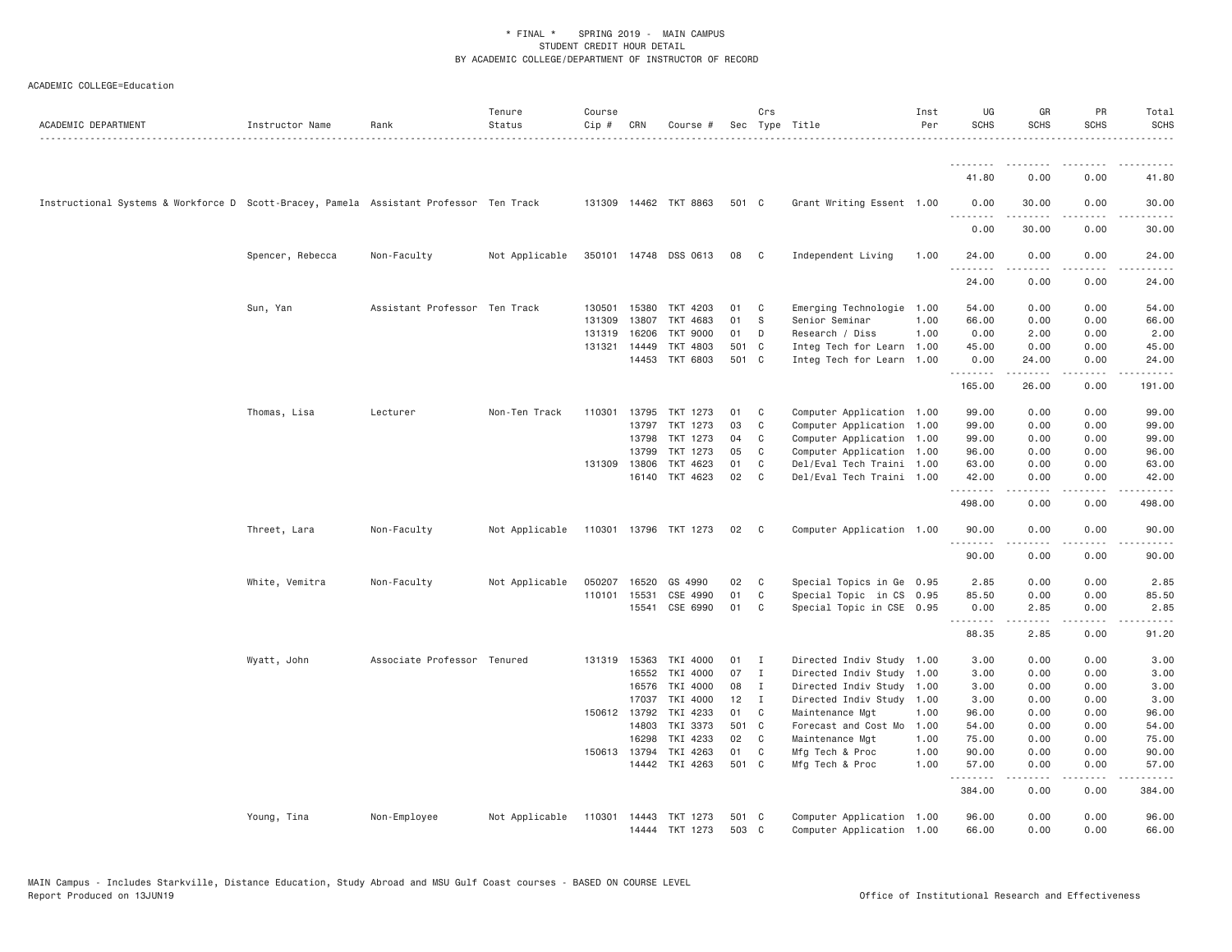* FINAL * SPRING 2019 - MAIN CAMPUS
STUDENT CREDIT HOUR DETAIL
BY ACADEMIC COLLEGE/DEPARTMENT OF INSTRUCTOR OF RECORD

ACADEMIC COLLEGE=Education

| ACADEMIC DEPARTMENT | Instructor Name | Rank | Tenure Status | Course Cip # | CRN | Course # | Sec | Crs Type | Title | Inst Per | UG SCHS | GR SCHS | PR SCHS | Total SCHS |
|---|---|---|---|---|---|---|---|---|---|---|---|---|---|---|
| | | | | | | | | | | | 41.80 | 0.00 | 0.00 | 41.80 |
| Instructional Systems & Workforce D | Scott-Bracey, Pamela | Assistant Professor | Ten Track | 131309 | 14462 | TKT 8863 | 501 | C | Grant Writing Essent | 1.00 | 0.00 | 30.00 | 0.00 | 30.00 |
| | | | | | | | | | | | 0.00 | 30.00 | 0.00 | 30.00 |
| | Spencer, Rebecca | Non-Faculty | Not Applicable | 350101 | 14748 | DSS 0613 | 08 | C | Independent Living | 1.00 | 24.00 | 0.00 | 0.00 | 24.00 |
| | | | | | | | | | | | 24.00 | 0.00 | 0.00 | 24.00 |
| | Sun, Yan | Assistant Professor | Ten Track | 130501 | 15380 | TKT 4203 | 01 | C | Emerging Technologie | 1.00 | 54.00 | 0.00 | 0.00 | 54.00 |
| | | | | 131309 | 13807 | TKT 4683 | 01 | S | Senior Seminar | 1.00 | 66.00 | 0.00 | 0.00 | 66.00 |
| | | | | 131319 | 16206 | TKT 9000 | 01 | D | Research / Diss | 1.00 | 0.00 | 2.00 | 0.00 | 2.00 |
| | | | | 131321 | 14449 | TKT 4803 | 501 | C | Integ Tech for Learn | 1.00 | 45.00 | 0.00 | 0.00 | 45.00 |
| | | | | | 14453 | TKT 6803 | 501 | C | Integ Tech for Learn | 1.00 | 0.00 | 24.00 | 0.00 | 24.00 |
| | | | | | | | | | | | 165.00 | 26.00 | 0.00 | 191.00 |
| | Thomas, Lisa | Lecturer | Non-Ten Track | 110301 | 13795 | TKT 1273 | 01 | C | Computer Application | 1.00 | 99.00 | 0.00 | 0.00 | 99.00 |
| | | | | | 13797 | TKT 1273 | 03 | C | Computer Application | 1.00 | 99.00 | 0.00 | 0.00 | 99.00 |
| | | | | | 13798 | TKT 1273 | 04 | C | Computer Application | 1.00 | 99.00 | 0.00 | 0.00 | 99.00 |
| | | | | | 13799 | TKT 1273 | 05 | C | Computer Application | 1.00 | 96.00 | 0.00 | 0.00 | 96.00 |
| | | | | 131309 | 13806 | TKT 4623 | 01 | C | Del/Eval Tech Traini | 1.00 | 63.00 | 0.00 | 0.00 | 63.00 |
| | | | | | 16140 | TKT 4623 | 02 | C | Del/Eval Tech Traini | 1.00 | 42.00 | 0.00 | 0.00 | 42.00 |
| | | | | | | | | | | | 498.00 | 0.00 | 0.00 | 498.00 |
| | Threet, Lara | Non-Faculty | Not Applicable | 110301 | 13796 | TKT 1273 | 02 | C | Computer Application | 1.00 | 90.00 | 0.00 | 0.00 | 90.00 |
| | | | | | | | | | | | 90.00 | 0.00 | 0.00 | 90.00 |
| | White, Vemitra | Non-Faculty | Not Applicable | 050207 | 16520 | GS 4990 | 02 | C | Special Topics in Ge | 0.95 | 2.85 | 0.00 | 0.00 | 2.85 |
| | | | | 110101 | 15531 | CSE 4990 | 01 | C | Special Topic in CS | 0.95 | 85.50 | 0.00 | 0.00 | 85.50 |
| | | | | | 15541 | CSE 6990 | 01 | C | Special Topic in CSE | 0.95 | 0.00 | 2.85 | 0.00 | 2.85 |
| | | | | | | | | | | | 88.35 | 2.85 | 0.00 | 91.20 |
| | Wyatt, John | Associate Professor | Tenured | 131319 | 15363 | TKI 4000 | 01 | I | Directed Indiv Study | 1.00 | 3.00 | 0.00 | 0.00 | 3.00 |
| | | | | | 16552 | TKI 4000 | 07 | I | Directed Indiv Study | 1.00 | 3.00 | 0.00 | 0.00 | 3.00 |
| | | | | | 16576 | TKI 4000 | 08 | I | Directed Indiv Study | 1.00 | 3.00 | 0.00 | 0.00 | 3.00 |
| | | | | | 17037 | TKI 4000 | 12 | I | Directed Indiv Study | 1.00 | 3.00 | 0.00 | 0.00 | 3.00 |
| | | | | 150612 | 13792 | TKI 4233 | 01 | C | Maintenance Mgt | 1.00 | 96.00 | 0.00 | 0.00 | 96.00 |
| | | | | | 14803 | TKI 3373 | 501 | C | Forecast and Cost Mo | 1.00 | 54.00 | 0.00 | 0.00 | 54.00 |
| | | | | | 16298 | TKI 4233 | 02 | C | Maintenance Mgt | 1.00 | 75.00 | 0.00 | 0.00 | 75.00 |
| | | | | 150613 | 13794 | TKI 4263 | 01 | C | Mfg Tech & Proc | 1.00 | 90.00 | 0.00 | 0.00 | 90.00 |
| | | | | | 14442 | TKI 4263 | 501 | C | Mfg Tech & Proc | 1.00 | 57.00 | 0.00 | 0.00 | 57.00 |
| | | | | | | | | | | | 384.00 | 0.00 | 0.00 | 384.00 |
| | Young, Tina | Non-Employee | Not Applicable | 110301 | 14443 | TKT 1273 | 501 | C | Computer Application | 1.00 | 96.00 | 0.00 | 0.00 | 96.00 |
| | | | | | 14444 | TKT 1273 | 503 | C | Computer Application | 1.00 | 66.00 | 0.00 | 0.00 | 66.00 |

MAIN Campus - Includes Starkville, Distance Education, Study Abroad and MSU Gulf Coast courses - BASED ON COURSE LEVEL
Report Produced on 13JUN19 Office of Institutional Research and Effectiveness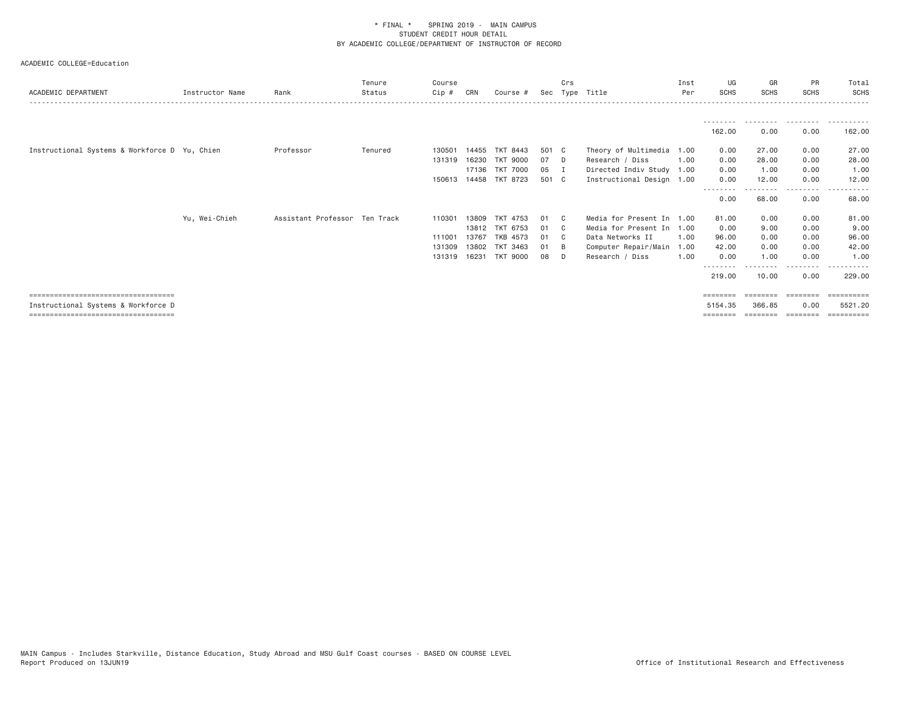* FINAL * SPRING 2019 - MAIN CAMPUS
STUDENT CREDIT HOUR DETAIL
BY ACADEMIC COLLEGE/DEPARTMENT OF INSTRUCTOR OF RECORD

ACADEMIC COLLEGE=Education

| ACADEMIC DEPARTMENT | Instructor Name | Rank | Tenure Status | Course Cip # | CRN | Course # | Sec | Crs Type | Title | Inst Per | UG SCHS | GR SCHS | PR SCHS | Total SCHS |
|---|---|---|---|---|---|---|---|---|---|---|---|---|---|---|
| | | | | | | | | | | | 162.00 | 0.00 | 0.00 | 162.00 |
| Instructional Systems & Workforce D | Yu, Chien | Professor | Tenured | 130501 | 14455 | TKT 8443 | 501 | C | Theory of Multimedia | 1.00 | 0.00 | 27.00 | 0.00 | 27.00 |
| | | | | 131319 | 16230 | TKT 9000 | 07 | D | Research / Diss | 1.00 | 0.00 | 28.00 | 0.00 | 28.00 |
| | | | | | 17136 | TKT 7000 | 05 | I | Directed Indiv Study | 1.00 | 0.00 | 1.00 | 0.00 | 1.00 |
| | | | | 150613 | 14458 | TKT 8723 | 501 | C | Instructional Design | 1.00 | 0.00 | 12.00 | 0.00 | 12.00 |
| | | | | | | | | | | | 0.00 | 68.00 | 0.00 | 68.00 |
| | Yu, Wei-Chieh | Assistant Professor | Ten Track | 110301 | 13809 | TKT 4753 | 01 | C | Media for Present In | 1.00 | 81.00 | 0.00 | 0.00 | 81.00 |
| | | | | | 13812 | TKT 6753 | 01 | C | Media for Present In | 1.00 | 0.00 | 9.00 | 0.00 | 9.00 |
| | | | | 111001 | 13767 | TKB 4573 | 01 | C | Data Networks II | 1.00 | 96.00 | 0.00 | 0.00 | 96.00 |
| | | | | 131309 | 13802 | TKT 3463 | 01 | B | Computer Repair/Main | 1.00 | 42.00 | 0.00 | 0.00 | 42.00 |
| | | | | 131319 | 16231 | TKT 9000 | 08 | D | Research / Diss | 1.00 | 0.00 | 1.00 | 0.00 | 1.00 |
| | | | | | | | | | | | 219.00 | 10.00 | 0.00 | 229.00 |
| Instructional Systems & Workforce D | | | | | | | | | | | 5154.35 | 366.85 | 0.00 | 5521.20 |

MAIN Campus - Includes Starkville, Distance Education, Study Abroad and MSU Gulf Coast courses - BASED ON COURSE LEVEL
Report Produced on 13JUN19 | Office of Institutional Research and Effectiveness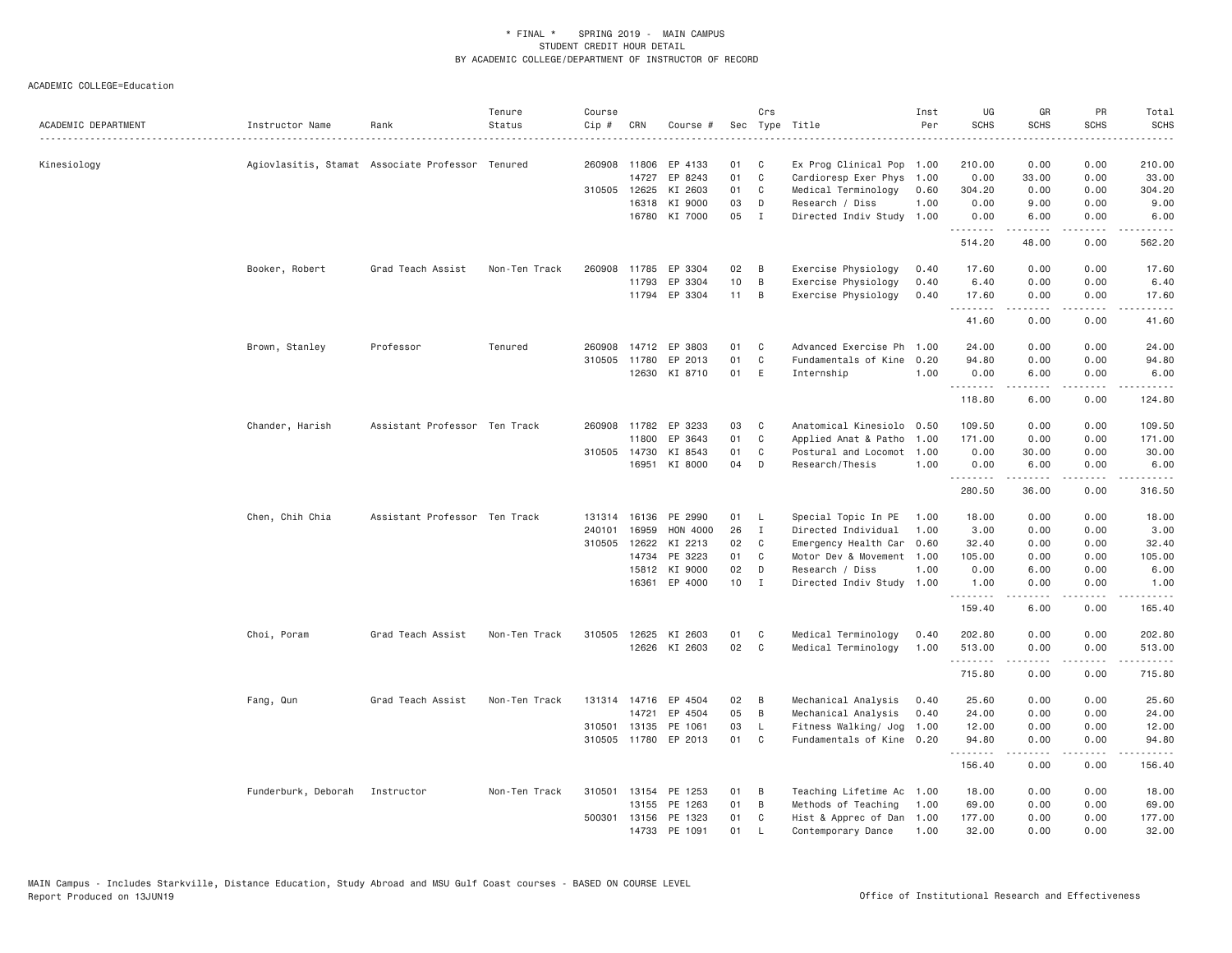\* FINAL \* SPRING 2019 - MAIN CAMPUS
STUDENT CREDIT HOUR DETAIL
BY ACADEMIC COLLEGE/DEPARTMENT OF INSTRUCTOR OF RECORD

ACADEMIC COLLEGE=Education

| ACADEMIC DEPARTMENT | Instructor Name | Rank | Tenure Status | Course Cip # | CRN | Course # | Sec | Crs Type | Title | Inst Per | UG SCHS | GR SCHS | PR SCHS | Total SCHS |
|---|---|---|---|---|---|---|---|---|---|---|---|---|---|---|
| Kinesiology | Agiovlasitis, Stamat | Associate Professor | Tenured | 260908 | 11806 | EP 4133 | 01 | C | Ex Prog Clinical Pop | 1.00 | 210.00 | 0.00 | 0.00 | 210.00 |
| | | | | | 14727 | EP 8243 | 01 | C | Cardioresp Exer Phys | 1.00 | 0.00 | 33.00 | 0.00 | 33.00 |
| | | | | 310505 | 12625 | KI 2603 | 01 | C | Medical Terminology | 0.60 | 304.20 | 0.00 | 0.00 | 304.20 |
| | | | | | 16318 | KI 9000 | 03 | D | Research / Diss | 1.00 | 0.00 | 9.00 | 0.00 | 9.00 |
| | | | | | 16780 | KI 7000 | 05 | I | Directed Indiv Study | 1.00 | 0.00 | 6.00 | 0.00 | 6.00 |
| | | | | | | | | | | | 514.20 | 48.00 | 0.00 | 562.20 |
| | Booker, Robert | Grad Teach Assist | Non-Ten Track | 260908 | 11785 | EP 3304 | 02 | B | Exercise Physiology | 0.40 | 17.60 | 0.00 | 0.00 | 17.60 |
| | | | | | 11793 | EP 3304 | 10 | B | Exercise Physiology | 0.40 | 6.40 | 0.00 | 0.00 | 6.40 |
| | | | | | 11794 | EP 3304 | 11 | B | Exercise Physiology | 0.40 | 17.60 | 0.00 | 0.00 | 17.60 |
| | | | | | | | | | | | 41.60 | 0.00 | 0.00 | 41.60 |
| | Brown, Stanley | Professor | Tenured | 260908 | 14712 | EP 3803 | 01 | C | Advanced Exercise Ph | 1.00 | 24.00 | 0.00 | 0.00 | 24.00 |
| | | | | 310505 | 11780 | EP 2013 | 01 | C | Fundamentals of Kine | 0.20 | 94.80 | 0.00 | 0.00 | 94.80 |
| | | | | | 12630 | KI 8710 | 01 | E | Internship | 1.00 | 0.00 | 6.00 | 0.00 | 6.00 |
| | | | | | | | | | | | 118.80 | 6.00 | 0.00 | 124.80 |
| | Chander, Harish | Assistant Professor | Ten Track | 260908 | 11782 | EP 3233 | 03 | C | Anatomical Kinesiolo | 0.50 | 109.50 | 0.00 | 0.00 | 109.50 |
| | | | | | 11800 | EP 3643 | 01 | C | Applied Anat & Patho | 1.00 | 171.00 | 0.00 | 0.00 | 171.00 |
| | | | | 310505 | 14730 | KI 8543 | 01 | C | Postural and Locomot | 1.00 | 0.00 | 30.00 | 0.00 | 30.00 |
| | | | | | 16951 | KI 8000 | 04 | D | Research/Thesis | 1.00 | 0.00 | 6.00 | 0.00 | 6.00 |
| | | | | | | | | | | | 280.50 | 36.00 | 0.00 | 316.50 |
| | Chen, Chih Chia | Assistant Professor | Ten Track | 131314 | 16136 | PE 2990 | 01 | L | Special Topic In PE | 1.00 | 18.00 | 0.00 | 0.00 | 18.00 |
| | | | | 240101 | 16959 | HON 4000 | 26 | I | Directed Individual | 1.00 | 3.00 | 0.00 | 0.00 | 3.00 |
| | | | | 310505 | 12622 | KI 2213 | 02 | C | Emergency Health Car | 0.60 | 32.40 | 0.00 | 0.00 | 32.40 |
| | | | | | 14734 | PE 3223 | 01 | C | Motor Dev & Movement | 1.00 | 105.00 | 0.00 | 0.00 | 105.00 |
| | | | | | 15812 | KI 9000 | 02 | D | Research / Diss | 1.00 | 0.00 | 6.00 | 0.00 | 6.00 |
| | | | | | 16361 | EP 4000 | 10 | I | Directed Indiv Study | 1.00 | 1.00 | 0.00 | 0.00 | 1.00 |
| | | | | | | | | | | | 159.40 | 6.00 | 0.00 | 165.40 |
| | Choi, Poram | Grad Teach Assist | Non-Ten Track | 310505 | 12625 | KI 2603 | 01 | C | Medical Terminology | 0.40 | 202.80 | 0.00 | 0.00 | 202.80 |
| | | | | | 12626 | KI 2603 | 02 | C | Medical Terminology | 1.00 | 513.00 | 0.00 | 0.00 | 513.00 |
| | | | | | | | | | | | 715.80 | 0.00 | 0.00 | 715.80 |
| | Fang, Qun | Grad Teach Assist | Non-Ten Track | 131314 | 14716 | EP 4504 | 02 | B | Mechanical Analysis | 0.40 | 25.60 | 0.00 | 0.00 | 25.60 |
| | | | | | 14721 | EP 4504 | 05 | B | Mechanical Analysis | 0.40 | 24.00 | 0.00 | 0.00 | 24.00 |
| | | | | 310501 | 13135 | PE 1061 | 03 | L | Fitness Walking/ Jog | 1.00 | 12.00 | 0.00 | 0.00 | 12.00 |
| | | | | 310505 | 11780 | EP 2013 | 01 | C | Fundamentals of Kine | 0.20 | 94.80 | 0.00 | 0.00 | 94.80 |
| | | | | | | | | | | | 156.40 | 0.00 | 0.00 | 156.40 |
| | Funderburk, Deborah | Instructor | Non-Ten Track | 310501 | 13154 | PE 1253 | 01 | B | Teaching Lifetime Ac | 1.00 | 18.00 | 0.00 | 0.00 | 18.00 |
| | | | | | 13155 | PE 1263 | 01 | B | Methods of Teaching | 1.00 | 69.00 | 0.00 | 0.00 | 69.00 |
| | | | | 500301 | 13156 | PE 1323 | 01 | C | Hist & Apprec of Dan | 1.00 | 177.00 | 0.00 | 0.00 | 177.00 |
| | | | | | 14733 | PE 1091 | 01 | L | Contemporary Dance | 1.00 | 32.00 | 0.00 | 0.00 | 32.00 |

MAIN Campus - Includes Starkville, Distance Education, Study Abroad and MSU Gulf Coast courses - BASED ON COURSE LEVEL
Report Produced on 13JUN19 Office of Institutional Research and Effectiveness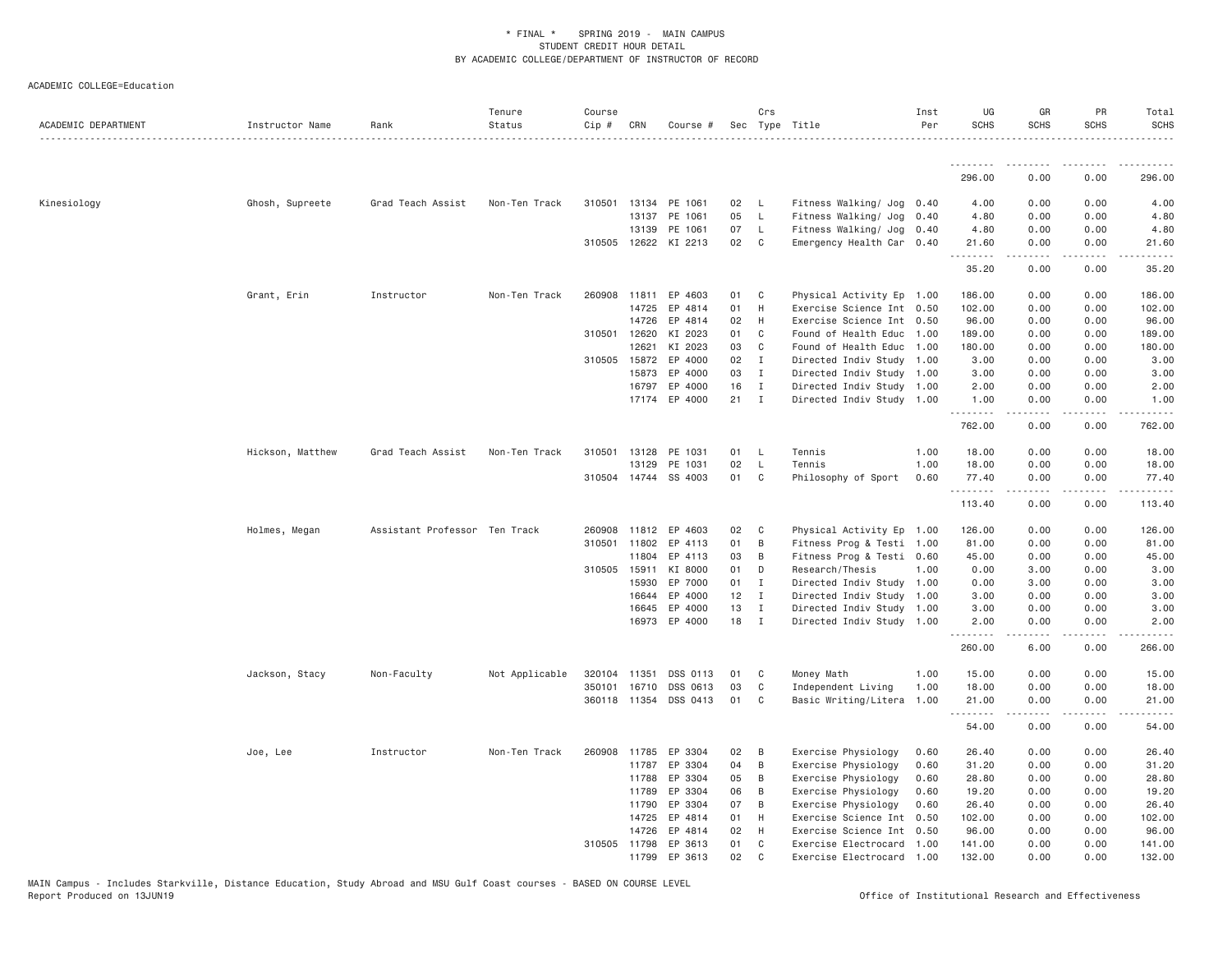\* FINAL \* SPRING 2019 - MAIN CAMPUS
STUDENT CREDIT HOUR DETAIL
BY ACADEMIC COLLEGE/DEPARTMENT OF INSTRUCTOR OF RECORD

ACADEMIC COLLEGE=Education

| ACADEMIC DEPARTMENT | Instructor Name | Rank | Tenure Status | Course Cip # | CRN | Course # | Sec | Crs Type | Title | Inst Per | UG SCHS | GR SCHS | PR SCHS | Total SCHS |
|---|---|---|---|---|---|---|---|---|---|---|---|---|---|---|
| | | | | | | | | | | | 296.00 | 0.00 | 0.00 | 296.00 |
| Kinesiology | Ghosh, Supreete | Grad Teach Assist | Non-Ten Track | 310501 | 13134 | PE 1061 | 02 | L | Fitness Walking/ Jog | 0.40 | 4.00 | 0.00 | 0.00 | 4.00 |
| | | | | | 13137 | PE 1061 | 05 | L | Fitness Walking/ Jog | 0.40 | 4.80 | 0.00 | 0.00 | 4.80 |
| | | | | | 13139 | PE 1061 | 07 | L | Fitness Walking/ Jog | 0.40 | 4.80 | 0.00 | 0.00 | 4.80 |
| | | | | 310505 | 12622 | KI 2213 | 02 | C | Emergency Health Car | 0.40 | 21.60 | 0.00 | 0.00 | 21.60 |
| | | | | | | | | | | | 35.20 | 0.00 | 0.00 | 35.20 |
| | Grant, Erin | Instructor | Non-Ten Track | 260908 | 11811 | EP 4603 | 01 | C | Physical Activity Ep | 1.00 | 186.00 | 0.00 | 0.00 | 186.00 |
| | | | | | 14725 | EP 4814 | 01 | H | Exercise Science Int | 0.50 | 102.00 | 0.00 | 0.00 | 102.00 |
| | | | | | 14726 | EP 4814 | 02 | H | Exercise Science Int | 0.50 | 96.00 | 0.00 | 0.00 | 96.00 |
| | | | | 310501 | 12620 | KI 2023 | 01 | C | Found of Health Educ | 1.00 | 189.00 | 0.00 | 0.00 | 189.00 |
| | | | | | 12621 | KI 2023 | 03 | C | Found of Health Educ | 1.00 | 180.00 | 0.00 | 0.00 | 180.00 |
| | | | | 310505 | 15872 | EP 4000 | 02 | I | Directed Indiv Study | 1.00 | 3.00 | 0.00 | 0.00 | 3.00 |
| | | | | | 15873 | EP 4000 | 03 | I | Directed Indiv Study | 1.00 | 3.00 | 0.00 | 0.00 | 3.00 |
| | | | | | 16797 | EP 4000 | 16 | I | Directed Indiv Study | 1.00 | 2.00 | 0.00 | 0.00 | 2.00 |
| | | | | | 17174 | EP 4000 | 21 | I | Directed Indiv Study | 1.00 | 1.00 | 0.00 | 0.00 | 1.00 |
| | | | | | | | | | | | 762.00 | 0.00 | 0.00 | 762.00 |
| | Hickson, Matthew | Grad Teach Assist | Non-Ten Track | 310501 | 13128 | PE 1031 | 01 | L | Tennis | 1.00 | 18.00 | 0.00 | 0.00 | 18.00 |
| | | | | | 13129 | PE 1031 | 02 | L | Tennis | 1.00 | 18.00 | 0.00 | 0.00 | 18.00 |
| | | | | 310504 | 14744 | SS 4003 | 01 | C | Philosophy of Sport | 0.60 | 77.40 | 0.00 | 0.00 | 77.40 |
| | | | | | | | | | | | 113.40 | 0.00 | 0.00 | 113.40 |
| | Holmes, Megan | Assistant Professor | Ten Track | 260908 | 11812 | EP 4603 | 02 | C | Physical Activity Ep | 1.00 | 126.00 | 0.00 | 0.00 | 126.00 |
| | | | | 310501 | 11802 | EP 4113 | 01 | B | Fitness Prog & Testi | 1.00 | 81.00 | 0.00 | 0.00 | 81.00 |
| | | | | | 11804 | EP 4113 | 03 | B | Fitness Prog & Testi | 0.60 | 45.00 | 0.00 | 0.00 | 45.00 |
| | | | | 310505 | 15911 | KI 8000 | 01 | D | Research/Thesis | 1.00 | 0.00 | 3.00 | 0.00 | 3.00 |
| | | | | | 15930 | EP 7000 | 01 | I | Directed Indiv Study | 1.00 | 0.00 | 3.00 | 0.00 | 3.00 |
| | | | | | 16644 | EP 4000 | 12 | I | Directed Indiv Study | 1.00 | 3.00 | 0.00 | 0.00 | 3.00 |
| | | | | | 16645 | EP 4000 | 13 | I | Directed Indiv Study | 1.00 | 3.00 | 0.00 | 0.00 | 3.00 |
| | | | | | 16973 | EP 4000 | 18 | I | Directed Indiv Study | 1.00 | 2.00 | 0.00 | 0.00 | 2.00 |
| | | | | | | | | | | | 260.00 | 6.00 | 0.00 | 266.00 |
| | Jackson, Stacy | Non-Faculty | Not Applicable | 320104 | 11351 | DSS 0113 | 01 | C | Money Math | 1.00 | 15.00 | 0.00 | 0.00 | 15.00 |
| | | | | 350101 | 16710 | DSS 0613 | 03 | C | Independent Living | 1.00 | 18.00 | 0.00 | 0.00 | 18.00 |
| | | | | 360118 | 11354 | DSS 0413 | 01 | C | Basic Writing/Litera | 1.00 | 21.00 | 0.00 | 0.00 | 21.00 |
| | | | | | | | | | | | 54.00 | 0.00 | 0.00 | 54.00 |
| | Joe, Lee | Instructor | Non-Ten Track | 260908 | 11785 | EP 3304 | 02 | B | Exercise Physiology | 0.60 | 26.40 | 0.00 | 0.00 | 26.40 |
| | | | | | 11787 | EP 3304 | 04 | B | Exercise Physiology | 0.60 | 31.20 | 0.00 | 0.00 | 31.20 |
| | | | | | 11788 | EP 3304 | 05 | B | Exercise Physiology | 0.60 | 28.80 | 0.00 | 0.00 | 28.80 |
| | | | | | 11789 | EP 3304 | 06 | B | Exercise Physiology | 0.60 | 19.20 | 0.00 | 0.00 | 19.20 |
| | | | | | 11790 | EP 3304 | 07 | B | Exercise Physiology | 0.60 | 26.40 | 0.00 | 0.00 | 26.40 |
| | | | | | 14725 | EP 4814 | 01 | H | Exercise Science Int | 0.50 | 102.00 | 0.00 | 0.00 | 102.00 |
| | | | | | 14726 | EP 4814 | 02 | H | Exercise Science Int | 0.50 | 96.00 | 0.00 | 0.00 | 96.00 |
| | | | | 310505 | 11798 | EP 3613 | 01 | C | Exercise Electrocard | 1.00 | 141.00 | 0.00 | 0.00 | 141.00 |
| | | | | | 11799 | EP 3613 | 02 | C | Exercise Electrocard | 1.00 | 132.00 | 0.00 | 0.00 | 132.00 |

MAIN Campus - Includes Starkville, Distance Education, Study Abroad and MSU Gulf Coast courses - BASED ON COURSE LEVEL
Report Produced on 13JUN19 Office of Institutional Research and Effectiveness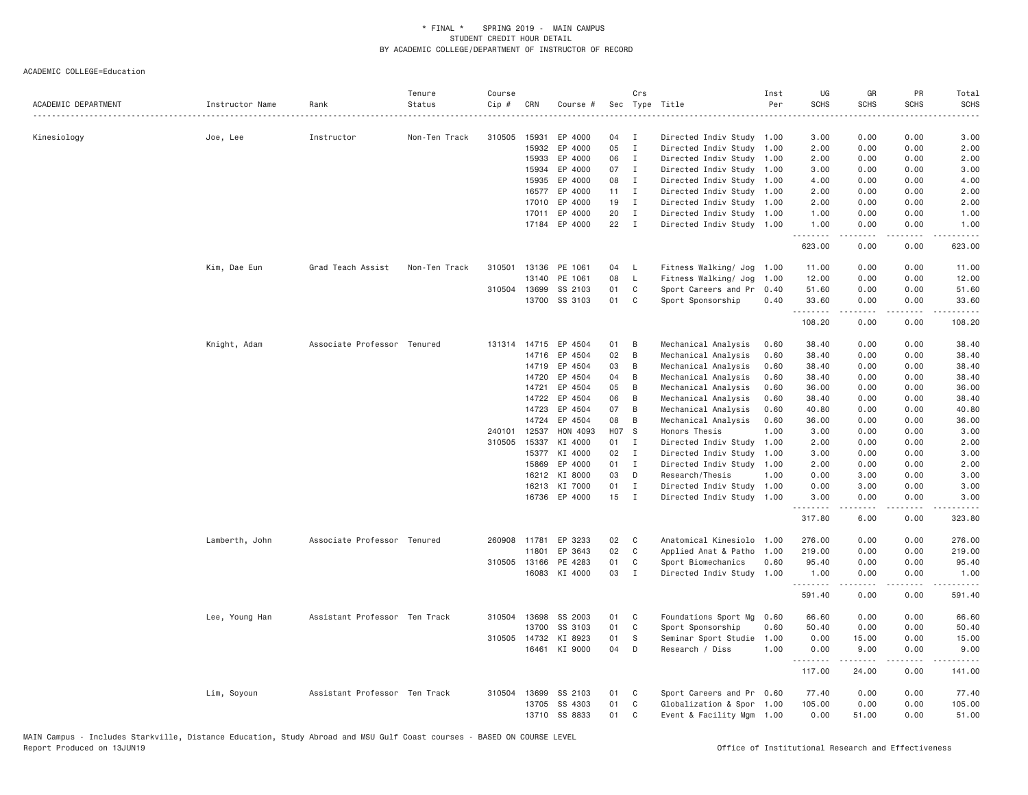\* FINAL \* SPRING 2019 - MAIN CAMPUS
STUDENT CREDIT HOUR DETAIL
BY ACADEMIC COLLEGE/DEPARTMENT OF INSTRUCTOR OF RECORD

ACADEMIC COLLEGE=Education

| ACADEMIC DEPARTMENT | Instructor Name | Rank | Tenure Status | Course Cip # | CRN | Course # | Sec | Crs Type | Title | Inst Per | UG SCHS | GR SCHS | PR SCHS | Total SCHS |
|---|---|---|---|---|---|---|---|---|---|---|---|---|---|---|
| Kinesiology | Joe, Lee | Instructor | Non-Ten Track | 310505 | 15931 | EP 4000 | 04 | I | Directed Indiv Study | 1.00 | 3.00 | 0.00 | 0.00 | 3.00 |
| | | | | | 15932 | EP 4000 | 05 | I | Directed Indiv Study | 1.00 | 2.00 | 0.00 | 0.00 | 2.00 |
| | | | | | 15933 | EP 4000 | 06 | I | Directed Indiv Study | 1.00 | 2.00 | 0.00 | 0.00 | 2.00 |
| | | | | | 15934 | EP 4000 | 07 | I | Directed Indiv Study | 1.00 | 3.00 | 0.00 | 0.00 | 3.00 |
| | | | | | 15935 | EP 4000 | 08 | I | Directed Indiv Study | 1.00 | 4.00 | 0.00 | 0.00 | 4.00 |
| | | | | | 16577 | EP 4000 | 11 | I | Directed Indiv Study | 1.00 | 2.00 | 0.00 | 0.00 | 2.00 |
| | | | | | 17010 | EP 4000 | 19 | I | Directed Indiv Study | 1.00 | 2.00 | 0.00 | 0.00 | 2.00 |
| | | | | | 17011 | EP 4000 | 20 | I | Directed Indiv Study | 1.00 | 1.00 | 0.00 | 0.00 | 1.00 |
| | | | | | 17184 | EP 4000 | 22 | I | Directed Indiv Study | 1.00 | 1.00 | 0.00 | 0.00 | 1.00 |
| | | | | | | | | | | | 623.00 | 0.00 | 0.00 | 623.00 |
| | Kim, Dae Eun | Grad Teach Assist | Non-Ten Track | 310501 | 13136 | PE 1061 | 04 | L | Fitness Walking/ Jog | 1.00 | 11.00 | 0.00 | 0.00 | 11.00 |
| | | | | | 13140 | PE 1061 | 08 | L | Fitness Walking/ Jog | 1.00 | 12.00 | 0.00 | 0.00 | 12.00 |
| | | | | 310504 | 13699 | SS 2103 | 01 | C | Sport Careers and Pr | 0.40 | 51.60 | 0.00 | 0.00 | 51.60 |
| | | | | | 13700 | SS 3103 | 01 | C | Sport Sponsorship | 0.40 | 33.60 | 0.00 | 0.00 | 33.60 |
| | | | | | | | | | | | 108.20 | 0.00 | 0.00 | 108.20 |
| | Knight, Adam | Associate Professor | Tenured | 131314 | 14715 | EP 4504 | 01 | B | Mechanical Analysis | 0.60 | 38.40 | 0.00 | 0.00 | 38.40 |
| | | | | | 14716 | EP 4504 | 02 | B | Mechanical Analysis | 0.60 | 38.40 | 0.00 | 0.00 | 38.40 |
| | | | | | 14719 | EP 4504 | 03 | B | Mechanical Analysis | 0.60 | 38.40 | 0.00 | 0.00 | 38.40 |
| | | | | | 14720 | EP 4504 | 04 | B | Mechanical Analysis | 0.60 | 38.40 | 0.00 | 0.00 | 38.40 |
| | | | | | 14721 | EP 4504 | 05 | B | Mechanical Analysis | 0.60 | 36.00 | 0.00 | 0.00 | 36.00 |
| | | | | | 14722 | EP 4504 | 06 | B | Mechanical Analysis | 0.60 | 38.40 | 0.00 | 0.00 | 38.40 |
| | | | | | 14723 | EP 4504 | 07 | B | Mechanical Analysis | 0.60 | 40.80 | 0.00 | 0.00 | 40.80 |
| | | | | | 14724 | EP 4504 | 08 | B | Mechanical Analysis | 0.60 | 36.00 | 0.00 | 0.00 | 36.00 |
| | | | | 240101 | 12537 | HON 4093 | H07 | S | Honors Thesis | 1.00 | 3.00 | 0.00 | 0.00 | 3.00 |
| | | | | 310505 | 15337 | KI 4000 | 01 | I | Directed Indiv Study | 1.00 | 2.00 | 0.00 | 0.00 | 2.00 |
| | | | | | 15377 | KI 4000 | 02 | I | Directed Indiv Study | 1.00 | 3.00 | 0.00 | 0.00 | 3.00 |
| | | | | | 15869 | EP 4000 | 01 | I | Directed Indiv Study | 1.00 | 2.00 | 0.00 | 0.00 | 2.00 |
| | | | | | 16212 | KI 8000 | 03 | D | Research/Thesis | 1.00 | 0.00 | 3.00 | 0.00 | 3.00 |
| | | | | | 16213 | KI 7000 | 01 | I | Directed Indiv Study | 1.00 | 0.00 | 3.00 | 0.00 | 3.00 |
| | | | | | 16736 | EP 4000 | 15 | I | Directed Indiv Study | 1.00 | 3.00 | 0.00 | 0.00 | 3.00 |
| | | | | | | | | | | | 317.80 | 6.00 | 0.00 | 323.80 |
| | Lamberth, John | Associate Professor | Tenured | 260908 | 11781 | EP 3233 | 02 | C | Anatomical Kinesiolo | 1.00 | 276.00 | 0.00 | 0.00 | 276.00 |
| | | | | | 11801 | EP 3643 | 02 | C | Applied Anat & Patho | 1.00 | 219.00 | 0.00 | 0.00 | 219.00 |
| | | | | 310505 | 13166 | PE 4283 | 01 | C | Sport Biomechanics | 0.60 | 95.40 | 0.00 | 0.00 | 95.40 |
| | | | | | 16083 | KI 4000 | 03 | I | Directed Indiv Study | 1.00 | 1.00 | 0.00 | 0.00 | 1.00 |
| | | | | | | | | | | | 591.40 | 0.00 | 0.00 | 591.40 |
| | Lee, Young Han | Assistant Professor | Ten Track | 310504 | 13698 | SS 2003 | 01 | C | Foundations Sport Mg | 0.60 | 66.60 | 0.00 | 0.00 | 66.60 |
| | | | | | 13700 | SS 3103 | 01 | C | Sport Sponsorship | 0.60 | 50.40 | 0.00 | 0.00 | 50.40 |
| | | | | 310505 | 14732 | KI 8923 | 01 | S | Seminar Sport Studie | 1.00 | 0.00 | 15.00 | 0.00 | 15.00 |
| | | | | | 16461 | KI 9000 | 04 | D | Research / Diss | 1.00 | 0.00 | 9.00 | 0.00 | 9.00 |
| | | | | | | | | | | | 117.00 | 24.00 | 0.00 | 141.00 |
| | Lim, Soyoun | Assistant Professor | Ten Track | 310504 | 13699 | SS 2103 | 01 | C | Sport Careers and Pr | 0.60 | 77.40 | 0.00 | 0.00 | 77.40 |
| | | | | | 13705 | SS 4303 | 01 | C | Globalization & Spor | 1.00 | 105.00 | 0.00 | 0.00 | 105.00 |
| | | | | | 13710 | SS 8833 | 01 | C | Event & Facility Mgm | 1.00 | 0.00 | 51.00 | 0.00 | 51.00 |

MAIN Campus - Includes Starkville, Distance Education, Study Abroad and MSU Gulf Coast courses - BASED ON COURSE LEVEL
Report Produced on 13JUN19 — Office of Institutional Research and Effectiveness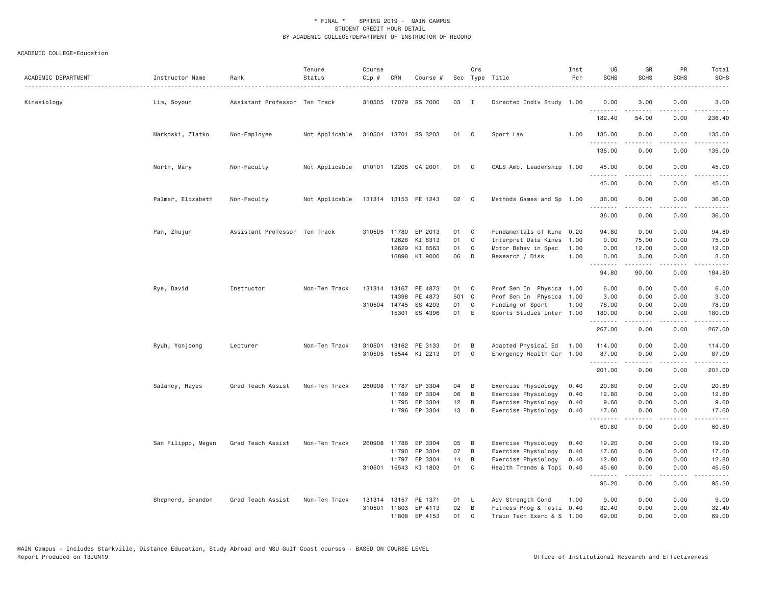\* FINAL \* SPRING 2019 - MAIN CAMPUS
STUDENT CREDIT HOUR DETAIL
BY ACADEMIC COLLEGE/DEPARTMENT OF INSTRUCTOR OF RECORD

ACADEMIC COLLEGE=Education

| ACADEMIC DEPARTMENT | Instructor Name | Rank | Tenure Status | Course Cip # | CRN | Course # | Sec | Crs Type | Title | Inst Per | UG SCHS | GR SCHS | PR SCHS | Total SCHS |
|---|---|---|---|---|---|---|---|---|---|---|---|---|---|---|
| Kinesiology | Lim, Soyoun | Assistant Professor | Ten Track | 310505 | 17079 | SS 7000 | 03 | I | Directed Indiv Study | 1.00 | 0.00 | 3.00 | 0.00 | 3.00 |
| | | | | | | | | | | | 182.40 | 54.00 | 0.00 | 236.40 |
| | Markoski, Zlatko | Non-Employee | Not Applicable | 310504 | 13701 | SS 3203 | 01 | C | Sport Law | 1.00 | 135.00 | 0.00 | 0.00 | 135.00 |
| | | | | | | | | | | | 135.00 | 0.00 | 0.00 | 135.00 |
| | North, Mary | Non-Faculty | Not Applicable | 010101 | 12205 | GA 2001 | 01 | C | CALS Amb. Leadership | 1.00 | 45.00 | 0.00 | 0.00 | 45.00 |
| | | | | | | | | | | | 45.00 | 0.00 | 0.00 | 45.00 |
| | Palmer, Elizabeth | Non-Faculty | Not Applicable | 131314 | 13153 | PE 1243 | 02 | C | Methods Games and Sp | 1.00 | 36.00 | 0.00 | 0.00 | 36.00 |
| | | | | | | | | | | | 36.00 | 0.00 | 0.00 | 36.00 |
| | Pan, Zhujun | Assistant Professor | Ten Track | 310505 | 11780 | EP 2013 | 01 | C | Fundamentals of Kine | 0.20 | 94.80 | 0.00 | 0.00 | 94.80 |
| | | | | | 12628 | KI 8313 | 01 | C | Interpret Data Kines | 1.00 | 0.00 | 75.00 | 0.00 | 75.00 |
| | | | | | 12629 | KI 8563 | 01 | C | Motor Behav in Spec | 1.00 | 0.00 | 12.00 | 0.00 | 12.00 |
| | | | | | 16898 | KI 9000 | 06 | D | Research / Diss | 1.00 | 0.00 | 3.00 | 0.00 | 3.00 |
| | | | | | | | | | | | 94.80 | 90.00 | 0.00 | 184.80 |
| | Rye, David | Instructor | Non-Ten Track | 131314 | 13167 | PE 4873 | 01 | C | Prof Sem In Physica | 1.00 | 6.00 | 0.00 | 0.00 | 6.00 |
| | | | | | 14398 | PE 4873 | 501 | C | Prof Sem In Physica | 1.00 | 3.00 | 0.00 | 0.00 | 3.00 |
| | | | | 310504 | 14745 | SS 4203 | 01 | C | Funding of Sport | 1.00 | 78.00 | 0.00 | 0.00 | 78.00 |
| | | | | | 15301 | SS 4396 | 01 | E | Sports Studies Inter | 1.00 | 180.00 | 0.00 | 0.00 | 180.00 |
| | | | | | | | | | | | 267.00 | 0.00 | 0.00 | 267.00 |
| | Ryuh, Yonjoong | Lecturer | Non-Ten Track | 310501 | 13162 | PE 3133 | 01 | B | Adapted Physical Ed | 1.00 | 114.00 | 0.00 | 0.00 | 114.00 |
| | | | | 310505 | 15544 | KI 2213 | 01 | C | Emergency Health Car | 1.00 | 87.00 | 0.00 | 0.00 | 87.00 |
| | | | | | | | | | | | 201.00 | 0.00 | 0.00 | 201.00 |
| | Salancy, Hayes | Grad Teach Assist | Non-Ten Track | 260908 | 11787 | EP 3304 | 04 | B | Exercise Physiology | 0.40 | 20.80 | 0.00 | 0.00 | 20.80 |
| | | | | | 11789 | EP 3304 | 06 | B | Exercise Physiology | 0.40 | 12.80 | 0.00 | 0.00 | 12.80 |
| | | | | | 11795 | EP 3304 | 12 | B | Exercise Physiology | 0.40 | 9.60 | 0.00 | 0.00 | 9.60 |
| | | | | | 11796 | EP 3304 | 13 | B | Exercise Physiology | 0.40 | 17.60 | 0.00 | 0.00 | 17.60 |
| | | | | | | | | | | | 60.80 | 0.00 | 0.00 | 60.80 |
| | San Filippo, Megan | Grad Teach Assist | Non-Ten Track | 260908 | 11788 | EP 3304 | 05 | B | Exercise Physiology | 0.40 | 19.20 | 0.00 | 0.00 | 19.20 |
| | | | | | 11790 | EP 3304 | 07 | B | Exercise Physiology | 0.40 | 17.60 | 0.00 | 0.00 | 17.60 |
| | | | | | 11797 | EP 3304 | 14 | B | Exercise Physiology | 0.40 | 12.80 | 0.00 | 0.00 | 12.80 |
| | | | | 310501 | 15543 | KI 1803 | 01 | C | Health Trends & Topi | 0.40 | 45.60 | 0.00 | 0.00 | 45.60 |
| | | | | | | | | | | | 95.20 | 0.00 | 0.00 | 95.20 |
| | Shepherd, Brandon | Grad Teach Assist | Non-Ten Track | 131314 | 13157 | PE 1371 | 01 | L | Adv Strength Cond | 1.00 | 9.00 | 0.00 | 0.00 | 9.00 |
| | | | | 310501 | 11803 | EP 4113 | 02 | B | Fitness Prog & Testi | 0.40 | 32.40 | 0.00 | 0.00 | 32.40 |
| | | | | | 11808 | EP 4153 | 01 | C | Train Tech Exerc & S | 1.00 | 69.00 | 0.00 | 0.00 | 69.00 |

MAIN Campus - Includes Starkville, Distance Education, Study Abroad and MSU Gulf Coast courses - BASED ON COURSE LEVEL
Report Produced on 13JUN19 Office of Institutional Research and Effectiveness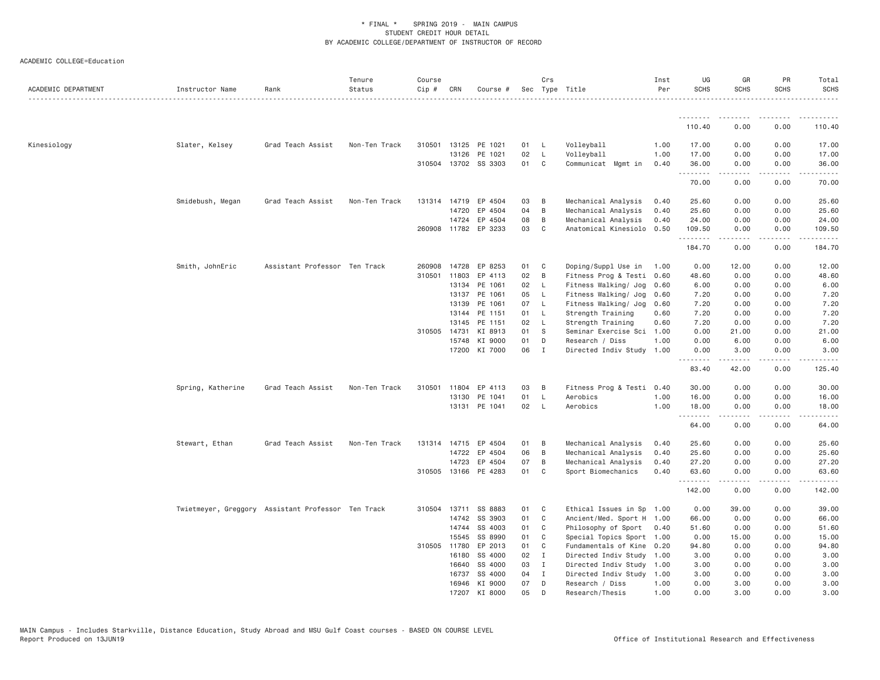\* FINAL \* SPRING 2019 - MAIN CAMPUS
STUDENT CREDIT HOUR DETAIL
BY ACADEMIC COLLEGE/DEPARTMENT OF INSTRUCTOR OF RECORD

ACADEMIC COLLEGE=Education

| ACADEMIC DEPARTMENT | Instructor Name | Rank | Tenure Status | Course Cip # | CRN | Course # | Sec | Crs Type | Title | Inst Per | UG SCHS | GR SCHS | PR SCHS | Total SCHS |
|---|---|---|---|---|---|---|---|---|---|---|---|---|---|---|
| | | | | | | | | | | | 110.40 | 0.00 | 0.00 | 110.40 |
| Kinesiology | Slater, Kelsey | Grad Teach Assist | Non-Ten Track | 310501 | 13125 | PE 1021 | 01 | L | Volleyball | 1.00 | 17.00 | 0.00 | 0.00 | 17.00 |
| | | | | | 13126 | PE 1021 | 02 | L | Volleyball | 1.00 | 17.00 | 0.00 | 0.00 | 17.00 |
| | | | | 310504 | 13702 | SS 3303 | 01 | C | Communicat Mgmt in | 0.40 | 36.00 | 0.00 | 0.00 | 36.00 |
| | | | | | | | | | | | 70.00 | 0.00 | 0.00 | 70.00 |
| | Smidebush, Megan | Grad Teach Assist | Non-Ten Track | 131314 | 14719 | EP 4504 | 03 | B | Mechanical Analysis | 0.40 | 25.60 | 0.00 | 0.00 | 25.60 |
| | | | | | 14720 | EP 4504 | 04 | B | Mechanical Analysis | 0.40 | 25.60 | 0.00 | 0.00 | 25.60 |
| | | | | | 14724 | EP 4504 | 08 | B | Mechanical Analysis | 0.40 | 24.00 | 0.00 | 0.00 | 24.00 |
| | | | | 260908 | 11782 | EP 3233 | 03 | C | Anatomical Kinesiolo | 0.50 | 109.50 | 0.00 | 0.00 | 109.50 |
| | | | | | | | | | | | 184.70 | 0.00 | 0.00 | 184.70 |
| | Smith, JohnEric | Assistant Professor | Ten Track | 260908 | 14728 | EP 8253 | 01 | C | Doping/Suppl Use in | 1.00 | 0.00 | 12.00 | 0.00 | 12.00 |
| | | | | 310501 | 11803 | EP 4113 | 02 | B | Fitness Prog & Testi | 0.60 | 48.60 | 0.00 | 0.00 | 48.60 |
| | | | | | 13134 | PE 1061 | 02 | L | Fitness Walking/ Jog | 0.60 | 6.00 | 0.00 | 0.00 | 6.00 |
| | | | | | 13137 | PE 1061 | 05 | L | Fitness Walking/ Jog | 0.60 | 7.20 | 0.00 | 0.00 | 7.20 |
| | | | | | 13139 | PE 1061 | 07 | L | Fitness Walking/ Jog | 0.60 | 7.20 | 0.00 | 0.00 | 7.20 |
| | | | | | 13144 | PE 1151 | 01 | L | Strength Training | 0.60 | 7.20 | 0.00 | 0.00 | 7.20 |
| | | | | | 13145 | PE 1151 | 02 | L | Strength Training | 0.60 | 7.20 | 0.00 | 0.00 | 7.20 |
| | | | | 310505 | 14731 | KI 8913 | 01 | S | Seminar Exercise Sci | 1.00 | 0.00 | 21.00 | 0.00 | 21.00 |
| | | | | | 15748 | KI 9000 | 01 | D | Research / Diss | 1.00 | 0.00 | 6.00 | 0.00 | 6.00 |
| | | | | | 17200 | KI 7000 | 06 | I | Directed Indiv Study | 1.00 | 0.00 | 3.00 | 0.00 | 3.00 |
| | | | | | | | | | | | 83.40 | 42.00 | 0.00 | 125.40 |
| | Spring, Katherine | Grad Teach Assist | Non-Ten Track | 310501 | 11804 | EP 4113 | 03 | B | Fitness Prog & Testi | 0.40 | 30.00 | 0.00 | 0.00 | 30.00 |
| | | | | | 13130 | PE 1041 | 01 | L | Aerobics | 1.00 | 16.00 | 0.00 | 0.00 | 16.00 |
| | | | | | 13131 | PE 1041 | 02 | L | Aerobics | 1.00 | 18.00 | 0.00 | 0.00 | 18.00 |
| | | | | | | | | | | | 64.00 | 0.00 | 0.00 | 64.00 |
| | Stewart, Ethan | Grad Teach Assist | Non-Ten Track | 131314 | 14715 | EP 4504 | 01 | B | Mechanical Analysis | 0.40 | 25.60 | 0.00 | 0.00 | 25.60 |
| | | | | | 14722 | EP 4504 | 06 | B | Mechanical Analysis | 0.40 | 25.60 | 0.00 | 0.00 | 25.60 |
| | | | | | 14723 | EP 4504 | 07 | B | Mechanical Analysis | 0.40 | 27.20 | 0.00 | 0.00 | 27.20 |
| | | | | 310505 | 13166 | PE 4283 | 01 | C | Sport Biomechanics | 0.40 | 63.60 | 0.00 | 0.00 | 63.60 |
| | | | | | | | | | | | 142.00 | 0.00 | 0.00 | 142.00 |
| | Twietmeyer, Greggory | Assistant Professor | Ten Track | 310504 | 13711 | SS 8883 | 01 | C | Ethical Issues in Sp | 1.00 | 0.00 | 39.00 | 0.00 | 39.00 |
| | | | | | 14742 | SS 3903 | 01 | C | Ancient/Med. Sport H | 1.00 | 66.00 | 0.00 | 0.00 | 66.00 |
| | | | | | 14744 | SS 4003 | 01 | C | Philosophy of Sport | 0.40 | 51.60 | 0.00 | 0.00 | 51.60 |
| | | | | | 15545 | SS 8990 | 01 | C | Special Topics Sport | 1.00 | 0.00 | 15.00 | 0.00 | 15.00 |
| | | | | 310505 | 11780 | EP 2013 | 01 | C | Fundamentals of Kine | 0.20 | 94.80 | 0.00 | 0.00 | 94.80 |
| | | | | | 16180 | SS 4000 | 02 | I | Directed Indiv Study | 1.00 | 3.00 | 0.00 | 0.00 | 3.00 |
| | | | | | 16640 | SS 4000 | 03 | I | Directed Indiv Study | 1.00 | 3.00 | 0.00 | 0.00 | 3.00 |
| | | | | | 16737 | SS 4000 | 04 | I | Directed Indiv Study | 1.00 | 3.00 | 0.00 | 0.00 | 3.00 |
| | | | | | 16946 | KI 9000 | 07 | D | Research / Diss | 1.00 | 0.00 | 3.00 | 0.00 | 3.00 |
| | | | | | 17207 | KI 8000 | 05 | D | Research/Thesis | 1.00 | 0.00 | 3.00 | 0.00 | 3.00 |

MAIN Campus - Includes Starkville, Distance Education, Study Abroad and MSU Gulf Coast courses - BASED ON COURSE LEVEL
Report Produced on 13JUN19 — Office of Institutional Research and Effectiveness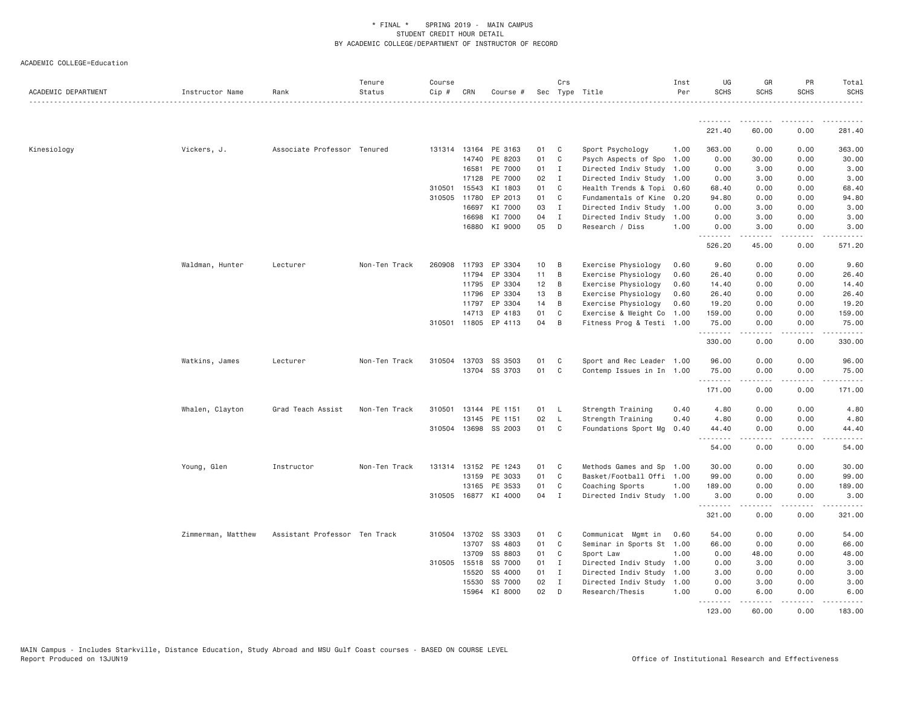\* FINAL \* SPRING 2019 - MAIN CAMPUS
STUDENT CREDIT HOUR DETAIL
BY ACADEMIC COLLEGE/DEPARTMENT OF INSTRUCTOR OF RECORD

ACADEMIC COLLEGE=Education

| ACADEMIC DEPARTMENT | Instructor Name | Rank | Tenure Status | Course Cip # | CRN | Course # | Sec | Crs Type | Title | Inst Per | UG SCHS | GR SCHS | PR SCHS | Total SCHS |
|---|---|---|---|---|---|---|---|---|---|---|---|---|---|---|
| | | | | | | | | | | | 221.40 | 60.00 | 0.00 | 281.40 |
| Kinesiology | Vickers, J. | Associate Professor | Tenured | 131314 | 13164 | PE 3163 | 01 | C | Sport Psychology | 1.00 | 363.00 | 0.00 | 0.00 | 363.00 |
| | | | | | 14740 | PE 8203 | 01 | C | Psych Aspects of Spo | 1.00 | 0.00 | 30.00 | 0.00 | 30.00 |
| | | | | | 16581 | PE 7000 | 01 | I | Directed Indiv Study | 1.00 | 0.00 | 3.00 | 0.00 | 3.00 |
| | | | | | 17128 | PE 7000 | 02 | I | Directed Indiv Study | 1.00 | 0.00 | 3.00 | 0.00 | 3.00 |
| | | | | 310501 | 15543 | KI 1803 | 01 | C | Health Trends & Topi | 0.60 | 68.40 | 0.00 | 0.00 | 68.40 |
| | | | | 310505 | 11780 | EP 2013 | 01 | C | Fundamentals of Kine | 0.20 | 94.80 | 0.00 | 0.00 | 94.80 |
| | | | | | 16697 | KI 7000 | 03 | I | Directed Indiv Study | 1.00 | 0.00 | 3.00 | 0.00 | 3.00 |
| | | | | | 16698 | KI 7000 | 04 | I | Directed Indiv Study | 1.00 | 0.00 | 3.00 | 0.00 | 3.00 |
| | | | | | 16880 | KI 9000 | 05 | D | Research / Diss | 1.00 | 0.00 | 3.00 | 0.00 | 3.00 |
| | | | | | | | | | | | 526.20 | 45.00 | 0.00 | 571.20 |
| | Waldman, Hunter | Lecturer | Non-Ten Track | 260908 | 11793 | EP 3304 | 10 | B | Exercise Physiology | 0.60 | 9.60 | 0.00 | 0.00 | 9.60 |
| | | | | | 11794 | EP 3304 | 11 | B | Exercise Physiology | 0.60 | 26.40 | 0.00 | 0.00 | 26.40 |
| | | | | | 11795 | EP 3304 | 12 | B | Exercise Physiology | 0.60 | 14.40 | 0.00 | 0.00 | 14.40 |
| | | | | | 11796 | EP 3304 | 13 | B | Exercise Physiology | 0.60 | 26.40 | 0.00 | 0.00 | 26.40 |
| | | | | | 11797 | EP 3304 | 14 | B | Exercise Physiology | 0.60 | 19.20 | 0.00 | 0.00 | 19.20 |
| | | | | | 14713 | EP 4183 | 01 | C | Exercise & Weight Co | 1.00 | 159.00 | 0.00 | 0.00 | 159.00 |
| | | | | 310501 | 11805 | EP 4113 | 04 | B | Fitness Prog & Testi | 1.00 | 75.00 | 0.00 | 0.00 | 75.00 |
| | | | | | | | | | | | 330.00 | 0.00 | 0.00 | 330.00 |
| | Watkins, James | Lecturer | Non-Ten Track | 310504 | 13703 | SS 3503 | 01 | C | Sport and Rec Leader | 1.00 | 96.00 | 0.00 | 0.00 | 96.00 |
| | | | | | 13704 | SS 3703 | 01 | C | Contemp Issues in In | 1.00 | 75.00 | 0.00 | 0.00 | 75.00 |
| | | | | | | | | | | | 171.00 | 0.00 | 0.00 | 171.00 |
| | Whalen, Clayton | Grad Teach Assist | Non-Ten Track | 310501 | 13144 | PE 1151 | 01 | L | Strength Training | 0.40 | 4.80 | 0.00 | 0.00 | 4.80 |
| | | | | | 13145 | PE 1151 | 02 | L | Strength Training | 0.40 | 4.80 | 0.00 | 0.00 | 4.80 |
| | | | | 310504 | 13698 | SS 2003 | 01 | C | Foundations Sport Mg | 0.40 | 44.40 | 0.00 | 0.00 | 44.40 |
| | | | | | | | | | | | 54.00 | 0.00 | 0.00 | 54.00 |
| | Young, Glen | Instructor | Non-Ten Track | 131314 | 13152 | PE 1243 | 01 | C | Methods Games and Sp | 1.00 | 30.00 | 0.00 | 0.00 | 30.00 |
| | | | | | 13159 | PE 3033 | 01 | C | Basket/Football Offi | 1.00 | 99.00 | 0.00 | 0.00 | 99.00 |
| | | | | | 13165 | PE 3533 | 01 | C | Coaching Sports | 1.00 | 189.00 | 0.00 | 0.00 | 189.00 |
| | | | | 310505 | 16877 | KI 4000 | 04 | I | Directed Indiv Study | 1.00 | 3.00 | 0.00 | 0.00 | 3.00 |
| | | | | | | | | | | | 321.00 | 0.00 | 0.00 | 321.00 |
| | Zimmerman, Matthew | Assistant Professor | Ten Track | 310504 | 13702 | SS 3303 | 01 | C | Communicat Mgmt in | 0.60 | 54.00 | 0.00 | 0.00 | 54.00 |
| | | | | | 13707 | SS 4803 | 01 | C | Seminar in Sports St | 1.00 | 66.00 | 0.00 | 0.00 | 66.00 |
| | | | | | 13709 | SS 8803 | 01 | C | Sport Law | 1.00 | 0.00 | 48.00 | 0.00 | 48.00 |
| | | | | 310505 | 15518 | SS 7000 | 01 | I | Directed Indiv Study | 1.00 | 0.00 | 3.00 | 0.00 | 3.00 |
| | | | | | 15520 | SS 4000 | 01 | I | Directed Indiv Study | 1.00 | 3.00 | 0.00 | 0.00 | 3.00 |
| | | | | | 15530 | SS 7000 | 02 | I | Directed Indiv Study | 1.00 | 0.00 | 3.00 | 0.00 | 3.00 |
| | | | | | 15964 | KI 8000 | 02 | D | Research/Thesis | 1.00 | 0.00 | 6.00 | 0.00 | 6.00 |
| | | | | | | | | | | | 123.00 | 60.00 | 0.00 | 183.00 |

MAIN Campus - Includes Starkville, Distance Education, Study Abroad and MSU Gulf Coast courses - BASED ON COURSE LEVEL
Report Produced on 13JUN19 Office of Institutional Research and Effectiveness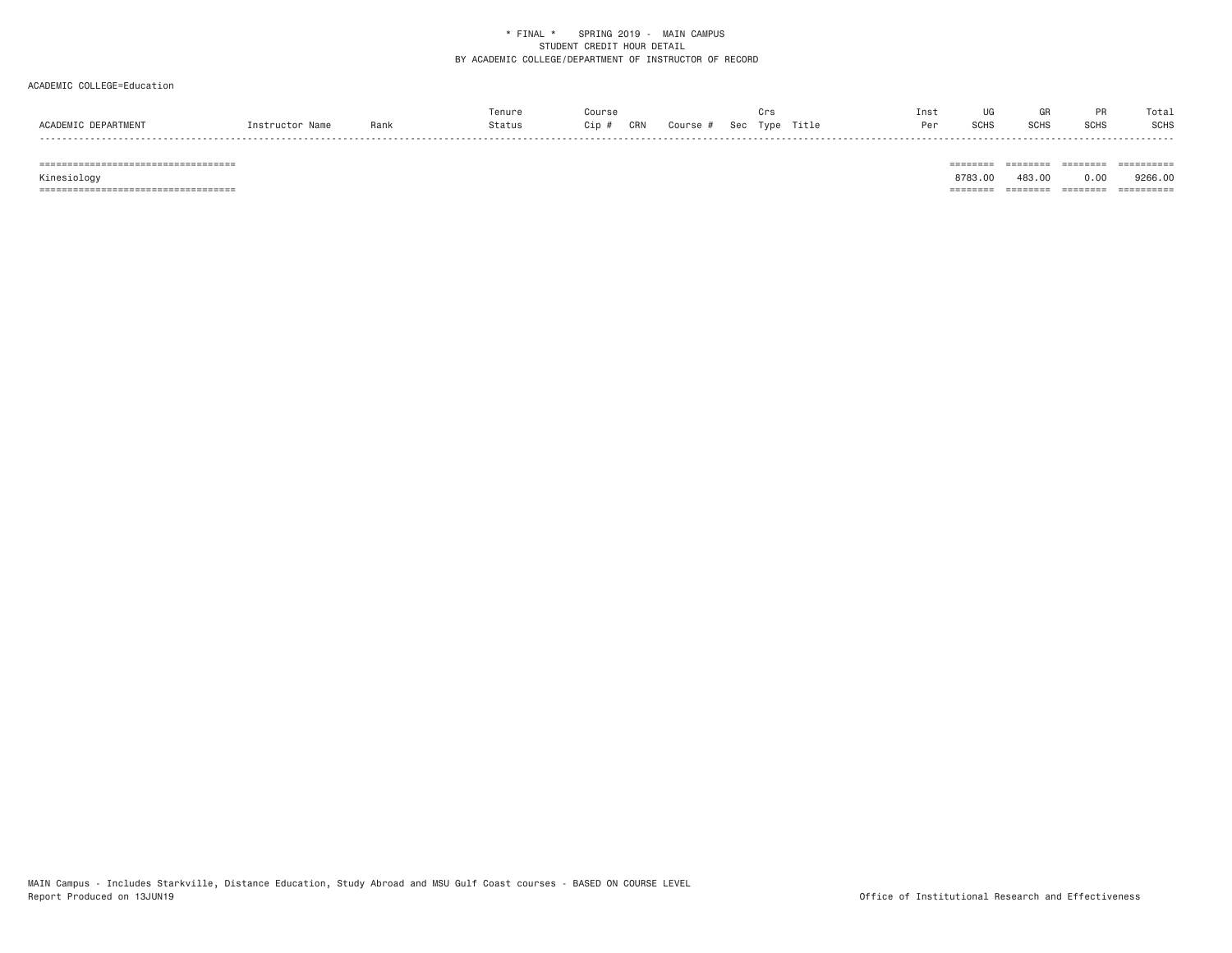\* FINAL \* SPRING 2019 - MAIN CAMPUS
STUDENT CREDIT HOUR DETAIL
BY ACADEMIC COLLEGE/DEPARTMENT OF INSTRUCTOR OF RECORD

ACADEMIC COLLEGE=Education

| ACADEMIC DEPARTMENT | Instructor Name | Rank | Tenure Status | Course Cip # | CRN | Course # | Sec | Crs Type | Title | Inst Per | UG SCHS | GR SCHS | PR SCHS | Total SCHS |
|---|---|---|---|---|---|---|---|---|---|---|---|---|---|---|
| Kinesiology | | | | | | | | | | | 8783.00 | 483.00 | 0.00 | 9266.00 |

MAIN Campus - Includes Starkville, Distance Education, Study Abroad and MSU Gulf Coast courses - BASED ON COURSE LEVEL
Report Produced on 13JUN19

Office of Institutional Research and Effectiveness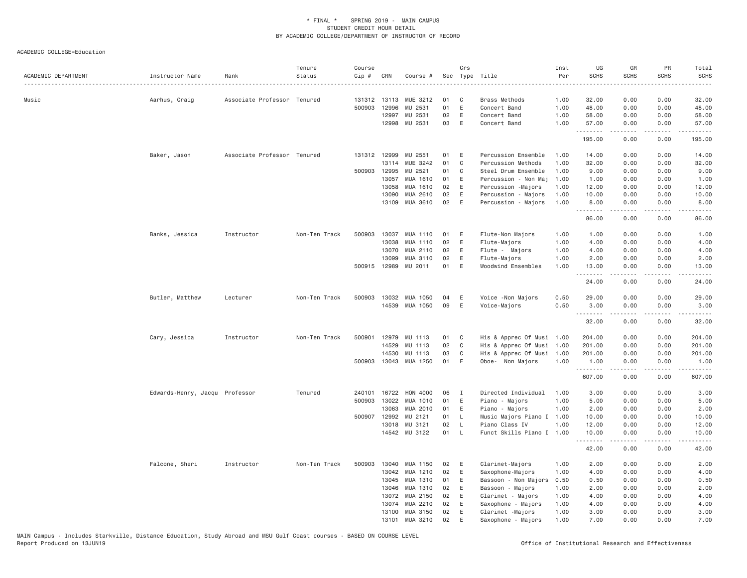# * FINAL * SPRING 2019 - MAIN CAMPUS
## STUDENT CREDIT HOUR DETAIL
## BY ACADEMIC COLLEGE/DEPARTMENT OF INSTRUCTOR OF RECORD

ACADEMIC COLLEGE=Education

| ACADEMIC DEPARTMENT | Instructor Name | Rank | Tenure Status | Course Cip # | CRN | Course # | Sec | Crs Type | Title | Inst Per | UG SCHS | GR SCHS | PR SCHS | Total SCHS |
|---|---|---|---|---|---|---|---|---|---|---|---|---|---|---|
| Music | Aarhus, Craig | Associate Professor | Tenured | 131312 | 13113 | MUE 3212 | 01 | C | Brass Methods | 1.00 | 32.00 | 0.00 | 0.00 | 32.00 |
| | | | | 500903 | 12996 | MU 2531 | 01 | E | Concert Band | 1.00 | 48.00 | 0.00 | 0.00 | 48.00 |
| | | | | | 12997 | MU 2531 | 02 | E | Concert Band | 1.00 | 58.00 | 0.00 | 0.00 | 58.00 |
| | | | | | 12998 | MU 2531 | 03 | E | Concert Band | 1.00 | 57.00 | 0.00 | 0.00 | 57.00 |
| | | | | | | | | | | | 195.00 | 0.00 | 0.00 | 195.00 |
| | Baker, Jason | Associate Professor | Tenured | 131312 | 12999 | MU 2551 | 01 | E | Percussion Ensemble | 1.00 | 14.00 | 0.00 | 0.00 | 14.00 |
| | | | | | 13114 | MUE 3242 | 01 | C | Percussion Methods | 1.00 | 32.00 | 0.00 | 0.00 | 32.00 |
| | | | | 500903 | 12995 | MU 2521 | 01 | C | Steel Drum Ensemble | 1.00 | 9.00 | 0.00 | 0.00 | 9.00 |
| | | | | | 13057 | MUA 1610 | 01 | E | Percussion - Non Maj | 1.00 | 1.00 | 0.00 | 0.00 | 1.00 |
| | | | | | 13058 | MUA 1610 | 02 | E | Percussion -Majors | 1.00 | 12.00 | 0.00 | 0.00 | 12.00 |
| | | | | | 13090 | MUA 2610 | 02 | E | Percussion - Majors | 1.00 | 10.00 | 0.00 | 0.00 | 10.00 |
| | | | | | 13109 | MUA 3610 | 02 | E | Percussion - Majors | 1.00 | 8.00 | 0.00 | 0.00 | 8.00 |
| | | | | | | | | | | | 86.00 | 0.00 | 0.00 | 86.00 |
| | Banks, Jessica | Instructor | Non-Ten Track | 500903 | 13037 | MUA 1110 | 01 | E | Flute-Non Majors | 1.00 | 1.00 | 0.00 | 0.00 | 1.00 |
| | | | | | 13038 | MUA 1110 | 02 | E | Flute-Majors | 1.00 | 4.00 | 0.00 | 0.00 | 4.00 |
| | | | | | 13070 | MUA 2110 | 02 | E | Flute - Majors | 1.00 | 4.00 | 0.00 | 0.00 | 4.00 |
| | | | | | 13099 | MUA 3110 | 02 | E | Flute-Majors | 1.00 | 2.00 | 0.00 | 0.00 | 2.00 |
| | | | | 500915 | 12989 | MU 2011 | 01 | E | Woodwind Ensembles | 1.00 | 13.00 | 0.00 | 0.00 | 13.00 |
| | | | | | | | | | | | 24.00 | 0.00 | 0.00 | 24.00 |
| | Butler, Matthew | Lecturer | Non-Ten Track | 500903 | 13032 | MUA 1050 | 04 | E | Voice -Non Majors | 0.50 | 29.00 | 0.00 | 0.00 | 29.00 |
| | | | | | 14539 | MUA 1050 | 09 | E | Voice-Majors | 0.50 | 3.00 | 0.00 | 0.00 | 3.00 |
| | | | | | | | | | | | 32.00 | 0.00 | 0.00 | 32.00 |
| | Cary, Jessica | Instructor | Non-Ten Track | 500901 | 12979 | MU 1113 | 01 | C | His & Apprec Of Musi | 1.00 | 204.00 | 0.00 | 0.00 | 204.00 |
| | | | | | 14529 | MU 1113 | 02 | C | His & Apprec Of Musi | 1.00 | 201.00 | 0.00 | 0.00 | 201.00 |
| | | | | | 14530 | MU 1113 | 03 | C | His & Apprec Of Musi | 1.00 | 201.00 | 0.00 | 0.00 | 201.00 |
| | | | | 500903 | 13043 | MUA 1250 | 01 | E | Oboe- Non Majors | 1.00 | 1.00 | 0.00 | 0.00 | 1.00 |
| | | | | | | | | | | | 607.00 | 0.00 | 0.00 | 607.00 |
| | Edwards-Henry, Jacqu | Professor | Tenured | 240101 | 16722 | HON 4000 | 06 | I | Directed Individual | 1.00 | 3.00 | 0.00 | 0.00 | 3.00 |
| | | | | 500903 | 13022 | MUA 1010 | 01 | E | Piano - Majors | 1.00 | 5.00 | 0.00 | 0.00 | 5.00 |
| | | | | | 13063 | MUA 2010 | 01 | E | Piano - Majors | 1.00 | 2.00 | 0.00 | 0.00 | 2.00 |
| | | | | 500907 | 12992 | MU 2121 | 01 | L | Music Majors Piano I | 1.00 | 10.00 | 0.00 | 0.00 | 10.00 |
| | | | | | 13018 | MU 3121 | 02 | L | Piano Class IV | 1.00 | 12.00 | 0.00 | 0.00 | 12.00 |
| | | | | | 14542 | MU 3122 | 01 | L | Funct Skills Piano I | 1.00 | 10.00 | 0.00 | 0.00 | 10.00 |
| | | | | | | | | | | | 42.00 | 0.00 | 0.00 | 42.00 |
| | Falcone, Sheri | Instructor | Non-Ten Track | 500903 | 13040 | MUA 1150 | 02 | E | Clarinet-Majors | 1.00 | 2.00 | 0.00 | 0.00 | 2.00 |
| | | | | | 13042 | MUA 1210 | 02 | E | Saxophone-Majors | 1.00 | 4.00 | 0.00 | 0.00 | 4.00 |
| | | | | | 13045 | MUA 1310 | 01 | E | Bassoon - Non Majors | 0.50 | 0.50 | 0.00 | 0.00 | 0.50 |
| | | | | | 13046 | MUA 1310 | 02 | E | Bassoon - Majors | 1.00 | 2.00 | 0.00 | 0.00 | 2.00 |
| | | | | | 13072 | MUA 2150 | 02 | E | Clarinet - Majors | 1.00 | 4.00 | 0.00 | 0.00 | 4.00 |
| | | | | | 13074 | MUA 2210 | 02 | E | Saxophone - Majors | 1.00 | 4.00 | 0.00 | 0.00 | 4.00 |
| | | | | | 13100 | MUA 3150 | 02 | E | Clarinet -Majors | 1.00 | 3.00 | 0.00 | 0.00 | 3.00 |
| | | | | | 13101 | MUA 3210 | 02 | E | Saxophone - Majors | 1.00 | 7.00 | 0.00 | 0.00 | 7.00 |

MAIN Campus - Includes Starkville, Distance Education, Study Abroad and MSU Gulf Coast courses - BASED ON COURSE LEVEL
Report Produced on 13JUN19 Office of Institutional Research and Effectiveness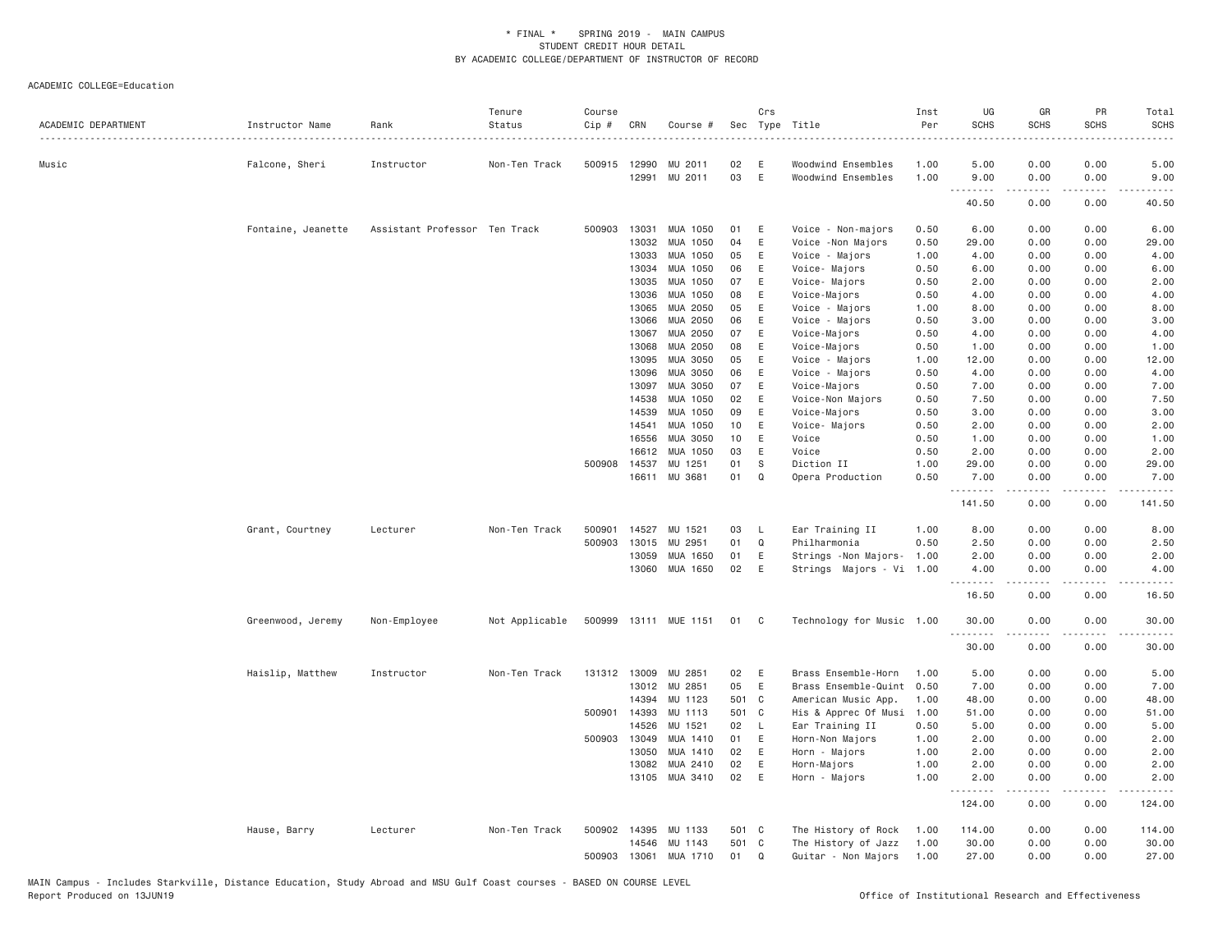\* FINAL \* SPRING 2019 - MAIN CAMPUS
STUDENT CREDIT HOUR DETAIL
BY ACADEMIC COLLEGE/DEPARTMENT OF INSTRUCTOR OF RECORD

ACADEMIC COLLEGE=Education

| ACADEMIC DEPARTMENT | Instructor Name | Rank | Tenure Status | Course Cip # | CRN | Course # | Sec | Crs Type | Title | Inst Per | UG SCHS | GR SCHS | PR SCHS | Total SCHS |
|---|---|---|---|---|---|---|---|---|---|---|---|---|---|---|
| Music | Falcone, Sheri | Instructor | Non-Ten Track | 500915 | 12990 | MU 2011 | 02 | E | Woodwind Ensembles | 1.00 | 5.00 | 0.00 | 0.00 | 5.00 |
| | | | | | 12991 | MU 2011 | 03 | E | Woodwind Ensembles | 1.00 | 9.00 | 0.00 | 0.00 | 9.00 |
| | | | | | | | | | | | 40.50 | 0.00 | 0.00 | 40.50 |
| | Fontaine, Jeanette | Assistant Professor | Ten Track | 500903 | 13031 | MUA 1050 | 01 | E | Voice - Non-majors | 0.50 | 6.00 | 0.00 | 0.00 | 6.00 |
| | | | | | 13032 | MUA 1050 | 04 | E | Voice -Non Majors | 0.50 | 29.00 | 0.00 | 0.00 | 29.00 |
| | | | | | 13033 | MUA 1050 | 05 | E | Voice - Majors | 1.00 | 4.00 | 0.00 | 0.00 | 4.00 |
| | | | | | 13034 | MUA 1050 | 06 | E | Voice- Majors | 0.50 | 6.00 | 0.00 | 0.00 | 6.00 |
| | | | | | 13035 | MUA 1050 | 07 | E | Voice- Majors | 0.50 | 2.00 | 0.00 | 0.00 | 2.00 |
| | | | | | 13036 | MUA 1050 | 08 | E | Voice-Majors | 0.50 | 4.00 | 0.00 | 0.00 | 4.00 |
| | | | | | 13065 | MUA 2050 | 05 | E | Voice - Majors | 1.00 | 8.00 | 0.00 | 0.00 | 8.00 |
| | | | | | 13066 | MUA 2050 | 06 | E | Voice - Majors | 0.50 | 3.00 | 0.00 | 0.00 | 3.00 |
| | | | | | 13067 | MUA 2050 | 07 | E | Voice-Majors | 0.50 | 4.00 | 0.00 | 0.00 | 4.00 |
| | | | | | 13068 | MUA 2050 | 08 | E | Voice-Majors | 0.50 | 1.00 | 0.00 | 0.00 | 1.00 |
| | | | | | 13095 | MUA 3050 | 05 | E | Voice - Majors | 1.00 | 12.00 | 0.00 | 0.00 | 12.00 |
| | | | | | 13096 | MUA 3050 | 06 | E | Voice - Majors | 0.50 | 4.00 | 0.00 | 0.00 | 4.00 |
| | | | | | 13097 | MUA 3050 | 07 | E | Voice-Majors | 0.50 | 7.00 | 0.00 | 0.00 | 7.00 |
| | | | | | 14538 | MUA 1050 | 02 | E | Voice-Non Majors | 0.50 | 7.50 | 0.00 | 0.00 | 7.50 |
| | | | | | 14539 | MUA 1050 | 09 | E | Voice-Majors | 0.50 | 3.00 | 0.00 | 0.00 | 3.00 |
| | | | | | 14541 | MUA 1050 | 10 | E | Voice- Majors | 0.50 | 2.00 | 0.00 | 0.00 | 2.00 |
| | | | | | 16556 | MUA 3050 | 10 | E | Voice | 0.50 | 1.00 | 0.00 | 0.00 | 1.00 |
| | | | | | 16612 | MUA 1050 | 03 | E | Voice | 0.50 | 2.00 | 0.00 | 0.00 | 2.00 |
| | | | | 500908 | 14537 | MU 1251 | 01 | S | Diction II | 1.00 | 29.00 | 0.00 | 0.00 | 29.00 |
| | | | | | 16611 | MU 3681 | 01 | Q | Opera Production | 0.50 | 7.00 | 0.00 | 0.00 | 7.00 |
| | | | | | | | | | | | 141.50 | 0.00 | 0.00 | 141.50 |
| | Grant, Courtney | Lecturer | Non-Ten Track | 500901 | 14527 | MU 1521 | 03 | L | Ear Training II | 1.00 | 8.00 | 0.00 | 0.00 | 8.00 |
| | | | | 500903 | 13015 | MU 2951 | 01 | Q | Philharmonia | 0.50 | 2.50 | 0.00 | 0.00 | 2.50 |
| | | | | | 13059 | MUA 1650 | 01 | E | Strings -Non Majors- | 1.00 | 2.00 | 0.00 | 0.00 | 2.00 |
| | | | | | 13060 | MUA 1650 | 02 | E | Strings Majors - Vi | 1.00 | 4.00 | 0.00 | 0.00 | 4.00 |
| | | | | | | | | | | | 16.50 | 0.00 | 0.00 | 16.50 |
| | Greenwood, Jeremy | Non-Employee | Not Applicable | 500999 | 13111 | MUE 1151 | 01 | C | Technology for Music | 1.00 | 30.00 | 0.00 | 0.00 | 30.00 |
| | | | | | | | | | | | 30.00 | 0.00 | 0.00 | 30.00 |
| | Haislip, Matthew | Instructor | Non-Ten Track | 131312 | 13009 | MU 2851 | 02 | E | Brass Ensemble-Horn | 1.00 | 5.00 | 0.00 | 0.00 | 5.00 |
| | | | | | 13012 | MU 2851 | 05 | E | Brass Ensemble-Quint | 0.50 | 7.00 | 0.00 | 0.00 | 7.00 |
| | | | | | 14394 | MU 1123 | 501 | C | American Music App. | 1.00 | 48.00 | 0.00 | 0.00 | 48.00 |
| | | | | 500901 | 14393 | MU 1113 | 501 | C | His & Apprec Of Musi | 1.00 | 51.00 | 0.00 | 0.00 | 51.00 |
| | | | | | 14526 | MU 1521 | 02 | L | Ear Training II | 0.50 | 5.00 | 0.00 | 0.00 | 5.00 |
| | | | | 500903 | 13049 | MUA 1410 | 01 | E | Horn-Non Majors | 1.00 | 2.00 | 0.00 | 0.00 | 2.00 |
| | | | | | 13050 | MUA 1410 | 02 | E | Horn - Majors | 1.00 | 2.00 | 0.00 | 0.00 | 2.00 |
| | | | | | 13082 | MUA 2410 | 02 | E | Horn-Majors | 1.00 | 2.00 | 0.00 | 0.00 | 2.00 |
| | | | | | 13105 | MUA 3410 | 02 | E | Horn - Majors | 1.00 | 2.00 | 0.00 | 0.00 | 2.00 |
| | | | | | | | | | | | 124.00 | 0.00 | 0.00 | 124.00 |
| | Hause, Barry | Lecturer | Non-Ten Track | 500902 | 14395 | MU 1133 | 501 | C | The History of Rock | 1.00 | 114.00 | 0.00 | 0.00 | 114.00 |
| | | | | | 14546 | MU 1143 | 501 | C | The History of Jazz | 1.00 | 30.00 | 0.00 | 0.00 | 30.00 |
| | | | | 500903 | 13061 | MUA 1710 | 01 | Q | Guitar - Non Majors | 1.00 | 27.00 | 0.00 | 0.00 | 27.00 |

MAIN Campus - Includes Starkville, Distance Education, Study Abroad and MSU Gulf Coast courses - BASED ON COURSE LEVEL
Report Produced on 13JUN19 Office of Institutional Research and Effectiveness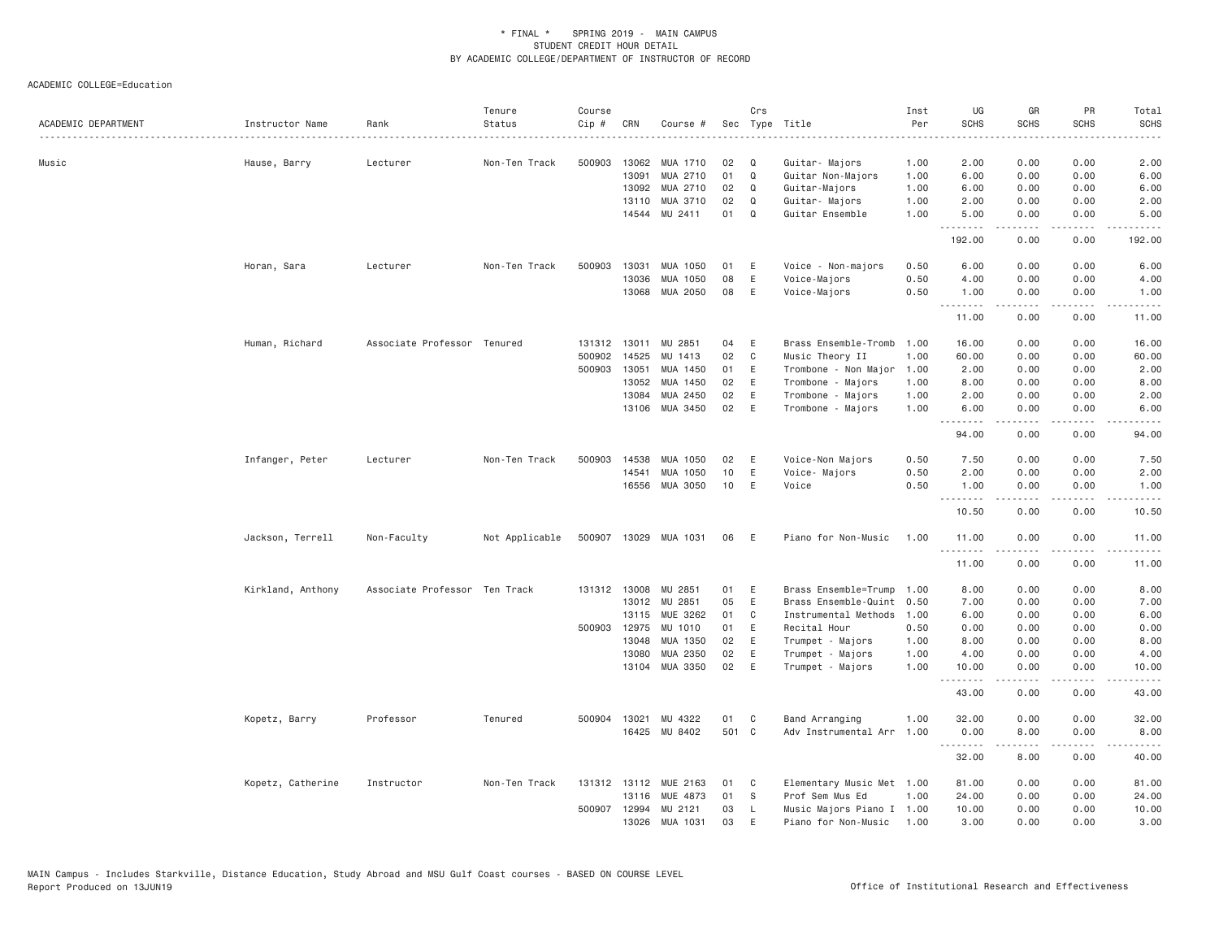\* FINAL \* SPRING 2019 - MAIN CAMPUS
STUDENT CREDIT HOUR DETAIL
BY ACADEMIC COLLEGE/DEPARTMENT OF INSTRUCTOR OF RECORD

ACADEMIC COLLEGE=Education

| ACADEMIC DEPARTMENT | Instructor Name | Rank | Tenure Status | Course Cip # | CRN | Course # | Sec | Crs Type | Title | Inst Per | UG SCHS | GR SCHS | PR SCHS | Total SCHS |
|---|---|---|---|---|---|---|---|---|---|---|---|---|---|---|
| Music | Hause, Barry | Lecturer | Non-Ten Track | 500903 | 13062 | MUA 1710 | 02 | Q | Guitar- Majors | 1.00 | 2.00 | 0.00 | 0.00 | 2.00 |
| | | | | | 13091 | MUA 2710 | 01 | Q | Guitar Non-Majors | 1.00 | 6.00 | 0.00 | 0.00 | 6.00 |
| | | | | | 13092 | MUA 2710 | 02 | Q | Guitar-Majors | 1.00 | 6.00 | 0.00 | 0.00 | 6.00 |
| | | | | | 13110 | MUA 3710 | 02 | Q | Guitar- Majors | 1.00 | 2.00 | 0.00 | 0.00 | 2.00 |
| | | | | | 14544 | MU 2411 | 01 | Q | Guitar Ensemble | 1.00 | 5.00 | 0.00 | 0.00 | 5.00 |
| | | | | | | | | | | | 192.00 | 0.00 | 0.00 | 192.00 |
| | Horan, Sara | Lecturer | Non-Ten Track | 500903 | 13031 | MUA 1050 | 01 | E | Voice - Non-majors | 0.50 | 6.00 | 0.00 | 0.00 | 6.00 |
| | | | | | 13036 | MUA 1050 | 08 | E | Voice-Majors | 0.50 | 4.00 | 0.00 | 0.00 | 4.00 |
| | | | | | 13068 | MUA 2050 | 08 | E | Voice-Majors | 0.50 | 1.00 | 0.00 | 0.00 | 1.00 |
| | | | | | | | | | | | 11.00 | 0.00 | 0.00 | 11.00 |
| | Human, Richard | Associate Professor | Tenured | 131312 | 13011 | MU 2851 | 04 | E | Brass Ensemble-Tromb | 1.00 | 16.00 | 0.00 | 0.00 | 16.00 |
| | | | | 500902 | 14525 | MU 1413 | 02 | C | Music Theory II | 1.00 | 60.00 | 0.00 | 0.00 | 60.00 |
| | | | | 500903 | 13051 | MUA 1450 | 01 | E | Trombone - Non Major | 1.00 | 2.00 | 0.00 | 0.00 | 2.00 |
| | | | | | 13052 | MUA 1450 | 02 | E | Trombone - Majors | 1.00 | 8.00 | 0.00 | 0.00 | 8.00 |
| | | | | | 13084 | MUA 2450 | 02 | E | Trombone - Majors | 1.00 | 2.00 | 0.00 | 0.00 | 2.00 |
| | | | | | 13106 | MUA 3450 | 02 | E | Trombone - Majors | 1.00 | 6.00 | 0.00 | 0.00 | 6.00 |
| | | | | | | | | | | | 94.00 | 0.00 | 0.00 | 94.00 |
| | Infanger, Peter | Lecturer | Non-Ten Track | 500903 | 14538 | MUA 1050 | 02 | E | Voice-Non Majors | 0.50 | 7.50 | 0.00 | 0.00 | 7.50 |
| | | | | | 14541 | MUA 1050 | 10 | E | Voice- Majors | 0.50 | 2.00 | 0.00 | 0.00 | 2.00 |
| | | | | | 16556 | MUA 3050 | 10 | E | Voice | 0.50 | 1.00 | 0.00 | 0.00 | 1.00 |
| | | | | | | | | | | | 10.50 | 0.00 | 0.00 | 10.50 |
| | Jackson, Terrell | Non-Faculty | Not Applicable | 500907 | 13029 | MUA 1031 | 06 | E | Piano for Non-Music | 1.00 | 11.00 | 0.00 | 0.00 | 11.00 |
| | | | | | | | | | | | 11.00 | 0.00 | 0.00 | 11.00 |
| | Kirkland, Anthony | Associate Professor | Ten Track | 131312 | 13008 | MU 2851 | 01 | E | Brass Ensemble=Trump | 1.00 | 8.00 | 0.00 | 0.00 | 8.00 |
| | | | | | 13012 | MU 2851 | 05 | E | Brass Ensemble-Quint | 0.50 | 7.00 | 0.00 | 0.00 | 7.00 |
| | | | | | 13115 | MUE 3262 | 01 | C | Instrumental Methods | 1.00 | 6.00 | 0.00 | 0.00 | 6.00 |
| | | | | 500903 | 12975 | MU 1010 | 01 | E | Recital Hour | 0.50 | 0.00 | 0.00 | 0.00 | 0.00 |
| | | | | | 13048 | MUA 1350 | 02 | E | Trumpet - Majors | 1.00 | 8.00 | 0.00 | 0.00 | 8.00 |
| | | | | | 13080 | MUA 2350 | 02 | E | Trumpet - Majors | 1.00 | 4.00 | 0.00 | 0.00 | 4.00 |
| | | | | | 13104 | MUA 3350 | 02 | E | Trumpet - Majors | 1.00 | 10.00 | 0.00 | 0.00 | 10.00 |
| | | | | | | | | | | | 43.00 | 0.00 | 0.00 | 43.00 |
| | Kopetz, Barry | Professor | Tenured | 500904 | 13021 | MU 4322 | 01 | C | Band Arranging | 1.00 | 32.00 | 0.00 | 0.00 | 32.00 |
| | | | | | 16425 | MU 8402 | 501 | C | Adv Instrumental Arr | 1.00 | 0.00 | 8.00 | 0.00 | 8.00 |
| | | | | | | | | | | | 32.00 | 8.00 | 0.00 | 40.00 |
| | Kopetz, Catherine | Instructor | Non-Ten Track | 131312 | 13112 | MUE 2163 | 01 | C | Elementary Music Met | 1.00 | 81.00 | 0.00 | 0.00 | 81.00 |
| | | | | | 13116 | MUE 4873 | 01 | S | Prof Sem Mus Ed | 1.00 | 24.00 | 0.00 | 0.00 | 24.00 |
| | | | | 500907 | 12994 | MU 2121 | 03 | L | Music Majors Piano I | 1.00 | 10.00 | 0.00 | 0.00 | 10.00 |
| | | | | | 13026 | MUA 1031 | 03 | E | Piano for Non-Music | 1.00 | 3.00 | 0.00 | 0.00 | 3.00 |

MAIN Campus - Includes Starkville, Distance Education, Study Abroad and MSU Gulf Coast courses - BASED ON COURSE LEVEL
Report Produced on 13JUN19 Office of Institutional Research and Effectiveness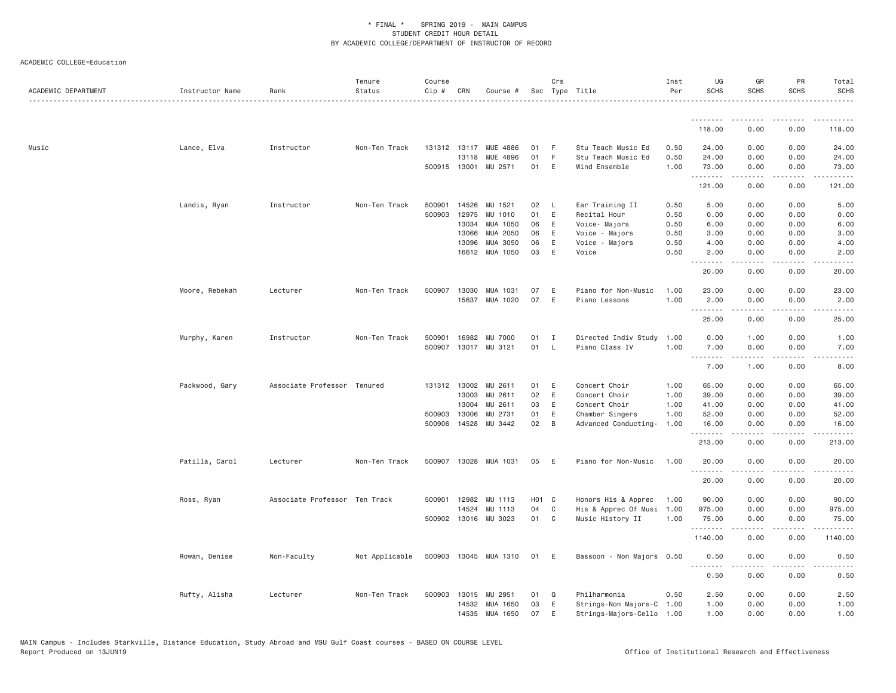\* FINAL \* SPRING 2019 - MAIN CAMPUS
STUDENT CREDIT HOUR DETAIL
BY ACADEMIC COLLEGE/DEPARTMENT OF INSTRUCTOR OF RECORD

ACADEMIC COLLEGE=Education

| ACADEMIC DEPARTMENT | Instructor Name | Rank | Tenure Status | Course Cip # | CRN | Course # | Sec | Crs Type | Title | Inst Per | UG SCHS | GR SCHS | PR SCHS | Total SCHS |
|---|---|---|---|---|---|---|---|---|---|---|---|---|---|---|
| | | | | | | | | | | | 118.00 | 0.00 | 0.00 | 118.00 |
| Music | Lance, Elva | Instructor | Non-Ten Track | 131312 | 13117 | MUE 4886 | 01 | F | Stu Teach Music Ed | 0.50 | 24.00 | 0.00 | 0.00 | 24.00 |
| | | | | | 13118 | MUE 4896 | 01 | F | Stu Teach Music Ed | 0.50 | 24.00 | 0.00 | 0.00 | 24.00 |
| | | | | 500915 | 13001 | MU 2571 | 01 | E | Wind Ensemble | 1.00 | 73.00 | 0.00 | 0.00 | 73.00 |
| | | | | | | | | | | | 121.00 | 0.00 | 0.00 | 121.00 |
| | Landis, Ryan | Instructor | Non-Ten Track | 500901 | 14526 | MU 1521 | 02 | L | Ear Training II | 0.50 | 5.00 | 0.00 | 0.00 | 5.00 |
| | | | | 500903 | 12975 | MU 1010 | 01 | E | Recital Hour | 0.50 | 0.00 | 0.00 | 0.00 | 0.00 |
| | | | | | 13034 | MUA 1050 | 06 | E | Voice- Majors | 0.50 | 6.00 | 0.00 | 0.00 | 6.00 |
| | | | | | 13066 | MUA 2050 | 06 | E | Voice - Majors | 0.50 | 3.00 | 0.00 | 0.00 | 3.00 |
| | | | | | 13096 | MUA 3050 | 06 | E | Voice - Majors | 0.50 | 4.00 | 0.00 | 0.00 | 4.00 |
| | | | | | 16612 | MUA 1050 | 03 | E | Voice | 0.50 | 2.00 | 0.00 | 0.00 | 2.00 |
| | | | | | | | | | | | 20.00 | 0.00 | 0.00 | 20.00 |
| | Moore, Rebekah | Lecturer | Non-Ten Track | 500907 | 13030 | MUA 1031 | 07 | E | Piano for Non-Music | 1.00 | 23.00 | 0.00 | 0.00 | 23.00 |
| | | | | | 15637 | MUA 1020 | 07 | E | Piano Lessons | 1.00 | 2.00 | 0.00 | 0.00 | 2.00 |
| | | | | | | | | | | | 25.00 | 0.00 | 0.00 | 25.00 |
| | Murphy, Karen | Instructor | Non-Ten Track | 500901 | 16982 | MU 7000 | 01 | I | Directed Indiv Study | 1.00 | 0.00 | 1.00 | 0.00 | 1.00 |
| | | | | 500907 | 13017 | MU 3121 | 01 | L | Piano Class IV | 1.00 | 7.00 | 0.00 | 0.00 | 7.00 |
| | | | | | | | | | | | 7.00 | 1.00 | 0.00 | 8.00 |
| | Packwood, Gary | Associate Professor | Tenured | 131312 | 13002 | MU 2611 | 01 | E | Concert Choir | 1.00 | 65.00 | 0.00 | 0.00 | 65.00 |
| | | | | | 13003 | MU 2611 | 02 | E | Concert Choir | 1.00 | 39.00 | 0.00 | 0.00 | 39.00 |
| | | | | | 13004 | MU 2611 | 03 | E | Concert Choir | 1.00 | 41.00 | 0.00 | 0.00 | 41.00 |
| | | | | 500903 | 13006 | MU 2731 | 01 | E | Chamber Singers | 1.00 | 52.00 | 0.00 | 0.00 | 52.00 |
| | | | | 500906 | 14528 | MU 3442 | 02 | B | Advanced Conducting- | 1.00 | 16.00 | 0.00 | 0.00 | 16.00 |
| | | | | | | | | | | | 213.00 | 0.00 | 0.00 | 213.00 |
| | Patilla, Carol | Lecturer | Non-Ten Track | 500907 | 13028 | MUA 1031 | 05 | E | Piano for Non-Music | 1.00 | 20.00 | 0.00 | 0.00 | 20.00 |
| | | | | | | | | | | | 20.00 | 0.00 | 0.00 | 20.00 |
| | Ross, Ryan | Associate Professor | Ten Track | 500901 | 12982 | MU 1113 | H01 | C | Honors His & Apprec | 1.00 | 90.00 | 0.00 | 0.00 | 90.00 |
| | | | | | 14524 | MU 1113 | 04 | C | His & Apprec Of Musi | 1.00 | 975.00 | 0.00 | 0.00 | 975.00 |
| | | | | 500902 | 13016 | MU 3023 | 01 | C | Music History II | 1.00 | 75.00 | 0.00 | 0.00 | 75.00 |
| | | | | | | | | | | | 1140.00 | 0.00 | 0.00 | 1140.00 |
| | Rowan, Denise | Non-Faculty | Not Applicable | 500903 | 13045 | MUA 1310 | 01 | E | Bassoon - Non Majors | 0.50 | 0.50 | 0.00 | 0.00 | 0.50 |
| | | | | | | | | | | | 0.50 | 0.00 | 0.00 | 0.50 |
| | Rufty, Alisha | Lecturer | Non-Ten Track | 500903 | 13015 | MU 2951 | 01 | Q | Philharmonia | 0.50 | 2.50 | 0.00 | 0.00 | 2.50 |
| | | | | | 14532 | MUA 1650 | 03 | E | Strings-Non Majors-C | 1.00 | 1.00 | 0.00 | 0.00 | 1.00 |
| | | | | | 14535 | MUA 1650 | 07 | E | Strings-Majors-Cello | 1.00 | 1.00 | 0.00 | 0.00 | 1.00 |

MAIN Campus - Includes Starkville, Distance Education, Study Abroad and MSU Gulf Coast courses - BASED ON COURSE LEVEL
Report Produced on 13JUN19 Office of Institutional Research and Effectiveness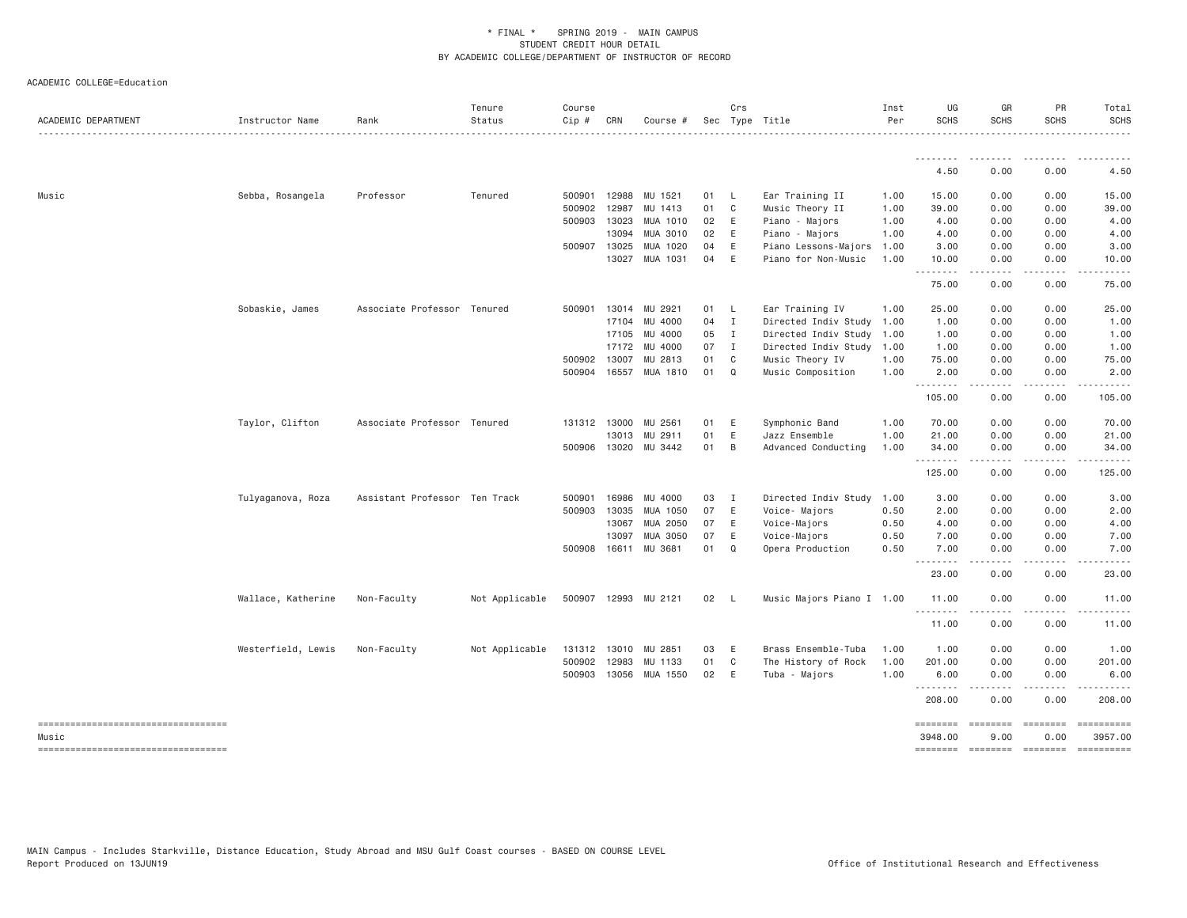\* FINAL \* SPRING 2019 - MAIN CAMPUS
STUDENT CREDIT HOUR DETAIL
BY ACADEMIC COLLEGE/DEPARTMENT OF INSTRUCTOR OF RECORD

ACADEMIC COLLEGE=Education

| ACADEMIC DEPARTMENT | Instructor Name | Rank | Tenure Status | Course Cip # | CRN | Course # | Sec | Crs Type | Title | Inst Per | UG SCHS | GR SCHS | PR SCHS | Total SCHS |
|---|---|---|---|---|---|---|---|---|---|---|---|---|---|---|
| | | | | | | | | | | | 4.50 | 0.00 | 0.00 | 4.50 |
| Music | Sebba, Rosangela | Professor | Tenured | 500901 | 12988 | MU 1521 | 01 | L | Ear Training II | 1.00 | 15.00 | 0.00 | 0.00 | 15.00 |
| | | | | 500902 | 12987 | MU 1413 | 01 | C | Music Theory II | 1.00 | 39.00 | 0.00 | 0.00 | 39.00 |
| | | | | 500903 | 13023 | MUA 1010 | 02 | E | Piano - Majors | 1.00 | 4.00 | 0.00 | 0.00 | 4.00 |
| | | | | | 13094 | MUA 3010 | 02 | E | Piano - Majors | 1.00 | 4.00 | 0.00 | 0.00 | 4.00 |
| | | | | 500907 | 13025 | MUA 1020 | 04 | E | Piano Lessons-Majors | 1.00 | 3.00 | 0.00 | 0.00 | 3.00 |
| | | | | | 13027 | MUA 1031 | 04 | E | Piano for Non-Music | 1.00 | 10.00 | 0.00 | 0.00 | 10.00 |
| | | | | | | | | | | | 75.00 | 0.00 | 0.00 | 75.00 |
| | Sobaskie, James | Associate Professor | Tenured | 500901 | 13014 | MU 2921 | 01 | L | Ear Training IV | 1.00 | 25.00 | 0.00 | 0.00 | 25.00 |
| | | | | | 17104 | MU 4000 | 04 | I | Directed Indiv Study | 1.00 | 1.00 | 0.00 | 0.00 | 1.00 |
| | | | | | 17105 | MU 4000 | 05 | I | Directed Indiv Study | 1.00 | 1.00 | 0.00 | 0.00 | 1.00 |
| | | | | | 17172 | MU 4000 | 07 | I | Directed Indiv Study | 1.00 | 1.00 | 0.00 | 0.00 | 1.00 |
| | | | | 500902 | 13007 | MU 2813 | 01 | C | Music Theory IV | 1.00 | 75.00 | 0.00 | 0.00 | 75.00 |
| | | | | 500904 | 16557 | MUA 1810 | 01 | Q | Music Composition | 1.00 | 2.00 | 0.00 | 0.00 | 2.00 |
| | | | | | | | | | | | 105.00 | 0.00 | 0.00 | 105.00 |
| | Taylor, Clifton | Associate Professor | Tenured | 131312 | 13000 | MU 2561 | 01 | E | Symphonic Band | 1.00 | 70.00 | 0.00 | 0.00 | 70.00 |
| | | | | | 13013 | MU 2911 | 01 | E | Jazz Ensemble | 1.00 | 21.00 | 0.00 | 0.00 | 21.00 |
| | | | | 500906 | 13020 | MU 3442 | 01 | B | Advanced Conducting | 1.00 | 34.00 | 0.00 | 0.00 | 34.00 |
| | | | | | | | | | | | 125.00 | 0.00 | 0.00 | 125.00 |
| | Tulyaganova, Roza | Assistant Professor | Ten Track | 500901 | 16986 | MU 4000 | 03 | I | Directed Indiv Study | 1.00 | 3.00 | 0.00 | 0.00 | 3.00 |
| | | | | 500903 | 13035 | MUA 1050 | 07 | E | Voice- Majors | 0.50 | 2.00 | 0.00 | 0.00 | 2.00 |
| | | | | | 13067 | MUA 2050 | 07 | E | Voice-Majors | 0.50 | 4.00 | 0.00 | 0.00 | 4.00 |
| | | | | | 13097 | MUA 3050 | 07 | E | Voice-Majors | 0.50 | 7.00 | 0.00 | 0.00 | 7.00 |
| | | | | 500908 | 16611 | MU 3681 | 01 | Q | Opera Production | 0.50 | 7.00 | 0.00 | 0.00 | 7.00 |
| | | | | | | | | | | | 23.00 | 0.00 | 0.00 | 23.00 |
| | Wallace, Katherine | Non-Faculty | Not Applicable | 500907 | 12993 | MU 2121 | 02 | L | Music Majors Piano I | 1.00 | 11.00 | 0.00 | 0.00 | 11.00 |
| | | | | | | | | | | | 11.00 | 0.00 | 0.00 | 11.00 |
| | Westerfield, Lewis | Non-Faculty | Not Applicable | 131312 | 13010 | MU 2851 | 03 | E | Brass Ensemble-Tuba | 1.00 | 1.00 | 0.00 | 0.00 | 1.00 |
| | | | | 500902 | 12983 | MU 1133 | 01 | C | The History of Rock | 1.00 | 201.00 | 0.00 | 0.00 | 201.00 |
| | | | | 500903 | 13056 | MUA 1550 | 02 | E | Tuba - Majors | 1.00 | 6.00 | 0.00 | 0.00 | 6.00 |
| | | | | | | | | | | | 208.00 | 0.00 | 0.00 | 208.00 |
| Music | | | | | | | | | | | 3948.00 | 9.00 | 0.00 | 3957.00 |

MAIN Campus - Includes Starkville, Distance Education, Study Abroad and MSU Gulf Coast courses - BASED ON COURSE LEVEL
Report Produced on 13JUN19 — Office of Institutional Research and Effectiveness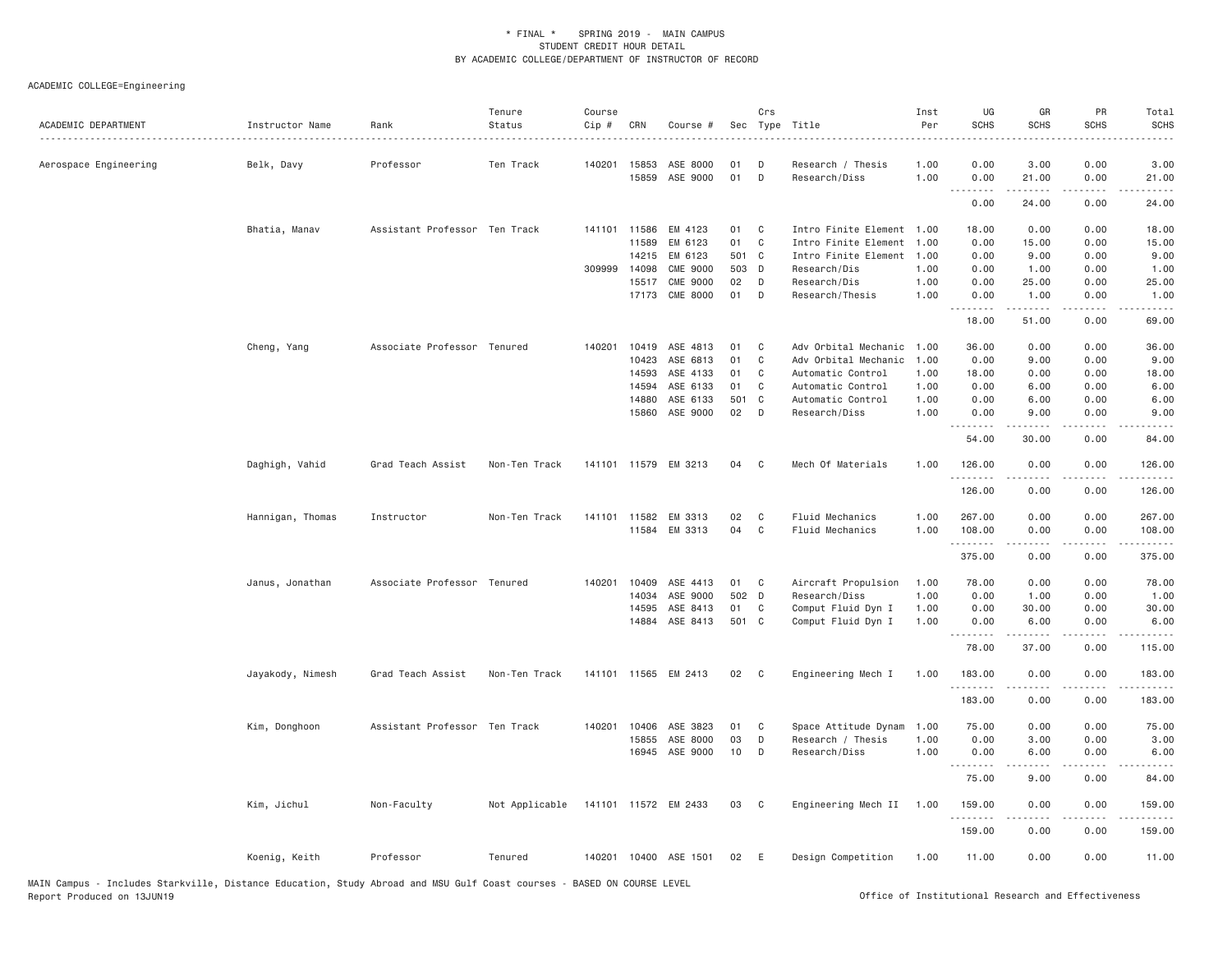\* FINAL \* SPRING 2019 - MAIN CAMPUS
STUDENT CREDIT HOUR DETAIL
BY ACADEMIC COLLEGE/DEPARTMENT OF INSTRUCTOR OF RECORD

ACADEMIC COLLEGE=Engineering

| ACADEMIC DEPARTMENT | Instructor Name | Rank | Tenure Status | Course Cip # | CRN | Course # | Sec | Crs Type | Title | Inst Per | UG SCHS | GR SCHS | PR SCHS | Total SCHS |
|---|---|---|---|---|---|---|---|---|---|---|---|---|---|---|
| Aerospace Engineering | Belk, Davy | Professor | Ten Track | 140201 | 15853 | ASE 8000 | 01 | D | Research / Thesis | 1.00 | 0.00 | 3.00 | 0.00 | 3.00 |
| | | | | | 15859 | ASE 9000 | 01 | D | Research/Diss | 1.00 | 0.00 | 21.00 | 0.00 | 21.00 |
| | | | | | | | | | | | 0.00 | 24.00 | 0.00 | 24.00 |
| | Bhatia, Manav | Assistant Professor | Ten Track | 141101 | 11586 | EM 4123 | 01 | C | Intro Finite Element | 1.00 | 18.00 | 0.00 | 0.00 | 18.00 |
| | | | | | 11589 | EM 6123 | 01 | C | Intro Finite Element | 1.00 | 0.00 | 15.00 | 0.00 | 15.00 |
| | | | | | 14215 | EM 6123 | 501 | C | Intro Finite Element | 1.00 | 0.00 | 9.00 | 0.00 | 9.00 |
| | | | | 309999 | 14098 | CME 9000 | 503 | D | Research/Dis | 1.00 | 0.00 | 1.00 | 0.00 | 1.00 |
| | | | | | 15517 | CME 9000 | 02 | D | Research/Dis | 1.00 | 0.00 | 25.00 | 0.00 | 25.00 |
| | | | | | 17173 | CME 8000 | 01 | D | Research/Thesis | 1.00 | 0.00 | 1.00 | 0.00 | 1.00 |
| | | | | | | | | | | | 18.00 | 51.00 | 0.00 | 69.00 |
| | Cheng, Yang | Associate Professor | Tenured | 140201 | 10419 | ASE 4813 | 01 | C | Adv Orbital Mechanic | 1.00 | 36.00 | 0.00 | 0.00 | 36.00 |
| | | | | | 10423 | ASE 6813 | 01 | C | Adv Orbital Mechanic | 1.00 | 0.00 | 9.00 | 0.00 | 9.00 |
| | | | | | 14593 | ASE 4133 | 01 | C | Automatic Control | 1.00 | 18.00 | 0.00 | 0.00 | 18.00 |
| | | | | | 14594 | ASE 6133 | 01 | C | Automatic Control | 1.00 | 0.00 | 6.00 | 0.00 | 6.00 |
| | | | | | 14880 | ASE 6133 | 501 | C | Automatic Control | 1.00 | 0.00 | 6.00 | 0.00 | 6.00 |
| | | | | | 15860 | ASE 9000 | 02 | D | Research/Diss | 1.00 | 0.00 | 9.00 | 0.00 | 9.00 |
| | | | | | | | | | | | 54.00 | 30.00 | 0.00 | 84.00 |
| | Daghigh, Vahid | Grad Teach Assist | Non-Ten Track | 141101 | 11579 | EM 3213 | 04 | C | Mech Of Materials | 1.00 | 126.00 | 0.00 | 0.00 | 126.00 |
| | | | | | | | | | | | 126.00 | 0.00 | 0.00 | 126.00 |
| | Hannigan, Thomas | Instructor | Non-Ten Track | 141101 | 11582 | EM 3313 | 02 | C | Fluid Mechanics | 1.00 | 267.00 | 0.00 | 0.00 | 267.00 |
| | | | | | 11584 | EM 3313 | 04 | C | Fluid Mechanics | 1.00 | 108.00 | 0.00 | 0.00 | 108.00 |
| | | | | | | | | | | | 375.00 | 0.00 | 0.00 | 375.00 |
| | Janus, Jonathan | Associate Professor | Tenured | 140201 | 10409 | ASE 4413 | 01 | C | Aircraft Propulsion | 1.00 | 78.00 | 0.00 | 0.00 | 78.00 |
| | | | | | 14034 | ASE 9000 | 502 | D | Research/Diss | 1.00 | 0.00 | 1.00 | 0.00 | 1.00 |
| | | | | | 14595 | ASE 8413 | 01 | C | Comput Fluid Dyn I | 1.00 | 0.00 | 30.00 | 0.00 | 30.00 |
| | | | | | 14884 | ASE 8413 | 501 | C | Comput Fluid Dyn I | 1.00 | 0.00 | 6.00 | 0.00 | 6.00 |
| | | | | | | | | | | | 78.00 | 37.00 | 0.00 | 115.00 |
| | Jayakody, Nimesh | Grad Teach Assist | Non-Ten Track | 141101 | 11565 | EM 2413 | 02 | C | Engineering Mech I | 1.00 | 183.00 | 0.00 | 0.00 | 183.00 |
| | | | | | | | | | | | 183.00 | 0.00 | 0.00 | 183.00 |
| | Kim, Donghoon | Assistant Professor | Ten Track | 140201 | 10406 | ASE 3823 | 01 | C | Space Attitude Dynam | 1.00 | 75.00 | 0.00 | 0.00 | 75.00 |
| | | | | | 15855 | ASE 8000 | 03 | D | Research / Thesis | 1.00 | 0.00 | 3.00 | 0.00 | 3.00 |
| | | | | | 16945 | ASE 9000 | 10 | D | Research/Diss | 1.00 | 0.00 | 6.00 | 0.00 | 6.00 |
| | | | | | | | | | | | 75.00 | 9.00 | 0.00 | 84.00 |
| | Kim, Jichul | Non-Faculty | Not Applicable | 141101 | 11572 | EM 2433 | 03 | C | Engineering Mech II | 1.00 | 159.00 | 0.00 | 0.00 | 159.00 |
| | | | | | | | | | | | 159.00 | 0.00 | 0.00 | 159.00 |
| | Koenig, Keith | Professor | Tenured | 140201 | 10400 | ASE 1501 | 02 | E | Design Competition | 1.00 | 11.00 | 0.00 | 0.00 | 11.00 |

MAIN Campus - Includes Starkville, Distance Education, Study Abroad and MSU Gulf Coast courses - BASED ON COURSE LEVEL
Report Produced on 13JUN19 Office of Institutional Research and Effectiveness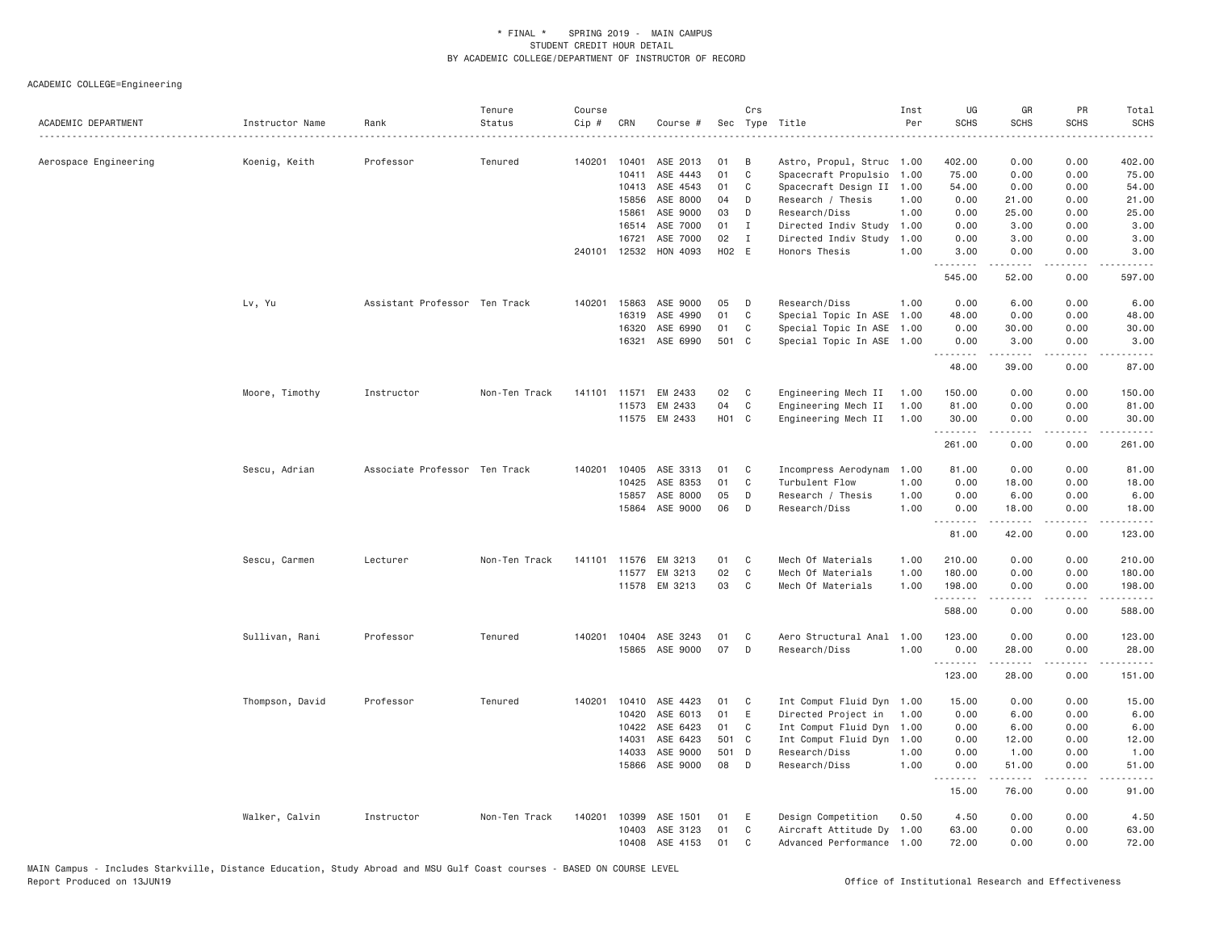\* FINAL \* SPRING 2019 - MAIN CAMPUS
STUDENT CREDIT HOUR DETAIL
BY ACADEMIC COLLEGE/DEPARTMENT OF INSTRUCTOR OF RECORD

ACADEMIC COLLEGE=Engineering

| ACADEMIC DEPARTMENT | Instructor Name | Rank | Tenure Status | Course Cip # | CRN | Course # | Sec | Crs Type | Title | Inst Per | UG SCHS | GR SCHS | PR SCHS | Total SCHS |
|---|---|---|---|---|---|---|---|---|---|---|---|---|---|---|
| Aerospace Engineering | Koenig, Keith | Professor | Tenured | 140201 | 10401 | ASE 2013 | 01 | B | Astro, Propul, Struc | 1.00 | 402.00 | 0.00 | 0.00 | 402.00 |
| | | | | | 10411 | ASE 4443 | 01 | C | Spacecraft Propulsio | 1.00 | 75.00 | 0.00 | 0.00 | 75.00 |
| | | | | | 10413 | ASE 4543 | 01 | C | Spacecraft Design II | 1.00 | 54.00 | 0.00 | 0.00 | 54.00 |
| | | | | | 15856 | ASE 8000 | 04 | D | Research / Thesis | 1.00 | 0.00 | 21.00 | 0.00 | 21.00 |
| | | | | | 15861 | ASE 9000 | 03 | D | Research/Diss | 1.00 | 0.00 | 25.00 | 0.00 | 25.00 |
| | | | | | 16514 | ASE 7000 | 01 | I | Directed Indiv Study | 1.00 | 0.00 | 3.00 | 0.00 | 3.00 |
| | | | | | 16721 | ASE 7000 | 02 | I | Directed Indiv Study | 1.00 | 0.00 | 3.00 | 0.00 | 3.00 |
| | | | | 240101 | 12532 | HON 4093 | H02 | E | Honors Thesis | 1.00 | 3.00 | 0.00 | 0.00 | 3.00 |
| | | | | | | | | | | | 545.00 | 52.00 | 0.00 | 597.00 |
| | Lv, Yu | Assistant Professor | Ten Track | 140201 | 15863 | ASE 9000 | 05 | D | Research/Diss | 1.00 | 0.00 | 6.00 | 0.00 | 6.00 |
| | | | | | 16319 | ASE 4990 | 01 | C | Special Topic In ASE | 1.00 | 48.00 | 0.00 | 0.00 | 48.00 |
| | | | | | 16320 | ASE 6990 | 01 | C | Special Topic In ASE | 1.00 | 0.00 | 30.00 | 0.00 | 30.00 |
| | | | | | 16321 | ASE 6990 | 501 | C | Special Topic In ASE | 1.00 | 0.00 | 3.00 | 0.00 | 3.00 |
| | | | | | | | | | | | 48.00 | 39.00 | 0.00 | 87.00 |
| | Moore, Timothy | Instructor | Non-Ten Track | 141101 | 11571 | EM 2433 | 02 | C | Engineering Mech II | 1.00 | 150.00 | 0.00 | 0.00 | 150.00 |
| | | | | | 11573 | EM 2433 | 04 | C | Engineering Mech II | 1.00 | 81.00 | 0.00 | 0.00 | 81.00 |
| | | | | | 11575 | EM 2433 | H01 | C | Engineering Mech II | 1.00 | 30.00 | 0.00 | 0.00 | 30.00 |
| | | | | | | | | | | | 261.00 | 0.00 | 0.00 | 261.00 |
| | Sescu, Adrian | Associate Professor | Ten Track | 140201 | 10405 | ASE 3313 | 01 | C | Incompress Aerodynam | 1.00 | 81.00 | 0.00 | 0.00 | 81.00 |
| | | | | | 10425 | ASE 8353 | 01 | C | Turbulent Flow | 1.00 | 0.00 | 18.00 | 0.00 | 18.00 |
| | | | | | 15857 | ASE 8000 | 05 | D | Research / Thesis | 1.00 | 0.00 | 6.00 | 0.00 | 6.00 |
| | | | | | 15864 | ASE 9000 | 06 | D | Research/Diss | 1.00 | 0.00 | 18.00 | 0.00 | 18.00 |
| | | | | | | | | | | | 81.00 | 42.00 | 0.00 | 123.00 |
| | Sescu, Carmen | Lecturer | Non-Ten Track | 141101 | 11576 | EM 3213 | 01 | C | Mech Of Materials | 1.00 | 210.00 | 0.00 | 0.00 | 210.00 |
| | | | | | 11577 | EM 3213 | 02 | C | Mech Of Materials | 1.00 | 180.00 | 0.00 | 0.00 | 180.00 |
| | | | | | 11578 | EM 3213 | 03 | C | Mech Of Materials | 1.00 | 198.00 | 0.00 | 0.00 | 198.00 |
| | | | | | | | | | | | 588.00 | 0.00 | 0.00 | 588.00 |
| | Sullivan, Rani | Professor | Tenured | 140201 | 10404 | ASE 3243 | 01 | C | Aero Structural Anal | 1.00 | 123.00 | 0.00 | 0.00 | 123.00 |
| | | | | | 15865 | ASE 9000 | 07 | D | Research/Diss | 1.00 | 0.00 | 28.00 | 0.00 | 28.00 |
| | | | | | | | | | | | 123.00 | 28.00 | 0.00 | 151.00 |
| | Thompson, David | Professor | Tenured | 140201 | 10410 | ASE 4423 | 01 | C | Int Comput Fluid Dyn | 1.00 | 15.00 | 0.00 | 0.00 | 15.00 |
| | | | | | 10420 | ASE 6013 | 01 | E | Directed Project in | 1.00 | 0.00 | 6.00 | 0.00 | 6.00 |
| | | | | | 10422 | ASE 6423 | 01 | C | Int Comput Fluid Dyn | 1.00 | 0.00 | 6.00 | 0.00 | 6.00 |
| | | | | | 14031 | ASE 6423 | 501 | C | Int Comput Fluid Dyn | 1.00 | 0.00 | 12.00 | 0.00 | 12.00 |
| | | | | | 14033 | ASE 9000 | 501 | D | Research/Diss | 1.00 | 0.00 | 1.00 | 0.00 | 1.00 |
| | | | | | 15866 | ASE 9000 | 08 | D | Research/Diss | 1.00 | 0.00 | 51.00 | 0.00 | 51.00 |
| | | | | | | | | | | | 15.00 | 76.00 | 0.00 | 91.00 |
| | Walker, Calvin | Instructor | Non-Ten Track | 140201 | 10399 | ASE 1501 | 01 | E | Design Competition | 0.50 | 4.50 | 0.00 | 0.00 | 4.50 |
| | | | | | 10403 | ASE 3123 | 01 | C | Aircraft Attitude Dy | 1.00 | 63.00 | 0.00 | 0.00 | 63.00 |
| | | | | | 10408 | ASE 4153 | 01 | C | Advanced Performance | 1.00 | 72.00 | 0.00 | 0.00 | 72.00 |

MAIN Campus - Includes Starkville, Distance Education, Study Abroad and MSU Gulf Coast courses - BASED ON COURSE LEVEL
Report Produced on 13JUN19 Office of Institutional Research and Effectiveness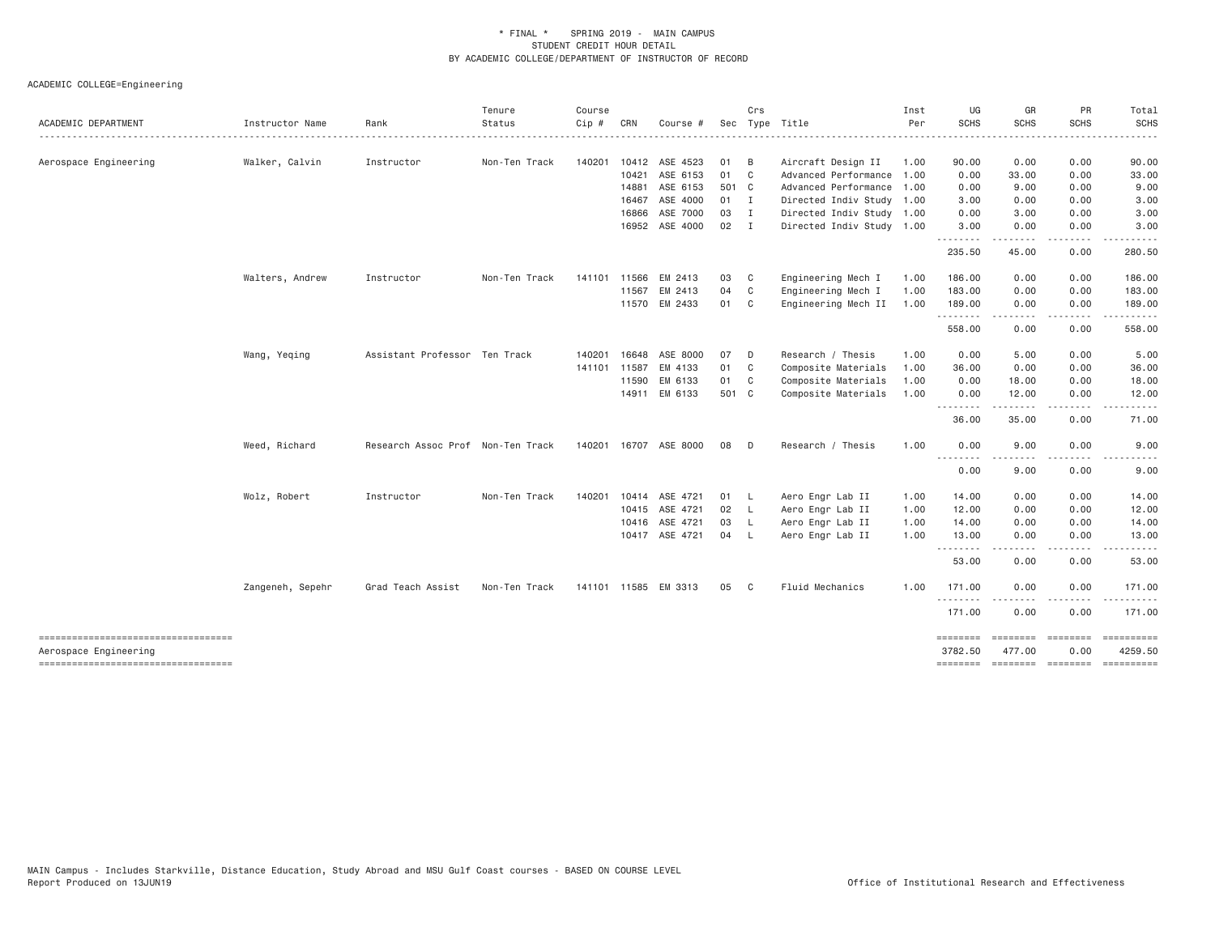\* FINAL \* SPRING 2019 - MAIN CAMPUS
STUDENT CREDIT HOUR DETAIL
BY ACADEMIC COLLEGE/DEPARTMENT OF INSTRUCTOR OF RECORD

ACADEMIC COLLEGE=Engineering

| ACADEMIC DEPARTMENT | Instructor Name | Rank | Tenure Status | Course Cip # | CRN | Course # | Sec | Crs Type | Title | Inst Per | UG SCHS | GR SCHS | PR SCHS | Total SCHS |
|---|---|---|---|---|---|---|---|---|---|---|---|---|---|---|
| Aerospace Engineering | Walker, Calvin | Instructor | Non-Ten Track | 140201 | 10412 | ASE 4523 | 01 | B | Aircraft Design II | 1.00 | 90.00 | 0.00 | 0.00 | 90.00 |
| | | | | | 10421 | ASE 6153 | 01 | C | Advanced Performance | 1.00 | 0.00 | 33.00 | 0.00 | 33.00 |
| | | | | | 14881 | ASE 6153 | 501 | C | Advanced Performance | 1.00 | 0.00 | 9.00 | 0.00 | 9.00 |
| | | | | | 16467 | ASE 4000 | 01 | I | Directed Indiv Study | 1.00 | 3.00 | 0.00 | 0.00 | 3.00 |
| | | | | | 16866 | ASE 7000 | 03 | I | Directed Indiv Study | 1.00 | 0.00 | 3.00 | 0.00 | 3.00 |
| | | | | | 16952 | ASE 4000 | 02 | I | Directed Indiv Study | 1.00 | 3.00 | 0.00 | 0.00 | 3.00 |
| | | | | | | | | | | | 235.50 | 45.00 | 0.00 | 280.50 |
| | Walters, Andrew | Instructor | Non-Ten Track | 141101 | 11566 | EM 2413 | 03 | C | Engineering Mech I | 1.00 | 186.00 | 0.00 | 0.00 | 186.00 |
| | | | | | 11567 | EM 2413 | 04 | C | Engineering Mech I | 1.00 | 183.00 | 0.00 | 0.00 | 183.00 |
| | | | | | 11570 | EM 2433 | 01 | C | Engineering Mech II | 1.00 | 189.00 | 0.00 | 0.00 | 189.00 |
| | | | | | | | | | | | 558.00 | 0.00 | 0.00 | 558.00 |
| | Wang, Yeqing | Assistant Professor | Ten Track | 140201 | 16648 | ASE 8000 | 07 | D | Research / Thesis | 1.00 | 0.00 | 5.00 | 0.00 | 5.00 |
| | | | | 141101 | 11587 | EM 4133 | 01 | C | Composite Materials | 1.00 | 36.00 | 0.00 | 0.00 | 36.00 |
| | | | | | 11590 | EM 6133 | 01 | C | Composite Materials | 1.00 | 0.00 | 18.00 | 0.00 | 18.00 |
| | | | | | 14911 | EM 6133 | 501 | C | Composite Materials | 1.00 | 0.00 | 12.00 | 0.00 | 12.00 |
| | | | | | | | | | | | 36.00 | 35.00 | 0.00 | 71.00 |
| | Weed, Richard | Research Assoc Prof | Non-Ten Track | 140201 | 16707 | ASE 8000 | 08 | D | Research / Thesis | 1.00 | 0.00 | 9.00 | 0.00 | 9.00 |
| | | | | | | | | | | | 0.00 | 9.00 | 0.00 | 9.00 |
| | Wolz, Robert | Instructor | Non-Ten Track | 140201 | 10414 | ASE 4721 | 01 | L | Aero Engr Lab II | 1.00 | 14.00 | 0.00 | 0.00 | 14.00 |
| | | | | | 10415 | ASE 4721 | 02 | L | Aero Engr Lab II | 1.00 | 12.00 | 0.00 | 0.00 | 12.00 |
| | | | | | 10416 | ASE 4721 | 03 | L | Aero Engr Lab II | 1.00 | 14.00 | 0.00 | 0.00 | 14.00 |
| | | | | | 10417 | ASE 4721 | 04 | L | Aero Engr Lab II | 1.00 | 13.00 | 0.00 | 0.00 | 13.00 |
| | | | | | | | | | | | 53.00 | 0.00 | 0.00 | 53.00 |
| | Zangeneh, Sepehr | Grad Teach Assist | Non-Ten Track | 141101 | 11585 | EM 3313 | 05 | C | Fluid Mechanics | 1.00 | 171.00 | 0.00 | 0.00 | 171.00 |
| | | | | | | | | | | | 171.00 | 0.00 | 0.00 | 171.00 |
| Aerospace Engineering | | | | | | | | | | | 3782.50 | 477.00 | 0.00 | 4259.50 |

MAIN Campus - Includes Starkville, Distance Education, Study Abroad and MSU Gulf Coast courses - BASED ON COURSE LEVEL
Report Produced on 13JUN19

Office of Institutional Research and Effectiveness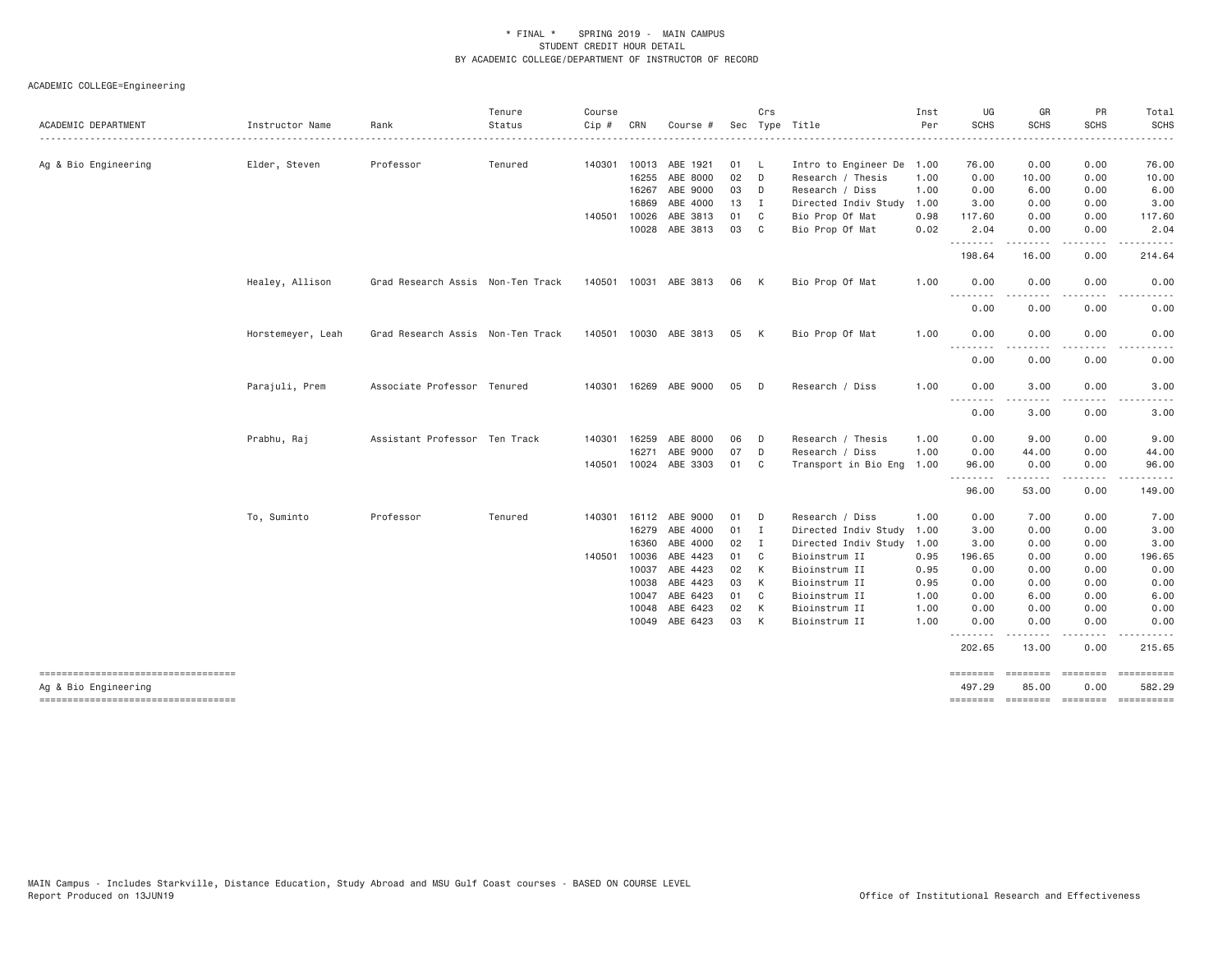\* FINAL \* SPRING 2019 - MAIN CAMPUS
STUDENT CREDIT HOUR DETAIL
BY ACADEMIC COLLEGE/DEPARTMENT OF INSTRUCTOR OF RECORD

ACADEMIC COLLEGE=Engineering

| ACADEMIC DEPARTMENT | Instructor Name | Rank | Tenure Status | Course Cip # | CRN | Course # | Sec | Crs Type | Title | Inst Per | UG SCHS | GR SCHS | PR SCHS | Total SCHS |
|---|---|---|---|---|---|---|---|---|---|---|---|---|---|---|
| Ag & Bio Engineering | Elder, Steven | Professor | Tenured | 140301 | 10013 | ABE 1921 | 01 | L | Intro to Engineer De | 1.00 | 76.00 | 0.00 | 0.00 | 76.00 |
| | | | | | 16255 | ABE 8000 | 02 | D | Research / Thesis | 1.00 | 0.00 | 10.00 | 0.00 | 10.00 |
| | | | | | 16267 | ABE 9000 | 03 | D | Research / Diss | 1.00 | 0.00 | 6.00 | 0.00 | 6.00 |
| | | | | | 16869 | ABE 4000 | 13 | I | Directed Indiv Study | 1.00 | 3.00 | 0.00 | 0.00 | 3.00 |
| | | | | 140501 | 10026 | ABE 3813 | 01 | C | Bio Prop Of Mat | 0.98 | 117.60 | 0.00 | 0.00 | 117.60 |
| | | | | | 10028 | ABE 3813 | 03 | C | Bio Prop Of Mat | 0.02 | 2.04 | 0.00 | 0.00 | 2.04 |
| | | | | | | | | | | | 198.64 | 16.00 | 0.00 | 214.64 |
| | Healey, Allison | Grad Research Assis | Non-Ten Track | 140501 | 10031 | ABE 3813 | 06 | K | Bio Prop Of Mat | 1.00 | 0.00 | 0.00 | 0.00 | 0.00 |
| | | | | | | | | | | | 0.00 | 0.00 | 0.00 | 0.00 |
| | Horstemeyer, Leah | Grad Research Assis | Non-Ten Track | 140501 | 10030 | ABE 3813 | 05 | K | Bio Prop Of Mat | 1.00 | 0.00 | 0.00 | 0.00 | 0.00 |
| | | | | | | | | | | | 0.00 | 0.00 | 0.00 | 0.00 |
| | Parajuli, Prem | Associate Professor | Tenured | 140301 | 16269 | ABE 9000 | 05 | D | Research / Diss | 1.00 | 0.00 | 3.00 | 0.00 | 3.00 |
| | | | | | | | | | | | 0.00 | 3.00 | 0.00 | 3.00 |
| | Prabhu, Raj | Assistant Professor | Ten Track | 140301 | 16259 | ABE 8000 | 06 | D | Research / Thesis | 1.00 | 0.00 | 9.00 | 0.00 | 9.00 |
| | | | | | 16271 | ABE 9000 | 07 | D | Research / Diss | 1.00 | 0.00 | 44.00 | 0.00 | 44.00 |
| | | | | 140501 | 10024 | ABE 3303 | 01 | C | Transport in Bio Eng | 1.00 | 96.00 | 0.00 | 0.00 | 96.00 |
| | | | | | | | | | | | 96.00 | 53.00 | 0.00 | 149.00 |
| | To, Suminto | Professor | Tenured | 140301 | 16112 | ABE 9000 | 01 | D | Research / Diss | 1.00 | 0.00 | 7.00 | 0.00 | 7.00 |
| | | | | | 16279 | ABE 4000 | 01 | I | Directed Indiv Study | 1.00 | 3.00 | 0.00 | 0.00 | 3.00 |
| | | | | | 16360 | ABE 4000 | 02 | I | Directed Indiv Study | 1.00 | 3.00 | 0.00 | 0.00 | 3.00 |
| | | | | 140501 | 10036 | ABE 4423 | 01 | C | Bioinstrum II | 0.95 | 196.65 | 0.00 | 0.00 | 196.65 |
| | | | | | 10037 | ABE 4423 | 02 | K | Bioinstrum II | 0.95 | 0.00 | 0.00 | 0.00 | 0.00 |
| | | | | | 10038 | ABE 4423 | 03 | K | Bioinstrum II | 0.95 | 0.00 | 0.00 | 0.00 | 0.00 |
| | | | | | 10047 | ABE 6423 | 01 | C | Bioinstrum II | 1.00 | 0.00 | 6.00 | 0.00 | 6.00 |
| | | | | | 10048 | ABE 6423 | 02 | K | Bioinstrum II | 1.00 | 0.00 | 0.00 | 0.00 | 0.00 |
| | | | | | 10049 | ABE 6423 | 03 | K | Bioinstrum II | 1.00 | 0.00 | 0.00 | 0.00 | 0.00 |
| | | | | | | | | | | | 202.65 | 13.00 | 0.00 | 215.65 |
| Ag & Bio Engineering | | | | | | | | | | | 497.29 | 85.00 | 0.00 | 582.29 |

MAIN Campus - Includes Starkville, Distance Education, Study Abroad and MSU Gulf Coast courses - BASED ON COURSE LEVEL
Report Produced on 13JUN19

Office of Institutional Research and Effectiveness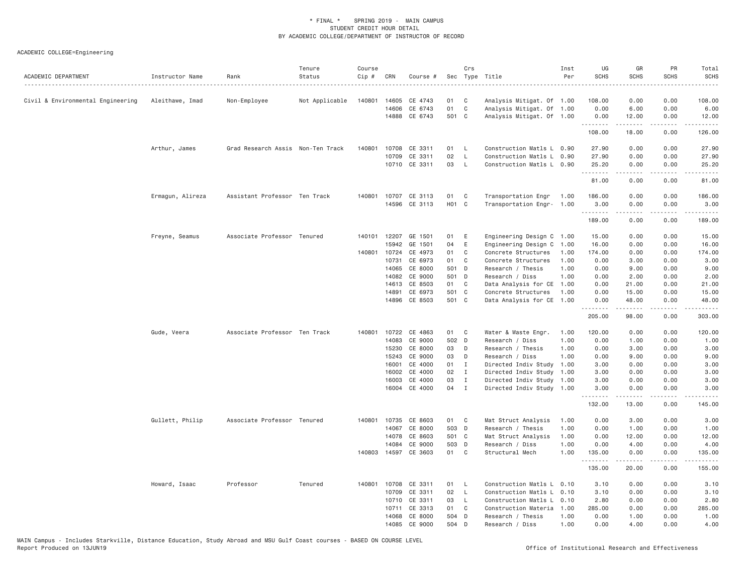# * FINAL * SPRING 2019 - MAIN CAMPUS
## STUDENT CREDIT HOUR DETAIL
## BY ACADEMIC COLLEGE/DEPARTMENT OF INSTRUCTOR OF RECORD

ACADEMIC COLLEGE=Engineering

| ACADEMIC DEPARTMENT | Instructor Name | Rank | Tenure Status | Course Cip # | CRN | Course # | Sec | Crs Type | Title | Inst Per | UG SCHS | GR SCHS | PR SCHS | Total SCHS |
|---|---|---|---|---|---|---|---|---|---|---|---|---|---|---|
| Civil & Environmental Engineering | Aleithawe, Imad | Non-Employee | Not Applicable | 140801 | 14605 | CE 4743 | 01 | C | Analysis Mitigat. Of | 1.00 | 108.00 | 0.00 | 0.00 | 108.00 |
| | | | | | 14606 | CE 6743 | 01 | C | Analysis Mitigat. Of | 1.00 | 0.00 | 6.00 | 0.00 | 6.00 |
| | | | | | 14888 | CE 6743 | 501 | C | Analysis Mitigat. Of | 1.00 | 0.00 | 12.00 | 0.00 | 12.00 |
| | | | | | | | | | | | 108.00 | 18.00 | 0.00 | 126.00 |
| | Arthur, James | Grad Research Assis | Non-Ten Track | 140801 | 10708 | CE 3311 | 01 | L | Construction Matls L | 0.90 | 27.90 | 0.00 | 0.00 | 27.90 |
| | | | | | 10709 | CE 3311 | 02 | L | Construction Matls L | 0.90 | 27.90 | 0.00 | 0.00 | 27.90 |
| | | | | | 10710 | CE 3311 | 03 | L | Construction Matls L | 0.90 | 25.20 | 0.00 | 0.00 | 25.20 |
| | | | | | | | | | | | 81.00 | 0.00 | 0.00 | 81.00 |
| | Ermagun, Alireza | Assistant Professor | Ten Track | 140801 | 10707 | CE 3113 | 01 | C | Transportation Engr | 1.00 | 186.00 | 0.00 | 0.00 | 186.00 |
| | | | | | 14596 | CE 3113 | H01 | C | Transportation Engr- | 1.00 | 3.00 | 0.00 | 0.00 | 3.00 |
| | | | | | | | | | | | 189.00 | 0.00 | 0.00 | 189.00 |
| | Freyne, Seamus | Associate Professor | Tenured | 140101 | 12207 | GE 1501 | 01 | E | Engineering Design C | 1.00 | 15.00 | 0.00 | 0.00 | 15.00 |
| | | | | | 15942 | GE 1501 | 04 | E | Engineering Design C | 1.00 | 16.00 | 0.00 | 0.00 | 16.00 |
| | | | | 140801 | 10724 | CE 4973 | 01 | C | Concrete Structures | 1.00 | 174.00 | 0.00 | 0.00 | 174.00 |
| | | | | | 10731 | CE 6973 | 01 | C | Concrete Structures | 1.00 | 0.00 | 3.00 | 0.00 | 3.00 |
| | | | | | 14065 | CE 8000 | 501 | D | Research / Thesis | 1.00 | 0.00 | 9.00 | 0.00 | 9.00 |
| | | | | | 14082 | CE 9000 | 501 | D | Research / Diss | 1.00 | 0.00 | 2.00 | 0.00 | 2.00 |
| | | | | | 14613 | CE 8503 | 01 | C | Data Analysis for CE | 1.00 | 0.00 | 21.00 | 0.00 | 21.00 |
| | | | | | 14891 | CE 6973 | 501 | C | Concrete Structures | 1.00 | 0.00 | 15.00 | 0.00 | 15.00 |
| | | | | | 14896 | CE 8503 | 501 | C | Data Analysis for CE | 1.00 | 0.00 | 48.00 | 0.00 | 48.00 |
| | | | | | | | | | | | 205.00 | 98.00 | 0.00 | 303.00 |
| | Gude, Veera | Associate Professor | Ten Track | 140801 | 10722 | CE 4863 | 01 | C | Water & Waste Engr. | 1.00 | 120.00 | 0.00 | 0.00 | 120.00 |
| | | | | | 14083 | CE 9000 | 502 | D | Research / Diss | 1.00 | 0.00 | 1.00 | 0.00 | 1.00 |
| | | | | | 15230 | CE 8000 | 03 | D | Research / Thesis | 1.00 | 0.00 | 3.00 | 0.00 | 3.00 |
| | | | | | 15243 | CE 9000 | 03 | D | Research / Diss | 1.00 | 0.00 | 9.00 | 0.00 | 9.00 |
| | | | | | 16001 | CE 4000 | 01 | I | Directed Indiv Study | 1.00 | 3.00 | 0.00 | 0.00 | 3.00 |
| | | | | | 16002 | CE 4000 | 02 | I | Directed Indiv Study | 1.00 | 3.00 | 0.00 | 0.00 | 3.00 |
| | | | | | 16003 | CE 4000 | 03 | I | Directed Indiv Study | 1.00 | 3.00 | 0.00 | 0.00 | 3.00 |
| | | | | | 16004 | CE 4000 | 04 | I | Directed Indiv Study | 1.00 | 3.00 | 0.00 | 0.00 | 3.00 |
| | | | | | | | | | | | 132.00 | 13.00 | 0.00 | 145.00 |
| | Gullett, Philip | Associate Professor | Tenured | 140801 | 10735 | CE 8603 | 01 | C | Mat Struct Analysis | 1.00 | 0.00 | 3.00 | 0.00 | 3.00 |
| | | | | | 14067 | CE 8000 | 503 | D | Research / Thesis | 1.00 | 0.00 | 1.00 | 0.00 | 1.00 |
| | | | | | 14078 | CE 8603 | 501 | C | Mat Struct Analysis | 1.00 | 0.00 | 12.00 | 0.00 | 12.00 |
| | | | | | 14084 | CE 9000 | 503 | D | Research / Diss | 1.00 | 0.00 | 4.00 | 0.00 | 4.00 |
| | | | | 140803 | 14597 | CE 3603 | 01 | C | Structural Mech | 1.00 | 135.00 | 0.00 | 0.00 | 135.00 |
| | | | | | | | | | | | 135.00 | 20.00 | 0.00 | 155.00 |
| | Howard, Isaac | Professor | Tenured | 140801 | 10708 | CE 3311 | 01 | L | Construction Matls L | 0.10 | 3.10 | 0.00 | 0.00 | 3.10 |
| | | | | | 10709 | CE 3311 | 02 | L | Construction Matls L | 0.10 | 3.10 | 0.00 | 0.00 | 3.10 |
| | | | | | 10710 | CE 3311 | 03 | L | Construction Matls L | 0.10 | 2.80 | 0.00 | 0.00 | 2.80 |
| | | | | | 10711 | CE 3313 | 01 | C | Construction Materia | 1.00 | 285.00 | 0.00 | 0.00 | 285.00 |
| | | | | | 14068 | CE 8000 | 504 | D | Research / Thesis | 1.00 | 0.00 | 1.00 | 0.00 | 1.00 |
| | | | | | 14085 | CE 9000 | 504 | D | Research / Diss | 1.00 | 0.00 | 4.00 | 0.00 | 4.00 |

MAIN Campus - Includes Starkville, Distance Education, Study Abroad and MSU Gulf Coast courses - BASED ON COURSE LEVEL
Report Produced on 13JUN19 Office of Institutional Research and Effectiveness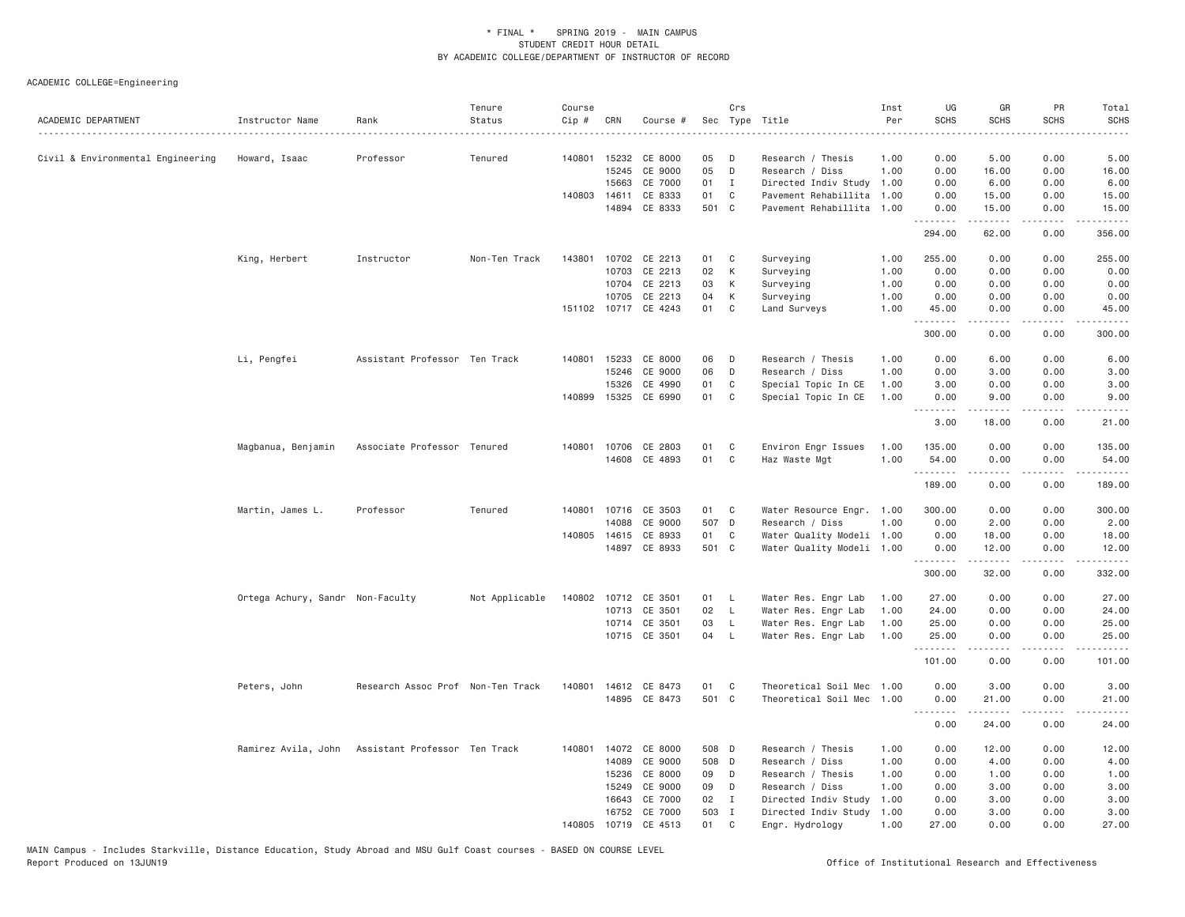# * FINAL * SPRING 2019 - MAIN CAMPUS
## STUDENT CREDIT HOUR DETAIL
### BY ACADEMIC COLLEGE/DEPARTMENT OF INSTRUCTOR OF RECORD

ACADEMIC COLLEGE=Engineering

| ACADEMIC DEPARTMENT | Instructor Name | Rank | Tenure Status | Course Cip # | CRN | Course # | Sec | Crs Type | Title | Inst Per | UG SCHS | GR SCHS | PR SCHS | Total SCHS |
|---|---|---|---|---|---|---|---|---|---|---|---|---|---|---|
| Civil & Environmental Engineering | Howard, Isaac | Professor | Tenured | 140801 | 15232 | CE 8000 | 05 | D | Research / Thesis | 1.00 | 0.00 | 5.00 | 0.00 | 5.00 |
| | | | | | 15245 | CE 9000 | 05 | D | Research / Diss | 1.00 | 0.00 | 16.00 | 0.00 | 16.00 |
| | | | | | 15663 | CE 7000 | 01 | I | Directed Indiv Study | 1.00 | 0.00 | 6.00 | 0.00 | 6.00 |
| | | | | 140803 | 14611 | CE 8333 | 01 | C | Pavement Rehabillita | 1.00 | 0.00 | 15.00 | 0.00 | 15.00 |
| | | | | | 14894 | CE 8333 | 501 | C | Pavement Rehabillita | 1.00 | 0.00 | 15.00 | 0.00 | 15.00 |
| | | | | | | | | | | | 294.00 | 62.00 | 0.00 | 356.00 |
| | King, Herbert | Instructor | Non-Ten Track | 143801 | 10702 | CE 2213 | 01 | C | Surveying | 1.00 | 255.00 | 0.00 | 0.00 | 255.00 |
| | | | | | 10703 | CE 2213 | 02 | K | Surveying | 1.00 | 0.00 | 0.00 | 0.00 | 0.00 |
| | | | | | 10704 | CE 2213 | 03 | K | Surveying | 1.00 | 0.00 | 0.00 | 0.00 | 0.00 |
| | | | | | 10705 | CE 2213 | 04 | K | Surveying | 1.00 | 0.00 | 0.00 | 0.00 | 0.00 |
| | | | | 151102 | 10717 | CE 4243 | 01 | C | Land Surveys | 1.00 | 45.00 | 0.00 | 0.00 | 45.00 |
| | | | | | | | | | | | 300.00 | 0.00 | 0.00 | 300.00 |
| | Li, Pengfei | Assistant Professor | Ten Track | 140801 | 15233 | CE 8000 | 06 | D | Research / Thesis | 1.00 | 0.00 | 6.00 | 0.00 | 6.00 |
| | | | | | 15246 | CE 9000 | 06 | D | Research / Diss | 1.00 | 0.00 | 3.00 | 0.00 | 3.00 |
| | | | | | 15326 | CE 4990 | 01 | C | Special Topic In CE | 1.00 | 3.00 | 0.00 | 0.00 | 3.00 |
| | | | | 140899 | 15325 | CE 6990 | 01 | C | Special Topic In CE | 1.00 | 0.00 | 9.00 | 0.00 | 9.00 |
| | | | | | | | | | | | 3.00 | 18.00 | 0.00 | 21.00 |
| | Magbanua, Benjamin | Associate Professor | Tenured | 140801 | 10706 | CE 2803 | 01 | C | Environ Engr Issues | 1.00 | 135.00 | 0.00 | 0.00 | 135.00 |
| | | | | | 14608 | CE 4893 | 01 | C | Haz Waste Mgt | 1.00 | 54.00 | 0.00 | 0.00 | 54.00 |
| | | | | | | | | | | | 189.00 | 0.00 | 0.00 | 189.00 |
| | Martin, James L. | Professor | Tenured | 140801 | 10716 | CE 3503 | 01 | C | Water Resource Engr. | 1.00 | 300.00 | 0.00 | 0.00 | 300.00 |
| | | | | | 14088 | CE 9000 | 507 | D | Research / Diss | 1.00 | 0.00 | 2.00 | 0.00 | 2.00 |
| | | | | 140805 | 14615 | CE 8933 | 01 | C | Water Quality Modeli | 1.00 | 0.00 | 18.00 | 0.00 | 18.00 |
| | | | | | 14897 | CE 8933 | 501 | C | Water Quality Modeli | 1.00 | 0.00 | 12.00 | 0.00 | 12.00 |
| | | | | | | | | | | | 300.00 | 32.00 | 0.00 | 332.00 |
| | Ortega Achury, Sandr | Non-Faculty | Not Applicable | 140802 | 10712 | CE 3501 | 01 | L | Water Res. Engr Lab | 1.00 | 27.00 | 0.00 | 0.00 | 27.00 |
| | | | | | 10713 | CE 3501 | 02 | L | Water Res. Engr Lab | 1.00 | 24.00 | 0.00 | 0.00 | 24.00 |
| | | | | | 10714 | CE 3501 | 03 | L | Water Res. Engr Lab | 1.00 | 25.00 | 0.00 | 0.00 | 25.00 |
| | | | | | 10715 | CE 3501 | 04 | L | Water Res. Engr Lab | 1.00 | 25.00 | 0.00 | 0.00 | 25.00 |
| | | | | | | | | | | | 101.00 | 0.00 | 0.00 | 101.00 |
| | Peters, John | Research Assoc Prof | Non-Ten Track | 140801 | 14612 | CE 8473 | 01 | C | Theoretical Soil Mec | 1.00 | 0.00 | 3.00 | 0.00 | 3.00 |
| | | | | | 14895 | CE 8473 | 501 | C | Theoretical Soil Mec | 1.00 | 0.00 | 21.00 | 0.00 | 21.00 |
| | | | | | | | | | | | 0.00 | 24.00 | 0.00 | 24.00 |
| | Ramirez Avila, John | Assistant Professor | Ten Track | 140801 | 14072 | CE 8000 | 508 | D | Research / Thesis | 1.00 | 0.00 | 12.00 | 0.00 | 12.00 |
| | | | | | 14089 | CE 9000 | 508 | D | Research / Diss | 1.00 | 0.00 | 4.00 | 0.00 | 4.00 |
| | | | | | 15236 | CE 8000 | 09 | D | Research / Thesis | 1.00 | 0.00 | 1.00 | 0.00 | 1.00 |
| | | | | | 15249 | CE 9000 | 09 | D | Research / Diss | 1.00 | 0.00 | 3.00 | 0.00 | 3.00 |
| | | | | | 16643 | CE 7000 | 02 | I | Directed Indiv Study | 1.00 | 0.00 | 3.00 | 0.00 | 3.00 |
| | | | | | 16752 | CE 7000 | 503 | I | Directed Indiv Study | 1.00 | 0.00 | 3.00 | 0.00 | 3.00 |
| | | | | 140805 | 10719 | CE 4513 | 01 | C | Engr. Hydrology | 1.00 | 27.00 | 0.00 | 0.00 | 27.00 |

MAIN Campus - Includes Starkville, Distance Education, Study Abroad and MSU Gulf Coast courses - BASED ON COURSE LEVEL

Report Produced on 13JUN19

Office of Institutional Research and Effectiveness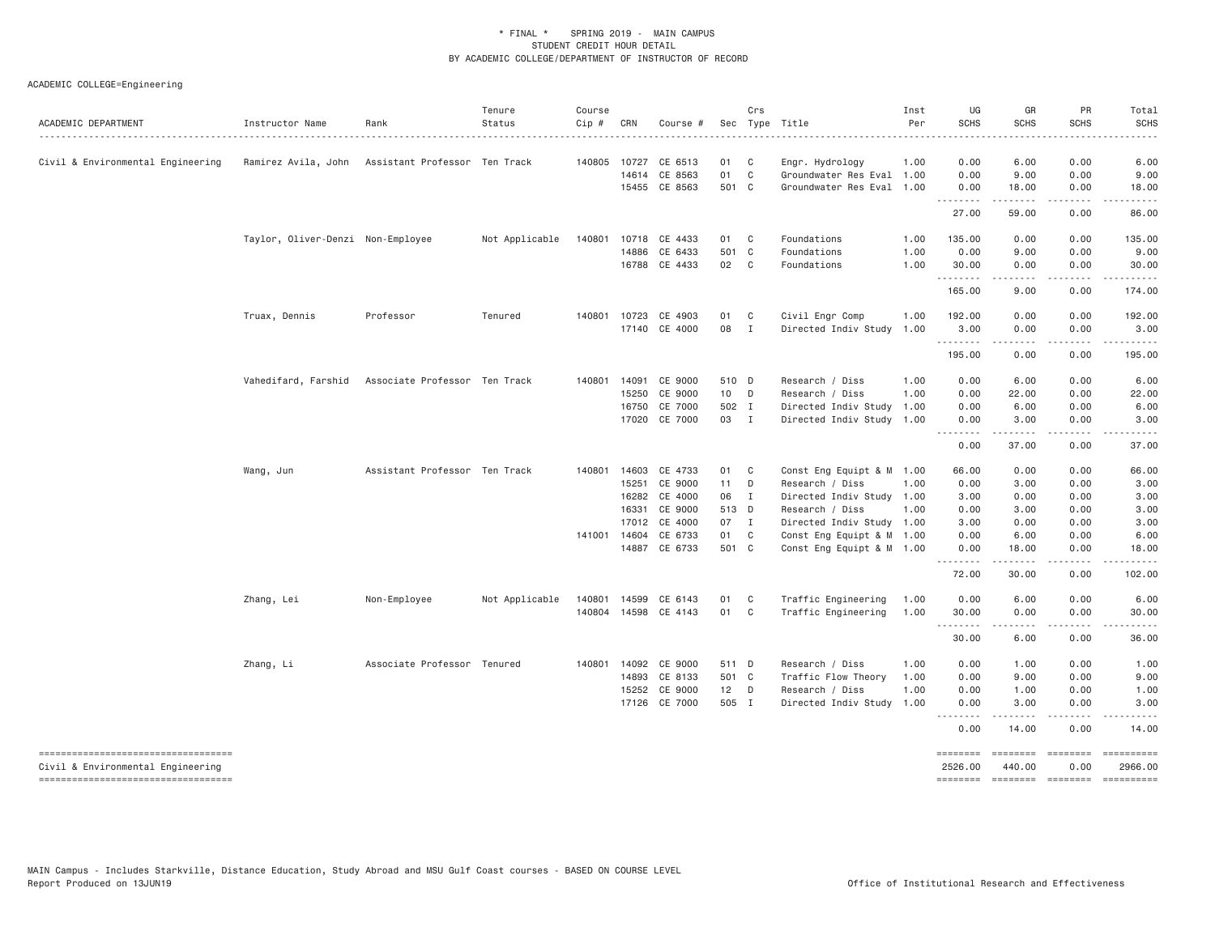\* FINAL \* SPRING 2019 - MAIN CAMPUS
STUDENT CREDIT HOUR DETAIL
BY ACADEMIC COLLEGE/DEPARTMENT OF INSTRUCTOR OF RECORD

ACADEMIC COLLEGE=Engineering

| ACADEMIC DEPARTMENT | Instructor Name | Rank | Tenure Status | Course Cip # | CRN | Course # | Sec | Crs Type | Title | Inst Per | UG SCHS | GR SCHS | PR SCHS | Total SCHS |
|---|---|---|---|---|---|---|---|---|---|---|---|---|---|---|
| Civil & Environmental Engineering | Ramirez Avila, John | Assistant Professor | Ten Track | 140805 | 10727 | CE 6513 | 01 | C | Engr. Hydrology | 1.00 | 0.00 | 6.00 | 0.00 | 6.00 |
| | | | | | 14614 | CE 8563 | 01 | C | Groundwater Res Eval | 1.00 | 0.00 | 9.00 | 0.00 | 9.00 |
| | | | | | 15455 | CE 8563 | 501 | C | Groundwater Res Eval | 1.00 | 0.00 | 18.00 | 0.00 | 18.00 |
| | | | | | | | | | | | 27.00 | 59.00 | 0.00 | 86.00 |
| | Taylor, Oliver-Denzi | Non-Employee | Not Applicable | 140801 | 10718 | CE 4433 | 01 | C | Foundations | 1.00 | 135.00 | 0.00 | 0.00 | 135.00 |
| | | | | | 14886 | CE 6433 | 501 | C | Foundations | 1.00 | 0.00 | 9.00 | 0.00 | 9.00 |
| | | | | | 16788 | CE 4433 | 02 | C | Foundations | 1.00 | 30.00 | 0.00 | 0.00 | 30.00 |
| | | | | | | | | | | | 165.00 | 9.00 | 0.00 | 174.00 |
| | Truax, Dennis | Professor | Tenured | 140801 | 10723 | CE 4903 | 01 | C | Civil Engr Comp | 1.00 | 192.00 | 0.00 | 0.00 | 192.00 |
| | | | | | 17140 | CE 4000 | 08 | I | Directed Indiv Study | 1.00 | 3.00 | 0.00 | 0.00 | 3.00 |
| | | | | | | | | | | | 195.00 | 0.00 | 0.00 | 195.00 |
| | Vahedifard, Farshid | Associate Professor | Ten Track | 140801 | 14091 | CE 9000 | 510 | D | Research / Diss | 1.00 | 0.00 | 6.00 | 0.00 | 6.00 |
| | | | | | 15250 | CE 9000 | 10 | D | Research / Diss | 1.00 | 0.00 | 22.00 | 0.00 | 22.00 |
| | | | | | 16750 | CE 7000 | 502 | I | Directed Indiv Study | 1.00 | 0.00 | 6.00 | 0.00 | 6.00 |
| | | | | | 17020 | CE 7000 | 03 | I | Directed Indiv Study | 1.00 | 0.00 | 3.00 | 0.00 | 3.00 |
| | | | | | | | | | | | 0.00 | 37.00 | 0.00 | 37.00 |
| | Wang, Jun | Assistant Professor | Ten Track | 140801 | 14603 | CE 4733 | 01 | C | Const Eng Equipt & M | 1.00 | 66.00 | 0.00 | 0.00 | 66.00 |
| | | | | | 15251 | CE 9000 | 11 | D | Research / Diss | 1.00 | 0.00 | 3.00 | 0.00 | 3.00 |
| | | | | | 16282 | CE 4000 | 06 | I | Directed Indiv Study | 1.00 | 3.00 | 0.00 | 0.00 | 3.00 |
| | | | | | 16331 | CE 9000 | 513 | D | Research / Diss | 1.00 | 0.00 | 3.00 | 0.00 | 3.00 |
| | | | | | 17012 | CE 4000 | 07 | I | Directed Indiv Study | 1.00 | 3.00 | 0.00 | 0.00 | 3.00 |
| | | | | 141001 | 14604 | CE 6733 | 01 | C | Const Eng Equipt & M | 1.00 | 0.00 | 6.00 | 0.00 | 6.00 |
| | | | | | 14887 | CE 6733 | 501 | C | Const Eng Equipt & M | 1.00 | 0.00 | 18.00 | 0.00 | 18.00 |
| | | | | | | | | | | | 72.00 | 30.00 | 0.00 | 102.00 |
| | Zhang, Lei | Non-Employee | Not Applicable | 140801 | 14599 | CE 6143 | 01 | C | Traffic Engineering | 1.00 | 0.00 | 6.00 | 0.00 | 6.00 |
| | | | | 140804 | 14598 | CE 4143 | 01 | C | Traffic Engineering | 1.00 | 30.00 | 0.00 | 0.00 | 30.00 |
| | | | | | | | | | | | 30.00 | 6.00 | 0.00 | 36.00 |
| | Zhang, Li | Associate Professor | Tenured | 140801 | 14092 | CE 9000 | 511 | D | Research / Diss | 1.00 | 0.00 | 1.00 | 0.00 | 1.00 |
| | | | | | 14893 | CE 8133 | 501 | C | Traffic Flow Theory | 1.00 | 0.00 | 9.00 | 0.00 | 9.00 |
| | | | | | 15252 | CE 9000 | 12 | D | Research / Diss | 1.00 | 0.00 | 1.00 | 0.00 | 1.00 |
| | | | | | 17126 | CE 7000 | 505 | I | Directed Indiv Study | 1.00 | 0.00 | 3.00 | 0.00 | 3.00 |
| | | | | | | | | | | | 0.00 | 14.00 | 0.00 | 14.00 |
| Civil & Environmental Engineering | | | | | | | | | | | 2526.00 | 440.00 | 0.00 | 2966.00 |

MAIN Campus - Includes Starkville, Distance Education, Study Abroad and MSU Gulf Coast courses - BASED ON COURSE LEVEL
Report Produced on 13JUN19

Office of Institutional Research and Effectiveness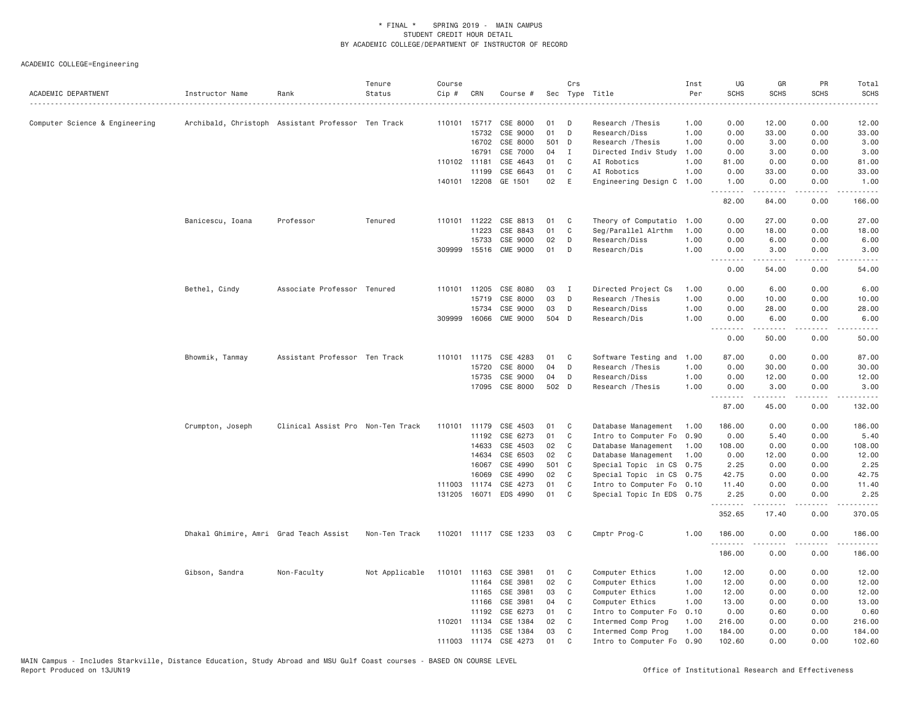\* FINAL \* SPRING 2019 - MAIN CAMPUS
STUDENT CREDIT HOUR DETAIL
BY ACADEMIC COLLEGE/DEPARTMENT OF INSTRUCTOR OF RECORD

ACADEMIC COLLEGE=Engineering

| ACADEMIC DEPARTMENT | Instructor Name | Rank | Tenure Status | Course Cip # | CRN | Course # | Sec | Crs Type | Title | Inst Per | UG SCHS | GR SCHS | PR SCHS | Total SCHS |
|---|---|---|---|---|---|---|---|---|---|---|---|---|---|---|
| Computer Science & Engineering | Archibald, Christoph | Assistant Professor | Ten Track | 110101 | 15717 | CSE 8000 | 01 | D | Research /Thesis | 1.00 | 0.00 | 12.00 | 0.00 | 12.00 |
| | | | | | 15732 | CSE 9000 | 01 | D | Research/Diss | 1.00 | 0.00 | 33.00 | 0.00 | 33.00 |
| | | | | | 16702 | CSE 8000 | 501 | D | Research /Thesis | 1.00 | 0.00 | 3.00 | 0.00 | 3.00 |
| | | | | | 16791 | CSE 7000 | 04 | I | Directed Indiv Study | 1.00 | 0.00 | 3.00 | 0.00 | 3.00 |
| | | | | 110102 | 11181 | CSE 4643 | 01 | C | AI Robotics | 1.00 | 81.00 | 0.00 | 0.00 | 81.00 |
| | | | | | 11199 | CSE 6643 | 01 | C | AI Robotics | 1.00 | 0.00 | 33.00 | 0.00 | 33.00 |
| | | | | 140101 | 12208 | GE 1501 | 02 | E | Engineering Design C | 1.00 | 1.00 | 0.00 | 0.00 | 1.00 |
| | | | | | | | | | | | 82.00 | 84.00 | 0.00 | 166.00 |
| | Banicescu, Ioana | Professor | Tenured | 110101 | 11222 | CSE 8813 | 01 | C | Theory of Computatio | 1.00 | 0.00 | 27.00 | 0.00 | 27.00 |
| | | | | | 11223 | CSE 8843 | 01 | C | Seq/Parallel Alrthm | 1.00 | 0.00 | 18.00 | 0.00 | 18.00 |
| | | | | | 15733 | CSE 9000 | 02 | D | Research/Diss | 1.00 | 0.00 | 6.00 | 0.00 | 6.00 |
| | | | | 309999 | 15516 | CME 9000 | 01 | D | Research/Dis | 1.00 | 0.00 | 3.00 | 0.00 | 3.00 |
| | | | | | | | | | | | 0.00 | 54.00 | 0.00 | 54.00 |
| | Bethel, Cindy | Associate Professor | Tenured | 110101 | 11205 | CSE 8080 | 03 | I | Directed Project Cs | 1.00 | 0.00 | 6.00 | 0.00 | 6.00 |
| | | | | | 15719 | CSE 8000 | 03 | D | Research /Thesis | 1.00 | 0.00 | 10.00 | 0.00 | 10.00 |
| | | | | | 15734 | CSE 9000 | 03 | D | Research/Diss | 1.00 | 0.00 | 28.00 | 0.00 | 28.00 |
| | | | | 309999 | 16066 | CME 9000 | 504 | D | Research/Dis | 1.00 | 0.00 | 6.00 | 0.00 | 6.00 |
| | | | | | | | | | | | 0.00 | 50.00 | 0.00 | 50.00 |
| | Bhowmik, Tanmay | Assistant Professor | Ten Track | 110101 | 11175 | CSE 4283 | 01 | C | Software Testing and | 1.00 | 87.00 | 0.00 | 0.00 | 87.00 |
| | | | | | 15720 | CSE 8000 | 04 | D | Research /Thesis | 1.00 | 0.00 | 30.00 | 0.00 | 30.00 |
| | | | | | 15735 | CSE 9000 | 04 | D | Research/Diss | 1.00 | 0.00 | 12.00 | 0.00 | 12.00 |
| | | | | | 17095 | CSE 8000 | 502 | D | Research /Thesis | 1.00 | 0.00 | 3.00 | 0.00 | 3.00 |
| | | | | | | | | | | | 87.00 | 45.00 | 0.00 | 132.00 |
| | Crumpton, Joseph | Clinical Assist Pro | Non-Ten Track | 110101 | 11179 | CSE 4503 | 01 | C | Database Management | 1.00 | 186.00 | 0.00 | 0.00 | 186.00 |
| | | | | | 11192 | CSE 6273 | 01 | C | Intro to Computer Fo | 0.90 | 0.00 | 5.40 | 0.00 | 5.40 |
| | | | | | 14633 | CSE 4503 | 02 | C | Database Management | 1.00 | 108.00 | 0.00 | 0.00 | 108.00 |
| | | | | | 14634 | CSE 6503 | 02 | C | Database Management | 1.00 | 0.00 | 12.00 | 0.00 | 12.00 |
| | | | | | 16067 | CSE 4990 | 501 | C | Special Topic in CS | 0.75 | 2.25 | 0.00 | 0.00 | 2.25 |
| | | | | | 16069 | CSE 4990 | 02 | C | Special Topic in CS | 0.75 | 42.75 | 0.00 | 0.00 | 42.75 |
| | | | | 111003 | 11174 | CSE 4273 | 01 | C | Intro to Computer Fo | 0.10 | 11.40 | 0.00 | 0.00 | 11.40 |
| | | | | 131205 | 16071 | EDS 4990 | 01 | C | Special Topic In EDS | 0.75 | 2.25 | 0.00 | 0.00 | 2.25 |
| | | | | | | | | | | | 352.65 | 17.40 | 0.00 | 370.05 |
| | Dhakal Ghimire, Amri | Grad Teach Assist | Non-Ten Track | 110201 | 11117 | CSE 1233 | 03 | C | Cmptr Prog-C | 1.00 | 186.00 | 0.00 | 0.00 | 186.00 |
| | | | | | | | | | | | 186.00 | 0.00 | 0.00 | 186.00 |
| | Gibson, Sandra | Non-Faculty | Not Applicable | 110101 | 11163 | CSE 3981 | 01 | C | Computer Ethics | 1.00 | 12.00 | 0.00 | 0.00 | 12.00 |
| | | | | | 11164 | CSE 3981 | 02 | C | Computer Ethics | 1.00 | 12.00 | 0.00 | 0.00 | 12.00 |
| | | | | | 11165 | CSE 3981 | 03 | C | Computer Ethics | 1.00 | 12.00 | 0.00 | 0.00 | 12.00 |
| | | | | | 11166 | CSE 3981 | 04 | C | Computer Ethics | 1.00 | 13.00 | 0.00 | 0.00 | 13.00 |
| | | | | | 11192 | CSE 6273 | 01 | C | Intro to Computer Fo | 0.10 | 0.00 | 0.60 | 0.00 | 0.60 |
| | | | | 110201 | 11134 | CSE 1384 | 02 | C | Intermed Comp Prog | 1.00 | 216.00 | 0.00 | 0.00 | 216.00 |
| | | | | | 11135 | CSE 1384 | 03 | C | Intermed Comp Prog | 1.00 | 184.00 | 0.00 | 0.00 | 184.00 |
| | | | | 111003 | 11174 | CSE 4273 | 01 | C | Intro to Computer Fo | 0.90 | 102.60 | 0.00 | 0.00 | 102.60 |

MAIN Campus - Includes Starkville, Distance Education, Study Abroad and MSU Gulf Coast courses - BASED ON COURSE LEVEL
Report Produced on 13JUN19 — Office of Institutional Research and Effectiveness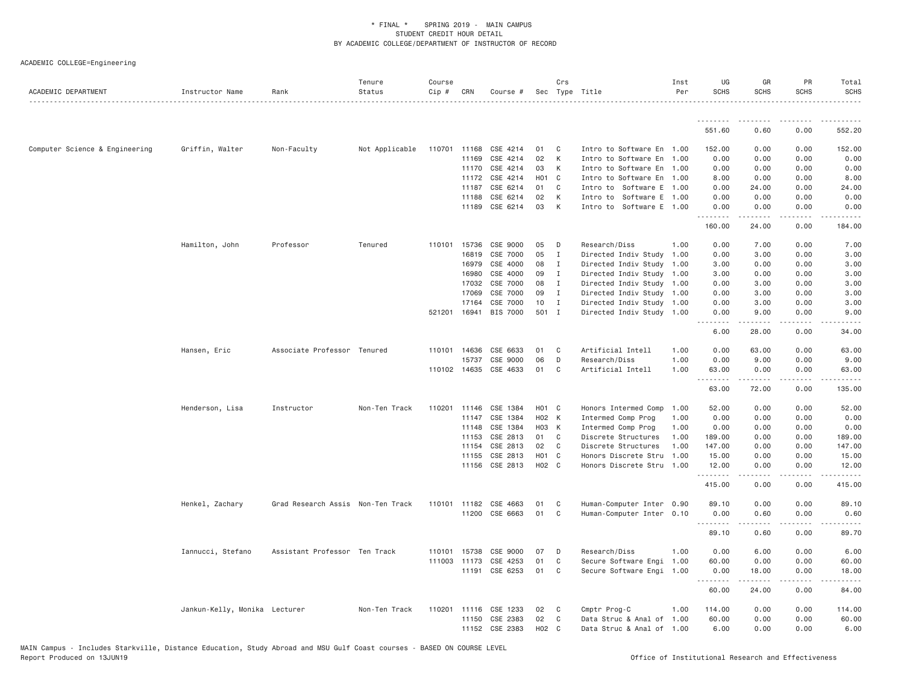\* FINAL \*   SPRING 2019 - MAIN CAMPUS
STUDENT CREDIT HOUR DETAIL
BY ACADEMIC COLLEGE/DEPARTMENT OF INSTRUCTOR OF RECORD

ACADEMIC COLLEGE=Engineering

| ACADEMIC DEPARTMENT | Instructor Name | Rank | Tenure Status | Course Cip # | CRN | Course # | Sec | Crs Type | Title | Inst Per | UG SCHS | GR SCHS | PR SCHS | Total SCHS |
|---|---|---|---|---|---|---|---|---|---|---|---|---|---|---|
| | | | | | | | | | | | 551.60 | 0.60 | 0.00 | 552.20 |
| Computer Science & Engineering | Griffin, Walter | Non-Faculty | Not Applicable | 110701 | 11168 | CSE 4214 | 01 | C | Intro to Software En | 1.00 | 152.00 | 0.00 | 0.00 | 152.00 |
| | | | | | 11169 | CSE 4214 | 02 | K | Intro to Software En | 1.00 | 0.00 | 0.00 | 0.00 | 0.00 |
| | | | | | 11170 | CSE 4214 | 03 | K | Intro to Software En | 1.00 | 0.00 | 0.00 | 0.00 | 0.00 |
| | | | | | 11172 | CSE 4214 | H01 | C | Intro to Software En | 1.00 | 8.00 | 0.00 | 0.00 | 8.00 |
| | | | | | 11187 | CSE 6214 | 01 | C | Intro to Software E | 1.00 | 0.00 | 24.00 | 0.00 | 24.00 |
| | | | | | 11188 | CSE 6214 | 02 | K | Intro to Software E | 1.00 | 0.00 | 0.00 | 0.00 | 0.00 |
| | | | | | 11189 | CSE 6214 | 03 | K | Intro to Software E | 1.00 | 0.00 | 0.00 | 0.00 | 0.00 |
| | | | | | | | | | | | 160.00 | 24.00 | 0.00 | 184.00 |
| | Hamilton, John | Professor | Tenured | 110101 | 15736 | CSE 9000 | 05 | D | Research/Diss | 1.00 | 0.00 | 7.00 | 0.00 | 7.00 |
| | | | | | 16819 | CSE 7000 | 05 | I | Directed Indiv Study | 1.00 | 0.00 | 3.00 | 0.00 | 3.00 |
| | | | | | 16979 | CSE 4000 | 08 | I | Directed Indiv Study | 1.00 | 3.00 | 0.00 | 0.00 | 3.00 |
| | | | | | 16980 | CSE 4000 | 09 | I | Directed Indiv Study | 1.00 | 3.00 | 0.00 | 0.00 | 3.00 |
| | | | | | 17032 | CSE 7000 | 08 | I | Directed Indiv Study | 1.00 | 0.00 | 3.00 | 0.00 | 3.00 |
| | | | | | 17069 | CSE 7000 | 09 | I | Directed Indiv Study | 1.00 | 0.00 | 3.00 | 0.00 | 3.00 |
| | | | | | 17164 | CSE 7000 | 10 | I | Directed Indiv Study | 1.00 | 0.00 | 3.00 | 0.00 | 3.00 |
| | | | | 521201 | 16941 | BIS 7000 | 501 | I | Directed Indiv Study | 1.00 | 0.00 | 9.00 | 0.00 | 9.00 |
| | | | | | | | | | | | 6.00 | 28.00 | 0.00 | 34.00 |
| | Hansen, Eric | Associate Professor | Tenured | 110101 | 14636 | CSE 6633 | 01 | C | Artificial Intell | 1.00 | 0.00 | 63.00 | 0.00 | 63.00 |
| | | | | | 15737 | CSE 9000 | 06 | D | Research/Diss | 1.00 | 0.00 | 9.00 | 0.00 | 9.00 |
| | | | | 110102 | 14635 | CSE 4633 | 01 | C | Artificial Intell | 1.00 | 63.00 | 0.00 | 0.00 | 63.00 |
| | | | | | | | | | | | 63.00 | 72.00 | 0.00 | 135.00 |
| | Henderson, Lisa | Instructor | Non-Ten Track | 110201 | 11146 | CSE 1384 | H01 | C | Honors Intermed Comp | 1.00 | 52.00 | 0.00 | 0.00 | 52.00 |
| | | | | | 11147 | CSE 1384 | H02 | K | Intermed Comp Prog | 1.00 | 0.00 | 0.00 | 0.00 | 0.00 |
| | | | | | 11148 | CSE 1384 | H03 | K | Intermed Comp Prog | 1.00 | 0.00 | 0.00 | 0.00 | 0.00 |
| | | | | | 11153 | CSE 2813 | 01 | C | Discrete Structures | 1.00 | 189.00 | 0.00 | 0.00 | 189.00 |
| | | | | | 11154 | CSE 2813 | 02 | C | Discrete Structures | 1.00 | 147.00 | 0.00 | 0.00 | 147.00 |
| | | | | | 11155 | CSE 2813 | H01 | C | Honors Discrete Stru | 1.00 | 15.00 | 0.00 | 0.00 | 15.00 |
| | | | | | 11156 | CSE 2813 | H02 | C | Honors Discrete Stru | 1.00 | 12.00 | 0.00 | 0.00 | 12.00 |
| | | | | | | | | | | | 415.00 | 0.00 | 0.00 | 415.00 |
| | Henkel, Zachary | Grad Research Assis | Non-Ten Track | 110101 | 11182 | CSE 4663 | 01 | C | Human-Computer Inter | 0.90 | 89.10 | 0.00 | 0.00 | 89.10 |
| | | | | | 11200 | CSE 6663 | 01 | C | Human-Computer Inter | 0.10 | 0.00 | 0.60 | 0.00 | 0.60 |
| | | | | | | | | | | | 89.10 | 0.60 | 0.00 | 89.70 |
| | Iannucci, Stefano | Assistant Professor | Ten Track | 110101 | 15738 | CSE 9000 | 07 | D | Research/Diss | 1.00 | 0.00 | 6.00 | 0.00 | 6.00 |
| | | | | 111003 | 11173 | CSE 4253 | 01 | C | Secure Software Engi | 1.00 | 60.00 | 0.00 | 0.00 | 60.00 |
| | | | | | 11191 | CSE 6253 | 01 | C | Secure Software Engi | 1.00 | 0.00 | 18.00 | 0.00 | 18.00 |
| | | | | | | | | | | | 60.00 | 24.00 | 0.00 | 84.00 |
| | Jankun-Kelly, Monika | Lecturer | Non-Ten Track | 110201 | 11116 | CSE 1233 | 02 | C | Cmptr Prog-C | 1.00 | 114.00 | 0.00 | 0.00 | 114.00 |
| | | | | | 11150 | CSE 2383 | 02 | C | Data Struc & Anal of | 1.00 | 60.00 | 0.00 | 0.00 | 60.00 |
| | | | | | 11152 | CSE 2383 | H02 | C | Data Struc & Anal of | 1.00 | 6.00 | 0.00 | 0.00 | 6.00 |

MAIN Campus - Includes Starkville, Distance Education, Study Abroad and MSU Gulf Coast courses - BASED ON COURSE LEVEL
Report Produced on 13JUN19   Office of Institutional Research and Effectiveness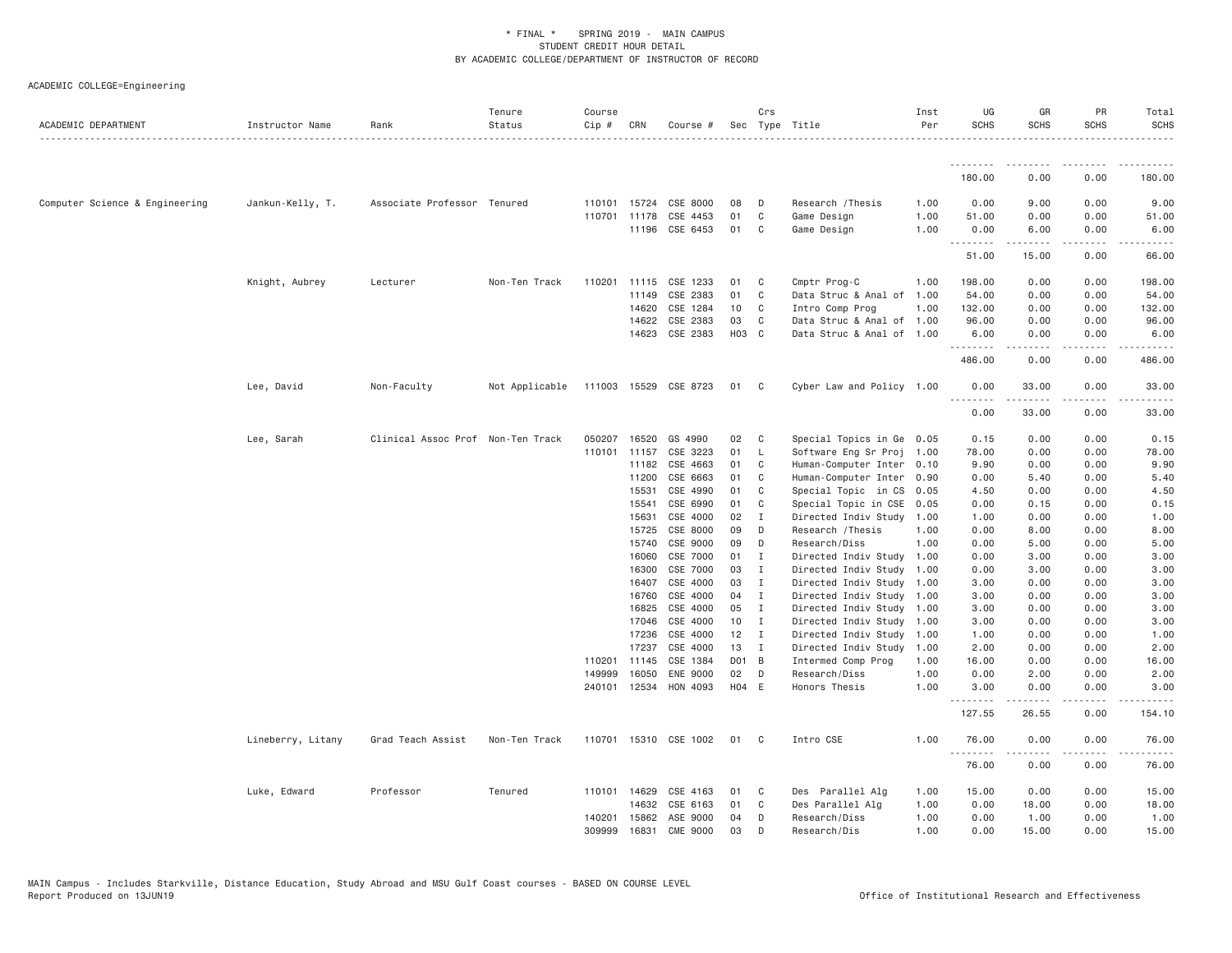\* FINAL \* SPRING 2019 - MAIN CAMPUS
STUDENT CREDIT HOUR DETAIL
BY ACADEMIC COLLEGE/DEPARTMENT OF INSTRUCTOR OF RECORD

ACADEMIC COLLEGE=Engineering

| ACADEMIC DEPARTMENT | Instructor Name | Rank | Tenure Status | Course Cip # | CRN | Course # | Sec | Crs Type | Title | Inst Per | UG SCHS | GR SCHS | PR SCHS | Total SCHS |
|---|---|---|---|---|---|---|---|---|---|---|---|---|---|---|
| | | | | | | | | | | | 180.00 | 0.00 | 0.00 | 180.00 |
| Computer Science & Engineering | Jankun-Kelly, T. | Associate Professor | Tenured | 110101 | 15724 | CSE 8000 | 08 | D | Research /Thesis | 1.00 | 0.00 | 9.00 | 0.00 | 9.00 |
| | | | | 110701 | 11178 | CSE 4453 | 01 | C | Game Design | 1.00 | 51.00 | 0.00 | 0.00 | 51.00 |
| | | | | | 11196 | CSE 6453 | 01 | C | Game Design | 1.00 | 0.00 | 6.00 | 0.00 | 6.00 |
| | | | | | | | | | | | 51.00 | 15.00 | 0.00 | 66.00 |
| | Knight, Aubrey | Lecturer | Non-Ten Track | 110201 | 11115 | CSE 1233 | 01 | C | Cmptr Prog-C | 1.00 | 198.00 | 0.00 | 0.00 | 198.00 |
| | | | | | 11149 | CSE 2383 | 01 | C | Data Struc & Anal of | 1.00 | 54.00 | 0.00 | 0.00 | 54.00 |
| | | | | | 14620 | CSE 1284 | 10 | C | Intro Comp Prog | 1.00 | 132.00 | 0.00 | 0.00 | 132.00 |
| | | | | | 14622 | CSE 2383 | 03 | C | Data Struc & Anal of | 1.00 | 96.00 | 0.00 | 0.00 | 96.00 |
| | | | | | 14623 | CSE 2383 | H03 | C | Data Struc & Anal of | 1.00 | 6.00 | 0.00 | 0.00 | 6.00 |
| | | | | | | | | | | | 486.00 | 0.00 | 0.00 | 486.00 |
| | Lee, David | Non-Faculty | Not Applicable | 111003 | 15529 | CSE 8723 | 01 | C | Cyber Law and Policy | 1.00 | 0.00 | 33.00 | 0.00 | 33.00 |
| | | | | | | | | | | | 0.00 | 33.00 | 0.00 | 33.00 |
| | Lee, Sarah | Clinical Assoc Prof | Non-Ten Track | 050207 | 16520 | GS 4990 | 02 | C | Special Topics in Ge | 0.05 | 0.15 | 0.00 | 0.00 | 0.15 |
| | | | | 110101 | 11157 | CSE 3223 | 01 | L | Software Eng Sr Proj | 1.00 | 78.00 | 0.00 | 0.00 | 78.00 |
| | | | | | 11182 | CSE 4663 | 01 | C | Human-Computer Inter | 0.10 | 9.90 | 0.00 | 0.00 | 9.90 |
| | | | | | 11200 | CSE 6663 | 01 | C | Human-Computer Inter | 0.90 | 0.00 | 5.40 | 0.00 | 5.40 |
| | | | | | 15531 | CSE 4990 | 01 | C | Special Topic in CS | 0.05 | 4.50 | 0.00 | 0.00 | 4.50 |
| | | | | | 15541 | CSE 6990 | 01 | C | Special Topic in CSE | 0.05 | 0.00 | 0.15 | 0.00 | 0.15 |
| | | | | | 15631 | CSE 4000 | 02 | I | Directed Indiv Study | 1.00 | 1.00 | 0.00 | 0.00 | 1.00 |
| | | | | | 15725 | CSE 8000 | 09 | D | Research /Thesis | 1.00 | 0.00 | 8.00 | 0.00 | 8.00 |
| | | | | | 15740 | CSE 9000 | 09 | D | Research/Diss | 1.00 | 0.00 | 5.00 | 0.00 | 5.00 |
| | | | | | 16060 | CSE 7000 | 01 | I | Directed Indiv Study | 1.00 | 0.00 | 3.00 | 0.00 | 3.00 |
| | | | | | 16300 | CSE 7000 | 03 | I | Directed Indiv Study | 1.00 | 0.00 | 3.00 | 0.00 | 3.00 |
| | | | | | 16407 | CSE 4000 | 03 | I | Directed Indiv Study | 1.00 | 3.00 | 0.00 | 0.00 | 3.00 |
| | | | | | 16760 | CSE 4000 | 04 | I | Directed Indiv Study | 1.00 | 3.00 | 0.00 | 0.00 | 3.00 |
| | | | | | 16825 | CSE 4000 | 05 | I | Directed Indiv Study | 1.00 | 3.00 | 0.00 | 0.00 | 3.00 |
| | | | | | 17046 | CSE 4000 | 10 | I | Directed Indiv Study | 1.00 | 3.00 | 0.00 | 0.00 | 3.00 |
| | | | | | 17236 | CSE 4000 | 12 | I | Directed Indiv Study | 1.00 | 1.00 | 0.00 | 0.00 | 1.00 |
| | | | | | 17237 | CSE 4000 | 13 | I | Directed Indiv Study | 1.00 | 2.00 | 0.00 | 0.00 | 2.00 |
| | | | | 110201 | 11145 | CSE 1384 | D01 | B | Intermed Comp Prog | 1.00 | 16.00 | 0.00 | 0.00 | 16.00 |
| | | | | 149999 | 16050 | ENE 9000 | 02 | D | Research/Diss | 1.00 | 0.00 | 2.00 | 0.00 | 2.00 |
| | | | | 240101 | 12534 | HON 4093 | H04 | E | Honors Thesis | 1.00 | 3.00 | 0.00 | 0.00 | 3.00 |
| | | | | | | | | | | | 127.55 | 26.55 | 0.00 | 154.10 |
| | Lineberry, Litany | Grad Teach Assist | Non-Ten Track | 110701 | 15310 | CSE 1002 | 01 | C | Intro CSE | 1.00 | 76.00 | 0.00 | 0.00 | 76.00 |
| | | | | | | | | | | | 76.00 | 0.00 | 0.00 | 76.00 |
| | Luke, Edward | Professor | Tenured | 110101 | 14629 | CSE 4163 | 01 | C | Des Parallel Alg | 1.00 | 15.00 | 0.00 | 0.00 | 15.00 |
| | | | | | 14632 | CSE 6163 | 01 | C | Des Parallel Alg | 1.00 | 0.00 | 18.00 | 0.00 | 18.00 |
| | | | | 140201 | 15862 | ASE 9000 | 04 | D | Research/Diss | 1.00 | 0.00 | 1.00 | 0.00 | 1.00 |
| | | | | 309999 | 16831 | CME 9000 | 03 | D | Research/Dis | 1.00 | 0.00 | 15.00 | 0.00 | 15.00 |

MAIN Campus - Includes Starkville, Distance Education, Study Abroad and MSU Gulf Coast courses - BASED ON COURSE LEVEL
Report Produced on 13JUN19 Office of Institutional Research and Effectiveness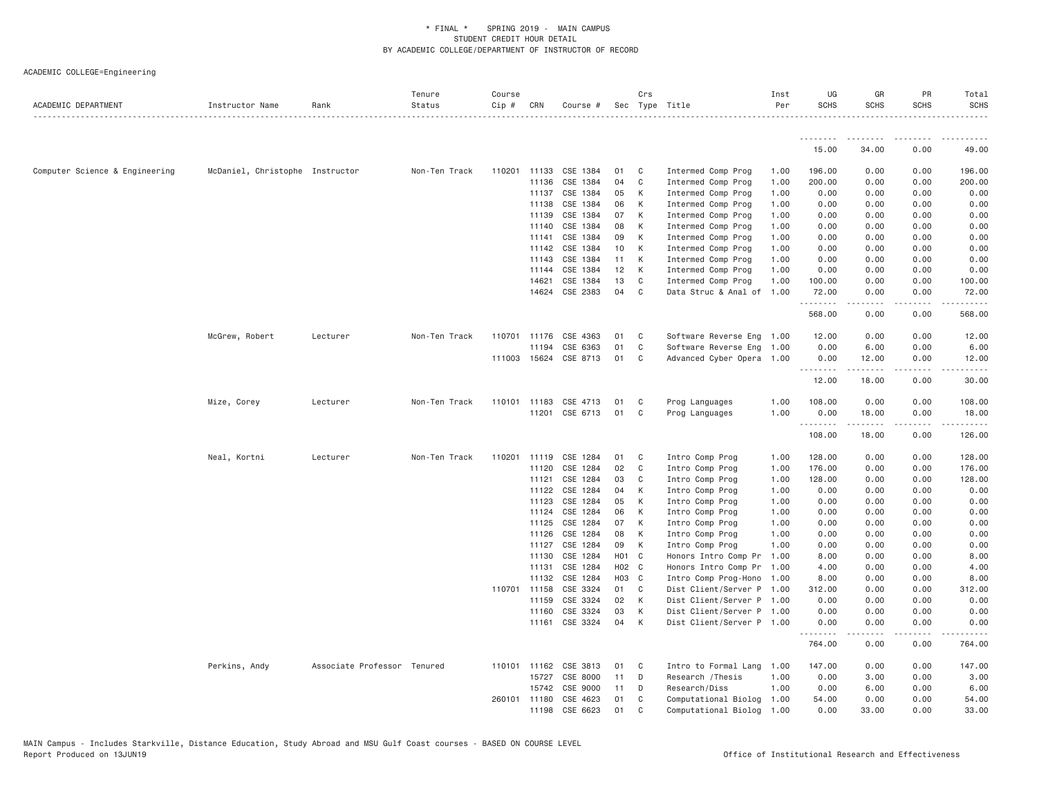* FINAL * SPRING 2019 - MAIN CAMPUS
STUDENT CREDIT HOUR DETAIL
BY ACADEMIC COLLEGE/DEPARTMENT OF INSTRUCTOR OF RECORD

ACADEMIC COLLEGE=Engineering

| ACADEMIC DEPARTMENT | Instructor Name | Rank | Tenure Status | Course Cip # | CRN | Course # | Sec | Crs Type | Title | Inst Per | UG SCHS | GR SCHS | PR SCHS | Total SCHS |
|---|---|---|---|---|---|---|---|---|---|---|---|---|---|---|
| | | | | | | | | | | | 15.00 | 34.00 | 0.00 | 49.00 |
| Computer Science & Engineering | McDaniel, Christophe | Instructor | Non-Ten Track | 110201 | 11133 | CSE 1384 | 01 | C | Intermed Comp Prog | 1.00 | 196.00 | 0.00 | 0.00 | 196.00 |
| | | | | | 11136 | CSE 1384 | 04 | C | Intermed Comp Prog | 1.00 | 200.00 | 0.00 | 0.00 | 200.00 |
| | | | | | 11137 | CSE 1384 | 05 | K | Intermed Comp Prog | 1.00 | 0.00 | 0.00 | 0.00 | 0.00 |
| | | | | | 11138 | CSE 1384 | 06 | K | Intermed Comp Prog | 1.00 | 0.00 | 0.00 | 0.00 | 0.00 |
| | | | | | 11139 | CSE 1384 | 07 | K | Intermed Comp Prog | 1.00 | 0.00 | 0.00 | 0.00 | 0.00 |
| | | | | | 11140 | CSE 1384 | 08 | K | Intermed Comp Prog | 1.00 | 0.00 | 0.00 | 0.00 | 0.00 |
| | | | | | 11141 | CSE 1384 | 09 | K | Intermed Comp Prog | 1.00 | 0.00 | 0.00 | 0.00 | 0.00 |
| | | | | | 11142 | CSE 1384 | 10 | K | Intermed Comp Prog | 1.00 | 0.00 | 0.00 | 0.00 | 0.00 |
| | | | | | 11143 | CSE 1384 | 11 | K | Intermed Comp Prog | 1.00 | 0.00 | 0.00 | 0.00 | 0.00 |
| | | | | | 11144 | CSE 1384 | 12 | K | Intermed Comp Prog | 1.00 | 0.00 | 0.00 | 0.00 | 0.00 |
| | | | | | 14621 | CSE 1384 | 13 | C | Intermed Comp Prog | 1.00 | 100.00 | 0.00 | 0.00 | 100.00 |
| | | | | | 14624 | CSE 2383 | 04 | C | Data Struc & Anal of | 1.00 | 72.00 | 0.00 | 0.00 | 72.00 |
| | | | | | | | | | | | 568.00 | 0.00 | 0.00 | 568.00 |
| | McGrew, Robert | Lecturer | Non-Ten Track | 110701 | 11176 | CSE 4363 | 01 | C | Software Reverse Eng | 1.00 | 12.00 | 0.00 | 0.00 | 12.00 |
| | | | | | 11194 | CSE 6363 | 01 | C | Software Reverse Eng | 1.00 | 0.00 | 6.00 | 0.00 | 6.00 |
| | | | | 111003 | 15624 | CSE 8713 | 01 | C | Advanced Cyber Opera | 1.00 | 0.00 | 12.00 | 0.00 | 12.00 |
| | | | | | | | | | | | 12.00 | 18.00 | 0.00 | 30.00 |
| | Mize, Corey | Lecturer | Non-Ten Track | 110101 | 11183 | CSE 4713 | 01 | C | Prog Languages | 1.00 | 108.00 | 0.00 | 0.00 | 108.00 |
| | | | | | 11201 | CSE 6713 | 01 | C | Prog Languages | 1.00 | 0.00 | 18.00 | 0.00 | 18.00 |
| | | | | | | | | | | | 108.00 | 18.00 | 0.00 | 126.00 |
| | Neal, Kortni | Lecturer | Non-Ten Track | 110201 | 11119 | CSE 1284 | 01 | C | Intro Comp Prog | 1.00 | 128.00 | 0.00 | 0.00 | 128.00 |
| | | | | | 11120 | CSE 1284 | 02 | C | Intro Comp Prog | 1.00 | 176.00 | 0.00 | 0.00 | 176.00 |
| | | | | | 11121 | CSE 1284 | 03 | C | Intro Comp Prog | 1.00 | 128.00 | 0.00 | 0.00 | 128.00 |
| | | | | | 11122 | CSE 1284 | 04 | K | Intro Comp Prog | 1.00 | 0.00 | 0.00 | 0.00 | 0.00 |
| | | | | | 11123 | CSE 1284 | 05 | K | Intro Comp Prog | 1.00 | 0.00 | 0.00 | 0.00 | 0.00 |
| | | | | | 11124 | CSE 1284 | 06 | K | Intro Comp Prog | 1.00 | 0.00 | 0.00 | 0.00 | 0.00 |
| | | | | | 11125 | CSE 1284 | 07 | K | Intro Comp Prog | 1.00 | 0.00 | 0.00 | 0.00 | 0.00 |
| | | | | | 11126 | CSE 1284 | 08 | K | Intro Comp Prog | 1.00 | 0.00 | 0.00 | 0.00 | 0.00 |
| | | | | | 11127 | CSE 1284 | 09 | K | Intro Comp Prog | 1.00 | 0.00 | 0.00 | 0.00 | 0.00 |
| | | | | | 11130 | CSE 1284 | H01 | C | Honors Intro Comp Pr | 1.00 | 8.00 | 0.00 | 0.00 | 8.00 |
| | | | | | 11131 | CSE 1284 | H02 | C | Honors Intro Comp Pr | 1.00 | 4.00 | 0.00 | 0.00 | 4.00 |
| | | | | | 11132 | CSE 1284 | H03 | C | Intro Comp Prog-Hono | 1.00 | 8.00 | 0.00 | 0.00 | 8.00 |
| | | | | 110701 | 11158 | CSE 3324 | 01 | C | Dist Client/Server P | 1.00 | 312.00 | 0.00 | 0.00 | 312.00 |
| | | | | | 11159 | CSE 3324 | 02 | K | Dist Client/Server P | 1.00 | 0.00 | 0.00 | 0.00 | 0.00 |
| | | | | | 11160 | CSE 3324 | 03 | K | Dist Client/Server P | 1.00 | 0.00 | 0.00 | 0.00 | 0.00 |
| | | | | | 11161 | CSE 3324 | 04 | K | Dist Client/Server P | 1.00 | 0.00 | 0.00 | 0.00 | 0.00 |
| | | | | | | | | | | | 764.00 | 0.00 | 0.00 | 764.00 |
| | Perkins, Andy | Associate Professor | Tenured | 110101 | 11162 | CSE 3813 | 01 | C | Intro to Formal Lang | 1.00 | 147.00 | 0.00 | 0.00 | 147.00 |
| | | | | | 15727 | CSE 8000 | 11 | D | Research /Thesis | 1.00 | 0.00 | 3.00 | 0.00 | 3.00 |
| | | | | | 15742 | CSE 9000 | 11 | D | Research/Diss | 1.00 | 0.00 | 6.00 | 0.00 | 6.00 |
| | | | | 260101 | 11180 | CSE 4623 | 01 | C | Computational Biolog | 1.00 | 54.00 | 0.00 | 0.00 | 54.00 |
| | | | | | 11198 | CSE 6623 | 01 | C | Computational Biolog | 1.00 | 0.00 | 33.00 | 0.00 | 33.00 |

MAIN Campus - Includes Starkville, Distance Education, Study Abroad and MSU Gulf Coast courses - BASED ON COURSE LEVEL
Report Produced on 13JUN19

Office of Institutional Research and Effectiveness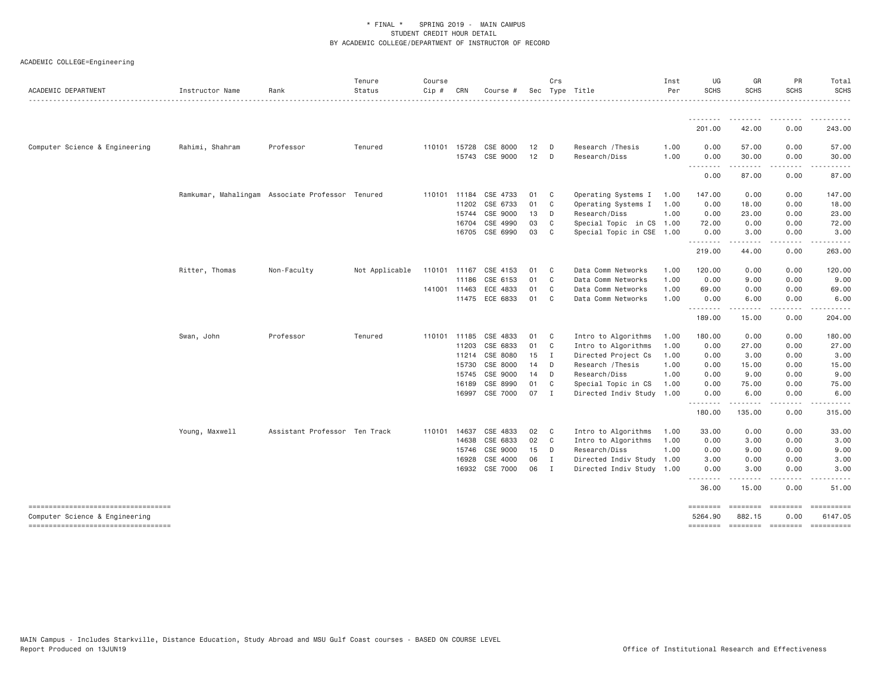\* FINAL \* SPRING 2019 - MAIN CAMPUS
STUDENT CREDIT HOUR DETAIL
BY ACADEMIC COLLEGE/DEPARTMENT OF INSTRUCTOR OF RECORD

ACADEMIC COLLEGE=Engineering

| ACADEMIC DEPARTMENT | Instructor Name | Rank | Tenure Status | Course Cip # | CRN | Course # | Sec | Crs Type | Title | Inst Per | UG SCHS | GR SCHS | PR SCHS | Total SCHS |
|---|---|---|---|---|---|---|---|---|---|---|---|---|---|---|
| | | | | | | | | | | | 201.00 | 42.00 | 0.00 | 243.00 |
| Computer Science & Engineering | Rahimi, Shahram | Professor | Tenured | 110101 | 15728 | CSE 8000 | 12 | D | Research /Thesis | 1.00 | 0.00 | 57.00 | 0.00 | 57.00 |
| | | | | | 15743 | CSE 9000 | 12 | D | Research/Diss | 1.00 | 0.00 | 30.00 | 0.00 | 30.00 |
| | | | | | | | | | | | 0.00 | 87.00 | 0.00 | 87.00 |
| | Ramkumar, Mahalingam | Associate Professor | Tenured | 110101 | 11184 | CSE 4733 | 01 | C | Operating Systems I | 1.00 | 147.00 | 0.00 | 0.00 | 147.00 |
| | | | | | 11202 | CSE 6733 | 01 | C | Operating Systems I | 1.00 | 0.00 | 18.00 | 0.00 | 18.00 |
| | | | | | 15744 | CSE 9000 | 13 | D | Research/Diss | 1.00 | 0.00 | 23.00 | 0.00 | 23.00 |
| | | | | | 16704 | CSE 4990 | 03 | C | Special Topic in CS | 1.00 | 72.00 | 0.00 | 0.00 | 72.00 |
| | | | | | 16705 | CSE 6990 | 03 | C | Special Topic in CSE | 1.00 | 0.00 | 3.00 | 0.00 | 3.00 |
| | | | | | | | | | | | 219.00 | 44.00 | 0.00 | 263.00 |
| | Ritter, Thomas | Non-Faculty | Not Applicable | 110101 | 11167 | CSE 4153 | 01 | C | Data Comm Networks | 1.00 | 120.00 | 0.00 | 0.00 | 120.00 |
| | | | | | 11186 | CSE 6153 | 01 | C | Data Comm Networks | 1.00 | 0.00 | 9.00 | 0.00 | 9.00 |
| | | | | 141001 | 11463 | ECE 4833 | 01 | C | Data Comm Networks | 1.00 | 69.00 | 0.00 | 0.00 | 69.00 |
| | | | | | 11475 | ECE 6833 | 01 | C | Data Comm Networks | 1.00 | 0.00 | 6.00 | 0.00 | 6.00 |
| | | | | | | | | | | | 189.00 | 15.00 | 0.00 | 204.00 |
| | Swan, John | Professor | Tenured | 110101 | 11185 | CSE 4833 | 01 | C | Intro to Algorithms | 1.00 | 180.00 | 0.00 | 0.00 | 180.00 |
| | | | | | 11203 | CSE 6833 | 01 | C | Intro to Algorithms | 1.00 | 0.00 | 27.00 | 0.00 | 27.00 |
| | | | | | 11214 | CSE 8080 | 15 | I | Directed Project Cs | 1.00 | 0.00 | 3.00 | 0.00 | 3.00 |
| | | | | | 15730 | CSE 8000 | 14 | D | Research /Thesis | 1.00 | 0.00 | 15.00 | 0.00 | 15.00 |
| | | | | | 15745 | CSE 9000 | 14 | D | Research/Diss | 1.00 | 0.00 | 9.00 | 0.00 | 9.00 |
| | | | | | 16189 | CSE 8990 | 01 | C | Special Topic in CS | 1.00 | 0.00 | 75.00 | 0.00 | 75.00 |
| | | | | | 16997 | CSE 7000 | 07 | I | Directed Indiv Study | 1.00 | 0.00 | 6.00 | 0.00 | 6.00 |
| | | | | | | | | | | | 180.00 | 135.00 | 0.00 | 315.00 |
| | Young, Maxwell | Assistant Professor | Ten Track | 110101 | 14637 | CSE 4833 | 02 | C | Intro to Algorithms | 1.00 | 33.00 | 0.00 | 0.00 | 33.00 |
| | | | | | 14638 | CSE 6833 | 02 | C | Intro to Algorithms | 1.00 | 0.00 | 3.00 | 0.00 | 3.00 |
| | | | | | 15746 | CSE 9000 | 15 | D | Research/Diss | 1.00 | 0.00 | 9.00 | 0.00 | 9.00 |
| | | | | | 16928 | CSE 4000 | 06 | I | Directed Indiv Study | 1.00 | 3.00 | 0.00 | 0.00 | 3.00 |
| | | | | | 16932 | CSE 7000 | 06 | I | Directed Indiv Study | 1.00 | 0.00 | 3.00 | 0.00 | 3.00 |
| | | | | | | | | | | | 36.00 | 15.00 | 0.00 | 51.00 |
| Computer Science & Engineering | | | | | | | | | | | 5264.90 | 882.15 | 0.00 | 6147.05 |

MAIN Campus - Includes Starkville, Distance Education, Study Abroad and MSU Gulf Coast courses - BASED ON COURSE LEVEL
Report Produced on 13JUN19

Office of Institutional Research and Effectiveness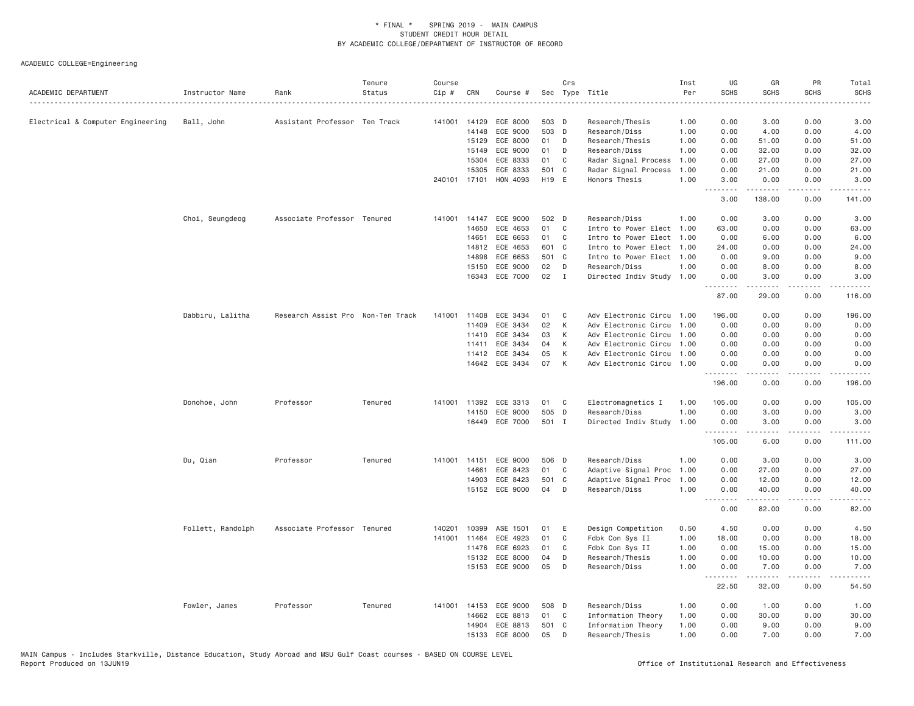\* FINAL \* SPRING 2019 - MAIN CAMPUS
STUDENT CREDIT HOUR DETAIL
BY ACADEMIC COLLEGE/DEPARTMENT OF INSTRUCTOR OF RECORD

ACADEMIC COLLEGE=Engineering

| ACADEMIC DEPARTMENT | Instructor Name | Rank | Tenure Status | Course Cip # | CRN | Course # | Sec | Crs Type | Title | Inst Per | UG SCHS | GR SCHS | PR SCHS | Total SCHS |
|---|---|---|---|---|---|---|---|---|---|---|---|---|---|---|
| Electrical & Computer Engineering | Ball, John | Assistant Professor | Ten Track | 141001 | 14129 | ECE 8000 | 503 | D | Research/Thesis | 1.00 | 0.00 | 3.00 | 0.00 | 3.00 |
| | | | | | 14148 | ECE 9000 | 503 | D | Research/Diss | 1.00 | 0.00 | 4.00 | 0.00 | 4.00 |
| | | | | | 15129 | ECE 8000 | 01 | D | Research/Thesis | 1.00 | 0.00 | 51.00 | 0.00 | 51.00 |
| | | | | | 15149 | ECE 9000 | 01 | D | Research/Diss | 1.00 | 0.00 | 32.00 | 0.00 | 32.00 |
| | | | | | 15304 | ECE 8333 | 01 | C | Radar Signal Process | 1.00 | 0.00 | 27.00 | 0.00 | 27.00 |
| | | | | | 15305 | ECE 8333 | 501 | C | Radar Signal Process | 1.00 | 0.00 | 21.00 | 0.00 | 21.00 |
| | | | | 240101 | 17101 | HON 4093 | H19 | E | Honors Thesis | 1.00 | 3.00 | 0.00 | 0.00 | 3.00 |
| | | | | | | | | | | | 3.00 | 138.00 | 0.00 | 141.00 |
| | Choi, Seungdeog | Associate Professor | Tenured | 141001 | 14147 | ECE 9000 | 502 | D | Research/Diss | 1.00 | 0.00 | 3.00 | 0.00 | 3.00 |
| | | | | | 14650 | ECE 4653 | 01 | C | Intro to Power Elect | 1.00 | 63.00 | 0.00 | 0.00 | 63.00 |
| | | | | | 14651 | ECE 6653 | 01 | C | Intro to Power Elect | 1.00 | 0.00 | 6.00 | 0.00 | 6.00 |
| | | | | | 14812 | ECE 4653 | 601 | C | Intro to Power Elect | 1.00 | 24.00 | 0.00 | 0.00 | 24.00 |
| | | | | | 14898 | ECE 6653 | 501 | C | Intro to Power Elect | 1.00 | 0.00 | 9.00 | 0.00 | 9.00 |
| | | | | | 15150 | ECE 9000 | 02 | D | Research/Diss | 1.00 | 0.00 | 8.00 | 0.00 | 8.00 |
| | | | | | 16343 | ECE 7000 | 02 | I | Directed Indiv Study | 1.00 | 0.00 | 3.00 | 0.00 | 3.00 |
| | | | | | | | | | | | 87.00 | 29.00 | 0.00 | 116.00 |
| | Dabbiru, Lalitha | Research Assist Pro | Non-Ten Track | 141001 | 11408 | ECE 3434 | 01 | C | Adv Electronic Circu | 1.00 | 196.00 | 0.00 | 0.00 | 196.00 |
| | | | | | 11409 | ECE 3434 | 02 | K | Adv Electronic Circu | 1.00 | 0.00 | 0.00 | 0.00 | 0.00 |
| | | | | | 11410 | ECE 3434 | 03 | K | Adv Electronic Circu | 1.00 | 0.00 | 0.00 | 0.00 | 0.00 |
| | | | | | 11411 | ECE 3434 | 04 | K | Adv Electronic Circu | 1.00 | 0.00 | 0.00 | 0.00 | 0.00 |
| | | | | | 11412 | ECE 3434 | 05 | K | Adv Electronic Circu | 1.00 | 0.00 | 0.00 | 0.00 | 0.00 |
| | | | | | 14642 | ECE 3434 | 07 | K | Adv Electronic Circu | 1.00 | 0.00 | 0.00 | 0.00 | 0.00 |
| | | | | | | | | | | | 196.00 | 0.00 | 0.00 | 196.00 |
| | Donohoe, John | Professor | Tenured | 141001 | 11392 | ECE 3313 | 01 | C | Electromagnetics I | 1.00 | 105.00 | 0.00 | 0.00 | 105.00 |
| | | | | | 14150 | ECE 9000 | 505 | D | Research/Diss | 1.00 | 0.00 | 3.00 | 0.00 | 3.00 |
| | | | | | 16449 | ECE 7000 | 501 | I | Directed Indiv Study | 1.00 | 0.00 | 3.00 | 0.00 | 3.00 |
| | | | | | | | | | | | 105.00 | 6.00 | 0.00 | 111.00 |
| | Du, Qian | Professor | Tenured | 141001 | 14151 | ECE 9000 | 506 | D | Research/Diss | 1.00 | 0.00 | 3.00 | 0.00 | 3.00 |
| | | | | | 14661 | ECE 8423 | 01 | C | Adaptive Signal Proc | 1.00 | 0.00 | 27.00 | 0.00 | 27.00 |
| | | | | | 14903 | ECE 8423 | 501 | C | Adaptive Signal Proc | 1.00 | 0.00 | 12.00 | 0.00 | 12.00 |
| | | | | | 15152 | ECE 9000 | 04 | D | Research/Diss | 1.00 | 0.00 | 40.00 | 0.00 | 40.00 |
| | | | | | | | | | | | 0.00 | 82.00 | 0.00 | 82.00 |
| | Follett, Randolph | Associate Professor | Tenured | 140201 | 10399 | ASE 1501 | 01 | E | Design Competition | 0.50 | 4.50 | 0.00 | 0.00 | 4.50 |
| | | | | 141001 | 11464 | ECE 4923 | 01 | C | Fdbk Con Sys II | 1.00 | 18.00 | 0.00 | 0.00 | 18.00 |
| | | | | | 11476 | ECE 6923 | 01 | C | Fdbk Con Sys II | 1.00 | 0.00 | 15.00 | 0.00 | 15.00 |
| | | | | | 15132 | ECE 8000 | 04 | D | Research/Thesis | 1.00 | 0.00 | 10.00 | 0.00 | 10.00 |
| | | | | | 15153 | ECE 9000 | 05 | D | Research/Diss | 1.00 | 0.00 | 7.00 | 0.00 | 7.00 |
| | | | | | | | | | | | 22.50 | 32.00 | 0.00 | 54.50 |
| | Fowler, James | Professor | Tenured | 141001 | 14153 | ECE 9000 | 508 | D | Research/Diss | 1.00 | 0.00 | 1.00 | 0.00 | 1.00 |
| | | | | | 14662 | ECE 8813 | 01 | C | Information Theory | 1.00 | 0.00 | 30.00 | 0.00 | 30.00 |
| | | | | | 14904 | ECE 8813 | 501 | C | Information Theory | 1.00 | 0.00 | 9.00 | 0.00 | 9.00 |
| | | | | | 15133 | ECE 8000 | 05 | D | Research/Thesis | 1.00 | 0.00 | 7.00 | 0.00 | 7.00 |

MAIN Campus - Includes Starkville, Distance Education, Study Abroad and MSU Gulf Coast courses - BASED ON COURSE LEVEL
Report Produced on 13JUN19 Office of Institutional Research and Effectiveness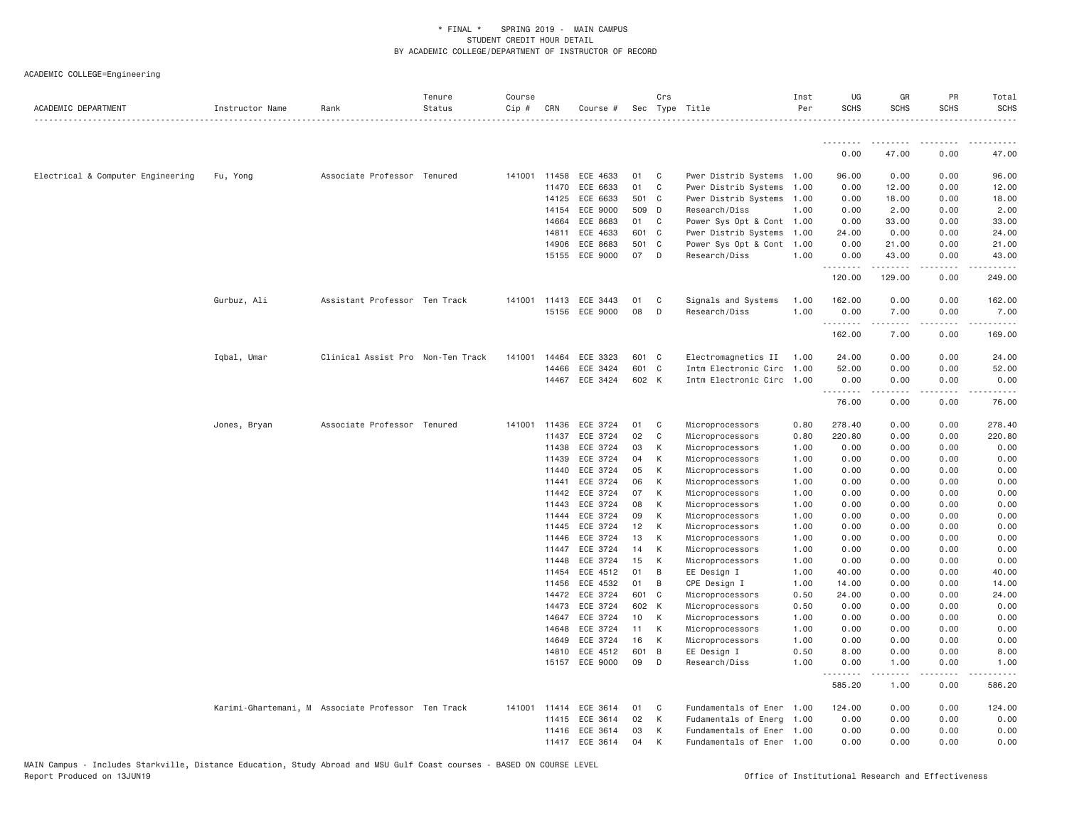\* FINAL \* SPRING 2019 - MAIN CAMPUS
STUDENT CREDIT HOUR DETAIL
BY ACADEMIC COLLEGE/DEPARTMENT OF INSTRUCTOR OF RECORD

ACADEMIC COLLEGE=Engineering

| ACADEMIC DEPARTMENT | Instructor Name | Rank | Tenure Status | Course Cip # | CRN | Course # | Sec | Crs Type | Title | Inst Per | UG SCHS | GR SCHS | PR SCHS | Total SCHS |
|---|---|---|---|---|---|---|---|---|---|---|---|---|---|---|
| | | | | | | | | | | | 0.00 | 47.00 | 0.00 | 47.00 |
| Electrical & Computer Engineering | Fu, Yong | Associate Professor | Tenured | 141001 | 11458 | ECE 4633 | 01 | C | Pwer Distrib Systems | 1.00 | 96.00 | 0.00 | 0.00 | 96.00 |
| | | | | | 11470 | ECE 6633 | 01 | C | Pwer Distrib Systems | 1.00 | 0.00 | 12.00 | 0.00 | 12.00 |
| | | | | | 14125 | ECE 6633 | 501 | C | Pwer Distrib Systems | 1.00 | 0.00 | 18.00 | 0.00 | 18.00 |
| | | | | | 14154 | ECE 9000 | 509 | D | Research/Diss | 1.00 | 0.00 | 2.00 | 0.00 | 2.00 |
| | | | | | 14664 | ECE 8683 | 01 | C | Power Sys Opt & Cont | 1.00 | 0.00 | 33.00 | 0.00 | 33.00 |
| | | | | | 14811 | ECE 4633 | 601 | C | Pwer Distrib Systems | 1.00 | 24.00 | 0.00 | 0.00 | 24.00 |
| | | | | | 14906 | ECE 8683 | 501 | C | Power Sys Opt & Cont | 1.00 | 0.00 | 21.00 | 0.00 | 21.00 |
| | | | | | 15155 | ECE 9000 | 07 | D | Research/Diss | 1.00 | 0.00 | 43.00 | 0.00 | 43.00 |
| | | | | | | | | | | | 120.00 | 129.00 | 0.00 | 249.00 |
| | Gurbuz, Ali | Assistant Professor | Ten Track | 141001 | 11413 | ECE 3443 | 01 | C | Signals and Systems | 1.00 | 162.00 | 0.00 | 0.00 | 162.00 |
| | | | | | 15156 | ECE 9000 | 08 | D | Research/Diss | 1.00 | 0.00 | 7.00 | 0.00 | 7.00 |
| | | | | | | | | | | | 162.00 | 7.00 | 0.00 | 169.00 |
| | Iqbal, Umar | Clinical Assist Pro | Non-Ten Track | 141001 | 14464 | ECE 3323 | 601 | C | Electromagnetics II | 1.00 | 24.00 | 0.00 | 0.00 | 24.00 |
| | | | | | 14466 | ECE 3424 | 601 | C | Intm Electronic Circ | 1.00 | 52.00 | 0.00 | 0.00 | 52.00 |
| | | | | | 14467 | ECE 3424 | 602 | K | Intm Electronic Circ | 1.00 | 0.00 | 0.00 | 0.00 | 0.00 |
| | | | | | | | | | | | 76.00 | 0.00 | 0.00 | 76.00 |
| | Jones, Bryan | Associate Professor | Tenured | 141001 | 11436 | ECE 3724 | 01 | C | Microprocessors | 0.80 | 278.40 | 0.00 | 0.00 | 278.40 |
| | | | | | 11437 | ECE 3724 | 02 | C | Microprocessors | 0.80 | 220.80 | 0.00 | 0.00 | 220.80 |
| | | | | | 11438 | ECE 3724 | 03 | K | Microprocessors | 1.00 | 0.00 | 0.00 | 0.00 | 0.00 |
| | | | | | 11439 | ECE 3724 | 04 | K | Microprocessors | 1.00 | 0.00 | 0.00 | 0.00 | 0.00 |
| | | | | | 11440 | ECE 3724 | 05 | K | Microprocessors | 1.00 | 0.00 | 0.00 | 0.00 | 0.00 |
| | | | | | 11441 | ECE 3724 | 06 | K | Microprocessors | 1.00 | 0.00 | 0.00 | 0.00 | 0.00 |
| | | | | | 11442 | ECE 3724 | 07 | K | Microprocessors | 1.00 | 0.00 | 0.00 | 0.00 | 0.00 |
| | | | | | 11443 | ECE 3724 | 08 | K | Microprocessors | 1.00 | 0.00 | 0.00 | 0.00 | 0.00 |
| | | | | | 11444 | ECE 3724 | 09 | K | Microprocessors | 1.00 | 0.00 | 0.00 | 0.00 | 0.00 |
| | | | | | 11445 | ECE 3724 | 12 | K | Microprocessors | 1.00 | 0.00 | 0.00 | 0.00 | 0.00 |
| | | | | | 11446 | ECE 3724 | 13 | K | Microprocessors | 1.00 | 0.00 | 0.00 | 0.00 | 0.00 |
| | | | | | 11447 | ECE 3724 | 14 | K | Microprocessors | 1.00 | 0.00 | 0.00 | 0.00 | 0.00 |
| | | | | | 11448 | ECE 3724 | 15 | K | Microprocessors | 1.00 | 0.00 | 0.00 | 0.00 | 0.00 |
| | | | | | 11454 | ECE 4512 | 01 | B | EE Design I | 1.00 | 40.00 | 0.00 | 0.00 | 40.00 |
| | | | | | 11456 | ECE 4532 | 01 | B | CPE Design I | 1.00 | 14.00 | 0.00 | 0.00 | 14.00 |
| | | | | | 14472 | ECE 3724 | 601 | C | Microprocessors | 0.50 | 24.00 | 0.00 | 0.00 | 24.00 |
| | | | | | 14473 | ECE 3724 | 602 | K | Microprocessors | 0.50 | 0.00 | 0.00 | 0.00 | 0.00 |
| | | | | | 14647 | ECE 3724 | 10 | K | Microprocessors | 1.00 | 0.00 | 0.00 | 0.00 | 0.00 |
| | | | | | 14648 | ECE 3724 | 11 | K | Microprocessors | 1.00 | 0.00 | 0.00 | 0.00 | 0.00 |
| | | | | | 14649 | ECE 3724 | 16 | K | Microprocessors | 1.00 | 0.00 | 0.00 | 0.00 | 0.00 |
| | | | | | 14810 | ECE 4512 | 601 | B | EE Design I | 0.50 | 8.00 | 0.00 | 0.00 | 8.00 |
| | | | | | 15157 | ECE 9000 | 09 | D | Research/Diss | 1.00 | 0.00 | 1.00 | 0.00 | 1.00 |
| | | | | | | | | | | | 585.20 | 1.00 | 0.00 | 586.20 |
| | Karimi-Ghartemani, M | Associate Professor | Ten Track | 141001 | 11414 | ECE 3614 | 01 | C | Fundamentals of Ener | 1.00 | 124.00 | 0.00 | 0.00 | 124.00 |
| | | | | | 11415 | ECE 3614 | 02 | K | Fudamentals of Energ | 1.00 | 0.00 | 0.00 | 0.00 | 0.00 |
| | | | | | 11416 | ECE 3614 | 03 | K | Fundamentals of Ener | 1.00 | 0.00 | 0.00 | 0.00 | 0.00 |
| | | | | | 11417 | ECE 3614 | 04 | K | Fundamentals of Ener | 1.00 | 0.00 | 0.00 | 0.00 | 0.00 |

MAIN Campus - Includes Starkville, Distance Education, Study Abroad and MSU Gulf Coast courses - BASED ON COURSE LEVEL
Report Produced on 13JUN19 Office of Institutional Research and Effectiveness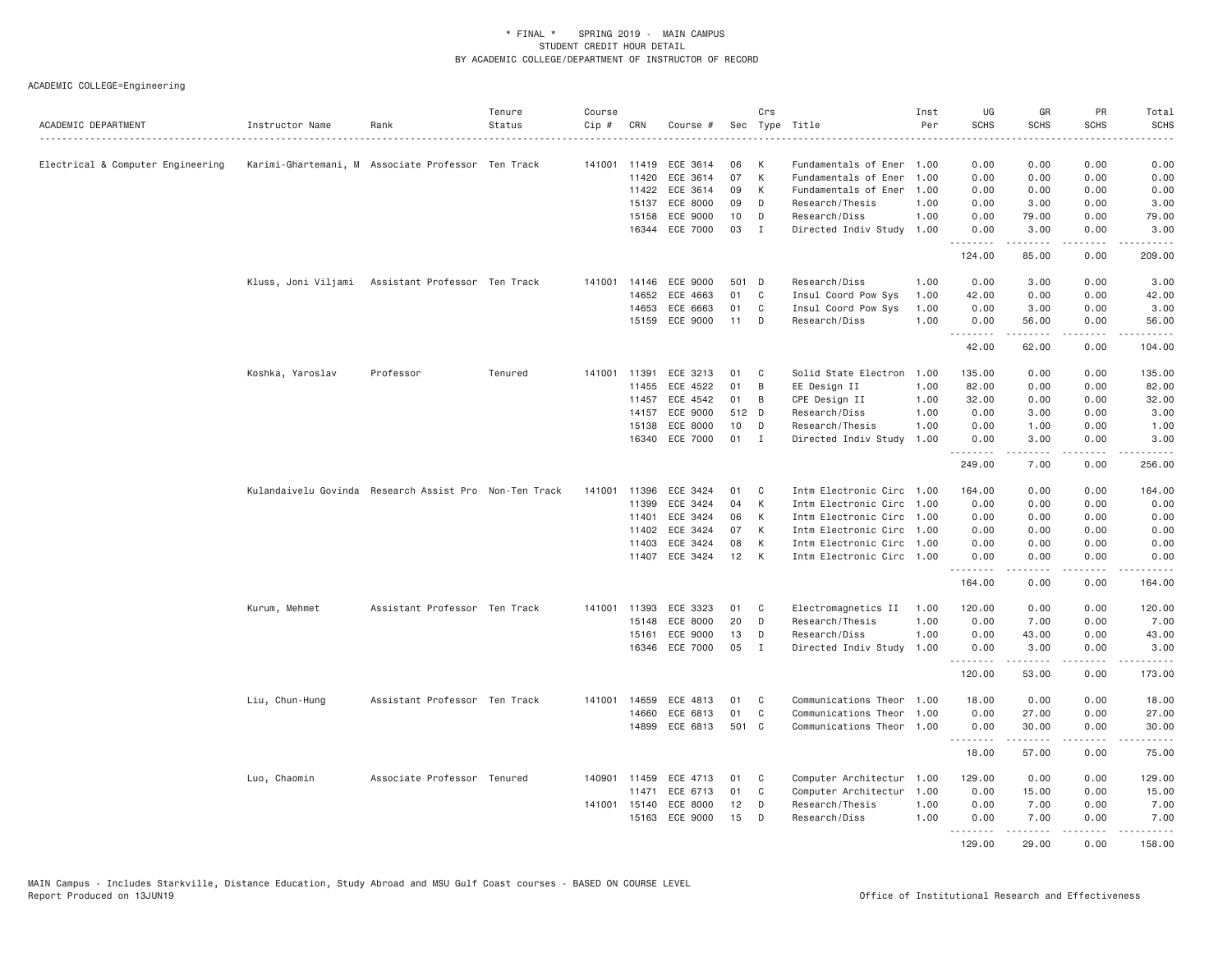\* FINAL \* SPRING 2019 - MAIN CAMPUS
STUDENT CREDIT HOUR DETAIL
BY ACADEMIC COLLEGE/DEPARTMENT OF INSTRUCTOR OF RECORD

ACADEMIC COLLEGE=Engineering

| ACADEMIC DEPARTMENT | Instructor Name | Rank | Tenure Status | Course Cip # | CRN | Course # | Sec | Crs Type | Title | Inst Per | UG SCHS | GR SCHS | PR SCHS | Total SCHS |
|---|---|---|---|---|---|---|---|---|---|---|---|---|---|---|
| Electrical & Computer Engineering | Karimi-Ghartemani, M | Associate Professor | Ten Track | 141001 | 11419 | ECE 3614 | 06 | K | Fundamentals of Ener | 1.00 | 0.00 | 0.00 | 0.00 | 0.00 |
| | | | | | 11420 | ECE 3614 | 07 | K | Fundamentals of Ener | 1.00 | 0.00 | 0.00 | 0.00 | 0.00 |
| | | | | | 11422 | ECE 3614 | 09 | K | Fundamentals of Ener | 1.00 | 0.00 | 0.00 | 0.00 | 0.00 |
| | | | | | 15137 | ECE 8000 | 09 | D | Research/Thesis | 1.00 | 0.00 | 3.00 | 0.00 | 3.00 |
| | | | | | 15158 | ECE 9000 | 10 | D | Research/Diss | 1.00 | 0.00 | 79.00 | 0.00 | 79.00 |
| | | | | | 16344 | ECE 7000 | 03 | I | Directed Indiv Study | 1.00 | 0.00 | 3.00 | 0.00 | 3.00 |
| | | | | | | | | | | | 124.00 | 85.00 | 0.00 | 209.00 |
| | Kluss, Joni Viljami | Assistant Professor | Ten Track | 141001 | 14146 | ECE 9000 | 501 | D | Research/Diss | 1.00 | 0.00 | 3.00 | 0.00 | 3.00 |
| | | | | | 14652 | ECE 4663 | 01 | C | Insul Coord Pow Sys | 1.00 | 42.00 | 0.00 | 0.00 | 42.00 |
| | | | | | 14653 | ECE 6663 | 01 | C | Insul Coord Pow Sys | 1.00 | 0.00 | 3.00 | 0.00 | 3.00 |
| | | | | | 15159 | ECE 9000 | 11 | D | Research/Diss | 1.00 | 0.00 | 56.00 | 0.00 | 56.00 |
| | | | | | | | | | | | 42.00 | 62.00 | 0.00 | 104.00 |
| | Koshka, Yaroslav | Professor | Tenured | 141001 | 11391 | ECE 3213 | 01 | C | Solid State Electron | 1.00 | 135.00 | 0.00 | 0.00 | 135.00 |
| | | | | | 11455 | ECE 4522 | 01 | B | EE Design II | 1.00 | 82.00 | 0.00 | 0.00 | 82.00 |
| | | | | | 11457 | ECE 4542 | 01 | B | CPE Design II | 1.00 | 32.00 | 0.00 | 0.00 | 32.00 |
| | | | | | 14157 | ECE 9000 | 512 | D | Research/Diss | 1.00 | 0.00 | 3.00 | 0.00 | 3.00 |
| | | | | | 15138 | ECE 8000 | 10 | D | Research/Thesis | 1.00 | 0.00 | 1.00 | 0.00 | 1.00 |
| | | | | | 16340 | ECE 7000 | 01 | I | Directed Indiv Study | 1.00 | 0.00 | 3.00 | 0.00 | 3.00 |
| | | | | | | | | | | | 249.00 | 7.00 | 0.00 | 256.00 |
| | Kulandaivelu Govinda | Research Assist Pro | Non-Ten Track | 141001 | 11396 | ECE 3424 | 01 | C | Intm Electronic Circ | 1.00 | 164.00 | 0.00 | 0.00 | 164.00 |
| | | | | | 11399 | ECE 3424 | 04 | K | Intm Electronic Circ | 1.00 | 0.00 | 0.00 | 0.00 | 0.00 |
| | | | | | 11401 | ECE 3424 | 06 | K | Intm Electronic Circ | 1.00 | 0.00 | 0.00 | 0.00 | 0.00 |
| | | | | | 11402 | ECE 3424 | 07 | K | Intm Electronic Circ | 1.00 | 0.00 | 0.00 | 0.00 | 0.00 |
| | | | | | 11403 | ECE 3424 | 08 | K | Intm Electronic Circ | 1.00 | 0.00 | 0.00 | 0.00 | 0.00 |
| | | | | | 11407 | ECE 3424 | 12 | K | Intm Electronic Circ | 1.00 | 0.00 | 0.00 | 0.00 | 0.00 |
| | | | | | | | | | | | 164.00 | 0.00 | 0.00 | 164.00 |
| | Kurum, Mehmet | Assistant Professor | Ten Track | 141001 | 11393 | ECE 3323 | 01 | C | Electromagnetics II | 1.00 | 120.00 | 0.00 | 0.00 | 120.00 |
| | | | | | 15148 | ECE 8000 | 20 | D | Research/Thesis | 1.00 | 0.00 | 7.00 | 0.00 | 7.00 |
| | | | | | 15161 | ECE 9000 | 13 | D | Research/Diss | 1.00 | 0.00 | 43.00 | 0.00 | 43.00 |
| | | | | | 16346 | ECE 7000 | 05 | I | Directed Indiv Study | 1.00 | 0.00 | 3.00 | 0.00 | 3.00 |
| | | | | | | | | | | | 120.00 | 53.00 | 0.00 | 173.00 |
| | Liu, Chun-Hung | Assistant Professor | Ten Track | 141001 | 14659 | ECE 4813 | 01 | C | Communications Theor | 1.00 | 18.00 | 0.00 | 0.00 | 18.00 |
| | | | | | 14660 | ECE 6813 | 01 | C | Communications Theor | 1.00 | 0.00 | 27.00 | 0.00 | 27.00 |
| | | | | | 14899 | ECE 6813 | 501 | C | Communications Theor | 1.00 | 0.00 | 30.00 | 0.00 | 30.00 |
| | | | | | | | | | | | 18.00 | 57.00 | 0.00 | 75.00 |
| | Luo, Chaomin | Associate Professor | Tenured | 140901 | 11459 | ECE 4713 | 01 | C | Computer Architectur | 1.00 | 129.00 | 0.00 | 0.00 | 129.00 |
| | | | | | 11471 | ECE 6713 | 01 | C | Computer Architectur | 1.00 | 0.00 | 15.00 | 0.00 | 15.00 |
| | | | | 141001 | 15140 | ECE 8000 | 12 | D | Research/Thesis | 1.00 | 0.00 | 7.00 | 0.00 | 7.00 |
| | | | | | 15163 | ECE 9000 | 15 | D | Research/Diss | 1.00 | 0.00 | 7.00 | 0.00 | 7.00 |
| | | | | | | | | | | | 129.00 | 29.00 | 0.00 | 158.00 |

MAIN Campus - Includes Starkville, Distance Education, Study Abroad and MSU Gulf Coast courses - BASED ON COURSE LEVEL
Report Produced on 13JUN19 — Office of Institutional Research and Effectiveness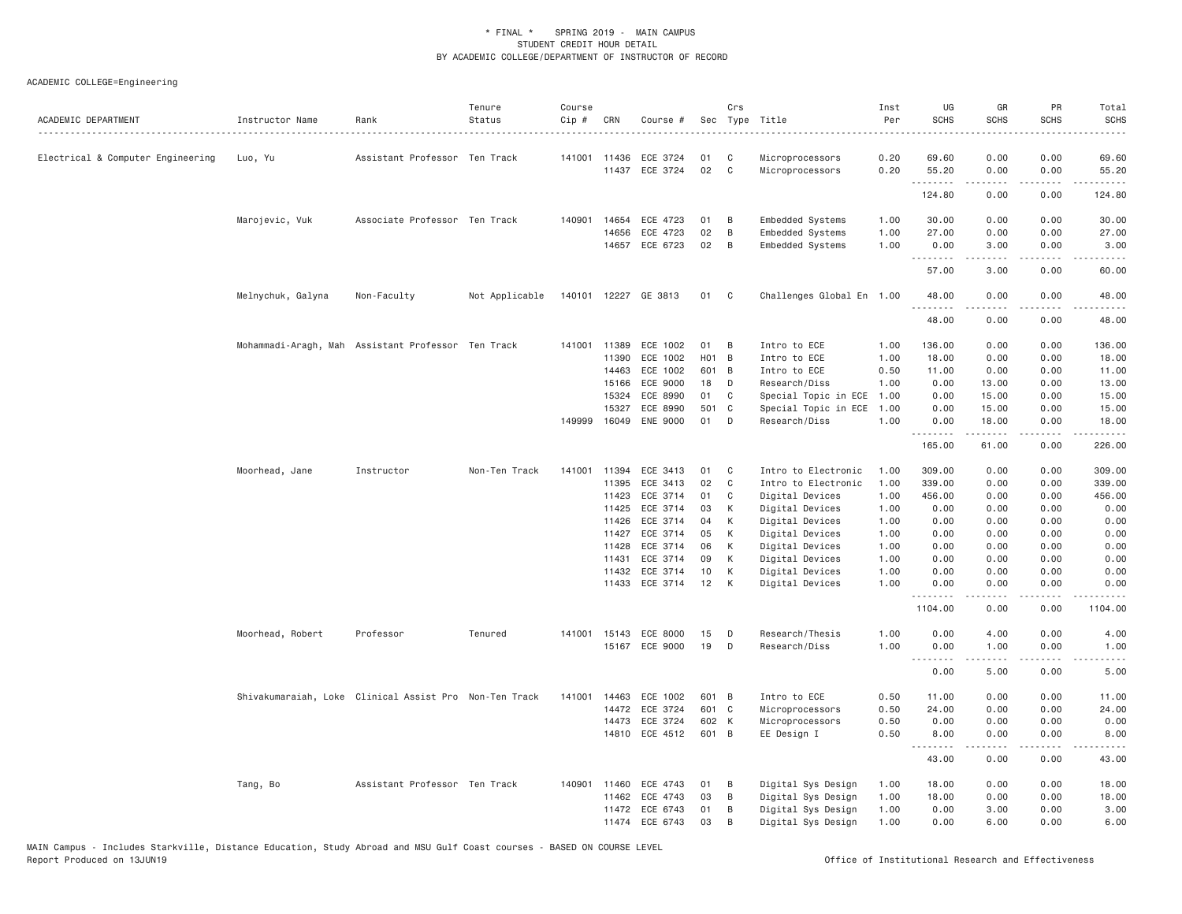\* FINAL \* SPRING 2019 - MAIN CAMPUS
STUDENT CREDIT HOUR DETAIL
BY ACADEMIC COLLEGE/DEPARTMENT OF INSTRUCTOR OF RECORD

ACADEMIC COLLEGE=Engineering

| ACADEMIC DEPARTMENT | Instructor Name | Rank | Tenure Status | Course Cip # | CRN | Course # | Sec | Crs Type | Title | Inst Per | UG SCHS | GR SCHS | PR SCHS | Total SCHS |
|---|---|---|---|---|---|---|---|---|---|---|---|---|---|---|
| Electrical & Computer Engineering | Luo, Yu | Assistant Professor | Ten Track | 141001 | 11436 | ECE 3724 | 01 | C | Microprocessors | 0.20 | 69.60 | 0.00 | 0.00 | 69.60 |
| | | | | | 11437 | ECE 3724 | 02 | C | Microprocessors | 0.20 | 55.20 | 0.00 | 0.00 | 55.20 |
| | | | | | | | | | | | 124.80 | 0.00 | 0.00 | 124.80 |
| | Marojevic, Vuk | Associate Professor | Ten Track | 140901 | 14654 | ECE 4723 | 01 | B | Embedded Systems | 1.00 | 30.00 | 0.00 | 0.00 | 30.00 |
| | | | | | 14656 | ECE 4723 | 02 | B | Embedded Systems | 1.00 | 27.00 | 0.00 | 0.00 | 27.00 |
| | | | | | 14657 | ECE 6723 | 02 | B | Embedded Systems | 1.00 | 0.00 | 3.00 | 0.00 | 3.00 |
| | | | | | | | | | | | 57.00 | 3.00 | 0.00 | 60.00 |
| | Melnychuk, Galyna | Non-Faculty | Not Applicable | 140101 | 12227 | GE 3813 | 01 | C | Challenges Global En | 1.00 | 48.00 | 0.00 | 0.00 | 48.00 |
| | | | | | | | | | | | 48.00 | 0.00 | 0.00 | 48.00 |
| | Mohammadi-Aragh, Mah | Assistant Professor | Ten Track | 141001 | 11389 | ECE 1002 | 01 | B | Intro to ECE | 1.00 | 136.00 | 0.00 | 0.00 | 136.00 |
| | | | | | 11390 | ECE 1002 | H01 | B | Intro to ECE | 1.00 | 18.00 | 0.00 | 0.00 | 18.00 |
| | | | | | 14463 | ECE 1002 | 601 | B | Intro to ECE | 0.50 | 11.00 | 0.00 | 0.00 | 11.00 |
| | | | | | 15166 | ECE 9000 | 18 | D | Research/Diss | 1.00 | 0.00 | 13.00 | 0.00 | 13.00 |
| | | | | | 15324 | ECE 8990 | 01 | C | Special Topic in ECE | 1.00 | 0.00 | 15.00 | 0.00 | 15.00 |
| | | | | | 15327 | ECE 8990 | 501 | C | Special Topic in ECE | 1.00 | 0.00 | 15.00 | 0.00 | 15.00 |
| | | | | 149999 | 16049 | ENE 9000 | 01 | D | Research/Diss | 1.00 | 0.00 | 18.00 | 0.00 | 18.00 |
| | | | | | | | | | | | 165.00 | 61.00 | 0.00 | 226.00 |
| | Moorhead, Jane | Instructor | Non-Ten Track | 141001 | 11394 | ECE 3413 | 01 | C | Intro to Electronic | 1.00 | 309.00 | 0.00 | 0.00 | 309.00 |
| | | | | | 11395 | ECE 3413 | 02 | C | Intro to Electronic | 1.00 | 339.00 | 0.00 | 0.00 | 339.00 |
| | | | | | 11423 | ECE 3714 | 01 | C | Digital Devices | 1.00 | 456.00 | 0.00 | 0.00 | 456.00 |
| | | | | | 11425 | ECE 3714 | 03 | K | Digital Devices | 1.00 | 0.00 | 0.00 | 0.00 | 0.00 |
| | | | | | 11426 | ECE 3714 | 04 | K | Digital Devices | 1.00 | 0.00 | 0.00 | 0.00 | 0.00 |
| | | | | | 11427 | ECE 3714 | 05 | K | Digital Devices | 1.00 | 0.00 | 0.00 | 0.00 | 0.00 |
| | | | | | 11428 | ECE 3714 | 06 | K | Digital Devices | 1.00 | 0.00 | 0.00 | 0.00 | 0.00 |
| | | | | | 11431 | ECE 3714 | 09 | K | Digital Devices | 1.00 | 0.00 | 0.00 | 0.00 | 0.00 |
| | | | | | 11432 | ECE 3714 | 10 | K | Digital Devices | 1.00 | 0.00 | 0.00 | 0.00 | 0.00 |
| | | | | | 11433 | ECE 3714 | 12 | K | Digital Devices | 1.00 | 0.00 | 0.00 | 0.00 | 0.00 |
| | | | | | | | | | | | 1104.00 | 0.00 | 0.00 | 1104.00 |
| | Moorhead, Robert | Professor | Tenured | 141001 | 15143 | ECE 8000 | 15 | D | Research/Thesis | 1.00 | 0.00 | 4.00 | 0.00 | 4.00 |
| | | | | | 15167 | ECE 9000 | 19 | D | Research/Diss | 1.00 | 0.00 | 1.00 | 0.00 | 1.00 |
| | | | | | | | | | | | 0.00 | 5.00 | 0.00 | 5.00 |
| | Shivakumaraiah, Loke | Clinical Assist Pro | Non-Ten Track | 141001 | 14463 | ECE 1002 | 601 | B | Intro to ECE | 0.50 | 11.00 | 0.00 | 0.00 | 11.00 |
| | | | | | 14472 | ECE 3724 | 601 | C | Microprocessors | 0.50 | 24.00 | 0.00 | 0.00 | 24.00 |
| | | | | | 14473 | ECE 3724 | 602 | K | Microprocessors | 0.50 | 0.00 | 0.00 | 0.00 | 0.00 |
| | | | | | 14810 | ECE 4512 | 601 | B | EE Design I | 0.50 | 8.00 | 0.00 | 0.00 | 8.00 |
| | | | | | | | | | | | 43.00 | 0.00 | 0.00 | 43.00 |
| | Tang, Bo | Assistant Professor | Ten Track | 140901 | 11460 | ECE 4743 | 01 | B | Digital Sys Design | 1.00 | 18.00 | 0.00 | 0.00 | 18.00 |
| | | | | | 11462 | ECE 4743 | 03 | B | Digital Sys Design | 1.00 | 18.00 | 0.00 | 0.00 | 18.00 |
| | | | | | 11472 | ECE 6743 | 01 | B | Digital Sys Design | 1.00 | 0.00 | 3.00 | 0.00 | 3.00 |
| | | | | | 11474 | ECE 6743 | 03 | B | Digital Sys Design | 1.00 | 0.00 | 6.00 | 0.00 | 6.00 |

MAIN Campus - Includes Starkville, Distance Education, Study Abroad and MSU Gulf Coast courses - BASED ON COURSE LEVEL
Report Produced on 13JUN19 | Office of Institutional Research and Effectiveness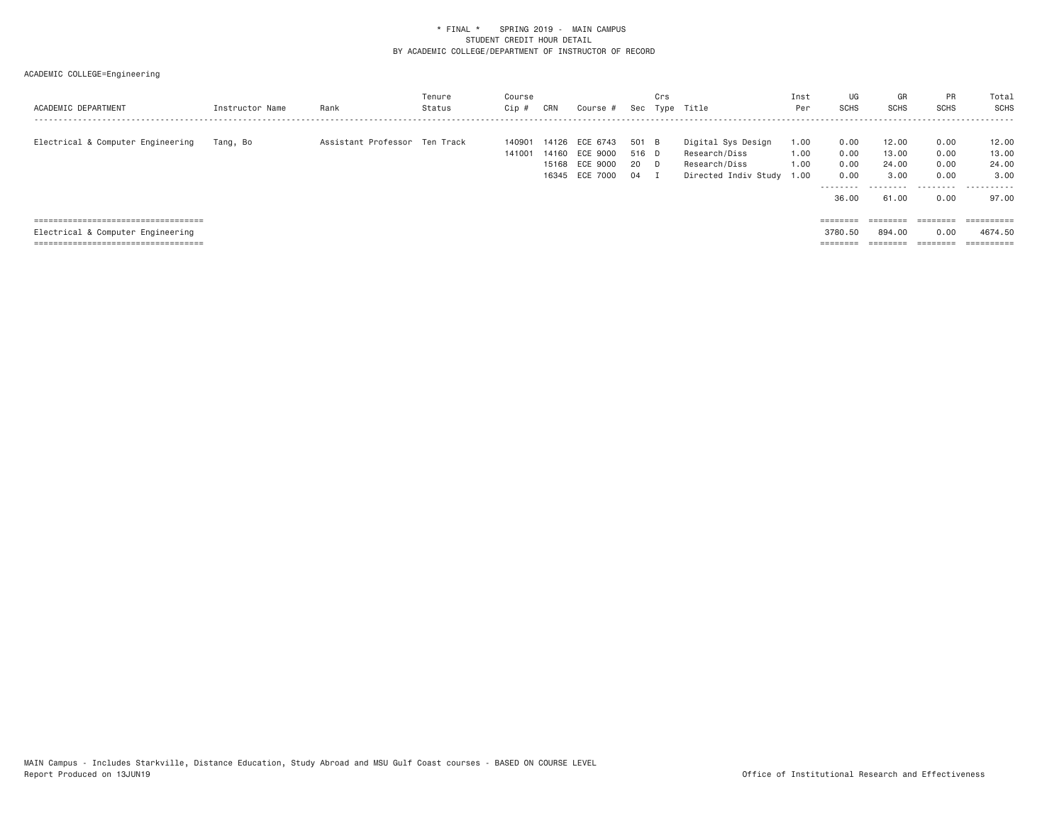\* FINAL \*    SPRING 2019 -  MAIN CAMPUS
STUDENT CREDIT HOUR DETAIL
BY ACADEMIC COLLEGE/DEPARTMENT OF INSTRUCTOR OF RECORD

ACADEMIC COLLEGE=Engineering

| ACADEMIC DEPARTMENT | Instructor Name | Rank | Tenure Status | Course Cip # | CRN | Course # | Sec | Crs Type | Title | Inst Per | UG SCHS | GR SCHS | PR SCHS | Total SCHS |
|---|---|---|---|---|---|---|---|---|---|---|---|---|---|---|
| Electrical & Computer Engineering | Tang, Bo | Assistant Professor | Ten Track | 140901 | 14126 | ECE 6743 | 501 | B | Digital Sys Design | 1.00 | 0.00 | 12.00 | 0.00 | 12.00 |
| | | | | 141001 | 14160 | ECE 9000 | 516 | D | Research/Diss | 1.00 | 0.00 | 13.00 | 0.00 | 13.00 |
| | | | | | 15168 | ECE 9000 | 20 | D | Research/Diss | 1.00 | 0.00 | 24.00 | 0.00 | 24.00 |
| | | | | | 16345 | ECE 7000 | 04 | I | Directed Indiv Study | 1.00 | 0.00 | 3.00 | 0.00 | 3.00 |
| | | | | | | | | | | | 36.00 | 61.00 | 0.00 | 97.00 |
| Electrical & Computer Engineering | | | | | | | | | | | 3780.50 | 894.00 | 0.00 | 4674.50 |

MAIN Campus - Includes Starkville, Distance Education, Study Abroad and MSU Gulf Coast courses - BASED ON COURSE LEVEL
Report Produced on 13JUN19    Office of Institutional Research and Effectiveness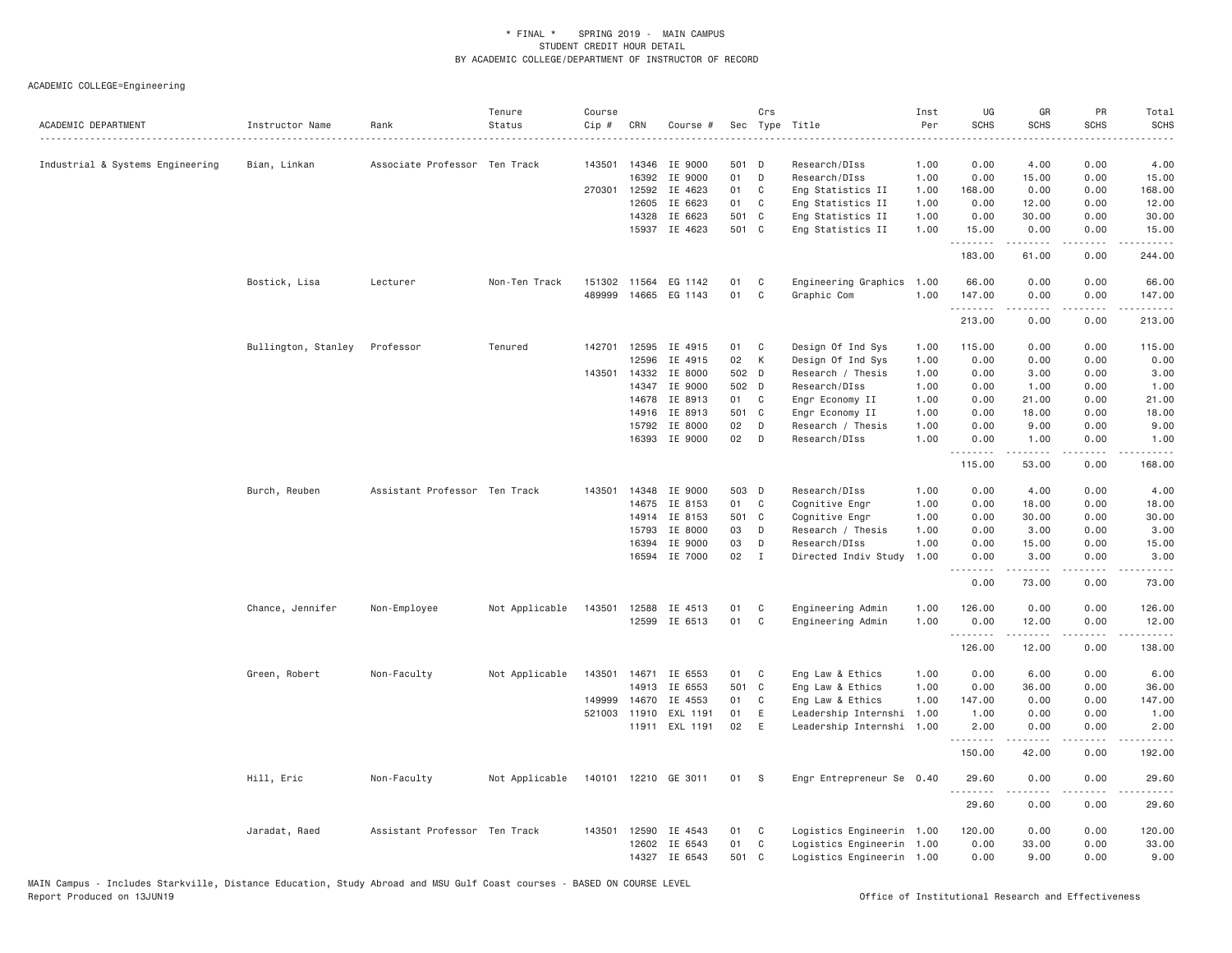\* FINAL \*   SPRING 2019 -  MAIN CAMPUS
STUDENT CREDIT HOUR DETAIL
BY ACADEMIC COLLEGE/DEPARTMENT OF INSTRUCTOR OF RECORD

ACADEMIC COLLEGE=Engineering

| ACADEMIC DEPARTMENT | Instructor Name | Rank | Tenure Status | Course Cip # | CRN | Course # | Sec | Crs Type | Title | Inst Per | UG SCHS | GR SCHS | PR SCHS | Total SCHS |
|---|---|---|---|---|---|---|---|---|---|---|---|---|---|---|
| Industrial & Systems Engineering | Bian, Linkan | Associate Professor | Ten Track | 143501 | 14346 | IE 9000 | 501 | D | Research/DIss | 1.00 | 0.00 | 4.00 | 0.00 | 4.00 |
| | | | | | 16392 | IE 9000 | 01 | D | Research/DIss | 1.00 | 0.00 | 15.00 | 0.00 | 15.00 |
| | | | | 270301 | 12592 | IE 4623 | 01 | C | Eng Statistics II | 1.00 | 168.00 | 0.00 | 0.00 | 168.00 |
| | | | | | 12605 | IE 6623 | 01 | C | Eng Statistics II | 1.00 | 0.00 | 12.00 | 0.00 | 12.00 |
| | | | | | 14328 | IE 6623 | 501 | C | Eng Statistics II | 1.00 | 0.00 | 30.00 | 0.00 | 30.00 |
| | | | | | 15937 | IE 4623 | 501 | C | Eng Statistics II | 1.00 | 15.00 | 0.00 | 0.00 | 15.00 |
| | | | | | | | | | | | 183.00 | 61.00 | 0.00 | 244.00 |
| | Bostick, Lisa | Lecturer | Non-Ten Track | 151302 | 11564 | EG 1142 | 01 | C | Engineering Graphics | 1.00 | 66.00 | 0.00 | 0.00 | 66.00 |
| | | | | 489999 | 14665 | EG 1143 | 01 | C | Graphic Com | 1.00 | 147.00 | 0.00 | 0.00 | 147.00 |
| | | | | | | | | | | | 213.00 | 0.00 | 0.00 | 213.00 |
| | Bullington, Stanley | Professor | Tenured | 142701 | 12595 | IE 4915 | 01 | C | Design Of Ind Sys | 1.00 | 115.00 | 0.00 | 0.00 | 115.00 |
| | | | | | 12596 | IE 4915 | 02 | K | Design Of Ind Sys | 1.00 | 0.00 | 0.00 | 0.00 | 0.00 |
| | | | | 143501 | 14332 | IE 8000 | 502 | D | Research / Thesis | 1.00 | 0.00 | 3.00 | 0.00 | 3.00 |
| | | | | | 14347 | IE 9000 | 502 | D | Research/DIss | 1.00 | 0.00 | 1.00 | 0.00 | 1.00 |
| | | | | | 14678 | IE 8913 | 01 | C | Engr Economy II | 1.00 | 0.00 | 21.00 | 0.00 | 21.00 |
| | | | | | 14916 | IE 8913 | 501 | C | Engr Economy II | 1.00 | 0.00 | 18.00 | 0.00 | 18.00 |
| | | | | | 15792 | IE 8000 | 02 | D | Research / Thesis | 1.00 | 0.00 | 9.00 | 0.00 | 9.00 |
| | | | | | 16393 | IE 9000 | 02 | D | Research/DIss | 1.00 | 0.00 | 1.00 | 0.00 | 1.00 |
| | | | | | | | | | | | 115.00 | 53.00 | 0.00 | 168.00 |
| | Burch, Reuben | Assistant Professor | Ten Track | 143501 | 14348 | IE 9000 | 503 | D | Research/DIss | 1.00 | 0.00 | 4.00 | 0.00 | 4.00 |
| | | | | | 14675 | IE 8153 | 01 | C | Cognitive Engr | 1.00 | 0.00 | 18.00 | 0.00 | 18.00 |
| | | | | | 14914 | IE 8153 | 501 | C | Cognitive Engr | 1.00 | 0.00 | 30.00 | 0.00 | 30.00 |
| | | | | | 15793 | IE 8000 | 03 | D | Research / Thesis | 1.00 | 0.00 | 3.00 | 0.00 | 3.00 |
| | | | | | 16394 | IE 9000 | 03 | D | Research/DIss | 1.00 | 0.00 | 15.00 | 0.00 | 15.00 |
| | | | | | 16594 | IE 7000 | 02 | I | Directed Indiv Study | 1.00 | 0.00 | 3.00 | 0.00 | 3.00 |
| | | | | | | | | | | | 0.00 | 73.00 | 0.00 | 73.00 |
| | Chance, Jennifer | Non-Employee | Not Applicable | 143501 | 12588 | IE 4513 | 01 | C | Engineering Admin | 1.00 | 126.00 | 0.00 | 0.00 | 126.00 |
| | | | | | 12599 | IE 6513 | 01 | C | Engineering Admin | 1.00 | 0.00 | 12.00 | 0.00 | 12.00 |
| | | | | | | | | | | | 126.00 | 12.00 | 0.00 | 138.00 |
| | Green, Robert | Non-Faculty | Not Applicable | 143501 | 14671 | IE 6553 | 01 | C | Eng Law & Ethics | 1.00 | 0.00 | 6.00 | 0.00 | 6.00 |
| | | | | | 14913 | IE 6553 | 501 | C | Eng Law & Ethics | 1.00 | 0.00 | 36.00 | 0.00 | 36.00 |
| | | | | 149999 | 14670 | IE 4553 | 01 | C | Eng Law & Ethics | 1.00 | 147.00 | 0.00 | 0.00 | 147.00 |
| | | | | 521003 | 11910 | EXL 1191 | 01 | E | Leadership Internshi | 1.00 | 1.00 | 0.00 | 0.00 | 1.00 |
| | | | | | 11911 | EXL 1191 | 02 | E | Leadership Internshi | 1.00 | 2.00 | 0.00 | 0.00 | 2.00 |
| | | | | | | | | | | | 150.00 | 42.00 | 0.00 | 192.00 |
| | Hill, Eric | Non-Faculty | Not Applicable | 140101 | 12210 | GE 3011 | 01 | S | Engr Entrepreneur Se | 0.40 | 29.60 | 0.00 | 0.00 | 29.60 |
| | | | | | | | | | | | 29.60 | 0.00 | 0.00 | 29.60 |
| | Jaradat, Raed | Assistant Professor | Ten Track | 143501 | 12590 | IE 4543 | 01 | C | Logistics Engineerin | 1.00 | 120.00 | 0.00 | 0.00 | 120.00 |
| | | | | | 12602 | IE 6543 | 01 | C | Logistics Engineerin | 1.00 | 0.00 | 33.00 | 0.00 | 33.00 |
| | | | | | 14327 | IE 6543 | 501 | C | Logistics Engineerin | 1.00 | 0.00 | 9.00 | 0.00 | 9.00 |

MAIN Campus - Includes Starkville, Distance Education, Study Abroad and MSU Gulf Coast courses - BASED ON COURSE LEVEL
Report Produced on 13JUN19    Office of Institutional Research and Effectiveness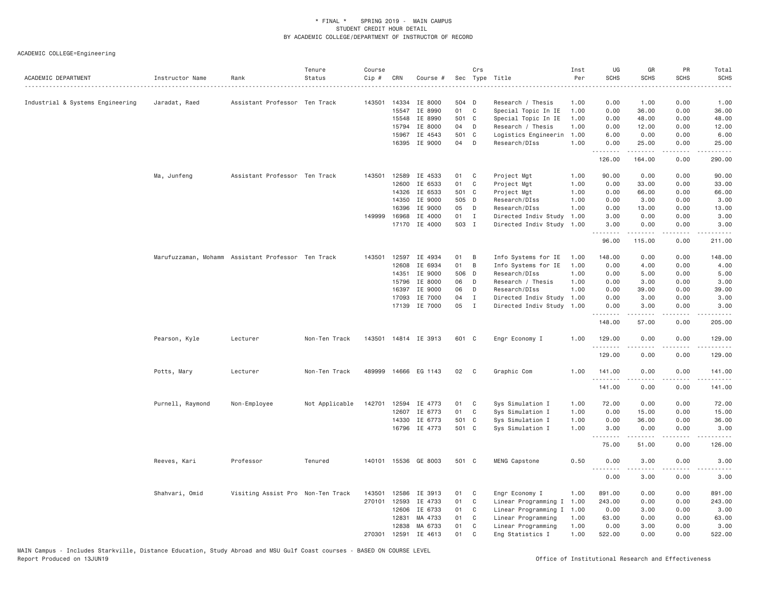\* FINAL \*   SPRING 2019 - MAIN CAMPUS
STUDENT CREDIT HOUR DETAIL
BY ACADEMIC COLLEGE/DEPARTMENT OF INSTRUCTOR OF RECORD

ACADEMIC COLLEGE=Engineering

| ACADEMIC DEPARTMENT | Instructor Name | Rank | Tenure Status | Course Cip # | CRN | Course # | Sec | Crs Type | Title | Inst Per | UG SCHS | GR SCHS | PR SCHS | Total SCHS |
|---|---|---|---|---|---|---|---|---|---|---|---|---|---|---|
| Industrial & Systems Engineering | Jaradat, Raed | Assistant Professor | Ten Track | 143501 | 14334 | IE 8000 | 504 | D | Research / Thesis | 1.00 | 0.00 | 1.00 | 0.00 | 1.00 |
| | | | | | 15547 | IE 8990 | 01 | C | Special Topic In IE | 1.00 | 0.00 | 36.00 | 0.00 | 36.00 |
| | | | | | 15548 | IE 8990 | 501 | C | Special Topic In IE | 1.00 | 0.00 | 48.00 | 0.00 | 48.00 |
| | | | | | 15794 | IE 8000 | 04 | D | Research / Thesis | 1.00 | 0.00 | 12.00 | 0.00 | 12.00 |
| | | | | | 15967 | IE 4543 | 501 | C | Logistics Engineerin | 1.00 | 6.00 | 0.00 | 0.00 | 6.00 |
| | | | | | 16395 | IE 9000 | 04 | D | Research/DIss | 1.00 | 0.00 | 25.00 | 0.00 | 25.00 |
| | | | | | | | | | | | 126.00 | 164.00 | 0.00 | 290.00 |
| | Ma, Junfeng | Assistant Professor | Ten Track | 143501 | 12589 | IE 4533 | 01 | C | Project Mgt | 1.00 | 90.00 | 0.00 | 0.00 | 90.00 |
| | | | | | 12600 | IE 6533 | 01 | C | Project Mgt | 1.00 | 0.00 | 33.00 | 0.00 | 33.00 |
| | | | | | 14326 | IE 6533 | 501 | C | Project Mgt | 1.00 | 0.00 | 66.00 | 0.00 | 66.00 |
| | | | | | 14350 | IE 9000 | 505 | D | Research/DIss | 1.00 | 0.00 | 3.00 | 0.00 | 3.00 |
| | | | | | 16396 | IE 9000 | 05 | D | Research/DIss | 1.00 | 0.00 | 13.00 | 0.00 | 13.00 |
| | | | | 149999 | 16968 | IE 4000 | 01 | I | Directed Indiv Study | 1.00 | 3.00 | 0.00 | 0.00 | 3.00 |
| | | | | | 17170 | IE 4000 | 503 | I | Directed Indiv Study | 1.00 | 3.00 | 0.00 | 0.00 | 3.00 |
| | | | | | | | | | | | 96.00 | 115.00 | 0.00 | 211.00 |
| | Marufuzzaman, Mohamm | Assistant Professor | Ten Track | 143501 | 12597 | IE 4934 | 01 | B | Info Systems for IE | 1.00 | 148.00 | 0.00 | 0.00 | 148.00 |
| | | | | | 12608 | IE 6934 | 01 | B | Info Systems for IE | 1.00 | 0.00 | 4.00 | 0.00 | 4.00 |
| | | | | | 14351 | IE 9000 | 506 | D | Research/DIss | 1.00 | 0.00 | 5.00 | 0.00 | 5.00 |
| | | | | | 15796 | IE 8000 | 06 | D | Research / Thesis | 1.00 | 0.00 | 3.00 | 0.00 | 3.00 |
| | | | | | 16397 | IE 9000 | 06 | D | Research/DIss | 1.00 | 0.00 | 39.00 | 0.00 | 39.00 |
| | | | | | 17093 | IE 7000 | 04 | I | Directed Indiv Study | 1.00 | 0.00 | 3.00 | 0.00 | 3.00 |
| | | | | | 17139 | IE 7000 | 05 | I | Directed Indiv Study | 1.00 | 0.00 | 3.00 | 0.00 | 3.00 |
| | | | | | | | | | | | 148.00 | 57.00 | 0.00 | 205.00 |
| | Pearson, Kyle | Lecturer | Non-Ten Track | 143501 | 14814 | IE 3913 | 601 | C | Engr Economy I | 1.00 | 129.00 | 0.00 | 0.00 | 129.00 |
| | | | | | | | | | | | 129.00 | 0.00 | 0.00 | 129.00 |
| | Potts, Mary | Lecturer | Non-Ten Track | 489999 | 14666 | EG 1143 | 02 | C | Graphic Com | 1.00 | 141.00 | 0.00 | 0.00 | 141.00 |
| | | | | | | | | | | | 141.00 | 0.00 | 0.00 | 141.00 |
| | Purnell, Raymond | Non-Employee | Not Applicable | 142701 | 12594 | IE 4773 | 01 | C | Sys Simulation I | 1.00 | 72.00 | 0.00 | 0.00 | 72.00 |
| | | | | | 12607 | IE 6773 | 01 | C | Sys Simulation I | 1.00 | 0.00 | 15.00 | 0.00 | 15.00 |
| | | | | | 14330 | IE 6773 | 501 | C | Sys Simulation I | 1.00 | 0.00 | 36.00 | 0.00 | 36.00 |
| | | | | | 16796 | IE 4773 | 501 | C | Sys Simulation I | 1.00 | 3.00 | 0.00 | 0.00 | 3.00 |
| | | | | | | | | | | | 75.00 | 51.00 | 0.00 | 126.00 |
| | Reeves, Kari | Professor | Tenured | 140101 | 15536 | GE 8003 | 501 | C | MENG Capstone | 0.50 | 0.00 | 3.00 | 0.00 | 3.00 |
| | | | | | | | | | | | 0.00 | 3.00 | 0.00 | 3.00 |
| | Shahvari, Omid | Visiting Assist Pro | Non-Ten Track | 143501 | 12586 | IE 3913 | 01 | C | Engr Economy I | 1.00 | 891.00 | 0.00 | 0.00 | 891.00 |
| | | | | 270101 | 12593 | IE 4733 | 01 | C | Linear Programming I | 1.00 | 243.00 | 0.00 | 0.00 | 243.00 |
| | | | | | 12606 | IE 6733 | 01 | C | Linear Programming I | 1.00 | 0.00 | 3.00 | 0.00 | 3.00 |
| | | | | | 12831 | MA 4733 | 01 | C | Linear Programming | 1.00 | 63.00 | 0.00 | 0.00 | 63.00 |
| | | | | | 12838 | MA 6733 | 01 | C | Linear Programming | 1.00 | 0.00 | 3.00 | 0.00 | 3.00 |
| | | | | 270301 | 12591 | IE 4613 | 01 | C | Eng Statistics I | 1.00 | 522.00 | 0.00 | 0.00 | 522.00 |

MAIN Campus - Includes Starkville, Distance Education, Study Abroad and MSU Gulf Coast courses - BASED ON COURSE LEVEL
Report Produced on 13JUN19 — Office of Institutional Research and Effectiveness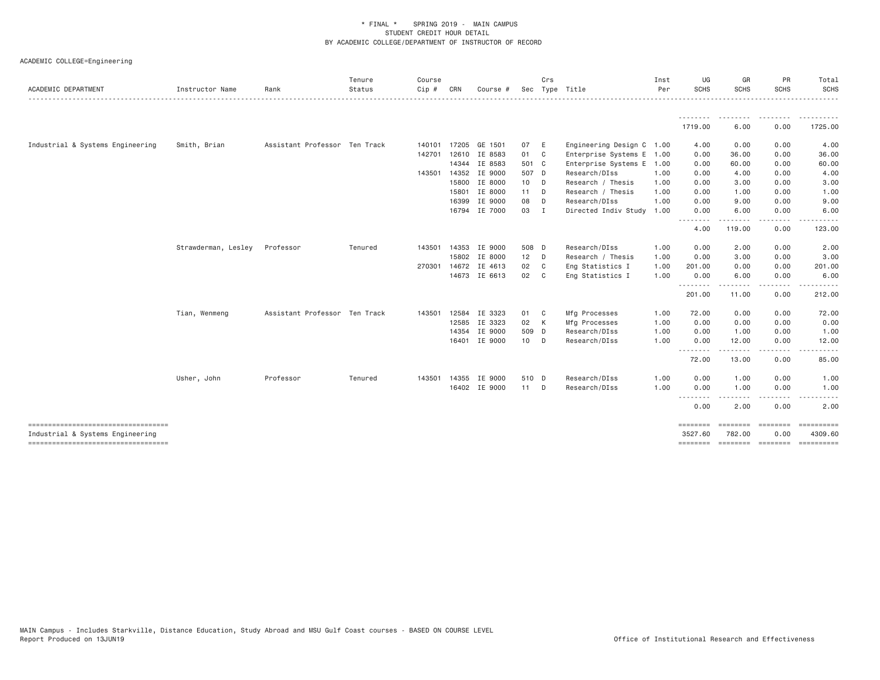\* FINAL \* SPRING 2019 - MAIN CAMPUS
STUDENT CREDIT HOUR DETAIL
BY ACADEMIC COLLEGE/DEPARTMENT OF INSTRUCTOR OF RECORD

ACADEMIC COLLEGE=Engineering

| ACADEMIC DEPARTMENT | Instructor Name | Rank | Tenure Status | Course Cip # | CRN | Course # | Sec | Crs Type | Title | Inst Per | UG SCHS | GR SCHS | PR SCHS | Total SCHS |
|---|---|---|---|---|---|---|---|---|---|---|---|---|---|---|
| | | | | | | | | | | | 1719.00 | 6.00 | 0.00 | 1725.00 |
| Industrial & Systems Engineering | Smith, Brian | Assistant Professor | Ten Track | 140101 | 17205 | GE 1501 | 07 | E | Engineering Design C | 1.00 | 4.00 | 0.00 | 0.00 | 4.00 |
| | | | | 142701 | 12610 | IE 8583 | 01 | C | Enterprise Systems E | 1.00 | 0.00 | 36.00 | 0.00 | 36.00 |
| | | | | | 14344 | IE 8583 | 501 | C | Enterprise Systems E | 1.00 | 0.00 | 60.00 | 0.00 | 60.00 |
| | | | | 143501 | 14352 | IE 9000 | 507 | D | Research/DIss | 1.00 | 0.00 | 4.00 | 0.00 | 4.00 |
| | | | | | 15800 | IE 8000 | 10 | D | Research / Thesis | 1.00 | 0.00 | 3.00 | 0.00 | 3.00 |
| | | | | | 15801 | IE 8000 | 11 | D | Research / Thesis | 1.00 | 0.00 | 1.00 | 0.00 | 1.00 |
| | | | | | 16399 | IE 9000 | 08 | D | Research/DIss | 1.00 | 0.00 | 9.00 | 0.00 | 9.00 |
| | | | | | 16794 | IE 7000 | 03 | I | Directed Indiv Study | 1.00 | 0.00 | 6.00 | 0.00 | 6.00 |
| | | | | | | | | | | | 4.00 | 119.00 | 0.00 | 123.00 |
| | Strawderman, Lesley | Professor | Tenured | 143501 | 14353 | IE 9000 | 508 | D | Research/DIss | 1.00 | 0.00 | 2.00 | 0.00 | 2.00 |
| | | | | | 15802 | IE 8000 | 12 | D | Research / Thesis | 1.00 | 0.00 | 3.00 | 0.00 | 3.00 |
| | | | | 270301 | 14672 | IE 4613 | 02 | C | Eng Statistics I | 1.00 | 201.00 | 0.00 | 0.00 | 201.00 |
| | | | | | 14673 | IE 6613 | 02 | C | Eng Statistics I | 1.00 | 0.00 | 6.00 | 0.00 | 6.00 |
| | | | | | | | | | | | 201.00 | 11.00 | 0.00 | 212.00 |
| | Tian, Wenmeng | Assistant Professor | Ten Track | 143501 | 12584 | IE 3323 | 01 | C | Mfg Processes | 1.00 | 72.00 | 0.00 | 0.00 | 72.00 |
| | | | | | 12585 | IE 3323 | 02 | K | Mfg Processes | 1.00 | 0.00 | 0.00 | 0.00 | 0.00 |
| | | | | | 14354 | IE 9000 | 509 | D | Research/DIss | 1.00 | 0.00 | 1.00 | 0.00 | 1.00 |
| | | | | | 16401 | IE 9000 | 10 | D | Research/DIss | 1.00 | 0.00 | 12.00 | 0.00 | 12.00 |
| | | | | | | | | | | | 72.00 | 13.00 | 0.00 | 85.00 |
| | Usher, John | Professor | Tenured | 143501 | 14355 | IE 9000 | 510 | D | Research/DIss | 1.00 | 0.00 | 1.00 | 0.00 | 1.00 |
| | | | | | 16402 | IE 9000 | 11 | D | Research/DIss | 1.00 | 0.00 | 1.00 | 0.00 | 1.00 |
| | | | | | | | | | | | 0.00 | 2.00 | 0.00 | 2.00 |
| Industrial & Systems Engineering | | | | | | | | | | | 3527.60 | 782.00 | 0.00 | 4309.60 |

MAIN Campus - Includes Starkville, Distance Education, Study Abroad and MSU Gulf Coast courses - BASED ON COURSE LEVEL
Report Produced on 13JUN19 Office of Institutional Research and Effectiveness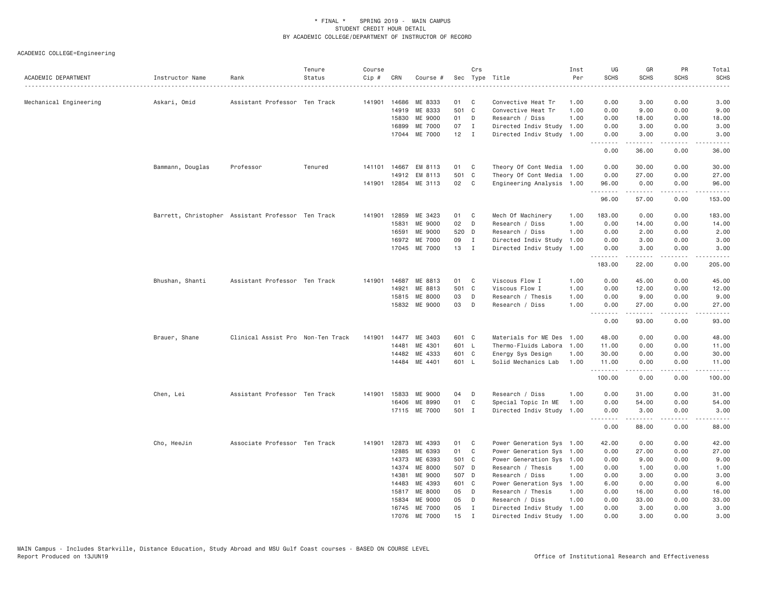\* FINAL \*   SPRING 2019 -  MAIN CAMPUS
STUDENT CREDIT HOUR DETAIL
BY ACADEMIC COLLEGE/DEPARTMENT OF INSTRUCTOR OF RECORD

ACADEMIC COLLEGE=Engineering

| ACADEMIC DEPARTMENT | Instructor Name | Rank | Tenure Status | Course Cip # | CRN | Course # | Sec | Crs Type | Title | Inst Per | UG SCHS | GR SCHS | PR SCHS | Total SCHS |
|---|---|---|---|---|---|---|---|---|---|---|---|---|---|---|
| Mechanical Engineering | Askari, Omid | Assistant Professor | Ten Track | 141901 | 14686 | ME 8333 | 01 | C | Convective Heat Tr | 1.00 | 0.00 | 3.00 | 0.00 | 3.00 |
| | | | | | 14919 | ME 8333 | 501 | C | Convective Heat Tr | 1.00 | 0.00 | 9.00 | 0.00 | 9.00 |
| | | | | | 15830 | ME 9000 | 01 | D | Research / Diss | 1.00 | 0.00 | 18.00 | 0.00 | 18.00 |
| | | | | | 16899 | ME 7000 | 07 | I | Directed Indiv Study | 1.00 | 0.00 | 3.00 | 0.00 | 3.00 |
| | | | | | 17044 | ME 7000 | 12 | I | Directed Indiv Study | 1.00 | 0.00 | 3.00 | 0.00 | 3.00 |
| | | | | | | | | | | | 0.00 | 36.00 | 0.00 | 36.00 |
| | Bammann, Douglas | Professor | Tenured | 141101 | 14667 | EM 8113 | 01 | C | Theory Of Cont Media | 1.00 | 0.00 | 30.00 | 0.00 | 30.00 |
| | | | | | 14912 | EM 8113 | 501 | C | Theory Of Cont Media | 1.00 | 0.00 | 27.00 | 0.00 | 27.00 |
| | | | | 141901 | 12854 | ME 3113 | 02 | C | Engineering Analysis | 1.00 | 96.00 | 0.00 | 0.00 | 96.00 |
| | | | | | | | | | | | 96.00 | 57.00 | 0.00 | 153.00 |
| | Barrett, Christopher | Assistant Professor | Ten Track | 141901 | 12859 | ME 3423 | 01 | C | Mech Of Machinery | 1.00 | 183.00 | 0.00 | 0.00 | 183.00 |
| | | | | | 15831 | ME 9000 | 02 | D | Research / Diss | 1.00 | 0.00 | 14.00 | 0.00 | 14.00 |
| | | | | | 16591 | ME 9000 | 520 | D | Research / Diss | 1.00 | 0.00 | 2.00 | 0.00 | 2.00 |
| | | | | | 16972 | ME 7000 | 09 | I | Directed Indiv Study | 1.00 | 0.00 | 3.00 | 0.00 | 3.00 |
| | | | | | 17045 | ME 7000 | 13 | I | Directed Indiv Study | 1.00 | 0.00 | 3.00 | 0.00 | 3.00 |
| | | | | | | | | | | | 183.00 | 22.00 | 0.00 | 205.00 |
| | Bhushan, Shanti | Assistant Professor | Ten Track | 141901 | 14687 | ME 8813 | 01 | C | Viscous Flow I | 1.00 | 0.00 | 45.00 | 0.00 | 45.00 |
| | | | | | 14921 | ME 8813 | 501 | C | Viscous Flow I | 1.00 | 0.00 | 12.00 | 0.00 | 12.00 |
| | | | | | 15815 | ME 8000 | 03 | D | Research / Thesis | 1.00 | 0.00 | 9.00 | 0.00 | 9.00 |
| | | | | | 15832 | ME 9000 | 03 | D | Research / Diss | 1.00 | 0.00 | 27.00 | 0.00 | 27.00 |
| | | | | | | | | | | | 0.00 | 93.00 | 0.00 | 93.00 |
| | Brauer, Shane | Clinical Assist Pro | Non-Ten Track | 141901 | 14477 | ME 3403 | 601 | C | Materials for ME Des | 1.00 | 48.00 | 0.00 | 0.00 | 48.00 |
| | | | | | 14481 | ME 4301 | 601 | L | Thermo-Fluids Labora | 1.00 | 11.00 | 0.00 | 0.00 | 11.00 |
| | | | | | 14482 | ME 4333 | 601 | C | Energy Sys Design | 1.00 | 30.00 | 0.00 | 0.00 | 30.00 |
| | | | | | 14484 | ME 4401 | 601 | L | Solid Mechanics Lab | 1.00 | 11.00 | 0.00 | 0.00 | 11.00 |
| | | | | | | | | | | | 100.00 | 0.00 | 0.00 | 100.00 |
| | Chen, Lei | Assistant Professor | Ten Track | 141901 | 15833 | ME 9000 | 04 | D | Research / Diss | 1.00 | 0.00 | 31.00 | 0.00 | 31.00 |
| | | | | | 16406 | ME 8990 | 01 | C | Special Topic In ME | 1.00 | 0.00 | 54.00 | 0.00 | 54.00 |
| | | | | | 17115 | ME 7000 | 501 | I | Directed Indiv Study | 1.00 | 0.00 | 3.00 | 0.00 | 3.00 |
| | | | | | | | | | | | 0.00 | 88.00 | 0.00 | 88.00 |
| | Cho, HeeJin | Associate Professor | Ten Track | 141901 | 12873 | ME 4393 | 01 | C | Power Generation Sys | 1.00 | 42.00 | 0.00 | 0.00 | 42.00 |
| | | | | | 12885 | ME 6393 | 01 | C | Power Generation Sys | 1.00 | 0.00 | 27.00 | 0.00 | 27.00 |
| | | | | | 14373 | ME 6393 | 501 | C | Power Generation Sys | 1.00 | 0.00 | 9.00 | 0.00 | 9.00 |
| | | | | | 14374 | ME 8000 | 507 | D | Research / Thesis | 1.00 | 0.00 | 1.00 | 0.00 | 1.00 |
| | | | | | 14381 | ME 9000 | 507 | D | Research / Diss | 1.00 | 0.00 | 3.00 | 0.00 | 3.00 |
| | | | | | 14483 | ME 4393 | 601 | C | Power Generation Sys | 1.00 | 6.00 | 0.00 | 0.00 | 6.00 |
| | | | | | 15817 | ME 8000 | 05 | D | Research / Thesis | 1.00 | 0.00 | 16.00 | 0.00 | 16.00 |
| | | | | | 15834 | ME 9000 | 05 | D | Research / Diss | 1.00 | 0.00 | 33.00 | 0.00 | 33.00 |
| | | | | | 16745 | ME 7000 | 05 | I | Directed Indiv Study | 1.00 | 0.00 | 3.00 | 0.00 | 3.00 |
| | | | | | 17076 | ME 7000 | 15 | I | Directed Indiv Study | 1.00 | 0.00 | 3.00 | 0.00 | 3.00 |

MAIN Campus - Includes Starkville, Distance Education, Study Abroad and MSU Gulf Coast courses - BASED ON COURSE LEVEL
Report Produced on 13JUN19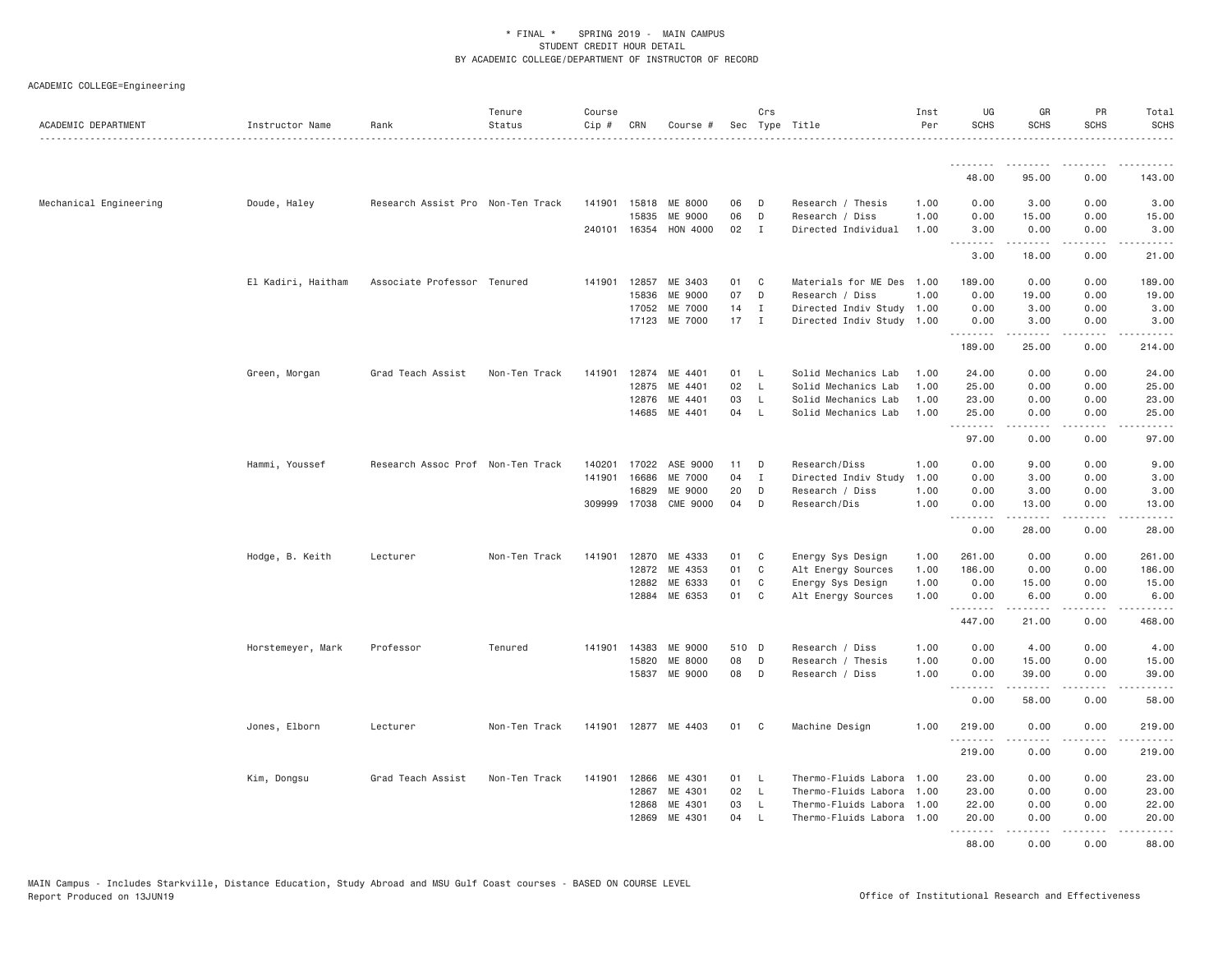\* FINAL \* SPRING 2019 - MAIN CAMPUS
STUDENT CREDIT HOUR DETAIL
BY ACADEMIC COLLEGE/DEPARTMENT OF INSTRUCTOR OF RECORD

ACADEMIC COLLEGE=Engineering

| ACADEMIC DEPARTMENT | Instructor Name | Rank | Tenure Status | Course Cip # | CRN | Course # | Sec | Crs Type | Title | Inst Per | UG SCHS | GR SCHS | PR SCHS | Total SCHS |
|---|---|---|---|---|---|---|---|---|---|---|---|---|---|---|
| | | | | | | | | | | | 48.00 | 95.00 | 0.00 | 143.00 |
| Mechanical Engineering | Doude, Haley | Research Assist Pro | Non-Ten Track | 141901 | 15818 | ME 8000 | 06 | D | Research / Thesis | 1.00 | 0.00 | 3.00 | 0.00 | 3.00 |
| | | | | | 15835 | ME 9000 | 06 | D | Research / Diss | 1.00 | 0.00 | 15.00 | 0.00 | 15.00 |
| | | | | 240101 | 16354 | HON 4000 | 02 | I | Directed Individual | 1.00 | 3.00 | 0.00 | 0.00 | 3.00 |
| | | | | | | | | | | | 3.00 | 18.00 | 0.00 | 21.00 |
| | El Kadiri, Haitham | Associate Professor | Tenured | 141901 | 12857 | ME 3403 | 01 | C | Materials for ME Des | 1.00 | 189.00 | 0.00 | 0.00 | 189.00 |
| | | | | | 15836 | ME 9000 | 07 | D | Research / Diss | 1.00 | 0.00 | 19.00 | 0.00 | 19.00 |
| | | | | | 17052 | ME 7000 | 14 | I | Directed Indiv Study | 1.00 | 0.00 | 3.00 | 0.00 | 3.00 |
| | | | | | 17123 | ME 7000 | 17 | I | Directed Indiv Study | 1.00 | 0.00 | 3.00 | 0.00 | 3.00 |
| | | | | | | | | | | | 189.00 | 25.00 | 0.00 | 214.00 |
| | Green, Morgan | Grad Teach Assist | Non-Ten Track | 141901 | 12874 | ME 4401 | 01 | L | Solid Mechanics Lab | 1.00 | 24.00 | 0.00 | 0.00 | 24.00 |
| | | | | | 12875 | ME 4401 | 02 | L | Solid Mechanics Lab | 1.00 | 25.00 | 0.00 | 0.00 | 25.00 |
| | | | | | 12876 | ME 4401 | 03 | L | Solid Mechanics Lab | 1.00 | 23.00 | 0.00 | 0.00 | 23.00 |
| | | | | | 14685 | ME 4401 | 04 | L | Solid Mechanics Lab | 1.00 | 25.00 | 0.00 | 0.00 | 25.00 |
| | | | | | | | | | | | 97.00 | 0.00 | 0.00 | 97.00 |
| | Hammi, Youssef | Research Assoc Prof | Non-Ten Track | 140201 | 17022 | ASE 9000 | 11 | D | Research/Diss | 1.00 | 0.00 | 9.00 | 0.00 | 9.00 |
| | | | | 141901 | 16686 | ME 7000 | 04 | I | Directed Indiv Study | 1.00 | 0.00 | 3.00 | 0.00 | 3.00 |
| | | | | | 16829 | ME 9000 | 20 | D | Research / Diss | 1.00 | 0.00 | 3.00 | 0.00 | 3.00 |
| | | | | 309999 | 17038 | CME 9000 | 04 | D | Research/Dis | 1.00 | 0.00 | 13.00 | 0.00 | 13.00 |
| | | | | | | | | | | | 0.00 | 28.00 | 0.00 | 28.00 |
| | Hodge, B. Keith | Lecturer | Non-Ten Track | 141901 | 12870 | ME 4333 | 01 | C | Energy Sys Design | 1.00 | 261.00 | 0.00 | 0.00 | 261.00 |
| | | | | | 12872 | ME 4353 | 01 | C | Alt Energy Sources | 1.00 | 186.00 | 0.00 | 0.00 | 186.00 |
| | | | | | 12882 | ME 6333 | 01 | C | Energy Sys Design | 1.00 | 0.00 | 15.00 | 0.00 | 15.00 |
| | | | | | 12884 | ME 6353 | 01 | C | Alt Energy Sources | 1.00 | 0.00 | 6.00 | 0.00 | 6.00 |
| | | | | | | | | | | | 447.00 | 21.00 | 0.00 | 468.00 |
| | Horstemeyer, Mark | Professor | Tenured | 141901 | 14383 | ME 9000 | 510 | D | Research / Diss | 1.00 | 0.00 | 4.00 | 0.00 | 4.00 |
| | | | | | 15820 | ME 8000 | 08 | D | Research / Thesis | 1.00 | 0.00 | 15.00 | 0.00 | 15.00 |
| | | | | | 15837 | ME 9000 | 08 | D | Research / Diss | 1.00 | 0.00 | 39.00 | 0.00 | 39.00 |
| | | | | | | | | | | | 0.00 | 58.00 | 0.00 | 58.00 |
| | Jones, Elborn | Lecturer | Non-Ten Track | 141901 | 12877 | ME 4403 | 01 | C | Machine Design | 1.00 | 219.00 | 0.00 | 0.00 | 219.00 |
| | | | | | | | | | | | 219.00 | 0.00 | 0.00 | 219.00 |
| | Kim, Dongsu | Grad Teach Assist | Non-Ten Track | 141901 | 12866 | ME 4301 | 01 | L | Thermo-Fluids Labora | 1.00 | 23.00 | 0.00 | 0.00 | 23.00 |
| | | | | | 12867 | ME 4301 | 02 | L | Thermo-Fluids Labora | 1.00 | 23.00 | 0.00 | 0.00 | 23.00 |
| | | | | | 12868 | ME 4301 | 03 | L | Thermo-Fluids Labora | 1.00 | 22.00 | 0.00 | 0.00 | 22.00 |
| | | | | | 12869 | ME 4301 | 04 | L | Thermo-Fluids Labora | 1.00 | 20.00 | 0.00 | 0.00 | 20.00 |
| | | | | | | | | | | | 88.00 | 0.00 | 0.00 | 88.00 |

MAIN Campus - Includes Starkville, Distance Education, Study Abroad and MSU Gulf Coast courses - BASED ON COURSE LEVEL
Report Produced on 13JUN19 Office of Institutional Research and Effectiveness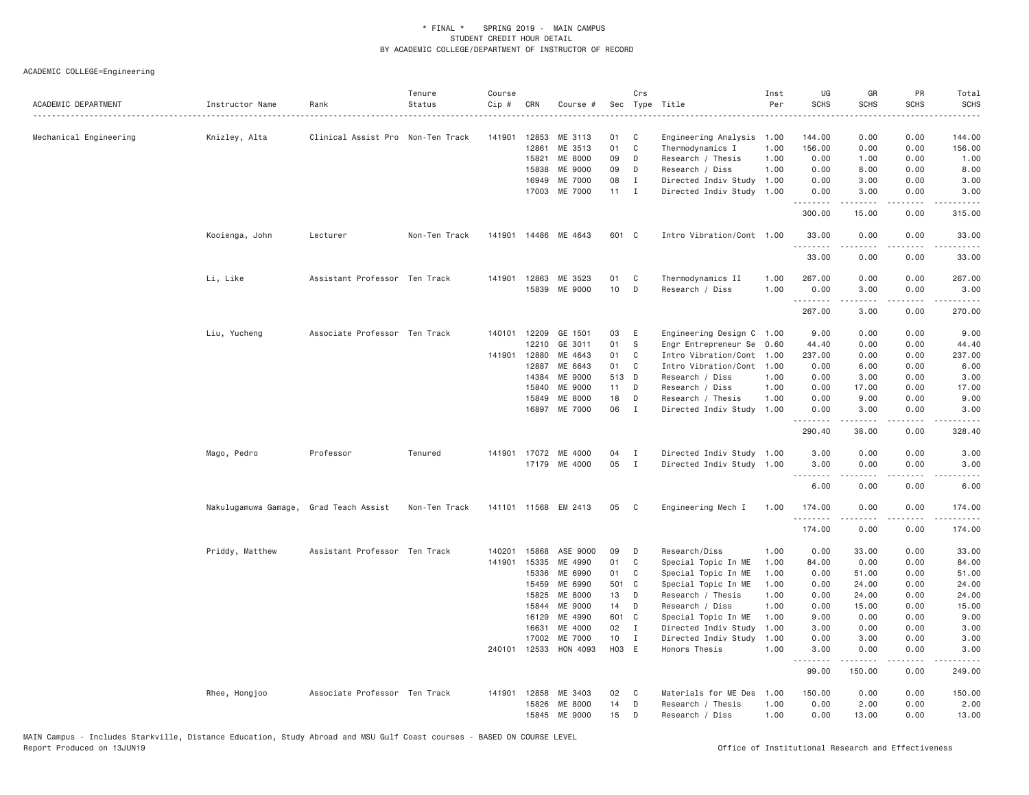\* FINAL \* SPRING 2019 - MAIN CAMPUS
STUDENT CREDIT HOUR DETAIL
BY ACADEMIC COLLEGE/DEPARTMENT OF INSTRUCTOR OF RECORD

ACADEMIC COLLEGE=Engineering

| ACADEMIC DEPARTMENT | Instructor Name | Rank | Tenure Status | Course Cip # | CRN | Course # | Sec | Crs Type | Title | Inst Per | UG SCHS | GR SCHS | PR SCHS | Total SCHS |
|---|---|---|---|---|---|---|---|---|---|---|---|---|---|---|
| Mechanical Engineering | Knizley, Alta | Clinical Assist Pro | Non-Ten Track | 141901 | 12853 | ME 3113 | 01 | C | Engineering Analysis | 1.00 | 144.00 | 0.00 | 0.00 | 144.00 |
| | | | | | 12861 | ME 3513 | 01 | C | Thermodynamics I | 1.00 | 156.00 | 0.00 | 0.00 | 156.00 |
| | | | | | 15821 | ME 8000 | 09 | D | Research / Thesis | 1.00 | 0.00 | 1.00 | 0.00 | 1.00 |
| | | | | | 15838 | ME 9000 | 09 | D | Research / Diss | 1.00 | 0.00 | 8.00 | 0.00 | 8.00 |
| | | | | | 16949 | ME 7000 | 08 | I | Directed Indiv Study | 1.00 | 0.00 | 3.00 | 0.00 | 3.00 |
| | | | | | 17003 | ME 7000 | 11 | I | Directed Indiv Study | 1.00 | 0.00 | 3.00 | 0.00 | 3.00 |
| | | | | | | | | | | | 300.00 | 15.00 | 0.00 | 315.00 |
| | Kooienga, John | Lecturer | Non-Ten Track | 141901 | 14486 | ME 4643 | 601 | C | Intro Vibration/Cont | 1.00 | 33.00 | 0.00 | 0.00 | 33.00 |
| | | | | | | | | | | | 33.00 | 0.00 | 0.00 | 33.00 |
| | Li, Like | Assistant Professor | Ten Track | 141901 | 12863 | ME 3523 | 01 | C | Thermodynamics II | 1.00 | 267.00 | 0.00 | 0.00 | 267.00 |
| | | | | | 15839 | ME 9000 | 10 | D | Research / Diss | 1.00 | 0.00 | 3.00 | 0.00 | 3.00 |
| | | | | | | | | | | | 267.00 | 3.00 | 0.00 | 270.00 |
| | Liu, Yucheng | Associate Professor | Ten Track | 140101 | 12209 | GE 1501 | 03 | E | Engineering Design C | 1.00 | 9.00 | 0.00 | 0.00 | 9.00 |
| | | | | | 12210 | GE 3011 | 01 | S | Engr Entrepreneur Se | 0.60 | 44.40 | 0.00 | 0.00 | 44.40 |
| | | | | 141901 | 12880 | ME 4643 | 01 | C | Intro Vibration/Cont | 1.00 | 237.00 | 0.00 | 0.00 | 237.00 |
| | | | | | 12887 | ME 6643 | 01 | C | Intro Vibration/Cont | 1.00 | 0.00 | 6.00 | 0.00 | 6.00 |
| | | | | | 14384 | ME 9000 | 513 | D | Research / Diss | 1.00 | 0.00 | 3.00 | 0.00 | 3.00 |
| | | | | | 15840 | ME 9000 | 11 | D | Research / Diss | 1.00 | 0.00 | 17.00 | 0.00 | 17.00 |
| | | | | | 15849 | ME 8000 | 18 | D | Research / Thesis | 1.00 | 0.00 | 9.00 | 0.00 | 9.00 |
| | | | | | 16897 | ME 7000 | 06 | I | Directed Indiv Study | 1.00 | 0.00 | 3.00 | 0.00 | 3.00 |
| | | | | | | | | | | | 290.40 | 38.00 | 0.00 | 328.40 |
| | Mago, Pedro | Professor | Tenured | 141901 | 17072 | ME 4000 | 04 | I | Directed Indiv Study | 1.00 | 3.00 | 0.00 | 0.00 | 3.00 |
| | | | | | 17179 | ME 4000 | 05 | I | Directed Indiv Study | 1.00 | 3.00 | 0.00 | 0.00 | 3.00 |
| | | | | | | | | | | | 6.00 | 0.00 | 0.00 | 6.00 |
| | Nakulugamuwa Gamage, | Grad Teach Assist | Non-Ten Track | 141101 | 11568 | EM 2413 | 05 | C | Engineering Mech I | 1.00 | 174.00 | 0.00 | 0.00 | 174.00 |
| | | | | | | | | | | | 174.00 | 0.00 | 0.00 | 174.00 |
| | Priddy, Matthew | Assistant Professor | Ten Track | 140201 | 15868 | ASE 9000 | 09 | D | Research/Diss | 1.00 | 0.00 | 33.00 | 0.00 | 33.00 |
| | | | | 141901 | 15335 | ME 4990 | 01 | C | Special Topic In ME | 1.00 | 84.00 | 0.00 | 0.00 | 84.00 |
| | | | | | 15336 | ME 6990 | 01 | C | Special Topic In ME | 1.00 | 0.00 | 51.00 | 0.00 | 51.00 |
| | | | | | 15459 | ME 6990 | 501 | C | Special Topic In ME | 1.00 | 0.00 | 24.00 | 0.00 | 24.00 |
| | | | | | 15825 | ME 8000 | 13 | D | Research / Thesis | 1.00 | 0.00 | 24.00 | 0.00 | 24.00 |
| | | | | | 15844 | ME 9000 | 14 | D | Research / Diss | 1.00 | 0.00 | 15.00 | 0.00 | 15.00 |
| | | | | | 16129 | ME 4990 | 601 | C | Special Topic In ME | 1.00 | 9.00 | 0.00 | 0.00 | 9.00 |
| | | | | | 16631 | ME 4000 | 02 | I | Directed Indiv Study | 1.00 | 3.00 | 0.00 | 0.00 | 3.00 |
| | | | | | 17002 | ME 7000 | 10 | I | Directed Indiv Study | 1.00 | 0.00 | 3.00 | 0.00 | 3.00 |
| | | | | 240101 | 12533 | HON 4093 | H03 | E | Honors Thesis | 1.00 | 3.00 | 0.00 | 0.00 | 3.00 |
| | | | | | | | | | | | 99.00 | 150.00 | 0.00 | 249.00 |
| | Rhee, Hongjoo | Associate Professor | Ten Track | 141901 | 12858 | ME 3403 | 02 | C | Materials for ME Des | 1.00 | 150.00 | 0.00 | 0.00 | 150.00 |
| | | | | | 15826 | ME 8000 | 14 | D | Research / Thesis | 1.00 | 0.00 | 2.00 | 0.00 | 2.00 |
| | | | | | 15845 | ME 9000 | 15 | D | Research / Diss | 1.00 | 0.00 | 13.00 | 0.00 | 13.00 |

MAIN Campus - Includes Starkville, Distance Education, Study Abroad and MSU Gulf Coast courses - BASED ON COURSE LEVEL
Report Produced on 13JUN19 Office of Institutional Research and Effectiveness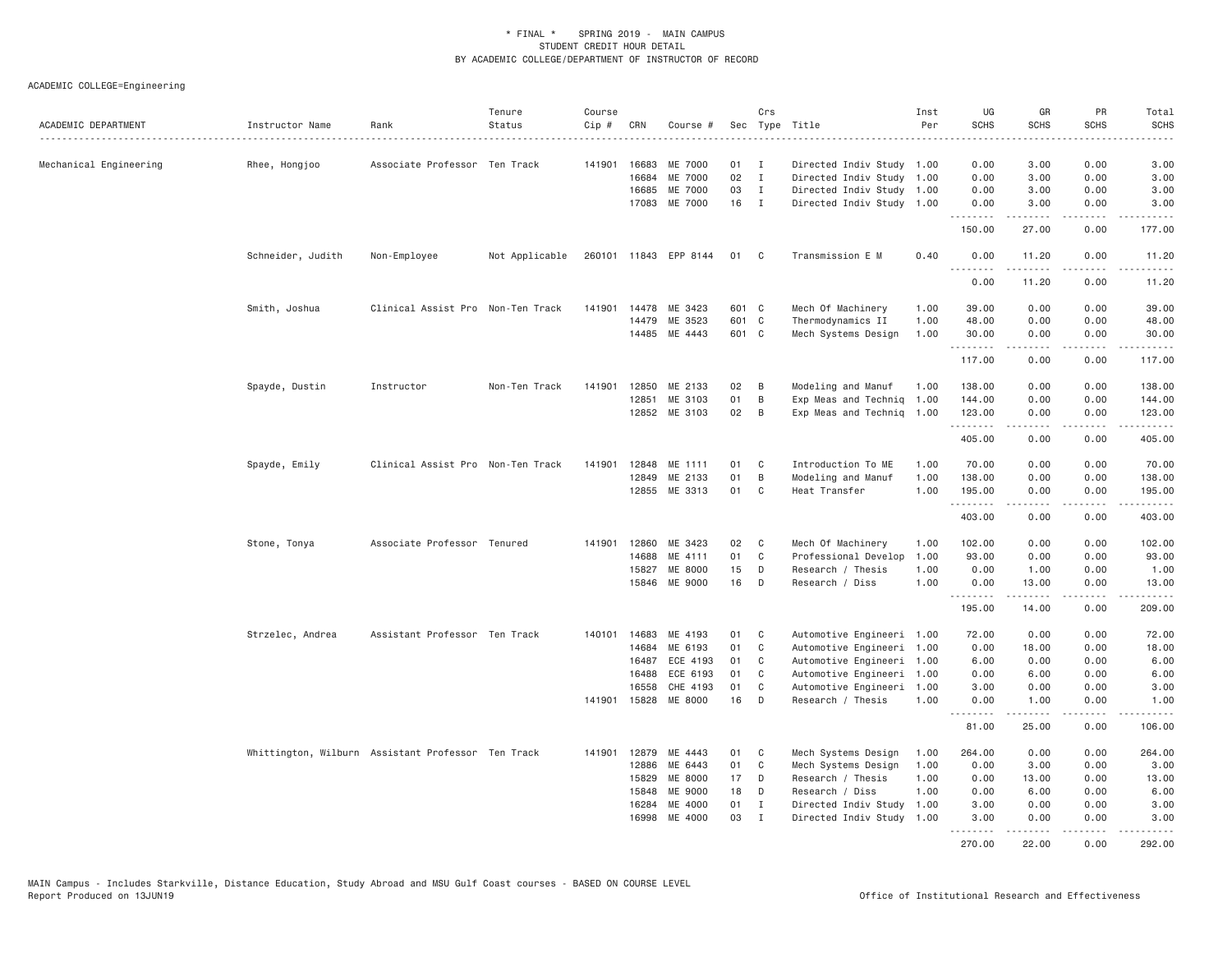\* FINAL \* SPRING 2019 - MAIN CAMPUS
STUDENT CREDIT HOUR DETAIL
BY ACADEMIC COLLEGE/DEPARTMENT OF INSTRUCTOR OF RECORD

ACADEMIC COLLEGE=Engineering

| ACADEMIC DEPARTMENT | Instructor Name | Rank | Tenure Status | Course Cip # | CRN | Course # | Sec | Crs Type | Title | Inst Per | UG SCHS | GR SCHS | PR SCHS | Total SCHS |
|---|---|---|---|---|---|---|---|---|---|---|---|---|---|---|
| Mechanical Engineering | Rhee, Hongjoo | Associate Professor | Ten Track | 141901 | 16683 | ME 7000 | 01 | I | Directed Indiv Study | 1.00 | 0.00 | 3.00 | 0.00 | 3.00 |
| | | | | | 16684 | ME 7000 | 02 | I | Directed Indiv Study | 1.00 | 0.00 | 3.00 | 0.00 | 3.00 |
| | | | | | 16685 | ME 7000 | 03 | I | Directed Indiv Study | 1.00 | 0.00 | 3.00 | 0.00 | 3.00 |
| | | | | | 17083 | ME 7000 | 16 | I | Directed Indiv Study | 1.00 | 0.00 | 3.00 | 0.00 | 3.00 |
| | | | | | | | | | | | 150.00 | 27.00 | 0.00 | 177.00 |
| | Schneider, Judith | Non-Employee | Not Applicable | 260101 | 11843 | EPP 8144 | 01 | C | Transmission E M | 0.40 | 0.00 | 11.20 | 0.00 | 11.20 |
| | | | | | | | | | | | 0.00 | 11.20 | 0.00 | 11.20 |
| | Smith, Joshua | Clinical Assist Pro | Non-Ten Track | 141901 | 14478 | ME 3423 | 601 | C | Mech Of Machinery | 1.00 | 39.00 | 0.00 | 0.00 | 39.00 |
| | | | | | 14479 | ME 3523 | 601 | C | Thermodynamics II | 1.00 | 48.00 | 0.00 | 0.00 | 48.00 |
| | | | | | 14485 | ME 4443 | 601 | C | Mech Systems Design | 1.00 | 30.00 | 0.00 | 0.00 | 30.00 |
| | | | | | | | | | | | 117.00 | 0.00 | 0.00 | 117.00 |
| | Spayde, Dustin | Instructor | Non-Ten Track | 141901 | 12850 | ME 2133 | 02 | B | Modeling and Manuf | 1.00 | 138.00 | 0.00 | 0.00 | 138.00 |
| | | | | | 12851 | ME 3103 | 01 | B | Exp Meas and Techniq | 1.00 | 144.00 | 0.00 | 0.00 | 144.00 |
| | | | | | 12852 | ME 3103 | 02 | B | Exp Meas and Techniq | 1.00 | 123.00 | 0.00 | 0.00 | 123.00 |
| | | | | | | | | | | | 405.00 | 0.00 | 0.00 | 405.00 |
| | Spayde, Emily | Clinical Assist Pro | Non-Ten Track | 141901 | 12848 | ME 1111 | 01 | C | Introduction To ME | 1.00 | 70.00 | 0.00 | 0.00 | 70.00 |
| | | | | | 12849 | ME 2133 | 01 | B | Modeling and Manuf | 1.00 | 138.00 | 0.00 | 0.00 | 138.00 |
| | | | | | 12855 | ME 3313 | 01 | C | Heat Transfer | 1.00 | 195.00 | 0.00 | 0.00 | 195.00 |
| | | | | | | | | | | | 403.00 | 0.00 | 0.00 | 403.00 |
| | Stone, Tonya | Associate Professor | Tenured | 141901 | 12860 | ME 3423 | 02 | C | Mech Of Machinery | 1.00 | 102.00 | 0.00 | 0.00 | 102.00 |
| | | | | | 14688 | ME 4111 | 01 | C | Professional Develop | 1.00 | 93.00 | 0.00 | 0.00 | 93.00 |
| | | | | | 15827 | ME 8000 | 15 | D | Research / Thesis | 1.00 | 0.00 | 1.00 | 0.00 | 1.00 |
| | | | | | 15846 | ME 9000 | 16 | D | Research / Diss | 1.00 | 0.00 | 13.00 | 0.00 | 13.00 |
| | | | | | | | | | | | 195.00 | 14.00 | 0.00 | 209.00 |
| | Strzelec, Andrea | Assistant Professor | Ten Track | 140101 | 14683 | ME 4193 | 01 | C | Automotive Engineeri | 1.00 | 72.00 | 0.00 | 0.00 | 72.00 |
| | | | | | 14684 | ME 6193 | 01 | C | Automotive Engineeri | 1.00 | 0.00 | 18.00 | 0.00 | 18.00 |
| | | | | | 16487 | ECE 4193 | 01 | C | Automotive Engineeri | 1.00 | 6.00 | 0.00 | 0.00 | 6.00 |
| | | | | | 16488 | ECE 6193 | 01 | C | Automotive Engineeri | 1.00 | 0.00 | 6.00 | 0.00 | 6.00 |
| | | | | | 16558 | CHE 4193 | 01 | C | Automotive Engineeri | 1.00 | 3.00 | 0.00 | 0.00 | 3.00 |
| | | | | 141901 | 15828 | ME 8000 | 16 | D | Research / Thesis | 1.00 | 0.00 | 1.00 | 0.00 | 1.00 |
| | | | | | | | | | | | 81.00 | 25.00 | 0.00 | 106.00 |
| | Whittington, Wilburn | Assistant Professor | Ten Track | 141901 | 12879 | ME 4443 | 01 | C | Mech Systems Design | 1.00 | 264.00 | 0.00 | 0.00 | 264.00 |
| | | | | | 12886 | ME 6443 | 01 | C | Mech Systems Design | 1.00 | 0.00 | 3.00 | 0.00 | 3.00 |
| | | | | | 15829 | ME 8000 | 17 | D | Research / Thesis | 1.00 | 0.00 | 13.00 | 0.00 | 13.00 |
| | | | | | 15848 | ME 9000 | 18 | D | Research / Diss | 1.00 | 0.00 | 6.00 | 0.00 | 6.00 |
| | | | | | 16284 | ME 4000 | 01 | I | Directed Indiv Study | 1.00 | 3.00 | 0.00 | 0.00 | 3.00 |
| | | | | | 16998 | ME 4000 | 03 | I | Directed Indiv Study | 1.00 | 3.00 | 0.00 | 0.00 | 3.00 |
| | | | | | | | | | | | 270.00 | 22.00 | 0.00 | 292.00 |

MAIN Campus - Includes Starkville, Distance Education, Study Abroad and MSU Gulf Coast courses - BASED ON COURSE LEVEL
Report Produced on 13JUN19 Office of Institutional Research and Effectiveness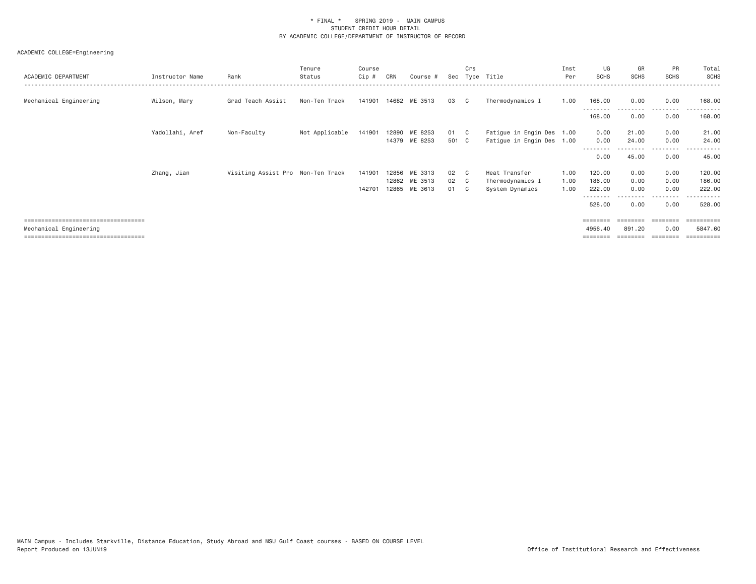\* FINAL \* SPRING 2019 - MAIN CAMPUS
STUDENT CREDIT HOUR DETAIL
BY ACADEMIC COLLEGE/DEPARTMENT OF INSTRUCTOR OF RECORD

ACADEMIC COLLEGE=Engineering

| ACADEMIC DEPARTMENT | Instructor Name | Rank | Tenure Status | Course Cip # | CRN | Course # | Sec | Crs Type | Title | Inst Per | UG SCHS | GR SCHS | PR SCHS | Total SCHS |
|---|---|---|---|---|---|---|---|---|---|---|---|---|---|---|
| Mechanical Engineering | Wilson, Mary | Grad Teach Assist | Non-Ten Track | 141901 | 14682 | ME 3513 | 03 | C | Thermodynamics I | 1.00 | 168.00 | 0.00 | 0.00 | 168.00 |
| | | | | | | | | | | | 168.00 | 0.00 | 0.00 | 168.00 |
| | Yadollahi, Aref | Non-Faculty | Not Applicable | 141901 | 12890 | ME 8253 | 01 | C | Fatigue in Engin Des | 1.00 | 0.00 | 21.00 | 0.00 | 21.00 |
| | | | | | 14379 | ME 8253 | 501 | C | Fatigue in Engin Des | 1.00 | 0.00 | 24.00 | 0.00 | 24.00 |
| | | | | | | | | | | | 0.00 | 45.00 | 0.00 | 45.00 |
| | Zhang, Jian | Visiting Assist Pro | Non-Ten Track | 141901 | 12856 | ME 3313 | 02 | C | Heat Transfer | 1.00 | 120.00 | 0.00 | 0.00 | 120.00 |
| | | | | | 12862 | ME 3513 | 02 | C | Thermodynamics I | 1.00 | 186.00 | 0.00 | 0.00 | 186.00 |
| | | | | 142701 | 12865 | ME 3613 | 01 | C | System Dynamics | 1.00 | 222.00 | 0.00 | 0.00 | 222.00 |
| | | | | | | | | | | | 528.00 | 0.00 | 0.00 | 528.00 |
| Mechanical Engineering | | | | | | | | | | | 4956.40 | 891.20 | 0.00 | 5847.60 |

MAIN Campus - Includes Starkville, Distance Education, Study Abroad and MSU Gulf Coast courses - BASED ON COURSE LEVEL
Report Produced on 13JUN19

Office of Institutional Research and Effectiveness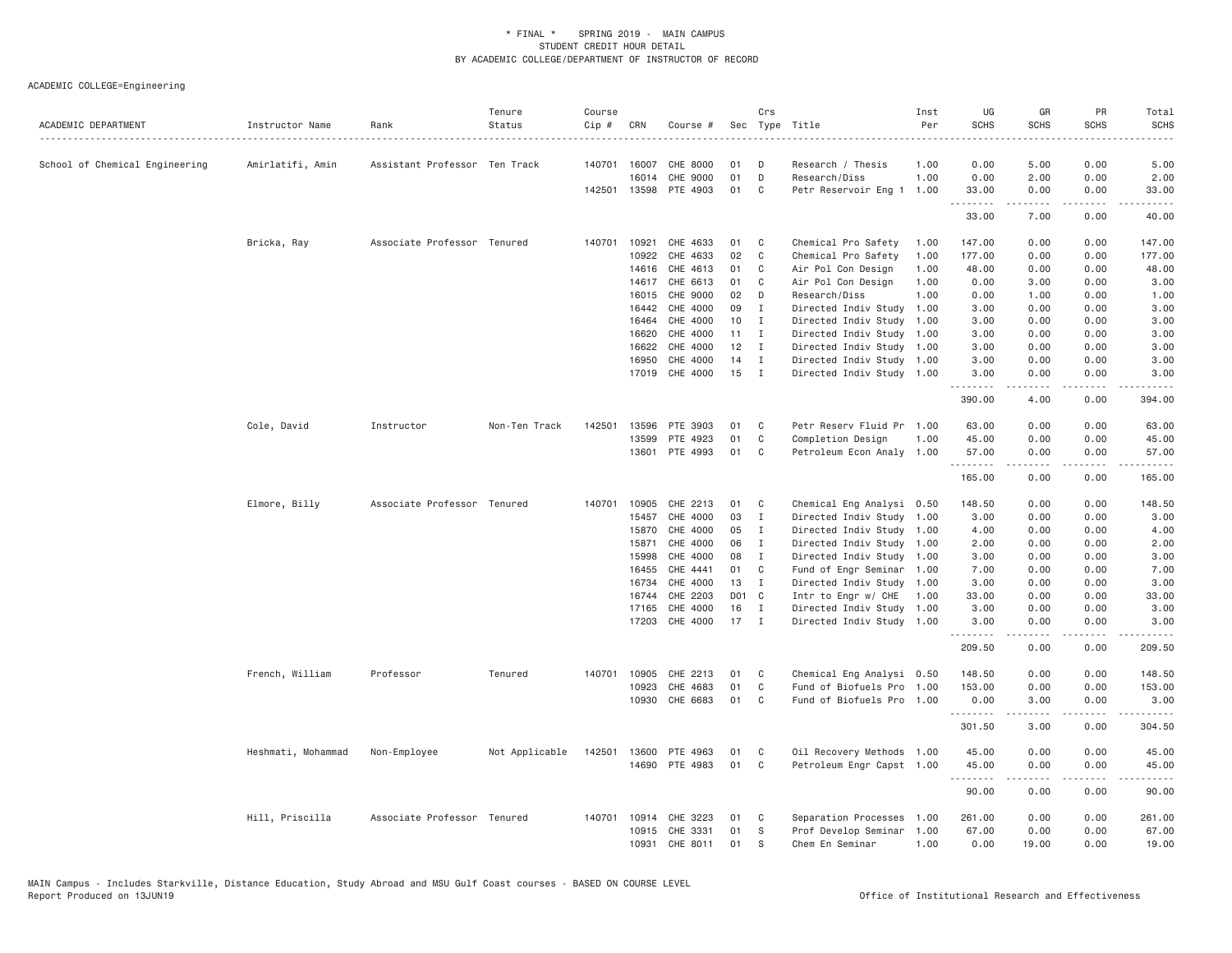\* FINAL \* SPRING 2019 - MAIN CAMPUS
STUDENT CREDIT HOUR DETAIL
BY ACADEMIC COLLEGE/DEPARTMENT OF INSTRUCTOR OF RECORD

ACADEMIC COLLEGE=Engineering

| ACADEMIC DEPARTMENT | Instructor Name | Rank | Tenure Status | Course Cip # | CRN | Course # | Sec | Crs Type | Title | Inst Per | UG SCHS | GR SCHS | PR SCHS | Total SCHS |
|---|---|---|---|---|---|---|---|---|---|---|---|---|---|---|
| School of Chemical Engineering | Amirlatifi, Amin | Assistant Professor | Ten Track | 140701 | 16007 | CHE 8000 | 01 | D | Research / Thesis | 1.00 | 0.00 | 5.00 | 0.00 | 5.00 |
| | | | | | 16014 | CHE 9000 | 01 | D | Research/Diss | 1.00 | 0.00 | 2.00 | 0.00 | 2.00 |
| | | | | 142501 | 13598 | PTE 4903 | 01 | C | Petr Reservoir Eng 1 | 1.00 | 33.00 | 0.00 | 0.00 | 33.00 |
| | | | | | | | | | | | 33.00 | 7.00 | 0.00 | 40.00 |
| | Bricka, Ray | Associate Professor | Tenured | 140701 | 10921 | CHE 4633 | 01 | C | Chemical Pro Safety | 1.00 | 147.00 | 0.00 | 0.00 | 147.00 |
| | | | | | 10922 | CHE 4633 | 02 | C | Chemical Pro Safety | 1.00 | 177.00 | 0.00 | 0.00 | 177.00 |
| | | | | | 14616 | CHE 4613 | 01 | C | Air Pol Con Design | 1.00 | 48.00 | 0.00 | 0.00 | 48.00 |
| | | | | | 14617 | CHE 6613 | 01 | C | Air Pol Con Design | 1.00 | 0.00 | 3.00 | 0.00 | 3.00 |
| | | | | | 16015 | CHE 9000 | 02 | D | Research/Diss | 1.00 | 0.00 | 1.00 | 0.00 | 1.00 |
| | | | | | 16442 | CHE 4000 | 09 | I | Directed Indiv Study | 1.00 | 3.00 | 0.00 | 0.00 | 3.00 |
| | | | | | 16464 | CHE 4000 | 10 | I | Directed Indiv Study | 1.00 | 3.00 | 0.00 | 0.00 | 3.00 |
| | | | | | 16620 | CHE 4000 | 11 | I | Directed Indiv Study | 1.00 | 3.00 | 0.00 | 0.00 | 3.00 |
| | | | | | 16622 | CHE 4000 | 12 | I | Directed Indiv Study | 1.00 | 3.00 | 0.00 | 0.00 | 3.00 |
| | | | | | 16950 | CHE 4000 | 14 | I | Directed Indiv Study | 1.00 | 3.00 | 0.00 | 0.00 | 3.00 |
| | | | | | 17019 | CHE 4000 | 15 | I | Directed Indiv Study | 1.00 | 3.00 | 0.00 | 0.00 | 3.00 |
| | | | | | | | | | | | 390.00 | 4.00 | 0.00 | 394.00 |
| | Cole, David | Instructor | Non-Ten Track | 142501 | 13596 | PTE 3903 | 01 | C | Petr Reserv Fluid Pr | 1.00 | 63.00 | 0.00 | 0.00 | 63.00 |
| | | | | | 13599 | PTE 4923 | 01 | C | Completion Design | 1.00 | 45.00 | 0.00 | 0.00 | 45.00 |
| | | | | | 13601 | PTE 4993 | 01 | C | Petroleum Econ Analy | 1.00 | 57.00 | 0.00 | 0.00 | 57.00 |
| | | | | | | | | | | | 165.00 | 0.00 | 0.00 | 165.00 |
| | Elmore, Billy | Associate Professor | Tenured | 140701 | 10905 | CHE 2213 | 01 | C | Chemical Eng Analysi | 0.50 | 148.50 | 0.00 | 0.00 | 148.50 |
| | | | | | 15457 | CHE 4000 | 03 | I | Directed Indiv Study | 1.00 | 3.00 | 0.00 | 0.00 | 3.00 |
| | | | | | 15870 | CHE 4000 | 05 | I | Directed Indiv Study | 1.00 | 4.00 | 0.00 | 0.00 | 4.00 |
| | | | | | 15871 | CHE 4000 | 06 | I | Directed Indiv Study | 1.00 | 2.00 | 0.00 | 0.00 | 2.00 |
| | | | | | 15998 | CHE 4000 | 08 | I | Directed Indiv Study | 1.00 | 3.00 | 0.00 | 0.00 | 3.00 |
| | | | | | 16455 | CHE 4441 | 01 | C | Fund of Engr Seminar | 1.00 | 7.00 | 0.00 | 0.00 | 7.00 |
| | | | | | 16734 | CHE 4000 | 13 | I | Directed Indiv Study | 1.00 | 3.00 | 0.00 | 0.00 | 3.00 |
| | | | | | 16744 | CHE 2203 | D01 | C | Intr to Engr w/ CHE | 1.00 | 33.00 | 0.00 | 0.00 | 33.00 |
| | | | | | 17165 | CHE 4000 | 16 | I | Directed Indiv Study | 1.00 | 3.00 | 0.00 | 0.00 | 3.00 |
| | | | | | 17203 | CHE 4000 | 17 | I | Directed Indiv Study | 1.00 | 3.00 | 0.00 | 0.00 | 3.00 |
| | | | | | | | | | | | 209.50 | 0.00 | 0.00 | 209.50 |
| | French, William | Professor | Tenured | 140701 | 10905 | CHE 2213 | 01 | C | Chemical Eng Analysi | 0.50 | 148.50 | 0.00 | 0.00 | 148.50 |
| | | | | | 10923 | CHE 4683 | 01 | C | Fund of Biofuels Pro | 1.00 | 153.00 | 0.00 | 0.00 | 153.00 |
| | | | | | 10930 | CHE 6683 | 01 | C | Fund of Biofuels Pro | 1.00 | 0.00 | 3.00 | 0.00 | 3.00 |
| | | | | | | | | | | | 301.50 | 3.00 | 0.00 | 304.50 |
| | Heshmati, Mohammad | Non-Employee | Not Applicable | 142501 | 13600 | PTE 4963 | 01 | C | Oil Recovery Methods | 1.00 | 45.00 | 0.00 | 0.00 | 45.00 |
| | | | | | 14690 | PTE 4983 | 01 | C | Petroleum Engr Capst | 1.00 | 45.00 | 0.00 | 0.00 | 45.00 |
| | | | | | | | | | | | 90.00 | 0.00 | 0.00 | 90.00 |
| | Hill, Priscilla | Associate Professor | Tenured | 140701 | 10914 | CHE 3223 | 01 | C | Separation Processes | 1.00 | 261.00 | 0.00 | 0.00 | 261.00 |
| | | | | | 10915 | CHE 3331 | 01 | S | Prof Develop Seminar | 1.00 | 67.00 | 0.00 | 0.00 | 67.00 |
| | | | | | 10931 | CHE 8011 | 01 | S | Chem En Seminar | 1.00 | 0.00 | 19.00 | 0.00 | 19.00 |

MAIN Campus - Includes Starkville, Distance Education, Study Abroad and MSU Gulf Coast courses - BASED ON COURSE LEVEL
Report Produced on 13JUN19

Office of Institutional Research and Effectiveness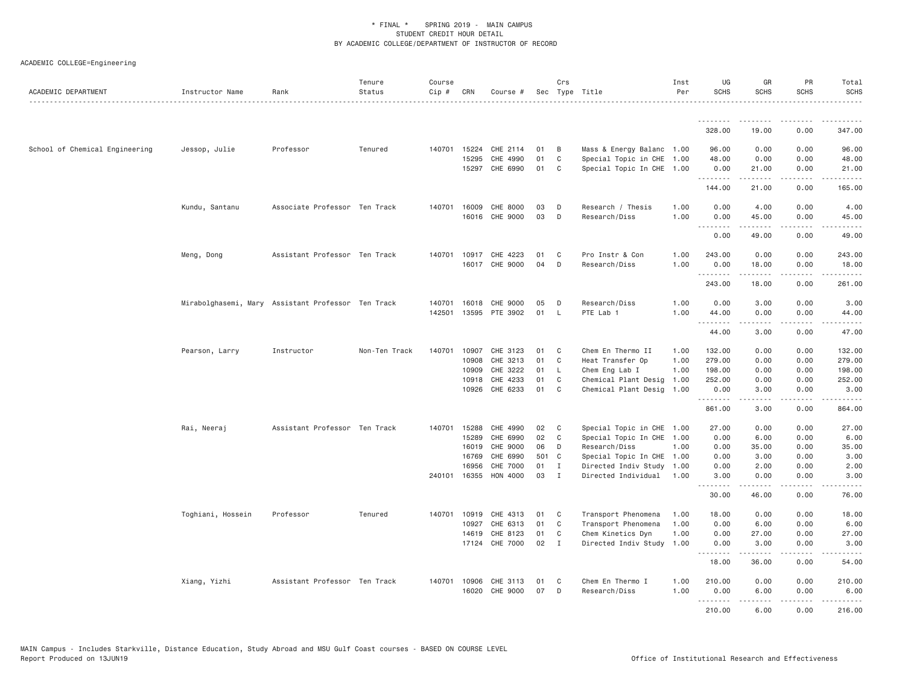\* FINAL \* SPRING 2019 - MAIN CAMPUS
STUDENT CREDIT HOUR DETAIL
BY ACADEMIC COLLEGE/DEPARTMENT OF INSTRUCTOR OF RECORD

ACADEMIC COLLEGE=Engineering

| ACADEMIC DEPARTMENT | Instructor Name | Rank | Tenure Status | Course Cip # | CRN | Course # | Sec | Crs Type | Title | Inst Per | UG SCHS | GR SCHS | PR SCHS | Total SCHS |
|---|---|---|---|---|---|---|---|---|---|---|---|---|---|---|
| | | | | | | | | | | | 328.00 | 19.00 | 0.00 | 347.00 |
| School of Chemical Engineering | Jessop, Julie | Professor | Tenured | 140701 | 15224 | CHE 2114 | 01 | B | Mass & Energy Balanc | 1.00 | 96.00 | 0.00 | 0.00 | 96.00 |
| | | | | | 15295 | CHE 4990 | 01 | C | Special Topic in CHE | 1.00 | 48.00 | 0.00 | 0.00 | 48.00 |
| | | | | | 15297 | CHE 6990 | 01 | C | Special Topic In CHE | 1.00 | 0.00 | 21.00 | 0.00 | 21.00 |
| | | | | | | | | | | | 144.00 | 21.00 | 0.00 | 165.00 |
| | Kundu, Santanu | Associate Professor | Ten Track | 140701 | 16009 | CHE 8000 | 03 | D | Research / Thesis | 1.00 | 0.00 | 4.00 | 0.00 | 4.00 |
| | | | | | 16016 | CHE 9000 | 03 | D | Research/Diss | 1.00 | 0.00 | 45.00 | 0.00 | 45.00 |
| | | | | | | | | | | | 0.00 | 49.00 | 0.00 | 49.00 |
| | Meng, Dong | Assistant Professor | Ten Track | 140701 | 10917 | CHE 4223 | 01 | C | Pro Instr & Con | 1.00 | 243.00 | 0.00 | 0.00 | 243.00 |
| | | | | | 16017 | CHE 9000 | 04 | D | Research/Diss | 1.00 | 0.00 | 18.00 | 0.00 | 18.00 |
| | | | | | | | | | | | 243.00 | 18.00 | 0.00 | 261.00 |
| | Mirabolghasemi, Mary | Assistant Professor | Ten Track | 140701 | 16018 | CHE 9000 | 05 | D | Research/Diss | 1.00 | 0.00 | 3.00 | 0.00 | 3.00 |
| | | | | 142501 | 13595 | PTE 3902 | 01 | L | PTE Lab 1 | 1.00 | 44.00 | 0.00 | 0.00 | 44.00 |
| | | | | | | | | | | | 44.00 | 3.00 | 0.00 | 47.00 |
| | Pearson, Larry | Instructor | Non-Ten Track | 140701 | 10907 | CHE 3123 | 01 | C | Chem En Thermo II | 1.00 | 132.00 | 0.00 | 0.00 | 132.00 |
| | | | | | 10908 | CHE 3213 | 01 | C | Heat Transfer Op | 1.00 | 279.00 | 0.00 | 0.00 | 279.00 |
| | | | | | 10909 | CHE 3222 | 01 | L | Chem Eng Lab I | 1.00 | 198.00 | 0.00 | 0.00 | 198.00 |
| | | | | | 10918 | CHE 4233 | 01 | C | Chemical Plant Desig | 1.00 | 252.00 | 0.00 | 0.00 | 252.00 |
| | | | | | 10926 | CHE 6233 | 01 | C | Chemical Plant Desig | 1.00 | 0.00 | 3.00 | 0.00 | 3.00 |
| | | | | | | | | | | | 861.00 | 3.00 | 0.00 | 864.00 |
| | Rai, Neeraj | Assistant Professor | Ten Track | 140701 | 15288 | CHE 4990 | 02 | C | Special Topic in CHE | 1.00 | 27.00 | 0.00 | 0.00 | 27.00 |
| | | | | | 15289 | CHE 6990 | 02 | C | Special Topic In CHE | 1.00 | 0.00 | 6.00 | 0.00 | 6.00 |
| | | | | | 16019 | CHE 9000 | 06 | D | Research/Diss | 1.00 | 0.00 | 35.00 | 0.00 | 35.00 |
| | | | | | 16769 | CHE 6990 | 501 | C | Special Topic In CHE | 1.00 | 0.00 | 3.00 | 0.00 | 3.00 |
| | | | | | 16956 | CHE 7000 | 01 | I | Directed Indiv Study | 1.00 | 0.00 | 2.00 | 0.00 | 2.00 |
| | | | | 240101 | 16355 | HON 4000 | 03 | I | Directed Individual | 1.00 | 3.00 | 0.00 | 0.00 | 3.00 |
| | | | | | | | | | | | 30.00 | 46.00 | 0.00 | 76.00 |
| | Toghiani, Hossein | Professor | Tenured | 140701 | 10919 | CHE 4313 | 01 | C | Transport Phenomena | 1.00 | 18.00 | 0.00 | 0.00 | 18.00 |
| | | | | | 10927 | CHE 6313 | 01 | C | Transport Phenomena | 1.00 | 0.00 | 6.00 | 0.00 | 6.00 |
| | | | | | 14619 | CHE 8123 | 01 | C | Chem Kinetics Dyn | 1.00 | 0.00 | 27.00 | 0.00 | 27.00 |
| | | | | | 17124 | CHE 7000 | 02 | I | Directed Indiv Study | 1.00 | 0.00 | 3.00 | 0.00 | 3.00 |
| | | | | | | | | | | | 18.00 | 36.00 | 0.00 | 54.00 |
| | Xiang, Yizhi | Assistant Professor | Ten Track | 140701 | 10906 | CHE 3113 | 01 | C | Chem En Thermo I | 1.00 | 210.00 | 0.00 | 0.00 | 210.00 |
| | | | | | 16020 | CHE 9000 | 07 | D | Research/Diss | 1.00 | 0.00 | 6.00 | 0.00 | 6.00 |
| | | | | | | | | | | | 210.00 | 6.00 | 0.00 | 216.00 |

MAIN Campus - Includes Starkville, Distance Education, Study Abroad and MSU Gulf Coast courses - BASED ON COURSE LEVEL
Report Produced on 13JUN19 — Office of Institutional Research and Effectiveness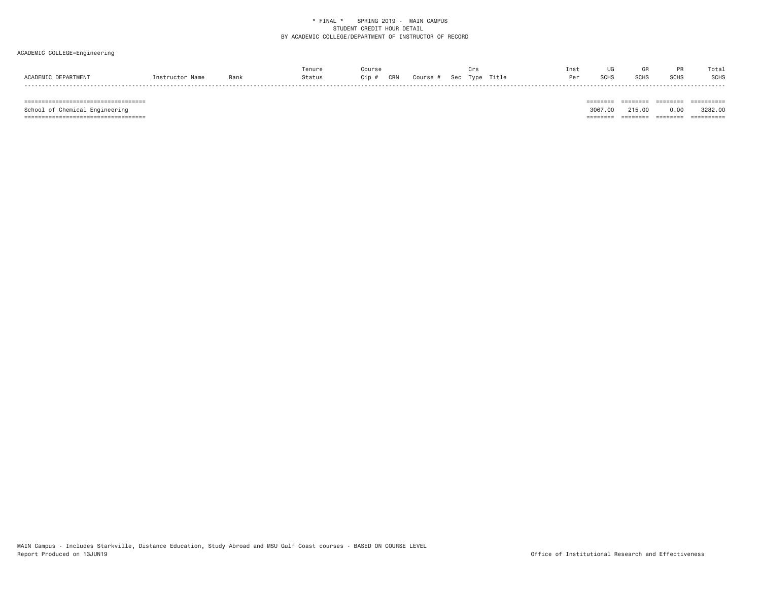ACADEMIC COLLEGE=Engineering

| ACADEMIC DEPARTMENT | Instructor Name | Rank | Tenure Status | Course Cip # | CRN | Course # | Sec | Crs Type | Title | Inst Per | UG SCHS | GR SCHS | PR SCHS | Total SCHS |
|---|---|---|---|---|---|---|---|---|---|---|---|---|---|---|
| School of Chemical Engineering | | | | | | | | | | | 3067.00 | 215.00 | 0.00 | 3282.00 |

MAIN Campus - Includes Starkville, Distance Education, Study Abroad and MSU Gulf Coast courses - BASED ON COURSE LEVEL
Report Produced on 13JUN19

Office of Institutional Research and Effectiveness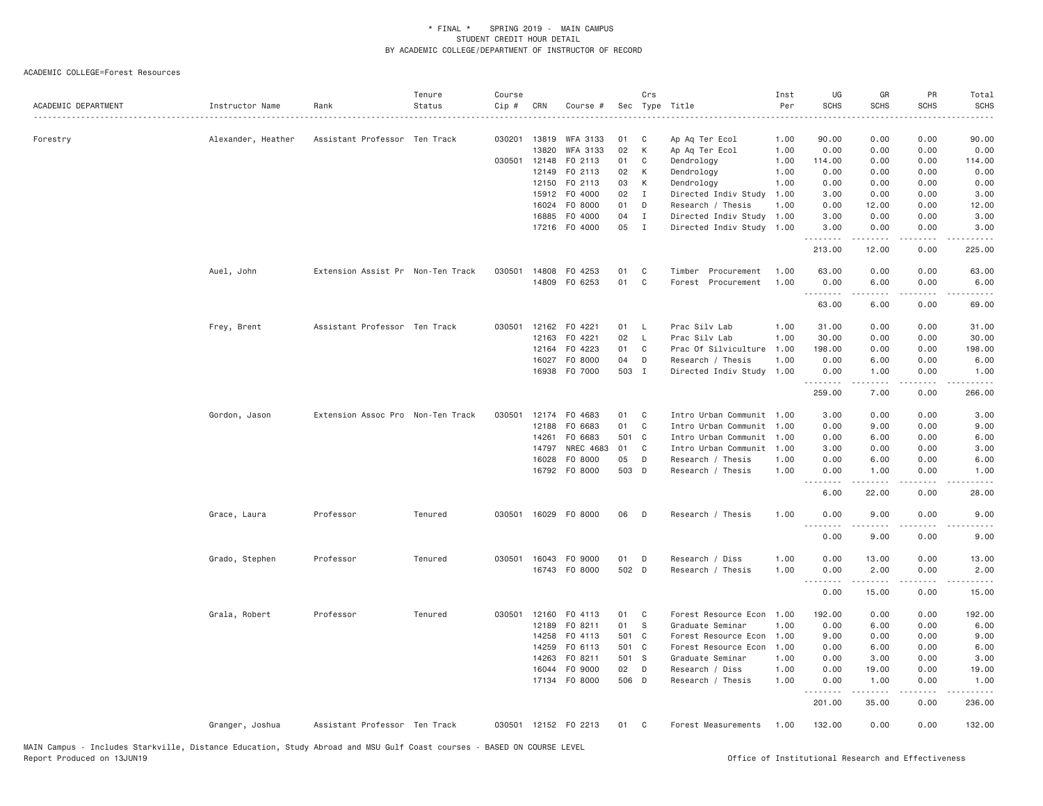\* FINAL \* SPRING 2019 - MAIN CAMPUS
STUDENT CREDIT HOUR DETAIL
BY ACADEMIC COLLEGE/DEPARTMENT OF INSTRUCTOR OF RECORD

ACADEMIC COLLEGE=Forest Resources

| ACADEMIC DEPARTMENT | Instructor Name | Rank | Tenure Status | Course Cip # | CRN | Course # | Sec | Crs Type | Title | Inst Per | UG SCHS | GR SCHS | PR SCHS | Total SCHS |
|---|---|---|---|---|---|---|---|---|---|---|---|---|---|---|
| Forestry | Alexander, Heather | Assistant Professor | Ten Track | 030201 | 13819 | WFA 3133 | 01 | C | Ap Aq Ter Ecol | 1.00 | 90.00 | 0.00 | 0.00 | 90.00 |
| | | | | | 13820 | WFA 3133 | 02 | K | Ap Aq Ter Ecol | 1.00 | 0.00 | 0.00 | 0.00 | 0.00 |
| | | | | 030501 | 12148 | FO 2113 | 01 | C | Dendrology | 1.00 | 114.00 | 0.00 | 0.00 | 114.00 |
| | | | | | 12149 | FO 2113 | 02 | K | Dendrology | 1.00 | 0.00 | 0.00 | 0.00 | 0.00 |
| | | | | | 12150 | FO 2113 | 03 | K | Dendrology | 1.00 | 0.00 | 0.00 | 0.00 | 0.00 |
| | | | | | 15912 | FO 4000 | 02 | I | Directed Indiv Study | 1.00 | 3.00 | 0.00 | 0.00 | 3.00 |
| | | | | | 16024 | FO 8000 | 01 | D | Research / Thesis | 1.00 | 0.00 | 12.00 | 0.00 | 12.00 |
| | | | | | 16885 | FO 4000 | 04 | I | Directed Indiv Study | 1.00 | 3.00 | 0.00 | 0.00 | 3.00 |
| | | | | | 17216 | FO 4000 | 05 | I | Directed Indiv Study | 1.00 | 3.00 | 0.00 | 0.00 | 3.00 |
| | | | | | | | | | | | 213.00 | 12.00 | 0.00 | 225.00 |
| | Auel, John | Extension Assist Pr | Non-Ten Track | 030501 | 14808 | FO 4253 | 01 | C | Timber Procurement | 1.00 | 63.00 | 0.00 | 0.00 | 63.00 |
| | | | | | 14809 | FO 6253 | 01 | C | Forest Procurement | 1.00 | 0.00 | 6.00 | 0.00 | 6.00 |
| | | | | | | | | | | | 63.00 | 6.00 | 0.00 | 69.00 |
| | Frey, Brent | Assistant Professor | Ten Track | 030501 | 12162 | FO 4221 | 01 | L | Prac Silv Lab | 1.00 | 31.00 | 0.00 | 0.00 | 31.00 |
| | | | | | 12163 | FO 4221 | 02 | L | Prac Silv Lab | 1.00 | 30.00 | 0.00 | 0.00 | 30.00 |
| | | | | | 12164 | FO 4223 | 01 | C | Prac Of Silviculture | 1.00 | 198.00 | 0.00 | 0.00 | 198.00 |
| | | | | | 16027 | FO 8000 | 04 | D | Research / Thesis | 1.00 | 0.00 | 6.00 | 0.00 | 6.00 |
| | | | | | 16938 | FO 7000 | 503 | I | Directed Indiv Study | 1.00 | 0.00 | 1.00 | 0.00 | 1.00 |
| | | | | | | | | | | | 259.00 | 7.00 | 0.00 | 266.00 |
| | Gordon, Jason | Extension Assoc Pro | Non-Ten Track | 030501 | 12174 | FO 4683 | 01 | C | Intro Urban Communit | 1.00 | 3.00 | 0.00 | 0.00 | 3.00 |
| | | | | | 12188 | FO 6683 | 01 | C | Intro Urban Communit | 1.00 | 0.00 | 9.00 | 0.00 | 9.00 |
| | | | | | 14261 | FO 6683 | 501 | C | Intro Urban Communit | 1.00 | 0.00 | 6.00 | 0.00 | 6.00 |
| | | | | | 14797 | NREC 4683 | 01 | C | Intro Urban Communit | 1.00 | 3.00 | 0.00 | 0.00 | 3.00 |
| | | | | | 16028 | FO 8000 | 05 | D | Research / Thesis | 1.00 | 0.00 | 6.00 | 0.00 | 6.00 |
| | | | | | 16792 | FO 8000 | 503 | D | Research / Thesis | 1.00 | 0.00 | 1.00 | 0.00 | 1.00 |
| | | | | | | | | | | | 6.00 | 22.00 | 0.00 | 28.00 |
| | Grace, Laura | Professor | Tenured | 030501 | 16029 | FO 8000 | 06 | D | Research / Thesis | 1.00 | 0.00 | 9.00 | 0.00 | 9.00 |
| | | | | | | | | | | | 0.00 | 9.00 | 0.00 | 9.00 |
| | Grado, Stephen | Professor | Tenured | 030501 | 16043 | FO 9000 | 01 | D | Research / Diss | 1.00 | 0.00 | 13.00 | 0.00 | 13.00 |
| | | | | | 16743 | FO 8000 | 502 | D | Research / Thesis | 1.00 | 0.00 | 2.00 | 0.00 | 2.00 |
| | | | | | | | | | | | 0.00 | 15.00 | 0.00 | 15.00 |
| | Grala, Robert | Professor | Tenured | 030501 | 12160 | FO 4113 | 01 | C | Forest Resource Econ | 1.00 | 192.00 | 0.00 | 0.00 | 192.00 |
| | | | | | 12189 | FO 8211 | 01 | S | Graduate Seminar | 1.00 | 0.00 | 6.00 | 0.00 | 6.00 |
| | | | | | 14258 | FO 4113 | 501 | C | Forest Resource Econ | 1.00 | 9.00 | 0.00 | 0.00 | 9.00 |
| | | | | | 14259 | FO 6113 | 501 | C | Forest Resource Econ | 1.00 | 0.00 | 6.00 | 0.00 | 6.00 |
| | | | | | 14263 | FO 8211 | 501 | S | Graduate Seminar | 1.00 | 0.00 | 3.00 | 0.00 | 3.00 |
| | | | | | 16044 | FO 9000 | 02 | D | Research / Diss | 1.00 | 0.00 | 19.00 | 0.00 | 19.00 |
| | | | | | 17134 | FO 8000 | 506 | D | Research / Thesis | 1.00 | 0.00 | 1.00 | 0.00 | 1.00 |
| | | | | | | | | | | | 201.00 | 35.00 | 0.00 | 236.00 |
| | Granger, Joshua | Assistant Professor | Ten Track | 030501 | 12152 | FO 2213 | 01 | C | Forest Measurements | 1.00 | 132.00 | 0.00 | 0.00 | 132.00 |

MAIN Campus - Includes Starkville, Distance Education, Study Abroad and MSU Gulf Coast courses - BASED ON COURSE LEVEL
Report Produced on 13JUN19 Office of Institutional Research and Effectiveness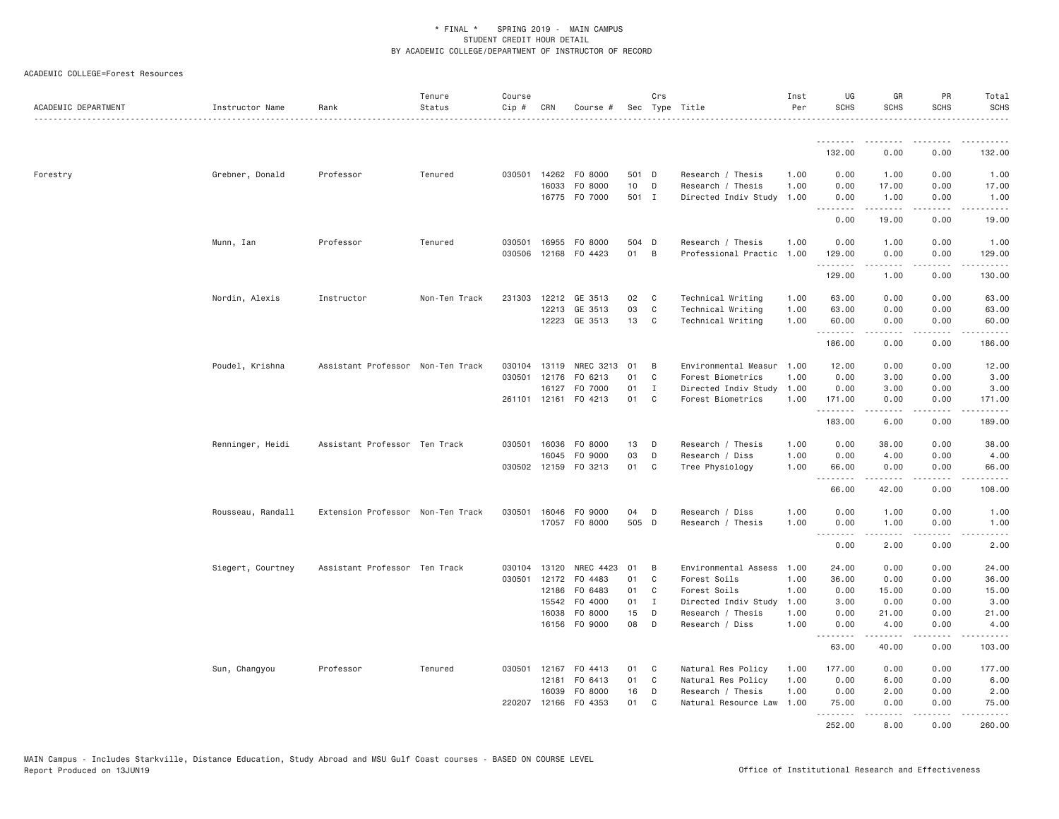ACADEMIC COLLEGE=Forest Resources

| ACADEMIC DEPARTMENT | Instructor Name | Rank | Tenure Status | Course Cip # | CRN | Course # | Sec | Crs Type | Title | Inst Per | UG SCHS | GR SCHS | PR SCHS | Total SCHS |
|---|---|---|---|---|---|---|---|---|---|---|---|---|---|---|
| | | | | | | | | | | | 132.00 | 0.00 | 0.00 | 132.00 |
| Forestry | Grebner, Donald | Professor | Tenured | 030501 | 14262 | FO 8000 | 501 | D | Research / Thesis | 1.00 | 0.00 | 1.00 | 0.00 | 1.00 |
| | | | | | 16033 | FO 8000 | 10 | D | Research / Thesis | 1.00 | 0.00 | 17.00 | 0.00 | 17.00 |
| | | | | | 16775 | FO 7000 | 501 | I | Directed Indiv Study | 1.00 | 0.00 | 1.00 | 0.00 | 1.00 |
| | | | | | | | | | | | 0.00 | 19.00 | 0.00 | 19.00 |
| | Munn, Ian | Professor | Tenured | 030501 | 16955 | FO 8000 | 504 | D | Research / Thesis | 1.00 | 0.00 | 1.00 | 0.00 | 1.00 |
| | | | | 030506 | 12168 | FO 4423 | 01 | B | Professional Practic | 1.00 | 129.00 | 0.00 | 0.00 | 129.00 |
| | | | | | | | | | | | 129.00 | 1.00 | 0.00 | 130.00 |
| | Nordin, Alexis | Instructor | Non-Ten Track | 231303 | 12212 | GE 3513 | 02 | C | Technical Writing | 1.00 | 63.00 | 0.00 | 0.00 | 63.00 |
| | | | | | 12213 | GE 3513 | 03 | C | Technical Writing | 1.00 | 63.00 | 0.00 | 0.00 | 63.00 |
| | | | | | 12223 | GE 3513 | 13 | C | Technical Writing | 1.00 | 60.00 | 0.00 | 0.00 | 60.00 |
| | | | | | | | | | | | 186.00 | 0.00 | 0.00 | 186.00 |
| | Poudel, Krishna | Assistant Professor | Non-Ten Track | 030104 | 13119 | NREC 3213 | 01 | B | Environmental Measur | 1.00 | 12.00 | 0.00 | 0.00 | 12.00 |
| | | | | 030501 | 12176 | FO 6213 | 01 | C | Forest Biometrics | 1.00 | 0.00 | 3.00 | 0.00 | 3.00 |
| | | | | | 16127 | FO 7000 | 01 | I | Directed Indiv Study | 1.00 | 0.00 | 3.00 | 0.00 | 3.00 |
| | | | | 261101 | 12161 | FO 4213 | 01 | C | Forest Biometrics | 1.00 | 171.00 | 0.00 | 0.00 | 171.00 |
| | | | | | | | | | | | 183.00 | 6.00 | 0.00 | 189.00 |
| | Renninger, Heidi | Assistant Professor | Ten Track | 030501 | 16036 | FO 8000 | 13 | D | Research / Thesis | 1.00 | 0.00 | 38.00 | 0.00 | 38.00 |
| | | | | | 16045 | FO 9000 | 03 | D | Research / Diss | 1.00 | 0.00 | 4.00 | 0.00 | 4.00 |
| | | | | 030502 | 12159 | FO 3213 | 01 | C | Tree Physiology | 1.00 | 66.00 | 0.00 | 0.00 | 66.00 |
| | | | | | | | | | | | 66.00 | 42.00 | 0.00 | 108.00 |
| | Rousseau, Randall | Extension Professor | Non-Ten Track | 030501 | 16046 | FO 9000 | 04 | D | Research / Diss | 1.00 | 0.00 | 1.00 | 0.00 | 1.00 |
| | | | | | 17057 | FO 8000 | 505 | D | Research / Thesis | 1.00 | 0.00 | 1.00 | 0.00 | 1.00 |
| | | | | | | | | | | | 0.00 | 2.00 | 0.00 | 2.00 |
| | Siegert, Courtney | Assistant Professor | Ten Track | 030104 | 13120 | NREC 4423 | 01 | B | Environmental Assess | 1.00 | 24.00 | 0.00 | 0.00 | 24.00 |
| | | | | 030501 | 12172 | FO 4483 | 01 | C | Forest Soils | 1.00 | 36.00 | 0.00 | 0.00 | 36.00 |
| | | | | | 12186 | FO 6483 | 01 | C | Forest Soils | 1.00 | 0.00 | 15.00 | 0.00 | 15.00 |
| | | | | | 15542 | FO 4000 | 01 | I | Directed Indiv Study | 1.00 | 3.00 | 0.00 | 0.00 | 3.00 |
| | | | | | 16038 | FO 8000 | 15 | D | Research / Thesis | 1.00 | 0.00 | 21.00 | 0.00 | 21.00 |
| | | | | | 16156 | FO 9000 | 08 | D | Research / Diss | 1.00 | 0.00 | 4.00 | 0.00 | 4.00 |
| | | | | | | | | | | | 63.00 | 40.00 | 0.00 | 103.00 |
| | Sun, Changyou | Professor | Tenured | 030501 | 12167 | FO 4413 | 01 | C | Natural Res Policy | 1.00 | 177.00 | 0.00 | 0.00 | 177.00 |
| | | | | | 12181 | FO 6413 | 01 | C | Natural Res Policy | 1.00 | 0.00 | 6.00 | 0.00 | 6.00 |
| | | | | | 16039 | FO 8000 | 16 | D | Research / Thesis | 1.00 | 0.00 | 2.00 | 0.00 | 2.00 |
| | | | | 220207 | 12166 | FO 4353 | 01 | C | Natural Resource Law | 1.00 | 75.00 | 0.00 | 0.00 | 75.00 |
| | | | | | | | | | | | 252.00 | 8.00 | 0.00 | 260.00 |

MAIN Campus - Includes Starkville, Distance Education, Study Abroad and MSU Gulf Coast courses - BASED ON COURSE LEVEL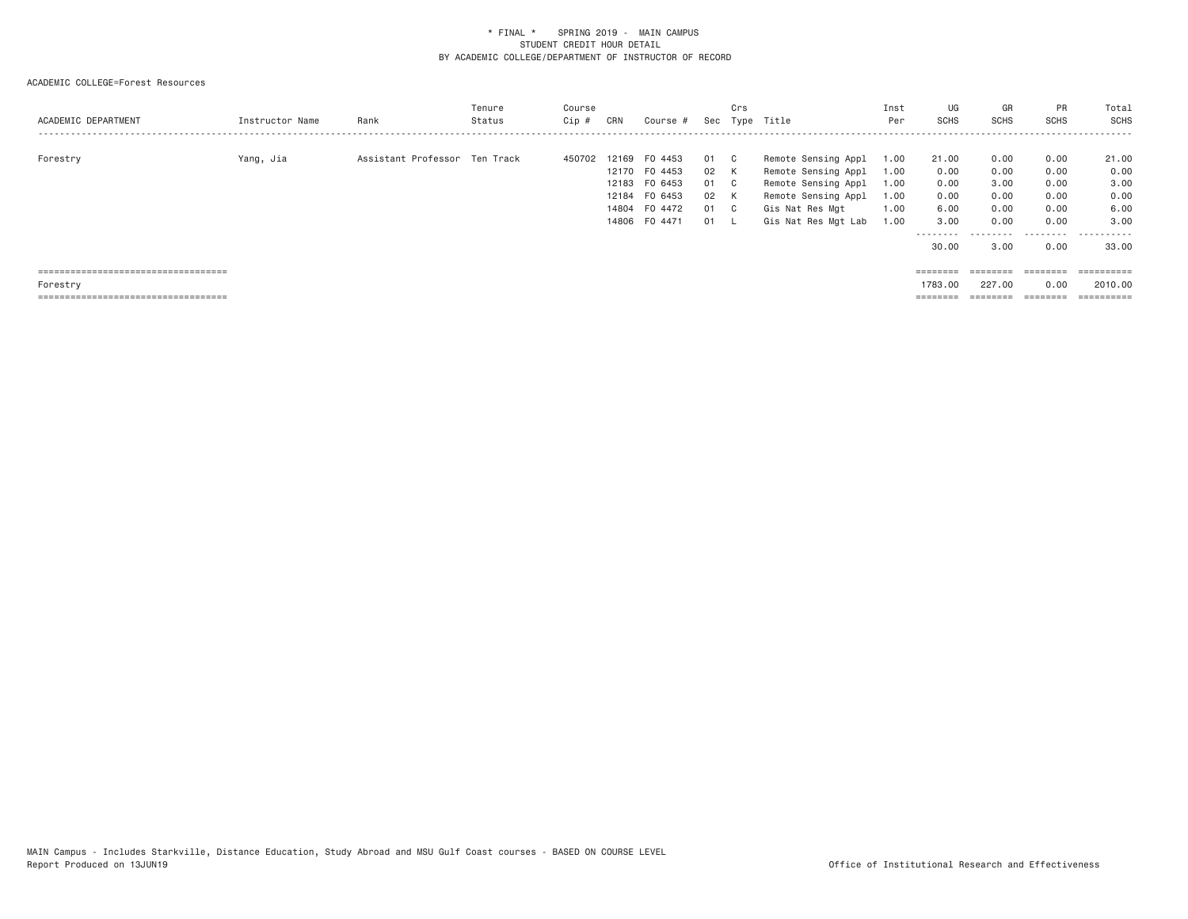\* FINAL \*    SPRING 2019 -  MAIN CAMPUS
STUDENT CREDIT HOUR DETAIL
BY ACADEMIC COLLEGE/DEPARTMENT OF INSTRUCTOR OF RECORD

ACADEMIC COLLEGE=Forest Resources

| ACADEMIC DEPARTMENT | Instructor Name | Rank | Tenure Status | Course Cip # | CRN | Course # | Sec | Crs Type | Title | Inst Per | UG SCHS | GR SCHS | PR SCHS | Total SCHS |
|---|---|---|---|---|---|---|---|---|---|---|---|---|---|---|
| Forestry | Yang, Jia | Assistant Professor | Ten Track | 450702 | 12169 | FO 4453 | 01 | C | Remote Sensing Appl | 1.00 | 21.00 | 0.00 | 0.00 | 21.00 |
| | | | | | 12170 | FO 4453 | 02 | K | Remote Sensing Appl | 1.00 | 0.00 | 0.00 | 0.00 | 0.00 |
| | | | | | 12183 | FO 6453 | 01 | C | Remote Sensing Appl | 1.00 | 0.00 | 3.00 | 0.00 | 3.00 |
| | | | | | 12184 | FO 6453 | 02 | K | Remote Sensing Appl | 1.00 | 0.00 | 0.00 | 0.00 | 0.00 |
| | | | | | 14804 | FO 4472 | 01 | C | Gis Nat Res Mgt | 1.00 | 6.00 | 0.00 | 0.00 | 6.00 |
| | | | | | 14806 | FO 4471 | 01 | L | Gis Nat Res Mgt Lab | 1.00 | 3.00 | 0.00 | 0.00 | 3.00 |
| | | | | | | | | | | | 30.00 | 3.00 | 0.00 | 33.00 |
| Forestry | | | | | | | | | | | 1783.00 | 227.00 | 0.00 | 2010.00 |

MAIN Campus - Includes Starkville, Distance Education, Study Abroad and MSU Gulf Coast courses - BASED ON COURSE LEVEL
Report Produced on 13JUN19    Office of Institutional Research and Effectiveness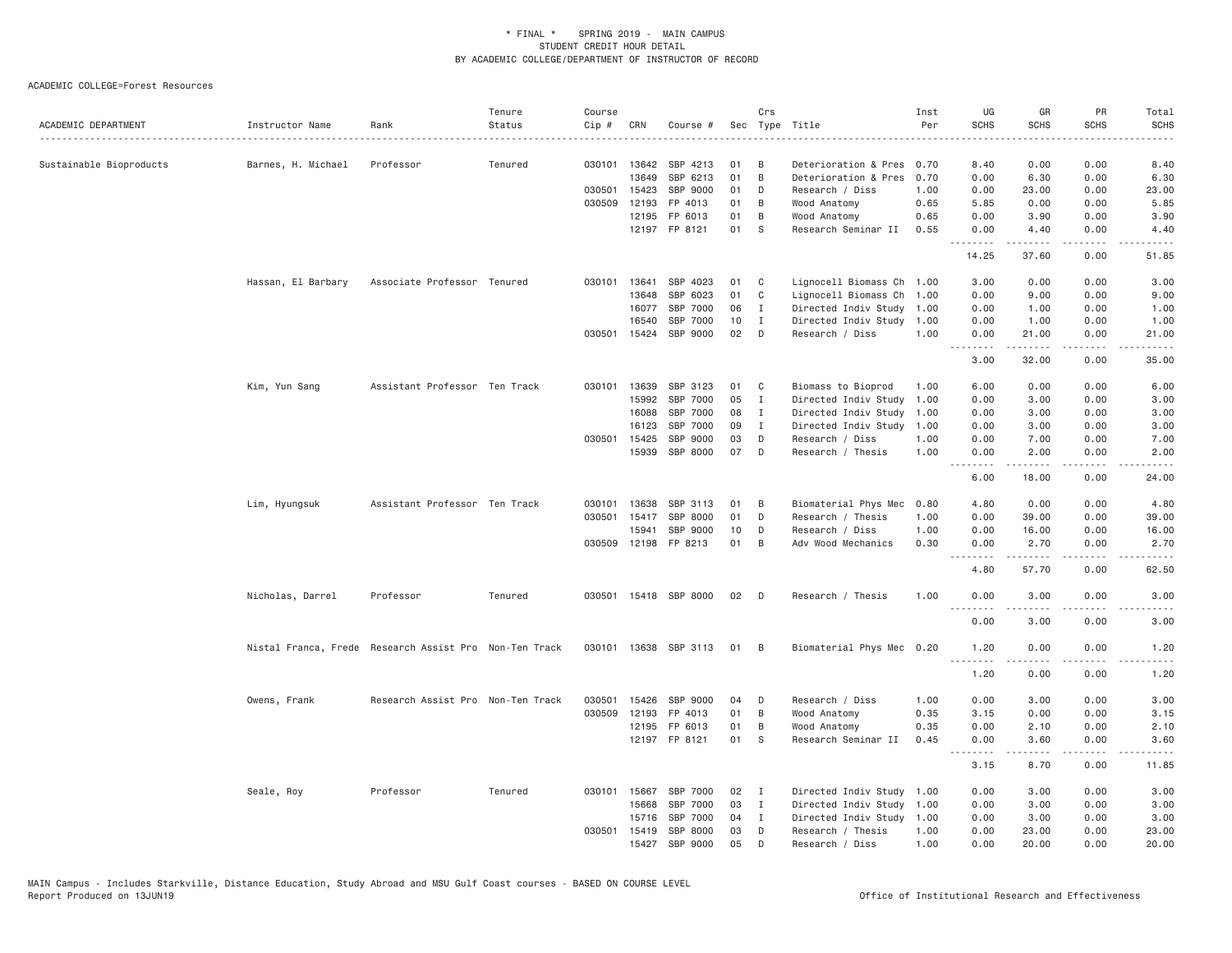\* FINAL \*   SPRING 2019 -  MAIN CAMPUS
STUDENT CREDIT HOUR DETAIL
BY ACADEMIC COLLEGE/DEPARTMENT OF INSTRUCTOR OF RECORD

ACADEMIC COLLEGE=Forest Resources

| ACADEMIC DEPARTMENT | Instructor Name | Rank | Tenure Status | Course Cip # | CRN | Course # | Sec | Crs Type | Title | Inst Per | UG SCHS | GR SCHS | PR SCHS | Total SCHS |
|---|---|---|---|---|---|---|---|---|---|---|---|---|---|---|
| Sustainable Bioproducts | Barnes, H. Michael | Professor | Tenured | 030101 | 13642 | SBP 4213 | 01 | B | Deterioration & Pres | 0.70 | 8.40 | 0.00 | 0.00 | 8.40 |
| | | | | | 13649 | SBP 6213 | 01 | B | Deterioration & Pres | 0.70 | 0.00 | 6.30 | 0.00 | 6.30 |
| | | | | 030501 | 15423 | SBP 9000 | 01 | D | Research / Diss | 1.00 | 0.00 | 23.00 | 0.00 | 23.00 |
| | | | | 030509 | 12193 | FP 4013 | 01 | B | Wood Anatomy | 0.65 | 5.85 | 0.00 | 0.00 | 5.85 |
| | | | | | 12195 | FP 6013 | 01 | B | Wood Anatomy | 0.65 | 0.00 | 3.90 | 0.00 | 3.90 |
| | | | | | 12197 | FP 8121 | 01 | S | Research Seminar II | 0.55 | 0.00 | 4.40 | 0.00 | 4.40 |
| | | | | | | | | | | | 14.25 | 37.60 | 0.00 | 51.85 |
| | Hassan, El Barbary | Associate Professor | Tenured | 030101 | 13641 | SBP 4023 | 01 | C | Lignocell Biomass Ch | 1.00 | 3.00 | 0.00 | 0.00 | 3.00 |
| | | | | | 13648 | SBP 6023 | 01 | C | Lignocell Biomass Ch | 1.00 | 0.00 | 9.00 | 0.00 | 9.00 |
| | | | | | 16077 | SBP 7000 | 06 | I | Directed Indiv Study | 1.00 | 0.00 | 1.00 | 0.00 | 1.00 |
| | | | | | 16540 | SBP 7000 | 10 | I | Directed Indiv Study | 1.00 | 0.00 | 1.00 | 0.00 | 1.00 |
| | | | | 030501 | 15424 | SBP 9000 | 02 | D | Research / Diss | 1.00 | 0.00 | 21.00 | 0.00 | 21.00 |
| | | | | | | | | | | | 3.00 | 32.00 | 0.00 | 35.00 |
| | Kim, Yun Sang | Assistant Professor | Ten Track | 030101 | 13639 | SBP 3123 | 01 | C | Biomass to Bioprod | 1.00 | 6.00 | 0.00 | 0.00 | 6.00 |
| | | | | | 15992 | SBP 7000 | 05 | I | Directed Indiv Study | 1.00 | 0.00 | 3.00 | 0.00 | 3.00 |
| | | | | | 16088 | SBP 7000 | 08 | I | Directed Indiv Study | 1.00 | 0.00 | 3.00 | 0.00 | 3.00 |
| | | | | | 16123 | SBP 7000 | 09 | I | Directed Indiv Study | 1.00 | 0.00 | 3.00 | 0.00 | 3.00 |
| | | | | 030501 | 15425 | SBP 9000 | 03 | D | Research / Diss | 1.00 | 0.00 | 7.00 | 0.00 | 7.00 |
| | | | | | 15939 | SBP 8000 | 07 | D | Research / Thesis | 1.00 | 0.00 | 2.00 | 0.00 | 2.00 |
| | | | | | | | | | | | 6.00 | 18.00 | 0.00 | 24.00 |
| | Lim, Hyungsuk | Assistant Professor | Ten Track | 030101 | 13638 | SBP 3113 | 01 | B | Biomaterial Phys Mec | 0.80 | 4.80 | 0.00 | 0.00 | 4.80 |
| | | | | 030501 | 15417 | SBP 8000 | 01 | D | Research / Thesis | 1.00 | 0.00 | 39.00 | 0.00 | 39.00 |
| | | | | | 15941 | SBP 9000 | 10 | D | Research / Diss | 1.00 | 0.00 | 16.00 | 0.00 | 16.00 |
| | | | | 030509 | 12198 | FP 8213 | 01 | B | Adv Wood Mechanics | 0.30 | 0.00 | 2.70 | 0.00 | 2.70 |
| | | | | | | | | | | | 4.80 | 57.70 | 0.00 | 62.50 |
| | Nicholas, Darrel | Professor | Tenured | 030501 | 15418 | SBP 8000 | 02 | D | Research / Thesis | 1.00 | 0.00 | 3.00 | 0.00 | 3.00 |
| | | | | | | | | | | | 0.00 | 3.00 | 0.00 | 3.00 |
| | Nistal Franca, Frede | Research Assist Pro | Non-Ten Track | 030101 | 13638 | SBP 3113 | 01 | B | Biomaterial Phys Mec | 0.20 | 1.20 | 0.00 | 0.00 | 1.20 |
| | | | | | | | | | | | 1.20 | 0.00 | 0.00 | 1.20 |
| | Owens, Frank | Research Assist Pro | Non-Ten Track | 030501 | 15426 | SBP 9000 | 04 | D | Research / Diss | 1.00 | 0.00 | 3.00 | 0.00 | 3.00 |
| | | | | 030509 | 12193 | FP 4013 | 01 | B | Wood Anatomy | 0.35 | 3.15 | 0.00 | 0.00 | 3.15 |
| | | | | | 12195 | FP 6013 | 01 | B | Wood Anatomy | 0.35 | 0.00 | 2.10 | 0.00 | 2.10 |
| | | | | | 12197 | FP 8121 | 01 | S | Research Seminar II | 0.45 | 0.00 | 3.60 | 0.00 | 3.60 |
| | | | | | | | | | | | 3.15 | 8.70 | 0.00 | 11.85 |
| | Seale, Roy | Professor | Tenured | 030101 | 15667 | SBP 7000 | 02 | I | Directed Indiv Study | 1.00 | 0.00 | 3.00 | 0.00 | 3.00 |
| | | | | | 15668 | SBP 7000 | 03 | I | Directed Indiv Study | 1.00 | 0.00 | 3.00 | 0.00 | 3.00 |
| | | | | | 15716 | SBP 7000 | 04 | I | Directed Indiv Study | 1.00 | 0.00 | 3.00 | 0.00 | 3.00 |
| | | | | 030501 | 15419 | SBP 8000 | 03 | D | Research / Thesis | 1.00 | 0.00 | 23.00 | 0.00 | 23.00 |
| | | | | | 15427 | SBP 9000 | 05 | D | Research / Diss | 1.00 | 0.00 | 20.00 | 0.00 | 20.00 |

MAIN Campus - Includes Starkville, Distance Education, Study Abroad and MSU Gulf Coast courses - BASED ON COURSE LEVEL
Report Produced on 13JUN19 — Office of Institutional Research and Effectiveness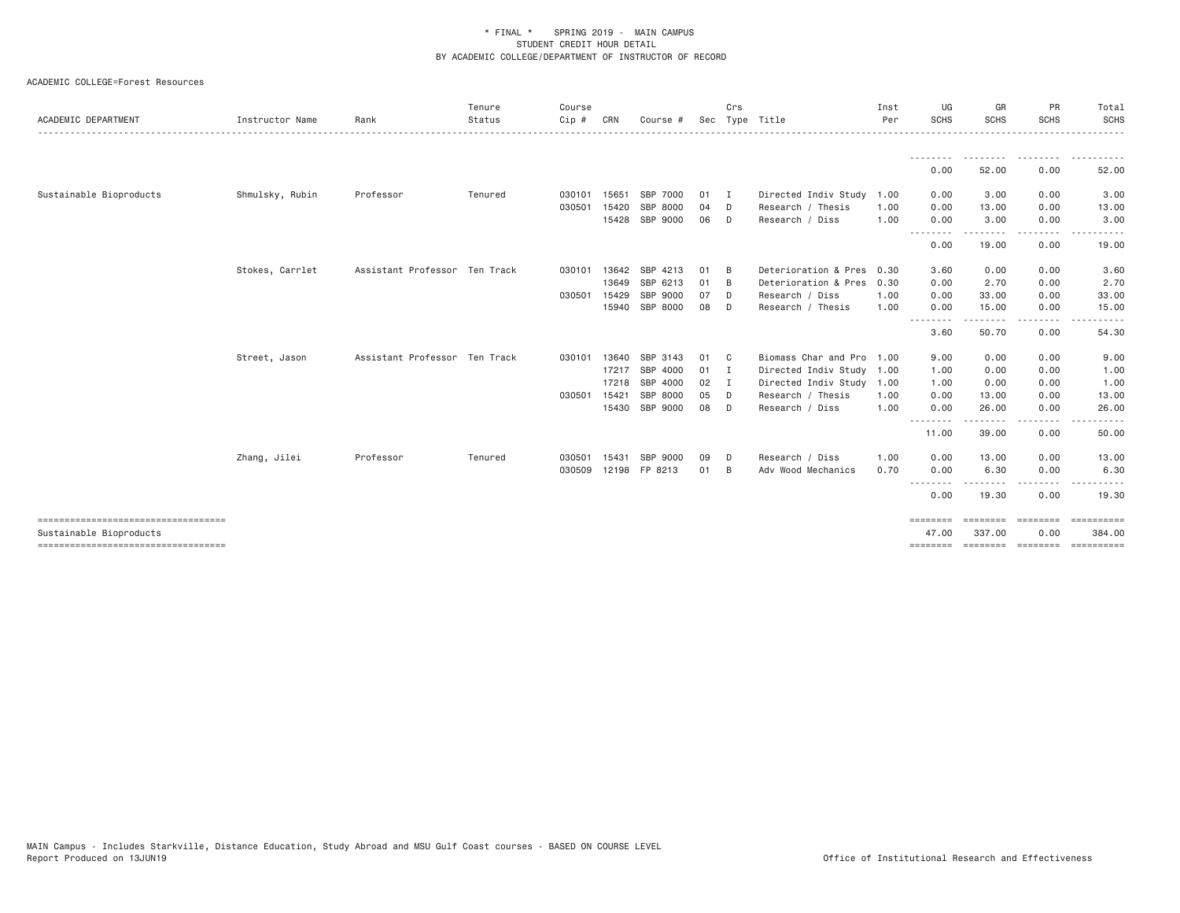\* FINAL \*    SPRING 2019 -  MAIN CAMPUS
STUDENT CREDIT HOUR DETAIL
BY ACADEMIC COLLEGE/DEPARTMENT OF INSTRUCTOR OF RECORD

ACADEMIC COLLEGE=Forest Resources

| ACADEMIC DEPARTMENT | Instructor Name | Rank | Tenure Status | Course Cip # | CRN | Course # | Sec | Crs Type | Title | Inst Per | UG SCHS | GR SCHS | PR SCHS | Total SCHS |
|---|---|---|---|---|---|---|---|---|---|---|---|---|---|---|
| | | | | | | | | | | | 0.00 | 52.00 | 0.00 | 52.00 |
| Sustainable Bioproducts | Shmulsky, Rubin | Professor | Tenured | 030101 | 15651 | SBP 7000 | 01 | I | Directed Indiv Study | 1.00 | 0.00 | 3.00 | 0.00 | 3.00 |
| | | | | 030501 | 15420 | SBP 8000 | 04 | D | Research / Thesis | 1.00 | 0.00 | 13.00 | 0.00 | 13.00 |
| | | | | | 15428 | SBP 9000 | 06 | D | Research / Diss | 1.00 | 0.00 | 3.00 | 0.00 | 3.00 |
| | | | | | | | | | | | 0.00 | 19.00 | 0.00 | 19.00 |
| | Stokes, Carrlet | Assistant Professor | Ten Track | 030101 | 13642 | SBP 4213 | 01 | B | Deterioration & Pres | 0.30 | 3.60 | 0.00 | 0.00 | 3.60 |
| | | | | | 13649 | SBP 6213 | 01 | B | Deterioration & Pres | 0.30 | 0.00 | 2.70 | 0.00 | 2.70 |
| | | | | 030501 | 15429 | SBP 9000 | 07 | D | Research / Diss | 1.00 | 0.00 | 33.00 | 0.00 | 33.00 |
| | | | | | 15940 | SBP 8000 | 08 | D | Research / Thesis | 1.00 | 0.00 | 15.00 | 0.00 | 15.00 |
| | | | | | | | | | | | 3.60 | 50.70 | 0.00 | 54.30 |
| | Street, Jason | Assistant Professor | Ten Track | 030101 | 13640 | SBP 3143 | 01 | C | Biomass Char and Pro | 1.00 | 9.00 | 0.00 | 0.00 | 9.00 |
| | | | | | 17217 | SBP 4000 | 01 | I | Directed Indiv Study | 1.00 | 1.00 | 0.00 | 0.00 | 1.00 |
| | | | | | 17218 | SBP 4000 | 02 | I | Directed Indiv Study | 1.00 | 1.00 | 0.00 | 0.00 | 1.00 |
| | | | | 030501 | 15421 | SBP 8000 | 05 | D | Research / Thesis | 1.00 | 0.00 | 13.00 | 0.00 | 13.00 |
| | | | | | 15430 | SBP 9000 | 08 | D | Research / Diss | 1.00 | 0.00 | 26.00 | 0.00 | 26.00 |
| | | | | | | | | | | | 11.00 | 39.00 | 0.00 | 50.00 |
| | Zhang, Jilei | Professor | Tenured | 030501 | 15431 | SBP 9000 | 09 | D | Research / Diss | 1.00 | 0.00 | 13.00 | 0.00 | 13.00 |
| | | | | 030509 | 12198 | FP 8213 | 01 | B | Adv Wood Mechanics | 0.70 | 0.00 | 6.30 | 0.00 | 6.30 |
| | | | | | | | | | | | 0.00 | 19.30 | 0.00 | 19.30 |
| Sustainable Bioproducts | | | | | | | | | | | 47.00 | 337.00 | 0.00 | 384.00 |

MAIN Campus - Includes Starkville, Distance Education, Study Abroad and MSU Gulf Coast courses - BASED ON COURSE LEVEL
Report Produced on 13JUN19

Office of Institutional Research and Effectiveness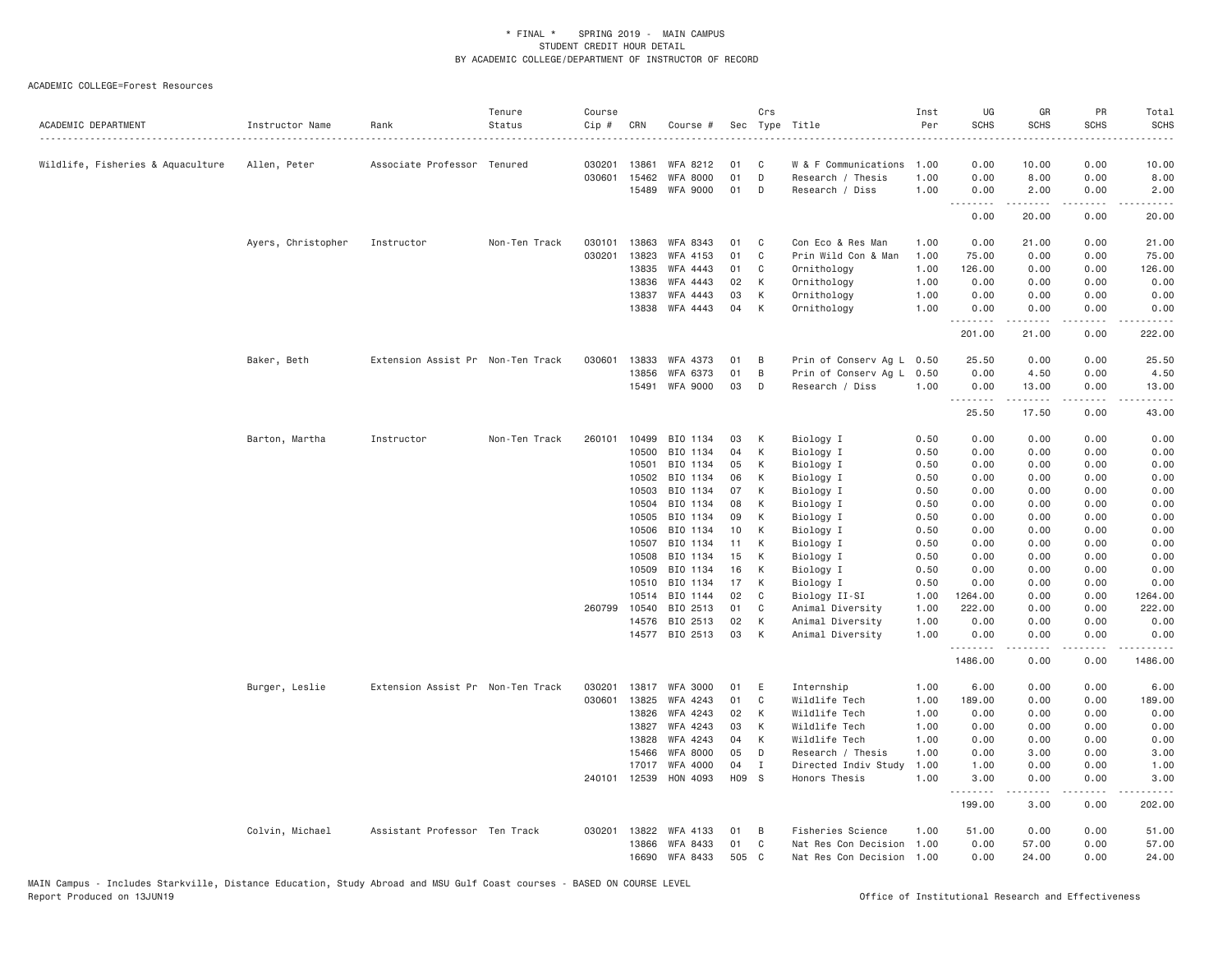\* FINAL \* SPRING 2019 - MAIN CAMPUS
STUDENT CREDIT HOUR DETAIL
BY ACADEMIC COLLEGE/DEPARTMENT OF INSTRUCTOR OF RECORD

ACADEMIC COLLEGE=Forest Resources

| ACADEMIC DEPARTMENT | Instructor Name | Rank | Tenure Status | Course Cip # | CRN | Course # | Sec | Crs Type | Title | Inst Per | UG SCHS | GR SCHS | PR SCHS | Total SCHS |
|---|---|---|---|---|---|---|---|---|---|---|---|---|---|---|
| Wildlife, Fisheries & Aquaculture | Allen, Peter | Associate Professor | Tenured | 030201 | 13861 | WFA 8212 | 01 | C | W & F Communications | 1.00 | 0.00 | 10.00 | 0.00 | 10.00 |
| | | | | 030601 | 15462 | WFA 8000 | 01 | D | Research / Thesis | 1.00 | 0.00 | 8.00 | 0.00 | 8.00 |
| | | | | | 15489 | WFA 9000 | 01 | D | Research / Diss | 1.00 | 0.00 | 2.00 | 0.00 | 2.00 |
| | | | | | | | | | | | 0.00 | 20.00 | 0.00 | 20.00 |
| | Ayers, Christopher | Instructor | Non-Ten Track | 030101 | 13863 | WFA 8343 | 01 | C | Con Eco & Res Man | 1.00 | 0.00 | 21.00 | 0.00 | 21.00 |
| | | | | 030201 | 13823 | WFA 4153 | 01 | C | Prin Wild Con & Man | 1.00 | 75.00 | 0.00 | 0.00 | 75.00 |
| | | | | | 13835 | WFA 4443 | 01 | C | Ornithology | 1.00 | 126.00 | 0.00 | 0.00 | 126.00 |
| | | | | | 13836 | WFA 4443 | 02 | K | Ornithology | 1.00 | 0.00 | 0.00 | 0.00 | 0.00 |
| | | | | | 13837 | WFA 4443 | 03 | K | Ornithology | 1.00 | 0.00 | 0.00 | 0.00 | 0.00 |
| | | | | | 13838 | WFA 4443 | 04 | K | Ornithology | 1.00 | 0.00 | 0.00 | 0.00 | 0.00 |
| | | | | | | | | | | | 201.00 | 21.00 | 0.00 | 222.00 |
| | Baker, Beth | Extension Assist Pr | Non-Ten Track | 030601 | 13833 | WFA 4373 | 01 | B | Prin of Conserv Ag L | 0.50 | 25.50 | 0.00 | 0.00 | 25.50 |
| | | | | | 13856 | WFA 6373 | 01 | B | Prin of Conserv Ag L | 0.50 | 0.00 | 4.50 | 0.00 | 4.50 |
| | | | | | 15491 | WFA 9000 | 03 | D | Research / Diss | 1.00 | 0.00 | 13.00 | 0.00 | 13.00 |
| | | | | | | | | | | | 25.50 | 17.50 | 0.00 | 43.00 |
| | Barton, Martha | Instructor | Non-Ten Track | 260101 | 10499 | BIO 1134 | 03 | K | Biology I | 0.50 | 0.00 | 0.00 | 0.00 | 0.00 |
| | | | | | 10500 | BIO 1134 | 04 | K | Biology I | 0.50 | 0.00 | 0.00 | 0.00 | 0.00 |
| | | | | | 10501 | BIO 1134 | 05 | K | Biology I | 0.50 | 0.00 | 0.00 | 0.00 | 0.00 |
| | | | | | 10502 | BIO 1134 | 06 | K | Biology I | 0.50 | 0.00 | 0.00 | 0.00 | 0.00 |
| | | | | | 10503 | BIO 1134 | 07 | K | Biology I | 0.50 | 0.00 | 0.00 | 0.00 | 0.00 |
| | | | | | 10504 | BIO 1134 | 08 | K | Biology I | 0.50 | 0.00 | 0.00 | 0.00 | 0.00 |
| | | | | | 10505 | BIO 1134 | 09 | K | Biology I | 0.50 | 0.00 | 0.00 | 0.00 | 0.00 |
| | | | | | 10506 | BIO 1134 | 10 | K | Biology I | 0.50 | 0.00 | 0.00 | 0.00 | 0.00 |
| | | | | | 10507 | BIO 1134 | 11 | K | Biology I | 0.50 | 0.00 | 0.00 | 0.00 | 0.00 |
| | | | | | 10508 | BIO 1134 | 15 | K | Biology I | 0.50 | 0.00 | 0.00 | 0.00 | 0.00 |
| | | | | | 10509 | BIO 1134 | 16 | K | Biology I | 0.50 | 0.00 | 0.00 | 0.00 | 0.00 |
| | | | | | 10510 | BIO 1134 | 17 | K | Biology I | 0.50 | 0.00 | 0.00 | 0.00 | 0.00 |
| | | | | | 10514 | BIO 1144 | 02 | C | Biology II-SI | 1.00 | 1264.00 | 0.00 | 0.00 | 1264.00 |
| | | | | 260799 | 10540 | BIO 2513 | 01 | C | Animal Diversity | 1.00 | 222.00 | 0.00 | 0.00 | 222.00 |
| | | | | | 14576 | BIO 2513 | 02 | K | Animal Diversity | 1.00 | 0.00 | 0.00 | 0.00 | 0.00 |
| | | | | | 14577 | BIO 2513 | 03 | K | Animal Diversity | 1.00 | 0.00 | 0.00 | 0.00 | 0.00 |
| | | | | | | | | | | | 1486.00 | 0.00 | 0.00 | 1486.00 |
| | Burger, Leslie | Extension Assist Pr | Non-Ten Track | 030201 | 13817 | WFA 3000 | 01 | E | Internship | 1.00 | 6.00 | 0.00 | 0.00 | 6.00 |
| | | | | 030601 | 13825 | WFA 4243 | 01 | C | Wildlife Tech | 1.00 | 189.00 | 0.00 | 0.00 | 189.00 |
| | | | | | 13826 | WFA 4243 | 02 | K | Wildlife Tech | 1.00 | 0.00 | 0.00 | 0.00 | 0.00 |
| | | | | | 13827 | WFA 4243 | 03 | K | Wildlife Tech | 1.00 | 0.00 | 0.00 | 0.00 | 0.00 |
| | | | | | 13828 | WFA 4243 | 04 | K | Wildlife Tech | 1.00 | 0.00 | 0.00 | 0.00 | 0.00 |
| | | | | | 15466 | WFA 8000 | 05 | D | Research / Thesis | 1.00 | 0.00 | 3.00 | 0.00 | 3.00 |
| | | | | | 17017 | WFA 4000 | 04 | I | Directed Indiv Study | 1.00 | 1.00 | 0.00 | 0.00 | 1.00 |
| | | | | 240101 | 12539 | HON 4093 | H09 | S | Honors Thesis | 1.00 | 3.00 | 0.00 | 0.00 | 3.00 |
| | | | | | | | | | | | 199.00 | 3.00 | 0.00 | 202.00 |
| | Colvin, Michael | Assistant Professor | Ten Track | 030201 | 13822 | WFA 4133 | 01 | B | Fisheries Science | 1.00 | 51.00 | 0.00 | 0.00 | 51.00 |
| | | | | | 13866 | WFA 8433 | 01 | C | Nat Res Con Decision | 1.00 | 0.00 | 57.00 | 0.00 | 57.00 |
| | | | | | 16690 | WFA 8433 | 505 | C | Nat Res Con Decision | 1.00 | 0.00 | 24.00 | 0.00 | 24.00 |

MAIN Campus - Includes Starkville, Distance Education, Study Abroad and MSU Gulf Coast courses - BASED ON COURSE LEVEL
Report Produced on 13JUN19 — Office of Institutional Research and Effectiveness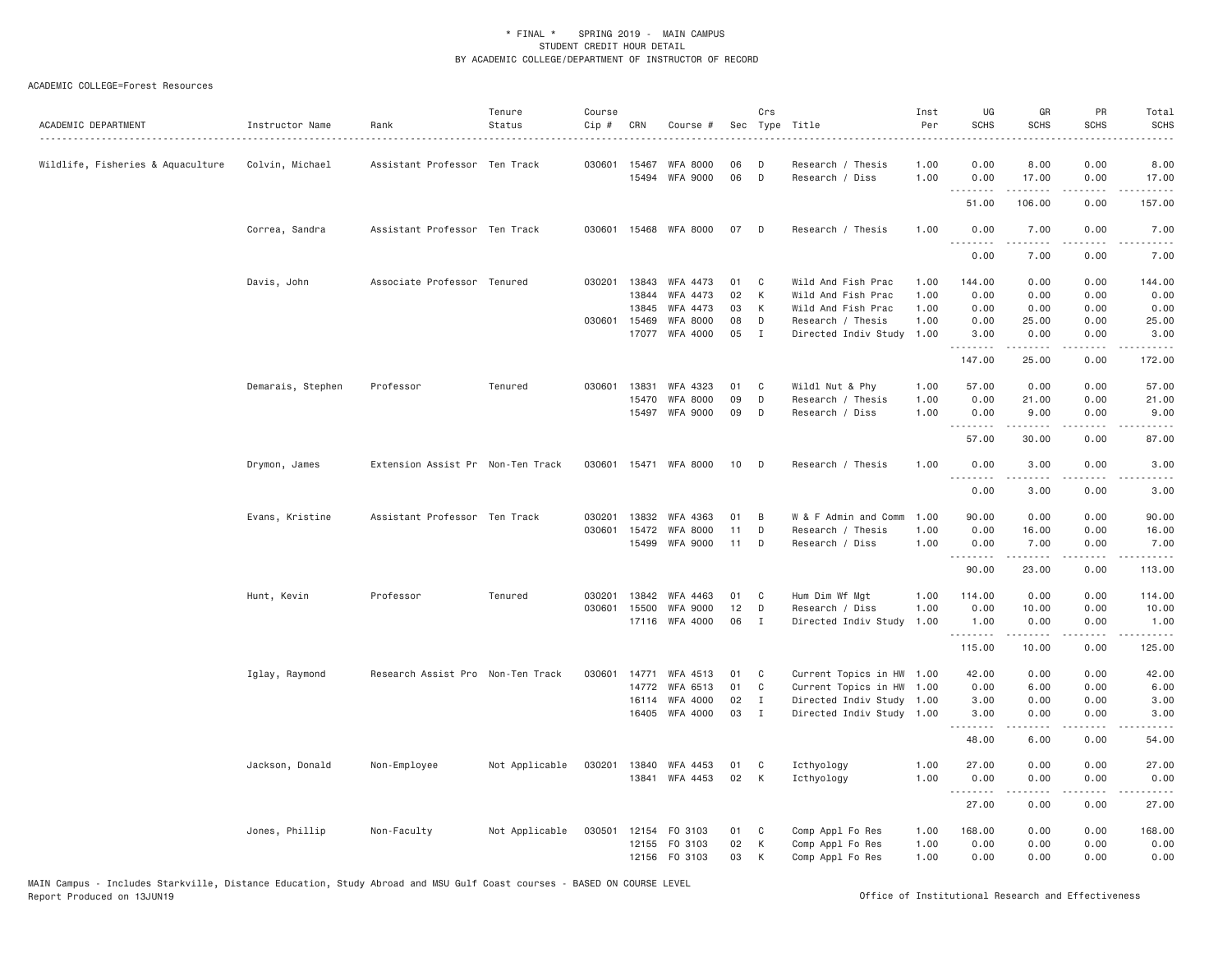\* FINAL \* SPRING 2019 - MAIN CAMPUS
STUDENT CREDIT HOUR DETAIL
BY ACADEMIC COLLEGE/DEPARTMENT OF INSTRUCTOR OF RECORD

ACADEMIC COLLEGE=Forest Resources

| ACADEMIC DEPARTMENT | Instructor Name | Rank | Tenure Status | Course Cip # | CRN | Course # | Sec | Crs Type | Title | Inst Per | UG SCHS | GR SCHS | PR SCHS | Total SCHS |
|---|---|---|---|---|---|---|---|---|---|---|---|---|---|---|
| Wildlife, Fisheries & Aquaculture | Colvin, Michael | Assistant Professor | Ten Track | 030601 | 15467 | WFA 8000 | 06 | D | Research / Thesis | 1.00 | 0.00 | 8.00 | 0.00 | 8.00 |
| | | | | | 15494 | WFA 9000 | 06 | D | Research / Diss | 1.00 | 0.00 | 17.00 | 0.00 | 17.00 |
| | | | | | | | | | | | 51.00 | 106.00 | 0.00 | 157.00 |
| | Correa, Sandra | Assistant Professor | Ten Track | 030601 | 15468 | WFA 8000 | 07 | D | Research / Thesis | 1.00 | 0.00 | 7.00 | 0.00 | 7.00 |
| | | | | | | | | | | | 0.00 | 7.00 | 0.00 | 7.00 |
| | Davis, John | Associate Professor | Tenured | 030201 | 13843 | WFA 4473 | 01 | C | Wild And Fish Prac | 1.00 | 144.00 | 0.00 | 0.00 | 144.00 |
| | | | | | 13844 | WFA 4473 | 02 | K | Wild And Fish Prac | 1.00 | 0.00 | 0.00 | 0.00 | 0.00 |
| | | | | | 13845 | WFA 4473 | 03 | K | Wild And Fish Prac | 1.00 | 0.00 | 0.00 | 0.00 | 0.00 |
| | | | | 030601 | 15469 | WFA 8000 | 08 | D | Research / Thesis | 1.00 | 0.00 | 25.00 | 0.00 | 25.00 |
| | | | | | 17077 | WFA 4000 | 05 | I | Directed Indiv Study | 1.00 | 3.00 | 0.00 | 0.00 | 3.00 |
| | | | | | | | | | | | 147.00 | 25.00 | 0.00 | 172.00 |
| | Demarais, Stephen | Professor | Tenured | 030601 | 13831 | WFA 4323 | 01 | C | Wildl Nut & Phy | 1.00 | 57.00 | 0.00 | 0.00 | 57.00 |
| | | | | | 15470 | WFA 8000 | 09 | D | Research / Thesis | 1.00 | 0.00 | 21.00 | 0.00 | 21.00 |
| | | | | | 15497 | WFA 9000 | 09 | D | Research / Diss | 1.00 | 0.00 | 9.00 | 0.00 | 9.00 |
| | | | | | | | | | | | 57.00 | 30.00 | 0.00 | 87.00 |
| | Drymon, James | Extension Assist Pr | Non-Ten Track | 030601 | 15471 | WFA 8000 | 10 | D | Research / Thesis | 1.00 | 0.00 | 3.00 | 0.00 | 3.00 |
| | | | | | | | | | | | 0.00 | 3.00 | 0.00 | 3.00 |
| | Evans, Kristine | Assistant Professor | Ten Track | 030201 | 13832 | WFA 4363 | 01 | B | W & F Admin and Comm | 1.00 | 90.00 | 0.00 | 0.00 | 90.00 |
| | | | | 030601 | 15472 | WFA 8000 | 11 | D | Research / Thesis | 1.00 | 0.00 | 16.00 | 0.00 | 16.00 |
| | | | | | 15499 | WFA 9000 | 11 | D | Research / Diss | 1.00 | 0.00 | 7.00 | 0.00 | 7.00 |
| | | | | | | | | | | | 90.00 | 23.00 | 0.00 | 113.00 |
| | Hunt, Kevin | Professor | Tenured | 030201 | 13842 | WFA 4463 | 01 | C | Hum Dim Wf Mgt | 1.00 | 114.00 | 0.00 | 0.00 | 114.00 |
| | | | | 030601 | 15500 | WFA 9000 | 12 | D | Research / Diss | 1.00 | 0.00 | 10.00 | 0.00 | 10.00 |
| | | | | | 17116 | WFA 4000 | 06 | I | Directed Indiv Study | 1.00 | 1.00 | 0.00 | 0.00 | 1.00 |
| | | | | | | | | | | | 115.00 | 10.00 | 0.00 | 125.00 |
| | Iglay, Raymond | Research Assist Pro | Non-Ten Track | 030601 | 14771 | WFA 4513 | 01 | C | Current Topics in HW | 1.00 | 42.00 | 0.00 | 0.00 | 42.00 |
| | | | | | 14772 | WFA 6513 | 01 | C | Current Topics in HW | 1.00 | 0.00 | 6.00 | 0.00 | 6.00 |
| | | | | | 16114 | WFA 4000 | 02 | I | Directed Indiv Study | 1.00 | 3.00 | 0.00 | 0.00 | 3.00 |
| | | | | | 16405 | WFA 4000 | 03 | I | Directed Indiv Study | 1.00 | 3.00 | 0.00 | 0.00 | 3.00 |
| | | | | | | | | | | | 48.00 | 6.00 | 0.00 | 54.00 |
| | Jackson, Donald | Non-Employee | Not Applicable | 030201 | 13840 | WFA 4453 | 01 | C | Icthyology | 1.00 | 27.00 | 0.00 | 0.00 | 27.00 |
| | | | | | 13841 | WFA 4453 | 02 | K | Icthyology | 1.00 | 0.00 | 0.00 | 0.00 | 0.00 |
| | | | | | | | | | | | 27.00 | 0.00 | 0.00 | 27.00 |
| | Jones, Phillip | Non-Faculty | Not Applicable | 030501 | 12154 | FO 3103 | 01 | C | Comp Appl Fo Res | 1.00 | 168.00 | 0.00 | 0.00 | 168.00 |
| | | | | | 12155 | FO 3103 | 02 | K | Comp Appl Fo Res | 1.00 | 0.00 | 0.00 | 0.00 | 0.00 |
| | | | | | 12156 | FO 3103 | 03 | K | Comp Appl Fo Res | 1.00 | 0.00 | 0.00 | 0.00 | 0.00 |

MAIN Campus - Includes Starkville, Distance Education, Study Abroad and MSU Gulf Coast courses - BASED ON COURSE LEVEL
Report Produced on 13JUN19

Office of Institutional Research and Effectiveness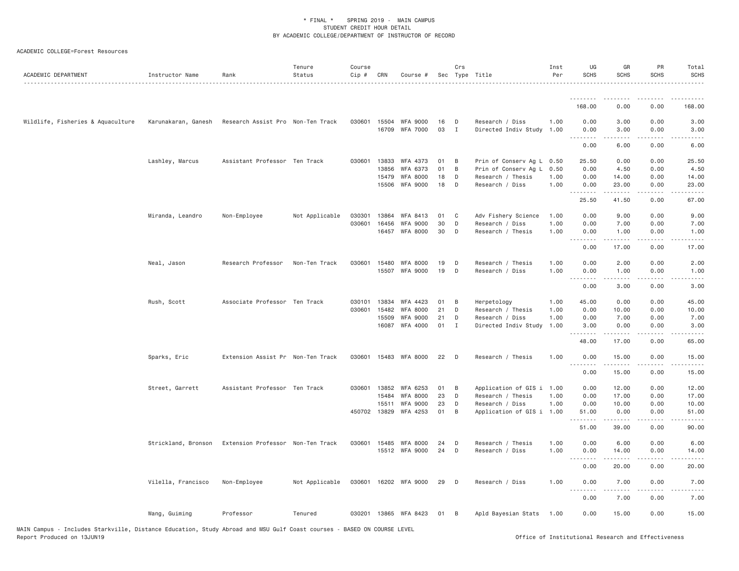ACADEMIC COLLEGE=Forest Resources

| ACADEMIC DEPARTMENT | Instructor Name | Rank | Tenure Status | Course Cip # | CRN | Course # | Sec | Crs Type | Title | Inst Per | UG SCHS | GR SCHS | PR SCHS | Total SCHS |
|---|---|---|---|---|---|---|---|---|---|---|---|---|---|---|
| | | | | | | | | | | | 168.00 | 0.00 | 0.00 | 168.00 |
| Wildlife, Fisheries & Aquaculture | Karunakaran, Ganesh | Research Assist Pro | Non-Ten Track | 030601 | 15504 | WFA 9000 | 16 | D | Research / Diss | 1.00 | 0.00 | 3.00 | 0.00 | 3.00 |
| | | | | | 16709 | WFA 7000 | 03 | I | Directed Indiv Study | 1.00 | 0.00 | 3.00 | 0.00 | 3.00 |
| | | | | | | | | | | | 0.00 | 6.00 | 0.00 | 6.00 |
| | Lashley, Marcus | Assistant Professor | Ten Track | 030601 | 13833 | WFA 4373 | 01 | B | Prin of Conserv Ag L | 0.50 | 25.50 | 0.00 | 0.00 | 25.50 |
| | | | | | 13856 | WFA 6373 | 01 | B | Prin of Conserv Ag L | 0.50 | 0.00 | 4.50 | 0.00 | 4.50 |
| | | | | | 15479 | WFA 8000 | 18 | D | Research / Thesis | 1.00 | 0.00 | 14.00 | 0.00 | 14.00 |
| | | | | | 15506 | WFA 9000 | 18 | D | Research / Diss | 1.00 | 0.00 | 23.00 | 0.00 | 23.00 |
| | | | | | | | | | | | 25.50 | 41.50 | 0.00 | 67.00 |
| | Miranda, Leandro | Non-Employee | Not Applicable | 030301 | 13864 | WFA 8413 | 01 | C | Adv Fishery Science | 1.00 | 0.00 | 9.00 | 0.00 | 9.00 |
| | | | | 030601 | 16456 | WFA 9000 | 30 | D | Research / Diss | 1.00 | 0.00 | 7.00 | 0.00 | 7.00 |
| | | | | | 16457 | WFA 8000 | 30 | D | Research / Thesis | 1.00 | 0.00 | 1.00 | 0.00 | 1.00 |
| | | | | | | | | | | | 0.00 | 17.00 | 0.00 | 17.00 |
| | Neal, Jason | Research Professor | Non-Ten Track | 030601 | 15480 | WFA 8000 | 19 | D | Research / Thesis | 1.00 | 0.00 | 2.00 | 0.00 | 2.00 |
| | | | | | 15507 | WFA 9000 | 19 | D | Research / Diss | 1.00 | 0.00 | 1.00 | 0.00 | 1.00 |
| | | | | | | | | | | | 0.00 | 3.00 | 0.00 | 3.00 |
| | Rush, Scott | Associate Professor | Ten Track | 030101 | 13834 | WFA 4423 | 01 | B | Herpetology | 1.00 | 45.00 | 0.00 | 0.00 | 45.00 |
| | | | | 030601 | 15482 | WFA 8000 | 21 | D | Research / Thesis | 1.00 | 0.00 | 10.00 | 0.00 | 10.00 |
| | | | | | 15509 | WFA 9000 | 21 | D | Research / Diss | 1.00 | 0.00 | 7.00 | 0.00 | 7.00 |
| | | | | | 16087 | WFA 4000 | 01 | I | Directed Indiv Study | 1.00 | 3.00 | 0.00 | 0.00 | 3.00 |
| | | | | | | | | | | | 48.00 | 17.00 | 0.00 | 65.00 |
| | Sparks, Eric | Extension Assist Pr | Non-Ten Track | 030601 | 15483 | WFA 8000 | 22 | D | Research / Thesis | 1.00 | 0.00 | 15.00 | 0.00 | 15.00 |
| | | | | | | | | | | | 0.00 | 15.00 | 0.00 | 15.00 |
| | Street, Garrett | Assistant Professor | Ten Track | 030601 | 13852 | WFA 6253 | 01 | B | Application of GIS i | 1.00 | 0.00 | 12.00 | 0.00 | 12.00 |
| | | | | | 15484 | WFA 8000 | 23 | D | Research / Thesis | 1.00 | 0.00 | 17.00 | 0.00 | 17.00 |
| | | | | | 15511 | WFA 9000 | 23 | D | Research / Diss | 1.00 | 0.00 | 10.00 | 0.00 | 10.00 |
| | | | | 450702 | 13829 | WFA 4253 | 01 | B | Application of GIS i | 1.00 | 51.00 | 0.00 | 0.00 | 51.00 |
| | | | | | | | | | | | 51.00 | 39.00 | 0.00 | 90.00 |
| | Strickland, Bronson | Extension Professor | Non-Ten Track | 030601 | 15485 | WFA 8000 | 24 | D | Research / Thesis | 1.00 | 0.00 | 6.00 | 0.00 | 6.00 |
| | | | | | 15512 | WFA 9000 | 24 | D | Research / Diss | 1.00 | 0.00 | 14.00 | 0.00 | 14.00 |
| | | | | | | | | | | | 0.00 | 20.00 | 0.00 | 20.00 |
| | Vilella, Francisco | Non-Employee | Not Applicable | 030601 | 16202 | WFA 9000 | 29 | D | Research / Diss | 1.00 | 0.00 | 7.00 | 0.00 | 7.00 |
| | | | | | | | | | | | 0.00 | 7.00 | 0.00 | 7.00 |
| | Wang, Guiming | Professor | Tenured | 030201 | 13865 | WFA 8423 | 01 | B | Apld Bayesian Stats | 1.00 | 0.00 | 15.00 | 0.00 | 15.00 |

MAIN Campus - Includes Starkville, Distance Education, Study Abroad and MSU Gulf Coast courses - BASED ON COURSE LEVEL
Report Produced on 13JUN19 Office of Institutional Research and Effectiveness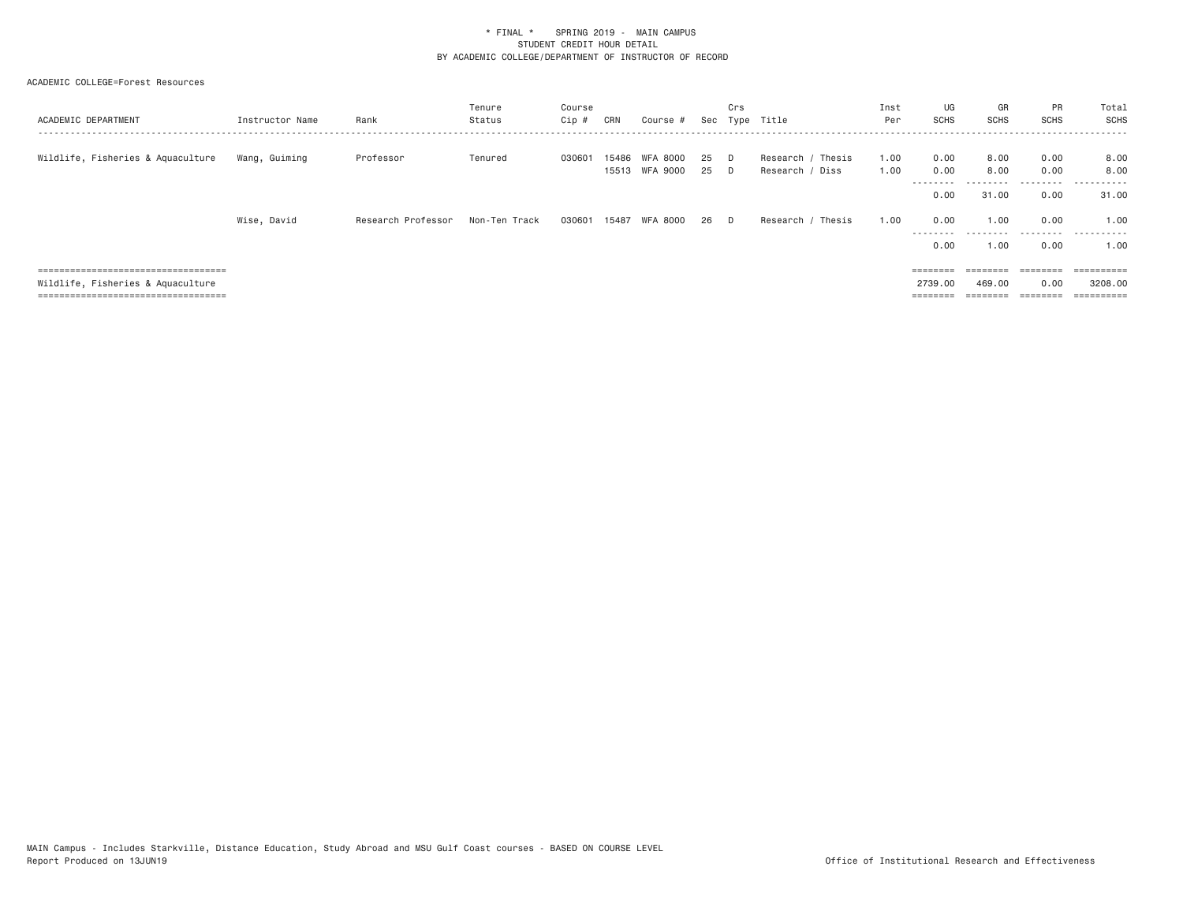\* FINAL \* SPRING 2019 - MAIN CAMPUS
STUDENT CREDIT HOUR DETAIL
BY ACADEMIC COLLEGE/DEPARTMENT OF INSTRUCTOR OF RECORD

ACADEMIC COLLEGE=Forest Resources

| ACADEMIC DEPARTMENT | Instructor Name | Rank | Tenure Status | Course Cip # | CRN | Course # | Sec | Crs Type | Title | Inst Per | UG SCHS | GR SCHS | PR SCHS | Total SCHS |
|---|---|---|---|---|---|---|---|---|---|---|---|---|---|---|
| Wildlife, Fisheries & Aquaculture | Wang, Guiming | Professor | Tenured | 030601 | 15486 | WFA 8000 | 25 | D | Research / Thesis | 1.00 | 0.00 | 8.00 | 0.00 | 8.00 |
| | | | | | 15513 | WFA 9000 | 25 | D | Research / Diss | 1.00 | 0.00 | 8.00 | 0.00 | 8.00 |
| | | | | | | | | | | | 0.00 | 31.00 | 0.00 | 31.00 |
| | Wise, David | Research Professor | Non-Ten Track | 030601 | 15487 | WFA 8000 | 26 | D | Research / Thesis | 1.00 | 0.00 | 1.00 | 0.00 | 1.00 |
| | | | | | | | | | | | 0.00 | 1.00 | 0.00 | 1.00 |
| Wildlife, Fisheries & Aquaculture | | | | | | | | | | | 2739.00 | 469.00 | 0.00 | 3208.00 |

MAIN Campus - Includes Starkville, Distance Education, Study Abroad and MSU Gulf Coast courses - BASED ON COURSE LEVEL
Report Produced on 13JUN19

Office of Institutional Research and Effectiveness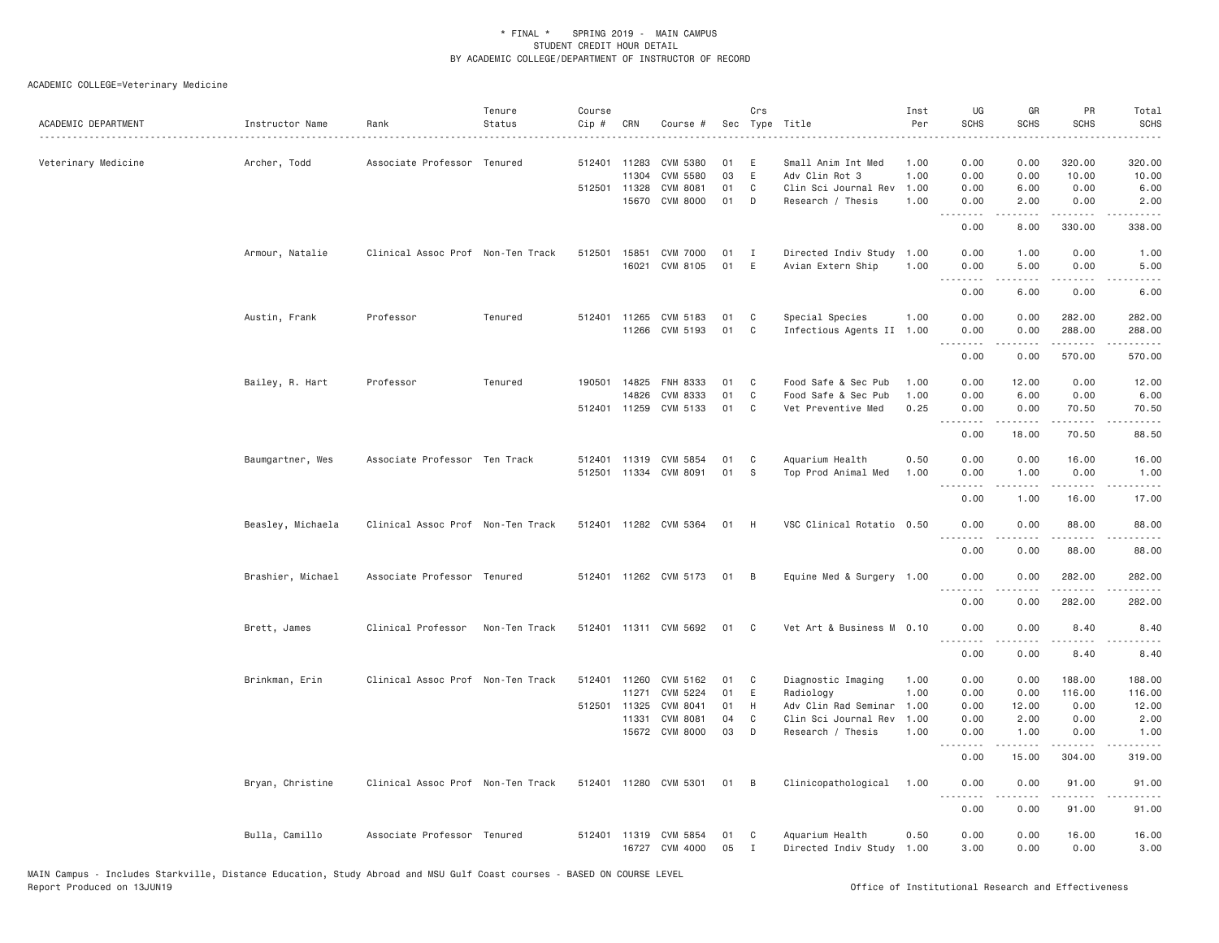\* FINAL \* SPRING 2019 - MAIN CAMPUS
STUDENT CREDIT HOUR DETAIL
BY ACADEMIC COLLEGE/DEPARTMENT OF INSTRUCTOR OF RECORD

ACADEMIC COLLEGE=Veterinary Medicine

| ACADEMIC DEPARTMENT | Instructor Name | Rank | Tenure Status | Course Cip # | CRN | Course # | Sec | Crs Type | Title | Inst Per | UG SCHS | GR SCHS | PR SCHS | Total SCHS |
|---|---|---|---|---|---|---|---|---|---|---|---|---|---|---|
| Veterinary Medicine | Archer, Todd | Associate Professor | Tenured | 512401 | 11283 | CVM 5380 | 01 | E | Small Anim Int Med | 1.00 | 0.00 | 0.00 | 320.00 | 320.00 |
| | | | | | 11304 | CVM 5580 | 03 | E | Adv Clin Rot 3 | 1.00 | 0.00 | 0.00 | 10.00 | 10.00 |
| | | | | 512501 | 11328 | CVM 8081 | 01 | C | Clin Sci Journal Rev | 1.00 | 0.00 | 6.00 | 0.00 | 6.00 |
| | | | | | 15670 | CVM 8000 | 01 | D | Research / Thesis | 1.00 | 0.00 | 2.00 | 0.00 | 2.00 |
| | | | | | | | | | | | 0.00 | 8.00 | 330.00 | 338.00 |
| | Armour, Natalie | Clinical Assoc Prof | Non-Ten Track | 512501 | 15851 | CVM 7000 | 01 | I | Directed Indiv Study | 1.00 | 0.00 | 1.00 | 0.00 | 1.00 |
| | | | | | 16021 | CVM 8105 | 01 | E | Avian Extern Ship | 1.00 | 0.00 | 5.00 | 0.00 | 5.00 |
| | | | | | | | | | | | 0.00 | 6.00 | 0.00 | 6.00 |
| | Austin, Frank | Professor | Tenured | 512401 | 11265 | CVM 5183 | 01 | C | Special Species | 1.00 | 0.00 | 0.00 | 282.00 | 282.00 |
| | | | | | 11266 | CVM 5193 | 01 | C | Infectious Agents II | 1.00 | 0.00 | 0.00 | 288.00 | 288.00 |
| | | | | | | | | | | | 0.00 | 0.00 | 570.00 | 570.00 |
| | Bailey, R. Hart | Professor | Tenured | 190501 | 14825 | FNH 8333 | 01 | C | Food Safe & Sec Pub | 1.00 | 0.00 | 12.00 | 0.00 | 12.00 |
| | | | | | 14826 | CVM 8333 | 01 | C | Food Safe & Sec Pub | 1.00 | 0.00 | 6.00 | 0.00 | 6.00 |
| | | | | 512401 | 11259 | CVM 5133 | 01 | C | Vet Preventive Med | 0.25 | 0.00 | 0.00 | 70.50 | 70.50 |
| | | | | | | | | | | | 0.00 | 18.00 | 70.50 | 88.50 |
| | Baumgartner, Wes | Associate Professor | Ten Track | 512401 | 11319 | CVM 5854 | 01 | C | Aquarium Health | 0.50 | 0.00 | 0.00 | 16.00 | 16.00 |
| | | | | 512501 | 11334 | CVM 8091 | 01 | S | Top Prod Animal Med | 1.00 | 0.00 | 1.00 | 0.00 | 1.00 |
| | | | | | | | | | | | 0.00 | 1.00 | 16.00 | 17.00 |
| | Beasley, Michaela | Clinical Assoc Prof | Non-Ten Track | 512401 | 11282 | CVM 5364 | 01 | H | VSC Clinical Rotatio | 0.50 | 0.00 | 0.00 | 88.00 | 88.00 |
| | | | | | | | | | | | 0.00 | 0.00 | 88.00 | 88.00 |
| | Brashier, Michael | Associate Professor | Tenured | 512401 | 11262 | CVM 5173 | 01 | B | Equine Med & Surgery | 1.00 | 0.00 | 0.00 | 282.00 | 282.00 |
| | | | | | | | | | | | 0.00 | 0.00 | 282.00 | 282.00 |
| | Brett, James | Clinical Professor | Non-Ten Track | 512401 | 11311 | CVM 5692 | 01 | C | Vet Art & Business M | 0.10 | 0.00 | 0.00 | 8.40 | 8.40 |
| | | | | | | | | | | | 0.00 | 0.00 | 8.40 | 8.40 |
| | Brinkman, Erin | Clinical Assoc Prof | Non-Ten Track | 512401 | 11260 | CVM 5162 | 01 | C | Diagnostic Imaging | 1.00 | 0.00 | 0.00 | 188.00 | 188.00 |
| | | | | | 11271 | CVM 5224 | 01 | E | Radiology | 1.00 | 0.00 | 0.00 | 116.00 | 116.00 |
| | | | | 512501 | 11325 | CVM 8041 | 01 | H | Adv Clin Rad Seminar | 1.00 | 0.00 | 12.00 | 0.00 | 12.00 |
| | | | | | 11331 | CVM 8081 | 04 | C | Clin Sci Journal Rev | 1.00 | 0.00 | 2.00 | 0.00 | 2.00 |
| | | | | | 15672 | CVM 8000 | 03 | D | Research / Thesis | 1.00 | 0.00 | 1.00 | 0.00 | 1.00 |
| | | | | | | | | | | | 0.00 | 15.00 | 304.00 | 319.00 |
| | Bryan, Christine | Clinical Assoc Prof | Non-Ten Track | 512401 | 11280 | CVM 5301 | 01 | B | Clinicopathological | 1.00 | 0.00 | 0.00 | 91.00 | 91.00 |
| | | | | | | | | | | | 0.00 | 0.00 | 91.00 | 91.00 |
| | Bulla, Camillo | Associate Professor | Tenured | 512401 | 11319 | CVM 5854 | 01 | C | Aquarium Health | 0.50 | 0.00 | 0.00 | 16.00 | 16.00 |
| | | | | | 16727 | CVM 4000 | 05 | I | Directed Indiv Study | 1.00 | 3.00 | 0.00 | 0.00 | 3.00 |

MAIN Campus - Includes Starkville, Distance Education, Study Abroad and MSU Gulf Coast courses - BASED ON COURSE LEVEL
Report Produced on 13JUN19 | Office of Institutional Research and Effectiveness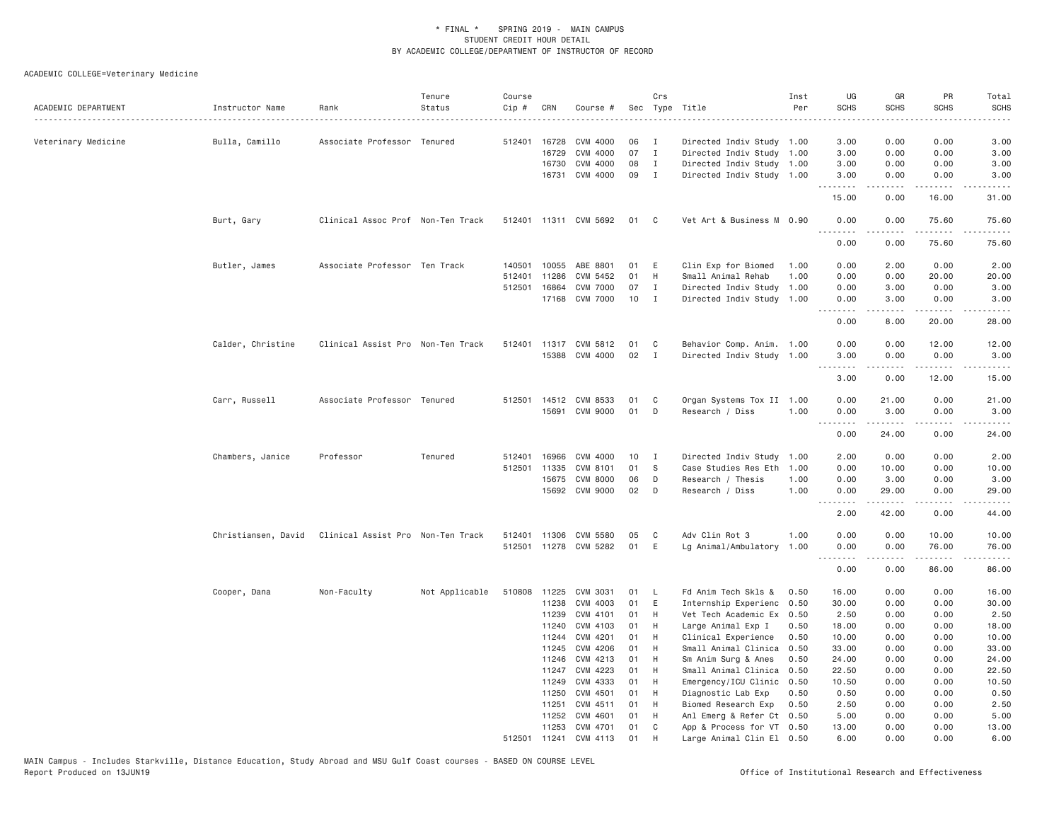\* FINAL \* SPRING 2019 - MAIN CAMPUS
STUDENT CREDIT HOUR DETAIL
BY ACADEMIC COLLEGE/DEPARTMENT OF INSTRUCTOR OF RECORD

ACADEMIC COLLEGE=Veterinary Medicine

| ACADEMIC DEPARTMENT | Instructor Name | Rank | Tenure Status | Course Cip # | CRN | Course # | Sec | Crs Type | Title | Inst Per | UG SCHS | GR SCHS | PR SCHS | Total SCHS |
|---|---|---|---|---|---|---|---|---|---|---|---|---|---|---|
| Veterinary Medicine | Bulla, Camillo | Associate Professor | Tenured | 512401 | 16728 | CVM 4000 | 06 | I | Directed Indiv Study | 1.00 | 3.00 | 0.00 | 0.00 | 3.00 |
| | | | | | 16729 | CVM 4000 | 07 | I | Directed Indiv Study | 1.00 | 3.00 | 0.00 | 0.00 | 3.00 |
| | | | | | 16730 | CVM 4000 | 08 | I | Directed Indiv Study | 1.00 | 3.00 | 0.00 | 0.00 | 3.00 |
| | | | | | 16731 | CVM 4000 | 09 | I | Directed Indiv Study | 1.00 | 3.00 | 0.00 | 0.00 | 3.00 |
| | | | | | | | | | | | 15.00 | 0.00 | 16.00 | 31.00 |
| | Burt, Gary | Clinical Assoc Prof | Non-Ten Track | 512401 | 11311 | CVM 5692 | 01 | C | Vet Art & Business M | 0.90 | 0.00 | 0.00 | 75.60 | 75.60 |
| | | | | | | | | | | | 0.00 | 0.00 | 75.60 | 75.60 |
| | Butler, James | Associate Professor | Ten Track | 140501 | 10055 | ABE 8801 | 01 | E | Clin Exp for Biomed | 1.00 | 0.00 | 2.00 | 0.00 | 2.00 |
| | | | | 512401 | 11286 | CVM 5452 | 01 | H | Small Animal Rehab | 1.00 | 0.00 | 0.00 | 20.00 | 20.00 |
| | | | | 512501 | 16864 | CVM 7000 | 07 | I | Directed Indiv Study | 1.00 | 0.00 | 3.00 | 0.00 | 3.00 |
| | | | | | 17168 | CVM 7000 | 10 | I | Directed Indiv Study | 1.00 | 0.00 | 3.00 | 0.00 | 3.00 |
| | | | | | | | | | | | 0.00 | 8.00 | 20.00 | 28.00 |
| | Calder, Christine | Clinical Assist Pro | Non-Ten Track | 512401 | 11317 | CVM 5812 | 01 | C | Behavior Comp. Anim. | 1.00 | 0.00 | 0.00 | 12.00 | 12.00 |
| | | | | | 15388 | CVM 4000 | 02 | I | Directed Indiv Study | 1.00 | 3.00 | 0.00 | 0.00 | 3.00 |
| | | | | | | | | | | | 3.00 | 0.00 | 12.00 | 15.00 |
| | Carr, Russell | Associate Professor | Tenured | 512501 | 14512 | CVM 8533 | 01 | C | Organ Systems Tox II | 1.00 | 0.00 | 21.00 | 0.00 | 21.00 |
| | | | | | 15691 | CVM 9000 | 01 | D | Research / Diss | 1.00 | 0.00 | 3.00 | 0.00 | 3.00 |
| | | | | | | | | | | | 0.00 | 24.00 | 0.00 | 24.00 |
| | Chambers, Janice | Professor | Tenured | 512401 | 16966 | CVM 4000 | 10 | I | Directed Indiv Study | 1.00 | 2.00 | 0.00 | 0.00 | 2.00 |
| | | | | 512501 | 11335 | CVM 8101 | 01 | S | Case Studies Res Eth | 1.00 | 0.00 | 10.00 | 0.00 | 10.00 |
| | | | | | 15675 | CVM 8000 | 06 | D | Research / Thesis | 1.00 | 0.00 | 3.00 | 0.00 | 3.00 |
| | | | | | 15692 | CVM 9000 | 02 | D | Research / Diss | 1.00 | 0.00 | 29.00 | 0.00 | 29.00 |
| | | | | | | | | | | | 2.00 | 42.00 | 0.00 | 44.00 |
| | Christiansen, David | Clinical Assist Pro | Non-Ten Track | 512401 | 11306 | CVM 5580 | 05 | C | Adv Clin Rot 3 | 1.00 | 0.00 | 0.00 | 10.00 | 10.00 |
| | | | | 512501 | 11278 | CVM 5282 | 01 | E | Lg Animal/Ambulatory | 1.00 | 0.00 | 0.00 | 76.00 | 76.00 |
| | | | | | | | | | | | 0.00 | 0.00 | 86.00 | 86.00 |
| | Cooper, Dana | Non-Faculty | Not Applicable | 510808 | 11225 | CVM 3031 | 01 | L | Fd Anim Tech Skls & | 0.50 | 16.00 | 0.00 | 0.00 | 16.00 |
| | | | | | 11238 | CVM 4003 | 01 | E | Internship Experienc | 0.50 | 30.00 | 0.00 | 0.00 | 30.00 |
| | | | | | 11239 | CVM 4101 | 01 | H | Vet Tech Academic Ex | 0.50 | 2.50 | 0.00 | 0.00 | 2.50 |
| | | | | | 11240 | CVM 4103 | 01 | H | Large Animal Exp I | 0.50 | 18.00 | 0.00 | 0.00 | 18.00 |
| | | | | | 11244 | CVM 4201 | 01 | H | Clinical Experience | 0.50 | 10.00 | 0.00 | 0.00 | 10.00 |
| | | | | | 11245 | CVM 4206 | 01 | H | Small Animal Clinica | 0.50 | 33.00 | 0.00 | 0.00 | 33.00 |
| | | | | | 11246 | CVM 4213 | 01 | H | Sm Anim Surg & Anes | 0.50 | 24.00 | 0.00 | 0.00 | 24.00 |
| | | | | | 11247 | CVM 4223 | 01 | H | Small Animal Clinica | 0.50 | 22.50 | 0.00 | 0.00 | 22.50 |
| | | | | | 11249 | CVM 4333 | 01 | H | Emergency/ICU Clinic | 0.50 | 10.50 | 0.00 | 0.00 | 10.50 |
| | | | | | 11250 | CVM 4501 | 01 | H | Diagnostic Lab Exp | 0.50 | 0.50 | 0.00 | 0.00 | 0.50 |
| | | | | | 11251 | CVM 4511 | 01 | H | Biomed Research Exp | 0.50 | 2.50 | 0.00 | 0.00 | 2.50 |
| | | | | | 11252 | CVM 4601 | 01 | H | Anl Emerg & Refer Ct | 0.50 | 5.00 | 0.00 | 0.00 | 5.00 |
| | | | | | 11253 | CVM 4701 | 01 | C | App & Process for VT | 0.50 | 13.00 | 0.00 | 0.00 | 13.00 |
| | | | | 512501 | 11241 | CVM 4113 | 01 | H | Large Animal Clin El | 0.50 | 6.00 | 0.00 | 0.00 | 6.00 |

MAIN Campus - Includes Starkville, Distance Education, Study Abroad and MSU Gulf Coast courses - BASED ON COURSE LEVEL
Report Produced on 13JUN19 — Office of Institutional Research and Effectiveness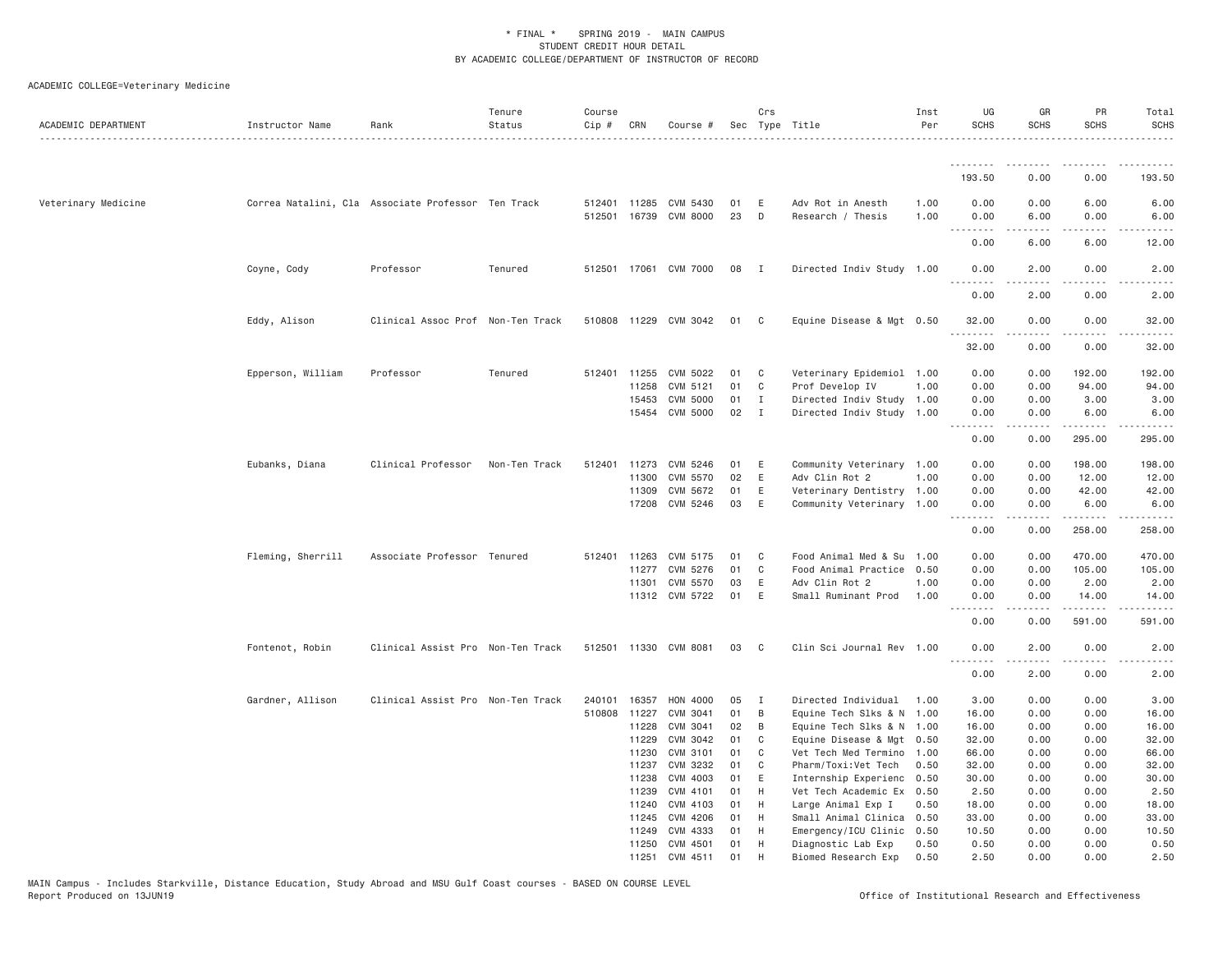ACADEMIC COLLEGE=Veterinary Medicine

| ACADEMIC DEPARTMENT | Instructor Name | Rank | Tenure Status | Course Cip # | CRN | Course # | Sec | Crs Type | Title | Inst Per | UG SCHS | GR SCHS | PR SCHS | Total SCHS |
|---|---|---|---|---|---|---|---|---|---|---|---|---|---|---|
| | | | | | | | | | | | 193.50 | 0.00 | 0.00 | 193.50 |
| Veterinary Medicine | Correa Natalini, Cla | Associate Professor | Ten Track | 512401 | 11285 | CVM 5430 | 01 | E | Adv Rot in Anesth | 1.00 | 0.00 | 0.00 | 6.00 | 6.00 |
| | | | | 512501 | 16739 | CVM 8000 | 23 | D | Research / Thesis | 1.00 | 0.00 | 6.00 | 0.00 | 6.00 |
| | | | | | | | | | | | 0.00 | 6.00 | 6.00 | 12.00 |
| | Coyne, Cody | Professor | Tenured | 512501 | 17061 | CVM 7000 | 08 | I | Directed Indiv Study | 1.00 | 0.00 | 2.00 | 0.00 | 2.00 |
| | | | | | | | | | | | 0.00 | 2.00 | 0.00 | 2.00 |
| | Eddy, Alison | Clinical Assoc Prof | Non-Ten Track | 510808 | 11229 | CVM 3042 | 01 | C | Equine Disease & Mgt | 0.50 | 32.00 | 0.00 | 0.00 | 32.00 |
| | | | | | | | | | | | 32.00 | 0.00 | 0.00 | 32.00 |
| | Epperson, William | Professor | Tenured | 512401 | 11255 | CVM 5022 | 01 | C | Veterinary Epidemiol | 1.00 | 0.00 | 0.00 | 192.00 | 192.00 |
| | | | | | 11258 | CVM 5121 | 01 | C | Prof Develop IV | 1.00 | 0.00 | 0.00 | 94.00 | 94.00 |
| | | | | | 15453 | CVM 5000 | 01 | I | Directed Indiv Study | 1.00 | 0.00 | 0.00 | 3.00 | 3.00 |
| | | | | | 15454 | CVM 5000 | 02 | I | Directed Indiv Study | 1.00 | 0.00 | 0.00 | 6.00 | 6.00 |
| | | | | | | | | | | | 0.00 | 0.00 | 295.00 | 295.00 |
| | Eubanks, Diana | Clinical Professor | Non-Ten Track | 512401 | 11273 | CVM 5246 | 01 | E | Community Veterinary | 1.00 | 0.00 | 0.00 | 198.00 | 198.00 |
| | | | | | 11300 | CVM 5570 | 02 | E | Adv Clin Rot 2 | 1.00 | 0.00 | 0.00 | 12.00 | 12.00 |
| | | | | | 11309 | CVM 5672 | 01 | E | Veterinary Dentistry | 1.00 | 0.00 | 0.00 | 42.00 | 42.00 |
| | | | | | 17208 | CVM 5246 | 03 | E | Community Veterinary | 1.00 | 0.00 | 0.00 | 6.00 | 6.00 |
| | | | | | | | | | | | 0.00 | 0.00 | 258.00 | 258.00 |
| | Fleming, Sherrill | Associate Professor | Tenured | 512401 | 11263 | CVM 5175 | 01 | C | Food Animal Med & Su | 1.00 | 0.00 | 0.00 | 470.00 | 470.00 |
| | | | | | 11277 | CVM 5276 | 01 | C | Food Animal Practice | 0.50 | 0.00 | 0.00 | 105.00 | 105.00 |
| | | | | | 11301 | CVM 5570 | 03 | E | Adv Clin Rot 2 | 1.00 | 0.00 | 0.00 | 2.00 | 2.00 |
| | | | | | 11312 | CVM 5722 | 01 | E | Small Ruminant Prod | 1.00 | 0.00 | 0.00 | 14.00 | 14.00 |
| | | | | | | | | | | | 0.00 | 0.00 | 591.00 | 591.00 |
| | Fontenot, Robin | Clinical Assist Pro | Non-Ten Track | 512501 | 11330 | CVM 8081 | 03 | C | Clin Sci Journal Rev | 1.00 | 0.00 | 2.00 | 0.00 | 2.00 |
| | | | | | | | | | | | 0.00 | 2.00 | 0.00 | 2.00 |
| | Gardner, Allison | Clinical Assist Pro | Non-Ten Track | 240101 | 16357 | HON 4000 | 05 | I | Directed Individual | 1.00 | 3.00 | 0.00 | 0.00 | 3.00 |
| | | | | 510808 | 11227 | CVM 3041 | 01 | B | Equine Tech Slks & N | 1.00 | 16.00 | 0.00 | 0.00 | 16.00 |
| | | | | | 11228 | CVM 3041 | 02 | B | Equine Tech Slks & N | 1.00 | 16.00 | 0.00 | 0.00 | 16.00 |
| | | | | | 11229 | CVM 3042 | 01 | C | Equine Disease & Mgt | 0.50 | 32.00 | 0.00 | 0.00 | 32.00 |
| | | | | | 11230 | CVM 3101 | 01 | C | Vet Tech Med Termino | 1.00 | 66.00 | 0.00 | 0.00 | 66.00 |
| | | | | | 11237 | CVM 3232 | 01 | C | Pharm/Toxi:Vet Tech | 0.50 | 32.00 | 0.00 | 0.00 | 32.00 |
| | | | | | 11238 | CVM 4003 | 01 | E | Internship Experienc | 0.50 | 30.00 | 0.00 | 0.00 | 30.00 |
| | | | | | 11239 | CVM 4101 | 01 | H | Vet Tech Academic Ex | 0.50 | 2.50 | 0.00 | 0.00 | 2.50 |
| | | | | | 11240 | CVM 4103 | 01 | H | Large Animal Exp I | 0.50 | 18.00 | 0.00 | 0.00 | 18.00 |
| | | | | | 11245 | CVM 4206 | 01 | H | Small Animal Clinica | 0.50 | 33.00 | 0.00 | 0.00 | 33.00 |
| | | | | | 11249 | CVM 4333 | 01 | H | Emergency/ICU Clinic | 0.50 | 10.50 | 0.00 | 0.00 | 10.50 |
| | | | | | 11250 | CVM 4501 | 01 | H | Diagnostic Lab Exp | 0.50 | 0.50 | 0.00 | 0.00 | 0.50 |
| | | | | | 11251 | CVM 4511 | 01 | H | Biomed Research Exp | 0.50 | 2.50 | 0.00 | 0.00 | 2.50 |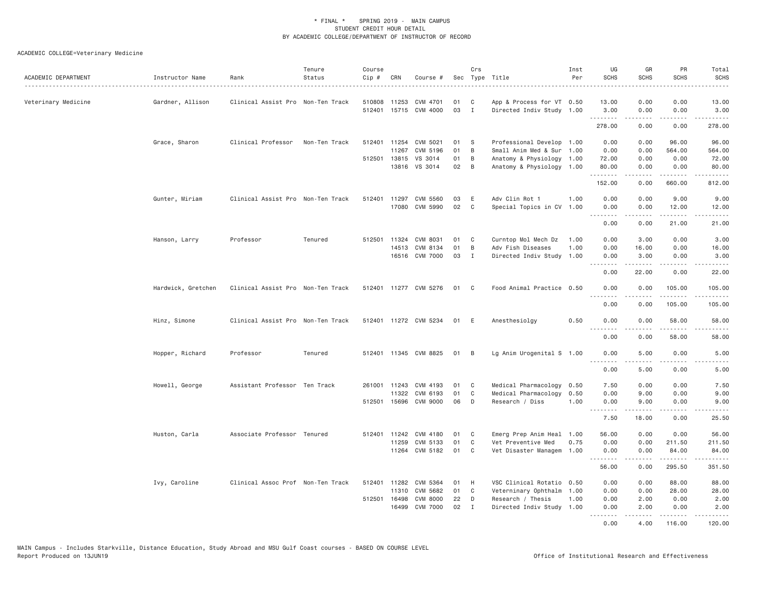\* FINAL \* SPRING 2019 - MAIN CAMPUS
STUDENT CREDIT HOUR DETAIL
BY ACADEMIC COLLEGE/DEPARTMENT OF INSTRUCTOR OF RECORD

ACADEMIC COLLEGE=Veterinary Medicine

| ACADEMIC DEPARTMENT | Instructor Name | Rank | Tenure Status | Course Cip # | CRN | Course # | Sec | Crs Type | Title | Inst Per | UG SCHS | GR SCHS | PR SCHS | Total SCHS |
|---|---|---|---|---|---|---|---|---|---|---|---|---|---|---|
| Veterinary Medicine | Gardner, Allison | Clinical Assist Pro | Non-Ten Track | 510808 | 11253 | CVM 4701 | 01 | C | App & Process for VT | 0.50 | 13.00 | 0.00 | 0.00 | 13.00 |
| | | | | 512401 | 15715 | CVM 4000 | 03 | I | Directed Indiv Study | 1.00 | 3.00 | 0.00 | 0.00 | 3.00 |
| | | | | | | | | | | | 278.00 | 0.00 | 0.00 | 278.00 |
| | Grace, Sharon | Clinical Professor | Non-Ten Track | 512401 | 11254 | CVM 5021 | 01 | S | Professional Develop | 1.00 | 0.00 | 0.00 | 96.00 | 96.00 |
| | | | | | 11267 | CVM 5196 | 01 | B | Small Anim Med & Sur | 1.00 | 0.00 | 0.00 | 564.00 | 564.00 |
| | | | | 512501 | 13815 | VS 3014 | 01 | B | Anatomy & Physiology | 1.00 | 72.00 | 0.00 | 0.00 | 72.00 |
| | | | | | 13816 | VS 3014 | 02 | B | Anatomy & Physiology | 1.00 | 80.00 | 0.00 | 0.00 | 80.00 |
| | | | | | | | | | | | 152.00 | 0.00 | 660.00 | 812.00 |
| | Gunter, Miriam | Clinical Assist Pro | Non-Ten Track | 512401 | 11297 | CVM 5560 | 03 | E | Adv Clin Rot 1 | 1.00 | 0.00 | 0.00 | 9.00 | 9.00 |
| | | | | | 17080 | CVM 5990 | 02 | C | Special Topics in CV | 1.00 | 0.00 | 0.00 | 12.00 | 12.00 |
| | | | | | | | | | | | 0.00 | 0.00 | 21.00 | 21.00 |
| | Hanson, Larry | Professor | Tenured | 512501 | 11324 | CVM 8031 | 01 | C | Curntop Mol Mech Dz | 1.00 | 0.00 | 3.00 | 0.00 | 3.00 |
| | | | | | 14513 | CVM 8134 | 01 | B | Adv Fish Diseases | 1.00 | 0.00 | 16.00 | 0.00 | 16.00 |
| | | | | | 16516 | CVM 7000 | 03 | I | Directed Indiv Study | 1.00 | 0.00 | 3.00 | 0.00 | 3.00 |
| | | | | | | | | | | | 0.00 | 22.00 | 0.00 | 22.00 |
| | Hardwick, Gretchen | Clinical Assist Pro | Non-Ten Track | 512401 | 11277 | CVM 5276 | 01 | C | Food Animal Practice | 0.50 | 0.00 | 0.00 | 105.00 | 105.00 |
| | | | | | | | | | | | 0.00 | 0.00 | 105.00 | 105.00 |
| | Hinz, Simone | Clinical Assist Pro | Non-Ten Track | 512401 | 11272 | CVM 5234 | 01 | E | Anesthesiolgy | 0.50 | 0.00 | 0.00 | 58.00 | 58.00 |
| | | | | | | | | | | | 0.00 | 0.00 | 58.00 | 58.00 |
| | Hopper, Richard | Professor | Tenured | 512401 | 11345 | CVM 8825 | 01 | B | Lg Anim Urogenital S | 1.00 | 0.00 | 5.00 | 0.00 | 5.00 |
| | | | | | | | | | | | 0.00 | 5.00 | 0.00 | 5.00 |
| | Howell, George | Assistant Professor | Ten Track | 261001 | 11243 | CVM 4193 | 01 | C | Medical Pharmacology | 0.50 | 7.50 | 0.00 | 0.00 | 7.50 |
| | | | | | 11322 | CVM 6193 | 01 | C | Medical Pharmacology | 0.50 | 0.00 | 9.00 | 0.00 | 9.00 |
| | | | | 512501 | 15696 | CVM 9000 | 06 | D | Research / Diss | 1.00 | 0.00 | 9.00 | 0.00 | 9.00 |
| | | | | | | | | | | | 7.50 | 18.00 | 0.00 | 25.50 |
| | Huston, Carla | Associate Professor | Tenured | 512401 | 11242 | CVM 4180 | 01 | C | Emerg Prep Anim Heal | 1.00 | 56.00 | 0.00 | 0.00 | 56.00 |
| | | | | | 11259 | CVM 5133 | 01 | C | Vet Preventive Med | 0.75 | 0.00 | 0.00 | 211.50 | 211.50 |
| | | | | | 11264 | CVM 5182 | 01 | C | Vet Disaster Managem | 1.00 | 0.00 | 0.00 | 84.00 | 84.00 |
| | | | | | | | | | | | 56.00 | 0.00 | 295.50 | 351.50 |
| | Ivy, Caroline | Clinical Assoc Prof | Non-Ten Track | 512401 | 11282 | CVM 5364 | 01 | H | VSC Clinical Rotatio | 0.50 | 0.00 | 0.00 | 88.00 | 88.00 |
| | | | | | 11310 | CVM 5682 | 01 | C | Veterninary Ophthalm | 1.00 | 0.00 | 0.00 | 28.00 | 28.00 |
| | | | | 512501 | 16498 | CVM 8000 | 22 | D | Research / Thesis | 1.00 | 0.00 | 2.00 | 0.00 | 2.00 |
| | | | | | 16499 | CVM 7000 | 02 | I | Directed Indiv Study | 1.00 | 0.00 | 2.00 | 0.00 | 2.00 |
| | | | | | | | | | | | 0.00 | 4.00 | 116.00 | 120.00 |

MAIN Campus - Includes Starkville, Distance Education, Study Abroad and MSU Gulf Coast courses - BASED ON COURSE LEVEL
Report Produced on 13JUN19 — Office of Institutional Research and Effectiveness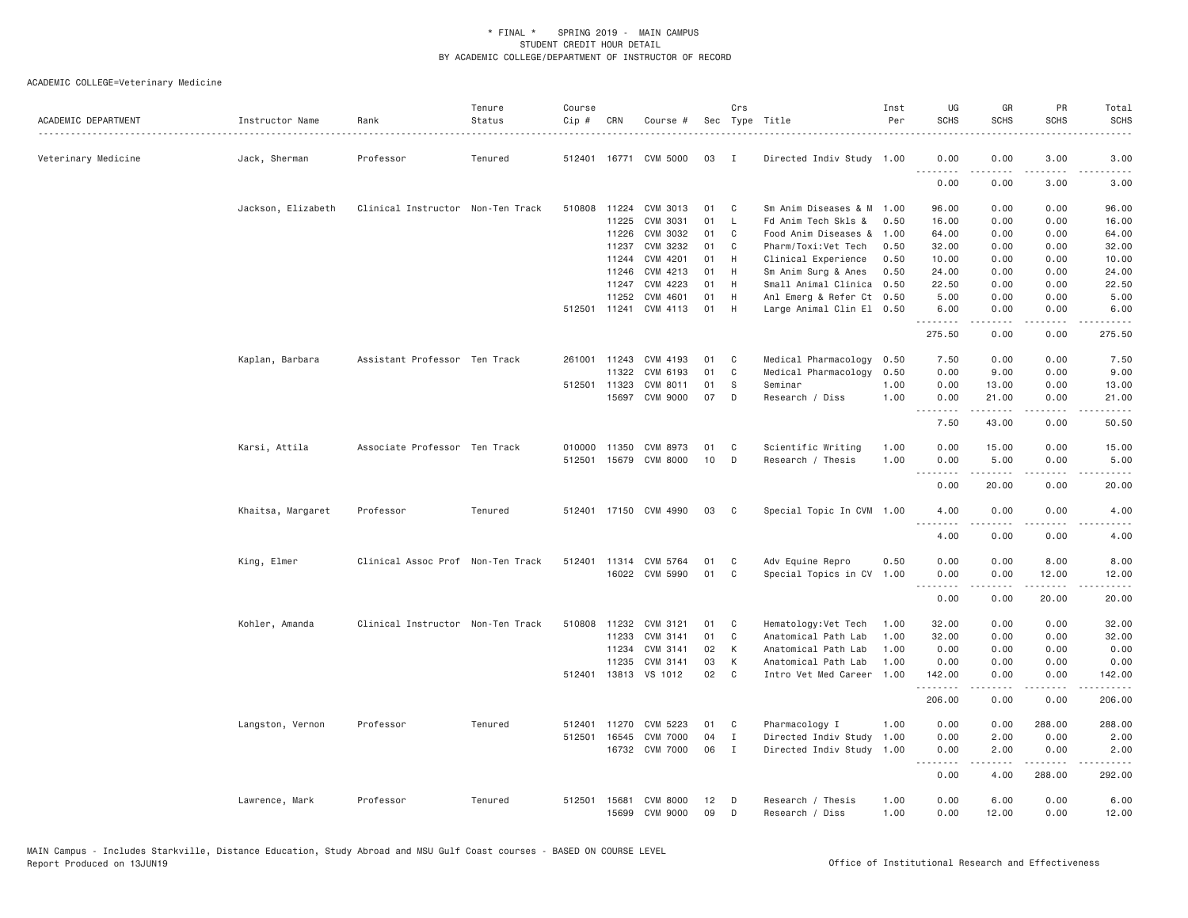\* FINAL \* SPRING 2019 - MAIN CAMPUS
STUDENT CREDIT HOUR DETAIL
BY ACADEMIC COLLEGE/DEPARTMENT OF INSTRUCTOR OF RECORD

ACADEMIC COLLEGE=Veterinary Medicine

| ACADEMIC DEPARTMENT | Instructor Name | Rank | Tenure Status | Course Cip # | CRN | Course # | Sec | Crs Type | Title | Inst Per | UG SCHS | GR SCHS | PR SCHS | Total SCHS |
|---|---|---|---|---|---|---|---|---|---|---|---|---|---|---|
| Veterinary Medicine | Jack, Sherman | Professor | Tenured | 512401 | 16771 | CVM 5000 | 03 | I | Directed Indiv Study | 1.00 | 0.00 | 0.00 | 3.00 | 3.00 |
| | | | | | | | | | | | 0.00 | 0.00 | 3.00 | 3.00 |
| | Jackson, Elizabeth | Clinical Instructor | Non-Ten Track | 510808 | 11224 | CVM 3013 | 01 | C | Sm Anim Diseases & M | 1.00 | 96.00 | 0.00 | 0.00 | 96.00 |
| | | | | | 11225 | CVM 3031 | 01 | L | Fd Anim Tech Skls & | 0.50 | 16.00 | 0.00 | 0.00 | 16.00 |
| | | | | | 11226 | CVM 3032 | 01 | C | Food Anim Diseases & | 1.00 | 64.00 | 0.00 | 0.00 | 64.00 |
| | | | | | 11237 | CVM 3232 | 01 | C | Pharm/Toxi:Vet Tech | 0.50 | 32.00 | 0.00 | 0.00 | 32.00 |
| | | | | | 11244 | CVM 4201 | 01 | H | Clinical Experience | 0.50 | 10.00 | 0.00 | 0.00 | 10.00 |
| | | | | | 11246 | CVM 4213 | 01 | H | Sm Anim Surg & Anes | 0.50 | 24.00 | 0.00 | 0.00 | 24.00 |
| | | | | | 11247 | CVM 4223 | 01 | H | Small Animal Clinica | 0.50 | 22.50 | 0.00 | 0.00 | 22.50 |
| | | | | | 11252 | CVM 4601 | 01 | H | Anl Emerg & Refer Ct | 0.50 | 5.00 | 0.00 | 0.00 | 5.00 |
| | | | | 512501 | 11241 | CVM 4113 | 01 | H | Large Animal Clin El | 0.50 | 6.00 | 0.00 | 0.00 | 6.00 |
| | | | | | | | | | | | 275.50 | 0.00 | 0.00 | 275.50 |
| | Kaplan, Barbara | Assistant Professor | Ten Track | 261001 | 11243 | CVM 4193 | 01 | C | Medical Pharmacology | 0.50 | 7.50 | 0.00 | 0.00 | 7.50 |
| | | | | | 11322 | CVM 6193 | 01 | C | Medical Pharmacology | 0.50 | 0.00 | 9.00 | 0.00 | 9.00 |
| | | | | 512501 | 11323 | CVM 8011 | 01 | S | Seminar | 1.00 | 0.00 | 13.00 | 0.00 | 13.00 |
| | | | | | 15697 | CVM 9000 | 07 | D | Research / Diss | 1.00 | 0.00 | 21.00 | 0.00 | 21.00 |
| | | | | | | | | | | | 7.50 | 43.00 | 0.00 | 50.50 |
| | Karsi, Attila | Associate Professor | Ten Track | 010000 | 11350 | CVM 8973 | 01 | C | Scientific Writing | 1.00 | 0.00 | 15.00 | 0.00 | 15.00 |
| | | | | 512501 | 15679 | CVM 8000 | 10 | D | Research / Thesis | 1.00 | 0.00 | 5.00 | 0.00 | 5.00 |
| | | | | | | | | | | | 0.00 | 20.00 | 0.00 | 20.00 |
| | Khaitsa, Margaret | Professor | Tenured | 512401 | 17150 | CVM 4990 | 03 | C | Special Topic In CVM | 1.00 | 4.00 | 0.00 | 0.00 | 4.00 |
| | | | | | | | | | | | 4.00 | 0.00 | 0.00 | 4.00 |
| | King, Elmer | Clinical Assoc Prof | Non-Ten Track | 512401 | 11314 | CVM 5764 | 01 | C | Adv Equine Repro | 0.50 | 0.00 | 0.00 | 8.00 | 8.00 |
| | | | | | 16022 | CVM 5990 | 01 | C | Special Topics in CV | 1.00 | 0.00 | 0.00 | 12.00 | 12.00 |
| | | | | | | | | | | | 0.00 | 0.00 | 20.00 | 20.00 |
| | Kohler, Amanda | Clinical Instructor | Non-Ten Track | 510808 | 11232 | CVM 3121 | 01 | C | Hematology:Vet Tech | 1.00 | 32.00 | 0.00 | 0.00 | 32.00 |
| | | | | | 11233 | CVM 3141 | 01 | C | Anatomical Path Lab | 1.00 | 32.00 | 0.00 | 0.00 | 32.00 |
| | | | | | 11234 | CVM 3141 | 02 | K | Anatomical Path Lab | 1.00 | 0.00 | 0.00 | 0.00 | 0.00 |
| | | | | | 11235 | CVM 3141 | 03 | K | Anatomical Path Lab | 1.00 | 0.00 | 0.00 | 0.00 | 0.00 |
| | | | | 512401 | 13813 | VS 1012 | 02 | C | Intro Vet Med Career | 1.00 | 142.00 | 0.00 | 0.00 | 142.00 |
| | | | | | | | | | | | 206.00 | 0.00 | 0.00 | 206.00 |
| | Langston, Vernon | Professor | Tenured | 512401 | 11270 | CVM 5223 | 01 | C | Pharmacology I | 1.00 | 0.00 | 0.00 | 288.00 | 288.00 |
| | | | | 512501 | 16545 | CVM 7000 | 04 | I | Directed Indiv Study | 1.00 | 0.00 | 2.00 | 0.00 | 2.00 |
| | | | | | 16732 | CVM 7000 | 06 | I | Directed Indiv Study | 1.00 | 0.00 | 2.00 | 0.00 | 2.00 |
| | | | | | | | | | | | 0.00 | 4.00 | 288.00 | 292.00 |
| | Lawrence, Mark | Professor | Tenured | 512501 | 15681 | CVM 8000 | 12 | D | Research / Thesis | 1.00 | 0.00 | 6.00 | 0.00 | 6.00 |
| | | | | | 15699 | CVM 9000 | 09 | D | Research / Diss | 1.00 | 0.00 | 12.00 | 0.00 | 12.00 |

MAIN Campus - Includes Starkville, Distance Education, Study Abroad and MSU Gulf Coast courses - BASED ON COURSE LEVEL
Report Produced on 13JUN19 Office of Institutional Research and Effectiveness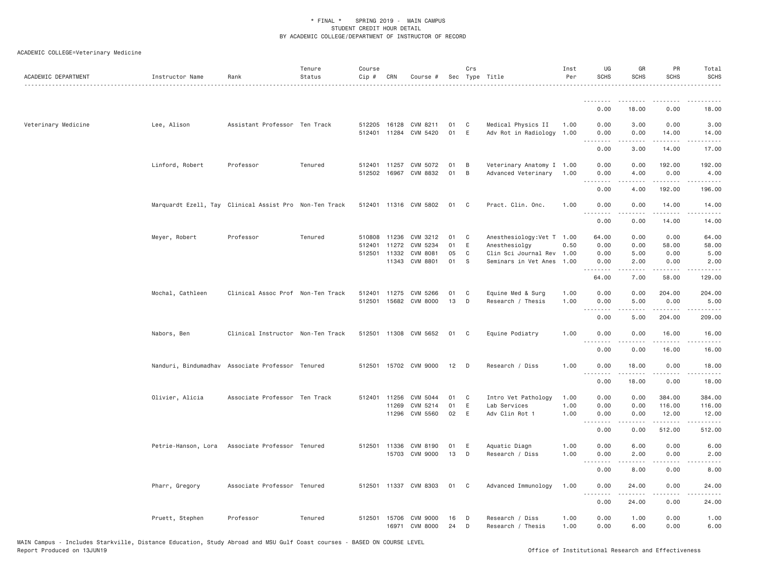\* FINAL \* SPRING 2019 - MAIN CAMPUS
STUDENT CREDIT HOUR DETAIL
BY ACADEMIC COLLEGE/DEPARTMENT OF INSTRUCTOR OF RECORD

ACADEMIC COLLEGE=Veterinary Medicine

| ACADEMIC DEPARTMENT | Instructor Name | Rank | Tenure Status | Course Cip # | CRN | Course # | Sec | Crs Type | Title | Inst Per | UG SCHS | GR SCHS | PR SCHS | Total SCHS |
|---|---|---|---|---|---|---|---|---|---|---|---|---|---|---|
| | | | | | | | | | | | 0.00 | 18.00 | 0.00 | 18.00 |
| Veterinary Medicine | Lee, Alison | Assistant Professor | Ten Track | 512205 | 16128 | CVM 8211 | 01 | C | Medical Physics II | 1.00 | 0.00 | 3.00 | 0.00 | 3.00 |
| | | | | 512401 | 11284 | CVM 5420 | 01 | E | Adv Rot in Radiology | 1.00 | 0.00 | 0.00 | 14.00 | 14.00 |
| | | | | | | | | | | | 0.00 | 3.00 | 14.00 | 17.00 |
| | Linford, Robert | Professor | Tenured | 512401 | 11257 | CVM 5072 | 01 | B | Veterinary Anatomy I | 1.00 | 0.00 | 0.00 | 192.00 | 192.00 |
| | | | | 512502 | 16967 | CVM 8832 | 01 | B | Advanced Veterinary | 1.00 | 0.00 | 4.00 | 0.00 | 4.00 |
| | | | | | | | | | | | 0.00 | 4.00 | 192.00 | 196.00 |
| | Marquardt Ezell, Tay | Clinical Assist Pro | Non-Ten Track | 512401 | 11316 | CVM 5802 | 01 | C | Pract. Clin. Onc. | 1.00 | 0.00 | 0.00 | 14.00 | 14.00 |
| | | | | | | | | | | | 0.00 | 0.00 | 14.00 | 14.00 |
| | Meyer, Robert | Professor | Tenured | 510808 | 11236 | CVM 3212 | 01 | C | Anesthesiology:Vet T | 1.00 | 64.00 | 0.00 | 0.00 | 64.00 |
| | | | | 512401 | 11272 | CVM 5234 | 01 | E | Anesthesiolgy | 0.50 | 0.00 | 0.00 | 58.00 | 58.00 |
| | | | | 512501 | 11332 | CVM 8081 | 05 | C | Clin Sci Journal Rev | 1.00 | 0.00 | 5.00 | 0.00 | 5.00 |
| | | | | | 11343 | CVM 8801 | 01 | S | Seminars in Vet Anes | 1.00 | 0.00 | 2.00 | 0.00 | 2.00 |
| | | | | | | | | | | | 64.00 | 7.00 | 58.00 | 129.00 |
| | Mochal, Cathleen | Clinical Assoc Prof | Non-Ten Track | 512401 | 11275 | CVM 5266 | 01 | C | Equine Med & Surg | 1.00 | 0.00 | 0.00 | 204.00 | 204.00 |
| | | | | 512501 | 15682 | CVM 8000 | 13 | D | Research / Thesis | 1.00 | 0.00 | 5.00 | 0.00 | 5.00 |
| | | | | | | | | | | | 0.00 | 5.00 | 204.00 | 209.00 |
| | Nabors, Ben | Clinical Instructor | Non-Ten Track | 512501 | 11308 | CVM 5652 | 01 | C | Equine Podiatry | 1.00 | 0.00 | 0.00 | 16.00 | 16.00 |
| | | | | | | | | | | | 0.00 | 0.00 | 16.00 | 16.00 |
| | Nanduri, Bindumadhav | Associate Professor | Tenured | 512501 | 15702 | CVM 9000 | 12 | D | Research / Diss | 1.00 | 0.00 | 18.00 | 0.00 | 18.00 |
| | | | | | | | | | | | 0.00 | 18.00 | 0.00 | 18.00 |
| | Olivier, Alicia | Associate Professor | Ten Track | 512401 | 11256 | CVM 5044 | 01 | C | Intro Vet Pathology | 1.00 | 0.00 | 0.00 | 384.00 | 384.00 |
| | | | | | 11269 | CVM 5214 | 01 | E | Lab Services | 1.00 | 0.00 | 0.00 | 116.00 | 116.00 |
| | | | | | 11296 | CVM 5560 | 02 | E | Adv Clin Rot 1 | 1.00 | 0.00 | 0.00 | 12.00 | 12.00 |
| | | | | | | | | | | | 0.00 | 0.00 | 512.00 | 512.00 |
| | Petrie-Hanson, Lora | Associate Professor | Tenured | 512501 | 11336 | CVM 8190 | 01 | E | Aquatic Diagn | 1.00 | 0.00 | 6.00 | 0.00 | 6.00 |
| | | | | | 15703 | CVM 9000 | 13 | D | Research / Diss | 1.00 | 0.00 | 2.00 | 0.00 | 2.00 |
| | | | | | | | | | | | 0.00 | 8.00 | 0.00 | 8.00 |
| | Pharr, Gregory | Associate Professor | Tenured | 512501 | 11337 | CVM 8303 | 01 | C | Advanced Immunology | 1.00 | 0.00 | 24.00 | 0.00 | 24.00 |
| | | | | | | | | | | | 0.00 | 24.00 | 0.00 | 24.00 |
| | Pruett, Stephen | Professor | Tenured | 512501 | 15706 | CVM 9000 | 16 | D | Research / Diss | 1.00 | 0.00 | 1.00 | 0.00 | 1.00 |
| | | | | | 16971 | CVM 8000 | 24 | D | Research / Thesis | 1.00 | 0.00 | 6.00 | 0.00 | 6.00 |

MAIN Campus - Includes Starkville, Distance Education, Study Abroad and MSU Gulf Coast courses - BASED ON COURSE LEVEL
Report Produced on 13JUN19 Office of Institutional Research and Effectiveness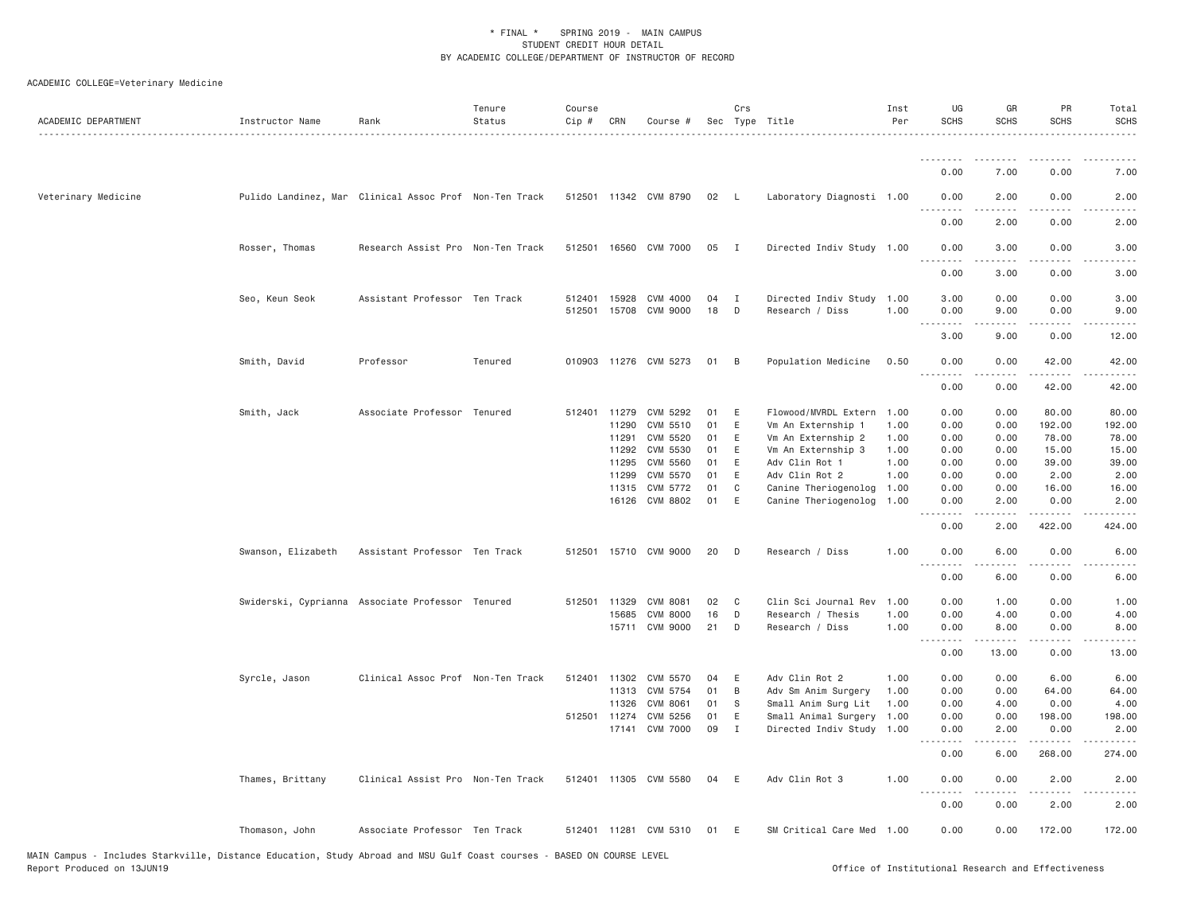ACADEMIC COLLEGE=Veterinary Medicine

| ACADEMIC DEPARTMENT | Instructor Name | Rank | Tenure Status | Course Cip # | CRN | Course # | Sec | Crs Type | Title | Inst Per | UG SCHS | GR SCHS | PR SCHS | Total SCHS |
|---|---|---|---|---|---|---|---|---|---|---|---|---|---|---|
| | | | | | | | | | | | 0.00 | 7.00 | 0.00 | 7.00 |
| Veterinary Medicine | Pulido Landinez, Mar | Clinical Assoc Prof | Non-Ten Track | 512501 | 11342 | CVM 8790 | 02 | L | Laboratory Diagnosti | 1.00 | 0.00 | 2.00 | 0.00 | 2.00 |
| | | | | | | | | | | | 0.00 | 2.00 | 0.00 | 2.00 |
| | Rosser, Thomas | Research Assist Pro | Non-Ten Track | 512501 | 16560 | CVM 7000 | 05 | I | Directed Indiv Study | 1.00 | 0.00 | 3.00 | 0.00 | 3.00 |
| | | | | | | | | | | | 0.00 | 3.00 | 0.00 | 3.00 |
| | Seo, Keun Seok | Assistant Professor | Ten Track | 512401 | 15928 | CVM 4000 | 04 | I | Directed Indiv Study | 1.00 | 3.00 | 0.00 | 0.00 | 3.00 |
| | | | | 512501 | 15708 | CVM 9000 | 18 | D | Research / Diss | 1.00 | 0.00 | 9.00 | 0.00 | 9.00 |
| | | | | | | | | | | | 3.00 | 9.00 | 0.00 | 12.00 |
| | Smith, David | Professor | Tenured | 010903 | 11276 | CVM 5273 | 01 | B | Population Medicine | 0.50 | 0.00 | 0.00 | 42.00 | 42.00 |
| | | | | | | | | | | | 0.00 | 0.00 | 42.00 | 42.00 |
| | Smith, Jack | Associate Professor | Tenured | 512401 | 11279 | CVM 5292 | 01 | E | Flowood/MVRDL Extern | 1.00 | 0.00 | 0.00 | 80.00 | 80.00 |
| | | | | | 11290 | CVM 5510 | 01 | E | Vm An Externship 1 | 1.00 | 0.00 | 0.00 | 192.00 | 192.00 |
| | | | | | 11291 | CVM 5520 | 01 | E | Vm An Externship 2 | 1.00 | 0.00 | 0.00 | 78.00 | 78.00 |
| | | | | | 11292 | CVM 5530 | 01 | E | Vm An Externship 3 | 1.00 | 0.00 | 0.00 | 15.00 | 15.00 |
| | | | | | 11295 | CVM 5560 | 01 | E | Adv Clin Rot 1 | 1.00 | 0.00 | 0.00 | 39.00 | 39.00 |
| | | | | | 11299 | CVM 5570 | 01 | E | Adv Clin Rot 2 | 1.00 | 0.00 | 0.00 | 2.00 | 2.00 |
| | | | | | 11315 | CVM 5772 | 01 | C | Canine Theriogenolog | 1.00 | 0.00 | 0.00 | 16.00 | 16.00 |
| | | | | | 16126 | CVM 8802 | 01 | E | Canine Theriogenolog | 1.00 | 0.00 | 2.00 | 0.00 | 2.00 |
| | | | | | | | | | | | 0.00 | 2.00 | 422.00 | 424.00 |
| | Swanson, Elizabeth | Assistant Professor | Ten Track | 512501 | 15710 | CVM 9000 | 20 | D | Research / Diss | 1.00 | 0.00 | 6.00 | 0.00 | 6.00 |
| | | | | | | | | | | | 0.00 | 6.00 | 0.00 | 6.00 |
| | Swiderski, Cyprianna | Associate Professor | Tenured | 512501 | 11329 | CVM 8081 | 02 | C | Clin Sci Journal Rev | 1.00 | 0.00 | 1.00 | 0.00 | 1.00 |
| | | | | | 15685 | CVM 8000 | 16 | D | Research / Thesis | 1.00 | 0.00 | 4.00 | 0.00 | 4.00 |
| | | | | | 15711 | CVM 9000 | 21 | D | Research / Diss | 1.00 | 0.00 | 8.00 | 0.00 | 8.00 |
| | | | | | | | | | | | 0.00 | 13.00 | 0.00 | 13.00 |
| | Syrcle, Jason | Clinical Assoc Prof | Non-Ten Track | 512401 | 11302 | CVM 5570 | 04 | E | Adv Clin Rot 2 | 1.00 | 0.00 | 0.00 | 6.00 | 6.00 |
| | | | | | 11313 | CVM 5754 | 01 | B | Adv Sm Anim Surgery | 1.00 | 0.00 | 0.00 | 64.00 | 64.00 |
| | | | | | 11326 | CVM 8061 | 01 | S | Small Anim Surg Lit | 1.00 | 0.00 | 4.00 | 0.00 | 4.00 |
| | | | | 512501 | 11274 | CVM 5256 | 01 | E | Small Animal Surgery | 1.00 | 0.00 | 0.00 | 198.00 | 198.00 |
| | | | | | 17141 | CVM 7000 | 09 | I | Directed Indiv Study | 1.00 | 0.00 | 2.00 | 0.00 | 2.00 |
| | | | | | | | | | | | 0.00 | 6.00 | 268.00 | 274.00 |
| | Thames, Brittany | Clinical Assist Pro | Non-Ten Track | 512401 | 11305 | CVM 5580 | 04 | E | Adv Clin Rot 3 | 1.00 | 0.00 | 0.00 | 2.00 | 2.00 |
| | | | | | | | | | | | 0.00 | 0.00 | 2.00 | 2.00 |
| | Thomason, John | Associate Professor | Ten Track | 512401 | 11281 | CVM 5310 | 01 | E | SM Critical Care Med | 1.00 | 0.00 | 0.00 | 172.00 | 172.00 |

MAIN Campus - Includes Starkville, Distance Education, Study Abroad and MSU Gulf Coast courses - BASED ON COURSE LEVEL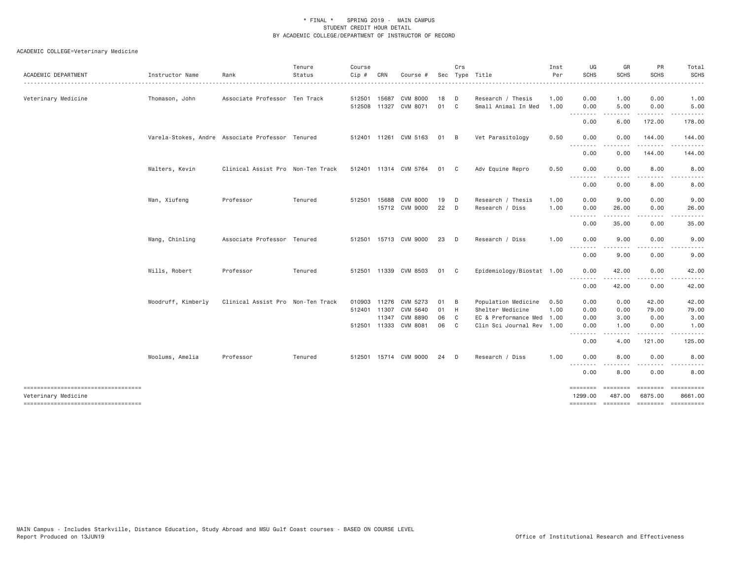\* FINAL \*    SPRING 2019 - MAIN CAMPUS
STUDENT CREDIT HOUR DETAIL
BY ACADEMIC COLLEGE/DEPARTMENT OF INSTRUCTOR OF RECORD

ACADEMIC COLLEGE=Veterinary Medicine

| ACADEMIC DEPARTMENT | Instructor Name | Rank | Tenure Status | Course Cip # | CRN | Course # | Sec | Crs Type | Title | Inst Per | UG SCHS | GR SCHS | PR SCHS | Total SCHS |
|---|---|---|---|---|---|---|---|---|---|---|---|---|---|---|
| Veterinary Medicine | Thomason, John | Associate Professor | Ten Track | 512501 | 15687 | CVM 8000 | 18 | D | Research / Thesis | 1.00 | 0.00 | 1.00 | 0.00 | 1.00 |
| | | | | 512508 | 11327 | CVM 8071 | 01 | C | Small Animal In Med | 1.00 | 0.00 | 5.00 | 0.00 | 5.00 |
| | | | | | | | | | | | 0.00 | 6.00 | 172.00 | 178.00 |
| | Varela-Stokes, Andre | Associate Professor | Tenured | 512401 | 11261 | CVM 5163 | 01 | B | Vet Parasitology | 0.50 | 0.00 | 0.00 | 144.00 | 144.00 |
| | | | | | | | | | | | 0.00 | 0.00 | 144.00 | 144.00 |
| | Walters, Kevin | Clinical Assist Pro | Non-Ten Track | 512401 | 11314 | CVM 5764 | 01 | C | Adv Equine Repro | 0.50 | 0.00 | 0.00 | 8.00 | 8.00 |
| | | | | | | | | | | | 0.00 | 0.00 | 8.00 | 8.00 |
| | Wan, Xiufeng | Professor | Tenured | 512501 | 15688 | CVM 8000 | 19 | D | Research / Thesis | 1.00 | 0.00 | 9.00 | 0.00 | 9.00 |
| | | | | | 15712 | CVM 9000 | 22 | D | Research / Diss | 1.00 | 0.00 | 26.00 | 0.00 | 26.00 |
| | | | | | | | | | | | 0.00 | 35.00 | 0.00 | 35.00 |
| | Wang, Chinling | Associate Professor | Tenured | 512501 | 15713 | CVM 9000 | 23 | D | Research / Diss | 1.00 | 0.00 | 9.00 | 0.00 | 9.00 |
| | | | | | | | | | | | 0.00 | 9.00 | 0.00 | 9.00 |
| | Wills, Robert | Professor | Tenured | 512501 | 11339 | CVM 8503 | 01 | C | Epidemiology/Biostat | 1.00 | 0.00 | 42.00 | 0.00 | 42.00 |
| | | | | | | | | | | | 0.00 | 42.00 | 0.00 | 42.00 |
| | Woodruff, Kimberly | Clinical Assist Pro | Non-Ten Track | 010903 | 11276 | CVM 5273 | 01 | B | Population Medicine | 0.50 | 0.00 | 0.00 | 42.00 | 42.00 |
| | | | | 512401 | 11307 | CVM 5640 | 01 | H | Shelter Medicine | 1.00 | 0.00 | 0.00 | 79.00 | 79.00 |
| | | | | | 11347 | CVM 8890 | 06 | C | EC & Preformance Med | 1.00 | 0.00 | 3.00 | 0.00 | 3.00 |
| | | | | 512501 | 11333 | CVM 8081 | 06 | C | Clin Sci Journal Rev | 1.00 | 0.00 | 1.00 | 0.00 | 1.00 |
| | | | | | | | | | | | 0.00 | 4.00 | 121.00 | 125.00 |
| | Woolums, Amelia | Professor | Tenured | 512501 | 15714 | CVM 9000 | 24 | D | Research / Diss | 1.00 | 0.00 | 8.00 | 0.00 | 8.00 |
| | | | | | | | | | | | 0.00 | 8.00 | 0.00 | 8.00 |
| Veterinary Medicine | | | | | | | | | | | 1299.00 | 487.00 | 6875.00 | 8661.00 |

MAIN Campus - Includes Starkville, Distance Education, Study Abroad and MSU Gulf Coast courses - BASED ON COURSE LEVEL
Report Produced on 13JUN19    Office of Institutional Research and Effectiveness